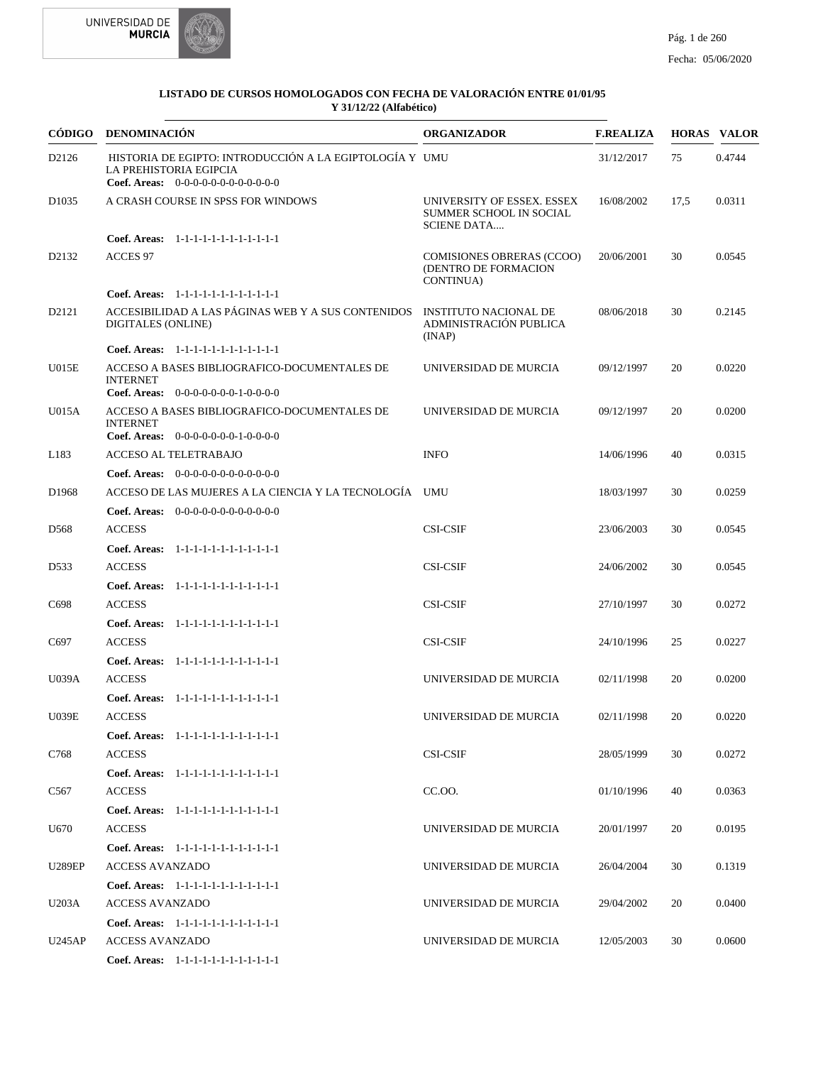**LISTADO DE CURSOS HOMOLOGADOS CON FECHA DE VALORACIÓN ENTRE 01/01/95 Y 31/12/22 (Alfabético)**

| CÓDIGO | DENOMINACIÓN | ORGANIZADOR | F.REALIZA | HORAS | VALOR |
|---|---|---|---|---|---|
| D2126 | HISTORIA DE EGIPTO: INTRODUCCIÓN A LA EGIPTOLOGÍA Y LA PREHISTORIA EGIPCIA<br>**Coef. Areas:** 0-0-0-0-0-0-0-0-0-0-0-0 | UMU | 31/12/2017 | 75 | 0.4744 |
| D1035 | A CRASH COURSE IN SPSS FOR WINDOWS<br>**Coef. Areas:** 1-1-1-1-1-1-1-1-1-1-1-1 | UNIVERSITY OF ESSEX. ESSEX SUMMER SCHOOL IN SOCIAL SCIENE DATA.... | 16/08/2002 | 17,5 | 0.0311 |
| D2132 | ACCES 97<br>**Coef. Areas:** 1-1-1-1-1-1-1-1-1-1-1-1 | COMISIONES OBRERAS (CCOO) (DENTRO DE FORMACION CONTINUA) | 20/06/2001 | 30 | 0.0545 |
| D2121 | ACCESIBILIDAD A LAS PÁGINAS WEB Y A SUS CONTENIDOS DIGITALES (ONLINE)<br>**Coef. Areas:** 1-1-1-1-1-1-1-1-1-1-1-1 | INSTITUTO NACIONAL DE ADMINISTRACIÓN PUBLICA (INAP) | 08/06/2018 | 30 | 0.2145 |
| U015E | ACCESO A BASES BIBLIOGRAFICO-DOCUMENTALES DE INTERNET<br>**Coef. Areas:** 0-0-0-0-0-0-0-1-0-0-0-0 | UNIVERSIDAD DE MURCIA | 09/12/1997 | 20 | 0.0220 |
| U015A | ACCESO A BASES BIBLIOGRAFICO-DOCUMENTALES DE INTERNET<br>**Coef. Areas:** 0-0-0-0-0-0-0-1-0-0-0-0 | UNIVERSIDAD DE MURCIA | 09/12/1997 | 20 | 0.0200 |
| L183 | ACCESO AL TELETRABAJO<br>**Coef. Areas:** 0-0-0-0-0-0-0-0-0-0-0-0 | INFO | 14/06/1996 | 40 | 0.0315 |
| D1968 | ACCESO DE LAS MUJERES A LA CIENCIA Y LA TECNOLOGÍA<br>**Coef. Areas:** 0-0-0-0-0-0-0-0-0-0-0-0 | UMU | 18/03/1997 | 30 | 0.0259 |
| D568 | ACCESS<br>**Coef. Areas:** 1-1-1-1-1-1-1-1-1-1-1-1 | CSI-CSIF | 23/06/2003 | 30 | 0.0545 |
| D533 | ACCESS<br>**Coef. Areas:** 1-1-1-1-1-1-1-1-1-1-1-1 | CSI-CSIF | 24/06/2002 | 30 | 0.0545 |
| C698 | ACCESS<br>**Coef. Areas:** 1-1-1-1-1-1-1-1-1-1-1-1 | CSI-CSIF | 27/10/1997 | 30 | 0.0272 |
| C697 | ACCESS<br>**Coef. Areas:** 1-1-1-1-1-1-1-1-1-1-1-1 | CSI-CSIF | 24/10/1996 | 25 | 0.0227 |
| U039A | ACCESS<br>**Coef. Areas:** 1-1-1-1-1-1-1-1-1-1-1-1 | UNIVERSIDAD DE MURCIA | 02/11/1998 | 20 | 0.0200 |
| U039E | ACCESS<br>**Coef. Areas:** 1-1-1-1-1-1-1-1-1-1-1-1 | UNIVERSIDAD DE MURCIA | 02/11/1998 | 20 | 0.0220 |
| C768 | ACCESS<br>**Coef. Areas:** 1-1-1-1-1-1-1-1-1-1-1-1 | CSI-CSIF | 28/05/1999 | 30 | 0.0272 |
| C567 | ACCESS<br>**Coef. Areas:** 1-1-1-1-1-1-1-1-1-1-1-1 | CC.OO. | 01/10/1996 | 40 | 0.0363 |
| U670 | ACCESS<br>**Coef. Areas:** 1-1-1-1-1-1-1-1-1-1-1-1 | UNIVERSIDAD DE MURCIA | 20/01/1997 | 20 | 0.0195 |
| U289EP | ACCESS AVANZADO<br>**Coef. Areas:** 1-1-1-1-1-1-1-1-1-1-1-1 | UNIVERSIDAD DE MURCIA | 26/04/2004 | 30 | 0.1319 |
| U203A | ACCESS AVANZADO<br>**Coef. Areas:** 1-1-1-1-1-1-1-1-1-1-1-1 | UNIVERSIDAD DE MURCIA | 29/04/2002 | 20 | 0.0400 |
| U245AP | ACCESS AVANZADO<br>**Coef. Areas:** 1-1-1-1-1-1-1-1-1-1-1-1 | UNIVERSIDAD DE MURCIA | 12/05/2003 | 30 | 0.0600 |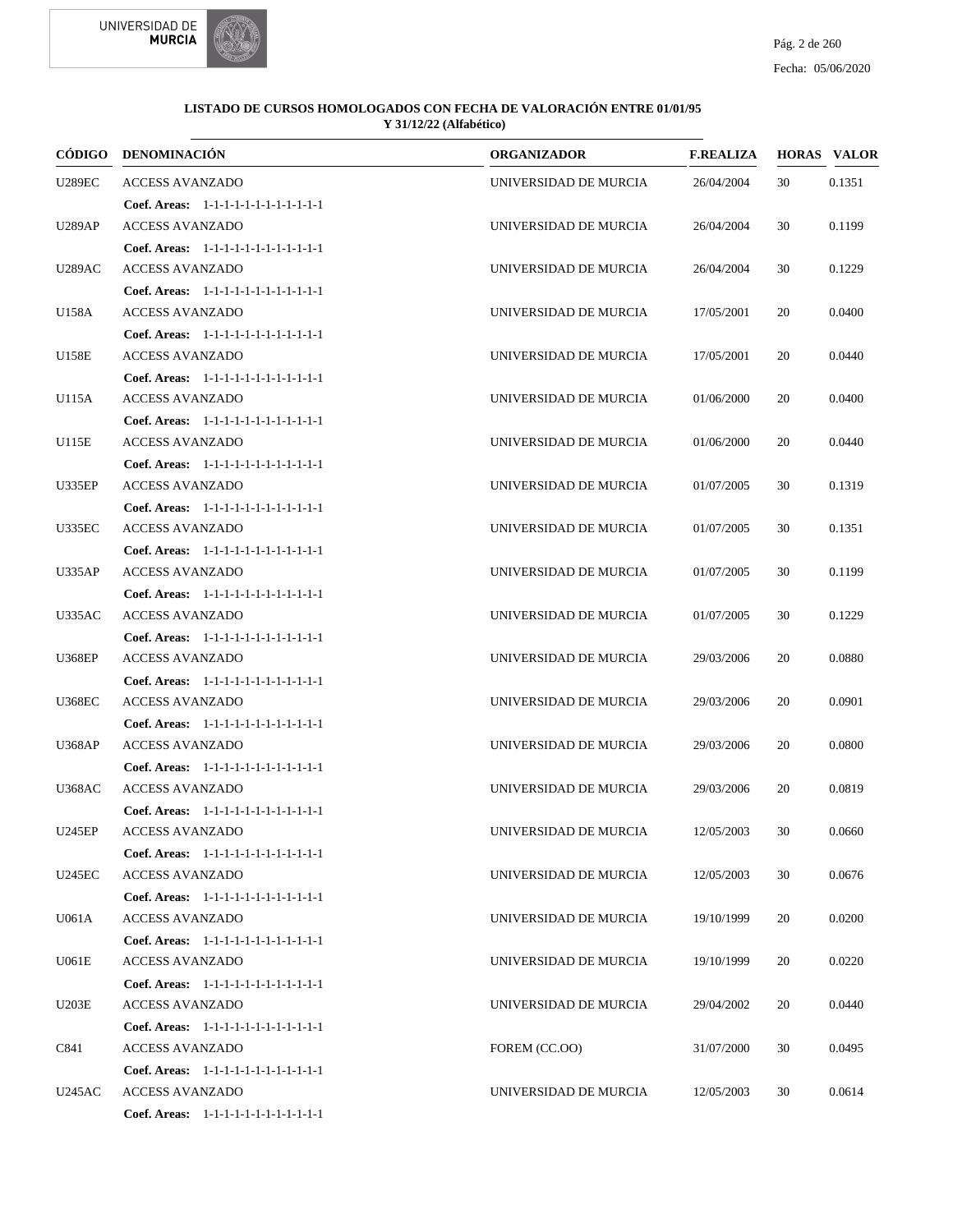**LISTADO DE CURSOS HOMOLOGADOS CON FECHA DE VALORACIÓN ENTRE 01/01/95 Y 31/12/22 (Alfabético)**

| CÓDIGO | DENOMINACIÓN | ORGANIZADOR | F.REALIZA | HORAS | VALOR |
|---|---|---|---|---|---|
| U289EC | ACCESS AVANZADO | UNIVERSIDAD DE MURCIA | 26/04/2004 | 30 | 0.1351 |
| | **Coef. Areas:** 1-1-1-1-1-1-1-1-1-1-1-1 | | | | |
| U289AP | ACCESS AVANZADO | UNIVERSIDAD DE MURCIA | 26/04/2004 | 30 | 0.1199 |
| | **Coef. Areas:** 1-1-1-1-1-1-1-1-1-1-1-1 | | | | |
| U289AC | ACCESS AVANZADO | UNIVERSIDAD DE MURCIA | 26/04/2004 | 30 | 0.1229 |
| | **Coef. Areas:** 1-1-1-1-1-1-1-1-1-1-1-1 | | | | |
| U158A | ACCESS AVANZADO | UNIVERSIDAD DE MURCIA | 17/05/2001 | 20 | 0.0400 |
| | **Coef. Areas:** 1-1-1-1-1-1-1-1-1-1-1-1 | | | | |
| U158E | ACCESS AVANZADO | UNIVERSIDAD DE MURCIA | 17/05/2001 | 20 | 0.0440 |
| | **Coef. Areas:** 1-1-1-1-1-1-1-1-1-1-1-1 | | | | |
| U115A | ACCESS AVANZADO | UNIVERSIDAD DE MURCIA | 01/06/2000 | 20 | 0.0400 |
| | **Coef. Areas:** 1-1-1-1-1-1-1-1-1-1-1-1 | | | | |
| U115E | ACCESS AVANZADO | UNIVERSIDAD DE MURCIA | 01/06/2000 | 20 | 0.0440 |
| | **Coef. Areas:** 1-1-1-1-1-1-1-1-1-1-1-1 | | | | |
| U335EP | ACCESS AVANZADO | UNIVERSIDAD DE MURCIA | 01/07/2005 | 30 | 0.1319 |
| | **Coef. Areas:** 1-1-1-1-1-1-1-1-1-1-1-1 | | | | |
| U335EC | ACCESS AVANZADO | UNIVERSIDAD DE MURCIA | 01/07/2005 | 30 | 0.1351 |
| | **Coef. Areas:** 1-1-1-1-1-1-1-1-1-1-1-1 | | | | |
| U335AP | ACCESS AVANZADO | UNIVERSIDAD DE MURCIA | 01/07/2005 | 30 | 0.1199 |
| | **Coef. Areas:** 1-1-1-1-1-1-1-1-1-1-1-1 | | | | |
| U335AC | ACCESS AVANZADO | UNIVERSIDAD DE MURCIA | 01/07/2005 | 30 | 0.1229 |
| | **Coef. Areas:** 1-1-1-1-1-1-1-1-1-1-1-1 | | | | |
| U368EP | ACCESS AVANZADO | UNIVERSIDAD DE MURCIA | 29/03/2006 | 20 | 0.0880 |
| | **Coef. Areas:** 1-1-1-1-1-1-1-1-1-1-1-1 | | | | |
| U368EC | ACCESS AVANZADO | UNIVERSIDAD DE MURCIA | 29/03/2006 | 20 | 0.0901 |
| | **Coef. Areas:** 1-1-1-1-1-1-1-1-1-1-1-1 | | | | |
| U368AP | ACCESS AVANZADO | UNIVERSIDAD DE MURCIA | 29/03/2006 | 20 | 0.0800 |
| | **Coef. Areas:** 1-1-1-1-1-1-1-1-1-1-1-1 | | | | |
| U368AC | ACCESS AVANZADO | UNIVERSIDAD DE MURCIA | 29/03/2006 | 20 | 0.0819 |
| | **Coef. Areas:** 1-1-1-1-1-1-1-1-1-1-1-1 | | | | |
| U245EP | ACCESS AVANZADO | UNIVERSIDAD DE MURCIA | 12/05/2003 | 30 | 0.0660 |
| | **Coef. Areas:** 1-1-1-1-1-1-1-1-1-1-1-1 | | | | |
| U245EC | ACCESS AVANZADO | UNIVERSIDAD DE MURCIA | 12/05/2003 | 30 | 0.0676 |
| | **Coef. Areas:** 1-1-1-1-1-1-1-1-1-1-1-1 | | | | |
| U061A | ACCESS AVANZADO | UNIVERSIDAD DE MURCIA | 19/10/1999 | 20 | 0.0200 |
| | **Coef. Areas:** 1-1-1-1-1-1-1-1-1-1-1-1 | | | | |
| U061E | ACCESS AVANZADO | UNIVERSIDAD DE MURCIA | 19/10/1999 | 20 | 0.0220 |
| | **Coef. Areas:** 1-1-1-1-1-1-1-1-1-1-1-1 | | | | |
| U203E | ACCESS AVANZADO | UNIVERSIDAD DE MURCIA | 29/04/2002 | 20 | 0.0440 |
| | **Coef. Areas:** 1-1-1-1-1-1-1-1-1-1-1-1 | | | | |
| C841 | ACCESS AVANZADO | FOREM (CC.OO) | 31/07/2000 | 30 | 0.0495 |
| | **Coef. Areas:** 1-1-1-1-1-1-1-1-1-1-1-1 | | | | |
| U245AC | ACCESS AVANZADO | UNIVERSIDAD DE MURCIA | 12/05/2003 | 30 | 0.0614 |
| | **Coef. Areas:** 1-1-1-1-1-1-1-1-1-1-1-1 | | | | |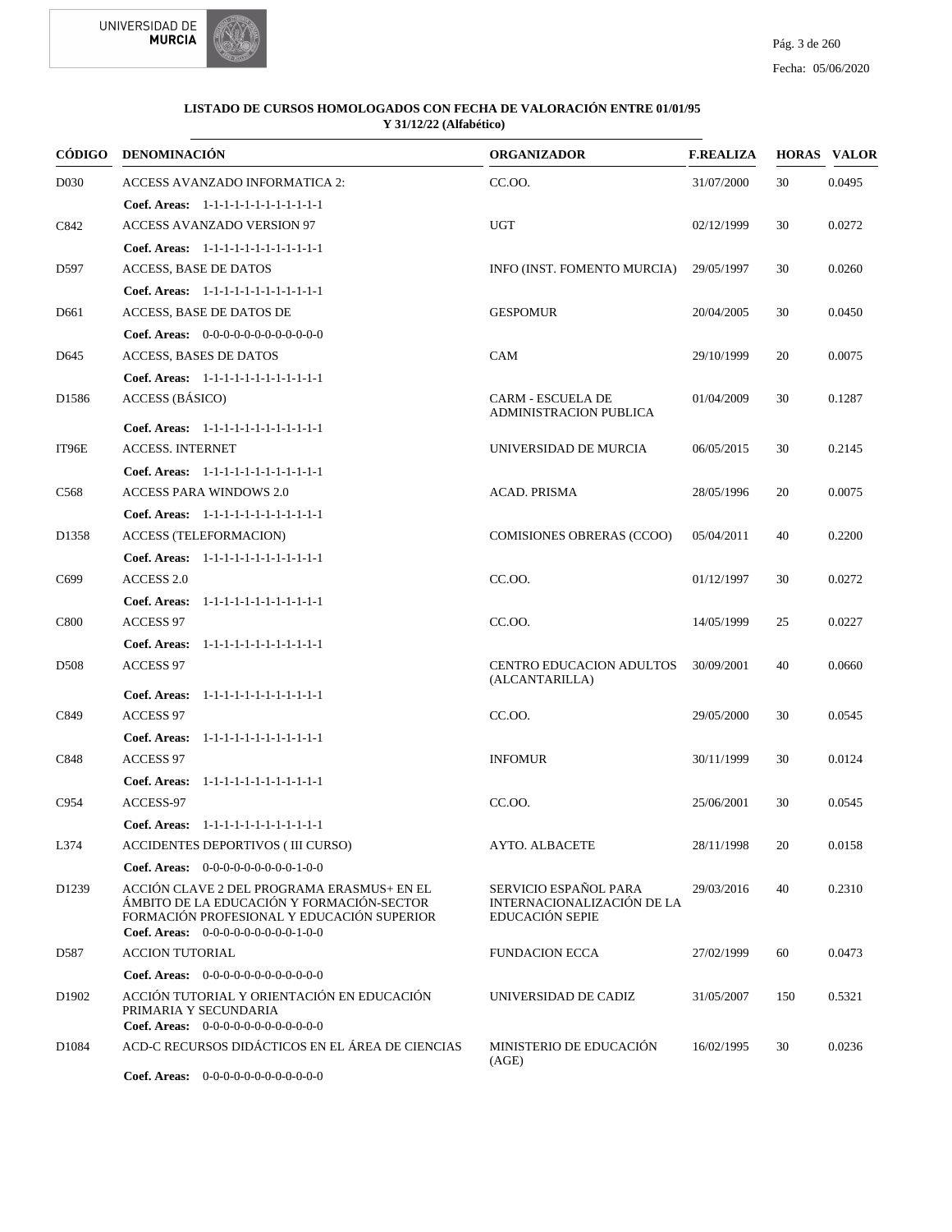**LISTADO DE CURSOS HOMOLOGADOS CON FECHA DE VALORACIÓN ENTRE 01/01/95 Y 31/12/22 (Alfabético)**

| CÓDIGO | DENOMINACIÓN | ORGANIZADOR | F.REALIZA | HORAS | VALOR |
|---|---|---|---|---|---|
| D030 | ACCESS AVANZADO INFORMATICA 2: | CC.OO. | 31/07/2000 | 30 | 0.0495 |
| | **Coef. Areas:** 1-1-1-1-1-1-1-1-1-1-1-1 | | | | |
| C842 | ACCESS AVANZADO VERSION 97 | UGT | 02/12/1999 | 30 | 0.0272 |
| | **Coef. Areas:** 1-1-1-1-1-1-1-1-1-1-1-1 | | | | |
| D597 | ACCESS, BASE DE DATOS | INFO (INST. FOMENTO MURCIA) | 29/05/1997 | 30 | 0.0260 |
| | **Coef. Areas:** 1-1-1-1-1-1-1-1-1-1-1-1 | | | | |
| D661 | ACCESS, BASE DE DATOS DE | GESPOMUR | 20/04/2005 | 30 | 0.0450 |
| | **Coef. Areas:** 0-0-0-0-0-0-0-0-0-0-0-0 | | | | |
| D645 | ACCESS, BASES DE DATOS | CAM | 29/10/1999 | 20 | 0.0075 |
| | **Coef. Areas:** 1-1-1-1-1-1-1-1-1-1-1-1 | | | | |
| D1586 | ACCESS (BÁSICO) | CARM - ESCUELA DE ADMINISTRACION PUBLICA | 01/04/2009 | 30 | 0.1287 |
| | **Coef. Areas:** 1-1-1-1-1-1-1-1-1-1-1-1 | | | | |
| IT96E | ACCESS. INTERNET | UNIVERSIDAD DE MURCIA | 06/05/2015 | 30 | 0.2145 |
| | **Coef. Areas:** 1-1-1-1-1-1-1-1-1-1-1-1 | | | | |
| C568 | ACCESS PARA WINDOWS 2.0 | ACAD. PRISMA | 28/05/1996 | 20 | 0.0075 |
| | **Coef. Areas:** 1-1-1-1-1-1-1-1-1-1-1-1 | | | | |
| D1358 | ACCESS (TELEFORMACION) | COMISIONES OBRERAS (CCOO) | 05/04/2011 | 40 | 0.2200 |
| | **Coef. Areas:** 1-1-1-1-1-1-1-1-1-1-1-1 | | | | |
| C699 | ACCESS 2.0 | CC.OO. | 01/12/1997 | 30 | 0.0272 |
| | **Coef. Areas:** 1-1-1-1-1-1-1-1-1-1-1-1 | | | | |
| C800 | ACCESS 97 | CC.OO. | 14/05/1999 | 25 | 0.0227 |
| | **Coef. Areas:** 1-1-1-1-1-1-1-1-1-1-1-1 | | | | |
| D508 | ACCESS 97 | CENTRO EDUCACION ADULTOS (ALCANTARILLA) | 30/09/2001 | 40 | 0.0660 |
| | **Coef. Areas:** 1-1-1-1-1-1-1-1-1-1-1-1 | | | | |
| C849 | ACCESS 97 | CC.OO. | 29/05/2000 | 30 | 0.0545 |
| | **Coef. Areas:** 1-1-1-1-1-1-1-1-1-1-1-1 | | | | |
| C848 | ACCESS 97 | INFOMUR | 30/11/1999 | 30 | 0.0124 |
| | **Coef. Areas:** 1-1-1-1-1-1-1-1-1-1-1-1 | | | | |
| C954 | ACCESS-97 | CC.OO. | 25/06/2001 | 30 | 0.0545 |
| | **Coef. Areas:** 1-1-1-1-1-1-1-1-1-1-1-1 | | | | |
| L374 | ACCIDENTES DEPORTIVOS ( III CURSO) | AYTO. ALBACETE | 28/11/1998 | 20 | 0.0158 |
| | **Coef. Areas:** 0-0-0-0-0-0-0-0-0-1-0-0 | | | | |
| D1239 | ACCIÓN CLAVE 2 DEL PROGRAMA ERASMUS+ EN EL ÁMBITO DE LA EDUCACIÓN Y FORMACIÓN-SECTOR FORMACIÓN PROFESIONAL Y EDUCACIÓN SUPERIOR | SERVICIO ESPAÑOL PARA INTERNACIONALIZACIÓN DE LA EDUCACIÓN SEPIE | 29/03/2016 | 40 | 0.2310 |
| | **Coef. Areas:** 0-0-0-0-0-0-0-0-0-1-0-0 | | | | |
| D587 | ACCION TUTORIAL | FUNDACION ECCA | 27/02/1999 | 60 | 0.0473 |
| | **Coef. Areas:** 0-0-0-0-0-0-0-0-0-0-0-0 | | | | |
| D1902 | ACCIÓN TUTORIAL Y ORIENTACIÓN EN EDUCACIÓN PRIMARIA Y SECUNDARIA | UNIVERSIDAD DE CADIZ | 31/05/2007 | 150 | 0.5321 |
| | **Coef. Areas:** 0-0-0-0-0-0-0-0-0-0-0-0 | | | | |
| D1084 | ACD-C RECURSOS DIDÁCTICOS EN EL ÁREA DE CIENCIAS | MINISTERIO DE EDUCACIÓN (AGE) | 16/02/1995 | 30 | 0.0236 |
| | **Coef. Areas:** 0-0-0-0-0-0-0-0-0-0-0-0 | | | | |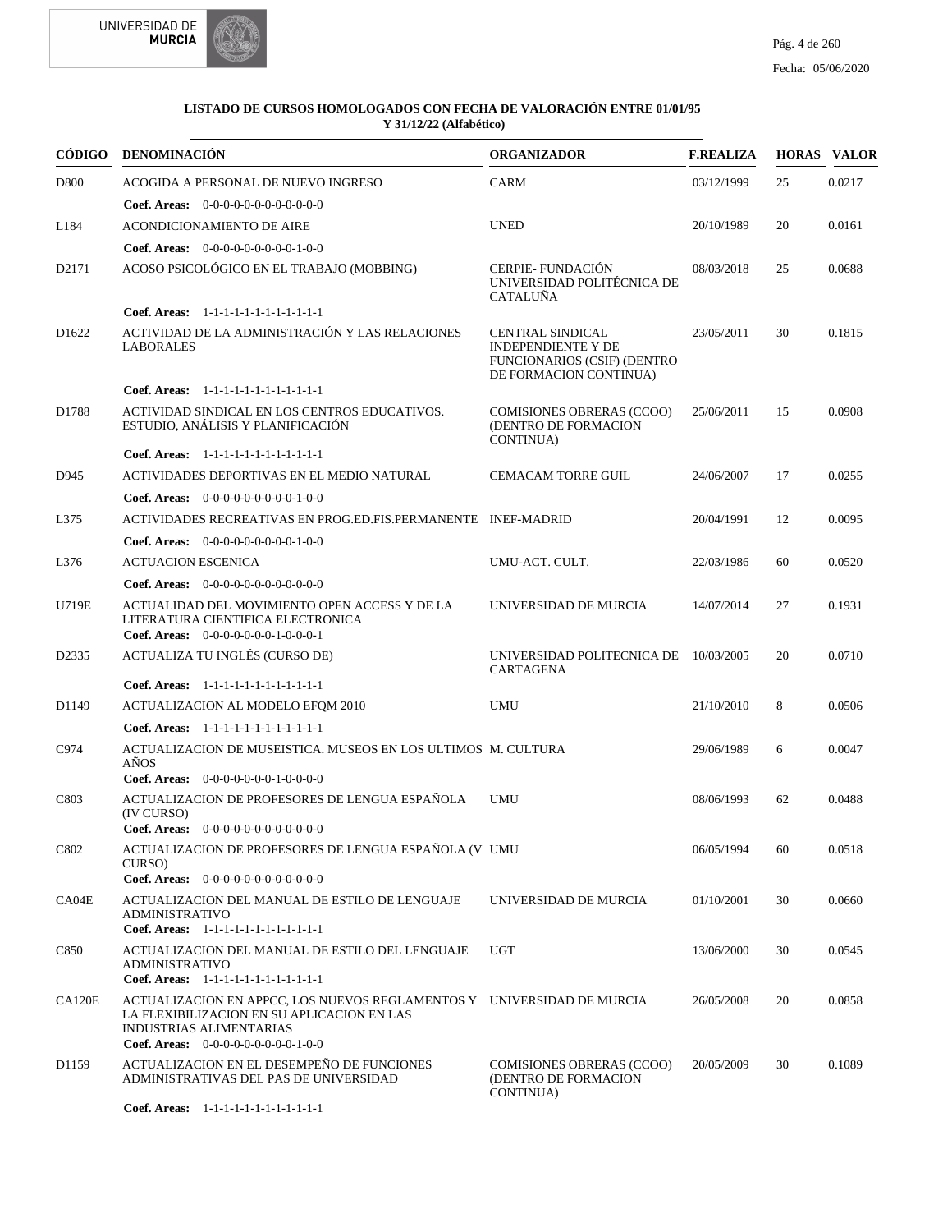**LISTADO DE CURSOS HOMOLOGADOS CON FECHA DE VALORACIÓN ENTRE 01/01/95 Y 31/12/22 (Alfabético)**

| CÓDIGO | DENOMINACIÓN | ORGANIZADOR | F.REALIZA | HORAS | VALOR |
|---|---|---|---|---|---|
| D800 | ACOGIDA A PERSONAL DE NUEVO INGRESO<br>**Coef. Areas:** 0-0-0-0-0-0-0-0-0-0-0-0 | CARM | 03/12/1999 | 25 | 0.0217 |
| L184 | ACONDICIONAMIENTO DE AIRE<br>**Coef. Areas:** 0-0-0-0-0-0-0-0-0-0-1-0-0 | UNED | 20/10/1989 | 20 | 0.0161 |
| D2171 | ACOSO PSICOLÓGICO EN EL TRABAJO (MOBBING)<br>**Coef. Areas:** 1-1-1-1-1-1-1-1-1-1-1-1 | CERPIE- FUNDACIÓN UNIVERSIDAD POLITÉCNICA DE CATALUÑA | 08/03/2018 | 25 | 0.0688 |
| D1622 | ACTIVIDAD DE LA ADMINISTRACIÓN Y LAS RELACIONES LABORALES<br>**Coef. Areas:** 1-1-1-1-1-1-1-1-1-1-1-1 | CENTRAL SINDICAL INDEPENDIENTE Y DE FUNCIONARIOS (CSIF) (DENTRO DE FORMACION CONTINUA) | 23/05/2011 | 30 | 0.1815 |
| D1788 | ACTIVIDAD SINDICAL EN LOS CENTROS EDUCATIVOS. ESTUDIO, ANÁLISIS Y PLANIFICACIÓN<br>**Coef. Areas:** 1-1-1-1-1-1-1-1-1-1-1-1 | COMISIONES OBRERAS (CCOO) (DENTRO DE FORMACION CONTINUA) | 25/06/2011 | 15 | 0.0908 |
| D945 | ACTIVIDADES DEPORTIVAS EN EL MEDIO NATURAL<br>**Coef. Areas:** 0-0-0-0-0-0-0-0-0-0-1-0-0 | CEMACAM TORRE GUIL | 24/06/2007 | 17 | 0.0255 |
| L375 | ACTIVIDADES RECREATIVAS EN PROG.ED.FIS.PERMANENTE<br>**Coef. Areas:** 0-0-0-0-0-0-0-0-0-0-1-0-0 | INEF-MADRID | 20/04/1991 | 12 | 0.0095 |
| L376 | ACTUACION ESCENICA<br>**Coef. Areas:** 0-0-0-0-0-0-0-0-0-0-0-0 | UMU-ACT. CULT. | 22/03/1986 | 60 | 0.0520 |
| U719E | ACTUALIDAD DEL MOVIMIENTO OPEN ACCESS Y DE LA LITERATURA CIENTIFICA ELECTRONICA<br>**Coef. Areas:** 0-0-0-0-0-0-0-1-0-0-0-1 | UNIVERSIDAD DE MURCIA | 14/07/2014 | 27 | 0.1931 |
| D2335 | ACTUALIZA TU INGLÉS (CURSO DE)<br>**Coef. Areas:** 1-1-1-1-1-1-1-1-1-1-1-1 | UNIVERSIDAD POLITECNICA DE CARTAGENA | 10/03/2005 | 20 | 0.0710 |
| D1149 | ACTUALIZACION AL MODELO EFQM 2010<br>**Coef. Areas:** 1-1-1-1-1-1-1-1-1-1-1-1 | UMU | 21/10/2010 | 8 | 0.0506 |
| C974 | ACTUALIZACION DE MUSEISTICA. MUSEOS EN LOS ULTIMOS AÑOS<br>**Coef. Areas:** 0-0-0-0-0-0-0-1-0-0-0-0 | M. CULTURA | 29/06/1989 | 6 | 0.0047 |
| C803 | ACTUALIZACION DE PROFESORES DE LENGUA ESPAÑOLA (IV CURSO)<br>**Coef. Areas:** 0-0-0-0-0-0-0-0-0-0-0-0 | UMU | 08/06/1993 | 62 | 0.0488 |
| C802 | ACTUALIZACION DE PROFESORES DE LENGUA ESPAÑOLA (V CURSO)<br>**Coef. Areas:** 0-0-0-0-0-0-0-0-0-0-0-0 | UMU | 06/05/1994 | 60 | 0.0518 |
| CA04E | ACTUALIZACION DEL MANUAL DE ESTILO DE LENGUAJE ADMINISTRATIVO<br>**Coef. Areas:** 1-1-1-1-1-1-1-1-1-1-1-1 | UNIVERSIDAD DE MURCIA | 01/10/2001 | 30 | 0.0660 |
| C850 | ACTUALIZACION DEL MANUAL DE ESTILO DEL LENGUAJE ADMINISTRATIVO<br>**Coef. Areas:** 1-1-1-1-1-1-1-1-1-1-1-1 | UGT | 13/06/2000 | 30 | 0.0545 |
| CA120E | ACTUALIZACION EN APPCC, LOS NUEVOS REGLAMENTOS Y LA FLEXIBILIZACION EN SU APLICACION EN LAS INDUSTRIAS ALIMENTARIAS<br>**Coef. Areas:** 0-0-0-0-0-0-0-0-0-0-1-0-0 | UNIVERSIDAD DE MURCIA | 26/05/2008 | 20 | 0.0858 |
| D1159 | ACTUALIZACION EN EL DESEMPEÑO DE FUNCIONES ADMINISTRATIVAS DEL PAS DE UNIVERSIDAD<br>**Coef. Areas:** 1-1-1-1-1-1-1-1-1-1-1-1 | COMISIONES OBRERAS (CCOO) (DENTRO DE FORMACION CONTINUA) | 20/05/2009 | 30 | 0.1089 |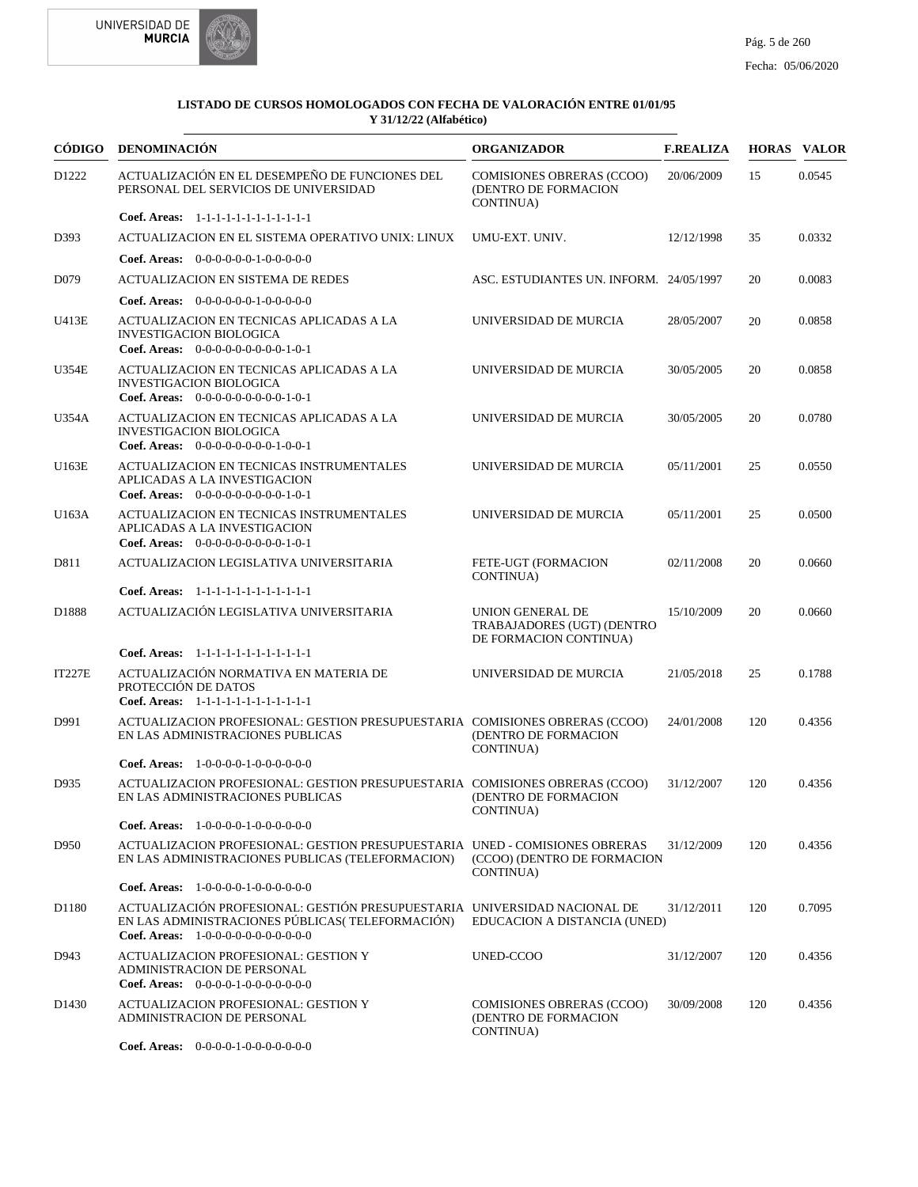**LISTADO DE CURSOS HOMOLOGADOS CON FECHA DE VALORACIÓN ENTRE 01/01/95 Y 31/12/22 (Alfabético)**

| CÓDIGO | DENOMINACIÓN | ORGANIZADOR | F.REALIZA | HORAS | VALOR |
|---|---|---|---|---|---|
| D1222 | ACTUALIZACIÓN EN EL DESEMPEÑO DE FUNCIONES DEL PERSONAL DEL SERVICIOS DE UNIVERSIDAD<br>**Coef. Areas:** 1-1-1-1-1-1-1-1-1-1-1-1 | COMISIONES OBRERAS (CCOO) (DENTRO DE FORMACION CONTINUA) | 20/06/2009 | 15 | 0.0545 |
| D393 | ACTUALIZACION EN EL SISTEMA OPERATIVO UNIX: LINUX<br>**Coef. Areas:** 0-0-0-0-0-1-0-0-0-0-0 | UMU-EXT. UNIV. | 12/12/1998 | 35 | 0.0332 |
| D079 | ACTUALIZACION EN SISTEMA DE REDES<br>**Coef. Areas:** 0-0-0-0-0-1-0-0-0-0-0 | ASC. ESTUDIANTES UN. INFORM. | 24/05/1997 | 20 | 0.0083 |
| U413E | ACTUALIZACION EN TECNICAS APLICADAS A LA INVESTIGACION BIOLOGICA<br>**Coef. Areas:** 0-0-0-0-0-0-0-0-0-1-0-1 | UNIVERSIDAD DE MURCIA | 28/05/2007 | 20 | 0.0858 |
| U354E | ACTUALIZACION EN TECNICAS APLICADAS A LA INVESTIGACION BIOLOGICA<br>**Coef. Areas:** 0-0-0-0-0-0-0-0-0-1-0-1 | UNIVERSIDAD DE MURCIA | 30/05/2005 | 20 | 0.0858 |
| U354A | ACTUALIZACION EN TECNICAS APLICADAS A LA INVESTIGACION BIOLOGICA<br>**Coef. Areas:** 0-0-0-0-0-0-0-0-1-0-0-1 | UNIVERSIDAD DE MURCIA | 30/05/2005 | 20 | 0.0780 |
| U163E | ACTUALIZACION EN TECNICAS INSTRUMENTALES APLICADAS A LA INVESTIGACION<br>**Coef. Areas:** 0-0-0-0-0-0-0-0-0-1-0-1 | UNIVERSIDAD DE MURCIA | 05/11/2001 | 25 | 0.0550 |
| U163A | ACTUALIZACION EN TECNICAS INSTRUMENTALES APLICADAS A LA INVESTIGACION<br>**Coef. Areas:** 0-0-0-0-0-0-0-0-0-1-0-1 | UNIVERSIDAD DE MURCIA | 05/11/2001 | 25 | 0.0500 |
| D811 | ACTUALIZACION LEGISLATIVA UNIVERSITARIA<br>**Coef. Areas:** 1-1-1-1-1-1-1-1-1-1-1-1 | FETE-UGT (FORMACION CONTINUA) | 02/11/2008 | 20 | 0.0660 |
| D1888 | ACTUALIZACIÓN LEGISLATIVA UNIVERSITARIA<br>**Coef. Areas:** 1-1-1-1-1-1-1-1-1-1-1-1 | UNION GENERAL DE TRABAJADORES (UGT) (DENTRO DE FORMACION CONTINUA) | 15/10/2009 | 20 | 0.0660 |
| IT227E | ACTUALIZACIÓN NORMATIVA EN MATERIA DE PROTECCIÓN DE DATOS<br>**Coef. Areas:** 1-1-1-1-1-1-1-1-1-1-1-1 | UNIVERSIDAD DE MURCIA | 21/05/2018 | 25 | 0.1788 |
| D991 | ACTUALIZACION PROFESIONAL: GESTION PRESUPUESTARIA EN LAS ADMINISTRACIONES PUBLICAS<br>**Coef. Areas:** 1-0-0-0-0-1-0-0-0-0-0-0 | COMISIONES OBRERAS (CCOO) (DENTRO DE FORMACION CONTINUA) | 24/01/2008 | 120 | 0.4356 |
| D935 | ACTUALIZACION PROFESIONAL: GESTION PRESUPUESTARIA EN LAS ADMINISTRACIONES PUBLICAS<br>**Coef. Areas:** 1-0-0-0-0-1-0-0-0-0-0-0 | COMISIONES OBRERAS (CCOO) (DENTRO DE FORMACION CONTINUA) | 31/12/2007 | 120 | 0.4356 |
| D950 | ACTUALIZACION PROFESIONAL: GESTION PRESUPUESTARIA EN LAS ADMINISTRACIONES PUBLICAS (TELEFORMACION)<br>**Coef. Areas:** 1-0-0-0-0-1-0-0-0-0-0-0 | UNED - COMISIONES OBRERAS (CCOO) (DENTRO DE FORMACION CONTINUA) | 31/12/2009 | 120 | 0.4356 |
| D1180 | ACTUALIZACIÓN PROFESIONAL: GESTIÓN PRESUPUESTARIA EN LAS ADMINISTRACIONES PÚBLICAS( TELEFORMACIÓN)<br>**Coef. Areas:** 1-0-0-0-0-0-0-0-0-0-0-0 | UNIVERSIDAD NACIONAL DE EDUCACION A DISTANCIA (UNED) | 31/12/2011 | 120 | 0.7095 |
| D943 | ACTUALIZACION PROFESIONAL: GESTION Y ADMINISTRACION DE PERSONAL<br>**Coef. Areas:** 0-0-0-0-1-0-0-0-0-0-0-0 | UNED-CCOO | 31/12/2007 | 120 | 0.4356 |
| D1430 | ACTUALIZACION PROFESIONAL: GESTION Y ADMINISTRACION DE PERSONAL<br>**Coef. Areas:** 0-0-0-0-1-0-0-0-0-0-0-0 | COMISIONES OBRERAS (CCOO) (DENTRO DE FORMACION CONTINUA) | 30/09/2008 | 120 | 0.4356 |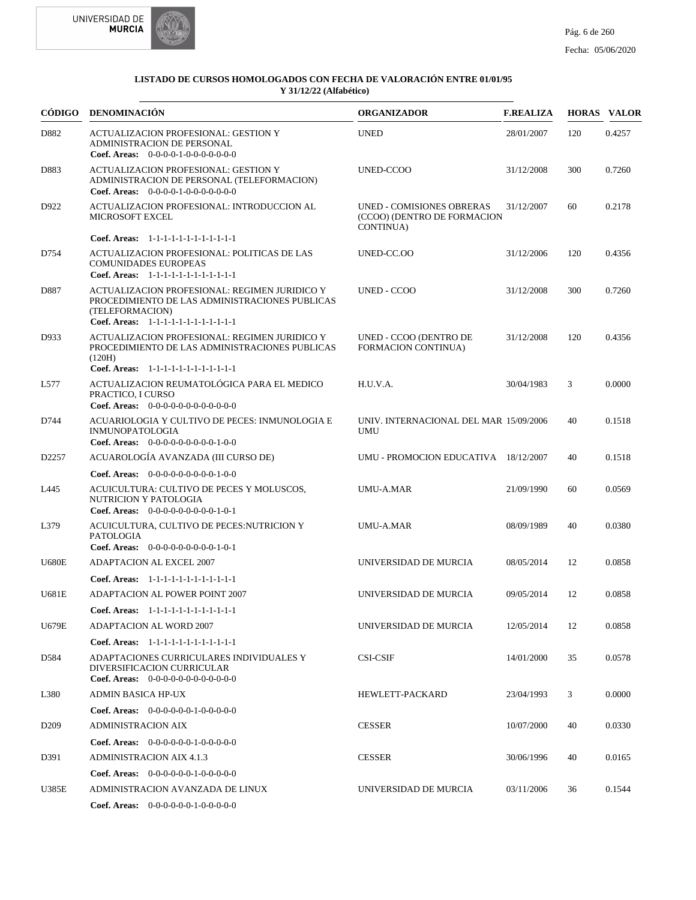**LISTADO DE CURSOS HOMOLOGADOS CON FECHA DE VALORACIÓN ENTRE 01/01/95 Y 31/12/22 (Alfabético)**

| CÓDIGO | DENOMINACIÓN | ORGANIZADOR | F.REALIZA | HORAS | VALOR |
|---|---|---|---|---|---|
| D882 | ACTUALIZACION PROFESIONAL: GESTION Y ADMINISTRACION DE PERSONAL<br>**Coef. Areas:** 0-0-0-0-1-0-0-0-0-0-0-0 | UNED | 28/01/2007 | 120 | 0.4257 |
| D883 | ACTUALIZACION PROFESIONAL: GESTION Y ADMINISTRACION DE PERSONAL (TELEFORMACION)<br>**Coef. Areas:** 0-0-0-0-1-0-0-0-0-0-0-0 | UNED-CCOO | 31/12/2008 | 300 | 0.7260 |
| D922 | ACTUALIZACION PROFESIONAL: INTRODUCCION AL MICROSOFT EXCEL<br>**Coef. Areas:** 1-1-1-1-1-1-1-1-1-1-1-1 | UNED - COMISIONES OBRERAS (CCOO) (DENTRO DE FORMACION CONTINUA) | 31/12/2007 | 60 | 0.2178 |
| D754 | ACTUALIZACION PROFESIONAL: POLITICAS DE LAS COMUNIDADES EUROPEAS<br>**Coef. Areas:** 1-1-1-1-1-1-1-1-1-1-1-1 | UNED-CC.OO | 31/12/2006 | 120 | 0.4356 |
| D887 | ACTUALIZACION PROFESIONAL: REGIMEN JURIDICO Y PROCEDIMIENTO DE LAS ADMINISTRACIONES PUBLICAS (TELEFORMACION)<br>**Coef. Areas:** 1-1-1-1-1-1-1-1-1-1-1-1 | UNED - CCOO | 31/12/2008 | 300 | 0.7260 |
| D933 | ACTUALIZACION PROFESIONAL: REGIMEN JURIDICO Y PROCEDIMIENTO DE LAS ADMINISTRACIONES PUBLICAS (120H)<br>**Coef. Areas:** 1-1-1-1-1-1-1-1-1-1-1-1 | UNED - CCOO (DENTRO DE FORMACION CONTINUA) | 31/12/2008 | 120 | 0.4356 |
| L577 | ACTUALIZACION REUMATOLÓGICA PARA EL MEDICO PRACTICO, I CURSO<br>**Coef. Areas:** 0-0-0-0-0-0-0-0-0-0-0-0 | H.U.V.A. | 30/04/1983 | 3 | 0.0000 |
| D744 | ACUARIOLOGIA Y CULTIVO DE PECES: INMUNOLOGIA E INMUNOPATOLOGIA<br>**Coef. Areas:** 0-0-0-0-0-0-0-0-0-1-0-0 | UNIV. INTERNACIONAL DEL MAR UMU | 15/09/2006 | 40 | 0.1518 |
| D2257 | ACUAROLOGÍA AVANZADA (III CURSO DE)<br>**Coef. Areas:** 0-0-0-0-0-0-0-0-0-1-0-0 | UMU - PROMOCION EDUCATIVA | 18/12/2007 | 40 | 0.1518 |
| L445 | ACUICULTURA: CULTIVO DE PECES Y MOLUSCOS, NUTRICION Y PATOLOGIA<br>**Coef. Areas:** 0-0-0-0-0-0-0-0-0-1-0-1 | UMU-A.MAR | 21/09/1990 | 60 | 0.0569 |
| L379 | ACUICULTURA, CULTIVO DE PECES:NUTRICION Y PATOLOGIA<br>**Coef. Areas:** 0-0-0-0-0-0-0-0-0-1-0-1 | UMU-A.MAR | 08/09/1989 | 40 | 0.0380 |
| U680E | ADAPTACION AL EXCEL 2007<br>**Coef. Areas:** 1-1-1-1-1-1-1-1-1-1-1-1 | UNIVERSIDAD DE MURCIA | 08/05/2014 | 12 | 0.0858 |
| U681E | ADAPTACION AL POWER POINT 2007<br>**Coef. Areas:** 1-1-1-1-1-1-1-1-1-1-1-1 | UNIVERSIDAD DE MURCIA | 09/05/2014 | 12 | 0.0858 |
| U679E | ADAPTACION AL WORD 2007<br>**Coef. Areas:** 1-1-1-1-1-1-1-1-1-1-1-1 | UNIVERSIDAD DE MURCIA | 12/05/2014 | 12 | 0.0858 |
| D584 | ADAPTACIONES CURRICULARES INDIVIDUALES Y DIVERSIFICACION CURRICULAR<br>**Coef. Areas:** 0-0-0-0-0-0-0-0-0-0-0-0 | CSI-CSIF | 14/01/2000 | 35 | 0.0578 |
| L380 | ADMIN BASICA HP-UX<br>**Coef. Areas:** 0-0-0-0-0-0-1-0-0-0-0-0 | HEWLETT-PACKARD | 23/04/1993 | 3 | 0.0000 |
| D209 | ADMINISTRACION AIX<br>**Coef. Areas:** 0-0-0-0-0-0-1-0-0-0-0-0 | CESSER | 10/07/2000 | 40 | 0.0330 |
| D391 | ADMINISTRACION AIX 4.1.3<br>**Coef. Areas:** 0-0-0-0-0-0-1-0-0-0-0-0 | CESSER | 30/06/1996 | 40 | 0.0165 |
| U385E | ADMINISTRACION AVANZADA DE LINUX<br>**Coef. Areas:** 0-0-0-0-0-0-1-0-0-0-0-0 | UNIVERSIDAD DE MURCIA | 03/11/2006 | 36 | 0.1544 |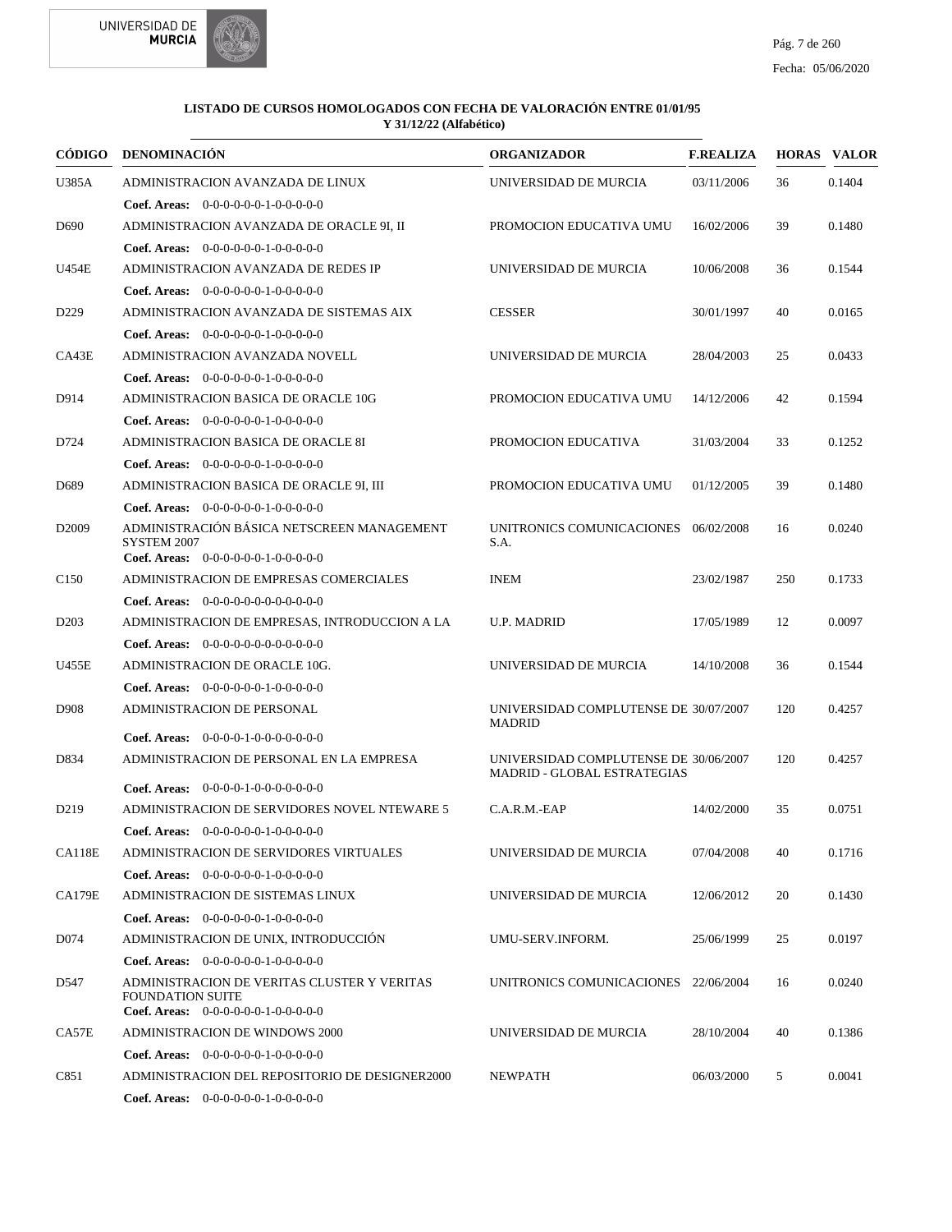**LISTADO DE CURSOS HOMOLOGADOS CON FECHA DE VALORACIÓN ENTRE 01/01/95 Y 31/12/22 (Alfabético)**

| CÓDIGO | DENOMINACIÓN | ORGANIZADOR | F.REALIZA | HORAS | VALOR |
|---|---|---|---|---|---|
| U385A | ADMINISTRACION AVANZADA DE LINUX<br>**Coef. Areas:** 0-0-0-0-0-0-1-0-0-0-0-0 | UNIVERSIDAD DE MURCIA | 03/11/2006 | 36 | 0.1404 |
| D690 | ADMINISTRACION AVANZADA DE ORACLE 9I, II<br>**Coef. Areas:** 0-0-0-0-0-0-1-0-0-0-0-0 | PROMOCION EDUCATIVA UMU | 16/02/2006 | 39 | 0.1480 |
| U454E | ADMINISTRACION AVANZADA DE REDES IP<br>**Coef. Areas:** 0-0-0-0-0-0-1-0-0-0-0-0 | UNIVERSIDAD DE MURCIA | 10/06/2008 | 36 | 0.1544 |
| D229 | ADMINISTRACION AVANZADA DE SISTEMAS AIX<br>**Coef. Areas:** 0-0-0-0-0-0-1-0-0-0-0-0 | CESSER | 30/01/1997 | 40 | 0.0165 |
| CA43E | ADMINISTRACION AVANZADA NOVELL<br>**Coef. Areas:** 0-0-0-0-0-0-1-0-0-0-0-0 | UNIVERSIDAD DE MURCIA | 28/04/2003 | 25 | 0.0433 |
| D914 | ADMINISTRACION BASICA DE ORACLE 10G<br>**Coef. Areas:** 0-0-0-0-0-0-1-0-0-0-0-0 | PROMOCION EDUCATIVA UMU | 14/12/2006 | 42 | 0.1594 |
| D724 | ADMINISTRACION BASICA DE ORACLE 8I<br>**Coef. Areas:** 0-0-0-0-0-0-1-0-0-0-0-0 | PROMOCION EDUCATIVA | 31/03/2004 | 33 | 0.1252 |
| D689 | ADMINISTRACION BASICA DE ORACLE 9I, III<br>**Coef. Areas:** 0-0-0-0-0-0-1-0-0-0-0-0 | PROMOCION EDUCATIVA UMU | 01/12/2005 | 39 | 0.1480 |
| D2009 | ADMINISTRACIÓN BÁSICA NETSCREEN MANAGEMENT SYSTEM 2007<br>**Coef. Areas:** 0-0-0-0-0-0-1-0-0-0-0-0 | UNITRONICS COMUNICACIONES S.A. | 06/02/2008 | 16 | 0.0240 |
| C150 | ADMINISTRACION DE EMPRESAS COMERCIALES<br>**Coef. Areas:** 0-0-0-0-0-0-0-0-0-0-0-0 | INEM | 23/02/1987 | 250 | 0.1733 |
| D203 | ADMINISTRACION DE EMPRESAS, INTRODUCCION A LA<br>**Coef. Areas:** 0-0-0-0-0-0-0-0-0-0-0-0 | U.P. MADRID | 17/05/1989 | 12 | 0.0097 |
| U455E | ADMINISTRACION DE ORACLE 10G.<br>**Coef. Areas:** 0-0-0-0-0-0-1-0-0-0-0-0 | UNIVERSIDAD DE MURCIA | 14/10/2008 | 36 | 0.1544 |
| D908 | ADMINISTRACION DE PERSONAL<br>**Coef. Areas:** 0-0-0-0-1-0-0-0-0-0-0-0 | UNIVERSIDAD COMPLUTENSE DE MADRID | 30/07/2007 | 120 | 0.4257 |
| D834 | ADMINISTRACION DE PERSONAL EN LA EMPRESA<br>**Coef. Areas:** 0-0-0-0-1-0-0-0-0-0-0-0 | UNIVERSIDAD COMPLUTENSE DE MADRID - GLOBAL ESTRATEGIAS | 30/06/2007 | 120 | 0.4257 |
| D219 | ADMINISTRACION DE SERVIDORES NOVEL NTEWARE 5<br>**Coef. Areas:** 0-0-0-0-0-0-1-0-0-0-0-0 | C.A.R.M.-EAP | 14/02/2000 | 35 | 0.0751 |
| CA118E | ADMINISTRACION DE SERVIDORES VIRTUALES<br>**Coef. Areas:** 0-0-0-0-0-0-1-0-0-0-0-0 | UNIVERSIDAD DE MURCIA | 07/04/2008 | 40 | 0.1716 |
| CA179E | ADMINISTRACION DE SISTEMAS LINUX<br>**Coef. Areas:** 0-0-0-0-0-0-1-0-0-0-0-0 | UNIVERSIDAD DE MURCIA | 12/06/2012 | 20 | 0.1430 |
| D074 | ADMINISTRACION DE UNIX, INTRODUCCIÓN<br>**Coef. Areas:** 0-0-0-0-0-0-1-0-0-0-0-0 | UMU-SERV.INFORM. | 25/06/1999 | 25 | 0.0197 |
| D547 | ADMINISTRACION DE VERITAS CLUSTER Y VERITAS FOUNDATION SUITE<br>**Coef. Areas:** 0-0-0-0-0-0-1-0-0-0-0-0 | UNITRONICS COMUNICACIONES | 22/06/2004 | 16 | 0.0240 |
| CA57E | ADMINISTRACION DE WINDOWS 2000<br>**Coef. Areas:** 0-0-0-0-0-0-1-0-0-0-0-0 | UNIVERSIDAD DE MURCIA | 28/10/2004 | 40 | 0.1386 |
| C851 | ADMINISTRACION DEL REPOSITORIO DE DESIGNER2000<br>**Coef. Areas:** 0-0-0-0-0-0-1-0-0-0-0-0 | NEWPATH | 06/03/2000 | 5 | 0.0041 |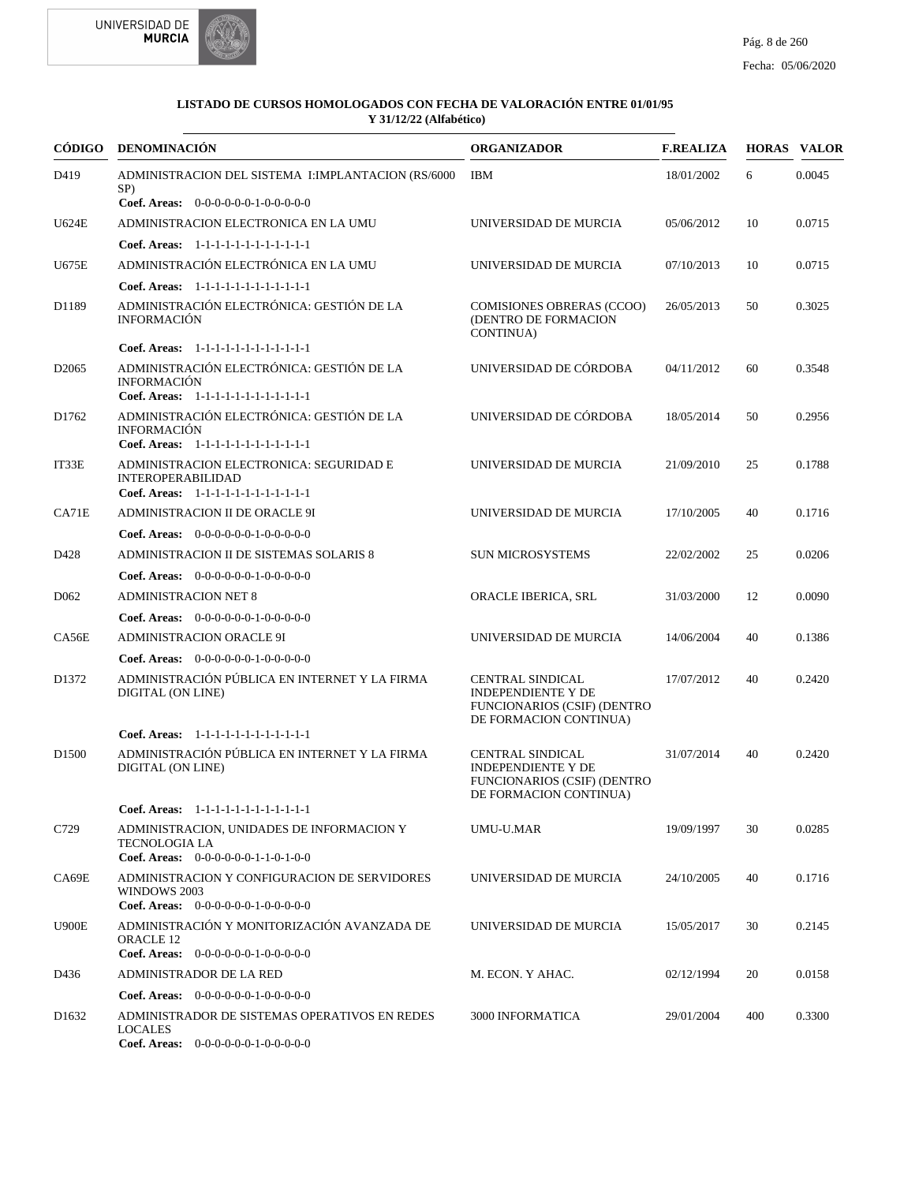**LISTADO DE CURSOS HOMOLOGADOS CON FECHA DE VALORACIÓN ENTRE 01/01/95 Y 31/12/22 (Alfabético)**

| CÓDIGO | DENOMINACIÓN | ORGANIZADOR | F.REALIZA | HORAS | VALOR |
|---|---|---|---|---|---|
| D419 | ADMINISTRACION DEL SISTEMA I:IMPLANTACION (RS/6000 SP)<br>**Coef. Areas:** 0-0-0-0-0-0-1-0-0-0-0-0 | IBM | 18/01/2002 | 6 | 0.0045 |
| U624E | ADMINISTRACION ELECTRONICA EN LA UMU<br>**Coef. Areas:** 1-1-1-1-1-1-1-1-1-1-1-1 | UNIVERSIDAD DE MURCIA | 05/06/2012 | 10 | 0.0715 |
| U675E | ADMINISTRACIÓN ELECTRÓNICA EN LA UMU<br>**Coef. Areas:** 1-1-1-1-1-1-1-1-1-1-1-1 | UNIVERSIDAD DE MURCIA | 07/10/2013 | 10 | 0.0715 |
| D1189 | ADMINISTRACIÓN ELECTRÓNICA: GESTIÓN DE LA INFORMACIÓN<br>**Coef. Areas:** 1-1-1-1-1-1-1-1-1-1-1-1 | COMISIONES OBRERAS (CCOO) (DENTRO DE FORMACION CONTINUA) | 26/05/2013 | 50 | 0.3025 |
| D2065 | ADMINISTRACIÓN ELECTRÓNICA: GESTIÓN DE LA INFORMACIÓN<br>**Coef. Areas:** 1-1-1-1-1-1-1-1-1-1-1-1 | UNIVERSIDAD DE CÓRDOBA | 04/11/2012 | 60 | 0.3548 |
| D1762 | ADMINISTRACIÓN ELECTRÓNICA: GESTIÓN DE LA INFORMACIÓN<br>**Coef. Areas:** 1-1-1-1-1-1-1-1-1-1-1-1 | UNIVERSIDAD DE CÓRDOBA | 18/05/2014 | 50 | 0.2956 |
| IT33E | ADMINISTRACION ELECTRONICA: SEGURIDAD E INTEROPERABILIDAD<br>**Coef. Areas:** 1-1-1-1-1-1-1-1-1-1-1-1 | UNIVERSIDAD DE MURCIA | 21/09/2010 | 25 | 0.1788 |
| CA71E | ADMINISTRACION II DE ORACLE 9I<br>**Coef. Areas:** 0-0-0-0-0-0-1-0-0-0-0-0 | UNIVERSIDAD DE MURCIA | 17/10/2005 | 40 | 0.1716 |
| D428 | ADMINISTRACION II DE SISTEMAS SOLARIS 8<br>**Coef. Areas:** 0-0-0-0-0-0-1-0-0-0-0-0 | SUN MICROSYSTEMS | 22/02/2002 | 25 | 0.0206 |
| D062 | ADMINISTRACION NET 8<br>**Coef. Areas:** 0-0-0-0-0-0-1-0-0-0-0-0 | ORACLE IBERICA, SRL | 31/03/2000 | 12 | 0.0090 |
| CA56E | ADMINISTRACION ORACLE 9I<br>**Coef. Areas:** 0-0-0-0-0-0-1-0-0-0-0-0 | UNIVERSIDAD DE MURCIA | 14/06/2004 | 40 | 0.1386 |
| D1372 | ADMINISTRACIÓN PÚBLICA EN INTERNET Y LA FIRMA DIGITAL (ON LINE)<br>**Coef. Areas:** 1-1-1-1-1-1-1-1-1-1-1-1 | CENTRAL SINDICAL INDEPENDIENTE Y DE FUNCIONARIOS (CSIF) (DENTRO DE FORMACION CONTINUA) | 17/07/2012 | 40 | 0.2420 |
| D1500 | ADMINISTRACIÓN PÚBLICA EN INTERNET Y LA FIRMA DIGITAL (ON LINE)<br>**Coef. Areas:** 1-1-1-1-1-1-1-1-1-1-1-1 | CENTRAL SINDICAL INDEPENDIENTE Y DE FUNCIONARIOS (CSIF) (DENTRO DE FORMACION CONTINUA) | 31/07/2014 | 40 | 0.2420 |
| C729 | ADMINISTRACION, UNIDADES DE INFORMACION Y TECNOLOGIA LA<br>**Coef. Areas:** 0-0-0-0-0-0-1-1-0-1-0-0 | UMU-U.MAR | 19/09/1997 | 30 | 0.0285 |
| CA69E | ADMINISTRACION Y CONFIGURACION DE SERVIDORES WINDOWS 2003<br>**Coef. Areas:** 0-0-0-0-0-0-1-0-0-0-0-0 | UNIVERSIDAD DE MURCIA | 24/10/2005 | 40 | 0.1716 |
| U900E | ADMINISTRACIÓN Y MONITORIZACIÓN AVANZADA DE ORACLE 12<br>**Coef. Areas:** 0-0-0-0-0-0-1-0-0-0-0-0 | UNIVERSIDAD DE MURCIA | 15/05/2017 | 30 | 0.2145 |
| D436 | ADMINISTRADOR DE LA RED<br>**Coef. Areas:** 0-0-0-0-0-0-1-0-0-0-0-0 | M. ECON. Y AHAC. | 02/12/1994 | 20 | 0.0158 |
| D1632 | ADMINISTRADOR DE SISTEMAS OPERATIVOS EN REDES LOCALES<br>**Coef. Areas:** 0-0-0-0-0-0-1-0-0-0-0-0 | 3000 INFORMATICA | 29/01/2004 | 400 | 0.3300 |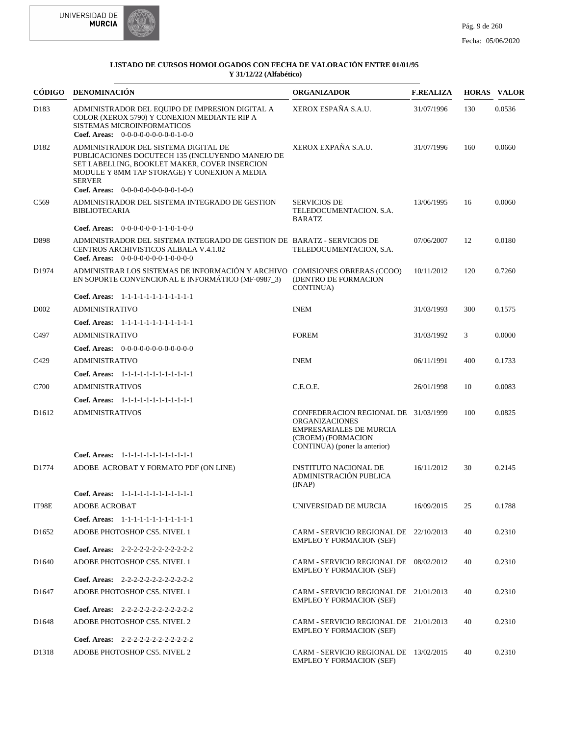**LISTADO DE CURSOS HOMOLOGADOS CON FECHA DE VALORACIÓN ENTRE 01/01/95 Y 31/12/22 (Alfabético)**

Fecha: 05/06/2020

| CÓDIGO | DENOMINACIÓN | ORGANIZADOR | F.REALIZA | HORAS | VALOR |
|---|---|---|---|---|---|
| D183 | ADMINISTRADOR DEL EQUIPO DE IMPRESION DIGITAL A COLOR (XEROX 5790) Y CONEXION MEDIANTE RIP A SISTEMAS MICROINFORMATICOS<br>**Coef. Areas:** 0-0-0-0-0-0-0-0-0-1-0-0 | XEROX ESPAÑA S.A.U. | 31/07/1996 | 130 | 0.0536 |
| D182 | ADMINISTRADOR DEL SISTEMA DIGITAL DE PUBLICACIONES DOCUTECH 135 (INCLUYENDO MANEJO DE SET LABELLING, BOOKLET MAKER, COVER INSERCION MODULE Y 8MM TAP STORAGE) Y CONEXION A MEDIA SERVER<br>**Coef. Areas:** 0-0-0-0-0-0-0-0-0-1-0-0 | XEROX EXPAÑA S.A.U. | 31/07/1996 | 160 | 0.0660 |
| C569 | ADMINISTRADOR DEL SISTEMA INTEGRADO DE GESTION BIBLIOTECARIA<br>**Coef. Areas:** 0-0-0-0-0-0-1-1-0-1-0-0 | SERVICIOS DE TELEDOCUMENTACION. S.A. BARATZ | 13/06/1995 | 16 | 0.0060 |
| D898 | ADMINISTRADOR DEL SISTEMA INTEGRADO DE GESTION DE CENTROS ARCHIVISTICOS ALBALA V.4.1.02<br>**Coef. Areas:** 0-0-0-0-0-0-0-1-0-0-0-0 | BARATZ - SERVICIOS DE TELEDOCUMENTACION, S.A. | 07/06/2007 | 12 | 0.0180 |
| D1974 | ADMINISTRAR LOS SISTEMAS DE INFORMACIÓN Y ARCHIVO EN SOPORTE CONVENCIONAL E INFORMÁTICO (MF-0987_3)<br>**Coef. Areas:** 1-1-1-1-1-1-1-1-1-1-1-1 | COMISIONES OBRERAS (CCOO) (DENTRO DE FORMACION CONTINUA) | 10/11/2012 | 120 | 0.7260 |
| D002 | ADMINISTRATIVO<br>**Coef. Areas:** 1-1-1-1-1-1-1-1-1-1-1-1 | INEM | 31/03/1993 | 300 | 0.1575 |
| C497 | ADMINISTRATIVO<br>**Coef. Areas:** 0-0-0-0-0-0-0-0-0-0-0-0 | FOREM | 31/03/1992 | 3 | 0.0000 |
| C429 | ADMINISTRATIVO<br>**Coef. Areas:** 1-1-1-1-1-1-1-1-1-1-1-1 | INEM | 06/11/1991 | 400 | 0.1733 |
| C700 | ADMINISTRATIVOS<br>**Coef. Areas:** 1-1-1-1-1-1-1-1-1-1-1-1 | C.E.O.E. | 26/01/1998 | 10 | 0.0083 |
| D1612 | ADMINISTRATIVOS<br>**Coef. Areas:** 1-1-1-1-1-1-1-1-1-1-1-1 | CONFEDERACION REGIONAL DE ORGANIZACIONES EMPRESARIALES DE MURCIA (CROEM) (FORMACION CONTINUA) (poner la anterior) | 31/03/1999 | 100 | 0.0825 |
| D1774 | ADOBE ACROBAT Y FORMATO PDF (ON LINE)<br>**Coef. Areas:** 1-1-1-1-1-1-1-1-1-1-1-1 | INSTITUTO NACIONAL DE ADMINISTRACIÓN PUBLICA (INAP) | 16/11/2012 | 30 | 0.2145 |
| IT98E | ADOBE ACROBAT<br>**Coef. Areas:** 1-1-1-1-1-1-1-1-1-1-1-1 | UNIVERSIDAD DE MURCIA | 16/09/2015 | 25 | 0.1788 |
| D1652 | ADOBE PHOTOSHOP CS5. NIVEL 1<br>**Coef. Areas:** 2-2-2-2-2-2-2-2-2-2-2-2 | CARM - SERVICIO REGIONAL DE EMPLEO Y FORMACION (SEF) | 22/10/2013 | 40 | 0.2310 |
| D1640 | ADOBE PHOTOSHOP CS5. NIVEL 1<br>**Coef. Areas:** 2-2-2-2-2-2-2-2-2-2-2-2 | CARM - SERVICIO REGIONAL DE EMPLEO Y FORMACION (SEF) | 08/02/2012 | 40 | 0.2310 |
| D1647 | ADOBE PHOTOSHOP CS5. NIVEL 1<br>**Coef. Areas:** 2-2-2-2-2-2-2-2-2-2-2-2 | CARM - SERVICIO REGIONAL DE EMPLEO Y FORMACION (SEF) | 21/01/2013 | 40 | 0.2310 |
| D1648 | ADOBE PHOTOSHOP CS5. NIVEL 2<br>**Coef. Areas:** 2-2-2-2-2-2-2-2-2-2-2-2 | CARM - SERVICIO REGIONAL DE EMPLEO Y FORMACION (SEF) | 21/01/2013 | 40 | 0.2310 |
| D1318 | ADOBE PHOTOSHOP CS5. NIVEL 2 | CARM - SERVICIO REGIONAL DE EMPLEO Y FORMACION (SEF) | 13/02/2015 | 40 | 0.2310 |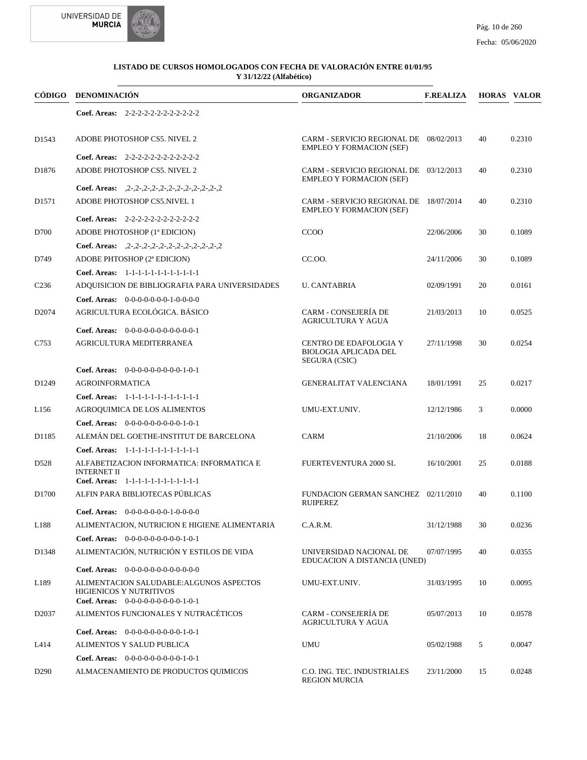**LISTADO DE CURSOS HOMOLOGADOS CON FECHA DE VALORACIÓN ENTRE 01/01/95 Y 31/12/22 (Alfabético)**

| CÓDIGO | DENOMINACIÓN | ORGANIZADOR | F.REALIZA | HORAS | VALOR |
|---|---|---|---|---|---|
| | **Coef. Areas:** 2-2-2-2-2-2-2-2-2-2-2-2 | | | | |
| D1543 | ADOBE PHOTOSHOP CS5. NIVEL 2 | CARM - SERVICIO REGIONAL DE EMPLEO Y FORMACION (SEF) | 08/02/2013 | 40 | 0.2310 |
| | **Coef. Areas:** 2-2-2-2-2-2-2-2-2-2-2-2 | | | | |
| D1876 | ADOBE PHOTOSHOP CS5. NIVEL 2 | CARM - SERVICIO REGIONAL DE EMPLEO Y FORMACION (SEF) | 03/12/2013 | 40 | 0.2310 |
| | **Coef. Areas:** ,2-,2-,2-,2-,2-,2-,2-,2-,2-,2-,2-,2 | | | | |
| D1571 | ADOBE PHOTOSHOP CS5.NIVEL 1 | CARM - SERVICIO REGIONAL DE EMPLEO Y FORMACION (SEF) | 18/07/2014 | 40 | 0.2310 |
| | **Coef. Areas:** 2-2-2-2-2-2-2-2-2-2-2-2 | | | | |
| D700 | ADOBE PHOTOSHOP (1ª EDICION) | CCOO | 22/06/2006 | 30 | 0.1089 |
| | **Coef. Areas:** ,2-,2-,2-,2-,2-,2-,2-,2-,2-,2-,2-,2 | | | | |
| D749 | ADOBE PHTOSHOP (2ª EDICION) | CC.OO. | 24/11/2006 | 30 | 0.1089 |
| | **Coef. Areas:** 1-1-1-1-1-1-1-1-1-1-1-1 | | | | |
| C236 | ADQUISICION DE BIBLIOGRAFIA PARA UNIVERSIDADES | U. CANTABRIA | 02/09/1991 | 20 | 0.0161 |
| | **Coef. Areas:** 0-0-0-0-0-0-0-1-0-0-0-0 | | | | |
| D2074 | AGRICULTURA ECOLÓGICA. BÁSICO | CARM - CONSEJERÍA DE AGRICULTURA Y AGUA | 21/03/2013 | 10 | 0.0525 |
| | **Coef. Areas:** 0-0-0-0-0-0-0-0-0-0-0-1 | | | | |
| C753 | AGRICULTURA MEDITERRANEA | CENTRO DE EDAFOLOGIA Y BIOLOGIA APLICADA DEL SEGURA (CSIC) | 27/11/1998 | 30 | 0.0254 |
| | **Coef. Areas:** 0-0-0-0-0-0-0-0-0-1-0-1 | | | | |
| D1249 | AGROINFORMATICA | GENERALITAT VALENCIANA | 18/01/1991 | 25 | 0.0217 |
| | **Coef. Areas:** 1-1-1-1-1-1-1-1-1-1-1-1 | | | | |
| L156 | AGROQUIMICA DE LOS ALIMENTOS | UMU-EXT.UNIV. | 12/12/1986 | 3 | 0.0000 |
| | **Coef. Areas:** 0-0-0-0-0-0-0-0-0-1-0-1 | | | | |
| D1185 | ALEMÁN DEL GOETHE-INSTITUT DE BARCELONA | CARM | 21/10/2006 | 18 | 0.0624 |
| | **Coef. Areas:** 1-1-1-1-1-1-1-1-1-1-1-1 | | | | |
| D528 | ALFABETIZACION INFORMATICA: INFORMATICA E INTERNET II | FUERTEVENTURA 2000 SL | 16/10/2001 | 25 | 0.0188 |
| | **Coef. Areas:** 1-1-1-1-1-1-1-1-1-1-1-1 | | | | |
| D1700 | ALFIN PARA BIBLIOTECAS PÚBLICAS | FUNDACION GERMAN SANCHEZ RUIPEREZ | 02/11/2010 | 40 | 0.1100 |
| | **Coef. Areas:** 0-0-0-0-0-0-0-1-0-0-0-0 | | | | |
| L188 | ALIMENTACION, NUTRICION E HIGIENE ALIMENTARIA | C.A.R.M. | 31/12/1988 | 30 | 0.0236 |
| | **Coef. Areas:** 0-0-0-0-0-0-0-0-0-1-0-1 | | | | |
| D1348 | ALIMENTACIÓN, NUTRICIÓN Y ESTILOS DE VIDA | UNIVERSIDAD NACIONAL DE EDUCACION A DISTANCIA (UNED) | 07/07/1995 | 40 | 0.0355 |
| | **Coef. Areas:** 0-0-0-0-0-0-0-0-0-0-0-0 | | | | |
| L189 | ALIMENTACION SALUDABLE:ALGUNOS ASPECTOS HIGIENICOS Y NUTRITIVOS | UMU-EXT.UNIV. | 31/03/1995 | 10 | 0.0095 |
| | **Coef. Areas:** 0-0-0-0-0-0-0-0-0-1-0-1 | | | | |
| D2037 | ALIMENTOS FUNCIONALES Y NUTRACÉTICOS | CARM - CONSEJERÍA DE AGRICULTURA Y AGUA | 05/07/2013 | 10 | 0.0578 |
| | **Coef. Areas:** 0-0-0-0-0-0-0-0-0-1-0-1 | | | | |
| L414 | ALIMENTOS Y SALUD PUBLICA | UMU | 05/02/1988 | 5 | 0.0047 |
| | **Coef. Areas:** 0-0-0-0-0-0-0-0-0-1-0-1 | | | | |
| D290 | ALMACENAMIENTO DE PRODUCTOS QUIMICOS | C.O. ING. TEC. INDUSTRIALES REGION MURCIA | 23/11/2000 | 15 | 0.0248 |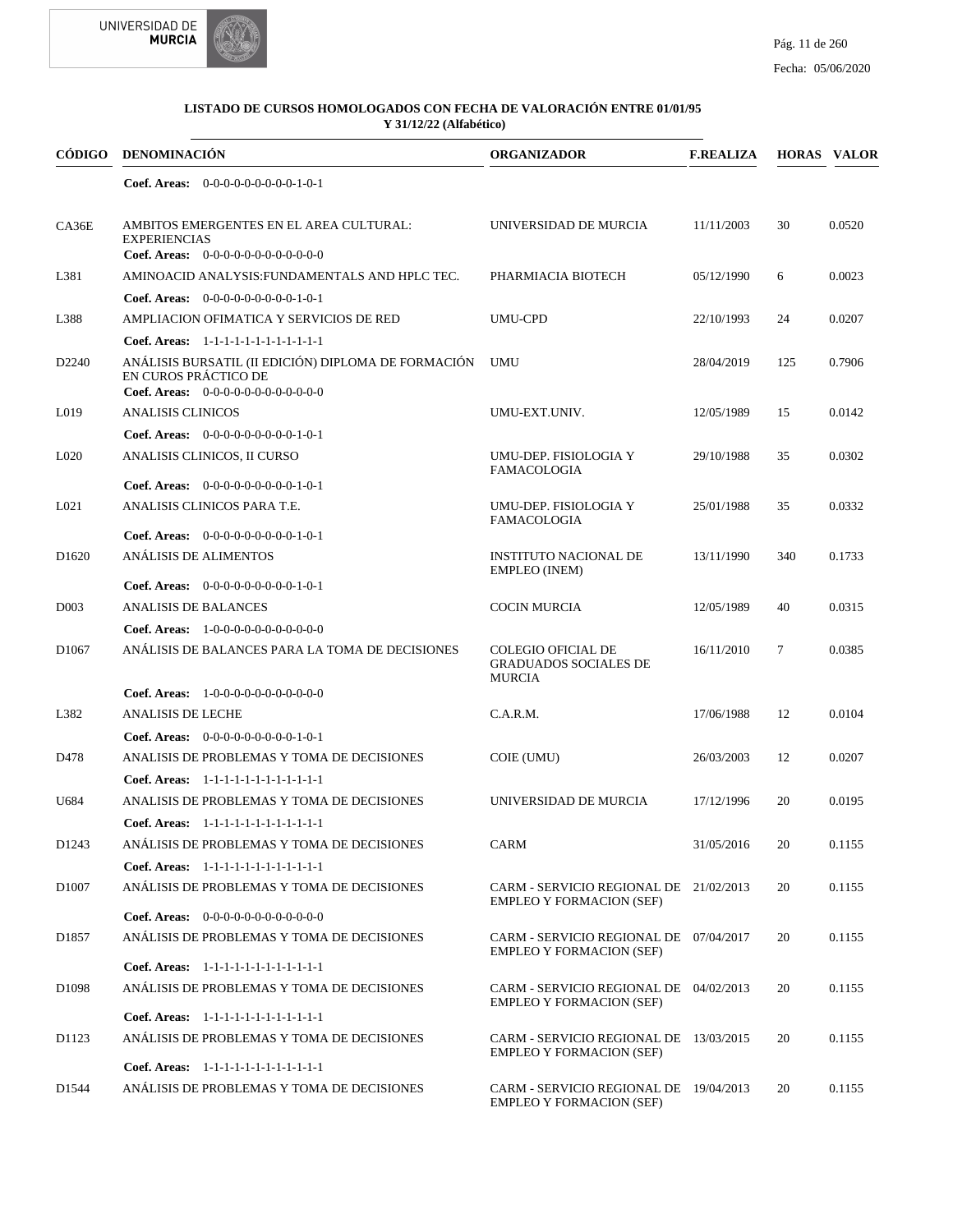**LISTADO DE CURSOS HOMOLOGADOS CON FECHA DE VALORACIÓN ENTRE 01/01/95 Y 31/12/22 (Alfabético)**

| CÓDIGO | DENOMINACIÓN | ORGANIZADOR | F.REALIZA | HORAS | VALOR |
|---|---|---|---|---|---|
| | **Coef. Areas:** 0-0-0-0-0-0-0-0-0-1-0-1 | | | | |
| CA36E | AMBITOS EMERGENTES EN EL AREA CULTURAL: EXPERIENCIAS | UNIVERSIDAD DE MURCIA | 11/11/2003 | 30 | 0.0520 |
| | **Coef. Areas:** 0-0-0-0-0-0-0-0-0-0-0-0 | | | | |
| L381 | AMINOACID ANALYSIS:FUNDAMENTALS AND HPLC TEC. | PHARMIACIA BIOTECH | 05/12/1990 | 6 | 0.0023 |
| | **Coef. Areas:** 0-0-0-0-0-0-0-0-0-1-0-1 | | | | |
| L388 | AMPLIACION OFIMATICA Y SERVICIOS DE RED | UMU-CPD | 22/10/1993 | 24 | 0.0207 |
| | **Coef. Areas:** 1-1-1-1-1-1-1-1-1-1-1-1 | | | | |
| D2240 | ANÁLISIS BURSATIL (II EDICIÓN) DIPLOMA DE FORMACIÓN EN CUROS PRÁCTICO DE | UMU | 28/04/2019 | 125 | 0.7906 |
| | **Coef. Areas:** 0-0-0-0-0-0-0-0-0-0-0-0 | | | | |
| L019 | ANALISIS CLINICOS | UMU-EXT.UNIV. | 12/05/1989 | 15 | 0.0142 |
| | **Coef. Areas:** 0-0-0-0-0-0-0-0-0-1-0-1 | | | | |
| L020 | ANALISIS CLINICOS, II CURSO | UMU-DEP. FISIOLOGIA Y FAMACOLOGIA | 29/10/1988 | 35 | 0.0302 |
| | **Coef. Areas:** 0-0-0-0-0-0-0-0-0-1-0-1 | | | | |
| L021 | ANALISIS CLINICOS PARA T.E. | UMU-DEP. FISIOLOGIA Y FAMACOLOGIA | 25/01/1988 | 35 | 0.0332 |
| | **Coef. Areas:** 0-0-0-0-0-0-0-0-0-1-0-1 | | | | |
| D1620 | ANÁLISIS DE ALIMENTOS | INSTITUTO NACIONAL DE EMPLEO (INEM) | 13/11/1990 | 340 | 0.1733 |
| | **Coef. Areas:** 0-0-0-0-0-0-0-0-0-1-0-1 | | | | |
| D003 | ANALISIS DE BALANCES | COCIN MURCIA | 12/05/1989 | 40 | 0.0315 |
| | **Coef. Areas:** 1-0-0-0-0-0-0-0-0-0-0-0 | | | | |
| D1067 | ANÁLISIS DE BALANCES PARA LA TOMA DE DECISIONES | COLEGIO OFICIAL DE GRADUADOS SOCIALES DE MURCIA | 16/11/2010 | 7 | 0.0385 |
| | **Coef. Areas:** 1-0-0-0-0-0-0-0-0-0-0-0 | | | | |
| L382 | ANALISIS DE LECHE | C.A.R.M. | 17/06/1988 | 12 | 0.0104 |
| | **Coef. Areas:** 0-0-0-0-0-0-0-0-0-1-0-1 | | | | |
| D478 | ANALISIS DE PROBLEMAS Y TOMA DE DECISIONES | COIE (UMU) | 26/03/2003 | 12 | 0.0207 |
| | **Coef. Areas:** 1-1-1-1-1-1-1-1-1-1-1-1 | | | | |
| U684 | ANALISIS DE PROBLEMAS Y TOMA DE DECISIONES | UNIVERSIDAD DE MURCIA | 17/12/1996 | 20 | 0.0195 |
| | **Coef. Areas:** 1-1-1-1-1-1-1-1-1-1-1-1 | | | | |
| D1243 | ANÁLISIS DE PROBLEMAS Y TOMA DE DECISIONES | CARM | 31/05/2016 | 20 | 0.1155 |
| | **Coef. Areas:** 1-1-1-1-1-1-1-1-1-1-1-1 | | | | |
| D1007 | ANÁLISIS DE PROBLEMAS Y TOMA DE DECISIONES | CARM - SERVICIO REGIONAL DE EMPLEO Y FORMACION (SEF) | 21/02/2013 | 20 | 0.1155 |
| | **Coef. Areas:** 0-0-0-0-0-0-0-0-0-0-0-0 | | | | |
| D1857 | ANÁLISIS DE PROBLEMAS Y TOMA DE DECISIONES | CARM - SERVICIO REGIONAL DE EMPLEO Y FORMACION (SEF) | 07/04/2017 | 20 | 0.1155 |
| | **Coef. Areas:** 1-1-1-1-1-1-1-1-1-1-1-1 | | | | |
| D1098 | ANÁLISIS DE PROBLEMAS Y TOMA DE DECISIONES | CARM - SERVICIO REGIONAL DE EMPLEO Y FORMACION (SEF) | 04/02/2013 | 20 | 0.1155 |
| | **Coef. Areas:** 1-1-1-1-1-1-1-1-1-1-1-1 | | | | |
| D1123 | ANÁLISIS DE PROBLEMAS Y TOMA DE DECISIONES | CARM - SERVICIO REGIONAL DE EMPLEO Y FORMACION (SEF) | 13/03/2015 | 20 | 0.1155 |
| | **Coef. Areas:** 1-1-1-1-1-1-1-1-1-1-1-1 | | | | |
| D1544 | ANÁLISIS DE PROBLEMAS Y TOMA DE DECISIONES | CARM - SERVICIO REGIONAL DE EMPLEO Y FORMACION (SEF) | 19/04/2013 | 20 | 0.1155 |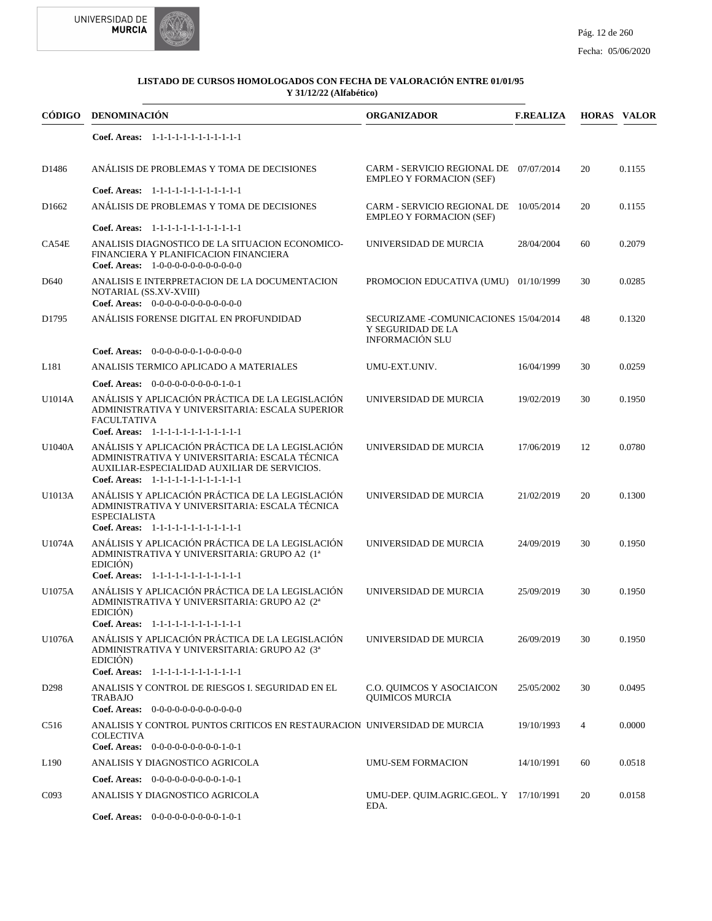**LISTADO DE CURSOS HOMOLOGADOS CON FECHA DE VALORACIÓN ENTRE 01/01/95 Y 31/12/22 (Alfabético)**

| CÓDIGO | DENOMINACIÓN | ORGANIZADOR | F.REALIZA | HORAS | VALOR |
|---|---|---|---|---|---|
| | **Coef. Areas:** 1-1-1-1-1-1-1-1-1-1-1-1 | | | | |
| D1486 | ANÁLISIS DE PROBLEMAS Y TOMA DE DECISIONES<br>**Coef. Areas:** 1-1-1-1-1-1-1-1-1-1-1-1 | CARM - SERVICIO REGIONAL DE EMPLEO Y FORMACION (SEF) | 07/07/2014 | 20 | 0.1155 |
| D1662 | ANÁLISIS DE PROBLEMAS Y TOMA DE DECISIONES<br>**Coef. Areas:** 1-1-1-1-1-1-1-1-1-1-1-1 | CARM - SERVICIO REGIONAL DE EMPLEO Y FORMACION (SEF) | 10/05/2014 | 20 | 0.1155 |
| CA54E | ANALISIS DIAGNOSTICO DE LA SITUACION ECONOMICO-FINANCIERA Y PLANIFICACION FINANCIERA<br>**Coef. Areas:** 1-0-0-0-0-0-0-0-0-0-0-0 | UNIVERSIDAD DE MURCIA | 28/04/2004 | 60 | 0.2079 |
| D640 | ANALISIS E INTERPRETACION DE LA DOCUMENTACION NOTARIAL (SS.XV-XVIII)<br>**Coef. Areas:** 0-0-0-0-0-0-0-0-0-0-0-0 | PROMOCION EDUCATIVA (UMU) | 01/10/1999 | 30 | 0.0285 |
| D1795 | ANÁLISIS FORENSE DIGITAL EN PROFUNDIDAD<br>**Coef. Areas:** 0-0-0-0-0-1-0-0-0-0-0 | SECURIZAME -COMUNICACIONES Y SEGURIDAD DE LA INFORMACIÓN SLU | 15/04/2014 | 48 | 0.1320 |
| L181 | ANALISIS TERMICO APLICADO A MATERIALES<br>**Coef. Areas:** 0-0-0-0-0-0-0-0-0-1-0-1 | UMU-EXT.UNIV. | 16/04/1999 | 30 | 0.0259 |
| U1014A | ANÁLISIS Y APLICACIÓN PRÁCTICA DE LA LEGISLACIÓN ADMINISTRATIVA Y UNIVERSITARIA: ESCALA SUPERIOR FACULTATIVA<br>**Coef. Areas:** 1-1-1-1-1-1-1-1-1-1-1-1 | UNIVERSIDAD DE MURCIA | 19/02/2019 | 30 | 0.1950 |
| U1040A | ANÁLISIS Y APLICACIÓN PRÁCTICA DE LA LEGISLACIÓN ADMINISTRATIVA Y UNIVERSITARIA: ESCALA TÉCNICA AUXILIAR-ESPECIALIDAD AUXILIAR DE SERVICIOS.<br>**Coef. Areas:** 1-1-1-1-1-1-1-1-1-1-1-1 | UNIVERSIDAD DE MURCIA | 17/06/2019 | 12 | 0.0780 |
| U1013A | ANÁLISIS Y APLICACIÓN PRÁCTICA DE LA LEGISLACIÓN ADMINISTRATIVA Y UNIVERSITARIA: ESCALA TÉCNICA ESPECIALISTA<br>**Coef. Areas:** 1-1-1-1-1-1-1-1-1-1-1-1 | UNIVERSIDAD DE MURCIA | 21/02/2019 | 20 | 0.1300 |
| U1074A | ANÁLISIS Y APLICACIÓN PRÁCTICA DE LA LEGISLACIÓN ADMINISTRATIVA Y UNIVERSITARIA: GRUPO A2 (1ª EDICIÓN)<br>**Coef. Areas:** 1-1-1-1-1-1-1-1-1-1-1-1 | UNIVERSIDAD DE MURCIA | 24/09/2019 | 30 | 0.1950 |
| U1075A | ANÁLISIS Y APLICACIÓN PRÁCTICA DE LA LEGISLACIÓN ADMINISTRATIVA Y UNIVERSITARIA: GRUPO A2 (2ª EDICIÓN)<br>**Coef. Areas:** 1-1-1-1-1-1-1-1-1-1-1-1 | UNIVERSIDAD DE MURCIA | 25/09/2019 | 30 | 0.1950 |
| U1076A | ANÁLISIS Y APLICACIÓN PRÁCTICA DE LA LEGISLACIÓN ADMINISTRATIVA Y UNIVERSITARIA: GRUPO A2 (3ª EDICIÓN)<br>**Coef. Areas:** 1-1-1-1-1-1-1-1-1-1-1-1 | UNIVERSIDAD DE MURCIA | 26/09/2019 | 30 | 0.1950 |
| D298 | ANALISIS Y CONTROL DE RIESGOS I. SEGURIDAD EN EL TRABAJO<br>**Coef. Areas:** 0-0-0-0-0-0-0-0-0-0-0-0 | C.O. QUIMCOS Y ASOCIAICON QUIMICOS MURCIA | 25/05/2002 | 30 | 0.0495 |
| C516 | ANALISIS Y CONTROL PUNTOS CRITICOS EN RESTAURACION COLECTIVA<br>**Coef. Areas:** 0-0-0-0-0-0-0-0-0-1-0-1 | UNIVERSIDAD DE MURCIA | 19/10/1993 | 4 | 0.0000 |
| L190 | ANALISIS Y DIAGNOSTICO AGRICOLA<br>**Coef. Areas:** 0-0-0-0-0-0-0-0-0-1-0-1 | UMU-SEM FORMACION | 14/10/1991 | 60 | 0.0518 |
| C093 | ANALISIS Y DIAGNOSTICO AGRICOLA<br>**Coef. Areas:** 0-0-0-0-0-0-0-0-0-1-0-1 | UMU-DEP. QUIM.AGRIC.GEOL. Y EDA. | 17/10/1991 | 20 | 0.0158 |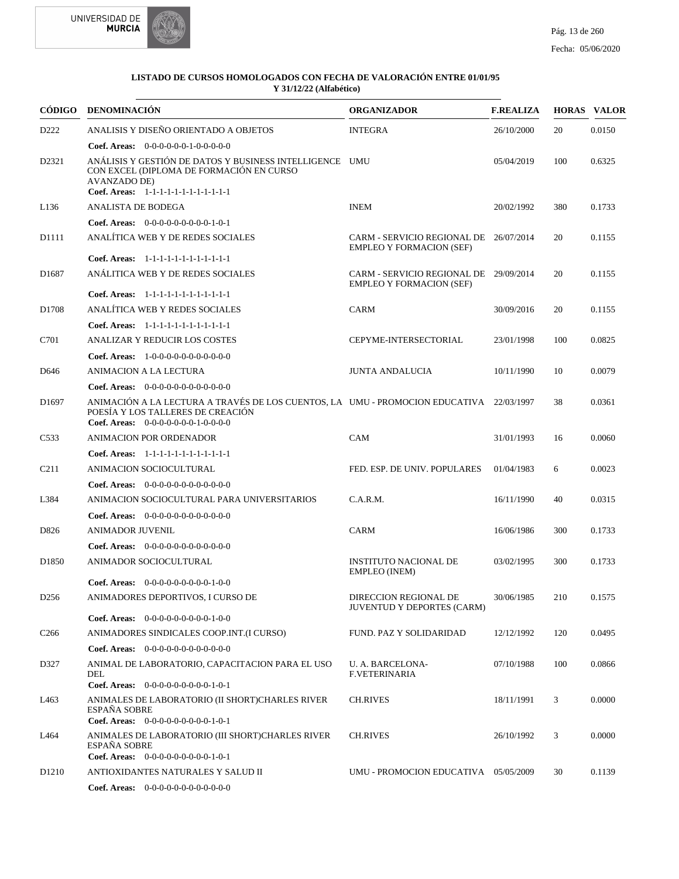**LISTADO DE CURSOS HOMOLOGADOS CON FECHA DE VALORACIÓN ENTRE 01/01/95 Y 31/12/22 (Alfabético)**

| CÓDIGO | DENOMINACIÓN | ORGANIZADOR | F.REALIZA | HORAS | VALOR |
|---|---|---|---|---|---|
| D222 | ANALISIS Y DISEÑO ORIENTADO A OBJETOS<br>**Coef. Areas:** 0-0-0-0-0-0-1-0-0-0-0-0 | INTEGRA | 26/10/2000 | 20 | 0.0150 |
| D2321 | ANÁLISIS Y GESTIÓN DE DATOS Y BUSINESS INTELLIGENCE CON EXCEL (DIPLOMA DE FORMACIÓN EN CURSO AVANZADO DE)<br>**Coef. Areas:** 1-1-1-1-1-1-1-1-1-1-1-1 | UMU | 05/04/2019 | 100 | 0.6325 |
| L136 | ANALISTA DE BODEGA<br>**Coef. Areas:** 0-0-0-0-0-0-0-0-0-1-0-1 | INEM | 20/02/1992 | 380 | 0.1733 |
| D1111 | ANALÍTICA WEB Y DE REDES SOCIALES<br>**Coef. Areas:** 1-1-1-1-1-1-1-1-1-1-1-1 | CARM - SERVICIO REGIONAL DE EMPLEO Y FORMACION (SEF) | 26/07/2014 | 20 | 0.1155 |
| D1687 | ANÁLITICA WEB Y DE REDES SOCIALES<br>**Coef. Areas:** 1-1-1-1-1-1-1-1-1-1-1-1 | CARM - SERVICIO REGIONAL DE EMPLEO Y FORMACION (SEF) | 29/09/2014 | 20 | 0.1155 |
| D1708 | ANALÍTICA WEB Y REDES SOCIALES<br>**Coef. Areas:** 1-1-1-1-1-1-1-1-1-1-1-1 | CARM | 30/09/2016 | 20 | 0.1155 |
| C701 | ANALIZAR Y REDUCIR LOS COSTES<br>**Coef. Areas:** 1-0-0-0-0-0-0-0-0-0-0-0 | CEPYME-INTERSECTORIAL | 23/01/1998 | 100 | 0.0825 |
| D646 | ANIMACION A LA LECTURA<br>**Coef. Areas:** 0-0-0-0-0-0-0-0-0-0-0-0 | JUNTA ANDALUCIA | 10/11/1990 | 10 | 0.0079 |
| D1697 | ANIMACIÓN A LA LECTURA A TRAVÉS DE LOS CUENTOS, LA POESÍA Y LOS TALLERES DE CREACIÓN<br>**Coef. Areas:** 0-0-0-0-0-0-0-1-0-0-0-0 | UMU - PROMOCION EDUCATIVA | 22/03/1997 | 38 | 0.0361 |
| C533 | ANIMACION POR ORDENADOR<br>**Coef. Areas:** 1-1-1-1-1-1-1-1-1-1-1-1 | CAM | 31/01/1993 | 16 | 0.0060 |
| C211 | ANIMACION SOCIOCULTURAL<br>**Coef. Areas:** 0-0-0-0-0-0-0-0-0-0-0-0 | FED. ESP. DE UNIV. POPULARES | 01/04/1983 | 6 | 0.0023 |
| L384 | ANIMACION SOCIOCULTURAL PARA UNIVERSITARIOS<br>**Coef. Areas:** 0-0-0-0-0-0-0-0-0-0-0-0 | C.A.R.M. | 16/11/1990 | 40 | 0.0315 |
| D826 | ANIMADOR JUVENIL<br>**Coef. Areas:** 0-0-0-0-0-0-0-0-0-0-0-0 | CARM | 16/06/1986 | 300 | 0.1733 |
| D1850 | ANIMADOR SOCIOCULTURAL<br>**Coef. Areas:** 0-0-0-0-0-0-0-0-0-1-0-0 | INSTITUTO NACIONAL DE EMPLEO (INEM) | 03/02/1995 | 300 | 0.1733 |
| D256 | ANIMADORES DEPORTIVOS, I CURSO DE<br>**Coef. Areas:** 0-0-0-0-0-0-0-0-0-1-0-0 | DIRECCION REGIONAL DE JUVENTUD Y DEPORTES (CARM) | 30/06/1985 | 210 | 0.1575 |
| C266 | ANIMADORES SINDICALES COOP.INT.(I CURSO)<br>**Coef. Areas:** 0-0-0-0-0-0-0-0-0-0-0-0 | FUND. PAZ Y SOLIDARIDAD | 12/12/1992 | 120 | 0.0495 |
| D327 | ANIMAL DE LABORATORIO, CAPACITACION PARA EL USO DEL<br>**Coef. Areas:** 0-0-0-0-0-0-0-0-0-1-0-1 | U. A. BARCELONA-F.VETERINARIA | 07/10/1988 | 100 | 0.0866 |
| L463 | ANIMALES DE LABORATORIO (II SHORT)CHARLES RIVER ESPAÑA SOBRE<br>**Coef. Areas:** 0-0-0-0-0-0-0-0-0-1-0-1 | CH.RIVES | 18/11/1991 | 3 | 0.0000 |
| L464 | ANIMALES DE LABORATORIO (III SHORT)CHARLES RIVER ESPAÑA SOBRE<br>**Coef. Areas:** 0-0-0-0-0-0-0-0-0-1-0-1 | CH.RIVES | 26/10/1992 | 3 | 0.0000 |
| D1210 | ANTIOXIDANTES NATURALES Y SALUD II<br>**Coef. Areas:** 0-0-0-0-0-0-0-0-0-0-0-0 | UMU - PROMOCION EDUCATIVA | 05/05/2009 | 30 | 0.1139 |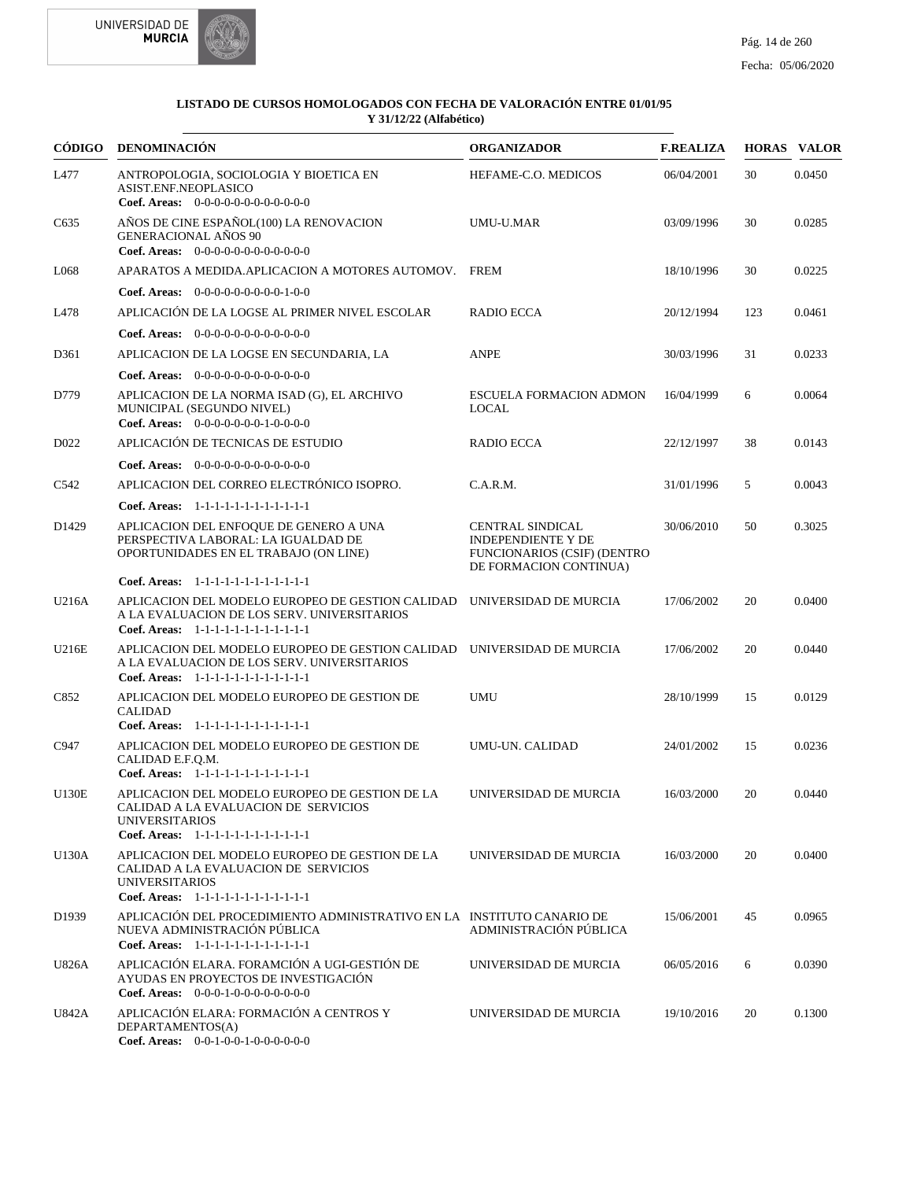**LISTADO DE CURSOS HOMOLOGADOS CON FECHA DE VALORACIÓN ENTRE 01/01/95 Y 31/12/22 (Alfabético)**

| CÓDIGO | DENOMINACIÓN | ORGANIZADOR | F.REALIZA | HORAS | VALOR |
|---|---|---|---|---|---|
| L477 | ANTROPOLOGIA, SOCIOLOGIA Y BIOETICA EN ASIST.ENF.NEOPLASICO<br>**Coef. Areas:** 0-0-0-0-0-0-0-0-0-0-0-0 | HEFAME-C.O. MEDICOS | 06/04/2001 | 30 | 0.0450 |
| C635 | AÑOS DE CINE ESPAÑOL(100) LA RENOVACION GENERACIONAL AÑOS 90<br>**Coef. Areas:** 0-0-0-0-0-0-0-0-0-0-0-0 | UMU-U.MAR | 03/09/1996 | 30 | 0.0285 |
| L068 | APARATOS A MEDIDA.APLICACION A MOTORES AUTOMOV.<br>**Coef. Areas:** 0-0-0-0-0-0-0-0-0-1-0-0 | FREM | 18/10/1996 | 30 | 0.0225 |
| L478 | APLICACIÓN DE LA LOGSE AL PRIMER NIVEL ESCOLAR<br>**Coef. Areas:** 0-0-0-0-0-0-0-0-0-0-0-0 | RADIO ECCA | 20/12/1994 | 123 | 0.0461 |
| D361 | APLICACION DE LA LOGSE EN SECUNDARIA, LA<br>**Coef. Areas:** 0-0-0-0-0-0-0-0-0-0-0-0 | ANPE | 30/03/1996 | 31 | 0.0233 |
| D779 | APLICACION DE LA NORMA ISAD (G), EL ARCHIVO MUNICIPAL (SEGUNDO NIVEL)<br>**Coef. Areas:** 0-0-0-0-0-0-0-1-0-0-0-0 | ESCUELA FORMACION ADMON LOCAL | 16/04/1999 | 6 | 0.0064 |
| D022 | APLICACIÓN DE TECNICAS DE ESTUDIO<br>**Coef. Areas:** 0-0-0-0-0-0-0-0-0-0-0-0 | RADIO ECCA | 22/12/1997 | 38 | 0.0143 |
| C542 | APLICACION DEL CORREO ELECTRÓNICO ISOPRO.<br>**Coef. Areas:** 1-1-1-1-1-1-1-1-1-1-1-1 | C.A.R.M. | 31/01/1996 | 5 | 0.0043 |
| D1429 | APLICACION DEL ENFOQUE DE GENERO A UNA PERSPECTIVA LABORAL: LA IGUALDAD DE OPORTUNIDADES EN EL TRABAJO (ON LINE)<br>**Coef. Areas:** 1-1-1-1-1-1-1-1-1-1-1-1 | CENTRAL SINDICAL INDEPENDIENTE Y DE FUNCIONARIOS (CSIF) (DENTRO DE FORMACION CONTINUA) | 30/06/2010 | 50 | 0.3025 |
| U216A | APLICACION DEL MODELO EUROPEO DE GESTION CALIDAD A LA EVALUACION DE LOS SERV. UNIVERSITARIOS<br>**Coef. Areas:** 1-1-1-1-1-1-1-1-1-1-1-1 | UNIVERSIDAD DE MURCIA | 17/06/2002 | 20 | 0.0400 |
| U216E | APLICACION DEL MODELO EUROPEO DE GESTION CALIDAD A LA EVALUACION DE LOS SERV. UNIVERSITARIOS<br>**Coef. Areas:** 1-1-1-1-1-1-1-1-1-1-1-1 | UNIVERSIDAD DE MURCIA | 17/06/2002 | 20 | 0.0440 |
| C852 | APLICACION DEL MODELO EUROPEO DE GESTION DE CALIDAD<br>**Coef. Areas:** 1-1-1-1-1-1-1-1-1-1-1-1 | UMU | 28/10/1999 | 15 | 0.0129 |
| C947 | APLICACION DEL MODELO EUROPEO DE GESTION DE CALIDAD E.F.Q.M.<br>**Coef. Areas:** 1-1-1-1-1-1-1-1-1-1-1-1 | UMU-UN. CALIDAD | 24/01/2002 | 15 | 0.0236 |
| U130E | APLICACION DEL MODELO EUROPEO DE GESTION DE LA CALIDAD A LA EVALUACION DE SERVICIOS UNIVERSITARIOS<br>**Coef. Areas:** 1-1-1-1-1-1-1-1-1-1-1-1 | UNIVERSIDAD DE MURCIA | 16/03/2000 | 20 | 0.0440 |
| U130A | APLICACION DEL MODELO EUROPEO DE GESTION DE LA CALIDAD A LA EVALUACION DE SERVICIOS UNIVERSITARIOS<br>**Coef. Areas:** 1-1-1-1-1-1-1-1-1-1-1-1 | UNIVERSIDAD DE MURCIA | 16/03/2000 | 20 | 0.0400 |
| D1939 | APLICACIÓN DEL PROCEDIMIENTO ADMINISTRATIVO EN LA NUEVA ADMINISTRACIÓN PÚBLICA<br>**Coef. Areas:** 1-1-1-1-1-1-1-1-1-1-1-1 | INSTITUTO CANARIO DE ADMINISTRACIÓN PÚBLICA | 15/06/2001 | 45 | 0.0965 |
| U826A | APLICACIÓN ELARA. FORAMCIÓN A UGI-GESTIÓN DE AYUDAS EN PROYECTOS DE INVESTIGACIÓN<br>**Coef. Areas:** 0-0-0-1-0-0-0-0-0-0-0-0 | UNIVERSIDAD DE MURCIA | 06/05/2016 | 6 | 0.0390 |
| U842A | APLICACIÓN ELARA: FORMACIÓN A CENTROS Y DEPARTAMENTOS(A)<br>**Coef. Areas:** 0-0-1-0-0-1-0-0-0-0-0-0 | UNIVERSIDAD DE MURCIA | 19/10/2016 | 20 | 0.1300 |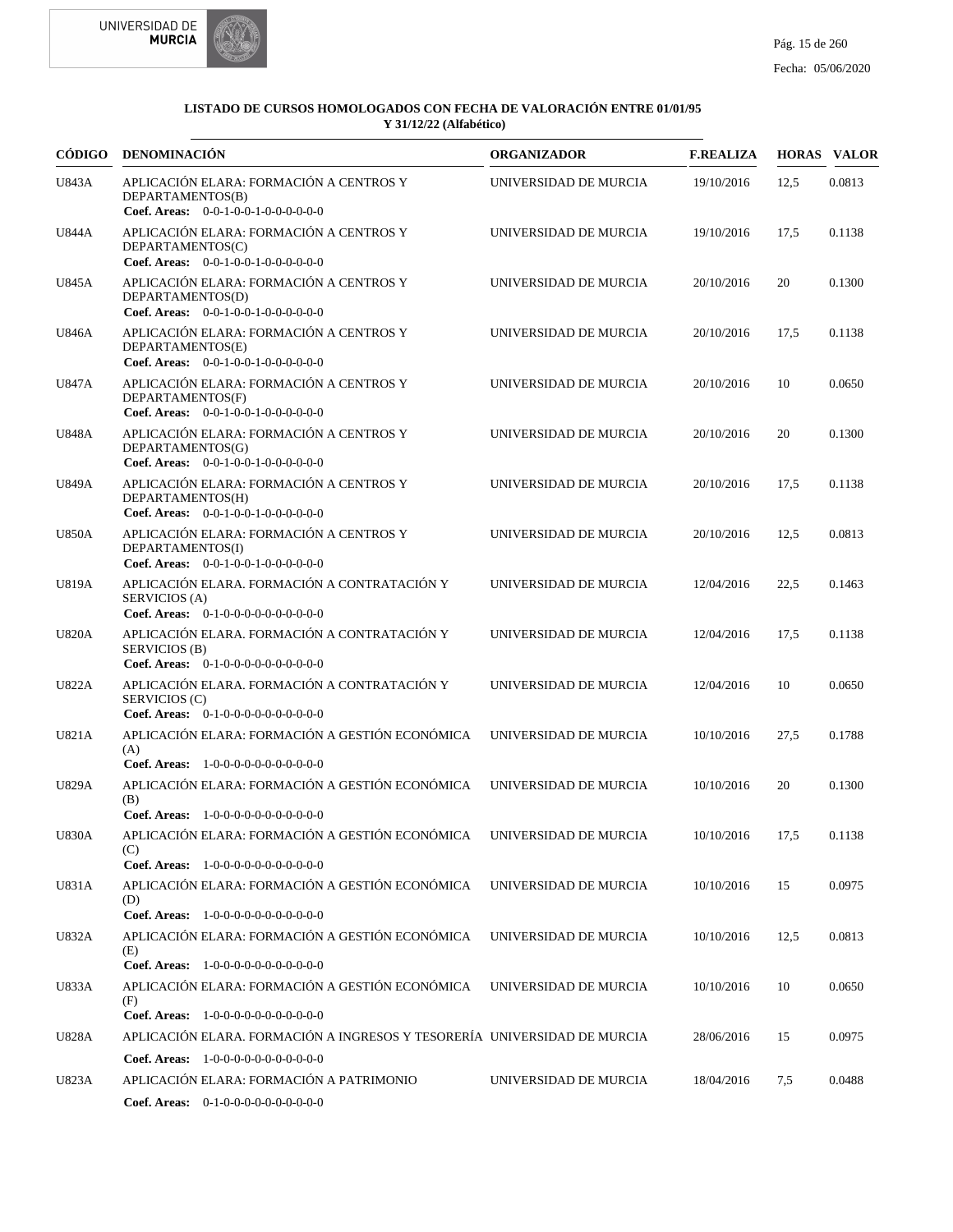**LISTADO DE CURSOS HOMOLOGADOS CON FECHA DE VALORACIÓN ENTRE 01/01/95 Y 31/12/22 (Alfabético)**

| CÓDIGO | DENOMINACIÓN | ORGANIZADOR | F.REALIZA | HORAS | VALOR |
|---|---|---|---|---|---|
| U843A | APLICACIÓN ELARA: FORMACIÓN A CENTROS Y DEPARTAMENTOS(B)<br>**Coef. Areas:** 0-0-1-0-0-1-0-0-0-0-0-0 | UNIVERSIDAD DE MURCIA | 19/10/2016 | 12,5 | 0.0813 |
| U844A | APLICACIÓN ELARA: FORMACIÓN A CENTROS Y DEPARTAMENTOS(C)<br>**Coef. Areas:** 0-0-1-0-0-1-0-0-0-0-0-0 | UNIVERSIDAD DE MURCIA | 19/10/2016 | 17,5 | 0.1138 |
| U845A | APLICACIÓN ELARA: FORMACIÓN A CENTROS Y DEPARTAMENTOS(D)<br>**Coef. Areas:** 0-0-1-0-0-1-0-0-0-0-0-0 | UNIVERSIDAD DE MURCIA | 20/10/2016 | 20 | 0.1300 |
| U846A | APLICACIÓN ELARA: FORMACIÓN A CENTROS Y DEPARTAMENTOS(E)<br>**Coef. Areas:** 0-0-1-0-0-1-0-0-0-0-0-0 | UNIVERSIDAD DE MURCIA | 20/10/2016 | 17,5 | 0.1138 |
| U847A | APLICACIÓN ELARA: FORMACIÓN A CENTROS Y DEPARTAMENTOS(F)<br>**Coef. Areas:** 0-0-1-0-0-1-0-0-0-0-0-0 | UNIVERSIDAD DE MURCIA | 20/10/2016 | 10 | 0.0650 |
| U848A | APLICACIÓN ELARA: FORMACIÓN A CENTROS Y DEPARTAMENTOS(G)<br>**Coef. Areas:** 0-0-1-0-0-1-0-0-0-0-0-0 | UNIVERSIDAD DE MURCIA | 20/10/2016 | 20 | 0.1300 |
| U849A | APLICACIÓN ELARA: FORMACIÓN A CENTROS Y DEPARTAMENTOS(H)<br>**Coef. Areas:** 0-0-1-0-0-1-0-0-0-0-0-0 | UNIVERSIDAD DE MURCIA | 20/10/2016 | 17,5 | 0.1138 |
| U850A | APLICACIÓN ELARA: FORMACIÓN A CENTROS Y DEPARTAMENTOS(I)<br>**Coef. Areas:** 0-0-1-0-0-1-0-0-0-0-0-0 | UNIVERSIDAD DE MURCIA | 20/10/2016 | 12,5 | 0.0813 |
| U819A | APLICACIÓN ELARA. FORMACIÓN A CONTRATACIÓN Y SERVICIOS (A)<br>**Coef. Areas:** 0-1-0-0-0-0-0-0-0-0-0-0 | UNIVERSIDAD DE MURCIA | 12/04/2016 | 22,5 | 0.1463 |
| U820A | APLICACIÓN ELARA. FORMACIÓN A CONTRATACIÓN Y SERVICIOS (B)<br>**Coef. Areas:** 0-1-0-0-0-0-0-0-0-0-0-0 | UNIVERSIDAD DE MURCIA | 12/04/2016 | 17,5 | 0.1138 |
| U822A | APLICACIÓN ELARA. FORMACIÓN A CONTRATACIÓN Y SERVICIOS (C)<br>**Coef. Areas:** 0-1-0-0-0-0-0-0-0-0-0-0 | UNIVERSIDAD DE MURCIA | 12/04/2016 | 10 | 0.0650 |
| U821A | APLICACIÓN ELARA: FORMACIÓN A GESTIÓN ECONÓMICA (A)<br>**Coef. Areas:** 1-0-0-0-0-0-0-0-0-0-0-0 | UNIVERSIDAD DE MURCIA | 10/10/2016 | 27,5 | 0.1788 |
| U829A | APLICACIÓN ELARA: FORMACIÓN A GESTIÓN ECONÓMICA (B)<br>**Coef. Areas:** 1-0-0-0-0-0-0-0-0-0-0-0 | UNIVERSIDAD DE MURCIA | 10/10/2016 | 20 | 0.1300 |
| U830A | APLICACIÓN ELARA: FORMACIÓN A GESTIÓN ECONÓMICA (C)<br>**Coef. Areas:** 1-0-0-0-0-0-0-0-0-0-0-0 | UNIVERSIDAD DE MURCIA | 10/10/2016 | 17,5 | 0.1138 |
| U831A | APLICACIÓN ELARA: FORMACIÓN A GESTIÓN ECONÓMICA (D)<br>**Coef. Areas:** 1-0-0-0-0-0-0-0-0-0-0-0 | UNIVERSIDAD DE MURCIA | 10/10/2016 | 15 | 0.0975 |
| U832A | APLICACIÓN ELARA: FORMACIÓN A GESTIÓN ECONÓMICA (E)<br>**Coef. Areas:** 1-0-0-0-0-0-0-0-0-0-0-0 | UNIVERSIDAD DE MURCIA | 10/10/2016 | 12,5 | 0.0813 |
| U833A | APLICACIÓN ELARA: FORMACIÓN A GESTIÓN ECONÓMICA (F)<br>**Coef. Areas:** 1-0-0-0-0-0-0-0-0-0-0-0 | UNIVERSIDAD DE MURCIA | 10/10/2016 | 10 | 0.0650 |
| U828A | APLICACIÓN ELARA. FORMACIÓN A INGRESOS Y TESORERÍA<br>**Coef. Areas:** 1-0-0-0-0-0-0-0-0-0-0-0 | UNIVERSIDAD DE MURCIA | 28/06/2016 | 15 | 0.0975 |
| U823A | APLICACIÓN ELARA: FORMACIÓN A PATRIMONIO<br>**Coef. Areas:** 0-1-0-0-0-0-0-0-0-0-0-0 | UNIVERSIDAD DE MURCIA | 18/04/2016 | 7,5 | 0.0488 |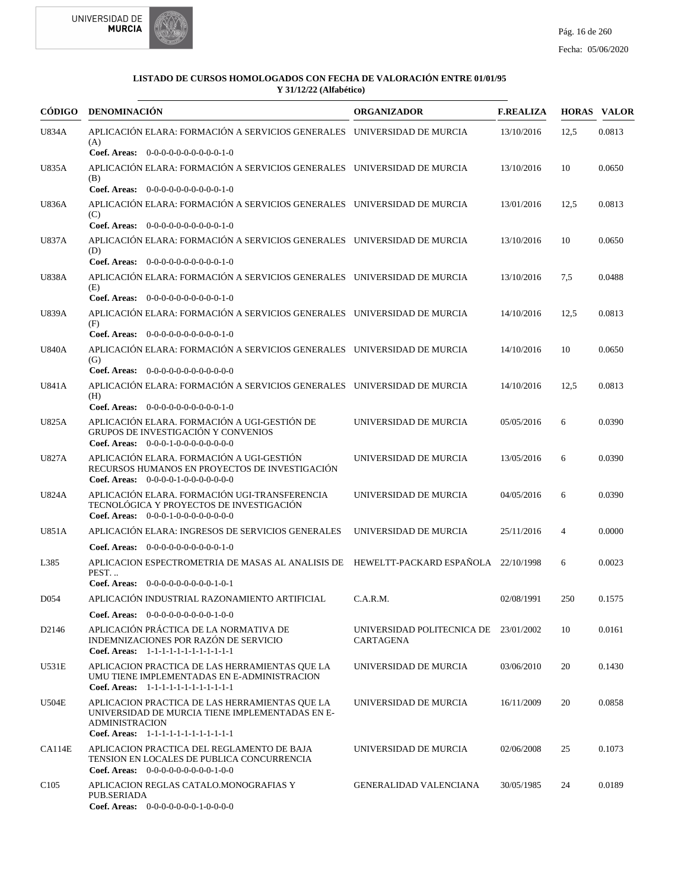**LISTADO DE CURSOS HOMOLOGADOS CON FECHA DE VALORACIÓN ENTRE 01/01/95 Y 31/12/22 (Alfabético)**

| CÓDIGO | DENOMINACIÓN | ORGANIZADOR | F.REALIZA | HORAS | VALOR |
|---|---|---|---|---|---|
| U834A | APLICACIÓN ELARA: FORMACIÓN A SERVICIOS GENERALES (A)<br>**Coef. Areas:** 0-0-0-0-0-0-0-0-0-0-1-0 | UNIVERSIDAD DE MURCIA | 13/10/2016 | 12,5 | 0.0813 |
| U835A | APLICACIÓN ELARA: FORMACIÓN A SERVICIOS GENERALES (B)<br>**Coef. Areas:** 0-0-0-0-0-0-0-0-0-0-1-0 | UNIVERSIDAD DE MURCIA | 13/10/2016 | 10 | 0.0650 |
| U836A | APLICACIÓN ELARA: FORMACIÓN A SERVICIOS GENERALES (C)<br>**Coef. Areas:** 0-0-0-0-0-0-0-0-0-0-1-0 | UNIVERSIDAD DE MURCIA | 13/01/2016 | 12,5 | 0.0813 |
| U837A | APLICACIÓN ELARA: FORMACIÓN A SERVICIOS GENERALES (D)<br>**Coef. Areas:** 0-0-0-0-0-0-0-0-0-0-1-0 | UNIVERSIDAD DE MURCIA | 13/10/2016 | 10 | 0.0650 |
| U838A | APLICACIÓN ELARA: FORMACIÓN A SERVICIOS GENERALES (E)<br>**Coef. Areas:** 0-0-0-0-0-0-0-0-0-0-1-0 | UNIVERSIDAD DE MURCIA | 13/10/2016 | 7,5 | 0.0488 |
| U839A | APLICACIÓN ELARA: FORMACIÓN A SERVICIOS GENERALES (F)<br>**Coef. Areas:** 0-0-0-0-0-0-0-0-0-0-1-0 | UNIVERSIDAD DE MURCIA | 14/10/2016 | 12,5 | 0.0813 |
| U840A | APLICACIÓN ELARA: FORMACIÓN A SERVICIOS GENERALES (G)<br>**Coef. Areas:** 0-0-0-0-0-0-0-0-0-0-0-0 | UNIVERSIDAD DE MURCIA | 14/10/2016 | 10 | 0.0650 |
| U841A | APLICACIÓN ELARA: FORMACIÓN A SERVICIOS GENERALES (H)<br>**Coef. Areas:** 0-0-0-0-0-0-0-0-0-0-1-0 | UNIVERSIDAD DE MURCIA | 14/10/2016 | 12,5 | 0.0813 |
| U825A | APLICACIÓN ELARA. FORMACIÓN A UGI-GESTIÓN DE GRUPOS DE INVESTIGACIÓN Y CONVENIOS<br>**Coef. Areas:** 0-0-0-1-0-0-0-0-0-0-0-0 | UNIVERSIDAD DE MURCIA | 05/05/2016 | 6 | 0.0390 |
| U827A | APLICACIÓN ELARA. FORMACIÓN A UGI-GESTIÓN RECURSOS HUMANOS EN PROYECTOS DE INVESTIGACIÓN<br>**Coef. Areas:** 0-0-0-0-1-0-0-0-0-0-0-0 | UNIVERSIDAD DE MURCIA | 13/05/2016 | 6 | 0.0390 |
| U824A | APLICACIÓN ELARA. FORMACIÓN UGI-TRANSFERENCIA TECNOLÓGICA Y PROYECTOS DE INVESTIGACIÓN<br>**Coef. Areas:** 0-0-0-1-0-0-0-0-0-0-0-0 | UNIVERSIDAD DE MURCIA | 04/05/2016 | 6 | 0.0390 |
| U851A | APLICACIÓN ELARA: INGRESOS DE SERVICIOS GENERALES<br>**Coef. Areas:** 0-0-0-0-0-0-0-0-0-0-1-0 | UNIVERSIDAD DE MURCIA | 25/11/2016 | 4 | 0.0000 |
| L385 | APLICACION ESPECTROMETRIA DE MASAS AL ANALISIS DE PEST. ..<br>**Coef. Areas:** 0-0-0-0-0-0-0-0-0-1-0-1 | HEWELTT-PACKARD ESPAÑOLA | 22/10/1998 | 6 | 0.0023 |
| D054 | APLICACIÓN INDUSTRIAL RAZONAMIENTO ARTIFICIAL<br>**Coef. Areas:** 0-0-0-0-0-0-0-0-0-1-0-0 | C.A.R.M. | 02/08/1991 | 250 | 0.1575 |
| D2146 | APLICACIÓN PRÁCTICA DE LA NORMATIVA DE INDEMNIZACIONES POR RAZÓN DE SERVICIO<br>**Coef. Areas:** 1-1-1-1-1-1-1-1-1-1-1-1 | UNIVERSIDAD POLITECNICA DE CARTAGENA | 23/01/2002 | 10 | 0.0161 |
| U531E | APLICACION PRACTICA DE LAS HERRAMIENTAS QUE LA UMU TIENE IMPLEMENTADAS EN E-ADMINISTRACION<br>**Coef. Areas:** 1-1-1-1-1-1-1-1-1-1-1-1 | UNIVERSIDAD DE MURCIA | 03/06/2010 | 20 | 0.1430 |
| U504E | APLICACION PRACTICA DE LAS HERRAMIENTAS QUE LA UNIVERSIDAD DE MURCIA TIENE IMPLEMENTADAS EN E-ADMINISTRACION<br>**Coef. Areas:** 1-1-1-1-1-1-1-1-1-1-1-1 | UNIVERSIDAD DE MURCIA | 16/11/2009 | 20 | 0.0858 |
| CA114E | APLICACION PRACTICA DEL REGLAMENTO DE BAJA TENSION EN LOCALES DE PUBLICA CONCURRENCIA<br>**Coef. Areas:** 0-0-0-0-0-0-0-0-0-1-0-0 | UNIVERSIDAD DE MURCIA | 02/06/2008 | 25 | 0.1073 |
| C105 | APLICACION REGLAS CATALO.MONOGRAFIAS Y PUB.SERIADA<br>**Coef. Areas:** 0-0-0-0-0-0-0-1-0-0-0-0 | GENERALIDAD VALENCIANA | 30/05/1985 | 24 | 0.0189 |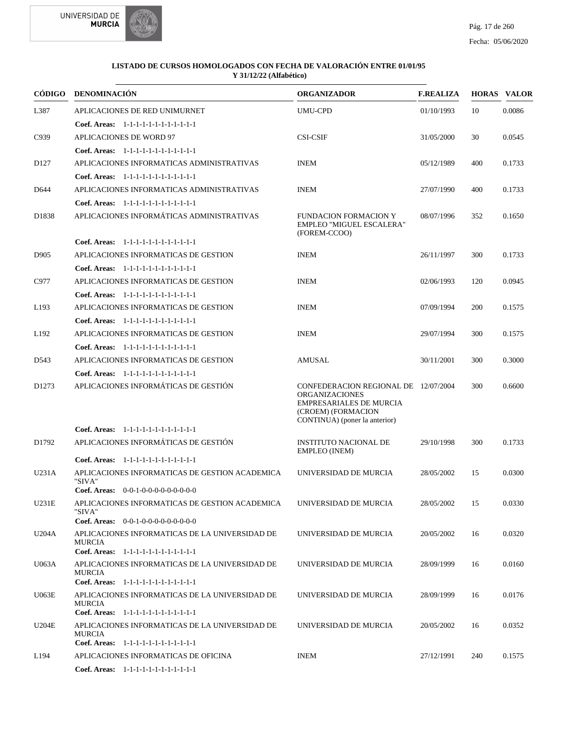**LISTADO DE CURSOS HOMOLOGADOS CON FECHA DE VALORACIÓN ENTRE 01/01/95 Y 31/12/22 (Alfabético)**

| CÓDIGO | DENOMINACIÓN | ORGANIZADOR | F.REALIZA | HORAS | VALOR |
|---|---|---|---|---|---|
| L387 | APLICACIONES DE RED UNIMURNET | UMU-CPD | 01/10/1993 | 10 | 0.0086 |
| | **Coef. Areas:** 1-1-1-1-1-1-1-1-1-1-1-1 | | | | |
| C939 | APLICACIONES DE WORD 97 | CSI-CSIF | 31/05/2000 | 30 | 0.0545 |
| | **Coef. Areas:** 1-1-1-1-1-1-1-1-1-1-1-1 | | | | |
| D127 | APLICACIONES INFORMATICAS ADMINISTRATIVAS | INEM | 05/12/1989 | 400 | 0.1733 |
| | **Coef. Areas:** 1-1-1-1-1-1-1-1-1-1-1-1 | | | | |
| D644 | APLICACIONES INFORMATICAS ADMINISTRATIVAS | INEM | 27/07/1990 | 400 | 0.1733 |
| | **Coef. Areas:** 1-1-1-1-1-1-1-1-1-1-1-1 | | | | |
| D1838 | APLICACIONES INFORMÁTICAS ADMINISTRATIVAS | FUNDACION FORMACION Y EMPLEO "MIGUEL ESCALERA" (FOREM-CCOO) | 08/07/1996 | 352 | 0.1650 |
| | **Coef. Areas:** 1-1-1-1-1-1-1-1-1-1-1-1 | | | | |
| D905 | APLICACIONES INFORMATICAS DE GESTION | INEM | 26/11/1997 | 300 | 0.1733 |
| | **Coef. Areas:** 1-1-1-1-1-1-1-1-1-1-1-1 | | | | |
| C977 | APLICACIONES INFORMATICAS DE GESTION | INEM | 02/06/1993 | 120 | 0.0945 |
| | **Coef. Areas:** 1-1-1-1-1-1-1-1-1-1-1-1 | | | | |
| L193 | APLICACIONES INFORMATICAS DE GESTION | INEM | 07/09/1994 | 200 | 0.1575 |
| | **Coef. Areas:** 1-1-1-1-1-1-1-1-1-1-1-1 | | | | |
| L192 | APLICACIONES INFORMATICAS DE GESTION | INEM | 29/07/1994 | 300 | 0.1575 |
| | **Coef. Areas:** 1-1-1-1-1-1-1-1-1-1-1-1 | | | | |
| D543 | APLICACIONES INFORMATICAS DE GESTION | AMUSAL | 30/11/2001 | 300 | 0.3000 |
| | **Coef. Areas:** 1-1-1-1-1-1-1-1-1-1-1-1 | | | | |
| D1273 | APLICACIONES INFORMÁTICAS DE GESTIÓN | CONFEDERACION REGIONAL DE ORGANIZACIONES EMPRESARIALES DE MURCIA (CROEM) (FORMACION CONTINUA) (poner la anterior) | 12/07/2004 | 300 | 0.6600 |
| | **Coef. Areas:** 1-1-1-1-1-1-1-1-1-1-1-1 | | | | |
| D1792 | APLICACIONES INFORMÁTICAS DE GESTIÓN | INSTITUTO NACIONAL DE EMPLEO (INEM) | 29/10/1998 | 300 | 0.1733 |
| | **Coef. Areas:** 1-1-1-1-1-1-1-1-1-1-1-1 | | | | |
| U231A | APLICACIONES INFORMATICAS DE GESTION ACADEMICA "SIVA" | UNIVERSIDAD DE MURCIA | 28/05/2002 | 15 | 0.0300 |
| | **Coef. Areas:** 0-0-1-0-0-0-0-0-0-0-0-0 | | | | |
| U231E | APLICACIONES INFORMATICAS DE GESTION ACADEMICA "SIVA" | UNIVERSIDAD DE MURCIA | 28/05/2002 | 15 | 0.0330 |
| | **Coef. Areas:** 0-0-1-0-0-0-0-0-0-0-0-0 | | | | |
| U204A | APLICACIONES INFORMATICAS DE LA UNIVERSIDAD DE MURCIA | UNIVERSIDAD DE MURCIA | 20/05/2002 | 16 | 0.0320 |
| | **Coef. Areas:** 1-1-1-1-1-1-1-1-1-1-1-1 | | | | |
| U063A | APLICACIONES INFORMATICAS DE LA UNIVERSIDAD DE MURCIA | UNIVERSIDAD DE MURCIA | 28/09/1999 | 16 | 0.0160 |
| | **Coef. Areas:** 1-1-1-1-1-1-1-1-1-1-1-1 | | | | |
| U063E | APLICACIONES INFORMATICAS DE LA UNIVERSIDAD DE MURCIA | UNIVERSIDAD DE MURCIA | 28/09/1999 | 16 | 0.0176 |
| | **Coef. Areas:** 1-1-1-1-1-1-1-1-1-1-1-1 | | | | |
| U204E | APLICACIONES INFORMATICAS DE LA UNIVERSIDAD DE MURCIA | UNIVERSIDAD DE MURCIA | 20/05/2002 | 16 | 0.0352 |
| | **Coef. Areas:** 1-1-1-1-1-1-1-1-1-1-1-1 | | | | |
| L194 | APLICACIONES INFORMATICAS DE OFICINA | INEM | 27/12/1991 | 240 | 0.1575 |
| | **Coef. Areas:** 1-1-1-1-1-1-1-1-1-1-1-1 | | | | |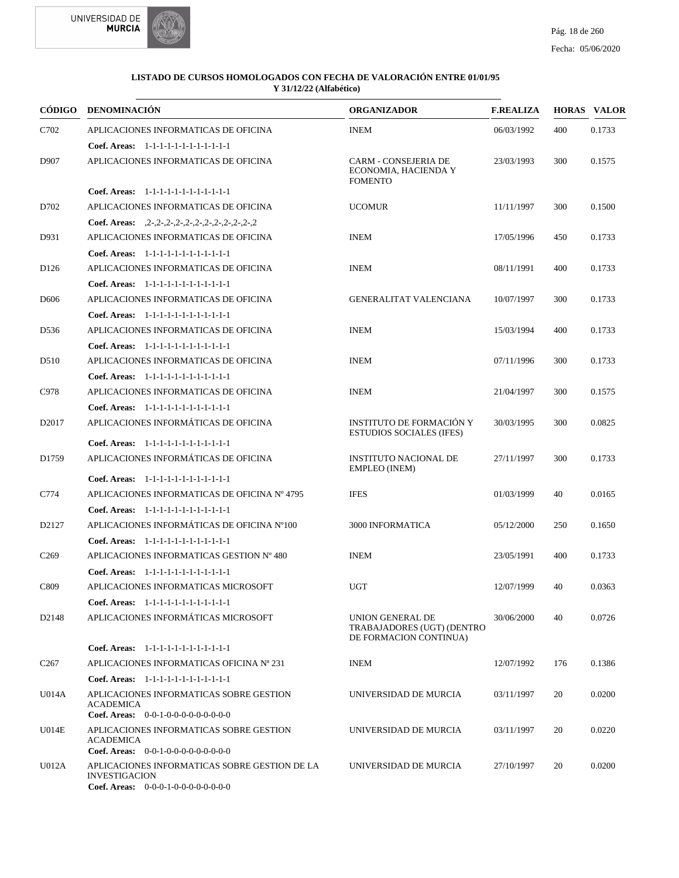**LISTADO DE CURSOS HOMOLOGADOS CON FECHA DE VALORACIÓN ENTRE 01/01/95 Y 31/12/22 (Alfabético)**

| CÓDIGO | DENOMINACIÓN | ORGANIZADOR | F.REALIZA | HORAS | VALOR |
|---|---|---|---|---|---|
| C702 | APLICACIONES INFORMATICAS DE OFICINA | INEM | 06/03/1992 | 400 | 0.1733 |
| | **Coef. Areas:** 1-1-1-1-1-1-1-1-1-1-1-1 | | | | |
| D907 | APLICACIONES INFORMATICAS DE OFICINA | CARM - CONSEJERIA DE ECONOMIA, HACIENDA Y FOMENTO | 23/03/1993 | 300 | 0.1575 |
| | **Coef. Areas:** 1-1-1-1-1-1-1-1-1-1-1-1 | | | | |
| D702 | APLICACIONES INFORMATICAS DE OFICINA | UCOMUR | 11/11/1997 | 300 | 0.1500 |
| | **Coef. Areas:** ,2-,2-,2-,2-,2-,2-,2-,2-,2-,2-,2-,2 | | | | |
| D931 | APLICACIONES INFORMATICAS DE OFICINA | INEM | 17/05/1996 | 450 | 0.1733 |
| | **Coef. Areas:** 1-1-1-1-1-1-1-1-1-1-1-1 | | | | |
| D126 | APLICACIONES INFORMATICAS DE OFICINA | INEM | 08/11/1991 | 400 | 0.1733 |
| | **Coef. Areas:** 1-1-1-1-1-1-1-1-1-1-1-1 | | | | |
| D606 | APLICACIONES INFORMATICAS DE OFICINA | GENERALITAT VALENCIANA | 10/07/1997 | 300 | 0.1733 |
| | **Coef. Areas:** 1-1-1-1-1-1-1-1-1-1-1-1 | | | | |
| D536 | APLICACIONES INFORMATICAS DE OFICINA | INEM | 15/03/1994 | 400 | 0.1733 |
| | **Coef. Areas:** 1-1-1-1-1-1-1-1-1-1-1-1 | | | | |
| D510 | APLICACIONES INFORMATICAS DE OFICINA | INEM | 07/11/1996 | 300 | 0.1733 |
| | **Coef. Areas:** 1-1-1-1-1-1-1-1-1-1-1-1 | | | | |
| C978 | APLICACIONES INFORMATICAS DE OFICINA | INEM | 21/04/1997 | 300 | 0.1575 |
| | **Coef. Areas:** 1-1-1-1-1-1-1-1-1-1-1-1 | | | | |
| D2017 | APLICACIONES INFORMÁTICAS DE OFICINA | INSTITUTO DE FORMACIÓN Y ESTUDIOS SOCIALES (IFES) | 30/03/1995 | 300 | 0.0825 |
| | **Coef. Areas:** 1-1-1-1-1-1-1-1-1-1-1-1 | | | | |
| D1759 | APLICACIONES INFORMÁTICAS DE OFICINA | INSTITUTO NACIONAL DE EMPLEO (INEM) | 27/11/1997 | 300 | 0.1733 |
| | **Coef. Areas:** 1-1-1-1-1-1-1-1-1-1-1-1 | | | | |
| C774 | APLICACIONES INFORMATICAS DE OFICINA Nº 4795 | IFES | 01/03/1999 | 40 | 0.0165 |
| | **Coef. Areas:** 1-1-1-1-1-1-1-1-1-1-1-1 | | | | |
| D2127 | APLICACIONES INFORMÁTICAS DE OFICINA Nº100 | 3000 INFORMATICA | 05/12/2000 | 250 | 0.1650 |
| | **Coef. Areas:** 1-1-1-1-1-1-1-1-1-1-1-1 | | | | |
| C269 | APLICACIONES INFORMATICAS GESTION Nº 480 | INEM | 23/05/1991 | 400 | 0.1733 |
| | **Coef. Areas:** 1-1-1-1-1-1-1-1-1-1-1-1 | | | | |
| C809 | APLICACIONES INFORMATICAS MICROSOFT | UGT | 12/07/1999 | 40 | 0.0363 |
| | **Coef. Areas:** 1-1-1-1-1-1-1-1-1-1-1-1 | | | | |
| D2148 | APLICACIONES INFORMÁTICAS MICROSOFT | UNION GENERAL DE TRABAJADORES (UGT) (DENTRO DE FORMACION CONTINUA) | 30/06/2000 | 40 | 0.0726 |
| | **Coef. Areas:** 1-1-1-1-1-1-1-1-1-1-1-1 | | | | |
| C267 | APLICACIONES INFORMATICAS OFICINA Nª 231 | INEM | 12/07/1992 | 176 | 0.1386 |
| | **Coef. Areas:** 1-1-1-1-1-1-1-1-1-1-1-1 | | | | |
| U014A | APLICACIONES INFORMATICAS SOBRE GESTION ACADEMICA | UNIVERSIDAD DE MURCIA | 03/11/1997 | 20 | 0.0200 |
| | **Coef. Areas:** 0-0-1-0-0-0-0-0-0-0-0-0 | | | | |
| U014E | APLICACIONES INFORMATICAS SOBRE GESTION ACADEMICA | UNIVERSIDAD DE MURCIA | 03/11/1997 | 20 | 0.0220 |
| | **Coef. Areas:** 0-0-1-0-0-0-0-0-0-0-0-0 | | | | |
| U012A | APLICACIONES INFORMATICAS SOBRE GESTION DE LA INVESTIGACION | UNIVERSIDAD DE MURCIA | 27/10/1997 | 20 | 0.0200 |
| | **Coef. Areas:** 0-0-0-1-0-0-0-0-0-0-0-0 | | | | |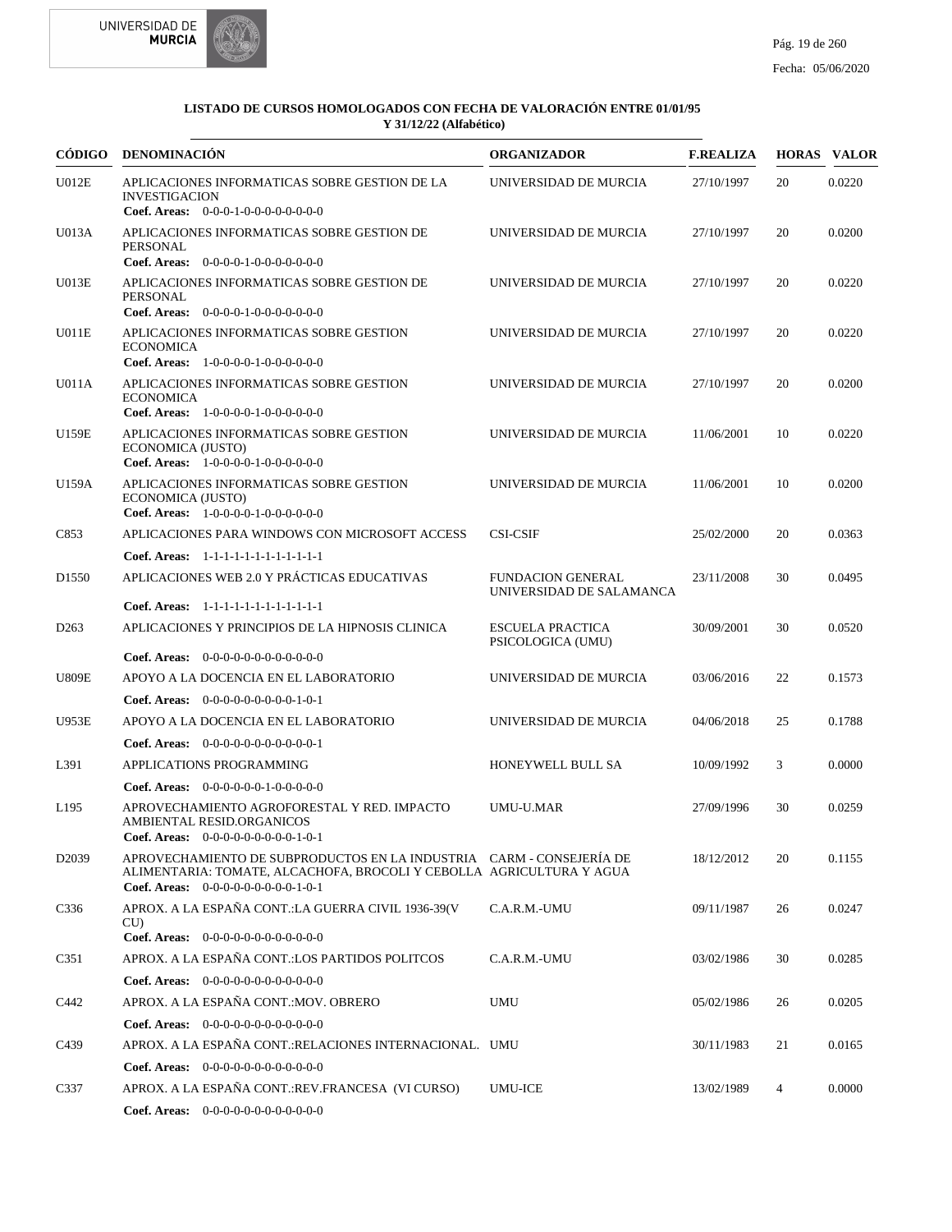**LISTADO DE CURSOS HOMOLOGADOS CON FECHA DE VALORACIÓN ENTRE 01/01/95 Y 31/12/22 (Alfabético)**

| CÓDIGO | DENOMINACIÓN | ORGANIZADOR | F.REALIZA | HORAS | VALOR |
|---|---|---|---|---|---|
| U012E | APLICACIONES INFORMATICAS SOBRE GESTION DE LA INVESTIGACION<br>**Coef. Areas:** 0-0-0-1-0-0-0-0-0-0-0-0 | UNIVERSIDAD DE MURCIA | 27/10/1997 | 20 | 0.0220 |
| U013A | APLICACIONES INFORMATICAS SOBRE GESTION DE PERSONAL<br>**Coef. Areas:** 0-0-0-0-1-0-0-0-0-0-0-0 | UNIVERSIDAD DE MURCIA | 27/10/1997 | 20 | 0.0200 |
| U013E | APLICACIONES INFORMATICAS SOBRE GESTION DE PERSONAL<br>**Coef. Areas:** 0-0-0-0-1-0-0-0-0-0-0-0 | UNIVERSIDAD DE MURCIA | 27/10/1997 | 20 | 0.0220 |
| U011E | APLICACIONES INFORMATICAS SOBRE GESTION ECONOMICA<br>**Coef. Areas:** 1-0-0-0-0-1-0-0-0-0-0-0 | UNIVERSIDAD DE MURCIA | 27/10/1997 | 20 | 0.0220 |
| U011A | APLICACIONES INFORMATICAS SOBRE GESTION ECONOMICA<br>**Coef. Areas:** 1-0-0-0-0-1-0-0-0-0-0-0 | UNIVERSIDAD DE MURCIA | 27/10/1997 | 20 | 0.0200 |
| U159E | APLICACIONES INFORMATICAS SOBRE GESTION ECONOMICA (JUSTO)<br>**Coef. Areas:** 1-0-0-0-0-1-0-0-0-0-0-0 | UNIVERSIDAD DE MURCIA | 11/06/2001 | 10 | 0.0220 |
| U159A | APLICACIONES INFORMATICAS SOBRE GESTION ECONOMICA (JUSTO)<br>**Coef. Areas:** 1-0-0-0-0-1-0-0-0-0-0-0 | UNIVERSIDAD DE MURCIA | 11/06/2001 | 10 | 0.0200 |
| C853 | APLICACIONES PARA WINDOWS CON MICROSOFT ACCESS<br>**Coef. Areas:** 1-1-1-1-1-1-1-1-1-1-1-1 | CSI-CSIF | 25/02/2000 | 20 | 0.0363 |
| D1550 | APLICACIONES WEB 2.0 Y PRÁCTICAS EDUCATIVAS<br>**Coef. Areas:** 1-1-1-1-1-1-1-1-1-1-1-1 | FUNDACION GENERAL UNIVERSIDAD DE SALAMANCA | 23/11/2008 | 30 | 0.0495 |
| D263 | APLICACIONES Y PRINCIPIOS DE LA HIPNOSIS CLINICA<br>**Coef. Areas:** 0-0-0-0-0-0-0-0-0-0-0-0 | ESCUELA PRACTICA PSICOLOGICA (UMU) | 30/09/2001 | 30 | 0.0520 |
| U809E | APOYO A LA DOCENCIA EN EL LABORATORIO<br>**Coef. Areas:** 0-0-0-0-0-0-0-0-0-1-0-1 | UNIVERSIDAD DE MURCIA | 03/06/2016 | 22 | 0.1573 |
| U953E | APOYO A LA DOCENCIA EN EL LABORATORIO<br>**Coef. Areas:** 0-0-0-0-0-0-0-0-0-0-0-1 | UNIVERSIDAD DE MURCIA | 04/06/2018 | 25 | 0.1788 |
| L391 | APPLICATIONS PROGRAMMING<br>**Coef. Areas:** 0-0-0-0-0-0-1-0-0-0-0-0 | HONEYWELL BULL SA | 10/09/1992 | 3 | 0.0000 |
| L195 | APROVECHAMIENTO AGROFORESTAL Y RED. IMPACTO AMBIENTAL RESID.ORGANICOS<br>**Coef. Areas:** 0-0-0-0-0-0-0-0-0-1-0-1 | UMU-U.MAR | 27/09/1996 | 30 | 0.0259 |
| D2039 | APROVECHAMIENTO DE SUBPRODUCTOS EN LA INDUSTRIA ALIMENTARIA: TOMATE, ALCACHOFA, BROCOLI Y CEBOLLA<br>**Coef. Areas:** 0-0-0-0-0-0-0-0-0-1-0-1 | CARM - CONSEJERÍA DE AGRICULTURA Y AGUA | 18/12/2012 | 20 | 0.1155 |
| C336 | APROX. A LA ESPAÑA CONT.:LA GUERRA CIVIL 1936-39(V CU)<br>**Coef. Areas:** 0-0-0-0-0-0-0-0-0-0-0-0 | C.A.R.M.-UMU | 09/11/1987 | 26 | 0.0247 |
| C351 | APROX. A LA ESPAÑA CONT.:LOS PARTIDOS POLITCOS<br>**Coef. Areas:** 0-0-0-0-0-0-0-0-0-0-0-0 | C.A.R.M.-UMU | 03/02/1986 | 30 | 0.0285 |
| C442 | APROX. A LA ESPAÑA CONT.:MOV. OBRERO<br>**Coef. Areas:** 0-0-0-0-0-0-0-0-0-0-0-0 | UMU | 05/02/1986 | 26 | 0.0205 |
| C439 | APROX. A LA ESPAÑA CONT.:RELACIONES INTERNACIONAL.<br>**Coef. Areas:** 0-0-0-0-0-0-0-0-0-0-0-0 | UMU | 30/11/1983 | 21 | 0.0165 |
| C337 | APROX. A LA ESPAÑA CONT.:REV.FRANCESA (VI CURSO)<br>**Coef. Areas:** 0-0-0-0-0-0-0-0-0-0-0-0 | UMU-ICE | 13/02/1989 | 4 | 0.0000 |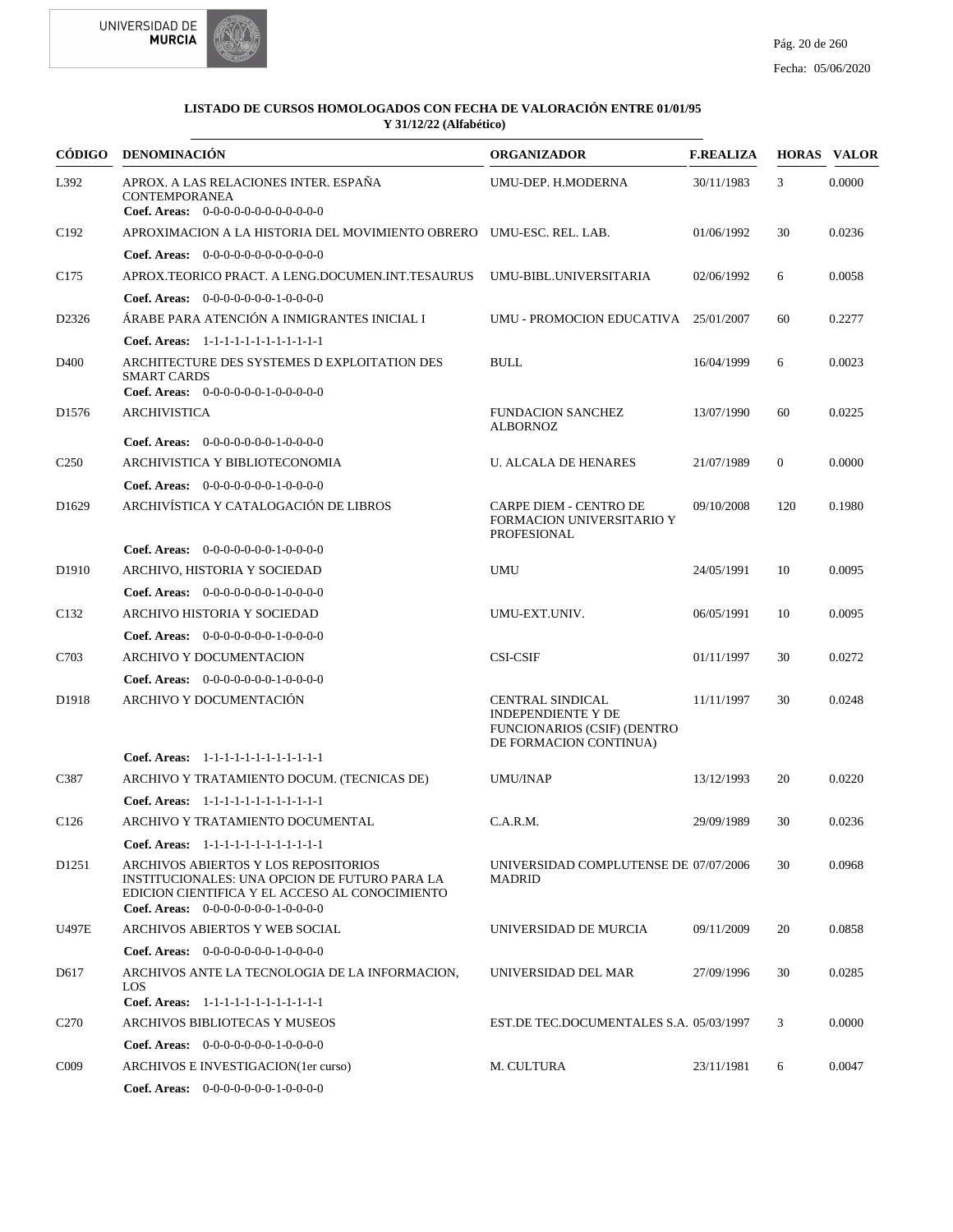**LISTADO DE CURSOS HOMOLOGADOS CON FECHA DE VALORACIÓN ENTRE 01/01/95 Y 31/12/22 (Alfabético)**

| CÓDIGO | DENOMINACIÓN | ORGANIZADOR | F.REALIZA | HORAS | VALOR |
|---|---|---|---|---|---|
| L392 | APROX. A LAS RELACIONES INTER. ESPAÑA CONTEMPORANEA<br>**Coef. Areas:** 0-0-0-0-0-0-0-0-0-0-0-0 | UMU-DEP. H.MODERNA | 30/11/1983 | 3 | 0.0000 |
| C192 | APROXIMACION A LA HISTORIA DEL MOVIMIENTO OBRERO<br>**Coef. Areas:** 0-0-0-0-0-0-0-0-0-0-0-0 | UMU-ESC. REL. LAB. | 01/06/1992 | 30 | 0.0236 |
| C175 | APROX.TEORICO PRACT. A LENG.DOCUMEN.INT.TESAURUS<br>**Coef. Areas:** 0-0-0-0-0-0-0-1-0-0-0-0 | UMU-BIBL.UNIVERSITARIA | 02/06/1992 | 6 | 0.0058 |
| D2326 | ÁRABE PARA ATENCIÓN A INMIGRANTES INICIAL I<br>**Coef. Areas:** 1-1-1-1-1-1-1-1-1-1-1-1 | UMU - PROMOCION EDUCATIVA | 25/01/2007 | 60 | 0.2277 |
| D400 | ARCHITECTURE DES SYSTEMES D EXPLOITATION DES SMART CARDS<br>**Coef. Areas:** 0-0-0-0-0-0-1-0-0-0-0-0 | BULL | 16/04/1999 | 6 | 0.0023 |
| D1576 | ARCHIVISTICA<br>**Coef. Areas:** 0-0-0-0-0-0-0-1-0-0-0-0 | FUNDACION SANCHEZ ALBORNOZ | 13/07/1990 | 60 | 0.0225 |
| C250 | ARCHIVISTICA Y BIBLIOTECONOMIA<br>**Coef. Areas:** 0-0-0-0-0-0-0-1-0-0-0-0 | U. ALCALA DE HENARES | 21/07/1989 | 0 | 0.0000 |
| D1629 | ARCHIVÍSTICA Y CATALOGACIÓN DE LIBROS<br>**Coef. Areas:** 0-0-0-0-0-0-0-1-0-0-0-0 | CARPE DIEM - CENTRO DE FORMACION UNIVERSITARIO Y PROFESIONAL | 09/10/2008 | 120 | 0.1980 |
| D1910 | ARCHIVO, HISTORIA Y SOCIEDAD<br>**Coef. Areas:** 0-0-0-0-0-0-0-1-0-0-0-0 | UMU | 24/05/1991 | 10 | 0.0095 |
| C132 | ARCHIVO HISTORIA Y SOCIEDAD<br>**Coef. Areas:** 0-0-0-0-0-0-0-1-0-0-0-0 | UMU-EXT.UNIV. | 06/05/1991 | 10 | 0.0095 |
| C703 | ARCHIVO Y DOCUMENTACION<br>**Coef. Areas:** 0-0-0-0-0-0-0-1-0-0-0-0 | CSI-CSIF | 01/11/1997 | 30 | 0.0272 |
| D1918 | ARCHIVO Y DOCUMENTACIÓN<br>**Coef. Areas:** 1-1-1-1-1-1-1-1-1-1-1-1 | CENTRAL SINDICAL INDEPENDIENTE Y DE FUNCIONARIOS (CSIF) (DENTRO DE FORMACION CONTINUA) | 11/11/1997 | 30 | 0.0248 |
| C387 | ARCHIVO Y TRATAMIENTO DOCUM. (TECNICAS DE)<br>**Coef. Areas:** 1-1-1-1-1-1-1-1-1-1-1-1 | UMU/INAP | 13/12/1993 | 20 | 0.0220 |
| C126 | ARCHIVO Y TRATAMIENTO DOCUMENTAL<br>**Coef. Areas:** 1-1-1-1-1-1-1-1-1-1-1-1 | C.A.R.M. | 29/09/1989 | 30 | 0.0236 |
| D1251 | ARCHIVOS ABIERTOS Y LOS REPOSITORIOS INSTITUCIONALES: UNA OPCION DE FUTURO PARA LA EDICION CIENTIFICA Y EL ACCESO AL CONOCIMIENTO<br>**Coef. Areas:** 0-0-0-0-0-0-0-1-0-0-0-0 | UNIVERSIDAD COMPLUTENSE DE MADRID | 07/07/2006 | 30 | 0.0968 |
| U497E | ARCHIVOS ABIERTOS Y WEB SOCIAL<br>**Coef. Areas:** 0-0-0-0-0-0-0-1-0-0-0-0 | UNIVERSIDAD DE MURCIA | 09/11/2009 | 20 | 0.0858 |
| D617 | ARCHIVOS ANTE LA TECNOLOGIA DE LA INFORMACION, LOS<br>**Coef. Areas:** 1-1-1-1-1-1-1-1-1-1-1-1 | UNIVERSIDAD DEL MAR | 27/09/1996 | 30 | 0.0285 |
| C270 | ARCHIVOS BIBLIOTECAS Y MUSEOS<br>**Coef. Areas:** 0-0-0-0-0-0-0-1-0-0-0-0 | EST.DE TEC.DOCUMENTALES S.A. | 05/03/1997 | 3 | 0.0000 |
| C009 | ARCHIVOS E INVESTIGACION(1er curso)<br>**Coef. Areas:** 0-0-0-0-0-0-0-1-0-0-0-0 | M. CULTURA | 23/11/1981 | 6 | 0.0047 |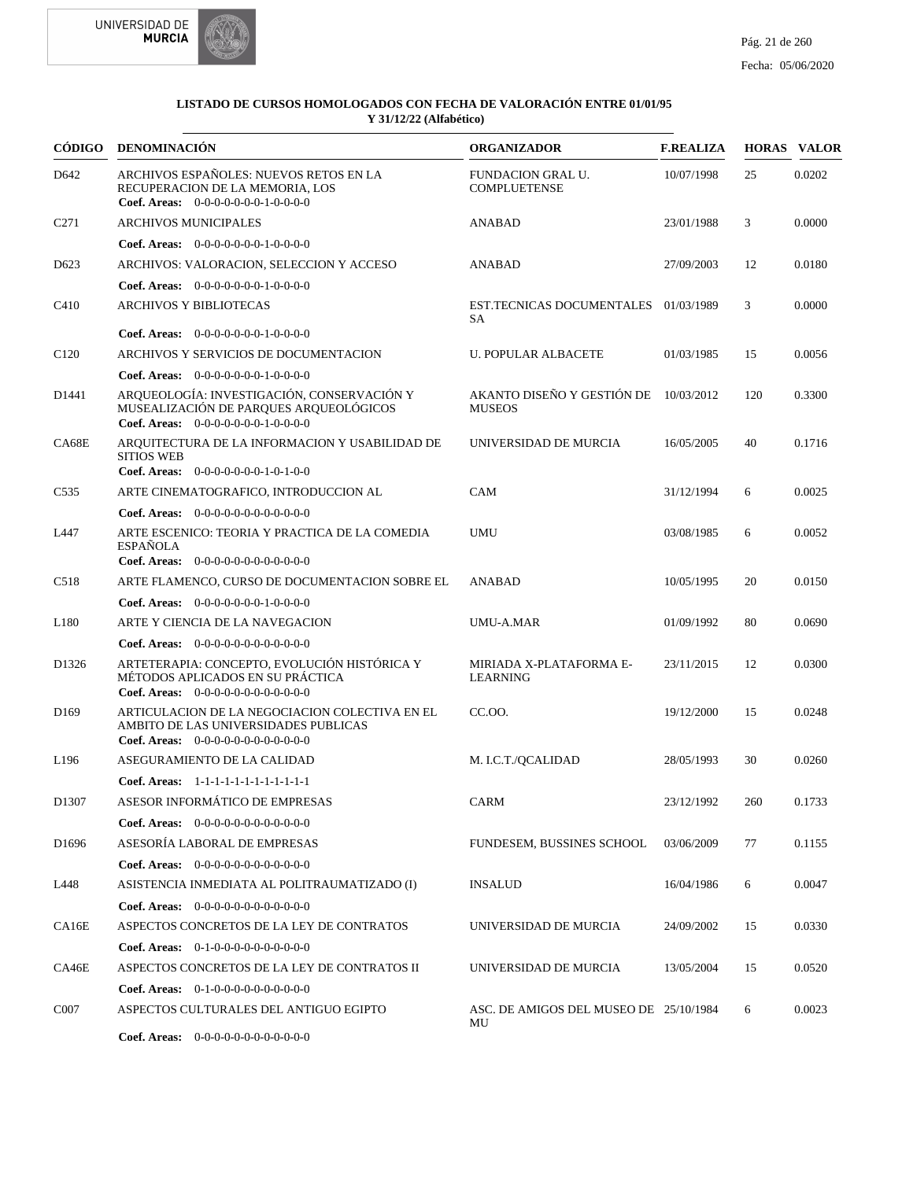**LISTADO DE CURSOS HOMOLOGADOS CON FECHA DE VALORACIÓN ENTRE 01/01/95 Y 31/12/22 (Alfabético)**

| CÓDIGO | DENOMINACIÓN | ORGANIZADOR | F.REALIZA | HORAS | VALOR |
|---|---|---|---|---|---|
| D642 | ARCHIVOS ESPAÑOLES: NUEVOS RETOS EN LA RECUPERACION DE LA MEMORIA, LOS<br>**Coef. Areas:** 0-0-0-0-0-0-0-1-0-0-0-0 | FUNDACION GRAL U. COMPLUETENSE | 10/07/1998 | 25 | 0.0202 |
| C271 | ARCHIVOS MUNICIPALES<br>**Coef. Areas:** 0-0-0-0-0-0-0-1-0-0-0-0 | ANABAD | 23/01/1988 | 3 | 0.0000 |
| D623 | ARCHIVOS: VALORACION, SELECCION Y ACCESO<br>**Coef. Areas:** 0-0-0-0-0-0-0-1-0-0-0-0 | ANABAD | 27/09/2003 | 12 | 0.0180 |
| C410 | ARCHIVOS Y BIBLIOTECAS<br>**Coef. Areas:** 0-0-0-0-0-0-0-1-0-0-0-0 | EST.TECNICAS DOCUMENTALES SA | 01/03/1989 | 3 | 0.0000 |
| C120 | ARCHIVOS Y SERVICIOS DE DOCUMENTACION<br>**Coef. Areas:** 0-0-0-0-0-0-0-1-0-0-0-0 | U. POPULAR ALBACETE | 01/03/1985 | 15 | 0.0056 |
| D1441 | ARQUEOLOGÍA: INVESTIGACIÓN, CONSERVACIÓN Y MUSEALIZACIÓN DE PARQUES ARQUEOLÓGICOS<br>**Coef. Areas:** 0-0-0-0-0-0-0-1-0-0-0-0 | AKANTO DISEÑO Y GESTIÓN DE MUSEOS | 10/03/2012 | 120 | 0.3300 |
| CA68E | ARQUITECTURA DE LA INFORMACION Y USABILIDAD DE SITIOS WEB<br>**Coef. Areas:** 0-0-0-0-0-0-0-1-0-1-0-0 | UNIVERSIDAD DE MURCIA | 16/05/2005 | 40 | 0.1716 |
| C535 | ARTE CINEMATOGRAFICO, INTRODUCCION AL<br>**Coef. Areas:** 0-0-0-0-0-0-0-0-0-0-0-0 | CAM | 31/12/1994 | 6 | 0.0025 |
| L447 | ARTE ESCENICO: TEORIA Y PRACTICA DE LA COMEDIA ESPAÑOLA<br>**Coef. Areas:** 0-0-0-0-0-0-0-0-0-0-0-0 | UMU | 03/08/1985 | 6 | 0.0052 |
| C518 | ARTE FLAMENCO, CURSO DE DOCUMENTACION SOBRE EL<br>**Coef. Areas:** 0-0-0-0-0-0-0-1-0-0-0-0 | ANABAD | 10/05/1995 | 20 | 0.0150 |
| L180 | ARTE Y CIENCIA DE LA NAVEGACION<br>**Coef. Areas:** 0-0-0-0-0-0-0-0-0-0-0-0 | UMU-A.MAR | 01/09/1992 | 80 | 0.0690 |
| D1326 | ARTETERAPIA: CONCEPTO, EVOLUCIÓN HISTÓRICA Y MÉTODOS APLICADOS EN SU PRÁCTICA<br>**Coef. Areas:** 0-0-0-0-0-0-0-0-0-0-0-0 | MIRIADA X-PLATAFORMA E-LEARNING | 23/11/2015 | 12 | 0.0300 |
| D169 | ARTICULACION DE LA NEGOCIACION COLECTIVA EN EL AMBITO DE LAS UNIVERSIDADES PUBLICAS<br>**Coef. Areas:** 0-0-0-0-0-0-0-0-0-0-0-0 | CC.OO. | 19/12/2000 | 15 | 0.0248 |
| L196 | ASEGURAMIENTO DE LA CALIDAD<br>**Coef. Areas:** 1-1-1-1-1-1-1-1-1-1-1-1 | M. I.C.T./QCALIDAD | 28/05/1993 | 30 | 0.0260 |
| D1307 | ASESOR INFORMÁTICO DE EMPRESAS<br>**Coef. Areas:** 0-0-0-0-0-0-0-0-0-0-0-0 | CARM | 23/12/1992 | 260 | 0.1733 |
| D1696 | ASESORÍA LABORAL DE EMPRESAS<br>**Coef. Areas:** 0-0-0-0-0-0-0-0-0-0-0-0 | FUNDESEM, BUSSINES SCHOOL | 03/06/2009 | 77 | 0.1155 |
| L448 | ASISTENCIA INMEDIATA AL POLITRAUMATIZADO (I)<br>**Coef. Areas:** 0-0-0-0-0-0-0-0-0-0-0-0 | INSALUD | 16/04/1986 | 6 | 0.0047 |
| CA16E | ASPECTOS CONCRETOS DE LA LEY DE CONTRATOS<br>**Coef. Areas:** 0-1-0-0-0-0-0-0-0-0-0-0 | UNIVERSIDAD DE MURCIA | 24/09/2002 | 15 | 0.0330 |
| CA46E | ASPECTOS CONCRETOS DE LA LEY DE CONTRATOS II<br>**Coef. Areas:** 0-1-0-0-0-0-0-0-0-0-0-0 | UNIVERSIDAD DE MURCIA | 13/05/2004 | 15 | 0.0520 |
| C007 | ASPECTOS CULTURALES DEL ANTIGUO EGIPTO<br>**Coef. Areas:** 0-0-0-0-0-0-0-0-0-0-0-0 | ASC. DE AMIGOS DEL MUSEO DE MU | 25/10/1984 | 6 | 0.0023 |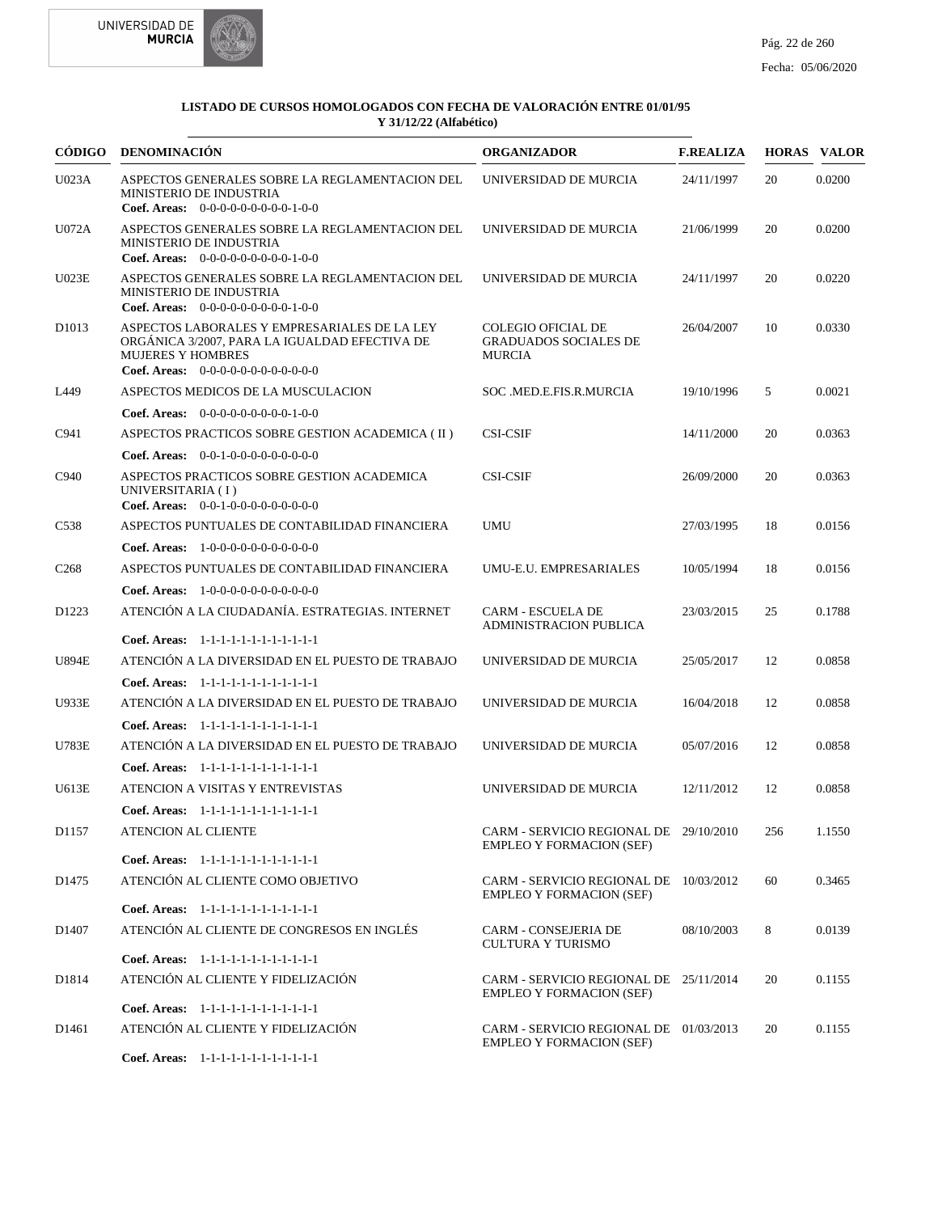**LISTADO DE CURSOS HOMOLOGADOS CON FECHA DE VALORACIÓN ENTRE 01/01/95 Y 31/12/22 (Alfabético)**

| CÓDIGO | DENOMINACIÓN | ORGANIZADOR | F.REALIZA | HORAS | VALOR |
|---|---|---|---|---|---|
| U023A | ASPECTOS GENERALES SOBRE LA REGLAMENTACION DEL MINISTERIO DE INDUSTRIA<br>**Coef. Areas:** 0-0-0-0-0-0-0-0-0-1-0-0 | UNIVERSIDAD DE MURCIA | 24/11/1997 | 20 | 0.0200 |
| U072A | ASPECTOS GENERALES SOBRE LA REGLAMENTACION DEL MINISTERIO DE INDUSTRIA<br>**Coef. Areas:** 0-0-0-0-0-0-0-0-0-1-0-0 | UNIVERSIDAD DE MURCIA | 21/06/1999 | 20 | 0.0200 |
| U023E | ASPECTOS GENERALES SOBRE LA REGLAMENTACION DEL MINISTERIO DE INDUSTRIA<br>**Coef. Areas:** 0-0-0-0-0-0-0-0-0-1-0-0 | UNIVERSIDAD DE MURCIA | 24/11/1997 | 20 | 0.0220 |
| D1013 | ASPECTOS LABORALES Y EMPRESARIALES DE LA LEY ORGÁNICA 3/2007, PARA LA IGUALDAD EFECTIVA DE MUJERES Y HOMBRES<br>**Coef. Areas:** 0-0-0-0-0-0-0-0-0-0-0-0 | COLEGIO OFICIAL DE GRADUADOS SOCIALES DE MURCIA | 26/04/2007 | 10 | 0.0330 |
| L449 | ASPECTOS MEDICOS DE LA MUSCULACION<br>**Coef. Areas:** 0-0-0-0-0-0-0-0-0-1-0-0 | SOC .MED.E.FIS.R.MURCIA | 19/10/1996 | 5 | 0.0021 |
| C941 | ASPECTOS PRACTICOS SOBRE GESTION ACADEMICA ( II )<br>**Coef. Areas:** 0-0-1-0-0-0-0-0-0-0-0-0 | CSI-CSIF | 14/11/2000 | 20 | 0.0363 |
| C940 | ASPECTOS PRACTICOS SOBRE GESTION ACADEMICA UNIVERSITARIA ( I )<br>**Coef. Areas:** 0-0-1-0-0-0-0-0-0-0-0-0 | CSI-CSIF | 26/09/2000 | 20 | 0.0363 |
| C538 | ASPECTOS PUNTUALES DE CONTABILIDAD FINANCIERA<br>**Coef. Areas:** 1-0-0-0-0-0-0-0-0-0-0-0 | UMU | 27/03/1995 | 18 | 0.0156 |
| C268 | ASPECTOS PUNTUALES DE CONTABILIDAD FINANCIERA<br>**Coef. Areas:** 1-0-0-0-0-0-0-0-0-0-0-0 | UMU-E.U. EMPRESARIALES | 10/05/1994 | 18 | 0.0156 |
| D1223 | ATENCIÓN A LA CIUDADANÍA. ESTRATEGIAS. INTERNET<br>**Coef. Areas:** 1-1-1-1-1-1-1-1-1-1-1-1 | CARM - ESCUELA DE ADMINISTRACION PUBLICA | 23/03/2015 | 25 | 0.1788 |
| U894E | ATENCIÓN A LA DIVERSIDAD EN EL PUESTO DE TRABAJO<br>**Coef. Areas:** 1-1-1-1-1-1-1-1-1-1-1-1 | UNIVERSIDAD DE MURCIA | 25/05/2017 | 12 | 0.0858 |
| U933E | ATENCIÓN A LA DIVERSIDAD EN EL PUESTO DE TRABAJO<br>**Coef. Areas:** 1-1-1-1-1-1-1-1-1-1-1-1 | UNIVERSIDAD DE MURCIA | 16/04/2018 | 12 | 0.0858 |
| U783E | ATENCIÓN A LA DIVERSIDAD EN EL PUESTO DE TRABAJO<br>**Coef. Areas:** 1-1-1-1-1-1-1-1-1-1-1-1 | UNIVERSIDAD DE MURCIA | 05/07/2016 | 12 | 0.0858 |
| U613E | ATENCION A VISITAS Y ENTREVISTAS<br>**Coef. Areas:** 1-1-1-1-1-1-1-1-1-1-1-1 | UNIVERSIDAD DE MURCIA | 12/11/2012 | 12 | 0.0858 |
| D1157 | ATENCION AL CLIENTE<br>**Coef. Areas:** 1-1-1-1-1-1-1-1-1-1-1-1 | CARM - SERVICIO REGIONAL DE EMPLEO Y FORMACION (SEF) | 29/10/2010 | 256 | 1.1550 |
| D1475 | ATENCIÓN AL CLIENTE COMO OBJETIVO<br>**Coef. Areas:** 1-1-1-1-1-1-1-1-1-1-1-1 | CARM - SERVICIO REGIONAL DE EMPLEO Y FORMACION (SEF) | 10/03/2012 | 60 | 0.3465 |
| D1407 | ATENCIÓN AL CLIENTE DE CONGRESOS EN INGLÉS<br>**Coef. Areas:** 1-1-1-1-1-1-1-1-1-1-1-1 | CARM - CONSEJERIA DE CULTURA Y TURISMO | 08/10/2003 | 8 | 0.0139 |
| D1814 | ATENCIÓN AL CLIENTE Y FIDELIZACIÓN<br>**Coef. Areas:** 1-1-1-1-1-1-1-1-1-1-1-1 | CARM - SERVICIO REGIONAL DE EMPLEO Y FORMACION (SEF) | 25/11/2014 | 20 | 0.1155 |
| D1461 | ATENCIÓN AL CLIENTE Y FIDELIZACIÓN<br>**Coef. Areas:** 1-1-1-1-1-1-1-1-1-1-1-1 | CARM - SERVICIO REGIONAL DE EMPLEO Y FORMACION (SEF) | 01/03/2013 | 20 | 0.1155 |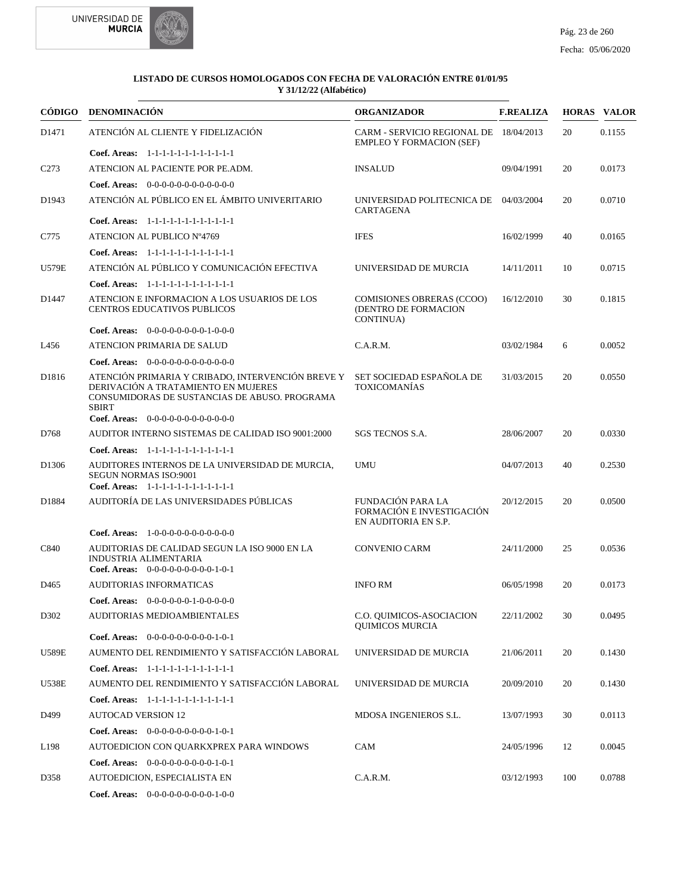**LISTADO DE CURSOS HOMOLOGADOS CON FECHA DE VALORACIÓN ENTRE 01/01/95 Y 31/12/22 (Alfabético)**

| CÓDIGO | DENOMINACIÓN | ORGANIZADOR | F.REALIZA | HORAS | VALOR |
|---|---|---|---|---|---|
| D1471 | ATENCIÓN AL CLIENTE Y FIDELIZACIÓN | CARM - SERVICIO REGIONAL DE EMPLEO Y FORMACION (SEF) | 18/04/2013 | 20 | 0.1155 |
| | **Coef. Areas:** 1-1-1-1-1-1-1-1-1-1-1-1 | | | | |
| C273 | ATENCION AL PACIENTE POR PE.ADM. | INSALUD | 09/04/1991 | 20 | 0.0173 |
| | **Coef. Areas:** 0-0-0-0-0-0-0-0-0-0-0-0 | | | | |
| D1943 | ATENCIÓN AL PÚBLICO EN EL ÁMBITO UNIVERITARIO | UNIVERSIDAD POLITECNICA DE CARTAGENA | 04/03/2004 | 20 | 0.0710 |
| | **Coef. Areas:** 1-1-1-1-1-1-1-1-1-1-1-1 | | | | |
| C775 | ATENCION AL PUBLICO Nº4769 | IFES | 16/02/1999 | 40 | 0.0165 |
| | **Coef. Areas:** 1-1-1-1-1-1-1-1-1-1-1-1 | | | | |
| U579E | ATENCIÓN AL PÚBLICO Y COMUNICACIÓN EFECTIVA | UNIVERSIDAD DE MURCIA | 14/11/2011 | 10 | 0.0715 |
| | **Coef. Areas:** 1-1-1-1-1-1-1-1-1-1-1-1 | | | | |
| D1447 | ATENCION E INFORMACION A LOS USUARIOS DE LOS CENTROS EDUCATIVOS PUBLICOS | COMISIONES OBRERAS (CCOO) (DENTRO DE FORMACION CONTINUA) | 16/12/2010 | 30 | 0.1815 |
| | **Coef. Areas:** 0-0-0-0-0-0-0-0-1-0-0-0 | | | | |
| L456 | ATENCION PRIMARIA DE SALUD | C.A.R.M. | 03/02/1984 | 6 | 0.0052 |
| | **Coef. Areas:** 0-0-0-0-0-0-0-0-0-0-0-0 | | | | |
| D1816 | ATENCIÓN PRIMARIA Y CRIBADO, INTERVENCIÓN BREVE Y DERIVACIÓN A TRATAMIENTO EN MUJERES CONSUMIDORAS DE SUSTANCIAS DE ABUSO. PROGRAMA SBIRT | SET SOCIEDAD ESPAÑOLA DE TOXICOMANÍAS | 31/03/2015 | 20 | 0.0550 |
| | **Coef. Areas:** 0-0-0-0-0-0-0-0-0-0-0-0 | | | | |
| D768 | AUDITOR INTERNO SISTEMAS DE CALIDAD ISO 9001:2000 | SGS TECNOS S.A. | 28/06/2007 | 20 | 0.0330 |
| | **Coef. Areas:** 1-1-1-1-1-1-1-1-1-1-1-1 | | | | |
| D1306 | AUDITORES INTERNOS DE LA UNIVERSIDAD DE MURCIA, SEGUN NORMAS ISO:9001 | UMU | 04/07/2013 | 40 | 0.2530 |
| | **Coef. Areas:** 1-1-1-1-1-1-1-1-1-1-1-1 | | | | |
| D1884 | AUDITORÍA DE LAS UNIVERSIDADES PÚBLICAS | FUNDACIÓN PARA LA FORMACIÓN E INVESTIGACIÓN EN AUDITORIA EN S.P. | 20/12/2015 | 20 | 0.0500 |
| | **Coef. Areas:** 1-0-0-0-0-0-0-0-0-0-0-0 | | | | |
| C840 | AUDITORIAS DE CALIDAD SEGUN LA ISO 9000 EN LA INDUSTRIA ALIMENTARIA | CONVENIO CARM | 24/11/2000 | 25 | 0.0536 |
| | **Coef. Areas:** 0-0-0-0-0-0-0-0-0-1-0-1 | | | | |
| D465 | AUDITORIAS INFORMATICAS | INFO RM | 06/05/1998 | 20 | 0.0173 |
| | **Coef. Areas:** 0-0-0-0-0-1-0-0-0-0-0-0 | | | | |
| D302 | AUDITORIAS MEDIOAMBIENTALES | C.O. QUIMICOS-ASOCIACION QUIMICOS MURCIA | 22/11/2002 | 30 | 0.0495 |
| | **Coef. Areas:** 0-0-0-0-0-0-0-0-0-1-0-1 | | | | |
| U589E | AUMENTO DEL RENDIMIENTO Y SATISFACCIÓN LABORAL | UNIVERSIDAD DE MURCIA | 21/06/2011 | 20 | 0.1430 |
| | **Coef. Areas:** 1-1-1-1-1-1-1-1-1-1-1-1 | | | | |
| U538E | AUMENTO DEL RENDIMIENTO Y SATISFACCIÓN LABORAL | UNIVERSIDAD DE MURCIA | 20/09/2010 | 20 | 0.1430 |
| | **Coef. Areas:** 1-1-1-1-1-1-1-1-1-1-1-1 | | | | |
| D499 | AUTOCAD VERSION 12 | MDOSA INGENIEROS S.L. | 13/07/1993 | 30 | 0.0113 |
| | **Coef. Areas:** 0-0-0-0-0-0-0-0-0-1-0-1 | | | | |
| L198 | AUTOEDICION CON QUARKXPREX PARA WINDOWS | CAM | 24/05/1996 | 12 | 0.0045 |
| | **Coef. Areas:** 0-0-0-0-0-0-0-0-0-1-0-1 | | | | |
| D358 | AUTOEDICION, ESPECIALISTA EN | C.A.R.M. | 03/12/1993 | 100 | 0.0788 |
| | **Coef. Areas:** 0-0-0-0-0-0-0-0-0-1-0-0 | | | | |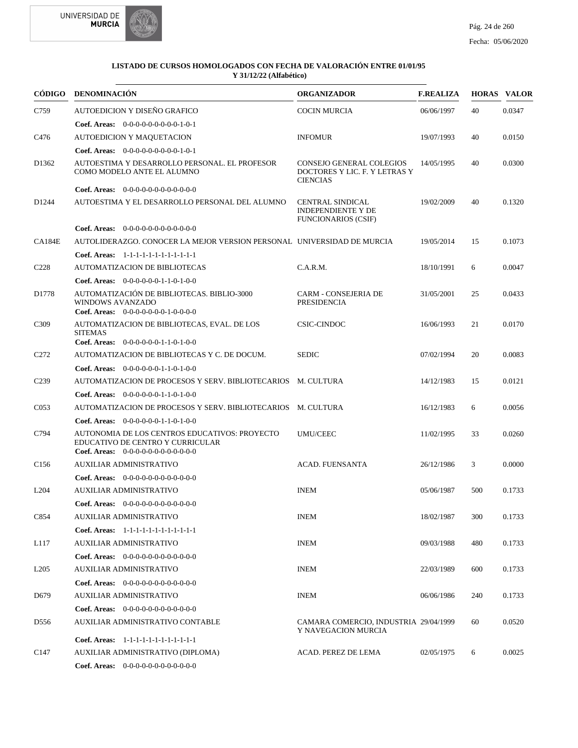**LISTADO DE CURSOS HOMOLOGADOS CON FECHA DE VALORACIÓN ENTRE 01/01/95 Y 31/12/22 (Alfabético)**

| CÓDIGO | DENOMINACIÓN | ORGANIZADOR | F.REALIZA | HORAS | VALOR |
|---|---|---|---|---|---|
| C759 | AUTOEDICION Y DISEÑO GRAFICO | COCIN MURCIA | 06/06/1997 | 40 | 0.0347 |
| | **Coef. Areas:** 0-0-0-0-0-0-0-0-0-1-0-1 | | | | |
| C476 | AUTOEDICION Y MAQUETACION | INFOMUR | 19/07/1993 | 40 | 0.0150 |
| | **Coef. Areas:** 0-0-0-0-0-0-0-0-0-1-0-1 | | | | |
| D1362 | AUTOESTIMA Y DESARROLLO PERSONAL. EL PROFESOR COMO MODELO ANTE EL ALUMNO | CONSEJO GENERAL COLEGIOS DOCTORES Y LIC. F. Y LETRAS Y CIENCIAS | 14/05/1995 | 40 | 0.0300 |
| | **Coef. Areas:** 0-0-0-0-0-0-0-0-0-0-0-0 | | | | |
| D1244 | AUTOESTIMA Y EL DESARROLLO PERSONAL DEL ALUMNO | CENTRAL SINDICAL INDEPENDIENTE Y DE FUNCIONARIOS (CSIF) | 19/02/2009 | 40 | 0.1320 |
| | **Coef. Areas:** 0-0-0-0-0-0-0-0-0-0-0-0 | | | | |
| CA184E | AUTOLIDERAZGO. CONOCER LA MEJOR VERSION PERSONAL | UNIVERSIDAD DE MURCIA | 19/05/2014 | 15 | 0.1073 |
| | **Coef. Areas:** 1-1-1-1-1-1-1-1-1-1-1-1 | | | | |
| C228 | AUTOMATIZACION DE BIBLIOTECAS | C.A.R.M. | 18/10/1991 | 6 | 0.0047 |
| | **Coef. Areas:** 0-0-0-0-0-0-1-1-0-1-0-0 | | | | |
| D1778 | AUTOMATIZACIÓN DE BIBLIOTECAS. BIBLIO-3000 WINDOWS AVANZADO | CARM - CONSEJERIA DE PRESIDENCIA | 31/05/2001 | 25 | 0.0433 |
| | **Coef. Areas:** 0-0-0-0-0-0-0-1-0-0-0-0 | | | | |
| C309 | AUTOMATIZACION DE BIBLIOTECAS, EVAL. DE LOS SITEMAS | CSIC-CINDOC | 16/06/1993 | 21 | 0.0170 |
| | **Coef. Areas:** 0-0-0-0-0-0-1-1-0-1-0-0 | | | | |
| C272 | AUTOMATIZACION DE BIBLIOTECAS Y C. DE DOCUM. | SEDIC | 07/02/1994 | 20 | 0.0083 |
| | **Coef. Areas:** 0-0-0-0-0-0-1-1-0-1-0-0 | | | | |
| C239 | AUTOMATIZACION DE PROCESOS Y SERV. BIBLIOTECARIOS | M. CULTURA | 14/12/1983 | 15 | 0.0121 |
| | **Coef. Areas:** 0-0-0-0-0-0-1-1-0-1-0-0 | | | | |
| C053 | AUTOMATIZACION DE PROCESOS Y SERV. BIBLIOTECARIOS | M. CULTURA | 16/12/1983 | 6 | 0.0056 |
| | **Coef. Areas:** 0-0-0-0-0-0-1-1-0-1-0-0 | | | | |
| C794 | AUTONOMIA DE LOS CENTROS EDUCATIVOS: PROYECTO EDUCATIVO DE CENTRO Y CURRICULAR | UMU/CEEC | 11/02/1995 | 33 | 0.0260 |
| | **Coef. Areas:** 0-0-0-0-0-0-0-0-0-0-0-0 | | | | |
| C156 | AUXILIAR ADMINISTRATIVO | ACAD. FUENSANTA | 26/12/1986 | 3 | 0.0000 |
| | **Coef. Areas:** 0-0-0-0-0-0-0-0-0-0-0-0 | | | | |
| L204 | AUXILIAR ADMINISTRATIVO | INEM | 05/06/1987 | 500 | 0.1733 |
| | **Coef. Areas:** 0-0-0-0-0-0-0-0-0-0-0-0 | | | | |
| C854 | AUXILIAR ADMINISTRATIVO | INEM | 18/02/1987 | 300 | 0.1733 |
| | **Coef. Areas:** 1-1-1-1-1-1-1-1-1-1-1-1 | | | | |
| L117 | AUXILIAR ADMINISTRATIVO | INEM | 09/03/1988 | 480 | 0.1733 |
| | **Coef. Areas:** 0-0-0-0-0-0-0-0-0-0-0-0 | | | | |
| L205 | AUXILIAR ADMINISTRATIVO | INEM | 22/03/1989 | 600 | 0.1733 |
| | **Coef. Areas:** 0-0-0-0-0-0-0-0-0-0-0-0 | | | | |
| D679 | AUXILIAR ADMINISTRATIVO | INEM | 06/06/1986 | 240 | 0.1733 |
| | **Coef. Areas:** 0-0-0-0-0-0-0-0-0-0-0-0 | | | | |
| D556 | AUXILIAR ADMINISTRATIVO CONTABLE | CAMARA COMERCIO, INDUSTRIA Y NAVEGACION MURCIA | 29/04/1999 | 60 | 0.0520 |
| | **Coef. Areas:** 1-1-1-1-1-1-1-1-1-1-1-1 | | | | |
| C147 | AUXILIAR ADMINISTRATIVO (DIPLOMA) | ACAD. PEREZ DE LEMA | 02/05/1975 | 6 | 0.0025 |
| | **Coef. Areas:** 0-0-0-0-0-0-0-0-0-0-0-0 | | | | |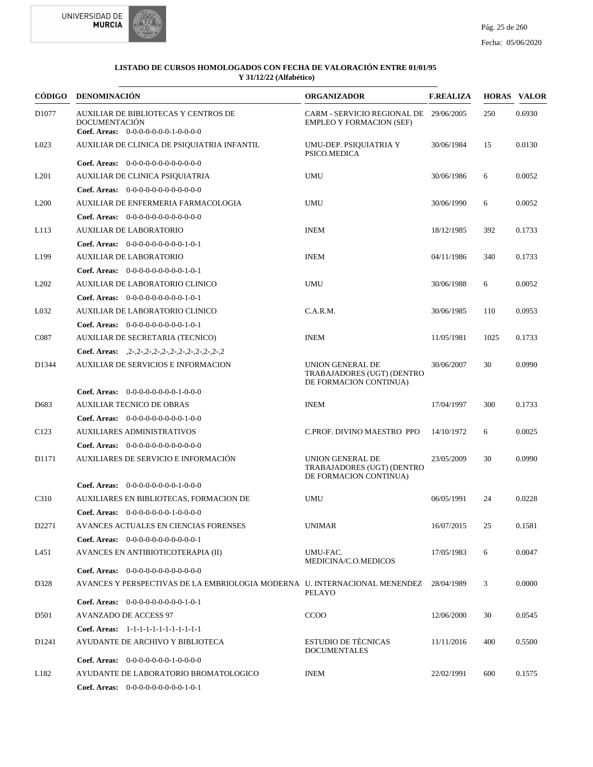**LISTADO DE CURSOS HOMOLOGADOS CON FECHA DE VALORACIÓN ENTRE 01/01/95 Y 31/12/22 (Alfabético)**

| CÓDIGO | DENOMINACIÓN | ORGANIZADOR | F.REALIZA | HORAS | VALOR |
|---|---|---|---|---|---|
| D1077 | AUXILIAR DE BIBLIOTECAS Y CENTROS DE DOCUMENTACIÓN<br>**Coef. Areas:** 0-0-0-0-0-0-0-1-0-0-0-0 | CARM - SERVICIO REGIONAL DE EMPLEO Y FORMACION (SEF) | 29/06/2005 | 250 | 0.6930 |
| L023 | AUXILIAR DE CLINICA DE PSIQUIATRIA INFANTIL<br>**Coef. Areas:** 0-0-0-0-0-0-0-0-0-0-0-0 | UMU-DEP. PSIQUIATRIA Y PSICO.MEDICA | 30/06/1984 | 15 | 0.0130 |
| L201 | AUXILIAR DE CLINICA PSIQUIATRIA<br>**Coef. Areas:** 0-0-0-0-0-0-0-0-0-0-0-0 | UMU | 30/06/1986 | 6 | 0.0052 |
| L200 | AUXILIAR DE ENFERMERIA FARMACOLOGIA<br>**Coef. Areas:** 0-0-0-0-0-0-0-0-0-0-0-0 | UMU | 30/06/1990 | 6 | 0.0052 |
| L113 | AUXILIAR DE LABORATORIO<br>**Coef. Areas:** 0-0-0-0-0-0-0-0-0-1-0-1 | INEM | 18/12/1985 | 392 | 0.1733 |
| L199 | AUXILIAR DE LABORATORIO<br>**Coef. Areas:** 0-0-0-0-0-0-0-0-0-1-0-1 | INEM | 04/11/1986 | 340 | 0.1733 |
| L202 | AUXILIAR DE LABORATORIO CLINICO<br>**Coef. Areas:** 0-0-0-0-0-0-0-0-0-1-0-1 | UMU | 30/06/1988 | 6 | 0.0052 |
| L032 | AUXILIAR DE LABORATORIO CLINICO<br>**Coef. Areas:** 0-0-0-0-0-0-0-0-0-1-0-1 | C.A.R.M. | 30/06/1985 | 110 | 0.0953 |
| C087 | AUXILIAR DE SECRETARIA (TECNICO)<br>**Coef. Areas:** ,2-,2-,2-,2-,2-,2-,2-,2-,2-,2-,2-,2 | INEM | 11/05/1981 | 1025 | 0.1733 |
| D1344 | AUXILIAR DE SERVICIOS E INFORMACION<br>**Coef. Areas:** 0-0-0-0-0-0-0-0-1-0-0-0 | UNION GENERAL DE TRABAJADORES (UGT) (DENTRO DE FORMACION CONTINUA) | 30/06/2007 | 30 | 0.0990 |
| D683 | AUXILIAR TECNICO DE OBRAS<br>**Coef. Areas:** 0-0-0-0-0-0-0-0-0-1-0-0 | INEM | 17/04/1997 | 300 | 0.1733 |
| C123 | AUXILIARES ADMINISTRATIVOS<br>**Coef. Areas:** 0-0-0-0-0-0-0-0-0-0-0-0 | C.PROF. DIVINO MAESTRO PPO | 14/10/1972 | 6 | 0.0025 |
| D1171 | AUXILIARES DE SERVICIO E INFORMACIÓN<br>**Coef. Areas:** 0-0-0-0-0-0-0-0-1-0-0-0 | UNION GENERAL DE TRABAJADORES (UGT) (DENTRO DE FORMACION CONTINUA) | 23/05/2009 | 30 | 0.0990 |
| C310 | AUXILIARES EN BIBLIOTECAS, FORMACION DE<br>**Coef. Areas:** 0-0-0-0-0-0-0-1-0-0-0-0 | UMU | 06/05/1991 | 24 | 0.0228 |
| D2271 | AVANCES ACTUALES EN CIENCIAS FORENSES<br>**Coef. Areas:** 0-0-0-0-0-0-0-0-0-0-0-1 | UNIMAR | 16/07/2015 | 25 | 0.1581 |
| L451 | AVANCES EN ANTIBIOTICOTERAPIA (II)<br>**Coef. Areas:** 0-0-0-0-0-0-0-0-0-0-0-0 | UMU-FAC. MEDICINA/C.O.MEDICOS | 17/05/1983 | 6 | 0.0047 |
| D328 | AVANCES Y PERSPECTIVAS DE LA EMBRIOLOGIA MODERNA<br>**Coef. Areas:** 0-0-0-0-0-0-0-0-0-1-0-1 | U. INTERNACIONAL MENENDEZ PELAYO | 28/04/1989 | 3 | 0.0000 |
| D501 | AVANZADO DE ACCESS 97<br>**Coef. Areas:** 1-1-1-1-1-1-1-1-1-1-1-1 | CCOO | 12/06/2000 | 30 | 0.0545 |
| D1241 | AYUDANTE DE ARCHIVO Y BIBLIOTECA<br>**Coef. Areas:** 0-0-0-0-0-0-0-1-0-0-0-0 | ESTUDIO DE TÉCNICAS DOCUMENTALES | 11/11/2016 | 400 | 0.5500 |
| L182 | AYUDANTE DE LABORATORIO BROMATOLOGICO<br>**Coef. Areas:** 0-0-0-0-0-0-0-0-0-1-0-1 | INEM | 22/02/1991 | 600 | 0.1575 |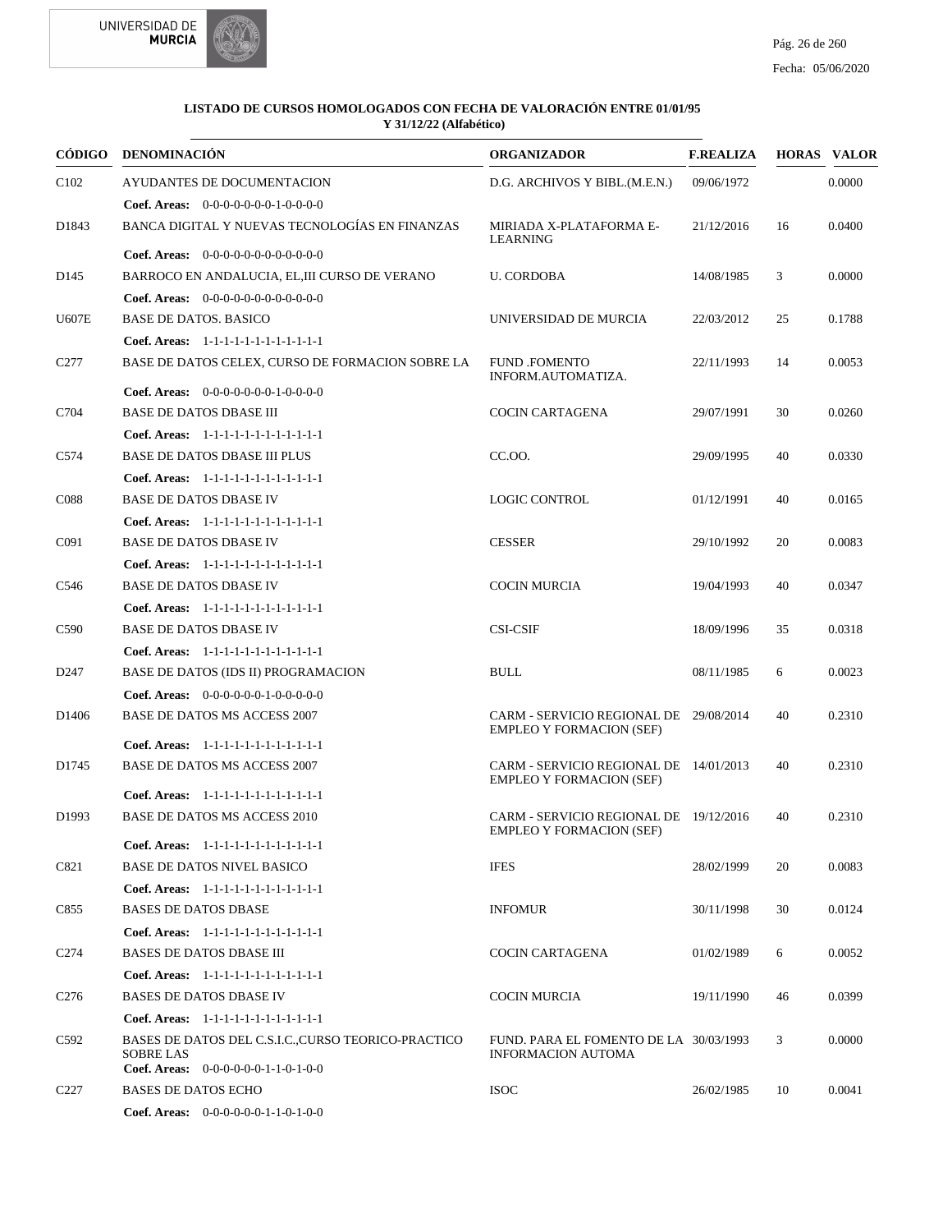**LISTADO DE CURSOS HOMOLOGADOS CON FECHA DE VALORACIÓN ENTRE 01/01/95 Y 31/12/22 (Alfabético)**

| CÓDIGO | DENOMINACIÓN | ORGANIZADOR | F.REALIZA | HORAS | VALOR |
|---|---|---|---|---|---|
| C102 | AYUDANTES DE DOCUMENTACION | D.G. ARCHIVOS Y BIBL.(M.E.N.) | 09/06/1972 | | 0.0000 |
| | **Coef. Areas:** 0-0-0-0-0-0-0-1-0-0-0-0 | | | | |
| D1843 | BANCA DIGITAL Y NUEVAS TECNOLOGÍAS EN FINANZAS | MIRIADA X-PLATAFORMA E-LEARNING | 21/12/2016 | 16 | 0.0400 |
| | **Coef. Areas:** 0-0-0-0-0-0-0-0-0-0-0-0 | | | | |
| D145 | BARROCO EN ANDALUCIA, EL,III CURSO DE VERANO | U. CORDOBA | 14/08/1985 | 3 | 0.0000 |
| | **Coef. Areas:** 0-0-0-0-0-0-0-0-0-0-0-0 | | | | |
| U607E | BASE DE DATOS. BASICO | UNIVERSIDAD DE MURCIA | 22/03/2012 | 25 | 0.1788 |
| | **Coef. Areas:** 1-1-1-1-1-1-1-1-1-1-1-1 | | | | |
| C277 | BASE DE DATOS CELEX, CURSO DE FORMACION SOBRE LA | FUND .FOMENTO INFORM.AUTOMATIZA. | 22/11/1993 | 14 | 0.0053 |
| | **Coef. Areas:** 0-0-0-0-0-0-0-1-0-0-0-0 | | | | |
| C704 | BASE DE DATOS DBASE III | COCIN CARTAGENA | 29/07/1991 | 30 | 0.0260 |
| | **Coef. Areas:** 1-1-1-1-1-1-1-1-1-1-1-1 | | | | |
| C574 | BASE DE DATOS DBASE III PLUS | CC.OO. | 29/09/1995 | 40 | 0.0330 |
| | **Coef. Areas:** 1-1-1-1-1-1-1-1-1-1-1-1 | | | | |
| C088 | BASE DE DATOS DBASE IV | LOGIC CONTROL | 01/12/1991 | 40 | 0.0165 |
| | **Coef. Areas:** 1-1-1-1-1-1-1-1-1-1-1-1 | | | | |
| C091 | BASE DE DATOS DBASE IV | CESSER | 29/10/1992 | 20 | 0.0083 |
| | **Coef. Areas:** 1-1-1-1-1-1-1-1-1-1-1-1 | | | | |
| C546 | BASE DE DATOS DBASE IV | COCIN MURCIA | 19/04/1993 | 40 | 0.0347 |
| | **Coef. Areas:** 1-1-1-1-1-1-1-1-1-1-1-1 | | | | |
| C590 | BASE DE DATOS DBASE IV | CSI-CSIF | 18/09/1996 | 35 | 0.0318 |
| | **Coef. Areas:** 1-1-1-1-1-1-1-1-1-1-1-1 | | | | |
| D247 | BASE DE DATOS (IDS II) PROGRAMACION | BULL | 08/11/1985 | 6 | 0.0023 |
| | **Coef. Areas:** 0-0-0-0-0-0-1-0-0-0-0-0 | | | | |
| D1406 | BASE DE DATOS MS ACCESS 2007 | CARM - SERVICIO REGIONAL DE EMPLEO Y FORMACION (SEF) | 29/08/2014 | 40 | 0.2310 |
| | **Coef. Areas:** 1-1-1-1-1-1-1-1-1-1-1-1 | | | | |
| D1745 | BASE DE DATOS MS ACCESS 2007 | CARM - SERVICIO REGIONAL DE EMPLEO Y FORMACION (SEF) | 14/01/2013 | 40 | 0.2310 |
| | **Coef. Areas:** 1-1-1-1-1-1-1-1-1-1-1-1 | | | | |
| D1993 | BASE DE DATOS MS ACCESS 2010 | CARM - SERVICIO REGIONAL DE EMPLEO Y FORMACION (SEF) | 19/12/2016 | 40 | 0.2310 |
| | **Coef. Areas:** 1-1-1-1-1-1-1-1-1-1-1-1 | | | | |
| C821 | BASE DE DATOS NIVEL BASICO | IFES | 28/02/1999 | 20 | 0.0083 |
| | **Coef. Areas:** 1-1-1-1-1-1-1-1-1-1-1-1 | | | | |
| C855 | BASES DE DATOS DBASE | INFOMUR | 30/11/1998 | 30 | 0.0124 |
| | **Coef. Areas:** 1-1-1-1-1-1-1-1-1-1-1-1 | | | | |
| C274 | BASES DE DATOS DBASE III | COCIN CARTAGENA | 01/02/1989 | 6 | 0.0052 |
| | **Coef. Areas:** 1-1-1-1-1-1-1-1-1-1-1-1 | | | | |
| C276 | BASES DE DATOS DBASE IV | COCIN MURCIA | 19/11/1990 | 46 | 0.0399 |
| | **Coef. Areas:** 1-1-1-1-1-1-1-1-1-1-1-1 | | | | |
| C592 | BASES DE DATOS DEL C.S.I.C.,CURSO TEORICO-PRACTICO SOBRE LAS | FUND. PARA EL FOMENTO DE LA INFORMACION AUTOMA | 30/03/1993 | 3 | 0.0000 |
| | **Coef. Areas:** 0-0-0-0-0-0-1-1-0-1-0-0 | | | | |
| C227 | BASES DE DATOS ECHO | ISOC | 26/02/1985 | 10 | 0.0041 |
| | **Coef. Areas:** 0-0-0-0-0-0-1-1-0-1-0-0 | | | | |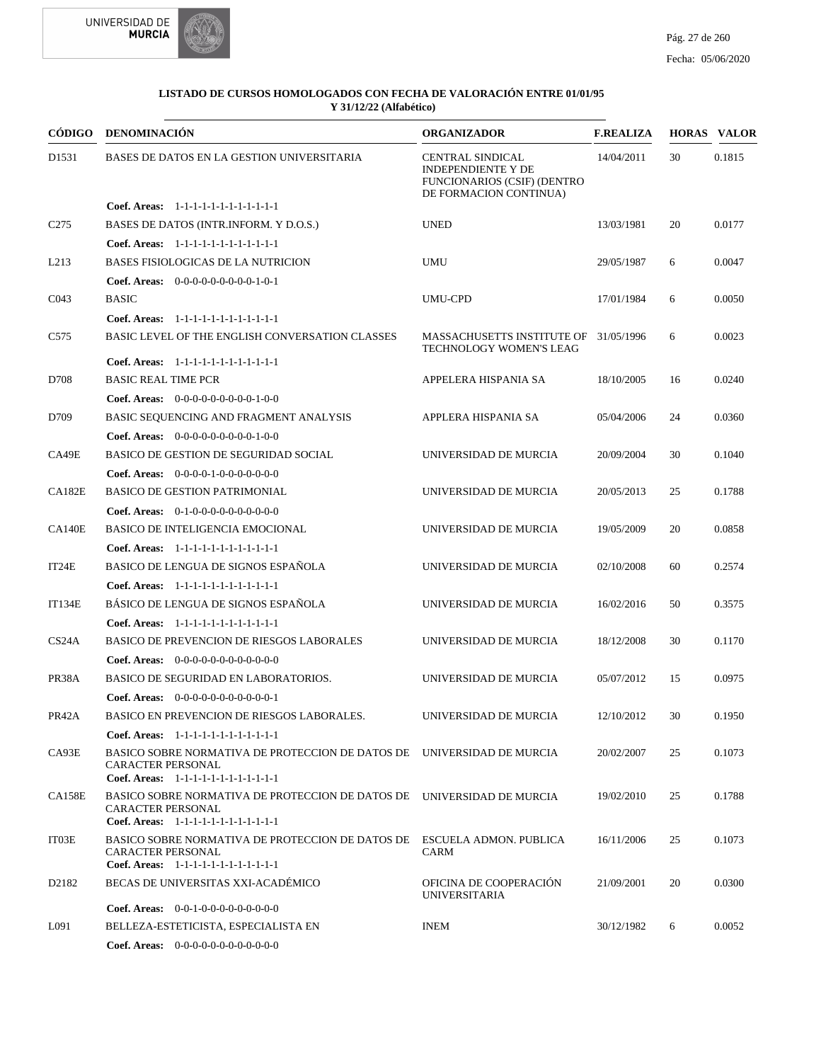## LISTADO DE CURSOS HOMOLOGADOS CON FECHA DE VALORACIÓN ENTRE 01/01/95 Y 31/12/22 (Alfabético)

| CÓDIGO | DENOMINACIÓN | ORGANIZADOR | F.REALIZA | HORAS | VALOR |
|---|---|---|---|---|---|
| D1531 | BASES DE DATOS EN LA GESTION UNIVERSITARIA | CENTRAL SINDICAL INDEPENDIENTE Y DE FUNCIONARIOS (CSIF) (DENTRO DE FORMACION CONTINUA) | 14/04/2011 | 30 | 0.1815 |
| | **Coef. Areas:** 1-1-1-1-1-1-1-1-1-1-1-1 | | | | |
| C275 | BASES DE DATOS (INTR.INFORM. Y D.O.S.) | UNED | 13/03/1981 | 20 | 0.0177 |
| | **Coef. Areas:** 1-1-1-1-1-1-1-1-1-1-1-1 | | | | |
| L213 | BASES FISIOLOGICAS DE LA NUTRICION | UMU | 29/05/1987 | 6 | 0.0047 |
| | **Coef. Areas:** 0-0-0-0-0-0-0-0-0-1-0-1 | | | | |
| C043 | BASIC | UMU-CPD | 17/01/1984 | 6 | 0.0050 |
| | **Coef. Areas:** 1-1-1-1-1-1-1-1-1-1-1-1 | | | | |
| C575 | BASIC LEVEL OF THE ENGLISH CONVERSATION CLASSES | MASSACHUSETTS INSTITUTE OF TECHNOLOGY WOMEN'S LEAG | 31/05/1996 | 6 | 0.0023 |
| | **Coef. Areas:** 1-1-1-1-1-1-1-1-1-1-1-1 | | | | |
| D708 | BASIC REAL TIME PCR | APPELERA HISPANIA SA | 18/10/2005 | 16 | 0.0240 |
| | **Coef. Areas:** 0-0-0-0-0-0-0-0-0-1-0-0 | | | | |
| D709 | BASIC SEQUENCING AND FRAGMENT ANALYSIS | APPLERA HISPANIA SA | 05/04/2006 | 24 | 0.0360 |
| | **Coef. Areas:** 0-0-0-0-0-0-0-0-0-1-0-0 | | | | |
| CA49E | BASICO DE GESTION DE SEGURIDAD SOCIAL | UNIVERSIDAD DE MURCIA | 20/09/2004 | 30 | 0.1040 |
| | **Coef. Areas:** 0-0-0-0-1-0-0-0-0-0-0-0 | | | | |
| CA182E | BASICO DE GESTION PATRIMONIAL | UNIVERSIDAD DE MURCIA | 20/05/2013 | 25 | 0.1788 |
| | **Coef. Areas:** 0-1-0-0-0-0-0-0-0-0-0-0 | | | | |
| CA140E | BASICO DE INTELIGENCIA EMOCIONAL | UNIVERSIDAD DE MURCIA | 19/05/2009 | 20 | 0.0858 |
| | **Coef. Areas:** 1-1-1-1-1-1-1-1-1-1-1-1 | | | | |
| IT24E | BASICO DE LENGUA DE SIGNOS ESPAÑOLA | UNIVERSIDAD DE MURCIA | 02/10/2008 | 60 | 0.2574 |
| | **Coef. Areas:** 1-1-1-1-1-1-1-1-1-1-1-1 | | | | |
| IT134E | BÁSICO DE LENGUA DE SIGNOS ESPAÑOLA | UNIVERSIDAD DE MURCIA | 16/02/2016 | 50 | 0.3575 |
| | **Coef. Areas:** 1-1-1-1-1-1-1-1-1-1-1-1 | | | | |
| CS24A | BASICO DE PREVENCION DE RIESGOS LABORALES | UNIVERSIDAD DE MURCIA | 18/12/2008 | 30 | 0.1170 |
| | **Coef. Areas:** 0-0-0-0-0-0-0-0-0-0-0-0 | | | | |
| PR38A | BASICO DE SEGURIDAD EN LABORATORIOS. | UNIVERSIDAD DE MURCIA | 05/07/2012 | 15 | 0.0975 |
| | **Coef. Areas:** 0-0-0-0-0-0-0-0-0-0-0-1 | | | | |
| PR42A | BASICO EN PREVENCION DE RIESGOS LABORALES. | UNIVERSIDAD DE MURCIA | 12/10/2012 | 30 | 0.1950 |
| | **Coef. Areas:** 1-1-1-1-1-1-1-1-1-1-1-1 | | | | |
| CA93E | BASICO SOBRE NORMATIVA DE PROTECCION DE DATOS DE CARACTER PERSONAL | UNIVERSIDAD DE MURCIA | 20/02/2007 | 25 | 0.1073 |
| | **Coef. Areas:** 1-1-1-1-1-1-1-1-1-1-1-1 | | | | |
| CA158E | BASICO SOBRE NORMATIVA DE PROTECCION DE DATOS DE CARACTER PERSONAL | UNIVERSIDAD DE MURCIA | 19/02/2010 | 25 | 0.1788 |
| | **Coef. Areas:** 1-1-1-1-1-1-1-1-1-1-1-1 | | | | |
| IT03E | BASICO SOBRE NORMATIVA DE PROTECCION DE DATOS DE CARACTER PERSONAL | ESCUELA ADMON. PUBLICA CARM | 16/11/2006 | 25 | 0.1073 |
| | **Coef. Areas:** 1-1-1-1-1-1-1-1-1-1-1-1 | | | | |
| D2182 | BECAS DE UNIVERSITAS XXI-ACADÉMICO | OFICINA DE COOPERACIÓN UNIVERSITARIA | 21/09/2001 | 20 | 0.0300 |
| | **Coef. Areas:** 0-0-1-0-0-0-0-0-0-0-0-0 | | | | |
| L091 | BELLEZA-ESTETICISTA, ESPECIALISTA EN | INEM | 30/12/1982 | 6 | 0.0052 |
| | **Coef. Areas:** 0-0-0-0-0-0-0-0-0-0-0-0 | | | | |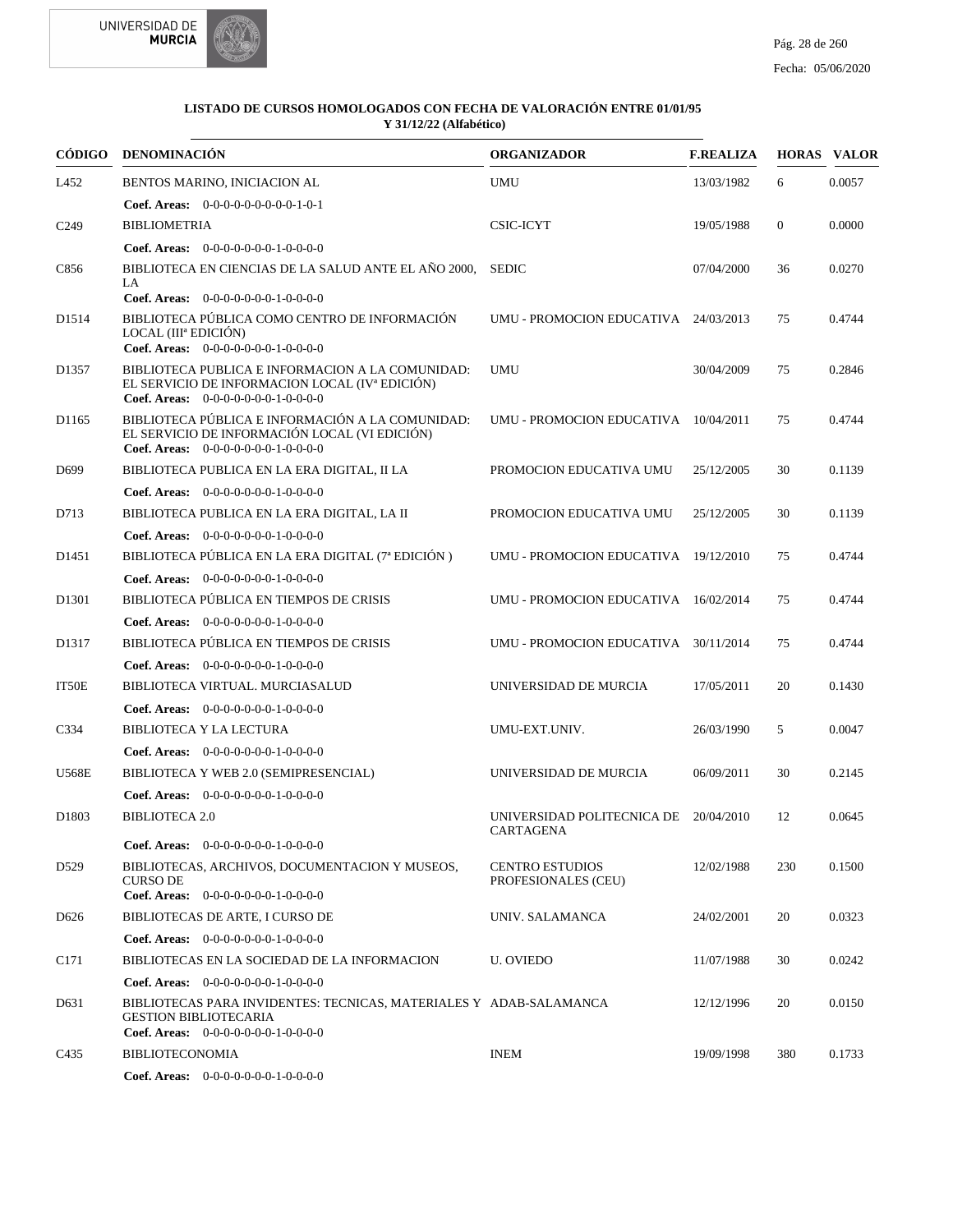**LISTADO DE CURSOS HOMOLOGADOS CON FECHA DE VALORACIÓN ENTRE 01/01/95 Y 31/12/22 (Alfabético)**

| CÓDIGO | DENOMINACIÓN | ORGANIZADOR | F.REALIZA | HORAS | VALOR |
|---|---|---|---|---|---|
| L452 | BENTOS MARINO, INICIACION AL<br>**Coef. Areas:** 0-0-0-0-0-0-0-0-0-1-0-1 | UMU | 13/03/1982 | 6 | 0.0057 |
| C249 | BIBLIOMETRIA<br>**Coef. Areas:** 0-0-0-0-0-0-0-1-0-0-0-0 | CSIC-ICYT | 19/05/1988 | 0 | 0.0000 |
| C856 | BIBLIOTECA EN CIENCIAS DE LA SALUD ANTE EL AÑO 2000, LA<br>**Coef. Areas:** 0-0-0-0-0-0-0-1-0-0-0-0 | SEDIC | 07/04/2000 | 36 | 0.0270 |
| D1514 | BIBLIOTECA PÚBLICA COMO CENTRO DE INFORMACIÓN LOCAL (IIIª EDICIÓN)<br>**Coef. Areas:** 0-0-0-0-0-0-0-1-0-0-0-0 | UMU - PROMOCION EDUCATIVA | 24/03/2013 | 75 | 0.4744 |
| D1357 | BIBLIOTECA PUBLICA E INFORMACION A LA COMUNIDAD: EL SERVICIO DE INFORMACION LOCAL (IVª EDICIÓN)<br>**Coef. Areas:** 0-0-0-0-0-0-0-1-0-0-0-0 | UMU | 30/04/2009 | 75 | 0.2846 |
| D1165 | BIBLIOTECA PÚBLICA E INFORMACIÓN A LA COMUNIDAD: EL SERVICIO DE INFORMACIÓN LOCAL (VI EDICIÓN)<br>**Coef. Areas:** 0-0-0-0-0-0-0-1-0-0-0-0 | UMU - PROMOCION EDUCATIVA | 10/04/2011 | 75 | 0.4744 |
| D699 | BIBLIOTECA PUBLICA EN LA ERA DIGITAL, II LA<br>**Coef. Areas:** 0-0-0-0-0-0-0-1-0-0-0-0 | PROMOCION EDUCATIVA UMU | 25/12/2005 | 30 | 0.1139 |
| D713 | BIBLIOTECA PUBLICA EN LA ERA DIGITAL, LA II<br>**Coef. Areas:** 0-0-0-0-0-0-0-1-0-0-0-0 | PROMOCION EDUCATIVA UMU | 25/12/2005 | 30 | 0.1139 |
| D1451 | BIBLIOTECA PÚBLICA EN LA ERA DIGITAL (7ª EDICIÓN )<br>**Coef. Areas:** 0-0-0-0-0-0-0-1-0-0-0-0 | UMU - PROMOCION EDUCATIVA | 19/12/2010 | 75 | 0.4744 |
| D1301 | BIBLIOTECA PÚBLICA EN TIEMPOS DE CRISIS<br>**Coef. Areas:** 0-0-0-0-0-0-0-1-0-0-0-0 | UMU - PROMOCION EDUCATIVA | 16/02/2014 | 75 | 0.4744 |
| D1317 | BIBLIOTECA PÚBLICA EN TIEMPOS DE CRISIS<br>**Coef. Areas:** 0-0-0-0-0-0-0-1-0-0-0-0 | UMU - PROMOCION EDUCATIVA | 30/11/2014 | 75 | 0.4744 |
| IT50E | BIBLIOTECA VIRTUAL. MURCIASALUD<br>**Coef. Areas:** 0-0-0-0-0-0-0-1-0-0-0-0 | UNIVERSIDAD DE MURCIA | 17/05/2011 | 20 | 0.1430 |
| C334 | BIBLIOTECA Y LA LECTURA<br>**Coef. Areas:** 0-0-0-0-0-0-0-1-0-0-0-0 | UMU-EXT.UNIV. | 26/03/1990 | 5 | 0.0047 |
| U568E | BIBLIOTECA Y WEB 2.0 (SEMIPRESENCIAL)<br>**Coef. Areas:** 0-0-0-0-0-0-0-1-0-0-0-0 | UNIVERSIDAD DE MURCIA | 06/09/2011 | 30 | 0.2145 |
| D1803 | BIBLIOTECA 2.0<br>**Coef. Areas:** 0-0-0-0-0-0-0-1-0-0-0-0 | UNIVERSIDAD POLITECNICA DE CARTAGENA | 20/04/2010 | 12 | 0.0645 |
| D529 | BIBLIOTECAS, ARCHIVOS, DOCUMENTACION Y MUSEOS, CURSO DE<br>**Coef. Areas:** 0-0-0-0-0-0-0-1-0-0-0-0 | CENTRO ESTUDIOS PROFESIONALES (CEU) | 12/02/1988 | 230 | 0.1500 |
| D626 | BIBLIOTECAS DE ARTE, I CURSO DE<br>**Coef. Areas:** 0-0-0-0-0-0-0-1-0-0-0-0 | UNIV. SALAMANCA | 24/02/2001 | 20 | 0.0323 |
| C171 | BIBLIOTECAS EN LA SOCIEDAD DE LA INFORMACION<br>**Coef. Areas:** 0-0-0-0-0-0-0-1-0-0-0-0 | U. OVIEDO | 11/07/1988 | 30 | 0.0242 |
| D631 | BIBLIOTECAS PARA INVIDENTES: TECNICAS, MATERIALES Y GESTION BIBLIOTECARIA<br>**Coef. Areas:** 0-0-0-0-0-0-0-1-0-0-0-0 | ADAB-SALAMANCA | 12/12/1996 | 20 | 0.0150 |
| C435 | BIBLIOTECONOMIA<br>**Coef. Areas:** 0-0-0-0-0-0-0-1-0-0-0-0 | INEM | 19/09/1998 | 380 | 0.1733 |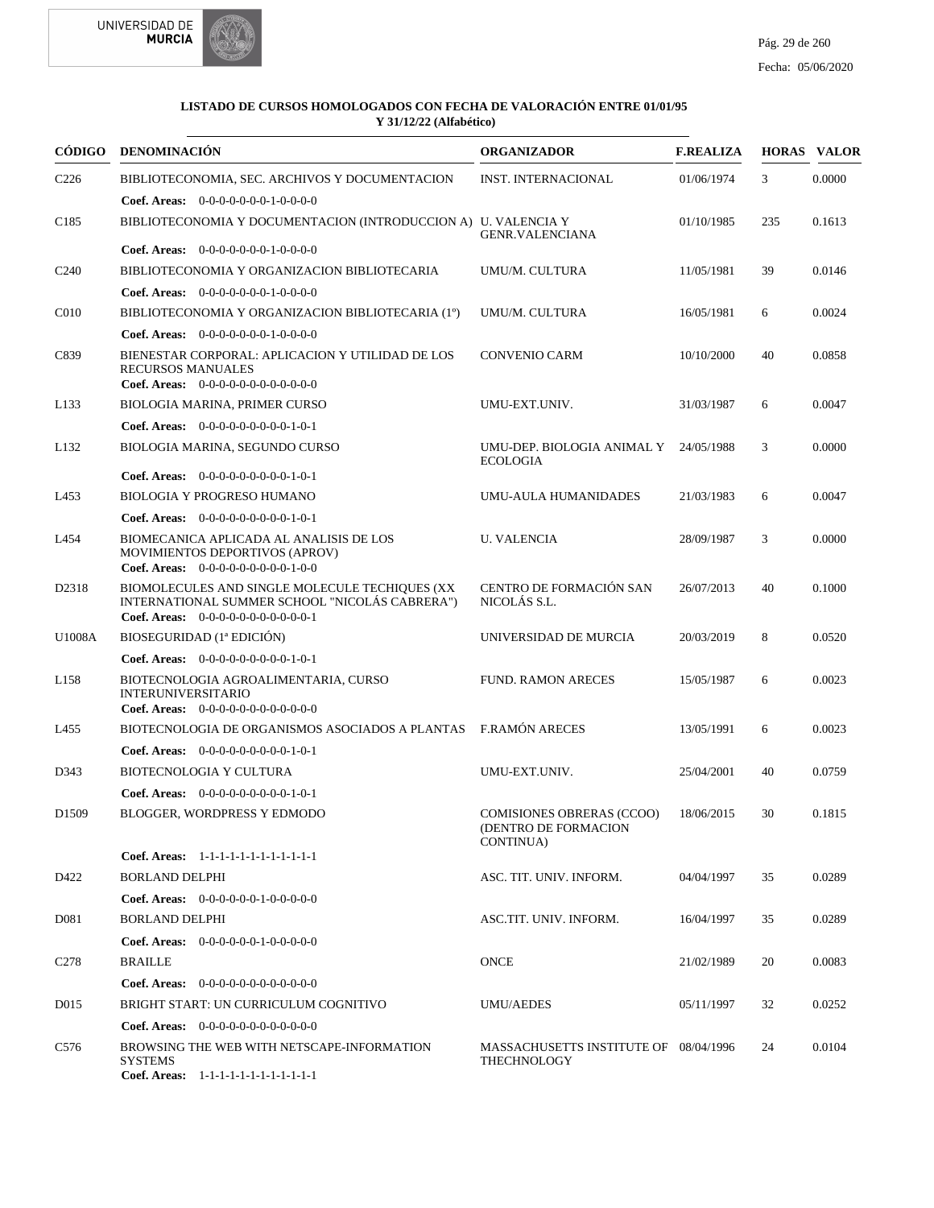**LISTADO DE CURSOS HOMOLOGADOS CON FECHA DE VALORACIÓN ENTRE 01/01/95 Y 31/12/22 (Alfabético)**

| CÓDIGO | DENOMINACIÓN | ORGANIZADOR | F.REALIZA | HORAS | VALOR |
|---|---|---|---|---|---|
| C226 | BIBLIOTECONOMIA, SEC. ARCHIVOS Y DOCUMENTACION<br>**Coef. Areas:** 0-0-0-0-0-0-0-1-0-0-0-0 | INST. INTERNACIONAL | 01/06/1974 | 3 | 0.0000 |
| C185 | BIBLIOTECONOMIA Y DOCUMENTACION (INTRODUCCION A)<br>**Coef. Areas:** 0-0-0-0-0-0-0-1-0-0-0-0 | U. VALENCIA Y GENR.VALENCIANA | 01/10/1985 | 235 | 0.1613 |
| C240 | BIBLIOTECONOMIA Y ORGANIZACION BIBLIOTECARIA<br>**Coef. Areas:** 0-0-0-0-0-0-0-1-0-0-0-0 | UMU/M. CULTURA | 11/05/1981 | 39 | 0.0146 |
| C010 | BIBLIOTECONOMIA Y ORGANIZACION BIBLIOTECARIA (1º)<br>**Coef. Areas:** 0-0-0-0-0-0-0-1-0-0-0-0 | UMU/M. CULTURA | 16/05/1981 | 6 | 0.0024 |
| C839 | BIENESTAR CORPORAL: APLICACION Y UTILIDAD DE LOS RECURSOS MANUALES<br>**Coef. Areas:** 0-0-0-0-0-0-0-0-0-0-0-0 | CONVENIO CARM | 10/10/2000 | 40 | 0.0858 |
| L133 | BIOLOGIA MARINA, PRIMER CURSO<br>**Coef. Areas:** 0-0-0-0-0-0-0-0-0-1-0-1 | UMU-EXT.UNIV. | 31/03/1987 | 6 | 0.0047 |
| L132 | BIOLOGIA MARINA, SEGUNDO CURSO<br>**Coef. Areas:** 0-0-0-0-0-0-0-0-0-1-0-1 | UMU-DEP. BIOLOGIA ANIMAL Y ECOLOGIA | 24/05/1988 | 3 | 0.0000 |
| L453 | BIOLOGIA Y PROGRESO HUMANO<br>**Coef. Areas:** 0-0-0-0-0-0-0-0-0-1-0-1 | UMU-AULA HUMANIDADES | 21/03/1983 | 6 | 0.0047 |
| L454 | BIOMECANICA APLICADA AL ANALISIS DE LOS MOVIMIENTOS DEPORTIVOS (APROV)<br>**Coef. Areas:** 0-0-0-0-0-0-0-0-0-1-0-0 | U. VALENCIA | 28/09/1987 | 3 | 0.0000 |
| D2318 | BIOMOLECULES AND SINGLE MOLECULE TECHIQUES (XX INTERNATIONAL SUMMER SCHOOL "NICOLÁS CABRERA")<br>**Coef. Areas:** 0-0-0-0-0-0-0-0-0-0-0-1 | CENTRO DE FORMACIÓN SAN NICOLÁS S.L. | 26/07/2013 | 40 | 0.1000 |
| U1008A | BIOSEGURIDAD (1ª EDICIÓN)<br>**Coef. Areas:** 0-0-0-0-0-0-0-0-0-1-0-1 | UNIVERSIDAD DE MURCIA | 20/03/2019 | 8 | 0.0520 |
| L158 | BIOTECNOLOGIA AGROALIMENTARIA, CURSO INTERUNIVERSITARIO<br>**Coef. Areas:** 0-0-0-0-0-0-0-0-0-0-0-0 | FUND. RAMON ARECES | 15/05/1987 | 6 | 0.0023 |
| L455 | BIOTECNOLOGIA DE ORGANISMOS ASOCIADOS A PLANTAS<br>**Coef. Areas:** 0-0-0-0-0-0-0-0-0-1-0-1 | F.RAMÓN ARECES | 13/05/1991 | 6 | 0.0023 |
| D343 | BIOTECNOLOGIA Y CULTURA<br>**Coef. Areas:** 0-0-0-0-0-0-0-0-0-1-0-1 | UMU-EXT.UNIV. | 25/04/2001 | 40 | 0.0759 |
| D1509 | BLOGGER, WORDPRESS Y EDMODO<br>**Coef. Areas:** 1-1-1-1-1-1-1-1-1-1-1-1 | COMISIONES OBRERAS (CCOO) (DENTRO DE FORMACION CONTINUA) | 18/06/2015 | 30 | 0.1815 |
| D422 | BORLAND DELPHI<br>**Coef. Areas:** 0-0-0-0-0-0-1-0-0-0-0-0 | ASC. TIT. UNIV. INFORM. | 04/04/1997 | 35 | 0.0289 |
| D081 | BORLAND DELPHI<br>**Coef. Areas:** 0-0-0-0-0-0-1-0-0-0-0-0 | ASC.TIT. UNIV. INFORM. | 16/04/1997 | 35 | 0.0289 |
| C278 | BRAILLE<br>**Coef. Areas:** 0-0-0-0-0-0-0-0-0-0-0-0 | ONCE | 21/02/1989 | 20 | 0.0083 |
| D015 | BRIGHT START: UN CURRICULUM COGNITIVO<br>**Coef. Areas:** 0-0-0-0-0-0-0-0-0-0-0-0 | UMU/AEDES | 05/11/1997 | 32 | 0.0252 |
| C576 | BROWSING THE WEB WITH NETSCAPE-INFORMATION SYSTEMS<br>**Coef. Areas:** 1-1-1-1-1-1-1-1-1-1-1-1 | MASSACHUSETTS INSTITUTE OF THECHNOLOGY | 08/04/1996 | 24 | 0.0104 |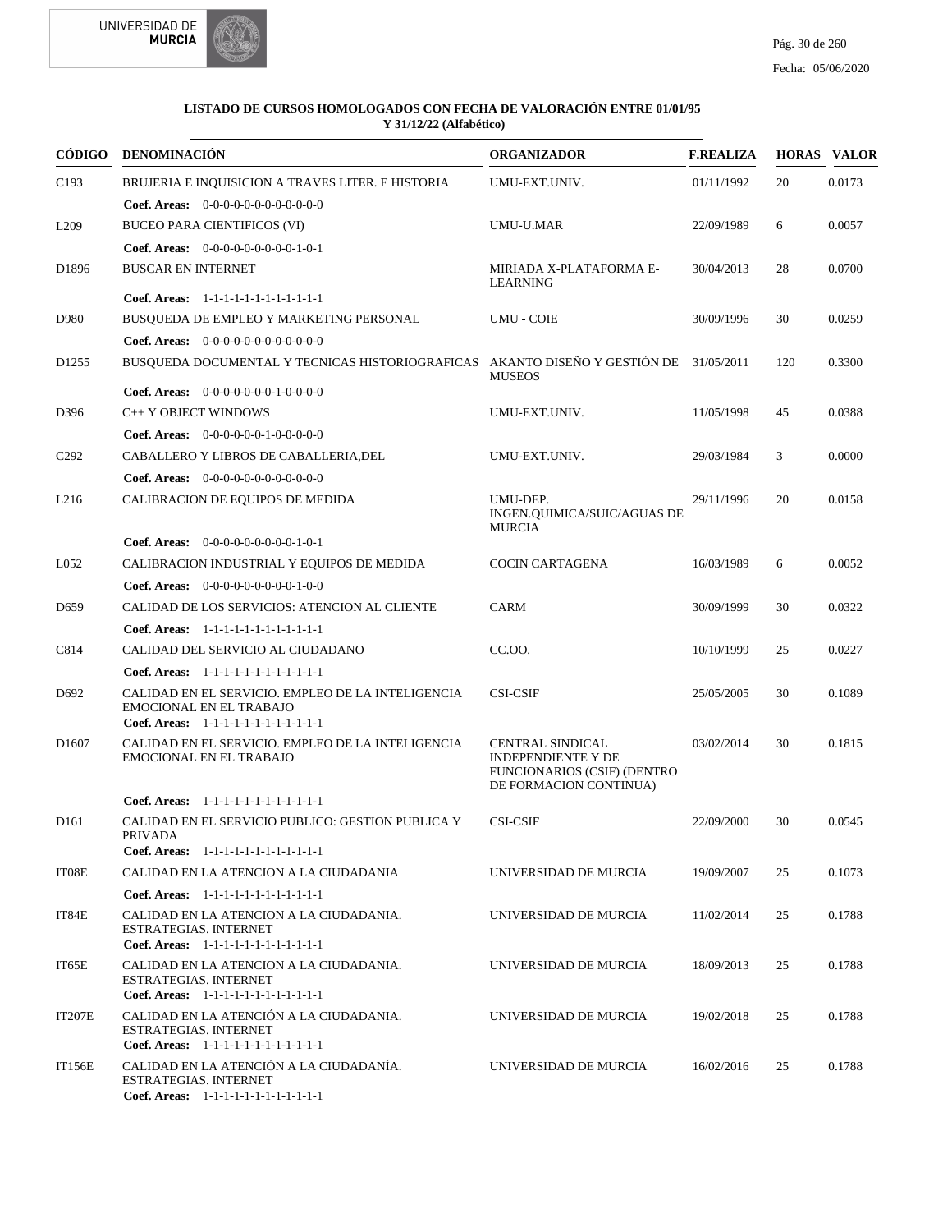**LISTADO DE CURSOS HOMOLOGADOS CON FECHA DE VALORACIÓN ENTRE 01/01/95 Y 31/12/22 (Alfabético)**

| CÓDIGO | DENOMINACIÓN | ORGANIZADOR | F.REALIZA | HORAS | VALOR |
|---|---|---|---|---|---|
| C193 | BRUJERIA E INQUISICION A TRAVES LITER. E HISTORIA | UMU-EXT.UNIV. | 01/11/1992 | 20 | 0.0173 |
| | **Coef. Areas:** 0-0-0-0-0-0-0-0-0-0-0-0-0 | | | | |
| L209 | BUCEO PARA CIENTIFICOS (VI) | UMU-U.MAR | 22/09/1989 | 6 | 0.0057 |
| | **Coef. Areas:** 0-0-0-0-0-0-0-0-0-0-1-0-1 | | | | |
| D1896 | BUSCAR EN INTERNET | MIRIADA X-PLATAFORMA E-LEARNING | 30/04/2013 | 28 | 0.0700 |
| | **Coef. Areas:** 1-1-1-1-1-1-1-1-1-1-1-1-1 | | | | |
| D980 | BUSQUEDA DE EMPLEO Y MARKETING PERSONAL | UMU - COIE | 30/09/1996 | 30 | 0.0259 |
| | **Coef. Areas:** 0-0-0-0-0-0-0-0-0-0-0-0-0 | | | | |
| D1255 | BUSQUEDA DOCUMENTAL Y TECNICAS HISTORIOGRAFICAS | AKANTO DISEÑO Y GESTIÓN DE MUSEOS | 31/05/2011 | 120 | 0.3300 |
| | **Coef. Areas:** 0-0-0-0-0-0-0-0-1-0-0-0-0 | | | | |
| D396 | C++ Y OBJECT WINDOWS | UMU-EXT.UNIV. | 11/05/1998 | 45 | 0.0388 |
| | **Coef. Areas:** 0-0-0-0-0-0-1-0-0-0-0-0-0 | | | | |
| C292 | CABALLERO Y LIBROS DE CABALLERIA,DEL | UMU-EXT.UNIV. | 29/03/1984 | 3 | 0.0000 |
| | **Coef. Areas:** 0-0-0-0-0-0-0-0-0-0-0-0-0 | | | | |
| L216 | CALIBRACION DE EQUIPOS DE MEDIDA | UMU-DEP. INGEN.QUIMICA/SUIC/AGUAS DE MURCIA | 29/11/1996 | 20 | 0.0158 |
| | **Coef. Areas:** 0-0-0-0-0-0-0-0-0-0-1-0-1 | | | | |
| L052 | CALIBRACION INDUSTRIAL Y EQUIPOS DE MEDIDA | COCIN CARTAGENA | 16/03/1989 | 6 | 0.0052 |
| | **Coef. Areas:** 0-0-0-0-0-0-0-0-0-0-1-0-0 | | | | |
| D659 | CALIDAD DE LOS SERVICIOS: ATENCION AL CLIENTE | CARM | 30/09/1999 | 30 | 0.0322 |
| | **Coef. Areas:** 1-1-1-1-1-1-1-1-1-1-1-1-1 | | | | |
| C814 | CALIDAD DEL SERVICIO AL CIUDADANO | CC.OO. | 10/10/1999 | 25 | 0.0227 |
| | **Coef. Areas:** 1-1-1-1-1-1-1-1-1-1-1-1-1 | | | | |
| D692 | CALIDAD EN EL SERVICIO. EMPLEO DE LA INTELIGENCIA EMOCIONAL EN EL TRABAJO | CSI-CSIF | 25/05/2005 | 30 | 0.1089 |
| | **Coef. Areas:** 1-1-1-1-1-1-1-1-1-1-1-1-1 | | | | |
| D1607 | CALIDAD EN EL SERVICIO. EMPLEO DE LA INTELIGENCIA EMOCIONAL EN EL TRABAJO | CENTRAL SINDICAL INDEPENDIENTE Y DE FUNCIONARIOS (CSIF) (DENTRO DE FORMACION CONTINUA) | 03/02/2014 | 30 | 0.1815 |
| | **Coef. Areas:** 1-1-1-1-1-1-1-1-1-1-1-1-1 | | | | |
| D161 | CALIDAD EN EL SERVICIO PUBLICO: GESTION PUBLICA Y PRIVADA | CSI-CSIF | 22/09/2000 | 30 | 0.0545 |
| | **Coef. Areas:** 1-1-1-1-1-1-1-1-1-1-1-1-1 | | | | |
| IT08E | CALIDAD EN LA ATENCION A LA CIUDADANIA | UNIVERSIDAD DE MURCIA | 19/09/2007 | 25 | 0.1073 |
| | **Coef. Areas:** 1-1-1-1-1-1-1-1-1-1-1-1-1 | | | | |
| IT84E | CALIDAD EN LA ATENCION A LA CIUDADANIA. ESTRATEGIAS. INTERNET | UNIVERSIDAD DE MURCIA | 11/02/2014 | 25 | 0.1788 |
| | **Coef. Areas:** 1-1-1-1-1-1-1-1-1-1-1-1-1 | | | | |
| IT65E | CALIDAD EN LA ATENCION A LA CIUDADANIA. ESTRATEGIAS. INTERNET | UNIVERSIDAD DE MURCIA | 18/09/2013 | 25 | 0.1788 |
| | **Coef. Areas:** 1-1-1-1-1-1-1-1-1-1-1-1-1 | | | | |
| IT207E | CALIDAD EN LA ATENCIÓN A LA CIUDADANIA. ESTRATEGIAS. INTERNET | UNIVERSIDAD DE MURCIA | 19/02/2018 | 25 | 0.1788 |
| | **Coef. Areas:** 1-1-1-1-1-1-1-1-1-1-1-1-1 | | | | |
| IT156E | CALIDAD EN LA ATENCIÓN A LA CIUDADANÍA. ESTRATEGIAS. INTERNET | UNIVERSIDAD DE MURCIA | 16/02/2016 | 25 | 0.1788 |
| | **Coef. Areas:** 1-1-1-1-1-1-1-1-1-1-1-1-1 | | | | |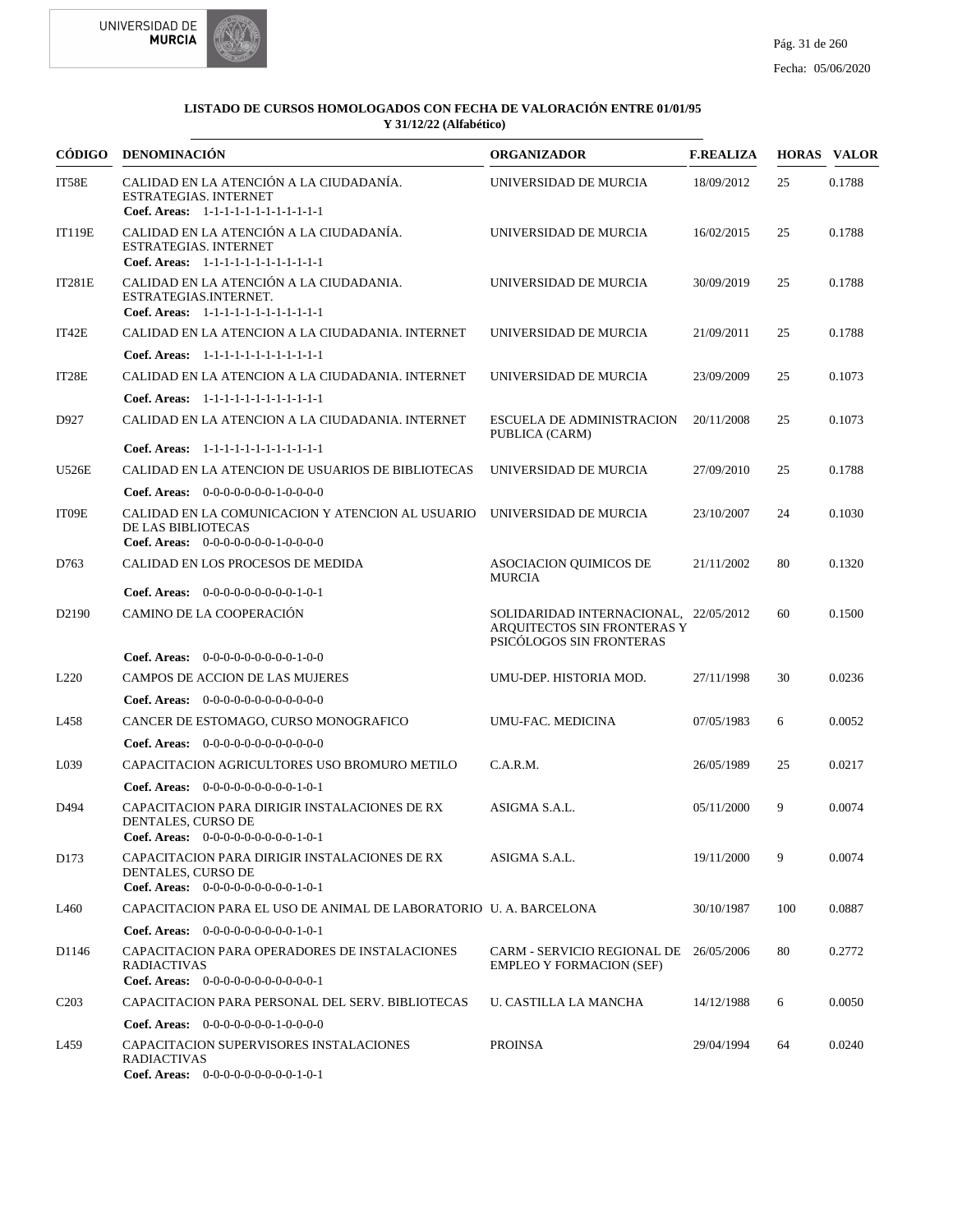**LISTADO DE CURSOS HOMOLOGADOS CON FECHA DE VALORACIÓN ENTRE 01/01/95 Y 31/12/22 (Alfabético)**

| CÓDIGO | DENOMINACIÓN | ORGANIZADOR | F.REALIZA | HORAS | VALOR |
|---|---|---|---|---|---|
| IT58E | CALIDAD EN LA ATENCIÓN A LA CIUDADANÍA. ESTRATEGIAS. INTERNET<br>**Coef. Areas:** 1-1-1-1-1-1-1-1-1-1-1-1 | UNIVERSIDAD DE MURCIA | 18/09/2012 | 25 | 0.1788 |
| IT119E | CALIDAD EN LA ATENCIÓN A LA CIUDADANÍA. ESTRATEGIAS. INTERNET<br>**Coef. Areas:** 1-1-1-1-1-1-1-1-1-1-1-1 | UNIVERSIDAD DE MURCIA | 16/02/2015 | 25 | 0.1788 |
| IT281E | CALIDAD EN LA ATENCIÓN A LA CIUDADANIA. ESTRATEGIAS.INTERNET.<br>**Coef. Areas:** 1-1-1-1-1-1-1-1-1-1-1-1 | UNIVERSIDAD DE MURCIA | 30/09/2019 | 25 | 0.1788 |
| IT42E | CALIDAD EN LA ATENCION A LA CIUDADANIA. INTERNET<br>**Coef. Areas:** 1-1-1-1-1-1-1-1-1-1-1-1 | UNIVERSIDAD DE MURCIA | 21/09/2011 | 25 | 0.1788 |
| IT28E | CALIDAD EN LA ATENCION A LA CIUDADANIA. INTERNET<br>**Coef. Areas:** 1-1-1-1-1-1-1-1-1-1-1-1 | UNIVERSIDAD DE MURCIA | 23/09/2009 | 25 | 0.1073 |
| D927 | CALIDAD EN LA ATENCION A LA CIUDADANIA. INTERNET<br>**Coef. Areas:** 1-1-1-1-1-1-1-1-1-1-1-1 | ESCUELA DE ADMINISTRACION PUBLICA (CARM) | 20/11/2008 | 25 | 0.1073 |
| U526E | CALIDAD EN LA ATENCION DE USUARIOS DE BIBLIOTECAS<br>**Coef. Areas:** 0-0-0-0-0-0-0-1-0-0-0-0 | UNIVERSIDAD DE MURCIA | 27/09/2010 | 25 | 0.1788 |
| IT09E | CALIDAD EN LA COMUNICACION Y ATENCION AL USUARIO DE LAS BIBLIOTECAS<br>**Coef. Areas:** 0-0-0-0-0-0-0-1-0-0-0-0 | UNIVERSIDAD DE MURCIA | 23/10/2007 | 24 | 0.1030 |
| D763 | CALIDAD EN LOS PROCESOS DE MEDIDA<br>**Coef. Areas:** 0-0-0-0-0-0-0-0-0-1-0-1 | ASOCIACION QUIMICOS DE MURCIA | 21/11/2002 | 80 | 0.1320 |
| D2190 | CAMINO DE LA COOPERACIÓN<br>**Coef. Areas:** 0-0-0-0-0-0-0-0-0-1-0-0 | SOLIDARIDAD INTERNACIONAL, ARQUITECTOS SIN FRONTERAS Y PSICÓLOGOS SIN FRONTERAS | 22/05/2012 | 60 | 0.1500 |
| L220 | CAMPOS DE ACCION DE LAS MUJERES<br>**Coef. Areas:** 0-0-0-0-0-0-0-0-0-0-0-0 | UMU-DEP. HISTORIA MOD. | 27/11/1998 | 30 | 0.0236 |
| L458 | CANCER DE ESTOMAGO, CURSO MONOGRAFICO<br>**Coef. Areas:** 0-0-0-0-0-0-0-0-0-0-0-0 | UMU-FAC. MEDICINA | 07/05/1983 | 6 | 0.0052 |
| L039 | CAPACITACION AGRICULTORES USO BROMURO METILO<br>**Coef. Areas:** 0-0-0-0-0-0-0-0-0-1-0-1 | C.A.R.M. | 26/05/1989 | 25 | 0.0217 |
| D494 | CAPACITACION PARA DIRIGIR INSTALACIONES DE RX DENTALES, CURSO DE<br>**Coef. Areas:** 0-0-0-0-0-0-0-0-0-1-0-1 | ASIGMA S.A.L. | 05/11/2000 | 9 | 0.0074 |
| D173 | CAPACITACION PARA DIRIGIR INSTALACIONES DE RX DENTALES, CURSO DE<br>**Coef. Areas:** 0-0-0-0-0-0-0-0-0-1-0-1 | ASIGMA S.A.L. | 19/11/2000 | 9 | 0.0074 |
| L460 | CAPACITACION PARA EL USO DE ANIMAL DE LABORATORIO<br>**Coef. Areas:** 0-0-0-0-0-0-0-0-0-1-0-1 | U. A. BARCELONA | 30/10/1987 | 100 | 0.0887 |
| D1146 | CAPACITACION PARA OPERADORES DE INSTALACIONES RADIACTIVAS<br>**Coef. Areas:** 0-0-0-0-0-0-0-0-0-0-0-1 | CARM - SERVICIO REGIONAL DE EMPLEO Y FORMACION (SEF) | 26/05/2006 | 80 | 0.2772 |
| C203 | CAPACITACION PARA PERSONAL DEL SERV. BIBLIOTECAS<br>**Coef. Areas:** 0-0-0-0-0-0-0-1-0-0-0-0 | U. CASTILLA LA MANCHA | 14/12/1988 | 6 | 0.0050 |
| L459 | CAPACITACION SUPERVISORES INSTALACIONES RADIACTIVAS<br>**Coef. Areas:** 0-0-0-0-0-0-0-0-0-1-0-1 | PROINSA | 29/04/1994 | 64 | 0.0240 |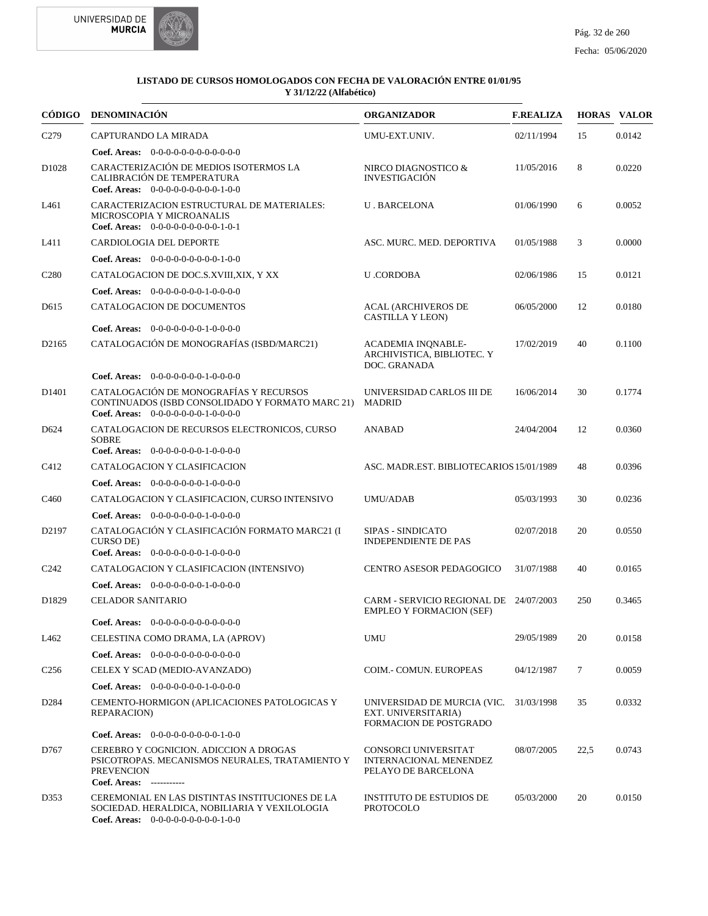**LISTADO DE CURSOS HOMOLOGADOS CON FECHA DE VALORACIÓN ENTRE 01/01/95 Y 31/12/22 (Alfabético)**

| CÓDIGO | DENOMINACIÓN | ORGANIZADOR | F.REALIZA | HORAS | VALOR |
|---|---|---|---|---|---|
| C279 | CAPTURANDO LA MIRADA<br>**Coef. Areas:** 0-0-0-0-0-0-0-0-0-0-0-0 | UMU-EXT.UNIV. | 02/11/1994 | 15 | 0.0142 |
| D1028 | CARACTERIZACIÓN DE MEDIOS ISOTERMOS LA CALIBRACIÓN DE TEMPERATURA<br>**Coef. Areas:** 0-0-0-0-0-0-0-0-0-1-0-0 | NIRCO DIAGNOSTICO & INVESTIGACIÓN | 11/05/2016 | 8 | 0.0220 |
| L461 | CARACTERIZACION ESTRUCTURAL DE MATERIALES: MICROSCOPIA Y MICROANALIS<br>**Coef. Areas:** 0-0-0-0-0-0-0-0-0-1-0-1 | U . BARCELONA | 01/06/1990 | 6 | 0.0052 |
| L411 | CARDIOLOGIA DEL DEPORTE<br>**Coef. Areas:** 0-0-0-0-0-0-0-0-0-1-0-0 | ASC. MURC. MED. DEPORTIVA | 01/05/1988 | 3 | 0.0000 |
| C280 | CATALOGACION DE DOC.S.XVIII,XIX, Y XX<br>**Coef. Areas:** 0-0-0-0-0-0-0-1-0-0-0-0 | U .CORDOBA | 02/06/1986 | 15 | 0.0121 |
| D615 | CATALOGACION DE DOCUMENTOS<br>**Coef. Areas:** 0-0-0-0-0-0-0-1-0-0-0-0 | ACAL (ARCHIVEROS DE CASTILLA Y LEON) | 06/05/2000 | 12 | 0.0180 |
| D2165 | CATALOGACIÓN DE MONOGRAFÍAS (ISBD/MARC21)<br>**Coef. Areas:** 0-0-0-0-0-0-0-1-0-0-0-0 | ACADEMIA INQNABLE-ARCHIVISTICA, BIBLIOTEC. Y DOC. GRANADA | 17/02/2019 | 40 | 0.1100 |
| D1401 | CATALOGACIÓN DE MONOGRAFÍAS Y RECURSOS CONTINUADOS (ISBD CONSOLIDADO Y FORMATO MARC 21)<br>**Coef. Areas:** 0-0-0-0-0-0-0-1-0-0-0-0 | UNIVERSIDAD CARLOS III DE MADRID | 16/06/2014 | 30 | 0.1774 |
| D624 | CATALOGACION DE RECURSOS ELECTRONICOS, CURSO SOBRE<br>**Coef. Areas:** 0-0-0-0-0-0-0-1-0-0-0-0 | ANABAD | 24/04/2004 | 12 | 0.0360 |
| C412 | CATALOGACION Y CLASIFICACION<br>**Coef. Areas:** 0-0-0-0-0-0-0-1-0-0-0-0 | ASC. MADR.EST. BIBLIOTECARIOS | 15/01/1989 | 48 | 0.0396 |
| C460 | CATALOGACION Y CLASIFICACION, CURSO INTENSIVO<br>**Coef. Areas:** 0-0-0-0-0-0-0-1-0-0-0-0 | UMU/ADAB | 05/03/1993 | 30 | 0.0236 |
| D2197 | CATALOGACIÓN Y CLASIFICACIÓN FORMATO MARC21 (I CURSO DE)<br>**Coef. Areas:** 0-0-0-0-0-0-0-1-0-0-0-0 | SIPAS - SINDICATO INDEPENDIENTE DE PAS | 02/07/2018 | 20 | 0.0550 |
| C242 | CATALOGACION Y CLASIFICACION (INTENSIVO)<br>**Coef. Areas:** 0-0-0-0-0-0-0-1-0-0-0-0 | CENTRO ASESOR PEDAGOGICO | 31/07/1988 | 40 | 0.0165 |
| D1829 | CELADOR SANITARIO<br>**Coef. Areas:** 0-0-0-0-0-0-0-0-0-0-0-0 | CARM - SERVICIO REGIONAL DE EMPLEO Y FORMACION (SEF) | 24/07/2003 | 250 | 0.3465 |
| L462 | CELESTINA COMO DRAMA, LA (APROV)<br>**Coef. Areas:** 0-0-0-0-0-0-0-0-0-0-0-0 | UMU | 29/05/1989 | 20 | 0.0158 |
| C256 | CELEX Y SCAD (MEDIO-AVANZADO)<br>**Coef. Areas:** 0-0-0-0-0-0-0-1-0-0-0-0 | COIM.- COMUN. EUROPEAS | 04/12/1987 | 7 | 0.0059 |
| D284 | CEMENTO-HORMIGON (APLICACIONES PATOLOGICAS Y REPARACION)<br>**Coef. Areas:** 0-0-0-0-0-0-0-0-0-1-0-0 | UNIVERSIDAD DE MURCIA (VIC. EXT. UNIVERSITARIA) FORMACION DE POSTGRADO | 31/03/1998 | 35 | 0.0332 |
| D767 | CEREBRO Y COGNICION. ADICCION A DROGAS PSICOTROPAS. MECANISMOS NEURALES, TRATAMIENTO Y PREVENCION<br>**Coef. Areas:** ----------- | CONSORCI UNIVERSITAT INTERNACIONAL MENENDEZ PELAYO DE BARCELONA | 08/07/2005 | 22,5 | 0.0743 |
| D353 | CEREMONIAL EN LAS DISTINTAS INSTITUCIONES DE LA SOCIEDAD. HERALDICA, NOBILIARIA Y VEXILOLOGIA<br>**Coef. Areas:** 0-0-0-0-0-0-0-0-0-1-0-0 | INSTITUTO DE ESTUDIOS DE PROTOCOLO | 05/03/2000 | 20 | 0.0150 |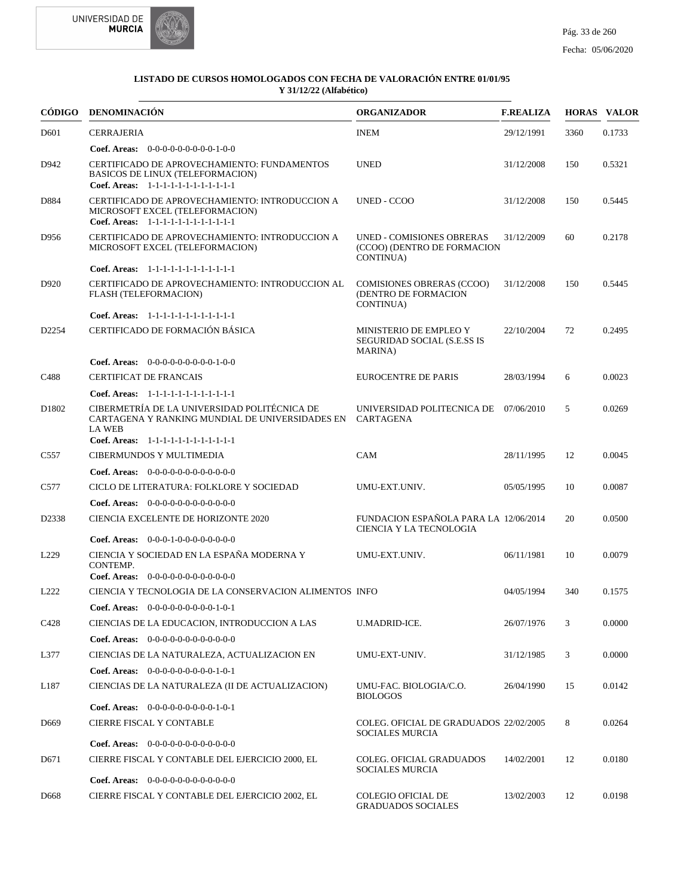**LISTADO DE CURSOS HOMOLOGADOS CON FECHA DE VALORACIÓN ENTRE 01/01/95 Y 31/12/22 (Alfabético)**

| CÓDIGO | DENOMINACIÓN | ORGANIZADOR | F.REALIZA | HORAS | VALOR |
|---|---|---|---|---|---|
| D601 | CERRAJERIA | INEM | 29/12/1991 | 3360 | 0.1733 |
| | **Coef. Areas:** 0-0-0-0-0-0-0-0-0-1-0-0 | | | | |
| D942 | CERTIFICADO DE APROVECHAMIENTO: FUNDAMENTOS BASICOS DE LINUX (TELEFORMACION) | UNED | 31/12/2008 | 150 | 0.5321 |
| | **Coef. Areas:** 1-1-1-1-1-1-1-1-1-1-1-1 | | | | |
| D884 | CERTIFICADO DE APROVECHAMIENTO: INTRODUCCION A MICROSOFT EXCEL (TELEFORMACION) | UNED - CCOO | 31/12/2008 | 150 | 0.5445 |
| | **Coef. Areas:** 1-1-1-1-1-1-1-1-1-1-1-1 | | | | |
| D956 | CERTIFICADO DE APROVECHAMIENTO: INTRODUCCION A MICROSOFT EXCEL (TELEFORMACION) | UNED - COMISIONES OBRERAS (CCOO) (DENTRO DE FORMACION CONTINUA) | 31/12/2009 | 60 | 0.2178 |
| | **Coef. Areas:** 1-1-1-1-1-1-1-1-1-1-1-1 | | | | |
| D920 | CERTIFICADO DE APROVECHAMIENTO: INTRODUCCION AL FLASH (TELEFORMACION) | COMISIONES OBRERAS (CCOO) (DENTRO DE FORMACION CONTINUA) | 31/12/2008 | 150 | 0.5445 |
| | **Coef. Areas:** 1-1-1-1-1-1-1-1-1-1-1-1 | | | | |
| D2254 | CERTIFICADO DE FORMACIÓN BÁSICA | MINISTERIO DE EMPLEO Y SEGURIDAD SOCIAL (S.E.SS IS MARINA) | 22/10/2004 | 72 | 0.2495 |
| | **Coef. Areas:** 0-0-0-0-0-0-0-0-0-1-0-0 | | | | |
| C488 | CERTIFICAT DE FRANCAIS | EUROCENTRE DE PARIS | 28/03/1994 | 6 | 0.0023 |
| | **Coef. Areas:** 1-1-1-1-1-1-1-1-1-1-1-1 | | | | |
| D1802 | CIBERMETRÍA DE LA UNIVERSIDAD POLITÉCNICA DE CARTAGENA Y RANKING MUNDIAL DE UNIVERSIDADES EN LA WEB | UNIVERSIDAD POLITECNICA DE CARTAGENA | 07/06/2010 | 5 | 0.0269 |
| | **Coef. Areas:** 1-1-1-1-1-1-1-1-1-1-1-1 | | | | |
| C557 | CIBERMUNDOS Y MULTIMEDIA | CAM | 28/11/1995 | 12 | 0.0045 |
| | **Coef. Areas:** 0-0-0-0-0-0-0-0-0-0-0-0 | | | | |
| C577 | CICLO DE LITERATURA: FOLKLORE Y SOCIEDAD | UMU-EXT.UNIV. | 05/05/1995 | 10 | 0.0087 |
| | **Coef. Areas:** 0-0-0-0-0-0-0-0-0-0-0-0 | | | | |
| D2338 | CIENCIA EXCELENTE DE HORIZONTE 2020 | FUNDACION ESPAÑOLA PARA LA CIENCIA Y LA TECNOLOGIA | 12/06/2014 | 20 | 0.0500 |
| | **Coef. Areas:** 0-0-0-1-0-0-0-0-0-0-0-0 | | | | |
| L229 | CIENCIA Y SOCIEDAD EN LA ESPAÑA MODERNA Y CONTEMP. | UMU-EXT.UNIV. | 06/11/1981 | 10 | 0.0079 |
| | **Coef. Areas:** 0-0-0-0-0-0-0-0-0-0-0-0 | | | | |
| L222 | CIENCIA Y TECNOLOGIA DE LA CONSERVACION ALIMENTOS | INFO | 04/05/1994 | 340 | 0.1575 |
| | **Coef. Areas:** 0-0-0-0-0-0-0-0-0-1-0-1 | | | | |
| C428 | CIENCIAS DE LA EDUCACION, INTRODUCCION A LAS | U.MADRID-ICE. | 26/07/1976 | 3 | 0.0000 |
| | **Coef. Areas:** 0-0-0-0-0-0-0-0-0-0-0-0 | | | | |
| L377 | CIENCIAS DE LA NATURALEZA, ACTUALIZACION EN | UMU-EXT-UNIV. | 31/12/1985 | 3 | 0.0000 |
| | **Coef. Areas:** 0-0-0-0-0-0-0-0-0-1-0-1 | | | | |
| L187 | CIENCIAS DE LA NATURALEZA (II DE ACTUALIZACION) | UMU-FAC. BIOLOGIA/C.O. BIOLOGOS | 26/04/1990 | 15 | 0.0142 |
| | **Coef. Areas:** 0-0-0-0-0-0-0-0-0-1-0-1 | | | | |
| D669 | CIERRE FISCAL Y CONTABLE | COLEG. OFICIAL DE GRADUADOS SOCIALES MURCIA | 22/02/2005 | 8 | 0.0264 |
| | **Coef. Areas:** 0-0-0-0-0-0-0-0-0-0-0-0 | | | | |
| D671 | CIERRE FISCAL Y CONTABLE DEL EJERCICIO 2000, EL | COLEG. OFICIAL GRADUADOS SOCIALES MURCIA | 14/02/2001 | 12 | 0.0180 |
| | **Coef. Areas:** 0-0-0-0-0-0-0-0-0-0-0-0 | | | | |
| D668 | CIERRE FISCAL Y CONTABLE DEL EJERCICIO 2002, EL | COLEGIO OFICIAL DE GRADUADOS SOCIALES | 13/02/2003 | 12 | 0.0198 |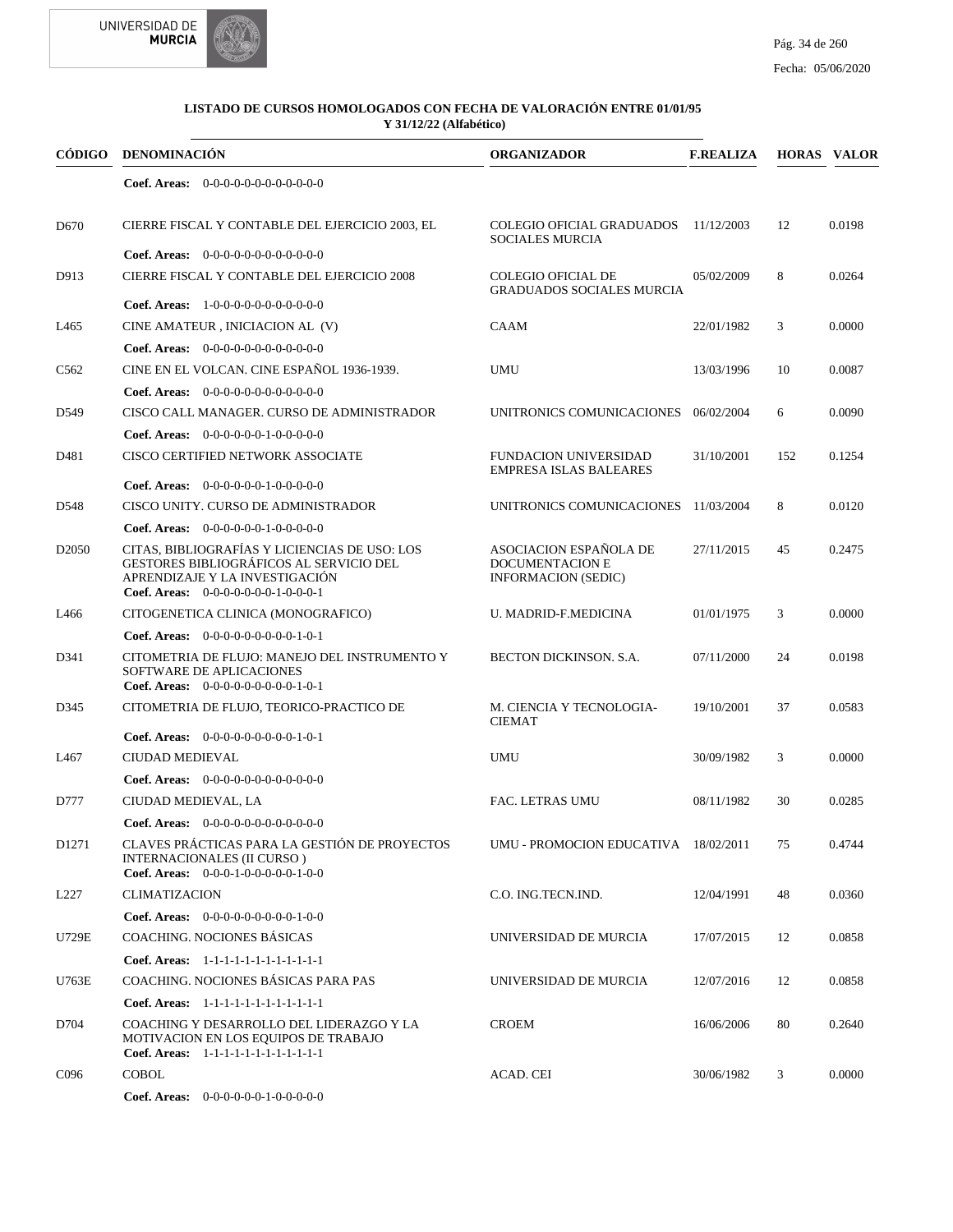**LISTADO DE CURSOS HOMOLOGADOS CON FECHA DE VALORACIÓN ENTRE 01/01/95 Y 31/12/22 (Alfabético)**

| CÓDIGO | DENOMINACIÓN | ORGANIZADOR | F.REALIZA | HORAS | VALOR |
|---|---|---|---|---|---|
| | **Coef. Areas:** 0-0-0-0-0-0-0-0-0-0-0-0 | | | | |
| D670 | CIERRE FISCAL Y CONTABLE DEL EJERCICIO 2003, EL | COLEGIO OFICIAL GRADUADOS SOCIALES MURCIA | 11/12/2003 | 12 | 0.0198 |
| | **Coef. Areas:** 0-0-0-0-0-0-0-0-0-0-0-0 | | | | |
| D913 | CIERRE FISCAL Y CONTABLE DEL EJERCICIO 2008 | COLEGIO OFICIAL DE GRADUADOS SOCIALES MURCIA | 05/02/2009 | 8 | 0.0264 |
| | **Coef. Areas:** 1-0-0-0-0-0-0-0-0-0-0-0 | | | | |
| L465 | CINE AMATEUR , INICIACION AL (V) | CAAM | 22/01/1982 | 3 | 0.0000 |
| | **Coef. Areas:** 0-0-0-0-0-0-0-0-0-0-0-0 | | | | |
| C562 | CINE EN EL VOLCAN. CINE ESPAÑOL 1936-1939. | UMU | 13/03/1996 | 10 | 0.0087 |
| | **Coef. Areas:** 0-0-0-0-0-0-0-0-0-0-0-0 | | | | |
| D549 | CISCO CALL MANAGER. CURSO DE ADMINISTRADOR | UNITRONICS COMUNICACIONES | 06/02/2004 | 6 | 0.0090 |
| | **Coef. Areas:** 0-0-0-0-0-0-1-0-0-0-0-0 | | | | |
| D481 | CISCO CERTIFIED NETWORK ASSOCIATE | FUNDACION UNIVERSIDAD EMPRESA ISLAS BALEARES | 31/10/2001 | 152 | 0.1254 |
| | **Coef. Areas:** 0-0-0-0-0-0-1-0-0-0-0-0 | | | | |
| D548 | CISCO UNITY. CURSO DE ADMINISTRADOR | UNITRONICS COMUNICACIONES | 11/03/2004 | 8 | 0.0120 |
| | **Coef. Areas:** 0-0-0-0-0-0-1-0-0-0-0-0 | | | | |
| D2050 | CITAS, BIBLIOGRAFÍAS Y LICIENCIAS DE USO: LOS GESTORES BIBLIOGRÁFICOS AL SERVICIO DEL APRENDIZAJE Y LA INVESTIGACIÓN | ASOCIACION ESPAÑOLA DE DOCUMENTACION E INFORMACION (SEDIC) | 27/11/2015 | 45 | 0.2475 |
| | **Coef. Areas:** 0-0-0-0-0-0-1-0-0-0-1 | | | | |
| L466 | CITOGENETICA CLINICA (MONOGRAFICO) | U. MADRID-F.MEDICINA | 01/01/1975 | 3 | 0.0000 |
| | **Coef. Areas:** 0-0-0-0-0-0-0-0-0-1-0-1 | | | | |
| D341 | CITOMETRIA DE FLUJO: MANEJO DEL INSTRUMENTO Y SOFTWARE DE APLICACIONES | BECTON DICKINSON. S.A. | 07/11/2000 | 24 | 0.0198 |
| | **Coef. Areas:** 0-0-0-0-0-0-0-0-0-1-0-1 | | | | |
| D345 | CITOMETRIA DE FLUJO, TEORICO-PRACTICO DE | M. CIENCIA Y TECNOLOGIA-CIEMAT | 19/10/2001 | 37 | 0.0583 |
| | **Coef. Areas:** 0-0-0-0-0-0-0-0-0-1-0-1 | | | | |
| L467 | CIUDAD MEDIEVAL | UMU | 30/09/1982 | 3 | 0.0000 |
| | **Coef. Areas:** 0-0-0-0-0-0-0-0-0-0-0-0 | | | | |
| D777 | CIUDAD MEDIEVAL, LA | FAC. LETRAS UMU | 08/11/1982 | 30 | 0.0285 |
| | **Coef. Areas:** 0-0-0-0-0-0-0-0-0-0-0-0 | | | | |
| D1271 | CLAVES PRÁCTICAS PARA LA GESTIÓN DE PROYECTOS INTERNACIONALES (II CURSO ) | UMU - PROMOCION EDUCATIVA | 18/02/2011 | 75 | 0.4744 |
| | **Coef. Areas:** 0-0-0-1-0-0-0-0-0-1-0-0 | | | | |
| L227 | CLIMATIZACION | C.O. ING.TECN.IND. | 12/04/1991 | 48 | 0.0360 |
| | **Coef. Areas:** 0-0-0-0-0-0-0-0-0-1-0-0 | | | | |
| U729E | COACHING. NOCIONES BÁSICAS | UNIVERSIDAD DE MURCIA | 17/07/2015 | 12 | 0.0858 |
| | **Coef. Areas:** 1-1-1-1-1-1-1-1-1-1-1-1 | | | | |
| U763E | COACHING. NOCIONES BÁSICAS PARA PAS | UNIVERSIDAD DE MURCIA | 12/07/2016 | 12 | 0.0858 |
| | **Coef. Areas:** 1-1-1-1-1-1-1-1-1-1-1-1 | | | | |
| D704 | COACHING Y DESARROLLO DEL LIDERAZGO Y LA MOTIVACION EN LOS EQUIPOS DE TRABAJO | CROEM | 16/06/2006 | 80 | 0.2640 |
| | **Coef. Areas:** 1-1-1-1-1-1-1-1-1-1-1-1 | | | | |
| C096 | COBOL | ACAD. CEI | 30/06/1982 | 3 | 0.0000 |
| | **Coef. Areas:** 0-0-0-0-0-0-1-0-0-0-0-0 | | | | |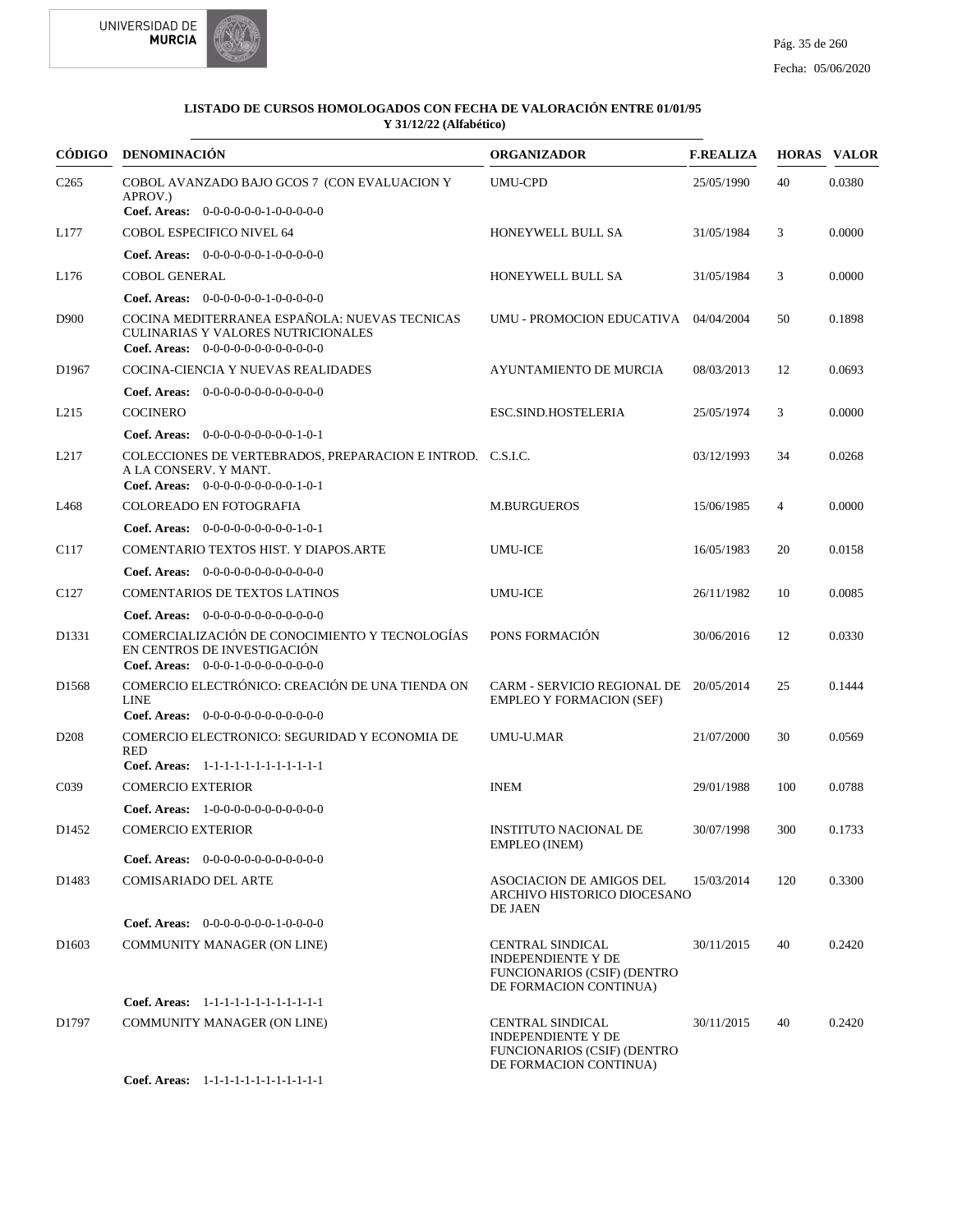**LISTADO DE CURSOS HOMOLOGADOS CON FECHA DE VALORACIÓN ENTRE 01/01/95 Y 31/12/22 (Alfabético)**

| CÓDIGO | DENOMINACIÓN | ORGANIZADOR | F.REALIZA | HORAS | VALOR |
|---|---|---|---|---|---|
| C265 | COBOL AVANZADO BAJO GCOS 7 (CON EVALUACION Y APROV.)<br>**Coef. Areas:** 0-0-0-0-0-0-1-0-0-0-0-0 | UMU-CPD | 25/05/1990 | 40 | 0.0380 |
| L177 | COBOL ESPECIFICO NIVEL 64<br>**Coef. Areas:** 0-0-0-0-0-0-1-0-0-0-0-0 | HONEYWELL BULL SA | 31/05/1984 | 3 | 0.0000 |
| L176 | COBOL GENERAL<br>**Coef. Areas:** 0-0-0-0-0-0-1-0-0-0-0-0 | HONEYWELL BULL SA | 31/05/1984 | 3 | 0.0000 |
| D900 | COCINA MEDITERRANEA ESPAÑOLA: NUEVAS TECNICAS CULINARIAS Y VALORES NUTRICIONALES<br>**Coef. Areas:** 0-0-0-0-0-0-0-0-0-0-0-0 | UMU - PROMOCION EDUCATIVA | 04/04/2004 | 50 | 0.1898 |
| D1967 | COCINA-CIENCIA Y NUEVAS REALIDADES<br>**Coef. Areas:** 0-0-0-0-0-0-0-0-0-0-0-0 | AYUNTAMIENTO DE MURCIA | 08/03/2013 | 12 | 0.0693 |
| L215 | COCINERO<br>**Coef. Areas:** 0-0-0-0-0-0-0-0-0-1-0-1 | ESC.SIND.HOSTELERIA | 25/05/1974 | 3 | 0.0000 |
| L217 | COLECCIONES DE VERTEBRADOS, PREPARACION E INTROD. A LA CONSERV. Y MANT.<br>**Coef. Areas:** 0-0-0-0-0-0-0-0-0-1-0-1 | C.S.I.C. | 03/12/1993 | 34 | 0.0268 |
| L468 | COLOREADO EN FOTOGRAFIA<br>**Coef. Areas:** 0-0-0-0-0-0-0-0-0-1-0-1 | M.BURGUEROS | 15/06/1985 | 4 | 0.0000 |
| C117 | COMENTARIO TEXTOS HIST. Y DIAPOS.ARTE<br>**Coef. Areas:** 0-0-0-0-0-0-0-0-0-0-0-0 | UMU-ICE | 16/05/1983 | 20 | 0.0158 |
| C127 | COMENTARIOS DE TEXTOS LATINOS<br>**Coef. Areas:** 0-0-0-0-0-0-0-0-0-0-0-0 | UMU-ICE | 26/11/1982 | 10 | 0.0085 |
| D1331 | COMERCIALIZACIÓN DE CONOCIMIENTO Y TECNOLOGÍAS EN CENTROS DE INVESTIGACIÓN<br>**Coef. Areas:** 0-0-0-1-0-0-0-0-0-0-0-0 | PONS FORMACIÓN | 30/06/2016 | 12 | 0.0330 |
| D1568 | COMERCIO ELECTRÓNICO: CREACIÓN DE UNA TIENDA ON LINE<br>**Coef. Areas:** 0-0-0-0-0-0-0-0-0-0-0-0 | CARM - SERVICIO REGIONAL DE EMPLEO Y FORMACION (SEF) | 20/05/2014 | 25 | 0.1444 |
| D208 | COMERCIO ELECTRONICO: SEGURIDAD Y ECONOMIA DE RED<br>**Coef. Areas:** 1-1-1-1-1-1-1-1-1-1-1-1 | UMU-U.MAR | 21/07/2000 | 30 | 0.0569 |
| C039 | COMERCIO EXTERIOR<br>**Coef. Areas:** 1-0-0-0-0-0-0-0-0-0-0-0 | INEM | 29/01/1988 | 100 | 0.0788 |
| D1452 | COMERCIO EXTERIOR<br>**Coef. Areas:** 0-0-0-0-0-0-0-0-0-0-0-0 | INSTITUTO NACIONAL DE EMPLEO (INEM) | 30/07/1998 | 300 | 0.1733 |
| D1483 | COMISARIADO DEL ARTE<br>**Coef. Areas:** 0-0-0-0-0-0-0-1-0-0-0-0 | ASOCIACION DE AMIGOS DEL ARCHIVO HISTORICO DIOCESANO DE JAEN | 15/03/2014 | 120 | 0.3300 |
| D1603 | COMMUNITY MANAGER (ON LINE)<br>**Coef. Areas:** 1-1-1-1-1-1-1-1-1-1-1-1 | CENTRAL SINDICAL INDEPENDIENTE Y DE FUNCIONARIOS (CSIF) (DENTRO DE FORMACION CONTINUA) | 30/11/2015 | 40 | 0.2420 |
| D1797 | COMMUNITY MANAGER (ON LINE)<br>**Coef. Areas:** 1-1-1-1-1-1-1-1-1-1-1-1 | CENTRAL SINDICAL INDEPENDIENTE Y DE FUNCIONARIOS (CSIF) (DENTRO DE FORMACION CONTINUA) | 30/11/2015 | 40 | 0.2420 |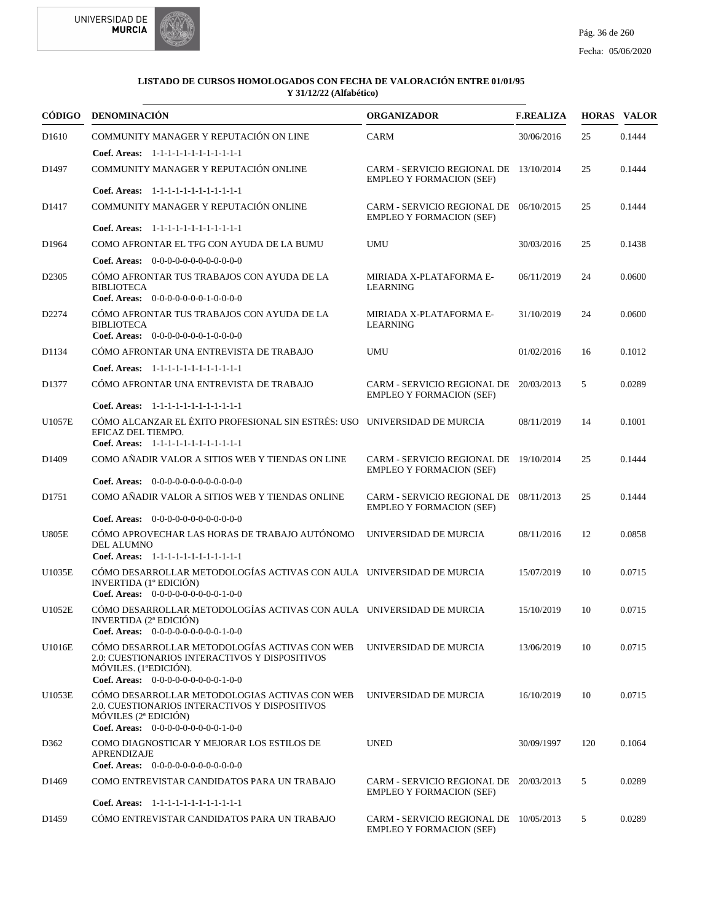**LISTADO DE CURSOS HOMOLOGADOS CON FECHA DE VALORACIÓN ENTRE 01/01/95 Y 31/12/22 (Alfabético)**

| CÓDIGO | DENOMINACIÓN | ORGANIZADOR | F.REALIZA | HORAS | VALOR |
|---|---|---|---|---|---|
| D1610 | COMMUNITY MANAGER Y REPUTACIÓN ON LINE<br>**Coef. Areas:** 1-1-1-1-1-1-1-1-1-1-1-1 | CARM | 30/06/2016 | 25 | 0.1444 |
| D1497 | COMMUNITY MANAGER Y REPUTACIÓN ONLINE<br>**Coef. Areas:** 1-1-1-1-1-1-1-1-1-1-1-1 | CARM - SERVICIO REGIONAL DE EMPLEO Y FORMACION (SEF) | 13/10/2014 | 25 | 0.1444 |
| D1417 | COMMUNITY MANAGER Y REPUTACIÓN ONLINE<br>**Coef. Areas:** 1-1-1-1-1-1-1-1-1-1-1-1 | CARM - SERVICIO REGIONAL DE EMPLEO Y FORMACION (SEF) | 06/10/2015 | 25 | 0.1444 |
| D1964 | COMO AFRONTAR EL TFG CON AYUDA DE LA BUMU<br>**Coef. Areas:** 0-0-0-0-0-0-0-0-0-0-0-0 | UMU | 30/03/2016 | 25 | 0.1438 |
| D2305 | CÓMO AFRONTAR TUS TRABAJOS CON AYUDA DE LA BIBLIOTECA<br>**Coef. Areas:** 0-0-0-0-0-0-0-1-0-0-0-0 | MIRIADA X-PLATAFORMA E-LEARNING | 06/11/2019 | 24 | 0.0600 |
| D2274 | CÓMO AFRONTAR TUS TRABAJOS CON AYUDA DE LA BIBLIOTECA<br>**Coef. Areas:** 0-0-0-0-0-0-0-1-0-0-0-0 | MIRIADA X-PLATAFORMA E-LEARNING | 31/10/2019 | 24 | 0.0600 |
| D1134 | CÓMO AFRONTAR UNA ENTREVISTA DE TRABAJO<br>**Coef. Areas:** 1-1-1-1-1-1-1-1-1-1-1-1 | UMU | 01/02/2016 | 16 | 0.1012 |
| D1377 | CÓMO AFRONTAR UNA ENTREVISTA DE TRABAJO<br>**Coef. Areas:** 1-1-1-1-1-1-1-1-1-1-1-1 | CARM - SERVICIO REGIONAL DE EMPLEO Y FORMACION (SEF) | 20/03/2013 | 5 | 0.0289 |
| U1057E | CÓMO ALCANZAR EL ÉXITO PROFESIONAL SIN ESTRÉS: USO EFICAZ DEL TIEMPO.<br>**Coef. Areas:** 1-1-1-1-1-1-1-1-1-1-1-1 | UNIVERSIDAD DE MURCIA | 08/11/2019 | 14 | 0.1001 |
| D1409 | COMO AÑADIR VALOR A SITIOS WEB Y TIENDAS ON LINE<br>**Coef. Areas:** 0-0-0-0-0-0-0-0-0-0-0-0 | CARM - SERVICIO REGIONAL DE EMPLEO Y FORMACION (SEF) | 19/10/2014 | 25 | 0.1444 |
| D1751 | COMO AÑADIR VALOR A SITIOS WEB Y TIENDAS ONLINE<br>**Coef. Areas:** 0-0-0-0-0-0-0-0-0-0-0-0 | CARM - SERVICIO REGIONAL DE EMPLEO Y FORMACION (SEF) | 08/11/2013 | 25 | 0.1444 |
| U805E | CÓMO APROVECHAR LAS HORAS DE TRABAJO AUTÓNOMO DEL ALUMNO<br>**Coef. Areas:** 1-1-1-1-1-1-1-1-1-1-1-1 | UNIVERSIDAD DE MURCIA | 08/11/2016 | 12 | 0.0858 |
| U1035E | CÓMO DESARROLLAR METODOLOGÍAS ACTIVAS CON AULA INVERTIDA (1º EDICIÓN)<br>**Coef. Areas:** 0-0-0-0-0-0-0-0-0-1-0-0 | UNIVERSIDAD DE MURCIA | 15/07/2019 | 10 | 0.0715 |
| U1052E | CÓMO DESARROLLAR METODOLOGÍAS ACTIVAS CON AULA INVERTIDA (2ª EDICIÓN)<br>**Coef. Areas:** 0-0-0-0-0-0-0-0-0-1-0-0 | UNIVERSIDAD DE MURCIA | 15/10/2019 | 10 | 0.0715 |
| U1016E | CÓMO DESARROLLAR METODOLOGÍAS ACTIVAS CON WEB 2.0: CUESTIONARIOS INTERACTIVOS Y DISPOSITIVOS MÓVILES. (1ºEDICIÓN).<br>**Coef. Areas:** 0-0-0-0-0-0-0-0-0-1-0-0 | UNIVERSIDAD DE MURCIA | 13/06/2019 | 10 | 0.0715 |
| U1053E | CÓMO DESARROLLAR METODOLOGIAS ACTIVAS CON WEB 2.0. CUESTIONARIOS INTERACTIVOS Y DISPOSITIVOS MÓVILES (2ª EDICIÓN)<br>**Coef. Areas:** 0-0-0-0-0-0-0-0-0-1-0-0 | UNIVERSIDAD DE MURCIA | 16/10/2019 | 10 | 0.0715 |
| D362 | COMO DIAGNOSTICAR Y MEJORAR LOS ESTILOS DE APRENDIZAJE<br>**Coef. Areas:** 0-0-0-0-0-0-0-0-0-0-0-0 | UNED | 30/09/1997 | 120 | 0.1064 |
| D1469 | COMO ENTREVISTAR CANDIDATOS PARA UN TRABAJO<br>**Coef. Areas:** 1-1-1-1-1-1-1-1-1-1-1-1 | CARM - SERVICIO REGIONAL DE EMPLEO Y FORMACION (SEF) | 20/03/2013 | 5 | 0.0289 |
| D1459 | CÓMO ENTREVISTAR CANDIDATOS PARA UN TRABAJO | CARM - SERVICIO REGIONAL DE EMPLEO Y FORMACION (SEF) | 10/05/2013 | 5 | 0.0289 |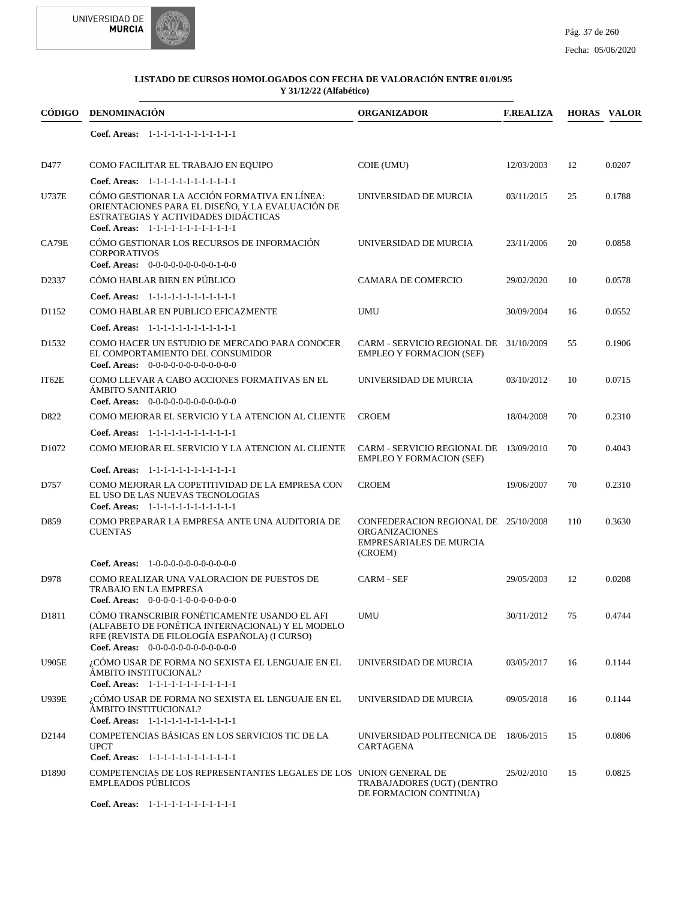**LISTADO DE CURSOS HOMOLOGADOS CON FECHA DE VALORACIÓN ENTRE 01/01/95 Y 31/12/22 (Alfabético)**

| CÓDIGO | DENOMINACIÓN | ORGANIZADOR | F.REALIZA | HORAS | VALOR |
|---|---|---|---|---|---|
| | Coef. Areas: 1-1-1-1-1-1-1-1-1-1-1-1 | | | | |
| D477 | COMO FACILITAR EL TRABAJO EN EQUIPO<br>Coef. Areas: 1-1-1-1-1-1-1-1-1-1-1-1 | COIE (UMU) | 12/03/2003 | 12 | 0.0207 |
| U737E | CÓMO GESTIONAR LA ACCIÓN FORMATIVA EN LÍNEA: ORIENTACIONES PARA EL DISEÑO, Y LA EVALUACIÓN DE ESTRATEGIAS Y ACTIVIDADES DIDÁCTICAS<br>Coef. Areas: 1-1-1-1-1-1-1-1-1-1-1-1 | UNIVERSIDAD DE MURCIA | 03/11/2015 | 25 | 0.1788 |
| CA79E | CÓMO GESTIONAR LOS RECURSOS DE INFORMACIÓN CORPORATIVOS<br>Coef. Areas: 0-0-0-0-0-0-0-0-0-1-0-0 | UNIVERSIDAD DE MURCIA | 23/11/2006 | 20 | 0.0858 |
| D2337 | CÓMO HABLAR BIEN EN PÚBLICO<br>Coef. Areas: 1-1-1-1-1-1-1-1-1-1-1-1 | CAMARA DE COMERCIO | 29/02/2020 | 10 | 0.0578 |
| D1152 | COMO HABLAR EN PUBLICO EFICAZMENTE<br>Coef. Areas: 1-1-1-1-1-1-1-1-1-1-1-1 | UMU | 30/09/2004 | 16 | 0.0552 |
| D1532 | COMO HACER UN ESTUDIO DE MERCADO PARA CONOCER EL COMPORTAMIENTO DEL CONSUMIDOR<br>Coef. Areas: 0-0-0-0-0-0-0-0-0-0-0-0 | CARM - SERVICIO REGIONAL DE EMPLEO Y FORMACION (SEF) | 31/10/2009 | 55 | 0.1906 |
| IT62E | COMO LLEVAR A CABO ACCIONES FORMATIVAS EN EL ÁMBITO SANITARIO<br>Coef. Areas: 0-0-0-0-0-0-0-0-0-0-0-0 | UNIVERSIDAD DE MURCIA | 03/10/2012 | 10 | 0.0715 |
| D822 | COMO MEJORAR EL SERVICIO Y LA ATENCION AL CLIENTE<br>Coef. Areas: 1-1-1-1-1-1-1-1-1-1-1-1 | CROEM | 18/04/2008 | 70 | 0.2310 |
| D1072 | COMO MEJORAR EL SERVICIO Y LA ATENCION AL CLIENTE<br>Coef. Areas: 1-1-1-1-1-1-1-1-1-1-1-1 | CARM - SERVICIO REGIONAL DE EMPLEO Y FORMACION (SEF) | 13/09/2010 | 70 | 0.4043 |
| D757 | COMO MEJORAR LA COPETITIVIDAD DE LA EMPRESA CON EL USO DE LAS NUEVAS TECNOLOGIAS<br>Coef. Areas: 1-1-1-1-1-1-1-1-1-1-1-1 | CROEM | 19/06/2007 | 70 | 0.2310 |
| D859 | COMO PREPARAR LA EMPRESA ANTE UNA AUDITORIA DE CUENTAS<br>Coef. Areas: 1-0-0-0-0-0-0-0-0-0-0-0 | CONFEDERACION REGIONAL DE ORGANIZACIONES EMPRESARIALES DE MURCIA (CROEM) | 25/10/2008 | 110 | 0.3630 |
| D978 | COMO REALIZAR UNA VALORACION DE PUESTOS DE TRABAJO EN LA EMPRESA<br>Coef. Areas: 0-0-0-0-1-0-0-0-0-0-0-0 | CARM - SEF | 29/05/2003 | 12 | 0.0208 |
| D1811 | CÓMO TRANSCRIBIR FONÉTICAMENTE USANDO EL AFI (ALFABETO DE FONÉTICA INTERNACIONAL) Y EL MODELO RFE (REVISTA DE FILOLOGÍA ESPAÑOLA) (I CURSO)<br>Coef. Areas: 0-0-0-0-0-0-0-0-0-0-0-0 | UMU | 30/11/2012 | 75 | 0.4744 |
| U905E | ¿CÓMO USAR DE FORMA NO SEXISTA EL LENGUAJE EN EL ÁMBITO INSTITUCIONAL?<br>Coef. Areas: 1-1-1-1-1-1-1-1-1-1-1-1 | UNIVERSIDAD DE MURCIA | 03/05/2017 | 16 | 0.1144 |
| U939E | ¿CÓMO USAR DE FORMA NO SEXISTA EL LENGUAJE EN EL ÁMBITO INSTITUCIONAL?<br>Coef. Areas: 1-1-1-1-1-1-1-1-1-1-1-1 | UNIVERSIDAD DE MURCIA | 09/05/2018 | 16 | 0.1144 |
| D2144 | COMPETENCIAS BÁSICAS EN LOS SERVICIOS TIC DE LA UPCT<br>Coef. Areas: 1-1-1-1-1-1-1-1-1-1-1-1 | UNIVERSIDAD POLITECNICA DE CARTAGENA | 18/06/2015 | 15 | 0.0806 |
| D1890 | COMPETENCIAS DE LOS REPRESENTANTES LEGALES DE LOS EMPLEADOS PÚBLICOS<br>Coef. Areas: 1-1-1-1-1-1-1-1-1-1-1-1 | UNION GENERAL DE TRABAJADORES (UGT) (DENTRO DE FORMACION CONTINUA) | 25/02/2010 | 15 | 0.0825 |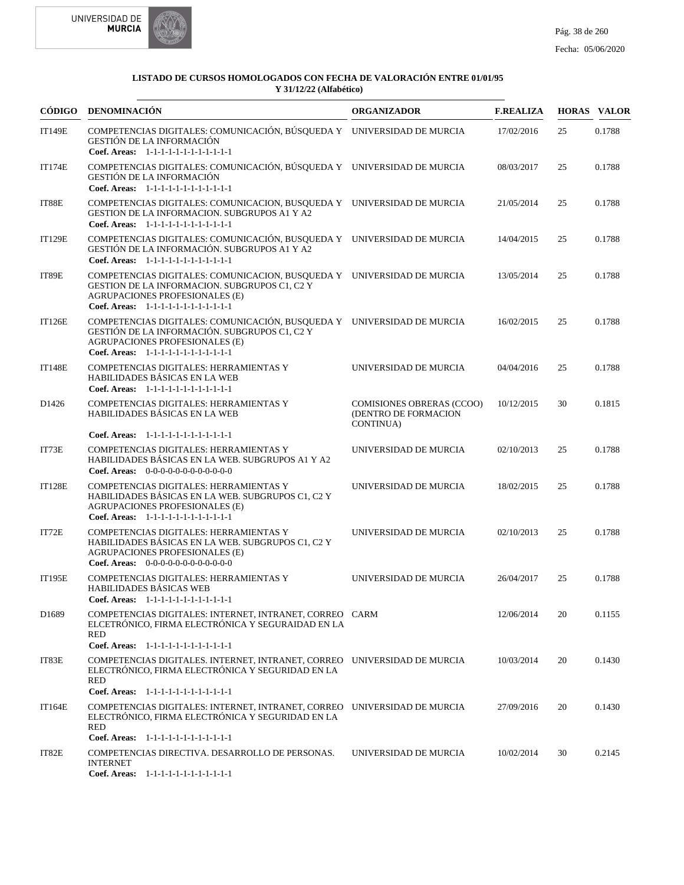**LISTADO DE CURSOS HOMOLOGADOS CON FECHA DE VALORACIÓN ENTRE 01/01/95 Y 31/12/22 (Alfabético)**

| CÓDIGO | DENOMINACIÓN | ORGANIZADOR | F.REALIZA | HORAS | VALOR |
|---|---|---|---|---|---|
| IT149E | COMPETENCIAS DIGITALES: COMUNICACIÓN, BÚSQUEDA Y GESTIÓN DE LA INFORMACIÓN<br>**Coef. Areas:** 1-1-1-1-1-1-1-1-1-1-1-1 | UNIVERSIDAD DE MURCIA | 17/02/2016 | 25 | 0.1788 |
| IT174E | COMPETENCIAS DIGITALES: COMUNICACIÓN, BÚSQUEDA Y GESTIÓN DE LA INFORMACIÓN<br>**Coef. Areas:** 1-1-1-1-1-1-1-1-1-1-1-1 | UNIVERSIDAD DE MURCIA | 08/03/2017 | 25 | 0.1788 |
| IT88E | COMPETENCIAS DIGITALES: COMUNICACION, BUSQUEDA Y GESTION DE LA INFORMACION. SUBGRUPOS A1 Y A2<br>**Coef. Areas:** 1-1-1-1-1-1-1-1-1-1-1-1 | UNIVERSIDAD DE MURCIA | 21/05/2014 | 25 | 0.1788 |
| IT129E | COMPETENCIAS DIGITALES: COMUNICACIÓN, BUSQUEDA Y GESTIÓN DE LA INFORMACIÓN. SUBGRUPOS A1 Y A2<br>**Coef. Areas:** 1-1-1-1-1-1-1-1-1-1-1-1 | UNIVERSIDAD DE MURCIA | 14/04/2015 | 25 | 0.1788 |
| IT89E | COMPETENCIAS DIGITALES: COMUNICACION, BUSQUEDA Y GESTION DE LA INFORMACION. SUBGRUPOS C1, C2 Y AGRUPACIONES PROFESIONALES (E)<br>**Coef. Areas:** 1-1-1-1-1-1-1-1-1-1-1-1 | UNIVERSIDAD DE MURCIA | 13/05/2014 | 25 | 0.1788 |
| IT126E | COMPETENCIAS DIGITALES: COMUNICACIÓN, BUSQUEDA Y GESTIÓN DE LA INFORMACIÓN. SUBGRUPOS C1, C2 Y AGRUPACIONES PROFESIONALES (E)<br>**Coef. Areas:** 1-1-1-1-1-1-1-1-1-1-1-1 | UNIVERSIDAD DE MURCIA | 16/02/2015 | 25 | 0.1788 |
| IT148E | COMPETENCIAS DIGITALES: HERRAMIENTAS Y HABILIDADES BÁSICAS EN LA WEB<br>**Coef. Areas:** 1-1-1-1-1-1-1-1-1-1-1-1 | UNIVERSIDAD DE MURCIA | 04/04/2016 | 25 | 0.1788 |
| D1426 | COMPETENCIAS DIGITALES: HERRAMIENTAS Y HABILIDADES BÁSICAS EN LA WEB<br>**Coef. Areas:** 1-1-1-1-1-1-1-1-1-1-1-1 | COMISIONES OBRERAS (CCOO) (DENTRO DE FORMACION CONTINUA) | 10/12/2015 | 30 | 0.1815 |
| IT73E | COMPETENCIAS DIGITALES: HERRAMIENTAS Y HABILIDADES BÁSICAS EN LA WEB. SUBGRUPOS A1 Y A2<br>**Coef. Areas:** 0-0-0-0-0-0-0-0-0-0-0-0 | UNIVERSIDAD DE MURCIA | 02/10/2013 | 25 | 0.1788 |
| IT128E | COMPETENCIAS DIGITALES: HERRAMIENTAS Y HABILIDADES BÁSICAS EN LA WEB. SUBGRUPOS C1, C2 Y AGRUPACIONES PROFESIONALES (E)<br>**Coef. Areas:** 1-1-1-1-1-1-1-1-1-1-1-1 | UNIVERSIDAD DE MURCIA | 18/02/2015 | 25 | 0.1788 |
| IT72E | COMPETENCIAS DIGITALES: HERRAMIENTAS Y HABILIDADES BÁSICAS EN LA WEB. SUBGRUPOS C1, C2 Y AGRUPACIONES PROFESIONALES (E)<br>**Coef. Areas:** 0-0-0-0-0-0-0-0-0-0-0-0 | UNIVERSIDAD DE MURCIA | 02/10/2013 | 25 | 0.1788 |
| IT195E | COMPETENCIAS DIGITALES: HERRAMIENTAS Y HABILIDADES BÁSICAS WEB<br>**Coef. Areas:** 1-1-1-1-1-1-1-1-1-1-1-1 | UNIVERSIDAD DE MURCIA | 26/04/2017 | 25 | 0.1788 |
| D1689 | COMPETENCIAS DIGITALES: INTERNET, INTRANET, CORREO ELCETRÓNICO, FIRMA ELECTRÓNICA Y SEGURAIDAD EN LA RED<br>**Coef. Areas:** 1-1-1-1-1-1-1-1-1-1-1-1 | CARM | 12/06/2014 | 20 | 0.1155 |
| IT83E | COMPETENCIAS DIGITALES. INTERNET, INTRANET, CORREO ELECTRÓNICO, FIRMA ELECTRÓNICA Y SEGURIDAD EN LA RED<br>**Coef. Areas:** 1-1-1-1-1-1-1-1-1-1-1-1 | UNIVERSIDAD DE MURCIA | 10/03/2014 | 20 | 0.1430 |
| IT164E | COMPETENCIAS DIGITALES: INTERNET, INTRANET, CORREO ELECTRÓNICO, FIRMA ELECTRÓNICA Y SEGURIDAD EN LA RED<br>**Coef. Areas:** 1-1-1-1-1-1-1-1-1-1-1-1 | UNIVERSIDAD DE MURCIA | 27/09/2016 | 20 | 0.1430 |
| IT82E | COMPETENCIAS DIRECTIVA. DESARROLLO DE PERSONAS. INTERNET<br>**Coef. Areas:** 1-1-1-1-1-1-1-1-1-1-1-1 | UNIVERSIDAD DE MURCIA | 10/02/2014 | 30 | 0.2145 |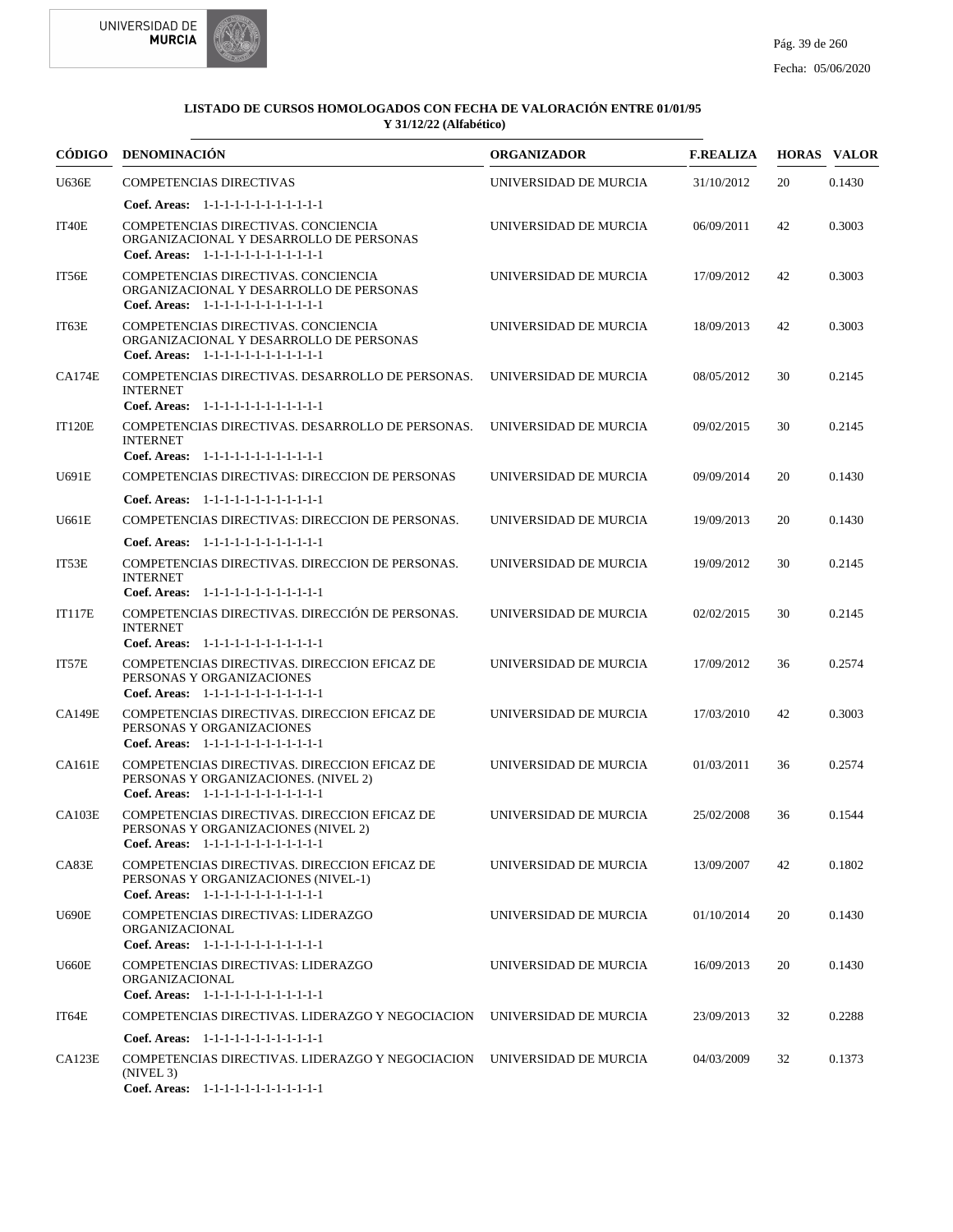**LISTADO DE CURSOS HOMOLOGADOS CON FECHA DE VALORACIÓN ENTRE 01/01/95 Y 31/12/22 (Alfabético)**

| CÓDIGO | DENOMINACIÓN | ORGANIZADOR | F.REALIZA | HORAS | VALOR |
|---|---|---|---|---|---|
| U636E | COMPETENCIAS DIRECTIVAS<br>**Coef. Areas:** 1-1-1-1-1-1-1-1-1-1-1-1 | UNIVERSIDAD DE MURCIA | 31/10/2012 | 20 | 0.1430 |
| IT40E | COMPETENCIAS DIRECTIVAS. CONCIENCIA ORGANIZACIONAL Y DESARROLLO DE PERSONAS<br>**Coef. Areas:** 1-1-1-1-1-1-1-1-1-1-1-1 | UNIVERSIDAD DE MURCIA | 06/09/2011 | 42 | 0.3003 |
| IT56E | COMPETENCIAS DIRECTIVAS. CONCIENCIA ORGANIZACIONAL Y DESARROLLO DE PERSONAS<br>**Coef. Areas:** 1-1-1-1-1-1-1-1-1-1-1-1 | UNIVERSIDAD DE MURCIA | 17/09/2012 | 42 | 0.3003 |
| IT63E | COMPETENCIAS DIRECTIVAS. CONCIENCIA ORGANIZACIONAL Y DESARROLLO DE PERSONAS<br>**Coef. Areas:** 1-1-1-1-1-1-1-1-1-1-1-1 | UNIVERSIDAD DE MURCIA | 18/09/2013 | 42 | 0.3003 |
| CA174E | COMPETENCIAS DIRECTIVAS. DESARROLLO DE PERSONAS. INTERNET<br>**Coef. Areas:** 1-1-1-1-1-1-1-1-1-1-1-1 | UNIVERSIDAD DE MURCIA | 08/05/2012 | 30 | 0.2145 |
| IT120E | COMPETENCIAS DIRECTIVAS. DESARROLLO DE PERSONAS. INTERNET<br>**Coef. Areas:** 1-1-1-1-1-1-1-1-1-1-1-1 | UNIVERSIDAD DE MURCIA | 09/02/2015 | 30 | 0.2145 |
| U691E | COMPETENCIAS DIRECTIVAS: DIRECCION DE PERSONAS<br>**Coef. Areas:** 1-1-1-1-1-1-1-1-1-1-1-1 | UNIVERSIDAD DE MURCIA | 09/09/2014 | 20 | 0.1430 |
| U661E | COMPETENCIAS DIRECTIVAS: DIRECCION DE PERSONAS.<br>**Coef. Areas:** 1-1-1-1-1-1-1-1-1-1-1-1 | UNIVERSIDAD DE MURCIA | 19/09/2013 | 20 | 0.1430 |
| IT53E | COMPETENCIAS DIRECTIVAS. DIRECCION DE PERSONAS. INTERNET<br>**Coef. Areas:** 1-1-1-1-1-1-1-1-1-1-1-1 | UNIVERSIDAD DE MURCIA | 19/09/2012 | 30 | 0.2145 |
| IT117E | COMPETENCIAS DIRECTIVAS. DIRECCIÓN DE PERSONAS. INTERNET<br>**Coef. Areas:** 1-1-1-1-1-1-1-1-1-1-1-1 | UNIVERSIDAD DE MURCIA | 02/02/2015 | 30 | 0.2145 |
| IT57E | COMPETENCIAS DIRECTIVAS. DIRECCION EFICAZ DE PERSONAS Y ORGANIZACIONES<br>**Coef. Areas:** 1-1-1-1-1-1-1-1-1-1-1-1 | UNIVERSIDAD DE MURCIA | 17/09/2012 | 36 | 0.2574 |
| CA149E | COMPETENCIAS DIRECTIVAS. DIRECCION EFICAZ DE PERSONAS Y ORGANIZACIONES<br>**Coef. Areas:** 1-1-1-1-1-1-1-1-1-1-1-1 | UNIVERSIDAD DE MURCIA | 17/03/2010 | 42 | 0.3003 |
| CA161E | COMPETENCIAS DIRECTIVAS. DIRECCION EFICAZ DE PERSONAS Y ORGANIZACIONES. (NIVEL 2)<br>**Coef. Areas:** 1-1-1-1-1-1-1-1-1-1-1-1 | UNIVERSIDAD DE MURCIA | 01/03/2011 | 36 | 0.2574 |
| CA103E | COMPETENCIAS DIRECTIVAS. DIRECCION EFICAZ DE PERSONAS Y ORGANIZACIONES (NIVEL 2)<br>**Coef. Areas:** 1-1-1-1-1-1-1-1-1-1-1-1 | UNIVERSIDAD DE MURCIA | 25/02/2008 | 36 | 0.1544 |
| CA83E | COMPETENCIAS DIRECTIVAS. DIRECCION EFICAZ DE PERSONAS Y ORGANIZACIONES (NIVEL-1)<br>**Coef. Areas:** 1-1-1-1-1-1-1-1-1-1-1-1 | UNIVERSIDAD DE MURCIA | 13/09/2007 | 42 | 0.1802 |
| U690E | COMPETENCIAS DIRECTIVAS: LIDERAZGO ORGANIZACIONAL<br>**Coef. Areas:** 1-1-1-1-1-1-1-1-1-1-1-1 | UNIVERSIDAD DE MURCIA | 01/10/2014 | 20 | 0.1430 |
| U660E | COMPETENCIAS DIRECTIVAS: LIDERAZGO ORGANIZACIONAL<br>**Coef. Areas:** 1-1-1-1-1-1-1-1-1-1-1-1 | UNIVERSIDAD DE MURCIA | 16/09/2013 | 20 | 0.1430 |
| IT64E | COMPETENCIAS DIRECTIVAS. LIDERAZGO Y NEGOCIACION<br>**Coef. Areas:** 1-1-1-1-1-1-1-1-1-1-1-1 | UNIVERSIDAD DE MURCIA | 23/09/2013 | 32 | 0.2288 |
| CA123E | COMPETENCIAS DIRECTIVAS. LIDERAZGO Y NEGOCIACION (NIVEL 3)<br>**Coef. Areas:** 1-1-1-1-1-1-1-1-1-1-1-1 | UNIVERSIDAD DE MURCIA | 04/03/2009 | 32 | 0.1373 |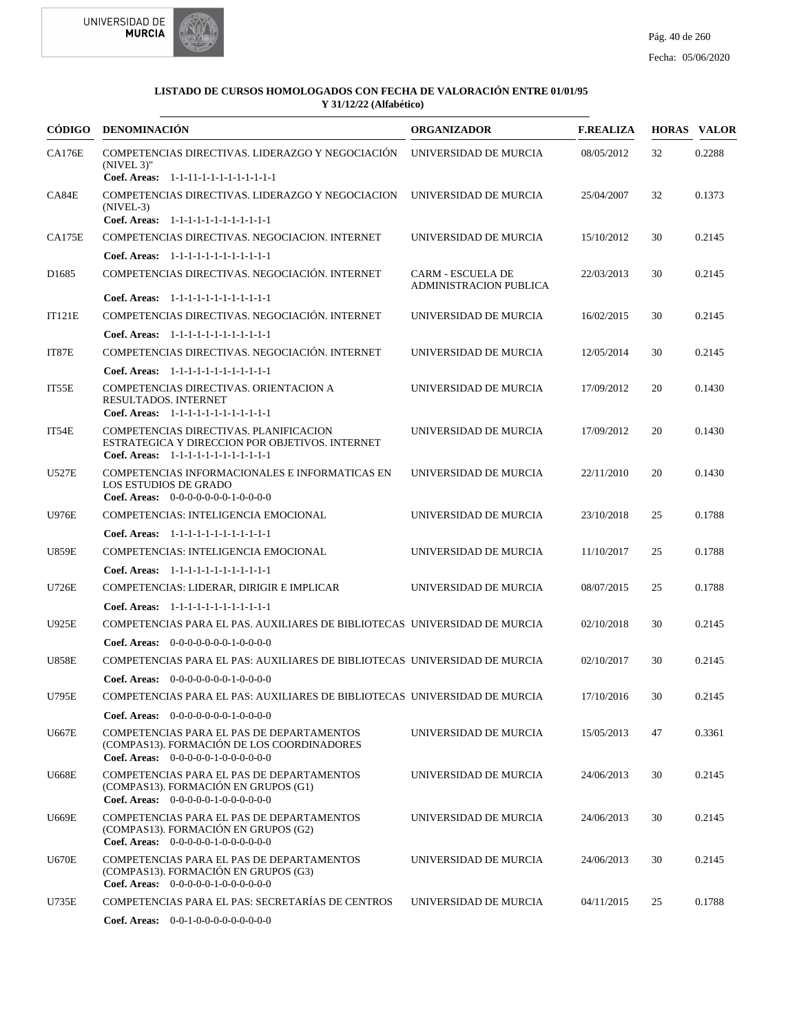**LISTADO DE CURSOS HOMOLOGADOS CON FECHA DE VALORACIÓN ENTRE 01/01/95 Y 31/12/22 (Alfabético)**

| CÓDIGO | DENOMINACIÓN | ORGANIZADOR | F.REALIZA | HORAS | VALOR |
|---|---|---|---|---|---|
| CA176E | COMPETENCIAS DIRECTIVAS. LIDERAZGO Y NEGOCIACIÓN (NIVEL 3)"<br>**Coef. Areas:** 1-1-11-1-1-1-1-1-1-1-1-1 | UNIVERSIDAD DE MURCIA | 08/05/2012 | 32 | 0.2288 |
| CA84E | COMPETENCIAS DIRECTIVAS. LIDERAZGO Y NEGOCIACION (NIVEL-3)<br>**Coef. Areas:** 1-1-1-1-1-1-1-1-1-1-1-1 | UNIVERSIDAD DE MURCIA | 25/04/2007 | 32 | 0.1373 |
| CA175E | COMPETENCIAS DIRECTIVAS. NEGOCIACION. INTERNET<br>**Coef. Areas:** 1-1-1-1-1-1-1-1-1-1-1-1 | UNIVERSIDAD DE MURCIA | 15/10/2012 | 30 | 0.2145 |
| D1685 | COMPETENCIAS DIRECTIVAS. NEGOCIACIÓN. INTERNET<br>**Coef. Areas:** 1-1-1-1-1-1-1-1-1-1-1-1 | CARM - ESCUELA DE ADMINISTRACION PUBLICA | 22/03/2013 | 30 | 0.2145 |
| IT121E | COMPETENCIAS DIRECTIVAS. NEGOCIACIÓN. INTERNET<br>**Coef. Areas:** 1-1-1-1-1-1-1-1-1-1-1-1 | UNIVERSIDAD DE MURCIA | 16/02/2015 | 30 | 0.2145 |
| IT87E | COMPETENCIAS DIRECTIVAS. NEGOCIACIÓN. INTERNET<br>**Coef. Areas:** 1-1-1-1-1-1-1-1-1-1-1-1 | UNIVERSIDAD DE MURCIA | 12/05/2014 | 30 | 0.2145 |
| IT55E | COMPETENCIAS DIRECTIVAS. ORIENTACION A RESULTADOS. INTERNET<br>**Coef. Areas:** 1-1-1-1-1-1-1-1-1-1-1-1 | UNIVERSIDAD DE MURCIA | 17/09/2012 | 20 | 0.1430 |
| IT54E | COMPETENCIAS DIRECTIVAS. PLANIFICACION ESTRATEGICA Y DIRECCION POR OBJETIVOS. INTERNET<br>**Coef. Areas:** 1-1-1-1-1-1-1-1-1-1-1-1 | UNIVERSIDAD DE MURCIA | 17/09/2012 | 20 | 0.1430 |
| U527E | COMPETENCIAS INFORMACIONALES E INFORMATICAS EN LOS ESTUDIOS DE GRADO<br>**Coef. Areas:** 0-0-0-0-0-0-0-1-0-0-0-0 | UNIVERSIDAD DE MURCIA | 22/11/2010 | 20 | 0.1430 |
| U976E | COMPETENCIAS: INTELIGENCIA EMOCIONAL<br>**Coef. Areas:** 1-1-1-1-1-1-1-1-1-1-1-1 | UNIVERSIDAD DE MURCIA | 23/10/2018 | 25 | 0.1788 |
| U859E | COMPETENCIAS: INTELIGENCIA EMOCIONAL<br>**Coef. Areas:** 1-1-1-1-1-1-1-1-1-1-1-1 | UNIVERSIDAD DE MURCIA | 11/10/2017 | 25 | 0.1788 |
| U726E | COMPETENCIAS: LIDERAR, DIRIGIR E IMPLICAR<br>**Coef. Areas:** 1-1-1-1-1-1-1-1-1-1-1-1 | UNIVERSIDAD DE MURCIA | 08/07/2015 | 25 | 0.1788 |
| U925E | COMPETENCIAS PARA EL PAS. AUXILIARES DE BIBLIOTECAS<br>**Coef. Areas:** 0-0-0-0-0-0-0-1-0-0-0-0 | UNIVERSIDAD DE MURCIA | 02/10/2018 | 30 | 0.2145 |
| U858E | COMPETENCIAS PARA EL PAS: AUXILIARES DE BIBLIOTECAS<br>**Coef. Areas:** 0-0-0-0-0-0-0-1-0-0-0-0 | UNIVERSIDAD DE MURCIA | 02/10/2017 | 30 | 0.2145 |
| U795E | COMPETENCIAS PARA EL PAS: AUXILIARES DE BIBLIOTECAS<br>**Coef. Areas:** 0-0-0-0-0-0-0-1-0-0-0-0 | UNIVERSIDAD DE MURCIA | 17/10/2016 | 30 | 0.2145 |
| U667E | COMPETENCIAS PARA EL PAS DE DEPARTAMENTOS (COMPAS13). FORMACIÓN DE LOS COORDINADORES<br>**Coef. Areas:** 0-0-0-0-1-0-0-0-0-0-0-0 | UNIVERSIDAD DE MURCIA | 15/05/2013 | 47 | 0.3361 |
| U668E | COMPETENCIAS PARA EL PAS DE DEPARTAMENTOS (COMPAS13). FORMACIÓN EN GRUPOS (G1)<br>**Coef. Areas:** 0-0-0-0-1-0-0-0-0-0-0-0 | UNIVERSIDAD DE MURCIA | 24/06/2013 | 30 | 0.2145 |
| U669E | COMPETENCIAS PARA EL PAS DE DEPARTAMENTOS (COMPAS13). FORMACIÓN EN GRUPOS (G2)<br>**Coef. Areas:** 0-0-0-0-1-0-0-0-0-0-0-0 | UNIVERSIDAD DE MURCIA | 24/06/2013 | 30 | 0.2145 |
| U670E | COMPETENCIAS PARA EL PAS DE DEPARTAMENTOS (COMPAS13). FORMACIÓN EN GRUPOS (G3)<br>**Coef. Areas:** 0-0-0-0-1-0-0-0-0-0-0-0 | UNIVERSIDAD DE MURCIA | 24/06/2013 | 30 | 0.2145 |
| U735E | COMPETENCIAS PARA EL PAS: SECRETARÍAS DE CENTROS<br>**Coef. Areas:** 0-0-1-0-0-0-0-0-0-0-0-0 | UNIVERSIDAD DE MURCIA | 04/11/2015 | 25 | 0.1788 |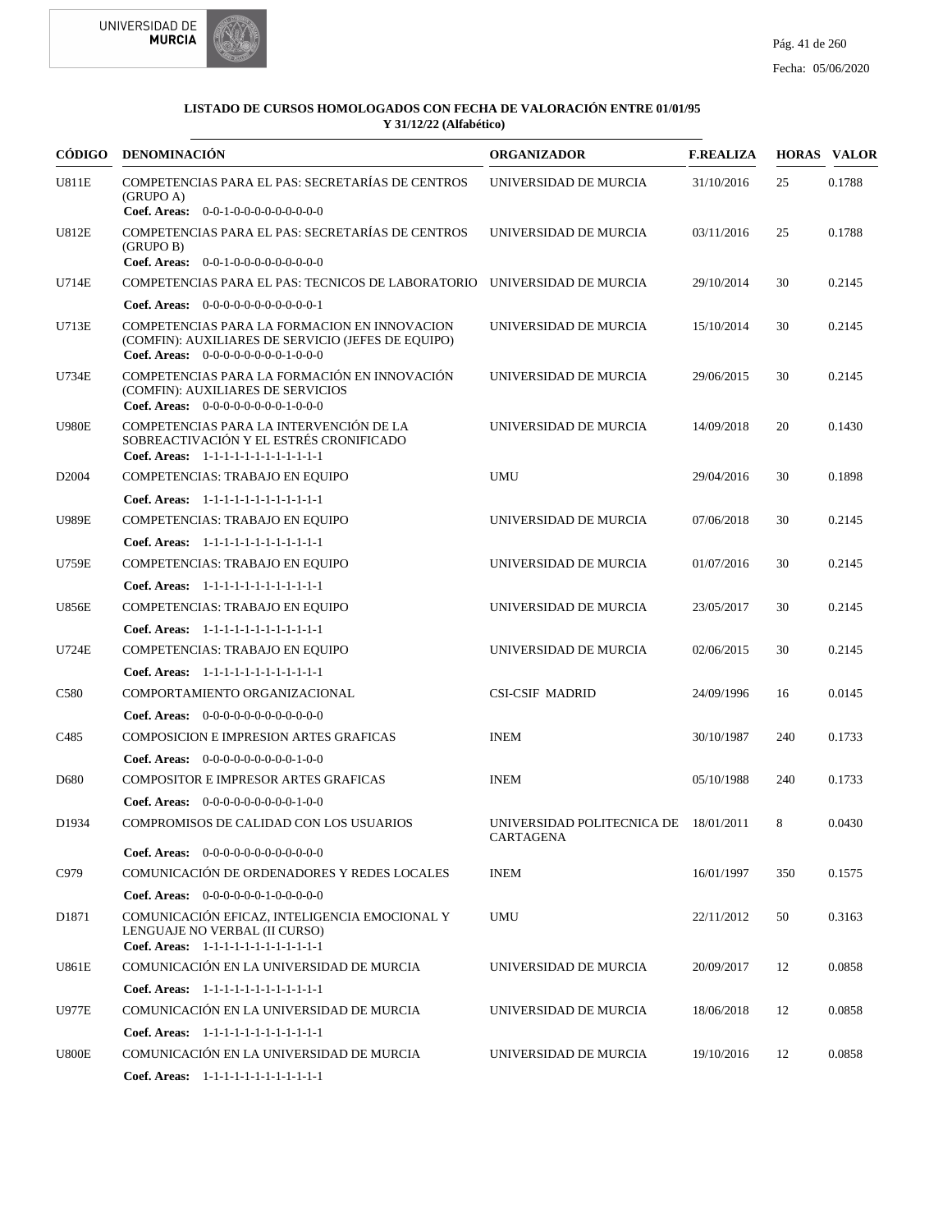**LISTADO DE CURSOS HOMOLOGADOS CON FECHA DE VALORACIÓN ENTRE 01/01/95 Y 31/12/22 (Alfabético)**

| CÓDIGO | DENOMINACIÓN | ORGANIZADOR | F.REALIZA | HORAS | VALOR |
|---|---|---|---|---|---|
| U811E | COMPETENCIAS PARA EL PAS: SECRETARÍAS DE CENTROS (GRUPO A)<br>**Coef. Areas:** 0-0-1-0-0-0-0-0-0-0-0-0 | UNIVERSIDAD DE MURCIA | 31/10/2016 | 25 | 0.1788 |
| U812E | COMPETENCIAS PARA EL PAS: SECRETARÍAS DE CENTROS (GRUPO B)<br>**Coef. Areas:** 0-0-1-0-0-0-0-0-0-0-0-0 | UNIVERSIDAD DE MURCIA | 03/11/2016 | 25 | 0.1788 |
| U714E | COMPETENCIAS PARA EL PAS: TECNICOS DE LABORATORIO<br>**Coef. Areas:** 0-0-0-0-0-0-0-0-0-0-0-1 | UNIVERSIDAD DE MURCIA | 29/10/2014 | 30 | 0.2145 |
| U713E | COMPETENCIAS PARA LA FORMACION EN INNOVACION (COMFIN): AUXILIARES DE SERVICIO (JEFES DE EQUIPO)<br>**Coef. Areas:** 0-0-0-0-0-0-0-0-1-0-0-0 | UNIVERSIDAD DE MURCIA | 15/10/2014 | 30 | 0.2145 |
| U734E | COMPETENCIAS PARA LA FORMACIÓN EN INNOVACIÓN (COMFIN): AUXILIARES DE SERVICIOS<br>**Coef. Areas:** 0-0-0-0-0-0-0-0-1-0-0-0 | UNIVERSIDAD DE MURCIA | 29/06/2015 | 30 | 0.2145 |
| U980E | COMPETENCIAS PARA LA INTERVENCIÓN DE LA SOBREACTIVACIÓN Y EL ESTRÉS CRONIFICADO<br>**Coef. Areas:** 1-1-1-1-1-1-1-1-1-1-1-1 | UNIVERSIDAD DE MURCIA | 14/09/2018 | 20 | 0.1430 |
| D2004 | COMPETENCIAS: TRABAJO EN EQUIPO<br>**Coef. Areas:** 1-1-1-1-1-1-1-1-1-1-1-1 | UMU | 29/04/2016 | 30 | 0.1898 |
| U989E | COMPETENCIAS: TRABAJO EN EQUIPO<br>**Coef. Areas:** 1-1-1-1-1-1-1-1-1-1-1-1 | UNIVERSIDAD DE MURCIA | 07/06/2018 | 30 | 0.2145 |
| U759E | COMPETENCIAS: TRABAJO EN EQUIPO<br>**Coef. Areas:** 1-1-1-1-1-1-1-1-1-1-1-1 | UNIVERSIDAD DE MURCIA | 01/07/2016 | 30 | 0.2145 |
| U856E | COMPETENCIAS: TRABAJO EN EQUIPO<br>**Coef. Areas:** 1-1-1-1-1-1-1-1-1-1-1-1 | UNIVERSIDAD DE MURCIA | 23/05/2017 | 30 | 0.2145 |
| U724E | COMPETENCIAS: TRABAJO EN EQUIPO<br>**Coef. Areas:** 1-1-1-1-1-1-1-1-1-1-1-1 | UNIVERSIDAD DE MURCIA | 02/06/2015 | 30 | 0.2145 |
| C580 | COMPORTAMIENTO ORGANIZACIONAL<br>**Coef. Areas:** 0-0-0-0-0-0-0-0-0-0-0-0 | CSI-CSIF MADRID | 24/09/1996 | 16 | 0.0145 |
| C485 | COMPOSICION E IMPRESION ARTES GRAFICAS<br>**Coef. Areas:** 0-0-0-0-0-0-0-0-0-1-0-0 | INEM | 30/10/1987 | 240 | 0.1733 |
| D680 | COMPOSITOR E IMPRESOR ARTES GRAFICAS<br>**Coef. Areas:** 0-0-0-0-0-0-0-0-0-1-0-0 | INEM | 05/10/1988 | 240 | 0.1733 |
| D1934 | COMPROMISOS DE CALIDAD CON LOS USUARIOS<br>**Coef. Areas:** 0-0-0-0-0-0-0-0-0-0-0-0 | UNIVERSIDAD POLITECNICA DE CARTAGENA | 18/01/2011 | 8 | 0.0430 |
| C979 | COMUNICACIÓN DE ORDENADORES Y REDES LOCALES<br>**Coef. Areas:** 0-0-0-0-0-0-1-0-0-0-0-0 | INEM | 16/01/1997 | 350 | 0.1575 |
| D1871 | COMUNICACIÓN EFICAZ, INTELIGENCIA EMOCIONAL Y LENGUAJE NO VERBAL (II CURSO)<br>**Coef. Areas:** 1-1-1-1-1-1-1-1-1-1-1-1 | UMU | 22/11/2012 | 50 | 0.3163 |
| U861E | COMUNICACIÓN EN LA UNIVERSIDAD DE MURCIA<br>**Coef. Areas:** 1-1-1-1-1-1-1-1-1-1-1-1 | UNIVERSIDAD DE MURCIA | 20/09/2017 | 12 | 0.0858 |
| U977E | COMUNICACIÓN EN LA UNIVERSIDAD DE MURCIA<br>**Coef. Areas:** 1-1-1-1-1-1-1-1-1-1-1-1 | UNIVERSIDAD DE MURCIA | 18/06/2018 | 12 | 0.0858 |
| U800E | COMUNICACIÓN EN LA UNIVERSIDAD DE MURCIA<br>**Coef. Areas:** 1-1-1-1-1-1-1-1-1-1-1-1 | UNIVERSIDAD DE MURCIA | 19/10/2016 | 12 | 0.0858 |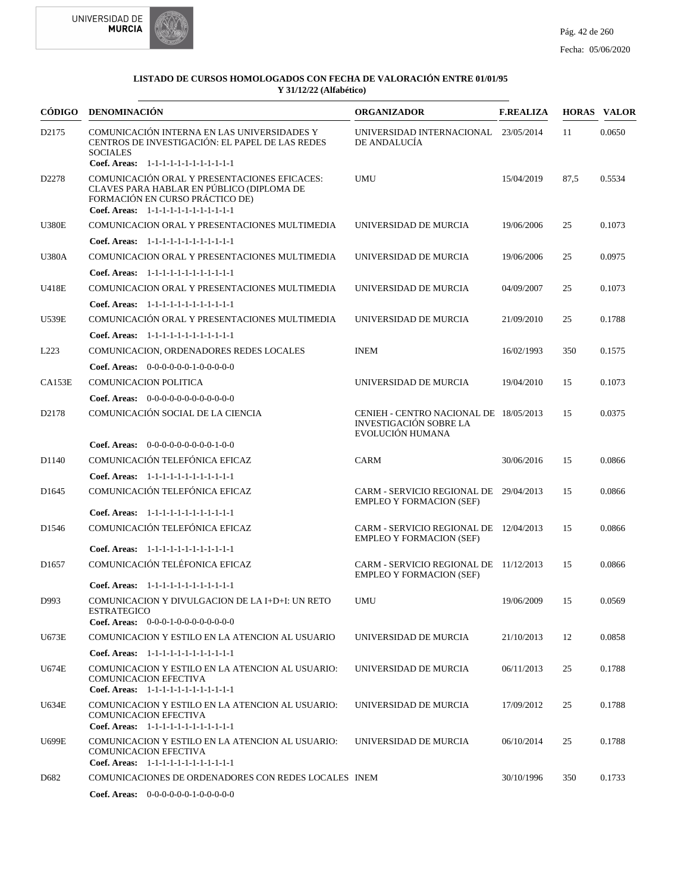**LISTADO DE CURSOS HOMOLOGADOS CON FECHA DE VALORACIÓN ENTRE 01/01/95 Y 31/12/22 (Alfabético)**

| CÓDIGO | DENOMINACIÓN | ORGANIZADOR | F.REALIZA | HORAS | VALOR |
|---|---|---|---|---|---|
| D2175 | COMUNICACIÓN INTERNA EN LAS UNIVERSIDADES Y CENTROS DE INVESTIGACIÓN: EL PAPEL DE LAS REDES SOCIALES<br>**Coef. Areas:** 1-1-1-1-1-1-1-1-1-1-1 | UNIVERSIDAD INTERNACIONAL DE ANDALUCÍA | 23/05/2014 | 11 | 0.0650 |
| D2278 | COMUNICACIÓN ORAL Y PRESENTACIONES EFICACES: CLAVES PARA HABLAR EN PÚBLICO (DIPLOMA DE FORMACIÓN EN CURSO PRÁCTICO DE)<br>**Coef. Areas:** 1-1-1-1-1-1-1-1-1-1-1 | UMU | 15/04/2019 | 87,5 | 0.5534 |
| U380E | COMUNICACION ORAL Y PRESENTACIONES MULTIMEDIA<br>**Coef. Areas:** 1-1-1-1-1-1-1-1-1-1-1 | UNIVERSIDAD DE MURCIA | 19/06/2006 | 25 | 0.1073 |
| U380A | COMUNICACION ORAL Y PRESENTACIONES MULTIMEDIA<br>**Coef. Areas:** 1-1-1-1-1-1-1-1-1-1-1 | UNIVERSIDAD DE MURCIA | 19/06/2006 | 25 | 0.0975 |
| U418E | COMUNICACION ORAL Y PRESENTACIONES MULTIMEDIA<br>**Coef. Areas:** 1-1-1-1-1-1-1-1-1-1-1 | UNIVERSIDAD DE MURCIA | 04/09/2007 | 25 | 0.1073 |
| U539E | COMUNICACIÓN ORAL Y PRESENTACIONES MULTIMEDIA<br>**Coef. Areas:** 1-1-1-1-1-1-1-1-1-1-1 | UNIVERSIDAD DE MURCIA | 21/09/2010 | 25 | 0.1788 |
| L223 | COMUNICACION, ORDENADORES REDES LOCALES<br>**Coef. Areas:** 0-0-0-0-0-0-1-0-0-0-0-0 | INEM | 16/02/1993 | 350 | 0.1575 |
| CA153E | COMUNICACION POLITICA<br>**Coef. Areas:** 0-0-0-0-0-0-0-0-0-0-0-0 | UNIVERSIDAD DE MURCIA | 19/04/2010 | 15 | 0.1073 |
| D2178 | COMUNICACIÓN SOCIAL DE LA CIENCIA<br>**Coef. Areas:** 0-0-0-0-0-0-0-0-0-1-0-0 | CENIEH - CENTRO NACIONAL DE INVESTIGACIÓN SOBRE LA EVOLUCIÓN HUMANA | 18/05/2013 | 15 | 0.0375 |
| D1140 | COMUNICACIÓN TELEFÓNICA EFICAZ<br>**Coef. Areas:** 1-1-1-1-1-1-1-1-1-1-1 | CARM | 30/06/2016 | 15 | 0.0866 |
| D1645 | COMUNICACIÓN TELEFÓNICA EFICAZ<br>**Coef. Areas:** 1-1-1-1-1-1-1-1-1-1-1 | CARM - SERVICIO REGIONAL DE EMPLEO Y FORMACION (SEF) | 29/04/2013 | 15 | 0.0866 |
| D1546 | COMUNICACIÓN TELEFÓNICA EFICAZ<br>**Coef. Areas:** 1-1-1-1-1-1-1-1-1-1-1 | CARM - SERVICIO REGIONAL DE EMPLEO Y FORMACION (SEF) | 12/04/2013 | 15 | 0.0866 |
| D1657 | COMUNICACIÓN TELÉFONICA EFICAZ<br>**Coef. Areas:** 1-1-1-1-1-1-1-1-1-1-1 | CARM - SERVICIO REGIONAL DE EMPLEO Y FORMACION (SEF) | 11/12/2013 | 15 | 0.0866 |
| D993 | COMUNICACION Y DIVULGACION DE LA I+D+I: UN RETO ESTRATEGICO<br>**Coef. Areas:** 0-0-0-1-0-0-0-0-0-0-0-0 | UMU | 19/06/2009 | 15 | 0.0569 |
| U673E | COMUNICACION Y ESTILO EN LA ATENCION AL USUARIO<br>**Coef. Areas:** 1-1-1-1-1-1-1-1-1-1-1 | UNIVERSIDAD DE MURCIA | 21/10/2013 | 12 | 0.0858 |
| U674E | COMUNICACION Y ESTILO EN LA ATENCION AL USUARIO: COMUNICACION EFECTIVA<br>**Coef. Areas:** 1-1-1-1-1-1-1-1-1-1-1 | UNIVERSIDAD DE MURCIA | 06/11/2013 | 25 | 0.1788 |
| U634E | COMUNICACION Y ESTILO EN LA ATENCION AL USUARIO: COMUNICACION EFECTIVA<br>**Coef. Areas:** 1-1-1-1-1-1-1-1-1-1-1 | UNIVERSIDAD DE MURCIA | 17/09/2012 | 25 | 0.1788 |
| U699E | COMUNICACION Y ESTILO EN LA ATENCION AL USUARIO: COMUNICACION EFECTIVA<br>**Coef. Areas:** 1-1-1-1-1-1-1-1-1-1-1 | UNIVERSIDAD DE MURCIA | 06/10/2014 | 25 | 0.1788 |
| D682 | COMUNICACIONES DE ORDENADORES CON REDES LOCALES<br>**Coef. Areas:** 0-0-0-0-0-0-1-0-0-0-0-0 | INEM | 30/10/1996 | 350 | 0.1733 |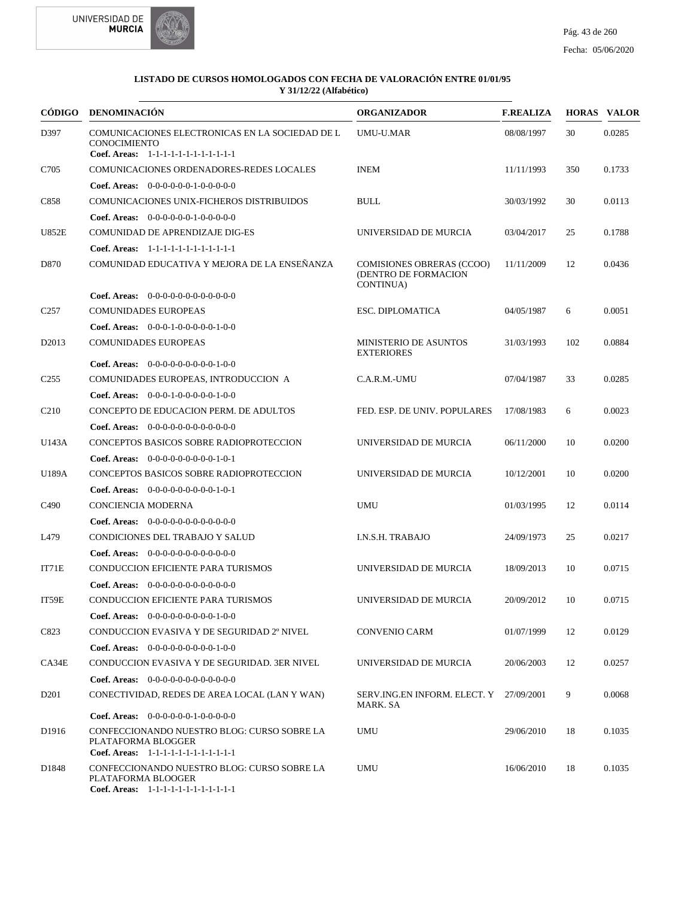**LISTADO DE CURSOS HOMOLOGADOS CON FECHA DE VALORACIÓN ENTRE 01/01/95 Y 31/12/22 (Alfabético)**

| CÓDIGO | DENOMINACIÓN | ORGANIZADOR | F.REALIZA | HORAS | VALOR |
|---|---|---|---|---|---|
| D397 | COMUNICACIONES ELECTRONICAS EN LA SOCIEDAD DE L CONOCIMIENTO<br>**Coef. Areas:** 1-1-1-1-1-1-1-1-1-1-1-1 | UMU-U.MAR | 08/08/1997 | 30 | 0.0285 |
| C705 | COMUNICACIONES ORDENADORES-REDES LOCALES<br>**Coef. Areas:** 0-0-0-0-0-0-1-0-0-0-0-0 | INEM | 11/11/1993 | 350 | 0.1733 |
| C858 | COMUNICACIONES UNIX-FICHEROS DISTRIBUIDOS<br>**Coef. Areas:** 0-0-0-0-0-0-1-0-0-0-0-0 | BULL | 30/03/1992 | 30 | 0.0113 |
| U852E | COMUNIDAD DE APRENDIZAJE DIG-ES<br>**Coef. Areas:** 1-1-1-1-1-1-1-1-1-1-1-1 | UNIVERSIDAD DE MURCIA | 03/04/2017 | 25 | 0.1788 |
| D870 | COMUNIDAD EDUCATIVA Y MEJORA DE LA ENSEÑANZA<br>**Coef. Areas:** 0-0-0-0-0-0-0-0-0-0-0-0 | COMISIONES OBRERAS (CCOO) (DENTRO DE FORMACION CONTINUA) | 11/11/2009 | 12 | 0.0436 |
| C257 | COMUNIDADES EUROPEAS<br>**Coef. Areas:** 0-0-0-1-0-0-0-0-0-1-0-0 | ESC. DIPLOMATICA | 04/05/1987 | 6 | 0.0051 |
| D2013 | COMUNIDADES EUROPEAS<br>**Coef. Areas:** 0-0-0-0-0-0-0-0-0-1-0-0 | MINISTERIO DE ASUNTOS EXTERIORES | 31/03/1993 | 102 | 0.0884 |
| C255 | COMUNIDADES EUROPEAS, INTRODUCCION A<br>**Coef. Areas:** 0-0-0-1-0-0-0-0-0-1-0-0 | C.A.R.M.-UMU | 07/04/1987 | 33 | 0.0285 |
| C210 | CONCEPTO DE EDUCACION PERM. DE ADULTOS<br>**Coef. Areas:** 0-0-0-0-0-0-0-0-0-0-0-0 | FED. ESP. DE UNIV. POPULARES | 17/08/1983 | 6 | 0.0023 |
| U143A | CONCEPTOS BASICOS SOBRE RADIOPROTECCION<br>**Coef. Areas:** 0-0-0-0-0-0-0-0-0-1-0-1 | UNIVERSIDAD DE MURCIA | 06/11/2000 | 10 | 0.0200 |
| U189A | CONCEPTOS BASICOS SOBRE RADIOPROTECCION<br>**Coef. Areas:** 0-0-0-0-0-0-0-0-0-1-0-1 | UNIVERSIDAD DE MURCIA | 10/12/2001 | 10 | 0.0200 |
| C490 | CONCIENCIA MODERNA<br>**Coef. Areas:** 0-0-0-0-0-0-0-0-0-0-0-0 | UMU | 01/03/1995 | 12 | 0.0114 |
| L479 | CONDICIONES DEL TRABAJO Y SALUD<br>**Coef. Areas:** 0-0-0-0-0-0-0-0-0-0-0-0 | I.N.S.H. TRABAJO | 24/09/1973 | 25 | 0.0217 |
| IT71E | CONDUCCION EFICIENTE PARA TURISMOS<br>**Coef. Areas:** 0-0-0-0-0-0-0-0-0-0-0-0 | UNIVERSIDAD DE MURCIA | 18/09/2013 | 10 | 0.0715 |
| IT59E | CONDUCCION EFICIENTE PARA TURISMOS<br>**Coef. Areas:** 0-0-0-0-0-0-0-0-0-1-0-0 | UNIVERSIDAD DE MURCIA | 20/09/2012 | 10 | 0.0715 |
| C823 | CONDUCCION EVASIVA Y DE SEGURIDAD 2º NIVEL<br>**Coef. Areas:** 0-0-0-0-0-0-0-0-0-1-0-0 | CONVENIO CARM | 01/07/1999 | 12 | 0.0129 |
| CA34E | CONDUCCION EVASIVA Y DE SEGURIDAD. 3ER NIVEL<br>**Coef. Areas:** 0-0-0-0-0-0-0-0-0-0-0-0 | UNIVERSIDAD DE MURCIA | 20/06/2003 | 12 | 0.0257 |
| D201 | CONECTIVIDAD, REDES DE AREA LOCAL (LAN Y WAN)<br>**Coef. Areas:** 0-0-0-0-0-0-1-0-0-0-0-0 | SERV.ING.EN INFORM. ELECT. Y MARK. SA | 27/09/2001 | 9 | 0.0068 |
| D1916 | CONFECCIONANDO NUESTRO BLOG: CURSO SOBRE LA PLATAFORMA BLOGGER<br>**Coef. Areas:** 1-1-1-1-1-1-1-1-1-1-1-1 | UMU | 29/06/2010 | 18 | 0.1035 |
| D1848 | CONFECCIONANDO NUESTRO BLOG: CURSO SOBRE LA PLATAFORMA BLOOGER<br>**Coef. Areas:** 1-1-1-1-1-1-1-1-1-1-1-1 | UMU | 16/06/2010 | 18 | 0.1035 |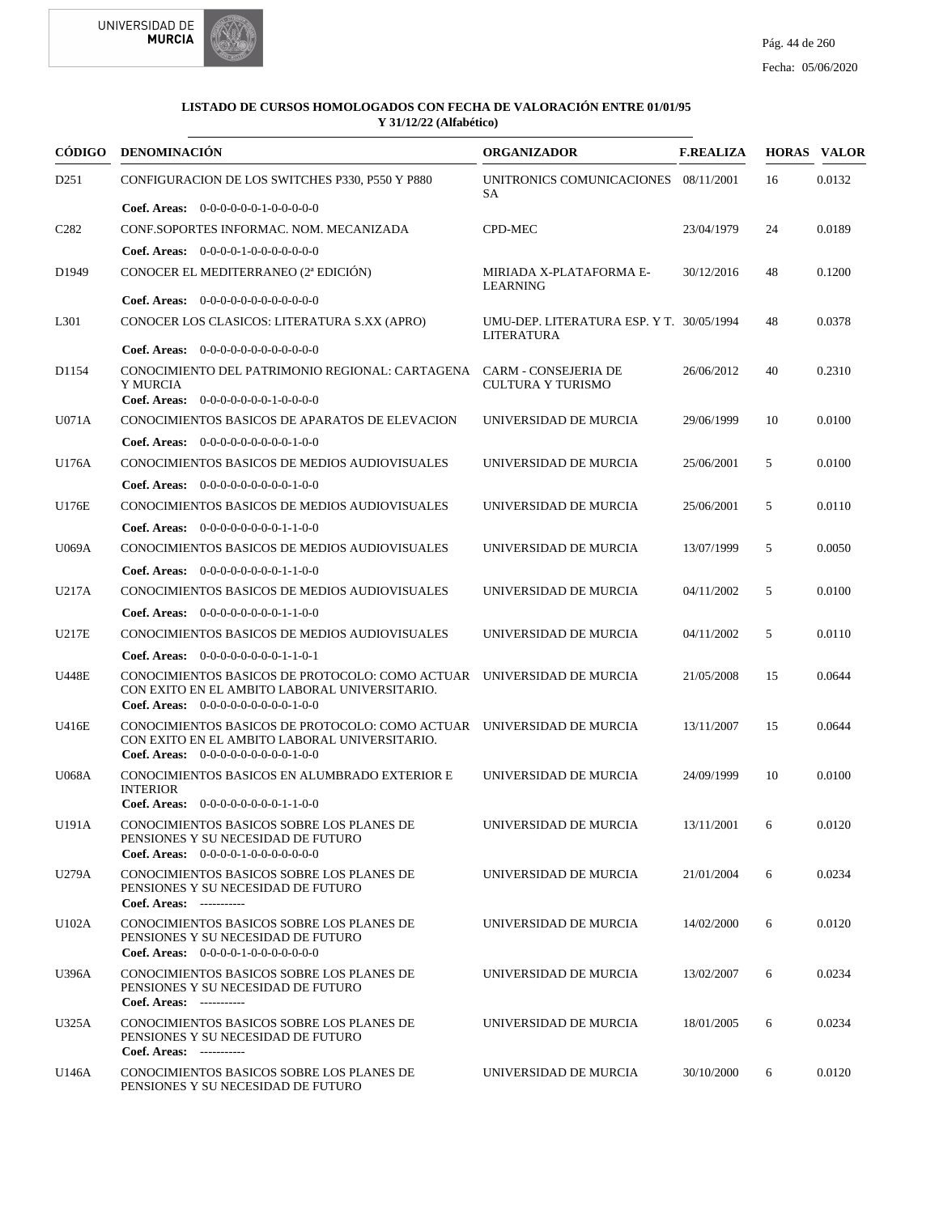**LISTADO DE CURSOS HOMOLOGADOS CON FECHA DE VALORACIÓN ENTRE 01/01/95 Y 31/12/22 (Alfabético)**

| CÓDIGO | DENOMINACIÓN | ORGANIZADOR | F.REALIZA | HORAS | VALOR |
|---|---|---|---|---|---|
| D251 | CONFIGURACION DE LOS SWITCHES P330, P550 Y P880<br>**Coef. Areas:** 0-0-0-0-0-0-1-0-0-0-0-0 | UNITRONICS COMUNICACIONES SA | 08/11/2001 | 16 | 0.0132 |
| C282 | CONF.SOPORTES INFORMAC. NOM. MECANIZADA<br>**Coef. Areas:** 0-0-0-0-1-0-0-0-0-0-0-0 | CPD-MEC | 23/04/1979 | 24 | 0.0189 |
| D1949 | CONOCER EL MEDITERRANEO (2ª EDICIÓN)<br>**Coef. Areas:** 0-0-0-0-0-0-0-0-0-0-0-0 | MIRIADA X-PLATAFORMA E-LEARNING | 30/12/2016 | 48 | 0.1200 |
| L301 | CONOCER LOS CLASICOS: LITERATURA S.XX (APRO)<br>**Coef. Areas:** 0-0-0-0-0-0-0-0-0-0-0-0 | UMU-DEP. LITERATURA ESP. Y T. LITERATURA | 30/05/1994 | 48 | 0.0378 |
| D1154 | CONOCIMIENTO DEL PATRIMONIO REGIONAL: CARTAGENA Y MURCIA<br>**Coef. Areas:** 0-0-0-0-0-0-0-1-0-0-0-0 | CARM - CONSEJERIA DE CULTURA Y TURISMO | 26/06/2012 | 40 | 0.2310 |
| U071A | CONOCIMIENTOS BASICOS DE APARATOS DE ELEVACION<br>**Coef. Areas:** 0-0-0-0-0-0-0-0-0-1-0-0 | UNIVERSIDAD DE MURCIA | 29/06/1999 | 10 | 0.0100 |
| U176A | CONOCIMIENTOS BASICOS DE MEDIOS AUDIOVISUALES<br>**Coef. Areas:** 0-0-0-0-0-0-0-0-0-1-0-0 | UNIVERSIDAD DE MURCIA | 25/06/2001 | 5 | 0.0100 |
| U176E | CONOCIMIENTOS BASICOS DE MEDIOS AUDIOVISUALES<br>**Coef. Areas:** 0-0-0-0-0-0-0-0-1-1-0-0 | UNIVERSIDAD DE MURCIA | 25/06/2001 | 5 | 0.0110 |
| U069A | CONOCIMIENTOS BASICOS DE MEDIOS AUDIOVISUALES<br>**Coef. Areas:** 0-0-0-0-0-0-0-0-1-1-0-0 | UNIVERSIDAD DE MURCIA | 13/07/1999 | 5 | 0.0050 |
| U217A | CONOCIMIENTOS BASICOS DE MEDIOS AUDIOVISUALES<br>**Coef. Areas:** 0-0-0-0-0-0-0-0-1-1-0-0 | UNIVERSIDAD DE MURCIA | 04/11/2002 | 5 | 0.0100 |
| U217E | CONOCIMIENTOS BASICOS DE MEDIOS AUDIOVISUALES<br>**Coef. Areas:** 0-0-0-0-0-0-0-0-1-1-0-1 | UNIVERSIDAD DE MURCIA | 04/11/2002 | 5 | 0.0110 |
| U448E | CONOCIMIENTOS BASICOS DE PROTOCOLO: COMO ACTUAR CON EXITO EN EL AMBITO LABORAL UNIVERSITARIO.<br>**Coef. Areas:** 0-0-0-0-0-0-0-0-0-1-0-0 | UNIVERSIDAD DE MURCIA | 21/05/2008 | 15 | 0.0644 |
| U416E | CONOCIMIENTOS BASICOS DE PROTOCOLO: COMO ACTUAR CON EXITO EN EL AMBITO LABORAL UNIVERSITARIO.<br>**Coef. Areas:** 0-0-0-0-0-0-0-0-0-1-0-0 | UNIVERSIDAD DE MURCIA | 13/11/2007 | 15 | 0.0644 |
| U068A | CONOCIMIENTOS BASICOS EN ALUMBRADO EXTERIOR E INTERIOR<br>**Coef. Areas:** 0-0-0-0-0-0-0-0-1-1-0-0 | UNIVERSIDAD DE MURCIA | 24/09/1999 | 10 | 0.0100 |
| U191A | CONOCIMIENTOS BASICOS SOBRE LOS PLANES DE PENSIONES Y SU NECESIDAD DE FUTURO<br>**Coef. Areas:** 0-0-0-0-1-0-0-0-0-0-0-0 | UNIVERSIDAD DE MURCIA | 13/11/2001 | 6 | 0.0120 |
| U279A | CONOCIMIENTOS BASICOS SOBRE LOS PLANES DE PENSIONES Y SU NECESIDAD DE FUTURO<br>**Coef. Areas:** ----------- | UNIVERSIDAD DE MURCIA | 21/01/2004 | 6 | 0.0234 |
| U102A | CONOCIMIENTOS BASICOS SOBRE LOS PLANES DE PENSIONES Y SU NECESIDAD DE FUTURO<br>**Coef. Areas:** 0-0-0-0-1-0-0-0-0-0-0-0 | UNIVERSIDAD DE MURCIA | 14/02/2000 | 6 | 0.0120 |
| U396A | CONOCIMIENTOS BASICOS SOBRE LOS PLANES DE PENSIONES Y SU NECESIDAD DE FUTURO<br>**Coef. Areas:** ----------- | UNIVERSIDAD DE MURCIA | 13/02/2007 | 6 | 0.0234 |
| U325A | CONOCIMIENTOS BASICOS SOBRE LOS PLANES DE PENSIONES Y SU NECESIDAD DE FUTURO<br>**Coef. Areas:** ----------- | UNIVERSIDAD DE MURCIA | 18/01/2005 | 6 | 0.0234 |
| U146A | CONOCIMIENTOS BASICOS SOBRE LOS PLANES DE PENSIONES Y SU NECESIDAD DE FUTURO | UNIVERSIDAD DE MURCIA | 30/10/2000 | 6 | 0.0120 |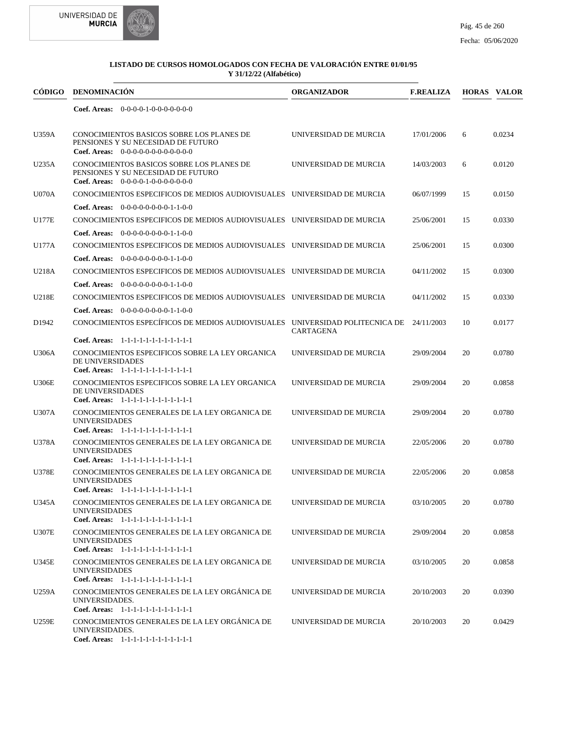**LISTADO DE CURSOS HOMOLOGADOS CON FECHA DE VALORACIÓN ENTRE 01/01/95 Y 31/12/22 (Alfabético)**

| CÓDIGO | DENOMINACIÓN | ORGANIZADOR | F.REALIZA | HORAS | VALOR |
|---|---|---|---|---|---|
| | **Coef. Areas:** 0-0-0-0-1-0-0-0-0-0-0-0 | | | | |
| U359A | CONOCIMIENTOS BASICOS SOBRE LOS PLANES DE PENSIONES Y SU NECESIDAD DE FUTURO **Coef. Areas:** 0-0-0-0-0-0-0-0-0-0-0-0 | UNIVERSIDAD DE MURCIA | 17/01/2006 | 6 | 0.0234 |
| U235A | CONOCIMIENTOS BASICOS SOBRE LOS PLANES DE PENSIONES Y SU NECESIDAD DE FUTURO **Coef. Areas:** 0-0-0-0-1-0-0-0-0-0-0-0 | UNIVERSIDAD DE MURCIA | 14/03/2003 | 6 | 0.0120 |
| U070A | CONOCIMIENTOS ESPECIFICOS DE MEDIOS AUDIOVISUALES **Coef. Areas:** 0-0-0-0-0-0-0-0-1-1-0-0 | UNIVERSIDAD DE MURCIA | 06/07/1999 | 15 | 0.0150 |
| U177E | CONOCIMIENTOS ESPECIFICOS DE MEDIOS AUDIOVISUALES **Coef. Areas:** 0-0-0-0-0-0-0-0-1-1-0-0 | UNIVERSIDAD DE MURCIA | 25/06/2001 | 15 | 0.0330 |
| U177A | CONOCIMIENTOS ESPECIFICOS DE MEDIOS AUDIOVISUALES **Coef. Areas:** 0-0-0-0-0-0-0-0-1-1-0-0 | UNIVERSIDAD DE MURCIA | 25/06/2001 | 15 | 0.0300 |
| U218A | CONOCIMIENTOS ESPECIFICOS DE MEDIOS AUDIOVISUALES **Coef. Areas:** 0-0-0-0-0-0-0-0-1-1-0-0 | UNIVERSIDAD DE MURCIA | 04/11/2002 | 15 | 0.0300 |
| U218E | CONOCIMIENTOS ESPECIFICOS DE MEDIOS AUDIOVISUALES **Coef. Areas:** 0-0-0-0-0-0-0-0-1-1-0-0 | UNIVERSIDAD DE MURCIA | 04/11/2002 | 15 | 0.0330 |
| D1942 | CONOCIMIENTOS ESPECÍFICOS DE MEDIOS AUDIOVISUALES **Coef. Areas:** 1-1-1-1-1-1-1-1-1-1-1-1 | UNIVERSIDAD POLITECNICA DE CARTAGENA | 24/11/2003 | 10 | 0.0177 |
| U306A | CONOCIMIENTOS ESPECIFICOS SOBRE LA LEY ORGANICA DE UNIVERSIDADES **Coef. Areas:** 1-1-1-1-1-1-1-1-1-1-1-1 | UNIVERSIDAD DE MURCIA | 29/09/2004 | 20 | 0.0780 |
| U306E | CONOCIMIENTOS ESPECIFICOS SOBRE LA LEY ORGANICA DE UNIVERSIDADES **Coef. Areas:** 1-1-1-1-1-1-1-1-1-1-1-1 | UNIVERSIDAD DE MURCIA | 29/09/2004 | 20 | 0.0858 |
| U307A | CONOCIMIENTOS GENERALES DE LA LEY ORGANICA DE UNIVERSIDADES **Coef. Areas:** 1-1-1-1-1-1-1-1-1-1-1-1 | UNIVERSIDAD DE MURCIA | 29/09/2004 | 20 | 0.0780 |
| U378A | CONOCIMIENTOS GENERALES DE LA LEY ORGANICA DE UNIVERSIDADES **Coef. Areas:** 1-1-1-1-1-1-1-1-1-1-1-1 | UNIVERSIDAD DE MURCIA | 22/05/2006 | 20 | 0.0780 |
| U378E | CONOCIMIENTOS GENERALES DE LA LEY ORGANICA DE UNIVERSIDADES **Coef. Areas:** 1-1-1-1-1-1-1-1-1-1-1-1 | UNIVERSIDAD DE MURCIA | 22/05/2006 | 20 | 0.0858 |
| U345A | CONOCIMIENTOS GENERALES DE LA LEY ORGANICA DE UNIVERSIDADES **Coef. Areas:** 1-1-1-1-1-1-1-1-1-1-1-1 | UNIVERSIDAD DE MURCIA | 03/10/2005 | 20 | 0.0780 |
| U307E | CONOCIMIENTOS GENERALES DE LA LEY ORGANICA DE UNIVERSIDADES **Coef. Areas:** 1-1-1-1-1-1-1-1-1-1-1-1 | UNIVERSIDAD DE MURCIA | 29/09/2004 | 20 | 0.0858 |
| U345E | CONOCIMIENTOS GENERALES DE LA LEY ORGANICA DE UNIVERSIDADES **Coef. Areas:** 1-1-1-1-1-1-1-1-1-1-1-1 | UNIVERSIDAD DE MURCIA | 03/10/2005 | 20 | 0.0858 |
| U259A | CONOCIMIENTOS GENERALES DE LA LEY ORGÁNICA DE UNIVERSIDADES. **Coef. Areas:** 1-1-1-1-1-1-1-1-1-1-1-1 | UNIVERSIDAD DE MURCIA | 20/10/2003 | 20 | 0.0390 |
| U259E | CONOCIMIENTOS GENERALES DE LA LEY ORGÁNICA DE UNIVERSIDADES. **Coef. Areas:** 1-1-1-1-1-1-1-1-1-1-1-1 | UNIVERSIDAD DE MURCIA | 20/10/2003 | 20 | 0.0429 |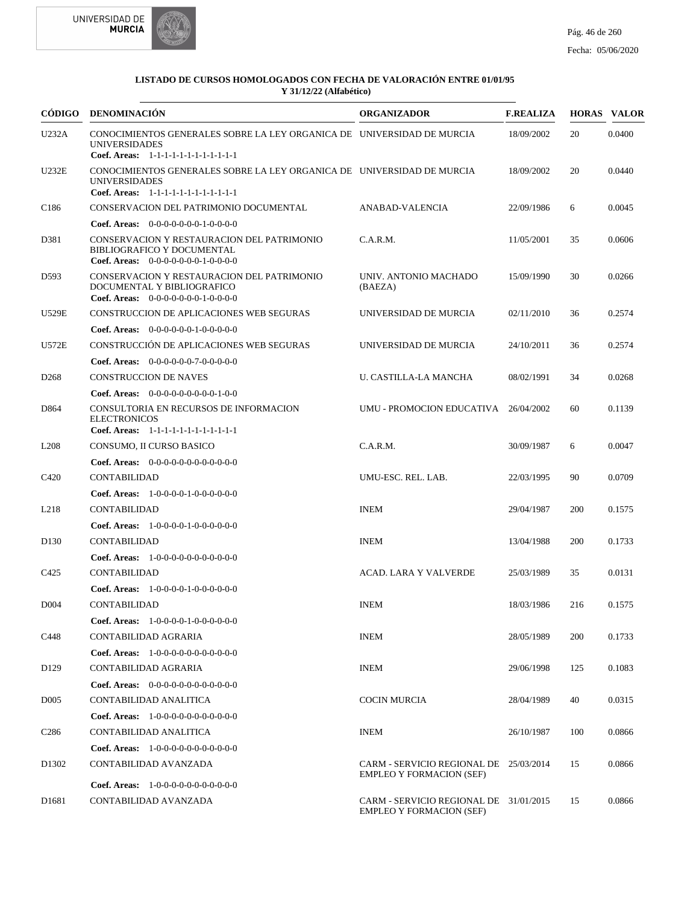**LISTADO DE CURSOS HOMOLOGADOS CON FECHA DE VALORACIÓN ENTRE 01/01/95 Y 31/12/22 (Alfabético)**

| CÓDIGO | DENOMINACIÓN | ORGANIZADOR | F.REALIZA | HORAS | VALOR |
|---|---|---|---|---|---|
| U232A | CONOCIMIENTOS GENERALES SOBRE LA LEY ORGANICA DE UNIVERSIDADES<br>**Coef. Areas:** 1-1-1-1-1-1-1-1-1-1-1-1 | UNIVERSIDAD DE MURCIA | 18/09/2002 | 20 | 0.0400 |
| U232E | CONOCIMIENTOS GENERALES SOBRE LA LEY ORGANICA DE UNIVERSIDADES<br>**Coef. Areas:** 1-1-1-1-1-1-1-1-1-1-1-1 | UNIVERSIDAD DE MURCIA | 18/09/2002 | 20 | 0.0440 |
| C186 | CONSERVACION DEL PATRIMONIO DOCUMENTAL<br>**Coef. Areas:** 0-0-0-0-0-0-0-1-0-0-0-0 | ANABAD-VALENCIA | 22/09/1986 | 6 | 0.0045 |
| D381 | CONSERVACION Y RESTAURACION DEL PATRIMONIO BIBLIOGRAFICO Y DOCUMENTAL<br>**Coef. Areas:** 0-0-0-0-0-0-0-1-0-0-0-0 | C.A.R.M. | 11/05/2001 | 35 | 0.0606 |
| D593 | CONSERVACION Y RESTAURACION DEL PATRIMONIO DOCUMENTAL Y BIBLIOGRAFICO<br>**Coef. Areas:** 0-0-0-0-0-0-0-1-0-0-0-0 | UNIV. ANTONIO MACHADO (BAEZA) | 15/09/1990 | 30 | 0.0266 |
| U529E | CONSTRUCCION DE APLICACIONES WEB SEGURAS<br>**Coef. Areas:** 0-0-0-0-0-0-1-0-0-0-0-0 | UNIVERSIDAD DE MURCIA | 02/11/2010 | 36 | 0.2574 |
| U572E | CONSTRUCCIÓN DE APLICACIONES WEB SEGURAS<br>**Coef. Areas:** 0-0-0-0-0-0-7-0-0-0-0-0 | UNIVERSIDAD DE MURCIA | 24/10/2011 | 36 | 0.2574 |
| D268 | CONSTRUCCION DE NAVES<br>**Coef. Areas:** 0-0-0-0-0-0-0-0-0-1-0-0 | U. CASTILLA-LA MANCHA | 08/02/1991 | 34 | 0.0268 |
| D864 | CONSULTORIA EN RECURSOS DE INFORMACION ELECTRONICOS<br>**Coef. Areas:** 1-1-1-1-1-1-1-1-1-1-1-1 | UMU - PROMOCION EDUCATIVA | 26/04/2002 | 60 | 0.1139 |
| L208 | CONSUMO, II CURSO BASICO<br>**Coef. Areas:** 0-0-0-0-0-0-0-0-0-0-0-0 | C.A.R.M. | 30/09/1987 | 6 | 0.0047 |
| C420 | CONTABILIDAD<br>**Coef. Areas:** 1-0-0-0-0-1-0-0-0-0-0-0 | UMU-ESC. REL. LAB. | 22/03/1995 | 90 | 0.0709 |
| L218 | CONTABILIDAD<br>**Coef. Areas:** 1-0-0-0-0-1-0-0-0-0-0-0 | INEM | 29/04/1987 | 200 | 0.1575 |
| D130 | CONTABILIDAD<br>**Coef. Areas:** 1-0-0-0-0-0-0-0-0-0-0-0 | INEM | 13/04/1988 | 200 | 0.1733 |
| C425 | CONTABILIDAD<br>**Coef. Areas:** 1-0-0-0-0-1-0-0-0-0-0-0 | ACAD. LARA Y VALVERDE | 25/03/1989 | 35 | 0.0131 |
| D004 | CONTABILIDAD<br>**Coef. Areas:** 1-0-0-0-0-1-0-0-0-0-0-0 | INEM | 18/03/1986 | 216 | 0.1575 |
| C448 | CONTABILIDAD AGRARIA<br>**Coef. Areas:** 1-0-0-0-0-0-0-0-0-0-0-0 | INEM | 28/05/1989 | 200 | 0.1733 |
| D129 | CONTABILIDAD AGRARIA<br>**Coef. Areas:** 0-0-0-0-0-0-0-0-0-0-0-0 | INEM | 29/06/1998 | 125 | 0.1083 |
| D005 | CONTABILIDAD ANALITICA<br>**Coef. Areas:** 1-0-0-0-0-0-0-0-0-0-0-0 | COCIN MURCIA | 28/04/1989 | 40 | 0.0315 |
| C286 | CONTABILIDAD ANALITICA<br>**Coef. Areas:** 1-0-0-0-0-0-0-0-0-0-0-0 | INEM | 26/10/1987 | 100 | 0.0866 |
| D1302 | CONTABILIDAD AVANZADA<br>**Coef. Areas:** 1-0-0-0-0-0-0-0-0-0-0-0 | CARM - SERVICIO REGIONAL DE EMPLEO Y FORMACION (SEF) | 25/03/2014 | 15 | 0.0866 |
| D1681 | CONTABILIDAD AVANZADA | CARM - SERVICIO REGIONAL DE EMPLEO Y FORMACION (SEF) | 31/01/2015 | 15 | 0.0866 |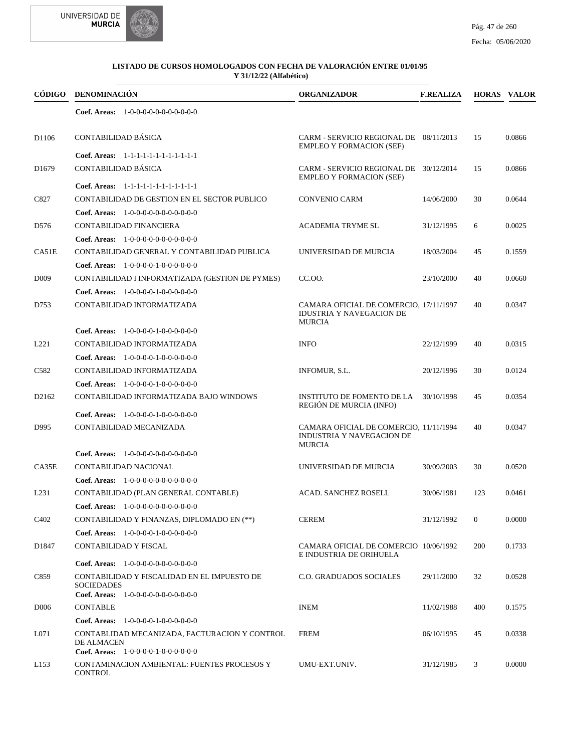**LISTADO DE CURSOS HOMOLOGADOS CON FECHA DE VALORACIÓN ENTRE 01/01/95 Y 31/12/22 (Alfabético)**

| CÓDIGO | DENOMINACIÓN | ORGANIZADOR | F.REALIZA | HORAS | VALOR |
|---|---|---|---|---|---|
| | **Coef. Areas:** 1-0-0-0-0-0-0-0-0-0-0-0 | | | | |
| D1106 | CONTABILIDAD BÁSICA | CARM - SERVICIO REGIONAL DE EMPLEO Y FORMACION (SEF) | 08/11/2013 | 15 | 0.0866 |
| | **Coef. Areas:** 1-1-1-1-1-1-1-1-1-1-1-1 | | | | |
| D1679 | CONTABILIDAD BÁSICA | CARM - SERVICIO REGIONAL DE EMPLEO Y FORMACION (SEF) | 30/12/2014 | 15 | 0.0866 |
| | **Coef. Areas:** 1-1-1-1-1-1-1-1-1-1-1-1 | | | | |
| C827 | CONTABILIDAD DE GESTION EN EL SECTOR PUBLICO | CONVENIO CARM | 14/06/2000 | 30 | 0.0644 |
| | **Coef. Areas:** 1-0-0-0-0-0-0-0-0-0-0-0 | | | | |
| D576 | CONTABILIDAD FINANCIERA | ACADEMIA TRYME SL | 31/12/1995 | 6 | 0.0025 |
| | **Coef. Areas:** 1-0-0-0-0-0-0-0-0-0-0-0 | | | | |
| CA51E | CONTABILIDAD GENERAL Y CONTABILIDAD PUBLICA | UNIVERSIDAD DE MURCIA | 18/03/2004 | 45 | 0.1559 |
| | **Coef. Areas:** 1-0-0-0-0-1-0-0-0-0-0-0 | | | | |
| D009 | CONTABILIDAD I INFORMATIZADA (GESTION DE PYMES) | CC.OO. | 23/10/2000 | 40 | 0.0660 |
| | **Coef. Areas:** 1-0-0-0-0-1-0-0-0-0-0-0 | | | | |
| D753 | CONTABILIDAD INFORMATIZADA | CAMARA OFICIAL DE COMERCIO, IDUSTRIA Y NAVEGACION DE MURCIA | 17/11/1997 | 40 | 0.0347 |
| | **Coef. Areas:** 1-0-0-0-0-1-0-0-0-0-0-0 | | | | |
| L221 | CONTABILIDAD INFORMATIZADA | INFO | 22/12/1999 | 40 | 0.0315 |
| | **Coef. Areas:** 1-0-0-0-0-1-0-0-0-0-0-0 | | | | |
| C582 | CONTABILIDAD INFORMATIZADA | INFOMUR, S.L. | 20/12/1996 | 30 | 0.0124 |
| | **Coef. Areas:** 1-0-0-0-0-1-0-0-0-0-0-0 | | | | |
| D2162 | CONTABILIDAD INFORMATIZADA BAJO WINDOWS | INSTITUTO DE FOMENTO DE LA REGIÓN DE MURCIA (INFO) | 30/10/1998 | 45 | 0.0354 |
| | **Coef. Areas:** 1-0-0-0-0-1-0-0-0-0-0-0 | | | | |
| D995 | CONTABILIDAD MECANIZADA | CAMARA OFICIAL DE COMERCIO, INDUSTRIA Y NAVEGACION DE MURCIA | 11/11/1994 | 40 | 0.0347 |
| | **Coef. Areas:** 1-0-0-0-0-0-0-0-0-0-0-0 | | | | |
| CA35E | CONTABILIDAD NACIONAL | UNIVERSIDAD DE MURCIA | 30/09/2003 | 30 | 0.0520 |
| | **Coef. Areas:** 1-0-0-0-0-0-0-0-0-0-0-0 | | | | |
| L231 | CONTABILIDAD (PLAN GENERAL CONTABLE) | ACAD. SANCHEZ ROSELL | 30/06/1981 | 123 | 0.0461 |
| | **Coef. Areas:** 1-0-0-0-0-0-0-0-0-0-0-0 | | | | |
| C402 | CONTABILIDAD Y FINANZAS, DIPLOMADO EN (**) | CEREM | 31/12/1992 | 0 | 0.0000 |
| | **Coef. Areas:** 1-0-0-0-0-1-0-0-0-0-0-0 | | | | |
| D1847 | CONTABILIDAD Y FISCAL | CAMARA OFICIAL DE COMERCIO E INDUSTRIA DE ORIHUELA | 10/06/1992 | 200 | 0.1733 |
| | **Coef. Areas:** 1-0-0-0-0-0-0-0-0-0-0-0 | | | | |
| C859 | CONTABILIDAD Y FISCALIDAD EN EL IMPUESTO DE SOCIEDADES | C.O. GRADUADOS SOCIALES | 29/11/2000 | 32 | 0.0528 |
| | **Coef. Areas:** 1-0-0-0-0-0-0-0-0-0-0-0 | | | | |
| D006 | CONTABLE | INEM | 11/02/1988 | 400 | 0.1575 |
| | **Coef. Areas:** 1-0-0-0-0-1-0-0-0-0-0-0 | | | | |
| L071 | CONTABLIDAD MECANIZADA, FACTURACION Y CONTROL DE ALMACEN | FREM | 06/10/1995 | 45 | 0.0338 |
| | **Coef. Areas:** 1-0-0-0-0-1-0-0-0-0-0-0 | | | | |
| L153 | CONTAMINACION AMBIENTAL: FUENTES PROCESOS Y CONTROL | UMU-EXT.UNIV. | 31/12/1985 | 3 | 0.0000 |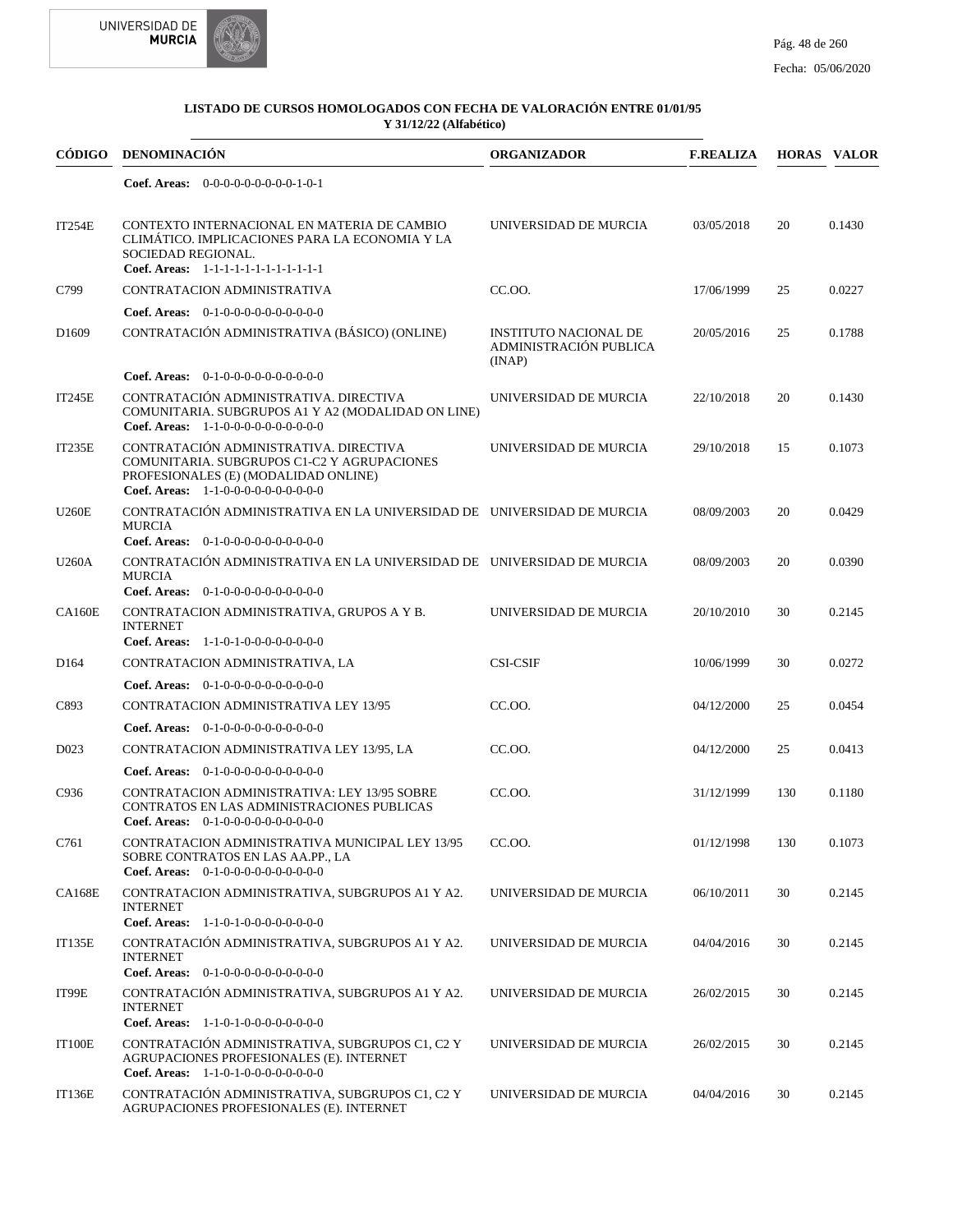### LISTADO DE CURSOS HOMOLOGADOS CON FECHA DE VALORACIÓN ENTRE 01/01/95 Y 31/12/22 (Alfabético)

| CÓDIGO | DENOMINACIÓN | ORGANIZADOR | F.REALIZA | HORAS | VALOR |
|---|---|---|---|---|---|
| | **Coef. Areas:** 0-0-0-0-0-0-0-0-0-1-0-1 | | | | |
| IT254E | CONTEXTO INTERNACIONAL EN MATERIA DE CAMBIO CLIMÁTICO. IMPLICACIONES PARA LA ECONOMIA Y LA SOCIEDAD REGIONAL.<br>**Coef. Areas:** 1-1-1-1-1-1-1-1-1-1-1-1 | UNIVERSIDAD DE MURCIA | 03/05/2018 | 20 | 0.1430 |
| C799 | CONTRATACION ADMINISTRATIVA<br>**Coef. Areas:** 0-1-0-0-0-0-0-0-0-0-0-0 | CC.OO. | 17/06/1999 | 25 | 0.0227 |
| D1609 | CONTRATACIÓN ADMINISTRATIVA (BÁSICO) (ONLINE)<br>**Coef. Areas:** 0-1-0-0-0-0-0-0-0-0-0-0 | INSTITUTO NACIONAL DE ADMINISTRACIÓN PUBLICA (INAP) | 20/05/2016 | 25 | 0.1788 |
| IT245E | CONTRATACIÓN ADMINISTRATIVA. DIRECTIVA COMUNITARIA. SUBGRUPOS A1 Y A2 (MODALIDAD ON LINE)<br>**Coef. Areas:** 1-1-0-0-0-0-0-0-0-0-0-0 | UNIVERSIDAD DE MURCIA | 22/10/2018 | 20 | 0.1430 |
| IT235E | CONTRATACIÓN ADMINISTRATIVA. DIRECTIVA COMUNITARIA. SUBGRUPOS C1-C2 Y AGRUPACIONES PROFESIONALES (E) (MODALIDAD ONLINE)<br>**Coef. Areas:** 1-1-0-0-0-0-0-0-0-0-0-0 | UNIVERSIDAD DE MURCIA | 29/10/2018 | 15 | 0.1073 |
| U260E | CONTRATACIÓN ADMINISTRATIVA EN LA UNIVERSIDAD DE MURCIA<br>**Coef. Areas:** 0-1-0-0-0-0-0-0-0-0-0-0 | UNIVERSIDAD DE MURCIA | 08/09/2003 | 20 | 0.0429 |
| U260A | CONTRATACIÓN ADMINISTRATIVA EN LA UNIVERSIDAD DE MURCIA<br>**Coef. Areas:** 0-1-0-0-0-0-0-0-0-0-0-0 | UNIVERSIDAD DE MURCIA | 08/09/2003 | 20 | 0.0390 |
| CA160E | CONTRATACION ADMINISTRATIVA, GRUPOS A Y B. INTERNET<br>**Coef. Areas:** 1-1-0-1-0-0-0-0-0-0-0-0 | UNIVERSIDAD DE MURCIA | 20/10/2010 | 30 | 0.2145 |
| D164 | CONTRATACION ADMINISTRATIVA, LA<br>**Coef. Areas:** 0-1-0-0-0-0-0-0-0-0-0-0 | CSI-CSIF | 10/06/1999 | 30 | 0.0272 |
| C893 | CONTRATACION ADMINISTRATIVA LEY 13/95<br>**Coef. Areas:** 0-1-0-0-0-0-0-0-0-0-0-0 | CC.OO. | 04/12/2000 | 25 | 0.0454 |
| D023 | CONTRATACION ADMINISTRATIVA LEY 13/95, LA<br>**Coef. Areas:** 0-1-0-0-0-0-0-0-0-0-0-0 | CC.OO. | 04/12/2000 | 25 | 0.0413 |
| C936 | CONTRATACION ADMINISTRATIVA: LEY 13/95 SOBRE CONTRATOS EN LAS ADMINISTRACIONES PUBLICAS<br>**Coef. Areas:** 0-1-0-0-0-0-0-0-0-0-0-0 | CC.OO. | 31/12/1999 | 130 | 0.1180 |
| C761 | CONTRATACION ADMINISTRATIVA MUNICIPAL LEY 13/95 SOBRE CONTRATOS EN LAS AA.PP., LA<br>**Coef. Areas:** 0-1-0-0-0-0-0-0-0-0-0-0 | CC.OO. | 01/12/1998 | 130 | 0.1073 |
| CA168E | CONTRATACION ADMINISTRATIVA, SUBGRUPOS A1 Y A2. INTERNET<br>**Coef. Areas:** 1-1-0-1-0-0-0-0-0-0-0-0 | UNIVERSIDAD DE MURCIA | 06/10/2011 | 30 | 0.2145 |
| IT135E | CONTRATACIÓN ADMINISTRATIVA, SUBGRUPOS A1 Y A2. INTERNET<br>**Coef. Areas:** 0-1-0-0-0-0-0-0-0-0-0-0 | UNIVERSIDAD DE MURCIA | 04/04/2016 | 30 | 0.2145 |
| IT99E | CONTRATACIÓN ADMINISTRATIVA, SUBGRUPOS A1 Y A2. INTERNET<br>**Coef. Areas:** 1-1-0-1-0-0-0-0-0-0-0-0 | UNIVERSIDAD DE MURCIA | 26/02/2015 | 30 | 0.2145 |
| IT100E | CONTRATACIÓN ADMINISTRATIVA, SUBGRUPOS C1, C2 Y AGRUPACIONES PROFESIONALES (E). INTERNET<br>**Coef. Areas:** 1-1-0-1-0-0-0-0-0-0-0-0 | UNIVERSIDAD DE MURCIA | 26/02/2015 | 30 | 0.2145 |
| IT136E | CONTRATACIÓN ADMINISTRATIVA, SUBGRUPOS C1, C2 Y AGRUPACIONES PROFESIONALES (E). INTERNET | UNIVERSIDAD DE MURCIA | 04/04/2016 | 30 | 0.2145 |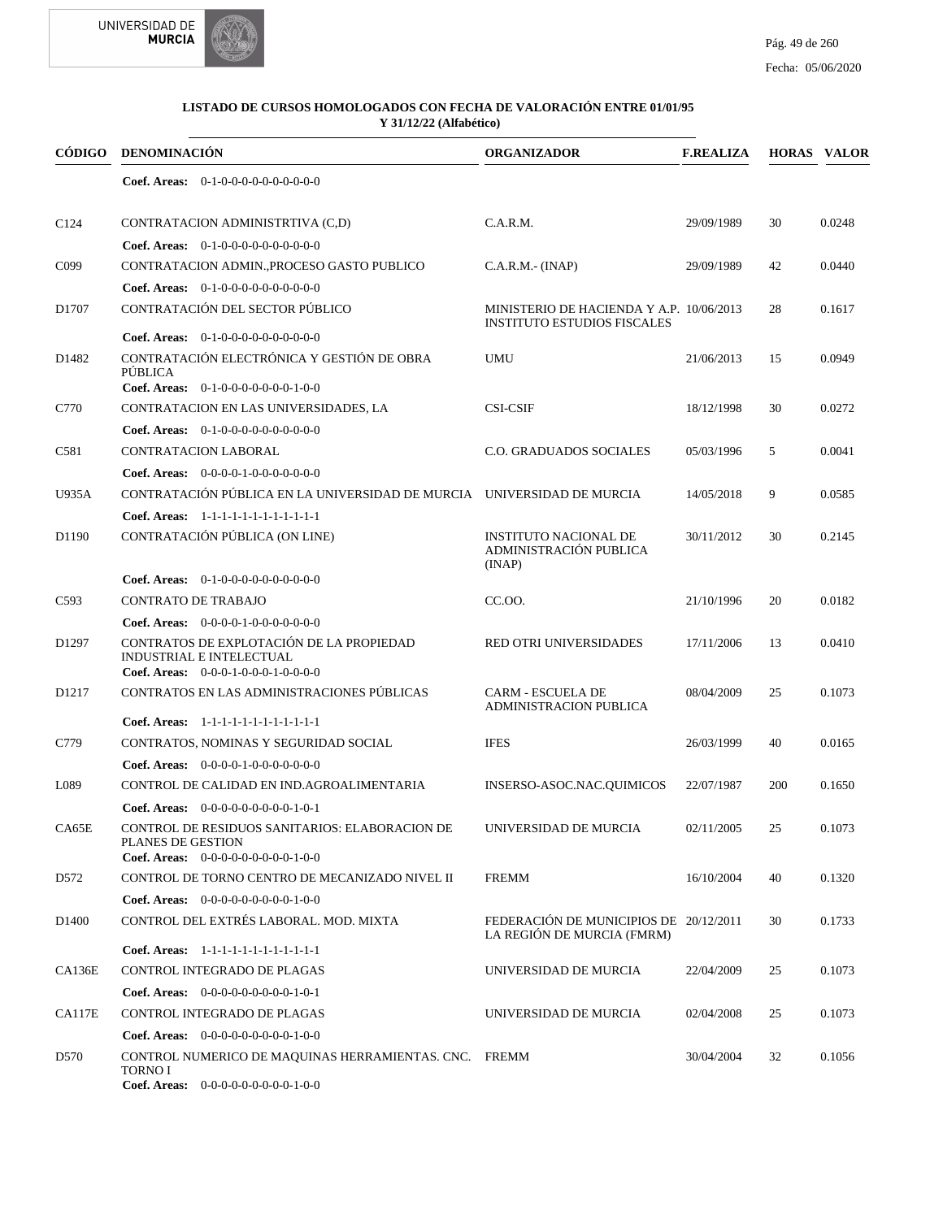## LISTADO DE CURSOS HOMOLOGADOS CON FECHA DE VALORACIÓN ENTRE 01/01/95 Y 31/12/22 (Alfabético)

| CÓDIGO | DENOMINACIÓN | ORGANIZADOR | F.REALIZA | HORAS | VALOR |
|---|---|---|---|---|---|
| | **Coef. Areas:** 0-1-0-0-0-0-0-0-0-0-0-0 | | | | |
| C124 | CONTRATACION ADMINISTRTIVA (C,D) | C.A.R.M. | 29/09/1989 | 30 | 0.0248 |
| | **Coef. Areas:** 0-1-0-0-0-0-0-0-0-0-0-0 | | | | |
| C099 | CONTRATACION ADMIN.,PROCESO GASTO PUBLICO | C.A.R.M.- (INAP) | 29/09/1989 | 42 | 0.0440 |
| | **Coef. Areas:** 0-1-0-0-0-0-0-0-0-0-0-0 | | | | |
| D1707 | CONTRATACIÓN DEL SECTOR PÚBLICO | MINISTERIO DE HACIENDA Y A.P. INSTITUTO ESTUDIOS FISCALES | 10/06/2013 | 28 | 0.1617 |
| | **Coef. Areas:** 0-1-0-0-0-0-0-0-0-0-0-0 | | | | |
| D1482 | CONTRATACIÓN ELECTRÓNICA Y GESTIÓN DE OBRA PÚBLICA | UMU | 21/06/2013 | 15 | 0.0949 |
| | **Coef. Areas:** 0-1-0-0-0-0-0-0-0-1-0-0 | | | | |
| C770 | CONTRATACION EN LAS UNIVERSIDADES, LA | CSI-CSIF | 18/12/1998 | 30 | 0.0272 |
| | **Coef. Areas:** 0-1-0-0-0-0-0-0-0-0-0-0 | | | | |
| C581 | CONTRATACION LABORAL | C.O. GRADUADOS SOCIALES | 05/03/1996 | 5 | 0.0041 |
| | **Coef. Areas:** 0-0-0-0-1-0-0-0-0-0-0-0 | | | | |
| U935A | CONTRATACIÓN PÚBLICA EN LA UNIVERSIDAD DE MURCIA | UNIVERSIDAD DE MURCIA | 14/05/2018 | 9 | 0.0585 |
| | **Coef. Areas:** 1-1-1-1-1-1-1-1-1-1-1-1 | | | | |
| D1190 | CONTRATACIÓN PÚBLICA (ON LINE) | INSTITUTO NACIONAL DE ADMINISTRACIÓN PUBLICA (INAP) | 30/11/2012 | 30 | 0.2145 |
| | **Coef. Areas:** 0-1-0-0-0-0-0-0-0-0-0-0 | | | | |
| C593 | CONTRATO DE TRABAJO | CC.OO. | 21/10/1996 | 20 | 0.0182 |
| | **Coef. Areas:** 0-0-0-0-1-0-0-0-0-0-0-0 | | | | |
| D1297 | CONTRATOS DE EXPLOTACIÓN DE LA PROPIEDAD INDUSTRIAL E INTELECTUAL | RED OTRI UNIVERSIDADES | 17/11/2006 | 13 | 0.0410 |
| | **Coef. Areas:** 0-0-0-1-0-0-0-1-0-0-0-0 | | | | |
| D1217 | CONTRATOS EN LAS ADMINISTRACIONES PÚBLICAS | CARM - ESCUELA DE ADMINISTRACION PUBLICA | 08/04/2009 | 25 | 0.1073 |
| | **Coef. Areas:** 1-1-1-1-1-1-1-1-1-1-1-1 | | | | |
| C779 | CONTRATOS, NOMINAS Y SEGURIDAD SOCIAL | IFES | 26/03/1999 | 40 | 0.0165 |
| | **Coef. Areas:** 0-0-0-0-1-0-0-0-0-0-0-0 | | | | |
| L089 | CONTROL DE CALIDAD EN IND.AGROALIMENTARIA | INSERSO-ASOC.NAC.QUIMICOS | 22/07/1987 | 200 | 0.1650 |
| | **Coef. Areas:** 0-0-0-0-0-0-0-0-0-1-0-1 | | | | |
| CA65E | CONTROL DE RESIDUOS SANITARIOS: ELABORACION DE PLANES DE GESTION | UNIVERSIDAD DE MURCIA | 02/11/2005 | 25 | 0.1073 |
| | **Coef. Areas:** 0-0-0-0-0-0-0-0-0-1-0-0 | | | | |
| D572 | CONTROL DE TORNO CENTRO DE MECANIZADO NIVEL II | FREMM | 16/10/2004 | 40 | 0.1320 |
| | **Coef. Areas:** 0-0-0-0-0-0-0-0-0-1-0-0 | | | | |
| D1400 | CONTROL DEL EXTRÉS LABORAL. MOD. MIXTA | FEDERACIÓN DE MUNICIPIOS DE LA REGIÓN DE MURCIA (FMRM) | 20/12/2011 | 30 | 0.1733 |
| | **Coef. Areas:** 1-1-1-1-1-1-1-1-1-1-1-1 | | | | |
| CA136E | CONTROL INTEGRADO DE PLAGAS | UNIVERSIDAD DE MURCIA | 22/04/2009 | 25 | 0.1073 |
| | **Coef. Areas:** 0-0-0-0-0-0-0-0-0-1-0-1 | | | | |
| CA117E | CONTROL INTEGRADO DE PLAGAS | UNIVERSIDAD DE MURCIA | 02/04/2008 | 25 | 0.1073 |
| | **Coef. Areas:** 0-0-0-0-0-0-0-0-0-1-0-0 | | | | |
| D570 | CONTROL NUMERICO DE MAQUINAS HERRAMIENTAS. CNC. TORNO I | FREMM | 30/04/2004 | 32 | 0.1056 |
| | **Coef. Areas:** 0-0-0-0-0-0-0-0-0-1-0-0 | | | | |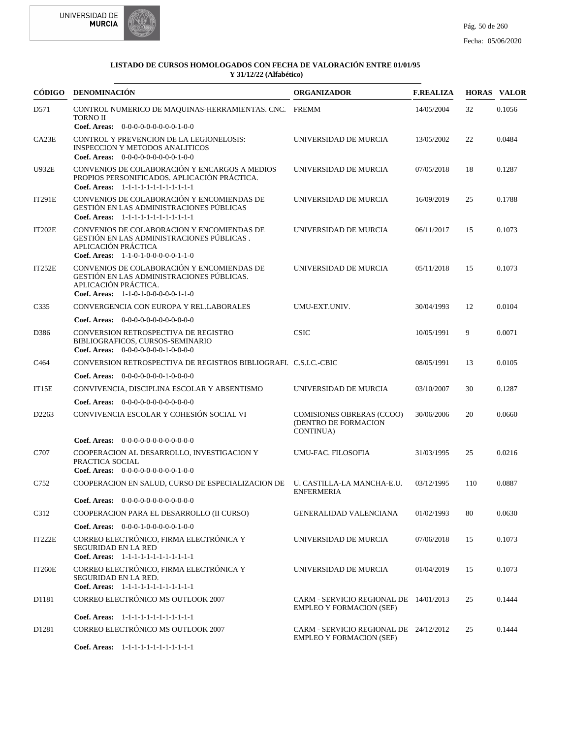**LISTADO DE CURSOS HOMOLOGADOS CON FECHA DE VALORACIÓN ENTRE 01/01/95 Y 31/12/22 (Alfabético)**

| CÓDIGO | DENOMINACIÓN | ORGANIZADOR | F.REALIZA | HORAS | VALOR |
|---|---|---|---|---|---|
| D571 | CONTROL NUMERICO DE MAQUINAS-HERRAMIENTAS. CNC. TORNO II<br>**Coef. Areas:** 0-0-0-0-0-0-0-0-0-1-0-0 | FREMM | 14/05/2004 | 32 | 0.1056 |
| CA23E | CONTROL Y PREVENCION DE LA LEGIONELOSIS: INSPECCION Y METODOS ANALITICOS<br>**Coef. Areas:** 0-0-0-0-0-0-0-0-0-1-0-0 | UNIVERSIDAD DE MURCIA | 13/05/2002 | 22 | 0.0484 |
| U932E | CONVENIOS DE COLABORACIÓN Y ENCARGOS A MEDIOS PROPIOS PERSONIFICADOS. APLICACIÓN PRÁCTICA.<br>**Coef. Areas:** 1-1-1-1-1-1-1-1-1-1-1-1 | UNIVERSIDAD DE MURCIA | 07/05/2018 | 18 | 0.1287 |
| IT291E | CONVENIOS DE COLABORACIÓN Y ENCOMIENDAS DE GESTIÓN EN LAS ADMINISTRACIONES PÚBLICAS<br>**Coef. Areas:** 1-1-1-1-1-1-1-1-1-1-1-1 | UNIVERSIDAD DE MURCIA | 16/09/2019 | 25 | 0.1788 |
| IT202E | CONVENIOS DE COLABORACION Y ENCOMIENDAS DE GESTIÓN EN LAS ADMINISTRACIONES PÚBLICAS . APLICACIÓN PRÁCTICA<br>**Coef. Areas:** 1-1-0-1-0-0-0-0-0-1-1-0 | UNIVERSIDAD DE MURCIA | 06/11/2017 | 15 | 0.1073 |
| IT252E | CONVENIOS DE COLABORACIÓN Y ENCOMIENDAS DE GESTIÓN EN LAS ADMINISTRACIONES PÚBLICAS. APLICACIÓN PRÁCTICA.<br>**Coef. Areas:** 1-1-0-1-0-0-0-0-0-1-1-0 | UNIVERSIDAD DE MURCIA | 05/11/2018 | 15 | 0.1073 |
| C335 | CONVERGENCIA CON EUROPA Y REL.LABORALES<br>**Coef. Areas:** 0-0-0-0-0-0-0-0-0-0-0-0 | UMU-EXT.UNIV. | 30/04/1993 | 12 | 0.0104 |
| D386 | CONVERSION RETROSPECTIVA DE REGISTRO BIBLIOGRAFICOS, CURSOS-SEMINARIO<br>**Coef. Areas:** 0-0-0-0-0-0-0-1-0-0-0-0 | CSIC | 10/05/1991 | 9 | 0.0071 |
| C464 | CONVERSION RETROSPECTIVA DE REGISTROS BIBLIOGRAFI.<br>**Coef. Areas:** 0-0-0-0-0-0-0-1-0-0-0-0 | C.S.I.C.-CBIC | 08/05/1991 | 13 | 0.0105 |
| IT15E | CONVIVENCIA, DISCIPLINA ESCOLAR Y ABSENTISMO<br>**Coef. Areas:** 0-0-0-0-0-0-0-0-0-0-0-0 | UNIVERSIDAD DE MURCIA | 03/10/2007 | 30 | 0.1287 |
| D2263 | CONVIVENCIA ESCOLAR Y COHESIÓN SOCIAL VI<br>**Coef. Areas:** 0-0-0-0-0-0-0-0-0-0-0-0 | COMISIONES OBRERAS (CCOO) (DENTRO DE FORMACION CONTINUA) | 30/06/2006 | 20 | 0.0660 |
| C707 | COOPERACION AL DESARROLLO, INVESTIGACION Y PRACTICA SOCIAL<br>**Coef. Areas:** 0-0-0-0-0-0-0-0-0-1-0-0 | UMU-FAC. FILOSOFIA | 31/03/1995 | 25 | 0.0216 |
| C752 | COOPERACION EN SALUD, CURSO DE ESPECIALIZACION DE<br>**Coef. Areas:** 0-0-0-0-0-0-0-0-0-0-0-0 | U. CASTILLA-LA MANCHA-E.U. ENFERMERIA | 03/12/1995 | 110 | 0.0887 |
| C312 | COOPERACION PARA EL DESARROLLO (II CURSO)<br>**Coef. Areas:** 0-0-0-1-0-0-0-0-0-1-0-0 | GENERALIDAD VALENCIANA | 01/02/1993 | 80 | 0.0630 |
| IT222E | CORREO ELECTRÓNICO, FIRMA ELECTRÓNICA Y SEGURIDAD EN LA RED<br>**Coef. Areas:** 1-1-1-1-1-1-1-1-1-1-1-1 | UNIVERSIDAD DE MURCIA | 07/06/2018 | 15 | 0.1073 |
| IT260E | CORREO ELECTRÓNICO, FIRMA ELECTRÓNICA Y SEGURIDAD EN LA RED.<br>**Coef. Areas:** 1-1-1-1-1-1-1-1-1-1-1-1 | UNIVERSIDAD DE MURCIA | 01/04/2019 | 15 | 0.1073 |
| D1181 | CORREO ELECTRÓNICO MS OUTLOOK 2007<br>**Coef. Areas:** 1-1-1-1-1-1-1-1-1-1-1-1 | CARM - SERVICIO REGIONAL DE EMPLEO Y FORMACION (SEF) | 14/01/2013 | 25 | 0.1444 |
| D1281 | CORREO ELECTRÓNICO MS OUTLOOK 2007<br>**Coef. Areas:** 1-1-1-1-1-1-1-1-1-1-1-1 | CARM - SERVICIO REGIONAL DE EMPLEO Y FORMACION (SEF) | 24/12/2012 | 25 | 0.1444 |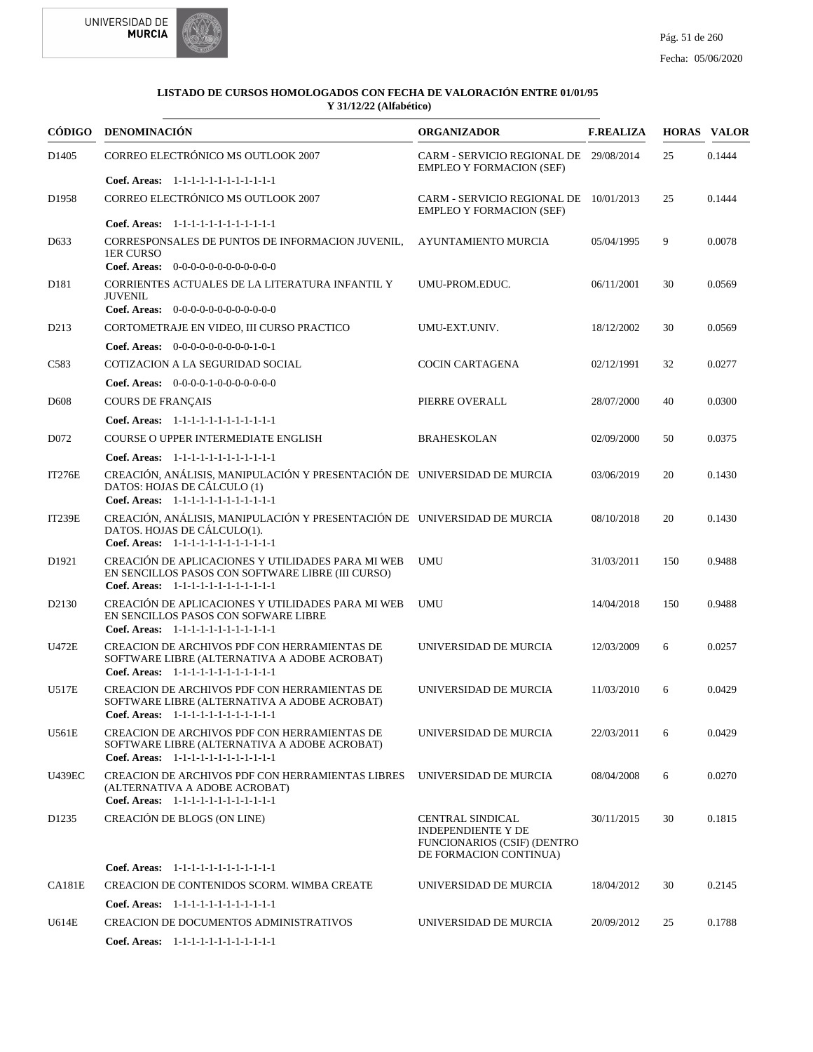**LISTADO DE CURSOS HOMOLOGADOS CON FECHA DE VALORACIÓN ENTRE 01/01/95 Y 31/12/22 (Alfabético)**

| CÓDIGO | DENOMINACIÓN | ORGANIZADOR | F.REALIZA | HORAS | VALOR |
|---|---|---|---|---|---|
| D1405 | CORREO ELECTRÓNICO MS OUTLOOK 2007<br>**Coef. Areas:** 1-1-1-1-1-1-1-1-1-1-1-1 | CARM - SERVICIO REGIONAL DE EMPLEO Y FORMACION (SEF) | 29/08/2014 | 25 | 0.1444 |
| D1958 | CORREO ELECTRÓNICO MS OUTLOOK 2007<br>**Coef. Areas:** 1-1-1-1-1-1-1-1-1-1-1-1 | CARM - SERVICIO REGIONAL DE EMPLEO Y FORMACION (SEF) | 10/01/2013 | 25 | 0.1444 |
| D633 | CORRESPONSALES DE PUNTOS DE INFORMACION JUVENIL, 1ER CURSO<br>**Coef. Areas:** 0-0-0-0-0-0-0-0-0-0-0-0 | AYUNTAMIENTO MURCIA | 05/04/1995 | 9 | 0.0078 |
| D181 | CORRIENTES ACTUALES DE LA LITERATURA INFANTIL Y JUVENIL<br>**Coef. Areas:** 0-0-0-0-0-0-0-0-0-0-0-0 | UMU-PROM.EDUC. | 06/11/2001 | 30 | 0.0569 |
| D213 | CORTOMETRAJE EN VIDEO, III CURSO PRACTICO<br>**Coef. Areas:** 0-0-0-0-0-0-0-0-0-1-0-1 | UMU-EXT.UNIV. | 18/12/2002 | 30 | 0.0569 |
| C583 | COTIZACION A LA SEGURIDAD SOCIAL<br>**Coef. Areas:** 0-0-0-0-1-0-0-0-0-0-0-0 | COCIN CARTAGENA | 02/12/1991 | 32 | 0.0277 |
| D608 | COURS DE FRANÇAIS<br>**Coef. Areas:** 1-1-1-1-1-1-1-1-1-1-1-1 | PIERRE OVERALL | 28/07/2000 | 40 | 0.0300 |
| D072 | COURSE O UPPER INTERMEDIATE ENGLISH<br>**Coef. Areas:** 1-1-1-1-1-1-1-1-1-1-1-1 | BRAHESKOLAN | 02/09/2000 | 50 | 0.0375 |
| IT276E | CREACIÓN, ANÁLISIS, MANIPULACIÓN Y PRESENTACIÓN DE DATOS: HOJAS DE CÁLCULO (1)<br>**Coef. Areas:** 1-1-1-1-1-1-1-1-1-1-1-1 | UNIVERSIDAD DE MURCIA | 03/06/2019 | 20 | 0.1430 |
| IT239E | CREACIÓN, ANÁLISIS, MANIPULACIÓN Y PRESENTACIÓN DE DATOS. HOJAS DE CÁLCULO(1).<br>**Coef. Areas:** 1-1-1-1-1-1-1-1-1-1-1-1 | UNIVERSIDAD DE MURCIA | 08/10/2018 | 20 | 0.1430 |
| D1921 | CREACIÓN DE APLICACIONES Y UTILIDADES PARA MI WEB EN SENCILLOS PASOS CON SOFTWARE LIBRE (III CURSO)<br>**Coef. Areas:** 1-1-1-1-1-1-1-1-1-1-1-1 | UMU | 31/03/2011 | 150 | 0.9488 |
| D2130 | CREACIÓN DE APLICACIONES Y UTILIDADES PARA MI WEB EN SENCILLOS PASOS CON SOFWARE LIBRE<br>**Coef. Areas:** 1-1-1-1-1-1-1-1-1-1-1-1 | UMU | 14/04/2018 | 150 | 0.9488 |
| U472E | CREACION DE ARCHIVOS PDF CON HERRAMIENTAS DE SOFTWARE LIBRE (ALTERNATIVA A ADOBE ACROBAT)<br>**Coef. Areas:** 1-1-1-1-1-1-1-1-1-1-1-1 | UNIVERSIDAD DE MURCIA | 12/03/2009 | 6 | 0.0257 |
| U517E | CREACION DE ARCHIVOS PDF CON HERRAMIENTAS DE SOFTWARE LIBRE (ALTERNATIVA A ADOBE ACROBAT)<br>**Coef. Areas:** 1-1-1-1-1-1-1-1-1-1-1-1 | UNIVERSIDAD DE MURCIA | 11/03/2010 | 6 | 0.0429 |
| U561E | CREACION DE ARCHIVOS PDF CON HERRAMIENTAS DE SOFTWARE LIBRE (ALTERNATIVA A ADOBE ACROBAT)<br>**Coef. Areas:** 1-1-1-1-1-1-1-1-1-1-1-1 | UNIVERSIDAD DE MURCIA | 22/03/2011 | 6 | 0.0429 |
| U439EC | CREACION DE ARCHIVOS PDF CON HERRAMIENTAS LIBRES (ALTERNATIVA A ADOBE ACROBAT)<br>**Coef. Areas:** 1-1-1-1-1-1-1-1-1-1-1-1 | UNIVERSIDAD DE MURCIA | 08/04/2008 | 6 | 0.0270 |
| D1235 | CREACIÓN DE BLOGS (ON LINE)<br>**Coef. Areas:** 1-1-1-1-1-1-1-1-1-1-1-1 | CENTRAL SINDICAL INDEPENDIENTE Y DE FUNCIONARIOS (CSIF) (DENTRO DE FORMACION CONTINUA) | 30/11/2015 | 30 | 0.1815 |
| CA181E | CREACION DE CONTENIDOS SCORM. WIMBA CREATE<br>**Coef. Areas:** 1-1-1-1-1-1-1-1-1-1-1-1 | UNIVERSIDAD DE MURCIA | 18/04/2012 | 30 | 0.2145 |
| U614E | CREACION DE DOCUMENTOS ADMINISTRATIVOS<br>**Coef. Areas:** 1-1-1-1-1-1-1-1-1-1-1-1 | UNIVERSIDAD DE MURCIA | 20/09/2012 | 25 | 0.1788 |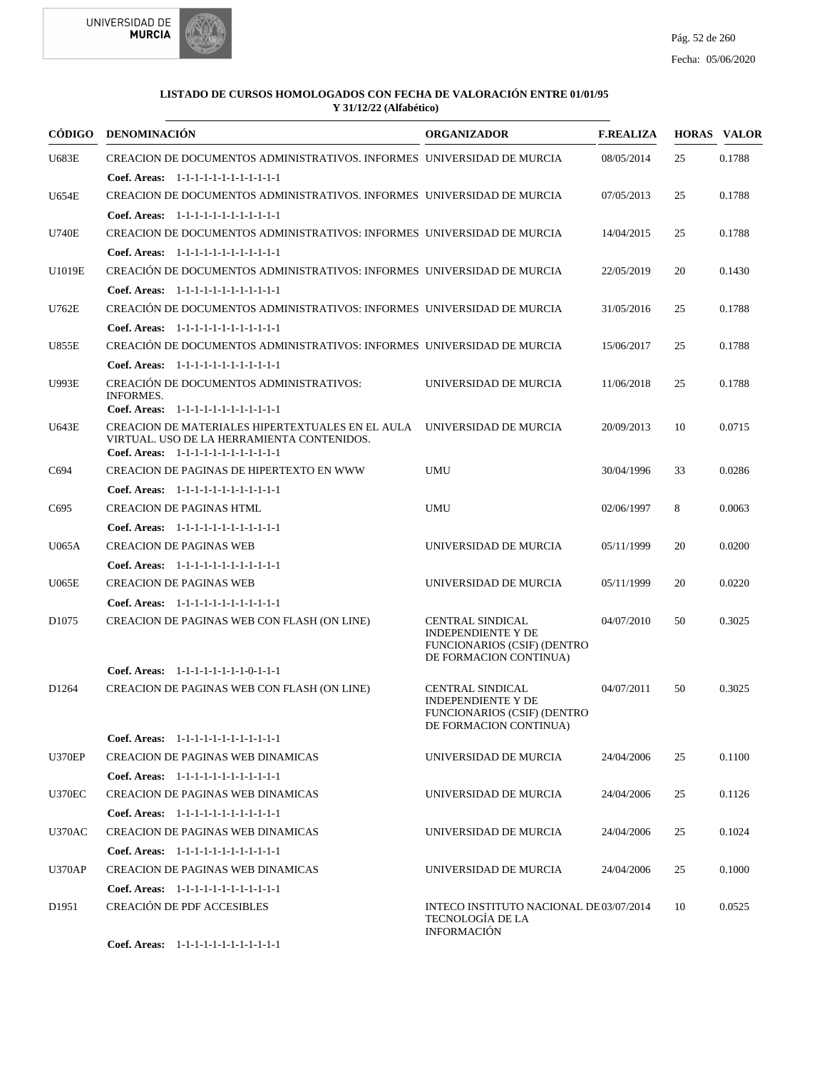**LISTADO DE CURSOS HOMOLOGADOS CON FECHA DE VALORACIÓN ENTRE 01/01/95 Y 31/12/22 (Alfabético)**

| CÓDIGO | DENOMINACIÓN | ORGANIZADOR | F.REALIZA | HORAS | VALOR |
|---|---|---|---|---|---|
| U683E | CREACION DE DOCUMENTOS ADMINISTRATIVOS. INFORMES | UNIVERSIDAD DE MURCIA | 08/05/2014 | 25 | 0.1788 |
| | **Coef. Areas:** 1-1-1-1-1-1-1-1-1-1-1-1 | | | | |
| U654E | CREACION DE DOCUMENTOS ADMINISTRATIVOS. INFORMES | UNIVERSIDAD DE MURCIA | 07/05/2013 | 25 | 0.1788 |
| | **Coef. Areas:** 1-1-1-1-1-1-1-1-1-1-1-1 | | | | |
| U740E | CREACION DE DOCUMENTOS ADMINISTRATIVOS: INFORMES | UNIVERSIDAD DE MURCIA | 14/04/2015 | 25 | 0.1788 |
| | **Coef. Areas:** 1-1-1-1-1-1-1-1-1-1-1-1 | | | | |
| U1019E | CREACIÓN DE DOCUMENTOS ADMINISTRATIVOS: INFORMES | UNIVERSIDAD DE MURCIA | 22/05/2019 | 20 | 0.1430 |
| | **Coef. Areas:** 1-1-1-1-1-1-1-1-1-1-1-1 | | | | |
| U762E | CREACIÓN DE DOCUMENTOS ADMINISTRATIVOS: INFORMES | UNIVERSIDAD DE MURCIA | 31/05/2016 | 25 | 0.1788 |
| | **Coef. Areas:** 1-1-1-1-1-1-1-1-1-1-1-1 | | | | |
| U855E | CREACIÓN DE DOCUMENTOS ADMINISTRATIVOS: INFORMES | UNIVERSIDAD DE MURCIA | 15/06/2017 | 25 | 0.1788 |
| | **Coef. Areas:** 1-1-1-1-1-1-1-1-1-1-1-1 | | | | |
| U993E | CREACIÓN DE DOCUMENTOS ADMINISTRATIVOS: INFORMES. | UNIVERSIDAD DE MURCIA | 11/06/2018 | 25 | 0.1788 |
| | **Coef. Areas:** 1-1-1-1-1-1-1-1-1-1-1-1 | | | | |
| U643E | CREACION DE MATERIALES HIPERTEXTUALES EN EL AULA VIRTUAL. USO DE LA HERRAMIENTA CONTENIDOS. | UNIVERSIDAD DE MURCIA | 20/09/2013 | 10 | 0.0715 |
| | **Coef. Areas:** 1-1-1-1-1-1-1-1-1-1-1-1 | | | | |
| C694 | CREACION DE PAGINAS DE HIPERTEXTO EN WWW | UMU | 30/04/1996 | 33 | 0.0286 |
| | **Coef. Areas:** 1-1-1-1-1-1-1-1-1-1-1-1 | | | | |
| C695 | CREACION DE PAGINAS HTML | UMU | 02/06/1997 | 8 | 0.0063 |
| | **Coef. Areas:** 1-1-1-1-1-1-1-1-1-1-1-1 | | | | |
| U065A | CREACION DE PAGINAS WEB | UNIVERSIDAD DE MURCIA | 05/11/1999 | 20 | 0.0200 |
| | **Coef. Areas:** 1-1-1-1-1-1-1-1-1-1-1-1 | | | | |
| U065E | CREACION DE PAGINAS WEB | UNIVERSIDAD DE MURCIA | 05/11/1999 | 20 | 0.0220 |
| | **Coef. Areas:** 1-1-1-1-1-1-1-1-1-1-1-1 | | | | |
| D1075 | CREACION DE PAGINAS WEB CON FLASH (ON LINE) | CENTRAL SINDICAL INDEPENDIENTE Y DE FUNCIONARIOS (CSIF) (DENTRO DE FORMACION CONTINUA) | 04/07/2010 | 50 | 0.3025 |
| | **Coef. Areas:** 1-1-1-1-1-1-1-1-0-1-1-1 | | | | |
| D1264 | CREACION DE PAGINAS WEB CON FLASH (ON LINE) | CENTRAL SINDICAL INDEPENDIENTE Y DE FUNCIONARIOS (CSIF) (DENTRO DE FORMACION CONTINUA) | 04/07/2011 | 50 | 0.3025 |
| | **Coef. Areas:** 1-1-1-1-1-1-1-1-1-1-1-1 | | | | |
| U370EP | CREACION DE PAGINAS WEB DINAMICAS | UNIVERSIDAD DE MURCIA | 24/04/2006 | 25 | 0.1100 |
| | **Coef. Areas:** 1-1-1-1-1-1-1-1-1-1-1-1 | | | | |
| U370EC | CREACION DE PAGINAS WEB DINAMICAS | UNIVERSIDAD DE MURCIA | 24/04/2006 | 25 | 0.1126 |
| | **Coef. Areas:** 1-1-1-1-1-1-1-1-1-1-1-1 | | | | |
| U370AC | CREACION DE PAGINAS WEB DINAMICAS | UNIVERSIDAD DE MURCIA | 24/04/2006 | 25 | 0.1024 |
| | **Coef. Areas:** 1-1-1-1-1-1-1-1-1-1-1-1 | | | | |
| U370AP | CREACION DE PAGINAS WEB DINAMICAS | UNIVERSIDAD DE MURCIA | 24/04/2006 | 25 | 0.1000 |
| | **Coef. Areas:** 1-1-1-1-1-1-1-1-1-1-1-1 | | | | |
| D1951 | CREACIÓN DE PDF ACCESIBLES | INTECO INSTITUTO NACIONAL DE TECNOLOGÍA DE LA INFORMACIÓN | 03/07/2014 | 10 | 0.0525 |
| | **Coef. Areas:** 1-1-1-1-1-1-1-1-1-1-1-1 | | | | |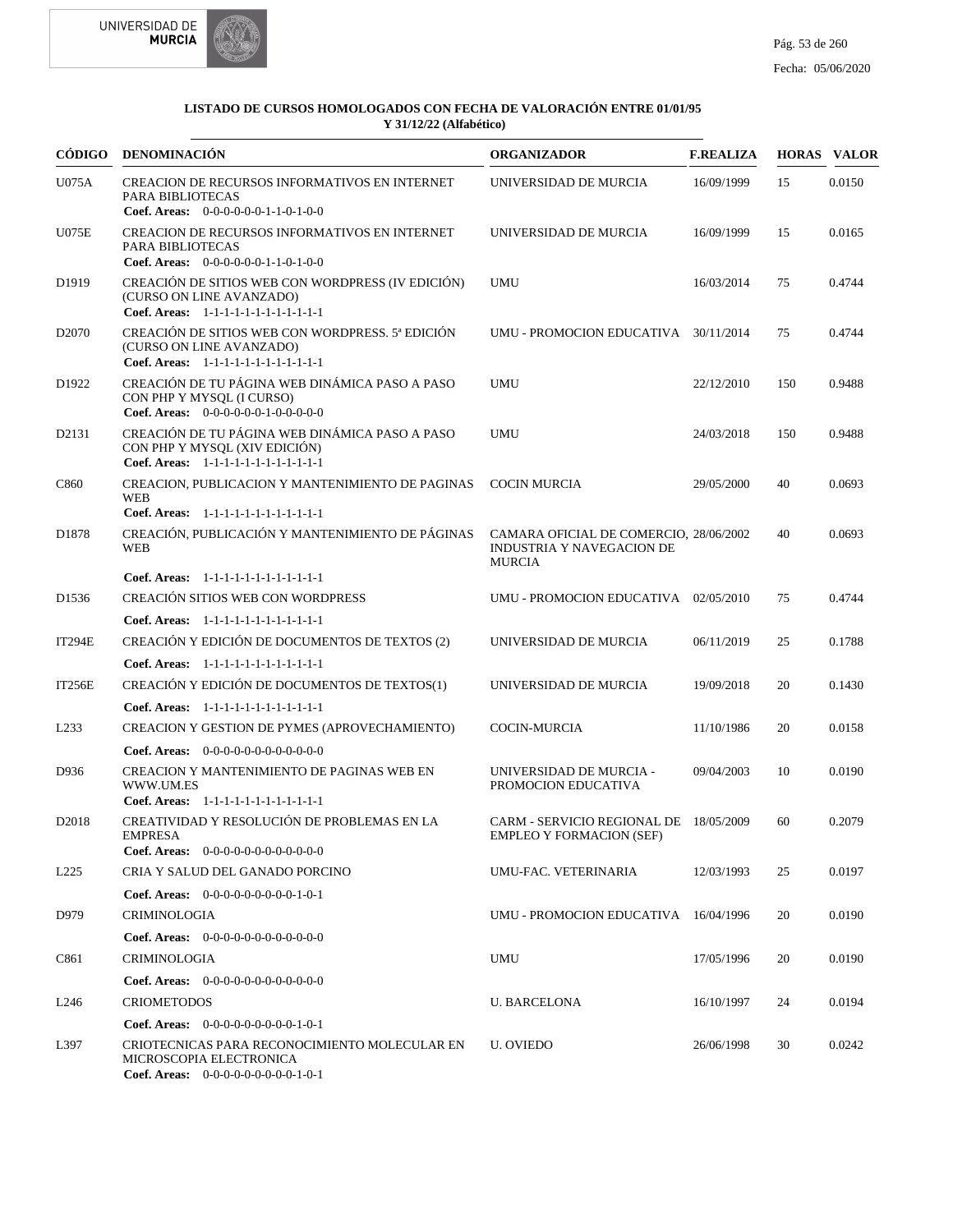**LISTADO DE CURSOS HOMOLOGADOS CON FECHA DE VALORACIÓN ENTRE 01/01/95 Y 31/12/22 (Alfabético)**

| CÓDIGO | DENOMINACIÓN | ORGANIZADOR | F.REALIZA | HORAS | VALOR |
|---|---|---|---|---|---|
| U075A | CREACION DE RECURSOS INFORMATIVOS EN INTERNET PARA BIBLIOTECAS<br>**Coef. Areas:** 0-0-0-0-0-0-1-1-0-1-0-0 | UNIVERSIDAD DE MURCIA | 16/09/1999 | 15 | 0.0150 |
| U075E | CREACION DE RECURSOS INFORMATIVOS EN INTERNET PARA BIBLIOTECAS<br>**Coef. Areas:** 0-0-0-0-0-0-1-1-0-1-0-0 | UNIVERSIDAD DE MURCIA | 16/09/1999 | 15 | 0.0165 |
| D1919 | CREACIÓN DE SITIOS WEB CON WORDPRESS (IV EDICIÓN) (CURSO ON LINE AVANZADO)<br>**Coef. Areas:** 1-1-1-1-1-1-1-1-1-1-1-1 | UMU | 16/03/2014 | 75 | 0.4744 |
| D2070 | CREACIÓN DE SITIOS WEB CON WORDPRESS. 5ª EDICIÓN (CURSO ON LINE AVANZADO)<br>**Coef. Areas:** 1-1-1-1-1-1-1-1-1-1-1-1 | UMU - PROMOCION EDUCATIVA | 30/11/2014 | 75 | 0.4744 |
| D1922 | CREACIÓN DE TU PÁGINA WEB DINÁMICA PASO A PASO CON PHP Y MYSQL (I CURSO)<br>**Coef. Areas:** 0-0-0-0-0-0-1-0-0-0-0-0 | UMU | 22/12/2010 | 150 | 0.9488 |
| D2131 | CREACIÓN DE TU PÁGINA WEB DINÁMICA PASO A PASO CON PHP Y MYSQL (XIV EDICIÓN)<br>**Coef. Areas:** 1-1-1-1-1-1-1-1-1-1-1-1 | UMU | 24/03/2018 | 150 | 0.9488 |
| C860 | CREACION, PUBLICACION Y MANTENIMIENTO DE PAGINAS WEB<br>**Coef. Areas:** 1-1-1-1-1-1-1-1-1-1-1-1 | COCIN MURCIA | 29/05/2000 | 40 | 0.0693 |
| D1878 | CREACIÓN, PUBLICACIÓN Y MANTENIMIENTO DE PÁGINAS WEB<br>**Coef. Areas:** 1-1-1-1-1-1-1-1-1-1-1-1 | CAMARA OFICIAL DE COMERCIO, INDUSTRIA Y NAVEGACION DE MURCIA | 28/06/2002 | 40 | 0.0693 |
| D1536 | CREACIÓN SITIOS WEB CON WORDPRESS<br>**Coef. Areas:** 1-1-1-1-1-1-1-1-1-1-1-1 | UMU - PROMOCION EDUCATIVA | 02/05/2010 | 75 | 0.4744 |
| IT294E | CREACIÓN Y EDICIÓN DE DOCUMENTOS DE TEXTOS (2)<br>**Coef. Areas:** 1-1-1-1-1-1-1-1-1-1-1-1 | UNIVERSIDAD DE MURCIA | 06/11/2019 | 25 | 0.1788 |
| IT256E | CREACIÓN Y EDICIÓN DE DOCUMENTOS DE TEXTOS(1)<br>**Coef. Areas:** 1-1-1-1-1-1-1-1-1-1-1-1 | UNIVERSIDAD DE MURCIA | 19/09/2018 | 20 | 0.1430 |
| L233 | CREACION Y GESTION DE PYMES (APROVECHAMIENTO)<br>**Coef. Areas:** 0-0-0-0-0-0-0-0-0-0-0-0 | COCIN-MURCIA | 11/10/1986 | 20 | 0.0158 |
| D936 | CREACION Y MANTENIMIENTO DE PAGINAS WEB EN WWW.UM.ES<br>**Coef. Areas:** 1-1-1-1-1-1-1-1-1-1-1-1 | UNIVERSIDAD DE MURCIA - PROMOCION EDUCATIVA | 09/04/2003 | 10 | 0.0190 |
| D2018 | CREATIVIDAD Y RESOLUCIÓN DE PROBLEMAS EN LA EMPRESA<br>**Coef. Areas:** 0-0-0-0-0-0-0-0-0-0-0-0 | CARM - SERVICIO REGIONAL DE EMPLEO Y FORMACION (SEF) | 18/05/2009 | 60 | 0.2079 |
| L225 | CRIA Y SALUD DEL GANADO PORCINO<br>**Coef. Areas:** 0-0-0-0-0-0-0-0-0-1-0-1 | UMU-FAC. VETERINARIA | 12/03/1993 | 25 | 0.0197 |
| D979 | CRIMINOLOGIA<br>**Coef. Areas:** 0-0-0-0-0-0-0-0-0-0-0-0 | UMU - PROMOCION EDUCATIVA | 16/04/1996 | 20 | 0.0190 |
| C861 | CRIMINOLOGIA<br>**Coef. Areas:** 0-0-0-0-0-0-0-0-0-0-0-0 | UMU | 17/05/1996 | 20 | 0.0190 |
| L246 | CRIOMETODOS<br>**Coef. Areas:** 0-0-0-0-0-0-0-0-0-1-0-1 | U. BARCELONA | 16/10/1997 | 24 | 0.0194 |
| L397 | CRIOTECNICAS PARA RECONOCIMIENTO MOLECULAR EN MICROSCOPIA ELECTRONICA<br>**Coef. Areas:** 0-0-0-0-0-0-0-0-0-1-0-1 | U. OVIEDO | 26/06/1998 | 30 | 0.0242 |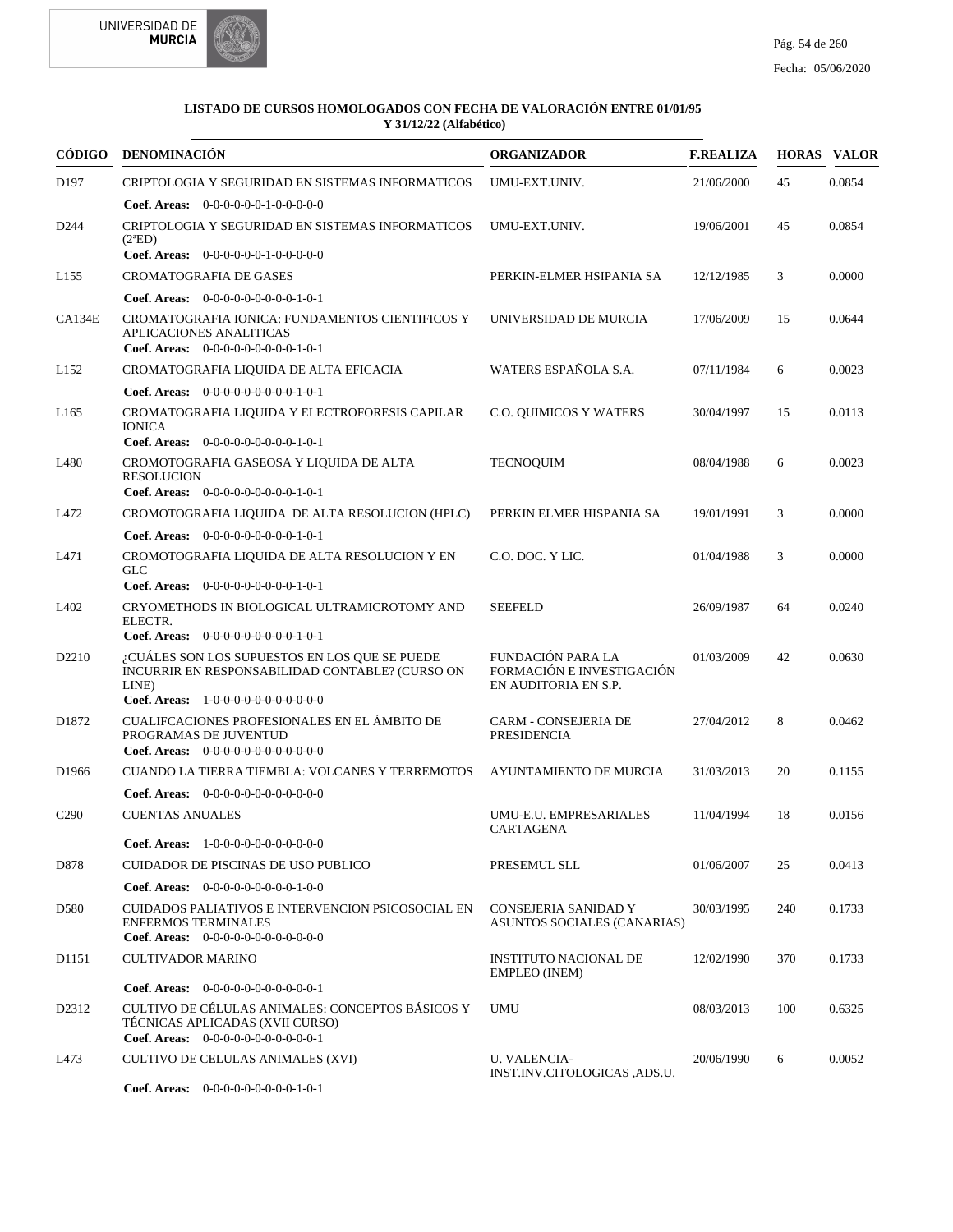**LISTADO DE CURSOS HOMOLOGADOS CON FECHA DE VALORACIÓN ENTRE 01/01/95 Y 31/12/22 (Alfabético)**

| CÓDIGO | DENOMINACIÓN | ORGANIZADOR | F.REALIZA | HORAS | VALOR |
|---|---|---|---|---|---|
| D197 | CRIPTOLOGIA Y SEGURIDAD EN SISTEMAS INFORMATICOS<br>**Coef. Areas:** 0-0-0-0-0-0-1-0-0-0-0-0 | UMU-EXT.UNIV. | 21/06/2000 | 45 | 0.0854 |
| D244 | CRIPTOLOGIA Y SEGURIDAD EN SISTEMAS INFORMATICOS (2ªED)<br>**Coef. Areas:** 0-0-0-0-0-0-1-0-0-0-0-0 | UMU-EXT.UNIV. | 19/06/2001 | 45 | 0.0854 |
| L155 | CROMATOGRAFIA DE GASES<br>**Coef. Areas:** 0-0-0-0-0-0-0-0-0-1-0-1 | PERKIN-ELMER HSIPANIA SA | 12/12/1985 | 3 | 0.0000 |
| CA134E | CROMATOGRAFIA IONICA: FUNDAMENTOS CIENTIFICOS Y APLICACIONES ANALITICAS<br>**Coef. Areas:** 0-0-0-0-0-0-0-0-0-1-0-1 | UNIVERSIDAD DE MURCIA | 17/06/2009 | 15 | 0.0644 |
| L152 | CROMATOGRAFIA LIQUIDA DE ALTA EFICACIA<br>**Coef. Areas:** 0-0-0-0-0-0-0-0-0-1-0-1 | WATERS ESPAÑOLA S.A. | 07/11/1984 | 6 | 0.0023 |
| L165 | CROMATOGRAFIA LIQUIDA Y ELECTROFORESIS CAPILAR IONICA<br>**Coef. Areas:** 0-0-0-0-0-0-0-0-0-1-0-1 | C.O. QUIMICOS Y WATERS | 30/04/1997 | 15 | 0.0113 |
| L480 | CROMOTOGRAFIA GASEOSA Y LIQUIDA DE ALTA RESOLUCION<br>**Coef. Areas:** 0-0-0-0-0-0-0-0-0-1-0-1 | TECNOQUIM | 08/04/1988 | 6 | 0.0023 |
| L472 | CROMOTOGRAFIA LIQUIDA DE ALTA RESOLUCION (HPLC)<br>**Coef. Areas:** 0-0-0-0-0-0-0-0-0-1-0-1 | PERKIN ELMER HISPANIA SA | 19/01/1991 | 3 | 0.0000 |
| L471 | CROMOTOGRAFIA LIQUIDA DE ALTA RESOLUCION Y EN GLC<br>**Coef. Areas:** 0-0-0-0-0-0-0-0-0-1-0-1 | C.O. DOC. Y LIC. | 01/04/1988 | 3 | 0.0000 |
| L402 | CRYOMETHODS IN BIOLOGICAL ULTRAMICROTOMY AND ELECTR.<br>**Coef. Areas:** 0-0-0-0-0-0-0-0-0-1-0-1 | SEEFELD | 26/09/1987 | 64 | 0.0240 |
| D2210 | ¿CUÁLES SON LOS SUPUESTOS EN LOS QUE SE PUEDE INCURRIR EN RESPONSABILIDAD CONTABLE? (CURSO ON LINE)<br>**Coef. Areas:** 1-0-0-0-0-0-0-0-0-0-0-0 | FUNDACIÓN PARA LA FORMACIÓN E INVESTIGACIÓN EN AUDITORIA EN S.P. | 01/03/2009 | 42 | 0.0630 |
| D1872 | CUALIFCACIONES PROFESIONALES EN EL ÁMBITO DE PROGRAMAS DE JUVENTUD<br>**Coef. Areas:** 0-0-0-0-0-0-0-0-0-0-0-0 | CARM - CONSEJERIA DE PRESIDENCIA | 27/04/2012 | 8 | 0.0462 |
| D1966 | CUANDO LA TIERRA TIEMBLA: VOLCANES Y TERREMOTOS<br>**Coef. Areas:** 0-0-0-0-0-0-0-0-0-0-0-0 | AYUNTAMIENTO DE MURCIA | 31/03/2013 | 20 | 0.1155 |
| C290 | CUENTAS ANUALES<br>**Coef. Areas:** 1-0-0-0-0-0-0-0-0-0-0-0 | UMU-E.U. EMPRESARIALES CARTAGENA | 11/04/1994 | 18 | 0.0156 |
| D878 | CUIDADOR DE PISCINAS DE USO PUBLICO<br>**Coef. Areas:** 0-0-0-0-0-0-0-0-0-1-0-0 | PRESEMUL SLL | 01/06/2007 | 25 | 0.0413 |
| D580 | CUIDADOS PALIATIVOS E INTERVENCION PSICOSOCIAL EN ENFERMOS TERMINALES<br>**Coef. Areas:** 0-0-0-0-0-0-0-0-0-0-0-0 | CONSEJERIA SANIDAD Y ASUNTOS SOCIALES (CANARIAS) | 30/03/1995 | 240 | 0.1733 |
| D1151 | CULTIVADOR MARINO<br>**Coef. Areas:** 0-0-0-0-0-0-0-0-0-0-0-1 | INSTITUTO NACIONAL DE EMPLEO (INEM) | 12/02/1990 | 370 | 0.1733 |
| D2312 | CULTIVO DE CÉLULAS ANIMALES: CONCEPTOS BÁSICOS Y TÉCNICAS APLICADAS (XVII CURSO)<br>**Coef. Areas:** 0-0-0-0-0-0-0-0-0-0-0-1 | UMU | 08/03/2013 | 100 | 0.6325 |
| L473 | CULTIVO DE CELULAS ANIMALES (XVI)<br>**Coef. Areas:** 0-0-0-0-0-0-0-0-0-1-0-1 | U. VALENCIA-INST.INV.CITOLOGICAS ,ADS.U. | 20/06/1990 | 6 | 0.0052 |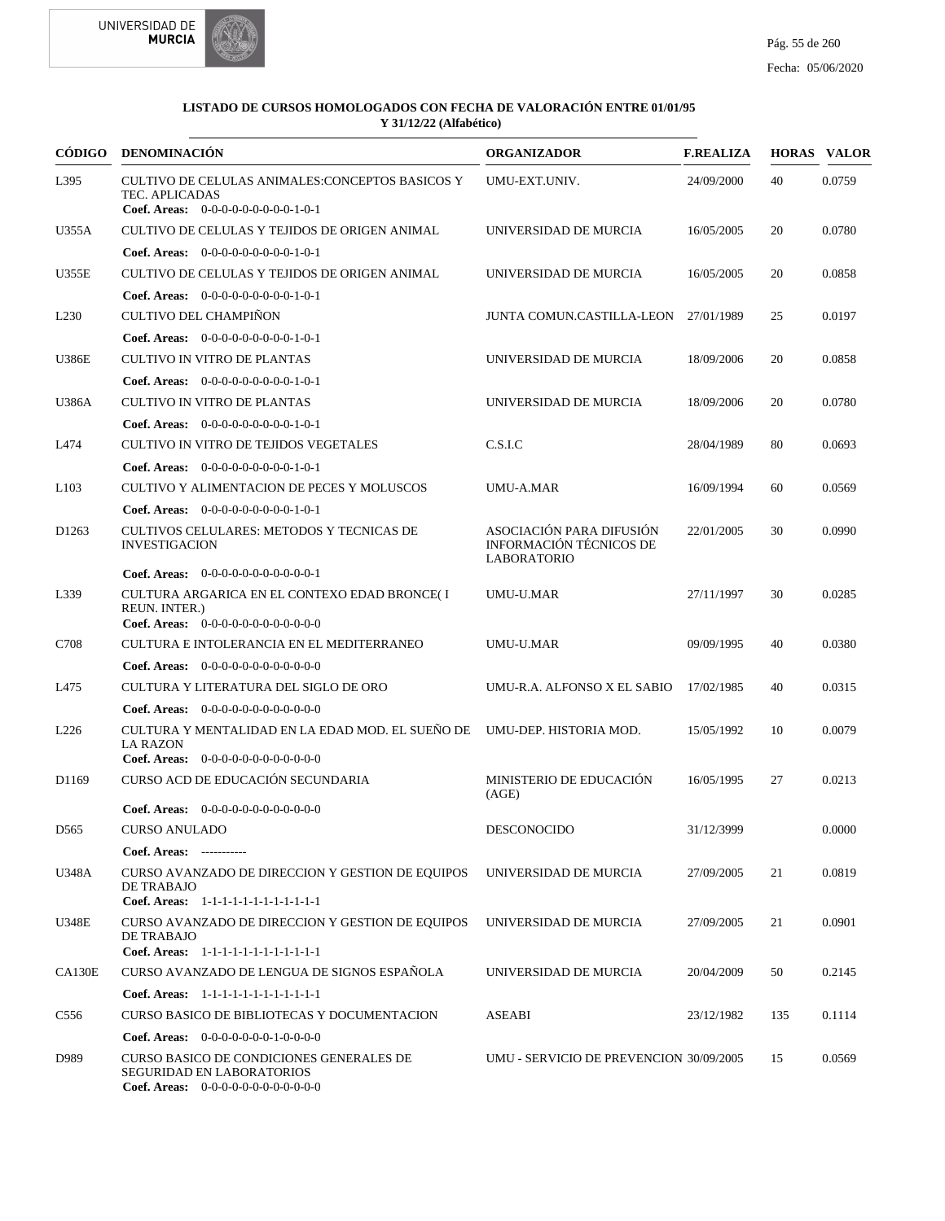**LISTADO DE CURSOS HOMOLOGADOS CON FECHA DE VALORACIÓN ENTRE 01/01/95 Y 31/12/22 (Alfabético)**

| CÓDIGO | DENOMINACIÓN | ORGANIZADOR | F.REALIZA | HORAS | VALOR |
|---|---|---|---|---|---|
| L395 | CULTIVO DE CELULAS ANIMALES:CONCEPTOS BASICOS Y TEC. APLICADAS<br>**Coef. Areas:** 0-0-0-0-0-0-0-0-0-1-0-1 | UMU-EXT.UNIV. | 24/09/2000 | 40 | 0.0759 |
| U355A | CULTIVO DE CELULAS Y TEJIDOS DE ORIGEN ANIMAL<br>**Coef. Areas:** 0-0-0-0-0-0-0-0-0-1-0-1 | UNIVERSIDAD DE MURCIA | 16/05/2005 | 20 | 0.0780 |
| U355E | CULTIVO DE CELULAS Y TEJIDOS DE ORIGEN ANIMAL<br>**Coef. Areas:** 0-0-0-0-0-0-0-0-0-1-0-1 | UNIVERSIDAD DE MURCIA | 16/05/2005 | 20 | 0.0858 |
| L230 | CULTIVO DEL CHAMPIÑON<br>**Coef. Areas:** 0-0-0-0-0-0-0-0-0-1-0-1 | JUNTA COMUN.CASTILLA-LEON | 27/01/1989 | 25 | 0.0197 |
| U386E | CULTIVO IN VITRO DE PLANTAS<br>**Coef. Areas:** 0-0-0-0-0-0-0-0-0-1-0-1 | UNIVERSIDAD DE MURCIA | 18/09/2006 | 20 | 0.0858 |
| U386A | CULTIVO IN VITRO DE PLANTAS<br>**Coef. Areas:** 0-0-0-0-0-0-0-0-0-1-0-1 | UNIVERSIDAD DE MURCIA | 18/09/2006 | 20 | 0.0780 |
| L474 | CULTIVO IN VITRO DE TEJIDOS VEGETALES<br>**Coef. Areas:** 0-0-0-0-0-0-0-0-0-1-0-1 | C.S.I.C | 28/04/1989 | 80 | 0.0693 |
| L103 | CULTIVO Y ALIMENTACION DE PECES Y MOLUSCOS<br>**Coef. Areas:** 0-0-0-0-0-0-0-0-0-1-0-1 | UMU-A.MAR | 16/09/1994 | 60 | 0.0569 |
| D1263 | CULTIVOS CELULARES: METODOS Y TECNICAS DE INVESTIGACION<br>**Coef. Areas:** 0-0-0-0-0-0-0-0-0-0-0-1 | ASOCIACIÓN PARA DIFUSIÓN INFORMACIÓN TÉCNICOS DE LABORATORIO | 22/01/2005 | 30 | 0.0990 |
| L339 | CULTURA ARGARICA EN EL CONTEXO EDAD BRONCE( I REUN. INTER.)<br>**Coef. Areas:** 0-0-0-0-0-0-0-0-0-0-0-0 | UMU-U.MAR | 27/11/1997 | 30 | 0.0285 |
| C708 | CULTURA E INTOLERANCIA EN EL MEDITERRANEO<br>**Coef. Areas:** 0-0-0-0-0-0-0-0-0-0-0-0 | UMU-U.MAR | 09/09/1995 | 40 | 0.0380 |
| L475 | CULTURA Y LITERATURA DEL SIGLO DE ORO<br>**Coef. Areas:** 0-0-0-0-0-0-0-0-0-0-0-0 | UMU-R.A. ALFONSO X EL SABIO | 17/02/1985 | 40 | 0.0315 |
| L226 | CULTURA Y MENTALIDAD EN LA EDAD MOD. EL SUEÑO DE LA RAZON<br>**Coef. Areas:** 0-0-0-0-0-0-0-0-0-0-0-0 | UMU-DEP. HISTORIA MOD. | 15/05/1992 | 10 | 0.0079 |
| D1169 | CURSO ACD DE EDUCACIÓN SECUNDARIA<br>**Coef. Areas:** 0-0-0-0-0-0-0-0-0-0-0-0 | MINISTERIO DE EDUCACIÓN (AGE) | 16/05/1995 | 27 | 0.0213 |
| D565 | CURSO ANULADO<br>**Coef. Areas:** ----------- | DESCONOCIDO | 31/12/3999 | | 0.0000 |
| U348A | CURSO AVANZADO DE DIRECCION Y GESTION DE EQUIPOS DE TRABAJO<br>**Coef. Areas:** 1-1-1-1-1-1-1-1-1-1-1-1 | UNIVERSIDAD DE MURCIA | 27/09/2005 | 21 | 0.0819 |
| U348E | CURSO AVANZADO DE DIRECCION Y GESTION DE EQUIPOS DE TRABAJO<br>**Coef. Areas:** 1-1-1-1-1-1-1-1-1-1-1-1 | UNIVERSIDAD DE MURCIA | 27/09/2005 | 21 | 0.0901 |
| CA130E | CURSO AVANZADO DE LENGUA DE SIGNOS ESPAÑOLA<br>**Coef. Areas:** 1-1-1-1-1-1-1-1-1-1-1-1 | UNIVERSIDAD DE MURCIA | 20/04/2009 | 50 | 0.2145 |
| C556 | CURSO BASICO DE BIBLIOTECAS Y DOCUMENTACION<br>**Coef. Areas:** 0-0-0-0-0-0-0-1-0-0-0-0 | ASEABI | 23/12/1982 | 135 | 0.1114 |
| D989 | CURSO BASICO DE CONDICIONES GENERALES DE SEGURIDAD EN LABORATORIOS<br>**Coef. Areas:** 0-0-0-0-0-0-0-0-0-0-0-0 | UMU - SERVICIO DE PREVENCION | 30/09/2005 | 15 | 0.0569 |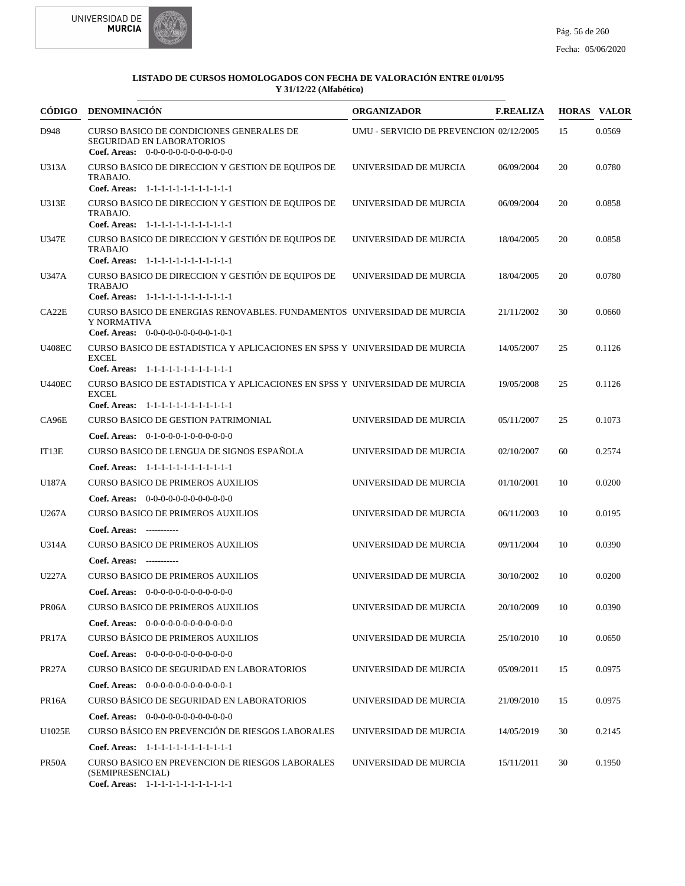**LISTADO DE CURSOS HOMOLOGADOS CON FECHA DE VALORACIÓN ENTRE 01/01/95 Y 31/12/22 (Alfabético)**

| CÓDIGO | DENOMINACIÓN | ORGANIZADOR | F.REALIZA | HORAS | VALOR |
|---|---|---|---|---|---|
| D948 | CURSO BASICO DE CONDICIONES GENERALES DE SEGURIDAD EN LABORATORIOS<br>**Coef. Areas:** 0-0-0-0-0-0-0-0-0-0-0-0 | UMU - SERVICIO DE PREVENCION | 02/12/2005 | 15 | 0.0569 |
| U313A | CURSO BASICO DE DIRECCION Y GESTION DE EQUIPOS DE TRABAJO.<br>**Coef. Areas:** 1-1-1-1-1-1-1-1-1-1-1-1 | UNIVERSIDAD DE MURCIA | 06/09/2004 | 20 | 0.0780 |
| U313E | CURSO BASICO DE DIRECCION Y GESTION DE EQUIPOS DE TRABAJO.<br>**Coef. Areas:** 1-1-1-1-1-1-1-1-1-1-1-1 | UNIVERSIDAD DE MURCIA | 06/09/2004 | 20 | 0.0858 |
| U347E | CURSO BASICO DE DIRECCION Y GESTIÓN DE EQUIPOS DE TRABAJO<br>**Coef. Areas:** 1-1-1-1-1-1-1-1-1-1-1-1 | UNIVERSIDAD DE MURCIA | 18/04/2005 | 20 | 0.0858 |
| U347A | CURSO BASICO DE DIRECCION Y GESTIÓN DE EQUIPOS DE TRABAJO<br>**Coef. Areas:** 1-1-1-1-1-1-1-1-1-1-1-1 | UNIVERSIDAD DE MURCIA | 18/04/2005 | 20 | 0.0780 |
| CA22E | CURSO BASICO DE ENERGIAS RENOVABLES. FUNDAMENTOS Y NORMATIVA<br>**Coef. Areas:** 0-0-0-0-0-0-0-0-0-1-0-1 | UNIVERSIDAD DE MURCIA | 21/11/2002 | 30 | 0.0660 |
| U408EC | CURSO BASICO DE ESTADISTICA Y APLICACIONES EN SPSS Y EXCEL<br>**Coef. Areas:** 1-1-1-1-1-1-1-1-1-1-1-1 | UNIVERSIDAD DE MURCIA | 14/05/2007 | 25 | 0.1126 |
| U440EC | CURSO BASICO DE ESTADISTICA Y APLICACIONES EN SPSS Y EXCEL<br>**Coef. Areas:** 1-1-1-1-1-1-1-1-1-1-1-1 | UNIVERSIDAD DE MURCIA | 19/05/2008 | 25 | 0.1126 |
| CA96E | CURSO BASICO DE GESTION PATRIMONIAL<br>**Coef. Areas:** 0-1-0-0-0-1-0-0-0-0-0-0 | UNIVERSIDAD DE MURCIA | 05/11/2007 | 25 | 0.1073 |
| IT13E | CURSO BASICO DE LENGUA DE SIGNOS ESPAÑOLA<br>**Coef. Areas:** 1-1-1-1-1-1-1-1-1-1-1-1 | UNIVERSIDAD DE MURCIA | 02/10/2007 | 60 | 0.2574 |
| U187A | CURSO BASICO DE PRIMEROS AUXILIOS<br>**Coef. Areas:** 0-0-0-0-0-0-0-0-0-0-0-0 | UNIVERSIDAD DE MURCIA | 01/10/2001 | 10 | 0.0200 |
| U267A | CURSO BASICO DE PRIMEROS AUXILIOS<br>**Coef. Areas:** ----------- | UNIVERSIDAD DE MURCIA | 06/11/2003 | 10 | 0.0195 |
| U314A | CURSO BASICO DE PRIMEROS AUXILIOS<br>**Coef. Areas:** ----------- | UNIVERSIDAD DE MURCIA | 09/11/2004 | 10 | 0.0390 |
| U227A | CURSO BASICO DE PRIMEROS AUXILIOS<br>**Coef. Areas:** 0-0-0-0-0-0-0-0-0-0-0-0 | UNIVERSIDAD DE MURCIA | 30/10/2002 | 10 | 0.0200 |
| PR06A | CURSO BASICO DE PRIMEROS AUXILIOS<br>**Coef. Areas:** 0-0-0-0-0-0-0-0-0-0-0-0 | UNIVERSIDAD DE MURCIA | 20/10/2009 | 10 | 0.0390 |
| PR17A | CURSO BÁSICO DE PRIMEROS AUXILIOS<br>**Coef. Areas:** 0-0-0-0-0-0-0-0-0-0-0-0 | UNIVERSIDAD DE MURCIA | 25/10/2010 | 10 | 0.0650 |
| PR27A | CURSO BASICO DE SEGURIDAD EN LABORATORIOS<br>**Coef. Areas:** 0-0-0-0-0-0-0-0-0-0-0-1 | UNIVERSIDAD DE MURCIA | 05/09/2011 | 15 | 0.0975 |
| PR16A | CURSO BÁSICO DE SEGURIDAD EN LABORATORIOS<br>**Coef. Areas:** 0-0-0-0-0-0-0-0-0-0-0-0 | UNIVERSIDAD DE MURCIA | 21/09/2010 | 15 | 0.0975 |
| U1025E | CURSO BÁSICO EN PREVENCIÓN DE RIESGOS LABORALES<br>**Coef. Areas:** 1-1-1-1-1-1-1-1-1-1-1-1 | UNIVERSIDAD DE MURCIA | 14/05/2019 | 30 | 0.2145 |
| PR50A | CURSO BASICO EN PREVENCION DE RIESGOS LABORALES (SEMIPRESENCIAL)<br>**Coef. Areas:** 1-1-1-1-1-1-1-1-1-1-1-1 | UNIVERSIDAD DE MURCIA | 15/11/2011 | 30 | 0.1950 |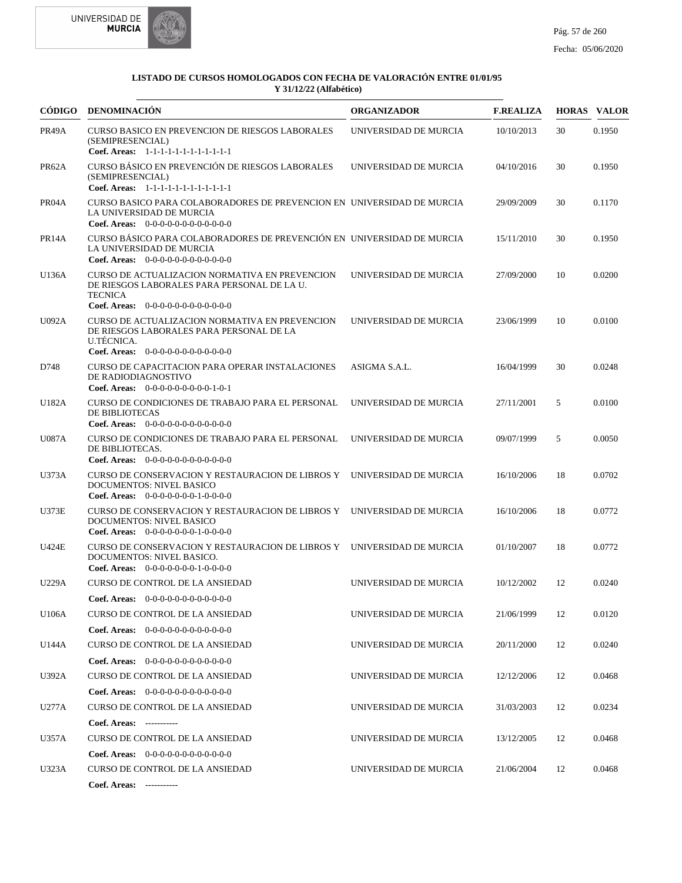**LISTADO DE CURSOS HOMOLOGADOS CON FECHA DE VALORACIÓN ENTRE 01/01/95 Y 31/12/22 (Alfabético)**

| CÓDIGO | DENOMINACIÓN | ORGANIZADOR | F.REALIZA | HORAS | VALOR |
|---|---|---|---|---|---|
| PR49A | CURSO BASICO EN PREVENCION DE RIESGOS LABORALES (SEMIPRESENCIAL)<br>**Coef. Areas:** 1-1-1-1-1-1-1-1-1-1-1-1 | UNIVERSIDAD DE MURCIA | 10/10/2013 | 30 | 0.1950 |
| PR62A | CURSO BÁSICO EN PREVENCIÓN DE RIESGOS LABORALES (SEMIPRESENCIAL)<br>**Coef. Areas:** 1-1-1-1-1-1-1-1-1-1-1-1 | UNIVERSIDAD DE MURCIA | 04/10/2016 | 30 | 0.1950 |
| PR04A | CURSO BASICO PARA COLABORADORES DE PREVENCION EN LA UNIVERSIDAD DE MURCIA<br>**Coef. Areas:** 0-0-0-0-0-0-0-0-0-0-0-0 | UNIVERSIDAD DE MURCIA | 29/09/2009 | 30 | 0.1170 |
| PR14A | CURSO BÁSICO PARA COLABORADORES DE PREVENCIÓN EN LA UNIVERSIDAD DE MURCIA<br>**Coef. Areas:** 0-0-0-0-0-0-0-0-0-0-0-0 | UNIVERSIDAD DE MURCIA | 15/11/2010 | 30 | 0.1950 |
| U136A | CURSO DE ACTUALIZACION NORMATIVA EN PREVENCION DE RIESGOS LABORALES PARA PERSONAL DE LA U. TECNICA<br>**Coef. Areas:** 0-0-0-0-0-0-0-0-0-0-0-0 | UNIVERSIDAD DE MURCIA | 27/09/2000 | 10 | 0.0200 |
| U092A | CURSO DE ACTUALIZACION NORMATIVA EN PREVENCION DE RIESGOS LABORALES PARA PERSONAL DE LA U.TÉCNICA.<br>**Coef. Areas:** 0-0-0-0-0-0-0-0-0-0-0-0 | UNIVERSIDAD DE MURCIA | 23/06/1999 | 10 | 0.0100 |
| D748 | CURSO DE CAPACITACION PARA OPERAR INSTALACIONES DE RADIODIAGNOSTIVO<br>**Coef. Areas:** 0-0-0-0-0-0-0-0-0-1-0-1 | ASIGMA S.A.L. | 16/04/1999 | 30 | 0.0248 |
| U182A | CURSO DE CONDICIONES DE TRABAJO PARA EL PERSONAL DE BIBLIOTECAS<br>**Coef. Areas:** 0-0-0-0-0-0-0-0-0-0-0-0 | UNIVERSIDAD DE MURCIA | 27/11/2001 | 5 | 0.0100 |
| U087A | CURSO DE CONDICIONES DE TRABAJO PARA EL PERSONAL DE BIBLIOTECAS.<br>**Coef. Areas:** 0-0-0-0-0-0-0-0-0-0-0-0 | UNIVERSIDAD DE MURCIA | 09/07/1999 | 5 | 0.0050 |
| U373A | CURSO DE CONSERVACION Y RESTAURACION DE LIBROS Y DOCUMENTOS: NIVEL BASICO<br>**Coef. Areas:** 0-0-0-0-0-0-0-1-0-0-0-0 | UNIVERSIDAD DE MURCIA | 16/10/2006 | 18 | 0.0702 |
| U373E | CURSO DE CONSERVACION Y RESTAURACION DE LIBROS Y DOCUMENTOS: NIVEL BASICO<br>**Coef. Areas:** 0-0-0-0-0-0-0-1-0-0-0-0 | UNIVERSIDAD DE MURCIA | 16/10/2006 | 18 | 0.0772 |
| U424E | CURSO DE CONSERVACION Y RESTAURACION DE LIBROS Y DOCUMENTOS: NIVEL BASICO.<br>**Coef. Areas:** 0-0-0-0-0-0-0-1-0-0-0-0 | UNIVERSIDAD DE MURCIA | 01/10/2007 | 18 | 0.0772 |
| U229A | CURSO DE CONTROL DE LA ANSIEDAD<br>**Coef. Areas:** 0-0-0-0-0-0-0-0-0-0-0-0 | UNIVERSIDAD DE MURCIA | 10/12/2002 | 12 | 0.0240 |
| U106A | CURSO DE CONTROL DE LA ANSIEDAD<br>**Coef. Areas:** 0-0-0-0-0-0-0-0-0-0-0-0 | UNIVERSIDAD DE MURCIA | 21/06/1999 | 12 | 0.0120 |
| U144A | CURSO DE CONTROL DE LA ANSIEDAD<br>**Coef. Areas:** 0-0-0-0-0-0-0-0-0-0-0-0 | UNIVERSIDAD DE MURCIA | 20/11/2000 | 12 | 0.0240 |
| U392A | CURSO DE CONTROL DE LA ANSIEDAD<br>**Coef. Areas:** 0-0-0-0-0-0-0-0-0-0-0-0 | UNIVERSIDAD DE MURCIA | 12/12/2006 | 12 | 0.0468 |
| U277A | CURSO DE CONTROL DE LA ANSIEDAD<br>**Coef. Areas:** ----------- | UNIVERSIDAD DE MURCIA | 31/03/2003 | 12 | 0.0234 |
| U357A | CURSO DE CONTROL DE LA ANSIEDAD<br>**Coef. Areas:** 0-0-0-0-0-0-0-0-0-0-0-0 | UNIVERSIDAD DE MURCIA | 13/12/2005 | 12 | 0.0468 |
| U323A | CURSO DE CONTROL DE LA ANSIEDAD<br>**Coef. Areas:** ----------- | UNIVERSIDAD DE MURCIA | 21/06/2004 | 12 | 0.0468 |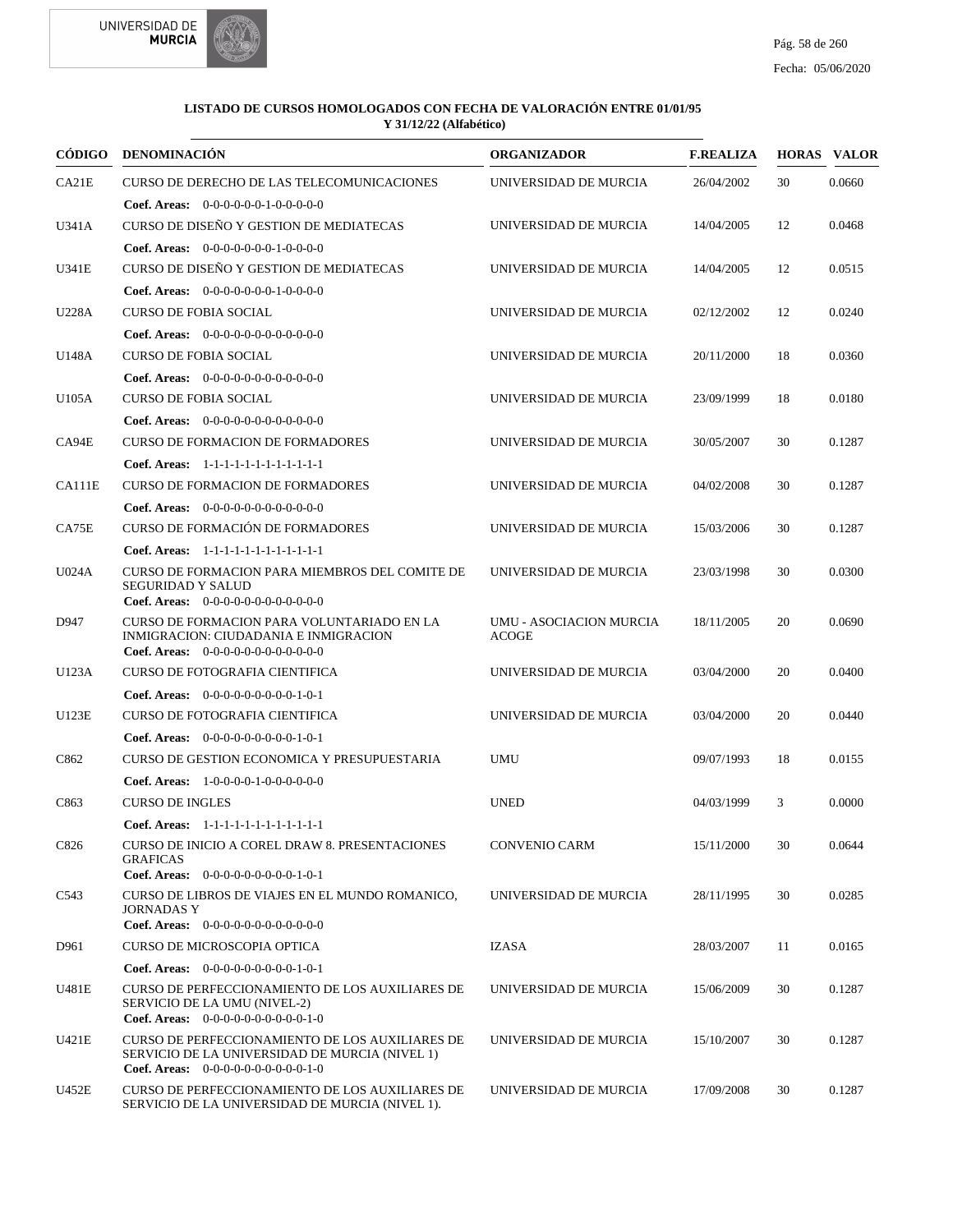**LISTADO DE CURSOS HOMOLOGADOS CON FECHA DE VALORACIÓN ENTRE 01/01/95 Y 31/12/22 (Alfabético)**

| CÓDIGO | DENOMINACIÓN | ORGANIZADOR | F.REALIZA | HORAS | VALOR |
|---|---|---|---|---|---|
| CA21E | CURSO DE DERECHO DE LAS TELECOMUNICACIONES<br>**Coef. Areas:** 0-0-0-0-0-0-1-0-0-0-0-0 | UNIVERSIDAD DE MURCIA | 26/04/2002 | 30 | 0.0660 |
| U341A | CURSO DE DISEÑO Y GESTION DE MEDIATECAS<br>**Coef. Areas:** 0-0-0-0-0-0-0-1-0-0-0-0 | UNIVERSIDAD DE MURCIA | 14/04/2005 | 12 | 0.0468 |
| U341E | CURSO DE DISEÑO Y GESTION DE MEDIATECAS<br>**Coef. Areas:** 0-0-0-0-0-0-0-1-0-0-0-0 | UNIVERSIDAD DE MURCIA | 14/04/2005 | 12 | 0.0515 |
| U228A | CURSO DE FOBIA SOCIAL<br>**Coef. Areas:** 0-0-0-0-0-0-0-0-0-0-0-0 | UNIVERSIDAD DE MURCIA | 02/12/2002 | 12 | 0.0240 |
| U148A | CURSO DE FOBIA SOCIAL<br>**Coef. Areas:** 0-0-0-0-0-0-0-0-0-0-0-0 | UNIVERSIDAD DE MURCIA | 20/11/2000 | 18 | 0.0360 |
| U105A | CURSO DE FOBIA SOCIAL<br>**Coef. Areas:** 0-0-0-0-0-0-0-0-0-0-0-0 | UNIVERSIDAD DE MURCIA | 23/09/1999 | 18 | 0.0180 |
| CA94E | CURSO DE FORMACION DE FORMADORES<br>**Coef. Areas:** 1-1-1-1-1-1-1-1-1-1-1-1 | UNIVERSIDAD DE MURCIA | 30/05/2007 | 30 | 0.1287 |
| CA111E | CURSO DE FORMACION DE FORMADORES<br>**Coef. Areas:** 0-0-0-0-0-0-0-0-0-0-0-0 | UNIVERSIDAD DE MURCIA | 04/02/2008 | 30 | 0.1287 |
| CA75E | CURSO DE FORMACIÓN DE FORMADORES<br>**Coef. Areas:** 1-1-1-1-1-1-1-1-1-1-1-1 | UNIVERSIDAD DE MURCIA | 15/03/2006 | 30 | 0.1287 |
| U024A | CURSO DE FORMACION PARA MIEMBROS DEL COMITE DE SEGURIDAD Y SALUD<br>**Coef. Areas:** 0-0-0-0-0-0-0-0-0-0-0-0 | UNIVERSIDAD DE MURCIA | 23/03/1998 | 30 | 0.0300 |
| D947 | CURSO DE FORMACION PARA VOLUNTARIADO EN LA INMIGRACION: CIUDADANIA E INMIGRACION<br>**Coef. Areas:** 0-0-0-0-0-0-0-0-0-0-0-0 | UMU - ASOCIACION MURCIA ACOGE | 18/11/2005 | 20 | 0.0690 |
| U123A | CURSO DE FOTOGRAFIA CIENTIFICA<br>**Coef. Areas:** 0-0-0-0-0-0-0-0-0-1-0-1 | UNIVERSIDAD DE MURCIA | 03/04/2000 | 20 | 0.0400 |
| U123E | CURSO DE FOTOGRAFIA CIENTIFICA<br>**Coef. Areas:** 0-0-0-0-0-0-0-0-0-1-0-1 | UNIVERSIDAD DE MURCIA | 03/04/2000 | 20 | 0.0440 |
| C862 | CURSO DE GESTION ECONOMICA Y PRESUPUESTARIA<br>**Coef. Areas:** 1-0-0-0-0-1-0-0-0-0-0-0 | UMU | 09/07/1993 | 18 | 0.0155 |
| C863 | CURSO DE INGLES<br>**Coef. Areas:** 1-1-1-1-1-1-1-1-1-1-1-1 | UNED | 04/03/1999 | 3 | 0.0000 |
| C826 | CURSO DE INICIO A COREL DRAW 8. PRESENTACIONES GRAFICAS<br>**Coef. Areas:** 0-0-0-0-0-0-0-0-0-1-0-1 | CONVENIO CARM | 15/11/2000 | 30 | 0.0644 |
| C543 | CURSO DE LIBROS DE VIAJES EN EL MUNDO ROMANICO, JORNADAS Y<br>**Coef. Areas:** 0-0-0-0-0-0-0-0-0-0-0-0 | UNIVERSIDAD DE MURCIA | 28/11/1995 | 30 | 0.0285 |
| D961 | CURSO DE MICROSCOPIA OPTICA<br>**Coef. Areas:** 0-0-0-0-0-0-0-0-0-1-0-1 | IZASA | 28/03/2007 | 11 | 0.0165 |
| U481E | CURSO DE PERFECCIONAMIENTO DE LOS AUXILIARES DE SERVICIO DE LA UMU (NIVEL-2)<br>**Coef. Areas:** 0-0-0-0-0-0-0-0-0-0-1-0 | UNIVERSIDAD DE MURCIA | 15/06/2009 | 30 | 0.1287 |
| U421E | CURSO DE PERFECCIONAMIENTO DE LOS AUXILIARES DE SERVICIO DE LA UNIVERSIDAD DE MURCIA (NIVEL 1)<br>**Coef. Areas:** 0-0-0-0-0-0-0-0-0-0-1-0 | UNIVERSIDAD DE MURCIA | 15/10/2007 | 30 | 0.1287 |
| U452E | CURSO DE PERFECCIONAMIENTO DE LOS AUXILIARES DE SERVICIO DE LA UNIVERSIDAD DE MURCIA (NIVEL 1). | UNIVERSIDAD DE MURCIA | 17/09/2008 | 30 | 0.1287 |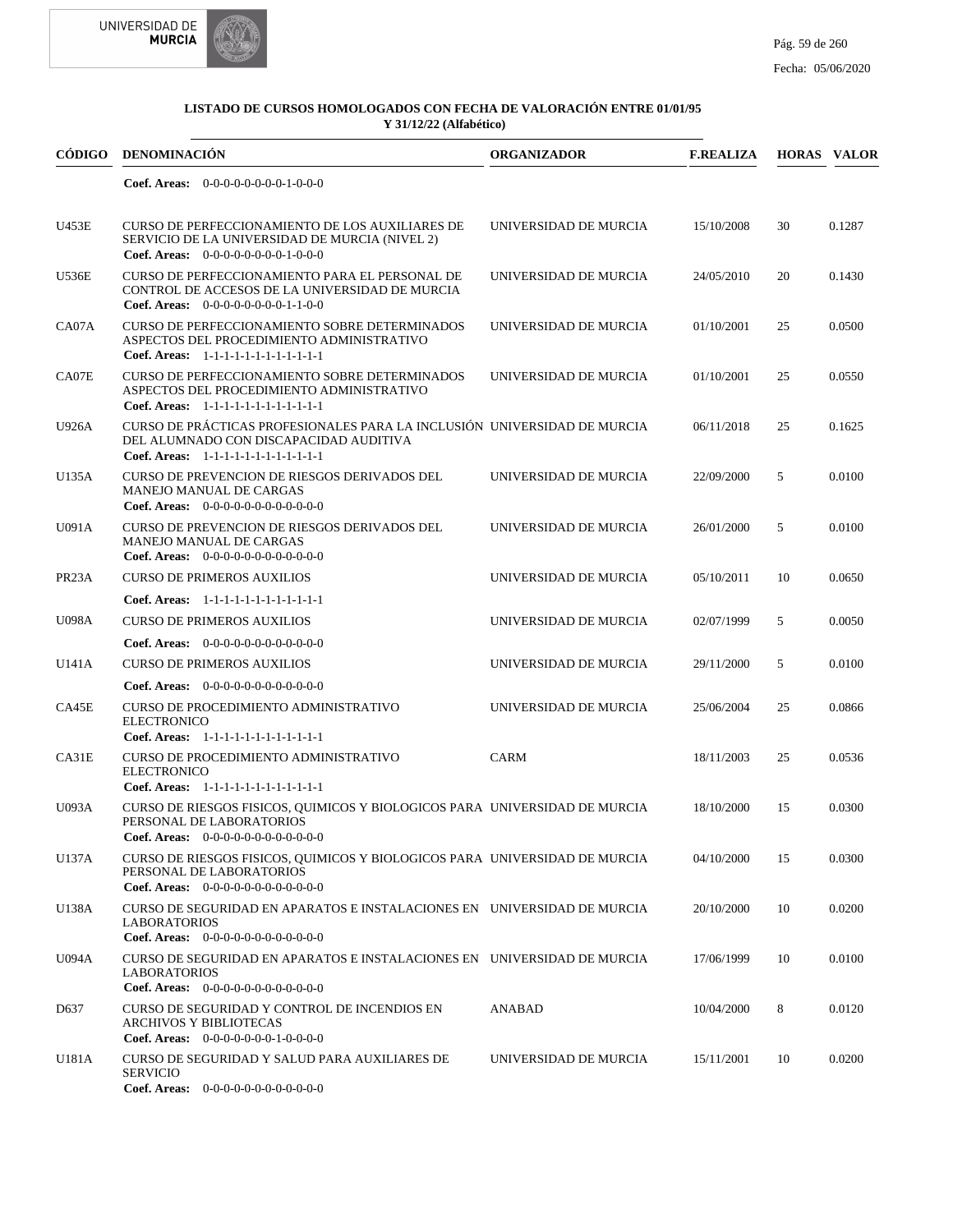**LISTADO DE CURSOS HOMOLOGADOS CON FECHA DE VALORACIÓN ENTRE 01/01/95 Y 31/12/22 (Alfabético)**

| CÓDIGO | DENOMINACIÓN | ORGANIZADOR | F.REALIZA | HORAS | VALOR |
|---|---|---|---|---|---|
| | **Coef. Areas:** 0-0-0-0-0-0-0-0-1-0-0-0 | | | | |
| U453E | CURSO DE PERFECCIONAMIENTO DE LOS AUXILIARES DE SERVICIO DE LA UNIVERSIDAD DE MURCIA (NIVEL 2) **Coef. Areas:** 0-0-0-0-0-0-0-0-1-0-0-0 | UNIVERSIDAD DE MURCIA | 15/10/2008 | 30 | 0.1287 |
| U536E | CURSO DE PERFECCIONAMIENTO PARA EL PERSONAL DE CONTROL DE ACCESOS DE LA UNIVERSIDAD DE MURCIA **Coef. Areas:** 0-0-0-0-0-0-0-0-1-1-0-0 | UNIVERSIDAD DE MURCIA | 24/05/2010 | 20 | 0.1430 |
| CA07A | CURSO DE PERFECCIONAMIENTO SOBRE DETERMINADOS ASPECTOS DEL PROCEDIMIENTO ADMINISTRATIVO **Coef. Areas:** 1-1-1-1-1-1-1-1-1-1-1-1 | UNIVERSIDAD DE MURCIA | 01/10/2001 | 25 | 0.0500 |
| CA07E | CURSO DE PERFECCIONAMIENTO SOBRE DETERMINADOS ASPECTOS DEL PROCEDIMIENTO ADMINISTRATIVO **Coef. Areas:** 1-1-1-1-1-1-1-1-1-1-1-1 | UNIVERSIDAD DE MURCIA | 01/10/2001 | 25 | 0.0550 |
| U926A | CURSO DE PRÁCTICAS PROFESIONALES PARA LA INCLUSIÓN DEL ALUMNADO CON DISCAPACIDAD AUDITIVA **Coef. Areas:** 1-1-1-1-1-1-1-1-1-1-1-1 | UNIVERSIDAD DE MURCIA | 06/11/2018 | 25 | 0.1625 |
| U135A | CURSO DE PREVENCION DE RIESGOS DERIVADOS DEL MANEJO MANUAL DE CARGAS **Coef. Areas:** 0-0-0-0-0-0-0-0-0-0-0-0 | UNIVERSIDAD DE MURCIA | 22/09/2000 | 5 | 0.0100 |
| U091A | CURSO DE PREVENCION DE RIESGOS DERIVADOS DEL MANEJO MANUAL DE CARGAS **Coef. Areas:** 0-0-0-0-0-0-0-0-0-0-0-0 | UNIVERSIDAD DE MURCIA | 26/01/2000 | 5 | 0.0100 |
| PR23A | CURSO DE PRIMEROS AUXILIOS **Coef. Areas:** 1-1-1-1-1-1-1-1-1-1-1-1 | UNIVERSIDAD DE MURCIA | 05/10/2011 | 10 | 0.0650 |
| U098A | CURSO DE PRIMEROS AUXILIOS **Coef. Areas:** 0-0-0-0-0-0-0-0-0-0-0-0 | UNIVERSIDAD DE MURCIA | 02/07/1999 | 5 | 0.0050 |
| U141A | CURSO DE PRIMEROS AUXILIOS **Coef. Areas:** 0-0-0-0-0-0-0-0-0-0-0-0 | UNIVERSIDAD DE MURCIA | 29/11/2000 | 5 | 0.0100 |
| CA45E | CURSO DE PROCEDIMIENTO ADMINISTRATIVO ELECTRONICO **Coef. Areas:** 1-1-1-1-1-1-1-1-1-1-1-1 | UNIVERSIDAD DE MURCIA | 25/06/2004 | 25 | 0.0866 |
| CA31E | CURSO DE PROCEDIMIENTO ADMINISTRATIVO ELECTRONICO **Coef. Areas:** 1-1-1-1-1-1-1-1-1-1-1-1 | CARM | 18/11/2003 | 25 | 0.0536 |
| U093A | CURSO DE RIESGOS FISICOS, QUIMICOS Y BIOLOGICOS PARA PERSONAL DE LABORATORIOS **Coef. Areas:** 0-0-0-0-0-0-0-0-0-0-0-0 | UNIVERSIDAD DE MURCIA | 18/10/2000 | 15 | 0.0300 |
| U137A | CURSO DE RIESGOS FISICOS, QUIMICOS Y BIOLOGICOS PARA PERSONAL DE LABORATORIOS **Coef. Areas:** 0-0-0-0-0-0-0-0-0-0-0-0 | UNIVERSIDAD DE MURCIA | 04/10/2000 | 15 | 0.0300 |
| U138A | CURSO DE SEGURIDAD EN APARATOS E INSTALACIONES EN LABORATORIOS **Coef. Areas:** 0-0-0-0-0-0-0-0-0-0-0-0 | UNIVERSIDAD DE MURCIA | 20/10/2000 | 10 | 0.0200 |
| U094A | CURSO DE SEGURIDAD EN APARATOS E INSTALACIONES EN LABORATORIOS **Coef. Areas:** 0-0-0-0-0-0-0-0-0-0-0-0 | UNIVERSIDAD DE MURCIA | 17/06/1999 | 10 | 0.0100 |
| D637 | CURSO DE SEGURIDAD Y CONTROL DE INCENDIOS EN ARCHIVOS Y BIBLIOTECAS **Coef. Areas:** 0-0-0-0-0-0-0-1-0-0-0-0 | ANABAD | 10/04/2000 | 8 | 0.0120 |
| U181A | CURSO DE SEGURIDAD Y SALUD PARA AUXILIARES DE SERVICIO **Coef. Areas:** 0-0-0-0-0-0-0-0-0-0-0-0 | UNIVERSIDAD DE MURCIA | 15/11/2001 | 10 | 0.0200 |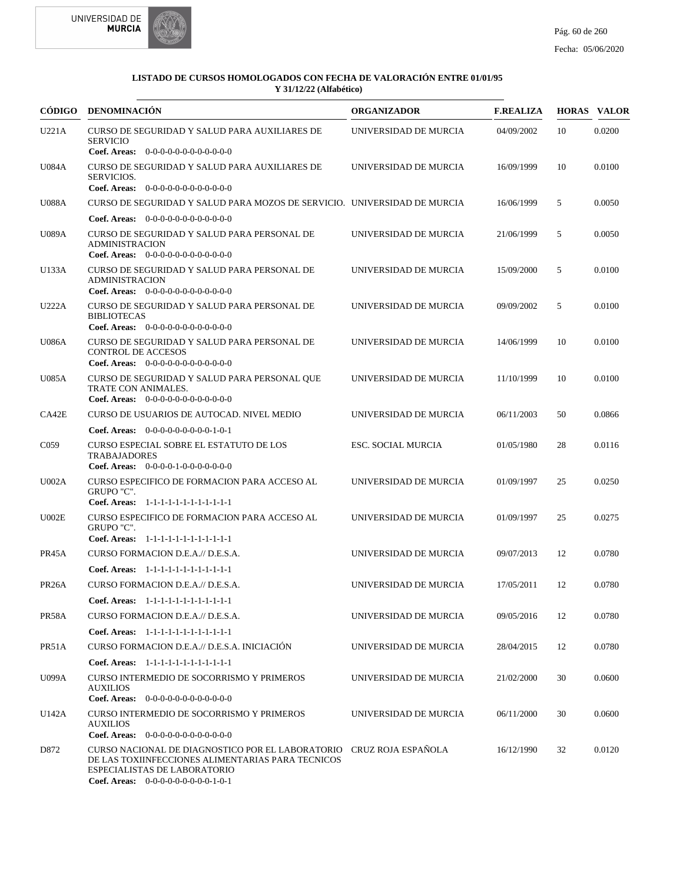**LISTADO DE CURSOS HOMOLOGADOS CON FECHA DE VALORACIÓN ENTRE 01/01/95 Y 31/12/22 (Alfabético)**

| CÓDIGO | DENOMINACIÓN | ORGANIZADOR | F.REALIZA | HORAS | VALOR |
|---|---|---|---|---|---|
| U221A | CURSO DE SEGURIDAD Y SALUD PARA AUXILIARES DE SERVICIO<br>**Coef. Areas:** 0-0-0-0-0-0-0-0-0-0-0-0 | UNIVERSIDAD DE MURCIA | 04/09/2002 | 10 | 0.0200 |
| U084A | CURSO DE SEGURIDAD Y SALUD PARA AUXILIARES DE SERVICIOS.<br>**Coef. Areas:** 0-0-0-0-0-0-0-0-0-0-0-0 | UNIVERSIDAD DE MURCIA | 16/09/1999 | 10 | 0.0100 |
| U088A | CURSO DE SEGURIDAD Y SALUD PARA MOZOS DE SERVICIO.<br>**Coef. Areas:** 0-0-0-0-0-0-0-0-0-0-0-0 | UNIVERSIDAD DE MURCIA | 16/06/1999 | 5 | 0.0050 |
| U089A | CURSO DE SEGURIDAD Y SALUD PARA PERSONAL DE ADMINISTRACION<br>**Coef. Areas:** 0-0-0-0-0-0-0-0-0-0-0-0 | UNIVERSIDAD DE MURCIA | 21/06/1999 | 5 | 0.0050 |
| U133A | CURSO DE SEGURIDAD Y SALUD PARA PERSONAL DE ADMINISTRACION<br>**Coef. Areas:** 0-0-0-0-0-0-0-0-0-0-0-0 | UNIVERSIDAD DE MURCIA | 15/09/2000 | 5 | 0.0100 |
| U222A | CURSO DE SEGURIDAD Y SALUD PARA PERSONAL DE BIBLIOTECAS<br>**Coef. Areas:** 0-0-0-0-0-0-0-0-0-0-0-0 | UNIVERSIDAD DE MURCIA | 09/09/2002 | 5 | 0.0100 |
| U086A | CURSO DE SEGURIDAD Y SALUD PARA PERSONAL DE CONTROL DE ACCESOS<br>**Coef. Areas:** 0-0-0-0-0-0-0-0-0-0-0-0 | UNIVERSIDAD DE MURCIA | 14/06/1999 | 10 | 0.0100 |
| U085A | CURSO DE SEGURIDAD Y SALUD PARA PERSONAL QUE TRATE CON ANIMALES.<br>**Coef. Areas:** 0-0-0-0-0-0-0-0-0-0-0-0 | UNIVERSIDAD DE MURCIA | 11/10/1999 | 10 | 0.0100 |
| CA42E | CURSO DE USUARIOS DE AUTOCAD. NIVEL MEDIO<br>**Coef. Areas:** 0-0-0-0-0-0-0-0-0-1-0-1 | UNIVERSIDAD DE MURCIA | 06/11/2003 | 50 | 0.0866 |
| C059 | CURSO ESPECIAL SOBRE EL ESTATUTO DE LOS TRABAJADORES<br>**Coef. Areas:** 0-0-0-0-1-0-0-0-0-0-0-0 | ESC. SOCIAL MURCIA | 01/05/1980 | 28 | 0.0116 |
| U002A | CURSO ESPECIFICO DE FORMACION PARA ACCESO AL GRUPO "C".<br>**Coef. Areas:** 1-1-1-1-1-1-1-1-1-1-1-1 | UNIVERSIDAD DE MURCIA | 01/09/1997 | 25 | 0.0250 |
| U002E | CURSO ESPECIFICO DE FORMACION PARA ACCESO AL GRUPO "C".<br>**Coef. Areas:** 1-1-1-1-1-1-1-1-1-1-1-1 | UNIVERSIDAD DE MURCIA | 01/09/1997 | 25 | 0.0275 |
| PR45A | CURSO FORMACION D.E.A.// D.E.S.A.<br>**Coef. Areas:** 1-1-1-1-1-1-1-1-1-1-1-1 | UNIVERSIDAD DE MURCIA | 09/07/2013 | 12 | 0.0780 |
| PR26A | CURSO FORMACION D.E.A.// D.E.S.A.<br>**Coef. Areas:** 1-1-1-1-1-1-1-1-1-1-1-1 | UNIVERSIDAD DE MURCIA | 17/05/2011 | 12 | 0.0780 |
| PR58A | CURSO FORMACION D.E.A.// D.E.S.A.<br>**Coef. Areas:** 1-1-1-1-1-1-1-1-1-1-1-1 | UNIVERSIDAD DE MURCIA | 09/05/2016 | 12 | 0.0780 |
| PR51A | CURSO FORMACION D.E.A.// D.E.S.A. INICIACIÓN<br>**Coef. Areas:** 1-1-1-1-1-1-1-1-1-1-1-1 | UNIVERSIDAD DE MURCIA | 28/04/2015 | 12 | 0.0780 |
| U099A | CURSO INTERMEDIO DE SOCORRISMO Y PRIMEROS AUXILIOS<br>**Coef. Areas:** 0-0-0-0-0-0-0-0-0-0-0-0 | UNIVERSIDAD DE MURCIA | 21/02/2000 | 30 | 0.0600 |
| U142A | CURSO INTERMEDIO DE SOCORRISMO Y PRIMEROS AUXILIOS<br>**Coef. Areas:** 0-0-0-0-0-0-0-0-0-0-0-0 | UNIVERSIDAD DE MURCIA | 06/11/2000 | 30 | 0.0600 |
| D872 | CURSO NACIONAL DE DIAGNOSTICO POR EL LABORATORIO DE LAS TOXIINFECCIONES ALIMENTARIAS PARA TECNICOS ESPECIALISTAS DE LABORATORIO<br>**Coef. Areas:** 0-0-0-0-0-0-0-0-0-1-0-1 | CRUZ ROJA ESPAÑOLA | 16/12/1990 | 32 | 0.0120 |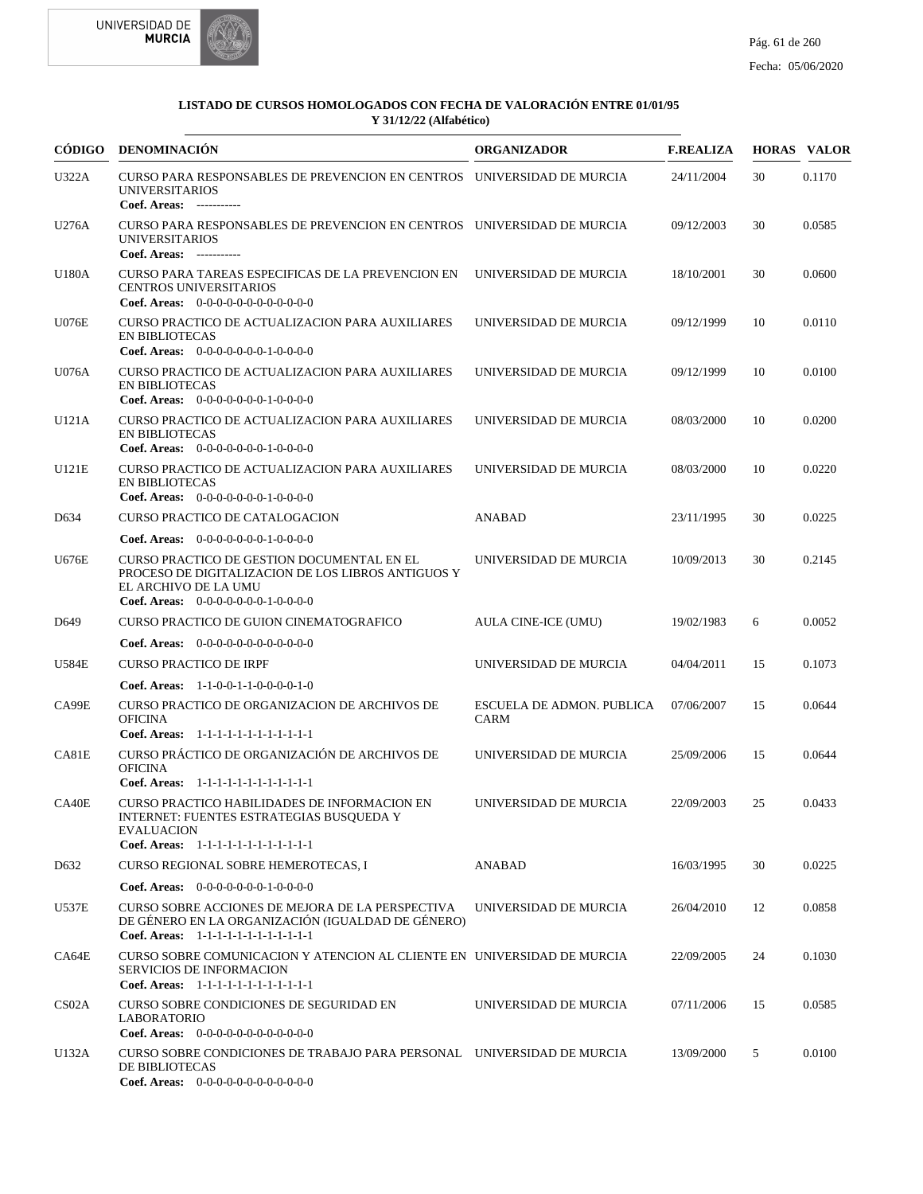**LISTADO DE CURSOS HOMOLOGADOS CON FECHA DE VALORACIÓN ENTRE 01/01/95 Y 31/12/22 (Alfabético)**

| CÓDIGO | DENOMINACIÓN | ORGANIZADOR | F.REALIZA | HORAS | VALOR |
|---|---|---|---|---|---|
| U322A | CURSO PARA RESPONSABLES DE PREVENCION EN CENTROS UNIVERSITARIOS<br>**Coef. Areas:** ----------- | UNIVERSIDAD DE MURCIA | 24/11/2004 | 30 | 0.1170 |
| U276A | CURSO PARA RESPONSABLES DE PREVENCION EN CENTROS UNIVERSITARIOS<br>**Coef. Areas:** ----------- | UNIVERSIDAD DE MURCIA | 09/12/2003 | 30 | 0.0585 |
| U180A | CURSO PARA TAREAS ESPECIFICAS DE LA PREVENCION EN CENTROS UNIVERSITARIOS<br>**Coef. Areas:** 0-0-0-0-0-0-0-0-0-0-0-0 | UNIVERSIDAD DE MURCIA | 18/10/2001 | 30 | 0.0600 |
| U076E | CURSO PRACTICO DE ACTUALIZACION PARA AUXILIARES EN BIBLIOTECAS<br>**Coef. Areas:** 0-0-0-0-0-0-0-1-0-0-0-0 | UNIVERSIDAD DE MURCIA | 09/12/1999 | 10 | 0.0110 |
| U076A | CURSO PRACTICO DE ACTUALIZACION PARA AUXILIARES EN BIBLIOTECAS<br>**Coef. Areas:** 0-0-0-0-0-0-0-1-0-0-0-0 | UNIVERSIDAD DE MURCIA | 09/12/1999 | 10 | 0.0100 |
| U121A | CURSO PRACTICO DE ACTUALIZACION PARA AUXILIARES EN BIBLIOTECAS<br>**Coef. Areas:** 0-0-0-0-0-0-0-1-0-0-0-0 | UNIVERSIDAD DE MURCIA | 08/03/2000 | 10 | 0.0200 |
| U121E | CURSO PRACTICO DE ACTUALIZACION PARA AUXILIARES EN BIBLIOTECAS<br>**Coef. Areas:** 0-0-0-0-0-0-0-1-0-0-0-0 | UNIVERSIDAD DE MURCIA | 08/03/2000 | 10 | 0.0220 |
| D634 | CURSO PRACTICO DE CATALOGACION<br>**Coef. Areas:** 0-0-0-0-0-0-0-1-0-0-0-0 | ANABAD | 23/11/1995 | 30 | 0.0225 |
| U676E | CURSO PRACTICO DE GESTION DOCUMENTAL EN EL PROCESO DE DIGITALIZACION DE LOS LIBROS ANTIGUOS Y EL ARCHIVO DE LA UMU<br>**Coef. Areas:** 0-0-0-0-0-0-0-1-0-0-0-0 | UNIVERSIDAD DE MURCIA | 10/09/2013 | 30 | 0.2145 |
| D649 | CURSO PRACTICO DE GUION CINEMATOGRAFICO<br>**Coef. Areas:** 0-0-0-0-0-0-0-0-0-0-0-0 | AULA CINE-ICE (UMU) | 19/02/1983 | 6 | 0.0052 |
| U584E | CURSO PRACTICO DE IRPF<br>**Coef. Areas:** 1-1-0-0-1-1-0-0-0-0-1-0 | UNIVERSIDAD DE MURCIA | 04/04/2011 | 15 | 0.1073 |
| CA99E | CURSO PRACTICO DE ORGANIZACION DE ARCHIVOS DE OFICINA<br>**Coef. Areas:** 1-1-1-1-1-1-1-1-1-1-1-1 | ESCUELA DE ADMON. PUBLICA CARM | 07/06/2007 | 15 | 0.0644 |
| CA81E | CURSO PRÁCTICO DE ORGANIZACIÓN DE ARCHIVOS DE OFICINA<br>**Coef. Areas:** 1-1-1-1-1-1-1-1-1-1-1-1 | UNIVERSIDAD DE MURCIA | 25/09/2006 | 15 | 0.0644 |
| CA40E | CURSO PRACTICO HABILIDADES DE INFORMACION EN INTERNET: FUENTES ESTRATEGIAS BUSQUEDA Y EVALUACION<br>**Coef. Areas:** 1-1-1-1-1-1-1-1-1-1-1-1 | UNIVERSIDAD DE MURCIA | 22/09/2003 | 25 | 0.0433 |
| D632 | CURSO REGIONAL SOBRE HEMEROTECAS, I<br>**Coef. Areas:** 0-0-0-0-0-0-0-1-0-0-0-0 | ANABAD | 16/03/1995 | 30 | 0.0225 |
| U537E | CURSO SOBRE ACCIONES DE MEJORA DE LA PERSPECTIVA DE GÉNERO EN LA ORGANIZACIÓN (IGUALDAD DE GÉNERO)<br>**Coef. Areas:** 1-1-1-1-1-1-1-1-1-1-1-1 | UNIVERSIDAD DE MURCIA | 26/04/2010 | 12 | 0.0858 |
| CA64E | CURSO SOBRE COMUNICACION Y ATENCION AL CLIENTE EN SERVICIOS DE INFORMACION<br>**Coef. Areas:** 1-1-1-1-1-1-1-1-1-1-1-1 | UNIVERSIDAD DE MURCIA | 22/09/2005 | 24 | 0.1030 |
| CS02A | CURSO SOBRE CONDICIONES DE SEGURIDAD EN LABORATORIO<br>**Coef. Areas:** 0-0-0-0-0-0-0-0-0-0-0-0 | UNIVERSIDAD DE MURCIA | 07/11/2006 | 15 | 0.0585 |
| U132A | CURSO SOBRE CONDICIONES DE TRABAJO PARA PERSONAL DE BIBLIOTECAS<br>**Coef. Areas:** 0-0-0-0-0-0-0-0-0-0-0-0 | UNIVERSIDAD DE MURCIA | 13/09/2000 | 5 | 0.0100 |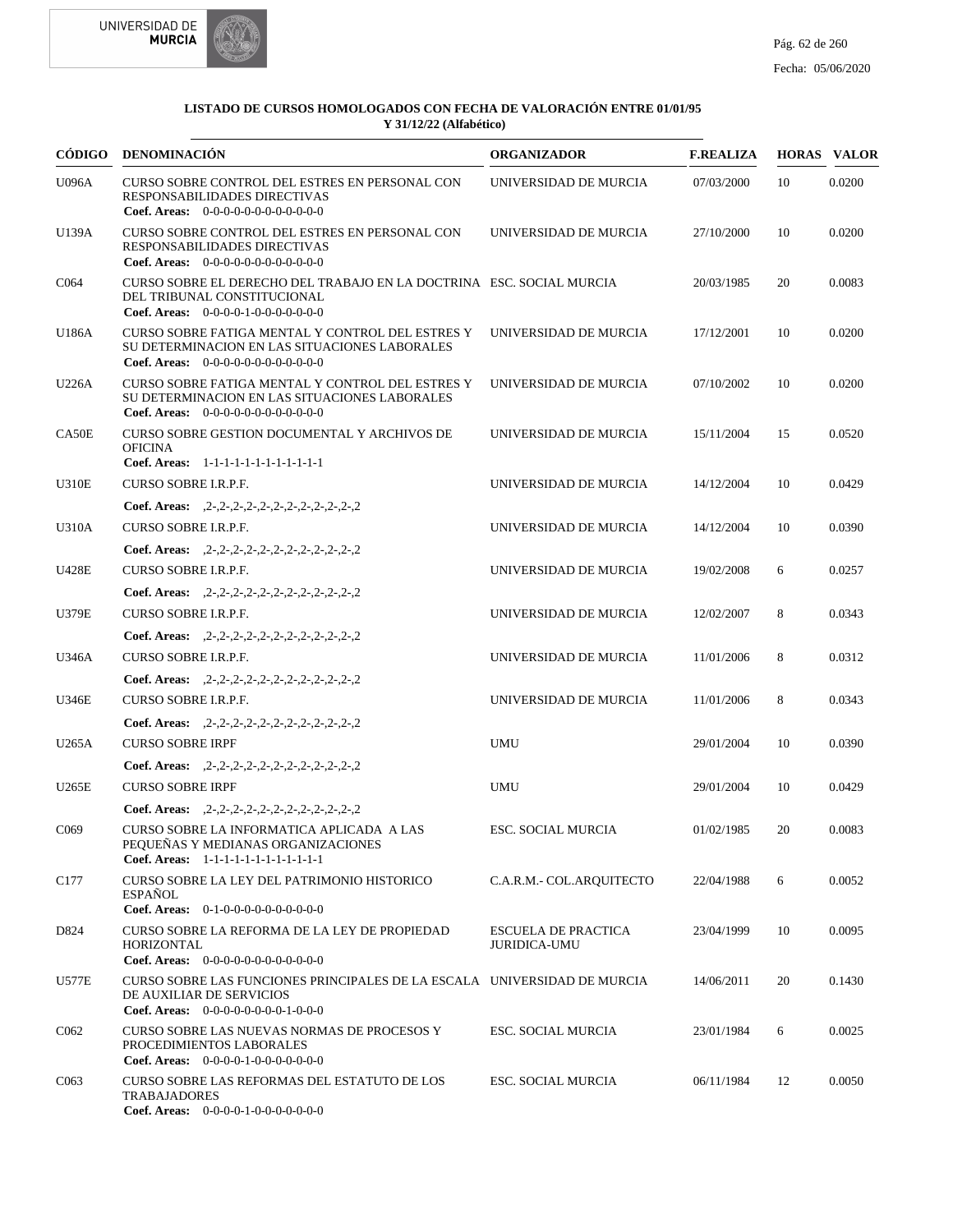**LISTADO DE CURSOS HOMOLOGADOS CON FECHA DE VALORACIÓN ENTRE 01/01/95 Y 31/12/22 (Alfabético)**

| CÓDIGO | DENOMINACIÓN | ORGANIZADOR | F.REALIZA | HORAS | VALOR |
|---|---|---|---|---|---|
| U096A | CURSO SOBRE CONTROL DEL ESTRES EN PERSONAL CON RESPONSABILIDADES DIRECTIVAS<br>**Coef. Areas:** 0-0-0-0-0-0-0-0-0-0-0-0 | UNIVERSIDAD DE MURCIA | 07/03/2000 | 10 | 0.0200 |
| U139A | CURSO SOBRE CONTROL DEL ESTRES EN PERSONAL CON RESPONSABILIDADES DIRECTIVAS<br>**Coef. Areas:** 0-0-0-0-0-0-0-0-0-0-0-0 | UNIVERSIDAD DE MURCIA | 27/10/2000 | 10 | 0.0200 |
| C064 | CURSO SOBRE EL DERECHO DEL TRABAJO EN LA DOCTRINA DEL TRIBUNAL CONSTITUCIONAL<br>**Coef. Areas:** 0-0-0-0-1-0-0-0-0-0-0-0 | ESC. SOCIAL MURCIA | 20/03/1985 | 20 | 0.0083 |
| U186A | CURSO SOBRE FATIGA MENTAL Y CONTROL DEL ESTRES Y SU DETERMINACION EN LAS SITUACIONES LABORALES<br>**Coef. Areas:** 0-0-0-0-0-0-0-0-0-0-0-0 | UNIVERSIDAD DE MURCIA | 17/12/2001 | 10 | 0.0200 |
| U226A | CURSO SOBRE FATIGA MENTAL Y CONTROL DEL ESTRES Y SU DETERMINACION EN LAS SITUACIONES LABORALES<br>**Coef. Areas:** 0-0-0-0-0-0-0-0-0-0-0-0 | UNIVERSIDAD DE MURCIA | 07/10/2002 | 10 | 0.0200 |
| CA50E | CURSO SOBRE GESTION DOCUMENTAL Y ARCHIVOS DE OFICINA<br>**Coef. Areas:** 1-1-1-1-1-1-1-1-1-1-1-1 | UNIVERSIDAD DE MURCIA | 15/11/2004 | 15 | 0.0520 |
| U310E | CURSO SOBRE I.R.P.F.<br>**Coef. Areas:** ,2-,2-,2-,2-,2-,2-,2-,2-,2-,2-,2-,2 | UNIVERSIDAD DE MURCIA | 14/12/2004 | 10 | 0.0429 |
| U310A | CURSO SOBRE I.R.P.F.<br>**Coef. Areas:** ,2-,2-,2-,2-,2-,2-,2-,2-,2-,2-,2-,2 | UNIVERSIDAD DE MURCIA | 14/12/2004 | 10 | 0.0390 |
| U428E | CURSO SOBRE I.R.P.F.<br>**Coef. Areas:** ,2-,2-,2-,2-,2-,2-,2-,2-,2-,2-,2-,2 | UNIVERSIDAD DE MURCIA | 19/02/2008 | 6 | 0.0257 |
| U379E | CURSO SOBRE I.R.P.F.<br>**Coef. Areas:** ,2-,2-,2-,2-,2-,2-,2-,2-,2-,2-,2-,2 | UNIVERSIDAD DE MURCIA | 12/02/2007 | 8 | 0.0343 |
| U346A | CURSO SOBRE I.R.P.F.<br>**Coef. Areas:** ,2-,2-,2-,2-,2-,2-,2-,2-,2-,2-,2-,2 | UNIVERSIDAD DE MURCIA | 11/01/2006 | 8 | 0.0312 |
| U346E | CURSO SOBRE I.R.P.F.<br>**Coef. Areas:** ,2-,2-,2-,2-,2-,2-,2-,2-,2-,2-,2-,2 | UNIVERSIDAD DE MURCIA | 11/01/2006 | 8 | 0.0343 |
| U265A | CURSO SOBRE IRPF<br>**Coef. Areas:** ,2-,2-,2-,2-,2-,2-,2-,2-,2-,2-,2-,2 | UMU | 29/01/2004 | 10 | 0.0390 |
| U265E | CURSO SOBRE IRPF<br>**Coef. Areas:** ,2-,2-,2-,2-,2-,2-,2-,2-,2-,2-,2-,2 | UMU | 29/01/2004 | 10 | 0.0429 |
| C069 | CURSO SOBRE LA INFORMATICA APLICADA A LAS PEQUEÑAS Y MEDIANAS ORGANIZACIONES<br>**Coef. Areas:** 1-1-1-1-1-1-1-1-1-1-1-1 | ESC. SOCIAL MURCIA | 01/02/1985 | 20 | 0.0083 |
| C177 | CURSO SOBRE LA LEY DEL PATRIMONIO HISTORICO ESPAÑOL<br>**Coef. Areas:** 0-1-0-0-0-0-0-0-0-0-0-0 | C.A.R.M.- COL.ARQUITECTO | 22/04/1988 | 6 | 0.0052 |
| D824 | CURSO SOBRE LA REFORMA DE LA LEY DE PROPIEDAD HORIZONTAL<br>**Coef. Areas:** 0-0-0-0-0-0-0-0-0-0-0-0 | ESCUELA DE PRACTICA JURIDICA-UMU | 23/04/1999 | 10 | 0.0095 |
| U577E | CURSO SOBRE LAS FUNCIONES PRINCIPALES DE LA ESCALA DE AUXILIAR DE SERVICIOS<br>**Coef. Areas:** 0-0-0-0-0-0-0-0-1-0-0-0 | UNIVERSIDAD DE MURCIA | 14/06/2011 | 20 | 0.1430 |
| C062 | CURSO SOBRE LAS NUEVAS NORMAS DE PROCESOS Y PROCEDIMIENTOS LABORALES<br>**Coef. Areas:** 0-0-0-0-1-0-0-0-0-0-0-0 | ESC. SOCIAL MURCIA | 23/01/1984 | 6 | 0.0025 |
| C063 | CURSO SOBRE LAS REFORMAS DEL ESTATUTO DE LOS TRABAJADORES<br>**Coef. Areas:** 0-0-0-0-1-0-0-0-0-0-0-0 | ESC. SOCIAL MURCIA | 06/11/1984 | 12 | 0.0050 |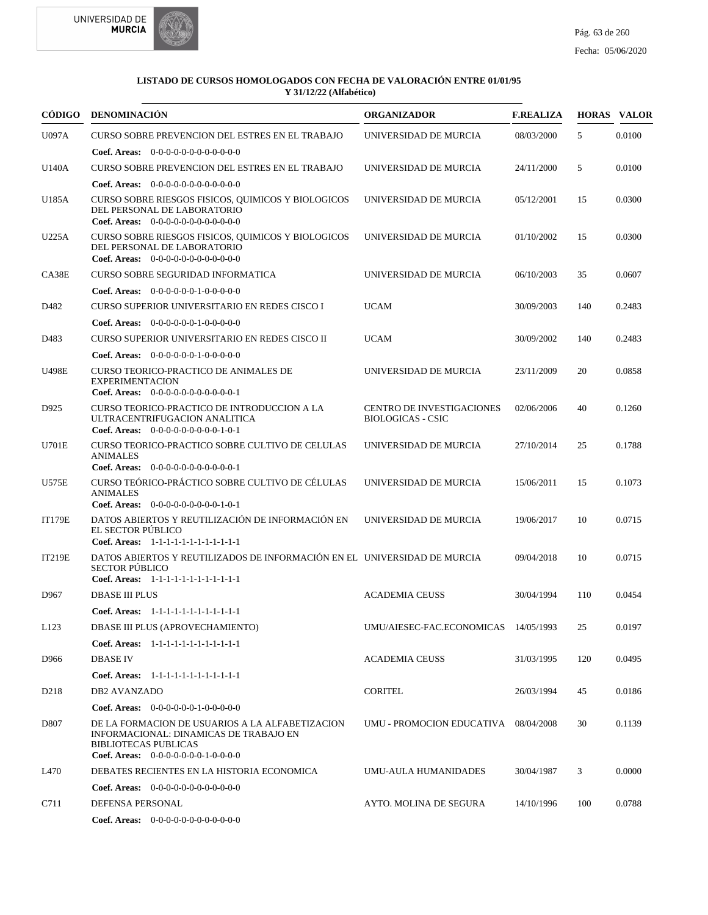**LISTADO DE CURSOS HOMOLOGADOS CON FECHA DE VALORACIÓN ENTRE 01/01/95 Y 31/12/22 (Alfabético)**

| CÓDIGO | DENOMINACIÓN | ORGANIZADOR | F.REALIZA | HORAS | VALOR |
|---|---|---|---|---|---|
| U097A | CURSO SOBRE PREVENCION DEL ESTRES EN EL TRABAJO<br>**Coef. Areas:** 0-0-0-0-0-0-0-0-0-0-0-0 | UNIVERSIDAD DE MURCIA | 08/03/2000 | 5 | 0.0100 |
| U140A | CURSO SOBRE PREVENCION DEL ESTRES EN EL TRABAJO<br>**Coef. Areas:** 0-0-0-0-0-0-0-0-0-0-0-0 | UNIVERSIDAD DE MURCIA | 24/11/2000 | 5 | 0.0100 |
| U185A | CURSO SOBRE RIESGOS FISICOS, QUIMICOS Y BIOLOGICOS DEL PERSONAL DE LABORATORIO<br>**Coef. Areas:** 0-0-0-0-0-0-0-0-0-0-0-0 | UNIVERSIDAD DE MURCIA | 05/12/2001 | 15 | 0.0300 |
| U225A | CURSO SOBRE RIESGOS FISICOS, QUIMICOS Y BIOLOGICOS DEL PERSONAL DE LABORATORIO<br>**Coef. Areas:** 0-0-0-0-0-0-0-0-0-0-0-0 | UNIVERSIDAD DE MURCIA | 01/10/2002 | 15 | 0.0300 |
| CA38E | CURSO SOBRE SEGURIDAD INFORMATICA<br>**Coef. Areas:** 0-0-0-0-0-0-1-0-0-0-0-0 | UNIVERSIDAD DE MURCIA | 06/10/2003 | 35 | 0.0607 |
| D482 | CURSO SUPERIOR UNIVERSITARIO EN REDES CISCO I<br>**Coef. Areas:** 0-0-0-0-0-0-1-0-0-0-0-0 | UCAM | 30/09/2003 | 140 | 0.2483 |
| D483 | CURSO SUPERIOR UNIVERSITARIO EN REDES CISCO II<br>**Coef. Areas:** 0-0-0-0-0-0-1-0-0-0-0-0 | UCAM | 30/09/2002 | 140 | 0.2483 |
| U498E | CURSO TEORICO-PRACTICO DE ANIMALES DE EXPERIMENTACION<br>**Coef. Areas:** 0-0-0-0-0-0-0-0-0-0-0-1 | UNIVERSIDAD DE MURCIA | 23/11/2009 | 20 | 0.0858 |
| D925 | CURSO TEORICO-PRACTICO DE INTRODUCCION A LA ULTRACENTRIFUGACION ANALITICA<br>**Coef. Areas:** 0-0-0-0-0-0-0-0-0-1-0-1 | CENTRO DE INVESTIGACIONES BIOLOGICAS - CSIC | 02/06/2006 | 40 | 0.1260 |
| U701E | CURSO TEORICO-PRACTICO SOBRE CULTIVO DE CELULAS ANIMALES<br>**Coef. Areas:** 0-0-0-0-0-0-0-0-0-0-0-1 | UNIVERSIDAD DE MURCIA | 27/10/2014 | 25 | 0.1788 |
| U575E | CURSO TEÓRICO-PRÁCTICO SOBRE CULTIVO DE CÉLULAS ANIMALES<br>**Coef. Areas:** 0-0-0-0-0-0-0-0-0-1-0-1 | UNIVERSIDAD DE MURCIA | 15/06/2011 | 15 | 0.1073 |
| IT179E | DATOS ABIERTOS Y REUTILIZACIÓN DE INFORMACIÓN EN EL SECTOR PÚBLICO<br>**Coef. Areas:** 1-1-1-1-1-1-1-1-1-1-1-1 | UNIVERSIDAD DE MURCIA | 19/06/2017 | 10 | 0.0715 |
| IT219E | DATOS ABIERTOS Y REUTILIZADOS DE INFORMACIÓN EN EL SECTOR PÚBLICO<br>**Coef. Areas:** 1-1-1-1-1-1-1-1-1-1-1-1 | UNIVERSIDAD DE MURCIA | 09/04/2018 | 10 | 0.0715 |
| D967 | DBASE III PLUS<br>**Coef. Areas:** 1-1-1-1-1-1-1-1-1-1-1-1 | ACADEMIA CEUSS | 30/04/1994 | 110 | 0.0454 |
| L123 | DBASE III PLUS (APROVECHAMIENTO)<br>**Coef. Areas:** 1-1-1-1-1-1-1-1-1-1-1-1 | UMU/AIESEC-FAC.ECONOMICAS | 14/05/1993 | 25 | 0.0197 |
| D966 | DBASE IV<br>**Coef. Areas:** 1-1-1-1-1-1-1-1-1-1-1-1 | ACADEMIA CEUSS | 31/03/1995 | 120 | 0.0495 |
| D218 | DB2 AVANZADO<br>**Coef. Areas:** 0-0-0-0-0-1-0-0-0-0-0 | CORITEL | 26/03/1994 | 45 | 0.0186 |
| D807 | DE LA FORMACION DE USUARIOS A LA ALFABETIZACION INFORMACIONAL: DINAMICAS DE TRABAJO EN BIBLIOTECAS PUBLICAS<br>**Coef. Areas:** 0-0-0-0-0-0-1-0-0-0-0 | UMU - PROMOCION EDUCATIVA | 08/04/2008 | 30 | 0.1139 |
| L470 | DEBATES RECIENTES EN LA HISTORIA ECONOMICA<br>**Coef. Areas:** 0-0-0-0-0-0-0-0-0-0-0-0 | UMU-AULA HUMANIDADES | 30/04/1987 | 3 | 0.0000 |
| C711 | DEFENSA PERSONAL<br>**Coef. Areas:** 0-0-0-0-0-0-0-0-0-0-0-0 | AYTO. MOLINA DE SEGURA | 14/10/1996 | 100 | 0.0788 |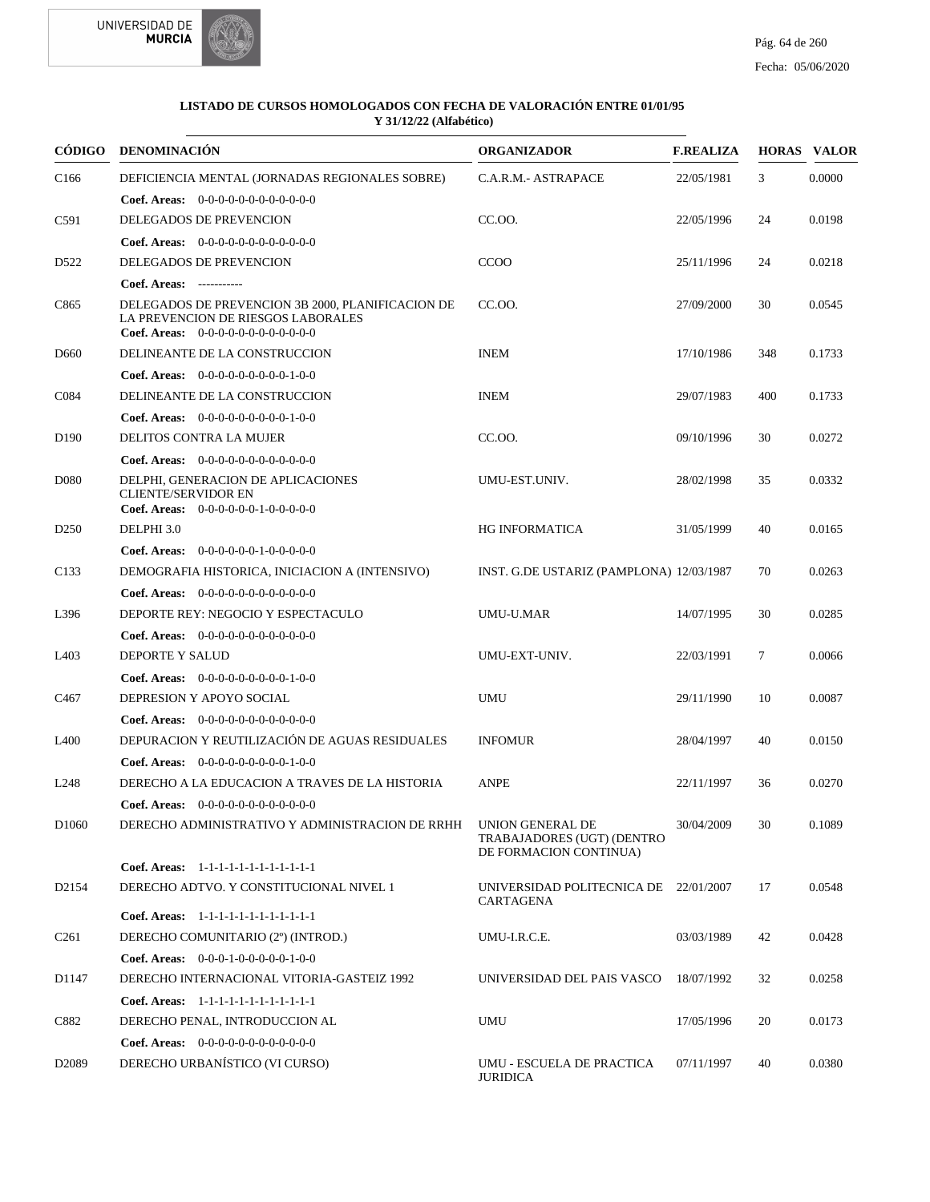**LISTADO DE CURSOS HOMOLOGADOS CON FECHA DE VALORACIÓN ENTRE 01/01/95 Y 31/12/22 (Alfabético)**

| CÓDIGO | DENOMINACIÓN | ORGANIZADOR | F.REALIZA | HORAS | VALOR |
|---|---|---|---|---|---|
| C166 | DEFICIENCIA MENTAL (JORNADAS REGIONALES SOBRE) | C.A.R.M.- ASTRAPACE | 22/05/1981 | 3 | 0.0000 |
| | **Coef. Areas:** 0-0-0-0-0-0-0-0-0-0-0-0 | | | | |
| C591 | DELEGADOS DE PREVENCION | CC.OO. | 22/05/1996 | 24 | 0.0198 |
| | **Coef. Areas:** 0-0-0-0-0-0-0-0-0-0-0-0 | | | | |
| D522 | DELEGADOS DE PREVENCION | CCOO | 25/11/1996 | 24 | 0.0218 |
| | **Coef. Areas:** ----------- | | | | |
| C865 | DELEGADOS DE PREVENCION 3B 2000, PLANIFICACION DE LA PREVENCION DE RIESGOS LABORALES | CC.OO. | 27/09/2000 | 30 | 0.0545 |
| | **Coef. Areas:** 0-0-0-0-0-0-0-0-0-0-0-0 | | | | |
| D660 | DELINEANTE DE LA CONSTRUCCION | INEM | 17/10/1986 | 348 | 0.1733 |
| | **Coef. Areas:** 0-0-0-0-0-0-0-0-0-1-0-0 | | | | |
| C084 | DELINEANTE DE LA CONSTRUCCION | INEM | 29/07/1983 | 400 | 0.1733 |
| | **Coef. Areas:** 0-0-0-0-0-0-0-0-0-1-0-0 | | | | |
| D190 | DELITOS CONTRA LA MUJER | CC.OO. | 09/10/1996 | 30 | 0.0272 |
| | **Coef. Areas:** 0-0-0-0-0-0-0-0-0-0-0-0 | | | | |
| D080 | DELPHI, GENERACION DE APLICACIONES CLIENTE/SERVIDOR EN | UMU-EST.UNIV. | 28/02/1998 | 35 | 0.0332 |
| | **Coef. Areas:** 0-0-0-0-0-0-1-0-0-0-0-0 | | | | |
| D250 | DELPHI 3.0 | HG INFORMATICA | 31/05/1999 | 40 | 0.0165 |
| | **Coef. Areas:** 0-0-0-0-0-0-1-0-0-0-0-0 | | | | |
| C133 | DEMOGRAFIA HISTORICA, INICIACION A (INTENSIVO) | INST. G.DE USTARIZ (PAMPLONA) | 12/03/1987 | 70 | 0.0263 |
| | **Coef. Areas:** 0-0-0-0-0-0-0-0-0-0-0-0 | | | | |
| L396 | DEPORTE REY: NEGOCIO Y ESPECTACULO | UMU-U.MAR | 14/07/1995 | 30 | 0.0285 |
| | **Coef. Areas:** 0-0-0-0-0-0-0-0-0-0-0-0 | | | | |
| L403 | DEPORTE Y SALUD | UMU-EXT-UNIV. | 22/03/1991 | 7 | 0.0066 |
| | **Coef. Areas:** 0-0-0-0-0-0-0-0-0-1-0-0 | | | | |
| C467 | DEPRESION Y APOYO SOCIAL | UMU | 29/11/1990 | 10 | 0.0087 |
| | **Coef. Areas:** 0-0-0-0-0-0-0-0-0-0-0-0 | | | | |
| L400 | DEPURACION Y REUTILIZACIÓN DE AGUAS RESIDUALES | INFOMUR | 28/04/1997 | 40 | 0.0150 |
| | **Coef. Areas:** 0-0-0-0-0-0-0-0-0-1-0-0 | | | | |
| L248 | DERECHO A LA EDUCACION A TRAVES DE LA HISTORIA | ANPE | 22/11/1997 | 36 | 0.0270 |
| | **Coef. Areas:** 0-0-0-0-0-0-0-0-0-0-0-0 | | | | |
| D1060 | DERECHO ADMINISTRATIVO Y ADMINISTRACION DE RRHH | UNION GENERAL DE TRABAJADORES (UGT) (DENTRO DE FORMACION CONTINUA) | 30/04/2009 | 30 | 0.1089 |
| | **Coef. Areas:** 1-1-1-1-1-1-1-1-1-1-1-1 | | | | |
| D2154 | DERECHO ADTVO. Y CONSTITUCIONAL NIVEL 1 | UNIVERSIDAD POLITECNICA DE CARTAGENA | 22/01/2007 | 17 | 0.0548 |
| | **Coef. Areas:** 1-1-1-1-1-1-1-1-1-1-1-1 | | | | |
| C261 | DERECHO COMUNITARIO (2º) (INTROD.) | UMU-I.R.C.E. | 03/03/1989 | 42 | 0.0428 |
| | **Coef. Areas:** 0-0-0-1-0-0-0-0-0-1-0-0 | | | | |
| D1147 | DERECHO INTERNACIONAL VITORIA-GASTEIZ 1992 | UNIVERSIDAD DEL PAIS VASCO | 18/07/1992 | 32 | 0.0258 |
| | **Coef. Areas:** 1-1-1-1-1-1-1-1-1-1-1-1 | | | | |
| C882 | DERECHO PENAL, INTRODUCCION AL | UMU | 17/05/1996 | 20 | 0.0173 |
| | **Coef. Areas:** 0-0-0-0-0-0-0-0-0-0-0-0 | | | | |
| D2089 | DERECHO URBANÍSTICO (VI CURSO) | UMU - ESCUELA DE PRACTICA JURIDICA | 07/11/1997 | 40 | 0.0380 |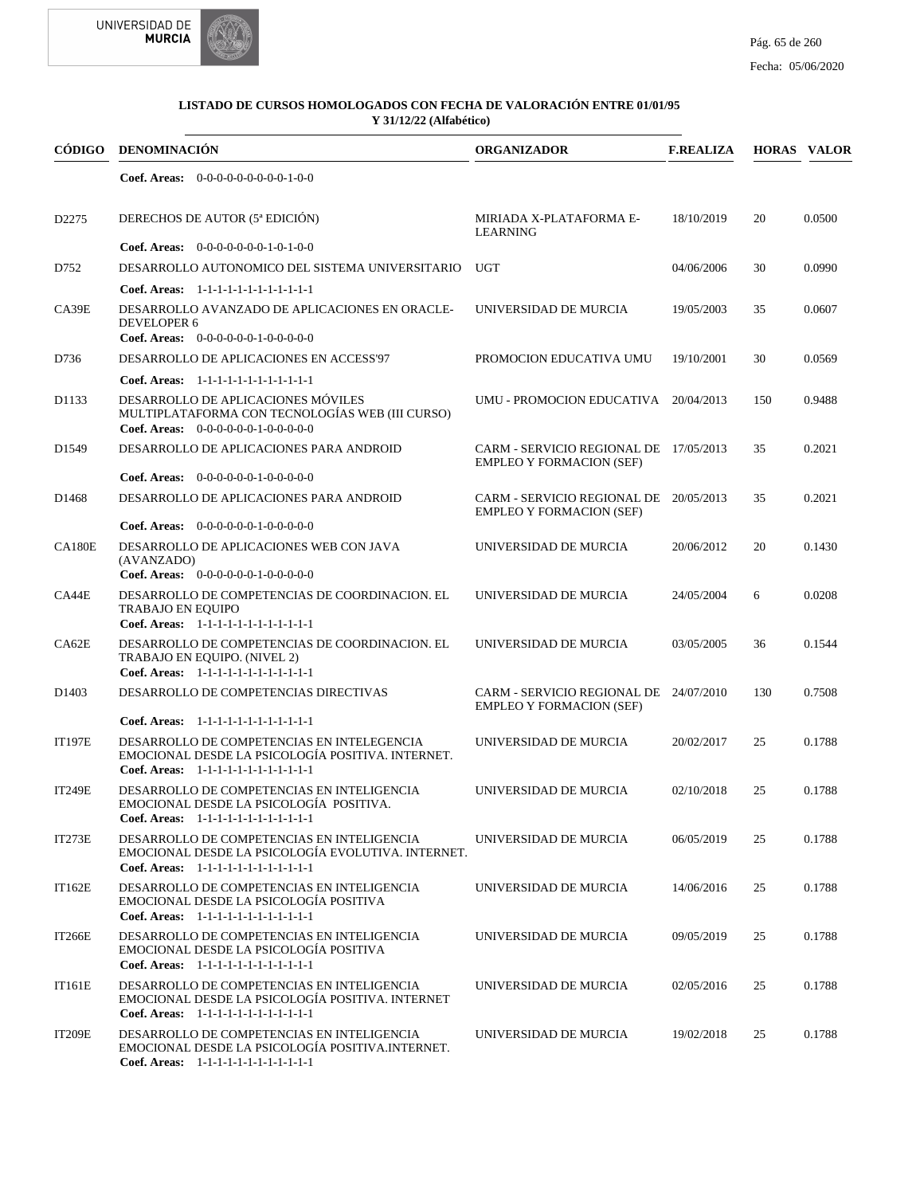**LISTADO DE CURSOS HOMOLOGADOS CON FECHA DE VALORACIÓN ENTRE 01/01/95 Y 31/12/22 (Alfabético)**

| CÓDIGO | DENOMINACIÓN | ORGANIZADOR | F.REALIZA | HORAS | VALOR |
|---|---|---|---|---|---|
| | **Coef. Areas:** 0-0-0-0-0-0-0-0-0-1-0-0 | | | | |
| D2275 | DERECHOS DE AUTOR (5ª EDICIÓN)<br>**Coef. Areas:** 0-0-0-0-0-0-0-1-0-1-0-0 | MIRIADA X-PLATAFORMA E-LEARNING | 18/10/2019 | 20 | 0.0500 |
| D752 | DESARROLLO AUTONOMICO DEL SISTEMA UNIVERSITARIO<br>**Coef. Areas:** 1-1-1-1-1-1-1-1-1-1-1-1 | UGT | 04/06/2006 | 30 | 0.0990 |
| CA39E | DESARROLLO AVANZADO DE APLICACIONES EN ORACLE-DEVELOPER 6<br>**Coef. Areas:** 0-0-0-0-0-0-1-0-0-0-0-0 | UNIVERSIDAD DE MURCIA | 19/05/2003 | 35 | 0.0607 |
| D736 | DESARROLLO DE APLICACIONES EN ACCESS'97<br>**Coef. Areas:** 1-1-1-1-1-1-1-1-1-1-1-1 | PROMOCION EDUCATIVA UMU | 19/10/2001 | 30 | 0.0569 |
| D1133 | DESARROLLO DE APLICACIONES MÓVILES MULTIPLATAFORMA CON TECNOLOGÍAS WEB (III CURSO)<br>**Coef. Areas:** 0-0-0-0-0-0-1-0-0-0-0-0 | UMU - PROMOCION EDUCATIVA | 20/04/2013 | 150 | 0.9488 |
| D1549 | DESARROLLO DE APLICACIONES PARA ANDROID<br>**Coef. Areas:** 0-0-0-0-0-0-1-0-0-0-0-0 | CARM - SERVICIO REGIONAL DE EMPLEO Y FORMACION (SEF) | 17/05/2013 | 35 | 0.2021 |
| D1468 | DESARROLLO DE APLICACIONES PARA ANDROID<br>**Coef. Areas:** 0-0-0-0-0-0-1-0-0-0-0-0 | CARM - SERVICIO REGIONAL DE EMPLEO Y FORMACION (SEF) | 20/05/2013 | 35 | 0.2021 |
| CA180E | DESARROLLO DE APLICACIONES WEB CON JAVA (AVANZADO)<br>**Coef. Areas:** 0-0-0-0-0-0-1-0-0-0-0-0 | UNIVERSIDAD DE MURCIA | 20/06/2012 | 20 | 0.1430 |
| CA44E | DESARROLLO DE COMPETENCIAS DE COORDINACION. EL TRABAJO EN EQUIPO<br>**Coef. Areas:** 1-1-1-1-1-1-1-1-1-1-1-1 | UNIVERSIDAD DE MURCIA | 24/05/2004 | 6 | 0.0208 |
| CA62E | DESARROLLO DE COMPETENCIAS DE COORDINACION. EL TRABAJO EN EQUIPO. (NIVEL 2)<br>**Coef. Areas:** 1-1-1-1-1-1-1-1-1-1-1-1 | UNIVERSIDAD DE MURCIA | 03/05/2005 | 36 | 0.1544 |
| D1403 | DESARROLLO DE COMPETENCIAS DIRECTIVAS<br>**Coef. Areas:** 1-1-1-1-1-1-1-1-1-1-1-1 | CARM - SERVICIO REGIONAL DE EMPLEO Y FORMACION (SEF) | 24/07/2010 | 130 | 0.7508 |
| IT197E | DESARROLLO DE COMPETENCIAS EN INTELEGENCIA EMOCIONAL DESDE LA PSICOLOGÍA POSITIVA. INTERNET.<br>**Coef. Areas:** 1-1-1-1-1-1-1-1-1-1-1-1 | UNIVERSIDAD DE MURCIA | 20/02/2017 | 25 | 0.1788 |
| IT249E | DESARROLLO DE COMPETENCIAS EN INTELIGENCIA EMOCIONAL DESDE LA PSICOLOGÍA POSITIVA.<br>**Coef. Areas:** 1-1-1-1-1-1-1-1-1-1-1-1 | UNIVERSIDAD DE MURCIA | 02/10/2018 | 25 | 0.1788 |
| IT273E | DESARROLLO DE COMPETENCIAS EN INTELIGENCIA EMOCIONAL DESDE LA PSICOLOGÍA EVOLUTIVA. INTERNET.<br>**Coef. Areas:** 1-1-1-1-1-1-1-1-1-1-1-1 | UNIVERSIDAD DE MURCIA | 06/05/2019 | 25 | 0.1788 |
| IT162E | DESARROLLO DE COMPETENCIAS EN INTELIGENCIA EMOCIONAL DESDE LA PSICOLOGÍA POSITIVA<br>**Coef. Areas:** 1-1-1-1-1-1-1-1-1-1-1-1 | UNIVERSIDAD DE MURCIA | 14/06/2016 | 25 | 0.1788 |
| IT266E | DESARROLLO DE COMPETENCIAS EN INTELIGENCIA EMOCIONAL DESDE LA PSICOLOGÍA POSITIVA<br>**Coef. Areas:** 1-1-1-1-1-1-1-1-1-1-1-1 | UNIVERSIDAD DE MURCIA | 09/05/2019 | 25 | 0.1788 |
| IT161E | DESARROLLO DE COMPETENCIAS EN INTELIGENCIA EMOCIONAL DESDE LA PSICOLOGÍA POSITIVA. INTERNET<br>**Coef. Areas:** 1-1-1-1-1-1-1-1-1-1-1-1 | UNIVERSIDAD DE MURCIA | 02/05/2016 | 25 | 0.1788 |
| IT209E | DESARROLLO DE COMPETENCIAS EN INTELIGENCIA EMOCIONAL DESDE LA PSICOLOGÍA POSITIVA.INTERNET.<br>**Coef. Areas:** 1-1-1-1-1-1-1-1-1-1-1-1 | UNIVERSIDAD DE MURCIA | 19/02/2018 | 25 | 0.1788 |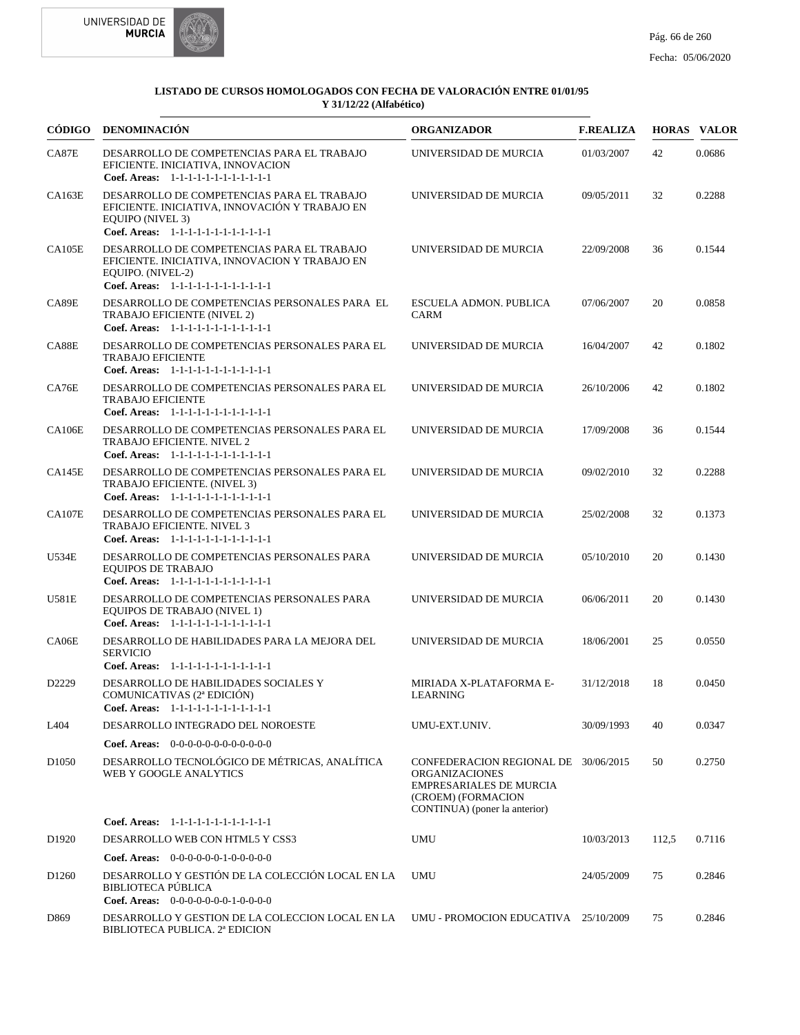**LISTADO DE CURSOS HOMOLOGADOS CON FECHA DE VALORACIÓN ENTRE 01/01/95 Y 31/12/22 (Alfabético)**

| CÓDIGO | DENOMINACIÓN | ORGANIZADOR | F.REALIZA | HORAS | VALOR |
|---|---|---|---|---|---|
| CA87E | DESARROLLO DE COMPETENCIAS PARA EL TRABAJO EFICIENTE. INICIATIVA, INNOVACION<br>**Coef. Areas:** 1-1-1-1-1-1-1-1-1-1-1-1 | UNIVERSIDAD DE MURCIA | 01/03/2007 | 42 | 0.0686 |
| CA163E | DESARROLLO DE COMPETENCIAS PARA EL TRABAJO EFICIENTE. INICIATIVA, INNOVACIÓN Y TRABAJO EN EQUIPO (NIVEL 3)<br>**Coef. Areas:** 1-1-1-1-1-1-1-1-1-1-1-1 | UNIVERSIDAD DE MURCIA | 09/05/2011 | 32 | 0.2288 |
| CA105E | DESARROLLO DE COMPETENCIAS PARA EL TRABAJO EFICIENTE. INICIATIVA, INNOVACION Y TRABAJO EN EQUIPO. (NIVEL-2)<br>**Coef. Areas:** 1-1-1-1-1-1-1-1-1-1-1-1 | UNIVERSIDAD DE MURCIA | 22/09/2008 | 36 | 0.1544 |
| CA89E | DESARROLLO DE COMPETENCIAS PERSONALES PARA EL TRABAJO EFICIENTE (NIVEL 2)<br>**Coef. Areas:** 1-1-1-1-1-1-1-1-1-1-1-1 | ESCUELA ADMON. PUBLICA CARM | 07/06/2007 | 20 | 0.0858 |
| CA88E | DESARROLLO DE COMPETENCIAS PERSONALES PARA EL TRABAJO EFICIENTE<br>**Coef. Areas:** 1-1-1-1-1-1-1-1-1-1-1-1 | UNIVERSIDAD DE MURCIA | 16/04/2007 | 42 | 0.1802 |
| CA76E | DESARROLLO DE COMPETENCIAS PERSONALES PARA EL TRABAJO EFICIENTE<br>**Coef. Areas:** 1-1-1-1-1-1-1-1-1-1-1-1 | UNIVERSIDAD DE MURCIA | 26/10/2006 | 42 | 0.1802 |
| CA106E | DESARROLLO DE COMPETENCIAS PERSONALES PARA EL TRABAJO EFICIENTE. NIVEL 2<br>**Coef. Areas:** 1-1-1-1-1-1-1-1-1-1-1-1 | UNIVERSIDAD DE MURCIA | 17/09/2008 | 36 | 0.1544 |
| CA145E | DESARROLLO DE COMPETENCIAS PERSONALES PARA EL TRABAJO EFICIENTE. (NIVEL 3)<br>**Coef. Areas:** 1-1-1-1-1-1-1-1-1-1-1-1 | UNIVERSIDAD DE MURCIA | 09/02/2010 | 32 | 0.2288 |
| CA107E | DESARROLLO DE COMPETENCIAS PERSONALES PARA EL TRABAJO EFICIENTE. NIVEL 3<br>**Coef. Areas:** 1-1-1-1-1-1-1-1-1-1-1-1 | UNIVERSIDAD DE MURCIA | 25/02/2008 | 32 | 0.1373 |
| U534E | DESARROLLO DE COMPETENCIAS PERSONALES PARA EQUIPOS DE TRABAJO<br>**Coef. Areas:** 1-1-1-1-1-1-1-1-1-1-1-1 | UNIVERSIDAD DE MURCIA | 05/10/2010 | 20 | 0.1430 |
| U581E | DESARROLLO DE COMPETENCIAS PERSONALES PARA EQUIPOS DE TRABAJO (NIVEL 1)<br>**Coef. Areas:** 1-1-1-1-1-1-1-1-1-1-1-1 | UNIVERSIDAD DE MURCIA | 06/06/2011 | 20 | 0.1430 |
| CA06E | DESARROLLO DE HABILIDADES PARA LA MEJORA DEL SERVICIO<br>**Coef. Areas:** 1-1-1-1-1-1-1-1-1-1-1-1 | UNIVERSIDAD DE MURCIA | 18/06/2001 | 25 | 0.0550 |
| D2229 | DESARROLLO DE HABILIDADES SOCIALES Y COMUNICATIVAS (2ª EDICIÓN)<br>**Coef. Areas:** 1-1-1-1-1-1-1-1-1-1-1-1 | MIRIADA X-PLATAFORMA E-LEARNING | 31/12/2018 | 18 | 0.0450 |
| L404 | DESARROLLO INTEGRADO DEL NOROESTE<br>**Coef. Areas:** 0-0-0-0-0-0-0-0-0-0-0-0 | UMU-EXT.UNIV. | 30/09/1993 | 40 | 0.0347 |
| D1050 | DESARROLLO TECNOLÓGICO DE MÉTRICAS, ANALÍTICA WEB Y GOOGLE ANALYTICS<br>**Coef. Areas:** 1-1-1-1-1-1-1-1-1-1-1-1 | CONFEDERACION REGIONAL DE ORGANIZACIONES EMPRESARIALES DE MURCIA (CROEM) (FORMACION CONTINUA) (poner la anterior) | 30/06/2015 | 50 | 0.2750 |
| D1920 | DESARROLLO WEB CON HTML5 Y CSS3<br>**Coef. Areas:** 0-0-0-0-0-0-1-0-0-0-0-0 | UMU | 10/03/2013 | 112,5 | 0.7116 |
| D1260 | DESARROLLO Y GESTIÓN DE LA COLECCIÓN LOCAL EN LA BIBLIOTECA PÚBLICA<br>**Coef. Areas:** 0-0-0-0-0-0-0-1-0-0-0-0 | UMU | 24/05/2009 | 75 | 0.2846 |
| D869 | DESARROLLO Y GESTION DE LA COLECCION LOCAL EN LA BIBLIOTECA PUBLICA. 2ª EDICION | UMU - PROMOCION EDUCATIVA | 25/10/2009 | 75 | 0.2846 |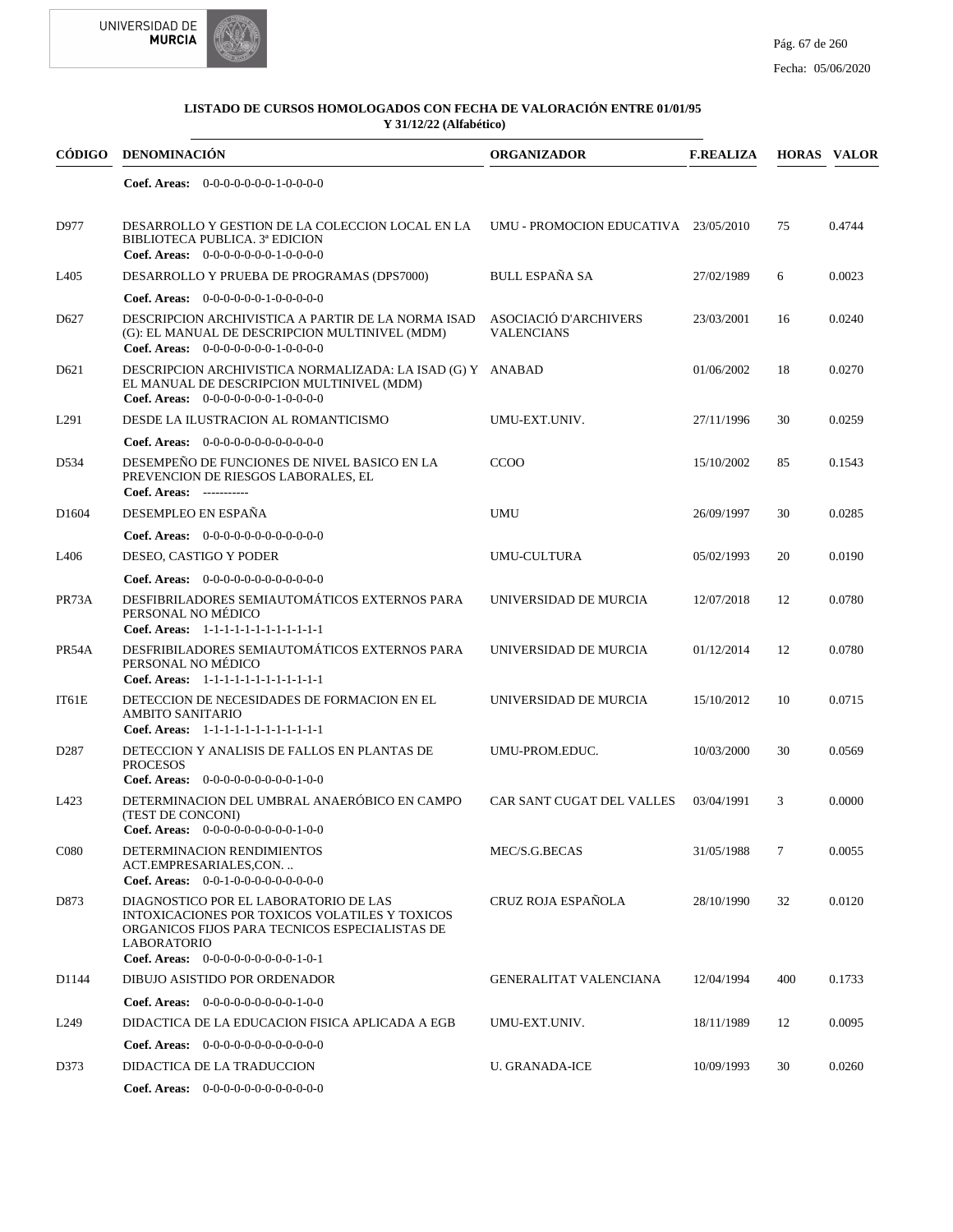### LISTADO DE CURSOS HOMOLOGADOS CON FECHA DE VALORACIÓN ENTRE 01/01/95 Y 31/12/22 (Alfabético)

| CÓDIGO | DENOMINACIÓN | ORGANIZADOR | F.REALIZA | HORAS | VALOR |
|---|---|---|---|---|---|
| | **Coef. Areas:** 0-0-0-0-0-0-0-1-0-0-0-0 | | | | |
| D977 | DESARROLLO Y GESTION DE LA COLECCION LOCAL EN LA BIBLIOTECA PUBLICA. 3ª EDICION<br>**Coef. Areas:** 0-0-0-0-0-0-0-1-0-0-0-0 | UMU - PROMOCION EDUCATIVA | 23/05/2010 | 75 | 0.4744 |
| L405 | DESARROLLO Y PRUEBA DE PROGRAMAS (DPS7000)<br>**Coef. Areas:** 0-0-0-0-0-0-1-0-0-0-0-0 | BULL ESPAÑA SA | 27/02/1989 | 6 | 0.0023 |
| D627 | DESCRIPCION ARCHIVISTICA A PARTIR DE LA NORMA ISAD (G): EL MANUAL DE DESCRIPCION MULTINIVEL (MDM)<br>**Coef. Areas:** 0-0-0-0-0-0-0-1-0-0-0-0 | ASSOCIACIÓ D'ARCHIVERS VALENCIANS | 23/03/2001 | 16 | 0.0240 |
| D621 | DESCRIPCION ARCHIVISTICA NORMALIZADA: LA ISAD (G) Y EL MANUAL DE DESCRIPCION MULTINIVEL (MDM)<br>**Coef. Areas:** 0-0-0-0-0-0-0-1-0-0-0-0 | ANABAD | 01/06/2002 | 18 | 0.0270 |
| L291 | DESDE LA ILUSTRACION AL ROMANTICISMO<br>**Coef. Areas:** 0-0-0-0-0-0-0-0-0-0-0-0 | UMU-EXT.UNIV. | 27/11/1996 | 30 | 0.0259 |
| D534 | DESEMPEÑO DE FUNCIONES DE NIVEL BASICO EN LA PREVENCION DE RIESGOS LABORALES, EL<br>**Coef. Areas:** ----------- | CCOO | 15/10/2002 | 85 | 0.1543 |
| D1604 | DESEMPLEO EN ESPAÑA<br>**Coef. Areas:** 0-0-0-0-0-0-0-0-0-0-0-0 | UMU | 26/09/1997 | 30 | 0.0285 |
| L406 | DESEO, CASTIGO Y PODER<br>**Coef. Areas:** 0-0-0-0-0-0-0-0-0-0-0-0 | UMU-CULTURA | 05/02/1993 | 20 | 0.0190 |
| PR73A | DESFIBRILADORES SEMIAUTOMÁTICOS EXTERNOS PARA PERSONAL NO MÉDICO<br>**Coef. Areas:** 1-1-1-1-1-1-1-1-1-1-1-1 | UNIVERSIDAD DE MURCIA | 12/07/2018 | 12 | 0.0780 |
| PR54A | DESFRIBILADORES SEMIAUTOMÁTICOS EXTERNOS PARA PERSONAL NO MÉDICO<br>**Coef. Areas:** 1-1-1-1-1-1-1-1-1-1-1-1 | UNIVERSIDAD DE MURCIA | 01/12/2014 | 12 | 0.0780 |
| IT61E | DETECCION DE NECESIDADES DE FORMACION EN EL AMBITO SANITARIO<br>**Coef. Areas:** 1-1-1-1-1-1-1-1-1-1-1-1 | UNIVERSIDAD DE MURCIA | 15/10/2012 | 10 | 0.0715 |
| D287 | DETECCION Y ANALISIS DE FALLOS EN PLANTAS DE PROCESOS<br>**Coef. Areas:** 0-0-0-0-0-0-0-0-0-1-0-0 | UMU-PROM.EDUC. | 10/03/2000 | 30 | 0.0569 |
| L423 | DETERMINACION DEL UMBRAL ANAERÓBICO EN CAMPO (TEST DE CONCONI)<br>**Coef. Areas:** 0-0-0-0-0-0-0-0-0-1-0-0 | CAR SANT CUGAT DEL VALLES | 03/04/1991 | 3 | 0.0000 |
| C080 | DETERMINACION RENDIMIENTOS ACT.EMPRESARIALES,CON. ..<br>**Coef. Areas:** 0-0-1-0-0-0-0-0-0-0-0-0 | MEC/S.G.BECAS | 31/05/1988 | 7 | 0.0055 |
| D873 | DIAGNOSTICO POR EL LABORATORIO DE LAS INTOXICACIONES POR TOXICOS VOLATILES Y TOXICOS ORGANICOS FIJOS PARA TECNICOS ESPECIALISTAS DE LABORATORIO<br>**Coef. Areas:** 0-0-0-0-0-0-0-0-0-1-0-1 | CRUZ ROJA ESPAÑOLA | 28/10/1990 | 32 | 0.0120 |
| D1144 | DIBUJO ASISTIDO POR ORDENADOR<br>**Coef. Areas:** 0-0-0-0-0-0-0-0-0-1-0-0 | GENERALITAT VALENCIANA | 12/04/1994 | 400 | 0.1733 |
| L249 | DIDACTICA DE LA EDUCACION FISICA APLICADA A EGB<br>**Coef. Areas:** 0-0-0-0-0-0-0-0-0-0-0-0 | UMU-EXT.UNIV. | 18/11/1989 | 12 | 0.0095 |
| D373 | DIDACTICA DE LA TRADUCCION<br>**Coef. Areas:** 0-0-0-0-0-0-0-0-0-0-0-0 | U. GRANADA-ICE | 10/09/1993 | 30 | 0.0260 |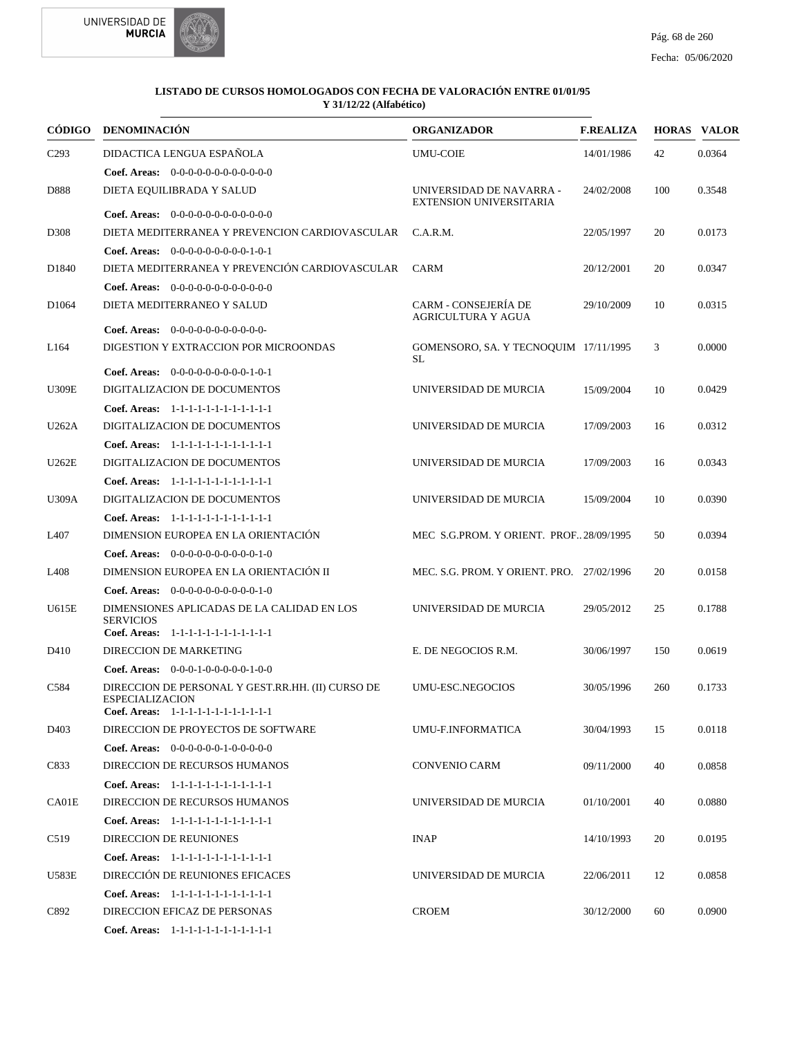**LISTADO DE CURSOS HOMOLOGADOS CON FECHA DE VALORACIÓN ENTRE 01/01/95 Y 31/12/22 (Alfabético)**

| CÓDIGO | DENOMINACIÓN | ORGANIZADOR | F.REALIZA | HORAS | VALOR |
|---|---|---|---|---|---|
| C293 | DIDACTICA LENGUA ESPAÑOLA | UMU-COIE | 14/01/1986 | 42 | 0.0364 |
| | **Coef. Areas:** 0-0-0-0-0-0-0-0-0-0-0-0 | | | | |
| D888 | DIETA EQUILIBRADA Y SALUD | UNIVERSIDAD DE NAVARRA - EXTENSION UNIVERSITARIA | 24/02/2008 | 100 | 0.3548 |
| | **Coef. Areas:** 0-0-0-0-0-0-0-0-0-0-0-0 | | | | |
| D308 | DIETA MEDITERRANEA Y PREVENCION CARDIOVASCULAR | C.A.R.M. | 22/05/1997 | 20 | 0.0173 |
| | **Coef. Areas:** 0-0-0-0-0-0-0-0-0-1-0-1 | | | | |
| D1840 | DIETA MEDITERRANEA Y PREVENCIÓN CARDIOVASCULAR | CARM | 20/12/2001 | 20 | 0.0347 |
| | **Coef. Areas:** 0-0-0-0-0-0-0-0-0-0-0-0 | | | | |
| D1064 | DIETA MEDITERRANEO Y SALUD | CARM - CONSEJERÍA DE AGRICULTURA Y AGUA | 29/10/2009 | 10 | 0.0315 |
| | **Coef. Areas:** 0-0-0-0-0-0-0-0-0-0-0- | | | | |
| L164 | DIGESTION Y EXTRACCION POR MICROONDAS | GOMENSORO, SA. Y TECNOQUIM SL | 17/11/1995 | 3 | 0.0000 |
| | **Coef. Areas:** 0-0-0-0-0-0-0-0-0-1-0-1 | | | | |
| U309E | DIGITALIZACION DE DOCUMENTOS | UNIVERSIDAD DE MURCIA | 15/09/2004 | 10 | 0.0429 |
| | **Coef. Areas:** 1-1-1-1-1-1-1-1-1-1-1-1 | | | | |
| U262A | DIGITALIZACION DE DOCUMENTOS | UNIVERSIDAD DE MURCIA | 17/09/2003 | 16 | 0.0312 |
| | **Coef. Areas:** 1-1-1-1-1-1-1-1-1-1-1-1 | | | | |
| U262E | DIGITALIZACION DE DOCUMENTOS | UNIVERSIDAD DE MURCIA | 17/09/2003 | 16 | 0.0343 |
| | **Coef. Areas:** 1-1-1-1-1-1-1-1-1-1-1-1 | | | | |
| U309A | DIGITALIZACION DE DOCUMENTOS | UNIVERSIDAD DE MURCIA | 15/09/2004 | 10 | 0.0390 |
| | **Coef. Areas:** 1-1-1-1-1-1-1-1-1-1-1-1 | | | | |
| L407 | DIMENSION EUROPEA EN LA ORIENTACIÓN | MEC S.G.PROM. Y ORIENT. PROF. | 28/09/1995 | 50 | 0.0394 |
| | **Coef. Areas:** 0-0-0-0-0-0-0-0-0-0-1-0 | | | | |
| L408 | DIMENSION EUROPEA EN LA ORIENTACIÓN II | MEC. S.G. PROM. Y ORIENT. PRO. | 27/02/1996 | 20 | 0.0158 |
| | **Coef. Areas:** 0-0-0-0-0-0-0-0-0-0-1-0 | | | | |
| U615E | DIMENSIONES APLICADAS DE LA CALIDAD EN LOS SERVICIOS | UNIVERSIDAD DE MURCIA | 29/05/2012 | 25 | 0.1788 |
| | **Coef. Areas:** 1-1-1-1-1-1-1-1-1-1-1-1 | | | | |
| D410 | DIRECCION DE MARKETING | E. DE NEGOCIOS R.M. | 30/06/1997 | 150 | 0.0619 |
| | **Coef. Areas:** 0-0-0-1-0-0-0-0-0-1-0-0 | | | | |
| C584 | DIRECCION DE PERSONAL Y GEST.RR.HH. (II) CURSO DE ESPECIALIZACION | UMU-ESC.NEGOCIOS | 30/05/1996 | 260 | 0.1733 |
| | **Coef. Areas:** 1-1-1-1-1-1-1-1-1-1-1-1 | | | | |
| D403 | DIRECCION DE PROYECTOS DE SOFTWARE | UMU-F.INFORMATICA | 30/04/1993 | 15 | 0.0118 |
| | **Coef. Areas:** 0-0-0-0-0-0-1-0-0-0-0-0 | | | | |
| C833 | DIRECCION DE RECURSOS HUMANOS | CONVENIO CARM | 09/11/2000 | 40 | 0.0858 |
| | **Coef. Areas:** 1-1-1-1-1-1-1-1-1-1-1-1 | | | | |
| CA01E | DIRECCION DE RECURSOS HUMANOS | UNIVERSIDAD DE MURCIA | 01/10/2001 | 40 | 0.0880 |
| | **Coef. Areas:** 1-1-1-1-1-1-1-1-1-1-1-1 | | | | |
| C519 | DIRECCION DE REUNIONES | INAP | 14/10/1993 | 20 | 0.0195 |
| | **Coef. Areas:** 1-1-1-1-1-1-1-1-1-1-1-1 | | | | |
| U583E | DIRECCIÓN DE REUNIONES EFICACES | UNIVERSIDAD DE MURCIA | 22/06/2011 | 12 | 0.0858 |
| | **Coef. Areas:** 1-1-1-1-1-1-1-1-1-1-1-1 | | | | |
| C892 | DIRECCION EFICAZ DE PERSONAS | CROEM | 30/12/2000 | 60 | 0.0900 |
| | **Coef. Areas:** 1-1-1-1-1-1-1-1-1-1-1-1 | | | | |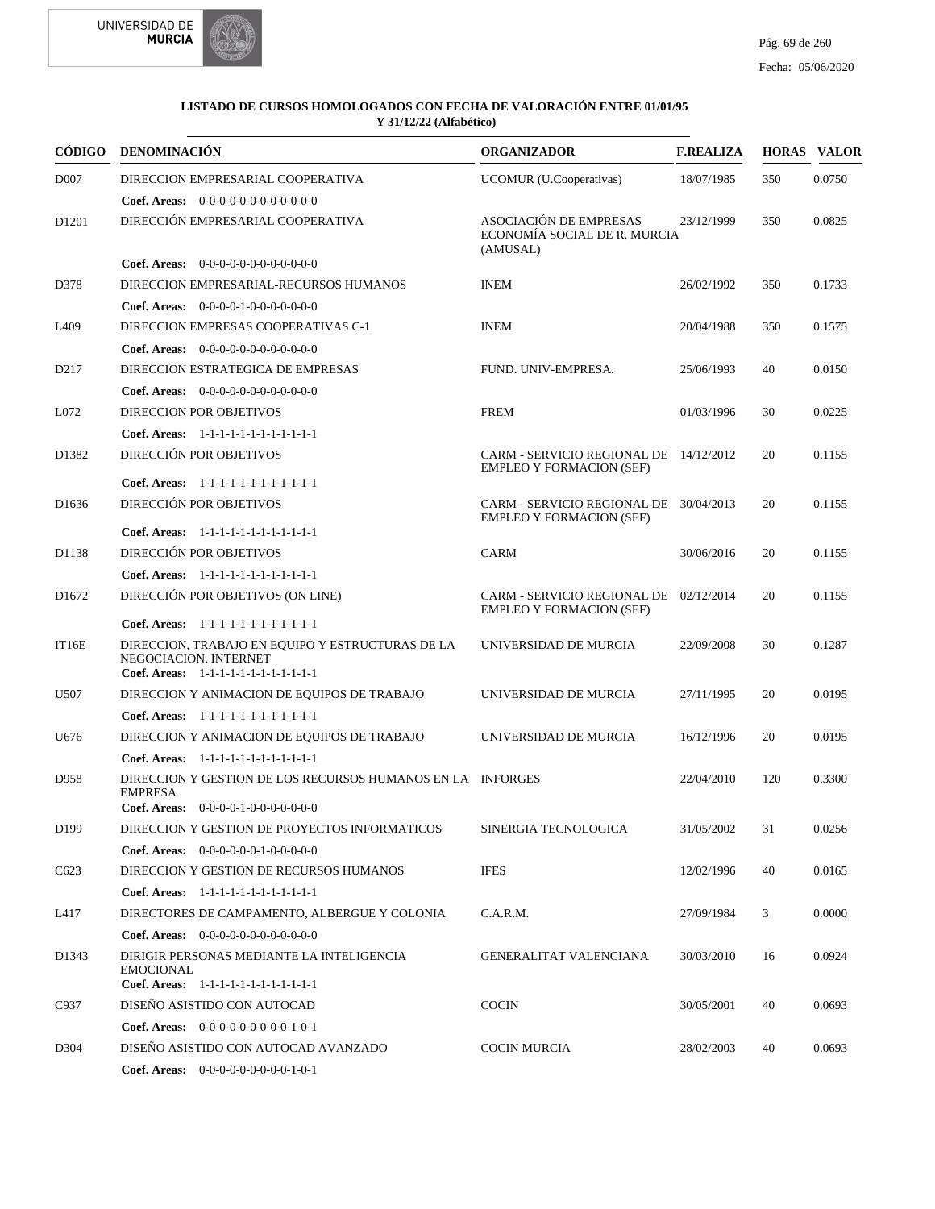**LISTADO DE CURSOS HOMOLOGADOS CON FECHA DE VALORACIÓN ENTRE 01/01/95 Y 31/12/22 (Alfabético)**

| CÓDIGO | DENOMINACIÓN | ORGANIZADOR | F.REALIZA | HORAS | VALOR |
|---|---|---|---|---|---|
| D007 | DIRECCION EMPRESARIAL COOPERATIVA | UCOMUR (U.Cooperativas) | 18/07/1985 | 350 | 0.0750 |
| | **Coef. Areas:** 0-0-0-0-0-0-0-0-0-0-0-0 | | | | |
| D1201 | DIRECCIÓN EMPRESARIAL COOPERATIVA | ASOCIACIÓN DE EMPRESAS ECONOMÍA SOCIAL DE R. MURCIA (AMUSAL) | 23/12/1999 | 350 | 0.0825 |
| | **Coef. Areas:** 0-0-0-0-0-0-0-0-0-0-0-0 | | | | |
| D378 | DIRECCION EMPRESARIAL-RECURSOS HUMANOS | INEM | 26/02/1992 | 350 | 0.1733 |
| | **Coef. Areas:** 0-0-0-0-1-0-0-0-0-0-0-0 | | | | |
| L409 | DIRECCION EMPRESAS COOPERATIVAS C-1 | INEM | 20/04/1988 | 350 | 0.1575 |
| | **Coef. Areas:** 0-0-0-0-0-0-0-0-0-0-0-0 | | | | |
| D217 | DIRECCION ESTRATEGICA DE EMPRESAS | FUND. UNIV-EMPRESA. | 25/06/1993 | 40 | 0.0150 |
| | **Coef. Areas:** 0-0-0-0-0-0-0-0-0-0-0-0 | | | | |
| L072 | DIRECCION POR OBJETIVOS | FREM | 01/03/1996 | 30 | 0.0225 |
| | **Coef. Areas:** 1-1-1-1-1-1-1-1-1-1-1-1 | | | | |
| D1382 | DIRECCIÓN POR OBJETIVOS | CARM - SERVICIO REGIONAL DE EMPLEO Y FORMACION (SEF) | 14/12/2012 | 20 | 0.1155 |
| | **Coef. Areas:** 1-1-1-1-1-1-1-1-1-1-1-1 | | | | |
| D1636 | DIRECCIÓN POR OBJETIVOS | CARM - SERVICIO REGIONAL DE EMPLEO Y FORMACION (SEF) | 30/04/2013 | 20 | 0.1155 |
| | **Coef. Areas:** 1-1-1-1-1-1-1-1-1-1-1-1 | | | | |
| D1138 | DIRECCIÓN POR OBJETIVOS | CARM | 30/06/2016 | 20 | 0.1155 |
| | **Coef. Areas:** 1-1-1-1-1-1-1-1-1-1-1-1 | | | | |
| D1672 | DIRECCIÓN POR OBJETIVOS (ON LINE) | CARM - SERVICIO REGIONAL DE EMPLEO Y FORMACION (SEF) | 02/12/2014 | 20 | 0.1155 |
| | **Coef. Areas:** 1-1-1-1-1-1-1-1-1-1-1-1 | | | | |
| IT16E | DIRECCION, TRABAJO EN EQUIPO Y ESTRUCTURAS DE LA NEGOCIACION. INTERNET | UNIVERSIDAD DE MURCIA | 22/09/2008 | 30 | 0.1287 |
| | **Coef. Areas:** 1-1-1-1-1-1-1-1-1-1-1-1 | | | | |
| U507 | DIRECCION Y ANIMACION DE EQUIPOS DE TRABAJO | UNIVERSIDAD DE MURCIA | 27/11/1995 | 20 | 0.0195 |
| | **Coef. Areas:** 1-1-1-1-1-1-1-1-1-1-1-1 | | | | |
| U676 | DIRECCION Y ANIMACION DE EQUIPOS DE TRABAJO | UNIVERSIDAD DE MURCIA | 16/12/1996 | 20 | 0.0195 |
| | **Coef. Areas:** 1-1-1-1-1-1-1-1-1-1-1-1 | | | | |
| D958 | DIRECCION Y GESTION DE LOS RECURSOS HUMANOS EN LA EMPRESA | INFORGES | 22/04/2010 | 120 | 0.3300 |
| | **Coef. Areas:** 0-0-0-0-1-0-0-0-0-0-0-0 | | | | |
| D199 | DIRECCION Y GESTION DE PROYECTOS INFORMATICOS | SINERGIA TECNOLOGICA | 31/05/2002 | 31 | 0.0256 |
| | **Coef. Areas:** 0-0-0-0-0-0-1-0-0-0-0-0 | | | | |
| C623 | DIRECCION Y GESTION DE RECURSOS HUMANOS | IFES | 12/02/1996 | 40 | 0.0165 |
| | **Coef. Areas:** 1-1-1-1-1-1-1-1-1-1-1-1 | | | | |
| L417 | DIRECTORES DE CAMPAMENTO, ALBERGUE Y COLONIA | C.A.R.M. | 27/09/1984 | 3 | 0.0000 |
| | **Coef. Areas:** 0-0-0-0-0-0-0-0-0-0-0-0 | | | | |
| D1343 | DIRIGIR PERSONAS MEDIANTE LA INTELIGENCIA EMOCIONAL | GENERALITAT VALENCIANA | 30/03/2010 | 16 | 0.0924 |
| | **Coef. Areas:** 1-1-1-1-1-1-1-1-1-1-1-1 | | | | |
| C937 | DISEÑO ASISTIDO CON AUTOCAD | COCIN | 30/05/2001 | 40 | 0.0693 |
| | **Coef. Areas:** 0-0-0-0-0-0-0-0-0-1-0-1 | | | | |
| D304 | DISEÑO ASISTIDO CON AUTOCAD AVANZADO | COCIN MURCIA | 28/02/2003 | 40 | 0.0693 |
| | **Coef. Areas:** 0-0-0-0-0-0-0-0-0-1-0-1 | | | | |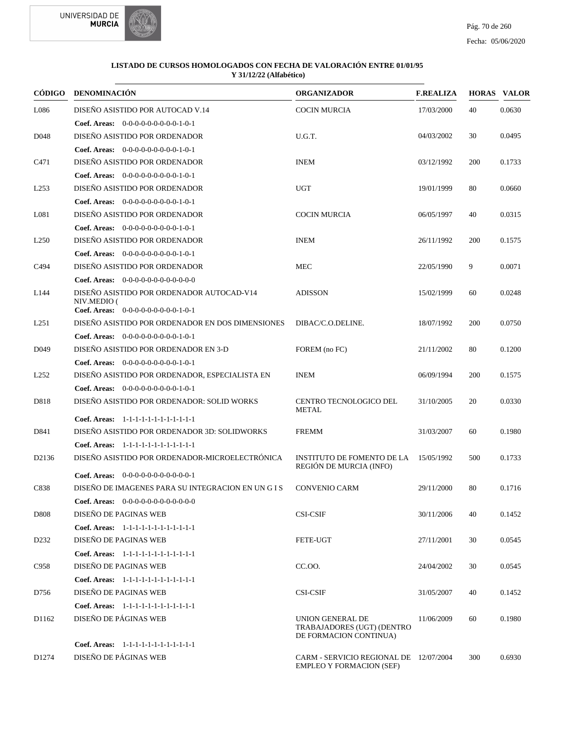**LISTADO DE CURSOS HOMOLOGADOS CON FECHA DE VALORACIÓN ENTRE 01/01/95 Y 31/12/22 (Alfabético)**

| CÓDIGO | DENOMINACIÓN | ORGANIZADOR | F.REALIZA | HORAS | VALOR |
|---|---|---|---|---|---|
| L086 | DISEÑO ASISTIDO POR AUTOCAD V.14 | COCIN MURCIA | 17/03/2000 | 40 | 0.0630 |
| | **Coef. Areas:** 0-0-0-0-0-0-0-0-0-1-0-1 | | | | |
| D048 | DISEÑO ASISTIDO POR ORDENADOR | U.G.T. | 04/03/2002 | 30 | 0.0495 |
| | **Coef. Areas:** 0-0-0-0-0-0-0-0-0-1-0-1 | | | | |
| C471 | DISEÑO ASISTIDO POR ORDENADOR | INEM | 03/12/1992 | 200 | 0.1733 |
| | **Coef. Areas:** 0-0-0-0-0-0-0-0-0-1-0-1 | | | | |
| L253 | DISEÑO ASISTIDO POR ORDENADOR | UGT | 19/01/1999 | 80 | 0.0660 |
| | **Coef. Areas:** 0-0-0-0-0-0-0-0-0-1-0-1 | | | | |
| L081 | DISEÑO ASISTIDO POR ORDENADOR | COCIN MURCIA | 06/05/1997 | 40 | 0.0315 |
| | **Coef. Areas:** 0-0-0-0-0-0-0-0-0-1-0-1 | | | | |
| L250 | DISEÑO ASISTIDO POR ORDENADOR | INEM | 26/11/1992 | 200 | 0.1575 |
| | **Coef. Areas:** 0-0-0-0-0-0-0-0-0-1-0-1 | | | | |
| C494 | DISEÑO ASISTIDO POR ORDENADOR | MEC | 22/05/1990 | 9 | 0.0071 |
| | **Coef. Areas:** 0-0-0-0-0-0-0-0-0-0-0-0 | | | | |
| L144 | DISEÑO ASISTIDO POR ORDENADOR AUTOCAD-V14 NIV.MEDIO ( | ADISSON | 15/02/1999 | 60 | 0.0248 |
| | **Coef. Areas:** 0-0-0-0-0-0-0-0-0-1-0-1 | | | | |
| L251 | DISEÑO ASISTIDO POR ORDENADOR EN DOS DIMENSIONES | DIBAC/C.O.DELINE. | 18/07/1992 | 200 | 0.0750 |
| | **Coef. Areas:** 0-0-0-0-0-0-0-0-0-1-0-1 | | | | |
| D049 | DISEÑO ASISTIDO POR ORDENADOR EN 3-D | FOREM (no FC) | 21/11/2002 | 80 | 0.1200 |
| | **Coef. Areas:** 0-0-0-0-0-0-0-0-0-1-0-1 | | | | |
| L252 | DISEÑO ASISTIDO POR ORDENADOR, ESPECIALISTA EN | INEM | 06/09/1994 | 200 | 0.1575 |
| | **Coef. Areas:** 0-0-0-0-0-0-0-0-0-1-0-1 | | | | |
| D818 | DISEÑO ASISTIDO POR ORDENADOR: SOLID WORKS | CENTRO TECNOLOGICO DEL METAL | 31/10/2005 | 20 | 0.0330 |
| | **Coef. Areas:** 1-1-1-1-1-1-1-1-1-1-1-1 | | | | |
| D841 | DISEÑO ASISTIDO POR ORDENADOR 3D: SOLIDWORKS | FREMM | 31/03/2007 | 60 | 0.1980 |
| | **Coef. Areas:** 1-1-1-1-1-1-1-1-1-1-1-1 | | | | |
| D2136 | DISEÑO ASISTIDO POR ORDENADOR-MICROELECTRÓNICA | INSTITUTO DE FOMENTO DE LA REGIÓN DE MURCIA (INFO) | 15/05/1992 | 500 | 0.1733 |
| | **Coef. Areas:** 0-0-0-0-0-0-0-0-0-0-0-1 | | | | |
| C838 | DISEÑO DE IMAGENES PARA SU INTEGRACION EN UN G I S | CONVENIO CARM | 29/11/2000 | 80 | 0.1716 |
| | **Coef. Areas:** 0-0-0-0-0-0-0-0-0-0-0-0 | | | | |
| D808 | DISEÑO DE PAGINAS WEB | CSI-CSIF | 30/11/2006 | 40 | 0.1452 |
| | **Coef. Areas:** 1-1-1-1-1-1-1-1-1-1-1-1 | | | | |
| D232 | DISEÑO DE PAGINAS WEB | FETE-UGT | 27/11/2001 | 30 | 0.0545 |
| | **Coef. Areas:** 1-1-1-1-1-1-1-1-1-1-1-1 | | | | |
| C958 | DISEÑO DE PAGINAS WEB | CC.OO. | 24/04/2002 | 30 | 0.0545 |
| | **Coef. Areas:** 1-1-1-1-1-1-1-1-1-1-1-1 | | | | |
| D756 | DISEÑO DE PAGINAS WEB | CSI-CSIF | 31/05/2007 | 40 | 0.1452 |
| | **Coef. Areas:** 1-1-1-1-1-1-1-1-1-1-1-1 | | | | |
| D1162 | DISEÑO DE PÁGINAS WEB | UNION GENERAL DE TRABAJADORES (UGT) (DENTRO DE FORMACION CONTINUA) | 11/06/2009 | 60 | 0.1980 |
| | **Coef. Areas:** 1-1-1-1-1-1-1-1-1-1-1-1 | | | | |
| D1274 | DISEÑO DE PÁGINAS WEB | CARM - SERVICIO REGIONAL DE EMPLEO Y FORMACION (SEF) | 12/07/2004 | 300 | 0.6930 |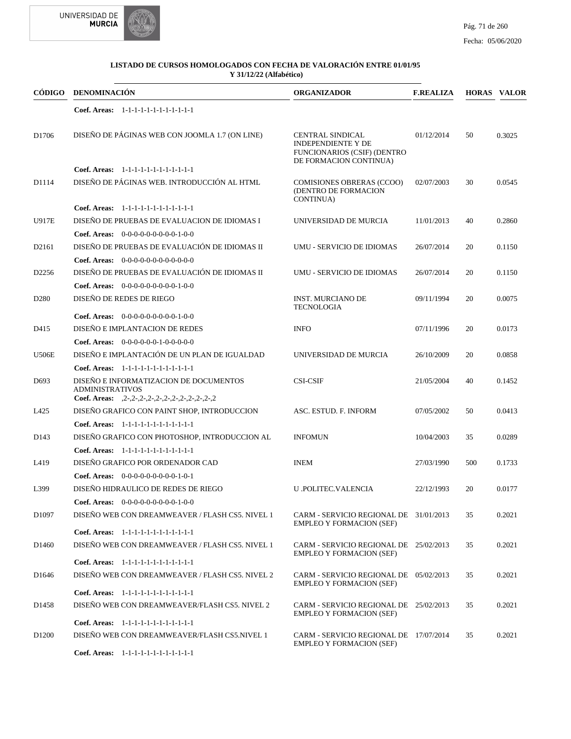**LISTADO DE CURSOS HOMOLOGADOS CON FECHA DE VALORACIÓN ENTRE 01/01/95 Y 31/12/22 (Alfabético)**

| CÓDIGO | DENOMINACIÓN | ORGANIZADOR | F.REALIZA | HORAS | VALOR |
|---|---|---|---|---|---|
| | **Coef. Areas:** 1-1-1-1-1-1-1-1-1-1-1-1 | | | | |
| D1706 | DISEÑO DE PÁGINAS WEB CON JOOMLA 1.7 (ON LINE) | CENTRAL SINDICAL INDEPENDIENTE Y DE FUNCIONARIOS (CSIF) (DENTRO DE FORMACION CONTINUA) | 01/12/2014 | 50 | 0.3025 |
| | **Coef. Areas:** 1-1-1-1-1-1-1-1-1-1-1-1 | | | | |
| D1114 | DISEÑO DE PÁGINAS WEB. INTRODUCCIÓN AL HTML | COMISIONES OBRERAS (CCOO) (DENTRO DE FORMACION CONTINUA) | 02/07/2003 | 30 | 0.0545 |
| | **Coef. Areas:** 1-1-1-1-1-1-1-1-1-1-1-1 | | | | |
| U917E | DISEÑO DE PRUEBAS DE EVALUACION DE IDIOMAS I | UNIVERSIDAD DE MURCIA | 11/01/2013 | 40 | 0.2860 |
| | **Coef. Areas:** 0-0-0-0-0-0-0-0-0-1-0-0 | | | | |
| D2161 | DISEÑO DE PRUEBAS DE EVALUACIÓN DE IDIOMAS II | UMU - SERVICIO DE IDIOMAS | 26/07/2014 | 20 | 0.1150 |
| | **Coef. Areas:** 0-0-0-0-0-0-0-0-0-0-0-0 | | | | |
| D2256 | DISEÑO DE PRUEBAS DE EVALUACIÓN DE IDIOMAS II | UMU - SERVICIO DE IDIOMAS | 26/07/2014 | 20 | 0.1150 |
| | **Coef. Areas:** 0-0-0-0-0-0-0-0-0-1-0-0 | | | | |
| D280 | DISEÑO DE REDES DE RIEGO | INST. MURCIANO DE TECNOLOGIA | 09/11/1994 | 20 | 0.0075 |
| | **Coef. Areas:** 0-0-0-0-0-0-0-0-0-1-0-0 | | | | |
| D415 | DISEÑO E IMPLANTACION DE REDES | INFO | 07/11/1996 | 20 | 0.0173 |
| | **Coef. Areas:** 0-0-0-0-0-0-1-0-0-0-0-0 | | | | |
| U506E | DISEÑO E IMPLANTACIÓN DE UN PLAN DE IGUALDAD | UNIVERSIDAD DE MURCIA | 26/10/2009 | 20 | 0.0858 |
| | **Coef. Areas:** 1-1-1-1-1-1-1-1-1-1-1-1 | | | | |
| D693 | DISEÑO E INFORMATIZACION DE DOCUMENTOS ADMINISTRATIVOS | CSI-CSIF | 21/05/2004 | 40 | 0.1452 |
| | **Coef. Areas:** ,2-,2-,2-,2-,2-,2-,2-,2-,2-,2-,2-,2 | | | | |
| L425 | DISEÑO GRAFICO CON PAINT SHOP, INTRODUCCION | ASC. ESTUD. F. INFORM | 07/05/2002 | 50 | 0.0413 |
| | **Coef. Areas:** 1-1-1-1-1-1-1-1-1-1-1-1 | | | | |
| D143 | DISEÑO GRAFICO CON PHOTOSHOP, INTRODUCCION AL | INFOMUN | 10/04/2003 | 35 | 0.0289 |
| | **Coef. Areas:** 1-1-1-1-1-1-1-1-1-1-1-1 | | | | |
| L419 | DISEÑO GRAFICO POR ORDENADOR CAD | INEM | 27/03/1990 | 500 | 0.1733 |
| | **Coef. Areas:** 0-0-0-0-0-0-0-0-0-1-0-1 | | | | |
| L399 | DISEÑO HIDRAULICO DE REDES DE RIEGO | U .POLITEC.VALENCIA | 22/12/1993 | 20 | 0.0177 |
| | **Coef. Areas:** 0-0-0-0-0-0-0-0-0-1-0-0 | | | | |
| D1097 | DISEÑO WEB CON DREAMWEAVER / FLASH CS5. NIVEL 1 | CARM - SERVICIO REGIONAL DE EMPLEO Y FORMACION (SEF) | 31/01/2013 | 35 | 0.2021 |
| | **Coef. Areas:** 1-1-1-1-1-1-1-1-1-1-1-1 | | | | |
| D1460 | DISEÑO WEB CON DREAMWEAVER / FLASH CS5. NIVEL 1 | CARM - SERVICIO REGIONAL DE EMPLEO Y FORMACION (SEF) | 25/02/2013 | 35 | 0.2021 |
| | **Coef. Areas:** 1-1-1-1-1-1-1-1-1-1-1-1 | | | | |
| D1646 | DISEÑO WEB CON DREAMWEAVER / FLASH CS5. NIVEL 2 | CARM - SERVICIO REGIONAL DE EMPLEO Y FORMACION (SEF) | 05/02/2013 | 35 | 0.2021 |
| | **Coef. Areas:** 1-1-1-1-1-1-1-1-1-1-1-1 | | | | |
| D1458 | DISEÑO WEB CON DREAMWEAVER/FLASH CS5. NIVEL 2 | CARM - SERVICIO REGIONAL DE EMPLEO Y FORMACION (SEF) | 25/02/2013 | 35 | 0.2021 |
| | **Coef. Areas:** 1-1-1-1-1-1-1-1-1-1-1-1 | | | | |
| D1200 | DISEÑO WEB CON DREAMWEAVER/FLASH CS5.NIVEL 1 | CARM - SERVICIO REGIONAL DE EMPLEO Y FORMACION (SEF) | 17/07/2014 | 35 | 0.2021 |
| | **Coef. Areas:** 1-1-1-1-1-1-1-1-1-1-1-1 | | | | |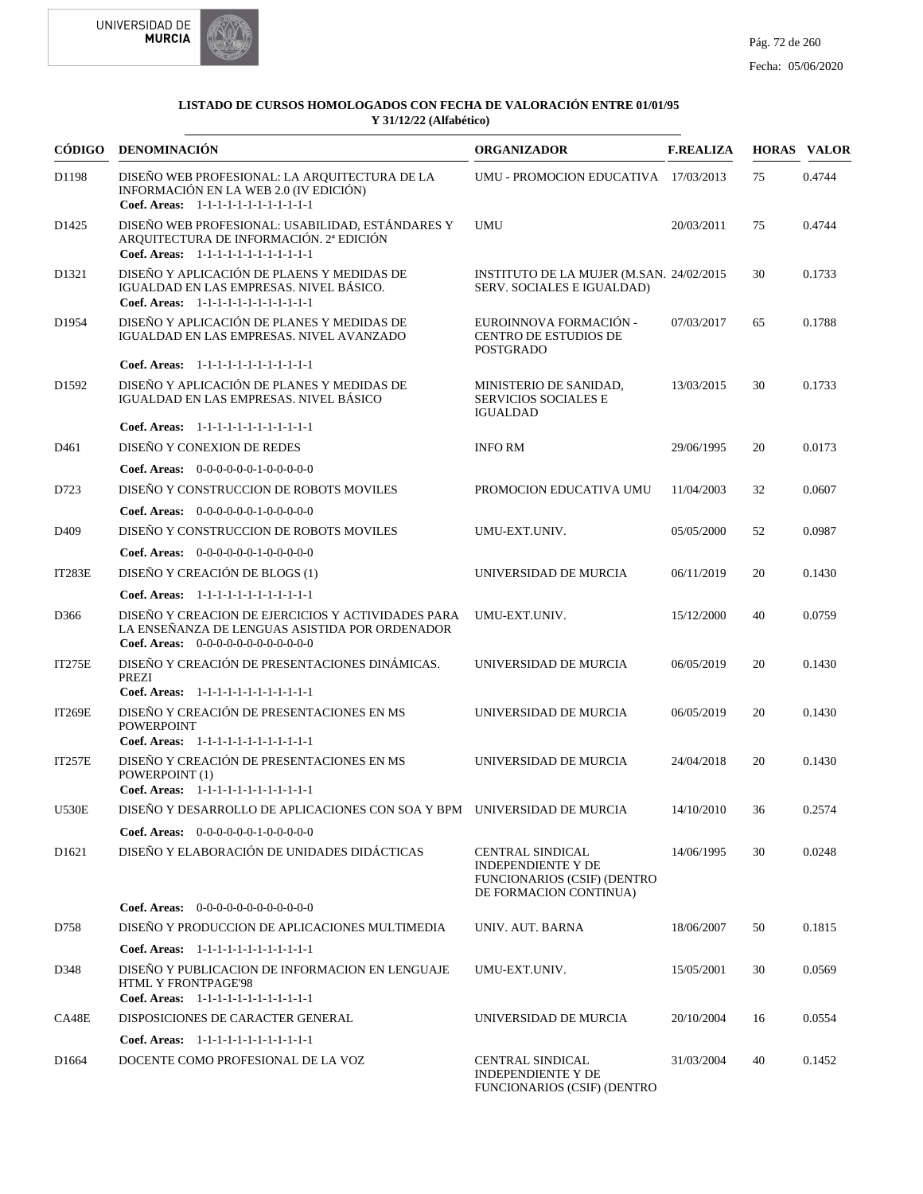**LISTADO DE CURSOS HOMOLOGADOS CON FECHA DE VALORACIÓN ENTRE 01/01/95 Y 31/12/22 (Alfabético)**

| CÓDIGO | DENOMINACIÓN | ORGANIZADOR | F.REALIZA | HORAS | VALOR |
|---|---|---|---|---|---|
| D1198 | DISEÑO WEB PROFESIONAL: LA ARQUITECTURA DE LA INFORMACIÓN EN LA WEB 2.0 (IV EDICIÓN)<br>**Coef. Areas:** 1-1-1-1-1-1-1-1-1-1-1-1 | UMU - PROMOCION EDUCATIVA | 17/03/2013 | 75 | 0.4744 |
| D1425 | DISEÑO WEB PROFESIONAL: USABILIDAD, ESTÁNDARES Y ARQUITECTURA DE INFORMACIÓN. 2ª EDICIÓN<br>**Coef. Areas:** 1-1-1-1-1-1-1-1-1-1-1-1 | UMU | 20/03/2011 | 75 | 0.4744 |
| D1321 | DISEÑO Y APLICACIÓN DE PLAENS Y MEDIDAS DE IGUALDAD EN LAS EMPRESAS. NIVEL BÁSICO.<br>**Coef. Areas:** 1-1-1-1-1-1-1-1-1-1-1-1 | INSTITUTO DE LA MUJER (M.SAN. SERV. SOCIALES E IGUALDAD) | 24/02/2015 | 30 | 0.1733 |
| D1954 | DISEÑO Y APLICACIÓN DE PLANES Y MEDIDAS DE IGUALDAD EN LAS EMPRESAS. NIVEL AVANZADO<br>**Coef. Areas:** 1-1-1-1-1-1-1-1-1-1-1-1 | EUROINNOVA FORMACIÓN - CENTRO DE ESTUDIOS DE POSTGRADO | 07/03/2017 | 65 | 0.1788 |
| D1592 | DISEÑO Y APLICACIÓN DE PLANES Y MEDIDAS DE IGUALDAD EN LAS EMPRESAS. NIVEL BÁSICO<br>**Coef. Areas:** 1-1-1-1-1-1-1-1-1-1-1-1 | MINISTERIO DE SANIDAD, SERVICIOS SOCIALES E IGUALDAD | 13/03/2015 | 30 | 0.1733 |
| D461 | DISEÑO Y CONEXION DE REDES<br>**Coef. Areas:** 0-0-0-0-0-0-1-0-0-0-0-0 | INFO RM | 29/06/1995 | 20 | 0.0173 |
| D723 | DISEÑO Y CONSTRUCCION DE ROBOTS MOVILES<br>**Coef. Areas:** 0-0-0-0-0-0-1-0-0-0-0-0 | PROMOCION EDUCATIVA UMU | 11/04/2003 | 32 | 0.0607 |
| D409 | DISEÑO Y CONSTRUCCION DE ROBOTS MOVILES<br>**Coef. Areas:** 0-0-0-0-0-0-1-0-0-0-0-0 | UMU-EXT.UNIV. | 05/05/2000 | 52 | 0.0987 |
| IT283E | DISEÑO Y CREACIÓN DE BLOGS (1)<br>**Coef. Areas:** 1-1-1-1-1-1-1-1-1-1-1-1 | UNIVERSIDAD DE MURCIA | 06/11/2019 | 20 | 0.1430 |
| D366 | DISEÑO Y CREACION DE EJERCICIOS Y ACTIVIDADES PARA LA ENSEÑANZA DE LENGUAS ASISTIDA POR ORDENADOR<br>**Coef. Areas:** 0-0-0-0-0-0-0-0-0-0-0-0 | UMU-EXT.UNIV. | 15/12/2000 | 40 | 0.0759 |
| IT275E | DISEÑO Y CREACIÓN DE PRESENTACIONES DINÁMICAS. PREZI<br>**Coef. Areas:** 1-1-1-1-1-1-1-1-1-1-1-1 | UNIVERSIDAD DE MURCIA | 06/05/2019 | 20 | 0.1430 |
| IT269E | DISEÑO Y CREACIÓN DE PRESENTACIONES EN MS POWERPOINT<br>**Coef. Areas:** 1-1-1-1-1-1-1-1-1-1-1-1 | UNIVERSIDAD DE MURCIA | 06/05/2019 | 20 | 0.1430 |
| IT257E | DISEÑO Y CREACIÓN DE PRESENTACIONES EN MS POWERPOINT (1)<br>**Coef. Areas:** 1-1-1-1-1-1-1-1-1-1-1-1 | UNIVERSIDAD DE MURCIA | 24/04/2018 | 20 | 0.1430 |
| U530E | DISEÑO Y DESARROLLO DE APLICACIONES CON SOA Y BPM<br>**Coef. Areas:** 0-0-0-0-0-0-1-0-0-0-0-0 | UNIVERSIDAD DE MURCIA | 14/10/2010 | 36 | 0.2574 |
| D1621 | DISEÑO Y ELABORACIÓN DE UNIDADES DIDÁCTICAS<br>**Coef. Areas:** 0-0-0-0-0-0-0-0-0-0-0-0 | CENTRAL SINDICAL INDEPENDIENTE Y DE FUNCIONARIOS (CSIF) (DENTRO DE FORMACION CONTINUA) | 14/06/1995 | 30 | 0.0248 |
| D758 | DISEÑO Y PRODUCCION DE APLICACIONES MULTIMEDIA<br>**Coef. Areas:** 1-1-1-1-1-1-1-1-1-1-1-1 | UNIV. AUT. BARNA | 18/06/2007 | 50 | 0.1815 |
| D348 | DISEÑO Y PUBLICACION DE INFORMACION EN LENGUAJE HTML Y FRONTPAGE'98<br>**Coef. Areas:** 1-1-1-1-1-1-1-1-1-1-1-1 | UMU-EXT.UNIV. | 15/05/2001 | 30 | 0.0569 |
| CA48E | DISPOSICIONES DE CARACTER GENERAL<br>**Coef. Areas:** 1-1-1-1-1-1-1-1-1-1-1-1 | UNIVERSIDAD DE MURCIA | 20/10/2004 | 16 | 0.0554 |
| D1664 | DOCENTE COMO PROFESIONAL DE LA VOZ | CENTRAL SINDICAL INDEPENDIENTE Y DE FUNCIONARIOS (CSIF) (DENTRO | 31/03/2004 | 40 | 0.1452 |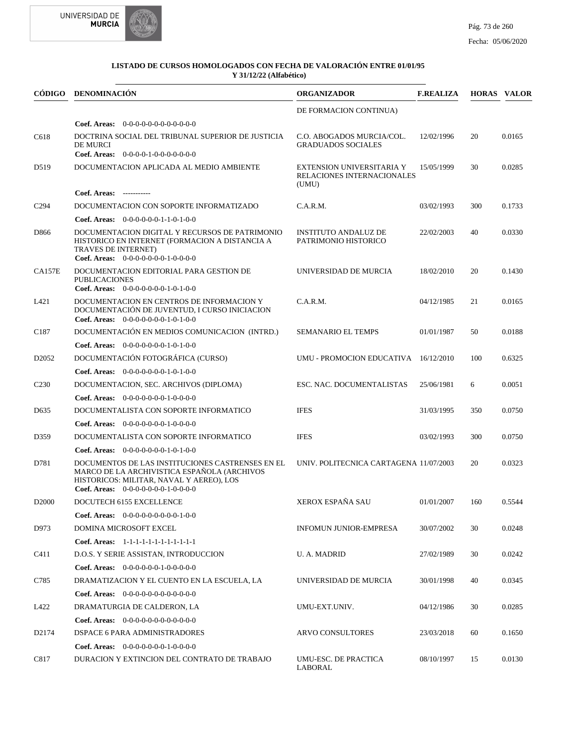**LISTADO DE CURSOS HOMOLOGADOS CON FECHA DE VALORACIÓN ENTRE 01/01/95 Y 31/12/22 (Alfabético)**

| CÓDIGO | DENOMINACIÓN | ORGANIZADOR | F.REALIZA | HORAS | VALOR |
|---|---|---|---|---|---|
| | | DE FORMACION CONTINUA) | | | |
| | **Coef. Areas:** 0-0-0-0-0-0-0-0-0-0-0-0 | | | | |
| C618 | DOCTRINA SOCIAL DEL TRIBUNAL SUPERIOR DE JUSTICIA DE MURCI<br>**Coef. Areas:** 0-0-0-0-1-0-0-0-0-0-0-0 | C.O. ABOGADOS MURCIA/COL. GRADUADOS SOCIALES | 12/02/1996 | 20 | 0.0165 |
| D519 | DOCUMENTACION APLICADA AL MEDIO AMBIENTE | EXTENSION UNIVERSITARIA Y RELACIONES INTERNACIONALES (UMU) | 15/05/1999 | 30 | 0.0285 |
| | **Coef. Areas:** ----------- | | | | |
| C294 | DOCUMENTACION CON SOPORTE INFORMATIZADO | C.A.R.M. | 03/02/1993 | 300 | 0.1733 |
| | **Coef. Areas:** 0-0-0-0-0-0-1-1-0-1-0-0 | | | | |
| D866 | DOCUMENTACION DIGITAL Y RECURSOS DE PATRIMONIO HISTORICO EN INTERNET (FORMACION A DISTANCIA A TRAVES DE INTERNET)<br>**Coef. Areas:** 0-0-0-0-0-0-0-1-0-0-0-0 | INSTITUTO ANDALUZ DE PATRIMONIO HISTORICO | 22/02/2003 | 40 | 0.0330 |
| CA157E | DOCUMENTACION EDITORIAL PARA GESTION DE PUBLICACIONES<br>**Coef. Areas:** 0-0-0-0-0-0-0-1-0-1-0-0 | UNIVERSIDAD DE MURCIA | 18/02/2010 | 20 | 0.1430 |
| L421 | DOCUMENTACION EN CENTROS DE INFORMACION Y DOCUMENTACIÓN DE JUVENTUD, I CURSO INICIACION<br>**Coef. Areas:** 0-0-0-0-0-0-0-1-0-1-0-0 | C.A.R.M. | 04/12/1985 | 21 | 0.0165 |
| C187 | DOCUMENTACIÓN EN MEDIOS COMUNICACION (INTRD.) | SEMANARIO EL TEMPS | 01/01/1987 | 50 | 0.0188 |
| | **Coef. Areas:** 0-0-0-0-0-0-0-1-0-1-0-0 | | | | |
| D2052 | DOCUMENTACIÓN FOTOGRÁFICA (CURSO) | UMU - PROMOCION EDUCATIVA | 16/12/2010 | 100 | 0.6325 |
| | **Coef. Areas:** 0-0-0-0-0-0-0-1-0-1-0-0 | | | | |
| C230 | DOCUMENTACION, SEC. ARCHIVOS (DIPLOMA) | ESC. NAC. DOCUMENTALISTAS | 25/06/1981 | 6 | 0.0051 |
| | **Coef. Areas:** 0-0-0-0-0-0-0-1-0-0-0-0 | | | | |
| D635 | DOCUMENTALISTA CON SOPORTE INFORMATICO | IFES | 31/03/1995 | 350 | 0.0750 |
| | **Coef. Areas:** 0-0-0-0-0-0-0-1-0-0-0-0 | | | | |
| D359 | DOCUMENTALISTA CON SOPORTE INFORMATICO | IFES | 03/02/1993 | 300 | 0.0750 |
| | **Coef. Areas:** 0-0-0-0-0-0-0-1-0-1-0-0 | | | | |
| D781 | DOCUMENTOS DE LAS INSTITUCIONES CASTRENSES EN EL MARCO DE LA ARCHIVISTICA ESPAÑOLA (ARCHIVOS HISTORICOS: MILITAR, NAVAL Y AEREO), LOS<br>**Coef. Areas:** 0-0-0-0-0-0-0-1-0-0-0-0 | UNIV. POLITECNICA CARTAGENA | 11/07/2003 | 20 | 0.0323 |
| D2000 | DOCUTECH 6155 EXCELLENCE | XEROX ESPAÑA SAU | 01/01/2007 | 160 | 0.5544 |
| | **Coef. Areas:** 0-0-0-0-0-0-0-0-0-1-0-0 | | | | |
| D973 | DOMINA MICROSOFT EXCEL | INFOMUN JUNIOR-EMPRESA | 30/07/2002 | 30 | 0.0248 |
| | **Coef. Areas:** 1-1-1-1-1-1-1-1-1-1-1-1 | | | | |
| C411 | D.O.S. Y SERIE ASSISTAN, INTRODUCCION | U. A. MADRID | 27/02/1989 | 30 | 0.0242 |
| | **Coef. Areas:** 0-0-0-0-0-0-1-0-0-0-0-0 | | | | |
| C785 | DRAMATIZACION Y EL CUENTO EN LA ESCUELA, LA | UNIVERSIDAD DE MURCIA | 30/01/1998 | 40 | 0.0345 |
| | **Coef. Areas:** 0-0-0-0-0-0-0-0-0-0-0-0 | | | | |
| L422 | DRAMATURGIA DE CALDERON, LA | UMU-EXT.UNIV. | 04/12/1986 | 30 | 0.0285 |
| | **Coef. Areas:** 0-0-0-0-0-0-0-0-0-0-0-0 | | | | |
| D2174 | DSPACE 6 PARA ADMINISTRADORES | ARVO CONSULTORES | 23/03/2018 | 60 | 0.1650 |
| | **Coef. Areas:** 0-0-0-0-0-0-0-1-0-0-0-0 | | | | |
| C817 | DURACION Y EXTINCION DEL CONTRATO DE TRABAJO | UMU-ESC. DE PRACTICA LABORAL | 08/10/1997 | 15 | 0.0130 |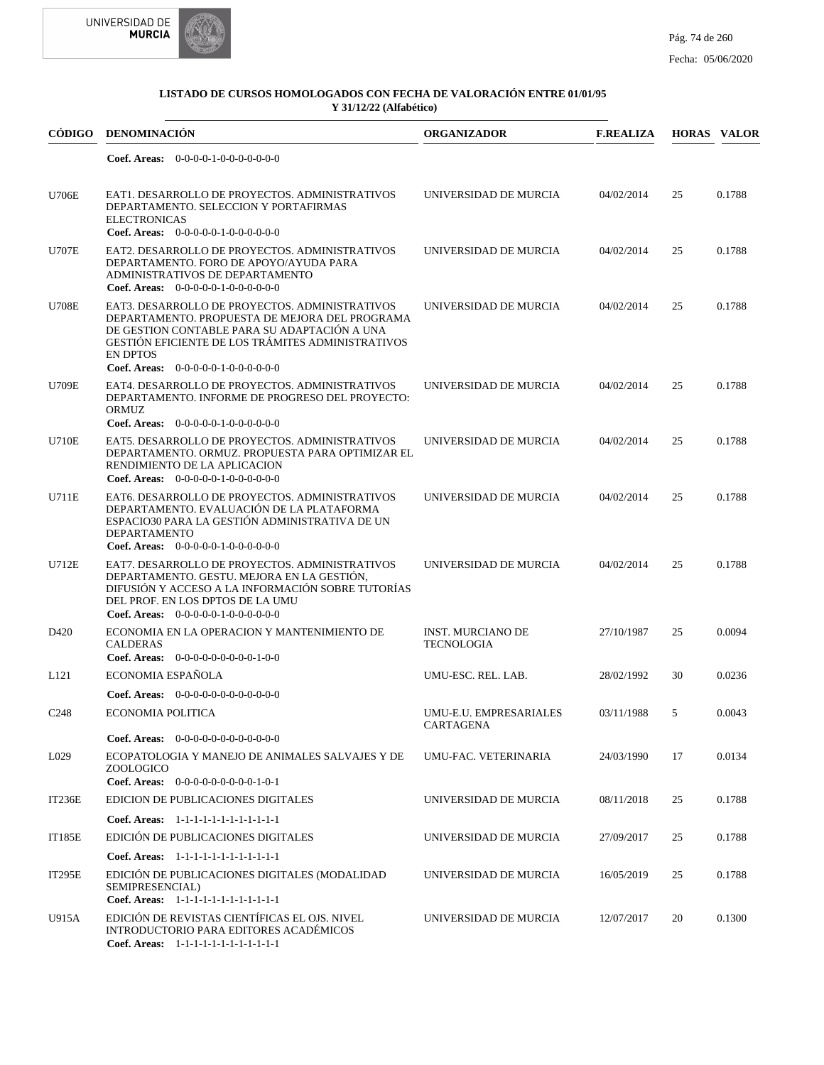### LISTADO DE CURSOS HOMOLOGADOS CON FECHA DE VALORACIÓN ENTRE 01/01/95 Y 31/12/22 (Alfabético)

| CÓDIGO | DENOMINACIÓN | ORGANIZADOR | F.REALIZA | HORAS | VALOR |
|---|---|---|---|---|---|
| | **Coef. Areas:** 0-0-0-0-1-0-0-0-0-0-0-0 | | | | |
| U706E | EAT1. DESARROLLO DE PROYECTOS. ADMINISTRATIVOS DEPARTAMENTO. SELECCION Y PORTAFIRMAS ELECTRONICAS **Coef. Areas:** 0-0-0-0-0-1-0-0-0-0-0-0 | UNIVERSIDAD DE MURCIA | 04/02/2014 | 25 | 0.1788 |
| U707E | EAT2. DESARROLLO DE PROYECTOS. ADMINISTRATIVOS DEPARTAMENTO. FORO DE APOYO/AYUDA PARA ADMINISTRATIVOS DE DEPARTAMENTO **Coef. Areas:** 0-0-0-0-0-1-0-0-0-0-0-0 | UNIVERSIDAD DE MURCIA | 04/02/2014 | 25 | 0.1788 |
| U708E | EAT3. DESARROLLO DE PROYECTOS. ADMINISTRATIVOS DEPARTAMENTO. PROPUESTA DE MEJORA DEL PROGRAMA DE GESTION CONTABLE PARA SU ADAPTACIÓN A UNA GESTIÓN EFICIENTE DE LOS TRÁMITES ADMINISTRATIVOS EN DPTOS **Coef. Areas:** 0-0-0-0-0-1-0-0-0-0-0-0 | UNIVERSIDAD DE MURCIA | 04/02/2014 | 25 | 0.1788 |
| U709E | EAT4. DESARROLLO DE PROYECTOS. ADMINISTRATIVOS DEPARTAMENTO. INFORME DE PROGRESO DEL PROYECTO: ORMUZ **Coef. Areas:** 0-0-0-0-0-1-0-0-0-0-0-0 | UNIVERSIDAD DE MURCIA | 04/02/2014 | 25 | 0.1788 |
| U710E | EAT5. DESARROLLO DE PROYECTOS. ADMINISTRATIVOS DEPARTAMENTO. ORMUZ. PROPUESTA PARA OPTIMIZAR EL RENDIMIENTO DE LA APLICACION **Coef. Areas:** 0-0-0-0-0-1-0-0-0-0-0-0 | UNIVERSIDAD DE MURCIA | 04/02/2014 | 25 | 0.1788 |
| U711E | EAT6. DESARROLLO DE PROYECTOS. ADMINISTRATIVOS DEPARTAMENTO. EVALUACIÓN DE LA PLATAFORMA ESPACIO30 PARA LA GESTIÓN ADMINISTRATIVA DE UN DEPARTAMENTO **Coef. Areas:** 0-0-0-0-0-1-0-0-0-0-0-0 | UNIVERSIDAD DE MURCIA | 04/02/2014 | 25 | 0.1788 |
| U712E | EAT7. DESARROLLO DE PROYECTOS. ADMINISTRATIVOS DEPARTAMENTO. GESTU. MEJORA EN LA GESTIÓN, DIFUSIÓN Y ACCESO A LA INFORMACIÓN SOBRE TUTORÍAS DEL PROF. EN LOS DPTOS DE LA UMU **Coef. Areas:** 0-0-0-0-0-1-0-0-0-0-0-0 | UNIVERSIDAD DE MURCIA | 04/02/2014 | 25 | 0.1788 |
| D420 | ECONOMIA EN LA OPERACION Y MANTENIMIENTO DE CALDERAS **Coef. Areas:** 0-0-0-0-0-0-0-0-0-1-0-0 | INST. MURCIANO DE TECNOLOGIA | 27/10/1987 | 25 | 0.0094 |
| L121 | ECONOMIA ESPAÑOLA **Coef. Areas:** 0-0-0-0-0-0-0-0-0-0-0-0 | UMU-ESC. REL. LAB. | 28/02/1992 | 30 | 0.0236 |
| C248 | ECONOMIA POLITICA **Coef. Areas:** 0-0-0-0-0-0-0-0-0-0-0-0 | UMU-E.U. EMPRESARIALES CARTAGENA | 03/11/1988 | 5 | 0.0043 |
| L029 | ECOPATOLOGIA Y MANEJO DE ANIMALES SALVAJES Y DE ZOOLOGICO **Coef. Areas:** 0-0-0-0-0-0-0-0-0-1-0-1 | UMU-FAC. VETERINARIA | 24/03/1990 | 17 | 0.0134 |
| IT236E | EDICION DE PUBLICACIONES DIGITALES **Coef. Areas:** 1-1-1-1-1-1-1-1-1-1-1-1 | UNIVERSIDAD DE MURCIA | 08/11/2018 | 25 | 0.1788 |
| IT185E | EDICIÓN DE PUBLICACIONES DIGITALES **Coef. Areas:** 1-1-1-1-1-1-1-1-1-1-1-1 | UNIVERSIDAD DE MURCIA | 27/09/2017 | 25 | 0.1788 |
| IT295E | EDICIÓN DE PUBLICACIONES DIGITALES (MODALIDAD SEMIPRESENCIAL) **Coef. Areas:** 1-1-1-1-1-1-1-1-1-1-1-1 | UNIVERSIDAD DE MURCIA | 16/05/2019 | 25 | 0.1788 |
| U915A | EDICIÓN DE REVISTAS CIENTÍFICAS EL OJS. NIVEL INTRODUCTORIO PARA EDITORES ACADÉMICOS **Coef. Areas:** 1-1-1-1-1-1-1-1-1-1-1-1 | UNIVERSIDAD DE MURCIA | 12/07/2017 | 20 | 0.1300 |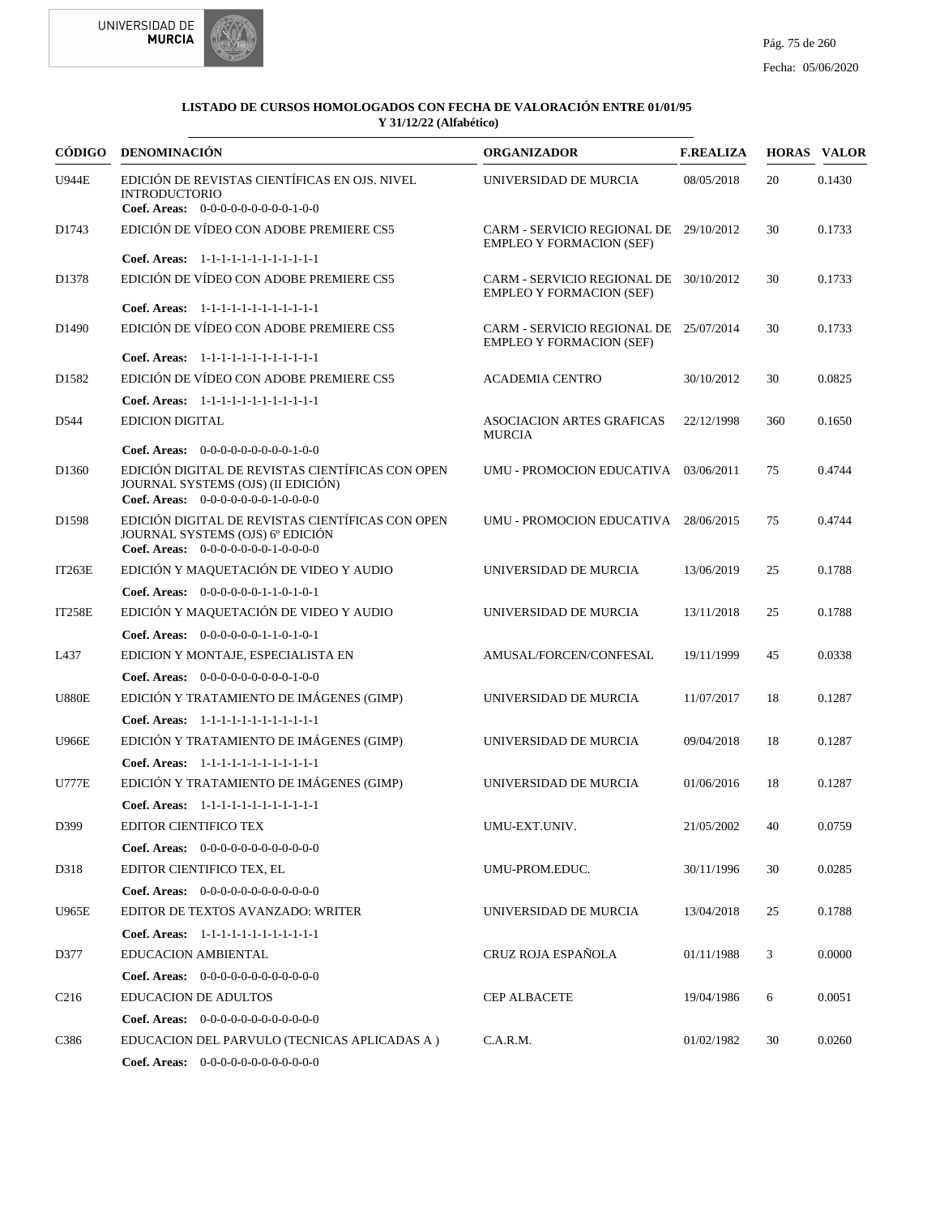**LISTADO DE CURSOS HOMOLOGADOS CON FECHA DE VALORACIÓN ENTRE 01/01/95 Y 31/12/22 (Alfabético)**

| CÓDIGO | DENOMINACIÓN | ORGANIZADOR | F.REALIZA | HORAS | VALOR |
|---|---|---|---|---|---|
| U944E | EDICIÓN DE REVISTAS CIENTÍFICAS EN OJS. NIVEL INTRODUCTORIO<br>**Coef. Areas:** 0-0-0-0-0-0-0-0-0-1-0-0 | UNIVERSIDAD DE MURCIA | 08/05/2018 | 20 | 0.1430 |
| D1743 | EDICIÓN DE VÍDEO CON ADOBE PREMIERE CS5<br>**Coef. Areas:** 1-1-1-1-1-1-1-1-1-1-1-1 | CARM - SERVICIO REGIONAL DE EMPLEO Y FORMACION (SEF) | 29/10/2012 | 30 | 0.1733 |
| D1378 | EDICIÓN DE VÍDEO CON ADOBE PREMIERE CS5<br>**Coef. Areas:** 1-1-1-1-1-1-1-1-1-1-1-1 | CARM - SERVICIO REGIONAL DE EMPLEO Y FORMACION (SEF) | 30/10/2012 | 30 | 0.1733 |
| D1490 | EDICIÓN DE VÍDEO CON ADOBE PREMIERE CS5<br>**Coef. Areas:** 1-1-1-1-1-1-1-1-1-1-1-1 | CARM - SERVICIO REGIONAL DE EMPLEO Y FORMACION (SEF) | 25/07/2014 | 30 | 0.1733 |
| D1582 | EDICIÓN DE VÍDEO CON ADOBE PREMIERE CS5<br>**Coef. Areas:** 1-1-1-1-1-1-1-1-1-1-1-1 | ACADEMIA CENTRO | 30/10/2012 | 30 | 0.0825 |
| D544 | EDICION DIGITAL<br>**Coef. Areas:** 0-0-0-0-0-0-0-0-0-1-0-0 | ASOCIACION ARTES GRAFICAS MURCIA | 22/12/1998 | 360 | 0.1650 |
| D1360 | EDICIÓN DIGITAL DE REVISTAS CIENTÍFICAS CON OPEN JOURNAL SYSTEMS (OJS) (II EDICIÓN)<br>**Coef. Areas:** 0-0-0-0-0-0-0-1-0-0-0-0 | UMU - PROMOCION EDUCATIVA | 03/06/2011 | 75 | 0.4744 |
| D1598 | EDICIÓN DIGITAL DE REVISTAS CIENTÍFICAS CON OPEN JOURNAL SYSTEMS (OJS) 6º EDICIÓN<br>**Coef. Areas:** 0-0-0-0-0-0-0-1-0-0-0-0 | UMU - PROMOCION EDUCATIVA | 28/06/2015 | 75 | 0.4744 |
| IT263E | EDICIÓN Y MAQUETACIÓN DE VIDEO Y AUDIO<br>**Coef. Areas:** 0-0-0-0-0-0-1-1-0-1-0-1 | UNIVERSIDAD DE MURCIA | 13/06/2019 | 25 | 0.1788 |
| IT258E | EDICIÓN Y MAQUETACIÓN DE VIDEO Y AUDIO<br>**Coef. Areas:** 0-0-0-0-0-0-1-1-0-1-0-1 | UNIVERSIDAD DE MURCIA | 13/11/2018 | 25 | 0.1788 |
| L437 | EDICION Y MONTAJE, ESPECIALISTA EN<br>**Coef. Areas:** 0-0-0-0-0-0-0-0-0-1-0-0 | AMUSAL/FORCEN/CONFESAL | 19/11/1999 | 45 | 0.0338 |
| U880E | EDICIÓN Y TRATAMIENTO DE IMÁGENES (GIMP)<br>**Coef. Areas:** 1-1-1-1-1-1-1-1-1-1-1-1 | UNIVERSIDAD DE MURCIA | 11/07/2017 | 18 | 0.1287 |
| U966E | EDICIÓN Y TRATAMIENTO DE IMÁGENES (GIMP)<br>**Coef. Areas:** 1-1-1-1-1-1-1-1-1-1-1-1 | UNIVERSIDAD DE MURCIA | 09/04/2018 | 18 | 0.1287 |
| U777E | EDICIÓN Y TRATAMIENTO DE IMÁGENES (GIMP)<br>**Coef. Areas:** 1-1-1-1-1-1-1-1-1-1-1-1 | UNIVERSIDAD DE MURCIA | 01/06/2016 | 18 | 0.1287 |
| D399 | EDITOR CIENTIFICO TEX<br>**Coef. Areas:** 0-0-0-0-0-0-0-0-0-0-0-0 | UMU-EXT.UNIV. | 21/05/2002 | 40 | 0.0759 |
| D318 | EDITOR CIENTIFICO TEX, EL<br>**Coef. Areas:** 0-0-0-0-0-0-0-0-0-0-0-0 | UMU-PROM.EDUC. | 30/11/1996 | 30 | 0.0285 |
| U965E | EDITOR DE TEXTOS AVANZADO: WRITER<br>**Coef. Areas:** 1-1-1-1-1-1-1-1-1-1-1-1 | UNIVERSIDAD DE MURCIA | 13/04/2018 | 25 | 0.1788 |
| D377 | EDUCACION AMBIENTAL<br>**Coef. Areas:** 0-0-0-0-0-0-0-0-0-0-0-0 | CRUZ ROJA ESPAÑOLA | 01/11/1988 | 3 | 0.0000 |
| C216 | EDUCACION DE ADULTOS<br>**Coef. Areas:** 0-0-0-0-0-0-0-0-0-0-0-0 | CEP ALBACETE | 19/04/1986 | 6 | 0.0051 |
| C386 | EDUCACION DEL PARVULO (TECNICAS APLICADAS A )<br>**Coef. Areas:** 0-0-0-0-0-0-0-0-0-0-0-0 | C.A.R.M. | 01/02/1982 | 30 | 0.0260 |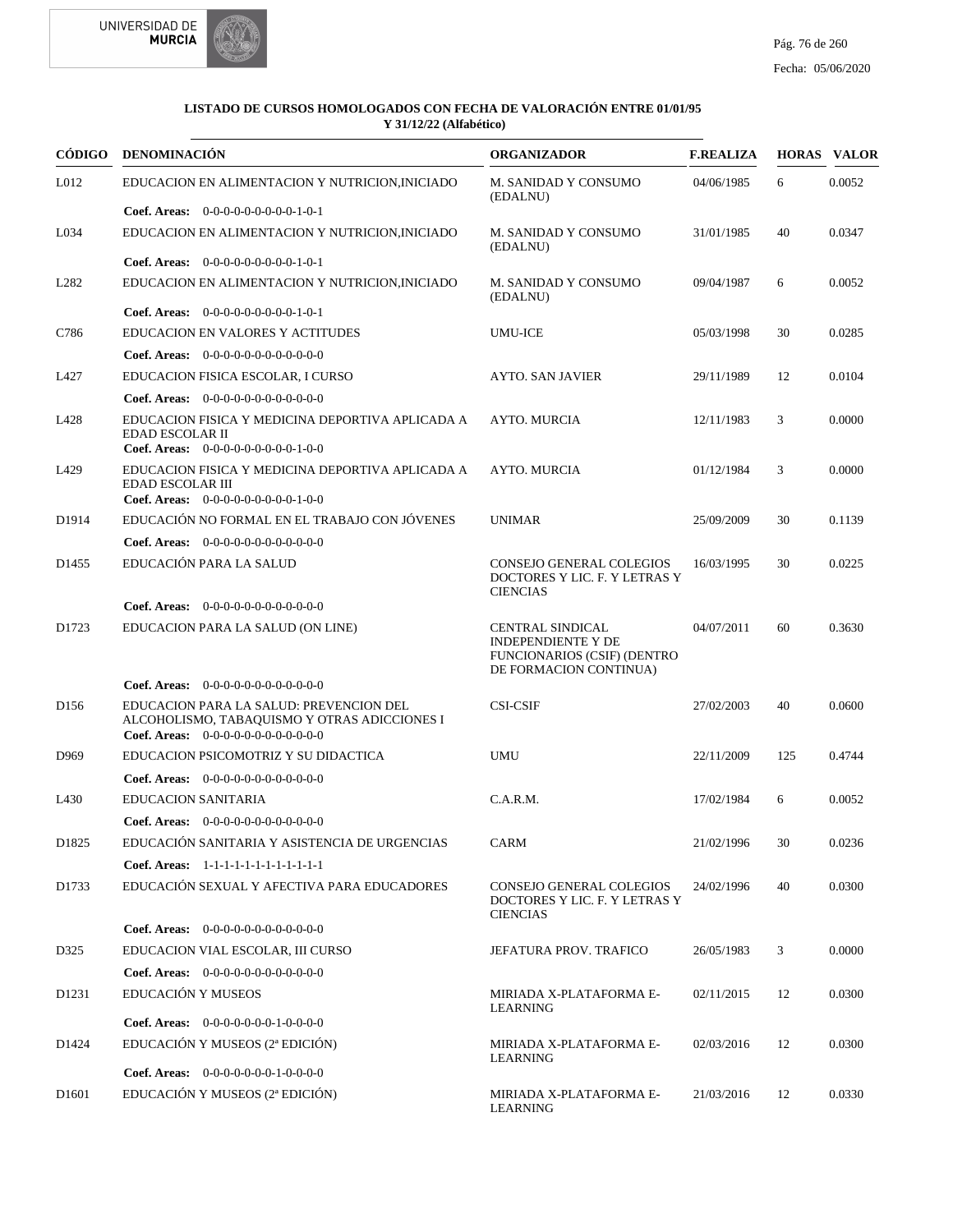**LISTADO DE CURSOS HOMOLOGADOS CON FECHA DE VALORACIÓN ENTRE 01/01/95 Y 31/12/22 (Alfabético)**

| CÓDIGO | DENOMINACIÓN | ORGANIZADOR | F.REALIZA | HORAS | VALOR |
|---|---|---|---|---|---|
| L012 | EDUCACION EN ALIMENTACION Y NUTRICION,INICIADO | M. SANIDAD Y CONSUMO (EDALNU) | 04/06/1985 | 6 | 0.0052 |
| | **Coef. Areas:** 0-0-0-0-0-0-0-0-0-1-0-1 | | | | |
| L034 | EDUCACION EN ALIMENTACION Y NUTRICION,INICIADO | M. SANIDAD Y CONSUMO (EDALNU) | 31/01/1985 | 40 | 0.0347 |
| | **Coef. Areas:** 0-0-0-0-0-0-0-0-0-1-0-1 | | | | |
| L282 | EDUCACION EN ALIMENTACION Y NUTRICION,INICIADO | M. SANIDAD Y CONSUMO (EDALNU) | 09/04/1987 | 6 | 0.0052 |
| | **Coef. Areas:** 0-0-0-0-0-0-0-0-0-1-0-1 | | | | |
| C786 | EDUCACION EN VALORES Y ACTITUDES | UMU-ICE | 05/03/1998 | 30 | 0.0285 |
| | **Coef. Areas:** 0-0-0-0-0-0-0-0-0-0-0-0 | | | | |
| L427 | EDUCACION FISICA ESCOLAR, I CURSO | AYTO. SAN JAVIER | 29/11/1989 | 12 | 0.0104 |
| | **Coef. Areas:** 0-0-0-0-0-0-0-0-0-0-0-0 | | | | |
| L428 | EDUCACION FISICA Y MEDICINA DEPORTIVA APLICADA A EDAD ESCOLAR II | AYTO. MURCIA | 12/11/1983 | 3 | 0.0000 |
| | **Coef. Areas:** 0-0-0-0-0-0-0-0-0-1-0-0 | | | | |
| L429 | EDUCACION FISICA Y MEDICINA DEPORTIVA APLICADA A EDAD ESCOLAR III | AYTO. MURCIA | 01/12/1984 | 3 | 0.0000 |
| | **Coef. Areas:** 0-0-0-0-0-0-0-0-0-1-0-0 | | | | |
| D1914 | EDUCACIÓN NO FORMAL EN EL TRABAJO CON JÓVENES | UNIMAR | 25/09/2009 | 30 | 0.1139 |
| | **Coef. Areas:** 0-0-0-0-0-0-0-0-0-0-0-0 | | | | |
| D1455 | EDUCACIÓN PARA LA SALUD | CONSEJO GENERAL COLEGIOS DOCTORES Y LIC. F. Y LETRAS Y CIENCIAS | 16/03/1995 | 30 | 0.0225 |
| | **Coef. Areas:** 0-0-0-0-0-0-0-0-0-0-0-0 | | | | |
| D1723 | EDUCACION PARA LA SALUD (ON LINE) | CENTRAL SINDICAL INDEPENDIENTE Y DE FUNCIONARIOS (CSIF) (DENTRO DE FORMACION CONTINUA) | 04/07/2011 | 60 | 0.3630 |
| | **Coef. Areas:** 0-0-0-0-0-0-0-0-0-0-0-0 | | | | |
| D156 | EDUCACION PARA LA SALUD: PREVENCION DEL ALCOHOLISMO, TABAQUISMO Y OTRAS ADICCIONES I | CSI-CSIF | 27/02/2003 | 40 | 0.0600 |
| | **Coef. Areas:** 0-0-0-0-0-0-0-0-0-0-0-0 | | | | |
| D969 | EDUCACION PSICOMOTRIZ Y SU DIDACTICA | UMU | 22/11/2009 | 125 | 0.4744 |
| | **Coef. Areas:** 0-0-0-0-0-0-0-0-0-0-0-0 | | | | |
| L430 | EDUCACION SANITARIA | C.A.R.M. | 17/02/1984 | 6 | 0.0052 |
| | **Coef. Areas:** 0-0-0-0-0-0-0-0-0-0-0-0 | | | | |
| D1825 | EDUCACIÓN SANITARIA Y ASISTENCIA DE URGENCIAS | CARM | 21/02/1996 | 30 | 0.0236 |
| | **Coef. Areas:** 1-1-1-1-1-1-1-1-1-1-1-1 | | | | |
| D1733 | EDUCACIÓN SEXUAL Y AFECTIVA PARA EDUCADORES | CONSEJO GENERAL COLEGIOS DOCTORES Y LIC. F. Y LETRAS Y CIENCIAS | 24/02/1996 | 40 | 0.0300 |
| | **Coef. Areas:** 0-0-0-0-0-0-0-0-0-0-0-0 | | | | |
| D325 | EDUCACION VIAL ESCOLAR, III CURSO | JEFATURA PROV. TRAFICO | 26/05/1983 | 3 | 0.0000 |
| | **Coef. Areas:** 0-0-0-0-0-0-0-0-0-0-0-0 | | | | |
| D1231 | EDUCACIÓN Y MUSEOS | MIRIADA X-PLATAFORMA E-LEARNING | 02/11/2015 | 12 | 0.0300 |
| | **Coef. Areas:** 0-0-0-0-0-0-0-1-0-0-0-0 | | | | |
| D1424 | EDUCACIÓN Y MUSEOS (2ª EDICIÓN) | MIRIADA X-PLATAFORMA E-LEARNING | 02/03/2016 | 12 | 0.0300 |
| | **Coef. Areas:** 0-0-0-0-0-0-0-1-0-0-0-0 | | | | |
| D1601 | EDUCACIÓN Y MUSEOS (2ª EDICIÓN) | MIRIADA X-PLATAFORMA E-LEARNING | 21/03/2016 | 12 | 0.0330 |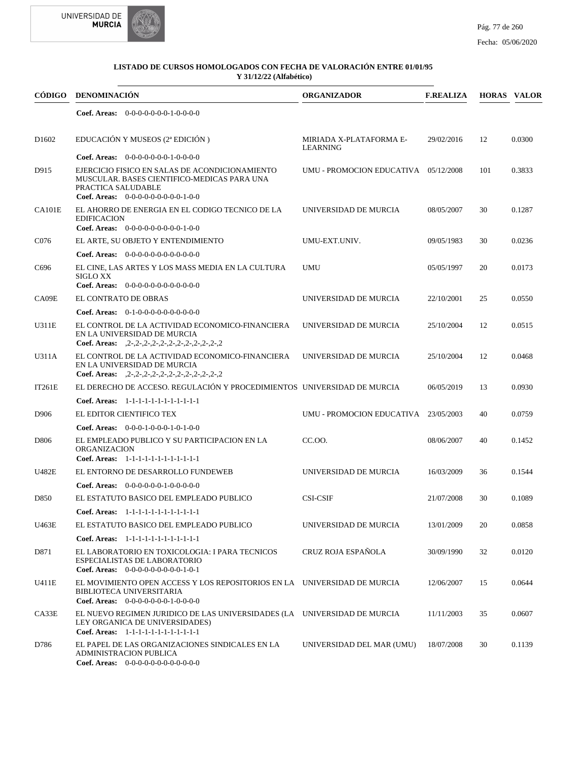**LISTADO DE CURSOS HOMOLOGADOS CON FECHA DE VALORACIÓN ENTRE 01/01/95 Y 31/12/22 (Alfabético)**

| CÓDIGO | DENOMINACIÓN | ORGANIZADOR | F.REALIZA | HORAS | VALOR |
|---|---|---|---|---|---|
| | **Coef. Areas:** 0-0-0-0-0-0-0-1-0-0-0-0 | | | | |
| D1602 | EDUCACIÓN Y MUSEOS (2ª EDICIÓN ) | MIRIADA X-PLATAFORMA E-LEARNING | 29/02/2016 | 12 | 0.0300 |
| | **Coef. Areas:** 0-0-0-0-0-0-0-1-0-0-0-0 | | | | |
| D915 | EJERCICIO FISICO EN SALAS DE ACONDICIONAMIENTO MUSCULAR. BASES CIENTIFICO-MEDICAS PARA UNA PRACTICA SALUDABLE | UMU - PROMOCION EDUCATIVA | 05/12/2008 | 101 | 0.3833 |
| | **Coef. Areas:** 0-0-0-0-0-0-0-0-0-1-0-0 | | | | |
| CA101E | EL AHORRO DE ENERGIA EN EL CODIGO TECNICO DE LA EDIFICACION | UNIVERSIDAD DE MURCIA | 08/05/2007 | 30 | 0.1287 |
| | **Coef. Areas:** 0-0-0-0-0-0-0-0-0-1-0-0 | | | | |
| C076 | EL ARTE, SU OBJETO Y ENTENDIMIENTO | UMU-EXT.UNIV. | 09/05/1983 | 30 | 0.0236 |
| | **Coef. Areas:** 0-0-0-0-0-0-0-0-0-0-0-0 | | | | |
| C696 | EL CINE, LAS ARTES Y LOS MASS MEDIA EN LA CULTURA SIGLO XX | UMU | 05/05/1997 | 20 | 0.0173 |
| | **Coef. Areas:** 0-0-0-0-0-0-0-0-0-0-0-0 | | | | |
| CA09E | EL CONTRATO DE OBRAS | UNIVERSIDAD DE MURCIA | 22/10/2001 | 25 | 0.0550 |
| | **Coef. Areas:** 0-1-0-0-0-0-0-0-0-0-0-0 | | | | |
| U311E | EL CONTROL DE LA ACTIVIDAD ECONOMICO-FINANCIERA EN LA UNIVERSIDAD DE MURCIA | UNIVERSIDAD DE MURCIA | 25/10/2004 | 12 | 0.0515 |
| | **Coef. Areas:** ,2-,2-,2-,2-,2-,2-,2-,2-,2-,2-,2-,2 | | | | |
| U311A | EL CONTROL DE LA ACTIVIDAD ECONOMICO-FINANCIERA EN LA UNIVERSIDAD DE MURCIA | UNIVERSIDAD DE MURCIA | 25/10/2004 | 12 | 0.0468 |
| | **Coef. Areas:** ,2-,2-,2-,2-,2-,2-,2-,2-,2-,2-,2-,2 | | | | |
| IT261E | EL DERECHO DE ACCESO. REGULACIÓN Y PROCEDIMIENTOS | UNIVERSIDAD DE MURCIA | 06/05/2019 | 13 | 0.0930 |
| | **Coef. Areas:** 1-1-1-1-1-1-1-1-1-1-1-1 | | | | |
| D906 | EL EDITOR CIENTIFICO TEX | UMU - PROMOCION EDUCATIVA | 23/05/2003 | 40 | 0.0759 |
| | **Coef. Areas:** 0-0-0-1-0-0-0-1-0-1-0-0 | | | | |
| D806 | EL EMPLEADO PUBLICO Y SU PARTICIPACION EN LA ORGANIZACION | CC.OO. | 08/06/2007 | 40 | 0.1452 |
| | **Coef. Areas:** 1-1-1-1-1-1-1-1-1-1-1-1 | | | | |
| U482E | EL ENTORNO DE DESARROLLO FUNDEWEB | UNIVERSIDAD DE MURCIA | 16/03/2009 | 36 | 0.1544 |
| | **Coef. Areas:** 0-0-0-0-0-0-1-0-0-0-0-0 | | | | |
| D850 | EL ESTATUTO BASICO DEL EMPLEADO PUBLICO | CSI-CSIF | 21/07/2008 | 30 | 0.1089 |
| | **Coef. Areas:** 1-1-1-1-1-1-1-1-1-1-1-1 | | | | |
| U463E | EL ESTATUTO BASICO DEL EMPLEADO PUBLICO | UNIVERSIDAD DE MURCIA | 13/01/2009 | 20 | 0.0858 |
| | **Coef. Areas:** 1-1-1-1-1-1-1-1-1-1-1-1 | | | | |
| D871 | EL LABORATORIO EN TOXICOLOGIA: I PARA TECNICOS ESPECIALISTAS DE LABORATORIO | CRUZ ROJA ESPAÑOLA | 30/09/1990 | 32 | 0.0120 |
| | **Coef. Areas:** 0-0-0-0-0-0-0-0-0-1-0-1 | | | | |
| U411E | EL MOVIMIENTO OPEN ACCESS Y LOS REPOSITORIOS EN LA BIBLIOTECA UNIVERSITARIA | UNIVERSIDAD DE MURCIA | 12/06/2007 | 15 | 0.0644 |
| | **Coef. Areas:** 0-0-0-0-0-0-0-1-0-0-0-0 | | | | |
| CA33E | EL NUEVO REGIMEN JURIDICO DE LAS UNIVERSIDADES (LA LEY ORGANICA DE UNIVERSIDADES) | UNIVERSIDAD DE MURCIA | 11/11/2003 | 35 | 0.0607 |
| | **Coef. Areas:** 1-1-1-1-1-1-1-1-1-1-1-1 | | | | |
| D786 | EL PAPEL DE LAS ORGANIZACIONES SINDICALES EN LA ADMINISTRACION PUBLICA | UNIVERSIDAD DEL MAR (UMU) | 18/07/2008 | 30 | 0.1139 |
| | **Coef. Areas:** 0-0-0-0-0-0-0-0-0-0-0-0 | | | | |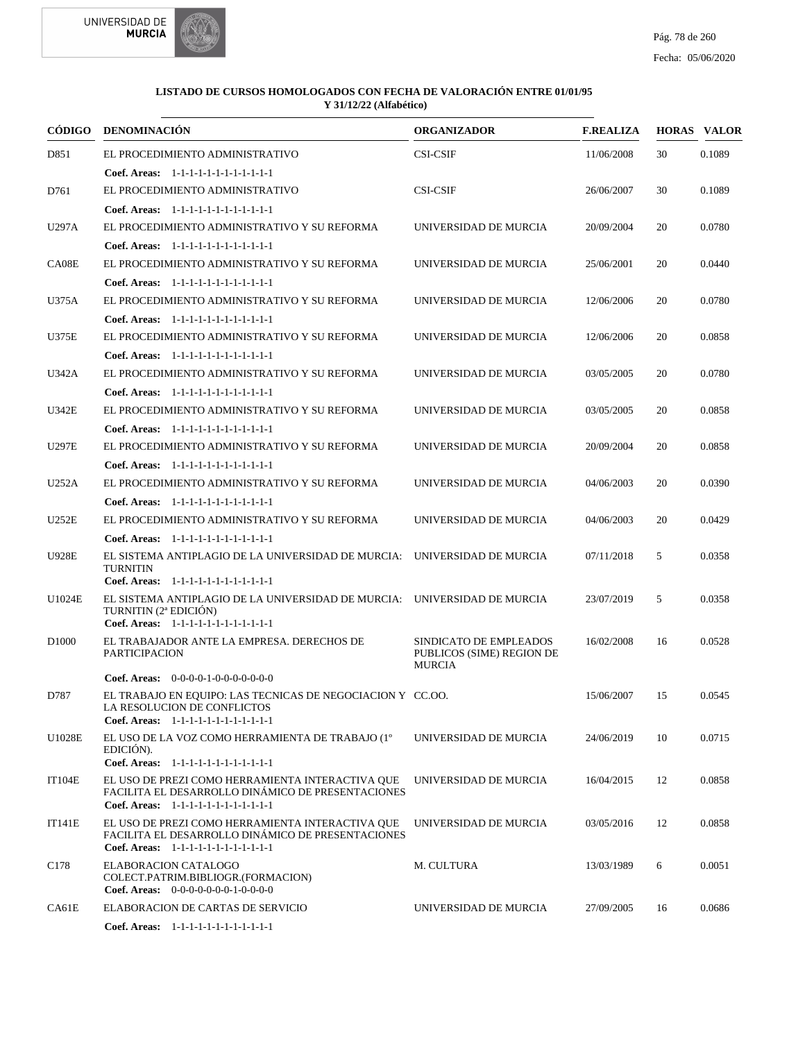**LISTADO DE CURSOS HOMOLOGADOS CON FECHA DE VALORACIÓN ENTRE 01/01/95 Y 31/12/22 (Alfabético)**

| CÓDIGO | DENOMINACIÓN | ORGANIZADOR | F.REALIZA | HORAS | VALOR |
|---|---|---|---|---|---|
| D851 | EL PROCEDIMIENTO ADMINISTRATIVO<br>**Coef. Areas:** 1-1-1-1-1-1-1-1-1-1-1-1 | CSI-CSIF | 11/06/2008 | 30 | 0.1089 |
| D761 | EL PROCEDIMIENTO ADMINISTRATIVO<br>**Coef. Areas:** 1-1-1-1-1-1-1-1-1-1-1-1 | CSI-CSIF | 26/06/2007 | 30 | 0.1089 |
| U297A | EL PROCEDIMIENTO ADMINISTRATIVO Y SU REFORMA<br>**Coef. Areas:** 1-1-1-1-1-1-1-1-1-1-1-1 | UNIVERSIDAD DE MURCIA | 20/09/2004 | 20 | 0.0780 |
| CA08E | EL PROCEDIMIENTO ADMINISTRATIVO Y SU REFORMA<br>**Coef. Areas:** 1-1-1-1-1-1-1-1-1-1-1-1 | UNIVERSIDAD DE MURCIA | 25/06/2001 | 20 | 0.0440 |
| U375A | EL PROCEDIMIENTO ADMINISTRATIVO Y SU REFORMA<br>**Coef. Areas:** 1-1-1-1-1-1-1-1-1-1-1-1 | UNIVERSIDAD DE MURCIA | 12/06/2006 | 20 | 0.0780 |
| U375E | EL PROCEDIMIENTO ADMINISTRATIVO Y SU REFORMA<br>**Coef. Areas:** 1-1-1-1-1-1-1-1-1-1-1-1 | UNIVERSIDAD DE MURCIA | 12/06/2006 | 20 | 0.0858 |
| U342A | EL PROCEDIMIENTO ADMINISTRATIVO Y SU REFORMA<br>**Coef. Areas:** 1-1-1-1-1-1-1-1-1-1-1-1 | UNIVERSIDAD DE MURCIA | 03/05/2005 | 20 | 0.0780 |
| U342E | EL PROCEDIMIENTO ADMINISTRATIVO Y SU REFORMA<br>**Coef. Areas:** 1-1-1-1-1-1-1-1-1-1-1-1 | UNIVERSIDAD DE MURCIA | 03/05/2005 | 20 | 0.0858 |
| U297E | EL PROCEDIMIENTO ADMINISTRATIVO Y SU REFORMA<br>**Coef. Areas:** 1-1-1-1-1-1-1-1-1-1-1-1 | UNIVERSIDAD DE MURCIA | 20/09/2004 | 20 | 0.0858 |
| U252A | EL PROCEDIMIENTO ADMINISTRATIVO Y SU REFORMA<br>**Coef. Areas:** 1-1-1-1-1-1-1-1-1-1-1-1 | UNIVERSIDAD DE MURCIA | 04/06/2003 | 20 | 0.0390 |
| U252E | EL PROCEDIMIENTO ADMINISTRATIVO Y SU REFORMA<br>**Coef. Areas:** 1-1-1-1-1-1-1-1-1-1-1-1 | UNIVERSIDAD DE MURCIA | 04/06/2003 | 20 | 0.0429 |
| U928E | EL SISTEMA ANTIPLAGIO DE LA UNIVERSIDAD DE MURCIA: TURNITIN<br>**Coef. Areas:** 1-1-1-1-1-1-1-1-1-1-1-1 | UNIVERSIDAD DE MURCIA | 07/11/2018 | 5 | 0.0358 |
| U1024E | EL SISTEMA ANTIPLAGIO DE LA UNIVERSIDAD DE MURCIA: TURNITIN (2ª EDICIÓN)<br>**Coef. Areas:** 1-1-1-1-1-1-1-1-1-1-1-1 | UNIVERSIDAD DE MURCIA | 23/07/2019 | 5 | 0.0358 |
| D1000 | EL TRABAJADOR ANTE LA EMPRESA. DERECHOS DE PARTICIPACION<br>**Coef. Areas:** 0-0-0-0-1-0-0-0-0-0-0-0 | SINDICATO DE EMPLEADOS PUBLICOS (SIME) REGION DE MURCIA | 16/02/2008 | 16 | 0.0528 |
| D787 | EL TRABAJO EN EQUIPO: LAS TECNICAS DE NEGOCIACION Y LA RESOLUCION DE CONFLICTOS<br>**Coef. Areas:** 1-1-1-1-1-1-1-1-1-1-1-1 | CC.OO. | 15/06/2007 | 15 | 0.0545 |
| U1028E | EL USO DE LA VOZ COMO HERRAMIENTA DE TRABAJO (1° EDICIÓN).<br>**Coef. Areas:** 1-1-1-1-1-1-1-1-1-1-1-1 | UNIVERSIDAD DE MURCIA | 24/06/2019 | 10 | 0.0715 |
| IT104E | EL USO DE PREZI COMO HERRAMIENTA INTERACTIVA QUE FACILITA EL DESARROLLO DINÁMICO DE PRESENTACIONES<br>**Coef. Areas:** 1-1-1-1-1-1-1-1-1-1-1-1 | UNIVERSIDAD DE MURCIA | 16/04/2015 | 12 | 0.0858 |
| IT141E | EL USO DE PREZI COMO HERRAMIENTA INTERACTIVA QUE FACILITA EL DESARROLLO DINÁMICO DE PRESENTACIONES<br>**Coef. Areas:** 1-1-1-1-1-1-1-1-1-1-1-1 | UNIVERSIDAD DE MURCIA | 03/05/2016 | 12 | 0.0858 |
| C178 | ELABORACION CATALOGO COLECT.PATRIM.BIBLIOGR.(FORMACION)<br>**Coef. Areas:** 0-0-0-0-0-0-0-1-0-0-0-0 | M. CULTURA | 13/03/1989 | 6 | 0.0051 |
| CA61E | ELABORACION DE CARTAS DE SERVICIO<br>**Coef. Areas:** 1-1-1-1-1-1-1-1-1-1-1-1 | UNIVERSIDAD DE MURCIA | 27/09/2005 | 16 | 0.0686 |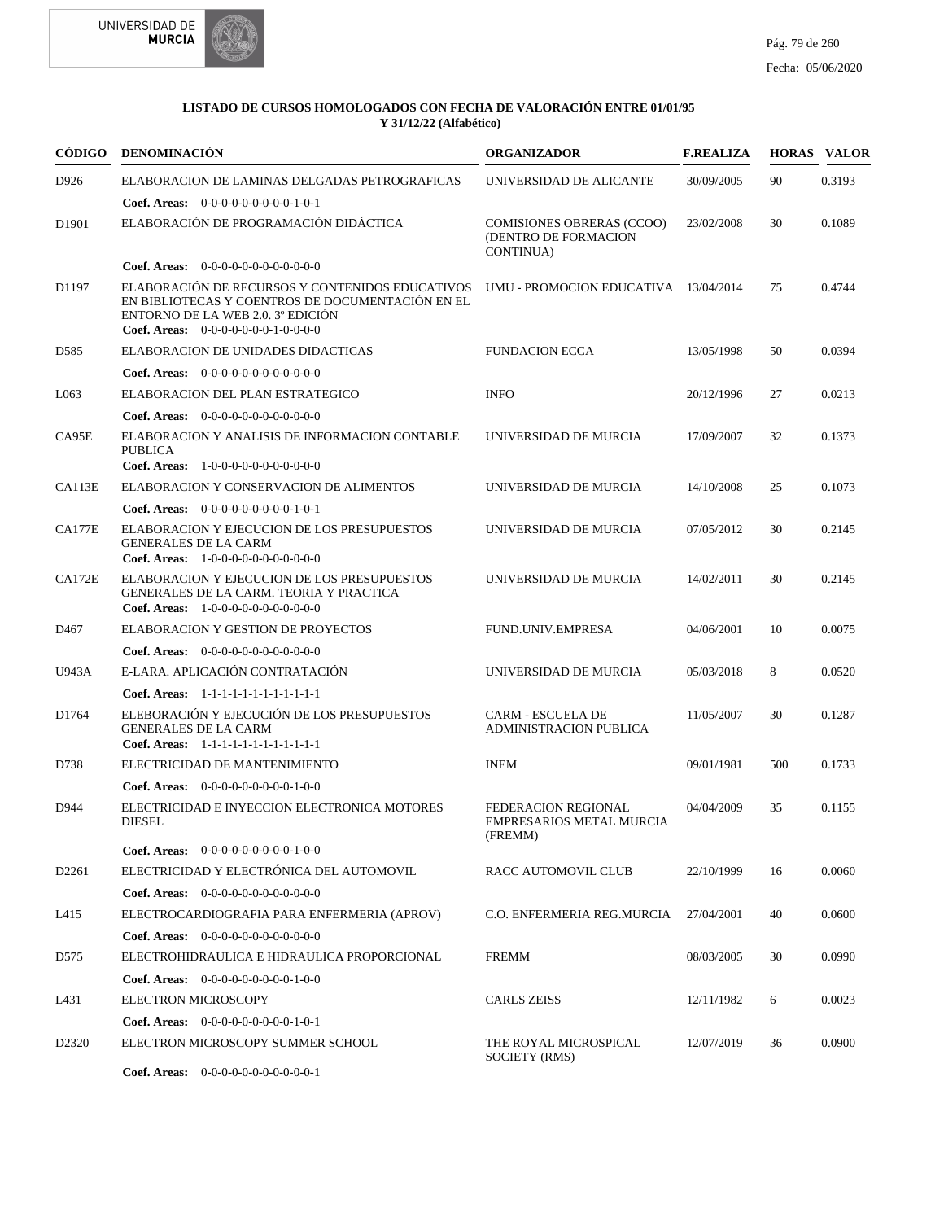**LISTADO DE CURSOS HOMOLOGADOS CON FECHA DE VALORACIÓN ENTRE 01/01/95 Y 31/12/22 (Alfabético)**

| CÓDIGO | DENOMINACIÓN | ORGANIZADOR | F.REALIZA | HORAS | VALOR |
|---|---|---|---|---|---|
| D926 | ELABORACION DE LAMINAS DELGADAS PETROGRAFICAS<br>**Coef. Areas:** 0-0-0-0-0-0-0-0-0-1-0-1 | UNIVERSIDAD DE ALICANTE | 30/09/2005 | 90 | 0.3193 |
| D1901 | ELABORACIÓN DE PROGRAMACIÓN DIDÁCTICA<br>**Coef. Areas:** 0-0-0-0-0-0-0-0-0-0-0-0 | COMISIONES OBRERAS (CCOO) (DENTRO DE FORMACION CONTINUA) | 23/02/2008 | 30 | 0.1089 |
| D1197 | ELABORACIÓN DE RECURSOS Y CONTENIDOS EDUCATIVOS EN BIBLIOTECAS Y COENTROS DE DOCUMENTACIÓN EN EL ENTORNO DE LA WEB 2.0. 3º EDICIÓN<br>**Coef. Areas:** 0-0-0-0-0-0-0-1-0-0-0-0 | UMU - PROMOCION EDUCATIVA | 13/04/2014 | 75 | 0.4744 |
| D585 | ELABORACION DE UNIDADES DIDACTICAS<br>**Coef. Areas:** 0-0-0-0-0-0-0-0-0-0-0-0 | FUNDACION ECCA | 13/05/1998 | 50 | 0.0394 |
| L063 | ELABORACION DEL PLAN ESTRATEGICO<br>**Coef. Areas:** 0-0-0-0-0-0-0-0-0-0-0-0 | INFO | 20/12/1996 | 27 | 0.0213 |
| CA95E | ELABORACION Y ANALISIS DE INFORMACION CONTABLE PUBLICA<br>**Coef. Areas:** 1-0-0-0-0-0-0-0-0-0-0-0 | UNIVERSIDAD DE MURCIA | 17/09/2007 | 32 | 0.1373 |
| CA113E | ELABORACION Y CONSERVACION DE ALIMENTOS<br>**Coef. Areas:** 0-0-0-0-0-0-0-0-0-1-0-1 | UNIVERSIDAD DE MURCIA | 14/10/2008 | 25 | 0.1073 |
| CA177E | ELABORACION Y EJECUCION DE LOS PRESUPUESTOS GENERALES DE LA CARM<br>**Coef. Areas:** 1-0-0-0-0-0-0-0-0-0-0-0 | UNIVERSIDAD DE MURCIA | 07/05/2012 | 30 | 0.2145 |
| CA172E | ELABORACION Y EJECUCION DE LOS PRESUPUESTOS GENERALES DE LA CARM. TEORIA Y PRACTICA<br>**Coef. Areas:** 1-0-0-0-0-0-0-0-0-0-0-0 | UNIVERSIDAD DE MURCIA | 14/02/2011 | 30 | 0.2145 |
| D467 | ELABORACION Y GESTION DE PROYECTOS<br>**Coef. Areas:** 0-0-0-0-0-0-0-0-0-0-0-0 | FUND.UNIV.EMPRESA | 04/06/2001 | 10 | 0.0075 |
| U943A | E-LARA. APLICACIÓN CONTRATACIÓN<br>**Coef. Areas:** 1-1-1-1-1-1-1-1-1-1-1-1 | UNIVERSIDAD DE MURCIA | 05/03/2018 | 8 | 0.0520 |
| D1764 | ELEBORACIÓN Y EJECUCIÓN DE LOS PRESUPUESTOS GENERALES DE LA CARM<br>**Coef. Areas:** 1-1-1-1-1-1-1-1-1-1-1-1 | CARM - ESCUELA DE ADMINISTRACION PUBLICA | 11/05/2007 | 30 | 0.1287 |
| D738 | ELECTRICIDAD DE MANTENIMIENTO<br>**Coef. Areas:** 0-0-0-0-0-0-0-0-0-1-0-0 | INEM | 09/01/1981 | 500 | 0.1733 |
| D944 | ELECTRICIDAD E INYECCION ELECTRONICA MOTORES DIESEL<br>**Coef. Areas:** 0-0-0-0-0-0-0-0-0-1-0-0 | FEDERACION REGIONAL EMPRESARIOS METAL MURCIA (FREMM) | 04/04/2009 | 35 | 0.1155 |
| D2261 | ELECTRICIDAD Y ELECTRÓNICA DEL AUTOMOVIL<br>**Coef. Areas:** 0-0-0-0-0-0-0-0-0-0-0-0 | RACC AUTOMOVIL CLUB | 22/10/1999 | 16 | 0.0060 |
| L415 | ELECTROCARDIOGRAFIA PARA ENFERMERIA (APROV)<br>**Coef. Areas:** 0-0-0-0-0-0-0-0-0-0-0-0 | C.O. ENFERMERIA REG.MURCIA | 27/04/2001 | 40 | 0.0600 |
| D575 | ELECTROHIDRAULICA E HIDRAULICA PROPORCIONAL<br>**Coef. Areas:** 0-0-0-0-0-0-0-0-0-1-0-0 | FREMM | 08/03/2005 | 30 | 0.0990 |
| L431 | ELECTRON MICROSCOPY<br>**Coef. Areas:** 0-0-0-0-0-0-0-0-0-1-0-1 | CARLS ZEISS | 12/11/1982 | 6 | 0.0023 |
| D2320 | ELECTRON MICROSCOPY SUMMER SCHOOL<br>**Coef. Areas:** 0-0-0-0-0-0-0-0-0-0-0-1 | THE ROYAL MICROSPICAL SOCIETY (RMS) | 12/07/2019 | 36 | 0.0900 |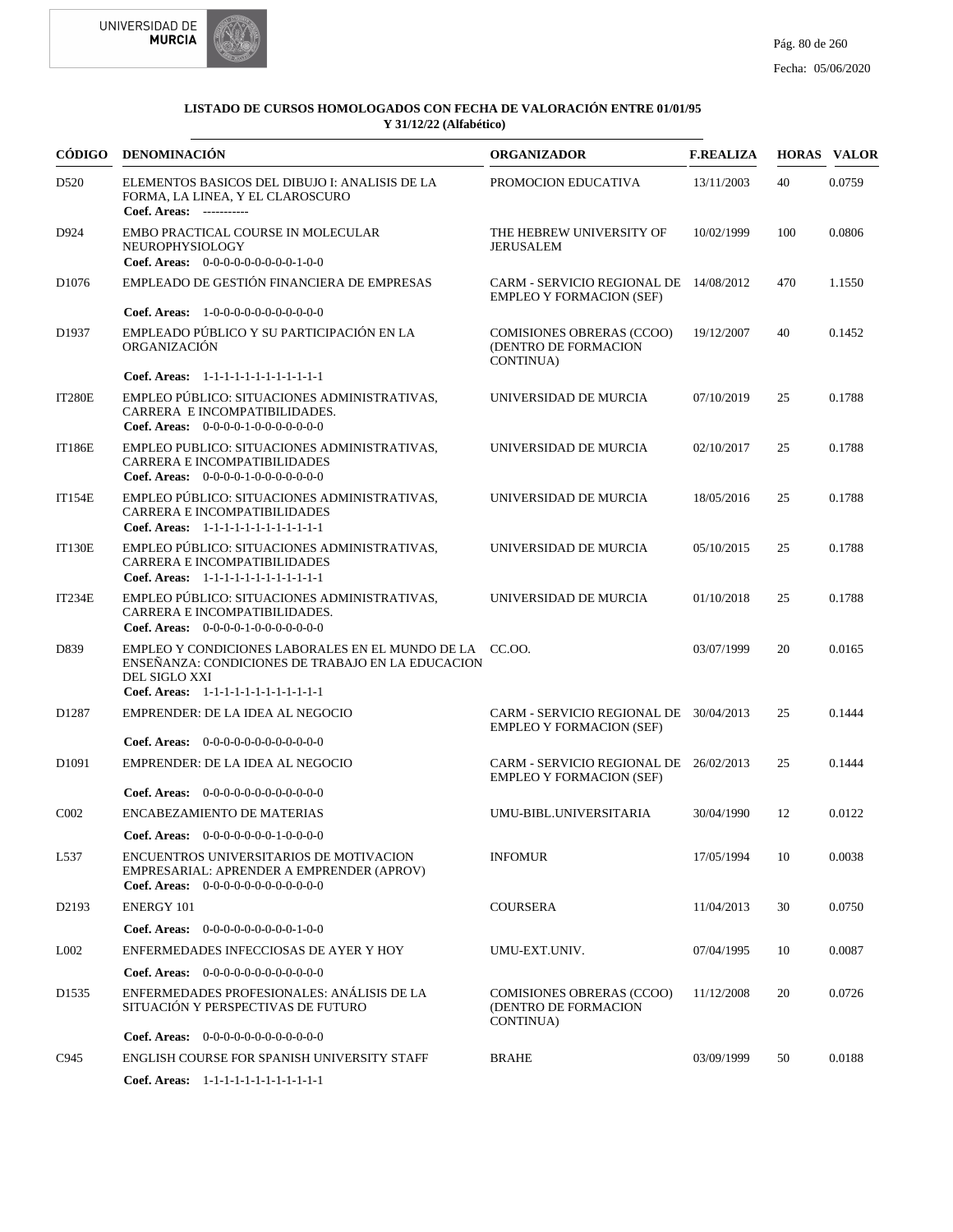**LISTADO DE CURSOS HOMOLOGADOS CON FECHA DE VALORACIÓN ENTRE 01/01/95 Y 31/12/22 (Alfabético)**

| CÓDIGO | DENOMINACIÓN | ORGANIZADOR | F.REALIZA | HORAS | VALOR |
|---|---|---|---|---|---|
| D520 | ELEMENTOS BASICOS DEL DIBUJO I: ANALISIS DE LA FORMA, LA LINEA, Y EL CLAROSCURO<br>**Coef. Areas:** ----------- | PROMOCION EDUCATIVA | 13/11/2003 | 40 | 0.0759 |
| D924 | EMBO PRACTICAL COURSE IN MOLECULAR NEUROPHYSIOLOGY<br>**Coef. Areas:** 0-0-0-0-0-0-0-0-0-1-0-0 | THE HEBREW UNIVERSITY OF JERUSALEM | 10/02/1999 | 100 | 0.0806 |
| D1076 | EMPLEADO DE GESTIÓN FINANCIERA DE EMPRESAS<br>**Coef. Areas:** 1-0-0-0-0-0-0-0-0-0-0-0 | CARM - SERVICIO REGIONAL DE EMPLEO Y FORMACION (SEF) | 14/08/2012 | 470 | 1.1550 |
| D1937 | EMPLEADO PÚBLICO Y SU PARTICIPACIÓN EN LA ORGANIZACIÓN<br>**Coef. Areas:** 1-1-1-1-1-1-1-1-1-1-1-1 | COMISIONES OBRERAS (CCOO) (DENTRO DE FORMACION CONTINUA) | 19/12/2007 | 40 | 0.1452 |
| IT280E | EMPLEO PÚBLICO: SITUACIONES ADMINISTRATIVAS, CARRERA E INCOMPATIBILIDADES.<br>**Coef. Areas:** 0-0-0-0-1-0-0-0-0-0-0-0 | UNIVERSIDAD DE MURCIA | 07/10/2019 | 25 | 0.1788 |
| IT186E | EMPLEO PUBLICO: SITUACIONES ADMINISTRATIVAS, CARRERA E INCOMPATIBILIDADES<br>**Coef. Areas:** 0-0-0-0-1-0-0-0-0-0-0-0 | UNIVERSIDAD DE MURCIA | 02/10/2017 | 25 | 0.1788 |
| IT154E | EMPLEO PÚBLICO: SITUACIONES ADMINISTRATIVAS, CARRERA E INCOMPATIBILIDADES<br>**Coef. Areas:** 1-1-1-1-1-1-1-1-1-1-1-1 | UNIVERSIDAD DE MURCIA | 18/05/2016 | 25 | 0.1788 |
| IT130E | EMPLEO PÚBLICO: SITUACIONES ADMINISTRATIVAS, CARRERA E INCOMPATIBILIDADES<br>**Coef. Areas:** 1-1-1-1-1-1-1-1-1-1-1-1 | UNIVERSIDAD DE MURCIA | 05/10/2015 | 25 | 0.1788 |
| IT234E | EMPLEO PÚBLICO: SITUACIONES ADMINISTRATIVAS, CARRERA E INCOMPATIBILIDADES.<br>**Coef. Areas:** 0-0-0-0-1-0-0-0-0-0-0-0 | UNIVERSIDAD DE MURCIA | 01/10/2018 | 25 | 0.1788 |
| D839 | EMPLEO Y CONDICIONES LABORALES EN EL MUNDO DE LA ENSEÑANZA: CONDICIONES DE TRABAJO EN LA EDUCACION DEL SIGLO XXI<br>**Coef. Areas:** 1-1-1-1-1-1-1-1-1-1-1-1 | CC.OO. | 03/07/1999 | 20 | 0.0165 |
| D1287 | EMPRENDER: DE LA IDEA AL NEGOCIO<br>**Coef. Areas:** 0-0-0-0-0-0-0-0-0-0-0-0 | CARM - SERVICIO REGIONAL DE EMPLEO Y FORMACION (SEF) | 30/04/2013 | 25 | 0.1444 |
| D1091 | EMPRENDER: DE LA IDEA AL NEGOCIO<br>**Coef. Areas:** 0-0-0-0-0-0-0-0-0-0-0-0 | CARM - SERVICIO REGIONAL DE EMPLEO Y FORMACION (SEF) | 26/02/2013 | 25 | 0.1444 |
| C002 | ENCABEZAMIENTO DE MATERIAS<br>**Coef. Areas:** 0-0-0-0-0-0-0-1-0-0-0-0 | UMU-BIBL.UNIVERSITARIA | 30/04/1990 | 12 | 0.0122 |
| L537 | ENCUENTROS UNIVERSITARIOS DE MOTIVACION EMPRESARIAL: APRENDER A EMPRENDER (APROV)<br>**Coef. Areas:** 0-0-0-0-0-0-0-0-0-0-0-0 | INFOMUR | 17/05/1994 | 10 | 0.0038 |
| D2193 | ENERGY 101<br>**Coef. Areas:** 0-0-0-0-0-0-0-0-0-1-0-0 | COURSERA | 11/04/2013 | 30 | 0.0750 |
| L002 | ENFERMEDADES INFECCIOSAS DE AYER Y HOY<br>**Coef. Areas:** 0-0-0-0-0-0-0-0-0-0-0-0 | UMU-EXT.UNIV. | 07/04/1995 | 10 | 0.0087 |
| D1535 | ENFERMEDADES PROFESIONALES: ANÁLISIS DE LA SITUACIÓN Y PERSPECTIVAS DE FUTURO<br>**Coef. Areas:** 0-0-0-0-0-0-0-0-0-0-0-0 | COMISIONES OBRERAS (CCOO) (DENTRO DE FORMACION CONTINUA) | 11/12/2008 | 20 | 0.0726 |
| C945 | ENGLISH COURSE FOR SPANISH UNIVERSITY STAFF<br>**Coef. Areas:** 1-1-1-1-1-1-1-1-1-1-1-1 | BRAHE | 03/09/1999 | 50 | 0.0188 |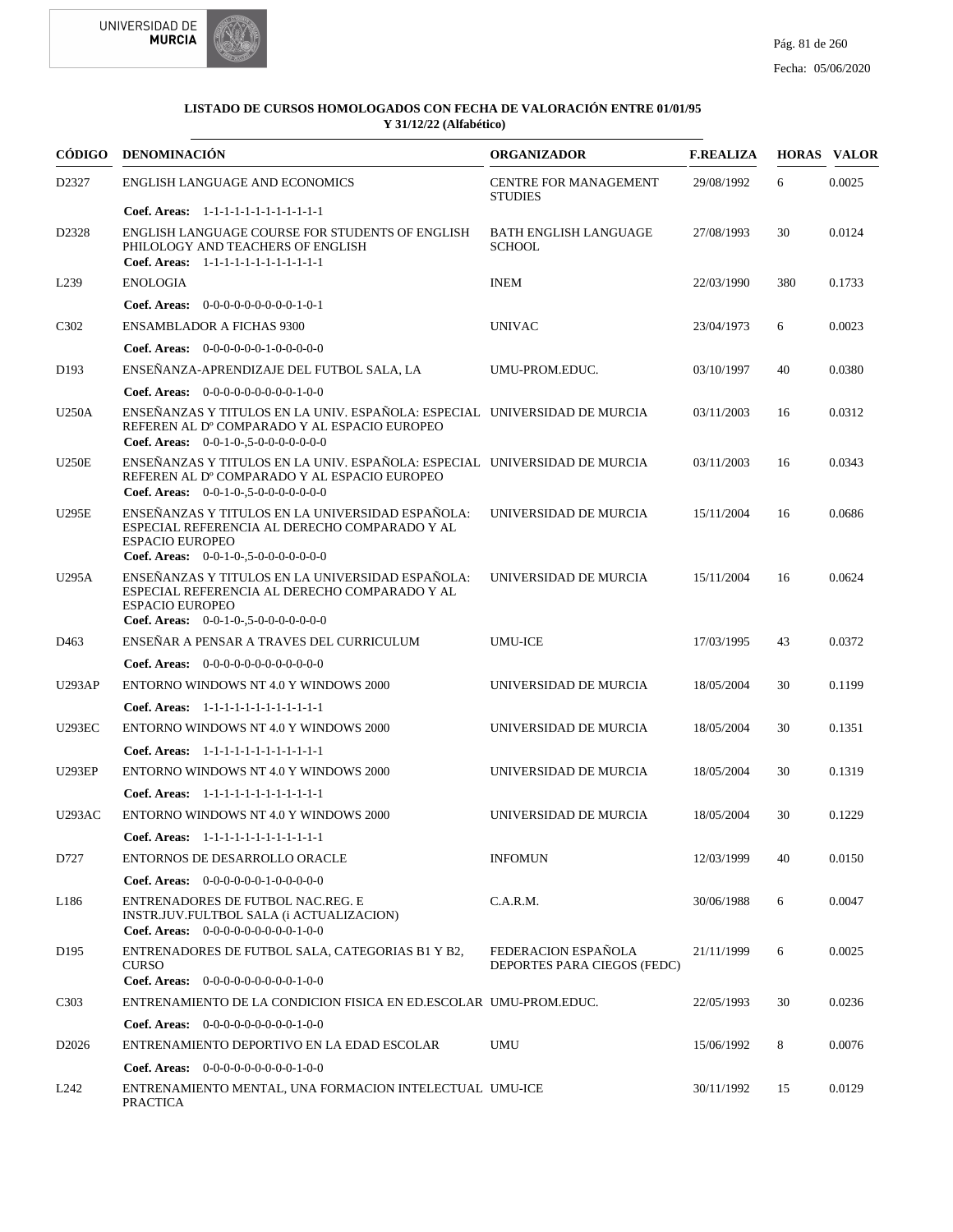**LISTADO DE CURSOS HOMOLOGADOS CON FECHA DE VALORACIÓN ENTRE 01/01/95 Y 31/12/22 (Alfabético)**

| CÓDIGO | DENOMINACIÓN | ORGANIZADOR | F.REALIZA | HORAS | VALOR |
|---|---|---|---|---|---|
| D2327 | ENGLISH LANGUAGE AND ECONOMICS<br>**Coef. Areas:** 1-1-1-1-1-1-1-1-1-1-1-1 | CENTRE FOR MANAGEMENT STUDIES | 29/08/1992 | 6 | 0.0025 |
| D2328 | ENGLISH LANGUAGE COURSE FOR STUDENTS OF ENGLISH PHILOLOGY AND TEACHERS OF ENGLISH<br>**Coef. Areas:** 1-1-1-1-1-1-1-1-1-1-1-1 | BATH ENGLISH LANGUAGE SCHOOL | 27/08/1993 | 30 | 0.0124 |
| L239 | ENOLOGIA<br>**Coef. Areas:** 0-0-0-0-0-0-0-0-0-1-0-1 | INEM | 22/03/1990 | 380 | 0.1733 |
| C302 | ENSAMBLADOR A FICHAS 9300<br>**Coef. Areas:** 0-0-0-0-0-0-1-0-0-0-0-0 | UNIVAC | 23/04/1973 | 6 | 0.0023 |
| D193 | ENSEÑANZA-APRENDIZAJE DEL FUTBOL SALA, LA<br>**Coef. Areas:** 0-0-0-0-0-0-0-0-0-1-0-0 | UMU-PROM.EDUC. | 03/10/1997 | 40 | 0.0380 |
| U250A | ENSEÑANZAS Y TITULOS EN LA UNIV. ESPAÑOLA: ESPECIAL REFEREN AL Dº COMPARADO Y AL ESPACIO EUROPEO<br>**Coef. Areas:** 0-0-1-0-,5-0-0-0-0-0-0-0 | UNIVERSIDAD DE MURCIA | 03/11/2003 | 16 | 0.0312 |
| U250E | ENSEÑANZAS Y TITULOS EN LA UNIV. ESPAÑOLA: ESPECIAL REFEREN AL Dº COMPARADO Y AL ESPACIO EUROPEO<br>**Coef. Areas:** 0-0-1-0-,5-0-0-0-0-0-0-0 | UNIVERSIDAD DE MURCIA | 03/11/2003 | 16 | 0.0343 |
| U295E | ENSEÑANZAS Y TITULOS EN LA UNIVERSIDAD ESPAÑOLA: ESPECIAL REFERENCIA AL DERECHO COMPARADO Y AL ESPACIO EUROPEO<br>**Coef. Areas:** 0-0-1-0-,5-0-0-0-0-0-0-0 | UNIVERSIDAD DE MURCIA | 15/11/2004 | 16 | 0.0686 |
| U295A | ENSEÑANZAS Y TITULOS EN LA UNIVERSIDAD ESPAÑOLA: ESPECIAL REFERENCIA AL DERECHO COMPARADO Y AL ESPACIO EUROPEO<br>**Coef. Areas:** 0-0-1-0-,5-0-0-0-0-0-0-0 | UNIVERSIDAD DE MURCIA | 15/11/2004 | 16 | 0.0624 |
| D463 | ENSEÑAR A PENSAR A TRAVES DEL CURRICULUM<br>**Coef. Areas:** 0-0-0-0-0-0-0-0-0-0-0-0 | UMU-ICE | 17/03/1995 | 43 | 0.0372 |
| U293AP | ENTORNO WINDOWS NT 4.0 Y WINDOWS 2000<br>**Coef. Areas:** 1-1-1-1-1-1-1-1-1-1-1-1 | UNIVERSIDAD DE MURCIA | 18/05/2004 | 30 | 0.1199 |
| U293EC | ENTORNO WINDOWS NT 4.0 Y WINDOWS 2000<br>**Coef. Areas:** 1-1-1-1-1-1-1-1-1-1-1-1 | UNIVERSIDAD DE MURCIA | 18/05/2004 | 30 | 0.1351 |
| U293EP | ENTORNO WINDOWS NT 4.0 Y WINDOWS 2000<br>**Coef. Areas:** 1-1-1-1-1-1-1-1-1-1-1-1 | UNIVERSIDAD DE MURCIA | 18/05/2004 | 30 | 0.1319 |
| U293AC | ENTORNO WINDOWS NT 4.0 Y WINDOWS 2000<br>**Coef. Areas:** 1-1-1-1-1-1-1-1-1-1-1-1 | UNIVERSIDAD DE MURCIA | 18/05/2004 | 30 | 0.1229 |
| D727 | ENTORNOS DE DESARROLLO ORACLE<br>**Coef. Areas:** 0-0-0-0-0-0-1-0-0-0-0-0 | INFOMUN | 12/03/1999 | 40 | 0.0150 |
| L186 | ENTRENADORES DE FUTBOL NAC.REG. E INSTR.JUV.FULTBOL SALA (i ACTUALIZACION)<br>**Coef. Areas:** 0-0-0-0-0-0-0-0-0-1-0-0 | C.A.R.M. | 30/06/1988 | 6 | 0.0047 |
| D195 | ENTRENADORES DE FUTBOL SALA, CATEGORIAS B1 Y B2, CURSO<br>**Coef. Areas:** 0-0-0-0-0-0-0-0-0-1-0-0 | FEDERACION ESPAÑOLA DEPORTES PARA CIEGOS (FEDC) | 21/11/1999 | 6 | 0.0025 |
| C303 | ENTRENAMIENTO DE LA CONDICION FISICA EN ED.ESCOLAR<br>**Coef. Areas:** 0-0-0-0-0-0-0-0-0-1-0-0 | UMU-PROM.EDUC. | 22/05/1993 | 30 | 0.0236 |
| D2026 | ENTRENAMIENTO DEPORTIVO EN LA EDAD ESCOLAR<br>**Coef. Areas:** 0-0-0-0-0-0-0-0-0-1-0-0 | UMU | 15/06/1992 | 8 | 0.0076 |
| L242 | ENTRENAMIENTO MENTAL, UNA FORMACION INTELECTUAL PRACTICA | UMU-ICE | 30/11/1992 | 15 | 0.0129 |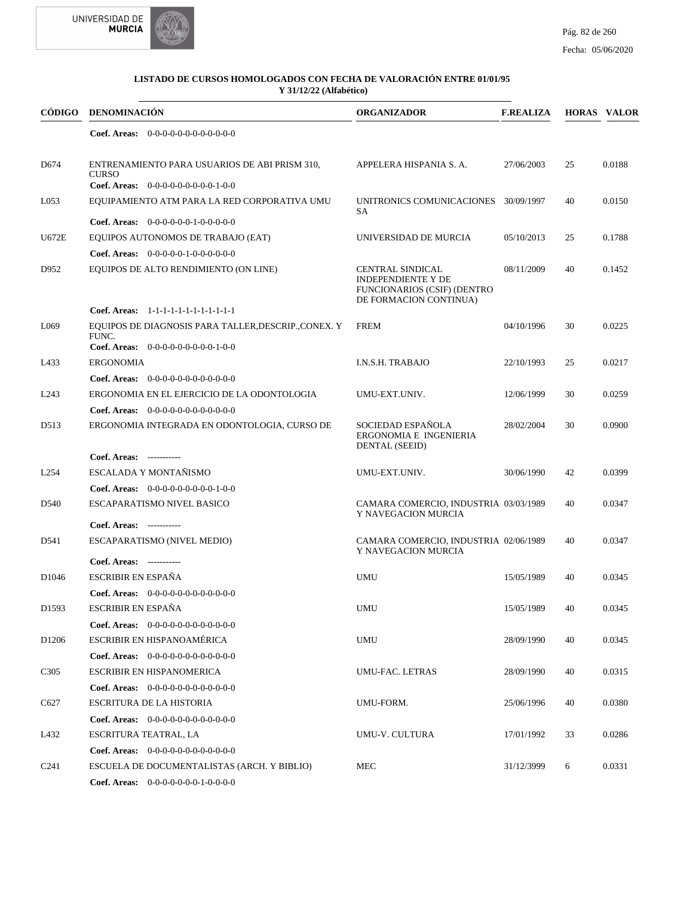**LISTADO DE CURSOS HOMOLOGADOS CON FECHA DE VALORACIÓN ENTRE 01/01/95 Y 31/12/22 (Alfabético)**

| CÓDIGO | DENOMINACIÓN | ORGANIZADOR | F.REALIZA | HORAS | VALOR |
|---|---|---|---|---|---|
| | Coef. Areas: 0-0-0-0-0-0-0-0-0-0-0 | | | | |
| D674 | ENTRENAMIENTO PARA USUARIOS DE ABI PRISM 310, CURSO<br>Coef. Areas: 0-0-0-0-0-0-0-0-0-1-0-0 | APPELERA HISPANIA S. A. | 27/06/2003 | 25 | 0.0188 |
| L053 | EQUIPAMIENTO ATM PARA LA RED CORPORATIVA UMU<br>Coef. Areas: 0-0-0-0-0-0-1-0-0-0-0-0 | UNITRONICS COMUNICACIONES SA | 30/09/1997 | 40 | 0.0150 |
| U672E | EQUIPOS AUTONOMOS DE TRABAJO (EAT)<br>Coef. Areas: 0-0-0-0-0-1-0-0-0-0-0-0 | UNIVERSIDAD DE MURCIA | 05/10/2013 | 25 | 0.1788 |
| D952 | EQUIPOS DE ALTO RENDIMIENTO (ON LINE)<br>Coef. Areas: 1-1-1-1-1-1-1-1-1-1-1-1 | CENTRAL SINDICAL INDEPENDIENTE Y DE FUNCIONARIOS (CSIF) (DENTRO DE FORMACION CONTINUA) | 08/11/2009 | 40 | 0.1452 |
| L069 | EQUIPOS DE DIAGNOSIS PARA TALLER,DESCRIP.,CONEX. Y FUNC.<br>Coef. Areas: 0-0-0-0-0-0-0-0-0-1-0-0 | FREM | 04/10/1996 | 30 | 0.0225 |
| L433 | ERGONOMIA<br>Coef. Areas: 0-0-0-0-0-0-0-0-0-0-0-0 | I.N.S.H. TRABAJO | 22/10/1993 | 25 | 0.0217 |
| L243 | ERGONOMIA EN EL EJERCICIO DE LA ODONTOLOGIA<br>Coef. Areas: 0-0-0-0-0-0-0-0-0-0-0-0 | UMU-EXT.UNIV. | 12/06/1999 | 30 | 0.0259 |
| D513 | ERGONOMIA INTEGRADA EN ODONTOLOGIA, CURSO DE<br>Coef. Areas: ----------- | SOCIEDAD ESPAÑOLA ERGONOMIA E INGENIERIA DENTAL (SEEID) | 28/02/2004 | 30 | 0.0900 |
| L254 | ESCALADA Y MONTAÑISMO<br>Coef. Areas: 0-0-0-0-0-0-0-0-0-1-0-0 | UMU-EXT.UNIV. | 30/06/1990 | 42 | 0.0399 |
| D540 | ESCAPARATISMO NIVEL BASICO<br>Coef. Areas: ----------- | CAMARA COMERCIO, INDUSTRIA Y NAVEGACION MURCIA | 03/03/1989 | 40 | 0.0347 |
| D541 | ESCAPARATISMO (NIVEL MEDIO)<br>Coef. Areas: ----------- | CAMARA COMERCIO, INDUSTRIA Y NAVEGACION MURCIA | 02/06/1989 | 40 | 0.0347 |
| D1046 | ESCRIBIR EN ESPAÑA<br>Coef. Areas: 0-0-0-0-0-0-0-0-0-0-0-0 | UMU | 15/05/1989 | 40 | 0.0345 |
| D1593 | ESCRIBIR EN ESPAÑA<br>Coef. Areas: 0-0-0-0-0-0-0-0-0-0-0-0 | UMU | 15/05/1989 | 40 | 0.0345 |
| D1206 | ESCRIBIR EN HISPANOAMÉRICA<br>Coef. Areas: 0-0-0-0-0-0-0-0-0-0-0-0 | UMU | 28/09/1990 | 40 | 0.0345 |
| C305 | ESCRIBIR EN HISPANOMERICA<br>Coef. Areas: 0-0-0-0-0-0-0-0-0-0-0-0 | UMU-FAC. LETRAS | 28/09/1990 | 40 | 0.0315 |
| C627 | ESCRITURA DE LA HISTORIA<br>Coef. Areas: 0-0-0-0-0-0-0-0-0-0-0-0 | UMU-FORM. | 25/06/1996 | 40 | 0.0380 |
| L432 | ESCRITURA TEATRAL, LA<br>Coef. Areas: 0-0-0-0-0-0-0-0-0-0-0-0 | UMU-V. CULTURA | 17/01/1992 | 33 | 0.0286 |
| C241 | ESCUELA DE DOCUMENTALISTAS (ARCH. Y BIBLIO)<br>Coef. Areas: 0-0-0-0-0-0-0-1-0-0-0-0 | MEC | 31/12/3999 | 6 | 0.0331 |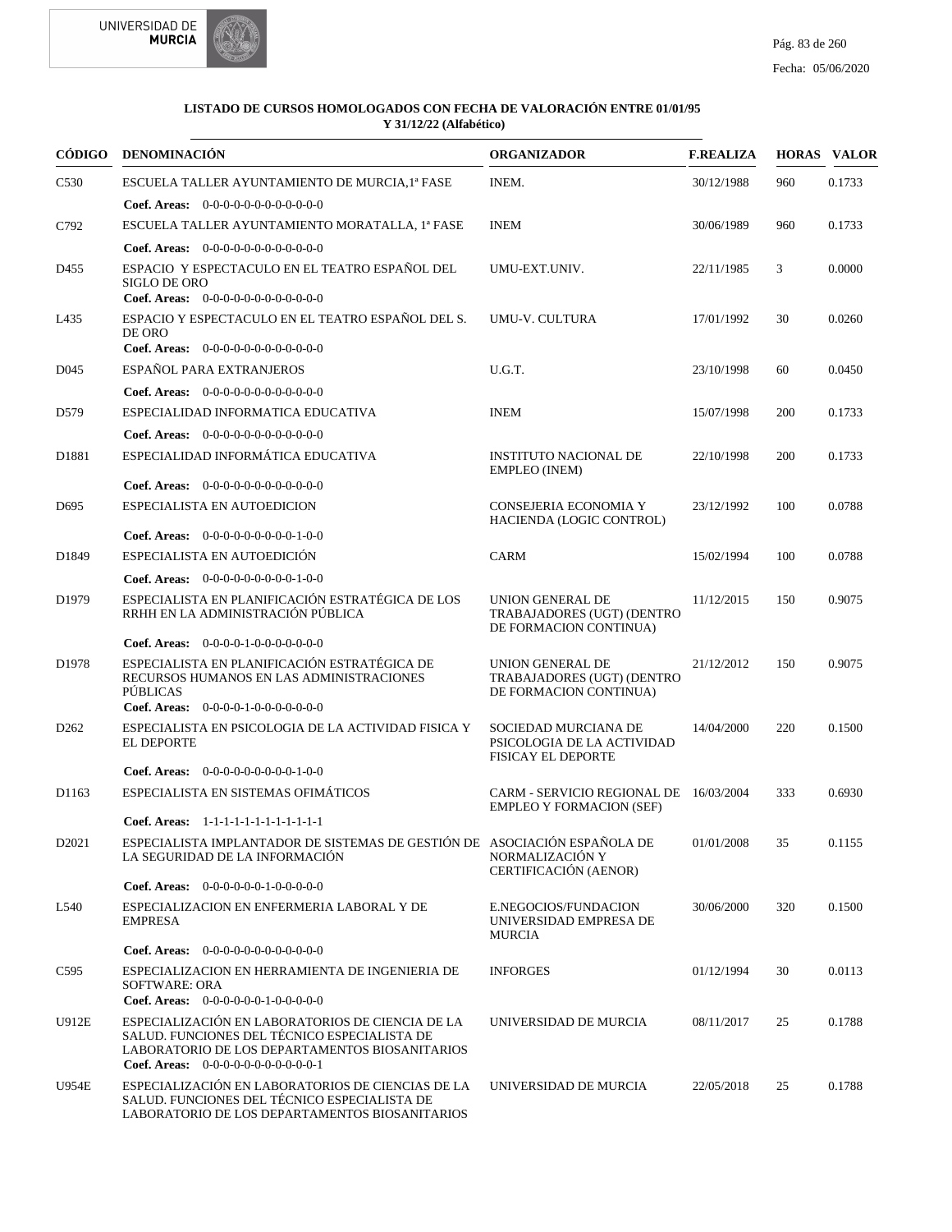**LISTADO DE CURSOS HOMOLOGADOS CON FECHA DE VALORACIÓN ENTRE 01/01/95 Y 31/12/22 (Alfabético)**

| CÓDIGO | DENOMINACIÓN | ORGANIZADOR | F.REALIZA | HORAS | VALOR |
|---|---|---|---|---|---|
| C530 | ESCUELA TALLER AYUNTAMIENTO DE MURCIA,1ª FASE | INEM. | 30/12/1988 | 960 | 0.1733 |
| | **Coef. Areas:** 0-0-0-0-0-0-0-0-0-0-0-0 | | | | |
| C792 | ESCUELA TALLER AYUNTAMIENTO MORATALLA, 1ª FASE | INEM | 30/06/1989 | 960 | 0.1733 |
| | **Coef. Areas:** 0-0-0-0-0-0-0-0-0-0-0-0 | | | | |
| D455 | ESPACIO Y ESPECTACULO EN EL TEATRO ESPAÑOL DEL SIGLO DE ORO | UMU-EXT.UNIV. | 22/11/1985 | 3 | 0.0000 |
| | **Coef. Areas:** 0-0-0-0-0-0-0-0-0-0-0-0 | | | | |
| L435 | ESPACIO Y ESPECTACULO EN EL TEATRO ESPAÑOL DEL S. DE ORO | UMU-V. CULTURA | 17/01/1992 | 30 | 0.0260 |
| | **Coef. Areas:** 0-0-0-0-0-0-0-0-0-0-0-0 | | | | |
| D045 | ESPAÑOL PARA EXTRANJEROS | U.G.T. | 23/10/1998 | 60 | 0.0450 |
| | **Coef. Areas:** 0-0-0-0-0-0-0-0-0-0-0-0 | | | | |
| D579 | ESPECIALIDAD INFORMATICA EDUCATIVA | INEM | 15/07/1998 | 200 | 0.1733 |
| | **Coef. Areas:** 0-0-0-0-0-0-0-0-0-0-0-0 | | | | |
| D1881 | ESPECIALIDAD INFORMÁTICA EDUCATIVA | INSTITUTO NACIONAL DE EMPLEO (INEM) | 22/10/1998 | 200 | 0.1733 |
| | **Coef. Areas:** 0-0-0-0-0-0-0-0-0-0-0-0 | | | | |
| D695 | ESPECIALISTA EN AUTOEDICION | CONSEJERIA ECONOMIA Y HACIENDA (LOGIC CONTROL) | 23/12/1992 | 100 | 0.0788 |
| | **Coef. Areas:** 0-0-0-0-0-0-0-0-0-1-0-0 | | | | |
| D1849 | ESPECIALISTA EN AUTOEDICIÓN | CARM | 15/02/1994 | 100 | 0.0788 |
| | **Coef. Areas:** 0-0-0-0-0-0-0-0-0-1-0-0 | | | | |
| D1979 | ESPECIALISTA EN PLANIFICACIÓN ESTRATÉGICA DE LOS RRHH EN LA ADMINISTRACIÓN PÚBLICA | UNION GENERAL DE TRABAJADORES (UGT) (DENTRO DE FORMACION CONTINUA) | 11/12/2015 | 150 | 0.9075 |
| | **Coef. Areas:** 0-0-0-0-1-0-0-0-0-0-0-0 | | | | |
| D1978 | ESPECIALISTA EN PLANIFICACIÓN ESTRATÉGICA DE RECURSOS HUMANOS EN LAS ADMINISTRACIONES PÚBLICAS | UNION GENERAL DE TRABAJADORES (UGT) (DENTRO DE FORMACION CONTINUA) | 21/12/2012 | 150 | 0.9075 |
| | **Coef. Areas:** 0-0-0-0-1-0-0-0-0-0-0-0 | | | | |
| D262 | ESPECIALISTA EN PSICOLOGIA DE LA ACTIVIDAD FISICA Y EL DEPORTE | SOCIEDAD MURCIANA DE PSICOLOGIA DE LA ACTIVIDAD FISICAY EL DEPORTE | 14/04/2000 | 220 | 0.1500 |
| | **Coef. Areas:** 0-0-0-0-0-0-0-0-0-1-0-0 | | | | |
| D1163 | ESPECIALISTA EN SISTEMAS OFIMÁTICOS | CARM - SERVICIO REGIONAL DE EMPLEO Y FORMACION (SEF) | 16/03/2004 | 333 | 0.6930 |
| | **Coef. Areas:** 1-1-1-1-1-1-1-1-1-1-1-1 | | | | |
| D2021 | ESPECIALISTA IMPLANTADOR DE SISTEMAS DE GESTIÓN DE LA SEGURIDAD DE LA INFORMACIÓN | ASOCIACIÓN ESPAÑOLA DE NORMALIZACIÓN Y CERTIFICACIÓN (AENOR) | 01/01/2008 | 35 | 0.1155 |
| | **Coef. Areas:** 0-0-0-0-0-0-1-0-0-0-0-0 | | | | |
| L540 | ESPECIALIZACION EN ENFERMERIA LABORAL Y DE EMPRESA | E.NEGOCIOS/FUNDACION UNIVERSIDAD EMPRESA DE MURCIA | 30/06/2000 | 320 | 0.1500 |
| | **Coef. Areas:** 0-0-0-0-0-0-0-0-0-0-0-0 | | | | |
| C595 | ESPECIALIZACION EN HERRAMIENTA DE INGENIERIA DE SOFTWARE: ORA | INFORGES | 01/12/1994 | 30 | 0.0113 |
| | **Coef. Areas:** 0-0-0-0-0-0-1-0-0-0-0-0 | | | | |
| U912E | ESPECIALIZACIÓN EN LABORATORIOS DE CIENCIA DE LA SALUD. FUNCIONES DEL TÉCNICO ESPECIALISTA DE LABORATORIO DE LOS DEPARTAMENTOS BIOSANITARIOS | UNIVERSIDAD DE MURCIA | 08/11/2017 | 25 | 0.1788 |
| | **Coef. Areas:** 0-0-0-0-0-0-0-0-0-0-0-1 | | | | |
| U954E | ESPECIALIZACIÓN EN LABORATORIOS DE CIENCIAS DE LA SALUD. FUNCIONES DEL TÉCNICO ESPECIALISTA DE LABORATORIO DE LOS DEPARTAMENTOS BIOSANITARIOS | UNIVERSIDAD DE MURCIA | 22/05/2018 | 25 | 0.1788 |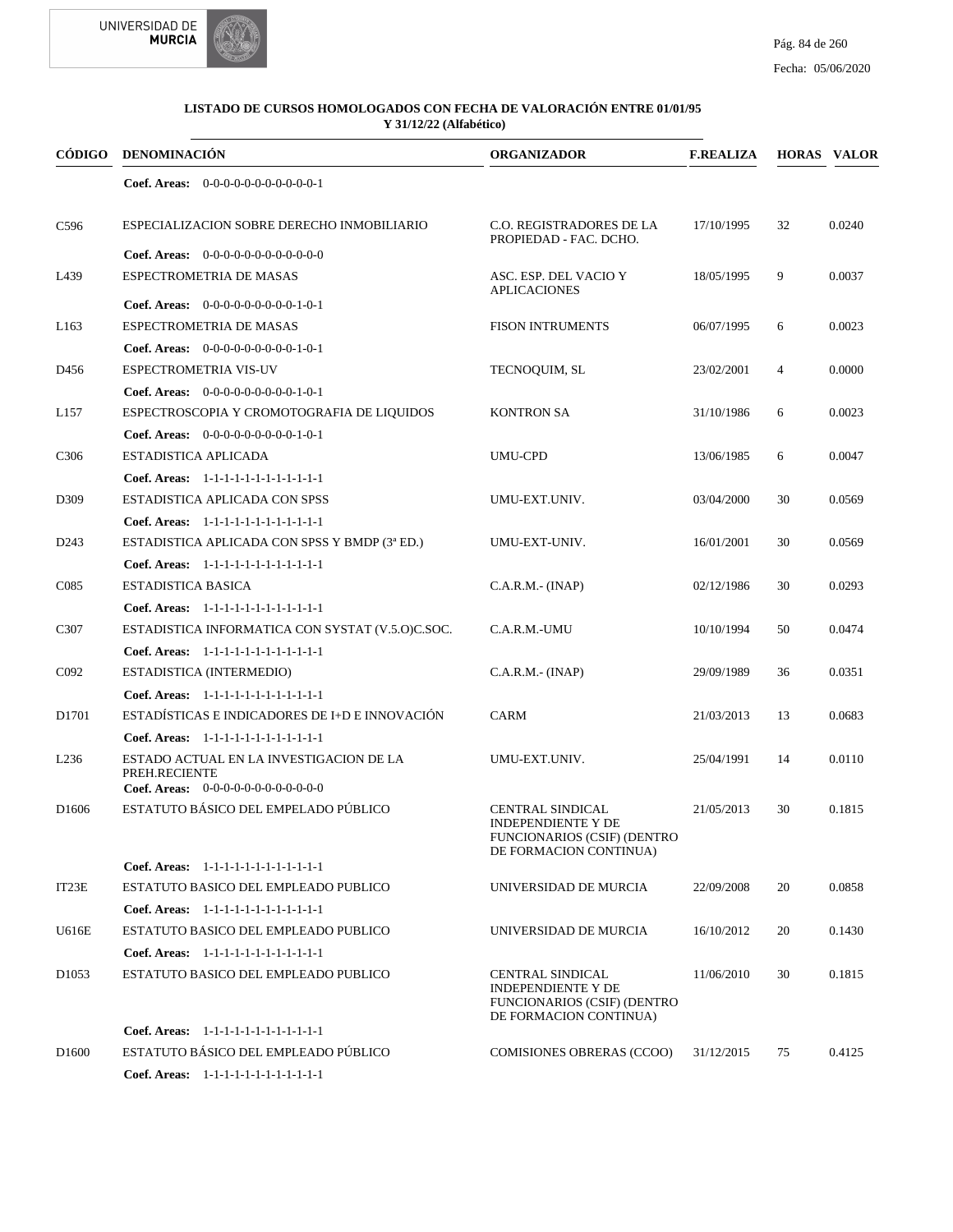**LISTADO DE CURSOS HOMOLOGADOS CON FECHA DE VALORACIÓN ENTRE 01/01/95 Y 31/12/22 (Alfabético)**

| CÓDIGO | DENOMINACIÓN | ORGANIZADOR | F.REALIZA | HORAS | VALOR |
|---|---|---|---|---|---|
| | **Coef. Areas:** 0-0-0-0-0-0-0-0-0-0-0-1 | | | | |
| C596 | ESPECIALIZACION SOBRE DERECHO INMOBILIARIO | C.O. REGISTRADORES DE LA PROPIEDAD - FAC. DCHO. | 17/10/1995 | 32 | 0.0240 |
| | **Coef. Areas:** 0-0-0-0-0-0-0-0-0-0-0-0 | | | | |
| L439 | ESPECTROMETRIA DE MASAS | ASC. ESP. DEL VACIO Y APLICACIONES | 18/05/1995 | 9 | 0.0037 |
| | **Coef. Areas:** 0-0-0-0-0-0-0-0-0-1-0-1 | | | | |
| L163 | ESPECTROMETRIA DE MASAS | FISON INTRUMENTS | 06/07/1995 | 6 | 0.0023 |
| | **Coef. Areas:** 0-0-0-0-0-0-0-0-0-1-0-1 | | | | |
| D456 | ESPECTROMETRIA VIS-UV | TECNOQUIM, SL | 23/02/2001 | 4 | 0.0000 |
| | **Coef. Areas:** 0-0-0-0-0-0-0-0-0-1-0-1 | | | | |
| L157 | ESPECTROSCOPIA Y CROMOTOGRAFIA DE LIQUIDOS | KONTRON SA | 31/10/1986 | 6 | 0.0023 |
| | **Coef. Areas:** 0-0-0-0-0-0-0-0-0-1-0-1 | | | | |
| C306 | ESTADISTICA APLICADA | UMU-CPD | 13/06/1985 | 6 | 0.0047 |
| | **Coef. Areas:** 1-1-1-1-1-1-1-1-1-1-1-1 | | | | |
| D309 | ESTADISTICA APLICADA CON SPSS | UMU-EXT.UNIV. | 03/04/2000 | 30 | 0.0569 |
| | **Coef. Areas:** 1-1-1-1-1-1-1-1-1-1-1-1 | | | | |
| D243 | ESTADISTICA APLICADA CON SPSS Y BMDP (3ª ED.) | UMU-EXT-UNIV. | 16/01/2001 | 30 | 0.0569 |
| | **Coef. Areas:** 1-1-1-1-1-1-1-1-1-1-1-1 | | | | |
| C085 | ESTADISTICA BASICA | C.A.R.M.- (INAP) | 02/12/1986 | 30 | 0.0293 |
| | **Coef. Areas:** 1-1-1-1-1-1-1-1-1-1-1-1 | | | | |
| C307 | ESTADISTICA INFORMATICA CON SYSTAT (V.5.O)C.SOC. | C.A.R.M.-UMU | 10/10/1994 | 50 | 0.0474 |
| | **Coef. Areas:** 1-1-1-1-1-1-1-1-1-1-1-1 | | | | |
| C092 | ESTADISTICA (INTERMEDIO) | C.A.R.M.- (INAP) | 29/09/1989 | 36 | 0.0351 |
| | **Coef. Areas:** 1-1-1-1-1-1-1-1-1-1-1-1 | | | | |
| D1701 | ESTADÍSTICAS E INDICADORES DE I+D E INNOVACIÓN | CARM | 21/03/2013 | 13 | 0.0683 |
| | **Coef. Areas:** 1-1-1-1-1-1-1-1-1-1-1-1 | | | | |
| L236 | ESTADO ACTUAL EN LA INVESTIGACION DE LA PREH.RECIENTE | UMU-EXT.UNIV. | 25/04/1991 | 14 | 0.0110 |
| | **Coef. Areas:** 0-0-0-0-0-0-0-0-0-0-0-0 | | | | |
| D1606 | ESTATUTO BÁSICO DEL EMPELADO PÚBLICO | CENTRAL SINDICAL INDEPENDIENTE Y DE FUNCIONARIOS (CSIF) (DENTRO DE FORMACION CONTINUA) | 21/05/2013 | 30 | 0.1815 |
| | **Coef. Areas:** 1-1-1-1-1-1-1-1-1-1-1-1 | | | | |
| IT23E | ESTATUTO BASICO DEL EMPLEADO PUBLICO | UNIVERSIDAD DE MURCIA | 22/09/2008 | 20 | 0.0858 |
| | **Coef. Areas:** 1-1-1-1-1-1-1-1-1-1-1-1 | | | | |
| U616E | ESTATUTO BASICO DEL EMPLEADO PUBLICO | UNIVERSIDAD DE MURCIA | 16/10/2012 | 20 | 0.1430 |
| | **Coef. Areas:** 1-1-1-1-1-1-1-1-1-1-1-1 | | | | |
| D1053 | ESTATUTO BASICO DEL EMPLEADO PUBLICO | CENTRAL SINDICAL INDEPENDIENTE Y DE FUNCIONARIOS (CSIF) (DENTRO DE FORMACION CONTINUA) | 11/06/2010 | 30 | 0.1815 |
| | **Coef. Areas:** 1-1-1-1-1-1-1-1-1-1-1-1 | | | | |
| D1600 | ESTATUTO BÁSICO DEL EMPLEADO PÚBLICO | COMISIONES OBRERAS (CCOO) | 31/12/2015 | 75 | 0.4125 |
| | **Coef. Areas:** 1-1-1-1-1-1-1-1-1-1-1-1 | | | | |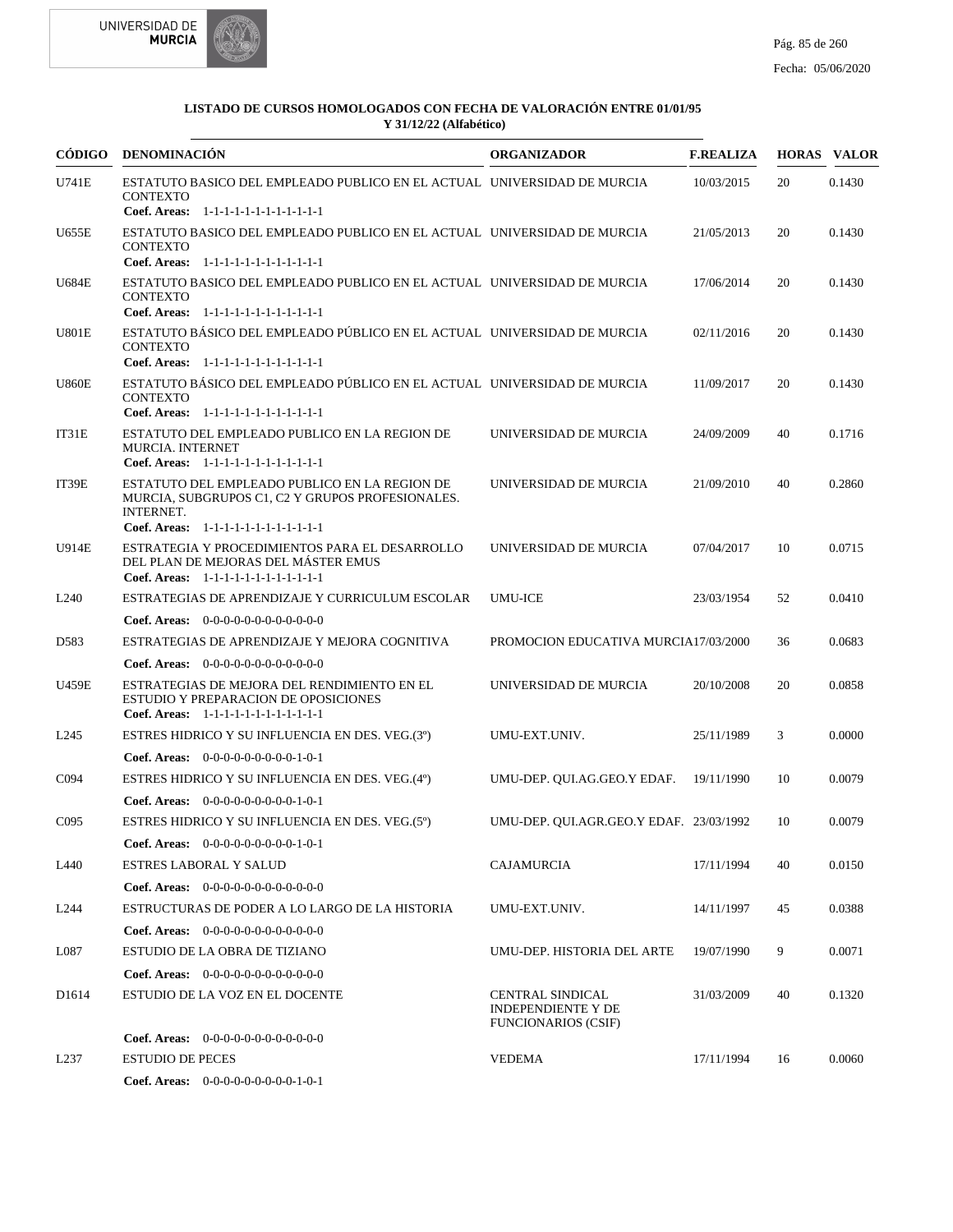**LISTADO DE CURSOS HOMOLOGADOS CON FECHA DE VALORACIÓN ENTRE 01/01/95 Y 31/12/22 (Alfabético)**

| CÓDIGO | DENOMINACIÓN | ORGANIZADOR | F.REALIZA | HORAS | VALOR |
|---|---|---|---|---|---|
| U741E | ESTATUTO BASICO DEL EMPLEADO PUBLICO EN EL ACTUAL CONTEXTO<br>**Coef. Areas:** 1-1-1-1-1-1-1-1-1-1-1-1 | UNIVERSIDAD DE MURCIA | 10/03/2015 | 20 | 0.1430 |
| U655E | ESTATUTO BASICO DEL EMPLEADO PUBLICO EN EL ACTUAL CONTEXTO<br>**Coef. Areas:** 1-1-1-1-1-1-1-1-1-1-1-1 | UNIVERSIDAD DE MURCIA | 21/05/2013 | 20 | 0.1430 |
| U684E | ESTATUTO BASICO DEL EMPLEADO PUBLICO EN EL ACTUAL CONTEXTO<br>**Coef. Areas:** 1-1-1-1-1-1-1-1-1-1-1-1 | UNIVERSIDAD DE MURCIA | 17/06/2014 | 20 | 0.1430 |
| U801E | ESTATUTO BÁSICO DEL EMPLEADO PÚBLICO EN EL ACTUAL CONTEXTO<br>**Coef. Areas:** 1-1-1-1-1-1-1-1-1-1-1-1 | UNIVERSIDAD DE MURCIA | 02/11/2016 | 20 | 0.1430 |
| U860E | ESTATUTO BÁSICO DEL EMPLEADO PÚBLICO EN EL ACTUAL CONTEXTO<br>**Coef. Areas:** 1-1-1-1-1-1-1-1-1-1-1-1 | UNIVERSIDAD DE MURCIA | 11/09/2017 | 20 | 0.1430 |
| IT31E | ESTATUTO DEL EMPLEADO PUBLICO EN LA REGION DE MURCIA. INTERNET<br>**Coef. Areas:** 1-1-1-1-1-1-1-1-1-1-1-1 | UNIVERSIDAD DE MURCIA | 24/09/2009 | 40 | 0.1716 |
| IT39E | ESTATUTO DEL EMPLEADO PUBLICO EN LA REGION DE MURCIA, SUBGRUPOS C1, C2 Y GRUPOS PROFESIONALES. INTERNET.<br>**Coef. Areas:** 1-1-1-1-1-1-1-1-1-1-1-1 | UNIVERSIDAD DE MURCIA | 21/09/2010 | 40 | 0.2860 |
| U914E | ESTRATEGIA Y PROCEDIMIENTOS PARA EL DESARROLLO DEL PLAN DE MEJORAS DEL MÁSTER EMUS<br>**Coef. Areas:** 1-1-1-1-1-1-1-1-1-1-1-1 | UNIVERSIDAD DE MURCIA | 07/04/2017 | 10 | 0.0715 |
| L240 | ESTRATEGIAS DE APRENDIZAJE Y CURRICULUM ESCOLAR<br>**Coef. Areas:** 0-0-0-0-0-0-0-0-0-0-0-0 | UMU-ICE | 23/03/1954 | 52 | 0.0410 |
| D583 | ESTRATEGIAS DE APRENDIZAJE Y MEJORA COGNITIVA<br>**Coef. Areas:** 0-0-0-0-0-0-0-0-0-0-0-0 | PROMOCION EDUCATIVA MURCIA | 17/03/2000 | 36 | 0.0683 |
| U459E | ESTRATEGIAS DE MEJORA DEL RENDIMIENTO EN EL ESTUDIO Y PREPARACION DE OPOSICIONES<br>**Coef. Areas:** 1-1-1-1-1-1-1-1-1-1-1-1 | UNIVERSIDAD DE MURCIA | 20/10/2008 | 20 | 0.0858 |
| L245 | ESTRES HIDRICO Y SU INFLUENCIA EN DES. VEG.(3º)<br>**Coef. Areas:** 0-0-0-0-0-0-0-0-0-1-0-1 | UMU-EXT.UNIV. | 25/11/1989 | 3 | 0.0000 |
| C094 | ESTRES HIDRICO Y SU INFLUENCIA EN DES. VEG.(4º)<br>**Coef. Areas:** 0-0-0-0-0-0-0-0-0-1-0-1 | UMU-DEP. QUI.AG.GEO.Y EDAF. | 19/11/1990 | 10 | 0.0079 |
| C095 | ESTRES HIDRICO Y SU INFLUENCIA EN DES. VEG.(5º)<br>**Coef. Areas:** 0-0-0-0-0-0-0-0-0-1-0-1 | UMU-DEP. QUI.AGR.GEO.Y EDAF. | 23/03/1992 | 10 | 0.0079 |
| L440 | ESTRES LABORAL Y SALUD<br>**Coef. Areas:** 0-0-0-0-0-0-0-0-0-0-0-0 | CAJAMURCIA | 17/11/1994 | 40 | 0.0150 |
| L244 | ESTRUCTURAS DE PODER A LO LARGO DE LA HISTORIA<br>**Coef. Areas:** 0-0-0-0-0-0-0-0-0-0-0-0 | UMU-EXT.UNIV. | 14/11/1997 | 45 | 0.0388 |
| L087 | ESTUDIO DE LA OBRA DE TIZIANO<br>**Coef. Areas:** 0-0-0-0-0-0-0-0-0-0-0-0 | UMU-DEP. HISTORIA DEL ARTE | 19/07/1990 | 9 | 0.0071 |
| D1614 | ESTUDIO DE LA VOZ EN EL DOCENTE<br>**Coef. Areas:** 0-0-0-0-0-0-0-0-0-0-0-0 | CENTRAL SINDICAL INDEPENDIENTE Y DE FUNCIONARIOS (CSIF) | 31/03/2009 | 40 | 0.1320 |
| L237 | ESTUDIO DE PECES<br>**Coef. Areas:** 0-0-0-0-0-0-0-0-0-1-0-1 | VEDEMA | 17/11/1994 | 16 | 0.0060 |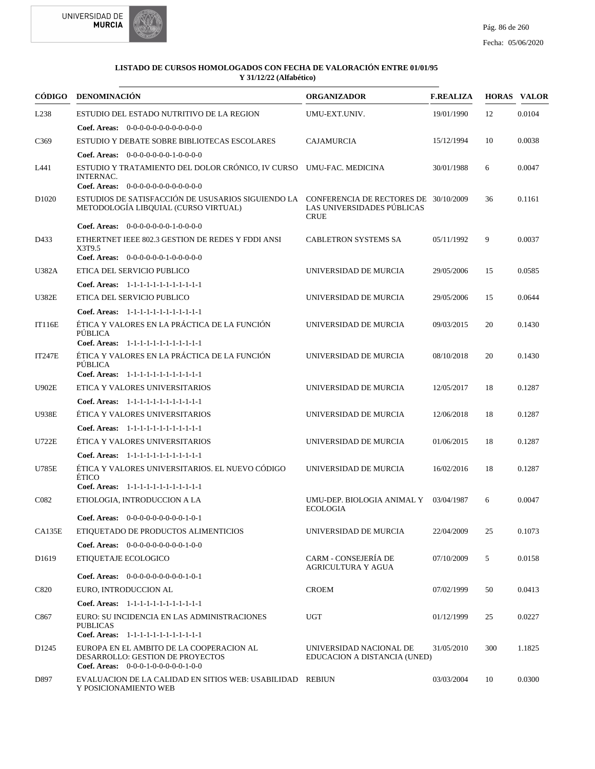**LISTADO DE CURSOS HOMOLOGADOS CON FECHA DE VALORACIÓN ENTRE 01/01/95 Y 31/12/22 (Alfabético)**

| CÓDIGO | DENOMINACIÓN | ORGANIZADOR | F.REALIZA | HORAS | VALOR |
|---|---|---|---|---|---|
| L238 | ESTUDIO DEL ESTADO NUTRITIVO DE LA REGION<br>**Coef. Areas:** 0-0-0-0-0-0-0-0-0-0-0-0 | UMU-EXT.UNIV. | 19/01/1990 | 12 | 0.0104 |
| C369 | ESTUDIO Y DEBATE SOBRE BIBLIOTECAS ESCOLARES<br>**Coef. Areas:** 0-0-0-0-0-0-0-1-0-0-0-0 | CAJAMURCIA | 15/12/1994 | 10 | 0.0038 |
| L441 | ESTUDIO Y TRATAMIENTO DEL DOLOR CRÓNICO, IV CURSO INTERNAC.<br>**Coef. Areas:** 0-0-0-0-0-0-0-0-0-0-0-0 | UMU-FAC. MEDICINA | 30/01/1988 | 6 | 0.0047 |
| D1020 | ESTUDIOS DE SATISFACCIÓN DE USUSARIOS SIGUIENDO LA METODOLOGÍA LIBQUIAL (CURSO VIRTUAL)<br>**Coef. Areas:** 0-0-0-0-0-0-0-1-0-0-0-0 | CONFERENCIA DE RECTORES DE LAS UNIVERSIDADES PÚBLICAS CRUE | 30/10/2009 | 36 | 0.1161 |
| D433 | ETHERTNET IEEE 802.3 GESTION DE REDES Y FDDI ANSI X3T9.5<br>**Coef. Areas:** 0-0-0-0-0-0-1-0-0-0-0-0 | CABLETRON SYSTEMS SA | 05/11/1992 | 9 | 0.0037 |
| U382A | ETICA DEL SERVICIO PUBLICO<br>**Coef. Areas:** 1-1-1-1-1-1-1-1-1-1-1-1 | UNIVERSIDAD DE MURCIA | 29/05/2006 | 15 | 0.0585 |
| U382E | ETICA DEL SERVICIO PUBLICO<br>**Coef. Areas:** 1-1-1-1-1-1-1-1-1-1-1-1 | UNIVERSIDAD DE MURCIA | 29/05/2006 | 15 | 0.0644 |
| IT116E | ÉTICA Y VALORES EN LA PRÁCTICA DE LA FUNCIÓN PÚBLICA<br>**Coef. Areas:** 1-1-1-1-1-1-1-1-1-1-1-1 | UNIVERSIDAD DE MURCIA | 09/03/2015 | 20 | 0.1430 |
| IT247E | ÉTICA Y VALORES EN LA PRÁCTICA DE LA FUNCIÓN PÚBLICA<br>**Coef. Areas:** 1-1-1-1-1-1-1-1-1-1-1-1 | UNIVERSIDAD DE MURCIA | 08/10/2018 | 20 | 0.1430 |
| U902E | ETICA Y VALORES UNIVERSITARIOS<br>**Coef. Areas:** 1-1-1-1-1-1-1-1-1-1-1-1 | UNIVERSIDAD DE MURCIA | 12/05/2017 | 18 | 0.1287 |
| U938E | ÉTICA Y VALORES UNIVERSITARIOS<br>**Coef. Areas:** 1-1-1-1-1-1-1-1-1-1-1-1 | UNIVERSIDAD DE MURCIA | 12/06/2018 | 18 | 0.1287 |
| U722E | ÉTICA Y VALORES UNIVERSITARIOS<br>**Coef. Areas:** 1-1-1-1-1-1-1-1-1-1-1-1 | UNIVERSIDAD DE MURCIA | 01/06/2015 | 18 | 0.1287 |
| U785E | ÉTICA Y VALORES UNIVERSITARIOS. EL NUEVO CÓDIGO ÉTICO<br>**Coef. Areas:** 1-1-1-1-1-1-1-1-1-1-1-1 | UNIVERSIDAD DE MURCIA | 16/02/2016 | 18 | 0.1287 |
| C082 | ETIOLOGIA, INTRODUCCION A LA<br>**Coef. Areas:** 0-0-0-0-0-0-0-0-0-1-0-1 | UMU-DEP. BIOLOGIA ANIMAL Y ECOLOGIA | 03/04/1987 | 6 | 0.0047 |
| CA135E | ETIQUETADO DE PRODUCTOS ALIMENTICIOS<br>**Coef. Areas:** 0-0-0-0-0-0-0-0-0-1-0-0 | UNIVERSIDAD DE MURCIA | 22/04/2009 | 25 | 0.1073 |
| D1619 | ETIQUETAJE ECOLOGICO<br>**Coef. Areas:** 0-0-0-0-0-0-0-0-0-1-0-1 | CARM - CONSEJERÍA DE AGRICULTURA Y AGUA | 07/10/2009 | 5 | 0.0158 |
| C820 | EURO, INTRODUCCION AL<br>**Coef. Areas:** 1-1-1-1-1-1-1-1-1-1-1-1 | CROEM | 07/02/1999 | 50 | 0.0413 |
| C867 | EURO: SU INCIDENCIA EN LAS ADMINISTRACIONES PUBLICAS<br>**Coef. Areas:** 1-1-1-1-1-1-1-1-1-1-1-1 | UGT | 01/12/1999 | 25 | 0.0227 |
| D1245 | EUROPA EN EL AMBITO DE LA COOPERACION AL DESARROLLO: GESTION DE PROYECTOS<br>**Coef. Areas:** 0-0-0-1-0-0-0-0-0-1-0-0 | UNIVERSIDAD NACIONAL DE EDUCACION A DISTANCIA (UNED) | 31/05/2010 | 300 | 1.1825 |
| D897 | EVALUACION DE LA CALIDAD EN SITIOS WEB: USABILIDAD Y POSICIONAMIENTO WEB | REBIUN | 03/03/2004 | 10 | 0.0300 |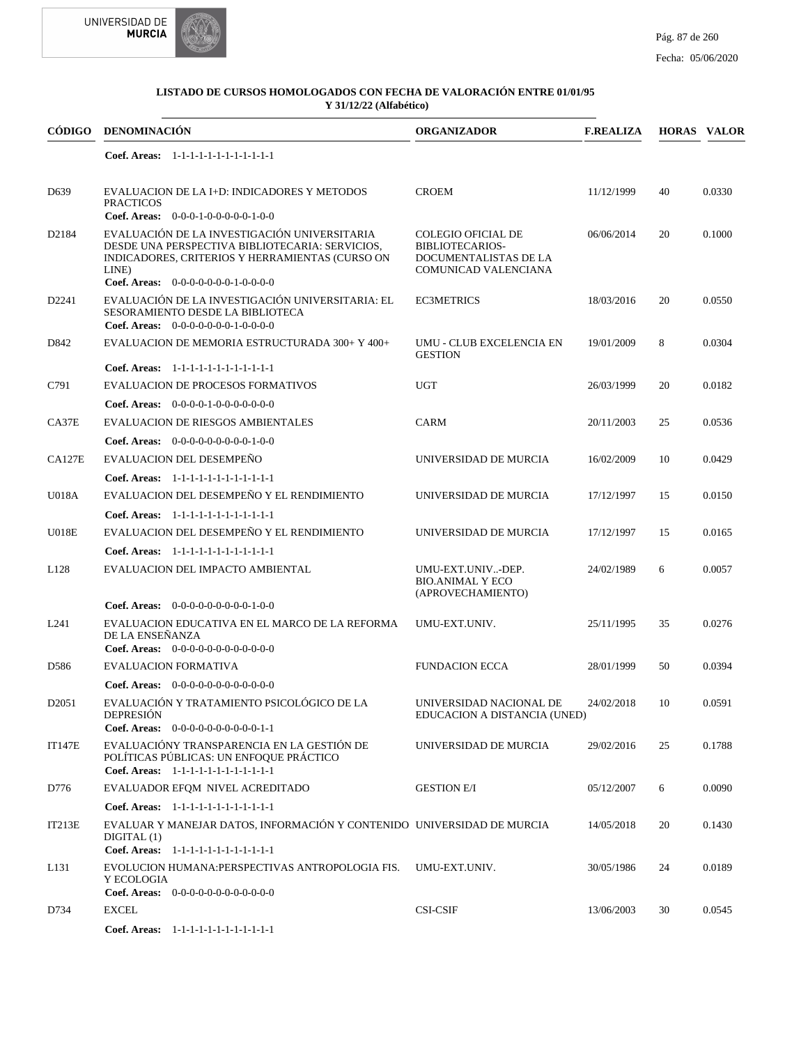**LISTADO DE CURSOS HOMOLOGADOS CON FECHA DE VALORACIÓN ENTRE 01/01/95 Y 31/12/22 (Alfabético)**

| CÓDIGO | DENOMINACIÓN | ORGANIZADOR | F.REALIZA | HORAS | VALOR |
|---|---|---|---|---|---|
| | **Coef. Areas:** 1-1-1-1-1-1-1-1-1-1-1-1 | | | | |
| D639 | EVALUACION DE LA I+D: INDICADORES Y METODOS PRACTICOS<br>**Coef. Areas:** 0-0-0-1-0-0-0-0-0-1-0-0 | CROEM | 11/12/1999 | 40 | 0.0330 |
| D2184 | EVALUACIÓN DE LA INVESTIGACIÓN UNIVERSITARIA DESDE UNA PERSPECTIVA BIBLIOTECARIA: SERVICIOS, INDICADORES, CRITERIOS Y HERRAMIENTAS (CURSO ON LINE)<br>**Coef. Areas:** 0-0-0-0-0-0-0-1-0-0-0-0 | COLEGIO OFICIAL DE BIBLIOTECARIOS-DOCUMENTALISTAS DE LA COMUNICAD VALENCIANA | 06/06/2014 | 20 | 0.1000 |
| D2241 | EVALUACIÓN DE LA INVESTIGACIÓN UNIVERSITARIA: EL SESORAMIENTO DESDE LA BIBLIOTECA<br>**Coef. Areas:** 0-0-0-0-0-0-0-1-0-0-0-0 | EC3METRICS | 18/03/2016 | 20 | 0.0550 |
| D842 | EVALUACION DE MEMORIA ESTRUCTURADA 300+ Y 400+<br>**Coef. Areas:** 1-1-1-1-1-1-1-1-1-1-1-1 | UMU - CLUB EXCELENCIA EN GESTION | 19/01/2009 | 8 | 0.0304 |
| C791 | EVALUACION DE PROCESOS FORMATIVOS<br>**Coef. Areas:** 0-0-0-1-0-0-0-0-0-0-0-0 | UGT | 26/03/1999 | 20 | 0.0182 |
| CA37E | EVALUACION DE RIESGOS AMBIENTALES<br>**Coef. Areas:** 0-0-0-0-0-0-0-0-0-1-0-0 | CARM | 20/11/2003 | 25 | 0.0536 |
| CA127E | EVALUACION DEL DESEMPEÑO<br>**Coef. Areas:** 1-1-1-1-1-1-1-1-1-1-1-1 | UNIVERSIDAD DE MURCIA | 16/02/2009 | 10 | 0.0429 |
| U018A | EVALUACION DEL DESEMPEÑO Y EL RENDIMIENTO<br>**Coef. Areas:** 1-1-1-1-1-1-1-1-1-1-1-1 | UNIVERSIDAD DE MURCIA | 17/12/1997 | 15 | 0.0150 |
| U018E | EVALUACION DEL DESEMPEÑO Y EL RENDIMIENTO<br>**Coef. Areas:** 1-1-1-1-1-1-1-1-1-1-1-1 | UNIVERSIDAD DE MURCIA | 17/12/1997 | 15 | 0.0165 |
| L128 | EVALUACION DEL IMPACTO AMBIENTAL<br>**Coef. Areas:** 0-0-0-0-0-0-0-0-0-1-0-0 | UMU-EXT.UNIV..-DEP. BIO.ANIMAL Y ECO (APROVECHAMIENTO) | 24/02/1989 | 6 | 0.0057 |
| L241 | EVALUACION EDUCATIVA EN EL MARCO DE LA REFORMA DE LA ENSEÑANZA<br>**Coef. Areas:** 0-0-0-0-0-0-0-0-0-0-0-0 | UMU-EXT.UNIV. | 25/11/1995 | 35 | 0.0276 |
| D586 | EVALUACION FORMATIVA<br>**Coef. Areas:** 0-0-0-0-0-0-0-0-0-0-0-0 | FUNDACION ECCA | 28/01/1999 | 50 | 0.0394 |
| D2051 | EVALUACIÓN Y TRATAMIENTO PSICOLÓGICO DE LA DEPRESIÓN<br>**Coef. Areas:** 0-0-0-0-0-0-0-0-0-0-1-1 | UNIVERSIDAD NACIONAL DE EDUCACION A DISTANCIA (UNED) | 24/02/2018 | 10 | 0.0591 |
| IT147E | EVALUACIÓNY TRANSPARENCIA EN LA GESTIÓN DE POLÍTICAS PÚBLICAS: UN ENFOQUE PRÁCTICO<br>**Coef. Areas:** 1-1-1-1-1-1-1-1-1-1-1-1 | UNIVERSIDAD DE MURCIA | 29/02/2016 | 25 | 0.1788 |
| D776 | EVALUADOR EFQM NIVEL ACREDITADO<br>**Coef. Areas:** 1-1-1-1-1-1-1-1-1-1-1-1 | GESTION E/I | 05/12/2007 | 6 | 0.0090 |
| IT213E | EVALUAR Y MANEJAR DATOS, INFORMACIÓN Y CONTENIDO DIGITAL (1)<br>**Coef. Areas:** 1-1-1-1-1-1-1-1-1-1-1-1 | UNIVERSIDAD DE MURCIA | 14/05/2018 | 20 | 0.1430 |
| L131 | EVOLUCION HUMANA:PERSPECTIVAS ANTROPOLOGIA FIS. Y ECOLOGIA<br>**Coef. Areas:** 0-0-0-0-0-0-0-0-0-0-0-0 | UMU-EXT.UNIV. | 30/05/1986 | 24 | 0.0189 |
| D734 | EXCEL<br>**Coef. Areas:** 1-1-1-1-1-1-1-1-1-1-1-1 | CSI-CSIF | 13/06/2003 | 30 | 0.0545 |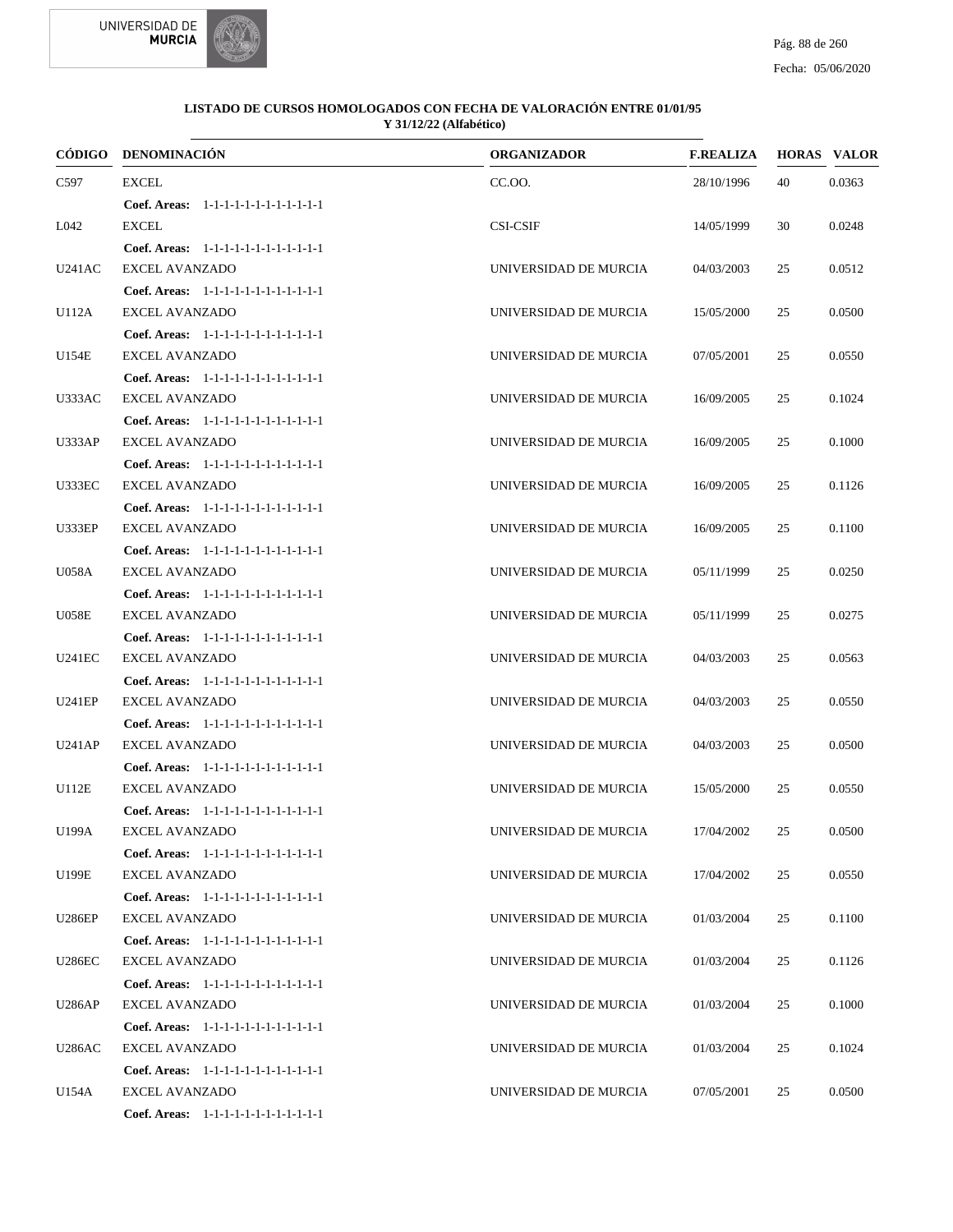**LISTADO DE CURSOS HOMOLOGADOS CON FECHA DE VALORACIÓN ENTRE 01/01/95 Y 31/12/22 (Alfabético)**

| CÓDIGO | DENOMINACIÓN | ORGANIZADOR | F.REALIZA | HORAS | VALOR |
|---|---|---|---|---|---|
| C597 | EXCEL | CC.OO. | 28/10/1996 | 40 | 0.0363 |
| | **Coef. Areas:** 1-1-1-1-1-1-1-1-1-1-1 | | | | |
| L042 | EXCEL | CSI-CSIF | 14/05/1999 | 30 | 0.0248 |
| | **Coef. Areas:** 1-1-1-1-1-1-1-1-1-1-1 | | | | |
| U241AC | EXCEL AVANZADO | UNIVERSIDAD DE MURCIA | 04/03/2003 | 25 | 0.0512 |
| | **Coef. Areas:** 1-1-1-1-1-1-1-1-1-1-1 | | | | |
| U112A | EXCEL AVANZADO | UNIVERSIDAD DE MURCIA | 15/05/2000 | 25 | 0.0500 |
| | **Coef. Areas:** 1-1-1-1-1-1-1-1-1-1-1 | | | | |
| U154E | EXCEL AVANZADO | UNIVERSIDAD DE MURCIA | 07/05/2001 | 25 | 0.0550 |
| | **Coef. Areas:** 1-1-1-1-1-1-1-1-1-1-1 | | | | |
| U333AC | EXCEL AVANZADO | UNIVERSIDAD DE MURCIA | 16/09/2005 | 25 | 0.1024 |
| | **Coef. Areas:** 1-1-1-1-1-1-1-1-1-1-1 | | | | |
| U333AP | EXCEL AVANZADO | UNIVERSIDAD DE MURCIA | 16/09/2005 | 25 | 0.1000 |
| | **Coef. Areas:** 1-1-1-1-1-1-1-1-1-1-1 | | | | |
| U333EC | EXCEL AVANZADO | UNIVERSIDAD DE MURCIA | 16/09/2005 | 25 | 0.1126 |
| | **Coef. Areas:** 1-1-1-1-1-1-1-1-1-1-1 | | | | |
| U333EP | EXCEL AVANZADO | UNIVERSIDAD DE MURCIA | 16/09/2005 | 25 | 0.1100 |
| | **Coef. Areas:** 1-1-1-1-1-1-1-1-1-1-1 | | | | |
| U058A | EXCEL AVANZADO | UNIVERSIDAD DE MURCIA | 05/11/1999 | 25 | 0.0250 |
| | **Coef. Areas:** 1-1-1-1-1-1-1-1-1-1-1 | | | | |
| U058E | EXCEL AVANZADO | UNIVERSIDAD DE MURCIA | 05/11/1999 | 25 | 0.0275 |
| | **Coef. Areas:** 1-1-1-1-1-1-1-1-1-1-1 | | | | |
| U241EC | EXCEL AVANZADO | UNIVERSIDAD DE MURCIA | 04/03/2003 | 25 | 0.0563 |
| | **Coef. Areas:** 1-1-1-1-1-1-1-1-1-1-1 | | | | |
| U241EP | EXCEL AVANZADO | UNIVERSIDAD DE MURCIA | 04/03/2003 | 25 | 0.0550 |
| | **Coef. Areas:** 1-1-1-1-1-1-1-1-1-1-1 | | | | |
| U241AP | EXCEL AVANZADO | UNIVERSIDAD DE MURCIA | 04/03/2003 | 25 | 0.0500 |
| | **Coef. Areas:** 1-1-1-1-1-1-1-1-1-1-1 | | | | |
| U112E | EXCEL AVANZADO | UNIVERSIDAD DE MURCIA | 15/05/2000 | 25 | 0.0550 |
| | **Coef. Areas:** 1-1-1-1-1-1-1-1-1-1-1 | | | | |
| U199A | EXCEL AVANZADO | UNIVERSIDAD DE MURCIA | 17/04/2002 | 25 | 0.0500 |
| | **Coef. Areas:** 1-1-1-1-1-1-1-1-1-1-1 | | | | |
| U199E | EXCEL AVANZADO | UNIVERSIDAD DE MURCIA | 17/04/2002 | 25 | 0.0550 |
| | **Coef. Areas:** 1-1-1-1-1-1-1-1-1-1-1 | | | | |
| U286EP | EXCEL AVANZADO | UNIVERSIDAD DE MURCIA | 01/03/2004 | 25 | 0.1100 |
| | **Coef. Areas:** 1-1-1-1-1-1-1-1-1-1-1 | | | | |
| U286EC | EXCEL AVANZADO | UNIVERSIDAD DE MURCIA | 01/03/2004 | 25 | 0.1126 |
| | **Coef. Areas:** 1-1-1-1-1-1-1-1-1-1-1 | | | | |
| U286AP | EXCEL AVANZADO | UNIVERSIDAD DE MURCIA | 01/03/2004 | 25 | 0.1000 |
| | **Coef. Areas:** 1-1-1-1-1-1-1-1-1-1-1 | | | | |
| U286AC | EXCEL AVANZADO | UNIVERSIDAD DE MURCIA | 01/03/2004 | 25 | 0.1024 |
| | **Coef. Areas:** 1-1-1-1-1-1-1-1-1-1-1 | | | | |
| U154A | EXCEL AVANZADO | UNIVERSIDAD DE MURCIA | 07/05/2001 | 25 | 0.0500 |
| | **Coef. Areas:** 1-1-1-1-1-1-1-1-1-1-1 | | | | |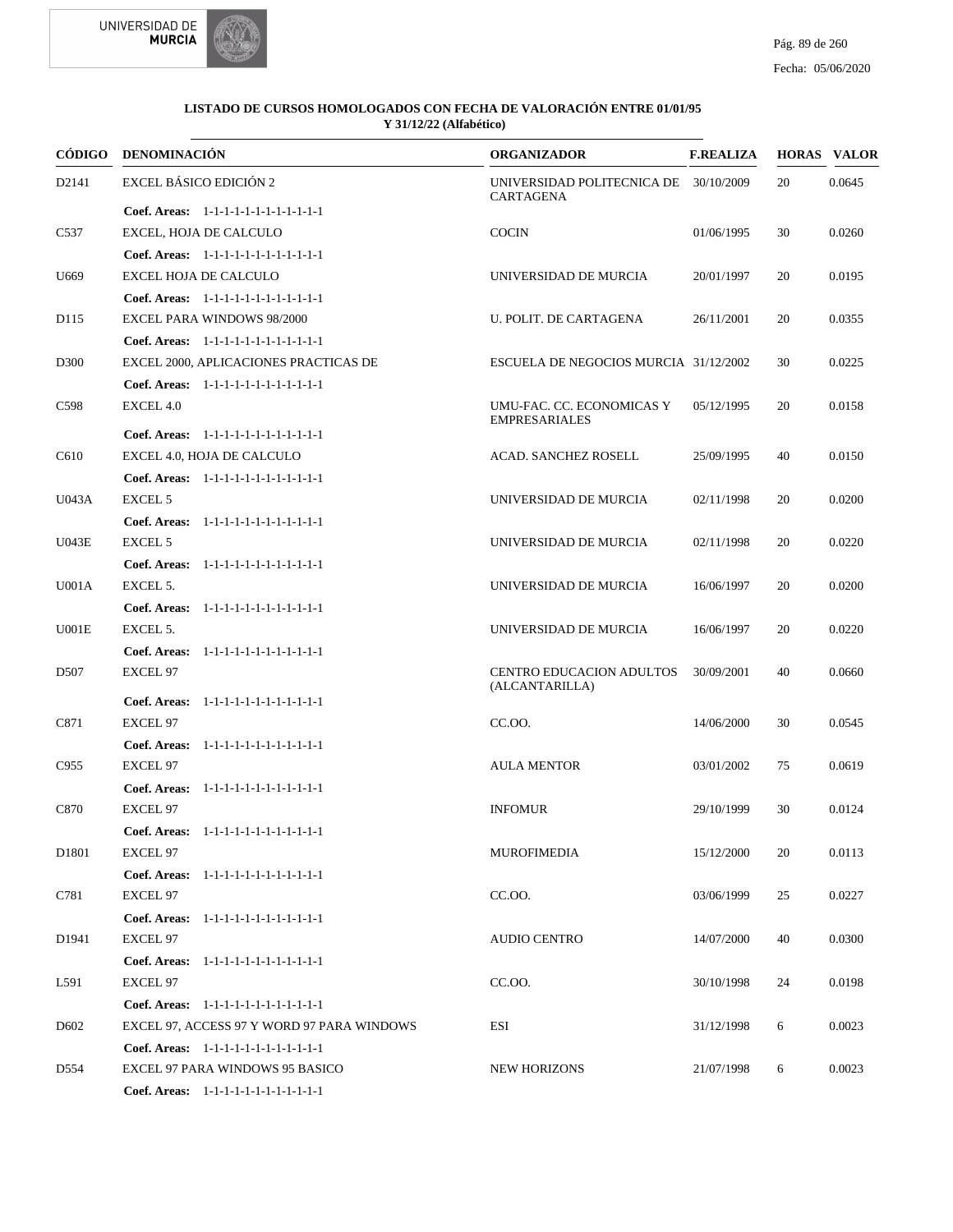**LISTADO DE CURSOS HOMOLOGADOS CON FECHA DE VALORACIÓN ENTRE 01/01/95 Y 31/12/22 (Alfabético)**

| CÓDIGO | DENOMINACIÓN | ORGANIZADOR | F.REALIZA | HORAS | VALOR |
|---|---|---|---|---|---|
| D2141 | EXCEL BÁSICO EDICIÓN 2 | UNIVERSIDAD POLITECNICA DE CARTAGENA | 30/10/2009 | 20 | 0.0645 |
| | **Coef. Areas:** 1-1-1-1-1-1-1-1-1-1-1-1 | | | | |
| C537 | EXCEL, HOJA DE CALCULO | COCIN | 01/06/1995 | 30 | 0.0260 |
| | **Coef. Areas:** 1-1-1-1-1-1-1-1-1-1-1-1 | | | | |
| U669 | EXCEL HOJA DE CALCULO | UNIVERSIDAD DE MURCIA | 20/01/1997 | 20 | 0.0195 |
| | **Coef. Areas:** 1-1-1-1-1-1-1-1-1-1-1-1 | | | | |
| D115 | EXCEL PARA WINDOWS 98/2000 | U. POLIT. DE CARTAGENA | 26/11/2001 | 20 | 0.0355 |
| | **Coef. Areas:** 1-1-1-1-1-1-1-1-1-1-1-1 | | | | |
| D300 | EXCEL 2000, APLICACIONES PRACTICAS DE | ESCUELA DE NEGOCIOS MURCIA | 31/12/2002 | 30 | 0.0225 |
| | **Coef. Areas:** 1-1-1-1-1-1-1-1-1-1-1-1 | | | | |
| C598 | EXCEL 4.0 | UMU-FAC. CC. ECONOMICAS Y EMPRESARIALES | 05/12/1995 | 20 | 0.0158 |
| | **Coef. Areas:** 1-1-1-1-1-1-1-1-1-1-1-1 | | | | |
| C610 | EXCEL 4.0, HOJA DE CALCULO | ACAD. SANCHEZ ROSELL | 25/09/1995 | 40 | 0.0150 |
| | **Coef. Areas:** 1-1-1-1-1-1-1-1-1-1-1-1 | | | | |
| U043A | EXCEL 5 | UNIVERSIDAD DE MURCIA | 02/11/1998 | 20 | 0.0200 |
| | **Coef. Areas:** 1-1-1-1-1-1-1-1-1-1-1-1 | | | | |
| U043E | EXCEL 5 | UNIVERSIDAD DE MURCIA | 02/11/1998 | 20 | 0.0220 |
| | **Coef. Areas:** 1-1-1-1-1-1-1-1-1-1-1-1 | | | | |
| U001A | EXCEL 5. | UNIVERSIDAD DE MURCIA | 16/06/1997 | 20 | 0.0200 |
| | **Coef. Areas:** 1-1-1-1-1-1-1-1-1-1-1-1 | | | | |
| U001E | EXCEL 5. | UNIVERSIDAD DE MURCIA | 16/06/1997 | 20 | 0.0220 |
| | **Coef. Areas:** 1-1-1-1-1-1-1-1-1-1-1-1 | | | | |
| D507 | EXCEL 97 | CENTRO EDUCACION ADULTOS (ALCANTARILLA) | 30/09/2001 | 40 | 0.0660 |
| | **Coef. Areas:** 1-1-1-1-1-1-1-1-1-1-1-1 | | | | |
| C871 | EXCEL 97 | CC.OO. | 14/06/2000 | 30 | 0.0545 |
| | **Coef. Areas:** 1-1-1-1-1-1-1-1-1-1-1-1 | | | | |
| C955 | EXCEL 97 | AULA MENTOR | 03/01/2002 | 75 | 0.0619 |
| | **Coef. Areas:** 1-1-1-1-1-1-1-1-1-1-1-1 | | | | |
| C870 | EXCEL 97 | INFOMUR | 29/10/1999 | 30 | 0.0124 |
| | **Coef. Areas:** 1-1-1-1-1-1-1-1-1-1-1-1 | | | | |
| D1801 | EXCEL 97 | MUROFIMEDIA | 15/12/2000 | 20 | 0.0113 |
| | **Coef. Areas:** 1-1-1-1-1-1-1-1-1-1-1-1 | | | | |
| C781 | EXCEL 97 | CC.OO. | 03/06/1999 | 25 | 0.0227 |
| | **Coef. Areas:** 1-1-1-1-1-1-1-1-1-1-1-1 | | | | |
| D1941 | EXCEL 97 | AUDIO CENTRO | 14/07/2000 | 40 | 0.0300 |
| | **Coef. Areas:** 1-1-1-1-1-1-1-1-1-1-1-1 | | | | |
| L591 | EXCEL 97 | CC.OO. | 30/10/1998 | 24 | 0.0198 |
| | **Coef. Areas:** 1-1-1-1-1-1-1-1-1-1-1-1 | | | | |
| D602 | EXCEL 97, ACCESS 97 Y WORD 97 PARA WINDOWS | ESI | 31/12/1998 | 6 | 0.0023 |
| | **Coef. Areas:** 1-1-1-1-1-1-1-1-1-1-1-1 | | | | |
| D554 | EXCEL 97 PARA WINDOWS 95 BASICO | NEW HORIZONS | 21/07/1998 | 6 | 0.0023 |
| | **Coef. Areas:** 1-1-1-1-1-1-1-1-1-1-1-1 | | | | |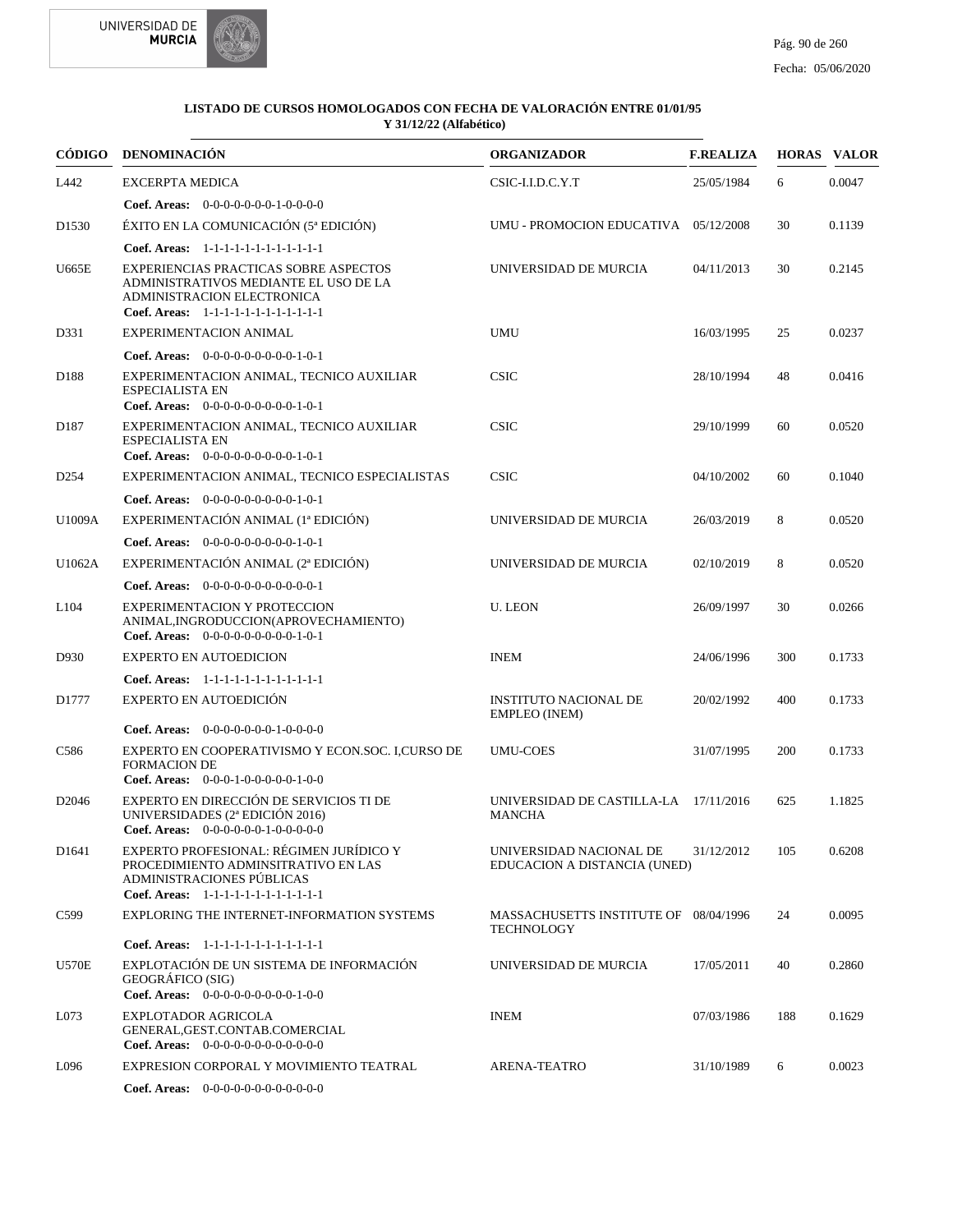**LISTADO DE CURSOS HOMOLOGADOS CON FECHA DE VALORACIÓN ENTRE 01/01/95 Y 31/12/22 (Alfabético)**

| CÓDIGO | DENOMINACIÓN | ORGANIZADOR | F.REALIZA | HORAS | VALOR |
|---|---|---|---|---|---|
| L442 | EXCERPTA MEDICA | CSIC-I.I.D.C.Y.T | 25/05/1984 | 6 | 0.0047 |
| | **Coef. Areas:** 0-0-0-0-0-0-0-1-0-0-0-0 | | | | |
| D1530 | ÉXITO EN LA COMUNICACIÓN (5ª EDICIÓN) | UMU - PROMOCION EDUCATIVA | 05/12/2008 | 30 | 0.1139 |
| | **Coef. Areas:** 1-1-1-1-1-1-1-1-1-1-1-1 | | | | |
| U665E | EXPERIENCIAS PRACTICAS SOBRE ASPECTOS ADMINISTRATIVOS MEDIANTE EL USO DE LA ADMINISTRACION ELECTRONICA | UNIVERSIDAD DE MURCIA | 04/11/2013 | 30 | 0.2145 |
| | **Coef. Areas:** 1-1-1-1-1-1-1-1-1-1-1-1 | | | | |
| D331 | EXPERIMENTACION ANIMAL | UMU | 16/03/1995 | 25 | 0.0237 |
| | **Coef. Areas:** 0-0-0-0-0-0-0-0-0-1-0-1 | | | | |
| D188 | EXPERIMENTACION ANIMAL, TECNICO AUXILIAR ESPECIALISTA EN | CSIC | 28/10/1994 | 48 | 0.0416 |
| | **Coef. Areas:** 0-0-0-0-0-0-0-0-0-1-0-1 | | | | |
| D187 | EXPERIMENTACION ANIMAL, TECNICO AUXILIAR ESPECIALISTA EN | CSIC | 29/10/1999 | 60 | 0.0520 |
| | **Coef. Areas:** 0-0-0-0-0-0-0-0-0-1-0-1 | | | | |
| D254 | EXPERIMENTACION ANIMAL, TECNICO ESPECIALISTAS | CSIC | 04/10/2002 | 60 | 0.1040 |
| | **Coef. Areas:** 0-0-0-0-0-0-0-0-0-1-0-1 | | | | |
| U1009A | EXPERIMENTACIÓN ANIMAL (1ª EDICIÓN) | UNIVERSIDAD DE MURCIA | 26/03/2019 | 8 | 0.0520 |
| | **Coef. Areas:** 0-0-0-0-0-0-0-0-0-1-0-1 | | | | |
| U1062A | EXPERIMENTACIÓN ANIMAL (2ª EDICIÓN) | UNIVERSIDAD DE MURCIA | 02/10/2019 | 8 | 0.0520 |
| | **Coef. Areas:** 0-0-0-0-0-0-0-0-0-0-0-1 | | | | |
| L104 | EXPERIMENTACION Y PROTECCION ANIMAL,INGRODUCCION(APROVECHAMIENTO) | U. LEON | 26/09/1997 | 30 | 0.0266 |
| | **Coef. Areas:** 0-0-0-0-0-0-0-0-0-1-0-1 | | | | |
| D930 | EXPERTO EN AUTOEDICION | INEM | 24/06/1996 | 300 | 0.1733 |
| | **Coef. Areas:** 1-1-1-1-1-1-1-1-1-1-1-1 | | | | |
| D1777 | EXPERTO EN AUTOEDICIÓN | INSTITUTO NACIONAL DE EMPLEO (INEM) | 20/02/1992 | 400 | 0.1733 |
| | **Coef. Areas:** 0-0-0-0-0-0-0-1-0-0-0-0 | | | | |
| C586 | EXPERTO EN COOPERATIVISMO Y ECON.SOC. I,CURSO DE FORMACION DE | UMU-COES | 31/07/1995 | 200 | 0.1733 |
| | **Coef. Areas:** 0-0-0-1-0-0-0-0-0-1-0-0 | | | | |
| D2046 | EXPERTO EN DIRECCIÓN DE SERVICIOS TI DE UNIVERSIDADES (2ª EDICIÓN 2016) | UNIVERSIDAD DE CASTILLA-LA MANCHA | 17/11/2016 | 625 | 1.1825 |
| | **Coef. Areas:** 0-0-0-0-0-0-1-0-0-0-0-0 | | | | |
| D1641 | EXPERTO PROFESIONAL: RÉGIMEN JURÍDICO Y PROCEDIMIENTO ADMINSITRATIVO EN LAS ADMINISTRACIONES PÚBLICAS | UNIVERSIDAD NACIONAL DE EDUCACION A DISTANCIA (UNED) | 31/12/2012 | 105 | 0.6208 |
| | **Coef. Areas:** 1-1-1-1-1-1-1-1-1-1-1-1 | | | | |
| C599 | EXPLORING THE INTERNET-INFORMATION SYSTEMS | MASSACHUSETTS INSTITUTE OF TECHNOLOGY | 08/04/1996 | 24 | 0.0095 |
| | **Coef. Areas:** 1-1-1-1-1-1-1-1-1-1-1-1 | | | | |
| U570E | EXPLOTACIÓN DE UN SISTEMA DE INFORMACIÓN GEOGRÁFICO (SIG) | UNIVERSIDAD DE MURCIA | 17/05/2011 | 40 | 0.2860 |
| | **Coef. Areas:** 0-0-0-0-0-0-0-0-0-1-0-0 | | | | |
| L073 | EXPLOTADOR AGRICOLA GENERAL,GEST.CONTAB.COMERCIAL | INEM | 07/03/1986 | 188 | 0.1629 |
| | **Coef. Areas:** 0-0-0-0-0-0-0-0-0-0-0-0 | | | | |
| L096 | EXPRESION CORPORAL Y MOVIMIENTO TEATRAL | ARENA-TEATRO | 31/10/1989 | 6 | 0.0023 |
| | **Coef. Areas:** 0-0-0-0-0-0-0-0-0-0-0-0 | | | | |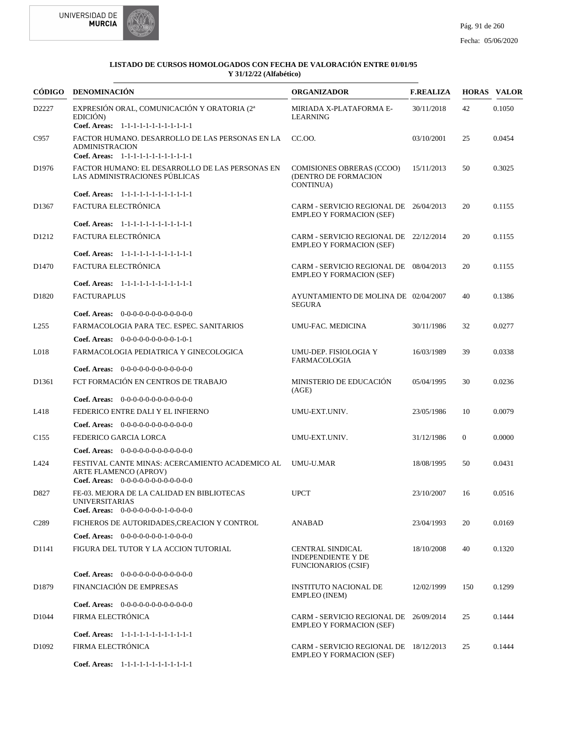**LISTADO DE CURSOS HOMOLOGADOS CON FECHA DE VALORACIÓN ENTRE 01/01/95 Y 31/12/22 (Alfabético)**

| CÓDIGO | DENOMINACIÓN | ORGANIZADOR | F.REALIZA | HORAS | VALOR |
|---|---|---|---|---|---|
| D2227 | EXPRESIÓN ORAL, COMUNICACIÓN Y ORATORIA (2ª EDICIÓN)<br>**Coef. Areas:** 1-1-1-1-1-1-1-1-1-1-1-1 | MIRIADA X-PLATAFORMA E-LEARNING | 30/11/2018 | 42 | 0.1050 |
| C957 | FACTOR HUMANO. DESARROLLO DE LAS PERSONAS EN LA ADMINISTRACION<br>**Coef. Areas:** 1-1-1-1-1-1-1-1-1-1-1-1 | CC.OO. | 03/10/2001 | 25 | 0.0454 |
| D1976 | FACTOR HUMANO: EL DESARROLLO DE LAS PERSONAS EN LAS ADMINISTRACIONES PÚBLICAS<br>**Coef. Areas:** 1-1-1-1-1-1-1-1-1-1-1-1 | COMISIONES OBRERAS (CCOO) (DENTRO DE FORMACION CONTINUA) | 15/11/2013 | 50 | 0.3025 |
| D1367 | FACTURA ELECTRÓNICA<br>**Coef. Areas:** 1-1-1-1-1-1-1-1-1-1-1-1 | CARM - SERVICIO REGIONAL DE EMPLEO Y FORMACION (SEF) | 26/04/2013 | 20 | 0.1155 |
| D1212 | FACTURA ELECTRÓNICA<br>**Coef. Areas:** 1-1-1-1-1-1-1-1-1-1-1-1 | CARM - SERVICIO REGIONAL DE EMPLEO Y FORMACION (SEF) | 22/12/2014 | 20 | 0.1155 |
| D1470 | FACTURA ELECTRÓNICA<br>**Coef. Areas:** 1-1-1-1-1-1-1-1-1-1-1-1 | CARM - SERVICIO REGIONAL DE EMPLEO Y FORMACION (SEF) | 08/04/2013 | 20 | 0.1155 |
| D1820 | FACTURAPLUS<br>**Coef. Areas:** 0-0-0-0-0-0-0-0-0-0-0-0 | AYUNTAMIENTO DE MOLINA DE SEGURA | 02/04/2007 | 40 | 0.1386 |
| L255 | FARMACOLOGIA PARA TEC. ESPEC. SANITARIOS<br>**Coef. Areas:** 0-0-0-0-0-0-0-0-0-1-0-1 | UMU-FAC. MEDICINA | 30/11/1986 | 32 | 0.0277 |
| L018 | FARMACOLOGIA PEDIATRICA Y GINECOLOGICA<br>**Coef. Areas:** 0-0-0-0-0-0-0-0-0-0-0-0 | UMU-DEP. FISIOLOGIA Y FARMACOLOGIA | 16/03/1989 | 39 | 0.0338 |
| D1361 | FCT FORMACIÓN EN CENTROS DE TRABAJO<br>**Coef. Areas:** 0-0-0-0-0-0-0-0-0-0-0-0 | MINISTERIO DE EDUCACIÓN (AGE) | 05/04/1995 | 30 | 0.0236 |
| L418 | FEDERICO ENTRE DALI Y EL INFIERNO<br>**Coef. Areas:** 0-0-0-0-0-0-0-0-0-0-0-0 | UMU-EXT.UNIV. | 23/05/1986 | 10 | 0.0079 |
| C155 | FEDERICO GARCIA LORCA<br>**Coef. Areas:** 0-0-0-0-0-0-0-0-0-0-0-0 | UMU-EXT.UNIV. | 31/12/1986 | 0 | 0.0000 |
| L424 | FESTIVAL CANTE MINAS: ACERCAMIENTO ACADEMICO AL ARTE FLAMENCO (APROV)<br>**Coef. Areas:** 0-0-0-0-0-0-0-0-0-0-0-0 | UMU-U.MAR | 18/08/1995 | 50 | 0.0431 |
| D827 | FE-03. MEJORA DE LA CALIDAD EN BIBLIOTECAS UNIVERSITARIAS<br>**Coef. Areas:** 0-0-0-0-0-0-0-1-0-0-0-0 | UPCT | 23/10/2007 | 16 | 0.0516 |
| C289 | FICHEROS DE AUTORIDADES,CREACION Y CONTROL<br>**Coef. Areas:** 0-0-0-0-0-0-0-1-0-0-0-0 | ANABAD | 23/04/1993 | 20 | 0.0169 |
| D1141 | FIGURA DEL TUTOR Y LA ACCION TUTORIAL<br>**Coef. Areas:** 0-0-0-0-0-0-0-0-0-0-0-0 | CENTRAL SINDICAL INDEPENDIENTE Y DE FUNCIONARIOS (CSIF) | 18/10/2008 | 40 | 0.1320 |
| D1879 | FINANCIACIÓN DE EMPRESAS<br>**Coef. Areas:** 0-0-0-0-0-0-0-0-0-0-0-0 | INSTITUTO NACIONAL DE EMPLEO (INEM) | 12/02/1999 | 150 | 0.1299 |
| D1044 | FIRMA ELECTRÓNICA<br>**Coef. Areas:** 1-1-1-1-1-1-1-1-1-1-1-1 | CARM - SERVICIO REGIONAL DE EMPLEO Y FORMACION (SEF) | 26/09/2014 | 25 | 0.1444 |
| D1092 | FIRMA ELECTRÓNICA<br>**Coef. Areas:** 1-1-1-1-1-1-1-1-1-1-1-1 | CARM - SERVICIO REGIONAL DE EMPLEO Y FORMACION (SEF) | 18/12/2013 | 25 | 0.1444 |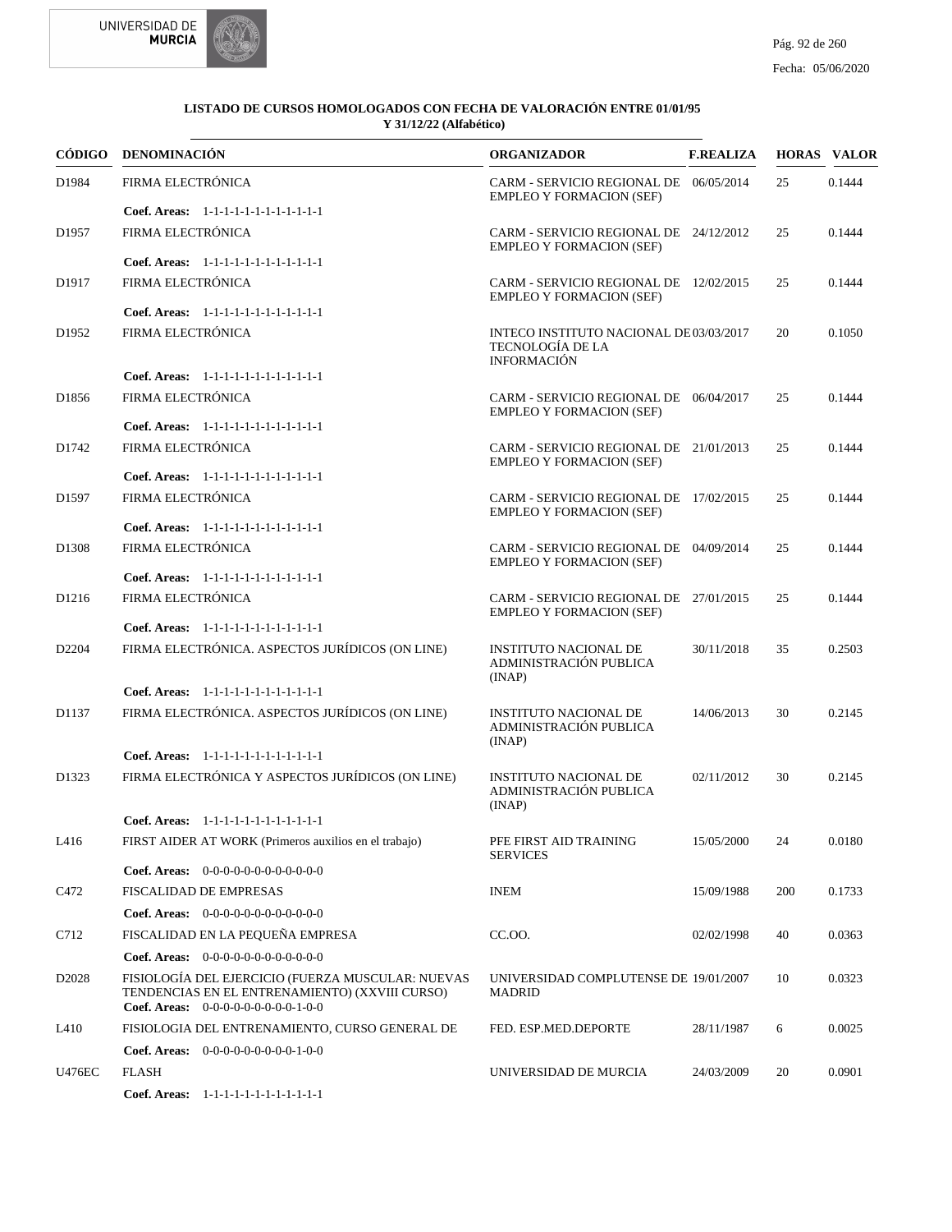**LISTADO DE CURSOS HOMOLOGADOS CON FECHA DE VALORACIÓN ENTRE 01/01/95 Y 31/12/22 (Alfabético)**

| CÓDIGO | DENOMINACIÓN | ORGANIZADOR | F.REALIZA | HORAS | VALOR |
|---|---|---|---|---|---|
| D1984 | FIRMA ELECTRÓNICA | CARM - SERVICIO REGIONAL DE EMPLEO Y FORMACION (SEF) | 06/05/2014 | 25 | 0.1444 |
| | **Coef. Areas:** 1-1-1-1-1-1-1-1-1-1-1-1 | | | | |
| D1957 | FIRMA ELECTRÓNICA | CARM - SERVICIO REGIONAL DE EMPLEO Y FORMACION (SEF) | 24/12/2012 | 25 | 0.1444 |
| | **Coef. Areas:** 1-1-1-1-1-1-1-1-1-1-1-1 | | | | |
| D1917 | FIRMA ELECTRÓNICA | CARM - SERVICIO REGIONAL DE EMPLEO Y FORMACION (SEF) | 12/02/2015 | 25 | 0.1444 |
| | **Coef. Areas:** 1-1-1-1-1-1-1-1-1-1-1-1 | | | | |
| D1952 | FIRMA ELECTRÓNICA | INTECO INSTITUTO NACIONAL DE TECNOLOGÍA DE LA INFORMACIÓN | 03/03/2017 | 20 | 0.1050 |
| | **Coef. Areas:** 1-1-1-1-1-1-1-1-1-1-1-1 | | | | |
| D1856 | FIRMA ELECTRÓNICA | CARM - SERVICIO REGIONAL DE EMPLEO Y FORMACION (SEF) | 06/04/2017 | 25 | 0.1444 |
| | **Coef. Areas:** 1-1-1-1-1-1-1-1-1-1-1-1 | | | | |
| D1742 | FIRMA ELECTRÓNICA | CARM - SERVICIO REGIONAL DE EMPLEO Y FORMACION (SEF) | 21/01/2013 | 25 | 0.1444 |
| | **Coef. Areas:** 1-1-1-1-1-1-1-1-1-1-1-1 | | | | |
| D1597 | FIRMA ELECTRÓNICA | CARM - SERVICIO REGIONAL DE EMPLEO Y FORMACION (SEF) | 17/02/2015 | 25 | 0.1444 |
| | **Coef. Areas:** 1-1-1-1-1-1-1-1-1-1-1-1 | | | | |
| D1308 | FIRMA ELECTRÓNICA | CARM - SERVICIO REGIONAL DE EMPLEO Y FORMACION (SEF) | 04/09/2014 | 25 | 0.1444 |
| | **Coef. Areas:** 1-1-1-1-1-1-1-1-1-1-1-1 | | | | |
| D1216 | FIRMA ELECTRÓNICA | CARM - SERVICIO REGIONAL DE EMPLEO Y FORMACION (SEF) | 27/01/2015 | 25 | 0.1444 |
| | **Coef. Areas:** 1-1-1-1-1-1-1-1-1-1-1-1 | | | | |
| D2204 | FIRMA ELECTRÓNICA. ASPECTOS JURÍDICOS (ON LINE) | INSTITUTO NACIONAL DE ADMINISTRACIÓN PUBLICA (INAP) | 30/11/2018 | 35 | 0.2503 |
| | **Coef. Areas:** 1-1-1-1-1-1-1-1-1-1-1-1 | | | | |
| D1137 | FIRMA ELECTRÓNICA. ASPECTOS JURÍDICOS (ON LINE) | INSTITUTO NACIONAL DE ADMINISTRACIÓN PUBLICA (INAP) | 14/06/2013 | 30 | 0.2145 |
| | **Coef. Areas:** 1-1-1-1-1-1-1-1-1-1-1-1 | | | | |
| D1323 | FIRMA ELECTRÓNICA Y ASPECTOS JURÍDICOS (ON LINE) | INSTITUTO NACIONAL DE ADMINISTRACIÓN PUBLICA (INAP) | 02/11/2012 | 30 | 0.2145 |
| | **Coef. Areas:** 1-1-1-1-1-1-1-1-1-1-1-1 | | | | |
| L416 | FIRST AIDER AT WORK (Primeros auxilios en el trabajo) | PFE FIRST AID TRAINING SERVICES | 15/05/2000 | 24 | 0.0180 |
| | **Coef. Areas:** 0-0-0-0-0-0-0-0-0-0-0-0 | | | | |
| C472 | FISCALIDAD DE EMPRESAS | INEM | 15/09/1988 | 200 | 0.1733 |
| | **Coef. Areas:** 0-0-0-0-0-0-0-0-0-0-0-0 | | | | |
| C712 | FISCALIDAD EN LA PEQUEÑA EMPRESA | CC.OO. | 02/02/1998 | 40 | 0.0363 |
| | **Coef. Areas:** 0-0-0-0-0-0-0-0-0-0-0-0 | | | | |
| D2028 | FISIOLOGÍA DEL EJERCICIO (FUERZA MUSCULAR: NUEVAS TENDENCIAS EN EL ENTRENAMIENTO) (XXVIII CURSO) | UNIVERSIDAD COMPLUTENSE DE MADRID | 19/01/2007 | 10 | 0.0323 |
| | **Coef. Areas:** 0-0-0-0-0-0-0-0-0-1-0-0 | | | | |
| L410 | FISIOLOGIA DEL ENTRENAMIENTO, CURSO GENERAL DE | FED. ESP.MED.DEPORTE | 28/11/1987 | 6 | 0.0025 |
| | **Coef. Areas:** 0-0-0-0-0-0-0-0-0-1-0-0 | | | | |
| U476EC | FLASH | UNIVERSIDAD DE MURCIA | 24/03/2009 | 20 | 0.0901 |
| | **Coef. Areas:** 1-1-1-1-1-1-1-1-1-1-1-1 | | | | |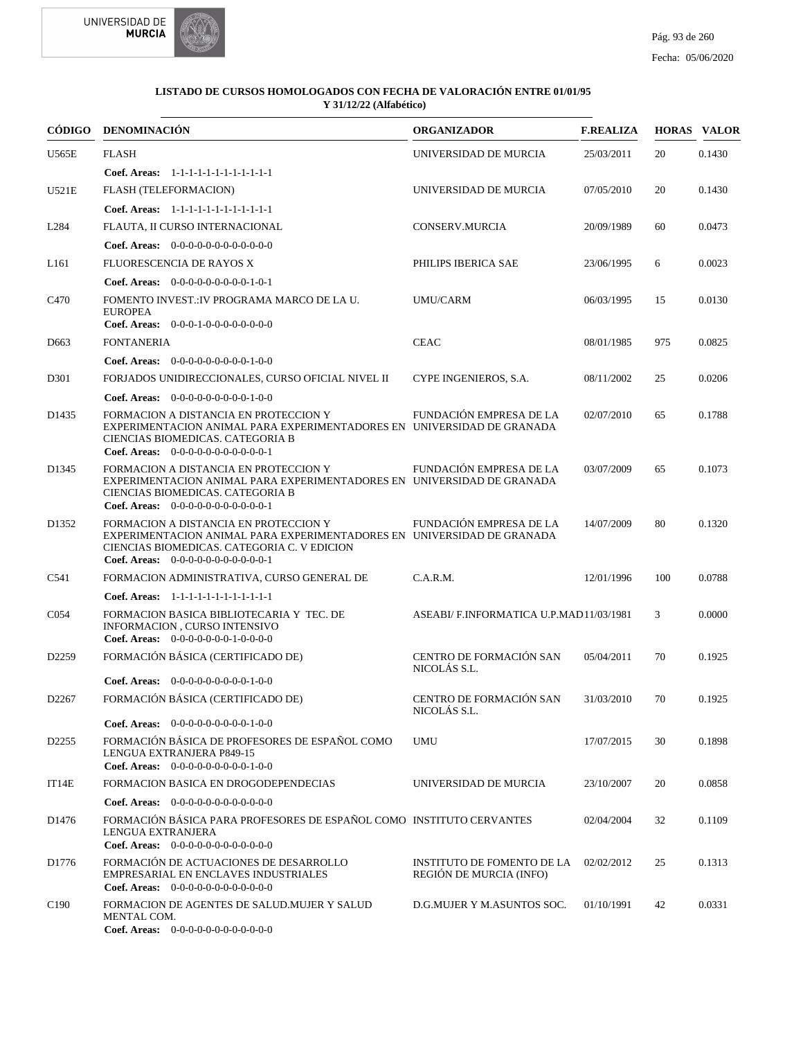**LISTADO DE CURSOS HOMOLOGADOS CON FECHA DE VALORACIÓN ENTRE 01/01/95 Y 31/12/22 (Alfabético)**

| CÓDIGO | DENOMINACIÓN | ORGANIZADOR | F.REALIZA | HORAS | VALOR |
|---|---|---|---|---|---|
| U565E | FLASH<br>**Coef. Areas:** 1-1-1-1-1-1-1-1-1-1-1-1 | UNIVERSIDAD DE MURCIA | 25/03/2011 | 20 | 0.1430 |
| U521E | FLASH (TELEFORMACION)<br>**Coef. Areas:** 1-1-1-1-1-1-1-1-1-1-1-1 | UNIVERSIDAD DE MURCIA | 07/05/2010 | 20 | 0.1430 |
| L284 | FLAUTA, II CURSO INTERNACIONAL<br>**Coef. Areas:** 0-0-0-0-0-0-0-0-0-0-0-0 | CONSERV.MURCIA | 20/09/1989 | 60 | 0.0473 |
| L161 | FLUORESCENCIA DE RAYOS X<br>**Coef. Areas:** 0-0-0-0-0-0-0-0-0-1-0-1 | PHILIPS IBERICA SAE | 23/06/1995 | 6 | 0.0023 |
| C470 | FOMENTO INVEST.:IV PROGRAMA MARCO DE LA U. EUROPEA<br>**Coef. Areas:** 0-0-0-1-0-0-0-0-0-0-0-0 | UMU/CARM | 06/03/1995 | 15 | 0.0130 |
| D663 | FONTANERIA<br>**Coef. Areas:** 0-0-0-0-0-0-0-0-0-1-0-0 | CEAC | 08/01/1985 | 975 | 0.0825 |
| D301 | FORJADOS UNIDIRECCIONALES, CURSO OFICIAL NIVEL II<br>**Coef. Areas:** 0-0-0-0-0-0-0-0-0-1-0-0 | CYPE INGENIEROS, S.A. | 08/11/2002 | 25 | 0.0206 |
| D1435 | FORMACION A DISTANCIA EN PROTECCION Y EXPERIMENTACION ANIMAL PARA EXPERIMENTADORES EN CIENCIAS BIOMEDICAS. CATEGORIA B<br>**Coef. Areas:** 0-0-0-0-0-0-0-0-0-0-0-1 | FUNDACIÓN EMPRESA DE LA UNIVERSIDAD DE GRANADA | 02/07/2010 | 65 | 0.1788 |
| D1345 | FORMACION A DISTANCIA EN PROTECCION Y EXPERIMENTACION ANIMAL PARA EXPERIMENTADORES EN CIENCIAS BIOMEDICAS. CATEGORIA B<br>**Coef. Areas:** 0-0-0-0-0-0-0-0-0-0-0-1 | FUNDACIÓN EMPRESA DE LA UNIVERSIDAD DE GRANADA | 03/07/2009 | 65 | 0.1073 |
| D1352 | FORMACION A DISTANCIA EN PROTECCION Y EXPERIMENTACION ANIMAL PARA EXPERIMENTADORES EN CIENCIAS BIOMEDICAS. CATEGORIA C. V EDICION<br>**Coef. Areas:** 0-0-0-0-0-0-0-0-0-0-0-1 | FUNDACIÓN EMPRESA DE LA UNIVERSIDAD DE GRANADA | 14/07/2009 | 80 | 0.1320 |
| C541 | FORMACION ADMINISTRATIVA, CURSO GENERAL DE<br>**Coef. Areas:** 1-1-1-1-1-1-1-1-1-1-1-1 | C.A.R.M. | 12/01/1996 | 100 | 0.0788 |
| C054 | FORMACION BASICA BIBLIOTECARIA Y TEC. DE INFORMACION , CURSO INTENSIVO<br>**Coef. Areas:** 0-0-0-0-0-0-0-1-0-0-0-0 | ASEABI/ F.INFORMATICA U.P.MAD | 11/03/1981 | 3 | 0.0000 |
| D2259 | FORMACIÓN BÁSICA (CERTIFICADO DE)<br>**Coef. Areas:** 0-0-0-0-0-0-0-0-0-1-0-0 | CENTRO DE FORMACIÓN SAN NICOLÁS S.L. | 05/04/2011 | 70 | 0.1925 |
| D2267 | FORMACIÓN BÁSICA (CERTIFICADO DE)<br>**Coef. Areas:** 0-0-0-0-0-0-0-0-0-1-0-0 | CENTRO DE FORMACIÓN SAN NICOLÁS S.L. | 31/03/2010 | 70 | 0.1925 |
| D2255 | FORMACIÓN BÁSICA DE PROFESORES DE ESPAÑOL COMO LENGUA EXTRANJERA P849-15<br>**Coef. Areas:** 0-0-0-0-0-0-0-0-0-1-0-0 | UMU | 17/07/2015 | 30 | 0.1898 |
| IT14E | FORMACION BASICA EN DROGODEPENDECIAS<br>**Coef. Areas:** 0-0-0-0-0-0-0-0-0-0-0-0 | UNIVERSIDAD DE MURCIA | 23/10/2007 | 20 | 0.0858 |
| D1476 | FORMACIÓN BÁSICA PARA PROFESORES DE ESPAÑOL COMO LENGUA EXTRANJERA<br>**Coef. Areas:** 0-0-0-0-0-0-0-0-0-0-0-0 | INSTITUTO CERVANTES | 02/04/2004 | 32 | 0.1109 |
| D1776 | FORMACIÓN DE ACTUACIONES DE DESARROLLO EMPRESARIAL EN ENCLAVES INDUSTRIALES<br>**Coef. Areas:** 0-0-0-0-0-0-0-0-0-0-0-0 | INSTITUTO DE FOMENTO DE LA REGIÓN DE MURCIA (INFO) | 02/02/2012 | 25 | 0.1313 |
| C190 | FORMACION DE AGENTES DE SALUD.MUJER Y SALUD MENTAL COM.<br>**Coef. Areas:** 0-0-0-0-0-0-0-0-0-0-0-0 | D.G.MUJER Y M.ASUNTOS SOC. | 01/10/1991 | 42 | 0.0331 |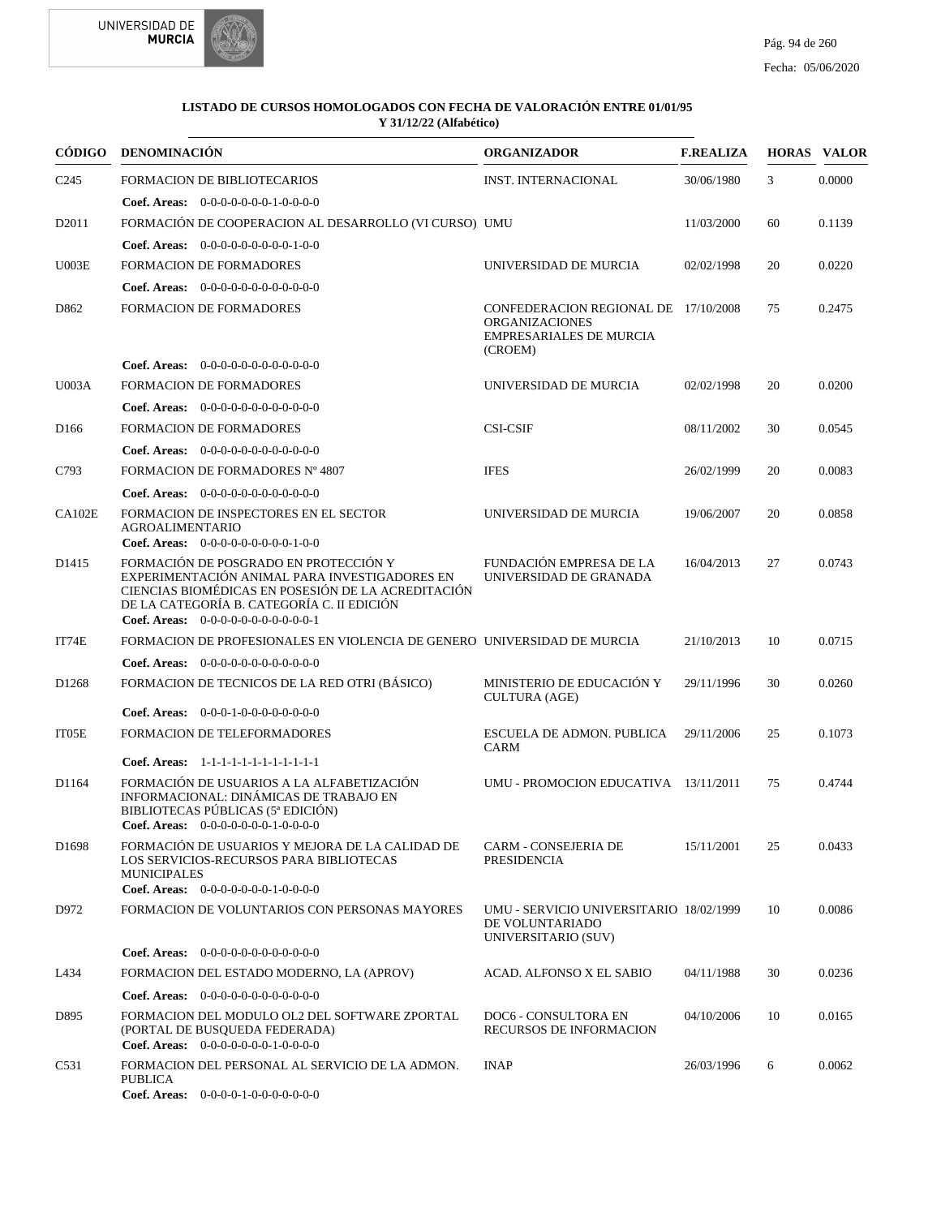**LISTADO DE CURSOS HOMOLOGADOS CON FECHA DE VALORACIÓN ENTRE 01/01/95 Y 31/12/22 (Alfabético)**

| CÓDIGO | DENOMINACIÓN | ORGANIZADOR | F.REALIZA | HORAS | VALOR |
|---|---|---|---|---|---|
| C245 | FORMACION DE BIBLIOTECARIOS | INST. INTERNACIONAL | 30/06/1980 | 3 | 0.0000 |
| | **Coef. Areas:** 0-0-0-0-0-0-0-1-0-0-0-0 | | | | |
| D2011 | FORMACIÓN DE COOPERACION AL DESARROLLO (VI CURSO) | UMU | 11/03/2000 | 60 | 0.1139 |
| | **Coef. Areas:** 0-0-0-0-0-0-0-0-0-1-0-0 | | | | |
| U003E | FORMACION DE FORMADORES | UNIVERSIDAD DE MURCIA | 02/02/1998 | 20 | 0.0220 |
| | **Coef. Areas:** 0-0-0-0-0-0-0-0-0-0-0-0 | | | | |
| D862 | FORMACION DE FORMADORES | CONFEDERACION REGIONAL DE ORGANIZACIONES EMPRESARIALES DE MURCIA (CROEM) | 17/10/2008 | 75 | 0.2475 |
| | **Coef. Areas:** 0-0-0-0-0-0-0-0-0-0-0-0 | | | | |
| U003A | FORMACION DE FORMADORES | UNIVERSIDAD DE MURCIA | 02/02/1998 | 20 | 0.0200 |
| | **Coef. Areas:** 0-0-0-0-0-0-0-0-0-0-0-0 | | | | |
| D166 | FORMACION DE FORMADORES | CSI-CSIF | 08/11/2002 | 30 | 0.0545 |
| | **Coef. Areas:** 0-0-0-0-0-0-0-0-0-0-0-0 | | | | |
| C793 | FORMACION DE FORMADORES Nº 4807 | IFES | 26/02/1999 | 20 | 0.0083 |
| | **Coef. Areas:** 0-0-0-0-0-0-0-0-0-0-0-0 | | | | |
| CA102E | FORMACION DE INSPECTORES EN EL SECTOR AGROALIMENTARIO | UNIVERSIDAD DE MURCIA | 19/06/2007 | 20 | 0.0858 |
| | **Coef. Areas:** 0-0-0-0-0-0-0-0-0-1-0-0 | | | | |
| D1415 | FORMACIÓN DE POSGRADO EN PROTECCIÓN Y EXPERIMENTACIÓN ANIMAL PARA INVESTIGADORES EN CIENCIAS BIOMÉDICAS EN POSESIÓN DE LA ACREDITACIÓN DE LA CATEGORÍA B. CATEGORÍA C. II EDICIÓN | FUNDACIÓN EMPRESA DE LA UNIVERSIDAD DE GRANADA | 16/04/2013 | 27 | 0.0743 |
| | **Coef. Areas:** 0-0-0-0-0-0-0-0-0-0-0-1 | | | | |
| IT74E | FORMACION DE PROFESIONALES EN VIOLENCIA DE GENERO | UNIVERSIDAD DE MURCIA | 21/10/2013 | 10 | 0.0715 |
| | **Coef. Areas:** 0-0-0-0-0-0-0-0-0-0-0-0 | | | | |
| D1268 | FORMACION DE TECNICOS DE LA RED OTRI (BÁSICO) | MINISTERIO DE EDUCACIÓN Y CULTURA (AGE) | 29/11/1996 | 30 | 0.0260 |
| | **Coef. Areas:** 0-0-0-1-0-0-0-0-0-0-0-0 | | | | |
| IT05E | FORMACION DE TELEFORMADORES | ESCUELA DE ADMON. PUBLICA CARM | 29/11/2006 | 25 | 0.1073 |
| | **Coef. Areas:** 1-1-1-1-1-1-1-1-1-1-1-1 | | | | |
| D1164 | FORMACIÓN DE USUARIOS A LA ALFABETIZACIÓN INFORMACIONAL: DINÁMICAS DE TRABAJO EN BIBLIOTECAS PÚBLICAS (5ª EDICIÓN) | UMU - PROMOCION EDUCATIVA | 13/11/2011 | 75 | 0.4744 |
| | **Coef. Areas:** 0-0-0-0-0-0-0-1-0-0-0-0 | | | | |
| D1698 | FORMACIÓN DE USUARIOS Y MEJORA DE LA CALIDAD DE LOS SERVICIOS-RECURSOS PARA BIBLIOTECAS MUNICIPALES | CARM - CONSEJERIA DE PRESIDENCIA | 15/11/2001 | 25 | 0.0433 |
| | **Coef. Areas:** 0-0-0-0-0-0-0-1-0-0-0-0 | | | | |
| D972 | FORMACION DE VOLUNTARIOS CON PERSONAS MAYORES | UMU - SERVICIO UNIVERSITARIO DE VOLUNTARIADO UNIVERSITARIO (SUV) | 18/02/1999 | 10 | 0.0086 |
| | **Coef. Areas:** 0-0-0-0-0-0-0-0-0-0-0-0 | | | | |
| L434 | FORMACION DEL ESTADO MODERNO, LA (APROV) | ACAD. ALFONSO X EL SABIO | 04/11/1988 | 30 | 0.0236 |
| | **Coef. Areas:** 0-0-0-0-0-0-0-0-0-0-0-0 | | | | |
| D895 | FORMACION DEL MODULO OL2 DEL SOFTWARE ZPORTAL (PORTAL DE BUSQUEDA FEDERADA) | DOC6 - CONSULTORA EN RECURSOS DE INFORMACION | 04/10/2006 | 10 | 0.0165 |
| | **Coef. Areas:** 0-0-0-0-0-0-0-1-0-0-0-0 | | | | |
| C531 | FORMACION DEL PERSONAL AL SERVICIO DE LA ADMON. PUBLICA | INAP | 26/03/1996 | 6 | 0.0062 |
| | **Coef. Areas:** 0-0-0-0-1-0-0-0-0-0-0-0 | | | | |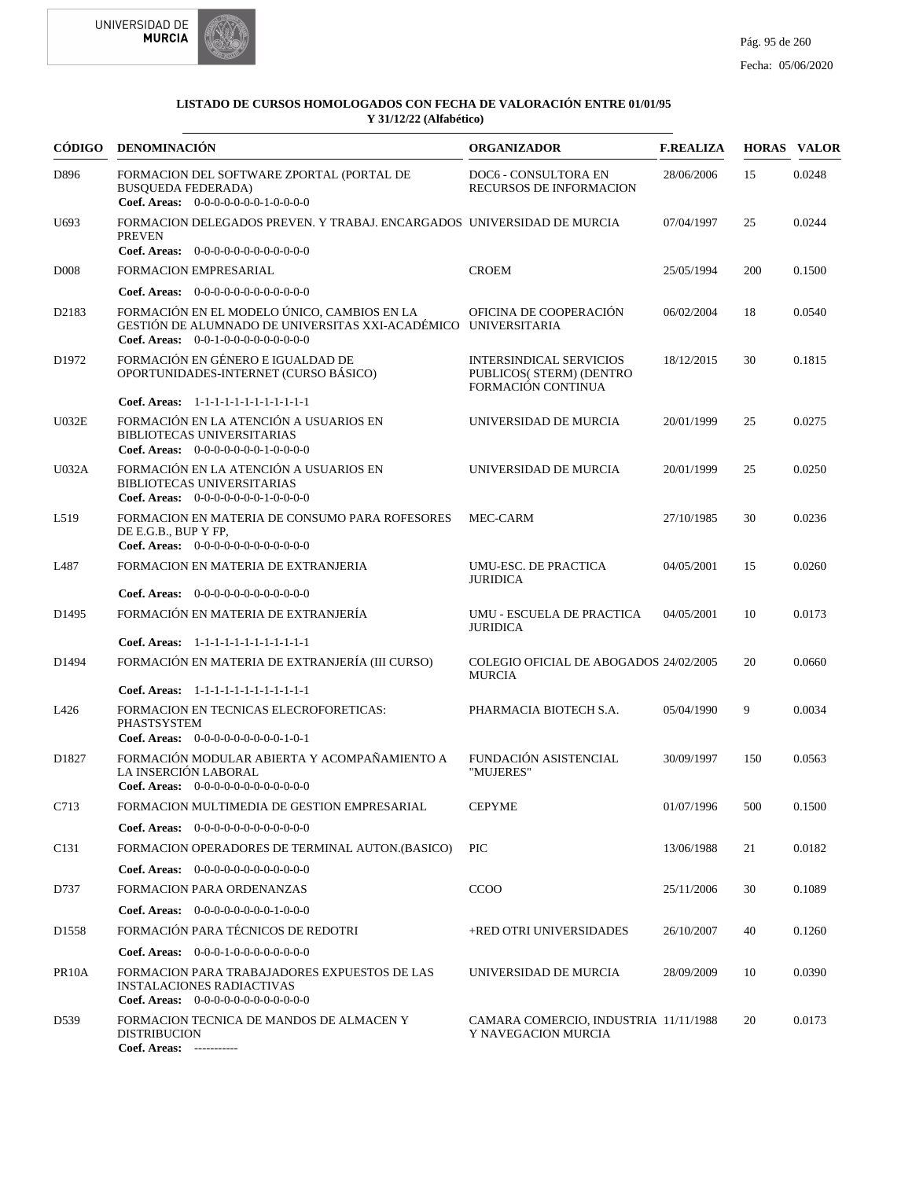**LISTADO DE CURSOS HOMOLOGADOS CON FECHA DE VALORACIÓN ENTRE 01/01/95 Y 31/12/22 (Alfabético)**

| CÓDIGO | DENOMINACIÓN | ORGANIZADOR | F.REALIZA | HORAS | VALOR |
|---|---|---|---|---|---|
| D896 | FORMACION DEL SOFTWARE ZPORTAL (PORTAL DE BUSQUEDA FEDERADA)<br>**Coef. Areas:** 0-0-0-0-0-0-0-1-0-0-0-0 | DOC6 - CONSULTORA EN RECURSOS DE INFORMACION | 28/06/2006 | 15 | 0.0248 |
| U693 | FORMACION DELEGADOS PREVEN. Y TRABAJ. ENCARGADOS PREVEN<br>**Coef. Areas:** 0-0-0-0-0-0-0-0-0-0-0-0 | UNIVERSIDAD DE MURCIA | 07/04/1997 | 25 | 0.0244 |
| D008 | FORMACION EMPRESARIAL<br>**Coef. Areas:** 0-0-0-0-0-0-0-0-0-0-0-0 | CROEM | 25/05/1994 | 200 | 0.1500 |
| D2183 | FORMACIÓN EN EL MODELO ÚNICO, CAMBIOS EN LA GESTIÓN DE ALUMNADO DE UNIVERSITAS XXI-ACADÉMICO<br>**Coef. Areas:** 0-0-1-0-0-0-0-0-0-0-0-0 | OFICINA DE COOPERACIÓN UNIVERSITARIA | 06/02/2004 | 18 | 0.0540 |
| D1972 | FORMACIÓN EN GÉNERO E IGUALDAD DE OPORTUNIDADES-INTERNET (CURSO BÁSICO)<br>**Coef. Areas:** 1-1-1-1-1-1-1-1-1-1-1-1 | INTERSINDICAL SERVICIOS PUBLICOS( STERM) (DENTRO FORMACIÓN CONTINUA | 18/12/2015 | 30 | 0.1815 |
| U032E | FORMACIÓN EN LA ATENCIÓN A USUARIOS EN BIBLIOTECAS UNIVERSITARIAS<br>**Coef. Areas:** 0-0-0-0-0-0-0-1-0-0-0-0 | UNIVERSIDAD DE MURCIA | 20/01/1999 | 25 | 0.0275 |
| U032A | FORMACIÓN EN LA ATENCIÓN A USUARIOS EN BIBLIOTECAS UNIVERSITARIAS<br>**Coef. Areas:** 0-0-0-0-0-0-0-1-0-0-0-0 | UNIVERSIDAD DE MURCIA | 20/01/1999 | 25 | 0.0250 |
| L519 | FORMACION EN MATERIA DE CONSUMO PARA ROFESORES DE E.G.B., BUP Y FP,<br>**Coef. Areas:** 0-0-0-0-0-0-0-0-0-0-0-0 | MEC-CARM | 27/10/1985 | 30 | 0.0236 |
| L487 | FORMACION EN MATERIA DE EXTRANJERIA<br>**Coef. Areas:** 0-0-0-0-0-0-0-0-0-0-0-0 | UMU-ESC. DE PRACTICA JURIDICA | 04/05/2001 | 15 | 0.0260 |
| D1495 | FORMACIÓN EN MATERIA DE EXTRANJERÍA<br>**Coef. Areas:** 1-1-1-1-1-1-1-1-1-1-1-1 | UMU - ESCUELA DE PRACTICA JURIDICA | 04/05/2001 | 10 | 0.0173 |
| D1494 | FORMACIÓN EN MATERIA DE EXTRANJERÍA (III CURSO)<br>**Coef. Areas:** 1-1-1-1-1-1-1-1-1-1-1-1 | COLEGIO OFICIAL DE ABOGADOS MURCIA | 24/02/2005 | 20 | 0.0660 |
| L426 | FORMACION EN TECNICAS ELECROFORETICAS: PHASTSYSTEM<br>**Coef. Areas:** 0-0-0-0-0-0-0-0-0-1-0-1 | PHARMACIA BIOTECH S.A. | 05/04/1990 | 9 | 0.0034 |
| D1827 | FORMACIÓN MODULAR ABIERTA Y ACOMPAÑAMIENTO A LA INSERCIÓN LABORAL<br>**Coef. Areas:** 0-0-0-0-0-0-0-0-0-0-0-0 | FUNDACIÓN ASISTENCIAL "MUJERES" | 30/09/1997 | 150 | 0.0563 |
| C713 | FORMACION MULTIMEDIA DE GESTION EMPRESARIAL<br>**Coef. Areas:** 0-0-0-0-0-0-0-0-0-0-0-0 | CEPYME | 01/07/1996 | 500 | 0.1500 |
| C131 | FORMACION OPERADORES DE TERMINAL AUTON.(BASICO)<br>**Coef. Areas:** 0-0-0-0-0-0-0-0-0-0-0-0 | PIC | 13/06/1988 | 21 | 0.0182 |
| D737 | FORMACION PARA ORDENANZAS<br>**Coef. Areas:** 0-0-0-0-0-0-0-1-0-0-0 | CCOO | 25/11/2006 | 30 | 0.1089 |
| D1558 | FORMACIÓN PARA TÉCNICOS DE REDOTRI<br>**Coef. Areas:** 0-0-0-1-0-0-0-0-0-0-0-0 | +RED OTRI UNIVERSIDADES | 26/10/2007 | 40 | 0.1260 |
| PR10A | FORMACION PARA TRABAJADORES EXPUESTOS DE LAS INSTALACIONES RADIACTIVAS<br>**Coef. Areas:** 0-0-0-0-0-0-0-0-0-0-0-0 | UNIVERSIDAD DE MURCIA | 28/09/2009 | 10 | 0.0390 |
| D539 | FORMACION TECNICA DE MANDOS DE ALMACEN Y DISTRIBUCION<br>**Coef. Areas:** ----------- | CAMARA COMERCIO, INDUSTRIA Y NAVEGACION MURCIA | 11/11/1988 | 20 | 0.0173 |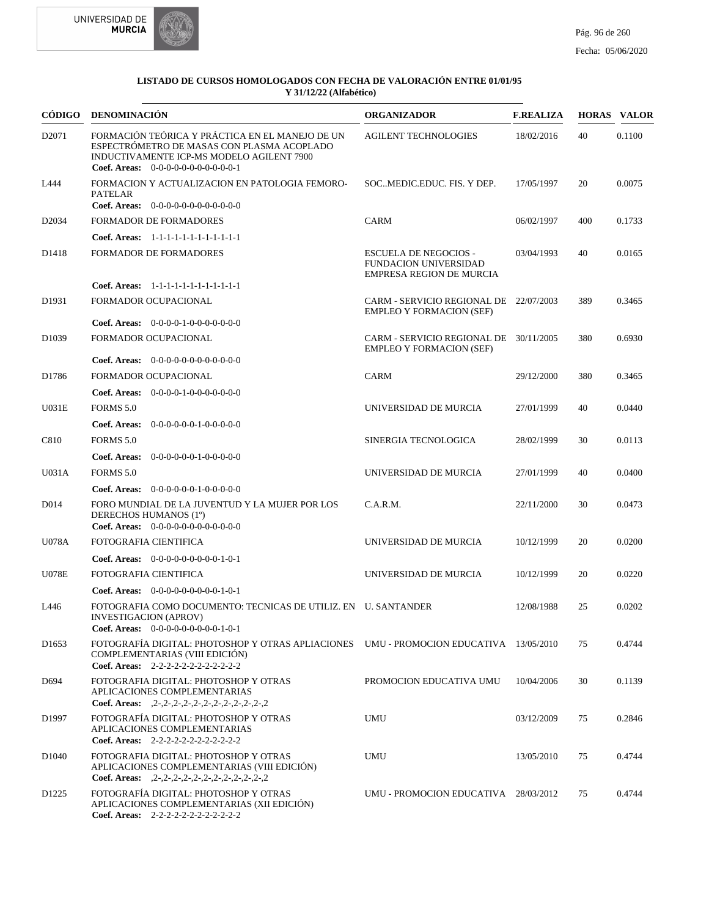**LISTADO DE CURSOS HOMOLOGADOS CON FECHA DE VALORACIÓN ENTRE 01/01/95 Y 31/12/22 (Alfabético)**

| CÓDIGO | DENOMINACIÓN | ORGANIZADOR | F.REALIZA | HORAS | VALOR |
|---|---|---|---|---|---|
| D2071 | FORMACIÓN TEÓRICA Y PRÁCTICA EN EL MANEJO DE UN ESPECTRÓMETRO DE MASAS CON PLASMA ACOPLADO INDUCTIVAMENTE ICP-MS MODELO AGILENT 7900<br>**Coef. Areas:** 0-0-0-0-0-0-0-0-0-0-0-1 | AGILENT TECHNOLOGIES | 18/02/2016 | 40 | 0.1100 |
| L444 | FORMACION Y ACTUALIZACION EN PATOLOGIA FEMORO-PATELAR<br>**Coef. Areas:** 0-0-0-0-0-0-0-0-0-0-0-0 | SOC..MEDIC.EDUC. FIS. Y DEP. | 17/05/1997 | 20 | 0.0075 |
| D2034 | FORMADOR DE FORMADORES<br>**Coef. Areas:** 1-1-1-1-1-1-1-1-1-1-1-1 | CARM | 06/02/1997 | 400 | 0.1733 |
| D1418 | FORMADOR DE FORMADORES<br>**Coef. Areas:** 1-1-1-1-1-1-1-1-1-1-1-1 | ESCUELA DE NEGOCIOS - FUNDACION UNIVERSIDAD EMPRESA REGION DE MURCIA | 03/04/1993 | 40 | 0.0165 |
| D1931 | FORMADOR OCUPACIONAL<br>**Coef. Areas:** 0-0-0-0-1-0-0-0-0-0-0-0 | CARM - SERVICIO REGIONAL DE EMPLEO Y FORMACION (SEF) | 22/07/2003 | 389 | 0.3465 |
| D1039 | FORMADOR OCUPACIONAL<br>**Coef. Areas:** 0-0-0-0-0-0-0-0-0-0-0-0 | CARM - SERVICIO REGIONAL DE EMPLEO Y FORMACION (SEF) | 30/11/2005 | 380 | 0.6930 |
| D1786 | FORMADOR OCUPACIONAL<br>**Coef. Areas:** 0-0-0-0-1-0-0-0-0-0-0-0 | CARM | 29/12/2000 | 380 | 0.3465 |
| U031E | FORMS 5.0<br>**Coef. Areas:** 0-0-0-0-0-0-1-0-0-0-0-0 | UNIVERSIDAD DE MURCIA | 27/01/1999 | 40 | 0.0440 |
| C810 | FORMS 5.0<br>**Coef. Areas:** 0-0-0-0-0-0-1-0-0-0-0-0 | SINERGIA TECNOLOGICA | 28/02/1999 | 30 | 0.0113 |
| U031A | FORMS 5.0<br>**Coef. Areas:** 0-0-0-0-0-0-1-0-0-0-0-0 | UNIVERSIDAD DE MURCIA | 27/01/1999 | 40 | 0.0400 |
| D014 | FORO MUNDIAL DE LA JUVENTUD Y LA MUJER POR LOS DERECHOS HUMANOS (1º)<br>**Coef. Areas:** 0-0-0-0-0-0-0-0-0-0-0-0 | C.A.R.M. | 22/11/2000 | 30 | 0.0473 |
| U078A | FOTOGRAFIA CIENTIFICA<br>**Coef. Areas:** 0-0-0-0-0-0-0-0-0-1-0-1 | UNIVERSIDAD DE MURCIA | 10/12/1999 | 20 | 0.0200 |
| U078E | FOTOGRAFIA CIENTIFICA<br>**Coef. Areas:** 0-0-0-0-0-0-0-0-0-1-0-1 | UNIVERSIDAD DE MURCIA | 10/12/1999 | 20 | 0.0220 |
| L446 | FOTOGRAFIA COMO DOCUMENTO: TECNICAS DE UTILIZ. EN INVESTIGACION (APROV)<br>**Coef. Areas:** 0-0-0-0-0-0-0-0-0-1-0-1 | U. SANTANDER | 12/08/1988 | 25 | 0.0202 |
| D1653 | FOTOGRAFÍA DIGITAL: PHOTOSHOP Y OTRAS APLIACIONES COMPLEMENTARIAS (VIII EDICIÓN)<br>**Coef. Areas:** 2-2-2-2-2-2-2-2-2-2-2-2 | UMU - PROMOCION EDUCATIVA | 13/05/2010 | 75 | 0.4744 |
| D694 | FOTOGRAFIA DIGITAL: PHOTOSHOP Y OTRAS APLICACIONES COMPLEMENTARIAS<br>**Coef. Areas:** ,2-,2-,2-,2-,2-,2-,2-,2-,2-,2-,2-,2 | PROMOCION EDUCATIVA UMU | 10/04/2006 | 30 | 0.1139 |
| D1997 | FOTOGRAFÍA DIGITAL: PHOTOSHOP Y OTRAS APLICACIONES COMPLEMENTARIAS<br>**Coef. Areas:** 2-2-2-2-2-2-2-2-2-2-2-2 | UMU | 03/12/2009 | 75 | 0.2846 |
| D1040 | FOTOGRAFIA DIGITAL: PHOTOSHOP Y OTRAS APLICACIONES COMPLEMENTARIAS (VIII EDICIÓN)<br>**Coef. Areas:** ,2-,2-,2-,2-,2-,2-,2-,2-,2-,2-,2-,2 | UMU | 13/05/2010 | 75 | 0.4744 |
| D1225 | FOTOGRAFÍA DIGITAL: PHOTOSHOP Y OTRAS APLICACIONES COMPLEMENTARIAS (XII EDICIÓN)<br>**Coef. Areas:** 2-2-2-2-2-2-2-2-2-2-2-2 | UMU - PROMOCION EDUCATIVA | 28/03/2012 | 75 | 0.4744 |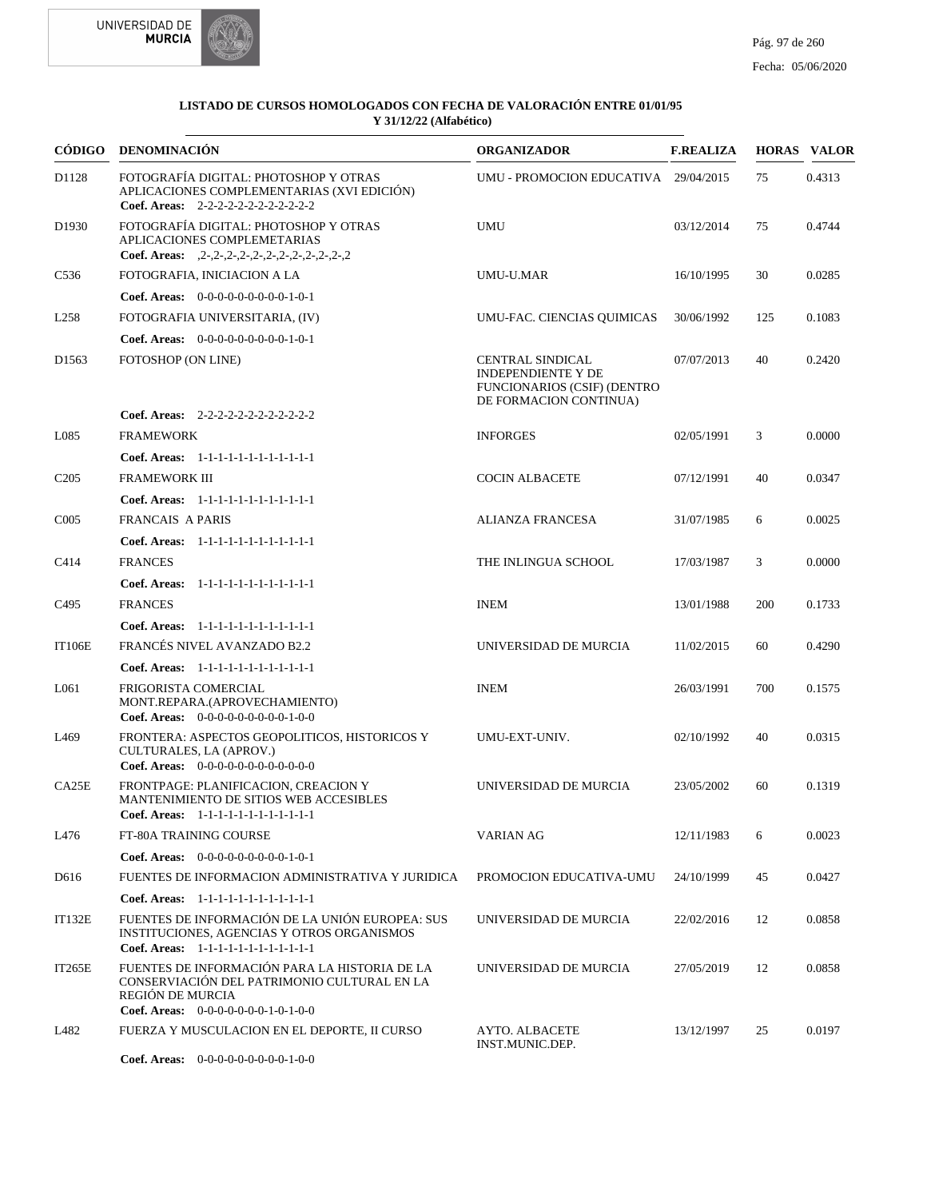**LISTADO DE CURSOS HOMOLOGADOS CON FECHA DE VALORACIÓN ENTRE 01/01/95 Y 31/12/22 (Alfabético)**

| CÓDIGO | DENOMINACIÓN | ORGANIZADOR | F.REALIZA | HORAS | VALOR |
|---|---|---|---|---|---|
| D1128 | FOTOGRAFÍA DIGITAL: PHOTOSHOP Y OTRAS APLICACIONES COMPLEMENTARIAS (XVI EDICIÓN)<br>**Coef. Areas:** 2-2-2-2-2-2-2-2-2-2-2-2 | UMU - PROMOCION EDUCATIVA | 29/04/2015 | 75 | 0.4313 |
| D1930 | FOTOGRAFÍA DIGITAL: PHOTOSHOP Y OTRAS APLICACIONES COMPLEMETARIAS<br>**Coef. Areas:** ,2-,2-,2-,2-,2-,2-,2-,2-,2-,2-,2-,2 | UMU | 03/12/2014 | 75 | 0.4744 |
| C536 | FOTOGRAFIA, INICIACION A LA<br>**Coef. Areas:** 0-0-0-0-0-0-0-0-0-1-0-1 | UMU-U.MAR | 16/10/1995 | 30 | 0.0285 |
| L258 | FOTOGRAFIA UNIVERSITARIA, (IV)<br>**Coef. Areas:** 0-0-0-0-0-0-0-0-0-1-0-1 | UMU-FAC. CIENCIAS QUIMICAS | 30/06/1992 | 125 | 0.1083 |
| D1563 | FOTOSHOP (ON LINE)<br>**Coef. Areas:** 2-2-2-2-2-2-2-2-2-2-2-2 | CENTRAL SINDICAL INDEPENDIENTE Y DE FUNCIONARIOS (CSIF) (DENTRO DE FORMACION CONTINUA) | 07/07/2013 | 40 | 0.2420 |
| L085 | FRAMEWORK<br>**Coef. Areas:** 1-1-1-1-1-1-1-1-1-1-1-1 | INFORGES | 02/05/1991 | 3 | 0.0000 |
| C205 | FRAMEWORK III<br>**Coef. Areas:** 1-1-1-1-1-1-1-1-1-1-1-1 | COCIN ALBACETE | 07/12/1991 | 40 | 0.0347 |
| C005 | FRANCAIS A PARIS<br>**Coef. Areas:** 1-1-1-1-1-1-1-1-1-1-1-1 | ALIANZA FRANCESA | 31/07/1985 | 6 | 0.0025 |
| C414 | FRANCES<br>**Coef. Areas:** 1-1-1-1-1-1-1-1-1-1-1-1 | THE INLINGUA SCHOOL | 17/03/1987 | 3 | 0.0000 |
| C495 | FRANCES<br>**Coef. Areas:** 1-1-1-1-1-1-1-1-1-1-1-1 | INEM | 13/01/1988 | 200 | 0.1733 |
| IT106E | FRANCÉS NIVEL AVANZADO B2.2<br>**Coef. Areas:** 1-1-1-1-1-1-1-1-1-1-1-1 | UNIVERSIDAD DE MURCIA | 11/02/2015 | 60 | 0.4290 |
| L061 | FRIGORISTA COMERCIAL MONT.REPARA.(APROVECHAMIENTO)<br>**Coef. Areas:** 0-0-0-0-0-0-0-0-0-1-0-0 | INEM | 26/03/1991 | 700 | 0.1575 |
| L469 | FRONTERA: ASPECTOS GEOPOLITICOS, HISTORICOS Y CULTURALES, LA (APROV.)<br>**Coef. Areas:** 0-0-0-0-0-0-0-0-0-0-0-0 | UMU-EXT-UNIV. | 02/10/1992 | 40 | 0.0315 |
| CA25E | FRONTPAGE: PLANIFICACION, CREACION Y MANTENIMIENTO DE SITIOS WEB ACCESIBLES<br>**Coef. Areas:** 1-1-1-1-1-1-1-1-1-1-1-1 | UNIVERSIDAD DE MURCIA | 23/05/2002 | 60 | 0.1319 |
| L476 | FT-80A TRAINING COURSE<br>**Coef. Areas:** 0-0-0-0-0-0-0-0-0-1-0-1 | VARIAN AG | 12/11/1983 | 6 | 0.0023 |
| D616 | FUENTES DE INFORMACION ADMINISTRATIVA Y JURIDICA<br>**Coef. Areas:** 1-1-1-1-1-1-1-1-1-1-1-1 | PROMOCION EDUCATIVA-UMU | 24/10/1999 | 45 | 0.0427 |
| IT132E | FUENTES DE INFORMACIÓN DE LA UNIÓN EUROPEA: SUS INSTITUCIONES, AGENCIAS Y OTROS ORGANISMOS<br>**Coef. Areas:** 1-1-1-1-1-1-1-1-1-1-1-1 | UNIVERSIDAD DE MURCIA | 22/02/2016 | 12 | 0.0858 |
| IT265E | FUENTES DE INFORMACIÓN PARA LA HISTORIA DE LA CONSERVACIÓN DEL PATRIMONIO CULTURAL EN LA REGIÓN DE MURCIA<br>**Coef. Areas:** 0-0-0-0-0-0-0-1-0-1-0-0 | UNIVERSIDAD DE MURCIA | 27/05/2019 | 12 | 0.0858 |
| L482 | FUERZA Y MUSCULACION EN EL DEPORTE, II CURSO<br>**Coef. Areas:** 0-0-0-0-0-0-0-0-0-1-0-0 | AYTO. ALBACETE INST.MUNIC.DEP. | 13/12/1997 | 25 | 0.0197 |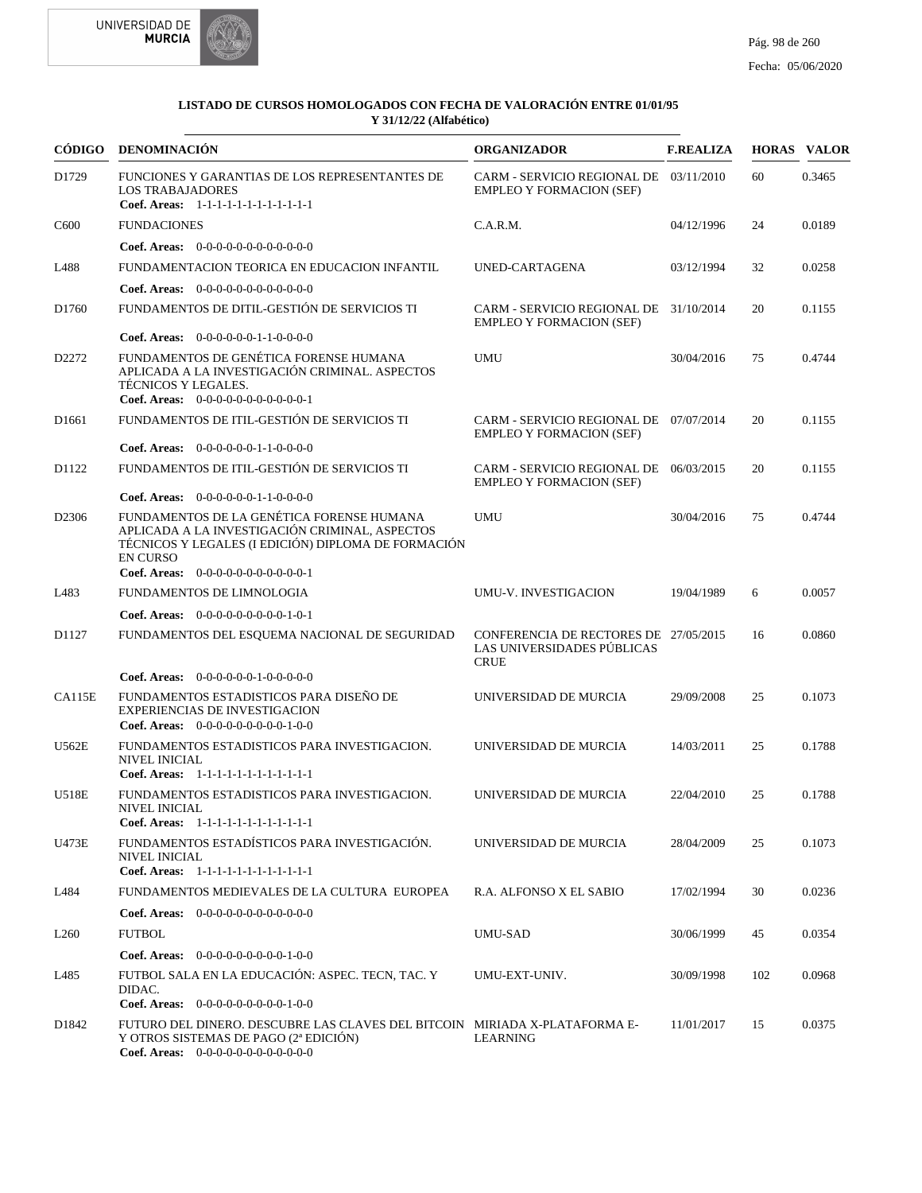**LISTADO DE CURSOS HOMOLOGADOS CON FECHA DE VALORACIÓN ENTRE 01/01/95 Y 31/12/22 (Alfabético)**

| CÓDIGO | DENOMINACIÓN | ORGANIZADOR | F.REALIZA | HORAS | VALOR |
|---|---|---|---|---|---|
| D1729 | FUNCIONES Y GARANTIAS DE LOS REPRESENTANTES DE LOS TRABAJADORES<br>**Coef. Areas:** 1-1-1-1-1-1-1-1-1-1-1-1 | CARM - SERVICIO REGIONAL DE EMPLEO Y FORMACION (SEF) | 03/11/2010 | 60 | 0.3465 |
| C600 | FUNDACIONES<br>**Coef. Areas:** 0-0-0-0-0-0-0-0-0-0-0-0 | C.A.R.M. | 04/12/1996 | 24 | 0.0189 |
| L488 | FUNDAMENTACION TEORICA EN EDUCACION INFANTIL<br>**Coef. Areas:** 0-0-0-0-0-0-0-0-0-0-0-0 | UNED-CARTAGENA | 03/12/1994 | 32 | 0.0258 |
| D1760 | FUNDAMENTOS DE DITIL-GESTIÓN DE SERVICIOS TI<br>**Coef. Areas:** 0-0-0-0-0-0-1-1-0-0-0-0 | CARM - SERVICIO REGIONAL DE EMPLEO Y FORMACION (SEF) | 31/10/2014 | 20 | 0.1155 |
| D2272 | FUNDAMENTOS DE GENÉTICA FORENSE HUMANA APLICADA A LA INVESTIGACIÓN CRIMINAL. ASPECTOS TÉCNICOS Y LEGALES.<br>**Coef. Areas:** 0-0-0-0-0-0-0-0-0-0-0-1 | UMU | 30/04/2016 | 75 | 0.4744 |
| D1661 | FUNDAMENTOS DE ITIL-GESTIÓN DE SERVICIOS TI<br>**Coef. Areas:** 0-0-0-0-0-0-1-1-0-0-0-0 | CARM - SERVICIO REGIONAL DE EMPLEO Y FORMACION (SEF) | 07/07/2014 | 20 | 0.1155 |
| D1122 | FUNDAMENTOS DE ITIL-GESTIÓN DE SERVICIOS TI<br>**Coef. Areas:** 0-0-0-0-0-0-1-1-0-0-0-0 | CARM - SERVICIO REGIONAL DE EMPLEO Y FORMACION (SEF) | 06/03/2015 | 20 | 0.1155 |
| D2306 | FUNDAMENTOS DE LA GENÉTICA FORENSE HUMANA APLICADA A LA INVESTIGACIÓN CRIMINAL, ASPECTOS TÉCNICOS Y LEGALES (I EDICIÓN) DIPLOMA DE FORMACIÓN EN CURSO<br>**Coef. Areas:** 0-0-0-0-0-0-0-0-0-0-0-1 | UMU | 30/04/2016 | 75 | 0.4744 |
| L483 | FUNDAMENTOS DE LIMNOLOGIA<br>**Coef. Areas:** 0-0-0-0-0-0-0-0-0-1-0-1 | UMU-V. INVESTIGACION | 19/04/1989 | 6 | 0.0057 |
| D1127 | FUNDAMENTOS DEL ESQUEMA NACIONAL DE SEGURIDAD<br>**Coef. Areas:** 0-0-0-0-0-0-1-0-0-0-0-0 | CONFERENCIA DE RECTORES DE LAS UNIVERSIDADES PÚBLICAS CRUE | 27/05/2015 | 16 | 0.0860 |
| CA115E | FUNDAMENTOS ESTADISTICOS PARA DISEÑO DE EXPERIENCIAS DE INVESTIGACION<br>**Coef. Areas:** 0-0-0-0-0-0-0-0-0-1-0-0 | UNIVERSIDAD DE MURCIA | 29/09/2008 | 25 | 0.1073 |
| U562E | FUNDAMENTOS ESTADISTICOS PARA INVESTIGACION. NIVEL INICIAL<br>**Coef. Areas:** 1-1-1-1-1-1-1-1-1-1-1-1 | UNIVERSIDAD DE MURCIA | 14/03/2011 | 25 | 0.1788 |
| U518E | FUNDAMENTOS ESTADISTICOS PARA INVESTIGACION. NIVEL INICIAL<br>**Coef. Areas:** 1-1-1-1-1-1-1-1-1-1-1-1 | UNIVERSIDAD DE MURCIA | 22/04/2010 | 25 | 0.1788 |
| U473E | FUNDAMENTOS ESTADÍSTICOS PARA INVESTIGACIÓN. NIVEL INICIAL<br>**Coef. Areas:** 1-1-1-1-1-1-1-1-1-1-1-1 | UNIVERSIDAD DE MURCIA | 28/04/2009 | 25 | 0.1073 |
| L484 | FUNDAMENTOS MEDIEVALES DE LA CULTURA EUROPEA<br>**Coef. Areas:** 0-0-0-0-0-0-0-0-0-0-0-0 | R.A. ALFONSO X EL SABIO | 17/02/1994 | 30 | 0.0236 |
| L260 | FUTBOL<br>**Coef. Areas:** 0-0-0-0-0-0-0-0-0-1-0-0 | UMU-SAD | 30/06/1999 | 45 | 0.0354 |
| L485 | FUTBOL SALA EN LA EDUCACIÓN: ASPEC. TECN, TAC. Y DIDAC.<br>**Coef. Areas:** 0-0-0-0-0-0-0-0-0-1-0-0 | UMU-EXT-UNIV. | 30/09/1998 | 102 | 0.0968 |
| D1842 | FUTURO DEL DINERO. DESCUBRE LAS CLAVES DEL BITCOIN Y OTROS SISTEMAS DE PAGO (2ª EDICIÓN)<br>**Coef. Areas:** 0-0-0-0-0-0-0-0-0-0-0-0 | MIRIADA X-PLATAFORMA E-LEARNING | 11/01/2017 | 15 | 0.0375 |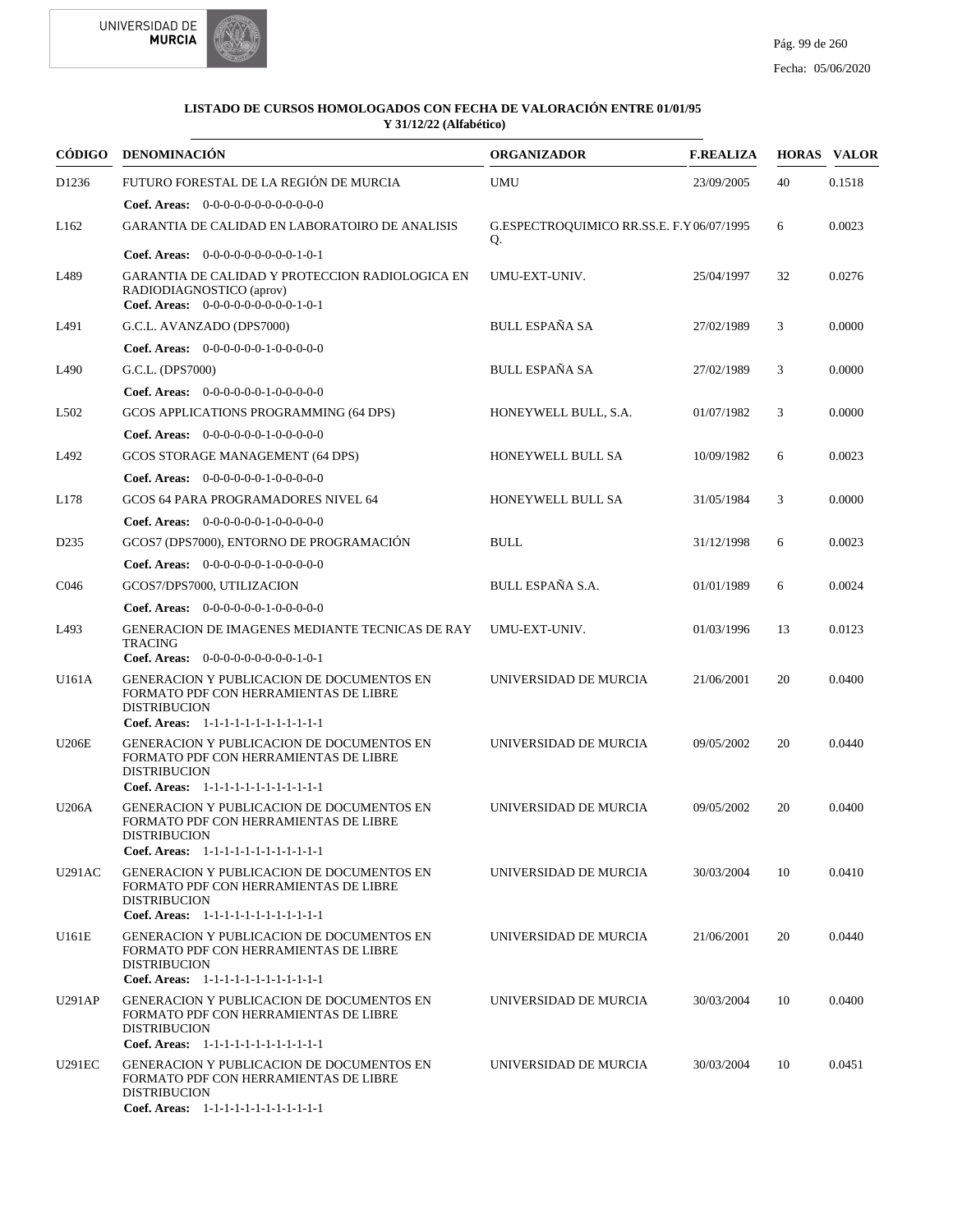**LISTADO DE CURSOS HOMOLOGADOS CON FECHA DE VALORACIÓN ENTRE 01/01/95 Y 31/12/22 (Alfabético)**

| CÓDIGO | DENOMINACIÓN | ORGANIZADOR | F.REALIZA | HORAS | VALOR |
|---|---|---|---|---|---|
| D1236 | FUTURO FORESTAL DE LA REGIÓN DE MURCIA<br>**Coef. Areas:** 0-0-0-0-0-0-0-0-0-0-0-0 | UMU | 23/09/2005 | 40 | 0.1518 |
| L162 | GARANTIA DE CALIDAD EN LABORATOIRO DE ANALISIS<br>**Coef. Areas:** 0-0-0-0-0-0-0-0-0-1-0-1 | G.ESPECTROQUIMICO RR.SS.E. F.Y Q. | 06/07/1995 | 6 | 0.0023 |
| L489 | GARANTIA DE CALIDAD Y PROTECCION RADIOLOGICA EN RADIODIAGNOSTICO (aprov)<br>**Coef. Areas:** 0-0-0-0-0-0-0-0-0-1-0-1 | UMU-EXT-UNIV. | 25/04/1997 | 32 | 0.0276 |
| L491 | G.C.L. AVANZADO (DPS7000)<br>**Coef. Areas:** 0-0-0-0-0-0-1-0-0-0-0-0 | BULL ESPAÑA SA | 27/02/1989 | 3 | 0.0000 |
| L490 | G.C.L. (DPS7000)<br>**Coef. Areas:** 0-0-0-0-0-0-1-0-0-0-0-0 | BULL ESPAÑA SA | 27/02/1989 | 3 | 0.0000 |
| L502 | GCOS APPLICATIONS PROGRAMMING (64 DPS)<br>**Coef. Areas:** 0-0-0-0-0-0-1-0-0-0-0-0 | HONEYWELL BULL, S.A. | 01/07/1982 | 3 | 0.0000 |
| L492 | GCOS STORAGE MANAGEMENT (64 DPS)<br>**Coef. Areas:** 0-0-0-0-0-0-1-0-0-0-0-0 | HONEYWELL BULL SA | 10/09/1982 | 6 | 0.0023 |
| L178 | GCOS 64 PARA PROGRAMADORES NIVEL 64<br>**Coef. Areas:** 0-0-0-0-0-0-1-0-0-0-0-0 | HONEYWELL BULL SA | 31/05/1984 | 3 | 0.0000 |
| D235 | GCOS7 (DPS7000), ENTORNO DE PROGRAMACIÓN<br>**Coef. Areas:** 0-0-0-0-0-0-1-0-0-0-0-0 | BULL | 31/12/1998 | 6 | 0.0023 |
| C046 | GCOS7/DPS7000, UTILIZACION<br>**Coef. Areas:** 0-0-0-0-0-0-1-0-0-0-0-0 | BULL ESPAÑA S.A. | 01/01/1989 | 6 | 0.0024 |
| L493 | GENERACION DE IMAGENES MEDIANTE TECNICAS DE RAY TRACING<br>**Coef. Areas:** 0-0-0-0-0-0-0-0-0-1-0-1 | UMU-EXT-UNIV. | 01/03/1996 | 13 | 0.0123 |
| U161A | GENERACION Y PUBLICACION DE DOCUMENTOS EN FORMATO PDF CON HERRAMIENTAS DE LIBRE DISTRIBUCION<br>**Coef. Areas:** 1-1-1-1-1-1-1-1-1-1-1-1 | UNIVERSIDAD DE MURCIA | 21/06/2001 | 20 | 0.0400 |
| U206E | GENERACION Y PUBLICACION DE DOCUMENTOS EN FORMATO PDF CON HERRAMIENTAS DE LIBRE DISTRIBUCION<br>**Coef. Areas:** 1-1-1-1-1-1-1-1-1-1-1-1 | UNIVERSIDAD DE MURCIA | 09/05/2002 | 20 | 0.0440 |
| U206A | GENERACION Y PUBLICACION DE DOCUMENTOS EN FORMATO PDF CON HERRAMIENTAS DE LIBRE DISTRIBUCION<br>**Coef. Areas:** 1-1-1-1-1-1-1-1-1-1-1-1 | UNIVERSIDAD DE MURCIA | 09/05/2002 | 20 | 0.0400 |
| U291AC | GENERACION Y PUBLICACION DE DOCUMENTOS EN FORMATO PDF CON HERRAMIENTAS DE LIBRE DISTRIBUCION<br>**Coef. Areas:** 1-1-1-1-1-1-1-1-1-1-1-1 | UNIVERSIDAD DE MURCIA | 30/03/2004 | 10 | 0.0410 |
| U161E | GENERACION Y PUBLICACION DE DOCUMENTOS EN FORMATO PDF CON HERRAMIENTAS DE LIBRE DISTRIBUCION<br>**Coef. Areas:** 1-1-1-1-1-1-1-1-1-1-1-1 | UNIVERSIDAD DE MURCIA | 21/06/2001 | 20 | 0.0440 |
| U291AP | GENERACION Y PUBLICACION DE DOCUMENTOS EN FORMATO PDF CON HERRAMIENTAS DE LIBRE DISTRIBUCION<br>**Coef. Areas:** 1-1-1-1-1-1-1-1-1-1-1-1 | UNIVERSIDAD DE MURCIA | 30/03/2004 | 10 | 0.0400 |
| U291EC | GENERACION Y PUBLICACION DE DOCUMENTOS EN FORMATO PDF CON HERRAMIENTAS DE LIBRE DISTRIBUCION<br>**Coef. Areas:** 1-1-1-1-1-1-1-1-1-1-1-1 | UNIVERSIDAD DE MURCIA | 30/03/2004 | 10 | 0.0451 |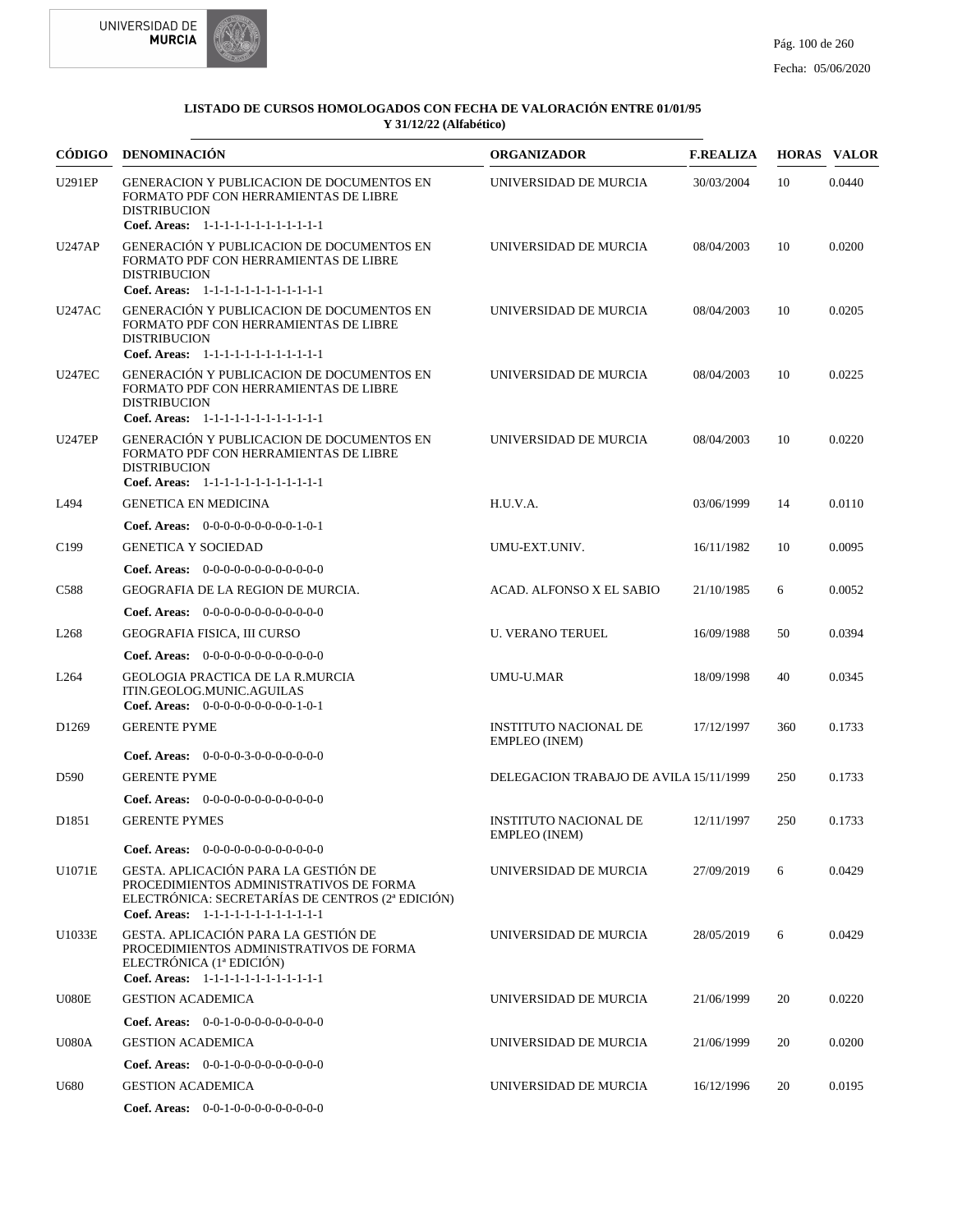**LISTADO DE CURSOS HOMOLOGADOS CON FECHA DE VALORACIÓN ENTRE 01/01/95 Y 31/12/22 (Alfabético)**

| CÓDIGO | DENOMINACIÓN | ORGANIZADOR | F.REALIZA | HORAS | VALOR |
|---|---|---|---|---|---|
| U291EP | GENERACION Y PUBLICACION DE DOCUMENTOS EN FORMATO PDF CON HERRAMIENTAS DE LIBRE DISTRIBUCION<br>**Coef. Areas:** 1-1-1-1-1-1-1-1-1-1-1-1 | UNIVERSIDAD DE MURCIA | 30/03/2004 | 10 | 0.0440 |
| U247AP | GENERACIÓN Y PUBLICACION DE DOCUMENTOS EN FORMATO PDF CON HERRAMIENTAS DE LIBRE DISTRIBUCION<br>**Coef. Areas:** 1-1-1-1-1-1-1-1-1-1-1-1 | UNIVERSIDAD DE MURCIA | 08/04/2003 | 10 | 0.0200 |
| U247AC | GENERACIÓN Y PUBLICACION DE DOCUMENTOS EN FORMATO PDF CON HERRAMIENTAS DE LIBRE DISTRIBUCION<br>**Coef. Areas:** 1-1-1-1-1-1-1-1-1-1-1-1 | UNIVERSIDAD DE MURCIA | 08/04/2003 | 10 | 0.0205 |
| U247EC | GENERACIÓN Y PUBLICACION DE DOCUMENTOS EN FORMATO PDF CON HERRAMIENTAS DE LIBRE DISTRIBUCION<br>**Coef. Areas:** 1-1-1-1-1-1-1-1-1-1-1-1 | UNIVERSIDAD DE MURCIA | 08/04/2003 | 10 | 0.0225 |
| U247EP | GENERACIÓN Y PUBLICACION DE DOCUMENTOS EN FORMATO PDF CON HERRAMIENTAS DE LIBRE DISTRIBUCION<br>**Coef. Areas:** 1-1-1-1-1-1-1-1-1-1-1-1 | UNIVERSIDAD DE MURCIA | 08/04/2003 | 10 | 0.0220 |
| L494 | GENETICA EN MEDICINA<br>**Coef. Areas:** 0-0-0-0-0-0-0-0-0-1-0-1 | H.U.V.A. | 03/06/1999 | 14 | 0.0110 |
| C199 | GENETICA Y SOCIEDAD<br>**Coef. Areas:** 0-0-0-0-0-0-0-0-0-0-0-0 | UMU-EXT.UNIV. | 16/11/1982 | 10 | 0.0095 |
| C588 | GEOGRAFIA DE LA REGION DE MURCIA.<br>**Coef. Areas:** 0-0-0-0-0-0-0-0-0-0-0-0 | ACAD. ALFONSO X EL SABIO | 21/10/1985 | 6 | 0.0052 |
| L268 | GEOGRAFIA FISICA, III CURSO<br>**Coef. Areas:** 0-0-0-0-0-0-0-0-0-0-0-0 | U. VERANO TERUEL | 16/09/1988 | 50 | 0.0394 |
| L264 | GEOLOGIA PRACTICA DE LA R.MURCIA ITIN.GEOLOG.MUNIC.AGUILAS<br>**Coef. Areas:** 0-0-0-0-0-0-0-0-0-1-0-1 | UMU-U.MAR | 18/09/1998 | 40 | 0.0345 |
| D1269 | GERENTE PYME<br>**Coef. Areas:** 0-0-0-0-3-0-0-0-0-0-0-0 | INSTITUTO NACIONAL DE EMPLEO (INEM) | 17/12/1997 | 360 | 0.1733 |
| D590 | GERENTE PYME<br>**Coef. Areas:** 0-0-0-0-0-0-0-0-0-0-0-0 | DELEGACION TRABAJO DE AVILA | 15/11/1999 | 250 | 0.1733 |
| D1851 | GERENTE PYMES<br>**Coef. Areas:** 0-0-0-0-0-0-0-0-0-0-0-0 | INSTITUTO NACIONAL DE EMPLEO (INEM) | 12/11/1997 | 250 | 0.1733 |
| U1071E | GESTA. APLICACIÓN PARA LA GESTIÓN DE PROCEDIMIENTOS ADMINISTRATIVOS DE FORMA ELECTRÓNICA: SECRETARÍAS DE CENTROS (2ª EDICIÓN)<br>**Coef. Areas:** 1-1-1-1-1-1-1-1-1-1-1-1 | UNIVERSIDAD DE MURCIA | 27/09/2019 | 6 | 0.0429 |
| U1033E | GESTA. APLICACIÓN PARA LA GESTIÓN DE PROCEDIMIENTOS ADMINISTRATIVOS DE FORMA ELECTRÓNICA (1ª EDICIÓN)<br>**Coef. Areas:** 1-1-1-1-1-1-1-1-1-1-1-1 | UNIVERSIDAD DE MURCIA | 28/05/2019 | 6 | 0.0429 |
| U080E | GESTION ACADEMICA<br>**Coef. Areas:** 0-0-1-0-0-0-0-0-0-0-0-0 | UNIVERSIDAD DE MURCIA | 21/06/1999 | 20 | 0.0220 |
| U080A | GESTION ACADEMICA<br>**Coef. Areas:** 0-0-1-0-0-0-0-0-0-0-0-0 | UNIVERSIDAD DE MURCIA | 21/06/1999 | 20 | 0.0200 |
| U680 | GESTION ACADEMICA<br>**Coef. Areas:** 0-0-1-0-0-0-0-0-0-0-0-0 | UNIVERSIDAD DE MURCIA | 16/12/1996 | 20 | 0.0195 |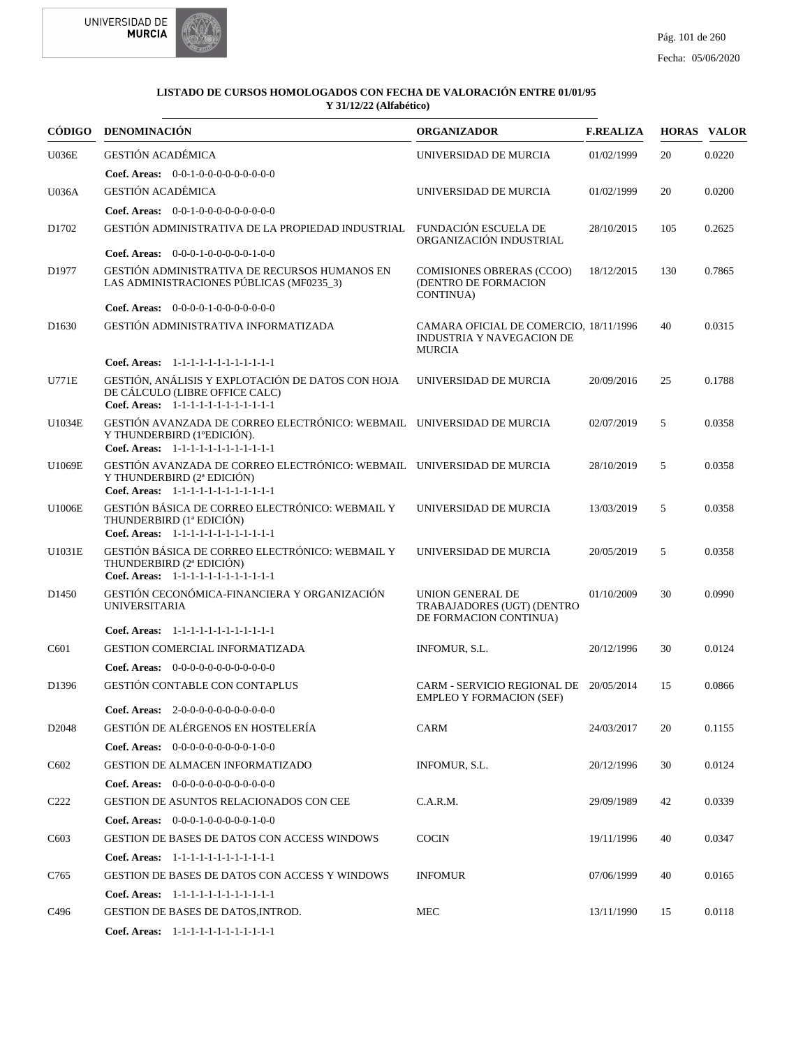**LISTADO DE CURSOS HOMOLOGADOS CON FECHA DE VALORACIÓN ENTRE 01/01/95 Y 31/12/22 (Alfabético)**

| CÓDIGO | DENOMINACIÓN | ORGANIZADOR | F.REALIZA | HORAS | VALOR |
|---|---|---|---|---|---|
| U036E | GESTIÓN ACADÉMICA | UNIVERSIDAD DE MURCIA | 01/02/1999 | 20 | 0.0220 |
| | **Coef. Areas:** 0-0-1-0-0-0-0-0-0-0-0-0-0 | | | | |
| U036A | GESTIÓN ACADÉMICA | UNIVERSIDAD DE MURCIA | 01/02/1999 | 20 | 0.0200 |
| | **Coef. Areas:** 0-0-1-0-0-0-0-0-0-0-0-0-0 | | | | |
| D1702 | GESTIÓN ADMINISTRATIVA DE LA PROPIEDAD INDUSTRIAL | FUNDACIÓN ESCUELA DE ORGANIZACIÓN INDUSTRIAL | 28/10/2015 | 105 | 0.2625 |
| | **Coef. Areas:** 0-0-0-1-0-0-0-0-0-0-1-0-0 | | | | |
| D1977 | GESTIÓN ADMINISTRATIVA DE RECURSOS HUMANOS EN LAS ADMINISTRACIONES PÚBLICAS (MF0235_3) | COMISIONES OBRERAS (CCOO) (DENTRO DE FORMACION CONTINUA) | 18/12/2015 | 130 | 0.7865 |
| | **Coef. Areas:** 0-0-0-0-1-0-0-0-0-0-0-0-0 | | | | |
| D1630 | GESTIÓN ADMINISTRATIVA INFORMATIZADA | CAMARA OFICIAL DE COMERCIO, INDUSTRIA Y NAVEGACION DE MURCIA | 18/11/1996 | 40 | 0.0315 |
| | **Coef. Areas:** 1-1-1-1-1-1-1-1-1-1-1-1-1 | | | | |
| U771E | GESTIÓN, ANÁLISIS Y EXPLOTACIÓN DE DATOS CON HOJA DE CÁLCULO (LIBRE OFFICE CALC) | UNIVERSIDAD DE MURCIA | 20/09/2016 | 25 | 0.1788 |
| | **Coef. Areas:** 1-1-1-1-1-1-1-1-1-1-1-1-1 | | | | |
| U1034E | GESTIÓN AVANZADA DE CORREO ELECTRÓNICO: WEBMAIL Y THUNDERBIRD (1ºEDICIÓN). | UNIVERSIDAD DE MURCIA | 02/07/2019 | 5 | 0.0358 |
| | **Coef. Areas:** 1-1-1-1-1-1-1-1-1-1-1-1-1 | | | | |
| U1069E | GESTIÓN AVANZADA DE CORREO ELECTRÓNICO: WEBMAIL Y THUNDERBIRD (2ª EDICIÓN) | UNIVERSIDAD DE MURCIA | 28/10/2019 | 5 | 0.0358 |
| | **Coef. Areas:** 1-1-1-1-1-1-1-1-1-1-1-1-1 | | | | |
| U1006E | GESTIÓN BÁSICA DE CORREO ELECTRÓNICO: WEBMAIL Y THUNDERBIRD (1ª EDICIÓN) | UNIVERSIDAD DE MURCIA | 13/03/2019 | 5 | 0.0358 |
| | **Coef. Areas:** 1-1-1-1-1-1-1-1-1-1-1-1-1 | | | | |
| U1031E | GESTIÓN BÁSICA DE CORREO ELECTRÓNICO: WEBMAIL Y THUNDERBIRD (2ª EDICIÓN) | UNIVERSIDAD DE MURCIA | 20/05/2019 | 5 | 0.0358 |
| | **Coef. Areas:** 1-1-1-1-1-1-1-1-1-1-1-1-1 | | | | |
| D1450 | GESTIÓN CECONÓMICA-FINANCIERA Y ORGANIZACIÓN UNIVERSITARIA | UNION GENERAL DE TRABAJADORES (UGT) (DENTRO DE FORMACION CONTINUA) | 01/10/2009 | 30 | 0.0990 |
| | **Coef. Areas:** 1-1-1-1-1-1-1-1-1-1-1-1-1 | | | | |
| C601 | GESTION COMERCIAL INFORMATIZADA | INFOMUR, S.L. | 20/12/1996 | 30 | 0.0124 |
| | **Coef. Areas:** 0-0-0-0-0-0-0-0-0-0-0-0-0 | | | | |
| D1396 | GESTIÓN CONTABLE CON CONTAPLUS | CARM - SERVICIO REGIONAL DE EMPLEO Y FORMACION (SEF) | 20/05/2014 | 15 | 0.0866 |
| | **Coef. Areas:** 2-0-0-0-0-0-0-0-0-0-0-0-0 | | | | |
| D2048 | GESTIÓN DE ALÉRGENOS EN HOSTELERÍA | CARM | 24/03/2017 | 20 | 0.1155 |
| | **Coef. Areas:** 0-0-0-0-0-0-0-0-0-0-1-0-0 | | | | |
| C602 | GESTION DE ALMACEN INFORMATIZADO | INFOMUR, S.L. | 20/12/1996 | 30 | 0.0124 |
| | **Coef. Areas:** 0-0-0-0-0-0-0-0-0-0-0-0-0 | | | | |
| C222 | GESTION DE ASUNTOS RELACIONADOS CON CEE | C.A.R.M. | 29/09/1989 | 42 | 0.0339 |
| | **Coef. Areas:** 0-0-0-1-0-0-0-0-0-0-1-0-0 | | | | |
| C603 | GESTION DE BASES DE DATOS CON ACCESS WINDOWS | COCIN | 19/11/1996 | 40 | 0.0347 |
| | **Coef. Areas:** 1-1-1-1-1-1-1-1-1-1-1-1-1 | | | | |
| C765 | GESTION DE BASES DE DATOS CON ACCESS Y WINDOWS | INFOMUR | 07/06/1999 | 40 | 0.0165 |
| | **Coef. Areas:** 1-1-1-1-1-1-1-1-1-1-1-1-1 | | | | |
| C496 | GESTION DE BASES DE DATOS,INTROD. | MEC | 13/11/1990 | 15 | 0.0118 |
| | **Coef. Areas:** 1-1-1-1-1-1-1-1-1-1-1-1-1 | | | | |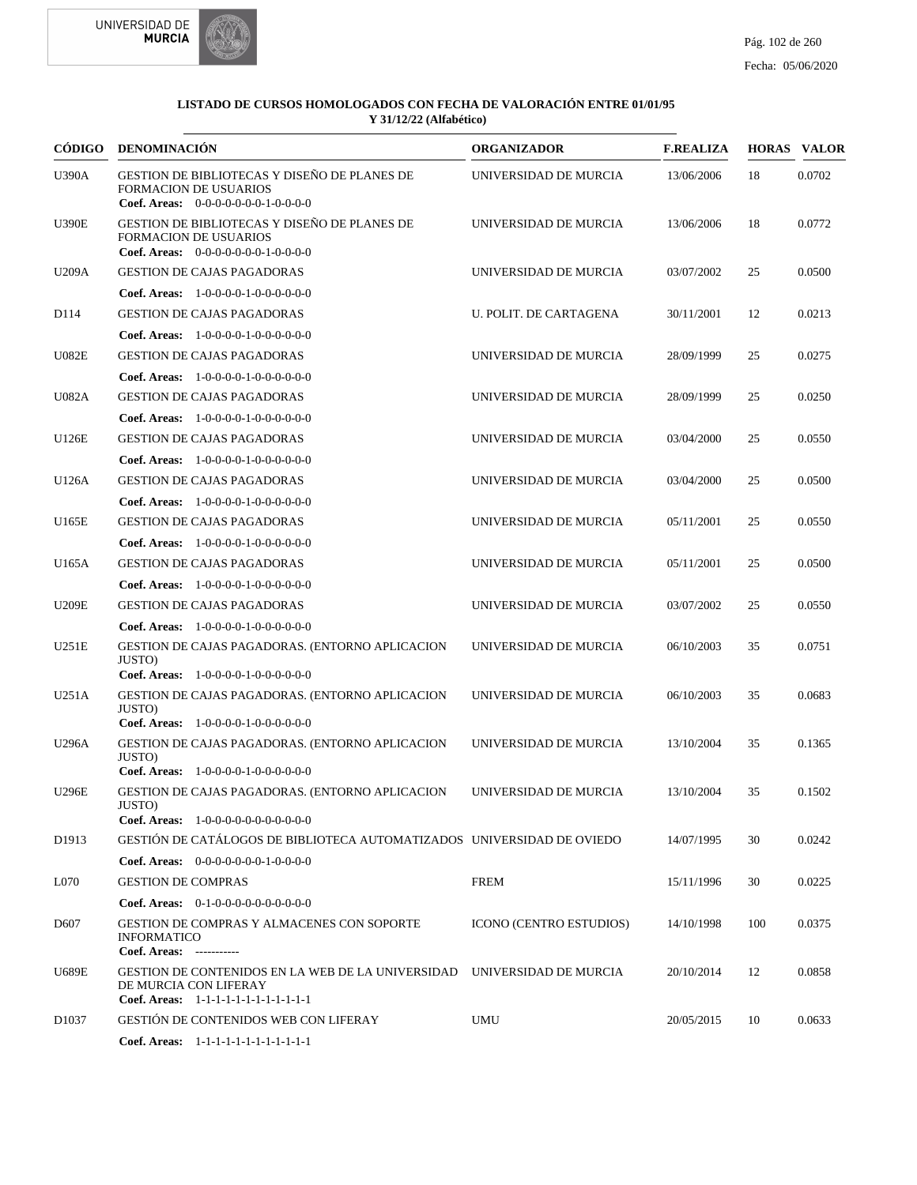**LISTADO DE CURSOS HOMOLOGADOS CON FECHA DE VALORACIÓN ENTRE 01/01/95 Y 31/12/22 (Alfabético)**

| CÓDIGO | DENOMINACIÓN | ORGANIZADOR | F.REALIZA | HORAS | VALOR |
|---|---|---|---|---|---|
| U390A | GESTION DE BIBLIOTECAS Y DISEÑO DE PLANES DE FORMACION DE USUARIOS<br>**Coef. Areas:** 0-0-0-0-0-0-0-1-0-0-0-0 | UNIVERSIDAD DE MURCIA | 13/06/2006 | 18 | 0.0702 |
| U390E | GESTION DE BIBLIOTECAS Y DISEÑO DE PLANES DE FORMACION DE USUARIOS<br>**Coef. Areas:** 0-0-0-0-0-0-0-1-0-0-0-0 | UNIVERSIDAD DE MURCIA | 13/06/2006 | 18 | 0.0772 |
| U209A | GESTION DE CAJAS PAGADORAS<br>**Coef. Areas:** 1-0-0-0-0-1-0-0-0-0-0-0 | UNIVERSIDAD DE MURCIA | 03/07/2002 | 25 | 0.0500 |
| D114 | GESTION DE CAJAS PAGADORAS<br>**Coef. Areas:** 1-0-0-0-0-1-0-0-0-0-0-0 | U. POLIT. DE CARTAGENA | 30/11/2001 | 12 | 0.0213 |
| U082E | GESTION DE CAJAS PAGADORAS<br>**Coef. Areas:** 1-0-0-0-0-1-0-0-0-0-0-0 | UNIVERSIDAD DE MURCIA | 28/09/1999 | 25 | 0.0275 |
| U082A | GESTION DE CAJAS PAGADORAS<br>**Coef. Areas:** 1-0-0-0-0-1-0-0-0-0-0-0 | UNIVERSIDAD DE MURCIA | 28/09/1999 | 25 | 0.0250 |
| U126E | GESTION DE CAJAS PAGADORAS<br>**Coef. Areas:** 1-0-0-0-0-1-0-0-0-0-0-0 | UNIVERSIDAD DE MURCIA | 03/04/2000 | 25 | 0.0550 |
| U126A | GESTION DE CAJAS PAGADORAS<br>**Coef. Areas:** 1-0-0-0-0-1-0-0-0-0-0-0 | UNIVERSIDAD DE MURCIA | 03/04/2000 | 25 | 0.0500 |
| U165E | GESTION DE CAJAS PAGADORAS<br>**Coef. Areas:** 1-0-0-0-0-1-0-0-0-0-0-0 | UNIVERSIDAD DE MURCIA | 05/11/2001 | 25 | 0.0550 |
| U165A | GESTION DE CAJAS PAGADORAS<br>**Coef. Areas:** 1-0-0-0-0-1-0-0-0-0-0-0 | UNIVERSIDAD DE MURCIA | 05/11/2001 | 25 | 0.0500 |
| U209E | GESTION DE CAJAS PAGADORAS<br>**Coef. Areas:** 1-0-0-0-0-1-0-0-0-0-0-0 | UNIVERSIDAD DE MURCIA | 03/07/2002 | 25 | 0.0550 |
| U251E | GESTION DE CAJAS PAGADORAS. (ENTORNO APLICACION JUSTO)<br>**Coef. Areas:** 1-0-0-0-0-1-0-0-0-0-0-0 | UNIVERSIDAD DE MURCIA | 06/10/2003 | 35 | 0.0751 |
| U251A | GESTION DE CAJAS PAGADORAS. (ENTORNO APLICACION JUSTO)<br>**Coef. Areas:** 1-0-0-0-0-1-0-0-0-0-0-0 | UNIVERSIDAD DE MURCIA | 06/10/2003 | 35 | 0.0683 |
| U296A | GESTION DE CAJAS PAGADORAS. (ENTORNO APLICACION JUSTO)<br>**Coef. Areas:** 1-0-0-0-0-1-0-0-0-0-0-0 | UNIVERSIDAD DE MURCIA | 13/10/2004 | 35 | 0.1365 |
| U296E | GESTION DE CAJAS PAGADORAS. (ENTORNO APLICACION JUSTO)<br>**Coef. Areas:** 1-0-0-0-0-0-0-0-0-0-0-0 | UNIVERSIDAD DE MURCIA | 13/10/2004 | 35 | 0.1502 |
| D1913 | GESTIÓN DE CATÁLOGOS DE BIBLIOTECA AUTOMATIZADOS<br>**Coef. Areas:** 0-0-0-0-0-0-0-1-0-0-0-0 | UNIVERSIDAD DE OVIEDO | 14/07/1995 | 30 | 0.0242 |
| L070 | GESTION DE COMPRAS<br>**Coef. Areas:** 0-1-0-0-0-0-0-0-0-0-0-0 | FREM | 15/11/1996 | 30 | 0.0225 |
| D607 | GESTION DE COMPRAS Y ALMACENES CON SOPORTE INFORMATICO<br>**Coef. Areas:** ----------- | ICONO (CENTRO ESTUDIOS) | 14/10/1998 | 100 | 0.0375 |
| U689E | GESTION DE CONTENIDOS EN LA WEB DE LA UNIVERSIDAD DE MURCIA CON LIFERAY<br>**Coef. Areas:** 1-1-1-1-1-1-1-1-1-1-1-1 | UNIVERSIDAD DE MURCIA | 20/10/2014 | 12 | 0.0858 |
| D1037 | GESTIÓN DE CONTENIDOS WEB CON LIFERAY<br>**Coef. Areas:** 1-1-1-1-1-1-1-1-1-1-1-1 | UMU | 20/05/2015 | 10 | 0.0633 |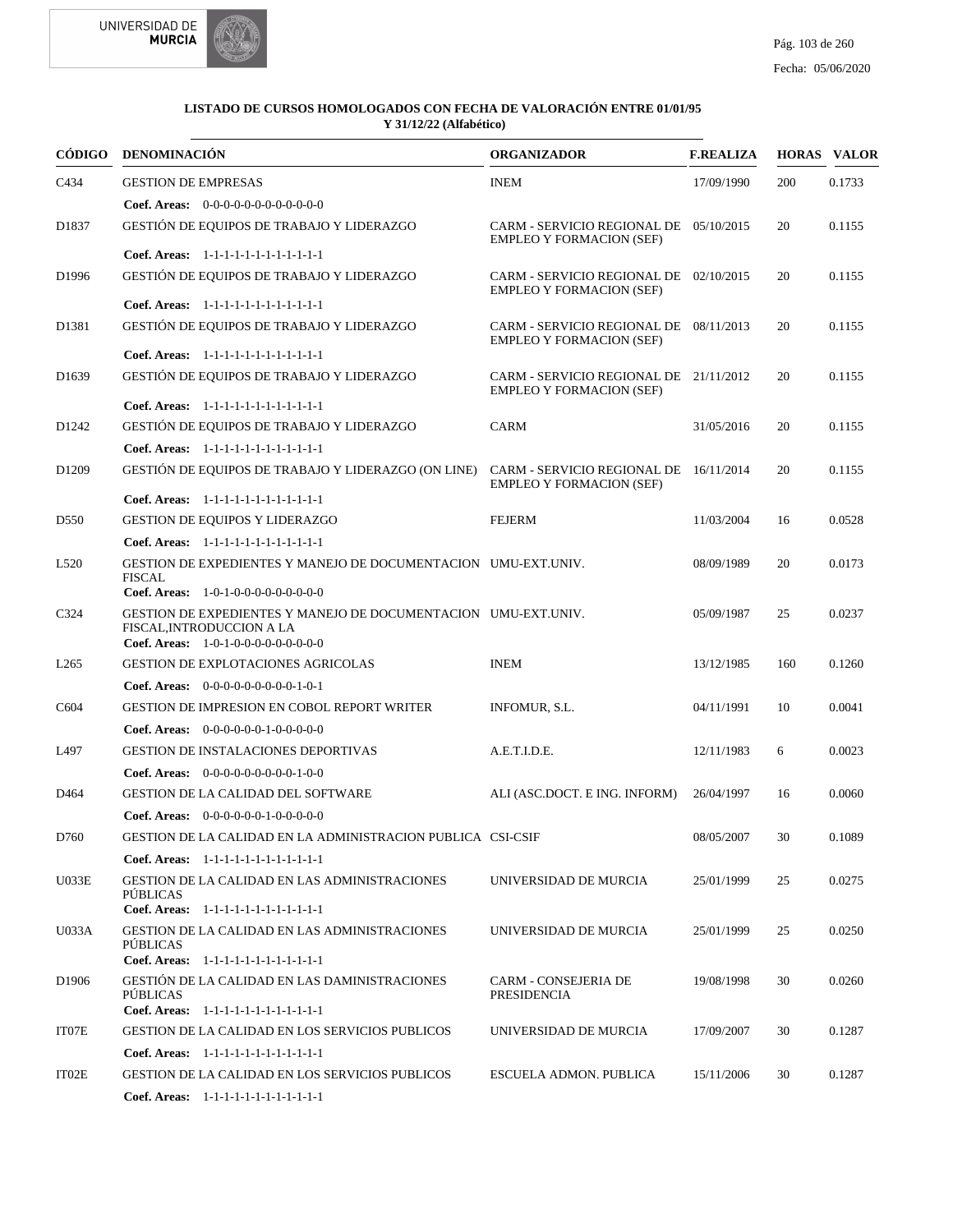**LISTADO DE CURSOS HOMOLOGADOS CON FECHA DE VALORACIÓN ENTRE 01/01/95 Y 31/12/22 (Alfabético)**

| CÓDIGO | DENOMINACIÓN | ORGANIZADOR | F.REALIZA | HORAS | VALOR |
|---|---|---|---|---|---|
| C434 | GESTION DE EMPRESAS | INEM | 17/09/1990 | 200 | 0.1733 |
| | **Coef. Areas:** 0-0-0-0-0-0-0-0-0-0-0-0 | | | | |
| D1837 | GESTIÓN DE EQUIPOS DE TRABAJO Y LIDERAZGO | CARM - SERVICIO REGIONAL DE EMPLEO Y FORMACION (SEF) | 05/10/2015 | 20 | 0.1155 |
| | **Coef. Areas:** 1-1-1-1-1-1-1-1-1-1-1-1 | | | | |
| D1996 | GESTIÓN DE EQUIPOS DE TRABAJO Y LIDERAZGO | CARM - SERVICIO REGIONAL DE EMPLEO Y FORMACION (SEF) | 02/10/2015 | 20 | 0.1155 |
| | **Coef. Areas:** 1-1-1-1-1-1-1-1-1-1-1-1 | | | | |
| D1381 | GESTIÓN DE EQUIPOS DE TRABAJO Y LIDERAZGO | CARM - SERVICIO REGIONAL DE EMPLEO Y FORMACION (SEF) | 08/11/2013 | 20 | 0.1155 |
| | **Coef. Areas:** 1-1-1-1-1-1-1-1-1-1-1-1 | | | | |
| D1639 | GESTIÓN DE EQUIPOS DE TRABAJO Y LIDERAZGO | CARM - SERVICIO REGIONAL DE EMPLEO Y FORMACION (SEF) | 21/11/2012 | 20 | 0.1155 |
| | **Coef. Areas:** 1-1-1-1-1-1-1-1-1-1-1-1 | | | | |
| D1242 | GESTIÓN DE EQUIPOS DE TRABAJO Y LIDERAZGO | CARM | 31/05/2016 | 20 | 0.1155 |
| | **Coef. Areas:** 1-1-1-1-1-1-1-1-1-1-1-1 | | | | |
| D1209 | GESTIÓN DE EQUIPOS DE TRABAJO Y LIDERAZGO (ON LINE) | CARM - SERVICIO REGIONAL DE EMPLEO Y FORMACION (SEF) | 16/11/2014 | 20 | 0.1155 |
| | **Coef. Areas:** 1-1-1-1-1-1-1-1-1-1-1-1 | | | | |
| D550 | GESTION DE EQUIPOS Y LIDERAZGO | FEJERM | 11/03/2004 | 16 | 0.0528 |
| | **Coef. Areas:** 1-1-1-1-1-1-1-1-1-1-1-1 | | | | |
| L520 | GESTION DE EXPEDIENTES Y MANEJO DE DOCUMENTACION FISCAL | UMU-EXT.UNIV. | 08/09/1989 | 20 | 0.0173 |
| | **Coef. Areas:** 1-0-1-0-0-0-0-0-0-0-0-0 | | | | |
| C324 | GESTION DE EXPEDIENTES Y MANEJO DE DOCUMENTACION FISCAL,INTRODUCCION A LA | UMU-EXT.UNIV. | 05/09/1987 | 25 | 0.0237 |
| | **Coef. Areas:** 1-0-1-0-0-0-0-0-0-0-0-0 | | | | |
| L265 | GESTION DE EXPLOTACIONES AGRICOLAS | INEM | 13/12/1985 | 160 | 0.1260 |
| | **Coef. Areas:** 0-0-0-0-0-0-0-0-0-1-0-1 | | | | |
| C604 | GESTION DE IMPRESION EN COBOL REPORT WRITER | INFOMUR, S.L. | 04/11/1991 | 10 | 0.0041 |
| | **Coef. Areas:** 0-0-0-0-0-0-1-0-0-0-0-0 | | | | |
| L497 | GESTION DE INSTALACIONES DEPORTIVAS | A.E.T.I.D.E. | 12/11/1983 | 6 | 0.0023 |
| | **Coef. Areas:** 0-0-0-0-0-0-0-0-0-1-0-0 | | | | |
| D464 | GESTION DE LA CALIDAD DEL SOFTWARE | ALI (ASC.DOCT. E ING. INFORM) | 26/04/1997 | 16 | 0.0060 |
| | **Coef. Areas:** 0-0-0-0-0-0-1-0-0-0-0-0 | | | | |
| D760 | GESTION DE LA CALIDAD EN LA ADMINISTRACION PUBLICA | CSI-CSIF | 08/05/2007 | 30 | 0.1089 |
| | **Coef. Areas:** 1-1-1-1-1-1-1-1-1-1-1-1 | | | | |
| U033E | GESTION DE LA CALIDAD EN LAS ADMINISTRACIONES PÚBLICAS | UNIVERSIDAD DE MURCIA | 25/01/1999 | 25 | 0.0275 |
| | **Coef. Areas:** 1-1-1-1-1-1-1-1-1-1-1-1 | | | | |
| U033A | GESTION DE LA CALIDAD EN LAS ADMINISTRACIONES PÚBLICAS | UNIVERSIDAD DE MURCIA | 25/01/1999 | 25 | 0.0250 |
| | **Coef. Areas:** 1-1-1-1-1-1-1-1-1-1-1-1 | | | | |
| D1906 | GESTIÓN DE LA CALIDAD EN LAS DAMINISTRACIONES PÚBLICAS | CARM - CONSEJERIA DE PRESIDENCIA | 19/08/1998 | 30 | 0.0260 |
| | **Coef. Areas:** 1-1-1-1-1-1-1-1-1-1-1-1 | | | | |
| IT07E | GESTION DE LA CALIDAD EN LOS SERVICIOS PUBLICOS | UNIVERSIDAD DE MURCIA | 17/09/2007 | 30 | 0.1287 |
| | **Coef. Areas:** 1-1-1-1-1-1-1-1-1-1-1-1 | | | | |
| IT02E | GESTION DE LA CALIDAD EN LOS SERVICIOS PUBLICOS | ESCUELA ADMON. PUBLICA | 15/11/2006 | 30 | 0.1287 |
| | **Coef. Areas:** 1-1-1-1-1-1-1-1-1-1-1-1 | | | | |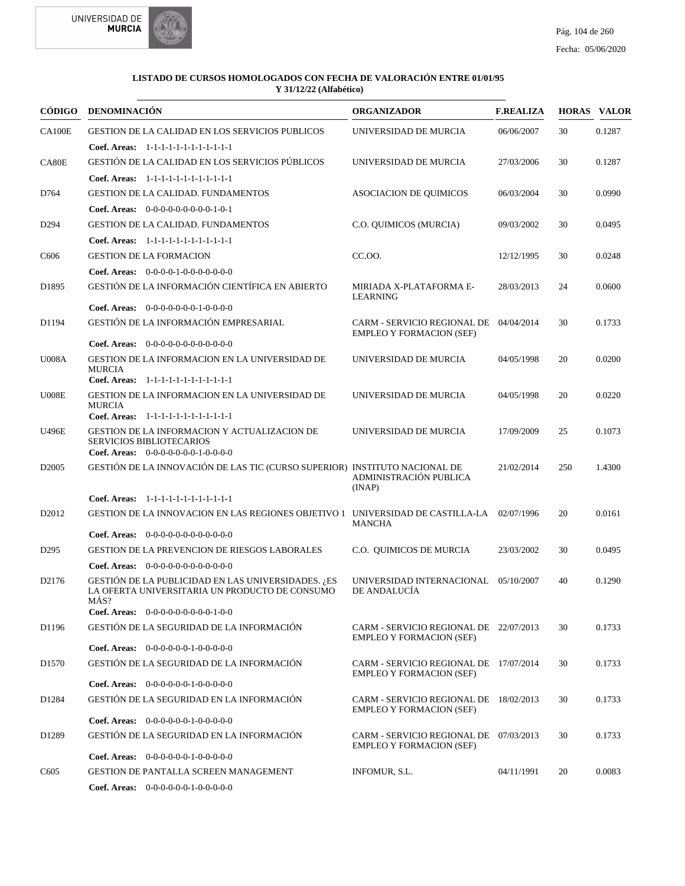**LISTADO DE CURSOS HOMOLOGADOS CON FECHA DE VALORACIÓN ENTRE 01/01/95 Y 31/12/22 (Alfabético)**

| CÓDIGO | DENOMINACIÓN | ORGANIZADOR | F.REALIZA | HORAS | VALOR |
|---|---|---|---|---|---|
| CA100E | GESTION DE LA CALIDAD EN LOS SERVICIOS PUBLICOS<br>**Coef. Areas:** 1-1-1-1-1-1-1-1-1-1-1-1 | UNIVERSIDAD DE MURCIA | 06/06/2007 | 30 | 0.1287 |
| CA80E | GESTIÓN DE LA CALIDAD EN LOS SERVICIOS PÚBLICOS<br>**Coef. Areas:** 1-1-1-1-1-1-1-1-1-1-1-1 | UNIVERSIDAD DE MURCIA | 27/03/2006 | 30 | 0.1287 |
| D764 | GESTION DE LA CALIDAD. FUNDAMENTOS<br>**Coef. Areas:** 0-0-0-0-0-0-0-0-0-1-0-1 | ASOCIACION DE QUIMICOS | 06/03/2004 | 30 | 0.0990 |
| D294 | GESTION DE LA CALIDAD. FUNDAMENTOS<br>**Coef. Areas:** 1-1-1-1-1-1-1-1-1-1-1-1 | C.O. QUIMICOS (MURCIA) | 09/03/2002 | 30 | 0.0495 |
| C606 | GESTION DE LA FORMACION<br>**Coef. Areas:** 0-0-0-0-1-0-0-0-0-0-0-0 | CC.OO. | 12/12/1995 | 30 | 0.0248 |
| D1895 | GESTIÓN DE LA INFORMACIÓN CIENTÍFICA EN ABIERTO<br>**Coef. Areas:** 0-0-0-0-0-0-0-1-0-0-0-0 | MIRIADA X-PLATAFORMA E-LEARNING | 28/03/2013 | 24 | 0.0600 |
| D1194 | GESTIÓN DE LA INFORMACIÓN EMPRESARIAL<br>**Coef. Areas:** 0-0-0-0-0-0-0-0-0-0-0-0 | CARM - SERVICIO REGIONAL DE EMPLEO Y FORMACION (SEF) | 04/04/2014 | 30 | 0.1733 |
| U008A | GESTION DE LA INFORMACION EN LA UNIVERSIDAD DE MURCIA<br>**Coef. Areas:** 1-1-1-1-1-1-1-1-1-1-1-1 | UNIVERSIDAD DE MURCIA | 04/05/1998 | 20 | 0.0200 |
| U008E | GESTION DE LA INFORMACION EN LA UNIVERSIDAD DE MURCIA<br>**Coef. Areas:** 1-1-1-1-1-1-1-1-1-1-1-1 | UNIVERSIDAD DE MURCIA | 04/05/1998 | 20 | 0.0220 |
| U496E | GESTION DE LA INFORMACION Y ACTUALIZACION DE SERVICIOS BIBLIOTECARIOS<br>**Coef. Areas:** 0-0-0-0-0-0-0-1-0-0-0-0 | UNIVERSIDAD DE MURCIA | 17/09/2009 | 25 | 0.1073 |
| D2005 | GESTIÓN DE LA INNOVACIÓN DE LAS TIC (CURSO SUPERIOR)<br>**Coef. Areas:** 1-1-1-1-1-1-1-1-1-1-1-1 | INSTITUTO NACIONAL DE ADMINISTRACIÓN PUBLICA (INAP) | 21/02/2014 | 250 | 1.4300 |
| D2012 | GESTION DE LA INNOVACION EN LAS REGIONES OBJETIVO 1<br>**Coef. Areas:** 0-0-0-0-0-0-0-0-0-0-0-0 | UNIVERSIDAD DE CASTILLA-LA MANCHA | 02/07/1996 | 20 | 0.0161 |
| D295 | GESTION DE LA PREVENCION DE RIESGOS LABORALES<br>**Coef. Areas:** 0-0-0-0-0-0-0-0-0-0-0-0 | C.O. QUIMICOS DE MURCIA | 23/03/2002 | 30 | 0.0495 |
| D2176 | GESTIÓN DE LA PUBLICIDAD EN LAS UNIVERSIDADES. ¿ES LA OFERTA UNIVERSITARIA UN PRODUCTO DE CONSUMO MÁS?<br>**Coef. Areas:** 0-0-0-0-0-0-0-0-0-1-0-0 | UNIVERSIDAD INTERNACIONAL DE ANDALUCÍA | 05/10/2007 | 40 | 0.1290 |
| D1196 | GESTIÓN DE LA SEGURIDAD DE LA INFORMACIÓN<br>**Coef. Areas:** 0-0-0-0-0-0-1-0-0-0-0-0 | CARM - SERVICIO REGIONAL DE EMPLEO Y FORMACION (SEF) | 22/07/2013 | 30 | 0.1733 |
| D1570 | GESTIÓN DE LA SEGURIDAD DE LA INFORMACIÓN<br>**Coef. Areas:** 0-0-0-0-0-0-1-0-0-0-0-0 | CARM - SERVICIO REGIONAL DE EMPLEO Y FORMACION (SEF) | 17/07/2014 | 30 | 0.1733 |
| D1284 | GESTIÓN DE LA SEGURIDAD EN LA INFORMACIÓN<br>**Coef. Areas:** 0-0-0-0-0-0-1-0-0-0-0-0 | CARM - SERVICIO REGIONAL DE EMPLEO Y FORMACION (SEF) | 18/02/2013 | 30 | 0.1733 |
| D1289 | GESTIÓN DE LA SEGURIDAD EN LA INFORMACIÓN<br>**Coef. Areas:** 0-0-0-0-0-0-1-0-0-0-0-0 | CARM - SERVICIO REGIONAL DE EMPLEO Y FORMACION (SEF) | 07/03/2013 | 30 | 0.1733 |
| C605 | GESTION DE PANTALLA SCREEN MANAGEMENT<br>**Coef. Areas:** 0-0-0-0-0-0-1-0-0-0-0-0 | INFOMUR, S.L. | 04/11/1991 | 20 | 0.0083 |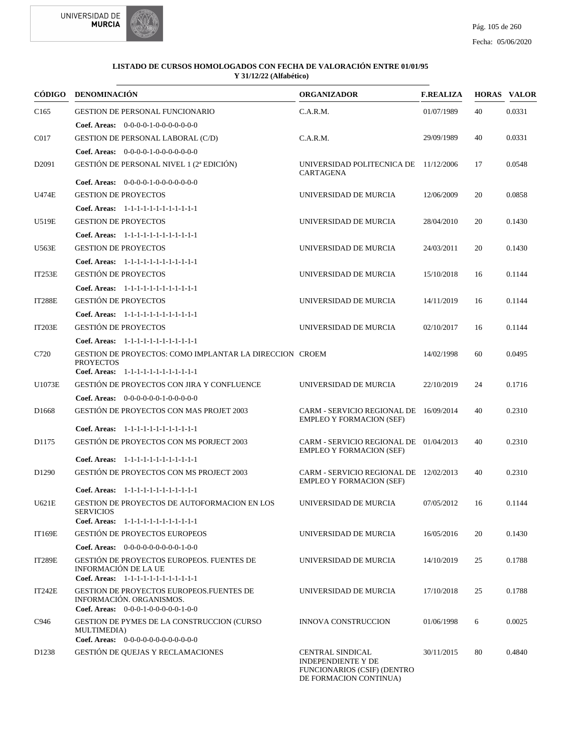**LISTADO DE CURSOS HOMOLOGADOS CON FECHA DE VALORACIÓN ENTRE 01/01/95 Y 31/12/22 (Alfabético)**

| CÓDIGO | DENOMINACIÓN | ORGANIZADOR | F.REALIZA | HORAS | VALOR |
|---|---|---|---|---|---|
| C165 | GESTION DE PERSONAL FUNCIONARIO<br>**Coef. Areas:** 0-0-0-0-1-0-0-0-0-0-0-0 | C.A.R.M. | 01/07/1989 | 40 | 0.0331 |
| C017 | GESTION DE PERSONAL LABORAL (C/D)<br>**Coef. Areas:** 0-0-0-0-1-0-0-0-0-0-0-0 | C.A.R.M. | 29/09/1989 | 40 | 0.0331 |
| D2091 | GESTIÓN DE PERSONAL NIVEL 1 (2ª EDICIÓN)<br>**Coef. Areas:** 0-0-0-0-1-0-0-0-0-0-0-0 | UNIVERSIDAD POLITECNICA DE CARTAGENA | 11/12/2006 | 17 | 0.0548 |
| U474E | GESTION DE PROYECTOS<br>**Coef. Areas:** 1-1-1-1-1-1-1-1-1-1-1-1 | UNIVERSIDAD DE MURCIA | 12/06/2009 | 20 | 0.0858 |
| U519E | GESTION DE PROYECTOS<br>**Coef. Areas:** 1-1-1-1-1-1-1-1-1-1-1-1 | UNIVERSIDAD DE MURCIA | 28/04/2010 | 20 | 0.1430 |
| U563E | GESTION DE PROYECTOS<br>**Coef. Areas:** 1-1-1-1-1-1-1-1-1-1-1-1 | UNIVERSIDAD DE MURCIA | 24/03/2011 | 20 | 0.1430 |
| IT253E | GESTIÓN DE PROYECTOS<br>**Coef. Areas:** 1-1-1-1-1-1-1-1-1-1-1-1 | UNIVERSIDAD DE MURCIA | 15/10/2018 | 16 | 0.1144 |
| IT288E | GESTIÓN DE PROYECTOS<br>**Coef. Areas:** 1-1-1-1-1-1-1-1-1-1-1-1 | UNIVERSIDAD DE MURCIA | 14/11/2019 | 16 | 0.1144 |
| IT203E | GESTIÓN DE PROYECTOS<br>**Coef. Areas:** 1-1-1-1-1-1-1-1-1-1-1-1 | UNIVERSIDAD DE MURCIA | 02/10/2017 | 16 | 0.1144 |
| C720 | GESTION DE PROYECTOS: COMO IMPLANTAR LA DIRECCION PROYECTOS<br>**Coef. Areas:** 1-1-1-1-1-1-1-1-1-1-1-1 | CROEM | 14/02/1998 | 60 | 0.0495 |
| U1073E | GESTIÓN DE PROYECTOS CON JIRA Y CONFLUENCE<br>**Coef. Areas:** 0-0-0-0-0-0-1-0-0-0-0-0 | UNIVERSIDAD DE MURCIA | 22/10/2019 | 24 | 0.1716 |
| D1668 | GESTIÓN DE PROYECTOS CON MAS PROJET 2003<br>**Coef. Areas:** 1-1-1-1-1-1-1-1-1-1-1-1 | CARM - SERVICIO REGIONAL DE EMPLEO Y FORMACION (SEF) | 16/09/2014 | 40 | 0.2310 |
| D1175 | GESTIÓN DE PROYECTOS CON MS PORJECT 2003<br>**Coef. Areas:** 1-1-1-1-1-1-1-1-1-1-1-1 | CARM - SERVICIO REGIONAL DE EMPLEO Y FORMACION (SEF) | 01/04/2013 | 40 | 0.2310 |
| D1290 | GESTIÓN DE PROYECTOS CON MS PROJECT 2003<br>**Coef. Areas:** 1-1-1-1-1-1-1-1-1-1-1-1 | CARM - SERVICIO REGIONAL DE EMPLEO Y FORMACION (SEF) | 12/02/2013 | 40 | 0.2310 |
| U621E | GESTION DE PROYECTOS DE AUTOFORMACION EN LOS SERVICIOS<br>**Coef. Areas:** 1-1-1-1-1-1-1-1-1-1-1-1 | UNIVERSIDAD DE MURCIA | 07/05/2012 | 16 | 0.1144 |
| IT169E | GESTIÓN DE PROYECTOS EUROPEOS<br>**Coef. Areas:** 0-0-0-0-0-0-0-0-0-1-0-0 | UNIVERSIDAD DE MURCIA | 16/05/2016 | 20 | 0.1430 |
| IT289E | GESTIÓN DE PROYECTOS EUROPEOS. FUENTES DE INFORMACIÓN DE LA UE<br>**Coef. Areas:** 1-1-1-1-1-1-1-1-1-1-1-1 | UNIVERSIDAD DE MURCIA | 14/10/2019 | 25 | 0.1788 |
| IT242E | GESTION DE PROYECTOS EUROPEOS.FUENTES DE INFORMACIÓN. ORGANISMOS.<br>**Coef. Areas:** 0-0-0-1-0-0-0-0-0-1-0-0 | UNIVERSIDAD DE MURCIA | 17/10/2018 | 25 | 0.1788 |
| C946 | GESTION DE PYMES DE LA CONSTRUCCION (CURSO MULTIMEDIA)<br>**Coef. Areas:** 0-0-0-0-0-0-0-0-0-0-0-0 | INNOVA CONSTRUCCION | 01/06/1998 | 6 | 0.0025 |
| D1238 | GESTIÓN DE QUEJAS Y RECLAMACIONES | CENTRAL SINDICAL INDEPENDIENTE Y DE FUNCIONARIOS (CSIF) (DENTRO DE FORMACION CONTINUA) | 30/11/2015 | 80 | 0.4840 |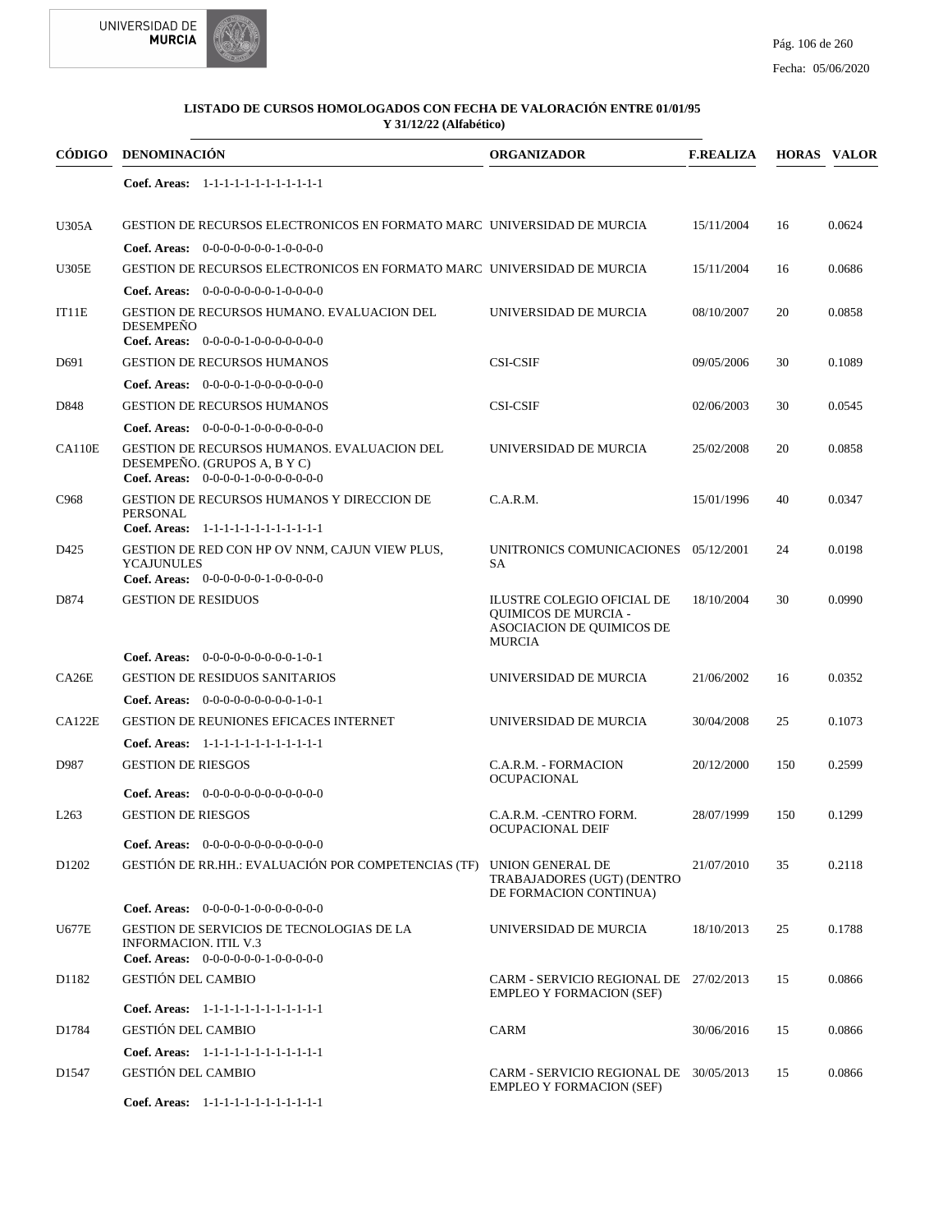**LISTADO DE CURSOS HOMOLOGADOS CON FECHA DE VALORACIÓN ENTRE 01/01/95 Y 31/12/22 (Alfabético)**

| CÓDIGO | DENOMINACIÓN | ORGANIZADOR | F.REALIZA | HORAS | VALOR |
|---|---|---|---|---|---|
| | Coef. Areas: 1-1-1-1-1-1-1-1-1-1-1-1 | | | | |
| U305A | GESTION DE RECURSOS ELECTRONICOS EN FORMATO MARC | UNIVERSIDAD DE MURCIA | 15/11/2004 | 16 | 0.0624 |
| | Coef. Areas: 0-0-0-0-0-0-0-1-0-0-0-0 | | | | |
| U305E | GESTION DE RECURSOS ELECTRONICOS EN FORMATO MARC | UNIVERSIDAD DE MURCIA | 15/11/2004 | 16 | 0.0686 |
| | Coef. Areas: 0-0-0-0-0-0-0-1-0-0-0-0 | | | | |
| IT11E | GESTION DE RECURSOS HUMANO. EVALUACION DEL DESEMPEÑO | UNIVERSIDAD DE MURCIA | 08/10/2007 | 20 | 0.0858 |
| | Coef. Areas: 0-0-0-0-1-0-0-0-0-0-0-0 | | | | |
| D691 | GESTION DE RECURSOS HUMANOS | CSI-CSIF | 09/05/2006 | 30 | 0.1089 |
| | Coef. Areas: 0-0-0-0-1-0-0-0-0-0-0-0 | | | | |
| D848 | GESTION DE RECURSOS HUMANOS | CSI-CSIF | 02/06/2003 | 30 | 0.0545 |
| | Coef. Areas: 0-0-0-0-1-0-0-0-0-0-0-0 | | | | |
| CA110E | GESTION DE RECURSOS HUMANOS. EVALUACION DEL DESEMPEÑO. (GRUPOS A, B Y C) | UNIVERSIDAD DE MURCIA | 25/02/2008 | 20 | 0.0858 |
| | Coef. Areas: 0-0-0-0-1-0-0-0-0-0-0-0 | | | | |
| C968 | GESTION DE RECURSOS HUMANOS Y DIRECCION DE PERSONAL | C.A.R.M. | 15/01/1996 | 40 | 0.0347 |
| | Coef. Areas: 1-1-1-1-1-1-1-1-1-1-1-1 | | | | |
| D425 | GESTION DE RED CON HP OV NNM, CAJUN VIEW PLUS, YCAJUNULES | UNITRONICS COMUNICACIONES SA | 05/12/2001 | 24 | 0.0198 |
| | Coef. Areas: 0-0-0-0-0-0-0-1-0-0-0-0 | | | | |
| D874 | GESTION DE RESIDUOS | ILUSTRE COLEGIO OFICIAL DE QUIMICOS DE MURCIA - ASOCIACION DE QUIMICOS DE MURCIA | 18/10/2004 | 30 | 0.0990 |
| | Coef. Areas: 0-0-0-0-0-0-0-0-0-1-0-1 | | | | |
| CA26E | GESTION DE RESIDUOS SANITARIOS | UNIVERSIDAD DE MURCIA | 21/06/2002 | 16 | 0.0352 |
| | Coef. Areas: 0-0-0-0-0-0-0-0-0-1-0-1 | | | | |
| CA122E | GESTION DE REUNIONES EFICACES INTERNET | UNIVERSIDAD DE MURCIA | 30/04/2008 | 25 | 0.1073 |
| | Coef. Areas: 1-1-1-1-1-1-1-1-1-1-1-1 | | | | |
| D987 | GESTION DE RIESGOS | C.A.R.M. - FORMACION OCUPACIONAL | 20/12/2000 | 150 | 0.2599 |
| | Coef. Areas: 0-0-0-0-0-0-0-0-0-0-0-0 | | | | |
| L263 | GESTION DE RIESGOS | C.A.R.M. -CENTRO FORM. OCUPACIONAL DEIF | 28/07/1999 | 150 | 0.1299 |
| | Coef. Areas: 0-0-0-0-0-0-0-0-0-0-0-0 | | | | |
| D1202 | GESTIÓN DE RR.HH.: EVALUACIÓN POR COMPETENCIAS (TF) | UNION GENERAL DE TRABAJADORES (UGT) (DENTRO DE FORMACION CONTINUA) | 21/07/2010 | 35 | 0.2118 |
| | Coef. Areas: 0-0-0-0-1-0-0-0-0-0-0-0 | | | | |
| U677E | GESTION DE SERVICIOS DE TECNOLOGIAS DE LA INFORMACION. ITIL V.3 | UNIVERSIDAD DE MURCIA | 18/10/2013 | 25 | 0.1788 |
| | Coef. Areas: 0-0-0-0-0-0-0-1-0-0-0-0 | | | | |
| D1182 | GESTIÓN DEL CAMBIO | CARM - SERVICIO REGIONAL DE EMPLEO Y FORMACION (SEF) | 27/02/2013 | 15 | 0.0866 |
| | Coef. Areas: 1-1-1-1-1-1-1-1-1-1-1-1 | | | | |
| D1784 | GESTIÓN DEL CAMBIO | CARM | 30/06/2016 | 15 | 0.0866 |
| | Coef. Areas: 1-1-1-1-1-1-1-1-1-1-1-1 | | | | |
| D1547 | GESTIÓN DEL CAMBIO | CARM - SERVICIO REGIONAL DE EMPLEO Y FORMACION (SEF) | 30/05/2013 | 15 | 0.0866 |
| | Coef. Areas: 1-1-1-1-1-1-1-1-1-1-1-1 | | | | |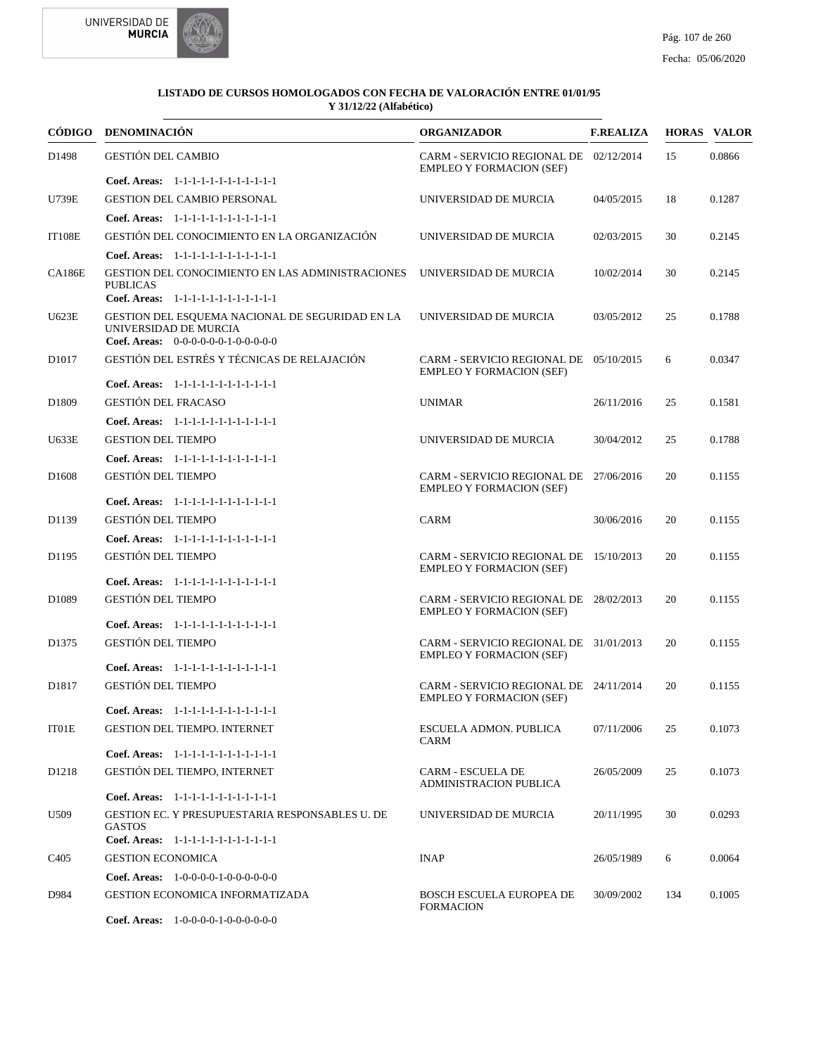**LISTADO DE CURSOS HOMOLOGADOS CON FECHA DE VALORACIÓN ENTRE 01/01/95 Y 31/12/22 (Alfabético)**

| CÓDIGO | DENOMINACIÓN | ORGANIZADOR | F.REALIZA | HORAS | VALOR |
|---|---|---|---|---|---|
| D1498 | GESTIÓN DEL CAMBIO | CARM - SERVICIO REGIONAL DE EMPLEO Y FORMACION (SEF) | 02/12/2014 | 15 | 0.0866 |
| | **Coef. Areas:** 1-1-1-1-1-1-1-1-1-1-1-1 | | | | |
| U739E | GESTION DEL CAMBIO PERSONAL | UNIVERSIDAD DE MURCIA | 04/05/2015 | 18 | 0.1287 |
| | **Coef. Areas:** 1-1-1-1-1-1-1-1-1-1-1-1 | | | | |
| IT108E | GESTIÓN DEL CONOCIMIENTO EN LA ORGANIZACIÓN | UNIVERSIDAD DE MURCIA | 02/03/2015 | 30 | 0.2145 |
| | **Coef. Areas:** 1-1-1-1-1-1-1-1-1-1-1-1 | | | | |
| CA186E | GESTION DEL CONOCIMIENTO EN LAS ADMINISTRACIONES PUBLICAS | UNIVERSIDAD DE MURCIA | 10/02/2014 | 30 | 0.2145 |
| | **Coef. Areas:** 1-1-1-1-1-1-1-1-1-1-1-1 | | | | |
| U623E | GESTION DEL ESQUEMA NACIONAL DE SEGURIDAD EN LA UNIVERSIDAD DE MURCIA | UNIVERSIDAD DE MURCIA | 03/05/2012 | 25 | 0.1788 |
| | **Coef. Areas:** 0-0-0-0-0-0-1-0-0-0-0-0 | | | | |
| D1017 | GESTIÓN DEL ESTRÉS Y TÉCNICAS DE RELAJACIÓN | CARM - SERVICIO REGIONAL DE EMPLEO Y FORMACION (SEF) | 05/10/2015 | 6 | 0.0347 |
| | **Coef. Areas:** 1-1-1-1-1-1-1-1-1-1-1-1 | | | | |
| D1809 | GESTIÓN DEL FRACASO | UNIMAR | 26/11/2016 | 25 | 0.1581 |
| | **Coef. Areas:** 1-1-1-1-1-1-1-1-1-1-1-1 | | | | |
| U633E | GESTION DEL TIEMPO | UNIVERSIDAD DE MURCIA | 30/04/2012 | 25 | 0.1788 |
| | **Coef. Areas:** 1-1-1-1-1-1-1-1-1-1-1-1 | | | | |
| D1608 | GESTIÓN DEL TIEMPO | CARM - SERVICIO REGIONAL DE EMPLEO Y FORMACION (SEF) | 27/06/2016 | 20 | 0.1155 |
| | **Coef. Areas:** 1-1-1-1-1-1-1-1-1-1-1-1 | | | | |
| D1139 | GESTIÓN DEL TIEMPO | CARM | 30/06/2016 | 20 | 0.1155 |
| | **Coef. Areas:** 1-1-1-1-1-1-1-1-1-1-1-1 | | | | |
| D1195 | GESTIÓN DEL TIEMPO | CARM - SERVICIO REGIONAL DE EMPLEO Y FORMACION (SEF) | 15/10/2013 | 20 | 0.1155 |
| | **Coef. Areas:** 1-1-1-1-1-1-1-1-1-1-1-1 | | | | |
| D1089 | GESTIÓN DEL TIEMPO | CARM - SERVICIO REGIONAL DE EMPLEO Y FORMACION (SEF) | 28/02/2013 | 20 | 0.1155 |
| | **Coef. Areas:** 1-1-1-1-1-1-1-1-1-1-1-1 | | | | |
| D1375 | GESTIÓN DEL TIEMPO | CARM - SERVICIO REGIONAL DE EMPLEO Y FORMACION (SEF) | 31/01/2013 | 20 | 0.1155 |
| | **Coef. Areas:** 1-1-1-1-1-1-1-1-1-1-1-1 | | | | |
| D1817 | GESTIÓN DEL TIEMPO | CARM - SERVICIO REGIONAL DE EMPLEO Y FORMACION (SEF) | 24/11/2014 | 20 | 0.1155 |
| | **Coef. Areas:** 1-1-1-1-1-1-1-1-1-1-1-1 | | | | |
| IT01E | GESTION DEL TIEMPO. INTERNET | ESCUELA ADMON. PUBLICA CARM | 07/11/2006 | 25 | 0.1073 |
| | **Coef. Areas:** 1-1-1-1-1-1-1-1-1-1-1-1 | | | | |
| D1218 | GESTIÓN DEL TIEMPO, INTERNET | CARM - ESCUELA DE ADMINISTRACION PUBLICA | 26/05/2009 | 25 | 0.1073 |
| | **Coef. Areas:** 1-1-1-1-1-1-1-1-1-1-1-1 | | | | |
| U509 | GESTION EC. Y PRESUPUESTARIA RESPONSABLES U. DE GASTOS | UNIVERSIDAD DE MURCIA | 20/11/1995 | 30 | 0.0293 |
| | **Coef. Areas:** 1-1-1-1-1-1-1-1-1-1-1-1 | | | | |
| C405 | GESTION ECONOMICA | INAP | 26/05/1989 | 6 | 0.0064 |
| | **Coef. Areas:** 1-0-0-0-0-1-0-0-0-0-0-0 | | | | |
| D984 | GESTION ECONOMICA INFORMATIZADA | BOSCH ESCUELA EUROPEA DE FORMACION | 30/09/2002 | 134 | 0.1005 |
| | **Coef. Areas:** 1-0-0-0-0-1-0-0-0-0-0-0 | | | | |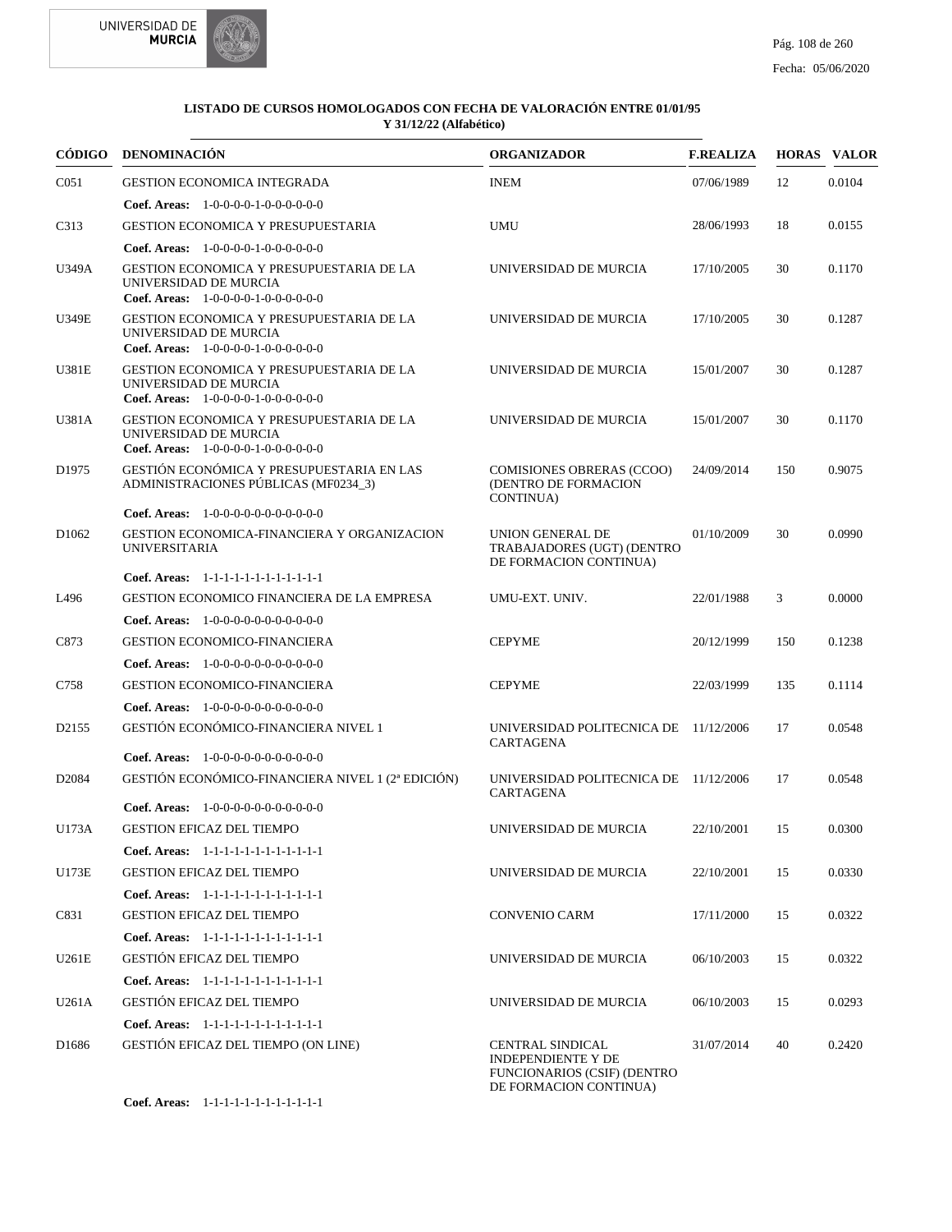**LISTADO DE CURSOS HOMOLOGADOS CON FECHA DE VALORACIÓN ENTRE 01/01/95 Y 31/12/22 (Alfabético)**

| CÓDIGO | DENOMINACIÓN | ORGANIZADOR | F.REALIZA | HORAS | VALOR |
|---|---|---|---|---|---|
| C051 | GESTION ECONOMICA INTEGRADA | INEM | 07/06/1989 | 12 | 0.0104 |
| | **Coef. Areas:** 1-0-0-0-0-1-0-0-0-0-0-0 | | | | |
| C313 | GESTION ECONOMICA Y PRESUPUESTARIA | UMU | 28/06/1993 | 18 | 0.0155 |
| | **Coef. Areas:** 1-0-0-0-0-1-0-0-0-0-0-0 | | | | |
| U349A | GESTION ECONOMICA Y PRESUPUESTARIA DE LA UNIVERSIDAD DE MURCIA | UNIVERSIDAD DE MURCIA | 17/10/2005 | 30 | 0.1170 |
| | **Coef. Areas:** 1-0-0-0-0-1-0-0-0-0-0-0 | | | | |
| U349E | GESTION ECONOMICA Y PRESUPUESTARIA DE LA UNIVERSIDAD DE MURCIA | UNIVERSIDAD DE MURCIA | 17/10/2005 | 30 | 0.1287 |
| | **Coef. Areas:** 1-0-0-0-0-1-0-0-0-0-0-0 | | | | |
| U381E | GESTION ECONOMICA Y PRESUPUESTARIA DE LA UNIVERSIDAD DE MURCIA | UNIVERSIDAD DE MURCIA | 15/01/2007 | 30 | 0.1287 |
| | **Coef. Areas:** 1-0-0-0-0-1-0-0-0-0-0-0 | | | | |
| U381A | GESTION ECONOMICA Y PRESUPUESTARIA DE LA UNIVERSIDAD DE MURCIA | UNIVERSIDAD DE MURCIA | 15/01/2007 | 30 | 0.1170 |
| | **Coef. Areas:** 1-0-0-0-0-1-0-0-0-0-0-0 | | | | |
| D1975 | GESTIÓN ECONÓMICA Y PRESUPUESTARIA EN LAS ADMINISTRACIONES PÚBLICAS (MF0234_3) | COMISIONES OBRERAS (CCOO) (DENTRO DE FORMACION CONTINUA) | 24/09/2014 | 150 | 0.9075 |
| | **Coef. Areas:** 1-0-0-0-0-0-0-0-0-0-0-0 | | | | |
| D1062 | GESTION ECONOMICA-FINANCIERA Y ORGANIZACION UNIVERSITARIA | UNION GENERAL DE TRABAJADORES (UGT) (DENTRO DE FORMACION CONTINUA) | 01/10/2009 | 30 | 0.0990 |
| | **Coef. Areas:** 1-1-1-1-1-1-1-1-1-1-1-1 | | | | |
| L496 | GESTION ECONOMICO FINANCIERA DE LA EMPRESA | UMU-EXT. UNIV. | 22/01/1988 | 3 | 0.0000 |
| | **Coef. Areas:** 1-0-0-0-0-0-0-0-0-0-0-0 | | | | |
| C873 | GESTION ECONOMICO-FINANCIERA | CEPYME | 20/12/1999 | 150 | 0.1238 |
| | **Coef. Areas:** 1-0-0-0-0-0-0-0-0-0-0-0 | | | | |
| C758 | GESTION ECONOMICO-FINANCIERA | CEPYME | 22/03/1999 | 135 | 0.1114 |
| | **Coef. Areas:** 1-0-0-0-0-0-0-0-0-0-0-0 | | | | |
| D2155 | GESTIÓN ECONÓMICO-FINANCIERA NIVEL 1 | UNIVERSIDAD POLITECNICA DE CARTAGENA | 11/12/2006 | 17 | 0.0548 |
| | **Coef. Areas:** 1-0-0-0-0-0-0-0-0-0-0-0 | | | | |
| D2084 | GESTIÓN ECONÓMICO-FINANCIERA NIVEL 1 (2ª EDICIÓN) | UNIVERSIDAD POLITECNICA DE CARTAGENA | 11/12/2006 | 17 | 0.0548 |
| | **Coef. Areas:** 1-0-0-0-0-0-0-0-0-0-0-0 | | | | |
| U173A | GESTION EFICAZ DEL TIEMPO | UNIVERSIDAD DE MURCIA | 22/10/2001 | 15 | 0.0300 |
| | **Coef. Areas:** 1-1-1-1-1-1-1-1-1-1-1-1 | | | | |
| U173E | GESTION EFICAZ DEL TIEMPO | UNIVERSIDAD DE MURCIA | 22/10/2001 | 15 | 0.0330 |
| | **Coef. Areas:** 1-1-1-1-1-1-1-1-1-1-1-1 | | | | |
| C831 | GESTION EFICAZ DEL TIEMPO | CONVENIO CARM | 17/11/2000 | 15 | 0.0322 |
| | **Coef. Areas:** 1-1-1-1-1-1-1-1-1-1-1-1 | | | | |
| U261E | GESTIÓN EFICAZ DEL TIEMPO | UNIVERSIDAD DE MURCIA | 06/10/2003 | 15 | 0.0322 |
| | **Coef. Areas:** 1-1-1-1-1-1-1-1-1-1-1-1 | | | | |
| U261A | GESTIÓN EFICAZ DEL TIEMPO | UNIVERSIDAD DE MURCIA | 06/10/2003 | 15 | 0.0293 |
| | **Coef. Areas:** 1-1-1-1-1-1-1-1-1-1-1-1 | | | | |
| D1686 | GESTIÓN EFICAZ DEL TIEMPO (ON LINE) | CENTRAL SINDICAL INDEPENDIENTE Y DE FUNCIONARIOS (CSIF) (DENTRO DE FORMACION CONTINUA) | 31/07/2014 | 40 | 0.2420 |
| | **Coef. Areas:** 1-1-1-1-1-1-1-1-1-1-1-1 | | | | |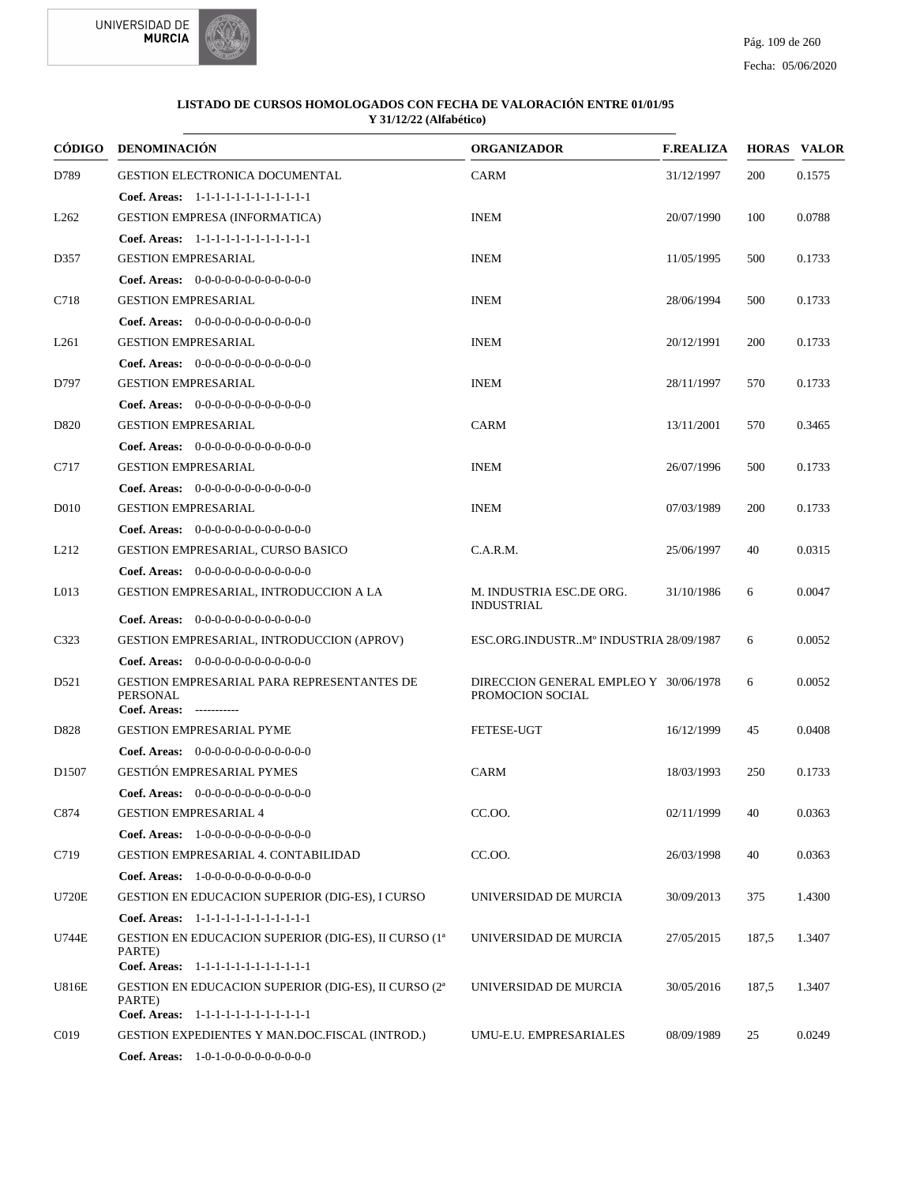**LISTADO DE CURSOS HOMOLOGADOS CON FECHA DE VALORACIÓN ENTRE 01/01/95 Y 31/12/22 (Alfabético)**

| CÓDIGO | DENOMINACIÓN | ORGANIZADOR | F.REALIZA | HORAS | VALOR |
|---|---|---|---|---|---|
| D789 | GESTION ELECTRONICA DOCUMENTAL | CARM | 31/12/1997 | 200 | 0.1575 |
| | **Coef. Areas:** 1-1-1-1-1-1-1-1-1-1-1-1 | | | | |
| L262 | GESTION EMPRESA (INFORMATICA) | INEM | 20/07/1990 | 100 | 0.0788 |
| | **Coef. Areas:** 1-1-1-1-1-1-1-1-1-1-1-1 | | | | |
| D357 | GESTION EMPRESARIAL | INEM | 11/05/1995 | 500 | 0.1733 |
| | **Coef. Areas:** 0-0-0-0-0-0-0-0-0-0-0-0 | | | | |
| C718 | GESTION EMPRESARIAL | INEM | 28/06/1994 | 500 | 0.1733 |
| | **Coef. Areas:** 0-0-0-0-0-0-0-0-0-0-0-0 | | | | |
| L261 | GESTION EMPRESARIAL | INEM | 20/12/1991 | 200 | 0.1733 |
| | **Coef. Areas:** 0-0-0-0-0-0-0-0-0-0-0-0 | | | | |
| D797 | GESTION EMPRESARIAL | INEM | 28/11/1997 | 570 | 0.1733 |
| | **Coef. Areas:** 0-0-0-0-0-0-0-0-0-0-0-0 | | | | |
| D820 | GESTION EMPRESARIAL | CARM | 13/11/2001 | 570 | 0.3465 |
| | **Coef. Areas:** 0-0-0-0-0-0-0-0-0-0-0-0 | | | | |
| C717 | GESTION EMPRESARIAL | INEM | 26/07/1996 | 500 | 0.1733 |
| | **Coef. Areas:** 0-0-0-0-0-0-0-0-0-0-0-0 | | | | |
| D010 | GESTION EMPRESARIAL | INEM | 07/03/1989 | 200 | 0.1733 |
| | **Coef. Areas:** 0-0-0-0-0-0-0-0-0-0-0-0 | | | | |
| L212 | GESTION EMPRESARIAL, CURSO BASICO | C.A.R.M. | 25/06/1997 | 40 | 0.0315 |
| | **Coef. Areas:** 0-0-0-0-0-0-0-0-0-0-0-0 | | | | |
| L013 | GESTION EMPRESARIAL, INTRODUCCION A LA | M. INDUSTRIA ESC.DE ORG. INDUSTRIAL | 31/10/1986 | 6 | 0.0047 |
| | **Coef. Areas:** 0-0-0-0-0-0-0-0-0-0-0-0 | | | | |
| C323 | GESTION EMPRESARIAL, INTRODUCCION (APROV) | ESC.ORG.INDUSTR..Mº INDUSTRIA | 28/09/1987 | 6 | 0.0052 |
| | **Coef. Areas:** 0-0-0-0-0-0-0-0-0-0-0-0 | | | | |
| D521 | GESTION EMPRESARIAL PARA REPRESENTANTES DE PERSONAL | DIRECCION GENERAL EMPLEO Y PROMOCION SOCIAL | 30/06/1978 | 6 | 0.0052 |
| | **Coef. Areas:** ----------- | | | | |
| D828 | GESTION EMPRESARIAL PYME | FETESE-UGT | 16/12/1999 | 45 | 0.0408 |
| | **Coef. Areas:** 0-0-0-0-0-0-0-0-0-0-0-0 | | | | |
| D1507 | GESTIÓN EMPRESARIAL PYMES | CARM | 18/03/1993 | 250 | 0.1733 |
| | **Coef. Areas:** 0-0-0-0-0-0-0-0-0-0-0-0 | | | | |
| C874 | GESTION EMPRESARIAL 4 | CC.OO. | 02/11/1999 | 40 | 0.0363 |
| | **Coef. Areas:** 1-0-0-0-0-0-0-0-0-0-0-0 | | | | |
| C719 | GESTION EMPRESARIAL 4. CONTABILIDAD | CC.OO. | 26/03/1998 | 40 | 0.0363 |
| | **Coef. Areas:** 1-0-0-0-0-0-0-0-0-0-0-0 | | | | |
| U720E | GESTION EN EDUCACION SUPERIOR (DIG-ES), I CURSO | UNIVERSIDAD DE MURCIA | 30/09/2013 | 375 | 1.4300 |
| | **Coef. Areas:** 1-1-1-1-1-1-1-1-1-1-1-1 | | | | |
| U744E | GESTION EN EDUCACION SUPERIOR (DIG-ES), II CURSO (1ª PARTE) | UNIVERSIDAD DE MURCIA | 27/05/2015 | 187,5 | 1.3407 |
| | **Coef. Areas:** 1-1-1-1-1-1-1-1-1-1-1-1 | | | | |
| U816E | GESTION EN EDUCACION SUPERIOR (DIG-ES), II CURSO (2ª PARTE) | UNIVERSIDAD DE MURCIA | 30/05/2016 | 187,5 | 1.3407 |
| | **Coef. Areas:** 1-1-1-1-1-1-1-1-1-1-1-1 | | | | |
| C019 | GESTION EXPEDIENTES Y MAN.DOC.FISCAL (INTROD.) | UMU-E.U. EMPRESARIALES | 08/09/1989 | 25 | 0.0249 |
| | **Coef. Areas:** 1-0-1-0-0-0-0-0-0-0-0-0 | | | | |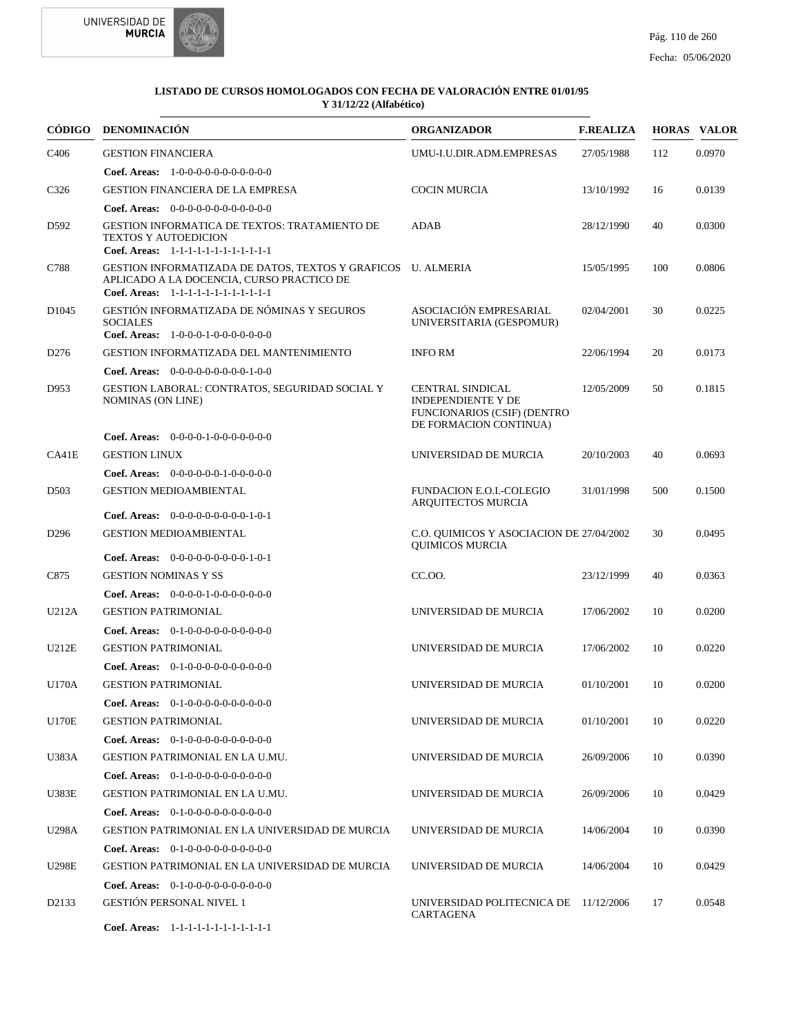**LISTADO DE CURSOS HOMOLOGADOS CON FECHA DE VALORACIÓN ENTRE 01/01/95 Y 31/12/22 (Alfabético)**

| CÓDIGO | DENOMINACIÓN | ORGANIZADOR | F.REALIZA | HORAS | VALOR |
|---|---|---|---|---|---|
| C406 | GESTION FINANCIERA<br>**Coef. Areas:** 1-0-0-0-0-0-0-0-0-0-0-0 | UMU-I.U.DIR.ADM.EMPRESAS | 27/05/1988 | 112 | 0.0970 |
| C326 | GESTION FINANCIERA DE LA EMPRESA<br>**Coef. Areas:** 0-0-0-0-0-0-0-0-0-0-0-0 | COCIN MURCIA | 13/10/1992 | 16 | 0.0139 |
| D592 | GESTION INFORMATICA DE TEXTOS: TRATAMIENTO DE TEXTOS Y AUTOEDICION<br>**Coef. Areas:** 1-1-1-1-1-1-1-1-1-1-1-1 | ADAB | 28/12/1990 | 40 | 0.0300 |
| C788 | GESTION INFORMATIZADA DE DATOS, TEXTOS Y GRAFICOS APLICADO A LA DOCENCIA, CURSO PRACTICO DE<br>**Coef. Areas:** 1-1-1-1-1-1-1-1-1-1-1-1 | U. ALMERIA | 15/05/1995 | 100 | 0.0806 |
| D1045 | GESTIÓN INFORMATIZADA DE NÓMINAS Y SEGUROS SOCIALES<br>**Coef. Areas:** 1-0-0-0-1-0-0-0-0-0-0-0 | ASOCIACIÓN EMPRESARIAL UNIVERSITARIA (GESPOMUR) | 02/04/2001 | 30 | 0.0225 |
| D276 | GESTION INFORMATIZADA DEL MANTENIMIENTO<br>**Coef. Areas:** 0-0-0-0-0-0-0-0-0-1-0-0 | INFO RM | 22/06/1994 | 20 | 0.0173 |
| D953 | GESTION LABORAL: CONTRATOS, SEGURIDAD SOCIAL Y NOMINAS (ON LINE)<br>**Coef. Areas:** 0-0-0-0-1-0-0-0-0-0-0-0 | CENTRAL SINDICAL INDEPENDIENTE Y DE FUNCIONARIOS (CSIF) (DENTRO DE FORMACION CONTINUA) | 12/05/2009 | 50 | 0.1815 |
| CA41E | GESTION LINUX<br>**Coef. Areas:** 0-0-0-0-0-0-1-0-0-0-0-0 | UNIVERSIDAD DE MURCIA | 20/10/2003 | 40 | 0.0693 |
| D503 | GESTION MEDIOAMBIENTAL<br>**Coef. Areas:** 0-0-0-0-0-0-0-0-0-1-0-1 | FUNDACION E.O.I.-COLEGIO ARQUITECTOS MURCIA | 31/01/1998 | 500 | 0.1500 |
| D296 | GESTION MEDIOAMBIENTAL<br>**Coef. Areas:** 0-0-0-0-0-0-0-0-0-1-0-1 | C.O. QUIMICOS Y ASOCIACION DE QUIMICOS MURCIA | 27/04/2002 | 30 | 0.0495 |
| C875 | GESTION NOMINAS Y SS<br>**Coef. Areas:** 0-0-0-0-1-0-0-0-0-0-0-0 | CC.OO. | 23/12/1999 | 40 | 0.0363 |
| U212A | GESTION PATRIMONIAL<br>**Coef. Areas:** 0-1-0-0-0-0-0-0-0-0-0-0 | UNIVERSIDAD DE MURCIA | 17/06/2002 | 10 | 0.0200 |
| U212E | GESTION PATRIMONIAL<br>**Coef. Areas:** 0-1-0-0-0-0-0-0-0-0-0-0 | UNIVERSIDAD DE MURCIA | 17/06/2002 | 10 | 0.0220 |
| U170A | GESTION PATRIMONIAL<br>**Coef. Areas:** 0-1-0-0-0-0-0-0-0-0-0-0 | UNIVERSIDAD DE MURCIA | 01/10/2001 | 10 | 0.0200 |
| U170E | GESTION PATRIMONIAL<br>**Coef. Areas:** 0-1-0-0-0-0-0-0-0-0-0-0 | UNIVERSIDAD DE MURCIA | 01/10/2001 | 10 | 0.0220 |
| U383A | GESTION PATRIMONIAL EN LA U.MU.<br>**Coef. Areas:** 0-1-0-0-0-0-0-0-0-0-0-0 | UNIVERSIDAD DE MURCIA | 26/09/2006 | 10 | 0.0390 |
| U383E | GESTION PATRIMONIAL EN LA U.MU.<br>**Coef. Areas:** 0-1-0-0-0-0-0-0-0-0-0-0 | UNIVERSIDAD DE MURCIA | 26/09/2006 | 10 | 0.0429 |
| U298A | GESTION PATRIMONIAL EN LA UNIVERSIDAD DE MURCIA<br>**Coef. Areas:** 0-1-0-0-0-0-0-0-0-0-0-0 | UNIVERSIDAD DE MURCIA | 14/06/2004 | 10 | 0.0390 |
| U298E | GESTION PATRIMONIAL EN LA UNIVERSIDAD DE MURCIA<br>**Coef. Areas:** 0-1-0-0-0-0-0-0-0-0-0-0 | UNIVERSIDAD DE MURCIA | 14/06/2004 | 10 | 0.0429 |
| D2133 | GESTIÓN PERSONAL NIVEL 1<br>**Coef. Areas:** 1-1-1-1-1-1-1-1-1-1-1-1 | UNIVERSIDAD POLITECNICA DE CARTAGENA | 11/12/2006 | 17 | 0.0548 |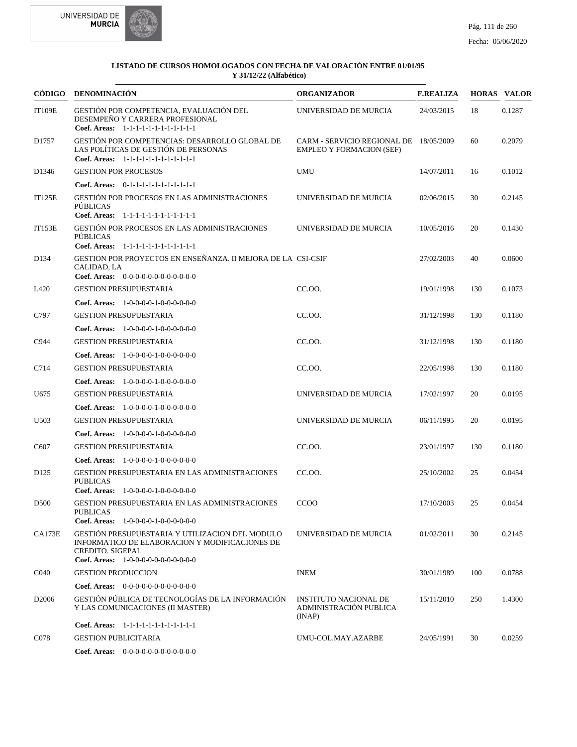**LISTADO DE CURSOS HOMOLOGADOS CON FECHA DE VALORACIÓN ENTRE 01/01/95 Y 31/12/22 (Alfabético)**

| CÓDIGO | DENOMINACIÓN | ORGANIZADOR | F.REALIZA | HORAS | VALOR |
|---|---|---|---|---|---|
| IT109E | GESTIÓN POR COMPETENCIA, EVALUACIÓN DEL DESEMPEÑO Y CARRERA PROFESIONAL<br>**Coef. Areas:** 1-1-1-1-1-1-1-1-1-1-1-1 | UNIVERSIDAD DE MURCIA | 24/03/2015 | 18 | 0.1287 |
| D1757 | GESTIÓN POR COMPETENCIAS: DESARROLLO GLOBAL DE LAS POLÍTICAS DE GESTIÓN DE PERSONAS<br>**Coef. Areas:** 1-1-1-1-1-1-1-1-1-1-1-1 | CARM - SERVICIO REGIONAL DE EMPLEO Y FORMACION (SEF) | 18/05/2009 | 60 | 0.2079 |
| D1346 | GESTION POR PROCESOS<br>**Coef. Areas:** 0-1-1-1-1-1-1-1-1-1-1-1 | UMU | 14/07/2011 | 16 | 0.1012 |
| IT125E | GESTIÓN POR PROCESOS EN LAS ADMINISTRACIONES PÚBLICAS<br>**Coef. Areas:** 1-1-1-1-1-1-1-1-1-1-1-1 | UNIVERSIDAD DE MURCIA | 02/06/2015 | 30 | 0.2145 |
| IT153E | GESTIÓN POR PROCESOS EN LAS ADMINISTRACIONES PÚBLICAS<br>**Coef. Areas:** 1-1-1-1-1-1-1-1-1-1-1-1 | UNIVERSIDAD DE MURCIA | 10/05/2016 | 20 | 0.1430 |
| D134 | GESTION POR PROYECTOS EN ENSEÑANZA. II MEJORA DE LA CALIDAD, LA<br>**Coef. Areas:** 0-0-0-0-0-0-0-0-0-0-0-0 | CSI-CSIF | 27/02/2003 | 40 | 0.0600 |
| L420 | GESTION PRESUPUESTARIA<br>**Coef. Areas:** 1-0-0-0-0-1-0-0-0-0-0-0 | CC.OO. | 19/01/1998 | 130 | 0.1073 |
| C797 | GESTION PRESUPUESTARIA<br>**Coef. Areas:** 1-0-0-0-0-1-0-0-0-0-0-0 | CC.OO. | 31/12/1998 | 130 | 0.1180 |
| C944 | GESTION PRESUPUESTARIA<br>**Coef. Areas:** 1-0-0-0-0-1-0-0-0-0-0-0 | CC.OO. | 31/12/1998 | 130 | 0.1180 |
| C714 | GESTION PRESUPUESTARIA<br>**Coef. Areas:** 1-0-0-0-0-1-0-0-0-0-0-0 | CC.OO. | 22/05/1998 | 130 | 0.1180 |
| U675 | GESTION PRESUPUESTARIA<br>**Coef. Areas:** 1-0-0-0-0-1-0-0-0-0-0-0 | UNIVERSIDAD DE MURCIA | 17/02/1997 | 20 | 0.0195 |
| U503 | GESTION PRESUPUESTARIA<br>**Coef. Areas:** 1-0-0-0-0-1-0-0-0-0-0-0 | UNIVERSIDAD DE MURCIA | 06/11/1995 | 20 | 0.0195 |
| C607 | GESTION PRESUPUESTARIA<br>**Coef. Areas:** 1-0-0-0-0-1-0-0-0-0-0-0 | CC.OO. | 23/01/1997 | 130 | 0.1180 |
| D125 | GESTION PRESUPUESTARIA EN LAS ADMINISTRACIONES PUBLICAS<br>**Coef. Areas:** 1-0-0-0-0-1-0-0-0-0-0-0 | CC.OO. | 25/10/2002 | 25 | 0.0454 |
| D500 | GESTION PRESUPUESTARIA EN LAS ADMINISTRACIONES PUBLICAS<br>**Coef. Areas:** 1-0-0-0-0-1-0-0-0-0-0-0 | CCOO | 17/10/2003 | 25 | 0.0454 |
| CA173E | GESTIÓN PRESUPUESTARIA Y UTILIZACION DEL MODULO INFORMATICO DE ELABORACION Y MODIFICACIONES DE CREDITO. SIGEPAL<br>**Coef. Areas:** 1-0-0-0-0-0-0-0-0-0-0-0 | UNIVERSIDAD DE MURCIA | 01/02/2011 | 30 | 0.2145 |
| C040 | GESTION PRODUCCION<br>**Coef. Areas:** 0-0-0-0-0-0-0-0-0-0-0-0 | INEM | 30/01/1989 | 100 | 0.0788 |
| D2006 | GESTIÓN PÚBLICA DE TECNOLOGÍAS DE LA INFORMACIÓN Y LAS COMUNICACIONES (II MASTER)<br>**Coef. Areas:** 1-1-1-1-1-1-1-1-1-1-1-1 | INSTITUTO NACIONAL DE ADMINISTRACIÓN PUBLICA (INAP) | 15/11/2010 | 250 | 1.4300 |
| C078 | GESTION PUBLICITARIA<br>**Coef. Areas:** 0-0-0-0-0-0-0-0-0-0-0-0 | UMU-COL.MAY.AZARBE | 24/05/1991 | 30 | 0.0259 |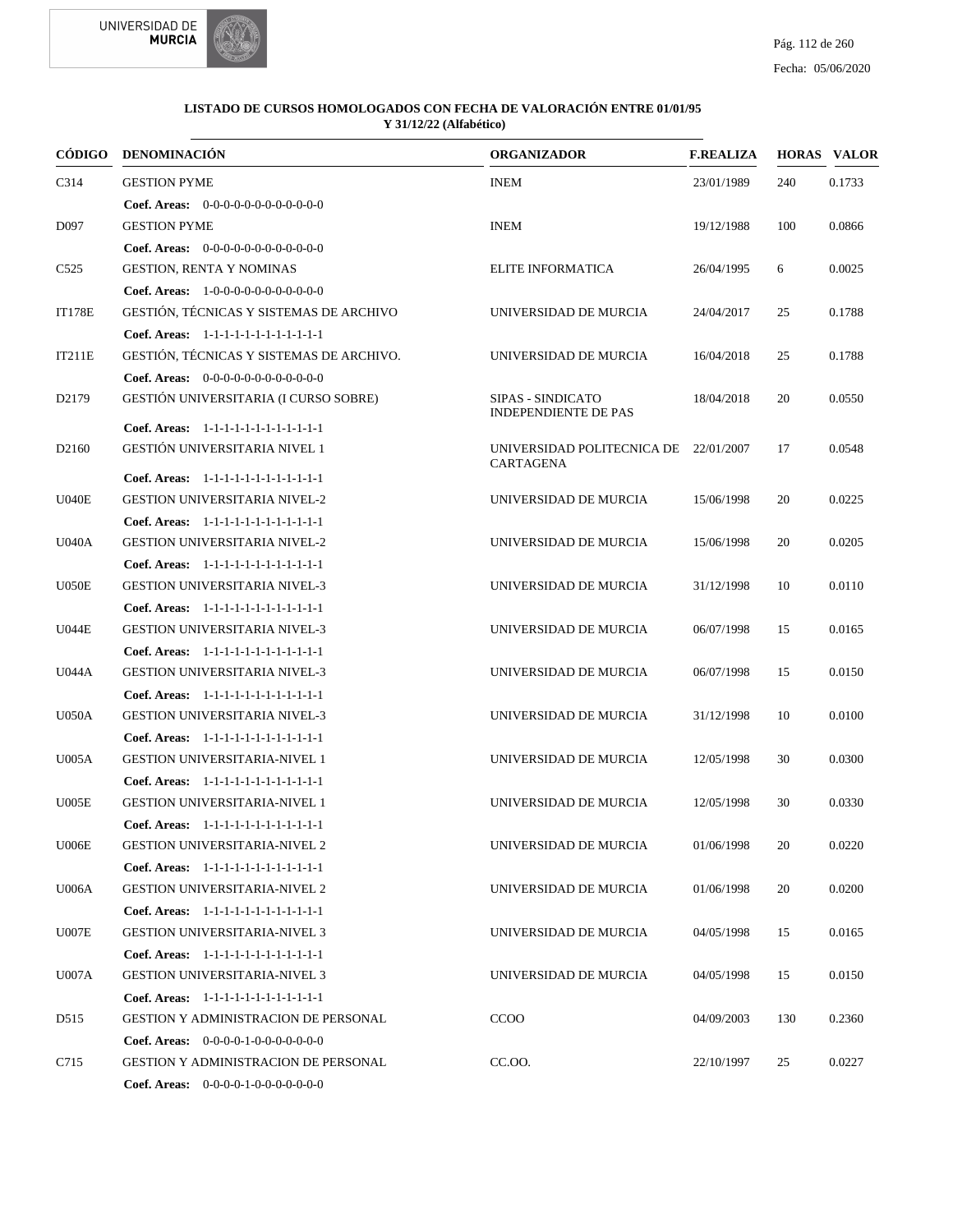**LISTADO DE CURSOS HOMOLOGADOS CON FECHA DE VALORACIÓN ENTRE 01/01/95 Y 31/12/22 (Alfabético)**

| CÓDIGO | DENOMINACIÓN | ORGANIZADOR | F.REALIZA | HORAS | VALOR |
|---|---|---|---|---|---|
| C314 | GESTION PYME | INEM | 23/01/1989 | 240 | 0.1733 |
| | **Coef. Areas:** 0-0-0-0-0-0-0-0-0-0-0-0 | | | | |
| D097 | GESTION PYME | INEM | 19/12/1988 | 100 | 0.0866 |
| | **Coef. Areas:** 0-0-0-0-0-0-0-0-0-0-0-0 | | | | |
| C525 | GESTION, RENTA Y NOMINAS | ELITE INFORMATICA | 26/04/1995 | 6 | 0.0025 |
| | **Coef. Areas:** 1-0-0-0-0-0-0-0-0-0-0-0 | | | | |
| IT178E | GESTIÓN, TÉCNICAS Y SISTEMAS DE ARCHIVO | UNIVERSIDAD DE MURCIA | 24/04/2017 | 25 | 0.1788 |
| | **Coef. Areas:** 1-1-1-1-1-1-1-1-1-1-1-1 | | | | |
| IT211E | GESTIÓN, TÉCNICAS Y SISTEMAS DE ARCHIVO. | UNIVERSIDAD DE MURCIA | 16/04/2018 | 25 | 0.1788 |
| | **Coef. Areas:** 0-0-0-0-0-0-0-0-0-0-0-0 | | | | |
| D2179 | GESTIÓN UNIVERSITARIA (I CURSO SOBRE) | SIPAS - SINDICATO INDEPENDIENTE DE PAS | 18/04/2018 | 20 | 0.0550 |
| | **Coef. Areas:** 1-1-1-1-1-1-1-1-1-1-1-1 | | | | |
| D2160 | GESTIÓN UNIVERSITARIA NIVEL 1 | UNIVERSIDAD POLITECNICA DE CARTAGENA | 22/01/2007 | 17 | 0.0548 |
| | **Coef. Areas:** 1-1-1-1-1-1-1-1-1-1-1-1 | | | | |
| U040E | GESTION UNIVERSITARIA NIVEL-2 | UNIVERSIDAD DE MURCIA | 15/06/1998 | 20 | 0.0225 |
| | **Coef. Areas:** 1-1-1-1-1-1-1-1-1-1-1-1 | | | | |
| U040A | GESTION UNIVERSITARIA NIVEL-2 | UNIVERSIDAD DE MURCIA | 15/06/1998 | 20 | 0.0205 |
| | **Coef. Areas:** 1-1-1-1-1-1-1-1-1-1-1-1 | | | | |
| U050E | GESTION UNIVERSITARIA NIVEL-3 | UNIVERSIDAD DE MURCIA | 31/12/1998 | 10 | 0.0110 |
| | **Coef. Areas:** 1-1-1-1-1-1-1-1-1-1-1-1 | | | | |
| U044E | GESTION UNIVERSITARIA NIVEL-3 | UNIVERSIDAD DE MURCIA | 06/07/1998 | 15 | 0.0165 |
| | **Coef. Areas:** 1-1-1-1-1-1-1-1-1-1-1-1 | | | | |
| U044A | GESTION UNIVERSITARIA NIVEL-3 | UNIVERSIDAD DE MURCIA | 06/07/1998 | 15 | 0.0150 |
| | **Coef. Areas:** 1-1-1-1-1-1-1-1-1-1-1-1 | | | | |
| U050A | GESTION UNIVERSITARIA NIVEL-3 | UNIVERSIDAD DE MURCIA | 31/12/1998 | 10 | 0.0100 |
| | **Coef. Areas:** 1-1-1-1-1-1-1-1-1-1-1-1 | | | | |
| U005A | GESTION UNIVERSITARIA-NIVEL 1 | UNIVERSIDAD DE MURCIA | 12/05/1998 | 30 | 0.0300 |
| | **Coef. Areas:** 1-1-1-1-1-1-1-1-1-1-1-1 | | | | |
| U005E | GESTION UNIVERSITARIA-NIVEL 1 | UNIVERSIDAD DE MURCIA | 12/05/1998 | 30 | 0.0330 |
| | **Coef. Areas:** 1-1-1-1-1-1-1-1-1-1-1-1 | | | | |
| U006E | GESTION UNIVERSITARIA-NIVEL 2 | UNIVERSIDAD DE MURCIA | 01/06/1998 | 20 | 0.0220 |
| | **Coef. Areas:** 1-1-1-1-1-1-1-1-1-1-1-1 | | | | |
| U006A | GESTION UNIVERSITARIA-NIVEL 2 | UNIVERSIDAD DE MURCIA | 01/06/1998 | 20 | 0.0200 |
| | **Coef. Areas:** 1-1-1-1-1-1-1-1-1-1-1-1 | | | | |
| U007E | GESTION UNIVERSITARIA-NIVEL 3 | UNIVERSIDAD DE MURCIA | 04/05/1998 | 15 | 0.0165 |
| | **Coef. Areas:** 1-1-1-1-1-1-1-1-1-1-1-1 | | | | |
| U007A | GESTION UNIVERSITARIA-NIVEL 3 | UNIVERSIDAD DE MURCIA | 04/05/1998 | 15 | 0.0150 |
| | **Coef. Areas:** 1-1-1-1-1-1-1-1-1-1-1-1 | | | | |
| D515 | GESTION Y ADMINISTRACION DE PERSONAL | CCOO | 04/09/2003 | 130 | 0.2360 |
| | **Coef. Areas:** 0-0-0-0-1-0-0-0-0-0-0-0 | | | | |
| C715 | GESTION Y ADMINISTRACION DE PERSONAL | CC.OO. | 22/10/1997 | 25 | 0.0227 |
| | **Coef. Areas:** 0-0-0-0-1-0-0-0-0-0-0-0 | | | | |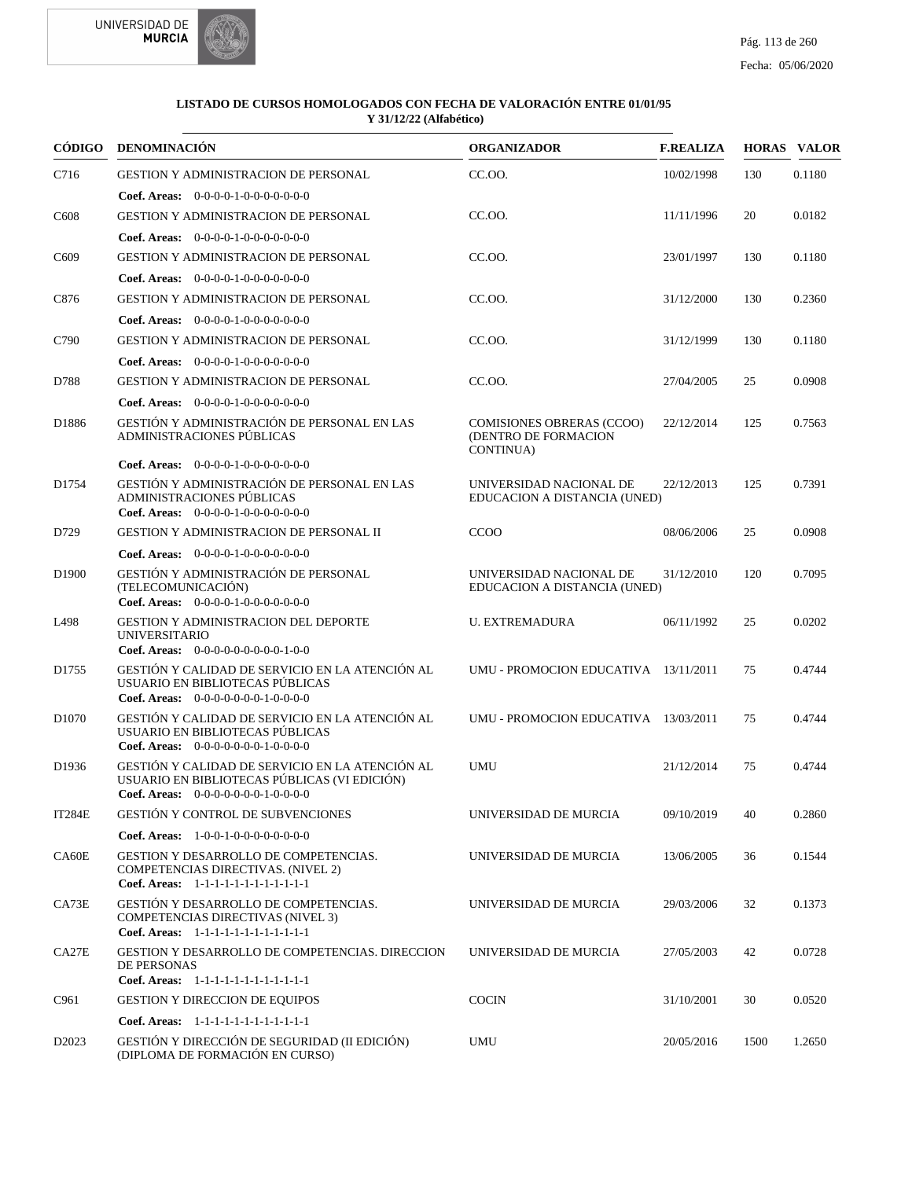**LISTADO DE CURSOS HOMOLOGADOS CON FECHA DE VALORACIÓN ENTRE 01/01/95 Y 31/12/22 (Alfabético)**

| CÓDIGO | DENOMINACIÓN | ORGANIZADOR | F.REALIZA | HORAS | VALOR |
|---|---|---|---|---|---|
| C716 | GESTION Y ADMINISTRACION DE PERSONAL<br>**Coef. Areas:** 0-0-0-1-0-0-0-0-0-0-0 | CC.OO. | 10/02/1998 | 130 | 0.1180 |
| C608 | GESTION Y ADMINISTRACION DE PERSONAL<br>**Coef. Areas:** 0-0-0-1-0-0-0-0-0-0-0 | CC.OO. | 11/11/1996 | 20 | 0.0182 |
| C609 | GESTION Y ADMINISTRACION DE PERSONAL<br>**Coef. Areas:** 0-0-0-1-0-0-0-0-0-0-0 | CC.OO. | 23/01/1997 | 130 | 0.1180 |
| C876 | GESTION Y ADMINISTRACION DE PERSONAL<br>**Coef. Areas:** 0-0-0-1-0-0-0-0-0-0-0 | CC.OO. | 31/12/2000 | 130 | 0.2360 |
| C790 | GESTION Y ADMINISTRACION DE PERSONAL<br>**Coef. Areas:** 0-0-0-1-0-0-0-0-0-0-0 | CC.OO. | 31/12/1999 | 130 | 0.1180 |
| D788 | GESTION Y ADMINISTRACION DE PERSONAL<br>**Coef. Areas:** 0-0-0-1-0-0-0-0-0-0-0 | CC.OO. | 27/04/2005 | 25 | 0.0908 |
| D1886 | GESTIÓN Y ADMINISTRACIÓN DE PERSONAL EN LAS ADMINISTRACIONES PÚBLICAS<br>**Coef. Areas:** 0-0-0-1-0-0-0-0-0-0-0 | COMISIONES OBRERAS (CCOO) (DENTRO DE FORMACION CONTINUA) | 22/12/2014 | 125 | 0.7563 |
| D1754 | GESTIÓN Y ADMINISTRACIÓN DE PERSONAL EN LAS ADMINISTRACIONES PÚBLICAS<br>**Coef. Areas:** 0-0-0-1-0-0-0-0-0-0-0 | UNIVERSIDAD NACIONAL DE EDUCACION A DISTANCIA (UNED) | 22/12/2013 | 125 | 0.7391 |
| D729 | GESTION Y ADMINISTRACION DE PERSONAL II<br>**Coef. Areas:** 0-0-0-1-0-0-0-0-0-0-0 | CCOO | 08/06/2006 | 25 | 0.0908 |
| D1900 | GESTIÓN Y ADMINISTRACIÓN DE PERSONAL (TELECOMUNICACIÓN)<br>**Coef. Areas:** 0-0-0-1-0-0-0-0-0-0-0 | UNIVERSIDAD NACIONAL DE EDUCACION A DISTANCIA (UNED) | 31/12/2010 | 120 | 0.7095 |
| L498 | GESTION Y ADMINISTRACION DEL DEPORTE UNIVERSITARIO<br>**Coef. Areas:** 0-0-0-0-0-0-0-0-1-0-0 | U. EXTREMADURA | 06/11/1992 | 25 | 0.0202 |
| D1755 | GESTIÓN Y CALIDAD DE SERVICIO EN LA ATENCIÓN AL USUARIO EN BIBLIOTECAS PÚBLICAS<br>**Coef. Areas:** 0-0-0-0-0-0-0-1-0-0-0 | UMU - PROMOCION EDUCATIVA | 13/11/2011 | 75 | 0.4744 |
| D1070 | GESTIÓN Y CALIDAD DE SERVICIO EN LA ATENCIÓN AL USUARIO EN BIBLIOTECAS PÚBLICAS<br>**Coef. Areas:** 0-0-0-0-0-0-0-1-0-0-0 | UMU - PROMOCION EDUCATIVA | 13/03/2011 | 75 | 0.4744 |
| D1936 | GESTIÓN Y CALIDAD DE SERVICIO EN LA ATENCIÓN AL USUARIO EN BIBLIOTECAS PÚBLICAS (VI EDICIÓN)<br>**Coef. Areas:** 0-0-0-0-0-0-0-1-0-0-0 | UMU | 21/12/2014 | 75 | 0.4744 |
| IT284E | GESTIÓN Y CONTROL DE SUBVENCIONES<br>**Coef. Areas:** 1-0-0-1-0-0-0-0-0-0-0 | UNIVERSIDAD DE MURCIA | 09/10/2019 | 40 | 0.2860 |
| CA60E | GESTION Y DESARROLLO DE COMPETENCIAS. COMPETENCIAS DIRECTIVAS. (NIVEL 2)<br>**Coef. Areas:** 1-1-1-1-1-1-1-1-1-1-1 | UNIVERSIDAD DE MURCIA | 13/06/2005 | 36 | 0.1544 |
| CA73E | GESTIÓN Y DESARROLLO DE COMPETENCIAS. COMPETENCIAS DIRECTIVAS (NIVEL 3)<br>**Coef. Areas:** 1-1-1-1-1-1-1-1-1-1-1 | UNIVERSIDAD DE MURCIA | 29/03/2006 | 32 | 0.1373 |
| CA27E | GESTION Y DESARROLLO DE COMPETENCIAS. DIRECCION DE PERSONAS<br>**Coef. Areas:** 1-1-1-1-1-1-1-1-1-1-1 | UNIVERSIDAD DE MURCIA | 27/05/2003 | 42 | 0.0728 |
| C961 | GESTION Y DIRECCION DE EQUIPOS<br>**Coef. Areas:** 1-1-1-1-1-1-1-1-1-1-1 | COCIN | 31/10/2001 | 30 | 0.0520 |
| D2023 | GESTIÓN Y DIRECCIÓN DE SEGURIDAD (II EDICIÓN) (DIPLOMA DE FORMACIÓN EN CURSO) | UMU | 20/05/2016 | 1500 | 1.2650 |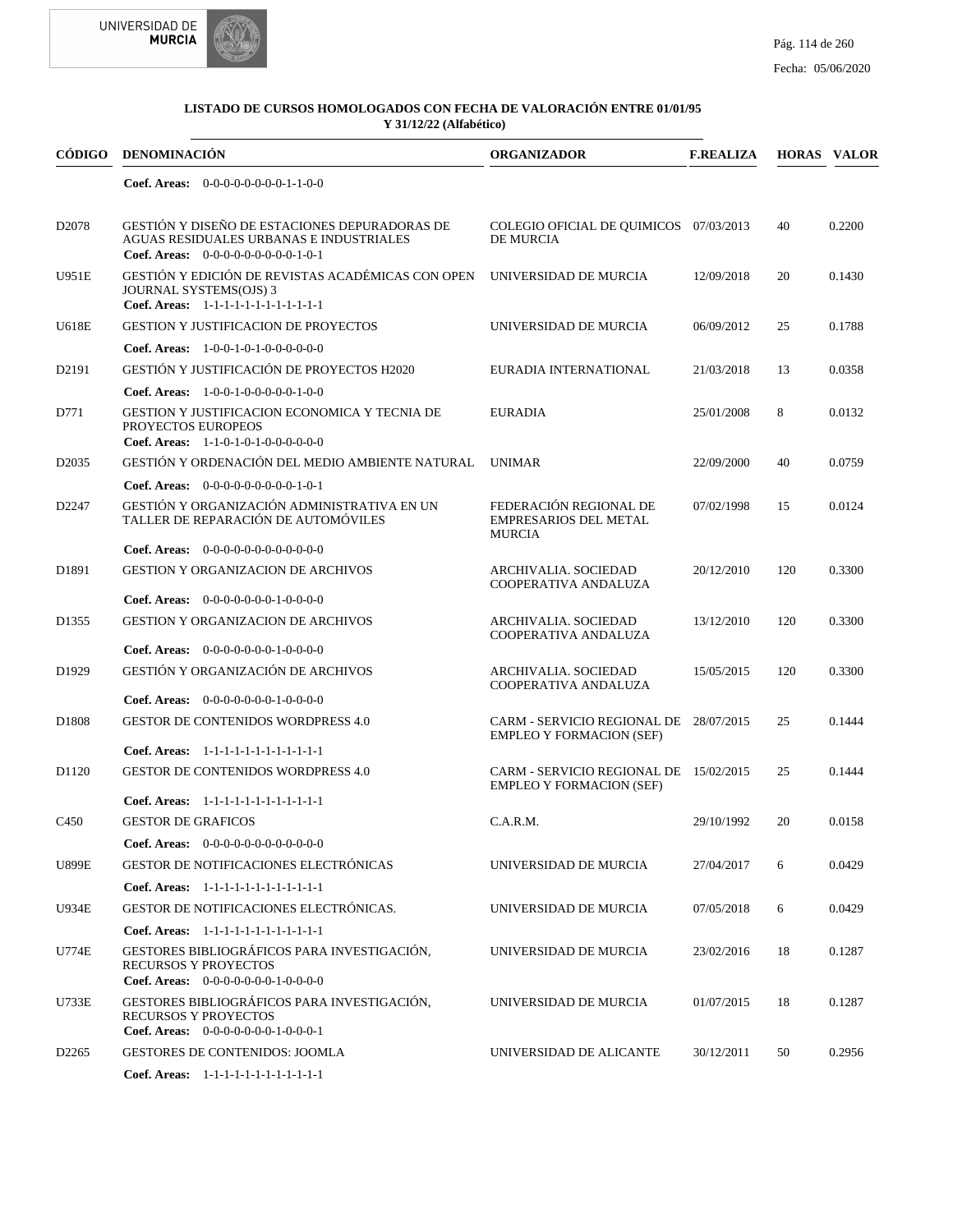**LISTADO DE CURSOS HOMOLOGADOS CON FECHA DE VALORACIÓN ENTRE 01/01/95 Y 31/12/22 (Alfabético)**

| CÓDIGO | DENOMINACIÓN | ORGANIZADOR | F.REALIZA | HORAS | VALOR |
|---|---|---|---|---|---|
| | Coef. Areas: 0-0-0-0-0-0-0-0-1-1-0-0 | | | | |
| D2078 | GESTIÓN Y DISEÑO DE ESTACIONES DEPURADORAS DE AGUAS RESIDUALES URBANAS E INDUSTRIALES<br>Coef. Areas: 0-0-0-0-0-0-0-0-0-1-0-1 | COLEGIO OFICIAL DE QUIMICOS DE MURCIA | 07/03/2013 | 40 | 0.2200 |
| U951E | GESTIÓN Y EDICIÓN DE REVISTAS ACADÉMICAS CON OPEN JOURNAL SYSTEMS(OJS) 3<br>Coef. Areas: 1-1-1-1-1-1-1-1-1-1-1-1 | UNIVERSIDAD DE MURCIA | 12/09/2018 | 20 | 0.1430 |
| U618E | GESTION Y JUSTIFICACION DE PROYECTOS<br>Coef. Areas: 1-0-0-1-0-1-0-0-0-0-0-0 | UNIVERSIDAD DE MURCIA | 06/09/2012 | 25 | 0.1788 |
| D2191 | GESTIÓN Y JUSTIFICACIÓN DE PROYECTOS H2020<br>Coef. Areas: 1-0-0-1-0-0-0-0-0-1-0-0 | EURADIA INTERNATIONAL | 21/03/2018 | 13 | 0.0358 |
| D771 | GESTION Y JUSTIFICACION ECONOMICA Y TECNIA DE PROYECTOS EUROPEOS<br>Coef. Areas: 1-1-0-1-0-1-0-0-0-0-0-0 | EURADIA | 25/01/2008 | 8 | 0.0132 |
| D2035 | GESTIÓN Y ORDENACIÓN DEL MEDIO AMBIENTE NATURAL<br>Coef. Areas: 0-0-0-0-0-0-0-0-0-1-0-1 | UNIMAR | 22/09/2000 | 40 | 0.0759 |
| D2247 | GESTIÓN Y ORGANIZACIÓN ADMINISTRATIVA EN UN TALLER DE REPARACIÓN DE AUTOMÓVILES<br>Coef. Areas: 0-0-0-0-0-0-0-0-0-0-0-0 | FEDERACIÓN REGIONAL DE EMPRESARIOS DEL METAL MURCIA | 07/02/1998 | 15 | 0.0124 |
| D1891 | GESTION Y ORGANIZACION DE ARCHIVOS<br>Coef. Areas: 0-0-0-0-0-0-0-1-0-0-0-0 | ARCHIVALIA. SOCIEDAD COOPERATIVA ANDALUZA | 20/12/2010 | 120 | 0.3300 |
| D1355 | GESTION Y ORGANIZACION DE ARCHIVOS<br>Coef. Areas: 0-0-0-0-0-0-0-1-0-0-0-0 | ARCHIVALIA. SOCIEDAD COOPERATIVA ANDALUZA | 13/12/2010 | 120 | 0.3300 |
| D1929 | GESTIÓN Y ORGANIZACIÓN DE ARCHIVOS<br>Coef. Areas: 0-0-0-0-0-0-0-1-0-0-0-0 | ARCHIVALIA. SOCIEDAD COOPERATIVA ANDALUZA | 15/05/2015 | 120 | 0.3300 |
| D1808 | GESTOR DE CONTENIDOS WORDPRESS 4.0<br>Coef. Areas: 1-1-1-1-1-1-1-1-1-1-1-1 | CARM - SERVICIO REGIONAL DE EMPLEO Y FORMACION (SEF) | 28/07/2015 | 25 | 0.1444 |
| D1120 | GESTOR DE CONTENIDOS WORDPRESS 4.0<br>Coef. Areas: 1-1-1-1-1-1-1-1-1-1-1-1 | CARM - SERVICIO REGIONAL DE EMPLEO Y FORMACION (SEF) | 15/02/2015 | 25 | 0.1444 |
| C450 | GESTOR DE GRAFICOS<br>Coef. Areas: 0-0-0-0-0-0-0-0-0-0-0-0 | C.A.R.M. | 29/10/1992 | 20 | 0.0158 |
| U899E | GESTOR DE NOTIFICACIONES ELECTRÓNICAS<br>Coef. Areas: 1-1-1-1-1-1-1-1-1-1-1-1 | UNIVERSIDAD DE MURCIA | 27/04/2017 | 6 | 0.0429 |
| U934E | GESTOR DE NOTIFICACIONES ELECTRÓNICAS.<br>Coef. Areas: 1-1-1-1-1-1-1-1-1-1-1-1 | UNIVERSIDAD DE MURCIA | 07/05/2018 | 6 | 0.0429 |
| U774E | GESTORES BIBLIOGRÁFICOS PARA INVESTIGACIÓN, RECURSOS Y PROYECTOS<br>Coef. Areas: 0-0-0-0-0-0-0-1-0-0-0-0 | UNIVERSIDAD DE MURCIA | 23/02/2016 | 18 | 0.1287 |
| U733E | GESTORES BIBLIOGRÁFICOS PARA INVESTIGACIÓN, RECURSOS Y PROYECTOS<br>Coef. Areas: 0-0-0-0-0-0-0-1-0-0-0-1 | UNIVERSIDAD DE MURCIA | 01/07/2015 | 18 | 0.1287 |
| D2265 | GESTORES DE CONTENIDOS: JOOMLA<br>Coef. Areas: 1-1-1-1-1-1-1-1-1-1-1-1 | UNIVERSIDAD DE ALICANTE | 30/12/2011 | 50 | 0.2956 |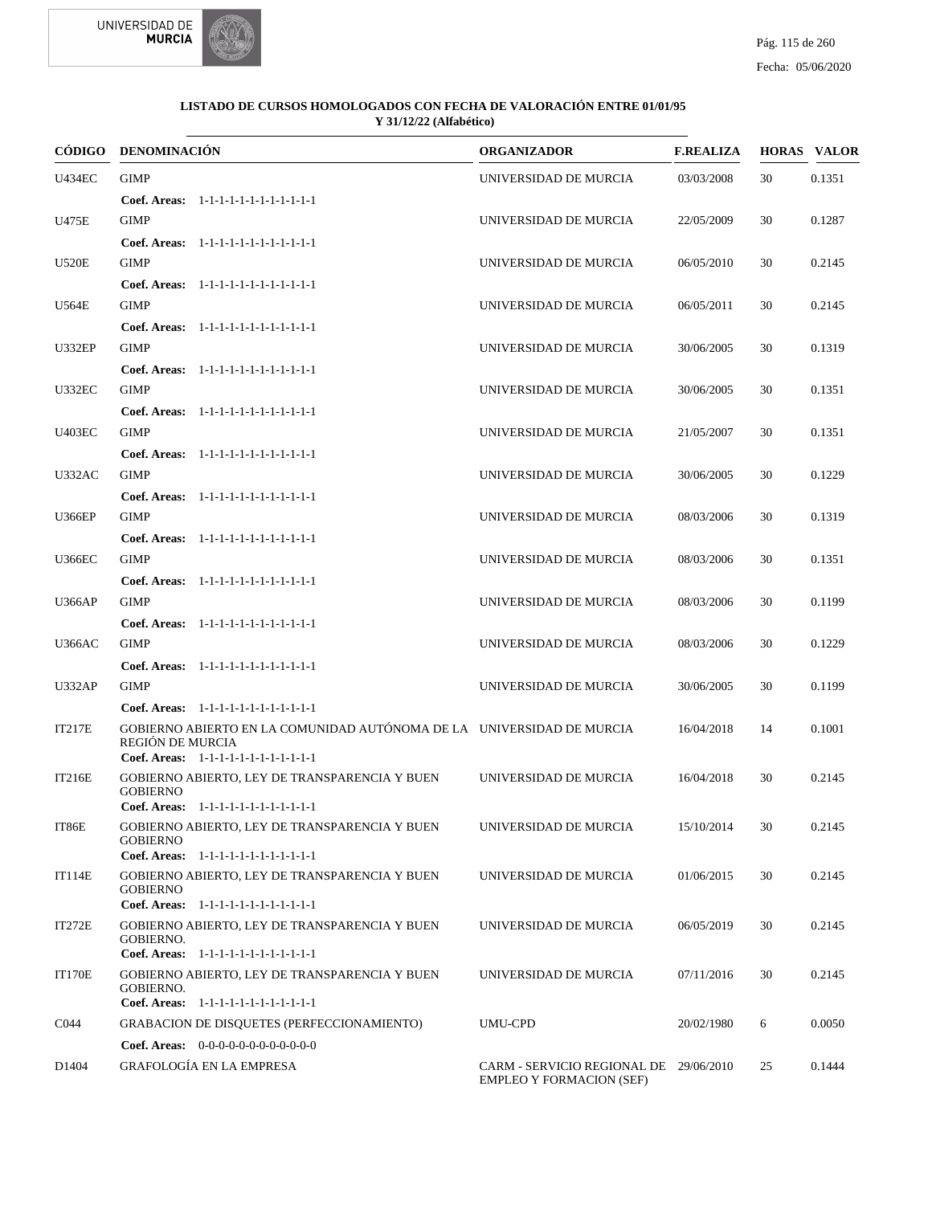**LISTADO DE CURSOS HOMOLOGADOS CON FECHA DE VALORACIÓN ENTRE 01/01/95 Y 31/12/22 (Alfabético)**

| CÓDIGO | DENOMINACIÓN | ORGANIZADOR | F.REALIZA | HORAS | VALOR |
|---|---|---|---|---|---|
| U434EC | GIMP<br>**Coef. Areas:** 1-1-1-1-1-1-1-1-1-1-1-1 | UNIVERSIDAD DE MURCIA | 03/03/2008 | 30 | 0.1351 |
| U475E | GIMP<br>**Coef. Areas:** 1-1-1-1-1-1-1-1-1-1-1-1 | UNIVERSIDAD DE MURCIA | 22/05/2009 | 30 | 0.1287 |
| U520E | GIMP<br>**Coef. Areas:** 1-1-1-1-1-1-1-1-1-1-1-1 | UNIVERSIDAD DE MURCIA | 06/05/2010 | 30 | 0.2145 |
| U564E | GIMP<br>**Coef. Areas:** 1-1-1-1-1-1-1-1-1-1-1-1 | UNIVERSIDAD DE MURCIA | 06/05/2011 | 30 | 0.2145 |
| U332EP | GIMP<br>**Coef. Areas:** 1-1-1-1-1-1-1-1-1-1-1-1 | UNIVERSIDAD DE MURCIA | 30/06/2005 | 30 | 0.1319 |
| U332EC | GIMP<br>**Coef. Areas:** 1-1-1-1-1-1-1-1-1-1-1-1 | UNIVERSIDAD DE MURCIA | 30/06/2005 | 30 | 0.1351 |
| U403EC | GIMP<br>**Coef. Areas:** 1-1-1-1-1-1-1-1-1-1-1-1 | UNIVERSIDAD DE MURCIA | 21/05/2007 | 30 | 0.1351 |
| U332AC | GIMP<br>**Coef. Areas:** 1-1-1-1-1-1-1-1-1-1-1-1 | UNIVERSIDAD DE MURCIA | 30/06/2005 | 30 | 0.1229 |
| U366EP | GIMP<br>**Coef. Areas:** 1-1-1-1-1-1-1-1-1-1-1-1 | UNIVERSIDAD DE MURCIA | 08/03/2006 | 30 | 0.1319 |
| U366EC | GIMP<br>**Coef. Areas:** 1-1-1-1-1-1-1-1-1-1-1-1 | UNIVERSIDAD DE MURCIA | 08/03/2006 | 30 | 0.1351 |
| U366AP | GIMP<br>**Coef. Areas:** 1-1-1-1-1-1-1-1-1-1-1-1 | UNIVERSIDAD DE MURCIA | 08/03/2006 | 30 | 0.1199 |
| U366AC | GIMP<br>**Coef. Areas:** 1-1-1-1-1-1-1-1-1-1-1-1 | UNIVERSIDAD DE MURCIA | 08/03/2006 | 30 | 0.1229 |
| U332AP | GIMP<br>**Coef. Areas:** 1-1-1-1-1-1-1-1-1-1-1-1 | UNIVERSIDAD DE MURCIA | 30/06/2005 | 30 | 0.1199 |
| IT217E | GOBIERNO ABIERTO EN LA COMUNIDAD AUTÓNOMA DE LA REGIÓN DE MURCIA<br>**Coef. Areas:** 1-1-1-1-1-1-1-1-1-1-1-1 | UNIVERSIDAD DE MURCIA | 16/04/2018 | 14 | 0.1001 |
| IT216E | GOBIERNO ABIERTO, LEY DE TRANSPARENCIA Y BUEN GOBIERNO<br>**Coef. Areas:** 1-1-1-1-1-1-1-1-1-1-1-1 | UNIVERSIDAD DE MURCIA | 16/04/2018 | 30 | 0.2145 |
| IT86E | GOBIERNO ABIERTO, LEY DE TRANSPARENCIA Y BUEN GOBIERNO<br>**Coef. Areas:** 1-1-1-1-1-1-1-1-1-1-1-1 | UNIVERSIDAD DE MURCIA | 15/10/2014 | 30 | 0.2145 |
| IT114E | GOBIERNO ABIERTO, LEY DE TRANSPARENCIA Y BUEN GOBIERNO<br>**Coef. Areas:** 1-1-1-1-1-1-1-1-1-1-1-1 | UNIVERSIDAD DE MURCIA | 01/06/2015 | 30 | 0.2145 |
| IT272E | GOBIERNO ABIERTO, LEY DE TRANSPARENCIA Y BUEN GOBIERNO.<br>**Coef. Areas:** 1-1-1-1-1-1-1-1-1-1-1-1 | UNIVERSIDAD DE MURCIA | 06/05/2019 | 30 | 0.2145 |
| IT170E | GOBIERNO ABIERTO, LEY DE TRANSPARENCIA Y BUEN GOBIERNO.<br>**Coef. Areas:** 1-1-1-1-1-1-1-1-1-1-1-1 | UNIVERSIDAD DE MURCIA | 07/11/2016 | 30 | 0.2145 |
| C044 | GRABACION DE DISQUETES (PERFECCIONAMIENTO)<br>**Coef. Areas:** 0-0-0-0-0-0-0-0-0-0-0-0 | UMU-CPD | 20/02/1980 | 6 | 0.0050 |
| D1404 | GRAFOLOGÍA EN LA EMPRESA | CARM - SERVICIO REGIONAL DE EMPLEO Y FORMACION (SEF) | 29/06/2010 | 25 | 0.1444 |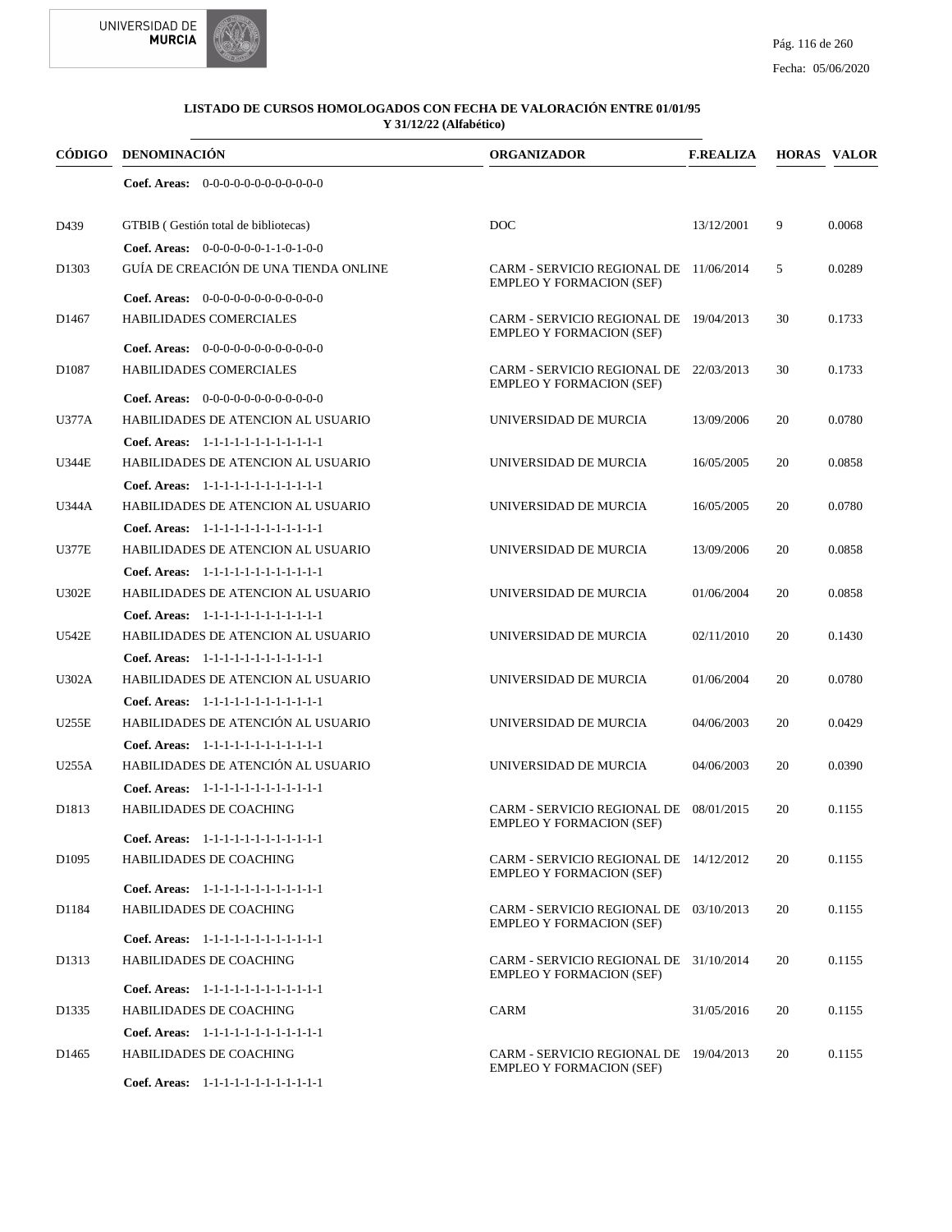**LISTADO DE CURSOS HOMOLOGADOS CON FECHA DE VALORACIÓN ENTRE 01/01/95 Y 31/12/22 (Alfabético)**

| CÓDIGO | DENOMINACIÓN | ORGANIZADOR | F.REALIZA | HORAS | VALOR |
|---|---|---|---|---|---|
| | **Coef. Areas:** 0-0-0-0-0-0-0-0-0-0-0-0 | | | | |
| D439 | GTBIB ( Gestión total de bibliotecas) | DOC | 13/12/2001 | 9 | 0.0068 |
| | **Coef. Areas:** 0-0-0-0-0-0-1-1-0-1-0-0 | | | | |
| D1303 | GUÍA DE CREACIÓN DE UNA TIENDA ONLINE | CARM - SERVICIO REGIONAL DE EMPLEO Y FORMACION (SEF) | 11/06/2014 | 5 | 0.0289 |
| | **Coef. Areas:** 0-0-0-0-0-0-0-0-0-0-0-0 | | | | |
| D1467 | HABILIDADES COMERCIALES | CARM - SERVICIO REGIONAL DE EMPLEO Y FORMACION (SEF) | 19/04/2013 | 30 | 0.1733 |
| | **Coef. Areas:** 0-0-0-0-0-0-0-0-0-0-0-0 | | | | |
| D1087 | HABILIDADES COMERCIALES | CARM - SERVICIO REGIONAL DE EMPLEO Y FORMACION (SEF) | 22/03/2013 | 30 | 0.1733 |
| | **Coef. Areas:** 0-0-0-0-0-0-0-0-0-0-0-0 | | | | |
| U377A | HABILIDADES DE ATENCION AL USUARIO | UNIVERSIDAD DE MURCIA | 13/09/2006 | 20 | 0.0780 |
| | **Coef. Areas:** 1-1-1-1-1-1-1-1-1-1-1-1 | | | | |
| U344E | HABILIDADES DE ATENCION AL USUARIO | UNIVERSIDAD DE MURCIA | 16/05/2005 | 20 | 0.0858 |
| | **Coef. Areas:** 1-1-1-1-1-1-1-1-1-1-1-1 | | | | |
| U344A | HABILIDADES DE ATENCION AL USUARIO | UNIVERSIDAD DE MURCIA | 16/05/2005 | 20 | 0.0780 |
| | **Coef. Areas:** 1-1-1-1-1-1-1-1-1-1-1-1 | | | | |
| U377E | HABILIDADES DE ATENCION AL USUARIO | UNIVERSIDAD DE MURCIA | 13/09/2006 | 20 | 0.0858 |
| | **Coef. Areas:** 1-1-1-1-1-1-1-1-1-1-1-1 | | | | |
| U302E | HABILIDADES DE ATENCION AL USUARIO | UNIVERSIDAD DE MURCIA | 01/06/2004 | 20 | 0.0858 |
| | **Coef. Areas:** 1-1-1-1-1-1-1-1-1-1-1-1 | | | | |
| U542E | HABILIDADES DE ATENCION AL USUARIO | UNIVERSIDAD DE MURCIA | 02/11/2010 | 20 | 0.1430 |
| | **Coef. Areas:** 1-1-1-1-1-1-1-1-1-1-1-1 | | | | |
| U302A | HABILIDADES DE ATENCION AL USUARIO | UNIVERSIDAD DE MURCIA | 01/06/2004 | 20 | 0.0780 |
| | **Coef. Areas:** 1-1-1-1-1-1-1-1-1-1-1-1 | | | | |
| U255E | HABILIDADES DE ATENCIÓN AL USUARIO | UNIVERSIDAD DE MURCIA | 04/06/2003 | 20 | 0.0429 |
| | **Coef. Areas:** 1-1-1-1-1-1-1-1-1-1-1-1 | | | | |
| U255A | HABILIDADES DE ATENCIÓN AL USUARIO | UNIVERSIDAD DE MURCIA | 04/06/2003 | 20 | 0.0390 |
| | **Coef. Areas:** 1-1-1-1-1-1-1-1-1-1-1-1 | | | | |
| D1813 | HABILIDADES DE COACHING | CARM - SERVICIO REGIONAL DE EMPLEO Y FORMACION (SEF) | 08/01/2015 | 20 | 0.1155 |
| | **Coef. Areas:** 1-1-1-1-1-1-1-1-1-1-1-1 | | | | |
| D1095 | HABILIDADES DE COACHING | CARM - SERVICIO REGIONAL DE EMPLEO Y FORMACION (SEF) | 14/12/2012 | 20 | 0.1155 |
| | **Coef. Areas:** 1-1-1-1-1-1-1-1-1-1-1-1 | | | | |
| D1184 | HABILIDADES DE COACHING | CARM - SERVICIO REGIONAL DE EMPLEO Y FORMACION (SEF) | 03/10/2013 | 20 | 0.1155 |
| | **Coef. Areas:** 1-1-1-1-1-1-1-1-1-1-1-1 | | | | |
| D1313 | HABILIDADES DE COACHING | CARM - SERVICIO REGIONAL DE EMPLEO Y FORMACION (SEF) | 31/10/2014 | 20 | 0.1155 |
| | **Coef. Areas:** 1-1-1-1-1-1-1-1-1-1-1-1 | | | | |
| D1335 | HABILIDADES DE COACHING | CARM | 31/05/2016 | 20 | 0.1155 |
| | **Coef. Areas:** 1-1-1-1-1-1-1-1-1-1-1-1 | | | | |
| D1465 | HABILIDADES DE COACHING | CARM - SERVICIO REGIONAL DE EMPLEO Y FORMACION (SEF) | 19/04/2013 | 20 | 0.1155 |
| | **Coef. Areas:** 1-1-1-1-1-1-1-1-1-1-1-1 | | | | |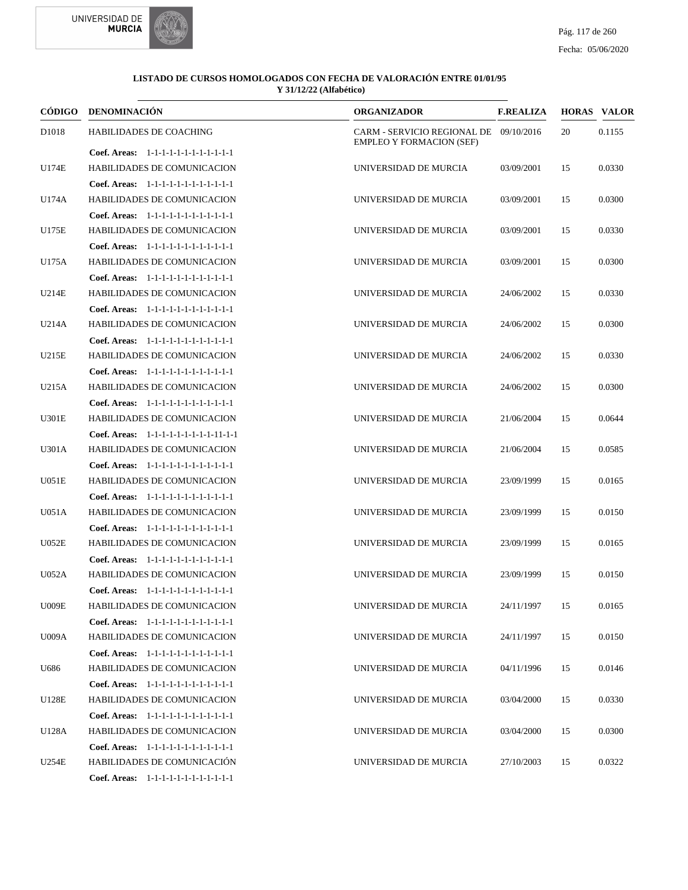**LISTADO DE CURSOS HOMOLOGADOS CON FECHA DE VALORACIÓN ENTRE 01/01/95 Y 31/12/22 (Alfabético)**

| CÓDIGO | DENOMINACIÓN | ORGANIZADOR | F.REALIZA | HORAS | VALOR |
|---|---|---|---|---|---|
| D1018 | HABILIDADES DE COACHING | CARM - SERVICIO REGIONAL DE EMPLEO Y FORMACION (SEF) | 09/10/2016 | 20 | 0.1155 |
| | **Coef. Areas:** 1-1-1-1-1-1-1-1-1-1-1-1 | | | | |
| U174E | HABILIDADES DE COMUNICACION | UNIVERSIDAD DE MURCIA | 03/09/2001 | 15 | 0.0330 |
| | **Coef. Areas:** 1-1-1-1-1-1-1-1-1-1-1-1 | | | | |
| U174A | HABILIDADES DE COMUNICACION | UNIVERSIDAD DE MURCIA | 03/09/2001 | 15 | 0.0300 |
| | **Coef. Areas:** 1-1-1-1-1-1-1-1-1-1-1-1 | | | | |
| U175E | HABILIDADES DE COMUNICACION | UNIVERSIDAD DE MURCIA | 03/09/2001 | 15 | 0.0330 |
| | **Coef. Areas:** 1-1-1-1-1-1-1-1-1-1-1-1 | | | | |
| U175A | HABILIDADES DE COMUNICACION | UNIVERSIDAD DE MURCIA | 03/09/2001 | 15 | 0.0300 |
| | **Coef. Areas:** 1-1-1-1-1-1-1-1-1-1-1-1 | | | | |
| U214E | HABILIDADES DE COMUNICACION | UNIVERSIDAD DE MURCIA | 24/06/2002 | 15 | 0.0330 |
| | **Coef. Areas:** 1-1-1-1-1-1-1-1-1-1-1-1 | | | | |
| U214A | HABILIDADES DE COMUNICACION | UNIVERSIDAD DE MURCIA | 24/06/2002 | 15 | 0.0300 |
| | **Coef. Areas:** 1-1-1-1-1-1-1-1-1-1-1-1 | | | | |
| U215E | HABILIDADES DE COMUNICACION | UNIVERSIDAD DE MURCIA | 24/06/2002 | 15 | 0.0330 |
| | **Coef. Areas:** 1-1-1-1-1-1-1-1-1-1-1-1 | | | | |
| U215A | HABILIDADES DE COMUNICACION | UNIVERSIDAD DE MURCIA | 24/06/2002 | 15 | 0.0300 |
| | **Coef. Areas:** 1-1-1-1-1-1-1-1-1-1-1-1 | | | | |
| U301E | HABILIDADES DE COMUNICACION | UNIVERSIDAD DE MURCIA | 21/06/2004 | 15 | 0.0644 |
| | **Coef. Areas:** 1-1-1-1-1-1-1-1-1-11-1-1 | | | | |
| U301A | HABILIDADES DE COMUNICACION | UNIVERSIDAD DE MURCIA | 21/06/2004 | 15 | 0.0585 |
| | **Coef. Areas:** 1-1-1-1-1-1-1-1-1-1-1-1 | | | | |
| U051E | HABILIDADES DE COMUNICACION | UNIVERSIDAD DE MURCIA | 23/09/1999 | 15 | 0.0165 |
| | **Coef. Areas:** 1-1-1-1-1-1-1-1-1-1-1-1 | | | | |
| U051A | HABILIDADES DE COMUNICACION | UNIVERSIDAD DE MURCIA | 23/09/1999 | 15 | 0.0150 |
| | **Coef. Areas:** 1-1-1-1-1-1-1-1-1-1-1-1 | | | | |
| U052E | HABILIDADES DE COMUNICACION | UNIVERSIDAD DE MURCIA | 23/09/1999 | 15 | 0.0165 |
| | **Coef. Areas:** 1-1-1-1-1-1-1-1-1-1-1-1 | | | | |
| U052A | HABILIDADES DE COMUNICACION | UNIVERSIDAD DE MURCIA | 23/09/1999 | 15 | 0.0150 |
| | **Coef. Areas:** 1-1-1-1-1-1-1-1-1-1-1-1 | | | | |
| U009E | HABILIDADES DE COMUNICACION | UNIVERSIDAD DE MURCIA | 24/11/1997 | 15 | 0.0165 |
| | **Coef. Areas:** 1-1-1-1-1-1-1-1-1-1-1-1 | | | | |
| U009A | HABILIDADES DE COMUNICACION | UNIVERSIDAD DE MURCIA | 24/11/1997 | 15 | 0.0150 |
| | **Coef. Areas:** 1-1-1-1-1-1-1-1-1-1-1-1 | | | | |
| U686 | HABILIDADES DE COMUNICACION | UNIVERSIDAD DE MURCIA | 04/11/1996 | 15 | 0.0146 |
| | **Coef. Areas:** 1-1-1-1-1-1-1-1-1-1-1-1 | | | | |
| U128E | HABILIDADES DE COMUNICACION | UNIVERSIDAD DE MURCIA | 03/04/2000 | 15 | 0.0330 |
| | **Coef. Areas:** 1-1-1-1-1-1-1-1-1-1-1-1 | | | | |
| U128A | HABILIDADES DE COMUNICACION | UNIVERSIDAD DE MURCIA | 03/04/2000 | 15 | 0.0300 |
| | **Coef. Areas:** 1-1-1-1-1-1-1-1-1-1-1-1 | | | | |
| U254E | HABILIDADES DE COMUNICACIÓN | UNIVERSIDAD DE MURCIA | 27/10/2003 | 15 | 0.0322 |
| | **Coef. Areas:** 1-1-1-1-1-1-1-1-1-1-1-1 | | | | |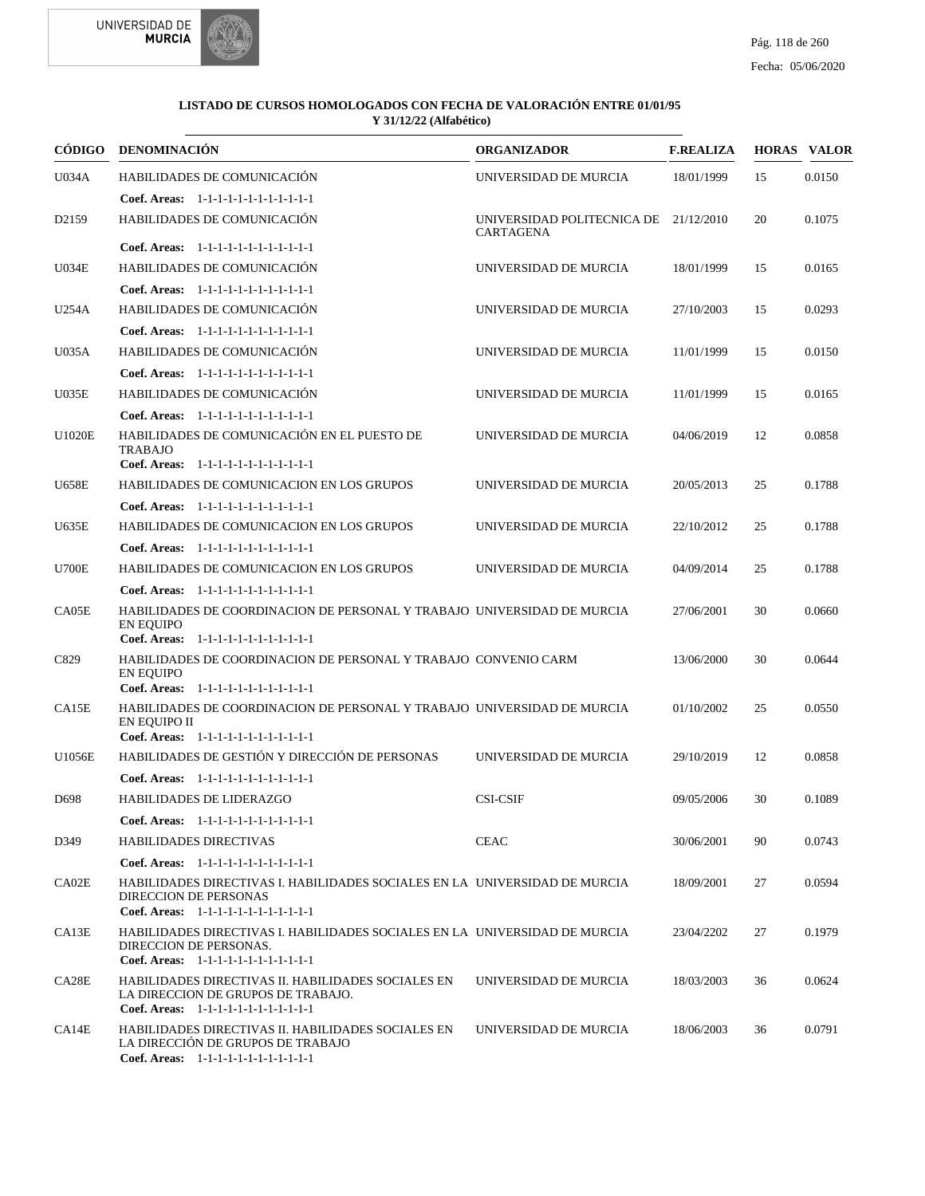**LISTADO DE CURSOS HOMOLOGADOS CON FECHA DE VALORACIÓN ENTRE 01/01/95 Y 31/12/22 (Alfabético)**

| CÓDIGO | DENOMINACIÓN | ORGANIZADOR | F.REALIZA | HORAS | VALOR |
|---|---|---|---|---|---|
| U034A | HABILIDADES DE COMUNICACIÓN<br>**Coef. Areas:** 1-1-1-1-1-1-1-1-1-1-1-1 | UNIVERSIDAD DE MURCIA | 18/01/1999 | 15 | 0.0150 |
| D2159 | HABILIDADES DE COMUNICACIÓN<br>**Coef. Areas:** 1-1-1-1-1-1-1-1-1-1-1-1 | UNIVERSIDAD POLITECNICA DE CARTAGENA | 21/12/2010 | 20 | 0.1075 |
| U034E | HABILIDADES DE COMUNICACIÓN<br>**Coef. Areas:** 1-1-1-1-1-1-1-1-1-1-1-1 | UNIVERSIDAD DE MURCIA | 18/01/1999 | 15 | 0.0165 |
| U254A | HABILIDADES DE COMUNICACIÓN<br>**Coef. Areas:** 1-1-1-1-1-1-1-1-1-1-1-1 | UNIVERSIDAD DE MURCIA | 27/10/2003 | 15 | 0.0293 |
| U035A | HABILIDADES DE COMUNICACIÓN<br>**Coef. Areas:** 1-1-1-1-1-1-1-1-1-1-1-1 | UNIVERSIDAD DE MURCIA | 11/01/1999 | 15 | 0.0150 |
| U035E | HABILIDADES DE COMUNICACIÓN<br>**Coef. Areas:** 1-1-1-1-1-1-1-1-1-1-1-1 | UNIVERSIDAD DE MURCIA | 11/01/1999 | 15 | 0.0165 |
| U1020E | HABILIDADES DE COMUNICACIÓN EN EL PUESTO DE TRABAJO<br>**Coef. Areas:** 1-1-1-1-1-1-1-1-1-1-1-1 | UNIVERSIDAD DE MURCIA | 04/06/2019 | 12 | 0.0858 |
| U658E | HABILIDADES DE COMUNICACION EN LOS GRUPOS<br>**Coef. Areas:** 1-1-1-1-1-1-1-1-1-1-1-1 | UNIVERSIDAD DE MURCIA | 20/05/2013 | 25 | 0.1788 |
| U635E | HABILIDADES DE COMUNICACION EN LOS GRUPOS<br>**Coef. Areas:** 1-1-1-1-1-1-1-1-1-1-1-1 | UNIVERSIDAD DE MURCIA | 22/10/2012 | 25 | 0.1788 |
| U700E | HABILIDADES DE COMUNICACION EN LOS GRUPOS<br>**Coef. Areas:** 1-1-1-1-1-1-1-1-1-1-1-1 | UNIVERSIDAD DE MURCIA | 04/09/2014 | 25 | 0.1788 |
| CA05E | HABILIDADES DE COORDINACION DE PERSONAL Y TRABAJO EN EQUIPO<br>**Coef. Areas:** 1-1-1-1-1-1-1-1-1-1-1-1 | UNIVERSIDAD DE MURCIA | 27/06/2001 | 30 | 0.0660 |
| C829 | HABILIDADES DE COORDINACION DE PERSONAL Y TRABAJO EN EQUIPO<br>**Coef. Areas:** 1-1-1-1-1-1-1-1-1-1-1-1 | CONVENIO CARM | 13/06/2000 | 30 | 0.0644 |
| CA15E | HABILIDADES DE COORDINACION DE PERSONAL Y TRABAJO EN EQUIPO II<br>**Coef. Areas:** 1-1-1-1-1-1-1-1-1-1-1-1 | UNIVERSIDAD DE MURCIA | 01/10/2002 | 25 | 0.0550 |
| U1056E | HABILIDADES DE GESTIÓN Y DIRECCIÓN DE PERSONAS<br>**Coef. Areas:** 1-1-1-1-1-1-1-1-1-1-1-1 | UNIVERSIDAD DE MURCIA | 29/10/2019 | 12 | 0.0858 |
| D698 | HABILIDADES DE LIDERAZGO<br>**Coef. Areas:** 1-1-1-1-1-1-1-1-1-1-1-1 | CSI-CSIF | 09/05/2006 | 30 | 0.1089 |
| D349 | HABILIDADES DIRECTIVAS<br>**Coef. Areas:** 1-1-1-1-1-1-1-1-1-1-1-1 | CEAC | 30/06/2001 | 90 | 0.0743 |
| CA02E | HABILIDADES DIRECTIVAS I. HABILIDADES SOCIALES EN LA DIRECCION DE PERSONAS<br>**Coef. Areas:** 1-1-1-1-1-1-1-1-1-1-1-1 | UNIVERSIDAD DE MURCIA | 18/09/2001 | 27 | 0.0594 |
| CA13E | HABILIDADES DIRECTIVAS I. HABILIDADES SOCIALES EN LA DIRECCION DE PERSONAS.<br>**Coef. Areas:** 1-1-1-1-1-1-1-1-1-1-1-1 | UNIVERSIDAD DE MURCIA | 23/04/2202 | 27 | 0.1979 |
| CA28E | HABILIDADES DIRECTIVAS II. HABILIDADES SOCIALES EN LA DIRECCION DE GRUPOS DE TRABAJO.<br>**Coef. Areas:** 1-1-1-1-1-1-1-1-1-1-1-1 | UNIVERSIDAD DE MURCIA | 18/03/2003 | 36 | 0.0624 |
| CA14E | HABILIDADES DIRECTIVAS II. HABILIDADES SOCIALES EN LA DIRECCIÓN DE GRUPOS DE TRABAJO<br>**Coef. Areas:** 1-1-1-1-1-1-1-1-1-1-1-1 | UNIVERSIDAD DE MURCIA | 18/06/2003 | 36 | 0.0791 |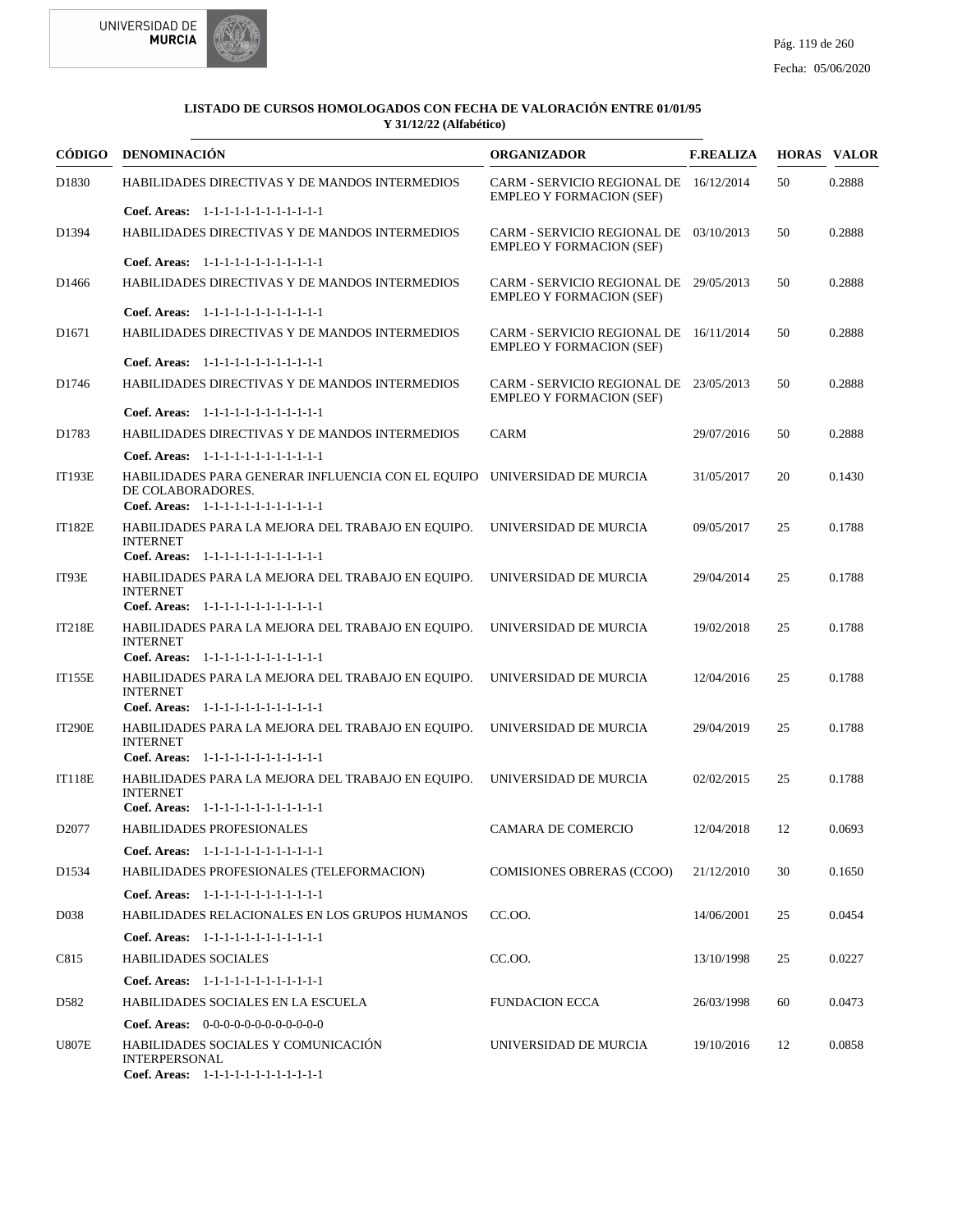**LISTADO DE CURSOS HOMOLOGADOS CON FECHA DE VALORACIÓN ENTRE 01/01/95 Y 31/12/22 (Alfabético)**

| CÓDIGO | DENOMINACIÓN | ORGANIZADOR | F.REALIZA | HORAS | VALOR |
|---|---|---|---|---|---|
| D1830 | HABILIDADES DIRECTIVAS Y DE MANDOS INTERMEDIOS<br>**Coef. Areas:** 1-1-1-1-1-1-1-1-1-1-1-1 | CARM - SERVICIO REGIONAL DE EMPLEO Y FORMACION (SEF) | 16/12/2014 | 50 | 0.2888 |
| D1394 | HABILIDADES DIRECTIVAS Y DE MANDOS INTERMEDIOS<br>**Coef. Areas:** 1-1-1-1-1-1-1-1-1-1-1-1 | CARM - SERVICIO REGIONAL DE EMPLEO Y FORMACION (SEF) | 03/10/2013 | 50 | 0.2888 |
| D1466 | HABILIDADES DIRECTIVAS Y DE MANDOS INTERMEDIOS<br>**Coef. Areas:** 1-1-1-1-1-1-1-1-1-1-1-1 | CARM - SERVICIO REGIONAL DE EMPLEO Y FORMACION (SEF) | 29/05/2013 | 50 | 0.2888 |
| D1671 | HABILIDADES DIRECTIVAS Y DE MANDOS INTERMEDIOS<br>**Coef. Areas:** 1-1-1-1-1-1-1-1-1-1-1-1 | CARM - SERVICIO REGIONAL DE EMPLEO Y FORMACION (SEF) | 16/11/2014 | 50 | 0.2888 |
| D1746 | HABILIDADES DIRECTIVAS Y DE MANDOS INTERMEDIOS<br>**Coef. Areas:** 1-1-1-1-1-1-1-1-1-1-1-1 | CARM - SERVICIO REGIONAL DE EMPLEO Y FORMACION (SEF) | 23/05/2013 | 50 | 0.2888 |
| D1783 | HABILIDADES DIRECTIVAS Y DE MANDOS INTERMEDIOS<br>**Coef. Areas:** 1-1-1-1-1-1-1-1-1-1-1-1 | CARM | 29/07/2016 | 50 | 0.2888 |
| IT193E | HABILIDADES PARA GENERAR INFLUENCIA CON EL EQUIPO DE COLABORADORES.<br>**Coef. Areas:** 1-1-1-1-1-1-1-1-1-1-1-1 | UNIVERSIDAD DE MURCIA | 31/05/2017 | 20 | 0.1430 |
| IT182E | HABILIDADES PARA LA MEJORA DEL TRABAJO EN EQUIPO. INTERNET<br>**Coef. Areas:** 1-1-1-1-1-1-1-1-1-1-1-1 | UNIVERSIDAD DE MURCIA | 09/05/2017 | 25 | 0.1788 |
| IT93E | HABILIDADES PARA LA MEJORA DEL TRABAJO EN EQUIPO. INTERNET<br>**Coef. Areas:** 1-1-1-1-1-1-1-1-1-1-1-1 | UNIVERSIDAD DE MURCIA | 29/04/2014 | 25 | 0.1788 |
| IT218E | HABILIDADES PARA LA MEJORA DEL TRABAJO EN EQUIPO. INTERNET<br>**Coef. Areas:** 1-1-1-1-1-1-1-1-1-1-1-1 | UNIVERSIDAD DE MURCIA | 19/02/2018 | 25 | 0.1788 |
| IT155E | HABILIDADES PARA LA MEJORA DEL TRABAJO EN EQUIPO. INTERNET<br>**Coef. Areas:** 1-1-1-1-1-1-1-1-1-1-1-1 | UNIVERSIDAD DE MURCIA | 12/04/2016 | 25 | 0.1788 |
| IT290E | HABILIDADES PARA LA MEJORA DEL TRABAJO EN EQUIPO. INTERNET<br>**Coef. Areas:** 1-1-1-1-1-1-1-1-1-1-1-1 | UNIVERSIDAD DE MURCIA | 29/04/2019 | 25 | 0.1788 |
| IT118E | HABILIDADES PARA LA MEJORA DEL TRABAJO EN EQUIPO. INTERNET<br>**Coef. Areas:** 1-1-1-1-1-1-1-1-1-1-1-1 | UNIVERSIDAD DE MURCIA | 02/02/2015 | 25 | 0.1788 |
| D2077 | HABILIDADES PROFESIONALES<br>**Coef. Areas:** 1-1-1-1-1-1-1-1-1-1-1-1 | CAMARA DE COMERCIO | 12/04/2018 | 12 | 0.0693 |
| D1534 | HABILIDADES PROFESIONALES (TELEFORMACION)<br>**Coef. Areas:** 1-1-1-1-1-1-1-1-1-1-1-1 | COMISIONES OBRERAS (CCOO) | 21/12/2010 | 30 | 0.1650 |
| D038 | HABILIDADES RELACIONALES EN LOS GRUPOS HUMANOS<br>**Coef. Areas:** 1-1-1-1-1-1-1-1-1-1-1-1 | CC.OO. | 14/06/2001 | 25 | 0.0454 |
| C815 | HABILIDADES SOCIALES<br>**Coef. Areas:** 1-1-1-1-1-1-1-1-1-1-1-1 | CC.OO. | 13/10/1998 | 25 | 0.0227 |
| D582 | HABILIDADES SOCIALES EN LA ESCUELA<br>**Coef. Areas:** 0-0-0-0-0-0-0-0-0-0-0-0 | FUNDACION ECCA | 26/03/1998 | 60 | 0.0473 |
| U807E | HABILIDADES SOCIALES Y COMUNICACIÓN INTERPERSONAL<br>**Coef. Areas:** 1-1-1-1-1-1-1-1-1-1-1-1 | UNIVERSIDAD DE MURCIA | 19/10/2016 | 12 | 0.0858 |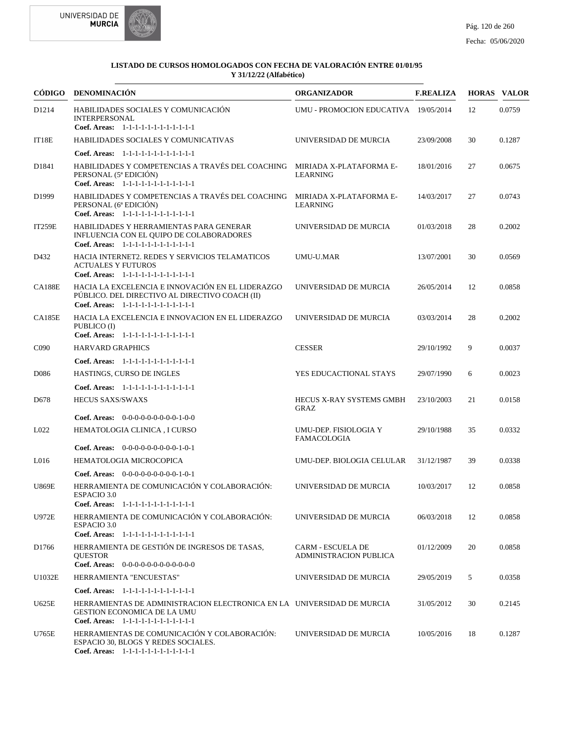**LISTADO DE CURSOS HOMOLOGADOS CON FECHA DE VALORACIÓN ENTRE 01/01/95 Y 31/12/22 (Alfabético)**

| CÓDIGO | DENOMINACIÓN | ORGANIZADOR | F.REALIZA | HORAS | VALOR |
|---|---|---|---|---|---|
| D1214 | HABILIDADES SOCIALES Y COMUNICACIÓN INTERPERSONAL<br>**Coef. Areas:** 1-1-1-1-1-1-1-1-1-1-1-1 | UMU - PROMOCION EDUCATIVA | 19/05/2014 | 12 | 0.0759 |
| IT18E | HABILIDADES SOCIALES Y COMUNICATIVAS<br>**Coef. Areas:** 1-1-1-1-1-1-1-1-1-1-1-1 | UNIVERSIDAD DE MURCIA | 23/09/2008 | 30 | 0.1287 |
| D1841 | HABILIDADES Y COMPETENCIAS A TRAVÉS DEL COACHING PERSONAL (5ª EDICIÓN)<br>**Coef. Areas:** 1-1-1-1-1-1-1-1-1-1-1-1 | MIRIADA X-PLATAFORMA E-LEARNING | 18/01/2016 | 27 | 0.0675 |
| D1999 | HABILIDADES Y COMPETENCIAS A TRAVÉS DEL COACHING PERSONAL (6ª EDICIÓN)<br>**Coef. Areas:** 1-1-1-1-1-1-1-1-1-1-1-1 | MIRIADA X-PLATAFORMA E-LEARNING | 14/03/2017 | 27 | 0.0743 |
| IT259E | HABILIDADES Y HERRAMIENTAS PARA GENERAR INFLUENCIA CON EL QUIPO DE COLABORADORES<br>**Coef. Areas:** 1-1-1-1-1-1-1-1-1-1-1-1 | UNIVERSIDAD DE MURCIA | 01/03/2018 | 28 | 0.2002 |
| D432 | HACIA INTERNET2. REDES Y SERVICIOS TELAMATICOS ACTUALES Y FUTUROS<br>**Coef. Areas:** 1-1-1-1-1-1-1-1-1-1-1-1 | UMU-U.MAR | 13/07/2001 | 30 | 0.0569 |
| CA188E | HACIA LA EXCELENCIA E INNOVACIÓN EN EL LIDERAZGO PÚBLICO. DEL DIRECTIVO AL DIRECTIVO COACH (II)<br>**Coef. Areas:** 1-1-1-1-1-1-1-1-1-1-1-1 | UNIVERSIDAD DE MURCIA | 26/05/2014 | 12 | 0.0858 |
| CA185E | HACIA LA EXCELENCIA E INNOVACION EN EL LIDERAZGO PUBLICO (I)<br>**Coef. Areas:** 1-1-1-1-1-1-1-1-1-1-1-1 | UNIVERSIDAD DE MURCIA | 03/03/2014 | 28 | 0.2002 |
| C090 | HARVARD GRAPHICS<br>**Coef. Areas:** 1-1-1-1-1-1-1-1-1-1-1-1 | CESSER | 29/10/1992 | 9 | 0.0037 |
| D086 | HASTINGS, CURSO DE INGLES<br>**Coef. Areas:** 1-1-1-1-1-1-1-1-1-1-1-1 | YES EDUCACTIONAL STAYS | 29/07/1990 | 6 | 0.0023 |
| D678 | HECUS SAXS/SWAXS<br>**Coef. Areas:** 0-0-0-0-0-0-0-0-0-1-0-0 | HECUS X-RAY SYSTEMS GMBH GRAZ | 23/10/2003 | 21 | 0.0158 |
| L022 | HEMATOLOGIA CLINICA , I CURSO<br>**Coef. Areas:** 0-0-0-0-0-0-0-0-0-1-0-1 | UMU-DEP. FISIOLOGIA Y FAMACOLOGIA | 29/10/1988 | 35 | 0.0332 |
| L016 | HEMATOLOGIA MICROCOPICA<br>**Coef. Areas:** 0-0-0-0-0-0-0-0-0-1-0-1 | UMU-DEP. BIOLOGIA CELULAR | 31/12/1987 | 39 | 0.0338 |
| U869E | HERRAMIENTA DE COMUNICACIÓN Y COLABORACIÓN: ESPACIO 3.0<br>**Coef. Areas:** 1-1-1-1-1-1-1-1-1-1-1-1 | UNIVERSIDAD DE MURCIA | 10/03/2017 | 12 | 0.0858 |
| U972E | HERRAMIENTA DE COMUNICACIÓN Y COLABORACIÓN: ESPACIO 3.0<br>**Coef. Areas:** 1-1-1-1-1-1-1-1-1-1-1-1 | UNIVERSIDAD DE MURCIA | 06/03/2018 | 12 | 0.0858 |
| D1766 | HERRAMIENTA DE GESTIÓN DE INGRESOS DE TASAS, QUESTOR<br>**Coef. Areas:** 0-0-0-0-0-0-0-0-0-0-0-0 | CARM - ESCUELA DE ADMINISTRACION PUBLICA | 01/12/2009 | 20 | 0.0858 |
| U1032E | HERRAMIENTA "ENCUESTAS"<br>**Coef. Areas:** 1-1-1-1-1-1-1-1-1-1-1-1 | UNIVERSIDAD DE MURCIA | 29/05/2019 | 5 | 0.0358 |
| U625E | HERRAMIENTAS DE ADMINISTRACION ELECTRONICA EN LA GESTION ECONOMICA DE LA UMU<br>**Coef. Areas:** 1-1-1-1-1-1-1-1-1-1-1-1 | UNIVERSIDAD DE MURCIA | 31/05/2012 | 30 | 0.2145 |
| U765E | HERRAMIENTAS DE COMUNICACIÓN Y COLABORACIÓN: ESPACIO 30, BLOGS Y REDES SOCIALES.<br>**Coef. Areas:** 1-1-1-1-1-1-1-1-1-1-1-1 | UNIVERSIDAD DE MURCIA | 10/05/2016 | 18 | 0.1287 |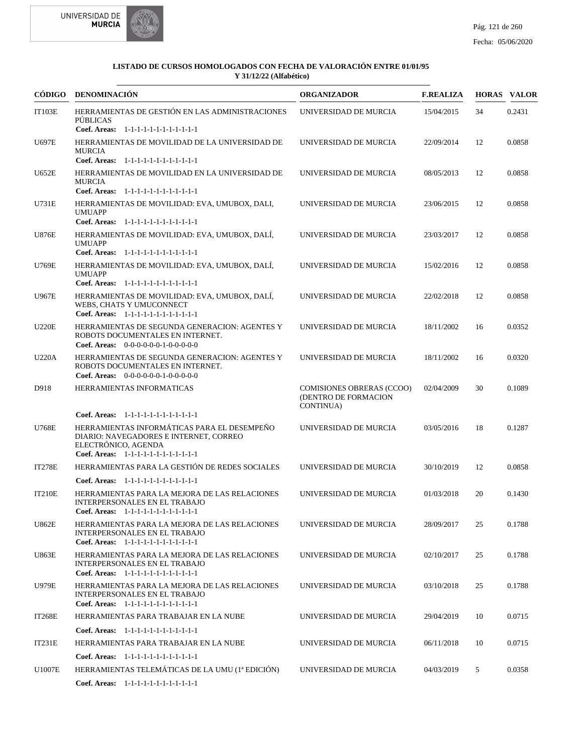**LISTADO DE CURSOS HOMOLOGADOS CON FECHA DE VALORACIÓN ENTRE 01/01/95 Y 31/12/22 (Alfabético)**

| CÓDIGO | DENOMINACIÓN | ORGANIZADOR | F.REALIZA | HORAS | VALOR |
|---|---|---|---|---|---|
| IT103E | HERRAMIENTAS DE GESTIÓN EN LAS ADMINISTRACIONES PÚBLICAS<br>**Coef. Areas:** 1-1-1-1-1-1-1-1-1-1-1-1 | UNIVERSIDAD DE MURCIA | 15/04/2015 | 34 | 0.2431 |
| U697E | HERRAMIENTAS DE MOVILIDAD DE LA UNIVERSIDAD DE MURCIA<br>**Coef. Areas:** 1-1-1-1-1-1-1-1-1-1-1-1 | UNIVERSIDAD DE MURCIA | 22/09/2014 | 12 | 0.0858 |
| U652E | HERRAMIENTAS DE MOVILIDAD EN LA UNIVERSIDAD DE MURCIA<br>**Coef. Areas:** 1-1-1-1-1-1-1-1-1-1-1-1 | UNIVERSIDAD DE MURCIA | 08/05/2013 | 12 | 0.0858 |
| U731E | HERRAMIENTAS DE MOVILIDAD: EVA, UMUBOX, DALI, UMUAPP<br>**Coef. Areas:** 1-1-1-1-1-1-1-1-1-1-1-1 | UNIVERSIDAD DE MURCIA | 23/06/2015 | 12 | 0.0858 |
| U876E | HERRAMIENTAS DE MOVILIDAD: EVA, UMUBOX, DALÍ, UMUAPP<br>**Coef. Areas:** 1-1-1-1-1-1-1-1-1-1-1-1 | UNIVERSIDAD DE MURCIA | 23/03/2017 | 12 | 0.0858 |
| U769E | HERRAMIENTAS DE MOVILIDAD: EVA, UMUBOX, DALÍ, UMUAPP<br>**Coef. Areas:** 1-1-1-1-1-1-1-1-1-1-1-1 | UNIVERSIDAD DE MURCIA | 15/02/2016 | 12 | 0.0858 |
| U967E | HERRAMIENTAS DE MOVILIDAD: EVA, UMUBOX, DALÍ, WEBS, CHATS Y UMUCONNECT<br>**Coef. Areas:** 1-1-1-1-1-1-1-1-1-1-1-1 | UNIVERSIDAD DE MURCIA | 22/02/2018 | 12 | 0.0858 |
| U220E | HERRAMIENTAS DE SEGUNDA GENERACION: AGENTES Y ROBOTS DOCUMENTALES EN INTERNET.<br>**Coef. Areas:** 0-0-0-0-0-0-1-0-0-0-0-0 | UNIVERSIDAD DE MURCIA | 18/11/2002 | 16 | 0.0352 |
| U220A | HERRAMIENTAS DE SEGUNDA GENERACION: AGENTES Y ROBOTS DOCUMENTALES EN INTERNET.<br>**Coef. Areas:** 0-0-0-0-0-0-1-0-0-0-0-0 | UNIVERSIDAD DE MURCIA | 18/11/2002 | 16 | 0.0320 |
| D918 | HERRAMIENTAS INFORMATICAS<br>**Coef. Areas:** 1-1-1-1-1-1-1-1-1-1-1-1 | COMISIONES OBRERAS (CCOO) (DENTRO DE FORMACION CONTINUA) | 02/04/2009 | 30 | 0.1089 |
| U768E | HERRAMIENTAS INFORMÁTICAS PARA EL DESEMPEÑO DIARIO: NAVEGADORES E INTERNET, CORREO ELECTRÓNICO, AGENDA<br>**Coef. Areas:** 1-1-1-1-1-1-1-1-1-1-1-1 | UNIVERSIDAD DE MURCIA | 03/05/2016 | 18 | 0.1287 |
| IT278E | HERRAMIENTAS PARA LA GESTIÓN DE REDES SOCIALES<br>**Coef. Areas:** 1-1-1-1-1-1-1-1-1-1-1-1 | UNIVERSIDAD DE MURCIA | 30/10/2019 | 12 | 0.0858 |
| IT210E | HERRAMIENTAS PARA LA MEJORA DE LAS RELACIONES INTERPERSONALES EN EL TRABAJO<br>**Coef. Areas:** 1-1-1-1-1-1-1-1-1-1-1-1 | UNIVERSIDAD DE MURCIA | 01/03/2018 | 20 | 0.1430 |
| U862E | HERRAMIENTAS PARA LA MEJORA DE LAS RELACIONES INTERPERSONALES EN EL TRABAJO<br>**Coef. Areas:** 1-1-1-1-1-1-1-1-1-1-1-1 | UNIVERSIDAD DE MURCIA | 28/09/2017 | 25 | 0.1788 |
| U863E | HERRAMIENTAS PARA LA MEJORA DE LAS RELACIONES INTERPERSONALES EN EL TRABAJO<br>**Coef. Areas:** 1-1-1-1-1-1-1-1-1-1-1-1 | UNIVERSIDAD DE MURCIA | 02/10/2017 | 25 | 0.1788 |
| U979E | HERRAMIENTAS PARA LA MEJORA DE LAS RELACIONES INTERPERSONALES EN EL TRABAJO<br>**Coef. Areas:** 1-1-1-1-1-1-1-1-1-1-1-1 | UNIVERSIDAD DE MURCIA | 03/10/2018 | 25 | 0.1788 |
| IT268E | HERRAMIENTAS PARA TRABAJAR EN LA NUBE<br>**Coef. Areas:** 1-1-1-1-1-1-1-1-1-1-1-1 | UNIVERSIDAD DE MURCIA | 29/04/2019 | 10 | 0.0715 |
| IT231E | HERRAMIENTAS PARA TRABAJAR EN LA NUBE<br>**Coef. Areas:** 1-1-1-1-1-1-1-1-1-1-1-1 | UNIVERSIDAD DE MURCIA | 06/11/2018 | 10 | 0.0715 |
| U1007E | HERRAMIENTAS TELEMÁTICAS DE LA UMU (1ª EDICIÓN)<br>**Coef. Areas:** 1-1-1-1-1-1-1-1-1-1-1-1 | UNIVERSIDAD DE MURCIA | 04/03/2019 | 5 | 0.0358 |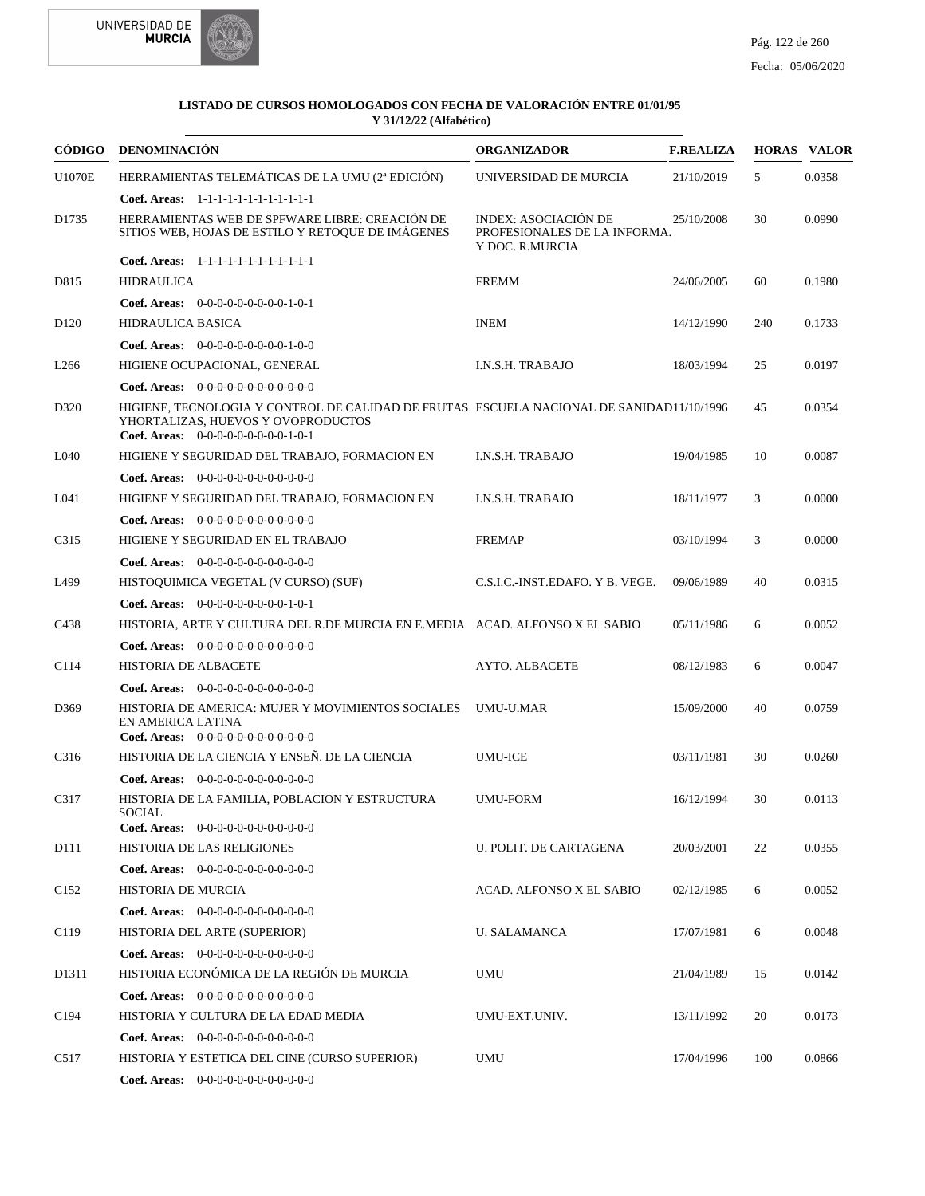**LISTADO DE CURSOS HOMOLOGADOS CON FECHA DE VALORACIÓN ENTRE 01/01/95 Y 31/12/22 (Alfabético)**

| CÓDIGO | DENOMINACIÓN | ORGANIZADOR | F.REALIZA | HORAS | VALOR |
|---|---|---|---|---|---|
| U1070E | HERRAMIENTAS TELEMÁTICAS DE LA UMU (2ª EDICIÓN) | UNIVERSIDAD DE MURCIA | 21/10/2019 | 5 | 0.0358 |
| | **Coef. Areas:** 1-1-1-1-1-1-1-1-1-1-1-1 | | | | |
| D1735 | HERRAMIENTAS WEB DE SPFWARE LIBRE: CREACIÓN DE SITIOS WEB, HOJAS DE ESTILO Y RETOQUE DE IMÁGENES | INDEX: ASOCIACIÓN DE PROFESIONALES DE LA INFORMA. Y DOC. R.MURCIA | 25/10/2008 | 30 | 0.0990 |
| | **Coef. Areas:** 1-1-1-1-1-1-1-1-1-1-1-1 | | | | |
| D815 | HIDRAULICA | FREMM | 24/06/2005 | 60 | 0.1980 |
| | **Coef. Areas:** 0-0-0-0-0-0-0-0-0-1-0-1 | | | | |
| D120 | HIDRAULICA BASICA | INEM | 14/12/1990 | 240 | 0.1733 |
| | **Coef. Areas:** 0-0-0-0-0-0-0-0-0-1-0-0 | | | | |
| L266 | HIGIENE OCUPACIONAL, GENERAL | I.N.S.H. TRABAJO | 18/03/1994 | 25 | 0.0197 |
| | **Coef. Areas:** 0-0-0-0-0-0-0-0-0-0-0-0 | | | | |
| D320 | HIGIENE, TECNOLOGIA Y CONTROL DE CALIDAD DE FRUTAS YHORTALIZAS, HUEVOS Y OVOPRODUCTOS | ESCUELA NACIONAL DE SANIDAD | 11/10/1996 | 45 | 0.0354 |
| | **Coef. Areas:** 0-0-0-0-0-0-0-0-0-1-0-1 | | | | |
| L040 | HIGIENE Y SEGURIDAD DEL TRABAJO, FORMACION EN | I.N.S.H. TRABAJO | 19/04/1985 | 10 | 0.0087 |
| | **Coef. Areas:** 0-0-0-0-0-0-0-0-0-0-0-0 | | | | |
| L041 | HIGIENE Y SEGURIDAD DEL TRABAJO, FORMACION EN | I.N.S.H. TRABAJO | 18/11/1977 | 3 | 0.0000 |
| | **Coef. Areas:** 0-0-0-0-0-0-0-0-0-0-0-0 | | | | |
| C315 | HIGIENE Y SEGURIDAD EN EL TRABAJO | FREMAP | 03/10/1994 | 3 | 0.0000 |
| | **Coef. Areas:** 0-0-0-0-0-0-0-0-0-0-0-0 | | | | |
| L499 | HISTOQUIMICA VEGETAL (V CURSO) (SUF) | C.S.I.C.-INST.EDAFO. Y B. VEGE. | 09/06/1989 | 40 | 0.0315 |
| | **Coef. Areas:** 0-0-0-0-0-0-0-0-0-1-0-1 | | | | |
| C438 | HISTORIA, ARTE Y CULTURA DEL R.DE MURCIA EN E.MEDIA | ACAD. ALFONSO X EL SABIO | 05/11/1986 | 6 | 0.0052 |
| | **Coef. Areas:** 0-0-0-0-0-0-0-0-0-0-0-0 | | | | |
| C114 | HISTORIA DE ALBACETE | AYTO. ALBACETE | 08/12/1983 | 6 | 0.0047 |
| | **Coef. Areas:** 0-0-0-0-0-0-0-0-0-0-0-0 | | | | |
| D369 | HISTORIA DE AMERICA: MUJER Y MOVIMIENTOS SOCIALES EN AMERICA LATINA | UMU-U.MAR | 15/09/2000 | 40 | 0.0759 |
| | **Coef. Areas:** 0-0-0-0-0-0-0-0-0-0-0-0 | | | | |
| C316 | HISTORIA DE LA CIENCIA Y ENSEÑ. DE LA CIENCIA | UMU-ICE | 03/11/1981 | 30 | 0.0260 |
| | **Coef. Areas:** 0-0-0-0-0-0-0-0-0-0-0-0 | | | | |
| C317 | HISTORIA DE LA FAMILIA, POBLACION Y ESTRUCTURA SOCIAL | UMU-FORM | 16/12/1994 | 30 | 0.0113 |
| | **Coef. Areas:** 0-0-0-0-0-0-0-0-0-0-0-0 | | | | |
| D111 | HISTORIA DE LAS RELIGIONES | U. POLIT. DE CARTAGENA | 20/03/2001 | 22 | 0.0355 |
| | **Coef. Areas:** 0-0-0-0-0-0-0-0-0-0-0-0 | | | | |
| C152 | HISTORIA DE MURCIA | ACAD. ALFONSO X EL SABIO | 02/12/1985 | 6 | 0.0052 |
| | **Coef. Areas:** 0-0-0-0-0-0-0-0-0-0-0-0 | | | | |
| C119 | HISTORIA DEL ARTE (SUPERIOR) | U. SALAMANCA | 17/07/1981 | 6 | 0.0048 |
| | **Coef. Areas:** 0-0-0-0-0-0-0-0-0-0-0-0 | | | | |
| D1311 | HISTORIA ECONÓMICA DE LA REGIÓN DE MURCIA | UMU | 21/04/1989 | 15 | 0.0142 |
| | **Coef. Areas:** 0-0-0-0-0-0-0-0-0-0-0-0 | | | | |
| C194 | HISTORIA Y CULTURA DE LA EDAD MEDIA | UMU-EXT.UNIV. | 13/11/1992 | 20 | 0.0173 |
| | **Coef. Areas:** 0-0-0-0-0-0-0-0-0-0-0-0 | | | | |
| C517 | HISTORIA Y ESTETICA DEL CINE (CURSO SUPERIOR) | UMU | 17/04/1996 | 100 | 0.0866 |
| | **Coef. Areas:** 0-0-0-0-0-0-0-0-0-0-0-0 | | | | |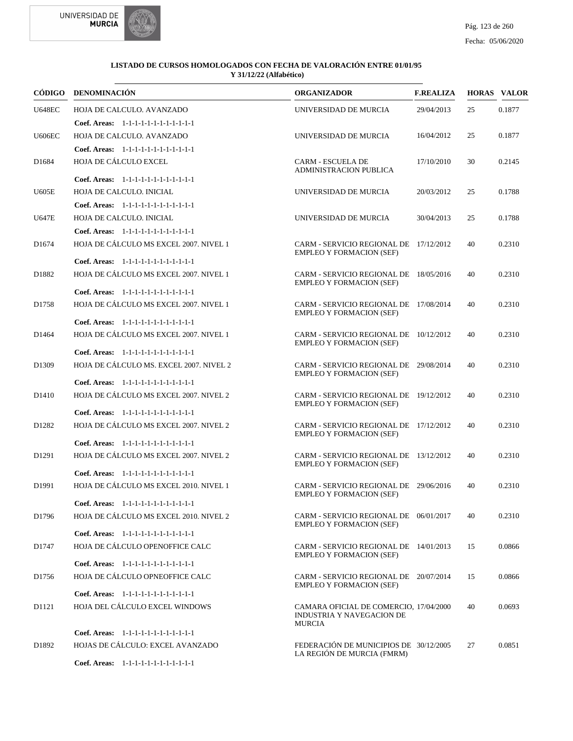**LISTADO DE CURSOS HOMOLOGADOS CON FECHA DE VALORACIÓN ENTRE 01/01/95 Y 31/12/22 (Alfabético)**

| CÓDIGO | DENOMINACIÓN | ORGANIZADOR | F.REALIZA | HORAS | VALOR |
|---|---|---|---|---|---|
| U648EC | HOJA DE CALCULO. AVANZADO | UNIVERSIDAD DE MURCIA | 29/04/2013 | 25 | 0.1877 |
| | **Coef. Areas:** 1-1-1-1-1-1-1-1-1-1-1-1 | | | | |
| U606EC | HOJA DE CALCULO. AVANZADO | UNIVERSIDAD DE MURCIA | 16/04/2012 | 25 | 0.1877 |
| | **Coef. Areas:** 1-1-1-1-1-1-1-1-1-1-1-1 | | | | |
| D1684 | HOJA DE CÁLCULO EXCEL | CARM - ESCUELA DE ADMINISTRACION PUBLICA | 17/10/2010 | 30 | 0.2145 |
| | **Coef. Areas:** 1-1-1-1-1-1-1-1-1-1-1-1 | | | | |
| U605E | HOJA DE CALCULO. INICIAL | UNIVERSIDAD DE MURCIA | 20/03/2012 | 25 | 0.1788 |
| | **Coef. Areas:** 1-1-1-1-1-1-1-1-1-1-1-1 | | | | |
| U647E | HOJA DE CALCULO. INICIAL | UNIVERSIDAD DE MURCIA | 30/04/2013 | 25 | 0.1788 |
| | **Coef. Areas:** 1-1-1-1-1-1-1-1-1-1-1-1 | | | | |
| D1674 | HOJA DE CÁLCULO MS EXCEL 2007. NIVEL 1 | CARM - SERVICIO REGIONAL DE EMPLEO Y FORMACION (SEF) | 17/12/2012 | 40 | 0.2310 |
| | **Coef. Areas:** 1-1-1-1-1-1-1-1-1-1-1-1 | | | | |
| D1882 | HOJA DE CÁLCULO MS EXCEL 2007. NIVEL 1 | CARM - SERVICIO REGIONAL DE EMPLEO Y FORMACION (SEF) | 18/05/2016 | 40 | 0.2310 |
| | **Coef. Areas:** 1-1-1-1-1-1-1-1-1-1-1-1 | | | | |
| D1758 | HOJA DE CÁLCULO MS EXCEL 2007. NIVEL 1 | CARM - SERVICIO REGIONAL DE EMPLEO Y FORMACION (SEF) | 17/08/2014 | 40 | 0.2310 |
| | **Coef. Areas:** 1-1-1-1-1-1-1-1-1-1-1-1 | | | | |
| D1464 | HOJA DE CÁLCULO MS EXCEL 2007. NIVEL 1 | CARM - SERVICIO REGIONAL DE EMPLEO Y FORMACION (SEF) | 10/12/2012 | 40 | 0.2310 |
| | **Coef. Areas:** 1-1-1-1-1-1-1-1-1-1-1-1 | | | | |
| D1309 | HOJA DE CÁLCULO MS. EXCEL 2007. NIVEL 2 | CARM - SERVICIO REGIONAL DE EMPLEO Y FORMACION (SEF) | 29/08/2014 | 40 | 0.2310 |
| | **Coef. Areas:** 1-1-1-1-1-1-1-1-1-1-1-1 | | | | |
| D1410 | HOJA DE CÁLCULO MS EXCEL 2007. NIVEL 2 | CARM - SERVICIO REGIONAL DE EMPLEO Y FORMACION (SEF) | 19/12/2012 | 40 | 0.2310 |
| | **Coef. Areas:** 1-1-1-1-1-1-1-1-1-1-1-1 | | | | |
| D1282 | HOJA DE CÁLCULO MS EXCEL 2007. NIVEL 2 | CARM - SERVICIO REGIONAL DE EMPLEO Y FORMACION (SEF) | 17/12/2012 | 40 | 0.2310 |
| | **Coef. Areas:** 1-1-1-1-1-1-1-1-1-1-1-1 | | | | |
| D1291 | HOJA DE CÁLCULO MS EXCEL 2007. NIVEL 2 | CARM - SERVICIO REGIONAL DE EMPLEO Y FORMACION (SEF) | 13/12/2012 | 40 | 0.2310 |
| | **Coef. Areas:** 1-1-1-1-1-1-1-1-1-1-1-1 | | | | |
| D1991 | HOJA DE CÁLCULO MS EXCEL 2010. NIVEL 1 | CARM - SERVICIO REGIONAL DE EMPLEO Y FORMACION (SEF) | 29/06/2016 | 40 | 0.2310 |
| | **Coef. Areas:** 1-1-1-1-1-1-1-1-1-1-1-1 | | | | |
| D1796 | HOJA DE CÁLCULO MS EXCEL 2010. NIVEL 2 | CARM - SERVICIO REGIONAL DE EMPLEO Y FORMACION (SEF) | 06/01/2017 | 40 | 0.2310 |
| | **Coef. Areas:** 1-1-1-1-1-1-1-1-1-1-1-1 | | | | |
| D1747 | HOJA DE CÁLCULO OPENOFFICE CALC | CARM - SERVICIO REGIONAL DE EMPLEO Y FORMACION (SEF) | 14/01/2013 | 15 | 0.0866 |
| | **Coef. Areas:** 1-1-1-1-1-1-1-1-1-1-1-1 | | | | |
| D1756 | HOJA DE CÁLCULO OPNEOFFICE CALC | CARM - SERVICIO REGIONAL DE EMPLEO Y FORMACION (SEF) | 20/07/2014 | 15 | 0.0866 |
| | **Coef. Areas:** 1-1-1-1-1-1-1-1-1-1-1-1 | | | | |
| D1121 | HOJA DEL CÁLCULO EXCEL WINDOWS | CAMARA OFICIAL DE COMERCIO, INDUSTRIA Y NAVEGACION DE MURCIA | 17/04/2000 | 40 | 0.0693 |
| | **Coef. Areas:** 1-1-1-1-1-1-1-1-1-1-1-1 | | | | |
| D1892 | HOJAS DE CÁLCULO: EXCEL AVANZADO | FEDERACIÓN DE MUNICIPIOS DE LA REGIÓN DE MURCIA (FMRM) | 30/12/2005 | 27 | 0.0851 |
| | **Coef. Areas:** 1-1-1-1-1-1-1-1-1-1-1-1 | | | | |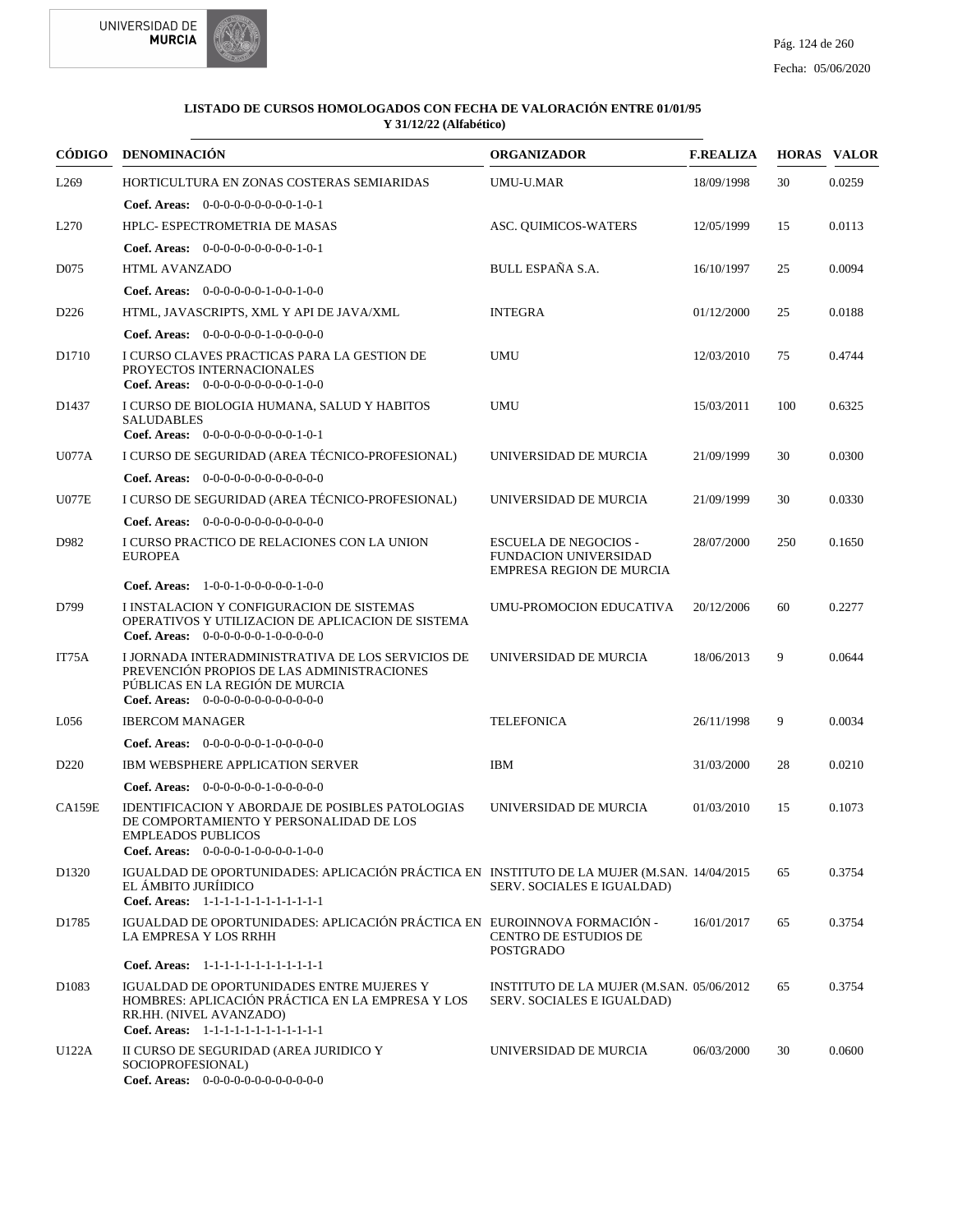**LISTADO DE CURSOS HOMOLOGADOS CON FECHA DE VALORACIÓN ENTRE 01/01/95 Y 31/12/22 (Alfabético)**

| CÓDIGO | DENOMINACIÓN | ORGANIZADOR | F.REALIZA | HORAS | VALOR |
|---|---|---|---|---|---|
| L269 | HORTICULTURA EN ZONAS COSTERAS SEMIARIDAS<br>**Coef. Areas:** 0-0-0-0-0-0-0-0-0-1-0-1 | UMU-U.MAR | 18/09/1998 | 30 | 0.0259 |
| L270 | HPLC- ESPECTROMETRIA DE MASAS<br>**Coef. Areas:** 0-0-0-0-0-0-0-0-0-1-0-1 | ASC. QUIMICOS-WATERS | 12/05/1999 | 15 | 0.0113 |
| D075 | HTML AVANZADO<br>**Coef. Areas:** 0-0-0-0-0-0-1-0-0-1-0-0 | BULL ESPAÑA S.A. | 16/10/1997 | 25 | 0.0094 |
| D226 | HTML, JAVASCRIPTS, XML Y API DE JAVA/XML<br>**Coef. Areas:** 0-0-0-0-0-0-1-0-0-0-0-0 | INTEGRA | 01/12/2000 | 25 | 0.0188 |
| D1710 | I CURSO CLAVES PRACTICAS PARA LA GESTION DE PROYECTOS INTERNACIONALES<br>**Coef. Areas:** 0-0-0-0-0-0-0-0-0-1-0-0 | UMU | 12/03/2010 | 75 | 0.4744 |
| D1437 | I CURSO DE BIOLOGIA HUMANA, SALUD Y HABITOS SALUDABLES<br>**Coef. Areas:** 0-0-0-0-0-0-0-0-0-1-0-1 | UMU | 15/03/2011 | 100 | 0.6325 |
| U077A | I CURSO DE SEGURIDAD (AREA TÉCNICO-PROFESIONAL)<br>**Coef. Areas:** 0-0-0-0-0-0-0-0-0-0-0-0 | UNIVERSIDAD DE MURCIA | 21/09/1999 | 30 | 0.0300 |
| U077E | I CURSO DE SEGURIDAD (AREA TÉCNICO-PROFESIONAL)<br>**Coef. Areas:** 0-0-0-0-0-0-0-0-0-0-0-0 | UNIVERSIDAD DE MURCIA | 21/09/1999 | 30 | 0.0330 |
| D982 | I CURSO PRACTICO DE RELACIONES CON LA UNION EUROPEA<br>**Coef. Areas:** 1-0-0-1-0-0-0-0-0-1-0-0 | ESCUELA DE NEGOCIOS - FUNDACION UNIVERSIDAD EMPRESA REGION DE MURCIA | 28/07/2000 | 250 | 0.1650 |
| D799 | I INSTALACION Y CONFIGURACION DE SISTEMAS OPERATIVOS Y UTILIZACION DE APLICACION DE SISTEMA<br>**Coef. Areas:** 0-0-0-0-0-0-1-0-0-0-0-0 | UMU-PROMOCION EDUCATIVA | 20/12/2006 | 60 | 0.2277 |
| IT75A | I JORNADA INTERADMINISTRATIVA DE LOS SERVICIOS DE PREVENCIÓN PROPIOS DE LAS ADMINISTRACIONES PÚBLICAS EN LA REGIÓN DE MURCIA<br>**Coef. Areas:** 0-0-0-0-0-0-0-0-0-0-0-0 | UNIVERSIDAD DE MURCIA | 18/06/2013 | 9 | 0.0644 |
| L056 | IBERCOM MANAGER<br>**Coef. Areas:** 0-0-0-0-0-0-1-0-0-0-0-0 | TELEFONICA | 26/11/1998 | 9 | 0.0034 |
| D220 | IBM WEBSPHERE APPLICATION SERVER<br>**Coef. Areas:** 0-0-0-0-0-0-1-0-0-0-0-0 | IBM | 31/03/2000 | 28 | 0.0210 |
| CA159E | IDENTIFICACION Y ABORDAJE DE POSIBLES PATOLOGIAS DE COMPORTAMIENTO Y PERSONALIDAD DE LOS EMPLEADOS PUBLICOS<br>**Coef. Areas:** 0-0-0-0-1-0-0-0-0-1-0-0 | UNIVERSIDAD DE MURCIA | 01/03/2010 | 15 | 0.1073 |
| D1320 | IGUALDAD DE OPORTUNIDADES: APLICACIÓN PRÁCTICA EN EL ÁMBITO JURÍIDICO<br>**Coef. Areas:** 1-1-1-1-1-1-1-1-1-1-1-1 | INSTITUTO DE LA MUJER (M.SAN. SERV. SOCIALES E IGUALDAD) | 14/04/2015 | 65 | 0.3754 |
| D1785 | IGUALDAD DE OPORTUNIDADES: APLICACIÓN PRÁCTICA EN LA EMPRESA Y LOS RRHH<br>**Coef. Areas:** 1-1-1-1-1-1-1-1-1-1-1-1 | EUROINNOVA FORMACIÓN - CENTRO DE ESTUDIOS DE POSTGRADO | 16/01/2017 | 65 | 0.3754 |
| D1083 | IGUALDAD DE OPORTUNIDADES ENTRE MUJERES Y HOMBRES: APLICACIÓN PRÁCTICA EN LA EMPRESA Y LOS RR.HH. (NIVEL AVANZADO)<br>**Coef. Areas:** 1-1-1-1-1-1-1-1-1-1-1-1 | INSTITUTO DE LA MUJER (M.SAN. SERV. SOCIALES E IGUALDAD) | 05/06/2012 | 65 | 0.3754 |
| U122A | II CURSO DE SEGURIDAD (AREA JURIDICO Y SOCIOPROFESIONAL)<br>**Coef. Areas:** 0-0-0-0-0-0-0-0-0-0-0-0 | UNIVERSIDAD DE MURCIA | 06/03/2000 | 30 | 0.0600 |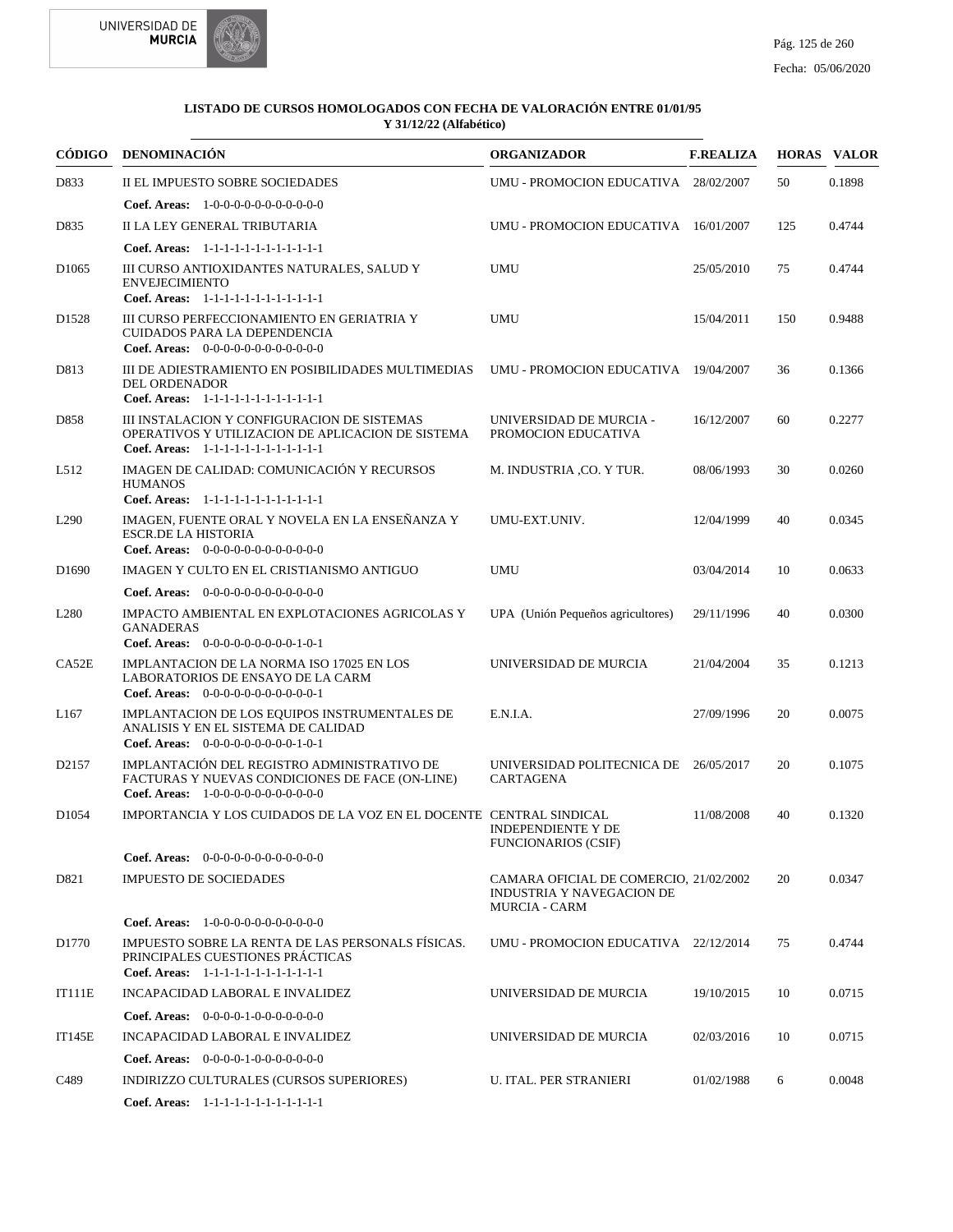**LISTADO DE CURSOS HOMOLOGADOS CON FECHA DE VALORACIÓN ENTRE 01/01/95 Y 31/12/22 (Alfabético)**

| CÓDIGO | DENOMINACIÓN | ORGANIZADOR | F.REALIZA | HORAS | VALOR |
|---|---|---|---|---|---|
| D833 | II EL IMPUESTO SOBRE SOCIEDADES<br>**Coef. Areas:** 1-0-0-0-0-0-0-0-0-0-0-0 | UMU - PROMOCION EDUCATIVA | 28/02/2007 | 50 | 0.1898 |
| D835 | II LA LEY GENERAL TRIBUTARIA<br>**Coef. Areas:** 1-1-1-1-1-1-1-1-1-1-1-1 | UMU - PROMOCION EDUCATIVA | 16/01/2007 | 125 | 0.4744 |
| D1065 | III CURSO ANTIOXIDANTES NATURALES, SALUD Y ENVEJECIMIENTO<br>**Coef. Areas:** 1-1-1-1-1-1-1-1-1-1-1-1 | UMU | 25/05/2010 | 75 | 0.4744 |
| D1528 | III CURSO PERFECCIONAMIENTO EN GERIATRIA Y CUIDADOS PARA LA DEPENDENCIA<br>**Coef. Areas:** 0-0-0-0-0-0-0-0-0-0-0-0 | UMU | 15/04/2011 | 150 | 0.9488 |
| D813 | III DE ADIESTRAMIENTO EN POSIBILIDADES MULTIMEDIAS DEL ORDENADOR<br>**Coef. Areas:** 1-1-1-1-1-1-1-1-1-1-1-1 | UMU - PROMOCION EDUCATIVA | 19/04/2007 | 36 | 0.1366 |
| D858 | III INSTALACION Y CONFIGURACION DE SISTEMAS OPERATIVOS Y UTILIZACION DE APLICACION DE SISTEMA<br>**Coef. Areas:** 1-1-1-1-1-1-1-1-1-1-1-1 | UNIVERSIDAD DE MURCIA - PROMOCION EDUCATIVA | 16/12/2007 | 60 | 0.2277 |
| L512 | IMAGEN DE CALIDAD: COMUNICACIÓN Y RECURSOS HUMANOS<br>**Coef. Areas:** 1-1-1-1-1-1-1-1-1-1-1-1 | M. INDUSTRIA ,CO. Y TUR. | 08/06/1993 | 30 | 0.0260 |
| L290 | IMAGEN, FUENTE ORAL Y NOVELA EN LA ENSEÑANZA Y ESCR.DE LA HISTORIA<br>**Coef. Areas:** 0-0-0-0-0-0-0-0-0-0-0-0 | UMU-EXT.UNIV. | 12/04/1999 | 40 | 0.0345 |
| D1690 | IMAGEN Y CULTO EN EL CRISTIANISMO ANTIGUO<br>**Coef. Areas:** 0-0-0-0-0-0-0-0-0-0-0-0 | UMU | 03/04/2014 | 10 | 0.0633 |
| L280 | IMPACTO AMBIENTAL EN EXPLOTACIONES AGRICOLAS Y GANADERAS<br>**Coef. Areas:** 0-0-0-0-0-0-0-0-0-1-0-1 | UPA (Unión Pequeños agricultores) | 29/11/1996 | 40 | 0.0300 |
| CA52E | IMPLANTACION DE LA NORMA ISO 17025 EN LOS LABORATORIOS DE ENSAYO DE LA CARM<br>**Coef. Areas:** 0-0-0-0-0-0-0-0-0-0-0-1 | UNIVERSIDAD DE MURCIA | 21/04/2004 | 35 | 0.1213 |
| L167 | IMPLANTACION DE LOS EQUIPOS INSTRUMENTALES DE ANALISIS Y EN EL SISTEMA DE CALIDAD<br>**Coef. Areas:** 0-0-0-0-0-0-0-0-0-1-0-1 | E.N.I.A. | 27/09/1996 | 20 | 0.0075 |
| D2157 | IMPLANTACIÓN DEL REGISTRO ADMINISTRATIVO DE FACTURAS Y NUEVAS CONDICIONES DE FACE (ON-LINE)<br>**Coef. Areas:** 1-0-0-0-0-0-0-0-0-0-0-0 | UNIVERSIDAD POLITECNICA DE CARTAGENA | 26/05/2017 | 20 | 0.1075 |
| D1054 | IMPORTANCIA Y LOS CUIDADOS DE LA VOZ EN EL DOCENTE<br>**Coef. Areas:** 0-0-0-0-0-0-0-0-0-0-0-0 | CENTRAL SINDICAL INDEPENDIENTE Y DE FUNCIONARIOS (CSIF) | 11/08/2008 | 40 | 0.1320 |
| D821 | IMPUESTO DE SOCIEDADES<br>**Coef. Areas:** 1-0-0-0-0-0-0-0-0-0-0-0 | CAMARA OFICIAL DE COMERCIO, INDUSTRIA Y NAVEGACION DE MURCIA - CARM | 21/02/2002 | 20 | 0.0347 |
| D1770 | IMPUESTO SOBRE LA RENTA DE LAS PERSONALS FÍSICAS. PRINCIPALES CUESTIONES PRÁCTICAS<br>**Coef. Areas:** 1-1-1-1-1-1-1-1-1-1-1-1 | UMU - PROMOCION EDUCATIVA | 22/12/2014 | 75 | 0.4744 |
| IT111E | INCAPACIDAD LABORAL E INVALIDEZ<br>**Coef. Areas:** 0-0-0-0-1-0-0-0-0-0-0-0 | UNIVERSIDAD DE MURCIA | 19/10/2015 | 10 | 0.0715 |
| IT145E | INCAPACIDAD LABORAL E INVALIDEZ<br>**Coef. Areas:** 0-0-0-0-1-0-0-0-0-0-0-0 | UNIVERSIDAD DE MURCIA | 02/03/2016 | 10 | 0.0715 |
| C489 | INDIRIZZO CULTURALES (CURSOS SUPERIORES)<br>**Coef. Areas:** 1-1-1-1-1-1-1-1-1-1-1-1 | U. ITAL. PER STRANIERI | 01/02/1988 | 6 | 0.0048 |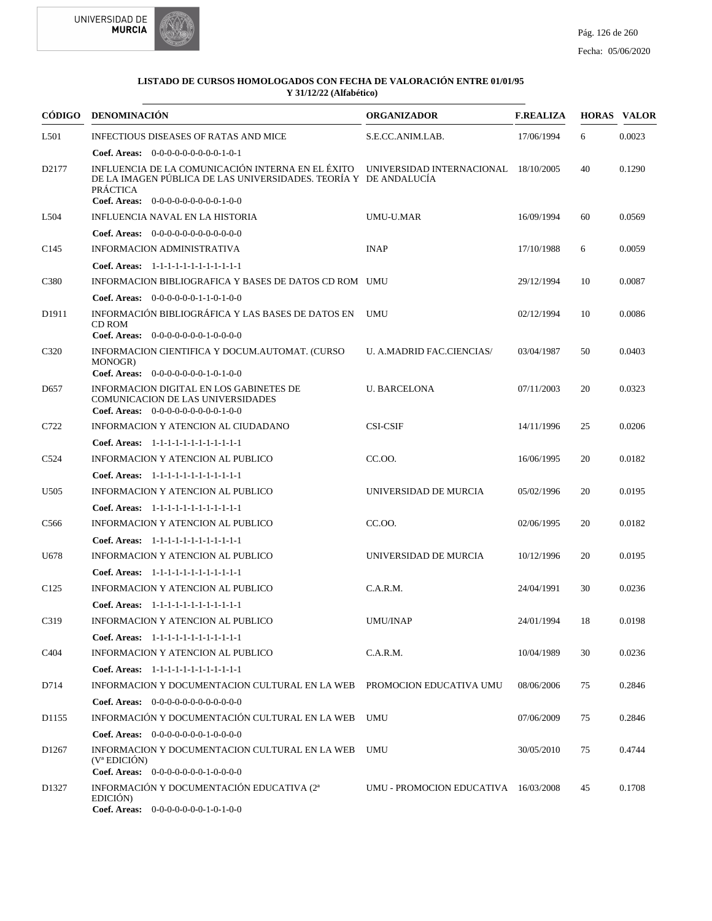**LISTADO DE CURSOS HOMOLOGADOS CON FECHA DE VALORACIÓN ENTRE 01/01/95 Y 31/12/22 (Alfabético)**

| CÓDIGO | DENOMINACIÓN | ORGANIZADOR | F.REALIZA | HORAS | VALOR |
|---|---|---|---|---|---|
| L501 | INFECTIOUS DISEASES OF RATAS AND MICE<br>**Coef. Areas:** 0-0-0-0-0-0-0-0-0-1-0-1 | S.E.CC.ANIM.LAB. | 17/06/1994 | 6 | 0.0023 |
| D2177 | INFLUENCIA DE LA COMUNICACIÓN INTERNA EN EL ÉXITO DE LA IMAGEN PÚBLICA DE LAS UNIVERSIDADES. TEORÍA Y PRÁCTICA<br>**Coef. Areas:** 0-0-0-0-0-0-0-0-0-1-0-0 | UNIVERSIDAD INTERNACIONAL DE ANDALUCÍA | 18/10/2005 | 40 | 0.1290 |
| L504 | INFLUENCIA NAVAL EN LA HISTORIA<br>**Coef. Areas:** 0-0-0-0-0-0-0-0-0-0-0-0 | UMU-U.MAR | 16/09/1994 | 60 | 0.0569 |
| C145 | INFORMACION ADMINISTRATIVA<br>**Coef. Areas:** 1-1-1-1-1-1-1-1-1-1-1-1 | INAP | 17/10/1988 | 6 | 0.0059 |
| C380 | INFORMACION BIBLIOGRAFICA Y BASES DE DATOS CD ROM<br>**Coef. Areas:** 0-0-0-0-0-0-1-1-0-1-0-0 | UMU | 29/12/1994 | 10 | 0.0087 |
| D1911 | INFORMACIÓN BIBLIOGRÁFICA Y LAS BASES DE DATOS EN CD ROM<br>**Coef. Areas:** 0-0-0-0-0-0-0-1-0-0-0-0 | UMU | 02/12/1994 | 10 | 0.0086 |
| C320 | INFORMACION CIENTIFICA Y DOCUM.AUTOMAT. (CURSO MONOGR)<br>**Coef. Areas:** 0-0-0-0-0-0-0-1-0-1-0-0 | U. A.MADRID FAC.CIENCIAS/ | 03/04/1987 | 50 | 0.0403 |
| D657 | INFORMACION DIGITAL EN LOS GABINETES DE COMUNICACION DE LAS UNIVERSIDADES<br>**Coef. Areas:** 0-0-0-0-0-0-0-0-0-1-0-0 | U. BARCELONA | 07/11/2003 | 20 | 0.0323 |
| C722 | INFORMACION Y ATENCION AL CIUDADANO<br>**Coef. Areas:** 1-1-1-1-1-1-1-1-1-1-1-1 | CSI-CSIF | 14/11/1996 | 25 | 0.0206 |
| C524 | INFORMACION Y ATENCION AL PUBLICO<br>**Coef. Areas:** 1-1-1-1-1-1-1-1-1-1-1-1 | CC.OO. | 16/06/1995 | 20 | 0.0182 |
| U505 | INFORMACION Y ATENCION AL PUBLICO<br>**Coef. Areas:** 1-1-1-1-1-1-1-1-1-1-1-1 | UNIVERSIDAD DE MURCIA | 05/02/1996 | 20 | 0.0195 |
| C566 | INFORMACION Y ATENCION AL PUBLICO<br>**Coef. Areas:** 1-1-1-1-1-1-1-1-1-1-1-1 | CC.OO. | 02/06/1995 | 20 | 0.0182 |
| U678 | INFORMACION Y ATENCION AL PUBLICO<br>**Coef. Areas:** 1-1-1-1-1-1-1-1-1-1-1-1 | UNIVERSIDAD DE MURCIA | 10/12/1996 | 20 | 0.0195 |
| C125 | INFORMACION Y ATENCION AL PUBLICO<br>**Coef. Areas:** 1-1-1-1-1-1-1-1-1-1-1-1 | C.A.R.M. | 24/04/1991 | 30 | 0.0236 |
| C319 | INFORMACION Y ATENCION AL PUBLICO<br>**Coef. Areas:** 1-1-1-1-1-1-1-1-1-1-1-1 | UMU/INAP | 24/01/1994 | 18 | 0.0198 |
| C404 | INFORMACION Y ATENCION AL PUBLICO<br>**Coef. Areas:** 1-1-1-1-1-1-1-1-1-1-1-1 | C.A.R.M. | 10/04/1989 | 30 | 0.0236 |
| D714 | INFORMACION Y DOCUMENTACION CULTURAL EN LA WEB<br>**Coef. Areas:** 0-0-0-0-0-0-0-0-0-0-0-0 | PROMOCION EDUCATIVA UMU | 08/06/2006 | 75 | 0.2846 |
| D1155 | INFORMACIÓN Y DOCUMENTACIÓN CULTURAL EN LA WEB<br>**Coef. Areas:** 0-0-0-0-0-0-0-1-0-0-0-0 | UMU | 07/06/2009 | 75 | 0.2846 |
| D1267 | INFORMACION Y DOCUMENTACION CULTURAL EN LA WEB (Vª EDICIÓN)<br>**Coef. Areas:** 0-0-0-0-0-0-0-1-0-0-0-0 | UMU | 30/05/2010 | 75 | 0.4744 |
| D1327 | INFORMACIÓN Y DOCUMENTACIÓN EDUCATIVA (2ª EDICIÓN)<br>**Coef. Areas:** 0-0-0-0-0-0-0-1-0-1-0-0 | UMU - PROMOCION EDUCATIVA | 16/03/2008 | 45 | 0.1708 |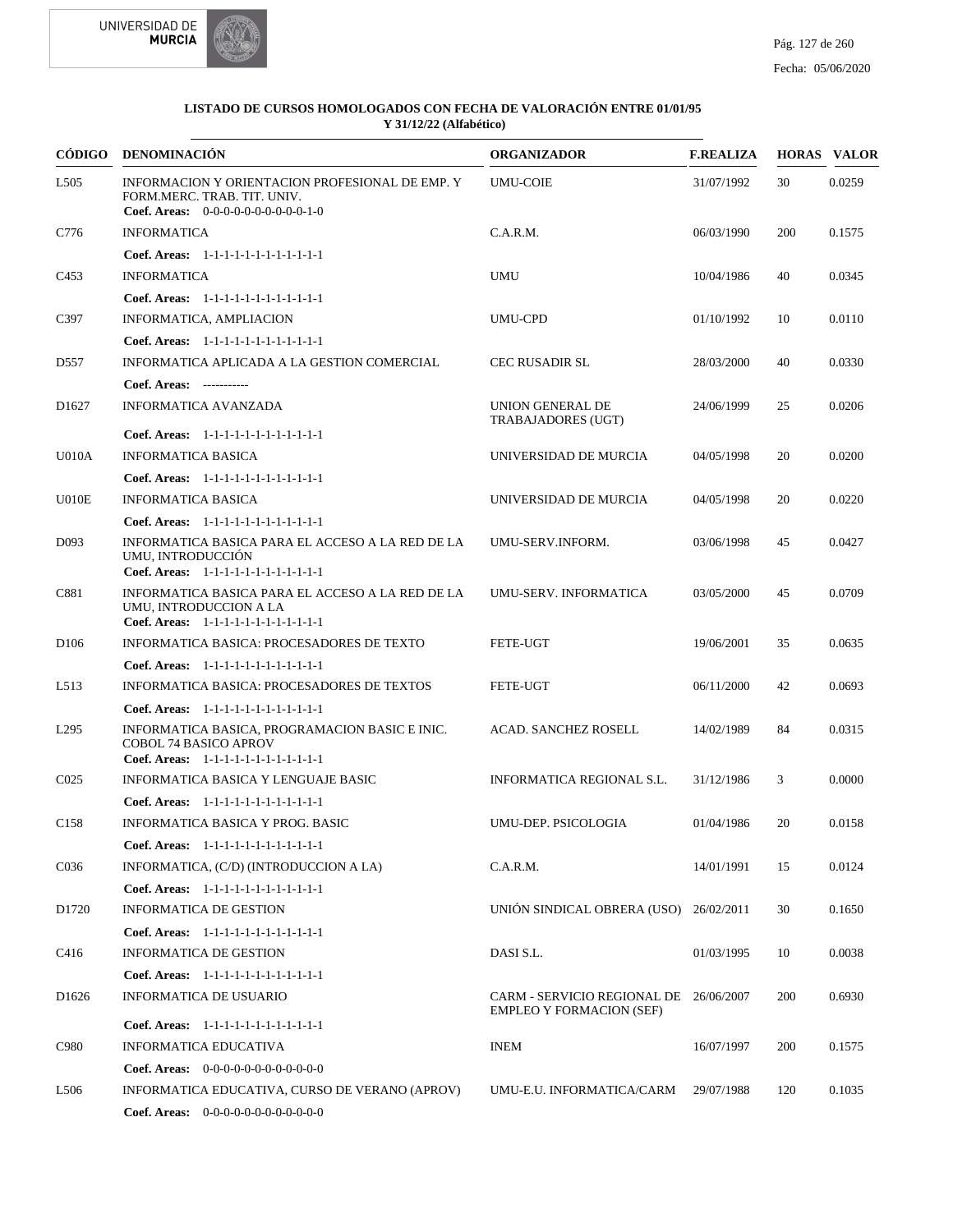**LISTADO DE CURSOS HOMOLOGADOS CON FECHA DE VALORACIÓN ENTRE 01/01/95 Y 31/12/22 (Alfabético)**

| CÓDIGO | DENOMINACIÓN | ORGANIZADOR | F.REALIZA | HORAS | VALOR |
|---|---|---|---|---|---|
| L505 | INFORMACION Y ORIENTACION PROFESIONAL DE EMP. Y FORM.MERC. TRAB. TIT. UNIV.<br>**Coef. Areas:** 0-0-0-0-0-0-0-0-0-0-1-0 | UMU-COIE | 31/07/1992 | 30 | 0.0259 |
| C776 | INFORMATICA<br>**Coef. Areas:** 1-1-1-1-1-1-1-1-1-1-1-1 | C.A.R.M. | 06/03/1990 | 200 | 0.1575 |
| C453 | INFORMATICA<br>**Coef. Areas:** 1-1-1-1-1-1-1-1-1-1-1-1 | UMU | 10/04/1986 | 40 | 0.0345 |
| C397 | INFORMATICA, AMPLIACION<br>**Coef. Areas:** 1-1-1-1-1-1-1-1-1-1-1-1 | UMU-CPD | 01/10/1992 | 10 | 0.0110 |
| D557 | INFORMATICA APLICADA A LA GESTION COMERCIAL<br>**Coef. Areas:** ----------- | CEC RUSADIR SL | 28/03/2000 | 40 | 0.0330 |
| D1627 | INFORMATICA AVANZADA<br>**Coef. Areas:** 1-1-1-1-1-1-1-1-1-1-1-1 | UNION GENERAL DE TRABAJADORES (UGT) | 24/06/1999 | 25 | 0.0206 |
| U010A | INFORMATICA BASICA<br>**Coef. Areas:** 1-1-1-1-1-1-1-1-1-1-1-1 | UNIVERSIDAD DE MURCIA | 04/05/1998 | 20 | 0.0200 |
| U010E | INFORMATICA BASICA<br>**Coef. Areas:** 1-1-1-1-1-1-1-1-1-1-1-1 | UNIVERSIDAD DE MURCIA | 04/05/1998 | 20 | 0.0220 |
| D093 | INFORMATICA BASICA PARA EL ACCESO A LA RED DE LA UMU, INTRODUCCIÓN<br>**Coef. Areas:** 1-1-1-1-1-1-1-1-1-1-1-1 | UMU-SERV.INFORM. | 03/06/1998 | 45 | 0.0427 |
| C881 | INFORMATICA BASICA PARA EL ACCESO A LA RED DE LA UMU, INTRODUCCION A LA<br>**Coef. Areas:** 1-1-1-1-1-1-1-1-1-1-1-1 | UMU-SERV. INFORMATICA | 03/05/2000 | 45 | 0.0709 |
| D106 | INFORMATICA BASICA: PROCESADORES DE TEXTO<br>**Coef. Areas:** 1-1-1-1-1-1-1-1-1-1-1-1 | FETE-UGT | 19/06/2001 | 35 | 0.0635 |
| L513 | INFORMATICA BASICA: PROCESADORES DE TEXTOS<br>**Coef. Areas:** 1-1-1-1-1-1-1-1-1-1-1-1 | FETE-UGT | 06/11/2000 | 42 | 0.0693 |
| L295 | INFORMATICA BASICA, PROGRAMACION BASIC E INIC. COBOL 74 BASICO APROV<br>**Coef. Areas:** 1-1-1-1-1-1-1-1-1-1-1-1 | ACAD. SANCHEZ ROSELL | 14/02/1989 | 84 | 0.0315 |
| C025 | INFORMATICA BASICA Y LENGUAJE BASIC<br>**Coef. Areas:** 1-1-1-1-1-1-1-1-1-1-1-1 | INFORMATICA REGIONAL S.L. | 31/12/1986 | 3 | 0.0000 |
| C158 | INFORMATICA BASICA Y PROG. BASIC<br>**Coef. Areas:** 1-1-1-1-1-1-1-1-1-1-1-1 | UMU-DEP. PSICOLOGIA | 01/04/1986 | 20 | 0.0158 |
| C036 | INFORMATICA, (C/D) (INTRODUCCION A LA)<br>**Coef. Areas:** 1-1-1-1-1-1-1-1-1-1-1-1 | C.A.R.M. | 14/01/1991 | 15 | 0.0124 |
| D1720 | INFORMATICA DE GESTION<br>**Coef. Areas:** 1-1-1-1-1-1-1-1-1-1-1-1 | UNIÓN SINDICAL OBRERA (USO) | 26/02/2011 | 30 | 0.1650 |
| C416 | INFORMATICA DE GESTION<br>**Coef. Areas:** 1-1-1-1-1-1-1-1-1-1-1-1 | DASI S.L. | 01/03/1995 | 10 | 0.0038 |
| D1626 | INFORMATICA DE USUARIO<br>**Coef. Areas:** 1-1-1-1-1-1-1-1-1-1-1-1 | CARM - SERVICIO REGIONAL DE EMPLEO Y FORMACION (SEF) | 26/06/2007 | 200 | 0.6930 |
| C980 | INFORMATICA EDUCATIVA<br>**Coef. Areas:** 0-0-0-0-0-0-0-0-0-0-0-0 | INEM | 16/07/1997 | 200 | 0.1575 |
| L506 | INFORMATICA EDUCATIVA, CURSO DE VERANO (APROV)<br>**Coef. Areas:** 0-0-0-0-0-0-0-0-0-0-0-0 | UMU-E.U. INFORMATICA/CARM | 29/07/1988 | 120 | 0.1035 |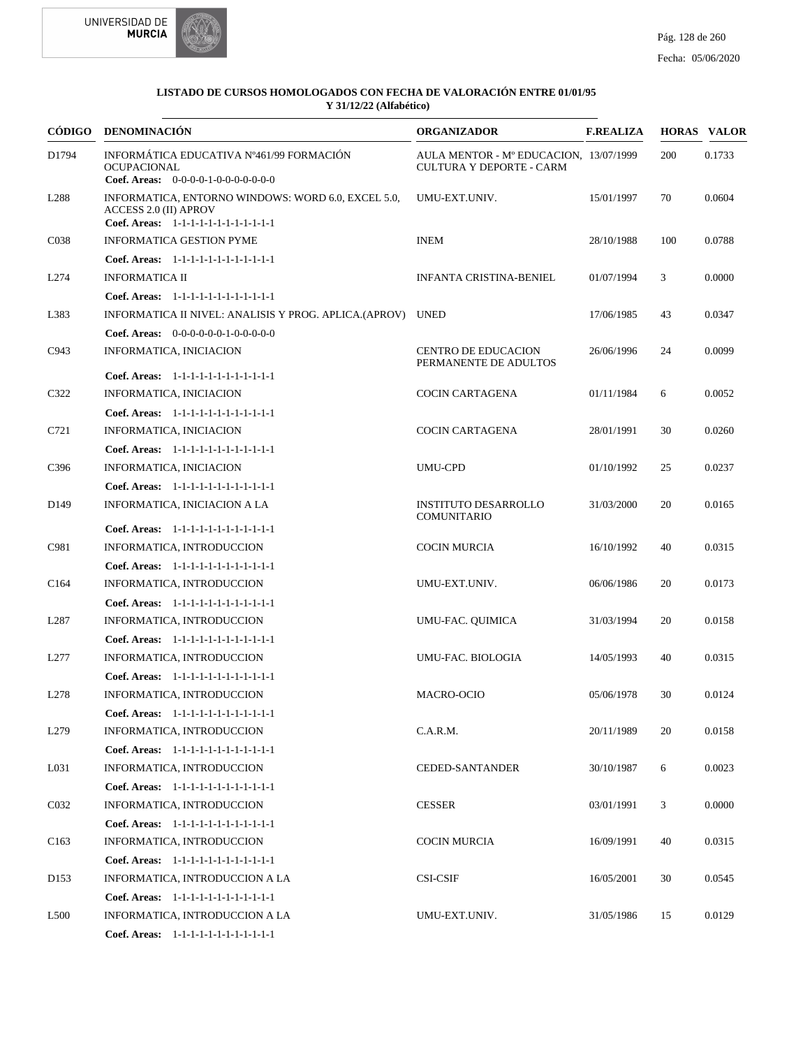**LISTADO DE CURSOS HOMOLOGADOS CON FECHA DE VALORACIÓN ENTRE 01/01/95 Y 31/12/22 (Alfabético)**

| CÓDIGO | DENOMINACIÓN | ORGANIZADOR | F.REALIZA | HORAS | VALOR |
|---|---|---|---|---|---|
| D1794 | INFORMÁTICA EDUCATIVA Nº461/99 FORMACIÓN OCUPACIONAL<br>**Coef. Areas:** 0-0-0-0-1-0-0-0-0-0-0-0 | AULA MENTOR - Mº EDUCACION, CULTURA Y DEPORTE - CARM | 13/07/1999 | 200 | 0.1733 |
| L288 | INFORMATICA, ENTORNO WINDOWS: WORD 6.0, EXCEL 5.0, ACCESS 2.0 (II) APROV<br>**Coef. Areas:** 1-1-1-1-1-1-1-1-1-1-1-1 | UMU-EXT.UNIV. | 15/01/1997 | 70 | 0.0604 |
| C038 | INFORMATICA GESTION PYME<br>**Coef. Areas:** 1-1-1-1-1-1-1-1-1-1-1-1 | INEM | 28/10/1988 | 100 | 0.0788 |
| L274 | INFORMATICA II<br>**Coef. Areas:** 1-1-1-1-1-1-1-1-1-1-1-1 | INFANTA CRISTINA-BENIEL | 01/07/1994 | 3 | 0.0000 |
| L383 | INFORMATICA II NIVEL: ANALISIS Y PROG. APLICA.(APROV)<br>**Coef. Areas:** 0-0-0-0-0-0-1-0-0-0-0-0 | UNED | 17/06/1985 | 43 | 0.0347 |
| C943 | INFORMATICA, INICIACION<br>**Coef. Areas:** 1-1-1-1-1-1-1-1-1-1-1-1 | CENTRO DE EDUCACION PERMANENTE DE ADULTOS | 26/06/1996 | 24 | 0.0099 |
| C322 | INFORMATICA, INICIACION<br>**Coef. Areas:** 1-1-1-1-1-1-1-1-1-1-1-1 | COCIN CARTAGENA | 01/11/1984 | 6 | 0.0052 |
| C721 | INFORMATICA, INICIACION<br>**Coef. Areas:** 1-1-1-1-1-1-1-1-1-1-1-1 | COCIN CARTAGENA | 28/01/1991 | 30 | 0.0260 |
| C396 | INFORMATICA, INICIACION<br>**Coef. Areas:** 1-1-1-1-1-1-1-1-1-1-1-1 | UMU-CPD | 01/10/1992 | 25 | 0.0237 |
| D149 | INFORMATICA, INICIACION A LA<br>**Coef. Areas:** 1-1-1-1-1-1-1-1-1-1-1-1 | INSTITUTO DESARROLLO COMUNITARIO | 31/03/2000 | 20 | 0.0165 |
| C981 | INFORMATICA, INTRODUCCION<br>**Coef. Areas:** 1-1-1-1-1-1-1-1-1-1-1-1 | COCIN MURCIA | 16/10/1992 | 40 | 0.0315 |
| C164 | INFORMATICA, INTRODUCCION<br>**Coef. Areas:** 1-1-1-1-1-1-1-1-1-1-1-1 | UMU-EXT.UNIV. | 06/06/1986 | 20 | 0.0173 |
| L287 | INFORMATICA, INTRODUCCION<br>**Coef. Areas:** 1-1-1-1-1-1-1-1-1-1-1-1 | UMU-FAC. QUIMICA | 31/03/1994 | 20 | 0.0158 |
| L277 | INFORMATICA, INTRODUCCION<br>**Coef. Areas:** 1-1-1-1-1-1-1-1-1-1-1-1 | UMU-FAC. BIOLOGIA | 14/05/1993 | 40 | 0.0315 |
| L278 | INFORMATICA, INTRODUCCION<br>**Coef. Areas:** 1-1-1-1-1-1-1-1-1-1-1-1 | MACRO-OCIO | 05/06/1978 | 30 | 0.0124 |
| L279 | INFORMATICA, INTRODUCCION<br>**Coef. Areas:** 1-1-1-1-1-1-1-1-1-1-1-1 | C.A.R.M. | 20/11/1989 | 20 | 0.0158 |
| L031 | INFORMATICA, INTRODUCCION<br>**Coef. Areas:** 1-1-1-1-1-1-1-1-1-1-1-1 | CEDED-SANTANDER | 30/10/1987 | 6 | 0.0023 |
| C032 | INFORMATICA, INTRODUCCION<br>**Coef. Areas:** 1-1-1-1-1-1-1-1-1-1-1-1 | CESSER | 03/01/1991 | 3 | 0.0000 |
| C163 | INFORMATICA, INTRODUCCION<br>**Coef. Areas:** 1-1-1-1-1-1-1-1-1-1-1-1 | COCIN MURCIA | 16/09/1991 | 40 | 0.0315 |
| D153 | INFORMATICA, INTRODUCCION A LA<br>**Coef. Areas:** 1-1-1-1-1-1-1-1-1-1-1-1 | CSI-CSIF | 16/05/2001 | 30 | 0.0545 |
| L500 | INFORMATICA, INTRODUCCION A LA<br>**Coef. Areas:** 1-1-1-1-1-1-1-1-1-1-1-1 | UMU-EXT.UNIV. | 31/05/1986 | 15 | 0.0129 |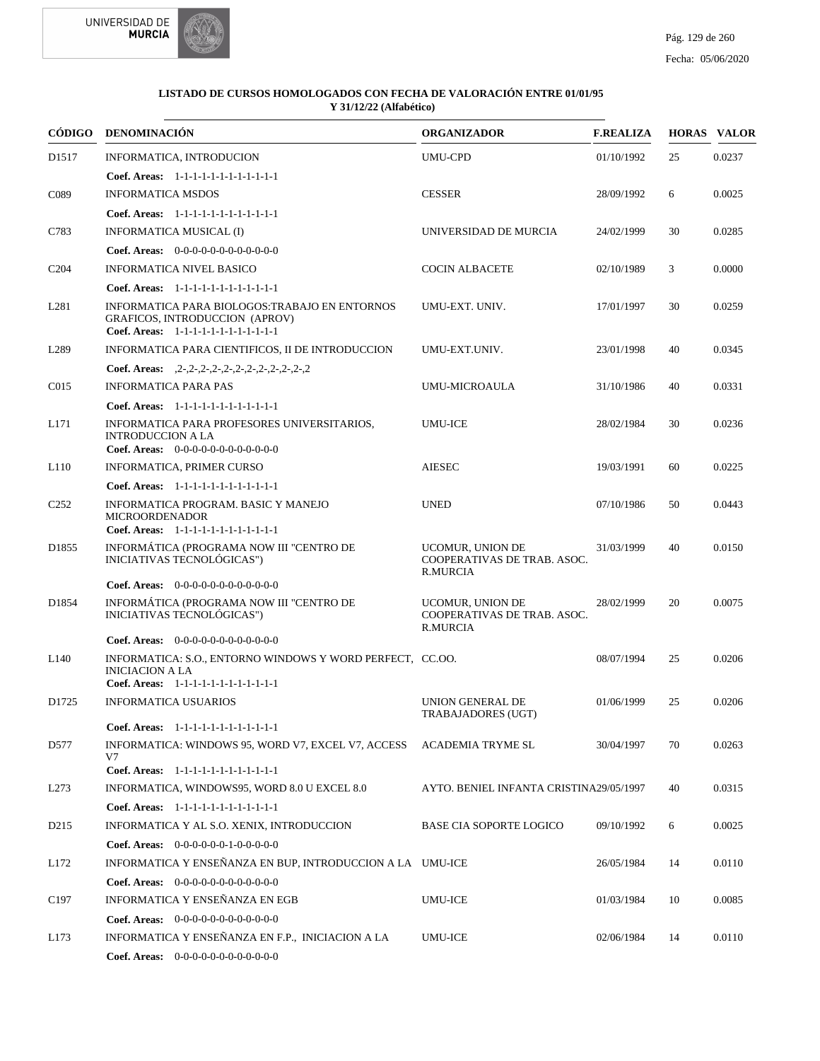**LISTADO DE CURSOS HOMOLOGADOS CON FECHA DE VALORACIÓN ENTRE 01/01/95 Y 31/12/22 (Alfabético)**

| CÓDIGO | DENOMINACIÓN | ORGANIZADOR | F.REALIZA | HORAS | VALOR |
|---|---|---|---|---|---|
| D1517 | INFORMATICA, INTRODUCION | UMU-CPD | 01/10/1992 | 25 | 0.0237 |
| | **Coef. Areas:** 1-1-1-1-1-1-1-1-1-1-1-1 | | | | |
| C089 | INFORMATICA MSDOS | CESSER | 28/09/1992 | 6 | 0.0025 |
| | **Coef. Areas:** 1-1-1-1-1-1-1-1-1-1-1-1 | | | | |
| C783 | INFORMATICA MUSICAL (I) | UNIVERSIDAD DE MURCIA | 24/02/1999 | 30 | 0.0285 |
| | **Coef. Areas:** 0-0-0-0-0-0-0-0-0-0-0-0 | | | | |
| C204 | INFORMATICA NIVEL BASICO | COCIN ALBACETE | 02/10/1989 | 3 | 0.0000 |
| | **Coef. Areas:** 1-1-1-1-1-1-1-1-1-1-1-1 | | | | |
| L281 | INFORMATICA PARA BIOLOGOS:TRABAJO EN ENTORNOS GRAFICOS, INTRODUCCION (APROV) **Coef. Areas:** 1-1-1-1-1-1-1-1-1-1-1-1 | UMU-EXT. UNIV. | 17/01/1997 | 30 | 0.0259 |
| L289 | INFORMATICA PARA CIENTIFICOS, II DE INTRODUCCION | UMU-EXT.UNIV. | 23/01/1998 | 40 | 0.0345 |
| | **Coef. Areas:** ,2-,2-,2-,2-,2-,2-,2-,2-,2-,2-,2-,2 | | | | |
| C015 | INFORMATICA PARA PAS | UMU-MICROAULA | 31/10/1986 | 40 | 0.0331 |
| | **Coef. Areas:** 1-1-1-1-1-1-1-1-1-1-1-1 | | | | |
| L171 | INFORMATICA PARA PROFESORES UNIVERSITARIOS, INTRODUCCION A LA **Coef. Areas:** 0-0-0-0-0-0-0-0-0-0-0-0 | UMU-ICE | 28/02/1984 | 30 | 0.0236 |
| L110 | INFORMATICA, PRIMER CURSO | AIESEC | 19/03/1991 | 60 | 0.0225 |
| | **Coef. Areas:** 1-1-1-1-1-1-1-1-1-1-1-1 | | | | |
| C252 | INFORMATICA PROGRAM. BASIC Y MANEJO MICROORDENADOR **Coef. Areas:** 1-1-1-1-1-1-1-1-1-1-1-1 | UNED | 07/10/1986 | 50 | 0.0443 |
| D1855 | INFORMÁTICA (PROGRAMA NOW III "CENTRO DE INICIATIVAS TECNOLÓGICAS") | UCOMUR, UNION DE COOPERATIVAS DE TRAB. ASOC. R.MURCIA | 31/03/1999 | 40 | 0.0150 |
| | **Coef. Areas:** 0-0-0-0-0-0-0-0-0-0-0-0 | | | | |
| D1854 | INFORMÁTICA (PROGRAMA NOW III "CENTRO DE INICIATIVAS TECNOLÓGICAS") | UCOMUR, UNION DE COOPERATIVAS DE TRAB. ASOC. R.MURCIA | 28/02/1999 | 20 | 0.0075 |
| | **Coef. Areas:** 0-0-0-0-0-0-0-0-0-0-0-0 | | | | |
| L140 | INFORMATICA: S.O., ENTORNO WINDOWS Y WORD PERFECT, INICIACION A LA **Coef. Areas:** 1-1-1-1-1-1-1-1-1-1-1-1 | CC.OO. | 08/07/1994 | 25 | 0.0206 |
| D1725 | INFORMATICA USUARIOS | UNION GENERAL DE TRABAJADORES (UGT) | 01/06/1999 | 25 | 0.0206 |
| | **Coef. Areas:** 1-1-1-1-1-1-1-1-1-1-1-1 | | | | |
| D577 | INFORMATICA: WINDOWS 95, WORD V7, EXCEL V7, ACCESS V7 **Coef. Areas:** 1-1-1-1-1-1-1-1-1-1-1-1 | ACADEMIA TRYME SL | 30/04/1997 | 70 | 0.0263 |
| L273 | INFORMATICA, WINDOWS95, WORD 8.0 U EXCEL 8.0 | AYTO. BENIEL INFANTA CRISTINA | 29/05/1997 | 40 | 0.0315 |
| | **Coef. Areas:** 1-1-1-1-1-1-1-1-1-1-1-1 | | | | |
| D215 | INFORMATICA Y AL S.O. XENIX, INTRODUCCION | BASE CIA SOPORTE LOGICO | 09/10/1992 | 6 | 0.0025 |
| | **Coef. Areas:** 0-0-0-0-0-0-1-0-0-0-0-0 | | | | |
| L172 | INFORMATICA Y ENSEÑANZA EN BUP, INTRODUCCION A LA | UMU-ICE | 26/05/1984 | 14 | 0.0110 |
| | **Coef. Areas:** 0-0-0-0-0-0-0-0-0-0-0-0 | | | | |
| C197 | INFORMATICA Y ENSEÑANZA EN EGB | UMU-ICE | 01/03/1984 | 10 | 0.0085 |
| | **Coef. Areas:** 0-0-0-0-0-0-0-0-0-0-0-0 | | | | |
| L173 | INFORMATICA Y ENSEÑANZA EN F.P., INICIACION A LA | UMU-ICE | 02/06/1984 | 14 | 0.0110 |
| | **Coef. Areas:** 0-0-0-0-0-0-0-0-0-0-0-0 | | | | |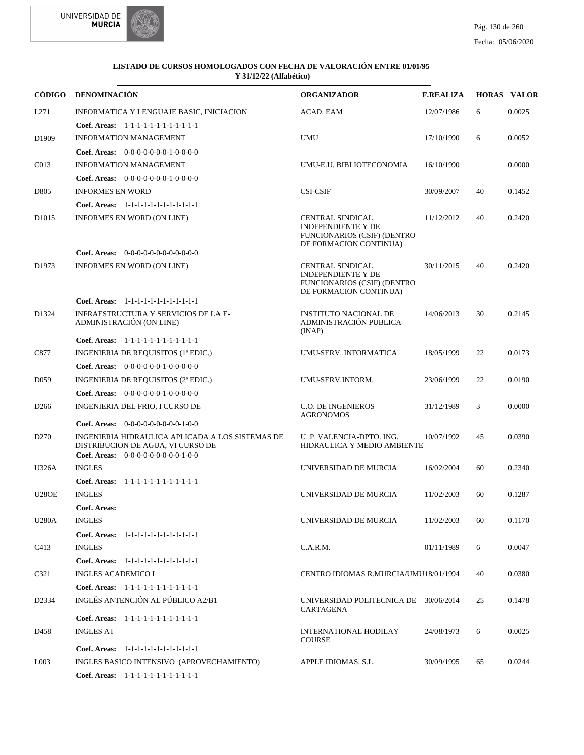**LISTADO DE CURSOS HOMOLOGADOS CON FECHA DE VALORACIÓN ENTRE 01/01/95 Y 31/12/22 (Alfabético)**

| CÓDIGO | DENOMINACIÓN | ORGANIZADOR | F.REALIZA | HORAS | VALOR |
|---|---|---|---|---|---|
| L271 | INFORMATICA Y LENGUAJE BASIC, INICIACION | ACAD. EAM | 12/07/1986 | 6 | 0.0025 |
| | **Coef. Areas:** 1-1-1-1-1-1-1-1-1-1-1-1 | | | | |
| D1909 | INFORMATION MANAGEMENT | UMU | 17/10/1990 | 6 | 0.0052 |
| | **Coef. Areas:** 0-0-0-0-0-0-0-1-0-0-0-0 | | | | |
| C013 | INFORMATION MANAGEMENT | UMU-E.U. BIBLIOTECONOMIA | 16/10/1990 | | 0.0000 |
| | **Coef. Areas:** 0-0-0-0-0-0-0-1-0-0-0-0 | | | | |
| D805 | INFORMES EN WORD | CSI-CSIF | 30/09/2007 | 40 | 0.1452 |
| | **Coef. Areas:** 1-1-1-1-1-1-1-1-1-1-1-1 | | | | |
| D1015 | INFORMES EN WORD (ON LINE) | CENTRAL SINDICAL INDEPENDIENTE Y DE FUNCIONARIOS (CSIF) (DENTRO DE FORMACION CONTINUA) | 11/12/2012 | 40 | 0.2420 |
| | **Coef. Areas:** 0-0-0-0-0-0-0-0-0-0-0-0 | | | | |
| D1973 | INFORMES EN WORD (ON LINE) | CENTRAL SINDICAL INDEPENDIENTE Y DE FUNCIONARIOS (CSIF) (DENTRO DE FORMACION CONTINUA) | 30/11/2015 | 40 | 0.2420 |
| | **Coef. Areas:** 1-1-1-1-1-1-1-1-1-1-1-1 | | | | |
| D1324 | INFRAESTRUCTURA Y SERVICIOS DE LA E-ADMINISTRACIÓN (ON LINE) | INSTITUTO NACIONAL DE ADMINISTRACIÓN PUBLICA (INAP) | 14/06/2013 | 30 | 0.2145 |
| | **Coef. Areas:** 1-1-1-1-1-1-1-1-1-1-1-1 | | | | |
| C877 | INGENIERIA DE REQUISITOS (1ª EDIC.) | UMU-SERV. INFORMATICA | 18/05/1999 | 22 | 0.0173 |
| | **Coef. Areas:** 0-0-0-0-0-0-1-0-0-0-0-0 | | | | |
| D059 | INGENIERIA DE REQUISITOS (2ª EDIC.) | UMU-SERV.INFORM. | 23/06/1999 | 22 | 0.0190 |
| | **Coef. Areas:** 0-0-0-0-0-0-1-0-0-0-0-0 | | | | |
| D266 | INGENIERIA DEL FRIO, I CURSO DE | C.O. DE INGENIEROS AGRONOMOS | 31/12/1989 | 3 | 0.0000 |
| | **Coef. Areas:** 0-0-0-0-0-0-0-0-0-1-0-0 | | | | |
| D270 | INGENIERIA HIDRAULICA APLICADA A LOS SISTEMAS DE DISTRIBUCION DE AGUA, VI CURSO DE | U. P. VALENCIA-DPTO. ING. HIDRAULICA Y MEDIO AMBIENTE | 10/07/1992 | 45 | 0.0390 |
| | **Coef. Areas:** 0-0-0-0-0-0-0-0-0-1-0-0 | | | | |
| U326A | INGLES | UNIVERSIDAD DE MURCIA | 16/02/2004 | 60 | 0.2340 |
| | **Coef. Areas:** 1-1-1-1-1-1-1-1-1-1-1-1 | | | | |
| U28OE | INGLES | UNIVERSIDAD DE MURCIA | 11/02/2003 | 60 | 0.1287 |
| | **Coef. Areas:** | | | | |
| U280A | INGLES | UNIVERSIDAD DE MURCIA | 11/02/2003 | 60 | 0.1170 |
| | **Coef. Areas:** 1-1-1-1-1-1-1-1-1-1-1-1 | | | | |
| C413 | INGLES | C.A.R.M. | 01/11/1989 | 6 | 0.0047 |
| | **Coef. Areas:** 1-1-1-1-1-1-1-1-1-1-1-1 | | | | |
| C321 | INGLES ACADEMICO I | CENTRO IDIOMAS R.MURCIA/UMU | 18/01/1994 | 40 | 0.0380 |
| | **Coef. Areas:** 1-1-1-1-1-1-1-1-1-1-1-1 | | | | |
| D2334 | INGLÉS ANTENCIÓN AL PÚBLICO A2/B1 | UNIVERSIDAD POLITECNICA DE CARTAGENA | 30/06/2014 | 25 | 0.1478 |
| | **Coef. Areas:** 1-1-1-1-1-1-1-1-1-1-1-1 | | | | |
| D458 | INGLES AT | INTERNATIONAL HODILAY COURSE | 24/08/1973 | 6 | 0.0025 |
| | **Coef. Areas:** 1-1-1-1-1-1-1-1-1-1-1-1 | | | | |
| L003 | INGLES BASICO INTENSIVO (APROVECHAMIENTO) | APPLE IDIOMAS, S.L. | 30/09/1995 | 65 | 0.0244 |
| | **Coef. Areas:** 1-1-1-1-1-1-1-1-1-1-1-1 | | | | |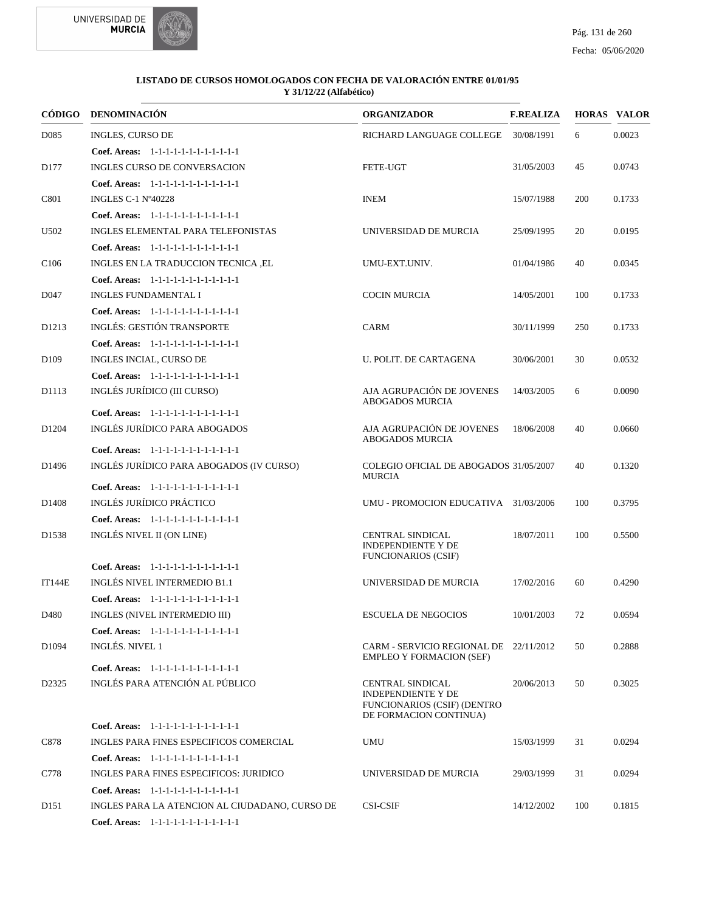**LISTADO DE CURSOS HOMOLOGADOS CON FECHA DE VALORACIÓN ENTRE 01/01/95 Y 31/12/22 (Alfabético)**

| CÓDIGO | DENOMINACIÓN | ORGANIZADOR | F.REALIZA | HORAS | VALOR |
|---|---|---|---|---|---|
| D085 | INGLES, CURSO DE | RICHARD LANGUAGE COLLEGE | 30/08/1991 | 6 | 0.0023 |
| | **Coef. Areas:** 1-1-1-1-1-1-1-1-1-1-1-1 | | | | |
| D177 | INGLES CURSO DE CONVERSACION | FETE-UGT | 31/05/2003 | 45 | 0.0743 |
| | **Coef. Areas:** 1-1-1-1-1-1-1-1-1-1-1-1 | | | | |
| C801 | INGLES C-1 Nº40228 | INEM | 15/07/1988 | 200 | 0.1733 |
| | **Coef. Areas:** 1-1-1-1-1-1-1-1-1-1-1-1 | | | | |
| U502 | INGLES ELEMENTAL PARA TELEFONISTAS | UNIVERSIDAD DE MURCIA | 25/09/1995 | 20 | 0.0195 |
| | **Coef. Areas:** 1-1-1-1-1-1-1-1-1-1-1-1 | | | | |
| C106 | INGLES EN LA TRADUCCION TECNICA ,EL | UMU-EXT.UNIV. | 01/04/1986 | 40 | 0.0345 |
| | **Coef. Areas:** 1-1-1-1-1-1-1-1-1-1-1-1 | | | | |
| D047 | INGLES FUNDAMENTAL I | COCIN MURCIA | 14/05/2001 | 100 | 0.1733 |
| | **Coef. Areas:** 1-1-1-1-1-1-1-1-1-1-1-1 | | | | |
| D1213 | INGLÉS: GESTIÓN TRANSPORTE | CARM | 30/11/1999 | 250 | 0.1733 |
| | **Coef. Areas:** 1-1-1-1-1-1-1-1-1-1-1-1 | | | | |
| D109 | INGLES INCIAL, CURSO DE | U. POLIT. DE CARTAGENA | 30/06/2001 | 30 | 0.0532 |
| | **Coef. Areas:** 1-1-1-1-1-1-1-1-1-1-1-1 | | | | |
| D1113 | INGLÉS JURÍDICO (III CURSO) | AJA AGRUPACIÓN DE JOVENES ABOGADOS MURCIA | 14/03/2005 | 6 | 0.0090 |
| | **Coef. Areas:** 1-1-1-1-1-1-1-1-1-1-1-1 | | | | |
| D1204 | INGLÉS JURÍDICO PARA ABOGADOS | AJA AGRUPACIÓN DE JOVENES ABOGADOS MURCIA | 18/06/2008 | 40 | 0.0660 |
| | **Coef. Areas:** 1-1-1-1-1-1-1-1-1-1-1-1 | | | | |
| D1496 | INGLÉS JURÍDICO PARA ABOGADOS (IV CURSO) | COLEGIO OFICIAL DE ABOGADOS MURCIA | 31/05/2007 | 40 | 0.1320 |
| | **Coef. Areas:** 1-1-1-1-1-1-1-1-1-1-1-1 | | | | |
| D1408 | INGLÉS JURÍDICO PRÁCTICO | UMU - PROMOCION EDUCATIVA | 31/03/2006 | 100 | 0.3795 |
| | **Coef. Areas:** 1-1-1-1-1-1-1-1-1-1-1-1 | | | | |
| D1538 | INGLÉS NIVEL II (ON LINE) | CENTRAL SINDICAL INDEPENDIENTE Y DE FUNCIONARIOS (CSIF) | 18/07/2011 | 100 | 0.5500 |
| | **Coef. Areas:** 1-1-1-1-1-1-1-1-1-1-1-1 | | | | |
| IT144E | INGLÉS NIVEL INTERMEDIO B1.1 | UNIVERSIDAD DE MURCIA | 17/02/2016 | 60 | 0.4290 |
| | **Coef. Areas:** 1-1-1-1-1-1-1-1-1-1-1-1 | | | | |
| D480 | INGLES (NIVEL INTERMEDIO III) | ESCUELA DE NEGOCIOS | 10/01/2003 | 72 | 0.0594 |
| | **Coef. Areas:** 1-1-1-1-1-1-1-1-1-1-1-1 | | | | |
| D1094 | INGLÉS. NIVEL 1 | CARM - SERVICIO REGIONAL DE EMPLEO Y FORMACION (SEF) | 22/11/2012 | 50 | 0.2888 |
| | **Coef. Areas:** 1-1-1-1-1-1-1-1-1-1-1-1 | | | | |
| D2325 | INGLÉS PARA ATENCIÓN AL PÚBLICO | CENTRAL SINDICAL INDEPENDIENTE Y DE FUNCIONARIOS (CSIF) (DENTRO DE FORMACION CONTINUA) | 20/06/2013 | 50 | 0.3025 |
| | **Coef. Areas:** 1-1-1-1-1-1-1-1-1-1-1-1 | | | | |
| C878 | INGLES PARA FINES ESPECIFICOS COMERCIAL | UMU | 15/03/1999 | 31 | 0.0294 |
| | **Coef. Areas:** 1-1-1-1-1-1-1-1-1-1-1-1 | | | | |
| C778 | INGLES PARA FINES ESPECIFICOS: JURIDICO | UNIVERSIDAD DE MURCIA | 29/03/1999 | 31 | 0.0294 |
| | **Coef. Areas:** 1-1-1-1-1-1-1-1-1-1-1-1 | | | | |
| D151 | INGLES PARA LA ATENCION AL CIUDADANO, CURSO DE | CSI-CSIF | 14/12/2002 | 100 | 0.1815 |
| | **Coef. Areas:** 1-1-1-1-1-1-1-1-1-1-1-1 | | | | |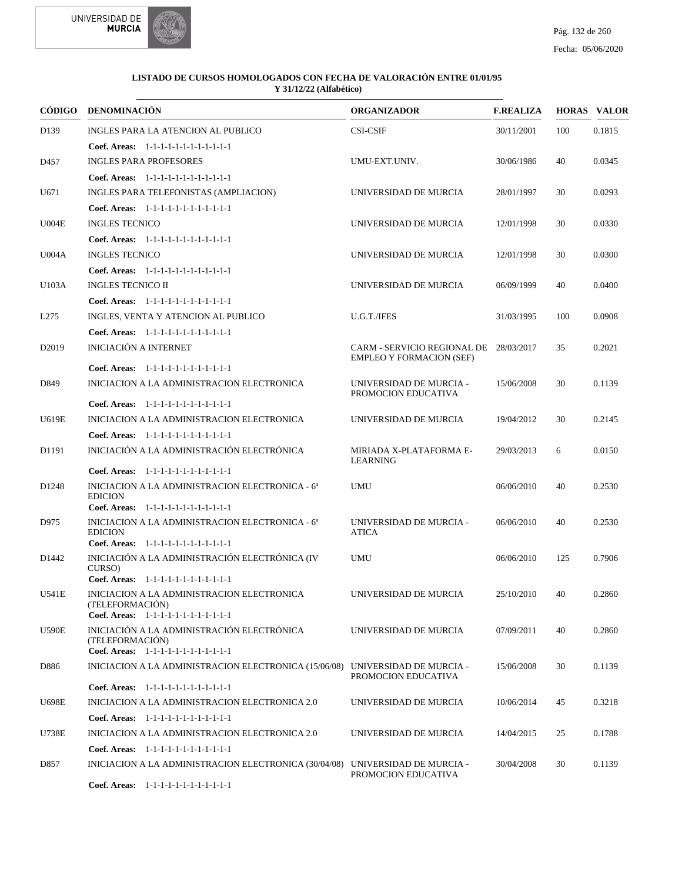**LISTADO DE CURSOS HOMOLOGADOS CON FECHA DE VALORACIÓN ENTRE 01/01/95 Y 31/12/22 (Alfabético)**

| CÓDIGO | DENOMINACIÓN | ORGANIZADOR | F.REALIZA | HORAS | VALOR |
|---|---|---|---|---|---|
| D139 | INGLES PARA LA ATENCION AL PUBLICO | CSI-CSIF | 30/11/2001 | 100 | 0.1815 |
| | **Coef. Areas:** 1-1-1-1-1-1-1-1-1-1-1-1 | | | | |
| D457 | INGLES PARA PROFESORES | UMU-EXT.UNIV. | 30/06/1986 | 40 | 0.0345 |
| | **Coef. Areas:** 1-1-1-1-1-1-1-1-1-1-1-1 | | | | |
| U671 | INGLES PARA TELEFONISTAS (AMPLIACION) | UNIVERSIDAD DE MURCIA | 28/01/1997 | 30 | 0.0293 |
| | **Coef. Areas:** 1-1-1-1-1-1-1-1-1-1-1-1 | | | | |
| U004E | INGLES TECNICO | UNIVERSIDAD DE MURCIA | 12/01/1998 | 30 | 0.0330 |
| | **Coef. Areas:** 1-1-1-1-1-1-1-1-1-1-1-1 | | | | |
| U004A | INGLES TECNICO | UNIVERSIDAD DE MURCIA | 12/01/1998 | 30 | 0.0300 |
| | **Coef. Areas:** 1-1-1-1-1-1-1-1-1-1-1-1 | | | | |
| U103A | INGLES TECNICO II | UNIVERSIDAD DE MURCIA | 06/09/1999 | 40 | 0.0400 |
| | **Coef. Areas:** 1-1-1-1-1-1-1-1-1-1-1-1 | | | | |
| L275 | INGLES, VENTA Y ATENCION AL PUBLICO | U.G.T./IFES | 31/03/1995 | 100 | 0.0908 |
| | **Coef. Areas:** 1-1-1-1-1-1-1-1-1-1-1-1 | | | | |
| D2019 | INICIACIÓN A INTERNET | CARM - SERVICIO REGIONAL DE EMPLEO Y FORMACION (SEF) | 28/03/2017 | 35 | 0.2021 |
| | **Coef. Areas:** 1-1-1-1-1-1-1-1-1-1-1-1 | | | | |
| D849 | INICIACION A LA ADMINISTRACION ELECTRONICA | UNIVERSIDAD DE MURCIA - PROMOCION EDUCATIVA | 15/06/2008 | 30 | 0.1139 |
| | **Coef. Areas:** 1-1-1-1-1-1-1-1-1-1-1-1 | | | | |
| U619E | INICIACION A LA ADMINISTRACION ELECTRONICA | UNIVERSIDAD DE MURCIA | 19/04/2012 | 30 | 0.2145 |
| | **Coef. Areas:** 1-1-1-1-1-1-1-1-1-1-1-1 | | | | |
| D1191 | INICIACIÓN A LA ADMINISTRACIÓN ELECTRÓNICA | MIRIADA X-PLATAFORMA E-LEARNING | 29/03/2013 | 6 | 0.0150 |
| | **Coef. Areas:** 1-1-1-1-1-1-1-1-1-1-1-1 | | | | |
| D1248 | INICIACION A LA ADMINISTRACION ELECTRONICA - 6ª EDICION | UMU | 06/06/2010 | 40 | 0.2530 |
| | **Coef. Areas:** 1-1-1-1-1-1-1-1-1-1-1-1 | | | | |
| D975 | INICIACION A LA ADMINISTRACION ELECTRONICA - 6ª EDICION | UNIVERSIDAD DE MURCIA - ATICA | 06/06/2010 | 40 | 0.2530 |
| | **Coef. Areas:** 1-1-1-1-1-1-1-1-1-1-1-1 | | | | |
| D1442 | INICIACIÓN A LA ADMINISTRACIÓN ELECTRÓNICA (IV CURSO) | UMU | 06/06/2010 | 125 | 0.7906 |
| | **Coef. Areas:** 1-1-1-1-1-1-1-1-1-1-1-1 | | | | |
| U541E | INICIACION A LA ADMINISTRACION ELECTRONICA (TELEFORMACIÓN) | UNIVERSIDAD DE MURCIA | 25/10/2010 | 40 | 0.2860 |
| | **Coef. Areas:** 1-1-1-1-1-1-1-1-1-1-1-1 | | | | |
| U590E | INICIACIÓN A LA ADMINISTRACIÓN ELECTRÓNICA (TELEFORMACIÓN) | UNIVERSIDAD DE MURCIA | 07/09/2011 | 40 | 0.2860 |
| | **Coef. Areas:** 1-1-1-1-1-1-1-1-1-1-1-1 | | | | |
| D886 | INICIACION A LA ADMINISTRACION ELECTRONICA (15/06/08) | UNIVERSIDAD DE MURCIA - PROMOCION EDUCATIVA | 15/06/2008 | 30 | 0.1139 |
| | **Coef. Areas:** 1-1-1-1-1-1-1-1-1-1-1-1 | | | | |
| U698E | INICIACION A LA ADMINISTRACION ELECTRONICA 2.0 | UNIVERSIDAD DE MURCIA | 10/06/2014 | 45 | 0.3218 |
| | **Coef. Areas:** 1-1-1-1-1-1-1-1-1-1-1-1 | | | | |
| U738E | INICIACION A LA ADMINISTRACION ELECTRONICA 2.0 | UNIVERSIDAD DE MURCIA | 14/04/2015 | 25 | 0.1788 |
| | **Coef. Areas:** 1-1-1-1-1-1-1-1-1-1-1-1 | | | | |
| D857 | INICIACION A LA ADMINISTRACION ELECTRONICA (30/04/08) | UNIVERSIDAD DE MURCIA - PROMOCION EDUCATIVA | 30/04/2008 | 30 | 0.1139 |
| | **Coef. Areas:** 1-1-1-1-1-1-1-1-1-1-1-1 | | | | |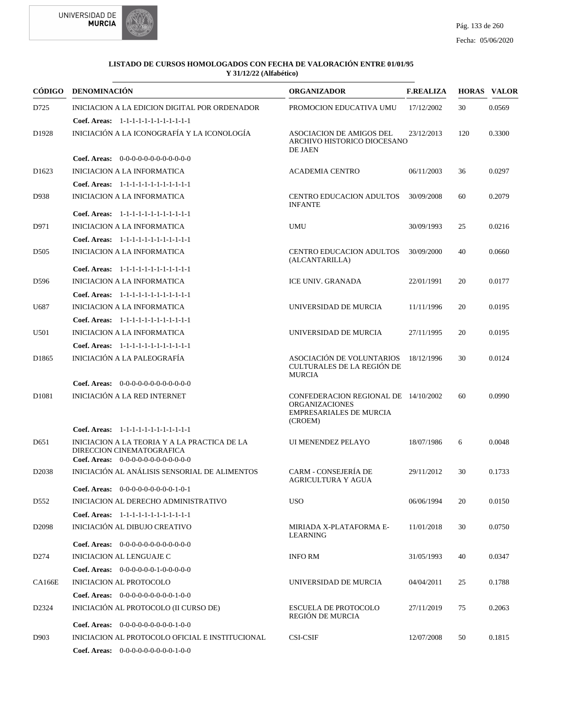**LISTADO DE CURSOS HOMOLOGADOS CON FECHA DE VALORACIÓN ENTRE 01/01/95 Y 31/12/22 (Alfabético)**

| CÓDIGO | DENOMINACIÓN | ORGANIZADOR | F.REALIZA | HORAS | VALOR |
|---|---|---|---|---|---|
| D725 | INICIACION A LA EDICION DIGITAL POR ORDENADOR | PROMOCION EDUCATIVA UMU | 17/12/2002 | 30 | 0.0569 |
| | **Coef. Areas:** 1-1-1-1-1-1-1-1-1-1-1-1 | | | | |
| D1928 | INICIACIÓN A LA ICONOGRAFÍA Y LA ICONOLOGÍA | ASOCIACION DE AMIGOS DEL ARCHIVO HISTORICO DIOCESANO DE JAEN | 23/12/2013 | 120 | 0.3300 |
| | **Coef. Areas:** 0-0-0-0-0-0-0-0-0-0-0-0 | | | | |
| D1623 | INICIACION A LA INFORMATICA | ACADEMIA CENTRO | 06/11/2003 | 36 | 0.0297 |
| | **Coef. Areas:** 1-1-1-1-1-1-1-1-1-1-1-1 | | | | |
| D938 | INICIACION A LA INFORMATICA | CENTRO EDUCACION ADULTOS INFANTE | 30/09/2008 | 60 | 0.2079 |
| | **Coef. Areas:** 1-1-1-1-1-1-1-1-1-1-1-1 | | | | |
| D971 | INICIACION A LA INFORMATICA | UMU | 30/09/1993 | 25 | 0.0216 |
| | **Coef. Areas:** 1-1-1-1-1-1-1-1-1-1-1-1 | | | | |
| D505 | INICIACION A LA INFORMATICA | CENTRO EDUCACION ADULTOS (ALCANTARILLA) | 30/09/2000 | 40 | 0.0660 |
| | **Coef. Areas:** 1-1-1-1-1-1-1-1-1-1-1-1 | | | | |
| D596 | INICIACION A LA INFORMATICA | ICE UNIV. GRANADA | 22/01/1991 | 20 | 0.0177 |
| | **Coef. Areas:** 1-1-1-1-1-1-1-1-1-1-1-1 | | | | |
| U687 | INICIACION A LA INFORMATICA | UNIVERSIDAD DE MURCIA | 11/11/1996 | 20 | 0.0195 |
| | **Coef. Areas:** 1-1-1-1-1-1-1-1-1-1-1-1 | | | | |
| U501 | INICIACION A LA INFORMATICA | UNIVERSIDAD DE MURCIA | 27/11/1995 | 20 | 0.0195 |
| | **Coef. Areas:** 1-1-1-1-1-1-1-1-1-1-1-1 | | | | |
| D1865 | INICIACIÓN A LA PALEOGRAFÍA | ASOCIACIÓN DE VOLUNTARIOS CULTURALES DE LA REGIÓN DE MURCIA | 18/12/1996 | 30 | 0.0124 |
| | **Coef. Areas:** 0-0-0-0-0-0-0-0-0-0-0-0 | | | | |
| D1081 | INICIACIÓN A LA RED INTERNET | CONFEDERACION REGIONAL DE ORGANIZACIONES EMPRESARIALES DE MURCIA (CROEM) | 14/10/2002 | 60 | 0.0990 |
| | **Coef. Areas:** 1-1-1-1-1-1-1-1-1-1-1-1 | | | | |
| D651 | INICIACION A LA TEORIA Y A LA PRACTICA DE LA DIRECCION CINEMATOGRAFICA | UI MENENDEZ PELAYO | 18/07/1986 | 6 | 0.0048 |
| | **Coef. Areas:** 0-0-0-0-0-0-0-0-0-0-0-0 | | | | |
| D2038 | INICIACIÓN AL ANÁLISIS SENSORIAL DE ALIMENTOS | CARM - CONSEJERÍA DE AGRICULTURA Y AGUA | 29/11/2012 | 30 | 0.1733 |
| | **Coef. Areas:** 0-0-0-0-0-0-0-0-0-1-0-1 | | | | |
| D552 | INICIACION AL DERECHO ADMINISTRATIVO | USO | 06/06/1994 | 20 | 0.0150 |
| | **Coef. Areas:** 1-1-1-1-1-1-1-1-1-1-1-1 | | | | |
| D2098 | INICIACIÓN AL DIBUJO CREATIVO | MIRIADA X-PLATAFORMA E-LEARNING | 11/01/2018 | 30 | 0.0750 |
| | **Coef. Areas:** 0-0-0-0-0-0-0-0-0-0-0-0 | | | | |
| D274 | INICIACION AL LENGUAJE C | INFO RM | 31/05/1993 | 40 | 0.0347 |
| | **Coef. Areas:** 0-0-0-0-0-0-1-0-0-0-0-0 | | | | |
| CA166E | INICIACION AL PROTOCOLO | UNIVERSIDAD DE MURCIA | 04/04/2011 | 25 | 0.1788 |
| | **Coef. Areas:** 0-0-0-0-0-0-0-0-0-1-0-0 | | | | |
| D2324 | INICIACIÓN AL PROTOCOLO (II CURSO DE) | ESCUELA DE PROTOCOLO REGIÓN DE MURCIA | 27/11/2019 | 75 | 0.2063 |
| | **Coef. Areas:** 0-0-0-0-0-0-0-0-0-1-0-0 | | | | |
| D903 | INICIACION AL PROTOCOLO OFICIAL E INSTITUCIONAL | CSI-CSIF | 12/07/2008 | 50 | 0.1815 |
| | **Coef. Areas:** 0-0-0-0-0-0-0-0-0-1-0-0 | | | | |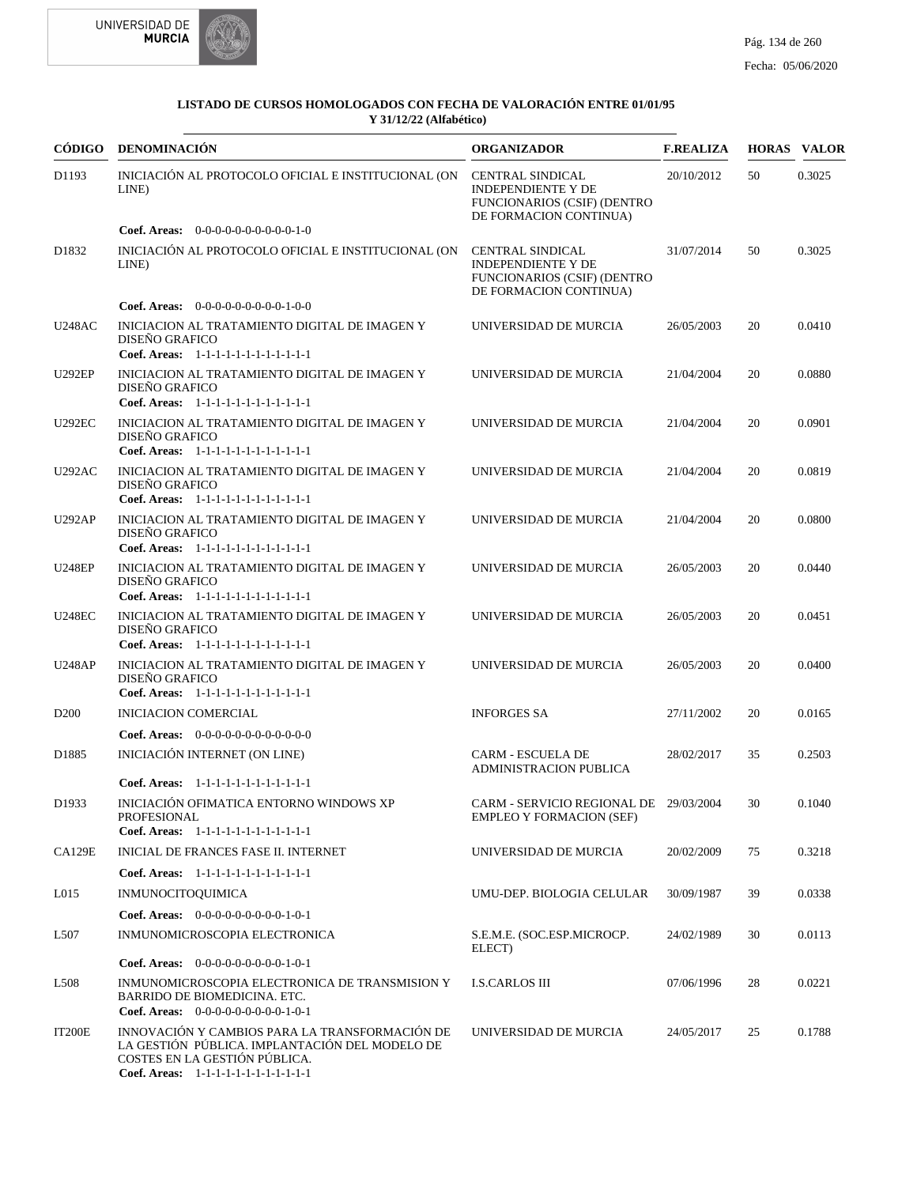**LISTADO DE CURSOS HOMOLOGADOS CON FECHA DE VALORACIÓN ENTRE 01/01/95 Y 31/12/22 (Alfabético)**

| CÓDIGO | DENOMINACIÓN | ORGANIZADOR | F.REALIZA | HORAS | VALOR |
|---|---|---|---|---|---|
| D1193 | INICIACIÓN AL PROTOCOLO OFICIAL E INSTITUCIONAL (ON LINE)<br>**Coef. Areas:** 0-0-0-0-0-0-0-0-0-0-1-0 | CENTRAL SINDICAL INDEPENDIENTE Y DE FUNCIONARIOS (CSIF) (DENTRO DE FORMACION CONTINUA) | 20/10/2012 | 50 | 0.3025 |
| D1832 | INICIACIÓN AL PROTOCOLO OFICIAL E INSTITUCIONAL (ON LINE)<br>**Coef. Areas:** 0-0-0-0-0-0-0-0-0-1-0-0 | CENTRAL SINDICAL INDEPENDIENTE Y DE FUNCIONARIOS (CSIF) (DENTRO DE FORMACION CONTINUA) | 31/07/2014 | 50 | 0.3025 |
| U248AC | INICIACION AL TRATAMIENTO DIGITAL DE IMAGEN Y DISEÑO GRAFICO<br>**Coef. Areas:** 1-1-1-1-1-1-1-1-1-1-1-1 | UNIVERSIDAD DE MURCIA | 26/05/2003 | 20 | 0.0410 |
| U292EP | INICIACION AL TRATAMIENTO DIGITAL DE IMAGEN Y DISEÑO GRAFICO<br>**Coef. Areas:** 1-1-1-1-1-1-1-1-1-1-1-1 | UNIVERSIDAD DE MURCIA | 21/04/2004 | 20 | 0.0880 |
| U292EC | INICIACION AL TRATAMIENTO DIGITAL DE IMAGEN Y DISEÑO GRAFICO<br>**Coef. Areas:** 1-1-1-1-1-1-1-1-1-1-1-1 | UNIVERSIDAD DE MURCIA | 21/04/2004 | 20 | 0.0901 |
| U292AC | INICIACION AL TRATAMIENTO DIGITAL DE IMAGEN Y DISEÑO GRAFICO<br>**Coef. Areas:** 1-1-1-1-1-1-1-1-1-1-1-1 | UNIVERSIDAD DE MURCIA | 21/04/2004 | 20 | 0.0819 |
| U292AP | INICIACION AL TRATAMIENTO DIGITAL DE IMAGEN Y DISEÑO GRAFICO<br>**Coef. Areas:** 1-1-1-1-1-1-1-1-1-1-1-1 | UNIVERSIDAD DE MURCIA | 21/04/2004 | 20 | 0.0800 |
| U248EP | INICIACION AL TRATAMIENTO DIGITAL DE IMAGEN Y DISEÑO GRAFICO<br>**Coef. Areas:** 1-1-1-1-1-1-1-1-1-1-1-1 | UNIVERSIDAD DE MURCIA | 26/05/2003 | 20 | 0.0440 |
| U248EC | INICIACION AL TRATAMIENTO DIGITAL DE IMAGEN Y DISEÑO GRAFICO<br>**Coef. Areas:** 1-1-1-1-1-1-1-1-1-1-1-1 | UNIVERSIDAD DE MURCIA | 26/05/2003 | 20 | 0.0451 |
| U248AP | INICIACION AL TRATAMIENTO DIGITAL DE IMAGEN Y DISEÑO GRAFICO<br>**Coef. Areas:** 1-1-1-1-1-1-1-1-1-1-1-1 | UNIVERSIDAD DE MURCIA | 26/05/2003 | 20 | 0.0400 |
| D200 | INICIACION COMERCIAL<br>**Coef. Areas:** 0-0-0-0-0-0-0-0-0-0-0-0 | INFORGES SA | 27/11/2002 | 20 | 0.0165 |
| D1885 | INICIACIÓN INTERNET (ON LINE)<br>**Coef. Areas:** 1-1-1-1-1-1-1-1-1-1-1-1 | CARM - ESCUELA DE ADMINISTRACION PUBLICA | 28/02/2017 | 35 | 0.2503 |
| D1933 | INICIACIÓN OFIMATICA ENTORNO WINDOWS XP PROFESIONAL<br>**Coef. Areas:** 1-1-1-1-1-1-1-1-1-1-1-1 | CARM - SERVICIO REGIONAL DE EMPLEO Y FORMACION (SEF) | 29/03/2004 | 30 | 0.1040 |
| CA129E | INICIAL DE FRANCES FASE II. INTERNET<br>**Coef. Areas:** 1-1-1-1-1-1-1-1-1-1-1-1 | UNIVERSIDAD DE MURCIA | 20/02/2009 | 75 | 0.3218 |
| L015 | INMUNOCITOQUIMICA<br>**Coef. Areas:** 0-0-0-0-0-0-0-0-0-1-0-1 | UMU-DEP. BIOLOGIA CELULAR | 30/09/1987 | 39 | 0.0338 |
| L507 | INMUNOMICROSCOPIA ELECTRONICA<br>**Coef. Areas:** 0-0-0-0-0-0-0-0-0-1-0-1 | S.E.M.E. (SOC.ESP.MICROCP. ELECT) | 24/02/1989 | 30 | 0.0113 |
| L508 | INMUNOMICROSCOPIA ELECTRONICA DE TRANSMISION Y BARRIDO DE BIOMEDICINA. ETC.<br>**Coef. Areas:** 0-0-0-0-0-0-0-0-0-1-0-1 | I.S.CARLOS III | 07/06/1996 | 28 | 0.0221 |
| IT200E | INNOVACIÓN Y CAMBIOS PARA LA TRANSFORMACIÓN DE LA GESTIÓN PÚBLICA. IMPLANTACIÓN DEL MODELO DE COSTES EN LA GESTIÓN PÚBLICA.<br>**Coef. Areas:** 1-1-1-1-1-1-1-1-1-1-1-1 | UNIVERSIDAD DE MURCIA | 24/05/2017 | 25 | 0.1788 |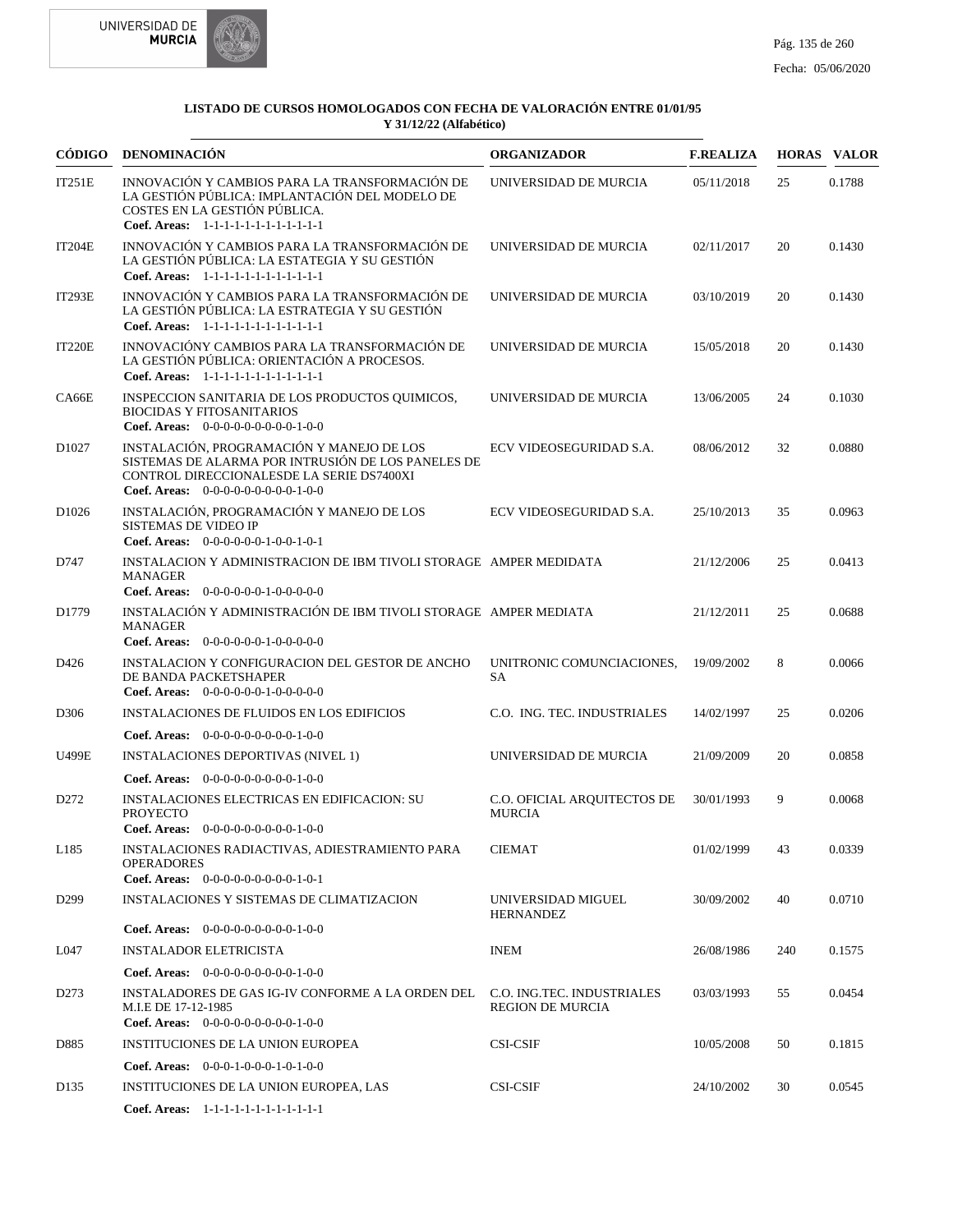**LISTADO DE CURSOS HOMOLOGADOS CON FECHA DE VALORACIÓN ENTRE 01/01/95 Y 31/12/22 (Alfabético)**

| CÓDIGO | DENOMINACIÓN | ORGANIZADOR | F.REALIZA | HORAS | VALOR |
|---|---|---|---|---|---|
| IT251E | INNOVACIÓN Y CAMBIOS PARA LA TRANSFORMACIÓN DE LA GESTIÓN PÚBLICA: IMPLANTACIÓN DEL MODELO DE COSTES EN LA GESTIÓN PÚBLICA. **Coef. Areas:** 1-1-1-1-1-1-1-1-1-1-1-1 | UNIVERSIDAD DE MURCIA | 05/11/2018 | 25 | 0.1788 |
| IT204E | INNOVACIÓN Y CAMBIOS PARA LA TRANSFORMACIÓN DE LA GESTIÓN PÚBLICA: LA ESTATEGIA Y SU GESTIÓN **Coef. Areas:** 1-1-1-1-1-1-1-1-1-1-1-1 | UNIVERSIDAD DE MURCIA | 02/11/2017 | 20 | 0.1430 |
| IT293E | INNOVACIÓN Y CAMBIOS PARA LA TRANSFORMACIÓN DE LA GESTIÓN PÚBLICA: LA ESTRATEGIA Y SU GESTIÓN **Coef. Areas:** 1-1-1-1-1-1-1-1-1-1-1-1 | UNIVERSIDAD DE MURCIA | 03/10/2019 | 20 | 0.1430 |
| IT220E | INNOVACIÓNY CAMBIOS PARA LA TRANSFORMACIÓN DE LA GESTIÓN PÚBLICA: ORIENTACIÓN A PROCESOS. **Coef. Areas:** 1-1-1-1-1-1-1-1-1-1-1-1 | UNIVERSIDAD DE MURCIA | 15/05/2018 | 20 | 0.1430 |
| CA66E | INSPECCION SANITARIA DE LOS PRODUCTOS QUIMICOS, BIOCIDAS Y FITOSANITARIOS **Coef. Areas:** 0-0-0-0-0-0-0-0-0-1-0-0 | UNIVERSIDAD DE MURCIA | 13/06/2005 | 24 | 0.1030 |
| D1027 | INSTALACIÓN, PROGRAMACIÓN Y MANEJO DE LOS SISTEMAS DE ALARMA POR INTRUSIÓN DE LOS PANELES DE CONTROL DIRECCIONALESDE LA SERIE DS7400XI **Coef. Areas:** 0-0-0-0-0-0-0-0-0-1-0-0 | ECV VIDEOSEGURIDAD S.A. | 08/06/2012 | 32 | 0.0880 |
| D1026 | INSTALACIÓN, PROGRAMACIÓN Y MANEJO DE LOS SISTEMAS DE VIDEO IP **Coef. Areas:** 0-0-0-0-0-0-1-0-0-1-0-1 | ECV VIDEOSEGURIDAD S.A. | 25/10/2013 | 35 | 0.0963 |
| D747 | INSTALACION Y ADMINISTRACION DE IBM TIVOLI STORAGE MANAGER **Coef. Areas:** 0-0-0-0-0-0-1-0-0-0-0-0 | AMPER MEDIDATA | 21/12/2006 | 25 | 0.0413 |
| D1779 | INSTALACIÓN Y ADMINISTRACIÓN DE IBM TIVOLI STORAGE MANAGER **Coef. Areas:** 0-0-0-0-0-0-1-0-0-0-0-0 | AMPER MEDIATA | 21/12/2011 | 25 | 0.0688 |
| D426 | INSTALACION Y CONFIGURACION DEL GESTOR DE ANCHO DE BANDA PACKETSHAPER **Coef. Areas:** 0-0-0-0-0-0-1-0-0-0-0-0 | UNITRONIC COMUNCIACIONES, SA | 19/09/2002 | 8 | 0.0066 |
| D306 | INSTALACIONES DE FLUIDOS EN LOS EDIFICIOS **Coef. Areas:** 0-0-0-0-0-0-0-0-0-1-0-0 | C.O. ING. TEC. INDUSTRIALES | 14/02/1997 | 25 | 0.0206 |
| U499E | INSTALACIONES DEPORTIVAS (NIVEL 1) **Coef. Areas:** 0-0-0-0-0-0-0-0-0-1-0-0 | UNIVERSIDAD DE MURCIA | 21/09/2009 | 20 | 0.0858 |
| D272 | INSTALACIONES ELECTRICAS EN EDIFICACION: SU PROYECTO **Coef. Areas:** 0-0-0-0-0-0-0-0-0-1-0-0 | C.O. OFICIAL ARQUITECTOS DE MURCIA | 30/01/1993 | 9 | 0.0068 |
| L185 | INSTALACIONES RADIACTIVAS, ADIESTRAMIENTO PARA OPERADORES **Coef. Areas:** 0-0-0-0-0-0-0-0-0-1-0-1 | CIEMAT | 01/02/1999 | 43 | 0.0339 |
| D299 | INSTALACIONES Y SISTEMAS DE CLIMATIZACION **Coef. Areas:** 0-0-0-0-0-0-0-0-0-1-0-0 | UNIVERSIDAD MIGUEL HERNANDEZ | 30/09/2002 | 40 | 0.0710 |
| L047 | INSTALADOR ELETRICISTA **Coef. Areas:** 0-0-0-0-0-0-0-0-0-1-0-0 | INEM | 26/08/1986 | 240 | 0.1575 |
| D273 | INSTALADORES DE GAS IG-IV CONFORME A LA ORDEN DEL M.I.E DE 17-12-1985 **Coef. Areas:** 0-0-0-0-0-0-0-0-0-1-0-0 | C.O. ING.TEC. INDUSTRIALES REGION DE MURCIA | 03/03/1993 | 55 | 0.0454 |
| D885 | INSTITUCIONES DE LA UNION EUROPEA **Coef. Areas:** 0-0-0-1-0-0-0-1-0-1-0-0 | CSI-CSIF | 10/05/2008 | 50 | 0.1815 |
| D135 | INSTITUCIONES DE LA UNION EUROPEA, LAS **Coef. Areas:** 1-1-1-1-1-1-1-1-1-1-1-1 | CSI-CSIF | 24/10/2002 | 30 | 0.0545 |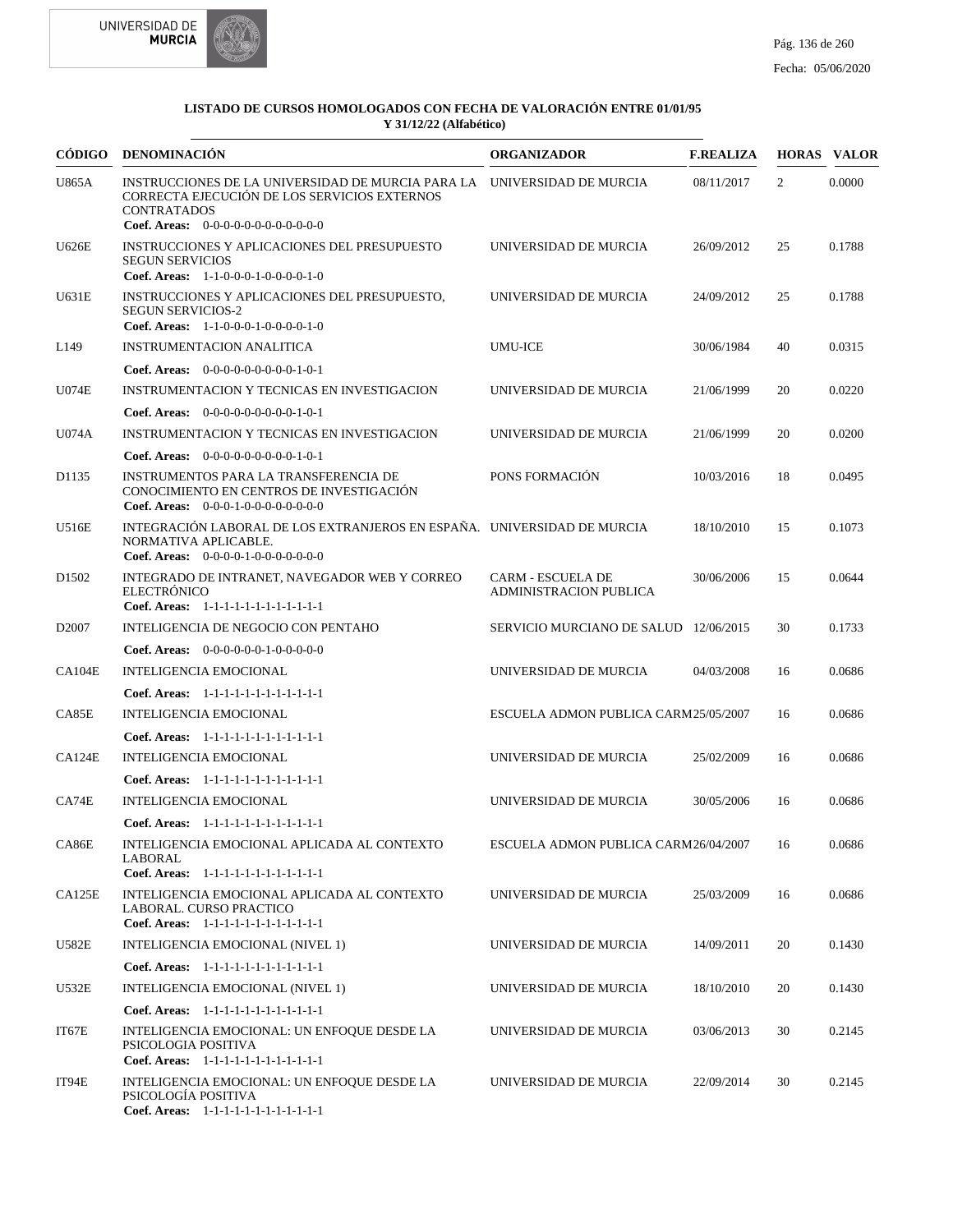**LISTADO DE CURSOS HOMOLOGADOS CON FECHA DE VALORACIÓN ENTRE 01/01/95 Y 31/12/22 (Alfabético)**

| CÓDIGO | DENOMINACIÓN | ORGANIZADOR | F.REALIZA | HORAS | VALOR |
|---|---|---|---|---|---|
| U865A | INSTRUCCIONES DE LA UNIVERSIDAD DE MURCIA PARA LA CORRECTA EJECUCIÓN DE LOS SERVICIOS EXTERNOS CONTRATADOS<br>**Coef. Areas:** 0-0-0-0-0-0-0-0-0-0-0-0 | UNIVERSIDAD DE MURCIA | 08/11/2017 | 2 | 0.0000 |
| U626E | INSTRUCCIONES Y APLICACIONES DEL PRESUPUESTO SEGUN SERVICIOS<br>**Coef. Areas:** 1-1-0-0-0-1-0-0-0-0-1-0 | UNIVERSIDAD DE MURCIA | 26/09/2012 | 25 | 0.1788 |
| U631E | INSTRUCCIONES Y APLICACIONES DEL PRESUPUESTO, SEGUN SERVICIOS-2<br>**Coef. Areas:** 1-1-0-0-0-1-0-0-0-0-1-0 | UNIVERSIDAD DE MURCIA | 24/09/2012 | 25 | 0.1788 |
| L149 | INSTRUMENTACION ANALITICA<br>**Coef. Areas:** 0-0-0-0-0-0-0-0-0-1-0-1 | UMU-ICE | 30/06/1984 | 40 | 0.0315 |
| U074E | INSTRUMENTACION Y TECNICAS EN INVESTIGACION<br>**Coef. Areas:** 0-0-0-0-0-0-0-0-0-1-0-1 | UNIVERSIDAD DE MURCIA | 21/06/1999 | 20 | 0.0220 |
| U074A | INSTRUMENTACION Y TECNICAS EN INVESTIGACION<br>**Coef. Areas:** 0-0-0-0-0-0-0-0-0-1-0-1 | UNIVERSIDAD DE MURCIA | 21/06/1999 | 20 | 0.0200 |
| D1135 | INSTRUMENTOS PARA LA TRANSFERENCIA DE CONOCIMIENTO EN CENTROS DE INVESTIGACIÓN<br>**Coef. Areas:** 0-0-0-1-0-0-0-0-0-0-0-0 | PONS FORMACIÓN | 10/03/2016 | 18 | 0.0495 |
| U516E | INTEGRACIÓN LABORAL DE LOS EXTRANJEROS EN ESPAÑA. NORMATIVA APLICABLE.<br>**Coef. Areas:** 0-0-0-0-1-0-0-0-0-0-0-0 | UNIVERSIDAD DE MURCIA | 18/10/2010 | 15 | 0.1073 |
| D1502 | INTEGRADO DE INTRANET, NAVEGADOR WEB Y CORREO ELECTRÓNICO<br>**Coef. Areas:** 1-1-1-1-1-1-1-1-1-1-1-1 | CARM - ESCUELA DE ADMINISTRACION PUBLICA | 30/06/2006 | 15 | 0.0644 |
| D2007 | INTELIGENCIA DE NEGOCIO CON PENTAHO<br>**Coef. Areas:** 0-0-0-0-0-0-1-0-0-0-0-0 | SERVICIO MURCIANO DE SALUD | 12/06/2015 | 30 | 0.1733 |
| CA104E | INTELIGENCIA EMOCIONAL<br>**Coef. Areas:** 1-1-1-1-1-1-1-1-1-1-1-1 | UNIVERSIDAD DE MURCIA | 04/03/2008 | 16 | 0.0686 |
| CA85E | INTELIGENCIA EMOCIONAL<br>**Coef. Areas:** 1-1-1-1-1-1-1-1-1-1-1-1 | ESCUELA ADMON PUBLICA CARM | 25/05/2007 | 16 | 0.0686 |
| CA124E | INTELIGENCIA EMOCIONAL<br>**Coef. Areas:** 1-1-1-1-1-1-1-1-1-1-1-1 | UNIVERSIDAD DE MURCIA | 25/02/2009 | 16 | 0.0686 |
| CA74E | INTELIGENCIA EMOCIONAL<br>**Coef. Areas:** 1-1-1-1-1-1-1-1-1-1-1-1 | UNIVERSIDAD DE MURCIA | 30/05/2006 | 16 | 0.0686 |
| CA86E | INTELIGENCIA EMOCIONAL APLICADA AL CONTEXTO LABORAL<br>**Coef. Areas:** 1-1-1-1-1-1-1-1-1-1-1-1 | ESCUELA ADMON PUBLICA CARM | 26/04/2007 | 16 | 0.0686 |
| CA125E | INTELIGENCIA EMOCIONAL APLICADA AL CONTEXTO LABORAL. CURSO PRACTICO<br>**Coef. Areas:** 1-1-1-1-1-1-1-1-1-1-1-1 | UNIVERSIDAD DE MURCIA | 25/03/2009 | 16 | 0.0686 |
| U582E | INTELIGENCIA EMOCIONAL (NIVEL 1)<br>**Coef. Areas:** 1-1-1-1-1-1-1-1-1-1-1-1 | UNIVERSIDAD DE MURCIA | 14/09/2011 | 20 | 0.1430 |
| U532E | INTELIGENCIA EMOCIONAL (NIVEL 1)<br>**Coef. Areas:** 1-1-1-1-1-1-1-1-1-1-1-1 | UNIVERSIDAD DE MURCIA | 18/10/2010 | 20 | 0.1430 |
| IT67E | INTELIGENCIA EMOCIONAL: UN ENFOQUE DESDE LA PSICOLOGIA POSITIVA<br>**Coef. Areas:** 1-1-1-1-1-1-1-1-1-1-1-1 | UNIVERSIDAD DE MURCIA | 03/06/2013 | 30 | 0.2145 |
| IT94E | INTELIGENCIA EMOCIONAL: UN ENFOQUE DESDE LA PSICOLOGÍA POSITIVA<br>**Coef. Areas:** 1-1-1-1-1-1-1-1-1-1-1-1 | UNIVERSIDAD DE MURCIA | 22/09/2014 | 30 | 0.2145 |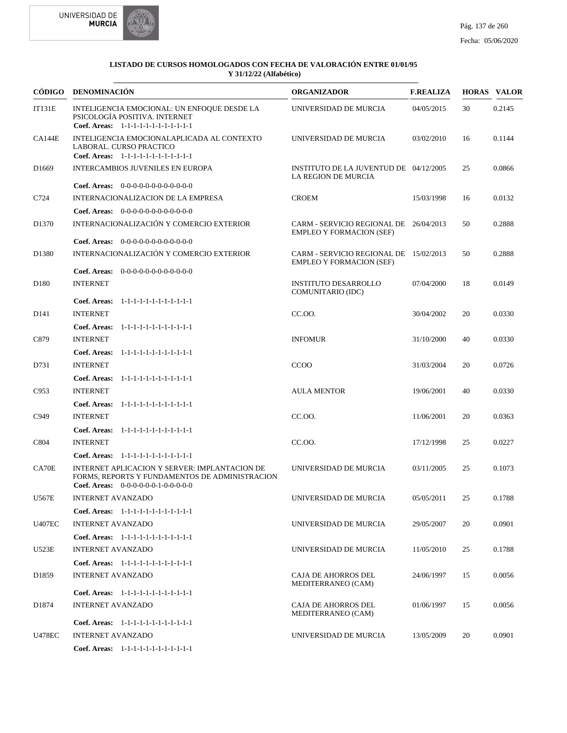**LISTADO DE CURSOS HOMOLOGADOS CON FECHA DE VALORACIÓN ENTRE 01/01/95 Y 31/12/22 (Alfabético)**

| CÓDIGO | DENOMINACIÓN | ORGANIZADOR | F.REALIZA | HORAS | VALOR |
|---|---|---|---|---|---|
| IT131E | INTELIGENCIA EMOCIONAL: UN ENFOQUE DESDE LA PSICOLOGÍA POSITIVA. INTERNET<br>**Coef. Areas:** 1-1-1-1-1-1-1-1-1-1-1-1 | UNIVERSIDAD DE MURCIA | 04/05/2015 | 30 | 0.2145 |
| CA144E | INTELIGENCIA EMOCIONALAPLICADA AL CONTEXTO LABORAL. CURSO PRACTICO<br>**Coef. Areas:** 1-1-1-1-1-1-1-1-1-1-1-1 | UNIVERSIDAD DE MURCIA | 03/02/2010 | 16 | 0.1144 |
| D1669 | INTERCAMBIOS JUVENILES EN EUROPA<br>**Coef. Areas:** 0-0-0-0-0-0-0-0-0-0-0-0 | INSTITUTO DE LA JUVENTUD DE LA REGION DE MURCIA | 04/12/2005 | 25 | 0.0866 |
| C724 | INTERNACIONALIZACION DE LA EMPRESA<br>**Coef. Areas:** 0-0-0-0-0-0-0-0-0-0-0-0 | CROEM | 15/03/1998 | 16 | 0.0132 |
| D1370 | INTERNACIONALIZACIÓN Y COMERCIO EXTERIOR<br>**Coef. Areas:** 0-0-0-0-0-0-0-0-0-0-0-0 | CARM - SERVICIO REGIONAL DE EMPLEO Y FORMACION (SEF) | 26/04/2013 | 50 | 0.2888 |
| D1380 | INTERNACIONALIZACIÓN Y COMERCIO EXTERIOR<br>**Coef. Areas:** 0-0-0-0-0-0-0-0-0-0-0-0 | CARM - SERVICIO REGIONAL DE EMPLEO Y FORMACION (SEF) | 15/02/2013 | 50 | 0.2888 |
| D180 | INTERNET<br>**Coef. Areas:** 1-1-1-1-1-1-1-1-1-1-1-1 | INSTITUTO DESARROLLO COMUNITARIO (IDC) | 07/04/2000 | 18 | 0.0149 |
| D141 | INTERNET<br>**Coef. Areas:** 1-1-1-1-1-1-1-1-1-1-1-1 | CC.OO. | 30/04/2002 | 20 | 0.0330 |
| C879 | INTERNET<br>**Coef. Areas:** 1-1-1-1-1-1-1-1-1-1-1-1 | INFOMUR | 31/10/2000 | 40 | 0.0330 |
| D731 | INTERNET<br>**Coef. Areas:** 1-1-1-1-1-1-1-1-1-1-1-1 | CCOO | 31/03/2004 | 20 | 0.0726 |
| C953 | INTERNET<br>**Coef. Areas:** 1-1-1-1-1-1-1-1-1-1-1-1 | AULA MENTOR | 19/06/2001 | 40 | 0.0330 |
| C949 | INTERNET<br>**Coef. Areas:** 1-1-1-1-1-1-1-1-1-1-1-1 | CC.OO. | 11/06/2001 | 20 | 0.0363 |
| C804 | INTERNET<br>**Coef. Areas:** 1-1-1-1-1-1-1-1-1-1-1-1 | CC.OO. | 17/12/1998 | 25 | 0.0227 |
| CA70E | INTERNET APLICACION Y SERVER: IMPLANTACION DE FORMS, REPORTS Y FUNDAMENTOS DE ADMINISTRACION<br>**Coef. Areas:** 0-0-0-0-0-0-1-0-0-0-0-0 | UNIVERSIDAD DE MURCIA | 03/11/2005 | 25 | 0.1073 |
| U567E | INTERNET AVANZADO<br>**Coef. Areas:** 1-1-1-1-1-1-1-1-1-1-1-1 | UNIVERSIDAD DE MURCIA | 05/05/2011 | 25 | 0.1788 |
| U407EC | INTERNET AVANZADO<br>**Coef. Areas:** 1-1-1-1-1-1-1-1-1-1-1-1 | UNIVERSIDAD DE MURCIA | 29/05/2007 | 20 | 0.0901 |
| U523E | INTERNET AVANZADO<br>**Coef. Areas:** 1-1-1-1-1-1-1-1-1-1-1-1 | UNIVERSIDAD DE MURCIA | 11/05/2010 | 25 | 0.1788 |
| D1859 | INTERNET AVANZADO<br>**Coef. Areas:** 1-1-1-1-1-1-1-1-1-1-1-1 | CAJA DE AHORROS DEL MEDITERRANEO (CAM) | 24/06/1997 | 15 | 0.0056 |
| D1874 | INTERNET AVANZADO<br>**Coef. Areas:** 1-1-1-1-1-1-1-1-1-1-1-1 | CAJA DE AHORROS DEL MEDITERRANEO (CAM) | 01/06/1997 | 15 | 0.0056 |
| U478EC | INTERNET AVANZADO<br>**Coef. Areas:** 1-1-1-1-1-1-1-1-1-1-1-1 | UNIVERSIDAD DE MURCIA | 13/05/2009 | 20 | 0.0901 |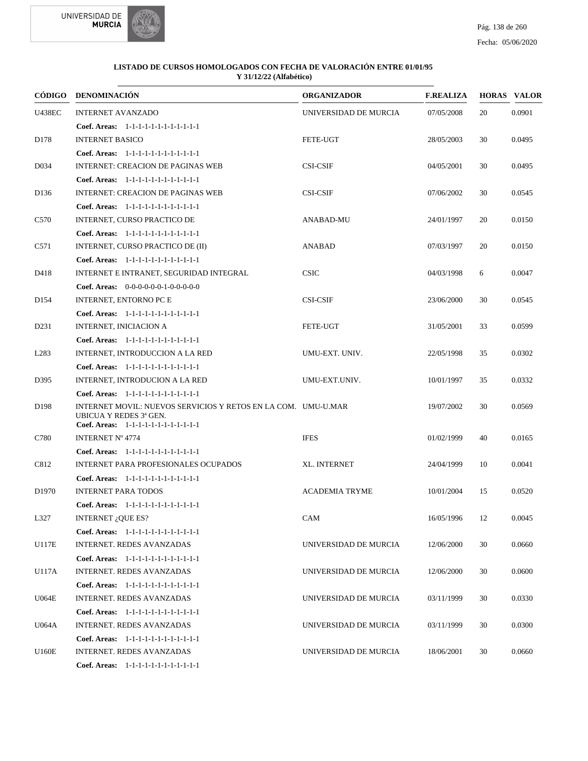**LISTADO DE CURSOS HOMOLOGADOS CON FECHA DE VALORACIÓN ENTRE 01/01/95 Y 31/12/22 (Alfabético)**

| CÓDIGO | DENOMINACIÓN | ORGANIZADOR | F.REALIZA | HORAS | VALOR |
|---|---|---|---|---|---|
| U438EC | INTERNET AVANZADO | UNIVERSIDAD DE MURCIA | 07/05/2008 | 20 | 0.0901 |
| | **Coef. Areas:** 1-1-1-1-1-1-1-1-1-1-1-1 | | | | |
| D178 | INTERNET BASICO | FETE-UGT | 28/05/2003 | 30 | 0.0495 |
| | **Coef. Areas:** 1-1-1-1-1-1-1-1-1-1-1-1 | | | | |
| D034 | INTERNET: CREACION DE PAGINAS WEB | CSI-CSIF | 04/05/2001 | 30 | 0.0495 |
| | **Coef. Areas:** 1-1-1-1-1-1-1-1-1-1-1-1 | | | | |
| D136 | INTERNET: CREACION DE PAGINAS WEB | CSI-CSIF | 07/06/2002 | 30 | 0.0545 |
| | **Coef. Areas:** 1-1-1-1-1-1-1-1-1-1-1-1 | | | | |
| C570 | INTERNET, CURSO PRACTICO DE | ANABAD-MU | 24/01/1997 | 20 | 0.0150 |
| | **Coef. Areas:** 1-1-1-1-1-1-1-1-1-1-1-1 | | | | |
| C571 | INTERNET, CURSO PRACTICO DE (II) | ANABAD | 07/03/1997 | 20 | 0.0150 |
| | **Coef. Areas:** 1-1-1-1-1-1-1-1-1-1-1-1 | | | | |
| D418 | INTERNET E INTRANET, SEGURIDAD INTEGRAL | CSIC | 04/03/1998 | 6 | 0.0047 |
| | **Coef. Areas:** 0-0-0-0-0-0-1-0-0-0-0-0 | | | | |
| D154 | INTERNET, ENTORNO PC E | CSI-CSIF | 23/06/2000 | 30 | 0.0545 |
| | **Coef. Areas:** 1-1-1-1-1-1-1-1-1-1-1-1 | | | | |
| D231 | INTERNET, INICIACION A | FETE-UGT | 31/05/2001 | 33 | 0.0599 |
| | **Coef. Areas:** 1-1-1-1-1-1-1-1-1-1-1-1 | | | | |
| L283 | INTERNET, INTRODUCCION A LA RED | UMU-EXT. UNIV. | 22/05/1998 | 35 | 0.0302 |
| | **Coef. Areas:** 1-1-1-1-1-1-1-1-1-1-1-1 | | | | |
| D395 | INTERNET, INTRODUCION A LA RED | UMU-EXT.UNIV. | 10/01/1997 | 35 | 0.0332 |
| | **Coef. Areas:** 1-1-1-1-1-1-1-1-1-1-1-1 | | | | |
| D198 | INTERNET MOVIL: NUEVOS SERVICIOS Y RETOS EN LA COM. UBICUA Y REDES 3ª GEN. | UMU-U.MAR | 19/07/2002 | 30 | 0.0569 |
| | **Coef. Areas:** 1-1-1-1-1-1-1-1-1-1-1-1 | | | | |
| C780 | INTERNET Nº 4774 | IFES | 01/02/1999 | 40 | 0.0165 |
| | **Coef. Areas:** 1-1-1-1-1-1-1-1-1-1-1-1 | | | | |
| C812 | INTERNET PARA PROFESIONALES OCUPADOS | XL. INTERNET | 24/04/1999 | 10 | 0.0041 |
| | **Coef. Areas:** 1-1-1-1-1-1-1-1-1-1-1-1 | | | | |
| D1970 | INTERNET PARA TODOS | ACADEMIA TRYME | 10/01/2004 | 15 | 0.0520 |
| | **Coef. Areas:** 1-1-1-1-1-1-1-1-1-1-1-1 | | | | |
| L327 | INTERNET ¿QUE ES? | CAM | 16/05/1996 | 12 | 0.0045 |
| | **Coef. Areas:** 1-1-1-1-1-1-1-1-1-1-1-1 | | | | |
| U117E | INTERNET. REDES AVANZADAS | UNIVERSIDAD DE MURCIA | 12/06/2000 | 30 | 0.0660 |
| | **Coef. Areas:** 1-1-1-1-1-1-1-1-1-1-1-1 | | | | |
| U117A | INTERNET. REDES AVANZADAS | UNIVERSIDAD DE MURCIA | 12/06/2000 | 30 | 0.0600 |
| | **Coef. Areas:** 1-1-1-1-1-1-1-1-1-1-1-1 | | | | |
| U064E | INTERNET. REDES AVANZADAS | UNIVERSIDAD DE MURCIA | 03/11/1999 | 30 | 0.0330 |
| | **Coef. Areas:** 1-1-1-1-1-1-1-1-1-1-1-1 | | | | |
| U064A | INTERNET. REDES AVANZADAS | UNIVERSIDAD DE MURCIA | 03/11/1999 | 30 | 0.0300 |
| | **Coef. Areas:** 1-1-1-1-1-1-1-1-1-1-1-1 | | | | |
| U160E | INTERNET. REDES AVANZADAS | UNIVERSIDAD DE MURCIA | 18/06/2001 | 30 | 0.0660 |
| | **Coef. Areas:** 1-1-1-1-1-1-1-1-1-1-1-1 | | | | |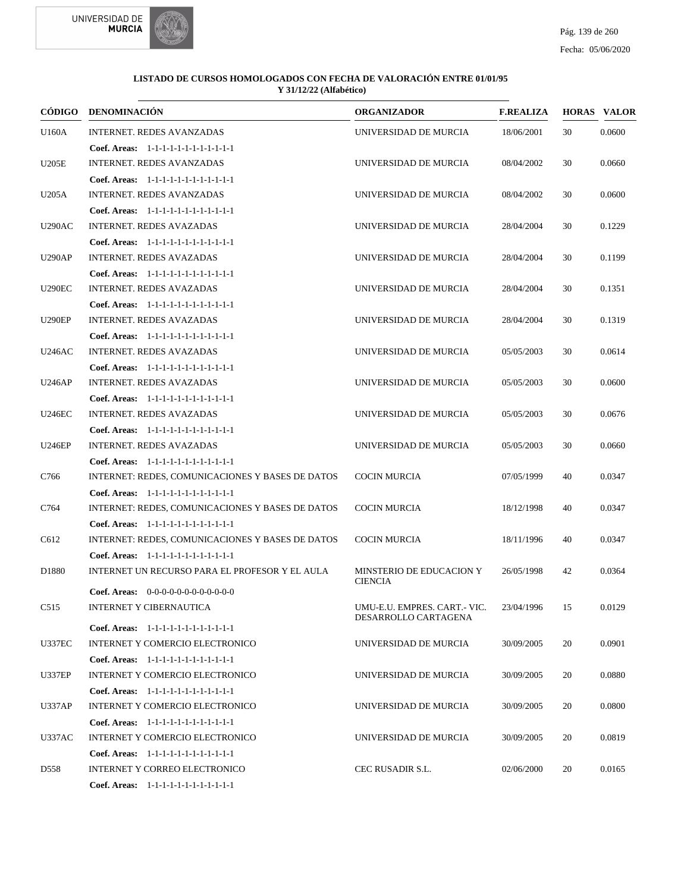**LISTADO DE CURSOS HOMOLOGADOS CON FECHA DE VALORACIÓN ENTRE 01/01/95 Y 31/12/22 (Alfabético)**

| CÓDIGO | DENOMINACIÓN | ORGANIZADOR | F.REALIZA | HORAS | VALOR |
|---|---|---|---|---|---|
| U160A | INTERNET. REDES AVANZADAS | UNIVERSIDAD DE MURCIA | 18/06/2001 | 30 | 0.0600 |
| | **Coef. Areas:** 1-1-1-1-1-1-1-1-1-1-1-1 | | | | |
| U205E | INTERNET. REDES AVANZADAS | UNIVERSIDAD DE MURCIA | 08/04/2002 | 30 | 0.0660 |
| | **Coef. Areas:** 1-1-1-1-1-1-1-1-1-1-1-1 | | | | |
| U205A | INTERNET. REDES AVANZADAS | UNIVERSIDAD DE MURCIA | 08/04/2002 | 30 | 0.0600 |
| | **Coef. Areas:** 1-1-1-1-1-1-1-1-1-1-1-1 | | | | |
| U290AC | INTERNET. REDES AVAZADAS | UNIVERSIDAD DE MURCIA | 28/04/2004 | 30 | 0.1229 |
| | **Coef. Areas:** 1-1-1-1-1-1-1-1-1-1-1-1 | | | | |
| U290AP | INTERNET. REDES AVAZADAS | UNIVERSIDAD DE MURCIA | 28/04/2004 | 30 | 0.1199 |
| | **Coef. Areas:** 1-1-1-1-1-1-1-1-1-1-1-1 | | | | |
| U290EC | INTERNET. REDES AVAZADAS | UNIVERSIDAD DE MURCIA | 28/04/2004 | 30 | 0.1351 |
| | **Coef. Areas:** 1-1-1-1-1-1-1-1-1-1-1-1 | | | | |
| U290EP | INTERNET. REDES AVAZADAS | UNIVERSIDAD DE MURCIA | 28/04/2004 | 30 | 0.1319 |
| | **Coef. Areas:** 1-1-1-1-1-1-1-1-1-1-1-1 | | | | |
| U246AC | INTERNET. REDES AVAZADAS | UNIVERSIDAD DE MURCIA | 05/05/2003 | 30 | 0.0614 |
| | **Coef. Areas:** 1-1-1-1-1-1-1-1-1-1-1-1 | | | | |
| U246AP | INTERNET. REDES AVAZADAS | UNIVERSIDAD DE MURCIA | 05/05/2003 | 30 | 0.0600 |
| | **Coef. Areas:** 1-1-1-1-1-1-1-1-1-1-1-1 | | | | |
| U246EC | INTERNET. REDES AVAZADAS | UNIVERSIDAD DE MURCIA | 05/05/2003 | 30 | 0.0676 |
| | **Coef. Areas:** 1-1-1-1-1-1-1-1-1-1-1-1 | | | | |
| U246EP | INTERNET. REDES AVAZADAS | UNIVERSIDAD DE MURCIA | 05/05/2003 | 30 | 0.0660 |
| | **Coef. Areas:** 1-1-1-1-1-1-1-1-1-1-1-1 | | | | |
| C766 | INTERNET: REDES, COMUNICACIONES Y BASES DE DATOS | COCIN MURCIA | 07/05/1999 | 40 | 0.0347 |
| | **Coef. Areas:** 1-1-1-1-1-1-1-1-1-1-1-1 | | | | |
| C764 | INTERNET: REDES, COMUNICACIONES Y BASES DE DATOS | COCIN MURCIA | 18/12/1998 | 40 | 0.0347 |
| | **Coef. Areas:** 1-1-1-1-1-1-1-1-1-1-1-1 | | | | |
| C612 | INTERNET: REDES, COMUNICACIONES Y BASES DE DATOS | COCIN MURCIA | 18/11/1996 | 40 | 0.0347 |
| | **Coef. Areas:** 1-1-1-1-1-1-1-1-1-1-1-1 | | | | |
| D1880 | INTERNET UN RECURSO PARA EL PROFESOR Y EL AULA | MINSTERIO DE EDUCACION Y CIENCIA | 26/05/1998 | 42 | 0.0364 |
| | **Coef. Areas:** 0-0-0-0-0-0-0-0-0-0-0-0 | | | | |
| C515 | INTERNET Y CIBERNAUTICA | UMU-E.U. EMPRES. CART.- VIC. DESARROLLO CARTAGENA | 23/04/1996 | 15 | 0.0129 |
| | **Coef. Areas:** 1-1-1-1-1-1-1-1-1-1-1-1 | | | | |
| U337EC | INTERNET Y COMERCIO ELECTRONICO | UNIVERSIDAD DE MURCIA | 30/09/2005 | 20 | 0.0901 |
| | **Coef. Areas:** 1-1-1-1-1-1-1-1-1-1-1-1 | | | | |
| U337EP | INTERNET Y COMERCIO ELECTRONICO | UNIVERSIDAD DE MURCIA | 30/09/2005 | 20 | 0.0880 |
| | **Coef. Areas:** 1-1-1-1-1-1-1-1-1-1-1-1 | | | | |
| U337AP | INTERNET Y COMERCIO ELECTRONICO | UNIVERSIDAD DE MURCIA | 30/09/2005 | 20 | 0.0800 |
| | **Coef. Areas:** 1-1-1-1-1-1-1-1-1-1-1-1 | | | | |
| U337AC | INTERNET Y COMERCIO ELECTRONICO | UNIVERSIDAD DE MURCIA | 30/09/2005 | 20 | 0.0819 |
| | **Coef. Areas:** 1-1-1-1-1-1-1-1-1-1-1-1 | | | | |
| D558 | INTERNET Y CORREO ELECTRONICO | CEC RUSADIR S.L. | 02/06/2000 | 20 | 0.0165 |
| | **Coef. Areas:** 1-1-1-1-1-1-1-1-1-1-1-1 | | | | |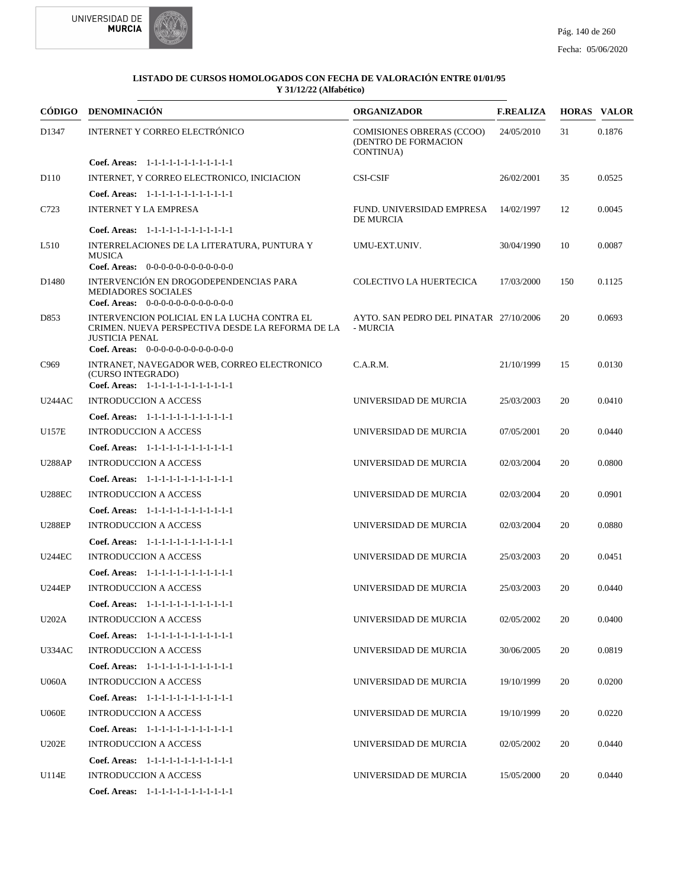**LISTADO DE CURSOS HOMOLOGADOS CON FECHA DE VALORACIÓN ENTRE 01/01/95 Y 31/12/22 (Alfabético)**

| CÓDIGO | DENOMINACIÓN | ORGANIZADOR | F.REALIZA | HORAS | VALOR |
|---|---|---|---|---|---|
| D1347 | INTERNET Y CORREO ELECTRÓNICO<br>**Coef. Areas:** 1-1-1-1-1-1-1-1-1-1-1-1 | COMISIONES OBRERAS (CCOO) (DENTRO DE FORMACION CONTINUA) | 24/05/2010 | 31 | 0.1876 |
| D110 | INTERNET, Y CORREO ELECTRONICO, INICIACION<br>**Coef. Areas:** 1-1-1-1-1-1-1-1-1-1-1-1 | CSI-CSIF | 26/02/2001 | 35 | 0.0525 |
| C723 | INTERNET Y LA EMPRESA<br>**Coef. Areas:** 1-1-1-1-1-1-1-1-1-1-1-1 | FUND. UNIVERSIDAD EMPRESA DE MURCIA | 14/02/1997 | 12 | 0.0045 |
| L510 | INTERRELACIONES DE LA LITERATURA, PUNTURA Y MUSICA<br>**Coef. Areas:** 0-0-0-0-0-0-0-0-0-0-0-0 | UMU-EXT.UNIV. | 30/04/1990 | 10 | 0.0087 |
| D1480 | INTERVENCIÓN EN DROGODEPENDENCIAS PARA MEDIADORES SOCIALES<br>**Coef. Areas:** 0-0-0-0-0-0-0-0-0-0-0-0 | COLECTIVO LA HUERTECICA | 17/03/2000 | 150 | 0.1125 |
| D853 | INTERVENCION POLICIAL EN LA LUCHA CONTRA EL CRIMEN. NUEVA PERSPECTIVA DESDE LA REFORMA DE LA JUSTICIA PENAL<br>**Coef. Areas:** 0-0-0-0-0-0-0-0-0-0-0-0 | AYTO. SAN PEDRO DEL PINATAR - MURCIA | 27/10/2006 | 20 | 0.0693 |
| C969 | INTRANET, NAVEGADOR WEB, CORREO ELECTRONICO (CURSO INTEGRADO)<br>**Coef. Areas:** 1-1-1-1-1-1-1-1-1-1-1-1 | C.A.R.M. | 21/10/1999 | 15 | 0.0130 |
| U244AC | INTRODUCCION A ACCESS<br>**Coef. Areas:** 1-1-1-1-1-1-1-1-1-1-1-1 | UNIVERSIDAD DE MURCIA | 25/03/2003 | 20 | 0.0410 |
| U157E | INTRODUCCION A ACCESS<br>**Coef. Areas:** 1-1-1-1-1-1-1-1-1-1-1-1 | UNIVERSIDAD DE MURCIA | 07/05/2001 | 20 | 0.0440 |
| U288AP | INTRODUCCION A ACCESS<br>**Coef. Areas:** 1-1-1-1-1-1-1-1-1-1-1-1 | UNIVERSIDAD DE MURCIA | 02/03/2004 | 20 | 0.0800 |
| U288EC | INTRODUCCION A ACCESS<br>**Coef. Areas:** 1-1-1-1-1-1-1-1-1-1-1-1 | UNIVERSIDAD DE MURCIA | 02/03/2004 | 20 | 0.0901 |
| U288EP | INTRODUCCION A ACCESS<br>**Coef. Areas:** 1-1-1-1-1-1-1-1-1-1-1-1 | UNIVERSIDAD DE MURCIA | 02/03/2004 | 20 | 0.0880 |
| U244EC | INTRODUCCION A ACCESS<br>**Coef. Areas:** 1-1-1-1-1-1-1-1-1-1-1-1 | UNIVERSIDAD DE MURCIA | 25/03/2003 | 20 | 0.0451 |
| U244EP | INTRODUCCION A ACCESS<br>**Coef. Areas:** 1-1-1-1-1-1-1-1-1-1-1-1 | UNIVERSIDAD DE MURCIA | 25/03/2003 | 20 | 0.0440 |
| U202A | INTRODUCCION A ACCESS<br>**Coef. Areas:** 1-1-1-1-1-1-1-1-1-1-1-1 | UNIVERSIDAD DE MURCIA | 02/05/2002 | 20 | 0.0400 |
| U334AC | INTRODUCCION A ACCESS<br>**Coef. Areas:** 1-1-1-1-1-1-1-1-1-1-1-1 | UNIVERSIDAD DE MURCIA | 30/06/2005 | 20 | 0.0819 |
| U060A | INTRODUCCION A ACCESS<br>**Coef. Areas:** 1-1-1-1-1-1-1-1-1-1-1-1 | UNIVERSIDAD DE MURCIA | 19/10/1999 | 20 | 0.0200 |
| U060E | INTRODUCCION A ACCESS<br>**Coef. Areas:** 1-1-1-1-1-1-1-1-1-1-1-1 | UNIVERSIDAD DE MURCIA | 19/10/1999 | 20 | 0.0220 |
| U202E | INTRODUCCION A ACCESS<br>**Coef. Areas:** 1-1-1-1-1-1-1-1-1-1-1-1 | UNIVERSIDAD DE MURCIA | 02/05/2002 | 20 | 0.0440 |
| U114E | INTRODUCCION A ACCESS<br>**Coef. Areas:** 1-1-1-1-1-1-1-1-1-1-1-1 | UNIVERSIDAD DE MURCIA | 15/05/2000 | 20 | 0.0440 |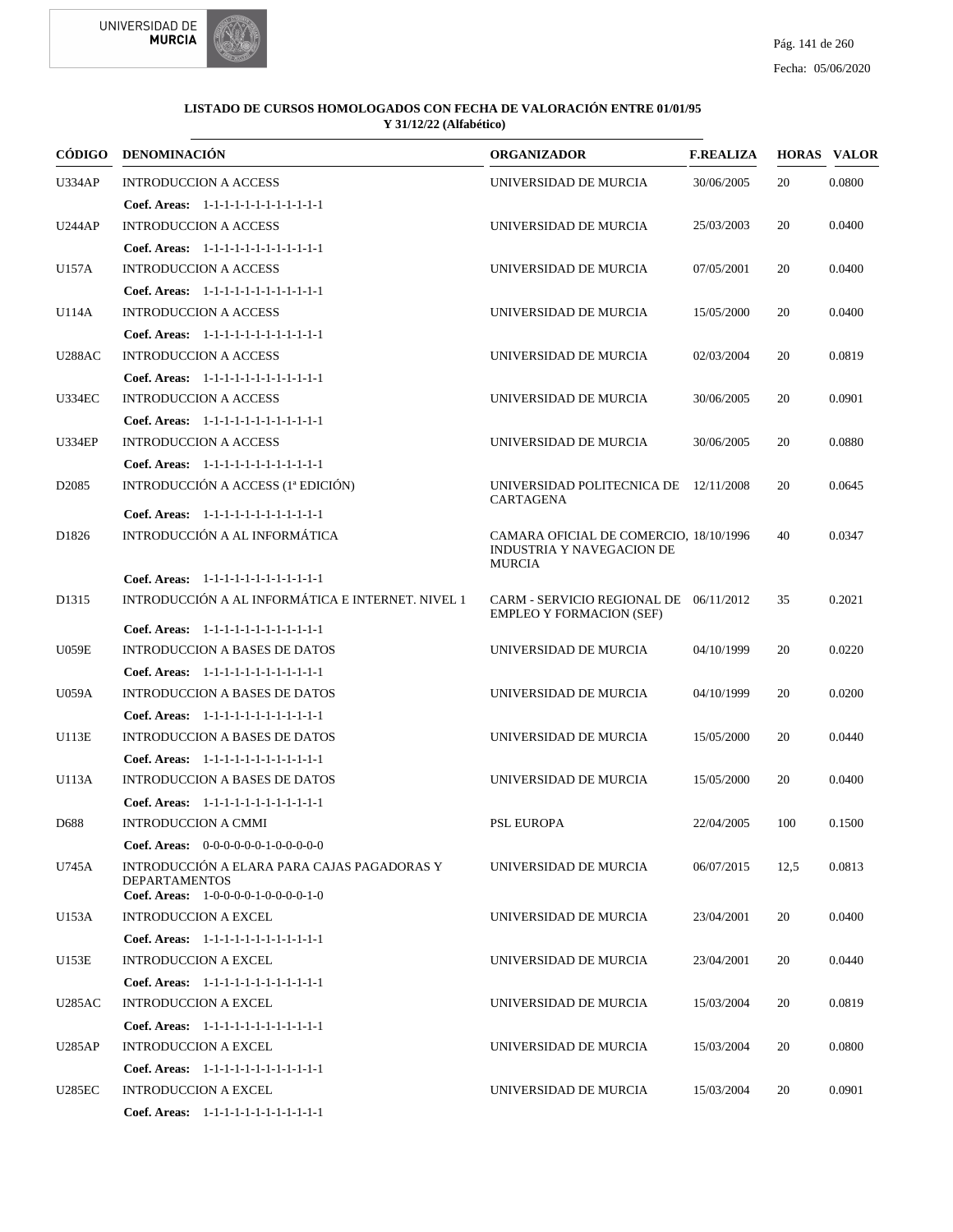**LISTADO DE CURSOS HOMOLOGADOS CON FECHA DE VALORACIÓN ENTRE 01/01/95 Y 31/12/22 (Alfabético)**

| CÓDIGO | DENOMINACIÓN | ORGANIZADOR | F.REALIZA | HORAS | VALOR |
|---|---|---|---|---|---|
| U334AP | INTRODUCCION A ACCESS | UNIVERSIDAD DE MURCIA | 30/06/2005 | 20 | 0.0800 |
| | **Coef. Areas:** 1-1-1-1-1-1-1-1-1-1-1-1 | | | | |
| U244AP | INTRODUCCION A ACCESS | UNIVERSIDAD DE MURCIA | 25/03/2003 | 20 | 0.0400 |
| | **Coef. Areas:** 1-1-1-1-1-1-1-1-1-1-1-1 | | | | |
| U157A | INTRODUCCION A ACCESS | UNIVERSIDAD DE MURCIA | 07/05/2001 | 20 | 0.0400 |
| | **Coef. Areas:** 1-1-1-1-1-1-1-1-1-1-1-1 | | | | |
| U114A | INTRODUCCION A ACCESS | UNIVERSIDAD DE MURCIA | 15/05/2000 | 20 | 0.0400 |
| | **Coef. Areas:** 1-1-1-1-1-1-1-1-1-1-1-1 | | | | |
| U288AC | INTRODUCCION A ACCESS | UNIVERSIDAD DE MURCIA | 02/03/2004 | 20 | 0.0819 |
| | **Coef. Areas:** 1-1-1-1-1-1-1-1-1-1-1-1 | | | | |
| U334EC | INTRODUCCION A ACCESS | UNIVERSIDAD DE MURCIA | 30/06/2005 | 20 | 0.0901 |
| | **Coef. Areas:** 1-1-1-1-1-1-1-1-1-1-1-1 | | | | |
| U334EP | INTRODUCCION A ACCESS | UNIVERSIDAD DE MURCIA | 30/06/2005 | 20 | 0.0880 |
| | **Coef. Areas:** 1-1-1-1-1-1-1-1-1-1-1-1 | | | | |
| D2085 | INTRODUCCIÓN A ACCESS (1ª EDICIÓN) | UNIVERSIDAD POLITECNICA DE CARTAGENA | 12/11/2008 | 20 | 0.0645 |
| | **Coef. Areas:** 1-1-1-1-1-1-1-1-1-1-1-1 | | | | |
| D1826 | INTRODUCCIÓN A AL INFORMÁTICA | CAMARA OFICIAL DE COMERCIO, INDUSTRIA Y NAVEGACION DE MURCIA | 18/10/1996 | 40 | 0.0347 |
| | **Coef. Areas:** 1-1-1-1-1-1-1-1-1-1-1-1 | | | | |
| D1315 | INTRODUCCIÓN A AL INFORMÁTICA E INTERNET. NIVEL 1 | CARM - SERVICIO REGIONAL DE EMPLEO Y FORMACION (SEF) | 06/11/2012 | 35 | 0.2021 |
| | **Coef. Areas:** 1-1-1-1-1-1-1-1-1-1-1-1 | | | | |
| U059E | INTRODUCCION A BASES DE DATOS | UNIVERSIDAD DE MURCIA | 04/10/1999 | 20 | 0.0220 |
| | **Coef. Areas:** 1-1-1-1-1-1-1-1-1-1-1-1 | | | | |
| U059A | INTRODUCCION A BASES DE DATOS | UNIVERSIDAD DE MURCIA | 04/10/1999 | 20 | 0.0200 |
| | **Coef. Areas:** 1-1-1-1-1-1-1-1-1-1-1-1 | | | | |
| U113E | INTRODUCCION A BASES DE DATOS | UNIVERSIDAD DE MURCIA | 15/05/2000 | 20 | 0.0440 |
| | **Coef. Areas:** 1-1-1-1-1-1-1-1-1-1-1-1 | | | | |
| U113A | INTRODUCCION A BASES DE DATOS | UNIVERSIDAD DE MURCIA | 15/05/2000 | 20 | 0.0400 |
| | **Coef. Areas:** 1-1-1-1-1-1-1-1-1-1-1-1 | | | | |
| D688 | INTRODUCCION A CMMI | PSL EUROPA | 22/04/2005 | 100 | 0.1500 |
| | **Coef. Areas:** 0-0-0-0-0-0-1-0-0-0-0-0 | | | | |
| U745A | INTRODUCCIÓN A ELARA PARA CAJAS PAGADORAS Y DEPARTAMENTOS | UNIVERSIDAD DE MURCIA | 06/07/2015 | 12,5 | 0.0813 |
| | **Coef. Areas:** 1-0-0-0-0-0-1-0-0-0-0-1-0 | | | | |
| U153A | INTRODUCCION A EXCEL | UNIVERSIDAD DE MURCIA | 23/04/2001 | 20 | 0.0400 |
| | **Coef. Areas:** 1-1-1-1-1-1-1-1-1-1-1-1 | | | | |
| U153E | INTRODUCCION A EXCEL | UNIVERSIDAD DE MURCIA | 23/04/2001 | 20 | 0.0440 |
| | **Coef. Areas:** 1-1-1-1-1-1-1-1-1-1-1-1 | | | | |
| U285AC | INTRODUCCION A EXCEL | UNIVERSIDAD DE MURCIA | 15/03/2004 | 20 | 0.0819 |
| | **Coef. Areas:** 1-1-1-1-1-1-1-1-1-1-1-1 | | | | |
| U285AP | INTRODUCCION A EXCEL | UNIVERSIDAD DE MURCIA | 15/03/2004 | 20 | 0.0800 |
| | **Coef. Areas:** 1-1-1-1-1-1-1-1-1-1-1-1 | | | | |
| U285EC | INTRODUCCION A EXCEL | UNIVERSIDAD DE MURCIA | 15/03/2004 | 20 | 0.0901 |
| | **Coef. Areas:** 1-1-1-1-1-1-1-1-1-1-1-1 | | | | |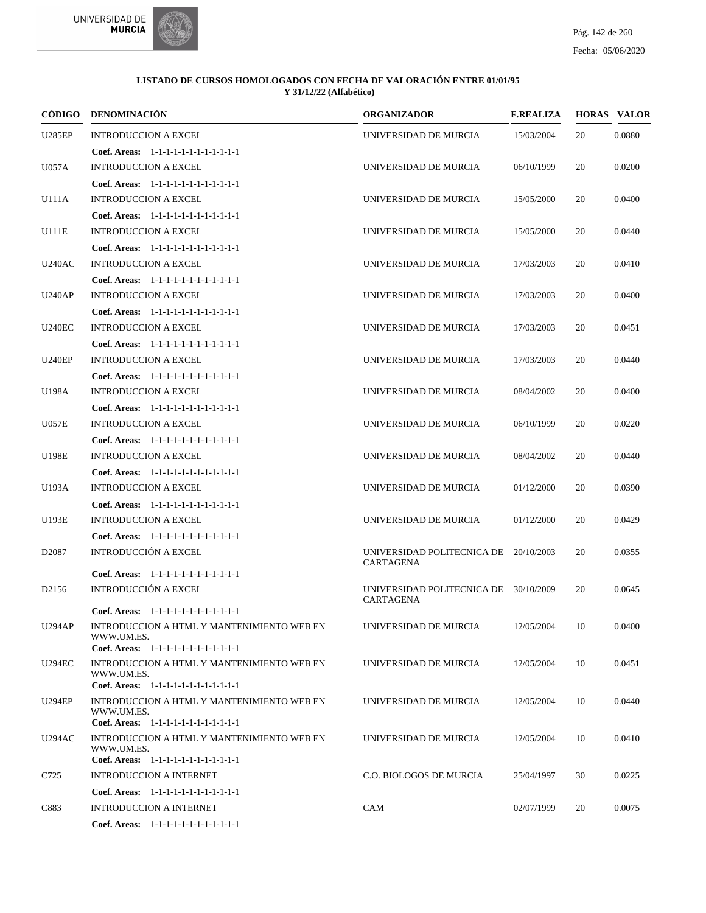**LISTADO DE CURSOS HOMOLOGADOS CON FECHA DE VALORACIÓN ENTRE 01/01/95 Y 31/12/22 (Alfabético)**

| CÓDIGO | DENOMINACIÓN | ORGANIZADOR | F.REALIZA | HORAS | VALOR |
|---|---|---|---|---|---|
| U285EP | INTRODUCCION A EXCEL | UNIVERSIDAD DE MURCIA | 15/03/2004 | 20 | 0.0880 |
| | **Coef. Areas:** 1-1-1-1-1-1-1-1-1-1-1-1 | | | | |
| U057A | INTRODUCCION A EXCEL | UNIVERSIDAD DE MURCIA | 06/10/1999 | 20 | 0.0200 |
| | **Coef. Areas:** 1-1-1-1-1-1-1-1-1-1-1-1 | | | | |
| U111A | INTRODUCCION A EXCEL | UNIVERSIDAD DE MURCIA | 15/05/2000 | 20 | 0.0400 |
| | **Coef. Areas:** 1-1-1-1-1-1-1-1-1-1-1-1 | | | | |
| U111E | INTRODUCCION A EXCEL | UNIVERSIDAD DE MURCIA | 15/05/2000 | 20 | 0.0440 |
| | **Coef. Areas:** 1-1-1-1-1-1-1-1-1-1-1-1 | | | | |
| U240AC | INTRODUCCION A EXCEL | UNIVERSIDAD DE MURCIA | 17/03/2003 | 20 | 0.0410 |
| | **Coef. Areas:** 1-1-1-1-1-1-1-1-1-1-1-1 | | | | |
| U240AP | INTRODUCCION A EXCEL | UNIVERSIDAD DE MURCIA | 17/03/2003 | 20 | 0.0400 |
| | **Coef. Areas:** 1-1-1-1-1-1-1-1-1-1-1-1 | | | | |
| U240EC | INTRODUCCION A EXCEL | UNIVERSIDAD DE MURCIA | 17/03/2003 | 20 | 0.0451 |
| | **Coef. Areas:** 1-1-1-1-1-1-1-1-1-1-1-1 | | | | |
| U240EP | INTRODUCCION A EXCEL | UNIVERSIDAD DE MURCIA | 17/03/2003 | 20 | 0.0440 |
| | **Coef. Areas:** 1-1-1-1-1-1-1-1-1-1-1-1 | | | | |
| U198A | INTRODUCCION A EXCEL | UNIVERSIDAD DE MURCIA | 08/04/2002 | 20 | 0.0400 |
| | **Coef. Areas:** 1-1-1-1-1-1-1-1-1-1-1-1 | | | | |
| U057E | INTRODUCCION A EXCEL | UNIVERSIDAD DE MURCIA | 06/10/1999 | 20 | 0.0220 |
| | **Coef. Areas:** 1-1-1-1-1-1-1-1-1-1-1-1 | | | | |
| U198E | INTRODUCCION A EXCEL | UNIVERSIDAD DE MURCIA | 08/04/2002 | 20 | 0.0440 |
| | **Coef. Areas:** 1-1-1-1-1-1-1-1-1-1-1-1 | | | | |
| U193A | INTRODUCCION A EXCEL | UNIVERSIDAD DE MURCIA | 01/12/2000 | 20 | 0.0390 |
| | **Coef. Areas:** 1-1-1-1-1-1-1-1-1-1-1-1 | | | | |
| U193E | INTRODUCCION A EXCEL | UNIVERSIDAD DE MURCIA | 01/12/2000 | 20 | 0.0429 |
| | **Coef. Areas:** 1-1-1-1-1-1-1-1-1-1-1-1 | | | | |
| D2087 | INTRODUCCIÓN A EXCEL | UNIVERSIDAD POLITECNICA DE CARTAGENA | 20/10/2003 | 20 | 0.0355 |
| | **Coef. Areas:** 1-1-1-1-1-1-1-1-1-1-1-1 | | | | |
| D2156 | INTRODUCCIÓN A EXCEL | UNIVERSIDAD POLITECNICA DE CARTAGENA | 30/10/2009 | 20 | 0.0645 |
| | **Coef. Areas:** 1-1-1-1-1-1-1-1-1-1-1-1 | | | | |
| U294AP | INTRODUCCION A HTML Y MANTENIMIENTO WEB EN WWW.UM.ES. | UNIVERSIDAD DE MURCIA | 12/05/2004 | 10 | 0.0400 |
| | **Coef. Areas:** 1-1-1-1-1-1-1-1-1-1-1-1 | | | | |
| U294EC | INTRODUCCION A HTML Y MANTENIMIENTO WEB EN WWW.UM.ES. | UNIVERSIDAD DE MURCIA | 12/05/2004 | 10 | 0.0451 |
| | **Coef. Areas:** 1-1-1-1-1-1-1-1-1-1-1-1 | | | | |
| U294EP | INTRODUCCION A HTML Y MANTENIMIENTO WEB EN WWW.UM.ES. | UNIVERSIDAD DE MURCIA | 12/05/2004 | 10 | 0.0440 |
| | **Coef. Areas:** 1-1-1-1-1-1-1-1-1-1-1-1 | | | | |
| U294AC | INTRODUCCION A HTML Y MANTENIMIENTO WEB EN WWW.UM.ES. | UNIVERSIDAD DE MURCIA | 12/05/2004 | 10 | 0.0410 |
| | **Coef. Areas:** 1-1-1-1-1-1-1-1-1-1-1-1 | | | | |
| C725 | INTRODUCCION A INTERNET | C.O. BIOLOGOS DE MURCIA | 25/04/1997 | 30 | 0.0225 |
| | **Coef. Areas:** 1-1-1-1-1-1-1-1-1-1-1-1 | | | | |
| C883 | INTRODUCCION A INTERNET | CAM | 02/07/1999 | 20 | 0.0075 |
| | **Coef. Areas:** 1-1-1-1-1-1-1-1-1-1-1-1 | | | | |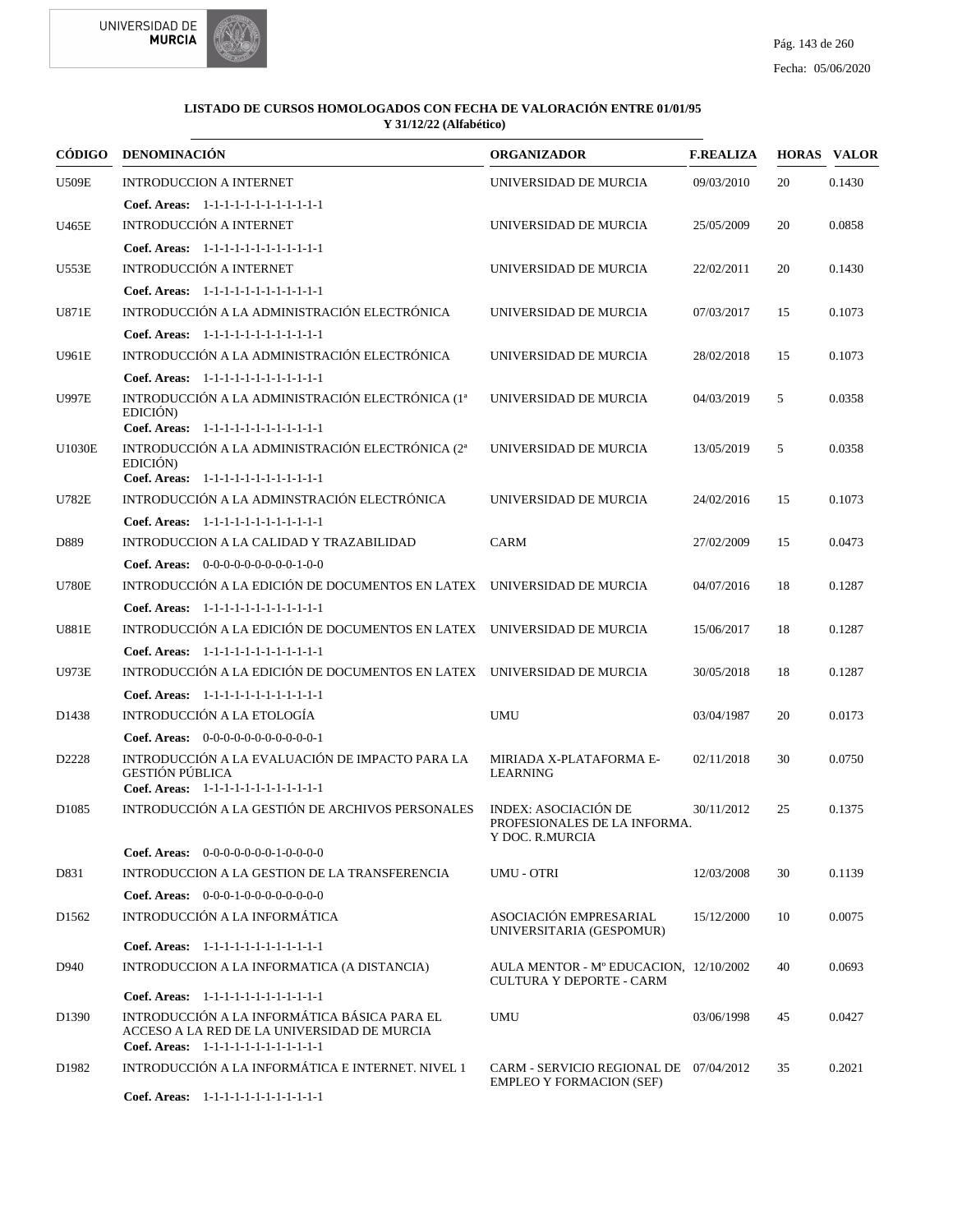**LISTADO DE CURSOS HOMOLOGADOS CON FECHA DE VALORACIÓN ENTRE 01/01/95 Y 31/12/22 (Alfabético)**

| CÓDIGO | DENOMINACIÓN | ORGANIZADOR | F.REALIZA | HORAS | VALOR |
|---|---|---|---|---|---|
| U509E | INTRODUCCION A INTERNET<br>**Coef. Areas:** 1-1-1-1-1-1-1-1-1-1-1-1 | UNIVERSIDAD DE MURCIA | 09/03/2010 | 20 | 0.1430 |
| U465E | INTRODUCCIÓN A INTERNET<br>**Coef. Areas:** 1-1-1-1-1-1-1-1-1-1-1-1 | UNIVERSIDAD DE MURCIA | 25/05/2009 | 20 | 0.0858 |
| U553E | INTRODUCCIÓN A INTERNET<br>**Coef. Areas:** 1-1-1-1-1-1-1-1-1-1-1-1 | UNIVERSIDAD DE MURCIA | 22/02/2011 | 20 | 0.1430 |
| U871E | INTRODUCCIÓN A LA ADMINISTRACIÓN ELECTRÓNICA<br>**Coef. Areas:** 1-1-1-1-1-1-1-1-1-1-1-1 | UNIVERSIDAD DE MURCIA | 07/03/2017 | 15 | 0.1073 |
| U961E | INTRODUCCIÓN A LA ADMINISTRACIÓN ELECTRÓNICA<br>**Coef. Areas:** 1-1-1-1-1-1-1-1-1-1-1-1 | UNIVERSIDAD DE MURCIA | 28/02/2018 | 15 | 0.1073 |
| U997E | INTRODUCCIÓN A LA ADMINISTRACIÓN ELECTRÓNICA (1ª EDICIÓN)<br>**Coef. Areas:** 1-1-1-1-1-1-1-1-1-1-1-1 | UNIVERSIDAD DE MURCIA | 04/03/2019 | 5 | 0.0358 |
| U1030E | INTRODUCCIÓN A LA ADMINISTRACIÓN ELECTRÓNICA (2ª EDICIÓN)<br>**Coef. Areas:** 1-1-1-1-1-1-1-1-1-1-1-1 | UNIVERSIDAD DE MURCIA | 13/05/2019 | 5 | 0.0358 |
| U782E | INTRODUCCIÓN A LA ADMINSTRACIÓN ELECTRÓNICA<br>**Coef. Areas:** 1-1-1-1-1-1-1-1-1-1-1-1 | UNIVERSIDAD DE MURCIA | 24/02/2016 | 15 | 0.1073 |
| D889 | INTRODUCCION A LA CALIDAD Y TRAZABILIDAD<br>**Coef. Areas:** 0-0-0-0-0-0-0-0-0-1-0-0 | CARM | 27/02/2009 | 15 | 0.0473 |
| U780E | INTRODUCCIÓN A LA EDICIÓN DE DOCUMENTOS EN LATEX<br>**Coef. Areas:** 1-1-1-1-1-1-1-1-1-1-1-1 | UNIVERSIDAD DE MURCIA | 04/07/2016 | 18 | 0.1287 |
| U881E | INTRODUCCIÓN A LA EDICIÓN DE DOCUMENTOS EN LATEX<br>**Coef. Areas:** 1-1-1-1-1-1-1-1-1-1-1-1 | UNIVERSIDAD DE MURCIA | 15/06/2017 | 18 | 0.1287 |
| U973E | INTRODUCCIÓN A LA EDICIÓN DE DOCUMENTOS EN LATEX<br>**Coef. Areas:** 1-1-1-1-1-1-1-1-1-1-1-1 | UNIVERSIDAD DE MURCIA | 30/05/2018 | 18 | 0.1287 |
| D1438 | INTRODUCCIÓN A LA ETOLOGÍA<br>**Coef. Areas:** 0-0-0-0-0-0-0-0-0-0-0-1 | UMU | 03/04/1987 | 20 | 0.0173 |
| D2228 | INTRODUCCIÓN A LA EVALUACIÓN DE IMPACTO PARA LA GESTIÓN PÚBLICA<br>**Coef. Areas:** 1-1-1-1-1-1-1-1-1-1-1-1 | MIRIADA X-PLATAFORMA E-LEARNING | 02/11/2018 | 30 | 0.0750 |
| D1085 | INTRODUCCIÓN A LA GESTIÓN DE ARCHIVOS PERSONALES<br>**Coef. Areas:** 0-0-0-0-0-0-0-1-0-0-0-0 | INDEX: ASOCIACIÓN DE PROFESIONALES DE LA INFORMA. Y DOC. R.MURCIA | 30/11/2012 | 25 | 0.1375 |
| D831 | INTRODUCCION A LA GESTION DE LA TRANSFERENCIA<br>**Coef. Areas:** 0-0-0-1-0-0-0-0-0-0-0-0 | UMU - OTRI | 12/03/2008 | 30 | 0.1139 |
| D1562 | INTRODUCCIÓN A LA INFORMÁTICA<br>**Coef. Areas:** 1-1-1-1-1-1-1-1-1-1-1-1 | ASOCIACIÓN EMPRESARIAL UNIVERSITARIA (GESPOMUR) | 15/12/2000 | 10 | 0.0075 |
| D940 | INTRODUCCION A LA INFORMATICA (A DISTANCIA)<br>**Coef. Areas:** 1-1-1-1-1-1-1-1-1-1-1-1 | AULA MENTOR - Mº EDUCACION, CULTURA Y DEPORTE - CARM | 12/10/2002 | 40 | 0.0693 |
| D1390 | INTRODUCCIÓN A LA INFORMÁTICA BÁSICA PARA EL ACCESO A LA RED DE LA UNIVERSIDAD DE MURCIA<br>**Coef. Areas:** 1-1-1-1-1-1-1-1-1-1-1-1 | UMU | 03/06/1998 | 45 | 0.0427 |
| D1982 | INTRODUCCIÓN A LA INFORMÁTICA E INTERNET. NIVEL 1<br>**Coef. Areas:** 1-1-1-1-1-1-1-1-1-1-1-1 | CARM - SERVICIO REGIONAL DE EMPLEO Y FORMACION (SEF) | 07/04/2012 | 35 | 0.2021 |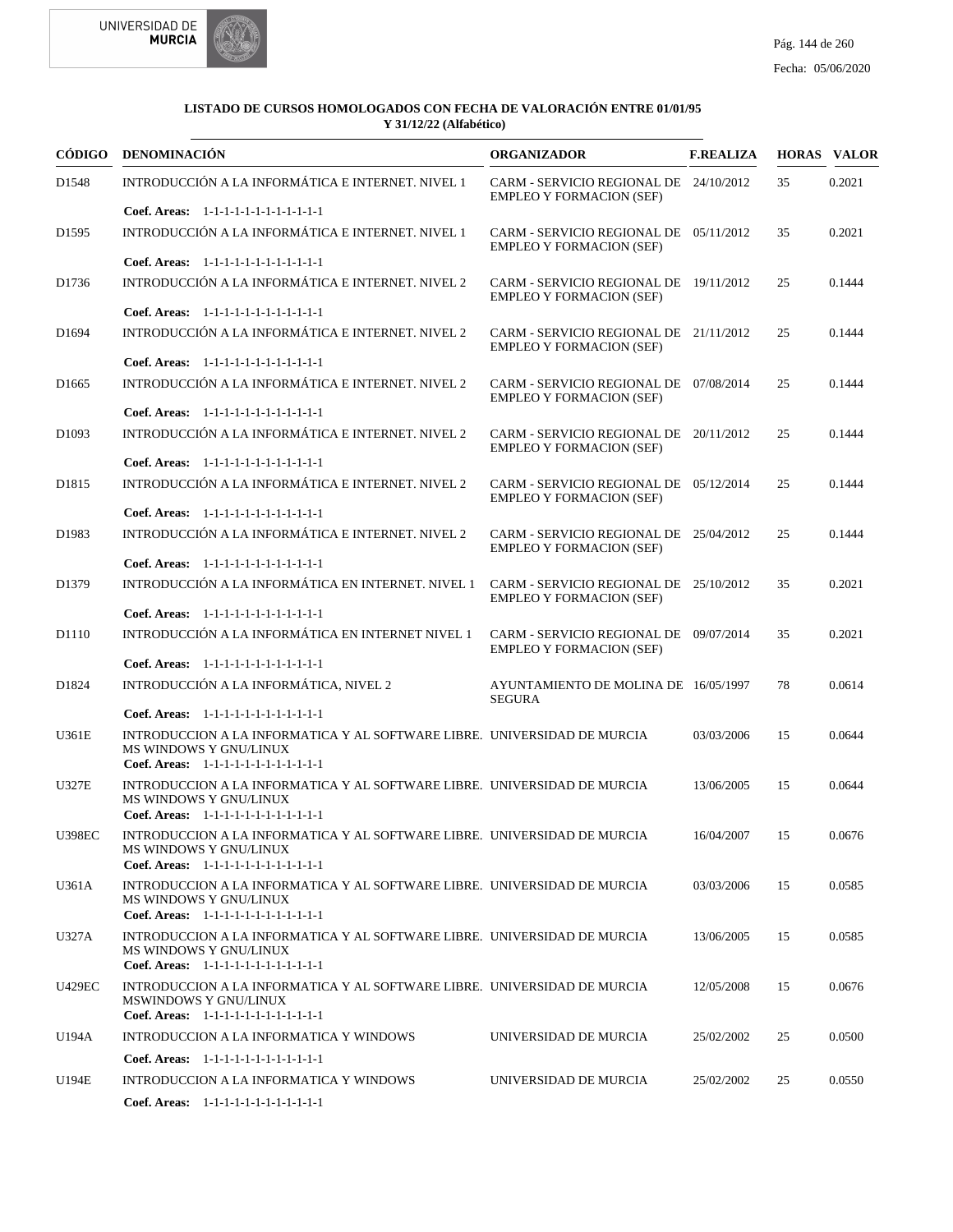## LISTADO DE CURSOS HOMOLOGADOS CON FECHA DE VALORACIÓN ENTRE 01/01/95 Y 31/12/22 (Alfabético)

| CÓDIGO | DENOMINACIÓN | ORGANIZADOR | F.REALIZA | HORAS | VALOR |
|---|---|---|---|---|---|
| D1548 | INTRODUCCIÓN A LA INFORMÁTICA E INTERNET. NIVEL 1<br>**Coef. Areas:** 1-1-1-1-1-1-1-1-1-1-1-1 | CARM - SERVICIO REGIONAL DE EMPLEO Y FORMACION (SEF) | 24/10/2012 | 35 | 0.2021 |
| D1595 | INTRODUCCIÓN A LA INFORMÁTICA E INTERNET. NIVEL 1<br>**Coef. Areas:** 1-1-1-1-1-1-1-1-1-1-1-1 | CARM - SERVICIO REGIONAL DE EMPLEO Y FORMACION (SEF) | 05/11/2012 | 35 | 0.2021 |
| D1736 | INTRODUCCIÓN A LA INFORMÁTICA E INTERNET. NIVEL 2<br>**Coef. Areas:** 1-1-1-1-1-1-1-1-1-1-1-1 | CARM - SERVICIO REGIONAL DE EMPLEO Y FORMACION (SEF) | 19/11/2012 | 25 | 0.1444 |
| D1694 | INTRODUCCIÓN A LA INFORMÁTICA E INTERNET. NIVEL 2<br>**Coef. Areas:** 1-1-1-1-1-1-1-1-1-1-1-1 | CARM - SERVICIO REGIONAL DE EMPLEO Y FORMACION (SEF) | 21/11/2012 | 25 | 0.1444 |
| D1665 | INTRODUCCIÓN A LA INFORMÁTICA E INTERNET. NIVEL 2<br>**Coef. Areas:** 1-1-1-1-1-1-1-1-1-1-1-1 | CARM - SERVICIO REGIONAL DE EMPLEO Y FORMACION (SEF) | 07/08/2014 | 25 | 0.1444 |
| D1093 | INTRODUCCIÓN A LA INFORMÁTICA E INTERNET. NIVEL 2<br>**Coef. Areas:** 1-1-1-1-1-1-1-1-1-1-1-1 | CARM - SERVICIO REGIONAL DE EMPLEO Y FORMACION (SEF) | 20/11/2012 | 25 | 0.1444 |
| D1815 | INTRODUCCIÓN A LA INFORMÁTICA E INTERNET. NIVEL 2<br>**Coef. Areas:** 1-1-1-1-1-1-1-1-1-1-1-1 | CARM - SERVICIO REGIONAL DE EMPLEO Y FORMACION (SEF) | 05/12/2014 | 25 | 0.1444 |
| D1983 | INTRODUCCIÓN A LA INFORMÁTICA E INTERNET. NIVEL 2<br>**Coef. Areas:** 1-1-1-1-1-1-1-1-1-1-1-1 | CARM - SERVICIO REGIONAL DE EMPLEO Y FORMACION (SEF) | 25/04/2012 | 25 | 0.1444 |
| D1379 | INTRODUCCIÓN A LA INFORMÁTICA EN INTERNET. NIVEL 1<br>**Coef. Areas:** 1-1-1-1-1-1-1-1-1-1-1-1 | CARM - SERVICIO REGIONAL DE EMPLEO Y FORMACION (SEF) | 25/10/2012 | 35 | 0.2021 |
| D1110 | INTRODUCCIÓN A LA INFORMÁTICA EN INTERNET NIVEL 1<br>**Coef. Areas:** 1-1-1-1-1-1-1-1-1-1-1-1 | CARM - SERVICIO REGIONAL DE EMPLEO Y FORMACION (SEF) | 09/07/2014 | 35 | 0.2021 |
| D1824 | INTRODUCCIÓN A LA INFORMÁTICA, NIVEL 2<br>**Coef. Areas:** 1-1-1-1-1-1-1-1-1-1-1-1 | AYUNTAMIENTO DE MOLINA DE SEGURA | 16/05/1997 | 78 | 0.0614 |
| U361E | INTRODUCCION A LA INFORMATICA Y AL SOFTWARE LIBRE. MS WINDOWS Y GNU/LINUX<br>**Coef. Areas:** 1-1-1-1-1-1-1-1-1-1-1-1 | UNIVERSIDAD DE MURCIA | 03/03/2006 | 15 | 0.0644 |
| U327E | INTRODUCCION A LA INFORMATICA Y AL SOFTWARE LIBRE. MS WINDOWS Y GNU/LINUX<br>**Coef. Areas:** 1-1-1-1-1-1-1-1-1-1-1-1 | UNIVERSIDAD DE MURCIA | 13/06/2005 | 15 | 0.0644 |
| U398EC | INTRODUCCION A LA INFORMATICA Y AL SOFTWARE LIBRE. MS WINDOWS Y GNU/LINUX<br>**Coef. Areas:** 1-1-1-1-1-1-1-1-1-1-1-1 | UNIVERSIDAD DE MURCIA | 16/04/2007 | 15 | 0.0676 |
| U361A | INTRODUCCION A LA INFORMATICA Y AL SOFTWARE LIBRE. MS WINDOWS Y GNU/LINUX<br>**Coef. Areas:** 1-1-1-1-1-1-1-1-1-1-1-1 | UNIVERSIDAD DE MURCIA | 03/03/2006 | 15 | 0.0585 |
| U327A | INTRODUCCION A LA INFORMATICA Y AL SOFTWARE LIBRE. MS WINDOWS Y GNU/LINUX<br>**Coef. Areas:** 1-1-1-1-1-1-1-1-1-1-1-1 | UNIVERSIDAD DE MURCIA | 13/06/2005 | 15 | 0.0585 |
| U429EC | INTRODUCCION A LA INFORMATICA Y AL SOFTWARE LIBRE. MSWINDOWS Y GNU/LINUX<br>**Coef. Areas:** 1-1-1-1-1-1-1-1-1-1-1-1 | UNIVERSIDAD DE MURCIA | 12/05/2008 | 15 | 0.0676 |
| U194A | INTRODUCCION A LA INFORMATICA Y WINDOWS<br>**Coef. Areas:** 1-1-1-1-1-1-1-1-1-1-1-1 | UNIVERSIDAD DE MURCIA | 25/02/2002 | 25 | 0.0500 |
| U194E | INTRODUCCION A LA INFORMATICA Y WINDOWS<br>**Coef. Areas:** 1-1-1-1-1-1-1-1-1-1-1-1 | UNIVERSIDAD DE MURCIA | 25/02/2002 | 25 | 0.0550 |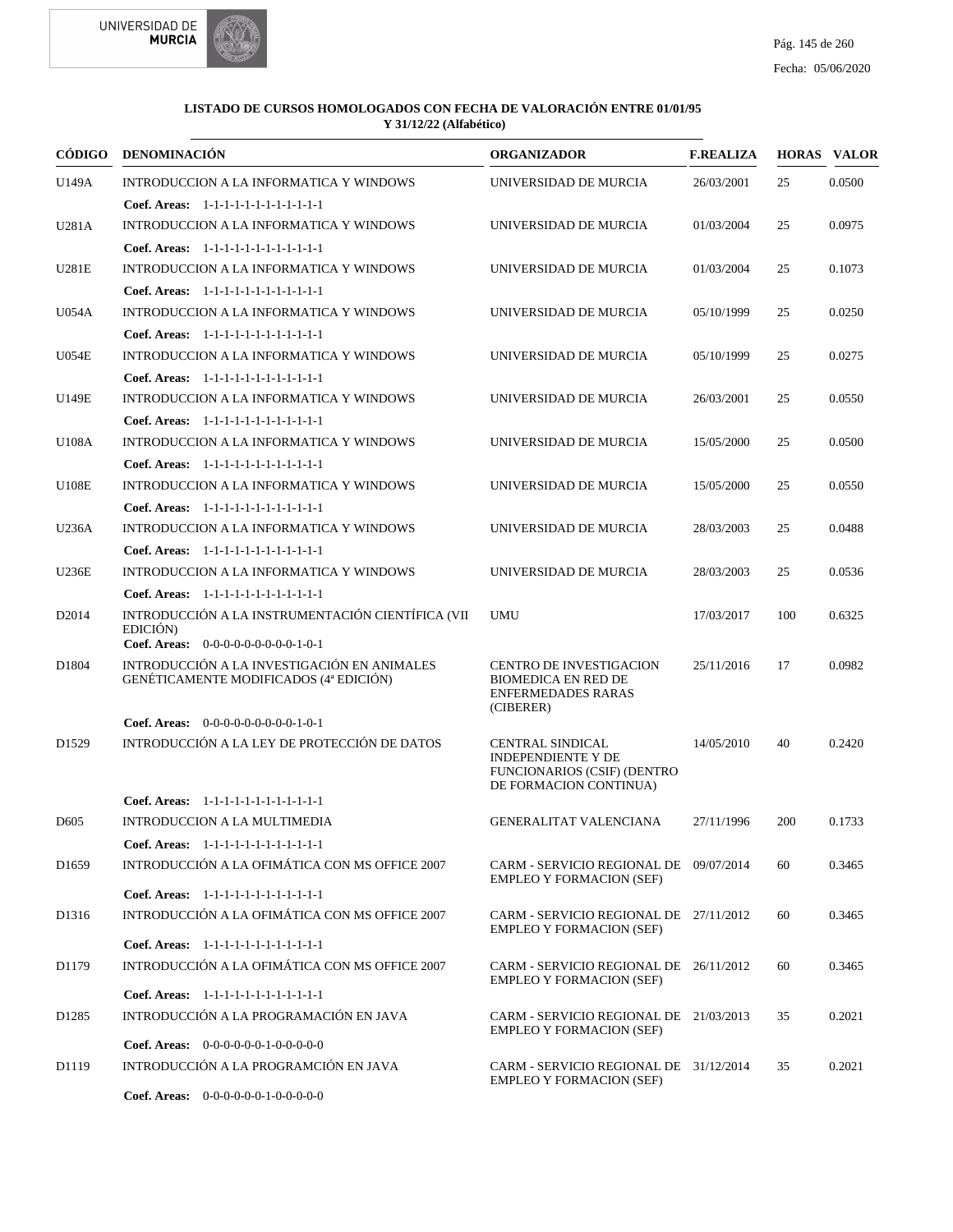**LISTADO DE CURSOS HOMOLOGADOS CON FECHA DE VALORACIÓN ENTRE 01/01/95 Y 31/12/22 (Alfabético)**

| CÓDIGO | DENOMINACIÓN | ORGANIZADOR | F.REALIZA | HORAS | VALOR |
|---|---|---|---|---|---|
| U149A | INTRODUCCION A LA INFORMATICA Y WINDOWS | UNIVERSIDAD DE MURCIA | 26/03/2001 | 25 | 0.0500 |
| | **Coef. Areas:** 1-1-1-1-1-1-1-1-1-1-1-1 | | | | |
| U281A | INTRODUCCION A LA INFORMATICA Y WINDOWS | UNIVERSIDAD DE MURCIA | 01/03/2004 | 25 | 0.0975 |
| | **Coef. Areas:** 1-1-1-1-1-1-1-1-1-1-1-1 | | | | |
| U281E | INTRODUCCION A LA INFORMATICA Y WINDOWS | UNIVERSIDAD DE MURCIA | 01/03/2004 | 25 | 0.1073 |
| | **Coef. Areas:** 1-1-1-1-1-1-1-1-1-1-1-1 | | | | |
| U054A | INTRODUCCION A LA INFORMATICA Y WINDOWS | UNIVERSIDAD DE MURCIA | 05/10/1999 | 25 | 0.0250 |
| | **Coef. Areas:** 1-1-1-1-1-1-1-1-1-1-1-1 | | | | |
| U054E | INTRODUCCION A LA INFORMATICA Y WINDOWS | UNIVERSIDAD DE MURCIA | 05/10/1999 | 25 | 0.0275 |
| | **Coef. Areas:** 1-1-1-1-1-1-1-1-1-1-1-1 | | | | |
| U149E | INTRODUCCION A LA INFORMATICA Y WINDOWS | UNIVERSIDAD DE MURCIA | 26/03/2001 | 25 | 0.0550 |
| | **Coef. Areas:** 1-1-1-1-1-1-1-1-1-1-1-1 | | | | |
| U108A | INTRODUCCION A LA INFORMATICA Y WINDOWS | UNIVERSIDAD DE MURCIA | 15/05/2000 | 25 | 0.0500 |
| | **Coef. Areas:** 1-1-1-1-1-1-1-1-1-1-1-1 | | | | |
| U108E | INTRODUCCION A LA INFORMATICA Y WINDOWS | UNIVERSIDAD DE MURCIA | 15/05/2000 | 25 | 0.0550 |
| | **Coef. Areas:** 1-1-1-1-1-1-1-1-1-1-1-1 | | | | |
| U236A | INTRODUCCION A LA INFORMATICA Y WINDOWS | UNIVERSIDAD DE MURCIA | 28/03/2003 | 25 | 0.0488 |
| | **Coef. Areas:** 1-1-1-1-1-1-1-1-1-1-1-1 | | | | |
| U236E | INTRODUCCION A LA INFORMATICA Y WINDOWS | UNIVERSIDAD DE MURCIA | 28/03/2003 | 25 | 0.0536 |
| | **Coef. Areas:** 1-1-1-1-1-1-1-1-1-1-1-1 | | | | |
| D2014 | INTRODUCCIÓN A LA INSTRUMENTACIÓN CIENTÍFICA (VII EDICIÓN) | UMU | 17/03/2017 | 100 | 0.6325 |
| | **Coef. Areas:** 0-0-0-0-0-0-0-0-0-1-0-1 | | | | |
| D1804 | INTRODUCCIÓN A LA INVESTIGACIÓN EN ANIMALES GENÉTICAMENTE MODIFICADOS (4ª EDICIÓN) | CENTRO DE INVESTIGACION BIOMEDICA EN RED DE ENFERMEDADES RARAS (CIBERER) | 25/11/2016 | 17 | 0.0982 |
| | **Coef. Areas:** 0-0-0-0-0-0-0-0-0-1-0-1 | | | | |
| D1529 | INTRODUCCIÓN A LA LEY DE PROTECCIÓN DE DATOS | CENTRAL SINDICAL INDEPENDIENTE Y DE FUNCIONARIOS (CSIF) (DENTRO DE FORMACION CONTINUA) | 14/05/2010 | 40 | 0.2420 |
| | **Coef. Areas:** 1-1-1-1-1-1-1-1-1-1-1-1 | | | | |
| D605 | INTRODUCCION A LA MULTIMEDIA | GENERALITAT VALENCIANA | 27/11/1996 | 200 | 0.1733 |
| | **Coef. Areas:** 1-1-1-1-1-1-1-1-1-1-1-1 | | | | |
| D1659 | INTRODUCCIÓN A LA OFIMÁTICA CON MS OFFICE 2007 | CARM - SERVICIO REGIONAL DE EMPLEO Y FORMACION (SEF) | 09/07/2014 | 60 | 0.3465 |
| | **Coef. Areas:** 1-1-1-1-1-1-1-1-1-1-1-1 | | | | |
| D1316 | INTRODUCCIÓN A LA OFIMÁTICA CON MS OFFICE 2007 | CARM - SERVICIO REGIONAL DE EMPLEO Y FORMACION (SEF) | 27/11/2012 | 60 | 0.3465 |
| | **Coef. Areas:** 1-1-1-1-1-1-1-1-1-1-1-1 | | | | |
| D1179 | INTRODUCCIÓN A LA OFIMÁTICA CON MS OFFICE 2007 | CARM - SERVICIO REGIONAL DE EMPLEO Y FORMACION (SEF) | 26/11/2012 | 60 | 0.3465 |
| | **Coef. Areas:** 1-1-1-1-1-1-1-1-1-1-1-1 | | | | |
| D1285 | INTRODUCCIÓN A LA PROGRAMACIÓN EN JAVA | CARM - SERVICIO REGIONAL DE EMPLEO Y FORMACION (SEF) | 21/03/2013 | 35 | 0.2021 |
| | **Coef. Areas:** 0-0-0-0-0-0-1-0-0-0-0-0 | | | | |
| D1119 | INTRODUCCIÓN A LA PROGRAMCIÓN EN JAVA | CARM - SERVICIO REGIONAL DE EMPLEO Y FORMACION (SEF) | 31/12/2014 | 35 | 0.2021 |
| | **Coef. Areas:** 0-0-0-0-0-0-1-0-0-0-0-0 | | | | |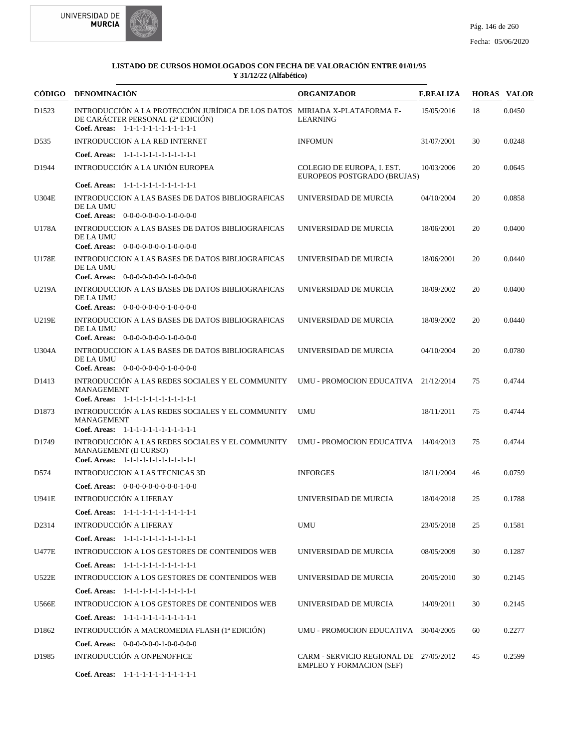**LISTADO DE CURSOS HOMOLOGADOS CON FECHA DE VALORACIÓN ENTRE 01/01/95 Y 31/12/22 (Alfabético)**

| CÓDIGO | DENOMINACIÓN | ORGANIZADOR | F.REALIZA | HORAS | VALOR |
|---|---|---|---|---|---|
| D1523 | INTRODUCCIÓN A LA PROTECCIÓN JURÍDICA DE LOS DATOS DE CARÁCTER PERSONAL (2ª EDICIÓN)<br>**Coef. Areas:** 1-1-1-1-1-1-1-1-1-1-1-1 | MIRIADA X-PLATAFORMA E-LEARNING | 15/05/2016 | 18 | 0.0450 |
| D535 | INTRODUCCION A LA RED INTERNET<br>**Coef. Areas:** 1-1-1-1-1-1-1-1-1-1-1-1 | INFOMUN | 31/07/2001 | 30 | 0.0248 |
| D1944 | INTRODUCCIÓN A LA UNIÓN EUROPEA<br>**Coef. Areas:** 1-1-1-1-1-1-1-1-1-1-1-1 | COLEGIO DE EUROPA, I. EST. EUROPEOS POSTGRADO (BRUJAS) | 10/03/2006 | 20 | 0.0645 |
| U304E | INTRODUCCION A LAS BASES DE DATOS BIBLIOGRAFICAS DE LA UMU<br>**Coef. Areas:** 0-0-0-0-0-0-0-1-0-0-0-0 | UNIVERSIDAD DE MURCIA | 04/10/2004 | 20 | 0.0858 |
| U178A | INTRODUCCION A LAS BASES DE DATOS BIBLIOGRAFICAS DE LA UMU<br>**Coef. Areas:** 0-0-0-0-0-0-0-1-0-0-0-0 | UNIVERSIDAD DE MURCIA | 18/06/2001 | 20 | 0.0400 |
| U178E | INTRODUCCION A LAS BASES DE DATOS BIBLIOGRAFICAS DE LA UMU<br>**Coef. Areas:** 0-0-0-0-0-0-0-1-0-0-0-0 | UNIVERSIDAD DE MURCIA | 18/06/2001 | 20 | 0.0440 |
| U219A | INTRODUCCION A LAS BASES DE DATOS BIBLIOGRAFICAS DE LA UMU<br>**Coef. Areas:** 0-0-0-0-0-0-0-1-0-0-0-0 | UNIVERSIDAD DE MURCIA | 18/09/2002 | 20 | 0.0400 |
| U219E | INTRODUCCION A LAS BASES DE DATOS BIBLIOGRAFICAS DE LA UMU<br>**Coef. Areas:** 0-0-0-0-0-0-0-1-0-0-0-0 | UNIVERSIDAD DE MURCIA | 18/09/2002 | 20 | 0.0440 |
| U304A | INTRODUCCION A LAS BASES DE DATOS BIBLIOGRAFICAS DE LA UMU<br>**Coef. Areas:** 0-0-0-0-0-0-0-1-0-0-0-0 | UNIVERSIDAD DE MURCIA | 04/10/2004 | 20 | 0.0780 |
| D1413 | INTRODUCCIÓN A LAS REDES SOCIALES Y EL COMMUNITY MANAGEMENT<br>**Coef. Areas:** 1-1-1-1-1-1-1-1-1-1-1-1 | UMU - PROMOCION EDUCATIVA | 21/12/2014 | 75 | 0.4744 |
| D1873 | INTRODUCCIÓN A LAS REDES SOCIALES Y EL COMMUNITY MANAGEMENT<br>**Coef. Areas:** 1-1-1-1-1-1-1-1-1-1-1-1 | UMU | 18/11/2011 | 75 | 0.4744 |
| D1749 | INTRODUCCIÓN A LAS REDES SOCIALES Y EL COMMUNITY MANAGEMENT (II CURSO)<br>**Coef. Areas:** 1-1-1-1-1-1-1-1-1-1-1-1 | UMU - PROMOCION EDUCATIVA | 14/04/2013 | 75 | 0.4744 |
| D574 | INTRODUCCION A LAS TECNICAS 3D<br>**Coef. Areas:** 0-0-0-0-0-0-0-0-0-1-0-0 | INFORGES | 18/11/2004 | 46 | 0.0759 |
| U941E | INTRODUCCIÓN A LIFERAY<br>**Coef. Areas:** 1-1-1-1-1-1-1-1-1-1-1-1 | UNIVERSIDAD DE MURCIA | 18/04/2018 | 25 | 0.1788 |
| D2314 | INTRODUCCIÓN A LIFERAY<br>**Coef. Areas:** 1-1-1-1-1-1-1-1-1-1-1-1 | UMU | 23/05/2018 | 25 | 0.1581 |
| U477E | INTRODUCCION A LOS GESTORES DE CONTENIDOS WEB<br>**Coef. Areas:** 1-1-1-1-1-1-1-1-1-1-1-1 | UNIVERSIDAD DE MURCIA | 08/05/2009 | 30 | 0.1287 |
| U522E | INTRODUCCION A LOS GESTORES DE CONTENIDOS WEB<br>**Coef. Areas:** 1-1-1-1-1-1-1-1-1-1-1-1 | UNIVERSIDAD DE MURCIA | 20/05/2010 | 30 | 0.2145 |
| U566E | INTRODUCCION A LOS GESTORES DE CONTENIDOS WEB<br>**Coef. Areas:** 1-1-1-1-1-1-1-1-1-1-1-1 | UNIVERSIDAD DE MURCIA | 14/09/2011 | 30 | 0.2145 |
| D1862 | INTRODUCCIÓN A MACROMEDIA FLASH (1ª EDICIÓN)<br>**Coef. Areas:** 0-0-0-0-0-0-1-0-0-0-0-0 | UMU - PROMOCION EDUCATIVA | 30/04/2005 | 60 | 0.2277 |
| D1985 | INTRODUCCIÓN A ONPENOFFICE<br>**Coef. Areas:** 1-1-1-1-1-1-1-1-1-1-1-1 | CARM - SERVICIO REGIONAL DE EMPLEO Y FORMACION (SEF) | 27/05/2012 | 45 | 0.2599 |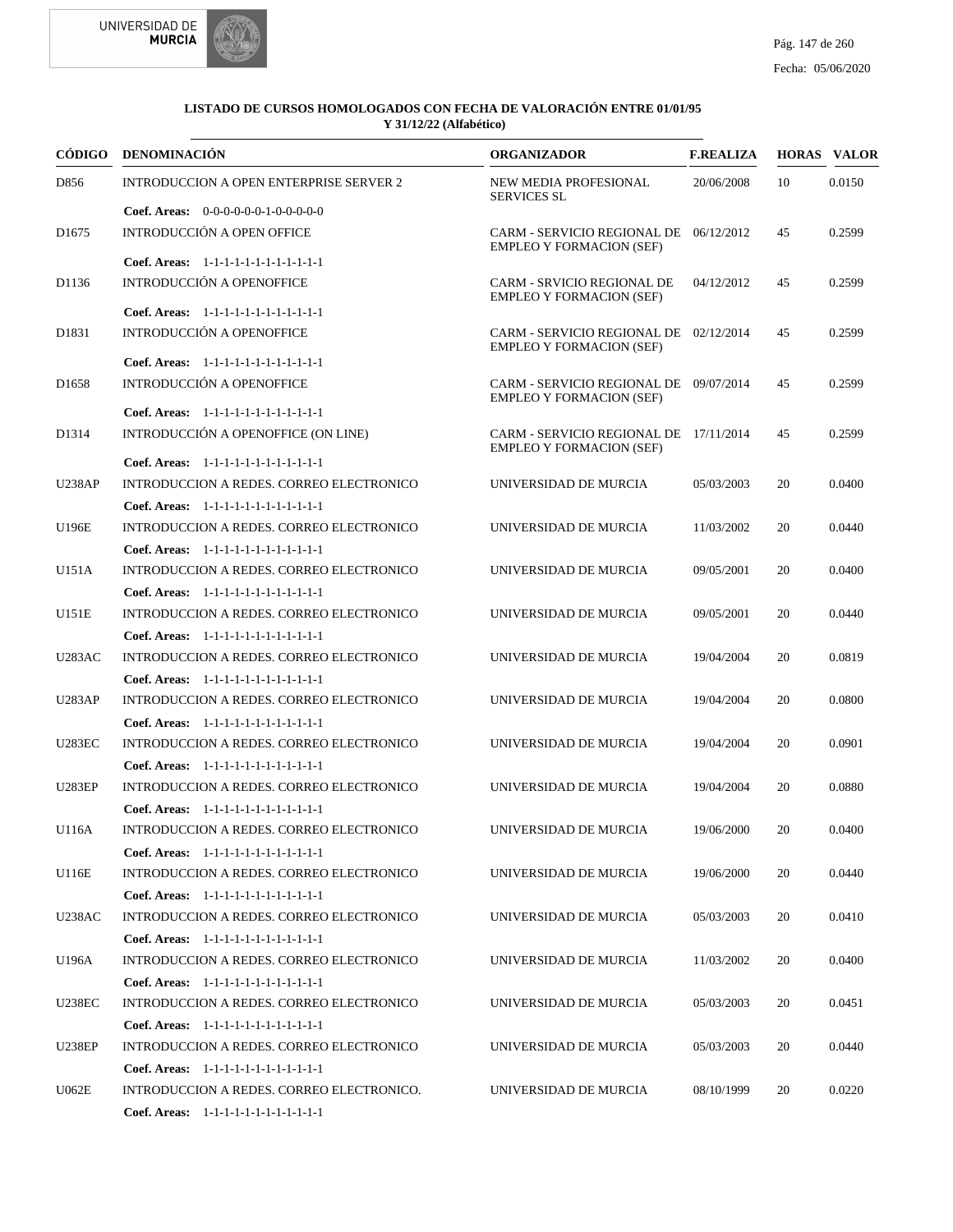**LISTADO DE CURSOS HOMOLOGADOS CON FECHA DE VALORACIÓN ENTRE 01/01/95 Y 31/12/22 (Alfabético)**

| CÓDIGO | DENOMINACIÓN | ORGANIZADOR | F.REALIZA | HORAS | VALOR |
|---|---|---|---|---|---|
| D856 | INTRODUCCION A OPEN ENTERPRISE SERVER 2 | NEW MEDIA PROFESIONAL SERVICES SL | 20/06/2008 | 10 | 0.0150 |
| | **Coef. Areas:** 0-0-0-0-0-0-1-0-0-0-0-0 | | | | |
| D1675 | INTRODUCCIÓN A OPEN OFFICE | CARM - SERVICIO REGIONAL DE EMPLEO Y FORMACION (SEF) | 06/12/2012 | 45 | 0.2599 |
| | **Coef. Areas:** 1-1-1-1-1-1-1-1-1-1-1-1 | | | | |
| D1136 | INTRODUCCIÓN A OPENOFFICE | CARM - SRVICIO REGIONAL DE EMPLEO Y FORMACION (SEF) | 04/12/2012 | 45 | 0.2599 |
| | **Coef. Areas:** 1-1-1-1-1-1-1-1-1-1-1-1 | | | | |
| D1831 | INTRODUCCIÓN A OPENOFFICE | CARM - SERVICIO REGIONAL DE EMPLEO Y FORMACION (SEF) | 02/12/2014 | 45 | 0.2599 |
| | **Coef. Areas:** 1-1-1-1-1-1-1-1-1-1-1-1 | | | | |
| D1658 | INTRODUCCIÓN A OPENOFFICE | CARM - SERVICIO REGIONAL DE EMPLEO Y FORMACION (SEF) | 09/07/2014 | 45 | 0.2599 |
| | **Coef. Areas:** 1-1-1-1-1-1-1-1-1-1-1-1 | | | | |
| D1314 | INTRODUCCIÓN A OPENOFFICE (ON LINE) | CARM - SERVICIO REGIONAL DE EMPLEO Y FORMACION (SEF) | 17/11/2014 | 45 | 0.2599 |
| | **Coef. Areas:** 1-1-1-1-1-1-1-1-1-1-1-1 | | | | |
| U238AP | INTRODUCCION A REDES. CORREO ELECTRONICO | UNIVERSIDAD DE MURCIA | 05/03/2003 | 20 | 0.0400 |
| | **Coef. Areas:** 1-1-1-1-1-1-1-1-1-1-1-1 | | | | |
| U196E | INTRODUCCION A REDES. CORREO ELECTRONICO | UNIVERSIDAD DE MURCIA | 11/03/2002 | 20 | 0.0440 |
| | **Coef. Areas:** 1-1-1-1-1-1-1-1-1-1-1-1 | | | | |
| U151A | INTRODUCCION A REDES. CORREO ELECTRONICO | UNIVERSIDAD DE MURCIA | 09/05/2001 | 20 | 0.0400 |
| | **Coef. Areas:** 1-1-1-1-1-1-1-1-1-1-1-1 | | | | |
| U151E | INTRODUCCION A REDES. CORREO ELECTRONICO | UNIVERSIDAD DE MURCIA | 09/05/2001 | 20 | 0.0440 |
| | **Coef. Areas:** 1-1-1-1-1-1-1-1-1-1-1-1 | | | | |
| U283AC | INTRODUCCION A REDES. CORREO ELECTRONICO | UNIVERSIDAD DE MURCIA | 19/04/2004 | 20 | 0.0819 |
| | **Coef. Areas:** 1-1-1-1-1-1-1-1-1-1-1-1 | | | | |
| U283AP | INTRODUCCION A REDES. CORREO ELECTRONICO | UNIVERSIDAD DE MURCIA | 19/04/2004 | 20 | 0.0800 |
| | **Coef. Areas:** 1-1-1-1-1-1-1-1-1-1-1-1 | | | | |
| U283EC | INTRODUCCION A REDES. CORREO ELECTRONICO | UNIVERSIDAD DE MURCIA | 19/04/2004 | 20 | 0.0901 |
| | **Coef. Areas:** 1-1-1-1-1-1-1-1-1-1-1-1 | | | | |
| U283EP | INTRODUCCION A REDES. CORREO ELECTRONICO | UNIVERSIDAD DE MURCIA | 19/04/2004 | 20 | 0.0880 |
| | **Coef. Areas:** 1-1-1-1-1-1-1-1-1-1-1-1 | | | | |
| U116A | INTRODUCCION A REDES. CORREO ELECTRONICO | UNIVERSIDAD DE MURCIA | 19/06/2000 | 20 | 0.0400 |
| | **Coef. Areas:** 1-1-1-1-1-1-1-1-1-1-1-1 | | | | |
| U116E | INTRODUCCION A REDES. CORREO ELECTRONICO | UNIVERSIDAD DE MURCIA | 19/06/2000 | 20 | 0.0440 |
| | **Coef. Areas:** 1-1-1-1-1-1-1-1-1-1-1-1 | | | | |
| U238AC | INTRODUCCION A REDES. CORREO ELECTRONICO | UNIVERSIDAD DE MURCIA | 05/03/2003 | 20 | 0.0410 |
| | **Coef. Areas:** 1-1-1-1-1-1-1-1-1-1-1-1 | | | | |
| U196A | INTRODUCCION A REDES. CORREO ELECTRONICO | UNIVERSIDAD DE MURCIA | 11/03/2002 | 20 | 0.0400 |
| | **Coef. Areas:** 1-1-1-1-1-1-1-1-1-1-1-1 | | | | |
| U238EC | INTRODUCCION A REDES. CORREO ELECTRONICO | UNIVERSIDAD DE MURCIA | 05/03/2003 | 20 | 0.0451 |
| | **Coef. Areas:** 1-1-1-1-1-1-1-1-1-1-1-1 | | | | |
| U238EP | INTRODUCCION A REDES. CORREO ELECTRONICO | UNIVERSIDAD DE MURCIA | 05/03/2003 | 20 | 0.0440 |
| | **Coef. Areas:** 1-1-1-1-1-1-1-1-1-1-1-1 | | | | |
| U062E | INTRODUCCION A REDES. CORREO ELECTRONICO. | UNIVERSIDAD DE MURCIA | 08/10/1999 | 20 | 0.0220 |
| | **Coef. Areas:** 1-1-1-1-1-1-1-1-1-1-1-1 | | | | |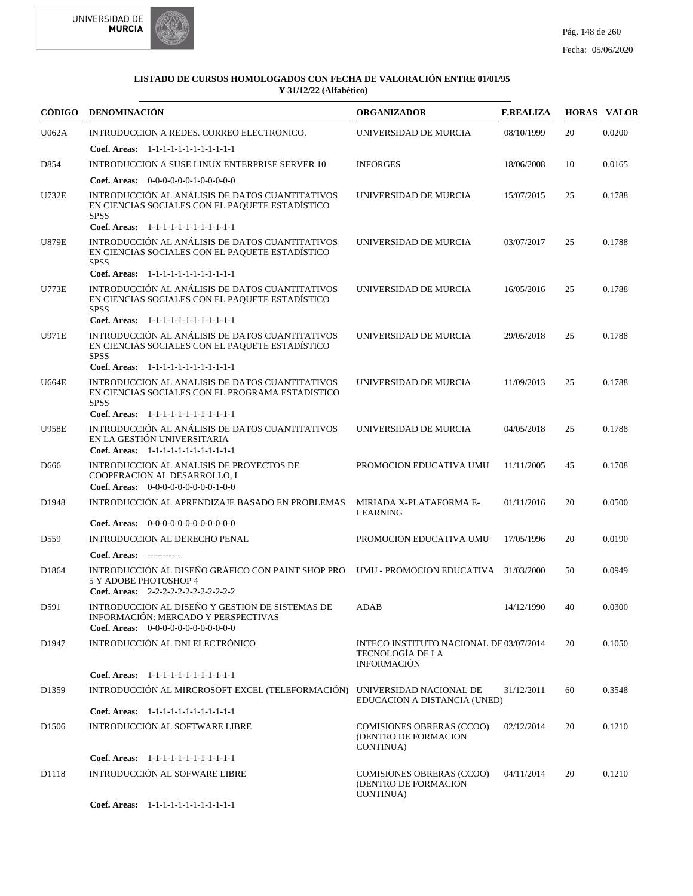**LISTADO DE CURSOS HOMOLOGADOS CON FECHA DE VALORACIÓN ENTRE 01/01/95 Y 31/12/22 (Alfabético)**

| CÓDIGO | DENOMINACIÓN | ORGANIZADOR | F.REALIZA | HORAS | VALOR |
|---|---|---|---|---|---|
| U062A | INTRODUCCION A REDES. CORREO ELECTRONICO.<br>**Coef. Areas:** 1-1-1-1-1-1-1-1-1-1-1-1 | UNIVERSIDAD DE MURCIA | 08/10/1999 | 20 | 0.0200 |
| D854 | INTRODUCCION A SUSE LINUX ENTERPRISE SERVER 10<br>**Coef. Areas:** 0-0-0-0-0-0-1-0-0-0-0-0 | INFORGES | 18/06/2008 | 10 | 0.0165 |
| U732E | INTRODUCCIÓN AL ANÁLISIS DE DATOS CUANTITATIVOS EN CIENCIAS SOCIALES CON EL PAQUETE ESTADÍSTICO SPSS<br>**Coef. Areas:** 1-1-1-1-1-1-1-1-1-1-1-1 | UNIVERSIDAD DE MURCIA | 15/07/2015 | 25 | 0.1788 |
| U879E | INTRODUCCIÓN AL ANÁLISIS DE DATOS CUANTITATIVOS EN CIENCIAS SOCIALES CON EL PAQUETE ESTADÍSTICO SPSS<br>**Coef. Areas:** 1-1-1-1-1-1-1-1-1-1-1-1 | UNIVERSIDAD DE MURCIA | 03/07/2017 | 25 | 0.1788 |
| U773E | INTRODUCCIÓN AL ANÁLISIS DE DATOS CUANTITATIVOS EN CIENCIAS SOCIALES CON EL PAQUETE ESTADÍSTICO SPSS<br>**Coef. Areas:** 1-1-1-1-1-1-1-1-1-1-1-1 | UNIVERSIDAD DE MURCIA | 16/05/2016 | 25 | 0.1788 |
| U971E | INTRODUCCIÓN AL ANÁLISIS DE DATOS CUANTITATIVOS EN CIENCIAS SOCIALES CON EL PAQUETE ESTADÍSTICO SPSS<br>**Coef. Areas:** 1-1-1-1-1-1-1-1-1-1-1-1 | UNIVERSIDAD DE MURCIA | 29/05/2018 | 25 | 0.1788 |
| U664E | INTRODUCCION AL ANALISIS DE DATOS CUANTITATIVOS EN CIENCIAS SOCIALES CON EL PROGRAMA ESTADISTICO SPSS<br>**Coef. Areas:** 1-1-1-1-1-1-1-1-1-1-1-1 | UNIVERSIDAD DE MURCIA | 11/09/2013 | 25 | 0.1788 |
| U958E | INTRODUCCIÓN AL ANÁLISIS DE DATOS CUANTITATIVOS EN LA GESTIÓN UNIVERSITARIA<br>**Coef. Areas:** 1-1-1-1-1-1-1-1-1-1-1-1 | UNIVERSIDAD DE MURCIA | 04/05/2018 | 25 | 0.1788 |
| D666 | INTRODUCCION AL ANALISIS DE PROYECTOS DE COOPERACION AL DESARROLLO, I<br>**Coef. Areas:** 0-0-0-0-0-0-0-0-0-1-0-0 | PROMOCION EDUCATIVA UMU | 11/11/2005 | 45 | 0.1708 |
| D1948 | INTRODUCCIÓN AL APRENDIZAJE BASADO EN PROBLEMAS<br>**Coef. Areas:** 0-0-0-0-0-0-0-0-0-0-0-0 | MIRIADA X-PLATAFORMA E-LEARNING | 01/11/2016 | 20 | 0.0500 |
| D559 | INTRODUCCION AL DERECHO PENAL<br>**Coef. Areas:** ----------- | PROMOCION EDUCATIVA UMU | 17/05/1996 | 20 | 0.0190 |
| D1864 | INTRODUCCIÓN AL DISEÑO GRÁFICO CON PAINT SHOP PRO 5 Y ADOBE PHOTOSHOP 4<br>**Coef. Areas:** 2-2-2-2-2-2-2-2-2-2-2-2 | UMU - PROMOCION EDUCATIVA | 31/03/2000 | 50 | 0.0949 |
| D591 | INTRODUCCION AL DISEÑO Y GESTION DE SISTEMAS DE INFORMACIÓN: MERCADO Y PERSPECTIVAS<br>**Coef. Areas:** 0-0-0-0-0-0-0-0-0-0-0-0 | ADAB | 14/12/1990 | 40 | 0.0300 |
| D1947 | INTRODUCCIÓN AL DNI ELECTRÓNICO<br>**Coef. Areas:** 1-1-1-1-1-1-1-1-1-1-1-1 | INTECO INSTITUTO NACIONAL DE TECNOLOGÍA DE LA INFORMACIÓN | 03/07/2014 | 20 | 0.1050 |
| D1359 | INTRODUCCIÓN AL MIRCROSOFT EXCEL (TELEFORMACIÓN)<br>**Coef. Areas:** 1-1-1-1-1-1-1-1-1-1-1-1 | UNIVERSIDAD NACIONAL DE EDUCACION A DISTANCIA (UNED) | 31/12/2011 | 60 | 0.3548 |
| D1506 | INTRODUCCIÓN AL SOFTWARE LIBRE<br>**Coef. Areas:** 1-1-1-1-1-1-1-1-1-1-1-1 | COMISIONES OBRERAS (CCOO) (DENTRO DE FORMACION CONTINUA) | 02/12/2014 | 20 | 0.1210 |
| D1118 | INTRODUCCIÓN AL SOFWARE LIBRE<br>**Coef. Areas:** 1-1-1-1-1-1-1-1-1-1-1-1 | COMISIONES OBRERAS (CCOO) (DENTRO DE FORMACION CONTINUA) | 04/11/2014 | 20 | 0.1210 |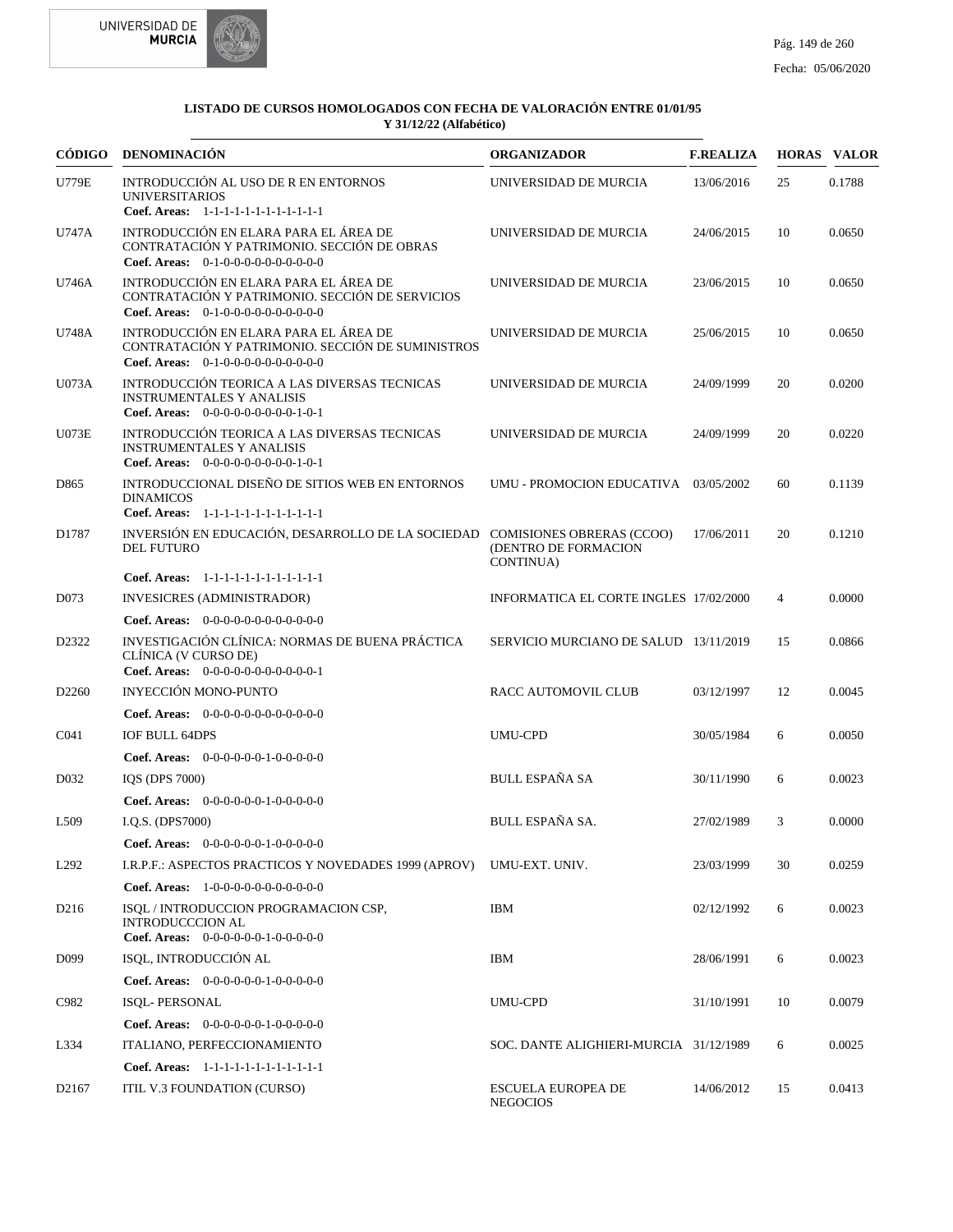**LISTADO DE CURSOS HOMOLOGADOS CON FECHA DE VALORACIÓN ENTRE 01/01/95 Y 31/12/22 (Alfabético)**

| CÓDIGO | DENOMINACIÓN | ORGANIZADOR | F.REALIZA | HORAS | VALOR |
|---|---|---|---|---|---|
| U779E | INTRODUCCIÓN AL USO DE R EN ENTORNOS UNIVERSITARIOS<br>**Coef. Areas:** 1-1-1-1-1-1-1-1-1-1-1-1 | UNIVERSIDAD DE MURCIA | 13/06/2016 | 25 | 0.1788 |
| U747A | INTRODUCCIÓN EN ELARA PARA EL ÁREA DE CONTRATACIÓN Y PATRIMONIO. SECCIÓN DE OBRAS<br>**Coef. Areas:** 0-1-0-0-0-0-0-0-0-0-0-0 | UNIVERSIDAD DE MURCIA | 24/06/2015 | 10 | 0.0650 |
| U746A | INTRODUCCIÓN EN ELARA PARA EL ÁREA DE CONTRATACIÓN Y PATRIMONIO. SECCIÓN DE SERVICIOS<br>**Coef. Areas:** 0-1-0-0-0-0-0-0-0-0-0-0 | UNIVERSIDAD DE MURCIA | 23/06/2015 | 10 | 0.0650 |
| U748A | INTRODUCCIÓN EN ELARA PARA EL ÁREA DE CONTRATACIÓN Y PATRIMONIO. SECCIÓN DE SUMINISTROS<br>**Coef. Areas:** 0-1-0-0-0-0-0-0-0-0-0-0 | UNIVERSIDAD DE MURCIA | 25/06/2015 | 10 | 0.0650 |
| U073A | INTRODUCCIÓN TEORICA A LAS DIVERSAS TECNICAS INSTRUMENTALES Y ANALISIS<br>**Coef. Areas:** 0-0-0-0-0-0-0-0-0-1-0-1 | UNIVERSIDAD DE MURCIA | 24/09/1999 | 20 | 0.0200 |
| U073E | INTRODUCCIÓN TEORICA A LAS DIVERSAS TECNICAS INSTRUMENTALES Y ANALISIS<br>**Coef. Areas:** 0-0-0-0-0-0-0-0-0-1-0-1 | UNIVERSIDAD DE MURCIA | 24/09/1999 | 20 | 0.0220 |
| D865 | INTRODUCCIONAL DISEÑO DE SITIOS WEB EN ENTORNOS DINAMICOS<br>**Coef. Areas:** 1-1-1-1-1-1-1-1-1-1-1-1 | UMU - PROMOCION EDUCATIVA | 03/05/2002 | 60 | 0.1139 |
| D1787 | INVERSIÓN EN EDUCACIÓN, DESARROLLO DE LA SOCIEDAD DEL FUTURO<br>**Coef. Areas:** 1-1-1-1-1-1-1-1-1-1-1-1 | COMISIONES OBRERAS (CCOO) (DENTRO DE FORMACION CONTINUA) | 17/06/2011 | 20 | 0.1210 |
| D073 | INVESICRES (ADMINISTRADOR)<br>**Coef. Areas:** 0-0-0-0-0-0-0-0-0-0-0-0 | INFORMATICA EL CORTE INGLES | 17/02/2000 | 4 | 0.0000 |
| D2322 | INVESTIGACIÓN CLÍNICA: NORMAS DE BUENA PRÁCTICA CLÍNICA (V CURSO DE)<br>**Coef. Areas:** 0-0-0-0-0-0-0-0-0-0-0-1 | SERVICIO MURCIANO DE SALUD | 13/11/2019 | 15 | 0.0866 |
| D2260 | INYECCIÓN MONO-PUNTO<br>**Coef. Areas:** 0-0-0-0-0-0-0-0-0-0-0-0 | RACC AUTOMOVIL CLUB | 03/12/1997 | 12 | 0.0045 |
| C041 | IOF BULL 64DPS<br>**Coef. Areas:** 0-0-0-0-0-0-1-0-0-0-0-0 | UMU-CPD | 30/05/1984 | 6 | 0.0050 |
| D032 | IQS (DPS 7000)<br>**Coef. Areas:** 0-0-0-0-0-0-1-0-0-0-0-0 | BULL ESPAÑA SA | 30/11/1990 | 6 | 0.0023 |
| L509 | I.Q.S. (DPS7000)<br>**Coef. Areas:** 0-0-0-0-0-0-1-0-0-0-0-0 | BULL ESPAÑA SA. | 27/02/1989 | 3 | 0.0000 |
| L292 | I.R.P.F.: ASPECTOS PRACTICOS Y NOVEDADES 1999 (APROV)<br>**Coef. Areas:** 1-0-0-0-0-0-0-0-0-0-0-0 | UMU-EXT. UNIV. | 23/03/1999 | 30 | 0.0259 |
| D216 | ISQL / INTRODUCCION PROGRAMACION CSP, INTRODUCCCION AL<br>**Coef. Areas:** 0-0-0-0-0-0-1-0-0-0-0-0 | IBM | 02/12/1992 | 6 | 0.0023 |
| D099 | ISQL, INTRODUCCIÓN AL<br>**Coef. Areas:** 0-0-0-0-0-0-1-0-0-0-0-0 | IBM | 28/06/1991 | 6 | 0.0023 |
| C982 | ISQL- PERSONAL<br>**Coef. Areas:** 0-0-0-0-0-0-1-0-0-0-0-0 | UMU-CPD | 31/10/1991 | 10 | 0.0079 |
| L334 | ITALIANO, PERFECCIONAMIENTO<br>**Coef. Areas:** 1-1-1-1-1-1-1-1-1-1-1-1 | SOC. DANTE ALIGHIERI-MURCIA | 31/12/1989 | 6 | 0.0025 |
| D2167 | ITIL V.3 FOUNDATION (CURSO) | ESCUELA EUROPEA DE NEGOCIOS | 14/06/2012 | 15 | 0.0413 |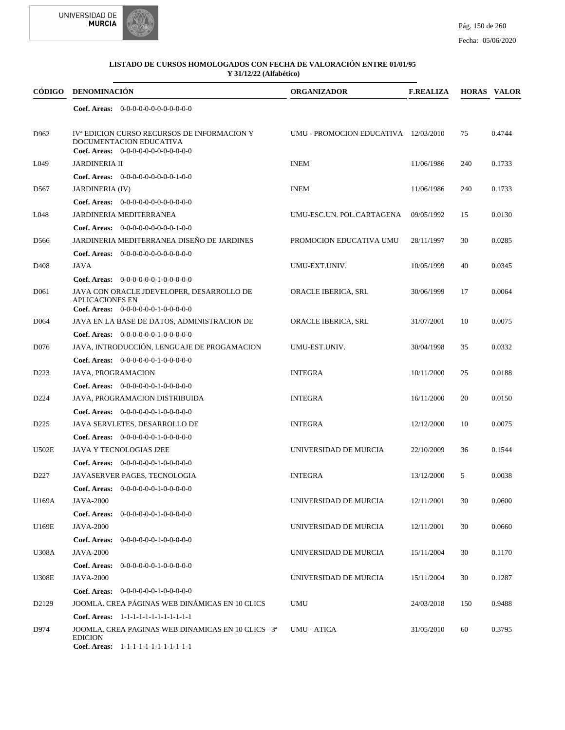**LISTADO DE CURSOS HOMOLOGADOS CON FECHA DE VALORACIÓN ENTRE 01/01/95 Y 31/12/22 (Alfabético)**

| CÓDIGO | DENOMINACIÓN | ORGANIZADOR | F.REALIZA | HORAS | VALOR |
|---|---|---|---|---|---|
| | **Coef. Areas:** 0-0-0-0-0-0-0-0-0-0-0-0 | | | | |
| D962 | IVª EDICION CURSO RECURSOS DE INFORMACION Y DOCUMENTACION EDUCATIVA<br>**Coef. Areas:** 0-0-0-0-0-0-0-0-0-0-0-0 | UMU - PROMOCION EDUCATIVA | 12/03/2010 | 75 | 0.4744 |
| L049 | JARDINERIA II<br>**Coef. Areas:** 0-0-0-0-0-0-0-0-0-1-0-0 | INEM | 11/06/1986 | 240 | 0.1733 |
| D567 | JARDINERIA (IV)<br>**Coef. Areas:** 0-0-0-0-0-0-0-0-0-0-0-0 | INEM | 11/06/1986 | 240 | 0.1733 |
| L048 | JARDINERIA MEDITERRANEA<br>**Coef. Areas:** 0-0-0-0-0-0-0-0-0-1-0-0 | UMU-ESC.UN. POL.CARTAGENA | 09/05/1992 | 15 | 0.0130 |
| D566 | JARDINERIA MEDITERRANEA DISEÑO DE JARDINES<br>**Coef. Areas:** 0-0-0-0-0-0-0-0-0-0-0-0 | PROMOCION EDUCATIVA UMU | 28/11/1997 | 30 | 0.0285 |
| D408 | JAVA<br>**Coef. Areas:** 0-0-0-0-0-0-1-0-0-0-0-0 | UMU-EXT.UNIV. | 10/05/1999 | 40 | 0.0345 |
| D061 | JAVA CON ORACLE JDEVELOPER, DESARROLLO DE APLICACIONES EN<br>**Coef. Areas:** 0-0-0-0-0-0-1-0-0-0-0-0 | ORACLE IBERICA, SRL | 30/06/1999 | 17 | 0.0064 |
| D064 | JAVA EN LA BASE DE DATOS, ADMINISTRACION DE<br>**Coef. Areas:** 0-0-0-0-0-0-1-0-0-0-0-0 | ORACLE IBERICA, SRL | 31/07/2001 | 10 | 0.0075 |
| D076 | JAVA, INTRODUCCIÓN, LENGUAJE DE PROGAMACION<br>**Coef. Areas:** 0-0-0-0-0-0-1-0-0-0-0-0 | UMU-EST.UNIV. | 30/04/1998 | 35 | 0.0332 |
| D223 | JAVA, PROGRAMACION<br>**Coef. Areas:** 0-0-0-0-0-0-1-0-0-0-0-0 | INTEGRA | 10/11/2000 | 25 | 0.0188 |
| D224 | JAVA, PROGRAMACION DISTRIBUIDA<br>**Coef. Areas:** 0-0-0-0-0-0-1-0-0-0-0-0 | INTEGRA | 16/11/2000 | 20 | 0.0150 |
| D225 | JAVA SERVLETES, DESARROLLO DE<br>**Coef. Areas:** 0-0-0-0-0-0-1-0-0-0-0-0 | INTEGRA | 12/12/2000 | 10 | 0.0075 |
| U502E | JAVA Y TECNOLOGIAS J2EE<br>**Coef. Areas:** 0-0-0-0-0-0-1-0-0-0-0-0 | UNIVERSIDAD DE MURCIA | 22/10/2009 | 36 | 0.1544 |
| D227 | JAVASERVER PAGES, TECNOLOGIA<br>**Coef. Areas:** 0-0-0-0-0-0-1-0-0-0-0-0 | INTEGRA | 13/12/2000 | 5 | 0.0038 |
| U169A | JAVA-2000<br>**Coef. Areas:** 0-0-0-0-0-0-1-0-0-0-0-0 | UNIVERSIDAD DE MURCIA | 12/11/2001 | 30 | 0.0600 |
| U169E | JAVA-2000<br>**Coef. Areas:** 0-0-0-0-0-0-1-0-0-0-0-0 | UNIVERSIDAD DE MURCIA | 12/11/2001 | 30 | 0.0660 |
| U308A | JAVA-2000<br>**Coef. Areas:** 0-0-0-0-0-0-1-0-0-0-0-0 | UNIVERSIDAD DE MURCIA | 15/11/2004 | 30 | 0.1170 |
| U308E | JAVA-2000<br>**Coef. Areas:** 0-0-0-0-0-0-1-0-0-0-0-0 | UNIVERSIDAD DE MURCIA | 15/11/2004 | 30 | 0.1287 |
| D2129 | JOOMLA. CREA PÁGINAS WEB DINÁMICAS EN 10 CLICS<br>**Coef. Areas:** 1-1-1-1-1-1-1-1-1-1-1-1 | UMU | 24/03/2018 | 150 | 0.9488 |
| D974 | JOOMLA. CREA PAGINAS WEB DINAMICAS EN 10 CLICS - 3ª EDICION<br>**Coef. Areas:** 1-1-1-1-1-1-1-1-1-1-1-1 | UMU - ATICA | 31/05/2010 | 60 | 0.3795 |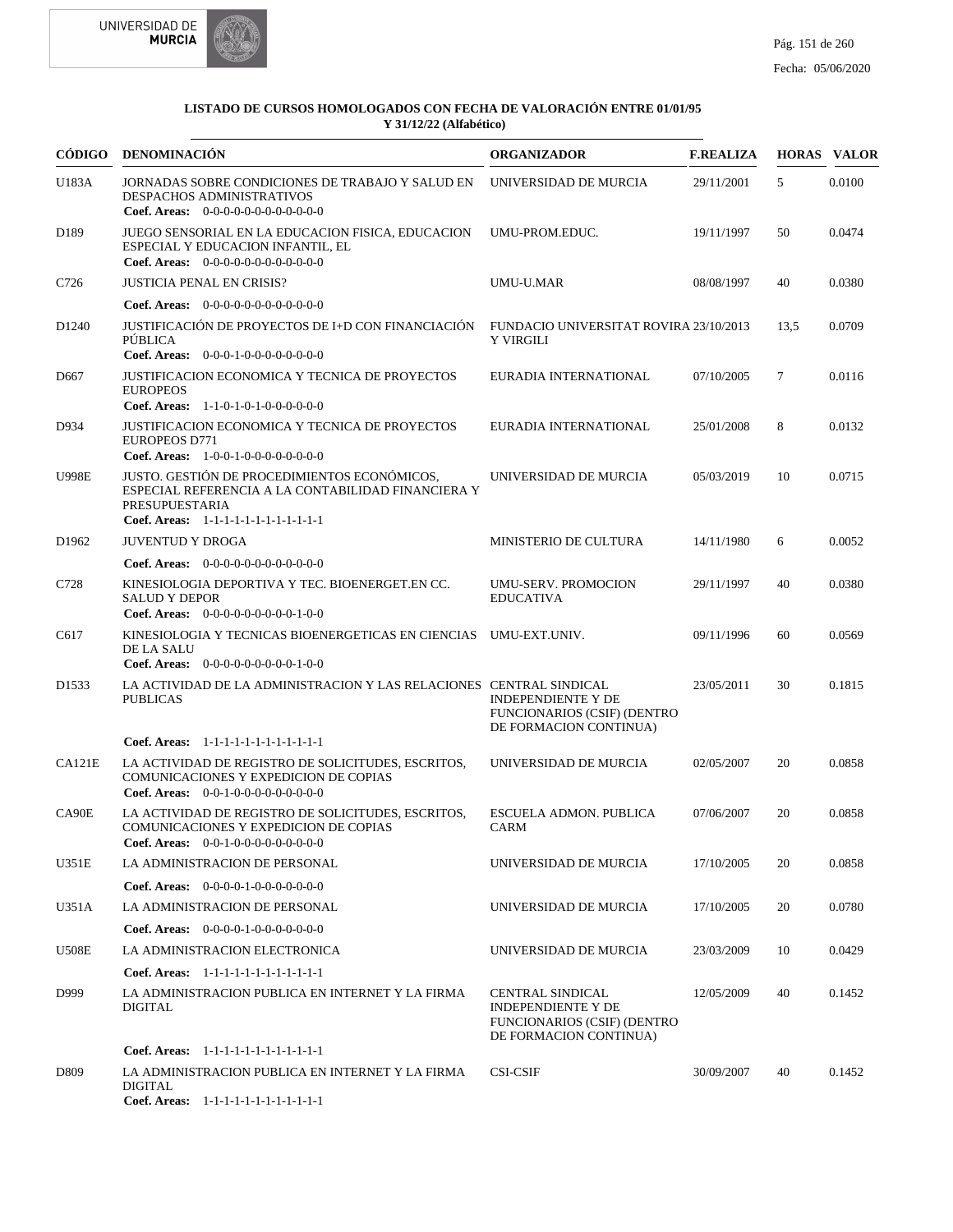**LISTADO DE CURSOS HOMOLOGADOS CON FECHA DE VALORACIÓN ENTRE 01/01/95 Y 31/12/22 (Alfabético)**

| CÓDIGO | DENOMINACIÓN | ORGANIZADOR | F.REALIZA | HORAS | VALOR |
|---|---|---|---|---|---|
| U183A | JORNADAS SOBRE CONDICIONES DE TRABAJO Y SALUD EN DESPACHOS ADMINISTRATIVOS<br>**Coef. Areas:** 0-0-0-0-0-0-0-0-0-0-0-0 | UNIVERSIDAD DE MURCIA | 29/11/2001 | 5 | 0.0100 |
| D189 | JUEGO SENSORIAL EN LA EDUCACION FISICA, EDUCACION ESPECIAL Y EDUCACION INFANTIL, EL<br>**Coef. Areas:** 0-0-0-0-0-0-0-0-0-0-0-0 | UMU-PROM.EDUC. | 19/11/1997 | 50 | 0.0474 |
| C726 | JUSTICIA PENAL EN CRISIS?<br>**Coef. Areas:** 0-0-0-0-0-0-0-0-0-0-0-0 | UMU-U.MAR | 08/08/1997 | 40 | 0.0380 |
| D1240 | JUSTIFICACIÓN DE PROYECTOS DE I+D CON FINANCIACIÓN PÚBLICA<br>**Coef. Areas:** 0-0-0-1-0-0-0-0-0-0-0-0 | FUNDACIO UNIVERSITAT ROVIRA Y VIRGILI | 23/10/2013 | 13,5 | 0.0709 |
| D667 | JUSTIFICACION ECONOMICA Y TECNICA DE PROYECTOS EUROPEOS<br>**Coef. Areas:** 1-1-0-1-0-1-0-0-0-0-0-0 | EURADIA INTERNATIONAL | 07/10/2005 | 7 | 0.0116 |
| D934 | JUSTIFICACION ECONOMICA Y TECNICA DE PROYECTOS EUROPEOS D771<br>**Coef. Areas:** 1-0-0-1-0-0-0-0-0-0-0-0 | EURADIA INTERNATIONAL | 25/01/2008 | 8 | 0.0132 |
| U998E | JUSTO. GESTIÓN DE PROCEDIMIENTOS ECONÓMICOS, ESPECIAL REFERENCIA A LA CONTABILIDAD FINANCIERA Y PRESUPUESTARIA<br>**Coef. Areas:** 1-1-1-1-1-1-1-1-1-1-1-1 | UNIVERSIDAD DE MURCIA | 05/03/2019 | 10 | 0.0715 |
| D1962 | JUVENTUD Y DROGA<br>**Coef. Areas:** 0-0-0-0-0-0-0-0-0-0-0-0 | MINISTERIO DE CULTURA | 14/11/1980 | 6 | 0.0052 |
| C728 | KINESIOLOGIA DEPORTIVA Y TEC. BIOENERGET.EN CC. SALUD Y DEPOR<br>**Coef. Areas:** 0-0-0-0-0-0-0-0-0-1-0-0 | UMU-SERV. PROMOCION EDUCATIVA | 29/11/1997 | 40 | 0.0380 |
| C617 | KINESIOLOGIA Y TECNICAS BIOENERGETICAS EN CIENCIAS DE LA SALU<br>**Coef. Areas:** 0-0-0-0-0-0-0-0-0-1-0-0 | UMU-EXT.UNIV. | 09/11/1996 | 60 | 0.0569 |
| D1533 | LA ACTIVIDAD DE LA ADMINISTRACION Y LAS RELACIONES PUBLICAS<br>**Coef. Areas:** 1-1-1-1-1-1-1-1-1-1-1-1 | CENTRAL SINDICAL INDEPENDIENTE Y DE FUNCIONARIOS (CSIF) (DENTRO DE FORMACION CONTINUA) | 23/05/2011 | 30 | 0.1815 |
| CA121E | LA ACTIVIDAD DE REGISTRO DE SOLICITUDES, ESCRITOS, COMUNICACIONES Y EXPEDICION DE COPIAS<br>**Coef. Areas:** 0-0-1-0-0-0-0-0-0-0-0-0 | UNIVERSIDAD DE MURCIA | 02/05/2007 | 20 | 0.0858 |
| CA90E | LA ACTIVIDAD DE REGISTRO DE SOLICITUDES, ESCRITOS, COMUNICACIONES Y EXPEDICION DE COPIAS<br>**Coef. Areas:** 0-0-1-0-0-0-0-0-0-0-0-0 | ESCUELA ADMON. PUBLICA CARM | 07/06/2007 | 20 | 0.0858 |
| U351E | LA ADMINISTRACION DE PERSONAL<br>**Coef. Areas:** 0-0-0-0-1-0-0-0-0-0-0-0 | UNIVERSIDAD DE MURCIA | 17/10/2005 | 20 | 0.0858 |
| U351A | LA ADMINISTRACION DE PERSONAL<br>**Coef. Areas:** 0-0-0-0-1-0-0-0-0-0-0-0 | UNIVERSIDAD DE MURCIA | 17/10/2005 | 20 | 0.0780 |
| U508E | LA ADMINISTRACION ELECTRONICA<br>**Coef. Areas:** 1-1-1-1-1-1-1-1-1-1-1-1 | UNIVERSIDAD DE MURCIA | 23/03/2009 | 10 | 0.0429 |
| D999 | LA ADMINISTRACION PUBLICA EN INTERNET Y LA FIRMA DIGITAL<br>**Coef. Areas:** 1-1-1-1-1-1-1-1-1-1-1-1 | CENTRAL SINDICAL INDEPENDIENTE Y DE FUNCIONARIOS (CSIF) (DENTRO DE FORMACION CONTINUA) | 12/05/2009 | 40 | 0.1452 |
| D809 | LA ADMINISTRACION PUBLICA EN INTERNET Y LA FIRMA DIGITAL<br>**Coef. Areas:** 1-1-1-1-1-1-1-1-1-1-1-1 | CSI-CSIF | 30/09/2007 | 40 | 0.1452 |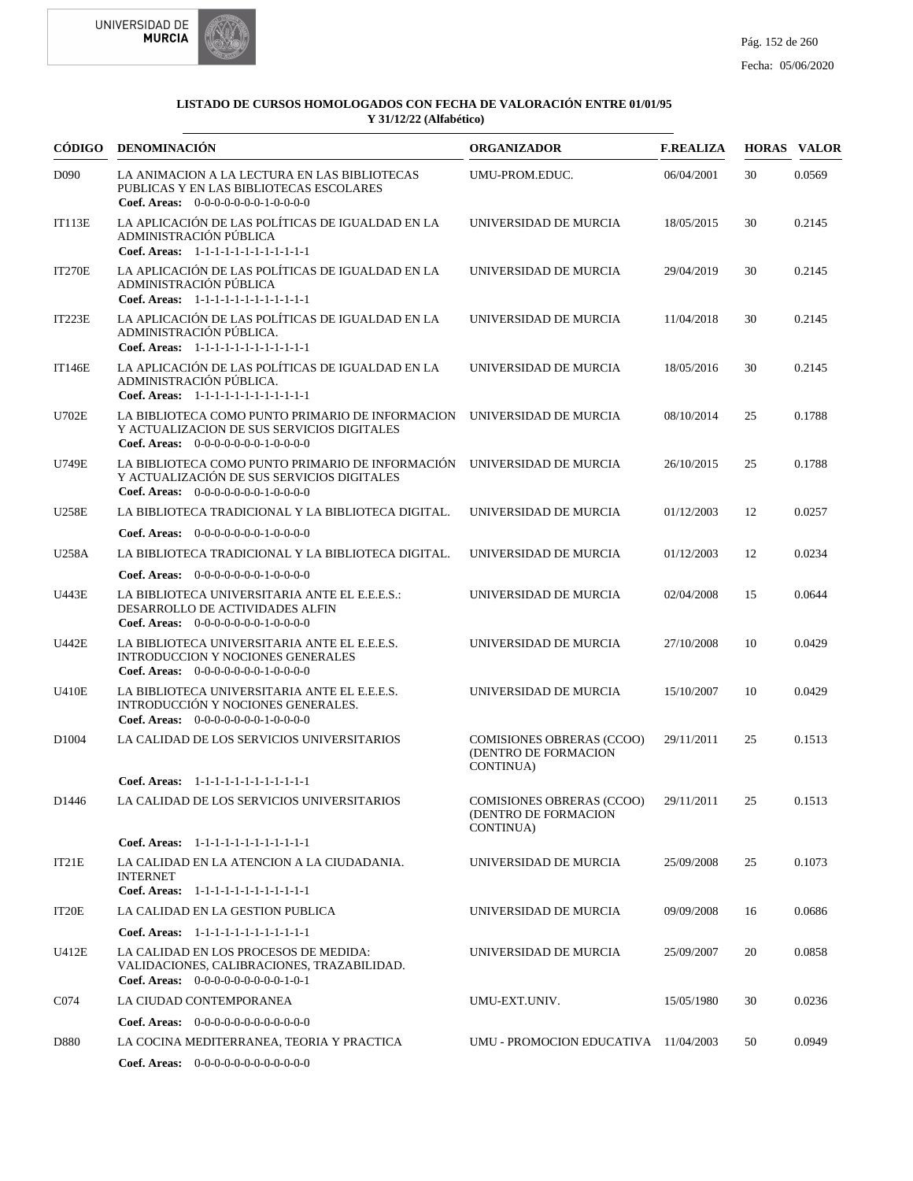**LISTADO DE CURSOS HOMOLOGADOS CON FECHA DE VALORACIÓN ENTRE 01/01/95 Y 31/12/22 (Alfabético)**

| CÓDIGO | DENOMINACIÓN | ORGANIZADOR | F.REALIZA | HORAS | VALOR |
|---|---|---|---|---|---|
| D090 | LA ANIMACION A LA LECTURA EN LAS BIBLIOTECAS PUBLICAS Y EN LAS BIBLIOTECAS ESCOLARES<br>**Coef. Areas:** 0-0-0-0-0-0-0-1-0-0-0-0 | UMU-PROM.EDUC. | 06/04/2001 | 30 | 0.0569 |
| IT113E | LA APLICACIÓN DE LAS POLÍTICAS DE IGUALDAD EN LA ADMINISTRACIÓN PÚBLICA<br>**Coef. Areas:** 1-1-1-1-1-1-1-1-1-1-1-1 | UNIVERSIDAD DE MURCIA | 18/05/2015 | 30 | 0.2145 |
| IT270E | LA APLICACIÓN DE LAS POLÍTICAS DE IGUALDAD EN LA ADMINISTRACIÓN PÚBLICA<br>**Coef. Areas:** 1-1-1-1-1-1-1-1-1-1-1-1 | UNIVERSIDAD DE MURCIA | 29/04/2019 | 30 | 0.2145 |
| IT223E | LA APLICACIÓN DE LAS POLÍTICAS DE IGUALDAD EN LA ADMINISTRACIÓN PÚBLICA.<br>**Coef. Areas:** 1-1-1-1-1-1-1-1-1-1-1-1 | UNIVERSIDAD DE MURCIA | 11/04/2018 | 30 | 0.2145 |
| IT146E | LA APLICACIÓN DE LAS POLÍTICAS DE IGUALDAD EN LA ADMINISTRACIÓN PÚBLICA.<br>**Coef. Areas:** 1-1-1-1-1-1-1-1-1-1-1-1 | UNIVERSIDAD DE MURCIA | 18/05/2016 | 30 | 0.2145 |
| U702E | LA BIBLIOTECA COMO PUNTO PRIMARIO DE INFORMACION Y ACTUALIZACION DE SUS SERVICIOS DIGITALES<br>**Coef. Areas:** 0-0-0-0-0-0-0-1-0-0-0-0 | UNIVERSIDAD DE MURCIA | 08/10/2014 | 25 | 0.1788 |
| U749E | LA BIBLIOTECA COMO PUNTO PRIMARIO DE INFORMACIÓN Y ACTUALIZACIÓN DE SUS SERVICIOS DIGITALES<br>**Coef. Areas:** 0-0-0-0-0-0-0-1-0-0-0-0 | UNIVERSIDAD DE MURCIA | 26/10/2015 | 25 | 0.1788 |
| U258E | LA BIBLIOTECA TRADICIONAL Y LA BIBLIOTECA DIGITAL.<br>**Coef. Areas:** 0-0-0-0-0-0-0-1-0-0-0-0 | UNIVERSIDAD DE MURCIA | 01/12/2003 | 12 | 0.0257 |
| U258A | LA BIBLIOTECA TRADICIONAL Y LA BIBLIOTECA DIGITAL.<br>**Coef. Areas:** 0-0-0-0-0-0-0-1-0-0-0-0 | UNIVERSIDAD DE MURCIA | 01/12/2003 | 12 | 0.0234 |
| U443E | LA BIBLIOTECA UNIVERSITARIA ANTE EL E.E.E.S.: DESARROLLO DE ACTIVIDADES ALFIN<br>**Coef. Areas:** 0-0-0-0-0-0-0-1-0-0-0-0 | UNIVERSIDAD DE MURCIA | 02/04/2008 | 15 | 0.0644 |
| U442E | LA BIBLIOTECA UNIVERSITARIA ANTE EL E.E.E.S. INTRODUCCION Y NOCIONES GENERALES<br>**Coef. Areas:** 0-0-0-0-0-0-0-1-0-0-0-0 | UNIVERSIDAD DE MURCIA | 27/10/2008 | 10 | 0.0429 |
| U410E | LA BIBLIOTECA UNIVERSITARIA ANTE EL E.E.E.S. INTRODUCCIÓN Y NOCIONES GENERALES.<br>**Coef. Areas:** 0-0-0-0-0-0-0-1-0-0-0-0 | UNIVERSIDAD DE MURCIA | 15/10/2007 | 10 | 0.0429 |
| D1004 | LA CALIDAD DE LOS SERVICIOS UNIVERSITARIOS<br>**Coef. Areas:** 1-1-1-1-1-1-1-1-1-1-1-1 | COMISIONES OBRERAS (CCOO) (DENTRO DE FORMACION CONTINUA) | 29/11/2011 | 25 | 0.1513 |
| D1446 | LA CALIDAD DE LOS SERVICIOS UNIVERSITARIOS<br>**Coef. Areas:** 1-1-1-1-1-1-1-1-1-1-1-1 | COMISIONES OBRERAS (CCOO) (DENTRO DE FORMACION CONTINUA) | 29/11/2011 | 25 | 0.1513 |
| IT21E | LA CALIDAD EN LA ATENCION A LA CIUDADANIA. INTERNET<br>**Coef. Areas:** 1-1-1-1-1-1-1-1-1-1-1-1 | UNIVERSIDAD DE MURCIA | 25/09/2008 | 25 | 0.1073 |
| IT20E | LA CALIDAD EN LA GESTION PUBLICA<br>**Coef. Areas:** 1-1-1-1-1-1-1-1-1-1-1-1 | UNIVERSIDAD DE MURCIA | 09/09/2008 | 16 | 0.0686 |
| U412E | LA CALIDAD EN LOS PROCESOS DE MEDIDA: VALIDACIONES, CALIBRACIONES, TRAZABILIDAD.<br>**Coef. Areas:** 0-0-0-0-0-0-0-0-0-1-0-1 | UNIVERSIDAD DE MURCIA | 25/09/2007 | 20 | 0.0858 |
| C074 | LA CIUDAD CONTEMPORANEA<br>**Coef. Areas:** 0-0-0-0-0-0-0-0-0-0-0-0 | UMU-EXT.UNIV. | 15/05/1980 | 30 | 0.0236 |
| D880 | LA COCINA MEDITERRANEA, TEORIA Y PRACTICA<br>**Coef. Areas:** 0-0-0-0-0-0-0-0-0-0-0-0 | UMU - PROMOCION EDUCATIVA | 11/04/2003 | 50 | 0.0949 |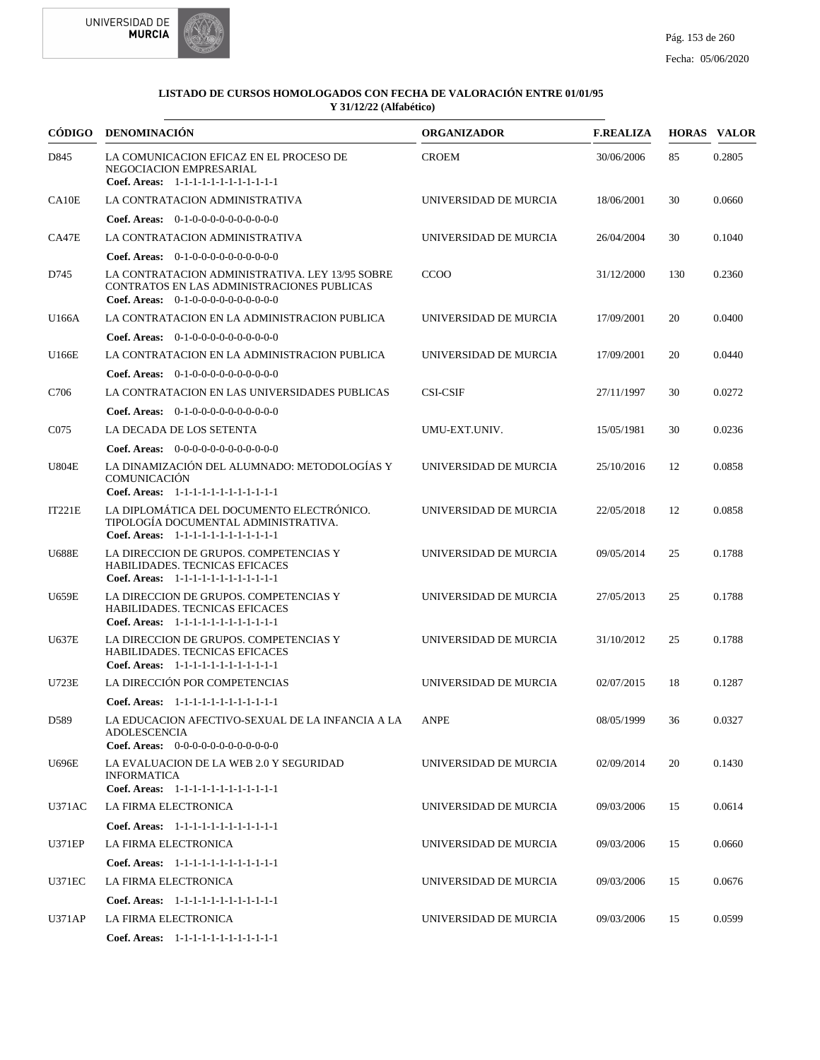**LISTADO DE CURSOS HOMOLOGADOS CON FECHA DE VALORACIÓN ENTRE 01/01/95 Y 31/12/22 (Alfabético)**

| CÓDIGO | DENOMINACIÓN | ORGANIZADOR | F.REALIZA | HORAS | VALOR |
|---|---|---|---|---|---|
| D845 | LA COMUNICACION EFICAZ EN EL PROCESO DE NEGOCIACION EMPRESARIAL<br>**Coef. Areas:** 1-1-1-1-1-1-1-1-1-1-1-1 | CROEM | 30/06/2006 | 85 | 0.2805 |
| CA10E | LA CONTRATACION ADMINISTRATIVA<br>**Coef. Areas:** 0-1-0-0-0-0-0-0-0-0-0-0 | UNIVERSIDAD DE MURCIA | 18/06/2001 | 30 | 0.0660 |
| CA47E | LA CONTRATACION ADMINISTRATIVA<br>**Coef. Areas:** 0-1-0-0-0-0-0-0-0-0-0-0 | UNIVERSIDAD DE MURCIA | 26/04/2004 | 30 | 0.1040 |
| D745 | LA CONTRATACION ADMINISTRATIVA. LEY 13/95 SOBRE CONTRATOS EN LAS ADMINISTRACIONES PUBLICAS<br>**Coef. Areas:** 0-1-0-0-0-0-0-0-0-0-0-0 | CCOO | 31/12/2000 | 130 | 0.2360 |
| U166A | LA CONTRATACION EN LA ADMINISTRACION PUBLICA<br>**Coef. Areas:** 0-1-0-0-0-0-0-0-0-0-0-0 | UNIVERSIDAD DE MURCIA | 17/09/2001 | 20 | 0.0400 |
| U166E | LA CONTRATACION EN LA ADMINISTRACION PUBLICA<br>**Coef. Areas:** 0-1-0-0-0-0-0-0-0-0-0-0 | UNIVERSIDAD DE MURCIA | 17/09/2001 | 20 | 0.0440 |
| C706 | LA CONTRATACION EN LAS UNIVERSIDADES PUBLICAS<br>**Coef. Areas:** 0-1-0-0-0-0-0-0-0-0-0-0 | CSI-CSIF | 27/11/1997 | 30 | 0.0272 |
| C075 | LA DECADA DE LOS SETENTA<br>**Coef. Areas:** 0-0-0-0-0-0-0-0-0-0-0-0 | UMU-EXT.UNIV. | 15/05/1981 | 30 | 0.0236 |
| U804E | LA DINAMIZACIÓN DEL ALUMNADO: METODOLOGÍAS Y COMUNICACIÓN<br>**Coef. Areas:** 1-1-1-1-1-1-1-1-1-1-1-1 | UNIVERSIDAD DE MURCIA | 25/10/2016 | 12 | 0.0858 |
| IT221E | LA DIPLOMÁTICA DEL DOCUMENTO ELECTRÓNICO. TIPOLOGÍA DOCUMENTAL ADMINISTRATIVA.<br>**Coef. Areas:** 1-1-1-1-1-1-1-1-1-1-1-1 | UNIVERSIDAD DE MURCIA | 22/05/2018 | 12 | 0.0858 |
| U688E | LA DIRECCION DE GRUPOS. COMPETENCIAS Y HABILIDADES. TECNICAS EFICACES<br>**Coef. Areas:** 1-1-1-1-1-1-1-1-1-1-1-1 | UNIVERSIDAD DE MURCIA | 09/05/2014 | 25 | 0.1788 |
| U659E | LA DIRECCION DE GRUPOS. COMPETENCIAS Y HABILIDADES. TECNICAS EFICACES<br>**Coef. Areas:** 1-1-1-1-1-1-1-1-1-1-1-1 | UNIVERSIDAD DE MURCIA | 27/05/2013 | 25 | 0.1788 |
| U637E | LA DIRECCION DE GRUPOS. COMPETENCIAS Y HABILIDADES. TECNICAS EFICACES<br>**Coef. Areas:** 1-1-1-1-1-1-1-1-1-1-1-1 | UNIVERSIDAD DE MURCIA | 31/10/2012 | 25 | 0.1788 |
| U723E | LA DIRECCIÓN POR COMPETENCIAS<br>**Coef. Areas:** 1-1-1-1-1-1-1-1-1-1-1-1 | UNIVERSIDAD DE MURCIA | 02/07/2015 | 18 | 0.1287 |
| D589 | LA EDUCACION AFECTIVO-SEXUAL DE LA INFANCIA A LA ADOLESCENCIA<br>**Coef. Areas:** 0-0-0-0-0-0-0-0-0-0-0-0 | ANPE | 08/05/1999 | 36 | 0.0327 |
| U696E | LA EVALUACION DE LA WEB 2.0 Y SEGURIDAD INFORMATICA<br>**Coef. Areas:** 1-1-1-1-1-1-1-1-1-1-1-1 | UNIVERSIDAD DE MURCIA | 02/09/2014 | 20 | 0.1430 |
| U371AC | LA FIRMA ELECTRONICA<br>**Coef. Areas:** 1-1-1-1-1-1-1-1-1-1-1-1 | UNIVERSIDAD DE MURCIA | 09/03/2006 | 15 | 0.0614 |
| U371EP | LA FIRMA ELECTRONICA<br>**Coef. Areas:** 1-1-1-1-1-1-1-1-1-1-1-1 | UNIVERSIDAD DE MURCIA | 09/03/2006 | 15 | 0.0660 |
| U371EC | LA FIRMA ELECTRONICA<br>**Coef. Areas:** 1-1-1-1-1-1-1-1-1-1-1-1 | UNIVERSIDAD DE MURCIA | 09/03/2006 | 15 | 0.0676 |
| U371AP | LA FIRMA ELECTRONICA<br>**Coef. Areas:** 1-1-1-1-1-1-1-1-1-1-1-1 | UNIVERSIDAD DE MURCIA | 09/03/2006 | 15 | 0.0599 |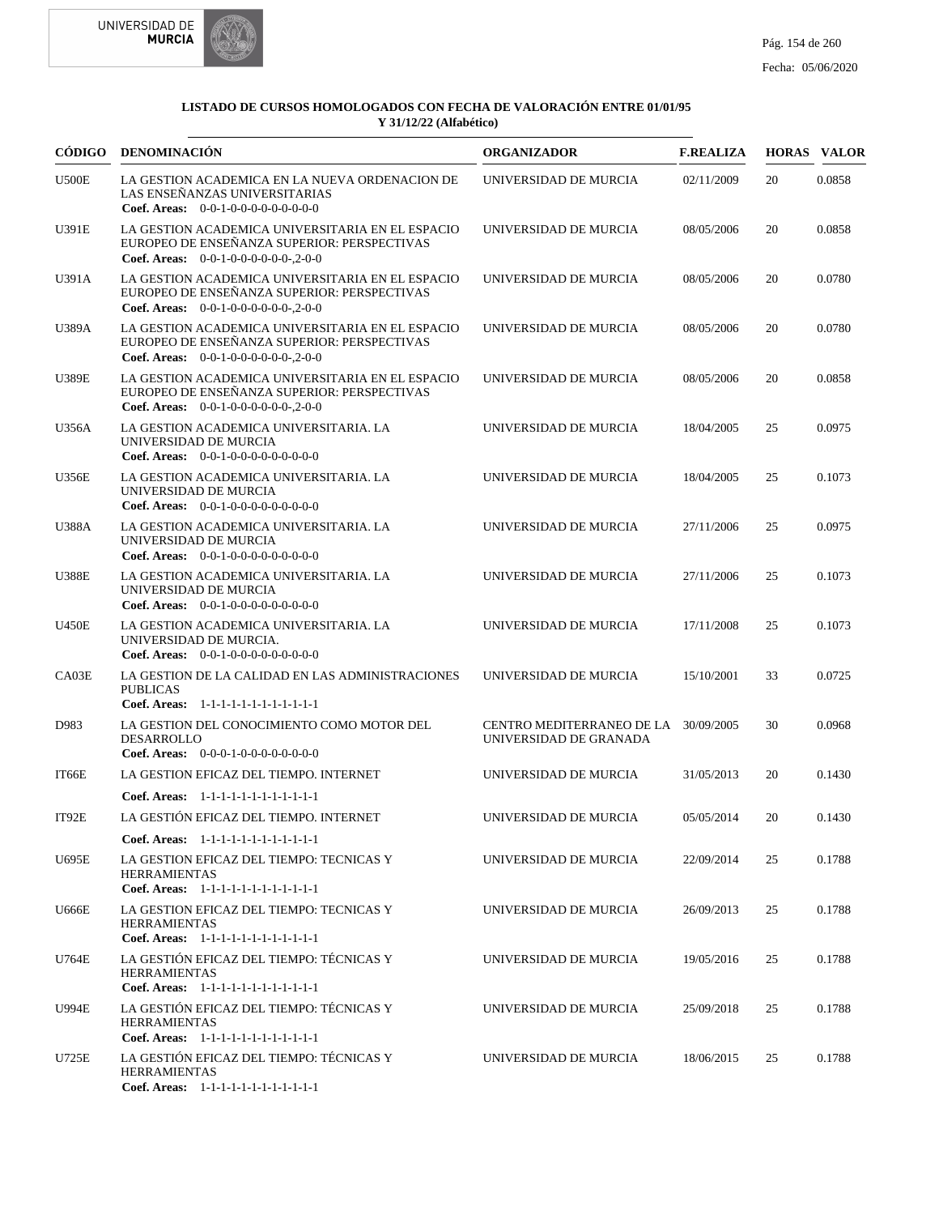**LISTADO DE CURSOS HOMOLOGADOS CON FECHA DE VALORACIÓN ENTRE 01/01/95 Y 31/12/22 (Alfabético)**

| CÓDIGO | DENOMINACIÓN | ORGANIZADOR | F.REALIZA | HORAS | VALOR |
|---|---|---|---|---|---|
| U500E | LA GESTION ACADEMICA EN LA NUEVA ORDENACION DE LAS ENSEÑANZAS UNIVERSITARIAS<br>**Coef. Areas:** 0-0-1-0-0-0-0-0-0-0-0-0 | UNIVERSIDAD DE MURCIA | 02/11/2009 | 20 | 0.0858 |
| U391E | LA GESTION ACADEMICA UNIVERSITARIA EN EL ESPACIO EUROPEO DE ENSEÑANZA SUPERIOR: PERSPECTIVAS<br>**Coef. Areas:** 0-0-1-0-0-0-0-0-0-,2-0-0 | UNIVERSIDAD DE MURCIA | 08/05/2006 | 20 | 0.0858 |
| U391A | LA GESTION ACADEMICA UNIVERSITARIA EN EL ESPACIO EUROPEO DE ENSEÑANZA SUPERIOR: PERSPECTIVAS<br>**Coef. Areas:** 0-0-1-0-0-0-0-0-0-,2-0-0 | UNIVERSIDAD DE MURCIA | 08/05/2006 | 20 | 0.0780 |
| U389A | LA GESTION ACADEMICA UNIVERSITARIA EN EL ESPACIO EUROPEO DE ENSEÑANZA SUPERIOR: PERSPECTIVAS<br>**Coef. Areas:** 0-0-1-0-0-0-0-0-0-,2-0-0 | UNIVERSIDAD DE MURCIA | 08/05/2006 | 20 | 0.0780 |
| U389E | LA GESTION ACADEMICA UNIVERSITARIA EN EL ESPACIO EUROPEO DE ENSEÑANZA SUPERIOR: PERSPECTIVAS<br>**Coef. Areas:** 0-0-1-0-0-0-0-0-0-,2-0-0 | UNIVERSIDAD DE MURCIA | 08/05/2006 | 20 | 0.0858 |
| U356A | LA GESTION ACADEMICA UNIVERSITARIA. LA UNIVERSIDAD DE MURCIA<br>**Coef. Areas:** 0-0-1-0-0-0-0-0-0-0-0-0 | UNIVERSIDAD DE MURCIA | 18/04/2005 | 25 | 0.0975 |
| U356E | LA GESTION ACADEMICA UNIVERSITARIA. LA UNIVERSIDAD DE MURCIA<br>**Coef. Areas:** 0-0-1-0-0-0-0-0-0-0-0-0 | UNIVERSIDAD DE MURCIA | 18/04/2005 | 25 | 0.1073 |
| U388A | LA GESTION ACADEMICA UNIVERSITARIA. LA UNIVERSIDAD DE MURCIA<br>**Coef. Areas:** 0-0-1-0-0-0-0-0-0-0-0-0 | UNIVERSIDAD DE MURCIA | 27/11/2006 | 25 | 0.0975 |
| U388E | LA GESTION ACADEMICA UNIVERSITARIA. LA UNIVERSIDAD DE MURCIA<br>**Coef. Areas:** 0-0-1-0-0-0-0-0-0-0-0-0 | UNIVERSIDAD DE MURCIA | 27/11/2006 | 25 | 0.1073 |
| U450E | LA GESTION ACADEMICA UNIVERSITARIA. LA UNIVERSIDAD DE MURCIA.<br>**Coef. Areas:** 0-0-1-0-0-0-0-0-0-0-0-0 | UNIVERSIDAD DE MURCIA | 17/11/2008 | 25 | 0.1073 |
| CA03E | LA GESTION DE LA CALIDAD EN LAS ADMINISTRACIONES PUBLICAS<br>**Coef. Areas:** 1-1-1-1-1-1-1-1-1-1-1-1 | UNIVERSIDAD DE MURCIA | 15/10/2001 | 33 | 0.0725 |
| D983 | LA GESTION DEL CONOCIMIENTO COMO MOTOR DEL DESARROLLO<br>**Coef. Areas:** 0-0-0-1-0-0-0-0-0-0-0-0 | CENTRO MEDITERRANEO DE LA UNIVERSIDAD DE GRANADA | 30/09/2005 | 30 | 0.0968 |
| IT66E | LA GESTION EFICAZ DEL TIEMPO. INTERNET<br>**Coef. Areas:** 1-1-1-1-1-1-1-1-1-1-1-1 | UNIVERSIDAD DE MURCIA | 31/05/2013 | 20 | 0.1430 |
| IT92E | LA GESTIÓN EFICAZ DEL TIEMPO. INTERNET<br>**Coef. Areas:** 1-1-1-1-1-1-1-1-1-1-1-1 | UNIVERSIDAD DE MURCIA | 05/05/2014 | 20 | 0.1430 |
| U695E | LA GESTION EFICAZ DEL TIEMPO: TECNICAS Y HERRAMIENTAS<br>**Coef. Areas:** 1-1-1-1-1-1-1-1-1-1-1-1 | UNIVERSIDAD DE MURCIA | 22/09/2014 | 25 | 0.1788 |
| U666E | LA GESTION EFICAZ DEL TIEMPO: TECNICAS Y HERRAMIENTAS<br>**Coef. Areas:** 1-1-1-1-1-1-1-1-1-1-1-1 | UNIVERSIDAD DE MURCIA | 26/09/2013 | 25 | 0.1788 |
| U764E | LA GESTIÓN EFICAZ DEL TIEMPO: TÉCNICAS Y HERRAMIENTAS<br>**Coef. Areas:** 1-1-1-1-1-1-1-1-1-1-1-1 | UNIVERSIDAD DE MURCIA | 19/05/2016 | 25 | 0.1788 |
| U994E | LA GESTIÓN EFICAZ DEL TIEMPO: TÉCNICAS Y HERRAMIENTAS<br>**Coef. Areas:** 1-1-1-1-1-1-1-1-1-1-1-1 | UNIVERSIDAD DE MURCIA | 25/09/2018 | 25 | 0.1788 |
| U725E | LA GESTIÓN EFICAZ DEL TIEMPO: TÉCNICAS Y HERRAMIENTAS<br>**Coef. Areas:** 1-1-1-1-1-1-1-1-1-1-1-1 | UNIVERSIDAD DE MURCIA | 18/06/2015 | 25 | 0.1788 |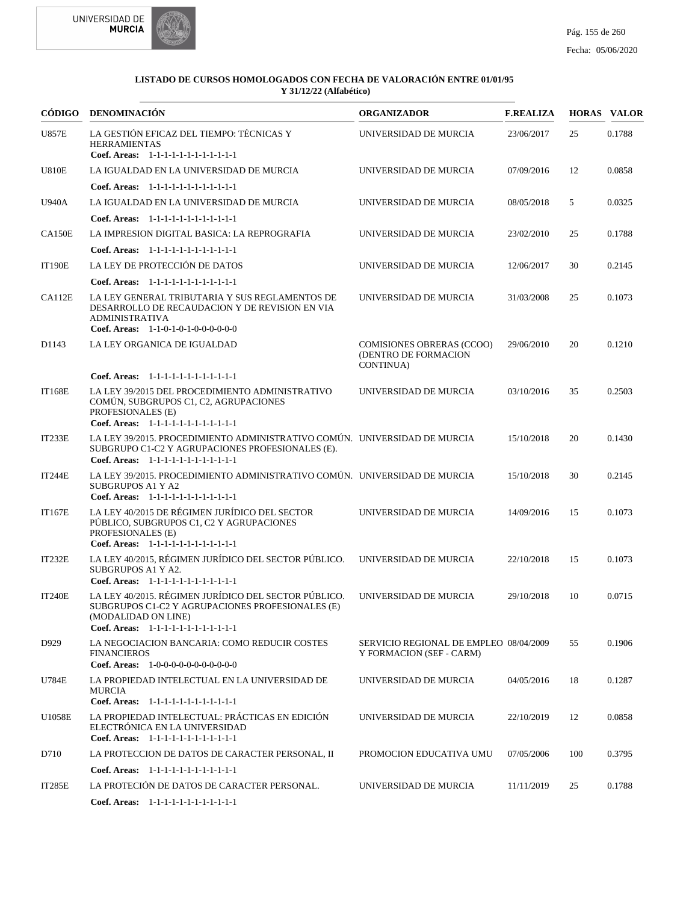**LISTADO DE CURSOS HOMOLOGADOS CON FECHA DE VALORACIÓN ENTRE 01/01/95 Y 31/12/22 (Alfabético)**

| CÓDIGO | DENOMINACIÓN | ORGANIZADOR | F.REALIZA | HORAS | VALOR |
|---|---|---|---|---|---|
| U857E | LA GESTIÓN EFICAZ DEL TIEMPO: TÉCNICAS Y HERRAMIENTAS<br>**Coef. Areas:** 1-1-1-1-1-1-1-1-1-1-1-1 | UNIVERSIDAD DE MURCIA | 23/06/2017 | 25 | 0.1788 |
| U810E | LA IGUALDAD EN LA UNIVERSIDAD DE MURCIA<br>**Coef. Areas:** 1-1-1-1-1-1-1-1-1-1-1-1 | UNIVERSIDAD DE MURCIA | 07/09/2016 | 12 | 0.0858 |
| U940A | LA IGUALDAD EN LA UNIVERSIDAD DE MURCIA<br>**Coef. Areas:** 1-1-1-1-1-1-1-1-1-1-1-1 | UNIVERSIDAD DE MURCIA | 08/05/2018 | 5 | 0.0325 |
| CA150E | LA IMPRESION DIGITAL BASICA: LA REPROGRAFIA<br>**Coef. Areas:** 1-1-1-1-1-1-1-1-1-1-1-1 | UNIVERSIDAD DE MURCIA | 23/02/2010 | 25 | 0.1788 |
| IT190E | LA LEY DE PROTECCIÓN DE DATOS<br>**Coef. Areas:** 1-1-1-1-1-1-1-1-1-1-1-1 | UNIVERSIDAD DE MURCIA | 12/06/2017 | 30 | 0.2145 |
| CA112E | LA LEY GENERAL TRIBUTARIA Y SUS REGLAMENTOS DE DESARROLLO DE RECAUDACION Y DE REVISION EN VIA ADMINISTRATIVA<br>**Coef. Areas:** 1-1-0-1-0-1-0-0-0-0-0-0 | UNIVERSIDAD DE MURCIA | 31/03/2008 | 25 | 0.1073 |
| D1143 | LA LEY ORGANICA DE IGUALDAD<br>**Coef. Areas:** 1-1-1-1-1-1-1-1-1-1-1-1 | COMISIONES OBRERAS (CCOO) (DENTRO DE FORMACION CONTINUA) | 29/06/2010 | 20 | 0.1210 |
| IT168E | LA LEY 39/2015 DEL PROCEDIMIENTO ADMINISTRATIVO COMÚN, SUBGRUPOS C1, C2, AGRUPACIONES PROFESIONALES (E)<br>**Coef. Areas:** 1-1-1-1-1-1-1-1-1-1-1-1 | UNIVERSIDAD DE MURCIA | 03/10/2016 | 35 | 0.2503 |
| IT233E | LA LEY 39/2015. PROCEDIMIENTO ADMINISTRATIVO COMÚN. SUBGRUPO C1-C2 Y AGRUPACIONES PROFESIONALES (E).<br>**Coef. Areas:** 1-1-1-1-1-1-1-1-1-1-1-1 | UNIVERSIDAD DE MURCIA | 15/10/2018 | 20 | 0.1430 |
| IT244E | LA LEY 39/2015. PROCEDIMIENTO ADMINISTRATIVO COMÚN. SUBGRUPOS A1 Y A2<br>**Coef. Areas:** 1-1-1-1-1-1-1-1-1-1-1-1 | UNIVERSIDAD DE MURCIA | 15/10/2018 | 30 | 0.2145 |
| IT167E | LA LEY 40/2015 DE RÉGIMEN JURÍDICO DEL SECTOR PÚBLICO, SUBGRUPOS C1, C2 Y AGRUPACIONES PROFESIONALES (E)<br>**Coef. Areas:** 1-1-1-1-1-1-1-1-1-1-1-1 | UNIVERSIDAD DE MURCIA | 14/09/2016 | 15 | 0.1073 |
| IT232E | LA LEY 40/2015, RÉGIMEN JURÍDICO DEL SECTOR PÚBLICO. SUBGRUPOS A1 Y A2.<br>**Coef. Areas:** 1-1-1-1-1-1-1-1-1-1-1-1 | UNIVERSIDAD DE MURCIA | 22/10/2018 | 15 | 0.1073 |
| IT240E | LA LEY 40/2015. RÉGIMEN JURÍDICO DEL SECTOR PÚBLICO. SUBGRUPOS C1-C2 Y AGRUPACIONES PROFESIONALES (E) (MODALIDAD ON LINE)<br>**Coef. Areas:** 1-1-1-1-1-1-1-1-1-1-1-1 | UNIVERSIDAD DE MURCIA | 29/10/2018 | 10 | 0.0715 |
| D929 | LA NEGOCIACION BANCARIA: COMO REDUCIR COSTES FINANCIEROS<br>**Coef. Areas:** 1-0-0-0-0-0-0-0-0-0-0-0 | SERVICIO REGIONAL DE EMPLEO Y FORMACION (SEF - CARM) | 08/04/2009 | 55 | 0.1906 |
| U784E | LA PROPIEDAD INTELECTUAL EN LA UNIVERSIDAD DE MURCIA<br>**Coef. Areas:** 1-1-1-1-1-1-1-1-1-1-1-1 | UNIVERSIDAD DE MURCIA | 04/05/2016 | 18 | 0.1287 |
| U1058E | LA PROPIEDAD INTELECTUAL: PRÁCTICAS EN EDICIÓN ELECTRÓNICA EN LA UNIVERSIDAD<br>**Coef. Areas:** 1-1-1-1-1-1-1-1-1-1-1-1 | UNIVERSIDAD DE MURCIA | 22/10/2019 | 12 | 0.0858 |
| D710 | LA PROTECCION DE DATOS DE CARACTER PERSONAL, II<br>**Coef. Areas:** 1-1-1-1-1-1-1-1-1-1-1-1 | PROMOCION EDUCATIVA UMU | 07/05/2006 | 100 | 0.3795 |
| IT285E | LA PROTECIÓN DE DATOS DE CARACTER PERSONAL.<br>**Coef. Areas:** 1-1-1-1-1-1-1-1-1-1-1-1 | UNIVERSIDAD DE MURCIA | 11/11/2019 | 25 | 0.1788 |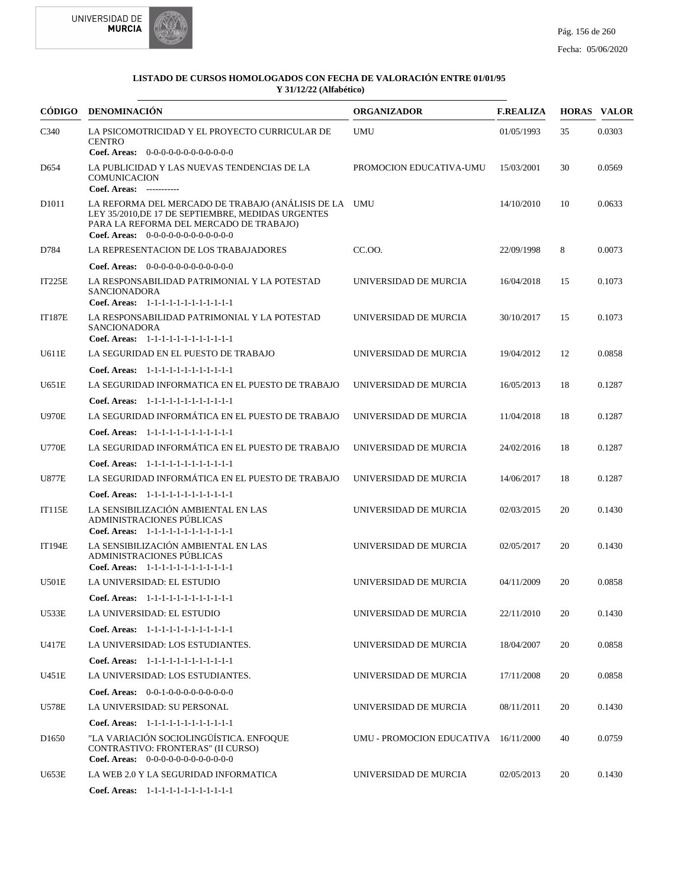**LISTADO DE CURSOS HOMOLOGADOS CON FECHA DE VALORACIÓN ENTRE 01/01/95 Y 31/12/22 (Alfabético)**

| CÓDIGO | DENOMINACIÓN | ORGANIZADOR | F.REALIZA | HORAS | VALOR |
|---|---|---|---|---|---|
| C340 | LA PSICOMOTRICIDAD Y EL PROYECTO CURRICULAR DE CENTRO<br>**Coef. Areas:** 0-0-0-0-0-0-0-0-0-0-0-0 | UMU | 01/05/1993 | 35 | 0.0303 |
| D654 | LA PUBLICIDAD Y LAS NUEVAS TENDENCIAS DE LA COMUNICACION<br>**Coef. Areas:** ----------- | PROMOCION EDUCATIVA-UMU | 15/03/2001 | 30 | 0.0569 |
| D1011 | LA REFORMA DEL MERCADO DE TRABAJO (ANÁLISIS DE LA LEY 35/2010,DE 17 DE SEPTIEMBRE, MEDIDAS URGENTES PARA LA REFORMA DEL MERCADO DE TRABAJO)<br>**Coef. Areas:** 0-0-0-0-0-0-0-0-0-0-0-0 | UMU | 14/10/2010 | 10 | 0.0633 |
| D784 | LA REPRESENTACION DE LOS TRABAJADORES<br>**Coef. Areas:** 0-0-0-0-0-0-0-0-0-0-0-0 | CC.OO. | 22/09/1998 | 8 | 0.0073 |
| IT225E | LA RESPONSABILIDAD PATRIMONIAL Y LA POTESTAD SANCIONADORA<br>**Coef. Areas:** 1-1-1-1-1-1-1-1-1-1-1-1 | UNIVERSIDAD DE MURCIA | 16/04/2018 | 15 | 0.1073 |
| IT187E | LA RESPONSABILIDAD PATRIMONIAL Y LA POTESTAD SANCIONADORA<br>**Coef. Areas:** 1-1-1-1-1-1-1-1-1-1-1-1 | UNIVERSIDAD DE MURCIA | 30/10/2017 | 15 | 0.1073 |
| U611E | LA SEGURIDAD EN EL PUESTO DE TRABAJO<br>**Coef. Areas:** 1-1-1-1-1-1-1-1-1-1-1-1 | UNIVERSIDAD DE MURCIA | 19/04/2012 | 12 | 0.0858 |
| U651E | LA SEGURIDAD INFORMATICA EN EL PUESTO DE TRABAJO<br>**Coef. Areas:** 1-1-1-1-1-1-1-1-1-1-1-1 | UNIVERSIDAD DE MURCIA | 16/05/2013 | 18 | 0.1287 |
| U970E | LA SEGURIDAD INFORMÁTICA EN EL PUESTO DE TRABAJO<br>**Coef. Areas:** 1-1-1-1-1-1-1-1-1-1-1-1 | UNIVERSIDAD DE MURCIA | 11/04/2018 | 18 | 0.1287 |
| U770E | LA SEGURIDAD INFORMÁTICA EN EL PUESTO DE TRABAJO<br>**Coef. Areas:** 1-1-1-1-1-1-1-1-1-1-1-1 | UNIVERSIDAD DE MURCIA | 24/02/2016 | 18 | 0.1287 |
| U877E | LA SEGURIDAD INFORMÁTICA EN EL PUESTO DE TRABAJO<br>**Coef. Areas:** 1-1-1-1-1-1-1-1-1-1-1-1 | UNIVERSIDAD DE MURCIA | 14/06/2017 | 18 | 0.1287 |
| IT115E | LA SENSIBILIZACIÓN AMBIENTAL EN LAS ADMINISTRACIONES PÚBLICAS<br>**Coef. Areas:** 1-1-1-1-1-1-1-1-1-1-1-1 | UNIVERSIDAD DE MURCIA | 02/03/2015 | 20 | 0.1430 |
| IT194E | LA SENSIBILIZACIÓN AMBIENTAL EN LAS ADMINISTRACIONES PÚBLICAS<br>**Coef. Areas:** 1-1-1-1-1-1-1-1-1-1-1-1 | UNIVERSIDAD DE MURCIA | 02/05/2017 | 20 | 0.1430 |
| U501E | LA UNIVERSIDAD: EL ESTUDIO<br>**Coef. Areas:** 1-1-1-1-1-1-1-1-1-1-1-1 | UNIVERSIDAD DE MURCIA | 04/11/2009 | 20 | 0.0858 |
| U533E | LA UNIVERSIDAD: EL ESTUDIO<br>**Coef. Areas:** 1-1-1-1-1-1-1-1-1-1-1-1 | UNIVERSIDAD DE MURCIA | 22/11/2010 | 20 | 0.1430 |
| U417E | LA UNIVERSIDAD: LOS ESTUDIANTES.<br>**Coef. Areas:** 1-1-1-1-1-1-1-1-1-1-1-1 | UNIVERSIDAD DE MURCIA | 18/04/2007 | 20 | 0.0858 |
| U451E | LA UNIVERSIDAD: LOS ESTUDIANTES.<br>**Coef. Areas:** 0-0-1-0-0-0-0-0-0-0-0-0 | UNIVERSIDAD DE MURCIA | 17/11/2008 | 20 | 0.0858 |
| U578E | LA UNIVERSIDAD: SU PERSONAL<br>**Coef. Areas:** 1-1-1-1-1-1-1-1-1-1-1-1 | UNIVERSIDAD DE MURCIA | 08/11/2011 | 20 | 0.1430 |
| D1650 | "LA VARIACIÓN SOCIOLINGÜÍSTICA. ENFOQUE CONTRASTIVO: FRONTERAS" (II CURSO)<br>**Coef. Areas:** 0-0-0-0-0-0-0-0-0-0-0-0 | UMU - PROMOCION EDUCATIVA | 16/11/2000 | 40 | 0.0759 |
| U653E | LA WEB 2.0 Y LA SEGURIDAD INFORMATICA<br>**Coef. Areas:** 1-1-1-1-1-1-1-1-1-1-1-1 | UNIVERSIDAD DE MURCIA | 02/05/2013 | 20 | 0.1430 |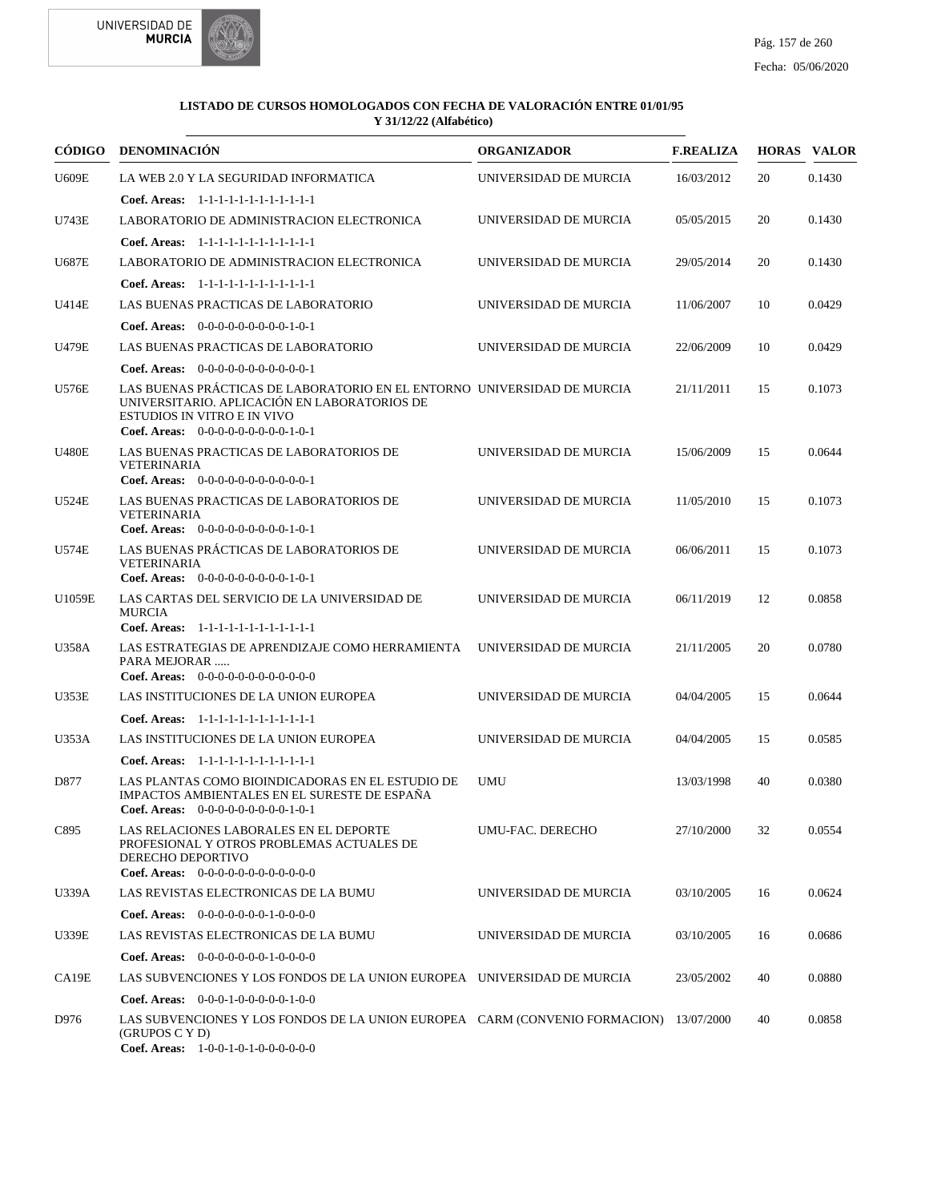**LISTADO DE CURSOS HOMOLOGADOS CON FECHA DE VALORACIÓN ENTRE 01/01/95 Y 31/12/22 (Alfabético)**

| CÓDIGO | DENOMINACIÓN | ORGANIZADOR | F.REALIZA | HORAS | VALOR |
|---|---|---|---|---|---|
| U609E | LA WEB 2.0 Y LA SEGURIDAD INFORMATICA<br>**Coef. Areas:** 1-1-1-1-1-1-1-1-1-1-1-1 | UNIVERSIDAD DE MURCIA | 16/03/2012 | 20 | 0.1430 |
| U743E | LABORATORIO DE ADMINISTRACION ELECTRONICA<br>**Coef. Areas:** 1-1-1-1-1-1-1-1-1-1-1-1 | UNIVERSIDAD DE MURCIA | 05/05/2015 | 20 | 0.1430 |
| U687E | LABORATORIO DE ADMINISTRACION ELECTRONICA<br>**Coef. Areas:** 1-1-1-1-1-1-1-1-1-1-1-1 | UNIVERSIDAD DE MURCIA | 29/05/2014 | 20 | 0.1430 |
| U414E | LAS BUENAS PRACTICAS DE LABORATORIO<br>**Coef. Areas:** 0-0-0-0-0-0-0-0-0-1-0-1 | UNIVERSIDAD DE MURCIA | 11/06/2007 | 10 | 0.0429 |
| U479E | LAS BUENAS PRACTICAS DE LABORATORIO<br>**Coef. Areas:** 0-0-0-0-0-0-0-0-0-0-0-1 | UNIVERSIDAD DE MURCIA | 22/06/2009 | 10 | 0.0429 |
| U576E | LAS BUENAS PRÁCTICAS DE LABORATORIO EN EL ENTORNO UNIVERSITARIO. APLICACIÓN EN LABORATORIOS DE ESTUDIOS IN VITRO E IN VIVO<br>**Coef. Areas:** 0-0-0-0-0-0-0-0-0-1-0-1 | UNIVERSIDAD DE MURCIA | 21/11/2011 | 15 | 0.1073 |
| U480E | LAS BUENAS PRACTICAS DE LABORATORIOS DE VETERINARIA<br>**Coef. Areas:** 0-0-0-0-0-0-0-0-0-0-0-1 | UNIVERSIDAD DE MURCIA | 15/06/2009 | 15 | 0.0644 |
| U524E | LAS BUENAS PRACTICAS DE LABORATORIOS DE VETERINARIA<br>**Coef. Areas:** 0-0-0-0-0-0-0-0-0-1-0-1 | UNIVERSIDAD DE MURCIA | 11/05/2010 | 15 | 0.1073 |
| U574E | LAS BUENAS PRÁCTICAS DE LABORATORIOS DE VETERINARIA<br>**Coef. Areas:** 0-0-0-0-0-0-0-0-0-1-0-1 | UNIVERSIDAD DE MURCIA | 06/06/2011 | 15 | 0.1073 |
| U1059E | LAS CARTAS DEL SERVICIO DE LA UNIVERSIDAD DE MURCIA<br>**Coef. Areas:** 1-1-1-1-1-1-1-1-1-1-1-1 | UNIVERSIDAD DE MURCIA | 06/11/2019 | 12 | 0.0858 |
| U358A | LAS ESTRATEGIAS DE APRENDIZAJE COMO HERRAMIENTA PARA MEJORAR .....<br>**Coef. Areas:** 0-0-0-0-0-0-0-0-0-0-0-0 | UNIVERSIDAD DE MURCIA | 21/11/2005 | 20 | 0.0780 |
| U353E | LAS INSTITUCIONES DE LA UNION EUROPEA<br>**Coef. Areas:** 1-1-1-1-1-1-1-1-1-1-1-1 | UNIVERSIDAD DE MURCIA | 04/04/2005 | 15 | 0.0644 |
| U353A | LAS INSTITUCIONES DE LA UNION EUROPEA<br>**Coef. Areas:** 1-1-1-1-1-1-1-1-1-1-1-1 | UNIVERSIDAD DE MURCIA | 04/04/2005 | 15 | 0.0585 |
| D877 | LAS PLANTAS COMO BIOINDICADORAS EN EL ESTUDIO DE IMPACTOS AMBIENTALES EN EL SURESTE DE ESPAÑA<br>**Coef. Areas:** 0-0-0-0-0-0-0-0-0-1-0-1 | UMU | 13/03/1998 | 40 | 0.0380 |
| C895 | LAS RELACIONES LABORALES EN EL DEPORTE PROFESIONAL Y OTROS PROBLEMAS ACTUALES DE DERECHO DEPORTIVO<br>**Coef. Areas:** 0-0-0-0-0-0-0-0-0-0-0-0 | UMU-FAC. DERECHO | 27/10/2000 | 32 | 0.0554 |
| U339A | LAS REVISTAS ELECTRONICAS DE LA BUMU<br>**Coef. Areas:** 0-0-0-0-0-0-0-1-0-0-0-0 | UNIVERSIDAD DE MURCIA | 03/10/2005 | 16 | 0.0624 |
| U339E | LAS REVISTAS ELECTRONICAS DE LA BUMU<br>**Coef. Areas:** 0-0-0-0-0-0-0-1-0-0-0-0 | UNIVERSIDAD DE MURCIA | 03/10/2005 | 16 | 0.0686 |
| CA19E | LAS SUBVENCIONES Y LOS FONDOS DE LA UNION EUROPEA<br>**Coef. Areas:** 0-0-0-1-0-0-0-0-0-1-0-0 | UNIVERSIDAD DE MURCIA | 23/05/2002 | 40 | 0.0880 |
| D976 | LAS SUBVENCIONES Y LOS FONDOS DE LA UNION EUROPEA (GRUPOS C Y D)<br>**Coef. Areas:** 1-0-0-1-0-1-0-0-0-0-0-0 | CARM (CONVENIO FORMACION) | 13/07/2000 | 40 | 0.0858 |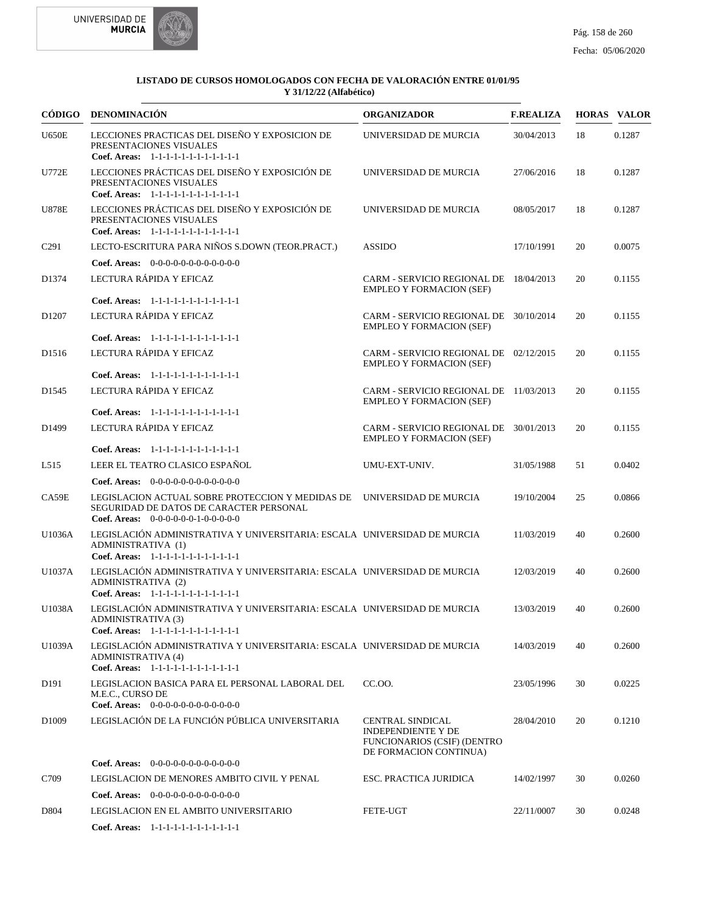**LISTADO DE CURSOS HOMOLOGADOS CON FECHA DE VALORACIÓN ENTRE 01/01/95 Y 31/12/22 (Alfabético)**

| CÓDIGO | DENOMINACIÓN | ORGANIZADOR | F.REALIZA | HORAS | VALOR |
|---|---|---|---|---|---|
| U650E | LECCIONES PRACTICAS DEL DISEÑO Y EXPOSICION DE PRESENTACIONES VISUALES<br>**Coef. Areas:** 1-1-1-1-1-1-1-1-1-1-1-1 | UNIVERSIDAD DE MURCIA | 30/04/2013 | 18 | 0.1287 |
| U772E | LECCIONES PRÁCTICAS DEL DISEÑO Y EXPOSICIÓN DE PRESENTACIONES VISUALES<br>**Coef. Areas:** 1-1-1-1-1-1-1-1-1-1-1-1 | UNIVERSIDAD DE MURCIA | 27/06/2016 | 18 | 0.1287 |
| U878E | LECCIONES PRÁCTICAS DEL DISEÑO Y EXPOSICIÓN DE PRESENTACIONES VISUALES<br>**Coef. Areas:** 1-1-1-1-1-1-1-1-1-1-1-1 | UNIVERSIDAD DE MURCIA | 08/05/2017 | 18 | 0.1287 |
| C291 | LECTO-ESCRITURA PARA NIÑOS S.DOWN (TEOR.PRACT.)<br>**Coef. Areas:** 0-0-0-0-0-0-0-0-0-0-0-0 | ASSIDO | 17/10/1991 | 20 | 0.0075 |
| D1374 | LECTURA RÁPIDA Y EFICAZ<br>**Coef. Areas:** 1-1-1-1-1-1-1-1-1-1-1-1 | CARM - SERVICIO REGIONAL DE EMPLEO Y FORMACION (SEF) | 18/04/2013 | 20 | 0.1155 |
| D1207 | LECTURA RÁPIDA Y EFICAZ<br>**Coef. Areas:** 1-1-1-1-1-1-1-1-1-1-1-1 | CARM - SERVICIO REGIONAL DE EMPLEO Y FORMACION (SEF) | 30/10/2014 | 20 | 0.1155 |
| D1516 | LECTURA RÁPIDA Y EFICAZ<br>**Coef. Areas:** 1-1-1-1-1-1-1-1-1-1-1-1 | CARM - SERVICIO REGIONAL DE EMPLEO Y FORMACION (SEF) | 02/12/2015 | 20 | 0.1155 |
| D1545 | LECTURA RÁPIDA Y EFICAZ<br>**Coef. Areas:** 1-1-1-1-1-1-1-1-1-1-1-1 | CARM - SERVICIO REGIONAL DE EMPLEO Y FORMACION (SEF) | 11/03/2013 | 20 | 0.1155 |
| D1499 | LECTURA RÁPIDA Y EFICAZ<br>**Coef. Areas:** 1-1-1-1-1-1-1-1-1-1-1-1 | CARM - SERVICIO REGIONAL DE EMPLEO Y FORMACION (SEF) | 30/01/2013 | 20 | 0.1155 |
| L515 | LEER EL TEATRO CLASICO ESPAÑOL<br>**Coef. Areas:** 0-0-0-0-0-0-0-0-0-0-0-0 | UMU-EXT-UNIV. | 31/05/1988 | 51 | 0.0402 |
| CA59E | LEGISLACION ACTUAL SOBRE PROTECCION Y MEDIDAS DE SEGURIDAD DE DATOS DE CARACTER PERSONAL<br>**Coef. Areas:** 0-0-0-0-0-0-1-0-0-0-0-0 | UNIVERSIDAD DE MURCIA | 19/10/2004 | 25 | 0.0866 |
| U1036A | LEGISLACIÓN ADMINISTRATIVA Y UNIVERSITARIA: ESCALA ADMINISTRATIVA (1)<br>**Coef. Areas:** 1-1-1-1-1-1-1-1-1-1-1-1 | UNIVERSIDAD DE MURCIA | 11/03/2019 | 40 | 0.2600 |
| U1037A | LEGISLACIÓN ADMINISTRATIVA Y UNIVERSITARIA: ESCALA ADMINISTRATIVA (2)<br>**Coef. Areas:** 1-1-1-1-1-1-1-1-1-1-1-1 | UNIVERSIDAD DE MURCIA | 12/03/2019 | 40 | 0.2600 |
| U1038A | LEGISLACIÓN ADMINISTRATIVA Y UNIVERSITARIA: ESCALA ADMINISTRATIVA (3)<br>**Coef. Areas:** 1-1-1-1-1-1-1-1-1-1-1-1 | UNIVERSIDAD DE MURCIA | 13/03/2019 | 40 | 0.2600 |
| U1039A | LEGISLACIÓN ADMINISTRATIVA Y UNIVERSITARIA: ESCALA ADMINISTRATIVA (4)<br>**Coef. Areas:** 1-1-1-1-1-1-1-1-1-1-1-1 | UNIVERSIDAD DE MURCIA | 14/03/2019 | 40 | 0.2600 |
| D191 | LEGISLACION BASICA PARA EL PERSONAL LABORAL DEL M.E.C., CURSO DE<br>**Coef. Areas:** 0-0-0-0-0-0-0-0-0-0-0-0 | CC.OO. | 23/05/1996 | 30 | 0.0225 |
| D1009 | LEGISLACIÓN DE LA FUNCIÓN PÚBLICA UNIVERSITARIA<br>**Coef. Areas:** 0-0-0-0-0-0-0-0-0-0-0-0 | CENTRAL SINDICAL INDEPENDIENTE Y DE FUNCIONARIOS (CSIF) (DENTRO DE FORMACION CONTINUA) | 28/04/2010 | 20 | 0.1210 |
| C709 | LEGISLACION DE MENORES AMBITO CIVIL Y PENAL<br>**Coef. Areas:** 0-0-0-0-0-0-0-0-0-0-0-0 | ESC. PRACTICA JURIDICA | 14/02/1997 | 30 | 0.0260 |
| D804 | LEGISLACION EN EL AMBITO UNIVERSITARIO<br>**Coef. Areas:** 1-1-1-1-1-1-1-1-1-1-1-1 | FETE-UGT | 22/11/0007 | 30 | 0.0248 |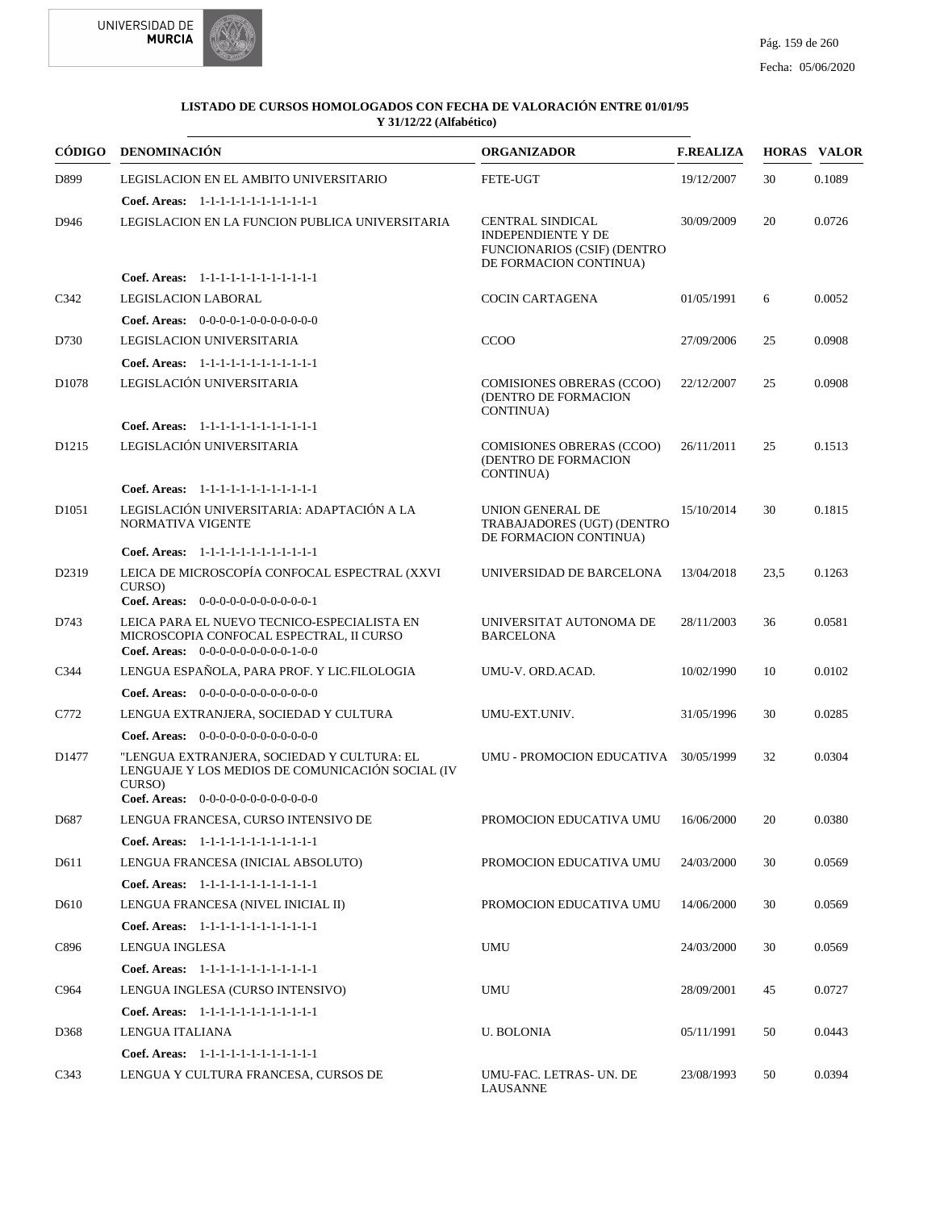**LISTADO DE CURSOS HOMOLOGADOS CON FECHA DE VALORACIÓN ENTRE 01/01/95 Y 31/12/22 (Alfabético)**

| CÓDIGO | DENOMINACIÓN | ORGANIZADOR | F.REALIZA | HORAS | VALOR |
|---|---|---|---|---|---|
| D899 | LEGISLACION EN EL AMBITO UNIVERSITARIO | FETE-UGT | 19/12/2007 | 30 | 0.1089 |
| | **Coef. Areas:** 1-1-1-1-1-1-1-1-1-1-1-1 | | | | |
| D946 | LEGISLACION EN LA FUNCION PUBLICA UNIVERSITARIA | CENTRAL SINDICAL INDEPENDIENTE Y DE FUNCIONARIOS (CSIF) (DENTRO DE FORMACION CONTINUA) | 30/09/2009 | 20 | 0.0726 |
| | **Coef. Areas:** 1-1-1-1-1-1-1-1-1-1-1-1 | | | | |
| C342 | LEGISLACION LABORAL | COCIN CARTAGENA | 01/05/1991 | 6 | 0.0052 |
| | **Coef. Areas:** 0-0-0-0-1-0-0-0-0-0-0-0 | | | | |
| D730 | LEGISLACION UNIVERSITARIA | CCOO | 27/09/2006 | 25 | 0.0908 |
| | **Coef. Areas:** 1-1-1-1-1-1-1-1-1-1-1-1 | | | | |
| D1078 | LEGISLACIÓN UNIVERSITARIA | COMISIONES OBRERAS (CCOO) (DENTRO DE FORMACION CONTINUA) | 22/12/2007 | 25 | 0.0908 |
| | **Coef. Areas:** 1-1-1-1-1-1-1-1-1-1-1-1 | | | | |
| D1215 | LEGISLACIÓN UNIVERSITARIA | COMISIONES OBRERAS (CCOO) (DENTRO DE FORMACION CONTINUA) | 26/11/2011 | 25 | 0.1513 |
| | **Coef. Areas:** 1-1-1-1-1-1-1-1-1-1-1-1 | | | | |
| D1051 | LEGISLACIÓN UNIVERSITARIA: ADAPTACIÓN A LA NORMATIVA VIGENTE | UNION GENERAL DE TRABAJADORES (UGT) (DENTRO DE FORMACION CONTINUA) | 15/10/2014 | 30 | 0.1815 |
| | **Coef. Areas:** 1-1-1-1-1-1-1-1-1-1-1-1 | | | | |
| D2319 | LEICA DE MICROSCOPÍA CONFOCAL ESPECTRAL (XXVI CURSO) | UNIVERSIDAD DE BARCELONA | 13/04/2018 | 23,5 | 0.1263 |
| | **Coef. Areas:** 0-0-0-0-0-0-0-0-0-0-0-1 | | | | |
| D743 | LEICA PARA EL NUEVO TECNICO-ESPECIALISTA EN MICROSCOPIA CONFOCAL ESPECTRAL, II CURSO | UNIVERSITAT AUTONOMA DE BARCELONA | 28/11/2003 | 36 | 0.0581 |
| | **Coef. Areas:** 0-0-0-0-0-0-0-0-0-1-0-0 | | | | |
| C344 | LENGUA ESPAÑOLA, PARA PROF. Y LIC.FILOLOGIA | UMU-V. ORD.ACAD. | 10/02/1990 | 10 | 0.0102 |
| | **Coef. Areas:** 0-0-0-0-0-0-0-0-0-0-0-0 | | | | |
| C772 | LENGUA EXTRANJERA, SOCIEDAD Y CULTURA | UMU-EXT.UNIV. | 31/05/1996 | 30 | 0.0285 |
| | **Coef. Areas:** 0-0-0-0-0-0-0-0-0-0-0-0 | | | | |
| D1477 | "LENGUA EXTRANJERA, SOCIEDAD Y CULTURA: EL LENGUAJE Y LOS MEDIOS DE COMUNICACIÓN SOCIAL (IV CURSO) | UMU - PROMOCION EDUCATIVA | 30/05/1999 | 32 | 0.0304 |
| | **Coef. Areas:** 0-0-0-0-0-0-0-0-0-0-0-0 | | | | |
| D687 | LENGUA FRANCESA, CURSO INTENSIVO DE | PROMOCION EDUCATIVA UMU | 16/06/2000 | 20 | 0.0380 |
| | **Coef. Areas:** 1-1-1-1-1-1-1-1-1-1-1-1 | | | | |
| D611 | LENGUA FRANCESA (INICIAL ABSOLUTO) | PROMOCION EDUCATIVA UMU | 24/03/2000 | 30 | 0.0569 |
| | **Coef. Areas:** 1-1-1-1-1-1-1-1-1-1-1-1 | | | | |
| D610 | LENGUA FRANCESA (NIVEL INICIAL II) | PROMOCION EDUCATIVA UMU | 14/06/2000 | 30 | 0.0569 |
| | **Coef. Areas:** 1-1-1-1-1-1-1-1-1-1-1-1 | | | | |
| C896 | LENGUA INGLESA | UMU | 24/03/2000 | 30 | 0.0569 |
| | **Coef. Areas:** 1-1-1-1-1-1-1-1-1-1-1-1 | | | | |
| C964 | LENGUA INGLESA (CURSO INTENSIVO) | UMU | 28/09/2001 | 45 | 0.0727 |
| | **Coef. Areas:** 1-1-1-1-1-1-1-1-1-1-1-1 | | | | |
| D368 | LENGUA ITALIANA | U. BOLONIA | 05/11/1991 | 50 | 0.0443 |
| | **Coef. Areas:** 1-1-1-1-1-1-1-1-1-1-1-1 | | | | |
| C343 | LENGUA Y CULTURA FRANCESA, CURSOS DE | UMU-FAC. LETRAS- UN. DE LAUSANNE | 23/08/1993 | 50 | 0.0394 |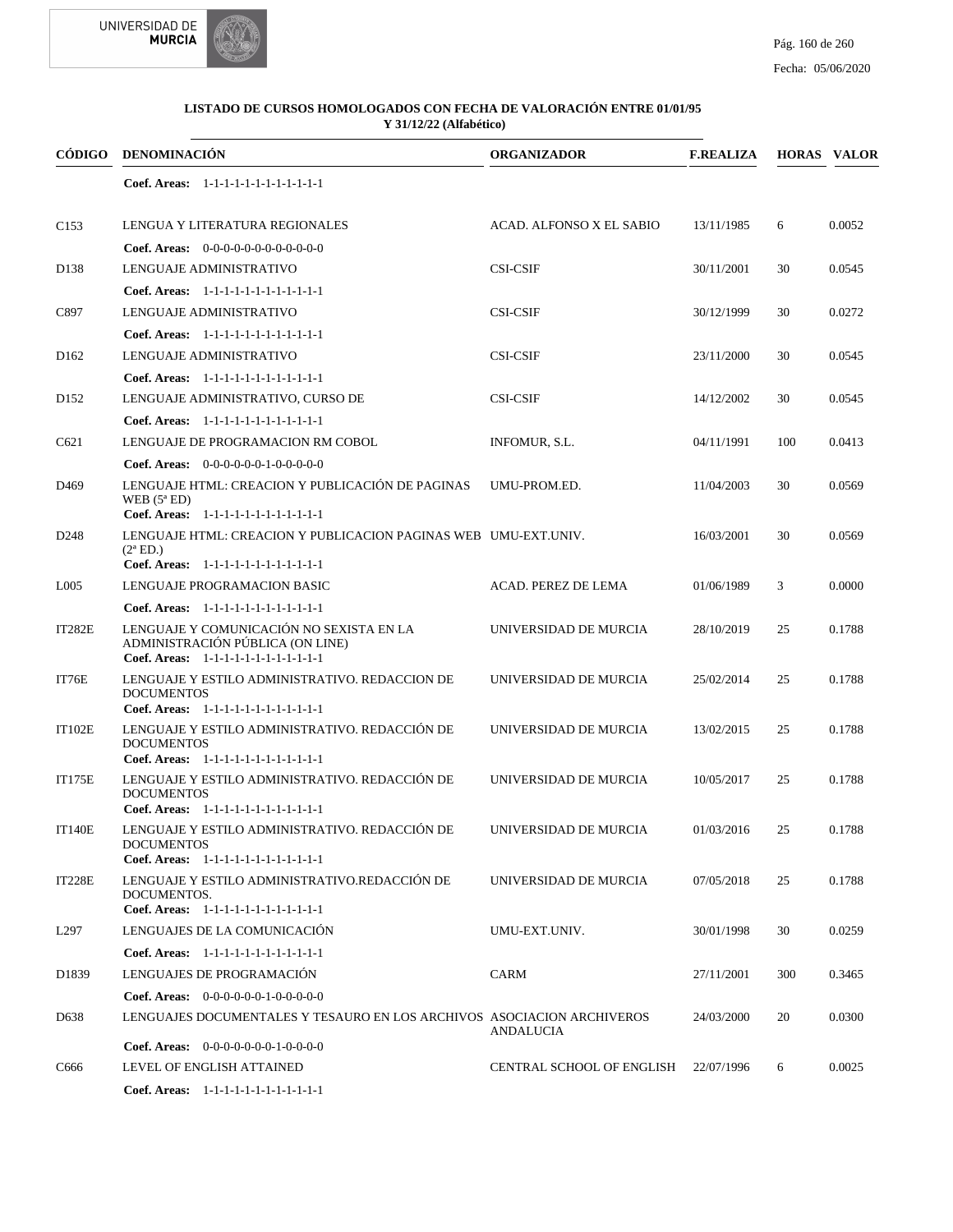**LISTADO DE CURSOS HOMOLOGADOS CON FECHA DE VALORACIÓN ENTRE 01/01/95 Y 31/12/22 (Alfabético)**

| CÓDIGO | DENOMINACIÓN | ORGANIZADOR | F.REALIZA | HORAS | VALOR |
|---|---|---|---|---|---|
| | **Coef. Areas:** 1-1-1-1-1-1-1-1-1-1-1-1 | | | | |
| C153 | LENGUA Y LITERATURA REGIONALES | ACAD. ALFONSO X EL SABIO | 13/11/1985 | 6 | 0.0052 |
| | **Coef. Areas:** 0-0-0-0-0-0-0-0-0-0-0-0 | | | | |
| D138 | LENGUAJE ADMINISTRATIVO | CSI-CSIF | 30/11/2001 | 30 | 0.0545 |
| | **Coef. Areas:** 1-1-1-1-1-1-1-1-1-1-1-1 | | | | |
| C897 | LENGUAJE ADMINISTRATIVO | CSI-CSIF | 30/12/1999 | 30 | 0.0272 |
| | **Coef. Areas:** 1-1-1-1-1-1-1-1-1-1-1-1 | | | | |
| D162 | LENGUAJE ADMINISTRATIVO | CSI-CSIF | 23/11/2000 | 30 | 0.0545 |
| | **Coef. Areas:** 1-1-1-1-1-1-1-1-1-1-1-1 | | | | |
| D152 | LENGUAJE ADMINISTRATIVO, CURSO DE | CSI-CSIF | 14/12/2002 | 30 | 0.0545 |
| | **Coef. Areas:** 1-1-1-1-1-1-1-1-1-1-1-1 | | | | |
| C621 | LENGUAJE DE PROGRAMACION RM COBOL | INFOMUR, S.L. | 04/11/1991 | 100 | 0.0413 |
| | **Coef. Areas:** 0-0-0-0-0-0-1-0-0-0-0-0 | | | | |
| D469 | LENGUAJE HTML: CREACION Y PUBLICACIÓN DE PAGINAS WEB (5ª ED) | UMU-PROM.ED. | 11/04/2003 | 30 | 0.0569 |
| | **Coef. Areas:** 1-1-1-1-1-1-1-1-1-1-1-1 | | | | |
| D248 | LENGUAJE HTML: CREACION Y PUBLICACION PAGINAS WEB (2ª ED.) | UMU-EXT.UNIV. | 16/03/2001 | 30 | 0.0569 |
| | **Coef. Areas:** 1-1-1-1-1-1-1-1-1-1-1-1 | | | | |
| L005 | LENGUAJE PROGRAMACION BASIC | ACAD. PEREZ DE LEMA | 01/06/1989 | 3 | 0.0000 |
| | **Coef. Areas:** 1-1-1-1-1-1-1-1-1-1-1-1 | | | | |
| IT282E | LENGUAJE Y COMUNICACIÓN NO SEXISTA EN LA ADMINISTRACIÓN PÚBLICA (ON LINE) | UNIVERSIDAD DE MURCIA | 28/10/2019 | 25 | 0.1788 |
| | **Coef. Areas:** 1-1-1-1-1-1-1-1-1-1-1-1 | | | | |
| IT76E | LENGUAJE Y ESTILO ADMINISTRATIVO. REDACCION DE DOCUMENTOS | UNIVERSIDAD DE MURCIA | 25/02/2014 | 25 | 0.1788 |
| | **Coef. Areas:** 1-1-1-1-1-1-1-1-1-1-1-1 | | | | |
| IT102E | LENGUAJE Y ESTILO ADMINISTRATIVO. REDACCIÓN DE DOCUMENTOS | UNIVERSIDAD DE MURCIA | 13/02/2015 | 25 | 0.1788 |
| | **Coef. Areas:** 1-1-1-1-1-1-1-1-1-1-1-1 | | | | |
| IT175E | LENGUAJE Y ESTILO ADMINISTRATIVO. REDACCIÓN DE DOCUMENTOS | UNIVERSIDAD DE MURCIA | 10/05/2017 | 25 | 0.1788 |
| | **Coef. Areas:** 1-1-1-1-1-1-1-1-1-1-1-1 | | | | |
| IT140E | LENGUAJE Y ESTILO ADMINISTRATIVO. REDACCIÓN DE DOCUMENTOS | UNIVERSIDAD DE MURCIA | 01/03/2016 | 25 | 0.1788 |
| | **Coef. Areas:** 1-1-1-1-1-1-1-1-1-1-1-1 | | | | |
| IT228E | LENGUAJE Y ESTILO ADMINISTRATIVO.REDACCIÓN DE DOCUMENTOS. | UNIVERSIDAD DE MURCIA | 07/05/2018 | 25 | 0.1788 |
| | **Coef. Areas:** 1-1-1-1-1-1-1-1-1-1-1-1 | | | | |
| L297 | LENGUAJES DE LA COMUNICACIÓN | UMU-EXT.UNIV. | 30/01/1998 | 30 | 0.0259 |
| | **Coef. Areas:** 1-1-1-1-1-1-1-1-1-1-1-1 | | | | |
| D1839 | LENGUAJES DE PROGRAMACIÓN | CARM | 27/11/2001 | 300 | 0.3465 |
| | **Coef. Areas:** 0-0-0-0-0-0-1-0-0-0-0-0 | | | | |
| D638 | LENGUAJES DOCUMENTALES Y TESAURO EN LOS ARCHIVOS | ASOCIACION ARCHIVEROS ANDALUCIA | 24/03/2000 | 20 | 0.0300 |
| | **Coef. Areas:** 0-0-0-0-0-0-0-1-0-0-0-0 | | | | |
| C666 | LEVEL OF ENGLISH ATTAINED | CENTRAL SCHOOL OF ENGLISH | 22/07/1996 | 6 | 0.0025 |
| | **Coef. Areas:** 1-1-1-1-1-1-1-1-1-1-1-1 | | | | |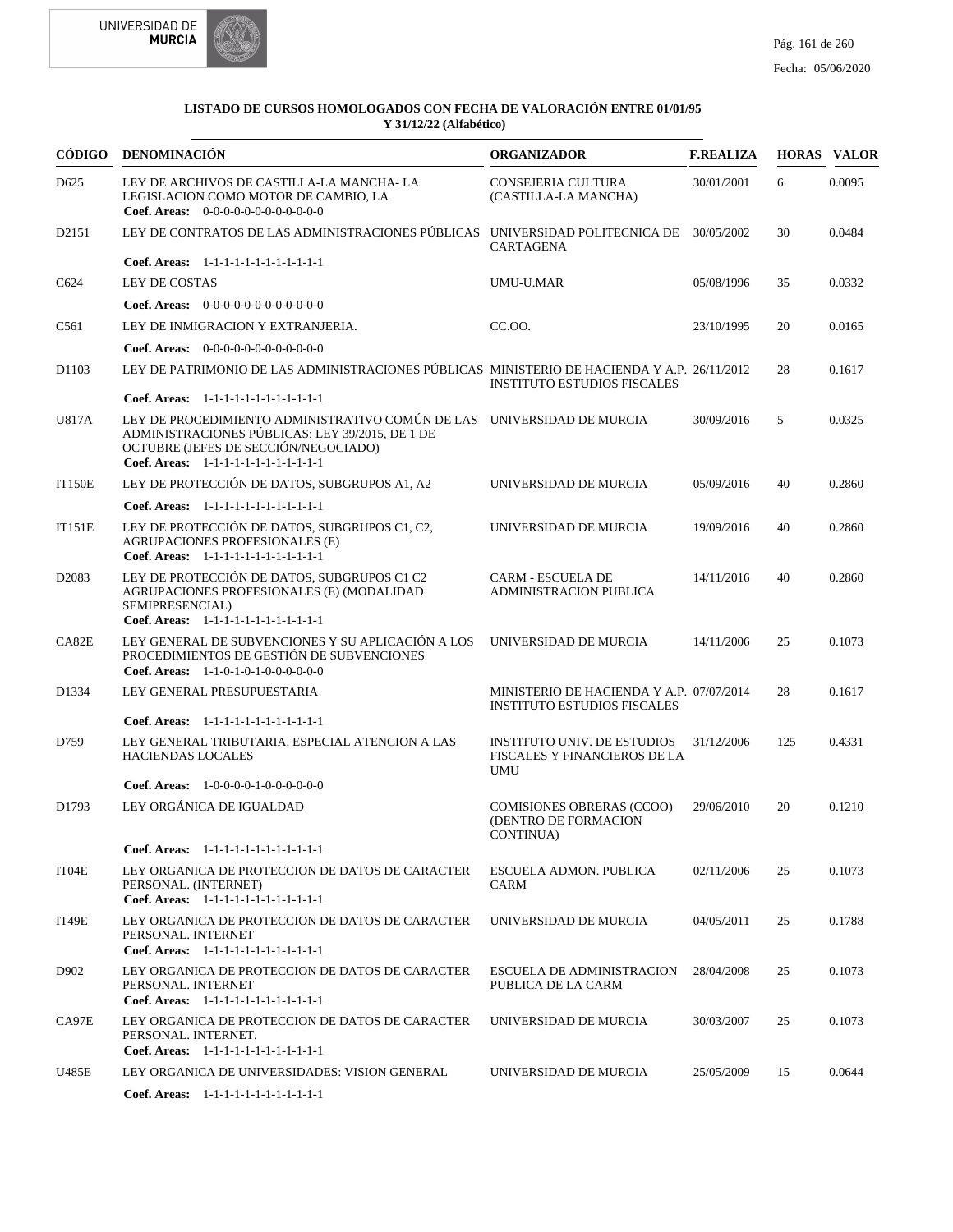**LISTADO DE CURSOS HOMOLOGADOS CON FECHA DE VALORACIÓN ENTRE 01/01/95 Y 31/12/22 (Alfabético)**

| CÓDIGO | DENOMINACIÓN | ORGANIZADOR | F.REALIZA | HORAS | VALOR |
|---|---|---|---|---|---|
| D625 | LEY DE ARCHIVOS DE CASTILLA-LA MANCHA- LA LEGISLACION COMO MOTOR DE CAMBIO, LA<br>**Coef. Areas:** 0-0-0-0-0-0-0-0-0-0-0-0 | CONSEJERIA CULTURA (CASTILLA-LA MANCHA) | 30/01/2001 | 6 | 0.0095 |
| D2151 | LEY DE CONTRATOS DE LAS ADMINISTRACIONES PÚBLICAS<br>**Coef. Areas:** 1-1-1-1-1-1-1-1-1-1-1-1 | UNIVERSIDAD POLITECNICA DE CARTAGENA | 30/05/2002 | 30 | 0.0484 |
| C624 | LEY DE COSTAS<br>**Coef. Areas:** 0-0-0-0-0-0-0-0-0-0-0-0 | UMU-U.MAR | 05/08/1996 | 35 | 0.0332 |
| C561 | LEY DE INMIGRACION Y EXTRANJERIA.<br>**Coef. Areas:** 0-0-0-0-0-0-0-0-0-0-0-0 | CC.OO. | 23/10/1995 | 20 | 0.0165 |
| D1103 | LEY DE PATRIMONIO DE LAS ADMINISTRACIONES PÚBLICAS<br>**Coef. Areas:** 1-1-1-1-1-1-1-1-1-1-1-1 | MINISTERIO DE HACIENDA Y A.P. INSTITUTO ESTUDIOS FISCALES | 26/11/2012 | 28 | 0.1617 |
| U817A | LEY DE PROCEDIMIENTO ADMINISTRATIVO COMÚN DE LAS ADMINISTRACIONES PÚBLICAS: LEY 39/2015, DE 1 DE OCTUBRE (JEFES DE SECCIÓN/NEGOCIADO)<br>**Coef. Areas:** 1-1-1-1-1-1-1-1-1-1-1-1 | UNIVERSIDAD DE MURCIA | 30/09/2016 | 5 | 0.0325 |
| IT150E | LEY DE PROTECCIÓN DE DATOS, SUBGRUPOS A1, A2<br>**Coef. Areas:** 1-1-1-1-1-1-1-1-1-1-1-1 | UNIVERSIDAD DE MURCIA | 05/09/2016 | 40 | 0.2860 |
| IT151E | LEY DE PROTECCIÓN DE DATOS, SUBGRUPOS C1, C2, AGRUPACIONES PROFESIONALES (E)<br>**Coef. Areas:** 1-1-1-1-1-1-1-1-1-1-1-1 | UNIVERSIDAD DE MURCIA | 19/09/2016 | 40 | 0.2860 |
| D2083 | LEY DE PROTECCIÓN DE DATOS, SUBGRUPOS C1 C2 AGRUPACIONES PROFESIONALES (E) (MODALIDAD SEMIPRESENCIAL)<br>**Coef. Areas:** 1-1-1-1-1-1-1-1-1-1-1-1 | CARM - ESCUELA DE ADMINISTRACION PUBLICA | 14/11/2016 | 40 | 0.2860 |
| CA82E | LEY GENERAL DE SUBVENCIONES Y SU APLICACIÓN A LOS PROCEDIMIENTOS DE GESTIÓN DE SUBVENCIONES<br>**Coef. Areas:** 1-1-0-1-0-1-0-0-0-0-0-0 | UNIVERSIDAD DE MURCIA | 14/11/2006 | 25 | 0.1073 |
| D1334 | LEY GENERAL PRESUPUESTARIA<br>**Coef. Areas:** 1-1-1-1-1-1-1-1-1-1-1-1 | MINISTERIO DE HACIENDA Y A.P. INSTITUTO ESTUDIOS FISCALES | 07/07/2014 | 28 | 0.1617 |
| D759 | LEY GENERAL TRIBUTARIA. ESPECIAL ATENCION A LAS HACIENDAS LOCALES<br>**Coef. Areas:** 1-0-0-0-0-1-0-0-0-0-0-0 | INSTITUTO UNIV. DE ESTUDIOS FISCALES Y FINANCIEROS DE LA UMU | 31/12/2006 | 125 | 0.4331 |
| D1793 | LEY ORGÁNICA DE IGUALDAD<br>**Coef. Areas:** 1-1-1-1-1-1-1-1-1-1-1-1 | COMISIONES OBRERAS (CCOO) (DENTRO DE FORMACION CONTINUA) | 29/06/2010 | 20 | 0.1210 |
| IT04E | LEY ORGANICA DE PROTECCION DE DATOS DE CARACTER PERSONAL. (INTERNET)<br>**Coef. Areas:** 1-1-1-1-1-1-1-1-1-1-1-1 | ESCUELA ADMON. PUBLICA CARM | 02/11/2006 | 25 | 0.1073 |
| IT49E | LEY ORGANICA DE PROTECCION DE DATOS DE CARACTER PERSONAL. INTERNET<br>**Coef. Areas:** 1-1-1-1-1-1-1-1-1-1-1-1 | UNIVERSIDAD DE MURCIA | 04/05/2011 | 25 | 0.1788 |
| D902 | LEY ORGANICA DE PROTECCION DE DATOS DE CARACTER PERSONAL. INTERNET<br>**Coef. Areas:** 1-1-1-1-1-1-1-1-1-1-1-1 | ESCUELA DE ADMINISTRACION PUBLICA DE LA CARM | 28/04/2008 | 25 | 0.1073 |
| CA97E | LEY ORGANICA DE PROTECCION DE DATOS DE CARACTER PERSONAL. INTERNET.<br>**Coef. Areas:** 1-1-1-1-1-1-1-1-1-1-1-1 | UNIVERSIDAD DE MURCIA | 30/03/2007 | 25 | 0.1073 |
| U485E | LEY ORGANICA DE UNIVERSIDADES: VISION GENERAL<br>**Coef. Areas:** 1-1-1-1-1-1-1-1-1-1-1-1 | UNIVERSIDAD DE MURCIA | 25/05/2009 | 15 | 0.0644 |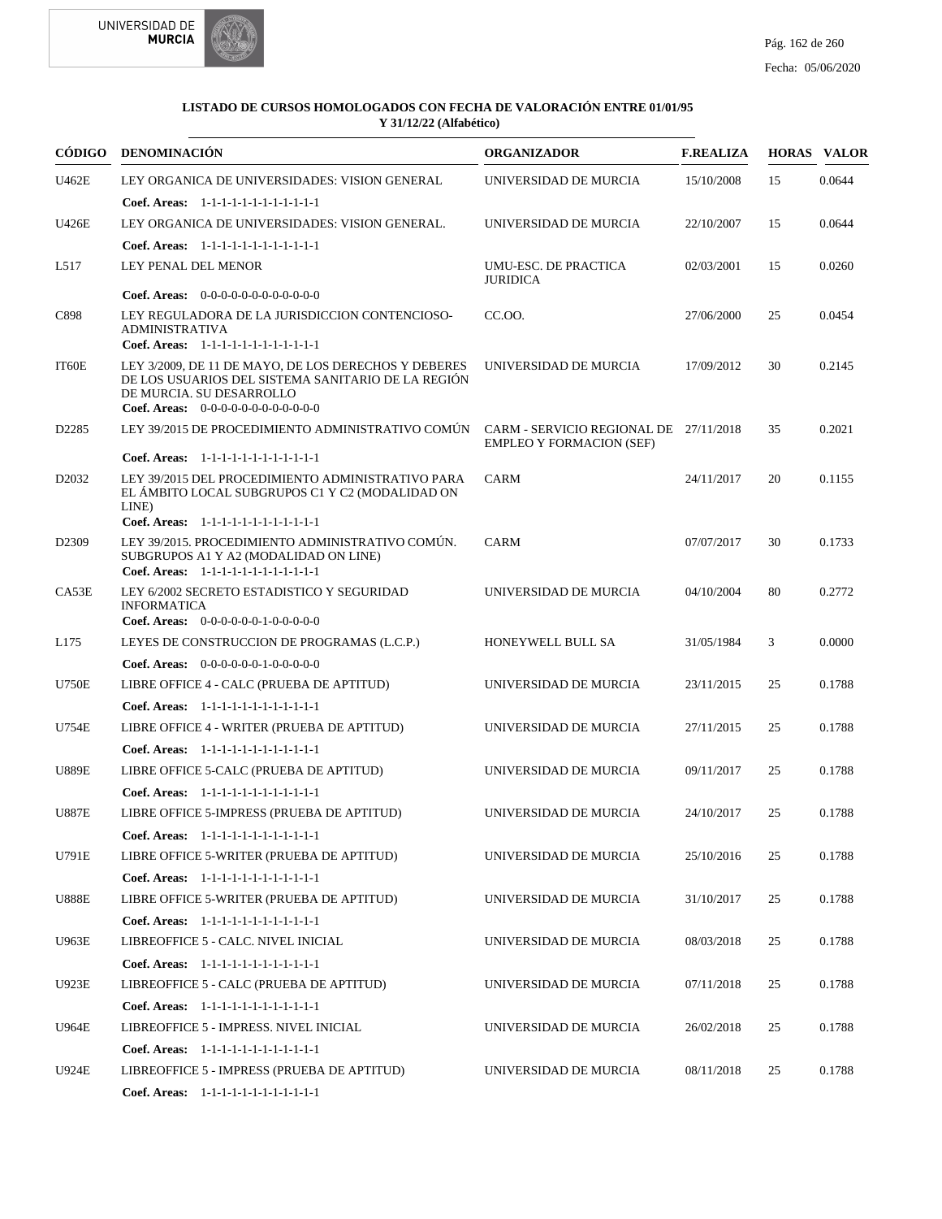**LISTADO DE CURSOS HOMOLOGADOS CON FECHA DE VALORACIÓN ENTRE 01/01/95 Y 31/12/22 (Alfabético)**

| CÓDIGO | DENOMINACIÓN | ORGANIZADOR | F.REALIZA | HORAS | VALOR |
|---|---|---|---|---|---|
| U462E | LEY ORGANICA DE UNIVERSIDADES: VISION GENERAL<br>**Coef. Areas:** 1-1-1-1-1-1-1-1-1-1-1-1 | UNIVERSIDAD DE MURCIA | 15/10/2008 | 15 | 0.0644 |
| U426E | LEY ORGANICA DE UNIVERSIDADES: VISION GENERAL.<br>**Coef. Areas:** 1-1-1-1-1-1-1-1-1-1-1-1 | UNIVERSIDAD DE MURCIA | 22/10/2007 | 15 | 0.0644 |
| L517 | LEY PENAL DEL MENOR<br>**Coef. Areas:** 0-0-0-0-0-0-0-0-0-0-0-0 | UMU-ESC. DE PRACTICA JURIDICA | 02/03/2001 | 15 | 0.0260 |
| C898 | LEY REGULADORA DE LA JURISDICCION CONTENCIOSO-ADMINISTRATIVA<br>**Coef. Areas:** 1-1-1-1-1-1-1-1-1-1-1-1 | CC.OO. | 27/06/2000 | 25 | 0.0454 |
| IT60E | LEY 3/2009, DE 11 DE MAYO, DE LOS DERECHOS Y DEBERES DE LOS USUARIOS DEL SISTEMA SANITARIO DE LA REGIÓN DE MURCIA. SU DESARROLLO<br>**Coef. Areas:** 0-0-0-0-0-0-0-0-0-0-0-0 | UNIVERSIDAD DE MURCIA | 17/09/2012 | 30 | 0.2145 |
| D2285 | LEY 39/2015 DE PROCEDIMIENTO ADMINISTRATIVO COMÚN<br>**Coef. Areas:** 1-1-1-1-1-1-1-1-1-1-1-1 | CARM - SERVICIO REGIONAL DE EMPLEO Y FORMACION (SEF) | 27/11/2018 | 35 | 0.2021 |
| D2032 | LEY 39/2015 DEL PROCEDIMIENTO ADMINISTRATIVO PARA EL ÁMBITO LOCAL SUBGRUPOS C1 Y C2 (MODALIDAD ON LINE)<br>**Coef. Areas:** 1-1-1-1-1-1-1-1-1-1-1-1 | CARM | 24/11/2017 | 20 | 0.1155 |
| D2309 | LEY 39/2015. PROCEDIMIENTO ADMINISTRATIVO COMÚN. SUBGRUPOS A1 Y A2 (MODALIDAD ON LINE)<br>**Coef. Areas:** 1-1-1-1-1-1-1-1-1-1-1-1 | CARM | 07/07/2017 | 30 | 0.1733 |
| CA53E | LEY 6/2002 SECRETO ESTADISTICO Y SEGURIDAD INFORMATICA<br>**Coef. Areas:** 0-0-0-0-0-0-1-0-0-0-0-0 | UNIVERSIDAD DE MURCIA | 04/10/2004 | 80 | 0.2772 |
| L175 | LEYES DE CONSTRUCCION DE PROGRAMAS (L.C.P.)<br>**Coef. Areas:** 0-0-0-0-0-0-1-0-0-0-0-0 | HONEYWELL BULL SA | 31/05/1984 | 3 | 0.0000 |
| U750E | LIBRE OFFICE 4 - CALC (PRUEBA DE APTITUD)<br>**Coef. Areas:** 1-1-1-1-1-1-1-1-1-1-1-1 | UNIVERSIDAD DE MURCIA | 23/11/2015 | 25 | 0.1788 |
| U754E | LIBRE OFFICE 4 - WRITER (PRUEBA DE APTITUD)<br>**Coef. Areas:** 1-1-1-1-1-1-1-1-1-1-1-1 | UNIVERSIDAD DE MURCIA | 27/11/2015 | 25 | 0.1788 |
| U889E | LIBRE OFFICE 5-CALC (PRUEBA DE APTITUD)<br>**Coef. Areas:** 1-1-1-1-1-1-1-1-1-1-1-1 | UNIVERSIDAD DE MURCIA | 09/11/2017 | 25 | 0.1788 |
| U887E | LIBRE OFFICE 5-IMPRESS (PRUEBA DE APTITUD)<br>**Coef. Areas:** 1-1-1-1-1-1-1-1-1-1-1-1 | UNIVERSIDAD DE MURCIA | 24/10/2017 | 25 | 0.1788 |
| U791E | LIBRE OFFICE 5-WRITER (PRUEBA DE APTITUD)<br>**Coef. Areas:** 1-1-1-1-1-1-1-1-1-1-1-1 | UNIVERSIDAD DE MURCIA | 25/10/2016 | 25 | 0.1788 |
| U888E | LIBRE OFFICE 5-WRITER (PRUEBA DE APTITUD)<br>**Coef. Areas:** 1-1-1-1-1-1-1-1-1-1-1-1 | UNIVERSIDAD DE MURCIA | 31/10/2017 | 25 | 0.1788 |
| U963E | LIBREOFFICE 5 - CALC. NIVEL INICIAL<br>**Coef. Areas:** 1-1-1-1-1-1-1-1-1-1-1-1 | UNIVERSIDAD DE MURCIA | 08/03/2018 | 25 | 0.1788 |
| U923E | LIBREOFFICE 5 - CALC (PRUEBA DE APTITUD)<br>**Coef. Areas:** 1-1-1-1-1-1-1-1-1-1-1-1 | UNIVERSIDAD DE MURCIA | 07/11/2018 | 25 | 0.1788 |
| U964E | LIBREOFFICE 5 - IMPRESS. NIVEL INICIAL<br>**Coef. Areas:** 1-1-1-1-1-1-1-1-1-1-1-1 | UNIVERSIDAD DE MURCIA | 26/02/2018 | 25 | 0.1788 |
| U924E | LIBREOFFICE 5 - IMPRESS (PRUEBA DE APTITUD)<br>**Coef. Areas:** 1-1-1-1-1-1-1-1-1-1-1-1 | UNIVERSIDAD DE MURCIA | 08/11/2018 | 25 | 0.1788 |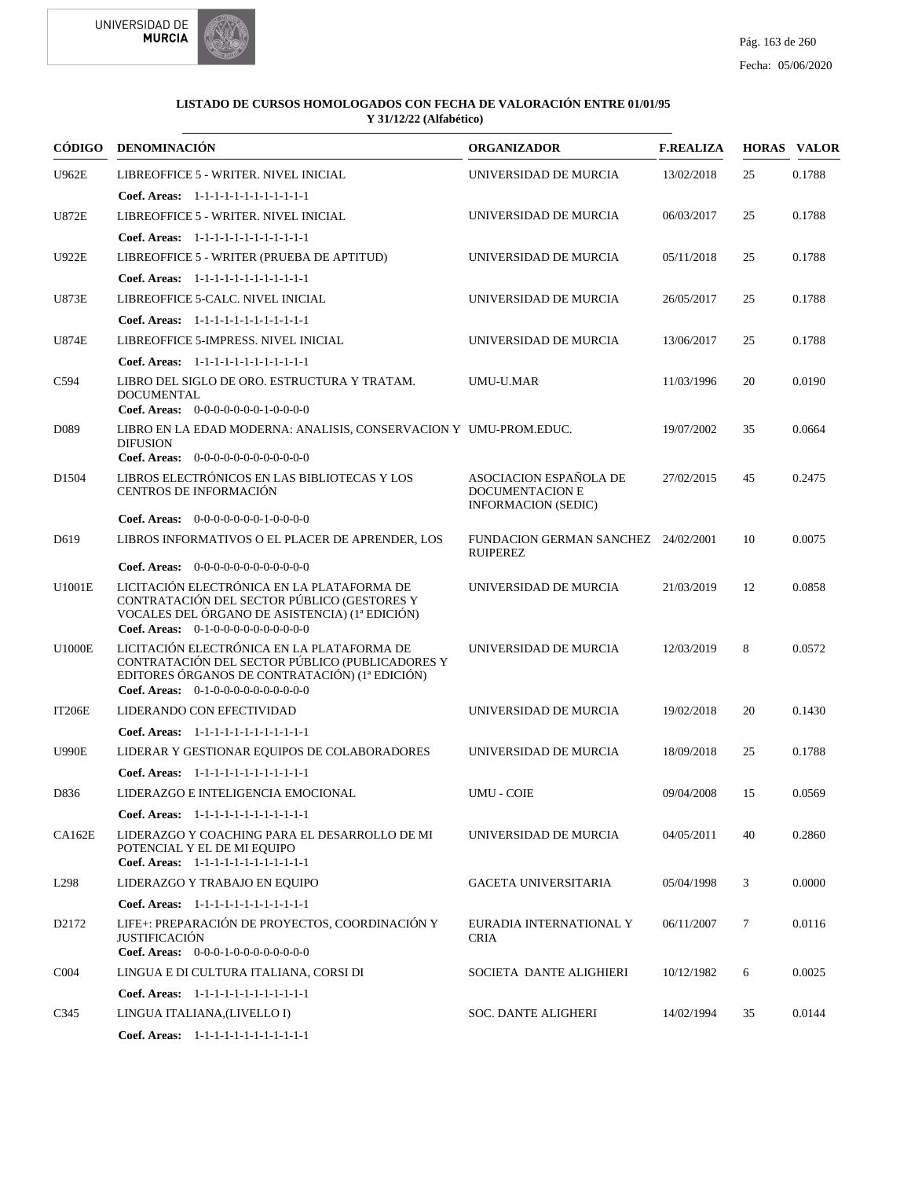**LISTADO DE CURSOS HOMOLOGADOS CON FECHA DE VALORACIÓN ENTRE 01/01/95 Y 31/12/22 (Alfabético)**

| CÓDIGO | DENOMINACIÓN | ORGANIZADOR | F.REALIZA | HORAS | VALOR |
|---|---|---|---|---|---|
| U962E | LIBREOFFICE 5 - WRITER. NIVEL INICIAL<br>**Coef. Areas:** 1-1-1-1-1-1-1-1-1-1-1-1 | UNIVERSIDAD DE MURCIA | 13/02/2018 | 25 | 0.1788 |
| U872E | LIBREOFFICE 5 - WRITER. NIVEL INICIAL<br>**Coef. Areas:** 1-1-1-1-1-1-1-1-1-1-1-1 | UNIVERSIDAD DE MURCIA | 06/03/2017 | 25 | 0.1788 |
| U922E | LIBREOFFICE 5 - WRITER (PRUEBA DE APTITUD)<br>**Coef. Areas:** 1-1-1-1-1-1-1-1-1-1-1-1 | UNIVERSIDAD DE MURCIA | 05/11/2018 | 25 | 0.1788 |
| U873E | LIBREOFFICE 5-CALC. NIVEL INICIAL<br>**Coef. Areas:** 1-1-1-1-1-1-1-1-1-1-1-1 | UNIVERSIDAD DE MURCIA | 26/05/2017 | 25 | 0.1788 |
| U874E | LIBREOFFICE 5-IMPRESS. NIVEL INICIAL<br>**Coef. Areas:** 1-1-1-1-1-1-1-1-1-1-1-1 | UNIVERSIDAD DE MURCIA | 13/06/2017 | 25 | 0.1788 |
| C594 | LIBRO DEL SIGLO DE ORO. ESTRUCTURA Y TRATAM. DOCUMENTAL<br>**Coef. Areas:** 0-0-0-0-0-0-0-1-0-0-0-0 | UMU-U.MAR | 11/03/1996 | 20 | 0.0190 |
| D089 | LIBRO EN LA EDAD MODERNA: ANALISIS, CONSERVACION Y DIFUSION<br>**Coef. Areas:** 0-0-0-0-0-0-0-0-0-0-0-0 | UMU-PROM.EDUC. | 19/07/2002 | 35 | 0.0664 |
| D1504 | LIBROS ELECTRÓNICOS EN LAS BIBLIOTECAS Y LOS CENTROS DE INFORMACIÓN<br>**Coef. Areas:** 0-0-0-0-0-0-0-1-0-0-0-0 | ASOCIACION ESPAÑOLA DE DOCUMENTACION E INFORMACION (SEDIC) | 27/02/2015 | 45 | 0.2475 |
| D619 | LIBROS INFORMATIVOS O EL PLACER DE APRENDER, LOS<br>**Coef. Areas:** 0-0-0-0-0-0-0-0-0-0-0-0 | FUNDACION GERMAN SANCHEZ RUIPEREZ | 24/02/2001 | 10 | 0.0075 |
| U1001E | LICITACIÓN ELECTRÓNICA EN LA PLATAFORMA DE CONTRATACIÓN DEL SECTOR PÚBLICO (GESTORES Y VOCALES DEL ÓRGANO DE ASISTENCIA) (1ª EDICIÓN)<br>**Coef. Areas:** 0-1-0-0-0-0-0-0-0-0-0-0 | UNIVERSIDAD DE MURCIA | 21/03/2019 | 12 | 0.0858 |
| U1000E | LICITACIÓN ELECTRÓNICA EN LA PLATAFORMA DE CONTRATACIÓN DEL SECTOR PÚBLICO (PUBLICADORES Y EDITORES ÓRGANOS DE CONTRATACIÓN) (1ª EDICIÓN)<br>**Coef. Areas:** 0-1-0-0-0-0-0-0-0-0-0-0 | UNIVERSIDAD DE MURCIA | 12/03/2019 | 8 | 0.0572 |
| IT206E | LIDERANDO CON EFECTIVIDAD<br>**Coef. Areas:** 1-1-1-1-1-1-1-1-1-1-1-1 | UNIVERSIDAD DE MURCIA | 19/02/2018 | 20 | 0.1430 |
| U990E | LIDERAR Y GESTIONAR EQUIPOS DE COLABORADORES<br>**Coef. Areas:** 1-1-1-1-1-1-1-1-1-1-1-1 | UNIVERSIDAD DE MURCIA | 18/09/2018 | 25 | 0.1788 |
| D836 | LIDERAZGO E INTELIGENCIA EMOCIONAL<br>**Coef. Areas:** 1-1-1-1-1-1-1-1-1-1-1-1 | UMU - COIE | 09/04/2008 | 15 | 0.0569 |
| CA162E | LIDERAZGO Y COACHING PARA EL DESARROLLO DE MI POTENCIAL Y EL DE MI EQUIPO<br>**Coef. Areas:** 1-1-1-1-1-1-1-1-1-1-1-1 | UNIVERSIDAD DE MURCIA | 04/05/2011 | 40 | 0.2860 |
| L298 | LIDERAZGO Y TRABAJO EN EQUIPO<br>**Coef. Areas:** 1-1-1-1-1-1-1-1-1-1-1-1 | GACETA UNIVERSITARIA | 05/04/1998 | 3 | 0.0000 |
| D2172 | LIFE+: PREPARACIÓN DE PROYECTOS, COORDINACIÓN Y JUSTIFICACIÓN<br>**Coef. Areas:** 0-0-0-1-0-0-0-0-0-0-0-0 | EURADIA INTERNATIONAL Y CRIA | 06/11/2007 | 7 | 0.0116 |
| C004 | LINGUA E DI CULTURA ITALIANA, CORSI DI<br>**Coef. Areas:** 1-1-1-1-1-1-1-1-1-1-1-1 | SOCIETA DANTE ALIGHIERI | 10/12/1982 | 6 | 0.0025 |
| C345 | LINGUA ITALIANA,(LIVELLO I)<br>**Coef. Areas:** 1-1-1-1-1-1-1-1-1-1-1-1 | SOC. DANTE ALIGHERI | 14/02/1994 | 35 | 0.0144 |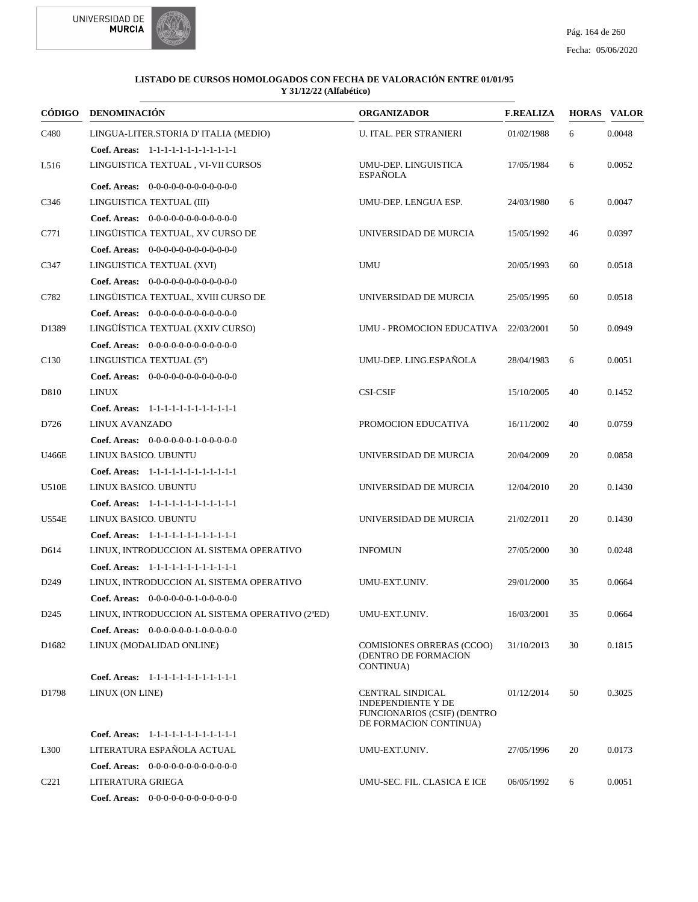**LISTADO DE CURSOS HOMOLOGADOS CON FECHA DE VALORACIÓN ENTRE 01/01/95 Y 31/12/22 (Alfabético)**

| CÓDIGO | DENOMINACIÓN | ORGANIZADOR | F.REALIZA | HORAS | VALOR |
|---|---|---|---|---|---|
| C480 | LINGUA-LITER.STORIA D' ITALIA (MEDIO) | U. ITAL. PER STRANIERI | 01/02/1988 | 6 | 0.0048 |
| | **Coef. Areas:** 1-1-1-1-1-1-1-1-1-1-1-1 | | | | |
| L516 | LINGUISTICA TEXTUAL , VI-VII CURSOS | UMU-DEP. LINGUISTICA ESPAÑOLA | 17/05/1984 | 6 | 0.0052 |
| | **Coef. Areas:** 0-0-0-0-0-0-0-0-0-0-0-0 | | | | |
| C346 | LINGUISTICA TEXTUAL (III) | UMU-DEP. LENGUA ESP. | 24/03/1980 | 6 | 0.0047 |
| | **Coef. Areas:** 0-0-0-0-0-0-0-0-0-0-0-0 | | | | |
| C771 | LINGÜISTICA TEXTUAL, XV CURSO DE | UNIVERSIDAD DE MURCIA | 15/05/1992 | 46 | 0.0397 |
| | **Coef. Areas:** 0-0-0-0-0-0-0-0-0-0-0-0 | | | | |
| C347 | LINGUISTICA TEXTUAL (XVI) | UMU | 20/05/1993 | 60 | 0.0518 |
| | **Coef. Areas:** 0-0-0-0-0-0-0-0-0-0-0-0 | | | | |
| C782 | LINGÜISTICA TEXTUAL, XVIII CURSO DE | UNIVERSIDAD DE MURCIA | 25/05/1995 | 60 | 0.0518 |
| | **Coef. Areas:** 0-0-0-0-0-0-0-0-0-0-0-0 | | | | |
| D1389 | LINGÜÍSTICA TEXTUAL (XXIV CURSO) | UMU - PROMOCION EDUCATIVA | 22/03/2001 | 50 | 0.0949 |
| | **Coef. Areas:** 0-0-0-0-0-0-0-0-0-0-0-0 | | | | |
| C130 | LINGUISTICA TEXTUAL (5º) | UMU-DEP. LING.ESPAÑOLA | 28/04/1983 | 6 | 0.0051 |
| | **Coef. Areas:** 0-0-0-0-0-0-0-0-0-0-0-0 | | | | |
| D810 | LINUX | CSI-CSIF | 15/10/2005 | 40 | 0.1452 |
| | **Coef. Areas:** 1-1-1-1-1-1-1-1-1-1-1-1 | | | | |
| D726 | LINUX AVANZADO | PROMOCION EDUCATIVA | 16/11/2002 | 40 | 0.0759 |
| | **Coef. Areas:** 0-0-0-0-0-0-1-0-0-0-0-0 | | | | |
| U466E | LINUX BASICO. UBUNTU | UNIVERSIDAD DE MURCIA | 20/04/2009 | 20 | 0.0858 |
| | **Coef. Areas:** 1-1-1-1-1-1-1-1-1-1-1-1 | | | | |
| U510E | LINUX BASICO. UBUNTU | UNIVERSIDAD DE MURCIA | 12/04/2010 | 20 | 0.1430 |
| | **Coef. Areas:** 1-1-1-1-1-1-1-1-1-1-1-1 | | | | |
| U554E | LINUX BASICO. UBUNTU | UNIVERSIDAD DE MURCIA | 21/02/2011 | 20 | 0.1430 |
| | **Coef. Areas:** 1-1-1-1-1-1-1-1-1-1-1-1 | | | | |
| D614 | LINUX, INTRODUCCION AL SISTEMA OPERATIVO | INFOMUN | 27/05/2000 | 30 | 0.0248 |
| | **Coef. Areas:** 1-1-1-1-1-1-1-1-1-1-1-1 | | | | |
| D249 | LINUX, INTRODUCCION AL SISTEMA OPERATIVO | UMU-EXT.UNIV. | 29/01/2000 | 35 | 0.0664 |
| | **Coef. Areas:** 0-0-0-0-0-0-1-0-0-0-0-0 | | | | |
| D245 | LINUX, INTRODUCCION AL SISTEMA OPERATIVO (2ªED) | UMU-EXT.UNIV. | 16/03/2001 | 35 | 0.0664 |
| | **Coef. Areas:** 0-0-0-0-0-0-1-0-0-0-0-0 | | | | |
| D1682 | LINUX (MODALIDAD ONLINE) | COMISIONES OBRERAS (CCOO) (DENTRO DE FORMACION CONTINUA) | 31/10/2013 | 30 | 0.1815 |
| | **Coef. Areas:** 1-1-1-1-1-1-1-1-1-1-1-1 | | | | |
| D1798 | LINUX (ON LINE) | CENTRAL SINDICAL INDEPENDIENTE Y DE FUNCIONARIOS (CSIF) (DENTRO DE FORMACION CONTINUA) | 01/12/2014 | 50 | 0.3025 |
| | **Coef. Areas:** 1-1-1-1-1-1-1-1-1-1-1-1 | | | | |
| L300 | LITERATURA ESPAÑOLA ACTUAL | UMU-EXT.UNIV. | 27/05/1996 | 20 | 0.0173 |
| | **Coef. Areas:** 0-0-0-0-0-0-0-0-0-0-0-0 | | | | |
| C221 | LITERATURA GRIEGA | UMU-SEC. FIL. CLASICA E ICE | 06/05/1992 | 6 | 0.0051 |
| | **Coef. Areas:** 0-0-0-0-0-0-0-0-0-0-0-0 | | | | |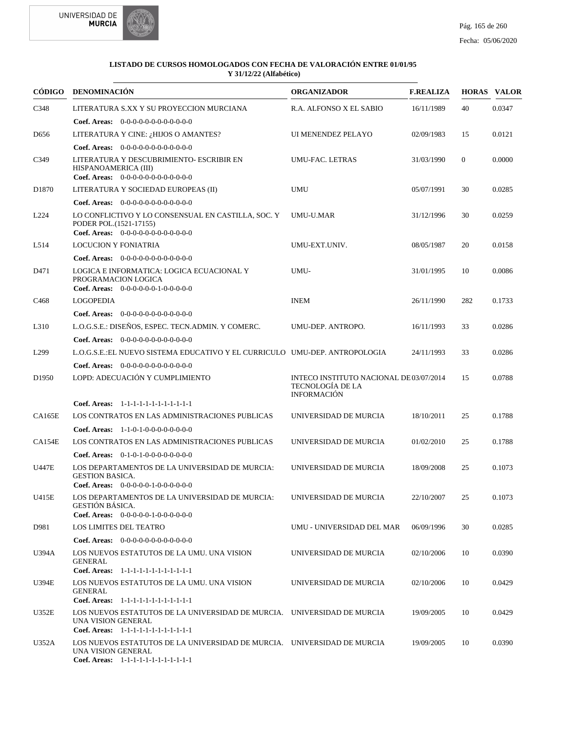**LISTADO DE CURSOS HOMOLOGADOS CON FECHA DE VALORACIÓN ENTRE 01/01/95 Y 31/12/22 (Alfabético)**

| CÓDIGO | DENOMINACIÓN | ORGANIZADOR | F.REALIZA | HORAS | VALOR |
|---|---|---|---|---|---|
| C348 | LITERATURA S.XX Y SU PROYECCION MURCIANA<br>**Coef. Areas:** 0-0-0-0-0-0-0-0-0-0-0-0 | R.A. ALFONSO X EL SABIO | 16/11/1989 | 40 | 0.0347 |
| D656 | LITERATURA Y CINE: ¿HIJOS O AMANTES?<br>**Coef. Areas:** 0-0-0-0-0-0-0-0-0-0-0-0 | UI MENENDEZ PELAYO | 02/09/1983 | 15 | 0.0121 |
| C349 | LITERATURA Y DESCUBRIMIENTO- ESCRIBIR EN HISPANOAMERICA (III)<br>**Coef. Areas:** 0-0-0-0-0-0-0-0-0-0-0-0 | UMU-FAC. LETRAS | 31/03/1990 | 0 | 0.0000 |
| D1870 | LITERATURA Y SOCIEDAD EUROPEAS (II)<br>**Coef. Areas:** 0-0-0-0-0-0-0-0-0-0-0-0 | UMU | 05/07/1991 | 30 | 0.0285 |
| L224 | LO CONFLICTIVO Y LO CONSENSUAL EN CASTILLA, SOC. Y PODER POL.(1521-17155)<br>**Coef. Areas:** 0-0-0-0-0-0-0-0-0-0-0-0 | UMU-U.MAR | 31/12/1996 | 30 | 0.0259 |
| L514 | LOCUCION Y FONIATRIA<br>**Coef. Areas:** 0-0-0-0-0-0-0-0-0-0-0-0 | UMU-EXT.UNIV. | 08/05/1987 | 20 | 0.0158 |
| D471 | LOGICA E INFORMATICA: LOGICA ECUACIONAL Y PROGRAMACION LOGICA<br>**Coef. Areas:** 0-0-0-0-0-0-1-0-0-0-0-0 | UMU- | 31/01/1995 | 10 | 0.0086 |
| C468 | LOGOPEDIA<br>**Coef. Areas:** 0-0-0-0-0-0-0-0-0-0-0-0 | INEM | 26/11/1990 | 282 | 0.1733 |
| L310 | L.O.G.S.E.: DISEÑOS, ESPEC. TECN.ADMIN. Y COMERC.<br>**Coef. Areas:** 0-0-0-0-0-0-0-0-0-0-0-0 | UMU-DEP. ANTROPO. | 16/11/1993 | 33 | 0.0286 |
| L299 | L.O.G.S.E.:EL NUEVO SISTEMA EDUCATIVO Y EL CURRICULO<br>**Coef. Areas:** 0-0-0-0-0-0-0-0-0-0-0-0 | UMU-DEP. ANTROPOLOGIA | 24/11/1993 | 33 | 0.0286 |
| D1950 | LOPD: ADECUACIÓN Y CUMPLIMIENTO<br>**Coef. Areas:** 1-1-1-1-1-1-1-1-1-1-1-1 | INTECO INSTITUTO NACIONAL DE TECNOLOGÍA DE LA INFORMACIÓN | 03/07/2014 | 15 | 0.0788 |
| CA165E | LOS CONTRATOS EN LAS ADMINISTRACIONES PUBLICAS<br>**Coef. Areas:** 1-1-0-1-0-0-0-0-0-0-0-0 | UNIVERSIDAD DE MURCIA | 18/10/2011 | 25 | 0.1788 |
| CA154E | LOS CONTRATOS EN LAS ADMINISTRACIONES PUBLICAS<br>**Coef. Areas:** 0-1-0-1-0-0-0-0-0-0-0-0 | UNIVERSIDAD DE MURCIA | 01/02/2010 | 25 | 0.1788 |
| U447E | LOS DEPARTAMENTOS DE LA UNIVERSIDAD DE MURCIA: GESTION BASICA.<br>**Coef. Areas:** 0-0-0-0-0-1-0-0-0-0-0-0 | UNIVERSIDAD DE MURCIA | 18/09/2008 | 25 | 0.1073 |
| U415E | LOS DEPARTAMENTOS DE LA UNIVERSIDAD DE MURCIA: GESTIÓN BÁSICA.<br>**Coef. Areas:** 0-0-0-0-0-1-0-0-0-0-0-0 | UNIVERSIDAD DE MURCIA | 22/10/2007 | 25 | 0.1073 |
| D981 | LOS LIMITES DEL TEATRO<br>**Coef. Areas:** 0-0-0-0-0-0-0-0-0-0-0-0 | UMU - UNIVERSIDAD DEL MAR | 06/09/1996 | 30 | 0.0285 |
| U394A | LOS NUEVOS ESTATUTOS DE LA UMU. UNA VISION GENERAL<br>**Coef. Areas:** 1-1-1-1-1-1-1-1-1-1-1-1 | UNIVERSIDAD DE MURCIA | 02/10/2006 | 10 | 0.0390 |
| U394E | LOS NUEVOS ESTATUTOS DE LA UMU. UNA VISION GENERAL<br>**Coef. Areas:** 1-1-1-1-1-1-1-1-1-1-1-1 | UNIVERSIDAD DE MURCIA | 02/10/2006 | 10 | 0.0429 |
| U352E | LOS NUEVOS ESTATUTOS DE LA UNIVERSIDAD DE MURCIA. UNA VISION GENERAL<br>**Coef. Areas:** 1-1-1-1-1-1-1-1-1-1-1-1 | UNIVERSIDAD DE MURCIA | 19/09/2005 | 10 | 0.0429 |
| U352A | LOS NUEVOS ESTATUTOS DE LA UNIVERSIDAD DE MURCIA. UNA VISION GENERAL<br>**Coef. Areas:** 1-1-1-1-1-1-1-1-1-1-1-1 | UNIVERSIDAD DE MURCIA | 19/09/2005 | 10 | 0.0390 |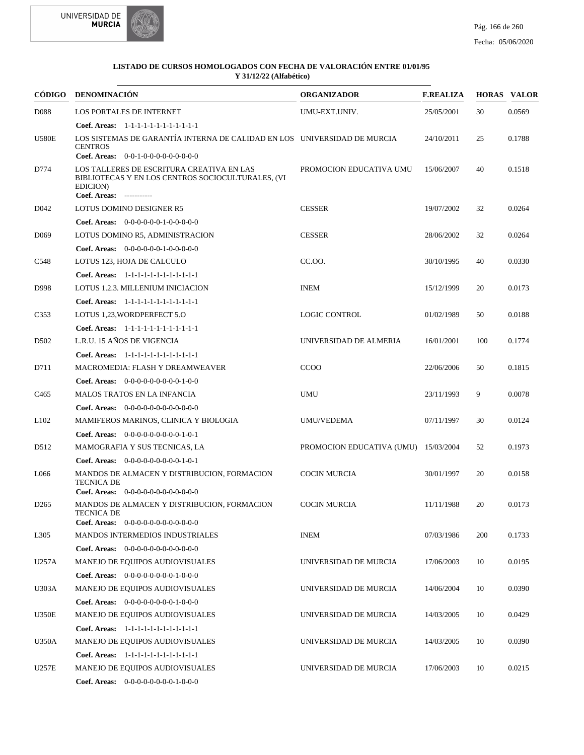**LISTADO DE CURSOS HOMOLOGADOS CON FECHA DE VALORACIÓN ENTRE 01/01/95 Y 31/12/22 (Alfabético)**

| CÓDIGO | DENOMINACIÓN | ORGANIZADOR | F.REALIZA | HORAS | VALOR |
|---|---|---|---|---|---|
| D088 | LOS PORTALES DE INTERNET<br>**Coef. Areas:** 1-1-1-1-1-1-1-1-1-1-1-1 | UMU-EXT.UNIV. | 25/05/2001 | 30 | 0.0569 |
| U580E | LOS SISTEMAS DE GARANTÍA INTERNA DE CALIDAD EN LOS CENTROS<br>**Coef. Areas:** 0-0-1-0-0-0-0-0-0-0-0-0 | UNIVERSIDAD DE MURCIA | 24/10/2011 | 25 | 0.1788 |
| D774 | LOS TALLERES DE ESCRITURA CREATIVA EN LAS BIBLIOTECAS Y EN LOS CENTROS SOCIOCULTURALES, (VI EDICION)<br>**Coef. Areas:** ----------- | PROMOCION EDUCATIVA UMU | 15/06/2007 | 40 | 0.1518 |
| D042 | LOTUS DOMINO DESIGNER R5<br>**Coef. Areas:** 0-0-0-0-0-0-1-0-0-0-0-0 | CESSER | 19/07/2002 | 32 | 0.0264 |
| D069 | LOTUS DOMINO R5, ADMINISTRACION<br>**Coef. Areas:** 0-0-0-0-0-0-1-0-0-0-0-0 | CESSER | 28/06/2002 | 32 | 0.0264 |
| C548 | LOTUS 123, HOJA DE CALCULO<br>**Coef. Areas:** 1-1-1-1-1-1-1-1-1-1-1-1 | CC.OO. | 30/10/1995 | 40 | 0.0330 |
| D998 | LOTUS 1.2.3. MILLENIUM INICIACION<br>**Coef. Areas:** 1-1-1-1-1-1-1-1-1-1-1-1 | INEM | 15/12/1999 | 20 | 0.0173 |
| C353 | LOTUS 1,23,WORDPERFECT 5.O<br>**Coef. Areas:** 1-1-1-1-1-1-1-1-1-1-1-1 | LOGIC CONTROL | 01/02/1989 | 50 | 0.0188 |
| D502 | L.R.U. 15 AÑOS DE VIGENCIA<br>**Coef. Areas:** 1-1-1-1-1-1-1-1-1-1-1-1 | UNIVERSIDAD DE ALMERIA | 16/01/2001 | 100 | 0.1774 |
| D711 | MACROMEDIA: FLASH Y DREAMWEAVER<br>**Coef. Areas:** 0-0-0-0-0-0-0-0-0-1-0-0 | CCOO | 22/06/2006 | 50 | 0.1815 |
| C465 | MALOS TRATOS EN LA INFANCIA<br>**Coef. Areas:** 0-0-0-0-0-0-0-0-0-0-0-0 | UMU | 23/11/1993 | 9 | 0.0078 |
| L102 | MAMIFEROS MARINOS, CLINICA Y BIOLOGIA<br>**Coef. Areas:** 0-0-0-0-0-0-0-0-0-1-0-1 | UMU/VEDEMA | 07/11/1997 | 30 | 0.0124 |
| D512 | MAMOGRAFIA Y SUS TECNICAS, LA<br>**Coef. Areas:** 0-0-0-0-0-0-0-0-0-1-0-1 | PROMOCION EDUCATIVA (UMU) | 15/03/2004 | 52 | 0.1973 |
| L066 | MANDOS DE ALMACEN Y DISTRIBUCION, FORMACION TECNICA DE<br>**Coef. Areas:** 0-0-0-0-0-0-0-0-0-0-0-0 | COCIN MURCIA | 30/01/1997 | 20 | 0.0158 |
| D265 | MANDOS DE ALMACEN Y DISTRIBUCION, FORMACION TECNICA DE<br>**Coef. Areas:** 0-0-0-0-0-0-0-0-0-0-0-0 | COCIN MURCIA | 11/11/1988 | 20 | 0.0173 |
| L305 | MANDOS INTERMEDIOS INDUSTRIALES<br>**Coef. Areas:** 0-0-0-0-0-0-0-0-0-0-0-0 | INEM | 07/03/1986 | 200 | 0.1733 |
| U257A | MANEJO DE EQUIPOS AUDIOVISUALES<br>**Coef. Areas:** 0-0-0-0-0-0-0-0-1-0-0-0 | UNIVERSIDAD DE MURCIA | 17/06/2003 | 10 | 0.0195 |
| U303A | MANEJO DE EQUIPOS AUDIOVISUALES<br>**Coef. Areas:** 0-0-0-0-0-0-0-0-1-0-0-0 | UNIVERSIDAD DE MURCIA | 14/06/2004 | 10 | 0.0390 |
| U350E | MANEJO DE EQUIPOS AUDIOVISUALES<br>**Coef. Areas:** 1-1-1-1-1-1-1-1-1-1-1-1 | UNIVERSIDAD DE MURCIA | 14/03/2005 | 10 | 0.0429 |
| U350A | MANEJO DE EQUIPOS AUDIOVISUALES<br>**Coef. Areas:** 1-1-1-1-1-1-1-1-1-1-1-1 | UNIVERSIDAD DE MURCIA | 14/03/2005 | 10 | 0.0390 |
| U257E | MANEJO DE EQUIPOS AUDIOVISUALES<br>**Coef. Areas:** 0-0-0-0-0-0-0-0-1-0-0-0 | UNIVERSIDAD DE MURCIA | 17/06/2003 | 10 | 0.0215 |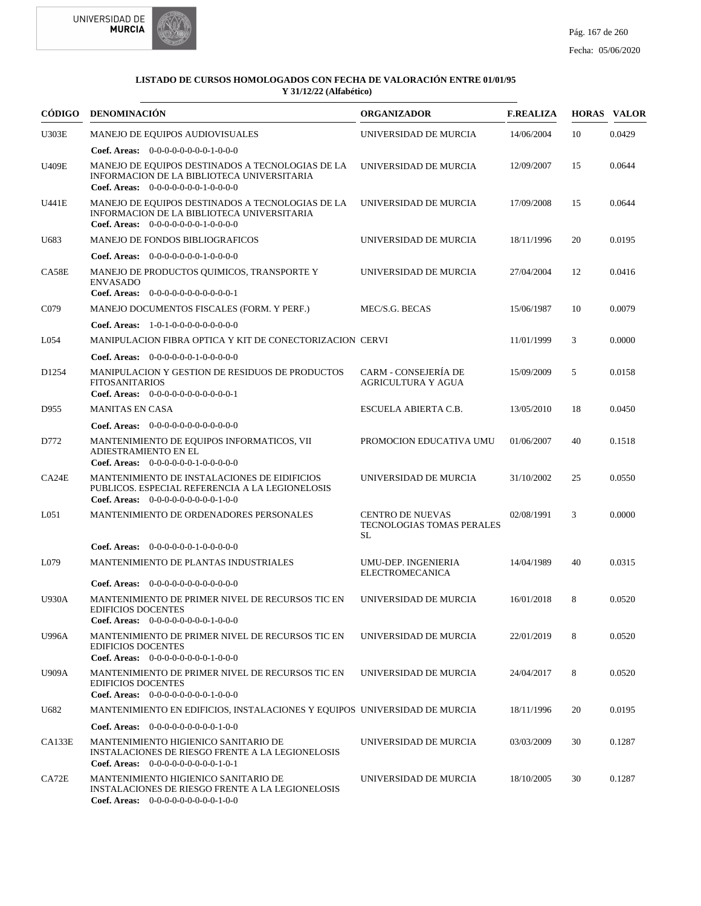**LISTADO DE CURSOS HOMOLOGADOS CON FECHA DE VALORACIÓN ENTRE 01/01/95 Y 31/12/22 (Alfabético)**

| CÓDIGO | DENOMINACIÓN | ORGANIZADOR | F.REALIZA | HORAS | VALOR |
|---|---|---|---|---|---|
| U303E | MANEJO DE EQUIPOS AUDIOVISUALES<br>**Coef. Areas:** 0-0-0-0-0-0-0-0-1-0-0-0 | UNIVERSIDAD DE MURCIA | 14/06/2004 | 10 | 0.0429 |
| U409E | MANEJO DE EQUIPOS DESTINADOS A TECNOLOGIAS DE LA INFORMACION DE LA BIBLIOTECA UNIVERSITARIA<br>**Coef. Areas:** 0-0-0-0-0-0-0-0-1-0-0-0 | UNIVERSIDAD DE MURCIA | 12/09/2007 | 15 | 0.0644 |
| U441E | MANEJO DE EQUIPOS DESTINADOS A TECNOLOGIAS DE LA INFORMACION DE LA BIBLIOTECA UNIVERSITARIA<br>**Coef. Areas:** 0-0-0-0-0-0-0-0-1-0-0-0 | UNIVERSIDAD DE MURCIA | 17/09/2008 | 15 | 0.0644 |
| U683 | MANEJO DE FONDOS BIBLIOGRAFICOS<br>**Coef. Areas:** 0-0-0-0-0-0-0-0-1-0-0-0 | UNIVERSIDAD DE MURCIA | 18/11/1996 | 20 | 0.0195 |
| CA58E | MANEJO DE PRODUCTOS QUIMICOS, TRANSPORTE Y ENVASADO<br>**Coef. Areas:** 0-0-0-0-0-0-0-0-0-0-0-1 | UNIVERSIDAD DE MURCIA | 27/04/2004 | 12 | 0.0416 |
| C079 | MANEJO DOCUMENTOS FISCALES (FORM. Y PERF.)<br>**Coef. Areas:** 1-0-1-0-0-0-0-0-0-0-0-0 | MEC/S.G. BECAS | 15/06/1987 | 10 | 0.0079 |
| L054 | MANIPULACION FIBRA OPTICA Y KIT DE CONECTORIZACION<br>**Coef. Areas:** 0-0-0-0-0-0-1-0-0-0-0-0 | CERVI | 11/01/1999 | 3 | 0.0000 |
| D1254 | MANIPULACION Y GESTION DE RESIDUOS DE PRODUCTOS FITOSANITARIOS<br>**Coef. Areas:** 0-0-0-0-0-0-0-0-0-0-0-1 | CARM - CONSEJERÍA DE AGRICULTURA Y AGUA | 15/09/2009 | 5 | 0.0158 |
| D955 | MANITAS EN CASA<br>**Coef. Areas:** 0-0-0-0-0-0-0-0-0-0-0-0 | ESCUELA ABIERTA C.B. | 13/05/2010 | 18 | 0.0450 |
| D772 | MANTENIMIENTO DE EQUIPOS INFORMATICOS, VII ADIESTRAMIENTO EN EL<br>**Coef. Areas:** 0-0-0-0-0-0-1-0-0-0-0-0 | PROMOCION EDUCATIVA UMU | 01/06/2007 | 40 | 0.1518 |
| CA24E | MANTENIMIENTO DE INSTALACIONES DE EIDIFICIOS PUBLICOS. ESPECIAL REFERENCIA A LA LEGIONELOSIS<br>**Coef. Areas:** 0-0-0-0-0-0-0-0-0-1-0-0 | UNIVERSIDAD DE MURCIA | 31/10/2002 | 25 | 0.0550 |
| L051 | MANTENIMIENTO DE ORDENADORES PERSONALES<br>**Coef. Areas:** 0-0-0-0-0-0-1-0-0-0-0-0 | CENTRO DE NUEVAS TECNOLOGIAS TOMAS PERALES SL | 02/08/1991 | 3 | 0.0000 |
| L079 | MANTENIMIENTO DE PLANTAS INDUSTRIALES<br>**Coef. Areas:** 0-0-0-0-0-0-0-0-0-0-0-0 | UMU-DEP. INGENIERIA ELECTROMECANICA | 14/04/1989 | 40 | 0.0315 |
| U930A | MANTENIMIENTO DE PRIMER NIVEL DE RECURSOS TIC EN EDIFICIOS DOCENTES<br>**Coef. Areas:** 0-0-0-0-0-0-0-0-1-0-0-0 | UNIVERSIDAD DE MURCIA | 16/01/2018 | 8 | 0.0520 |
| U996A | MANTENIMIENTO DE PRIMER NIVEL DE RECURSOS TIC EN EDIFICIOS DOCENTES<br>**Coef. Areas:** 0-0-0-0-0-0-0-0-1-0-0-0 | UNIVERSIDAD DE MURCIA | 22/01/2019 | 8 | 0.0520 |
| U909A | MANTENIMIENTO DE PRIMER NIVEL DE RECURSOS TIC EN EDIFICIOS DOCENTES<br>**Coef. Areas:** 0-0-0-0-0-0-0-0-1-0-0-0 | UNIVERSIDAD DE MURCIA | 24/04/2017 | 8 | 0.0520 |
| U682 | MANTENIMIENTO EN EDIFICIOS, INSTALACIONES Y EQUIPOS<br>**Coef. Areas:** 0-0-0-0-0-0-0-0-0-1-0-0 | UNIVERSIDAD DE MURCIA | 18/11/1996 | 20 | 0.0195 |
| CA133E | MANTENIMIENTO HIGIENICO SANITARIO DE INSTALACIONES DE RIESGO FRENTE A LA LEGIONELOSIS<br>**Coef. Areas:** 0-0-0-0-0-0-0-0-0-1-0-1 | UNIVERSIDAD DE MURCIA | 03/03/2009 | 30 | 0.1287 |
| CA72E | MANTENIMIENTO HIGIENICO SANITARIO DE INSTALACIONES DE RIESGO FRENTE A LA LEGIONELOSIS<br>**Coef. Areas:** 0-0-0-0-0-0-0-0-0-1-0-0 | UNIVERSIDAD DE MURCIA | 18/10/2005 | 30 | 0.1287 |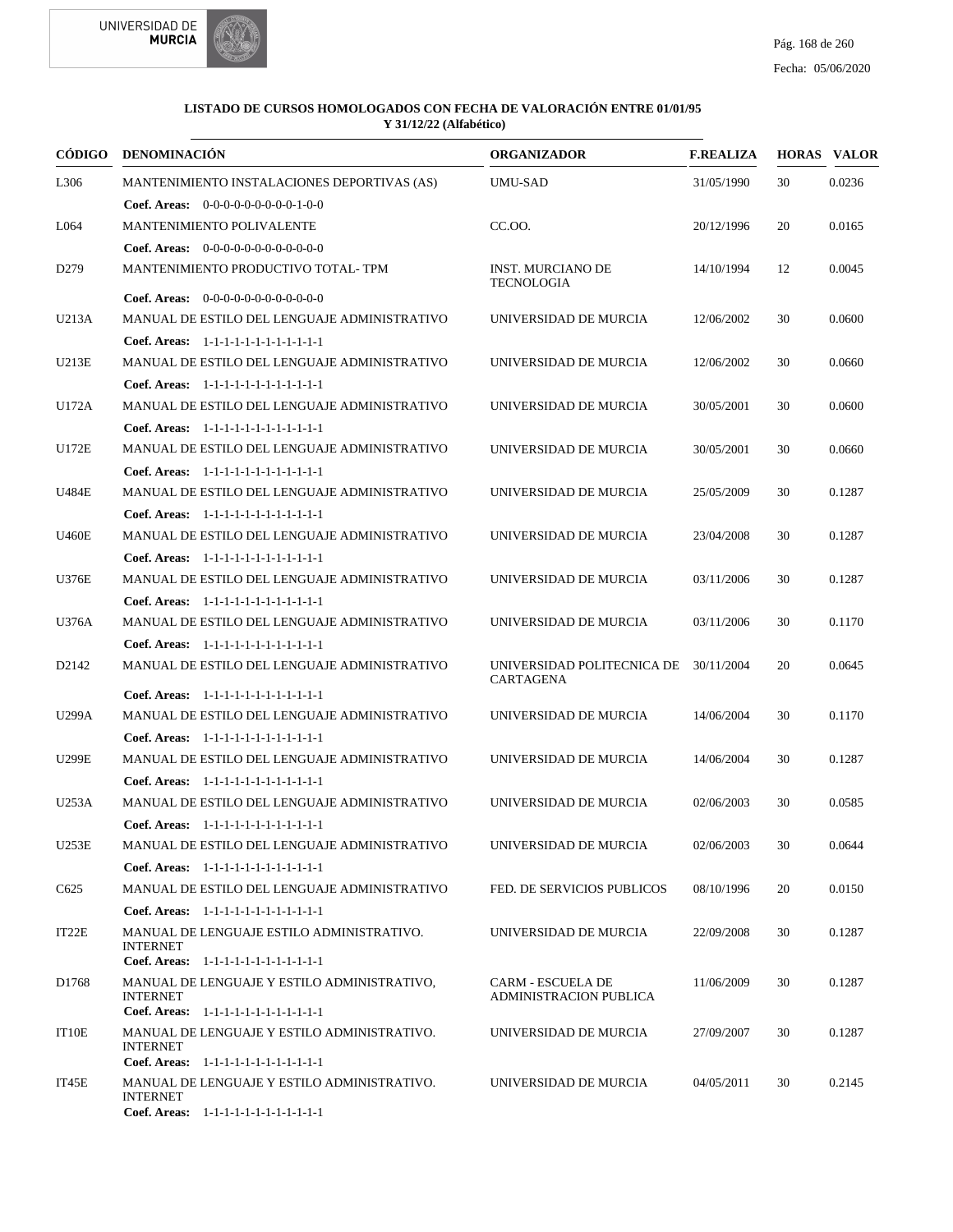**LISTADO DE CURSOS HOMOLOGADOS CON FECHA DE VALORACIÓN ENTRE 01/01/95 Y 31/12/22 (Alfabético)**

| CÓDIGO | DENOMINACIÓN | ORGANIZADOR | F.REALIZA | HORAS | VALOR |
|---|---|---|---|---|---|
| L306 | MANTENIMIENTO INSTALACIONES DEPORTIVAS (AS)<br>**Coef. Areas:** 0-0-0-0-0-0-0-0-0-1-0-0 | UMU-SAD | 31/05/1990 | 30 | 0.0236 |
| L064 | MANTENIMIENTO POLIVALENTE<br>**Coef. Areas:** 0-0-0-0-0-0-0-0-0-0-0-0 | CC.OO. | 20/12/1996 | 20 | 0.0165 |
| D279 | MANTENIMIENTO PRODUCTIVO TOTAL- TPM<br>**Coef. Areas:** 0-0-0-0-0-0-0-0-0-0-0-0 | INST. MURCIANO DE TECNOLOGIA | 14/10/1994 | 12 | 0.0045 |
| U213A | MANUAL DE ESTILO DEL LENGUAJE ADMINISTRATIVO<br>**Coef. Areas:** 1-1-1-1-1-1-1-1-1-1-1-1 | UNIVERSIDAD DE MURCIA | 12/06/2002 | 30 | 0.0600 |
| U213E | MANUAL DE ESTILO DEL LENGUAJE ADMINISTRATIVO<br>**Coef. Areas:** 1-1-1-1-1-1-1-1-1-1-1-1 | UNIVERSIDAD DE MURCIA | 12/06/2002 | 30 | 0.0660 |
| U172A | MANUAL DE ESTILO DEL LENGUAJE ADMINISTRATIVO<br>**Coef. Areas:** 1-1-1-1-1-1-1-1-1-1-1-1 | UNIVERSIDAD DE MURCIA | 30/05/2001 | 30 | 0.0600 |
| U172E | MANUAL DE ESTILO DEL LENGUAJE ADMINISTRATIVO<br>**Coef. Areas:** 1-1-1-1-1-1-1-1-1-1-1-1 | UNIVERSIDAD DE MURCIA | 30/05/2001 | 30 | 0.0660 |
| U484E | MANUAL DE ESTILO DEL LENGUAJE ADMINISTRATIVO<br>**Coef. Areas:** 1-1-1-1-1-1-1-1-1-1-1-1 | UNIVERSIDAD DE MURCIA | 25/05/2009 | 30 | 0.1287 |
| U460E | MANUAL DE ESTILO DEL LENGUAJE ADMINISTRATIVO<br>**Coef. Areas:** 1-1-1-1-1-1-1-1-1-1-1-1 | UNIVERSIDAD DE MURCIA | 23/04/2008 | 30 | 0.1287 |
| U376E | MANUAL DE ESTILO DEL LENGUAJE ADMINISTRATIVO<br>**Coef. Areas:** 1-1-1-1-1-1-1-1-1-1-1-1 | UNIVERSIDAD DE MURCIA | 03/11/2006 | 30 | 0.1287 |
| U376A | MANUAL DE ESTILO DEL LENGUAJE ADMINISTRATIVO<br>**Coef. Areas:** 1-1-1-1-1-1-1-1-1-1-1-1 | UNIVERSIDAD DE MURCIA | 03/11/2006 | 30 | 0.1170 |
| D2142 | MANUAL DE ESTILO DEL LENGUAJE ADMINISTRATIVO<br>**Coef. Areas:** 1-1-1-1-1-1-1-1-1-1-1-1 | UNIVERSIDAD POLITECNICA DE CARTAGENA | 30/11/2004 | 20 | 0.0645 |
| U299A | MANUAL DE ESTILO DEL LENGUAJE ADMINISTRATIVO<br>**Coef. Areas:** 1-1-1-1-1-1-1-1-1-1-1-1 | UNIVERSIDAD DE MURCIA | 14/06/2004 | 30 | 0.1170 |
| U299E | MANUAL DE ESTILO DEL LENGUAJE ADMINISTRATIVO<br>**Coef. Areas:** 1-1-1-1-1-1-1-1-1-1-1-1 | UNIVERSIDAD DE MURCIA | 14/06/2004 | 30 | 0.1287 |
| U253A | MANUAL DE ESTILO DEL LENGUAJE ADMINISTRATIVO<br>**Coef. Areas:** 1-1-1-1-1-1-1-1-1-1-1-1 | UNIVERSIDAD DE MURCIA | 02/06/2003 | 30 | 0.0585 |
| U253E | MANUAL DE ESTILO DEL LENGUAJE ADMINISTRATIVO<br>**Coef. Areas:** 1-1-1-1-1-1-1-1-1-1-1-1 | UNIVERSIDAD DE MURCIA | 02/06/2003 | 30 | 0.0644 |
| C625 | MANUAL DE ESTILO DEL LENGUAJE ADMINISTRATIVO<br>**Coef. Areas:** 1-1-1-1-1-1-1-1-1-1-1-1 | FED. DE SERVICIOS PUBLICOS | 08/10/1996 | 20 | 0.0150 |
| IT22E | MANUAL DE LENGUAJE ESTILO ADMINISTRATIVO. INTERNET<br>**Coef. Areas:** 1-1-1-1-1-1-1-1-1-1-1-1 | UNIVERSIDAD DE MURCIA | 22/09/2008 | 30 | 0.1287 |
| D1768 | MANUAL DE LENGUAJE Y ESTILO ADMINISTRATIVO, INTERNET<br>**Coef. Areas:** 1-1-1-1-1-1-1-1-1-1-1-1 | CARM - ESCUELA DE ADMINISTRACION PUBLICA | 11/06/2009 | 30 | 0.1287 |
| IT10E | MANUAL DE LENGUAJE Y ESTILO ADMINISTRATIVO. INTERNET<br>**Coef. Areas:** 1-1-1-1-1-1-1-1-1-1-1-1 | UNIVERSIDAD DE MURCIA | 27/09/2007 | 30 | 0.1287 |
| IT45E | MANUAL DE LENGUAJE Y ESTILO ADMINISTRATIVO. INTERNET<br>**Coef. Areas:** 1-1-1-1-1-1-1-1-1-1-1-1 | UNIVERSIDAD DE MURCIA | 04/05/2011 | 30 | 0.2145 |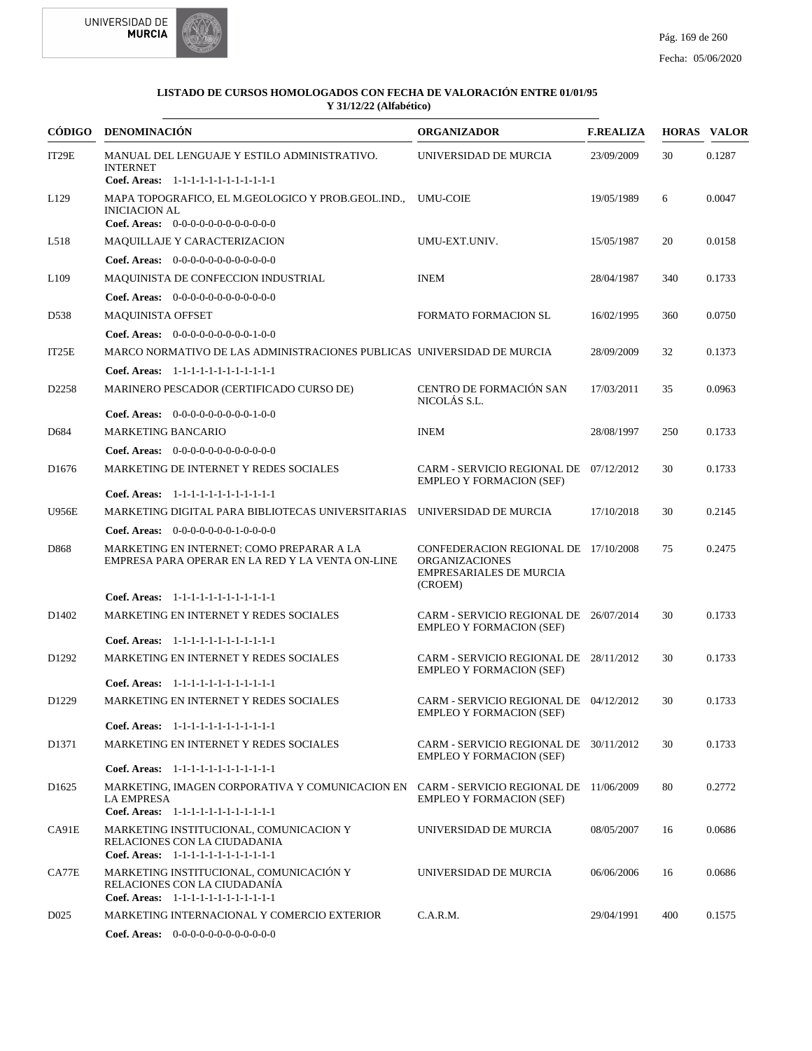**LISTADO DE CURSOS HOMOLOGADOS CON FECHA DE VALORACIÓN ENTRE 01/01/95 Y 31/12/22 (Alfabético)**

| CÓDIGO | DENOMINACIÓN | ORGANIZADOR | F.REALIZA | HORAS | VALOR |
|---|---|---|---|---|---|
| IT29E | MANUAL DEL LENGUAJE Y ESTILO ADMINISTRATIVO. INTERNET<br>**Coef. Areas:** 1-1-1-1-1-1-1-1-1-1-1-1 | UNIVERSIDAD DE MURCIA | 23/09/2009 | 30 | 0.1287 |
| L129 | MAPA TOPOGRAFICO, EL M.GEOLOGICO Y PROB.GEOL.IND., INICIACION AL<br>**Coef. Areas:** 0-0-0-0-0-0-0-0-0-0-0-0 | UMU-COIE | 19/05/1989 | 6 | 0.0047 |
| L518 | MAQUILLAJE Y CARACTERIZACION<br>**Coef. Areas:** 0-0-0-0-0-0-0-0-0-0-0-0 | UMU-EXT.UNIV. | 15/05/1987 | 20 | 0.0158 |
| L109 | MAQUINISTA DE CONFECCION INDUSTRIAL<br>**Coef. Areas:** 0-0-0-0-0-0-0-0-0-0-0-0 | INEM | 28/04/1987 | 340 | 0.1733 |
| D538 | MAQUINISTA OFFSET<br>**Coef. Areas:** 0-0-0-0-0-0-0-0-0-1-0-0 | FORMATO FORMACION SL | 16/02/1995 | 360 | 0.0750 |
| IT25E | MARCO NORMATIVO DE LAS ADMINISTRACIONES PUBLICAS<br>**Coef. Areas:** 1-1-1-1-1-1-1-1-1-1-1-1 | UNIVERSIDAD DE MURCIA | 28/09/2009 | 32 | 0.1373 |
| D2258 | MARINERO PESCADOR (CERTIFICADO CURSO DE)<br>**Coef. Areas:** 0-0-0-0-0-0-0-0-0-1-0-0 | CENTRO DE FORMACIÓN SAN NICOLÁS S.L. | 17/03/2011 | 35 | 0.0963 |
| D684 | MARKETING BANCARIO<br>**Coef. Areas:** 0-0-0-0-0-0-0-0-0-0-0-0 | INEM | 28/08/1997 | 250 | 0.1733 |
| D1676 | MARKETING DE INTERNET Y REDES SOCIALES<br>**Coef. Areas:** 1-1-1-1-1-1-1-1-1-1-1-1 | CARM - SERVICIO REGIONAL DE EMPLEO Y FORMACION (SEF) | 07/12/2012 | 30 | 0.1733 |
| U956E | MARKETING DIGITAL PARA BIBLIOTECAS UNIVERSITARIAS<br>**Coef. Areas:** 0-0-0-0-0-0-0-1-0-0-0-0 | UNIVERSIDAD DE MURCIA | 17/10/2018 | 30 | 0.2145 |
| D868 | MARKETING EN INTERNET: COMO PREPARAR A LA EMPRESA PARA OPERAR EN LA RED Y LA VENTA ON-LINE<br>**Coef. Areas:** 1-1-1-1-1-1-1-1-1-1-1-1 | CONFEDERACION REGIONAL DE ORGANIZACIONES EMPRESARIALES DE MURCIA (CROEM) | 17/10/2008 | 75 | 0.2475 |
| D1402 | MARKETING EN INTERNET Y REDES SOCIALES<br>**Coef. Areas:** 1-1-1-1-1-1-1-1-1-1-1-1 | CARM - SERVICIO REGIONAL DE EMPLEO Y FORMACION (SEF) | 26/07/2014 | 30 | 0.1733 |
| D1292 | MARKETING EN INTERNET Y REDES SOCIALES<br>**Coef. Areas:** 1-1-1-1-1-1-1-1-1-1-1-1 | CARM - SERVICIO REGIONAL DE EMPLEO Y FORMACION (SEF) | 28/11/2012 | 30 | 0.1733 |
| D1229 | MARKETING EN INTERNET Y REDES SOCIALES<br>**Coef. Areas:** 1-1-1-1-1-1-1-1-1-1-1-1 | CARM - SERVICIO REGIONAL DE EMPLEO Y FORMACION (SEF) | 04/12/2012 | 30 | 0.1733 |
| D1371 | MARKETING EN INTERNET Y REDES SOCIALES<br>**Coef. Areas:** 1-1-1-1-1-1-1-1-1-1-1-1 | CARM - SERVICIO REGIONAL DE EMPLEO Y FORMACION (SEF) | 30/11/2012 | 30 | 0.1733 |
| D1625 | MARKETING, IMAGEN CORPORATIVA Y COMUNICACION EN LA EMPRESA<br>**Coef. Areas:** 1-1-1-1-1-1-1-1-1-1-1-1 | CARM - SERVICIO REGIONAL DE EMPLEO Y FORMACION (SEF) | 11/06/2009 | 80 | 0.2772 |
| CA91E | MARKETING INSTITUCIONAL, COMUNICACION Y RELACIONES CON LA CIUDADANIA<br>**Coef. Areas:** 1-1-1-1-1-1-1-1-1-1-1-1 | UNIVERSIDAD DE MURCIA | 08/05/2007 | 16 | 0.0686 |
| CA77E | MARKETING INSTITUCIONAL, COMUNICACIÓN Y RELACIONES CON LA CIUDADANÍA<br>**Coef. Areas:** 1-1-1-1-1-1-1-1-1-1-1-1 | UNIVERSIDAD DE MURCIA | 06/06/2006 | 16 | 0.0686 |
| D025 | MARKETING INTERNACIONAL Y COMERCIO EXTERIOR<br>**Coef. Areas:** 0-0-0-0-0-0-0-0-0-0-0-0 | C.A.R.M. | 29/04/1991 | 400 | 0.1575 |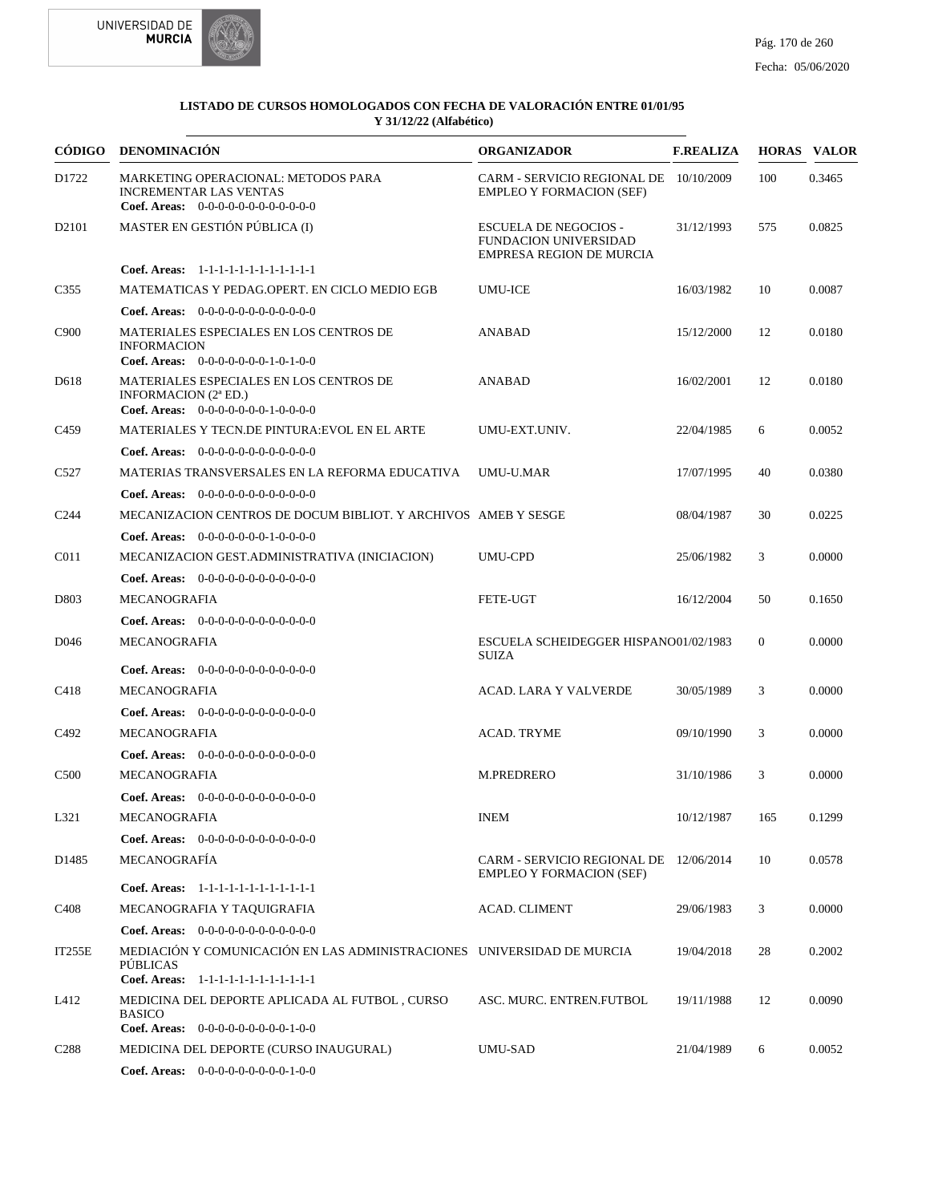**LISTADO DE CURSOS HOMOLOGADOS CON FECHA DE VALORACIÓN ENTRE 01/01/95 Y 31/12/22 (Alfabético)**

| CÓDIGO | DENOMINACIÓN | ORGANIZADOR | F.REALIZA | HORAS | VALOR |
|---|---|---|---|---|---|
| D1722 | MARKETING OPERACIONAL: METODOS PARA INCREMENTAR LAS VENTAS<br>**Coef. Areas:** 0-0-0-0-0-0-0-0-0-0-0-0 | CARM - SERVICIO REGIONAL DE EMPLEO Y FORMACION (SEF) | 10/10/2009 | 100 | 0.3465 |
| D2101 | MASTER EN GESTIÓN PÚBLICA (I)<br>**Coef. Areas:** 1-1-1-1-1-1-1-1-1-1-1-1 | ESCUELA DE NEGOCIOS - FUNDACION UNIVERSIDAD EMPRESA REGION DE MURCIA | 31/12/1993 | 575 | 0.0825 |
| C355 | MATEMATICAS Y PEDAG.OPERT. EN CICLO MEDIO EGB<br>**Coef. Areas:** 0-0-0-0-0-0-0-0-0-0-0-0 | UMU-ICE | 16/03/1982 | 10 | 0.0087 |
| C900 | MATERIALES ESPECIALES EN LOS CENTROS DE INFORMACION<br>**Coef. Areas:** 0-0-0-0-0-0-0-1-0-1-0-0 | ANABAD | 15/12/2000 | 12 | 0.0180 |
| D618 | MATERIALES ESPECIALES EN LOS CENTROS DE INFORMACION (2ª ED.)<br>**Coef. Areas:** 0-0-0-0-0-0-0-1-0-0-0-0 | ANABAD | 16/02/2001 | 12 | 0.0180 |
| C459 | MATERIALES Y TECN.DE PINTURA:EVOL EN EL ARTE<br>**Coef. Areas:** 0-0-0-0-0-0-0-0-0-0-0-0 | UMU-EXT.UNIV. | 22/04/1985 | 6 | 0.0052 |
| C527 | MATERIAS TRANSVERSALES EN LA REFORMA EDUCATIVA<br>**Coef. Areas:** 0-0-0-0-0-0-0-0-0-0-0-0 | UMU-U.MAR | 17/07/1995 | 40 | 0.0380 |
| C244 | MECANIZACION CENTROS DE DOCUM BIBLIOT. Y ARCHIVOS<br>**Coef. Areas:** 0-0-0-0-0-0-0-1-0-0-0-0 | AMEB Y SESGE | 08/04/1987 | 30 | 0.0225 |
| C011 | MECANIZACION GEST.ADMINISTRATIVA (INICIACION)<br>**Coef. Areas:** 0-0-0-0-0-0-0-0-0-0-0-0 | UMU-CPD | 25/06/1982 | 3 | 0.0000 |
| D803 | MECANOGRAFIA<br>**Coef. Areas:** 0-0-0-0-0-0-0-0-0-0-0-0 | FETE-UGT | 16/12/2004 | 50 | 0.1650 |
| D046 | MECANOGRAFIA<br>**Coef. Areas:** 0-0-0-0-0-0-0-0-0-0-0-0 | ESCUELA SCHEIDEGGER HISPANO SUIZA | 01/02/1983 | 0 | 0.0000 |
| C418 | MECANOGRAFIA<br>**Coef. Areas:** 0-0-0-0-0-0-0-0-0-0-0-0 | ACAD. LARA Y VALVERDE | 30/05/1989 | 3 | 0.0000 |
| C492 | MECANOGRAFIA<br>**Coef. Areas:** 0-0-0-0-0-0-0-0-0-0-0-0 | ACAD. TRYME | 09/10/1990 | 3 | 0.0000 |
| C500 | MECANOGRAFIA<br>**Coef. Areas:** 0-0-0-0-0-0-0-0-0-0-0-0 | M.PREDRERO | 31/10/1986 | 3 | 0.0000 |
| L321 | MECANOGRAFIA<br>**Coef. Areas:** 0-0-0-0-0-0-0-0-0-0-0-0 | INEM | 10/12/1987 | 165 | 0.1299 |
| D1485 | MECANOGRAFÍA<br>**Coef. Areas:** 1-1-1-1-1-1-1-1-1-1-1-1 | CARM - SERVICIO REGIONAL DE EMPLEO Y FORMACION (SEF) | 12/06/2014 | 10 | 0.0578 |
| C408 | MECANOGRAFIA Y TAQUIGRAFIA<br>**Coef. Areas:** 0-0-0-0-0-0-0-0-0-0-0-0 | ACAD. CLIMENT | 29/06/1983 | 3 | 0.0000 |
| IT255E | MEDIACIÓN Y COMUNICACIÓN EN LAS ADMINISTRACIONES PÚBLICAS<br>**Coef. Areas:** 1-1-1-1-1-1-1-1-1-1-1-1 | UNIVERSIDAD DE MURCIA | 19/04/2018 | 28 | 0.2002 |
| L412 | MEDICINA DEL DEPORTE APLICADA AL FUTBOL , CURSO BASICO<br>**Coef. Areas:** 0-0-0-0-0-0-0-0-0-1-0-0 | ASC. MURC. ENTREN.FUTBOL | 19/11/1988 | 12 | 0.0090 |
| C288 | MEDICINA DEL DEPORTE (CURSO INAUGURAL)<br>**Coef. Areas:** 0-0-0-0-0-0-0-0-0-1-0-0 | UMU-SAD | 21/04/1989 | 6 | 0.0052 |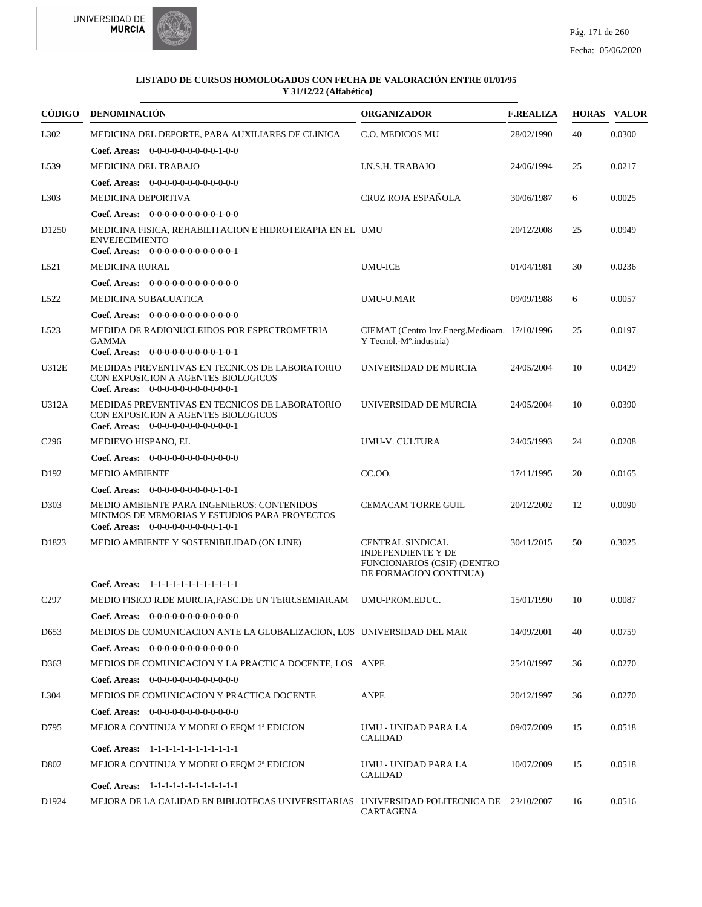**LISTADO DE CURSOS HOMOLOGADOS CON FECHA DE VALORACIÓN ENTRE 01/01/95 Y 31/12/22 (Alfabético)**

| CÓDIGO | DENOMINACIÓN | ORGANIZADOR | F.REALIZA | HORAS | VALOR |
|---|---|---|---|---|---|
| L302 | MEDICINA DEL DEPORTE, PARA AUXILIARES DE CLINICA | C.O. MEDICOS MU | 28/02/1990 | 40 | 0.0300 |
| | **Coef. Areas:** 0-0-0-0-0-0-0-0-0-1-0-0 | | | | |
| L539 | MEDICINA DEL TRABAJO | I.N.S.H. TRABAJO | 24/06/1994 | 25 | 0.0217 |
| | **Coef. Areas:** 0-0-0-0-0-0-0-0-0-0-0-0 | | | | |
| L303 | MEDICINA DEPORTIVA | CRUZ ROJA ESPAÑOLA | 30/06/1987 | 6 | 0.0025 |
| | **Coef. Areas:** 0-0-0-0-0-0-0-0-0-1-0-0 | | | | |
| D1250 | MEDICINA FISICA, REHABILITACION E HIDROTERAPIA EN EL ENVEJECIMIENTO | UMU | 20/12/2008 | 25 | 0.0949 |
| | **Coef. Areas:** 0-0-0-0-0-0-0-0-0-0-0-1 | | | | |
| L521 | MEDICINA RURAL | UMU-ICE | 01/04/1981 | 30 | 0.0236 |
| | **Coef. Areas:** 0-0-0-0-0-0-0-0-0-0-0-0 | | | | |
| L522 | MEDICINA SUBACUATICA | UMU-U.MAR | 09/09/1988 | 6 | 0.0057 |
| | **Coef. Areas:** 0-0-0-0-0-0-0-0-0-0-0-0 | | | | |
| L523 | MEDIDA DE RADIONUCLEIDOS POR ESPECTROMETRIA GAMMA | CIEMAT (Centro Inv.Energ.Medioam. Y Tecnol.-Mº.industria) | 17/10/1996 | 25 | 0.0197 |
| | **Coef. Areas:** 0-0-0-0-0-0-0-0-0-1-0-1 | | | | |
| U312E | MEDIDAS PREVENTIVAS EN TECNICOS DE LABORATORIO CON EXPOSICION A AGENTES BIOLOGICOS | UNIVERSIDAD DE MURCIA | 24/05/2004 | 10 | 0.0429 |
| | **Coef. Areas:** 0-0-0-0-0-0-0-0-0-0-0-1 | | | | |
| U312A | MEDIDAS PREVENTIVAS EN TECNICOS DE LABORATORIO CON EXPOSICION A AGENTES BIOLOGICOS | UNIVERSIDAD DE MURCIA | 24/05/2004 | 10 | 0.0390 |
| | **Coef. Areas:** 0-0-0-0-0-0-0-0-0-0-0-1 | | | | |
| C296 | MEDIEVO HISPANO, EL | UMU-V. CULTURA | 24/05/1993 | 24 | 0.0208 |
| | **Coef. Areas:** 0-0-0-0-0-0-0-0-0-0-0-0 | | | | |
| D192 | MEDIO AMBIENTE | CC.OO. | 17/11/1995 | 20 | 0.0165 |
| | **Coef. Areas:** 0-0-0-0-0-0-0-0-0-1-0-1 | | | | |
| D303 | MEDIO AMBIENTE PARA INGENIEROS: CONTENIDOS MINIMOS DE MEMORIAS Y ESTUDIOS PARA PROYECTOS | CEMACAM TORRE GUIL | 20/12/2002 | 12 | 0.0090 |
| | **Coef. Areas:** 0-0-0-0-0-0-0-0-0-1-0-1 | | | | |
| D1823 | MEDIO AMBIENTE Y SOSTENIBILIDAD (ON LINE) | CENTRAL SINDICAL INDEPENDIENTE Y DE FUNCIONARIOS (CSIF) (DENTRO DE FORMACION CONTINUA) | 30/11/2015 | 50 | 0.3025 |
| | **Coef. Areas:** 1-1-1-1-1-1-1-1-1-1-1-1 | | | | |
| C297 | MEDIO FISICO R.DE MURCIA,FASC.DE UN TERR.SEMIAR.AM | UMU-PROM.EDUC. | 15/01/1990 | 10 | 0.0087 |
| | **Coef. Areas:** 0-0-0-0-0-0-0-0-0-0-0-0 | | | | |
| D653 | MEDIOS DE COMUNICACION ANTE LA GLOBALIZACION, LOS | UNIVERSIDAD DEL MAR | 14/09/2001 | 40 | 0.0759 |
| | **Coef. Areas:** 0-0-0-0-0-0-0-0-0-0-0-0 | | | | |
| D363 | MEDIOS DE COMUNICACION Y LA PRACTICA DOCENTE, LOS | ANPE | 25/10/1997 | 36 | 0.0270 |
| | **Coef. Areas:** 0-0-0-0-0-0-0-0-0-0-0-0 | | | | |
| L304 | MEDIOS DE COMUNICACION Y PRACTICA DOCENTE | ANPE | 20/12/1997 | 36 | 0.0270 |
| | **Coef. Areas:** 0-0-0-0-0-0-0-0-0-0-0-0 | | | | |
| D795 | MEJORA CONTINUA Y MODELO EFQM 1ª EDICION | UMU - UNIDAD PARA LA CALIDAD | 09/07/2009 | 15 | 0.0518 |
| | **Coef. Areas:** 1-1-1-1-1-1-1-1-1-1-1-1 | | | | |
| D802 | MEJORA CONTINUA Y MODELO EFQM 2ª EDICION | UMU - UNIDAD PARA LA CALIDAD | 10/07/2009 | 15 | 0.0518 |
| | **Coef. Areas:** 1-1-1-1-1-1-1-1-1-1-1-1 | | | | |
| D1924 | MEJORA DE LA CALIDAD EN BIBLIOTECAS UNIVERSITARIAS | UNIVERSIDAD POLITECNICA DE CARTAGENA | 23/10/2007 | 16 | 0.0516 |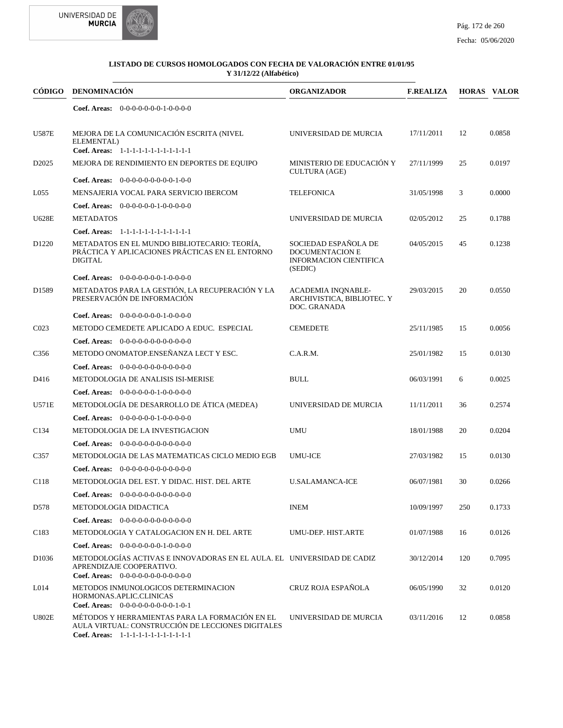**LISTADO DE CURSOS HOMOLOGADOS CON FECHA DE VALORACIÓN ENTRE 01/01/95 Y 31/12/22 (Alfabético)**

| CÓDIGO | DENOMINACIÓN | ORGANIZADOR | F.REALIZA | HORAS | VALOR |
|---|---|---|---|---|---|
| | **Coef. Areas:** 0-0-0-0-0-0-0-1-0-0-0-0 | | | | |
| U587E | MEJORA DE LA COMUNICACIÓN ESCRITA (NIVEL ELEMENTAL)<br>**Coef. Areas:** 1-1-1-1-1-1-1-1-1-1-1-1 | UNIVERSIDAD DE MURCIA | 17/11/2011 | 12 | 0.0858 |
| D2025 | MEJORA DE RENDIMIENTO EN DEPORTES DE EQUIPO<br>**Coef. Areas:** 0-0-0-0-0-0-0-0-0-1-0-0 | MINISTERIO DE EDUCACIÓN Y CULTURA (AGE) | 27/11/1999 | 25 | 0.0197 |
| L055 | MENSAJERIA VOCAL PARA SERVICIO IBERCOM<br>**Coef. Areas:** 0-0-0-0-0-0-1-0-0-0-0-0 | TELEFONICA | 31/05/1998 | 3 | 0.0000 |
| U628E | METADATOS<br>**Coef. Areas:** 1-1-1-1-1-1-1-1-1-1-1-1 | UNIVERSIDAD DE MURCIA | 02/05/2012 | 25 | 0.1788 |
| D1220 | METADATOS EN EL MUNDO BIBLIOTECARIO: TEORÍA, PRÁCTICA Y APLICACIONES PRÁCTICAS EN EL ENTORNO DIGITAL<br>**Coef. Areas:** 0-0-0-0-0-0-0-1-0-0-0-0 | SOCIEDAD ESPAÑOLA DE DOCUMENTACION E INFORMACION CIENTIFICA (SEDIC) | 04/05/2015 | 45 | 0.1238 |
| D1589 | METADATOS PARA LA GESTIÓN, LA RECUPERACIÓN Y LA PRESERVACIÓN DE INFORMACIÓN<br>**Coef. Areas:** 0-0-0-0-0-0-0-1-0-0-0-0 | ACADEMIA INQNABLE-ARCHIVISTICA, BIBLIOTEC. Y DOC. GRANADA | 29/03/2015 | 20 | 0.0550 |
| C023 | METODO CEMEDETE APLICADO A EDUC. ESPECIAL<br>**Coef. Areas:** 0-0-0-0-0-0-0-0-0-0-0-0 | CEMEDETE | 25/11/1985 | 15 | 0.0056 |
| C356 | METODO ONOMATOP.ENSEÑANZA LECT Y ESC.<br>**Coef. Areas:** 0-0-0-0-0-0-0-0-0-0-0-0 | C.A.R.M. | 25/01/1982 | 15 | 0.0130 |
| D416 | METODOLOGIA DE ANALISIS ISI-MERISE<br>**Coef. Areas:** 0-0-0-0-0-0-1-0-0-0-0-0 | BULL | 06/03/1991 | 6 | 0.0025 |
| U571E | METODOLOGÍA DE DESARROLLO DE ÁTICA (MEDEA)<br>**Coef. Areas:** 0-0-0-0-0-0-1-0-0-0-0-0 | UNIVERSIDAD DE MURCIA | 11/11/2011 | 36 | 0.2574 |
| C134 | METODOLOGIA DE LA INVESTIGACION<br>**Coef. Areas:** 0-0-0-0-0-0-0-0-0-0-0-0 | UMU | 18/01/1988 | 20 | 0.0204 |
| C357 | METODOLOGIA DE LAS MATEMATICAS CICLO MEDIO EGB<br>**Coef. Areas:** 0-0-0-0-0-0-0-0-0-0-0-0 | UMU-ICE | 27/03/1982 | 15 | 0.0130 |
| C118 | METODOLOGIA DEL EST. Y DIDAC. HIST. DEL ARTE<br>**Coef. Areas:** 0-0-0-0-0-0-0-0-0-0-0-0 | U.SALAMANCA-ICE | 06/07/1981 | 30 | 0.0266 |
| D578 | METODOLOGIA DIDACTICA<br>**Coef. Areas:** 0-0-0-0-0-0-0-0-0-0-0-0 | INEM | 10/09/1997 | 250 | 0.1733 |
| C183 | METODOLOGIA Y CATALOGACION EN H. DEL ARTE<br>**Coef. Areas:** 0-0-0-0-0-0-0-1-0-0-0-0 | UMU-DEP. HIST.ARTE | 01/07/1988 | 16 | 0.0126 |
| D1036 | METODOLOGÍAS ACTIVAS E INNOVADORAS EN EL AULA. EL APRENDIZAJE COOPERATIVO.<br>**Coef. Areas:** 0-0-0-0-0-0-0-0-0-0-0-0 | UNIVERSIDAD DE CADIZ | 30/12/2014 | 120 | 0.7095 |
| L014 | METODOS INMUNOLOGICOS DETERMINACION HORMONAS.APLIC.CLINICAS<br>**Coef. Areas:** 0-0-0-0-0-0-0-0-0-1-0-1 | CRUZ ROJA ESPAÑOLA | 06/05/1990 | 32 | 0.0120 |
| U802E | MÉTODOS Y HERRAMIENTAS PARA LA FORMACIÓN EN EL AULA VIRTUAL: CONSTRUCCIÓN DE LECCIONES DIGITALES<br>**Coef. Areas:** 1-1-1-1-1-1-1-1-1-1-1-1 | UNIVERSIDAD DE MURCIA | 03/11/2016 | 12 | 0.0858 |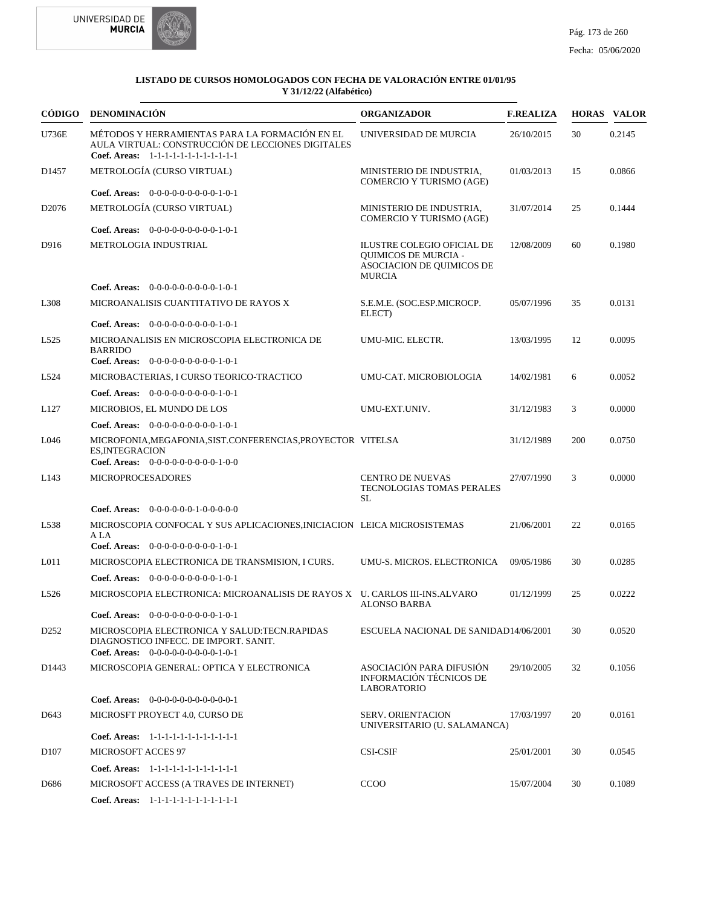**LISTADO DE CURSOS HOMOLOGADOS CON FECHA DE VALORACIÓN ENTRE 01/01/95 Y 31/12/22 (Alfabético)**

| CÓDIGO | DENOMINACIÓN | ORGANIZADOR | F.REALIZA | HORAS | VALOR |
|---|---|---|---|---|---|
| U736E | MÉTODOS Y HERRAMIENTAS PARA LA FORMACIÓN EN EL AULA VIRTUAL: CONSTRUCCIÓN DE LECCIONES DIGITALES<br>**Coef. Areas:** 1-1-1-1-1-1-1-1-1-1-1-1 | UNIVERSIDAD DE MURCIA | 26/10/2015 | 30 | 0.2145 |
| D1457 | METROLOGÍA (CURSO VIRTUAL)<br>**Coef. Areas:** 0-0-0-0-0-0-0-0-0-1-0-1 | MINISTERIO DE INDUSTRIA, COMERCIO Y TURISMO (AGE) | 01/03/2013 | 15 | 0.0866 |
| D2076 | METROLOGÍA (CURSO VIRTUAL)<br>**Coef. Areas:** 0-0-0-0-0-0-0-0-0-1-0-1 | MINISTERIO DE INDUSTRIA, COMERCIO Y TURISMO (AGE) | 31/07/2014 | 25 | 0.1444 |
| D916 | METROLOGIA INDUSTRIAL<br>**Coef. Areas:** 0-0-0-0-0-0-0-0-0-1-0-1 | ILUSTRE COLEGIO OFICIAL DE QUIMICOS DE MURCIA - ASOCIACION DE QUIMICOS DE MURCIA | 12/08/2009 | 60 | 0.1980 |
| L308 | MICROANALISIS CUANTITATIVO DE RAYOS X<br>**Coef. Areas:** 0-0-0-0-0-0-0-0-0-1-0-1 | S.E.M.E. (SOC.ESP.MICROCP. ELECT) | 05/07/1996 | 35 | 0.0131 |
| L525 | MICROANALISIS EN MICROSCOPIA ELECTRONICA DE BARRIDO<br>**Coef. Areas:** 0-0-0-0-0-0-0-0-0-1-0-1 | UMU-MIC. ELECTR. | 13/03/1995 | 12 | 0.0095 |
| L524 | MICROBACTERIAS, I CURSO TEORICO-TRACTICO<br>**Coef. Areas:** 0-0-0-0-0-0-0-0-0-1-0-1 | UMU-CAT. MICROBIOLOGIA | 14/02/1981 | 6 | 0.0052 |
| L127 | MICROBIOS, EL MUNDO DE LOS<br>**Coef. Areas:** 0-0-0-0-0-0-0-0-0-1-0-1 | UMU-EXT.UNIV. | 31/12/1983 | 3 | 0.0000 |
| L046 | MICROFONIA,MEGAFONIA,SIST.CONFERENCIAS,PROYECTORES,INTEGRACION<br>**Coef. Areas:** 0-0-0-0-0-0-0-0-0-1-0-0 | VITELSA | 31/12/1989 | 200 | 0.0750 |
| L143 | MICROPROCESADORES<br>**Coef. Areas:** 0-0-0-0-0-0-1-0-0-0-0-0 | CENTRO DE NUEVAS TECNOLOGIAS TOMAS PERALES SL | 27/07/1990 | 3 | 0.0000 |
| L538 | MICROSCOPIA CONFOCAL Y SUS APLICACIONES,INICIACION A LA<br>**Coef. Areas:** 0-0-0-0-0-0-0-0-0-1-0-1 | LEICA MICROSISTEMAS | 21/06/2001 | 22 | 0.0165 |
| L011 | MICROSCOPIA ELECTRONICA DE TRANSMISION, I CURS.<br>**Coef. Areas:** 0-0-0-0-0-0-0-0-0-1-0-1 | UMU-S. MICROS. ELECTRONICA | 09/05/1986 | 30 | 0.0285 |
| L526 | MICROSCOPIA ELECTRONICA: MICROANALISIS DE RAYOS X<br>**Coef. Areas:** 0-0-0-0-0-0-0-0-0-1-0-1 | U. CARLOS III-INS.ALVARO ALONSO BARBA | 01/12/1999 | 25 | 0.0222 |
| D252 | MICROSCOPIA ELECTRONICA Y SALUD:TECN.RAPIDAS DIAGNOSTICO INFECC. DE IMPORT. SANIT.<br>**Coef. Areas:** 0-0-0-0-0-0-0-0-0-1-0-1 | ESCUELA NACIONAL DE SANIDAD | 14/06/2001 | 30 | 0.0520 |
| D1443 | MICROSCOPIA GENERAL: OPTICA Y ELECTRONICA<br>**Coef. Areas:** 0-0-0-0-0-0-0-0-0-0-0-1 | ASOCIACIÓN PARA DIFUSIÓN INFORMACIÓN TÉCNICOS DE LABORATORIO | 29/10/2005 | 32 | 0.1056 |
| D643 | MICROSFT PROYECT 4.0, CURSO DE<br>**Coef. Areas:** 1-1-1-1-1-1-1-1-1-1-1-1 | SERV. ORIENTACION UNIVERSITARIO (U. SALAMANCA) | 17/03/1997 | 20 | 0.0161 |
| D107 | MICROSOFT ACCES 97<br>**Coef. Areas:** 1-1-1-1-1-1-1-1-1-1-1-1 | CSI-CSIF | 25/01/2001 | 30 | 0.0545 |
| D686 | MICROSOFT ACCESS (A TRAVES DE INTERNET)<br>**Coef. Areas:** 1-1-1-1-1-1-1-1-1-1-1-1 | CCOO | 15/07/2004 | 30 | 0.1089 |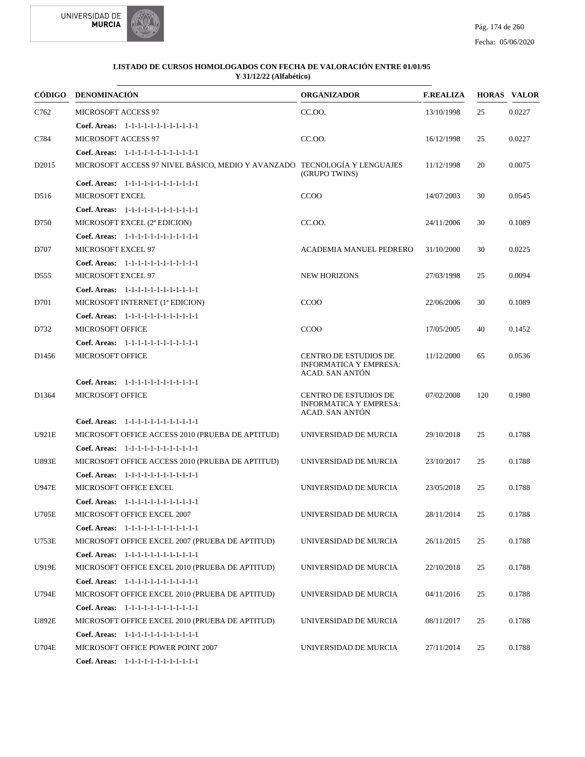**LISTADO DE CURSOS HOMOLOGADOS CON FECHA DE VALORACIÓN ENTRE 01/01/95 Y 31/12/22 (Alfabético)**

| CÓDIGO | DENOMINACIÓN | ORGANIZADOR | F.REALIZA | HORAS | VALOR |
|---|---|---|---|---|---|
| C762 | MICROSOFT ACCESS 97 | CC.OO. | 13/10/1998 | 25 | 0.0227 |
| | **Coef. Areas:** 1-1-1-1-1-1-1-1-1-1-1-1 | | | | |
| C784 | MICROSOFT ACCESS 97 | CC.OO. | 16/12/1998 | 25 | 0.0227 |
| | **Coef. Areas:** 1-1-1-1-1-1-1-1-1-1-1-1 | | | | |
| D2015 | MICROSOFT ACCESS 97 NIVEL BÁSICO, MEDIO Y AVANZADO | TECNOLOGÍA Y LENGUAJES (GRUPO TWINS) | 11/12/1998 | 20 | 0.0075 |
| | **Coef. Areas:** 1-1-1-1-1-1-1-1-1-1-1-1 | | | | |
| D516 | MICROSOFT EXCEL | CCOO | 14/07/2003 | 30 | 0.0545 |
| | **Coef. Areas:** 1-1-1-1-1-1-1-1-1-1-1-1 | | | | |
| D750 | MICROSOFT EXCEL (2ª EDICION) | CC.OO. | 24/11/2006 | 30 | 0.1089 |
| | **Coef. Areas:** 1-1-1-1-1-1-1-1-1-1-1-1 | | | | |
| D707 | MICROSOFT EXCEL 97 | ACADEMIA MANUEL PEDRERO | 31/10/2000 | 30 | 0.0225 |
| | **Coef. Areas:** 1-1-1-1-1-1-1-1-1-1-1-1 | | | | |
| D555 | MICROSOFT EXCEL 97 | NEW HORIZONS | 27/03/1998 | 25 | 0.0094 |
| | **Coef. Areas:** 1-1-1-1-1-1-1-1-1-1-1-1 | | | | |
| D701 | MICROSOFT INTERNET (1ª EDICION) | CCOO | 22/06/2006 | 30 | 0.1089 |
| | **Coef. Areas:** 1-1-1-1-1-1-1-1-1-1-1-1 | | | | |
| D732 | MICROSOFT OFFICE | CCOO | 17/05/2005 | 40 | 0.1452 |
| | **Coef. Areas:** 1-1-1-1-1-1-1-1-1-1-1-1 | | | | |
| D1456 | MICROSOFT OFFICE | CENTRO DE ESTUDIOS DE INFORMATICA Y EMPRESA: ACAD. SAN ANTÓN | 11/12/2000 | 65 | 0.0536 |
| | **Coef. Areas:** 1-1-1-1-1-1-1-1-1-1-1-1 | | | | |
| D1364 | MICROSOFT OFFICE | CENTRO DE ESTUDIOS DE INFORMATICA Y EMPRESA: ACAD. SAN ANTÓN | 07/02/2008 | 120 | 0.1980 |
| | **Coef. Areas:** 1-1-1-1-1-1-1-1-1-1-1-1 | | | | |
| U921E | MICROSOFT OFFICE ACCESS 2010 (PRUEBA DE APTITUD) | UNIVERSIDAD DE MURCIA | 29/10/2018 | 25 | 0.1788 |
| | **Coef. Areas:** 1-1-1-1-1-1-1-1-1-1-1-1 | | | | |
| U893E | MICROSOFT OFFICE ACCESS 2010 (PRUEBA DE APTITUD) | UNIVERSIDAD DE MURCIA | 23/10/2017 | 25 | 0.1788 |
| | **Coef. Areas:** 1-1-1-1-1-1-1-1-1-1-1-1 | | | | |
| U947E | MICROSOFT OFFICE EXCEL | UNIVERSIDAD DE MURCIA | 23/05/2018 | 25 | 0.1788 |
| | **Coef. Areas:** 1-1-1-1-1-1-1-1-1-1-1-1 | | | | |
| U705E | MICROSOFT OFFICE EXCEL 2007 | UNIVERSIDAD DE MURCIA | 28/11/2014 | 25 | 0.1788 |
| | **Coef. Areas:** 1-1-1-1-1-1-1-1-1-1-1-1 | | | | |
| U753E | MICROSOFT OFFICE EXCEL 2007 (PRUEBA DE APTITUD) | UNIVERSIDAD DE MURCIA | 26/11/2015 | 25 | 0.1788 |
| | **Coef. Areas:** 1-1-1-1-1-1-1-1-1-1-1-1 | | | | |
| U919E | MICROSOFT OFFICE EXCEL 2010 (PRUEBA DE APTITUD) | UNIVERSIDAD DE MURCIA | 22/10/2018 | 25 | 0.1788 |
| | **Coef. Areas:** 1-1-1-1-1-1-1-1-1-1-1-1 | | | | |
| U794E | MICROSOFT OFFICE EXCEL 2010 (PRUEBA DE APTITUD) | UNIVERSIDAD DE MURCIA | 04/11/2016 | 25 | 0.1788 |
| | **Coef. Areas:** 1-1-1-1-1-1-1-1-1-1-1-1 | | | | |
| U892E | MICROSOFT OFFICE EXCEL 2010 (PRUEBA DE APTITUD) | UNIVERSIDAD DE MURCIA | 08/11/2017 | 25 | 0.1788 |
| | **Coef. Areas:** 1-1-1-1-1-1-1-1-1-1-1-1 | | | | |
| U704E | MICROSOFT OFFICE POWER POINT 2007 | UNIVERSIDAD DE MURCIA | 27/11/2014 | 25 | 0.1788 |
| | **Coef. Areas:** 1-1-1-1-1-1-1-1-1-1-1-1 | | | | |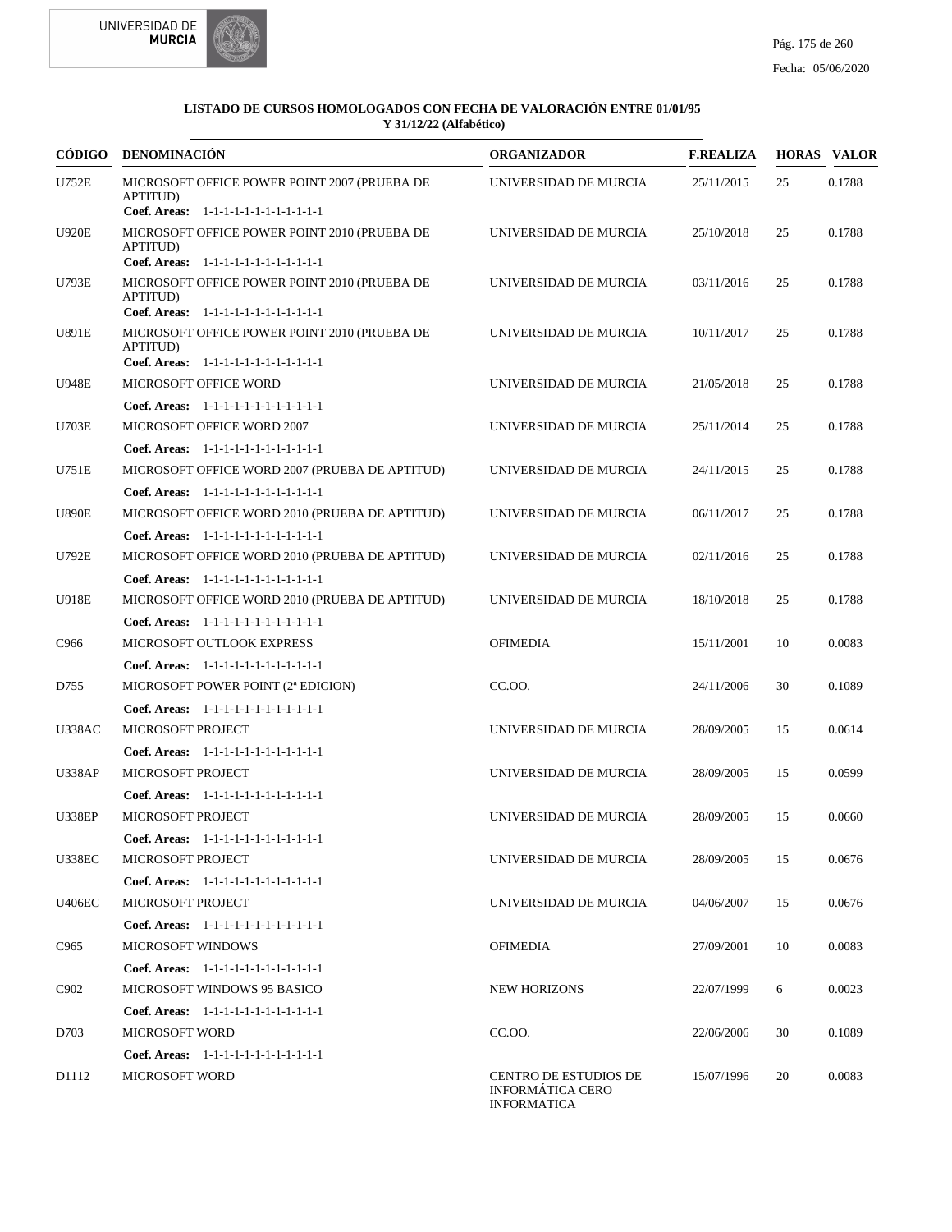**LISTADO DE CURSOS HOMOLOGADOS CON FECHA DE VALORACIÓN ENTRE 01/01/95 Y 31/12/22 (Alfabético)**

| CÓDIGO | DENOMINACIÓN | ORGANIZADOR | F.REALIZA | HORAS | VALOR |
|---|---|---|---|---|---|
| U752E | MICROSOFT OFFICE POWER POINT 2007 (PRUEBA DE APTITUD)<br>**Coef. Areas:** 1-1-1-1-1-1-1-1-1-1-1-1 | UNIVERSIDAD DE MURCIA | 25/11/2015 | 25 | 0.1788 |
| U920E | MICROSOFT OFFICE POWER POINT 2010 (PRUEBA DE APTITUD)<br>**Coef. Areas:** 1-1-1-1-1-1-1-1-1-1-1-1 | UNIVERSIDAD DE MURCIA | 25/10/2018 | 25 | 0.1788 |
| U793E | MICROSOFT OFFICE POWER POINT 2010 (PRUEBA DE APTITUD)<br>**Coef. Areas:** 1-1-1-1-1-1-1-1-1-1-1-1 | UNIVERSIDAD DE MURCIA | 03/11/2016 | 25 | 0.1788 |
| U891E | MICROSOFT OFFICE POWER POINT 2010 (PRUEBA DE APTITUD)<br>**Coef. Areas:** 1-1-1-1-1-1-1-1-1-1-1-1 | UNIVERSIDAD DE MURCIA | 10/11/2017 | 25 | 0.1788 |
| U948E | MICROSOFT OFFICE WORD<br>**Coef. Areas:** 1-1-1-1-1-1-1-1-1-1-1-1 | UNIVERSIDAD DE MURCIA | 21/05/2018 | 25 | 0.1788 |
| U703E | MICROSOFT OFFICE WORD 2007<br>**Coef. Areas:** 1-1-1-1-1-1-1-1-1-1-1-1 | UNIVERSIDAD DE MURCIA | 25/11/2014 | 25 | 0.1788 |
| U751E | MICROSOFT OFFICE WORD 2007 (PRUEBA DE APTITUD)<br>**Coef. Areas:** 1-1-1-1-1-1-1-1-1-1-1-1 | UNIVERSIDAD DE MURCIA | 24/11/2015 | 25 | 0.1788 |
| U890E | MICROSOFT OFFICE WORD 2010 (PRUEBA DE APTITUD)<br>**Coef. Areas:** 1-1-1-1-1-1-1-1-1-1-1-1 | UNIVERSIDAD DE MURCIA | 06/11/2017 | 25 | 0.1788 |
| U792E | MICROSOFT OFFICE WORD 2010 (PRUEBA DE APTITUD)<br>**Coef. Areas:** 1-1-1-1-1-1-1-1-1-1-1-1 | UNIVERSIDAD DE MURCIA | 02/11/2016 | 25 | 0.1788 |
| U918E | MICROSOFT OFFICE WORD 2010 (PRUEBA DE APTITUD)<br>**Coef. Areas:** 1-1-1-1-1-1-1-1-1-1-1-1 | UNIVERSIDAD DE MURCIA | 18/10/2018 | 25 | 0.1788 |
| C966 | MICROSOFT OUTLOOK EXPRESS<br>**Coef. Areas:** 1-1-1-1-1-1-1-1-1-1-1-1 | OFIMEDIA | 15/11/2001 | 10 | 0.0083 |
| D755 | MICROSOFT POWER POINT (2ª EDICION)<br>**Coef. Areas:** 1-1-1-1-1-1-1-1-1-1-1-1 | CC.OO. | 24/11/2006 | 30 | 0.1089 |
| U338AC | MICROSOFT PROJECT<br>**Coef. Areas:** 1-1-1-1-1-1-1-1-1-1-1-1 | UNIVERSIDAD DE MURCIA | 28/09/2005 | 15 | 0.0614 |
| U338AP | MICROSOFT PROJECT<br>**Coef. Areas:** 1-1-1-1-1-1-1-1-1-1-1-1 | UNIVERSIDAD DE MURCIA | 28/09/2005 | 15 | 0.0599 |
| U338EP | MICROSOFT PROJECT<br>**Coef. Areas:** 1-1-1-1-1-1-1-1-1-1-1-1 | UNIVERSIDAD DE MURCIA | 28/09/2005 | 15 | 0.0660 |
| U338EC | MICROSOFT PROJECT<br>**Coef. Areas:** 1-1-1-1-1-1-1-1-1-1-1-1 | UNIVERSIDAD DE MURCIA | 28/09/2005 | 15 | 0.0676 |
| U406EC | MICROSOFT PROJECT<br>**Coef. Areas:** 1-1-1-1-1-1-1-1-1-1-1-1 | UNIVERSIDAD DE MURCIA | 04/06/2007 | 15 | 0.0676 |
| C965 | MICROSOFT WINDOWS<br>**Coef. Areas:** 1-1-1-1-1-1-1-1-1-1-1-1 | OFIMEDIA | 27/09/2001 | 10 | 0.0083 |
| C902 | MICROSOFT WINDOWS 95 BASICO<br>**Coef. Areas:** 1-1-1-1-1-1-1-1-1-1-1-1 | NEW HORIZONS | 22/07/1999 | 6 | 0.0023 |
| D703 | MICROSOFT WORD<br>**Coef. Areas:** 1-1-1-1-1-1-1-1-1-1-1-1 | CC.OO. | 22/06/2006 | 30 | 0.1089 |
| D1112 | MICROSOFT WORD | CENTRO DE ESTUDIOS DE INFORMÁTICA CERO INFORMATICA | 15/07/1996 | 20 | 0.0083 |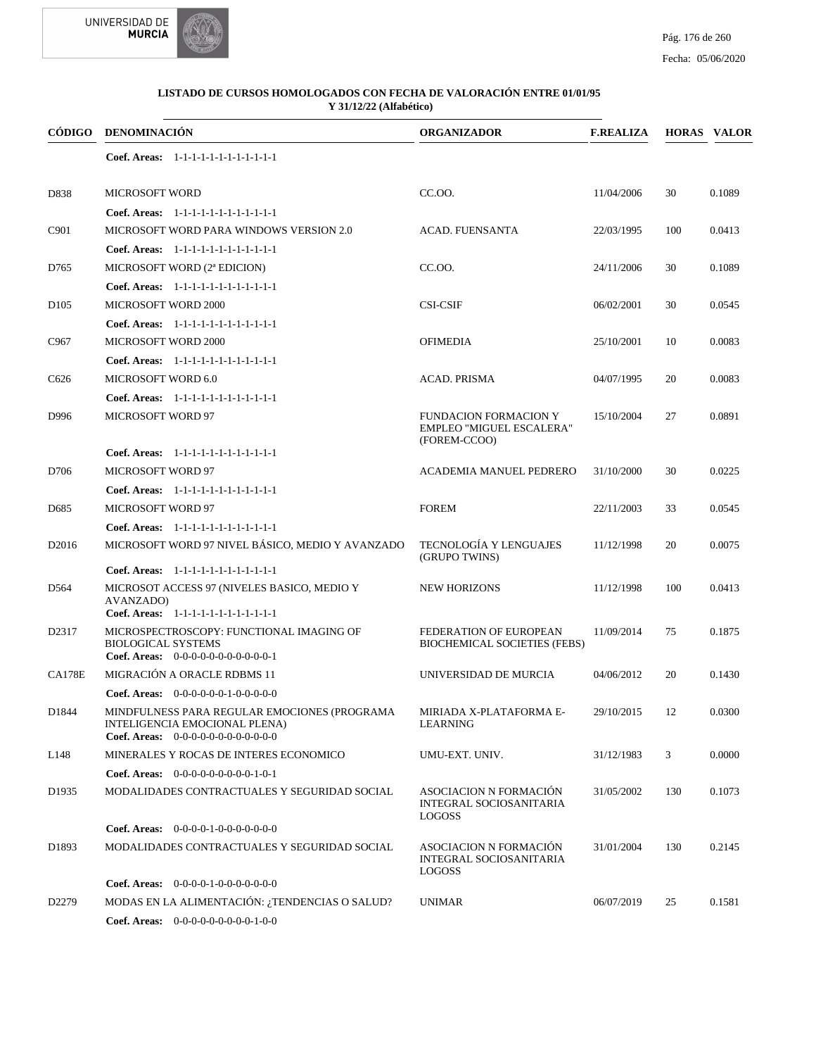**LISTADO DE CURSOS HOMOLOGADOS CON FECHA DE VALORACIÓN ENTRE 01/01/95 Y 31/12/22 (Alfabético)**

| CÓDIGO | DENOMINACIÓN | ORGANIZADOR | F.REALIZA | HORAS | VALOR |
|---|---|---|---|---|---|
| | **Coef. Areas:** 1-1-1-1-1-1-1-1-1-1-1-1 | | | | |
| D838 | MICROSOFT WORD | CC.OO. | 11/04/2006 | 30 | 0.1089 |
| | **Coef. Areas:** 1-1-1-1-1-1-1-1-1-1-1-1 | | | | |
| C901 | MICROSOFT WORD PARA WINDOWS VERSION 2.0 | ACAD. FUENSANTA | 22/03/1995 | 100 | 0.0413 |
| | **Coef. Areas:** 1-1-1-1-1-1-1-1-1-1-1-1 | | | | |
| D765 | MICROSOFT WORD (2ª EDICION) | CC.OO. | 24/11/2006 | 30 | 0.1089 |
| | **Coef. Areas:** 1-1-1-1-1-1-1-1-1-1-1-1 | | | | |
| D105 | MICROSOFT WORD 2000 | CSI-CSIF | 06/02/2001 | 30 | 0.0545 |
| | **Coef. Areas:** 1-1-1-1-1-1-1-1-1-1-1-1 | | | | |
| C967 | MICROSOFT WORD 2000 | OFIMEDIA | 25/10/2001 | 10 | 0.0083 |
| | **Coef. Areas:** 1-1-1-1-1-1-1-1-1-1-1-1 | | | | |
| C626 | MICROSOFT WORD 6.0 | ACAD. PRISMA | 04/07/1995 | 20 | 0.0083 |
| | **Coef. Areas:** 1-1-1-1-1-1-1-1-1-1-1-1 | | | | |
| D996 | MICROSOFT WORD 97 | FUNDACION FORMACION Y EMPLEO "MIGUEL ESCALERA" (FOREM-CCOO) | 15/10/2004 | 27 | 0.0891 |
| | **Coef. Areas:** 1-1-1-1-1-1-1-1-1-1-1-1 | | | | |
| D706 | MICROSOFT WORD 97 | ACADEMIA MANUEL PEDRERO | 31/10/2000 | 30 | 0.0225 |
| | **Coef. Areas:** 1-1-1-1-1-1-1-1-1-1-1-1 | | | | |
| D685 | MICROSOFT WORD 97 | FOREM | 22/11/2003 | 33 | 0.0545 |
| | **Coef. Areas:** 1-1-1-1-1-1-1-1-1-1-1-1 | | | | |
| D2016 | MICROSOFT WORD 97 NIVEL BÁSICO, MEDIO Y AVANZADO | TECNOLOGÍA Y LENGUAJES (GRUPO TWINS) | 11/12/1998 | 20 | 0.0075 |
| | **Coef. Areas:** 1-1-1-1-1-1-1-1-1-1-1-1 | | | | |
| D564 | MICROSOT ACCESS 97 (NIVELES BASICO, MEDIO Y AVANZADO) | NEW HORIZONS | 11/12/1998 | 100 | 0.0413 |
| | **Coef. Areas:** 1-1-1-1-1-1-1-1-1-1-1-1 | | | | |
| D2317 | MICROSPECTROSCOPY: FUNCTIONAL IMAGING OF BIOLOGICAL SYSTEMS | FEDERATION OF EUROPEAN BIOCHEMICAL SOCIETIES (FEBS) | 11/09/2014 | 75 | 0.1875 |
| | **Coef. Areas:** 0-0-0-0-0-0-0-0-0-0-0-1 | | | | |
| CA178E | MIGRACIÓN A ORACLE RDBMS 11 | UNIVERSIDAD DE MURCIA | 04/06/2012 | 20 | 0.1430 |
| | **Coef. Areas:** 0-0-0-0-0-0-1-0-0-0-0-0 | | | | |
| D1844 | MINDFULNESS PARA REGULAR EMOCIONES (PROGRAMA INTELIGENCIA EMOCIONAL PLENA) | MIRIADA X-PLATAFORMA E-LEARNING | 29/10/2015 | 12 | 0.0300 |
| | **Coef. Areas:** 0-0-0-0-0-0-0-0-0-0-0-0 | | | | |
| L148 | MINERALES Y ROCAS DE INTERES ECONOMICO | UMU-EXT. UNIV. | 31/12/1983 | 3 | 0.0000 |
| | **Coef. Areas:** 0-0-0-0-0-0-0-0-0-1-0-1 | | | | |
| D1935 | MODALIDADES CONTRACTUALES Y SEGURIDAD SOCIAL | ASOCIACION N FORMACIÓN INTEGRAL SOCIOSANITARIA LOGOSS | 31/05/2002 | 130 | 0.1073 |
| | **Coef. Areas:** 0-0-0-1-0-0-0-0-0-0-0-0 | | | | |
| D1893 | MODALIDADES CONTRACTUALES Y SEGURIDAD SOCIAL | ASOCIACION N FORMACIÓN INTEGRAL SOCIOSANITARIA LOGOSS | 31/01/2004 | 130 | 0.2145 |
| | **Coef. Areas:** 0-0-0-1-0-0-0-0-0-0-0-0 | | | | |
| D2279 | MODAS EN LA ALIMENTACIÓN: ¿TENDENCIAS O SALUD? | UNIMAR | 06/07/2019 | 25 | 0.1581 |
| | **Coef. Areas:** 0-0-0-0-0-0-0-0-0-1-0-0 | | | | |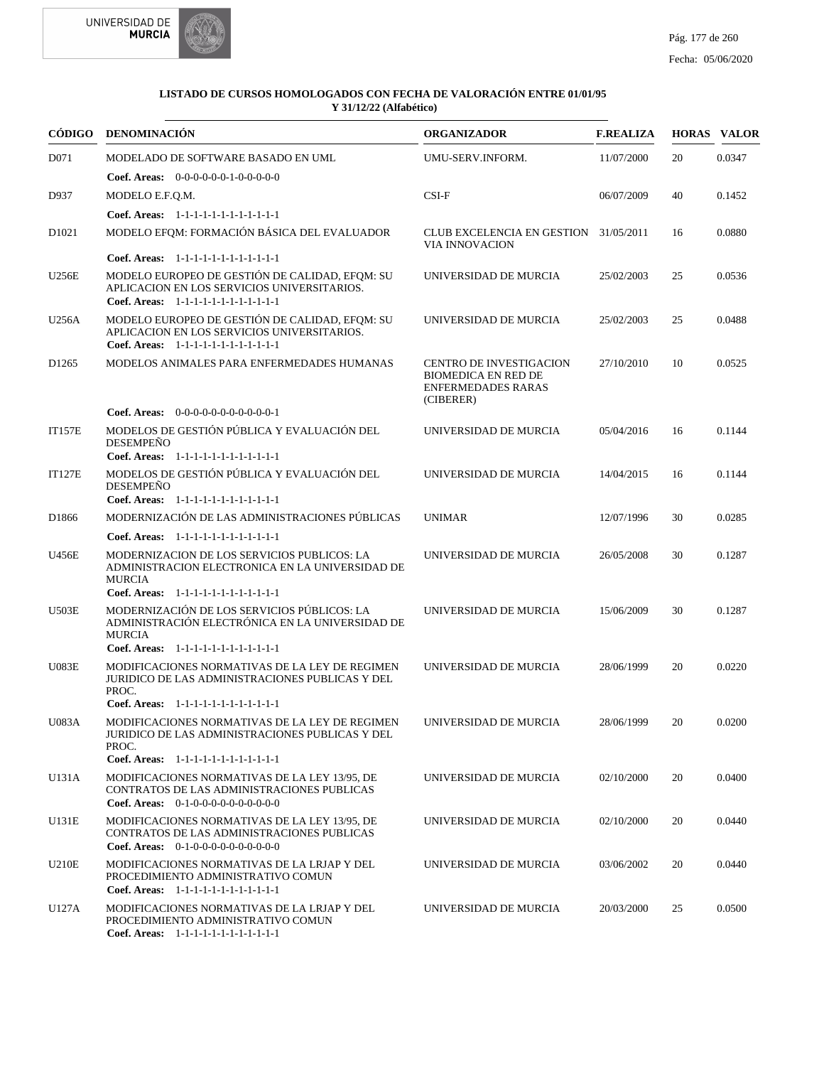**LISTADO DE CURSOS HOMOLOGADOS CON FECHA DE VALORACIÓN ENTRE 01/01/95 Y 31/12/22 (Alfabético)**

| CÓDIGO | DENOMINACIÓN | ORGANIZADOR | F.REALIZA | HORAS | VALOR |
|---|---|---|---|---|---|
| D071 | MODELADO DE SOFTWARE BASADO EN UML<br>**Coef. Areas:** 0-0-0-0-0-0-1-0-0-0-0-0 | UMU-SERV.INFORM. | 11/07/2000 | 20 | 0.0347 |
| D937 | MODELO E.F.Q.M.<br>**Coef. Areas:** 1-1-1-1-1-1-1-1-1-1-1-1 | CSI-F | 06/07/2009 | 40 | 0.1452 |
| D1021 | MODELO EFQM: FORMACIÓN BÁSICA DEL EVALUADOR<br>**Coef. Areas:** 1-1-1-1-1-1-1-1-1-1-1-1 | CLUB EXCELENCIA EN GESTION VIA INNOVACION | 31/05/2011 | 16 | 0.0880 |
| U256E | MODELO EUROPEO DE GESTIÓN DE CALIDAD, EFQM: SU APLICACION EN LOS SERVICIOS UNIVERSITARIOS.<br>**Coef. Areas:** 1-1-1-1-1-1-1-1-1-1-1-1 | UNIVERSIDAD DE MURCIA | 25/02/2003 | 25 | 0.0536 |
| U256A | MODELO EUROPEO DE GESTIÓN DE CALIDAD, EFQM: SU APLICACION EN LOS SERVICIOS UNIVERSITARIOS.<br>**Coef. Areas:** 1-1-1-1-1-1-1-1-1-1-1-1 | UNIVERSIDAD DE MURCIA | 25/02/2003 | 25 | 0.0488 |
| D1265 | MODELOS ANIMALES PARA ENFERMEDADES HUMANAS<br>**Coef. Areas:** 0-0-0-0-0-0-0-0-0-0-0-1 | CENTRO DE INVESTIGACION BIOMEDICA EN RED DE ENFERMEDADES RARAS (CIBERER) | 27/10/2010 | 10 | 0.0525 |
| IT157E | MODELOS DE GESTIÓN PÚBLICA Y EVALUACIÓN DEL DESEMPEÑO<br>**Coef. Areas:** 1-1-1-1-1-1-1-1-1-1-1-1 | UNIVERSIDAD DE MURCIA | 05/04/2016 | 16 | 0.1144 |
| IT127E | MODELOS DE GESTIÓN PÚBLICA Y EVALUACIÓN DEL DESEMPEÑO<br>**Coef. Areas:** 1-1-1-1-1-1-1-1-1-1-1-1 | UNIVERSIDAD DE MURCIA | 14/04/2015 | 16 | 0.1144 |
| D1866 | MODERNIZACIÓN DE LAS ADMINISTRACIONES PÚBLICAS<br>**Coef. Areas:** 1-1-1-1-1-1-1-1-1-1-1-1 | UNIMAR | 12/07/1996 | 30 | 0.0285 |
| U456E | MODERNIZACION DE LOS SERVICIOS PUBLICOS: LA ADMINISTRACION ELECTRONICA EN LA UNIVERSIDAD DE MURCIA<br>**Coef. Areas:** 1-1-1-1-1-1-1-1-1-1-1-1 | UNIVERSIDAD DE MURCIA | 26/05/2008 | 30 | 0.1287 |
| U503E | MODERNIZACIÓN DE LOS SERVICIOS PÚBLICOS: LA ADMINISTRACIÓN ELECTRÓNICA EN LA UNIVERSIDAD DE MURCIA<br>**Coef. Areas:** 1-1-1-1-1-1-1-1-1-1-1-1 | UNIVERSIDAD DE MURCIA | 15/06/2009 | 30 | 0.1287 |
| U083E | MODIFICACIONES NORMATIVAS DE LA LEY DE REGIMEN JURIDICO DE LAS ADMINISTRACIONES PUBLICAS Y DEL PROC.<br>**Coef. Areas:** 1-1-1-1-1-1-1-1-1-1-1-1 | UNIVERSIDAD DE MURCIA | 28/06/1999 | 20 | 0.0220 |
| U083A | MODIFICACIONES NORMATIVAS DE LA LEY DE REGIMEN JURIDICO DE LAS ADMINISTRACIONES PUBLICAS Y DEL PROC.<br>**Coef. Areas:** 1-1-1-1-1-1-1-1-1-1-1-1 | UNIVERSIDAD DE MURCIA | 28/06/1999 | 20 | 0.0200 |
| U131A | MODIFICACIONES NORMATIVAS DE LA LEY 13/95, DE CONTRATOS DE LAS ADMINISTRACIONES PUBLICAS<br>**Coef. Areas:** 0-1-0-0-0-0-0-0-0-0-0-0 | UNIVERSIDAD DE MURCIA | 02/10/2000 | 20 | 0.0400 |
| U131E | MODIFICACIONES NORMATIVAS DE LA LEY 13/95, DE CONTRATOS DE LAS ADMINISTRACIONES PUBLICAS<br>**Coef. Areas:** 0-1-0-0-0-0-0-0-0-0-0-0 | UNIVERSIDAD DE MURCIA | 02/10/2000 | 20 | 0.0440 |
| U210E | MODIFICACIONES NORMATIVAS DE LA LRJAP Y DEL PROCEDIMIENTO ADMINISTRATIVO COMUN<br>**Coef. Areas:** 1-1-1-1-1-1-1-1-1-1-1-1 | UNIVERSIDAD DE MURCIA | 03/06/2002 | 20 | 0.0440 |
| U127A | MODIFICACIONES NORMATIVAS DE LA LRJAP Y DEL PROCEDIMIENTO ADMINISTRATIVO COMUN<br>**Coef. Areas:** 1-1-1-1-1-1-1-1-1-1-1-1 | UNIVERSIDAD DE MURCIA | 20/03/2000 | 25 | 0.0500 |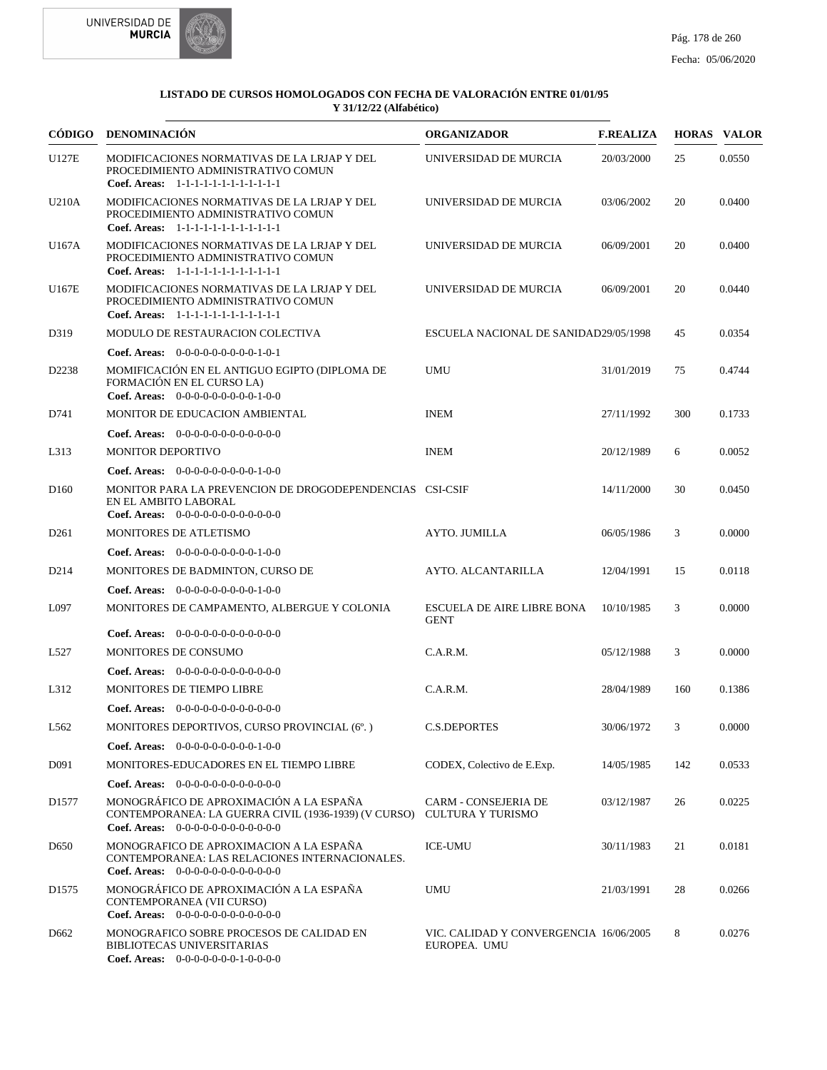**LISTADO DE CURSOS HOMOLOGADOS CON FECHA DE VALORACIÓN ENTRE 01/01/95 Y 31/12/22 (Alfabético)**

| CÓDIGO | DENOMINACIÓN | ORGANIZADOR | F.REALIZA | HORAS | VALOR |
|---|---|---|---|---|---|
| U127E | MODIFICACIONES NORMATIVAS DE LA LRJAP Y DEL PROCEDIMIENTO ADMINISTRATIVO COMUN<br>**Coef. Areas:** 1-1-1-1-1-1-1-1-1-1-1-1 | UNIVERSIDAD DE MURCIA | 20/03/2000 | 25 | 0.0550 |
| U210A | MODIFICACIONES NORMATIVAS DE LA LRJAP Y DEL PROCEDIMIENTO ADMINISTRATIVO COMUN<br>**Coef. Areas:** 1-1-1-1-1-1-1-1-1-1-1-1 | UNIVERSIDAD DE MURCIA | 03/06/2002 | 20 | 0.0400 |
| U167A | MODIFICACIONES NORMATIVAS DE LA LRJAP Y DEL PROCEDIMIENTO ADMINISTRATIVO COMUN<br>**Coef. Areas:** 1-1-1-1-1-1-1-1-1-1-1-1 | UNIVERSIDAD DE MURCIA | 06/09/2001 | 20 | 0.0400 |
| U167E | MODIFICACIONES NORMATIVAS DE LA LRJAP Y DEL PROCEDIMIENTO ADMINISTRATIVO COMUN<br>**Coef. Areas:** 1-1-1-1-1-1-1-1-1-1-1-1 | UNIVERSIDAD DE MURCIA | 06/09/2001 | 20 | 0.0440 |
| D319 | MODULO DE RESTAURACION COLECTIVA<br>**Coef. Areas:** 0-0-0-0-0-0-0-0-0-1-0-1 | ESCUELA NACIONAL DE SANIDAD | 29/05/1998 | 45 | 0.0354 |
| D2238 | MOMIFICACIÓN EN EL ANTIGUO EGIPTO (DIPLOMA DE FORMACIÓN EN EL CURSO LA)<br>**Coef. Areas:** 0-0-0-0-0-0-0-0-0-1-0-0 | UMU | 31/01/2019 | 75 | 0.4744 |
| D741 | MONITOR DE EDUCACION AMBIENTAL<br>**Coef. Areas:** 0-0-0-0-0-0-0-0-0-0-0-0 | INEM | 27/11/1992 | 300 | 0.1733 |
| L313 | MONITOR DEPORTIVO<br>**Coef. Areas:** 0-0-0-0-0-0-0-0-0-1-0-0 | INEM | 20/12/1989 | 6 | 0.0052 |
| D160 | MONITOR PARA LA PREVENCION DE DROGODEPENDENCIAS EN EL AMBITO LABORAL<br>**Coef. Areas:** 0-0-0-0-0-0-0-0-0-0-0-0 | CSI-CSIF | 14/11/2000 | 30 | 0.0450 |
| D261 | MONITORES DE ATLETISMO<br>**Coef. Areas:** 0-0-0-0-0-0-0-0-0-1-0-0 | AYTO. JUMILLA | 06/05/1986 | 3 | 0.0000 |
| D214 | MONITORES DE BADMINTON, CURSO DE<br>**Coef. Areas:** 0-0-0-0-0-0-0-0-0-1-0-0 | AYTO. ALCANTARILLA | 12/04/1991 | 15 | 0.0118 |
| L097 | MONITORES DE CAMPAMENTO, ALBERGUE Y COLONIA<br>**Coef. Areas:** 0-0-0-0-0-0-0-0-0-0-0-0 | ESCUELA DE AIRE LIBRE BONA GENT | 10/10/1985 | 3 | 0.0000 |
| L527 | MONITORES DE CONSUMO<br>**Coef. Areas:** 0-0-0-0-0-0-0-0-0-0-0-0 | C.A.R.M. | 05/12/1988 | 3 | 0.0000 |
| L312 | MONITORES DE TIEMPO LIBRE<br>**Coef. Areas:** 0-0-0-0-0-0-0-0-0-0-0-0 | C.A.R.M. | 28/04/1989 | 160 | 0.1386 |
| L562 | MONITORES DEPORTIVOS, CURSO PROVINCIAL (6º. )<br>**Coef. Areas:** 0-0-0-0-0-0-0-0-0-1-0-0 | C.S.DEPORTES | 30/06/1972 | 3 | 0.0000 |
| D091 | MONITORES-EDUCADORES EN EL TIEMPO LIBRE<br>**Coef. Areas:** 0-0-0-0-0-0-0-0-0-0-0-0 | CODEX, Colectivo de E.Exp. | 14/05/1985 | 142 | 0.0533 |
| D1577 | MONOGRÁFICO DE APROXIMACIÓN A LA ESPAÑA CONTEMPORANEA: LA GUERRA CIVIL (1936-1939) (V CURSO)<br>**Coef. Areas:** 0-0-0-0-0-0-0-0-0-0-0-0 | CARM - CONSEJERIA DE CULTURA Y TURISMO | 03/12/1987 | 26 | 0.0225 |
| D650 | MONOGRAFICO DE APROXIMACION A LA ESPAÑA CONTEMPORANEA: LAS RELACIONES INTERNACIONALES.<br>**Coef. Areas:** 0-0-0-0-0-0-0-0-0-0-0-0 | ICE-UMU | 30/11/1983 | 21 | 0.0181 |
| D1575 | MONOGRÁFICO DE APROXIMACIÓN A LA ESPAÑA CONTEMPORANEA (VII CURSO)<br>**Coef. Areas:** 0-0-0-0-0-0-0-0-0-0-0-0 | UMU | 21/03/1991 | 28 | 0.0266 |
| D662 | MONOGRAFICO SOBRE PROCESOS DE CALIDAD EN BIBLIOTECAS UNIVERSITARIAS<br>**Coef. Areas:** 0-0-0-0-0-0-0-1-0-0-0-0 | VIC. CALIDAD Y CONVERGENCIA EUROPEA. UMU | 16/06/2005 | 8 | 0.0276 |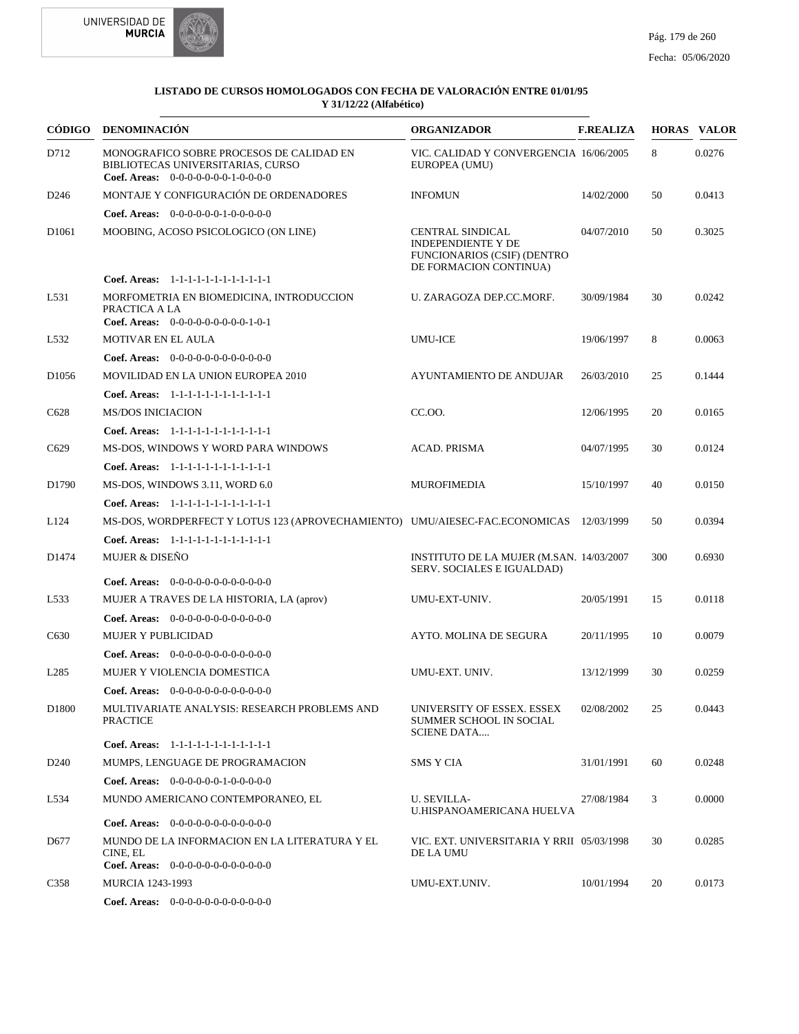**LISTADO DE CURSOS HOMOLOGADOS CON FECHA DE VALORACIÓN ENTRE 01/01/95 Y 31/12/22 (Alfabético)**

| CÓDIGO | DENOMINACIÓN | ORGANIZADOR | F.REALIZA | HORAS | VALOR |
|---|---|---|---|---|---|
| D712 | MONOGRAFICO SOBRE PROCESOS DE CALIDAD EN BIBLIOTECAS UNIVERSITARIAS, CURSO<br>**Coef. Areas:** 0-0-0-0-0-0-0-1-0-0-0-0 | VIC. CALIDAD Y CONVERGENCIA EUROPEA (UMU) | 16/06/2005 | 8 | 0.0276 |
| D246 | MONTAJE Y CONFIGURACIÓN DE ORDENADORES<br>**Coef. Areas:** 0-0-0-0-0-0-1-0-0-0-0-0 | INFOMUN | 14/02/2000 | 50 | 0.0413 |
| D1061 | MOOBING, ACOSO PSICOLOGICO (ON LINE)<br>**Coef. Areas:** 1-1-1-1-1-1-1-1-1-1-1-1 | CENTRAL SINDICAL INDEPENDIENTE Y DE FUNCIONARIOS (CSIF) (DENTRO DE FORMACION CONTINUA) | 04/07/2010 | 50 | 0.3025 |
| L531 | MORFOMETRIA EN BIOMEDICINA, INTRODUCCION PRACTICA A LA<br>**Coef. Areas:** 0-0-0-0-0-0-0-0-0-1-0-1 | U. ZARAGOZA DEP.CC.MORF. | 30/09/1984 | 30 | 0.0242 |
| L532 | MOTIVAR EN EL AULA<br>**Coef. Areas:** 0-0-0-0-0-0-0-0-0-0-0-0 | UMU-ICE | 19/06/1997 | 8 | 0.0063 |
| D1056 | MOVILIDAD EN LA UNION EUROPEA 2010<br>**Coef. Areas:** 1-1-1-1-1-1-1-1-1-1-1-1 | AYUNTAMIENTO DE ANDUJAR | 26/03/2010 | 25 | 0.1444 |
| C628 | MS/DOS INICIACION<br>**Coef. Areas:** 1-1-1-1-1-1-1-1-1-1-1-1 | CC.OO. | 12/06/1995 | 20 | 0.0165 |
| C629 | MS-DOS, WINDOWS Y WORD PARA WINDOWS<br>**Coef. Areas:** 1-1-1-1-1-1-1-1-1-1-1-1 | ACAD. PRISMA | 04/07/1995 | 30 | 0.0124 |
| D1790 | MS-DOS, WINDOWS 3.11, WORD 6.0<br>**Coef. Areas:** 1-1-1-1-1-1-1-1-1-1-1-1 | MUROFIMEDIA | 15/10/1997 | 40 | 0.0150 |
| L124 | MS-DOS, WORDPERFECT Y LOTUS 123 (APROVECHAMIENTO)<br>**Coef. Areas:** 1-1-1-1-1-1-1-1-1-1-1-1 | UMU/AIESEC-FAC.ECONOMICAS | 12/03/1999 | 50 | 0.0394 |
| D1474 | MUJER & DISEÑO<br>**Coef. Areas:** 0-0-0-0-0-0-0-0-0-0-0-0 | INSTITUTO DE LA MUJER (M.SAN. SERV. SOCIALES E IGUALDAD) | 14/03/2007 | 300 | 0.6930 |
| L533 | MUJER A TRAVES DE LA HISTORIA, LA (aprov)<br>**Coef. Areas:** 0-0-0-0-0-0-0-0-0-0-0-0 | UMU-EXT-UNIV. | 20/05/1991 | 15 | 0.0118 |
| C630 | MUJER Y PUBLICIDAD<br>**Coef. Areas:** 0-0-0-0-0-0-0-0-0-0-0-0 | AYTO. MOLINA DE SEGURA | 20/11/1995 | 10 | 0.0079 |
| L285 | MUJER Y VIOLENCIA DOMESTICA<br>**Coef. Areas:** 0-0-0-0-0-0-0-0-0-0-0-0 | UMU-EXT. UNIV. | 13/12/1999 | 30 | 0.0259 |
| D1800 | MULTIVARIATE ANALYSIS: RESEARCH PROBLEMS AND PRACTICE<br>**Coef. Areas:** 1-1-1-1-1-1-1-1-1-1-1-1 | UNIVERSITY OF ESSEX. ESSEX SUMMER SCHOOL IN SOCIAL SCIENE DATA.... | 02/08/2002 | 25 | 0.0443 |
| D240 | MUMPS, LENGUAGE DE PROGRAMACION<br>**Coef. Areas:** 0-0-0-0-0-0-1-0-0-0-0-0 | SMS Y CIA | 31/01/1991 | 60 | 0.0248 |
| L534 | MUNDO AMERICANO CONTEMPORANEO, EL<br>**Coef. Areas:** 0-0-0-0-0-0-0-0-0-0-0-0 | U. SEVILLA-U.HISPANOAMERICANA HUELVA | 27/08/1984 | 3 | 0.0000 |
| D677 | MUNDO DE LA INFORMACION EN LA LITERATURA Y EL CINE, EL<br>**Coef. Areas:** 0-0-0-0-0-0-0-0-0-0-0-0 | VIC. EXT. UNIVERSITARIA Y RRII DE LA UMU | 05/03/1998 | 30 | 0.0285 |
| C358 | MURCIA 1243-1993<br>**Coef. Areas:** 0-0-0-0-0-0-0-0-0-0-0-0 | UMU-EXT.UNIV. | 10/01/1994 | 20 | 0.0173 |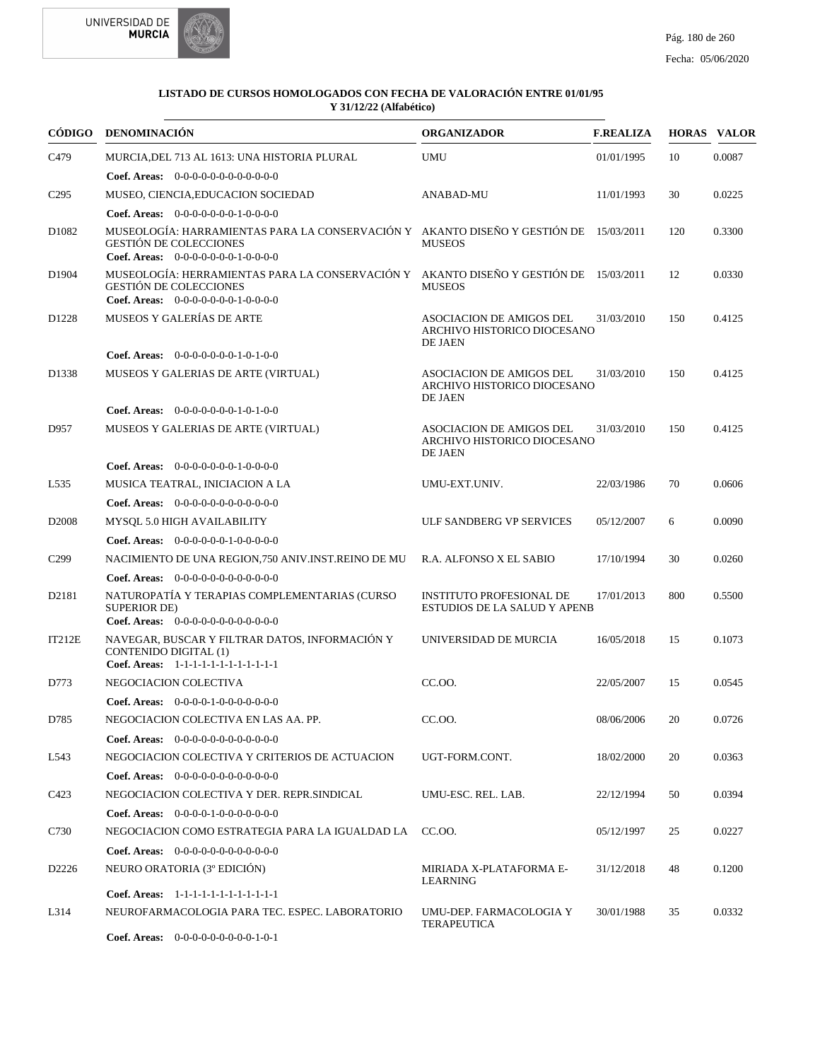**LISTADO DE CURSOS HOMOLOGADOS CON FECHA DE VALORACIÓN ENTRE 01/01/95 Y 31/12/22 (Alfabético)**

| CÓDIGO | DENOMINACIÓN | ORGANIZADOR | F.REALIZA | HORAS | VALOR |
|---|---|---|---|---|---|
| C479 | MURCIA,DEL 713 AL 1613: UNA HISTORIA PLURAL<br>**Coef. Areas:** 0-0-0-0-0-0-0-0-0-0-0-0 | UMU | 01/01/1995 | 10 | 0.0087 |
| C295 | MUSEO, CIENCIA,EDUCACION SOCIEDAD<br>**Coef. Areas:** 0-0-0-0-0-0-0-1-0-0-0-0 | ANABAD-MU | 11/01/1993 | 30 | 0.0225 |
| D1082 | MUSEOLOGÍA: HARRAMIENTAS PARA LA CONSERVACIÓN Y GESTIÓN DE COLECCIONES<br>**Coef. Areas:** 0-0-0-0-0-0-0-1-0-0-0-0 | AKANTO DISEÑO Y GESTIÓN DE MUSEOS | 15/03/2011 | 120 | 0.3300 |
| D1904 | MUSEOLOGÍA: HERRAMIENTAS PARA LA CONSERVACIÓN Y GESTIÓN DE COLECCIONES<br>**Coef. Areas:** 0-0-0-0-0-0-0-1-0-0-0-0 | AKANTO DISEÑO Y GESTIÓN DE MUSEOS | 15/03/2011 | 12 | 0.0330 |
| D1228 | MUSEOS Y GALERÍAS DE ARTE<br>**Coef. Areas:** 0-0-0-0-0-0-0-1-0-1-0-0 | ASOCIACION DE AMIGOS DEL ARCHIVO HISTORICO DIOCESANO DE JAEN | 31/03/2010 | 150 | 0.4125 |
| D1338 | MUSEOS Y GALERIAS DE ARTE (VIRTUAL)<br>**Coef. Areas:** 0-0-0-0-0-0-0-1-0-1-0-0 | ASOCIACION DE AMIGOS DEL ARCHIVO HISTORICO DIOCESANO DE JAEN | 31/03/2010 | 150 | 0.4125 |
| D957 | MUSEOS Y GALERIAS DE ARTE (VIRTUAL)<br>**Coef. Areas:** 0-0-0-0-0-0-0-1-0-0-0-0 | ASOCIACION DE AMIGOS DEL ARCHIVO HISTORICO DIOCESANO DE JAEN | 31/03/2010 | 150 | 0.4125 |
| L535 | MUSICA TEATRAL, INICIACION A LA<br>**Coef. Areas:** 0-0-0-0-0-0-0-0-0-0-0-0 | UMU-EXT.UNIV. | 22/03/1986 | 70 | 0.0606 |
| D2008 | MYSQL 5.0 HIGH AVAILABILITY<br>**Coef. Areas:** 0-0-0-0-0-0-1-0-0-0-0-0 | ULF SANDBERG VP SERVICES | 05/12/2007 | 6 | 0.0090 |
| C299 | NACIMIENTO DE UNA REGION,750 ANIV.INST.REINO DE MU<br>**Coef. Areas:** 0-0-0-0-0-0-0-0-0-0-0-0 | R.A. ALFONSO X EL SABIO | 17/10/1994 | 30 | 0.0260 |
| D2181 | NATUROPATÍA Y TERAPIAS COMPLEMENTARIAS (CURSO SUPERIOR DE)<br>**Coef. Areas:** 0-0-0-0-0-0-0-0-0-0-0-0 | INSTITUTO PROFESIONAL DE ESTUDIOS DE LA SALUD Y APENB | 17/01/2013 | 800 | 0.5500 |
| IT212E | NAVEGAR, BUSCAR Y FILTRAR DATOS, INFORMACIÓN Y CONTENIDO DIGITAL (1)<br>**Coef. Areas:** 1-1-1-1-1-1-1-1-1-1-1-1 | UNIVERSIDAD DE MURCIA | 16/05/2018 | 15 | 0.1073 |
| D773 | NEGOCIACION COLECTIVA<br>**Coef. Areas:** 0-0-0-0-1-0-0-0-0-0-0-0 | CC.OO. | 22/05/2007 | 15 | 0.0545 |
| D785 | NEGOCIACION COLECTIVA EN LAS AA. PP.<br>**Coef. Areas:** 0-0-0-0-0-0-0-0-0-0-0-0 | CC.OO. | 08/06/2006 | 20 | 0.0726 |
| L543 | NEGOCIACION COLECTIVA Y CRITERIOS DE ACTUACION<br>**Coef. Areas:** 0-0-0-0-0-0-0-0-0-0-0-0 | UGT-FORM.CONT. | 18/02/2000 | 20 | 0.0363 |
| C423 | NEGOCIACION COLECTIVA Y DER. REPR.SINDICAL<br>**Coef. Areas:** 0-0-0-0-1-0-0-0-0-0-0-0 | UMU-ESC. REL. LAB. | 22/12/1994 | 50 | 0.0394 |
| C730 | NEGOCIACION COMO ESTRATEGIA PARA LA IGUALDAD LA<br>**Coef. Areas:** 0-0-0-0-0-0-0-0-0-0-0-0 | CC.OO. | 05/12/1997 | 25 | 0.0227 |
| D2226 | NEURO ORATORIA (3º EDICIÓN)<br>**Coef. Areas:** 1-1-1-1-1-1-1-1-1-1-1-1 | MIRIADA X-PLATAFORMA E-LEARNING | 31/12/2018 | 48 | 0.1200 |
| L314 | NEUROFARMACOLOGIA PARA TEC. ESPEC. LABORATORIO<br>**Coef. Areas:** 0-0-0-0-0-0-0-0-0-1-0-1 | UMU-DEP. FARMACOLOGIA Y TERAPEUTICA | 30/01/1988 | 35 | 0.0332 |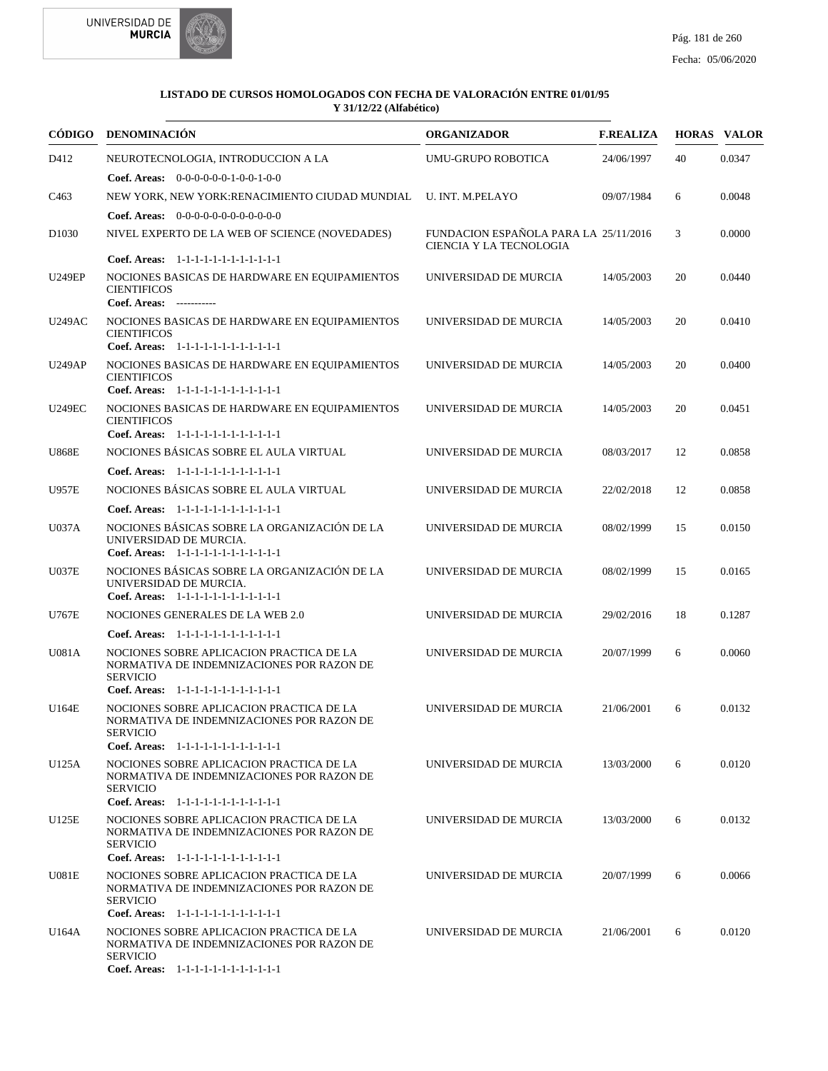**LISTADO DE CURSOS HOMOLOGADOS CON FECHA DE VALORACIÓN ENTRE 01/01/95 Y 31/12/22 (Alfabético)**

| CÓDIGO | DENOMINACIÓN | ORGANIZADOR | F.REALIZA | HORAS | VALOR |
|---|---|---|---|---|---|
| D412 | NEUROTECNOLOGIA, INTRODUCCION A LA<br>**Coef. Areas:** 0-0-0-0-0-0-1-0-0-1-0-0 | UMU-GRUPO ROBOTICA | 24/06/1997 | 40 | 0.0347 |
| C463 | NEW YORK, NEW YORK:RENACIMIENTO CIUDAD MUNDIAL<br>**Coef. Areas:** 0-0-0-0-0-0-0-0-0-0-0-0 | U. INT. M.PELAYO | 09/07/1984 | 6 | 0.0048 |
| D1030 | NIVEL EXPERTO DE LA WEB OF SCIENCE (NOVEDADES)<br>**Coef. Areas:** 1-1-1-1-1-1-1-1-1-1-1-1 | FUNDACION ESPAÑOLA PARA LA CIENCIA Y LA TECNOLOGIA | 25/11/2016 | 3 | 0.0000 |
| U249EP | NOCIONES BASICAS DE HARDWARE EN EQUIPAMIENTOS CIENTIFICOS<br>**Coef. Areas:** ----------- | UNIVERSIDAD DE MURCIA | 14/05/2003 | 20 | 0.0440 |
| U249AC | NOCIONES BASICAS DE HARDWARE EN EQUIPAMIENTOS CIENTIFICOS<br>**Coef. Areas:** 1-1-1-1-1-1-1-1-1-1-1-1 | UNIVERSIDAD DE MURCIA | 14/05/2003 | 20 | 0.0410 |
| U249AP | NOCIONES BASICAS DE HARDWARE EN EQUIPAMIENTOS CIENTIFICOS<br>**Coef. Areas:** 1-1-1-1-1-1-1-1-1-1-1-1 | UNIVERSIDAD DE MURCIA | 14/05/2003 | 20 | 0.0400 |
| U249EC | NOCIONES BASICAS DE HARDWARE EN EQUIPAMIENTOS CIENTIFICOS<br>**Coef. Areas:** 1-1-1-1-1-1-1-1-1-1-1-1 | UNIVERSIDAD DE MURCIA | 14/05/2003 | 20 | 0.0451 |
| U868E | NOCIONES BÁSICAS SOBRE EL AULA VIRTUAL<br>**Coef. Areas:** 1-1-1-1-1-1-1-1-1-1-1-1 | UNIVERSIDAD DE MURCIA | 08/03/2017 | 12 | 0.0858 |
| U957E | NOCIONES BÁSICAS SOBRE EL AULA VIRTUAL<br>**Coef. Areas:** 1-1-1-1-1-1-1-1-1-1-1-1 | UNIVERSIDAD DE MURCIA | 22/02/2018 | 12 | 0.0858 |
| U037A | NOCIONES BÁSICAS SOBRE LA ORGANIZACIÓN DE LA UNIVERSIDAD DE MURCIA.<br>**Coef. Areas:** 1-1-1-1-1-1-1-1-1-1-1-1 | UNIVERSIDAD DE MURCIA | 08/02/1999 | 15 | 0.0150 |
| U037E | NOCIONES BÁSICAS SOBRE LA ORGANIZACIÓN DE LA UNIVERSIDAD DE MURCIA.<br>**Coef. Areas:** 1-1-1-1-1-1-1-1-1-1-1-1 | UNIVERSIDAD DE MURCIA | 08/02/1999 | 15 | 0.0165 |
| U767E | NOCIONES GENERALES DE LA WEB 2.0<br>**Coef. Areas:** 1-1-1-1-1-1-1-1-1-1-1-1 | UNIVERSIDAD DE MURCIA | 29/02/2016 | 18 | 0.1287 |
| U081A | NOCIONES SOBRE APLICACION PRACTICA DE LA NORMATIVA DE INDEMNIZACIONES POR RAZON DE SERVICIO<br>**Coef. Areas:** 1-1-1-1-1-1-1-1-1-1-1-1 | UNIVERSIDAD DE MURCIA | 20/07/1999 | 6 | 0.0060 |
| U164E | NOCIONES SOBRE APLICACION PRACTICA DE LA NORMATIVA DE INDEMNIZACIONES POR RAZON DE SERVICIO<br>**Coef. Areas:** 1-1-1-1-1-1-1-1-1-1-1-1 | UNIVERSIDAD DE MURCIA | 21/06/2001 | 6 | 0.0132 |
| U125A | NOCIONES SOBRE APLICACION PRACTICA DE LA NORMATIVA DE INDEMNIZACIONES POR RAZON DE SERVICIO<br>**Coef. Areas:** 1-1-1-1-1-1-1-1-1-1-1-1 | UNIVERSIDAD DE MURCIA | 13/03/2000 | 6 | 0.0120 |
| U125E | NOCIONES SOBRE APLICACION PRACTICA DE LA NORMATIVA DE INDEMNIZACIONES POR RAZON DE SERVICIO<br>**Coef. Areas:** 1-1-1-1-1-1-1-1-1-1-1-1 | UNIVERSIDAD DE MURCIA | 13/03/2000 | 6 | 0.0132 |
| U081E | NOCIONES SOBRE APLICACION PRACTICA DE LA NORMATIVA DE INDEMNIZACIONES POR RAZON DE SERVICIO<br>**Coef. Areas:** 1-1-1-1-1-1-1-1-1-1-1-1 | UNIVERSIDAD DE MURCIA | 20/07/1999 | 6 | 0.0066 |
| U164A | NOCIONES SOBRE APLICACION PRACTICA DE LA NORMATIVA DE INDEMNIZACIONES POR RAZON DE SERVICIO<br>**Coef. Areas:** 1-1-1-1-1-1-1-1-1-1-1-1 | UNIVERSIDAD DE MURCIA | 21/06/2001 | 6 | 0.0120 |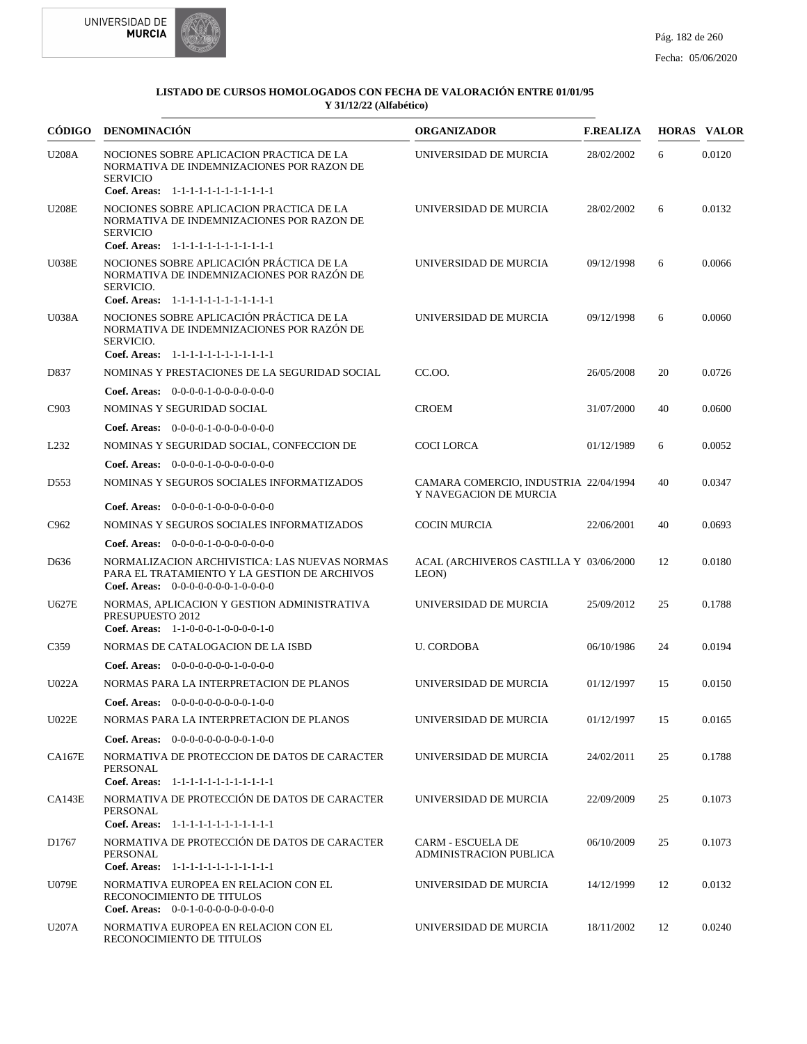**LISTADO DE CURSOS HOMOLOGADOS CON FECHA DE VALORACIÓN ENTRE 01/01/95 Y 31/12/22 (Alfabético)**

| CÓDIGO | DENOMINACIÓN | ORGANIZADOR | F.REALIZA | HORAS | VALOR |
|---|---|---|---|---|---|
| U208A | NOCIONES SOBRE APLICACION PRACTICA DE LA NORMATIVA DE INDEMNIZACIONES POR RAZON DE SERVICIO<br>**Coef. Areas:** 1-1-1-1-1-1-1-1-1-1-1-1 | UNIVERSIDAD DE MURCIA | 28/02/2002 | 6 | 0.0120 |
| U208E | NOCIONES SOBRE APLICACION PRACTICA DE LA NORMATIVA DE INDEMNIZACIONES POR RAZON DE SERVICIO<br>**Coef. Areas:** 1-1-1-1-1-1-1-1-1-1-1-1 | UNIVERSIDAD DE MURCIA | 28/02/2002 | 6 | 0.0132 |
| U038E | NOCIONES SOBRE APLICACIÓN PRÁCTICA DE LA NORMATIVA DE INDEMNIZACIONES POR RAZÓN DE SERVICIO.<br>**Coef. Areas:** 1-1-1-1-1-1-1-1-1-1-1-1 | UNIVERSIDAD DE MURCIA | 09/12/1998 | 6 | 0.0066 |
| U038A | NOCIONES SOBRE APLICACIÓN PRÁCTICA DE LA NORMATIVA DE INDEMNIZACIONES POR RAZÓN DE SERVICIO.<br>**Coef. Areas:** 1-1-1-1-1-1-1-1-1-1-1-1 | UNIVERSIDAD DE MURCIA | 09/12/1998 | 6 | 0.0060 |
| D837 | NOMINAS Y PRESTACIONES DE LA SEGURIDAD SOCIAL<br>**Coef. Areas:** 0-0-0-0-1-0-0-0-0-0-0-0 | CC.OO. | 26/05/2008 | 20 | 0.0726 |
| C903 | NOMINAS Y SEGURIDAD SOCIAL<br>**Coef. Areas:** 0-0-0-0-1-0-0-0-0-0-0-0 | CROEM | 31/07/2000 | 40 | 0.0600 |
| L232 | NOMINAS Y SEGURIDAD SOCIAL, CONFECCION DE<br>**Coef. Areas:** 0-0-0-0-1-0-0-0-0-0-0-0 | COCI LORCA | 01/12/1989 | 6 | 0.0052 |
| D553 | NOMINAS Y SEGUROS SOCIALES INFORMATIZADOS<br>**Coef. Areas:** 0-0-0-0-1-0-0-0-0-0-0-0 | CAMARA COMERCIO, INDUSTRIA Y NAVEGACION DE MURCIA | 22/04/1994 | 40 | 0.0347 |
| C962 | NOMINAS Y SEGUROS SOCIALES INFORMATIZADOS<br>**Coef. Areas:** 0-0-0-0-1-0-0-0-0-0-0-0 | COCIN MURCIA | 22/06/2001 | 40 | 0.0693 |
| D636 | NORMALIZACION ARCHIVISTICA: LAS NUEVAS NORMAS PARA EL TRATAMIENTO Y LA GESTION DE ARCHIVOS<br>**Coef. Areas:** 0-0-0-0-0-0-0-1-0-0-0-0 | ACAL (ARCHIVEROS CASTILLA Y LEON) | 03/06/2000 | 12 | 0.0180 |
| U627E | NORMAS, APLICACION Y GESTION ADMINISTRATIVA PRESUPUESTO 2012<br>**Coef. Areas:** 1-1-0-0-0-1-0-0-0-0-1-0 | UNIVERSIDAD DE MURCIA | 25/09/2012 | 25 | 0.1788 |
| C359 | NORMAS DE CATALOGACION DE LA ISBD<br>**Coef. Areas:** 0-0-0-0-0-0-0-1-0-0-0-0 | U. CORDOBA | 06/10/1986 | 24 | 0.0194 |
| U022A | NORMAS PARA LA INTERPRETACION DE PLANOS<br>**Coef. Areas:** 0-0-0-0-0-0-0-0-0-1-0-0 | UNIVERSIDAD DE MURCIA | 01/12/1997 | 15 | 0.0150 |
| U022E | NORMAS PARA LA INTERPRETACION DE PLANOS<br>**Coef. Areas:** 0-0-0-0-0-0-0-0-0-1-0-0 | UNIVERSIDAD DE MURCIA | 01/12/1997 | 15 | 0.0165 |
| CA167E | NORMATIVA DE PROTECCION DE DATOS DE CARACTER PERSONAL<br>**Coef. Areas:** 1-1-1-1-1-1-1-1-1-1-1-1 | UNIVERSIDAD DE MURCIA | 24/02/2011 | 25 | 0.1788 |
| CA143E | NORMATIVA DE PROTECCIÓN DE DATOS DE CARACTER PERSONAL<br>**Coef. Areas:** 1-1-1-1-1-1-1-1-1-1-1-1 | UNIVERSIDAD DE MURCIA | 22/09/2009 | 25 | 0.1073 |
| D1767 | NORMATIVA DE PROTECCIÓN DE DATOS DE CARACTER PERSONAL<br>**Coef. Areas:** 1-1-1-1-1-1-1-1-1-1-1-1 | CARM - ESCUELA DE ADMINISTRACION PUBLICA | 06/10/2009 | 25 | 0.1073 |
| U079E | NORMATIVA EUROPEA EN RELACION CON EL RECONOCIMIENTO DE TITULOS<br>**Coef. Areas:** 0-0-1-0-0-0-0-0-0-0-0-0 | UNIVERSIDAD DE MURCIA | 14/12/1999 | 12 | 0.0132 |
| U207A | NORMATIVA EUROPEA EN RELACION CON EL RECONOCIMIENTO DE TITULOS | UNIVERSIDAD DE MURCIA | 18/11/2002 | 12 | 0.0240 |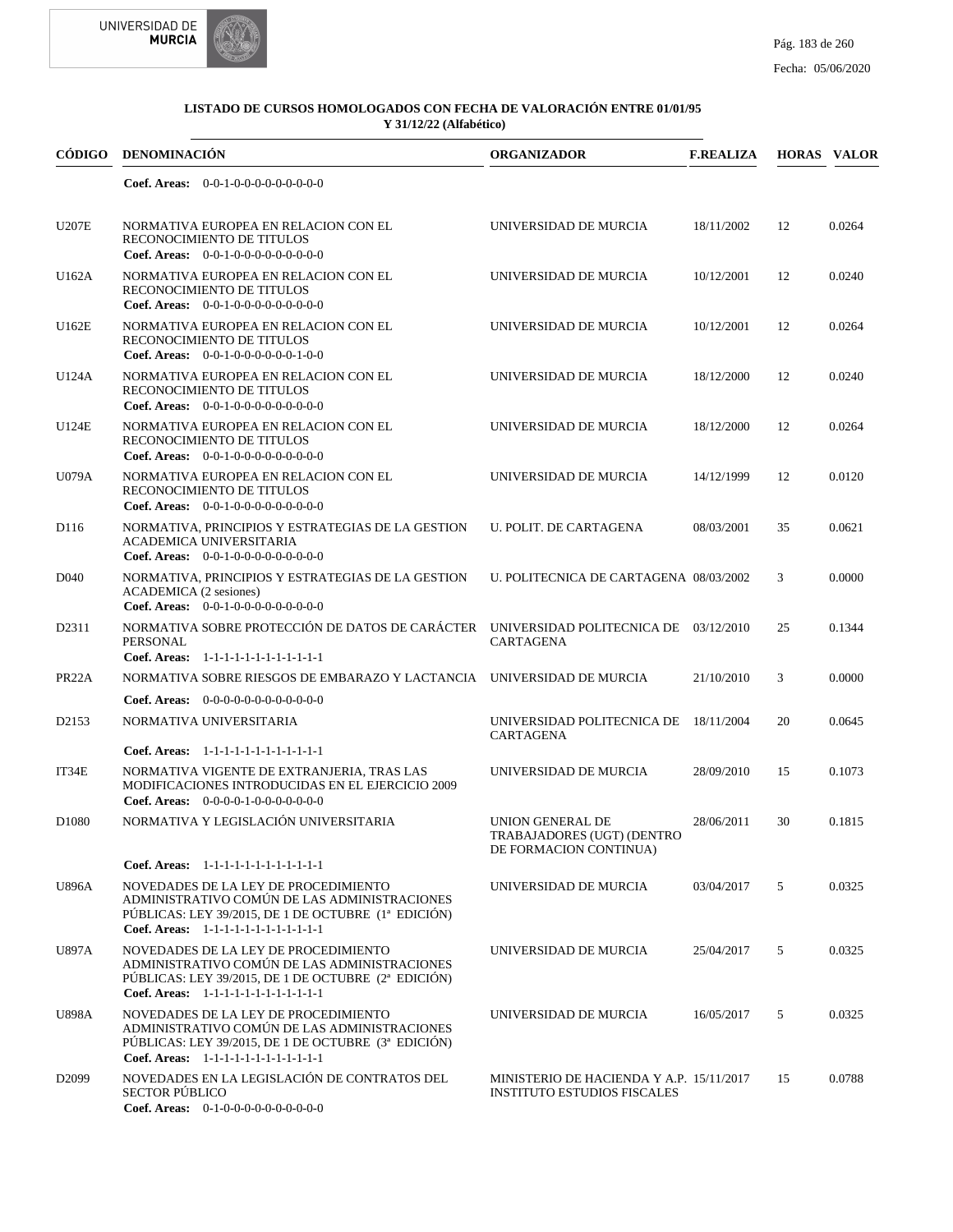## LISTADO DE CURSOS HOMOLOGADOS CON FECHA DE VALORACIÓN ENTRE 01/01/95 Y 31/12/22 (Alfabético)

| CÓDIGO | DENOMINACIÓN | ORGANIZADOR | F.REALIZA | HORAS | VALOR |
|---|---|---|---|---|---|
| | **Coef. Areas:** 0-0-1-0-0-0-0-0-0-0-0-0 | | | | |
| U207E | NORMATIVA EUROPEA EN RELACION CON EL RECONOCIMIENTO DE TITULOS<br>**Coef. Areas:** 0-0-1-0-0-0-0-0-0-0-0-0 | UNIVERSIDAD DE MURCIA | 18/11/2002 | 12 | 0.0264 |
| U162A | NORMATIVA EUROPEA EN RELACION CON EL RECONOCIMIENTO DE TITULOS<br>**Coef. Areas:** 0-0-1-0-0-0-0-0-0-0-0-0 | UNIVERSIDAD DE MURCIA | 10/12/2001 | 12 | 0.0240 |
| U162E | NORMATIVA EUROPEA EN RELACION CON EL RECONOCIMIENTO DE TITULOS<br>**Coef. Areas:** 0-0-1-0-0-0-0-0-0-1-0-0 | UNIVERSIDAD DE MURCIA | 10/12/2001 | 12 | 0.0264 |
| U124A | NORMATIVA EUROPEA EN RELACION CON EL RECONOCIMIENTO DE TITULOS<br>**Coef. Areas:** 0-0-1-0-0-0-0-0-0-0-0-0 | UNIVERSIDAD DE MURCIA | 18/12/2000 | 12 | 0.0240 |
| U124E | NORMATIVA EUROPEA EN RELACION CON EL RECONOCIMIENTO DE TITULOS<br>**Coef. Areas:** 0-0-1-0-0-0-0-0-0-0-0-0 | UNIVERSIDAD DE MURCIA | 18/12/2000 | 12 | 0.0264 |
| U079A | NORMATIVA EUROPEA EN RELACION CON EL RECONOCIMIENTO DE TITULOS<br>**Coef. Areas:** 0-0-1-0-0-0-0-0-0-0-0-0 | UNIVERSIDAD DE MURCIA | 14/12/1999 | 12 | 0.0120 |
| D116 | NORMATIVA, PRINCIPIOS Y ESTRATEGIAS DE LA GESTION ACADEMICA UNIVERSITARIA<br>**Coef. Areas:** 0-0-1-0-0-0-0-0-0-0-0-0 | U. POLIT. DE CARTAGENA | 08/03/2001 | 35 | 0.0621 |
| D040 | NORMATIVA, PRINCIPIOS Y ESTRATEGIAS DE LA GESTION ACADEMICA (2 sesiones)<br>**Coef. Areas:** 0-0-1-0-0-0-0-0-0-0-0-0 | U. POLITECNICA DE CARTAGENA | 08/03/2002 | 3 | 0.0000 |
| D2311 | NORMATIVA SOBRE PROTECCIÓN DE DATOS DE CARÁCTER PERSONAL<br>**Coef. Areas:** 1-1-1-1-1-1-1-1-1-1-1-1 | UNIVERSIDAD POLITECNICA DE CARTAGENA | 03/12/2010 | 25 | 0.1344 |
| PR22A | NORMATIVA SOBRE RIESGOS DE EMBARAZO Y LACTANCIA<br>**Coef. Areas:** 0-0-0-0-0-0-0-0-0-0-0-0 | UNIVERSIDAD DE MURCIA | 21/10/2010 | 3 | 0.0000 |
| D2153 | NORMATIVA UNIVERSITARIA<br>**Coef. Areas:** 1-1-1-1-1-1-1-1-1-1-1-1 | UNIVERSIDAD POLITECNICA DE CARTAGENA | 18/11/2004 | 20 | 0.0645 |
| IT34E | NORMATIVA VIGENTE DE EXTRANJERIA, TRAS LAS MODIFICACIONES INTRODUCIDAS EN EL EJERCICIO 2009<br>**Coef. Areas:** 0-0-0-0-1-0-0-0-0-0-0-0 | UNIVERSIDAD DE MURCIA | 28/09/2010 | 15 | 0.1073 |
| D1080 | NORMATIVA Y LEGISLACIÓN UNIVERSITARIA<br>**Coef. Areas:** 1-1-1-1-1-1-1-1-1-1-1-1 | UNION GENERAL DE TRABAJADORES (UGT) (DENTRO DE FORMACION CONTINUA) | 28/06/2011 | 30 | 0.1815 |
| U896A | NOVEDADES DE LA LEY DE PROCEDIMIENTO ADMINISTRATIVO COMÚN DE LAS ADMINISTRACIONES PÚBLICAS: LEY 39/2015, DE 1 DE OCTUBRE (1ª EDICIÓN)<br>**Coef. Areas:** 1-1-1-1-1-1-1-1-1-1-1-1 | UNIVERSIDAD DE MURCIA | 03/04/2017 | 5 | 0.0325 |
| U897A | NOVEDADES DE LA LEY DE PROCEDIMIENTO ADMINISTRATIVO COMÚN DE LAS ADMINISTRACIONES PÚBLICAS: LEY 39/2015, DE 1 DE OCTUBRE (2ª EDICIÓN)<br>**Coef. Areas:** 1-1-1-1-1-1-1-1-1-1-1-1 | UNIVERSIDAD DE MURCIA | 25/04/2017 | 5 | 0.0325 |
| U898A | NOVEDADES DE LA LEY DE PROCEDIMIENTO ADMINISTRATIVO COMÚN DE LAS ADMINISTRACIONES PÚBLICAS: LEY 39/2015, DE 1 DE OCTUBRE (3ª EDICIÓN)<br>**Coef. Areas:** 1-1-1-1-1-1-1-1-1-1-1-1 | UNIVERSIDAD DE MURCIA | 16/05/2017 | 5 | 0.0325 |
| D2099 | NOVEDADES EN LA LEGISLACIÓN DE CONTRATOS DEL SECTOR PÚBLICO<br>**Coef. Areas:** 0-1-0-0-0-0-0-0-0-0-0-0 | MINISTERIO DE HACIENDA Y A.P. INSTITUTO ESTUDIOS FISCALES | 15/11/2017 | 15 | 0.0788 |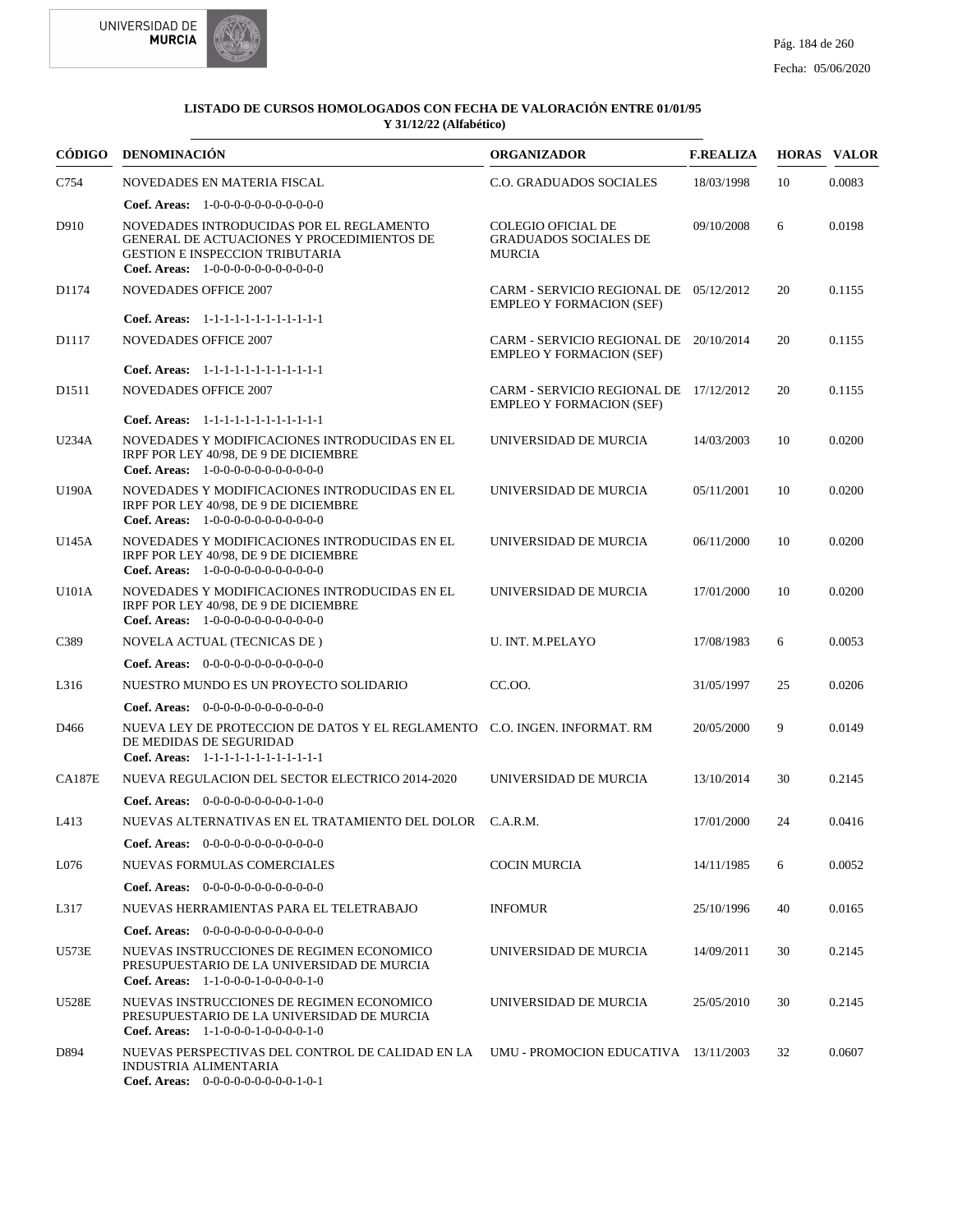**LISTADO DE CURSOS HOMOLOGADOS CON FECHA DE VALORACIÓN ENTRE 01/01/95 Y 31/12/22 (Alfabético)**

| CÓDIGO | DENOMINACIÓN | ORGANIZADOR | F.REALIZA | HORAS | VALOR |
|---|---|---|---|---|---|
| C754 | NOVEDADES EN MATERIA FISCAL<br>**Coef. Areas:** 1-0-0-0-0-0-0-0-0-0-0-0-0 | C.O. GRADUADOS SOCIALES | 18/03/1998 | 10 | 0.0083 |
| D910 | NOVEDADES INTRODUCIDAS POR EL REGLAMENTO GENERAL DE ACTUACIONES Y PROCEDIMIENTOS DE GESTION E INSPECCION TRIBUTARIA<br>**Coef. Areas:** 1-0-0-0-0-0-0-0-0-0-0-0-0 | COLEGIO OFICIAL DE GRADUADOS SOCIALES DE MURCIA | 09/10/2008 | 6 | 0.0198 |
| D1174 | NOVEDADES OFFICE 2007<br>**Coef. Areas:** 1-1-1-1-1-1-1-1-1-1-1-1-1 | CARM - SERVICIO REGIONAL DE EMPLEO Y FORMACION (SEF) | 05/12/2012 | 20 | 0.1155 |
| D1117 | NOVEDADES OFFICE 2007<br>**Coef. Areas:** 1-1-1-1-1-1-1-1-1-1-1-1-1 | CARM - SERVICIO REGIONAL DE EMPLEO Y FORMACION (SEF) | 20/10/2014 | 20 | 0.1155 |
| D1511 | NOVEDADES OFFICE 2007<br>**Coef. Areas:** 1-1-1-1-1-1-1-1-1-1-1-1-1 | CARM - SERVICIO REGIONAL DE EMPLEO Y FORMACION (SEF) | 17/12/2012 | 20 | 0.1155 |
| U234A | NOVEDADES Y MODIFICACIONES INTRODUCIDAS EN EL IRPF POR LEY 40/98, DE 9 DE DICIEMBRE<br>**Coef. Areas:** 1-0-0-0-0-0-0-0-0-0-0-0-0 | UNIVERSIDAD DE MURCIA | 14/03/2003 | 10 | 0.0200 |
| U190A | NOVEDADES Y MODIFICACIONES INTRODUCIDAS EN EL IRPF POR LEY 40/98, DE 9 DE DICIEMBRE<br>**Coef. Areas:** 1-0-0-0-0-0-0-0-0-0-0-0-0 | UNIVERSIDAD DE MURCIA | 05/11/2001 | 10 | 0.0200 |
| U145A | NOVEDADES Y MODIFICACIONES INTRODUCIDAS EN EL IRPF POR LEY 40/98, DE 9 DE DICIEMBRE<br>**Coef. Areas:** 1-0-0-0-0-0-0-0-0-0-0-0-0 | UNIVERSIDAD DE MURCIA | 06/11/2000 | 10 | 0.0200 |
| U101A | NOVEDADES Y MODIFICACIONES INTRODUCIDAS EN EL IRPF POR LEY 40/98, DE 9 DE DICIEMBRE<br>**Coef. Areas:** 1-0-0-0-0-0-0-0-0-0-0-0-0 | UNIVERSIDAD DE MURCIA | 17/01/2000 | 10 | 0.0200 |
| C389 | NOVELA ACTUAL (TECNICAS DE )<br>**Coef. Areas:** 0-0-0-0-0-0-0-0-0-0-0-0-0 | U. INT. M.PELAYO | 17/08/1983 | 6 | 0.0053 |
| L316 | NUESTRO MUNDO ES UN PROYECTO SOLIDARIO<br>**Coef. Areas:** 0-0-0-0-0-0-0-0-0-0-0-0-0 | CC.OO. | 31/05/1997 | 25 | 0.0206 |
| D466 | NUEVA LEY DE PROTECCION DE DATOS Y EL REGLAMENTO DE MEDIDAS DE SEGURIDAD<br>**Coef. Areas:** 1-1-1-1-1-1-1-1-1-1-1-1-1 | C.O. INGEN. INFORMAT. RM | 20/05/2000 | 9 | 0.0149 |
| CA187E | NUEVA REGULACION DEL SECTOR ELECTRICO 2014-2020<br>**Coef. Areas:** 0-0-0-0-0-0-0-0-0-0-1-0-0 | UNIVERSIDAD DE MURCIA | 13/10/2014 | 30 | 0.2145 |
| L413 | NUEVAS ALTERNATIVAS EN EL TRATAMIENTO DEL DOLOR<br>**Coef. Areas:** 0-0-0-0-0-0-0-0-0-0-0-0-0 | C.A.R.M. | 17/01/2000 | 24 | 0.0416 |
| L076 | NUEVAS FORMULAS COMERCIALES<br>**Coef. Areas:** 0-0-0-0-0-0-0-0-0-0-0-0-0 | COCIN MURCIA | 14/11/1985 | 6 | 0.0052 |
| L317 | NUEVAS HERRAMIENTAS PARA EL TELETRABAJO<br>**Coef. Areas:** 0-0-0-0-0-0-0-0-0-0-0-0-0 | INFOMUR | 25/10/1996 | 40 | 0.0165 |
| U573E | NUEVAS INSTRUCCIONES DE REGIMEN ECONOMICO PRESUPUESTARIO DE LA UNIVERSIDAD DE MURCIA<br>**Coef. Areas:** 1-1-0-0-0-1-0-0-0-0-0-1-0 | UNIVERSIDAD DE MURCIA | 14/09/2011 | 30 | 0.2145 |
| U528E | NUEVAS INSTRUCCIONES DE REGIMEN ECONOMICO PRESUPUESTARIO DE LA UNIVERSIDAD DE MURCIA<br>**Coef. Areas:** 1-1-0-0-0-1-0-0-0-0-0-1-0 | UNIVERSIDAD DE MURCIA | 25/05/2010 | 30 | 0.2145 |
| D894 | NUEVAS PERSPECTIVAS DEL CONTROL DE CALIDAD EN LA INDUSTRIA ALIMENTARIA<br>**Coef. Areas:** 0-0-0-0-0-0-0-0-0-0-1-0-1 | UMU - PROMOCION EDUCATIVA | 13/11/2003 | 32 | 0.0607 |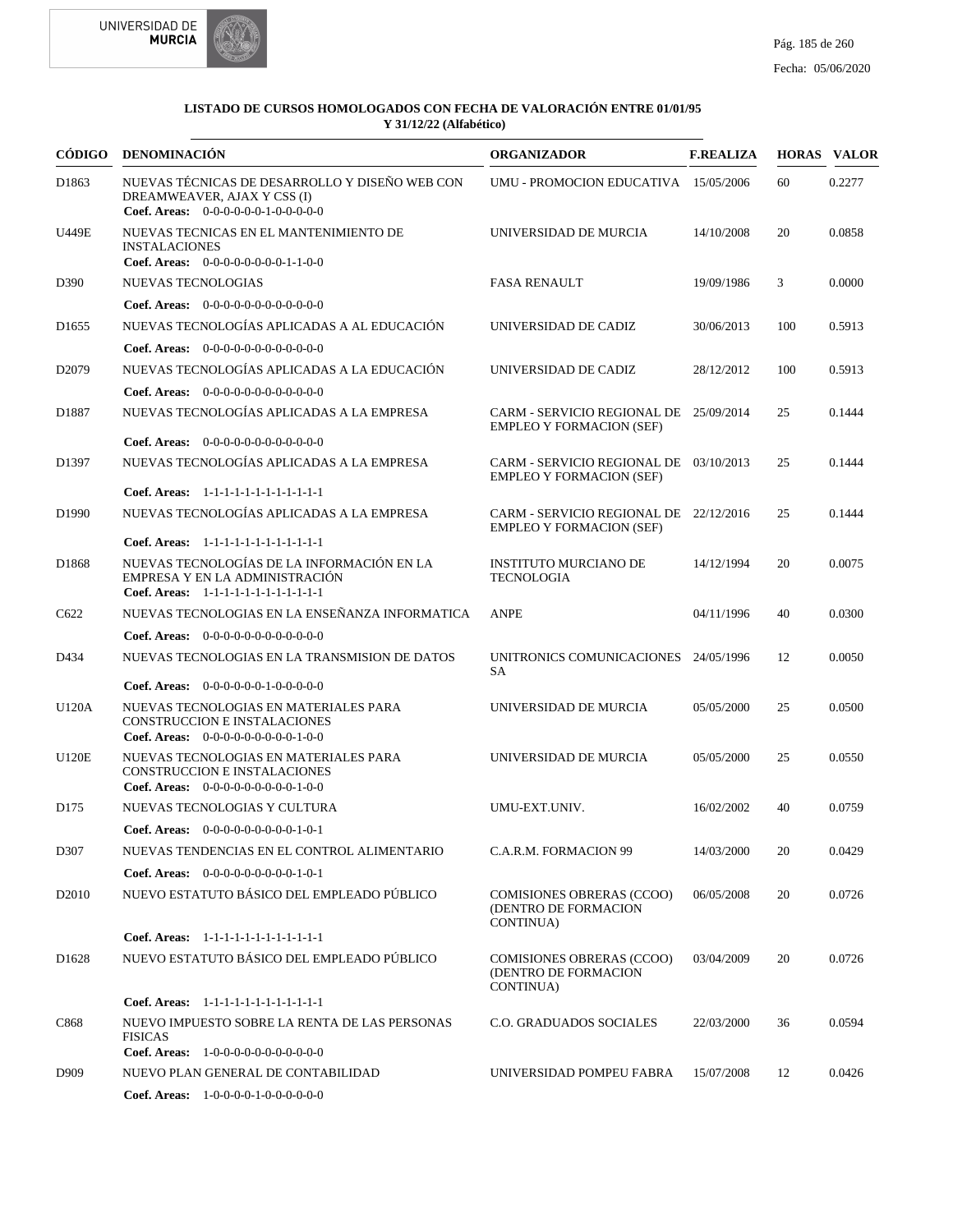**LISTADO DE CURSOS HOMOLOGADOS CON FECHA DE VALORACIÓN ENTRE 01/01/95 Y 31/12/22 (Alfabético)**

| CÓDIGO | DENOMINACIÓN | ORGANIZADOR | F.REALIZA | HORAS | VALOR |
|---|---|---|---|---|---|
| D1863 | NUEVAS TÉCNICAS DE DESARROLLO Y DISEÑO WEB CON DREAMWEAVER, AJAX Y CSS (I)<br>**Coef. Areas:** 0-0-0-0-0-0-1-0-0-0-0-0 | UMU - PROMOCION EDUCATIVA | 15/05/2006 | 60 | 0.2277 |
| U449E | NUEVAS TECNICAS EN EL MANTENIMIENTO DE INSTALACIONES<br>**Coef. Areas:** 0-0-0-0-0-0-0-0-0-1-1-0-0 | UNIVERSIDAD DE MURCIA | 14/10/2008 | 20 | 0.0858 |
| D390 | NUEVAS TECNOLOGIAS<br>**Coef. Areas:** 0-0-0-0-0-0-0-0-0-0-0-0-0 | FASA RENAULT | 19/09/1986 | 3 | 0.0000 |
| D1655 | NUEVAS TECNOLOGÍAS APLICADAS A AL EDUCACIÓN<br>**Coef. Areas:** 0-0-0-0-0-0-0-0-0-0-0-0-0 | UNIVERSIDAD DE CADIZ | 30/06/2013 | 100 | 0.5913 |
| D2079 | NUEVAS TECNOLOGÍAS APLICADAS A LA EDUCACIÓN<br>**Coef. Areas:** 0-0-0-0-0-0-0-0-0-0-0-0-0 | UNIVERSIDAD DE CADIZ | 28/12/2012 | 100 | 0.5913 |
| D1887 | NUEVAS TECNOLOGÍAS APLICADAS A LA EMPRESA<br>**Coef. Areas:** 0-0-0-0-0-0-0-0-0-0-0-0-0 | CARM - SERVICIO REGIONAL DE EMPLEO Y FORMACION (SEF) | 25/09/2014 | 25 | 0.1444 |
| D1397 | NUEVAS TECNOLOGÍAS APLICADAS A LA EMPRESA<br>**Coef. Areas:** 1-1-1-1-1-1-1-1-1-1-1-1-1 | CARM - SERVICIO REGIONAL DE EMPLEO Y FORMACION (SEF) | 03/10/2013 | 25 | 0.1444 |
| D1990 | NUEVAS TECNOLOGÍAS APLICADAS A LA EMPRESA<br>**Coef. Areas:** 1-1-1-1-1-1-1-1-1-1-1-1-1 | CARM - SERVICIO REGIONAL DE EMPLEO Y FORMACION (SEF) | 22/12/2016 | 25 | 0.1444 |
| D1868 | NUEVAS TECNOLOGÍAS DE LA INFORMACIÓN EN LA EMPRESA Y EN LA ADMINISTRACIÓN<br>**Coef. Areas:** 1-1-1-1-1-1-1-1-1-1-1-1-1 | INSTITUTO MURCIANO DE TECNOLOGIA | 14/12/1994 | 20 | 0.0075 |
| C622 | NUEVAS TECNOLOGIAS EN LA ENSEÑANZA INFORMATICA<br>**Coef. Areas:** 0-0-0-0-0-0-0-0-0-0-0-0-0 | ANPE | 04/11/1996 | 40 | 0.0300 |
| D434 | NUEVAS TECNOLOGIAS EN LA TRANSMISION DE DATOS<br>**Coef. Areas:** 0-0-0-0-0-0-1-0-0-0-0-0 | UNITRONICS COMUNICACIONES SA | 24/05/1996 | 12 | 0.0050 |
| U120A | NUEVAS TECNOLOGIAS EN MATERIALES PARA CONSTRUCCION E INSTALACIONES<br>**Coef. Areas:** 0-0-0-0-0-0-0-0-0-0-1-0-0 | UNIVERSIDAD DE MURCIA | 05/05/2000 | 25 | 0.0500 |
| U120E | NUEVAS TECNOLOGIAS EN MATERIALES PARA CONSTRUCCION E INSTALACIONES<br>**Coef. Areas:** 0-0-0-0-0-0-0-0-0-0-1-0-0 | UNIVERSIDAD DE MURCIA | 05/05/2000 | 25 | 0.0550 |
| D175 | NUEVAS TECNOLOGIAS Y CULTURA<br>**Coef. Areas:** 0-0-0-0-0-0-0-0-0-0-1-0-1 | UMU-EXT.UNIV. | 16/02/2002 | 40 | 0.0759 |
| D307 | NUEVAS TENDENCIAS EN EL CONTROL ALIMENTARIO<br>**Coef. Areas:** 0-0-0-0-0-0-0-0-0-0-1-0-1 | C.A.R.M. FORMACION 99 | 14/03/2000 | 20 | 0.0429 |
| D2010 | NUEVO ESTATUTO BÁSICO DEL EMPLEADO PÚBLICO<br>**Coef. Areas:** 1-1-1-1-1-1-1-1-1-1-1-1-1 | COMISIONES OBRERAS (CCOO) (DENTRO DE FORMACION CONTINUA) | 06/05/2008 | 20 | 0.0726 |
| D1628 | NUEVO ESTATUTO BÁSICO DEL EMPLEADO PÚBLICO<br>**Coef. Areas:** 1-1-1-1-1-1-1-1-1-1-1-1-1 | COMISIONES OBRERAS (CCOO) (DENTRO DE FORMACION CONTINUA) | 03/04/2009 | 20 | 0.0726 |
| C868 | NUEVO IMPUESTO SOBRE LA RENTA DE LAS PERSONAS FISICAS<br>**Coef. Areas:** 1-0-0-0-0-0-0-0-0-0-0-0-0 | C.O. GRADUADOS SOCIALES | 22/03/2000 | 36 | 0.0594 |
| D909 | NUEVO PLAN GENERAL DE CONTABILIDAD<br>**Coef. Areas:** 1-0-0-0-0-1-0-0-0-0-0-0 | UNIVERSIDAD POMPEU FABRA | 15/07/2008 | 12 | 0.0426 |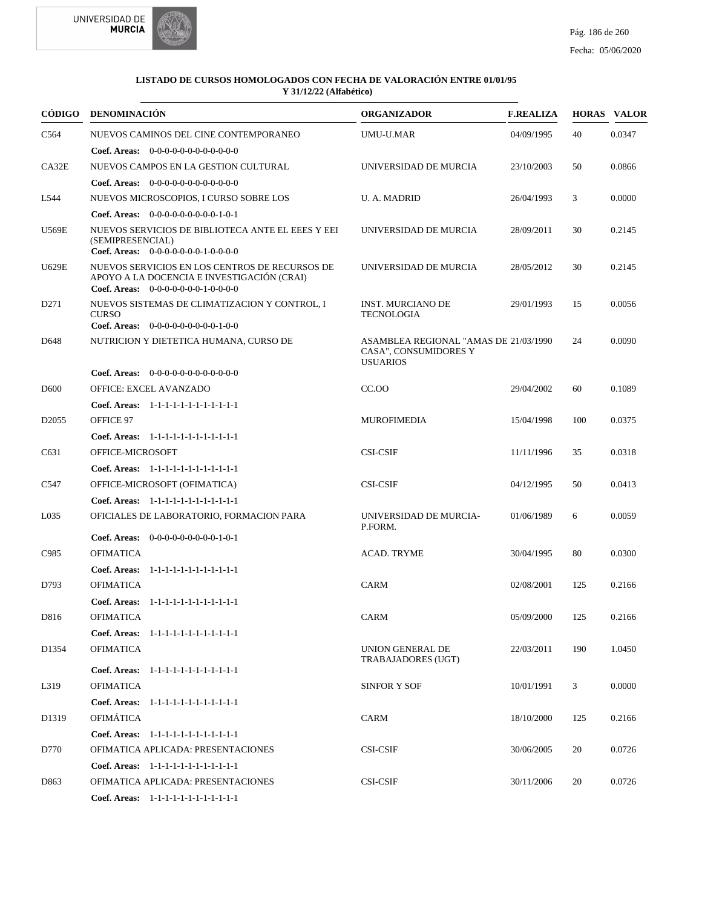**LISTADO DE CURSOS HOMOLOGADOS CON FECHA DE VALORACIÓN ENTRE 01/01/95 Y 31/12/22 (Alfabético)**

| CÓDIGO | DENOMINACIÓN | ORGANIZADOR | F.REALIZA | HORAS | VALOR |
|---|---|---|---|---|---|
| C564 | NUEVOS CAMINOS DEL CINE CONTEMPORANEO | UMU-U.MAR | 04/09/1995 | 40 | 0.0347 |
| | **Coef. Areas:** 0-0-0-0-0-0-0-0-0-0-0-0 | | | | |
| CA32E | NUEVOS CAMPOS EN LA GESTION CULTURAL | UNIVERSIDAD DE MURCIA | 23/10/2003 | 50 | 0.0866 |
| | **Coef. Areas:** 0-0-0-0-0-0-0-0-0-0-0-0 | | | | |
| L544 | NUEVOS MICROSCOPIOS, I CURSO SOBRE LOS | U. A. MADRID | 26/04/1993 | 3 | 0.0000 |
| | **Coef. Areas:** 0-0-0-0-0-0-0-0-0-1-0-1 | | | | |
| U569E | NUEVOS SERVICIOS DE BIBLIOTECA ANTE EL EEES Y EEI (SEMIPRESENCIAL) | UNIVERSIDAD DE MURCIA | 28/09/2011 | 30 | 0.2145 |
| | **Coef. Areas:** 0-0-0-0-0-0-0-1-0-0-0-0 | | | | |
| U629E | NUEVOS SERVICIOS EN LOS CENTROS DE RECURSOS DE APOYO A LA DOCENCIA E INVESTIGACIÓN (CRAI) | UNIVERSIDAD DE MURCIA | 28/05/2012 | 30 | 0.2145 |
| | **Coef. Areas:** 0-0-0-0-0-0-0-1-0-0-0-0 | | | | |
| D271 | NUEVOS SISTEMAS DE CLIMATIZACION Y CONTROL, I CURSO | INST. MURCIANO DE TECNOLOGIA | 29/01/1993 | 15 | 0.0056 |
| | **Coef. Areas:** 0-0-0-0-0-0-0-0-0-1-0-0 | | | | |
| D648 | NUTRICION Y DIETETICA HUMANA, CURSO DE | ASAMBLEA REGIONAL "AMAS DE CASA", CONSUMIDORES Y USUARIOS | 21/03/1990 | 24 | 0.0090 |
| | **Coef. Areas:** 0-0-0-0-0-0-0-0-0-0-0-0 | | | | |
| D600 | OFFICE: EXCEL AVANZADO | CC.OO | 29/04/2002 | 60 | 0.1089 |
| | **Coef. Areas:** 1-1-1-1-1-1-1-1-1-1-1-1 | | | | |
| D2055 | OFFICE 97 | MUROFIMEDIA | 15/04/1998 | 100 | 0.0375 |
| | **Coef. Areas:** 1-1-1-1-1-1-1-1-1-1-1-1 | | | | |
| C631 | OFFICE-MICROSOFT | CSI-CSIF | 11/11/1996 | 35 | 0.0318 |
| | **Coef. Areas:** 1-1-1-1-1-1-1-1-1-1-1-1 | | | | |
| C547 | OFFICE-MICROSOFT (OFIMATICA) | CSI-CSIF | 04/12/1995 | 50 | 0.0413 |
| | **Coef. Areas:** 1-1-1-1-1-1-1-1-1-1-1-1 | | | | |
| L035 | OFICIALES DE LABORATORIO, FORMACION PARA | UNIVERSIDAD DE MURCIA-P.FORM. | 01/06/1989 | 6 | 0.0059 |
| | **Coef. Areas:** 0-0-0-0-0-0-0-0-0-1-0-1 | | | | |
| C985 | OFIMATICA | ACAD. TRYME | 30/04/1995 | 80 | 0.0300 |
| | **Coef. Areas:** 1-1-1-1-1-1-1-1-1-1-1-1 | | | | |
| D793 | OFIMATICA | CARM | 02/08/2001 | 125 | 0.2166 |
| | **Coef. Areas:** 1-1-1-1-1-1-1-1-1-1-1-1 | | | | |
| D816 | OFIMATICA | CARM | 05/09/2000 | 125 | 0.2166 |
| | **Coef. Areas:** 1-1-1-1-1-1-1-1-1-1-1-1 | | | | |
| D1354 | OFIMATICA | UNION GENERAL DE TRABAJADORES (UGT) | 22/03/2011 | 190 | 1.0450 |
| | **Coef. Areas:** 1-1-1-1-1-1-1-1-1-1-1-1 | | | | |
| L319 | OFIMATICA | SINFOR Y SOF | 10/01/1991 | 3 | 0.0000 |
| | **Coef. Areas:** 1-1-1-1-1-1-1-1-1-1-1-1 | | | | |
| D1319 | OFIMÁTICA | CARM | 18/10/2000 | 125 | 0.2166 |
| | **Coef. Areas:** 1-1-1-1-1-1-1-1-1-1-1-1 | | | | |
| D770 | OFIMATICA APLICADA: PRESENTACIONES | CSI-CSIF | 30/06/2005 | 20 | 0.0726 |
| | **Coef. Areas:** 1-1-1-1-1-1-1-1-1-1-1-1 | | | | |
| D863 | OFIMATICA APLICADA: PRESENTACIONES | CSI-CSIF | 30/11/2006 | 20 | 0.0726 |
| | **Coef. Areas:** 1-1-1-1-1-1-1-1-1-1-1-1 | | | | |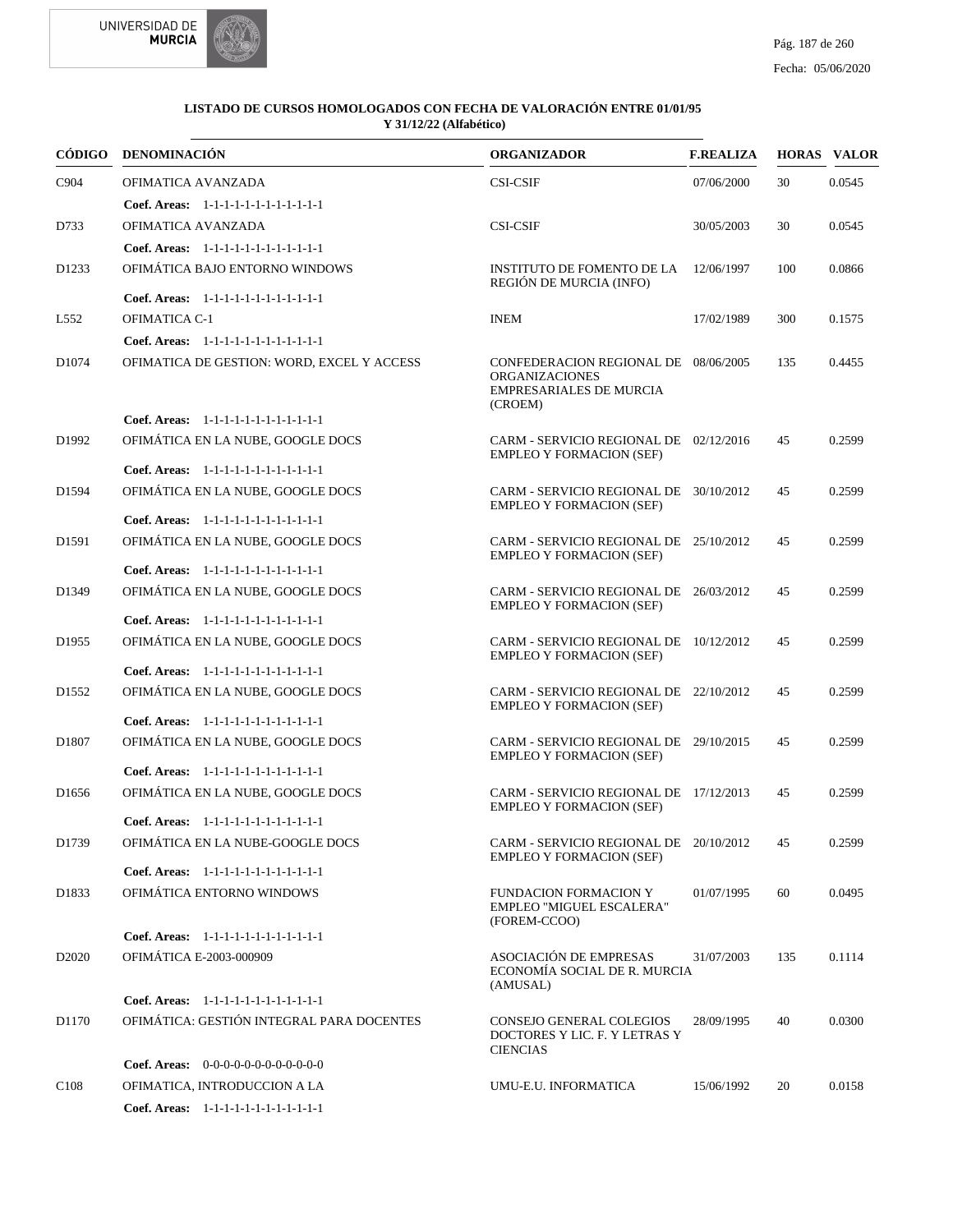**LISTADO DE CURSOS HOMOLOGADOS CON FECHA DE VALORACIÓN ENTRE 01/01/95 Y 31/12/22 (Alfabético)**

| CÓDIGO | DENOMINACIÓN | ORGANIZADOR | F.REALIZA | HORAS | VALOR |
|---|---|---|---|---|---|
| C904 | OFIMATICA AVANZADA | CSI-CSIF | 07/06/2000 | 30 | 0.0545 |
| | **Coef. Areas:** 1-1-1-1-1-1-1-1-1-1-1-1 | | | | |
| D733 | OFIMATICA AVANZADA | CSI-CSIF | 30/05/2003 | 30 | 0.0545 |
| | **Coef. Areas:** 1-1-1-1-1-1-1-1-1-1-1-1 | | | | |
| D1233 | OFIMÁTICA BAJO ENTORNO WINDOWS | INSTITUTO DE FOMENTO DE LA REGIÓN DE MURCIA (INFO) | 12/06/1997 | 100 | 0.0866 |
| | **Coef. Areas:** 1-1-1-1-1-1-1-1-1-1-1-1 | | | | |
| L552 | OFIMATICA C-1 | INEM | 17/02/1989 | 300 | 0.1575 |
| | **Coef. Areas:** 1-1-1-1-1-1-1-1-1-1-1-1 | | | | |
| D1074 | OFIMATICA DE GESTION: WORD, EXCEL Y ACCESS | CONFEDERACION REGIONAL DE ORGANIZACIONES EMPRESARIALES DE MURCIA (CROEM) | 08/06/2005 | 135 | 0.4455 |
| | **Coef. Areas:** 1-1-1-1-1-1-1-1-1-1-1-1 | | | | |
| D1992 | OFIMÁTICA EN LA NUBE, GOOGLE DOCS | CARM - SERVICIO REGIONAL DE EMPLEO Y FORMACION (SEF) | 02/12/2016 | 45 | 0.2599 |
| | **Coef. Areas:** 1-1-1-1-1-1-1-1-1-1-1-1 | | | | |
| D1594 | OFIMÁTICA EN LA NUBE, GOOGLE DOCS | CARM - SERVICIO REGIONAL DE EMPLEO Y FORMACION (SEF) | 30/10/2012 | 45 | 0.2599 |
| | **Coef. Areas:** 1-1-1-1-1-1-1-1-1-1-1-1 | | | | |
| D1591 | OFIMÁTICA EN LA NUBE, GOOGLE DOCS | CARM - SERVICIO REGIONAL DE EMPLEO Y FORMACION (SEF) | 25/10/2012 | 45 | 0.2599 |
| | **Coef. Areas:** 1-1-1-1-1-1-1-1-1-1-1-1 | | | | |
| D1349 | OFIMÁTICA EN LA NUBE, GOOGLE DOCS | CARM - SERVICIO REGIONAL DE EMPLEO Y FORMACION (SEF) | 26/03/2012 | 45 | 0.2599 |
| | **Coef. Areas:** 1-1-1-1-1-1-1-1-1-1-1-1 | | | | |
| D1955 | OFIMÁTICA EN LA NUBE, GOOGLE DOCS | CARM - SERVICIO REGIONAL DE EMPLEO Y FORMACION (SEF) | 10/12/2012 | 45 | 0.2599 |
| | **Coef. Areas:** 1-1-1-1-1-1-1-1-1-1-1-1 | | | | |
| D1552 | OFIMÁTICA EN LA NUBE, GOOGLE DOCS | CARM - SERVICIO REGIONAL DE EMPLEO Y FORMACION (SEF) | 22/10/2012 | 45 | 0.2599 |
| | **Coef. Areas:** 1-1-1-1-1-1-1-1-1-1-1-1 | | | | |
| D1807 | OFIMÁTICA EN LA NUBE, GOOGLE DOCS | CARM - SERVICIO REGIONAL DE EMPLEO Y FORMACION (SEF) | 29/10/2015 | 45 | 0.2599 |
| | **Coef. Areas:** 1-1-1-1-1-1-1-1-1-1-1-1 | | | | |
| D1656 | OFIMÁTICA EN LA NUBE, GOOGLE DOCS | CARM - SERVICIO REGIONAL DE EMPLEO Y FORMACION (SEF) | 17/12/2013 | 45 | 0.2599 |
| | **Coef. Areas:** 1-1-1-1-1-1-1-1-1-1-1-1 | | | | |
| D1739 | OFIMÁTICA EN LA NUBE-GOOGLE DOCS | CARM - SERVICIO REGIONAL DE EMPLEO Y FORMACION (SEF) | 20/10/2012 | 45 | 0.2599 |
| | **Coef. Areas:** 1-1-1-1-1-1-1-1-1-1-1-1 | | | | |
| D1833 | OFIMÁTICA ENTORNO WINDOWS | FUNDACION FORMACION Y EMPLEO "MIGUEL ESCALERA" (FOREM-CCOO) | 01/07/1995 | 60 | 0.0495 |
| | **Coef. Areas:** 1-1-1-1-1-1-1-1-1-1-1-1 | | | | |
| D2020 | OFIMÁTICA E-2003-000909 | ASOCIACIÓN DE EMPRESAS ECONOMÍA SOCIAL DE R. MURCIA (AMUSAL) | 31/07/2003 | 135 | 0.1114 |
| | **Coef. Areas:** 1-1-1-1-1-1-1-1-1-1-1-1 | | | | |
| D1170 | OFIMÁTICA: GESTIÓN INTEGRAL PARA DOCENTES | CONSEJO GENERAL COLEGIOS DOCTORES Y LIC. F. Y LETRAS Y CIENCIAS | 28/09/1995 | 40 | 0.0300 |
| | **Coef. Areas:** 0-0-0-0-0-0-0-0-0-0-0-0 | | | | |
| C108 | OFIMATICA, INTRODUCCION A LA | UMU-E.U. INFORMATICA | 15/06/1992 | 20 | 0.0158 |
| | **Coef. Areas:** 1-1-1-1-1-1-1-1-1-1-1-1 | | | | |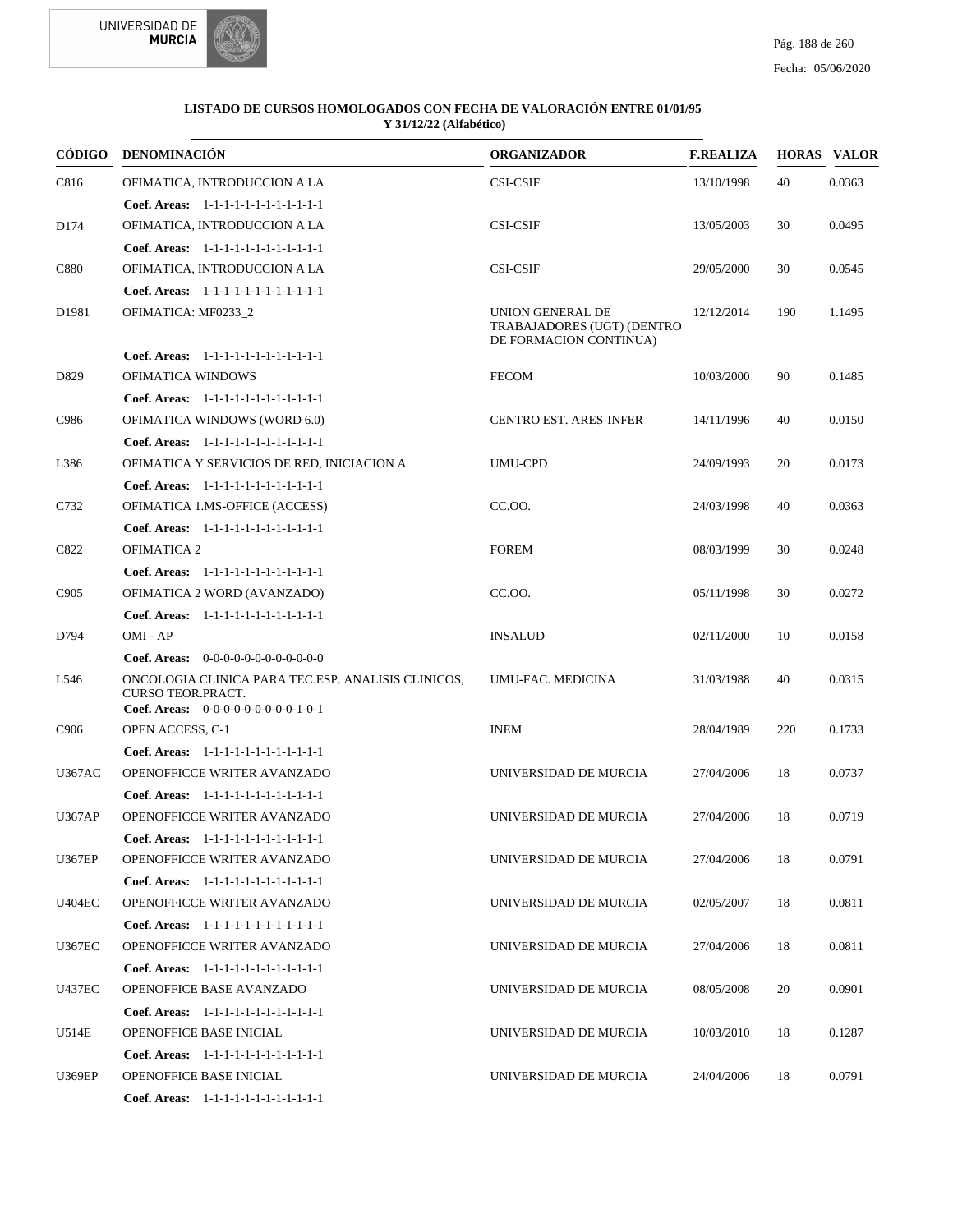**LISTADO DE CURSOS HOMOLOGADOS CON FECHA DE VALORACIÓN ENTRE 01/01/95 Y 31/12/22 (Alfabético)**

| CÓDIGO | DENOMINACIÓN | ORGANIZADOR | F.REALIZA | HORAS | VALOR |
|---|---|---|---|---|---|
| C816 | OFIMATICA, INTRODUCCION A LA | CSI-CSIF | 13/10/1998 | 40 | 0.0363 |
| | **Coef. Areas:** 1-1-1-1-1-1-1-1-1-1-1-1 | | | | |
| D174 | OFIMATICA, INTRODUCCION A LA | CSI-CSIF | 13/05/2003 | 30 | 0.0495 |
| | **Coef. Areas:** 1-1-1-1-1-1-1-1-1-1-1-1 | | | | |
| C880 | OFIMATICA, INTRODUCCION A LA | CSI-CSIF | 29/05/2000 | 30 | 0.0545 |
| | **Coef. Areas:** 1-1-1-1-1-1-1-1-1-1-1-1 | | | | |
| D1981 | OFIMATICA: MF0233_2 | UNION GENERAL DE TRABAJADORES (UGT) (DENTRO DE FORMACION CONTINUA) | 12/12/2014 | 190 | 1.1495 |
| | **Coef. Areas:** 1-1-1-1-1-1-1-1-1-1-1-1 | | | | |
| D829 | OFIMATICA WINDOWS | FECOM | 10/03/2000 | 90 | 0.1485 |
| | **Coef. Areas:** 1-1-1-1-1-1-1-1-1-1-1-1 | | | | |
| C986 | OFIMATICA WINDOWS (WORD 6.0) | CENTRO EST. ARES-INFER | 14/11/1996 | 40 | 0.0150 |
| | **Coef. Areas:** 1-1-1-1-1-1-1-1-1-1-1-1 | | | | |
| L386 | OFIMATICA Y SERVICIOS DE RED, INICIACION A | UMU-CPD | 24/09/1993 | 20 | 0.0173 |
| | **Coef. Areas:** 1-1-1-1-1-1-1-1-1-1-1-1 | | | | |
| C732 | OFIMATICA 1.MS-OFFICE (ACCESS) | CC.OO. | 24/03/1998 | 40 | 0.0363 |
| | **Coef. Areas:** 1-1-1-1-1-1-1-1-1-1-1-1 | | | | |
| C822 | OFIMATICA 2 | FOREM | 08/03/1999 | 30 | 0.0248 |
| | **Coef. Areas:** 1-1-1-1-1-1-1-1-1-1-1-1 | | | | |
| C905 | OFIMATICA 2 WORD (AVANZADO) | CC.OO. | 05/11/1998 | 30 | 0.0272 |
| | **Coef. Areas:** 1-1-1-1-1-1-1-1-1-1-1-1 | | | | |
| D794 | OMI - AP | INSALUD | 02/11/2000 | 10 | 0.0158 |
| | **Coef. Areas:** 0-0-0-0-0-0-0-0-0-0-0-0 | | | | |
| L546 | ONCOLOGIA CLINICA PARA TEC.ESP. ANALISIS CLINICOS, CURSO TEOR.PRACT. | UMU-FAC. MEDICINA | 31/03/1988 | 40 | 0.0315 |
| | **Coef. Areas:** 0-0-0-0-0-0-0-0-0-1-0-1 | | | | |
| C906 | OPEN ACCESS, C-1 | INEM | 28/04/1989 | 220 | 0.1733 |
| | **Coef. Areas:** 1-1-1-1-1-1-1-1-1-1-1-1 | | | | |
| U367AC | OPENOFFICCE WRITER AVANZADO | UNIVERSIDAD DE MURCIA | 27/04/2006 | 18 | 0.0737 |
| | **Coef. Areas:** 1-1-1-1-1-1-1-1-1-1-1-1 | | | | |
| U367AP | OPENOFFICCE WRITER AVANZADO | UNIVERSIDAD DE MURCIA | 27/04/2006 | 18 | 0.0719 |
| | **Coef. Areas:** 1-1-1-1-1-1-1-1-1-1-1-1 | | | | |
| U367EP | OPENOFFICCE WRITER AVANZADO | UNIVERSIDAD DE MURCIA | 27/04/2006 | 18 | 0.0791 |
| | **Coef. Areas:** 1-1-1-1-1-1-1-1-1-1-1-1 | | | | |
| U404EC | OPENOFFICCE WRITER AVANZADO | UNIVERSIDAD DE MURCIA | 02/05/2007 | 18 | 0.0811 |
| | **Coef. Areas:** 1-1-1-1-1-1-1-1-1-1-1-1 | | | | |
| U367EC | OPENOFFICCE WRITER AVANZADO | UNIVERSIDAD DE MURCIA | 27/04/2006 | 18 | 0.0811 |
| | **Coef. Areas:** 1-1-1-1-1-1-1-1-1-1-1-1 | | | | |
| U437EC | OPENOFFICE BASE AVANZADO | UNIVERSIDAD DE MURCIA | 08/05/2008 | 20 | 0.0901 |
| | **Coef. Areas:** 1-1-1-1-1-1-1-1-1-1-1-1 | | | | |
| U514E | OPENOFFICE BASE INICIAL | UNIVERSIDAD DE MURCIA | 10/03/2010 | 18 | 0.1287 |
| | **Coef. Areas:** 1-1-1-1-1-1-1-1-1-1-1-1 | | | | |
| U369EP | OPENOFFICE BASE INICIAL | UNIVERSIDAD DE MURCIA | 24/04/2006 | 18 | 0.0791 |
| | **Coef. Areas:** 1-1-1-1-1-1-1-1-1-1-1-1 | | | | |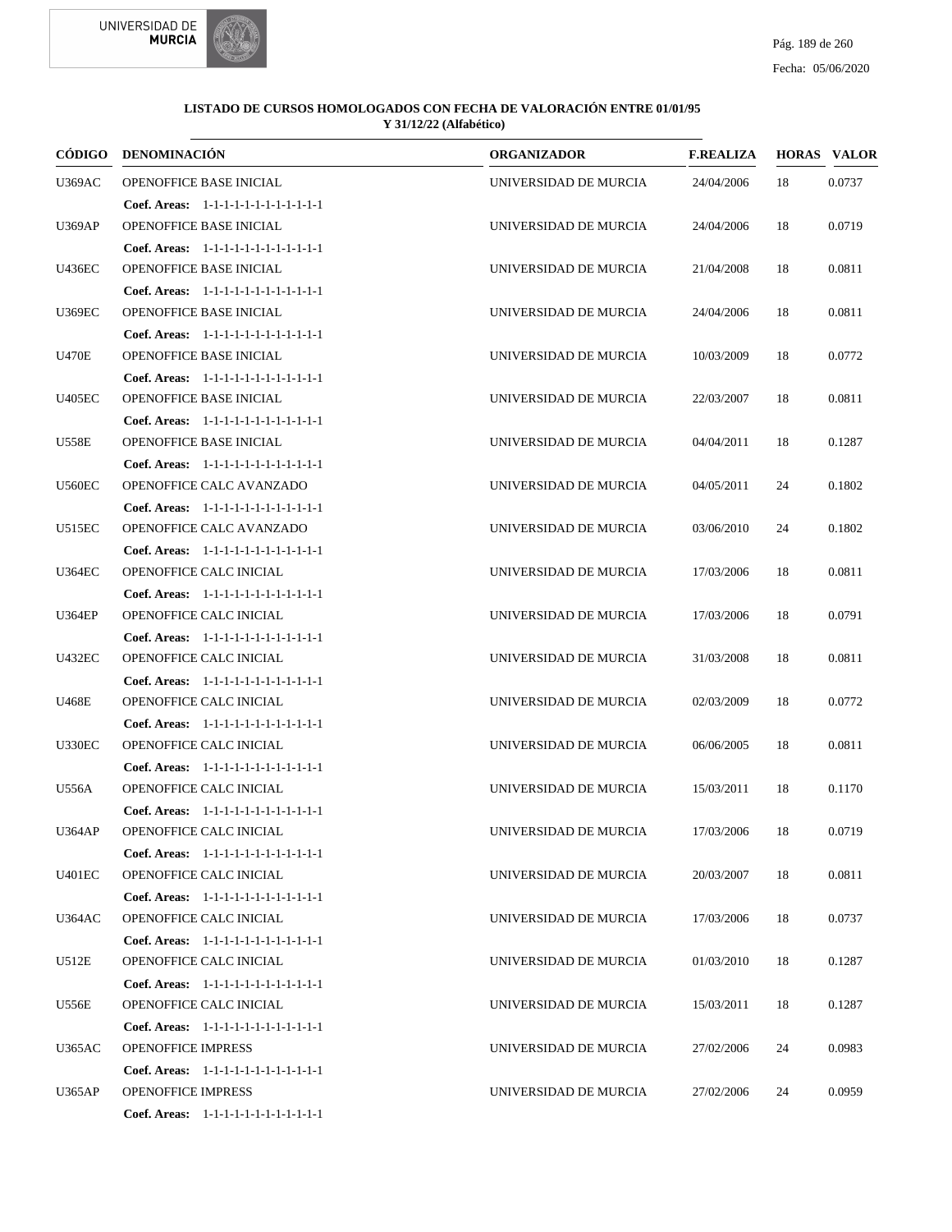**LISTADO DE CURSOS HOMOLOGADOS CON FECHA DE VALORACIÓN ENTRE 01/01/95 Y 31/12/22 (Alfabético)**

| CÓDIGO | DENOMINACIÓN | ORGANIZADOR | F.REALIZA | HORAS | VALOR |
|---|---|---|---|---|---|
| U369AC | OPENOFFICE BASE INICIAL | UNIVERSIDAD DE MURCIA | 24/04/2006 | 18 | 0.0737 |
| | **Coef. Areas:** 1-1-1-1-1-1-1-1-1-1-1-1 | | | | |
| U369AP | OPENOFFICE BASE INICIAL | UNIVERSIDAD DE MURCIA | 24/04/2006 | 18 | 0.0719 |
| | **Coef. Areas:** 1-1-1-1-1-1-1-1-1-1-1-1 | | | | |
| U436EC | OPENOFFICE BASE INICIAL | UNIVERSIDAD DE MURCIA | 21/04/2008 | 18 | 0.0811 |
| | **Coef. Areas:** 1-1-1-1-1-1-1-1-1-1-1-1 | | | | |
| U369EC | OPENOFFICE BASE INICIAL | UNIVERSIDAD DE MURCIA | 24/04/2006 | 18 | 0.0811 |
| | **Coef. Areas:** 1-1-1-1-1-1-1-1-1-1-1-1 | | | | |
| U470E | OPENOFFICE BASE INICIAL | UNIVERSIDAD DE MURCIA | 10/03/2009 | 18 | 0.0772 |
| | **Coef. Areas:** 1-1-1-1-1-1-1-1-1-1-1-1 | | | | |
| U405EC | OPENOFFICE BASE INICIAL | UNIVERSIDAD DE MURCIA | 22/03/2007 | 18 | 0.0811 |
| | **Coef. Areas:** 1-1-1-1-1-1-1-1-1-1-1-1 | | | | |
| U558E | OPENOFFICE BASE INICIAL | UNIVERSIDAD DE MURCIA | 04/04/2011 | 18 | 0.1287 |
| | **Coef. Areas:** 1-1-1-1-1-1-1-1-1-1-1-1 | | | | |
| U560EC | OPENOFFICE CALC AVANZADO | UNIVERSIDAD DE MURCIA | 04/05/2011 | 24 | 0.1802 |
| | **Coef. Areas:** 1-1-1-1-1-1-1-1-1-1-1-1 | | | | |
| U515EC | OPENOFFICE CALC AVANZADO | UNIVERSIDAD DE MURCIA | 03/06/2010 | 24 | 0.1802 |
| | **Coef. Areas:** 1-1-1-1-1-1-1-1-1-1-1-1 | | | | |
| U364EC | OPENOFFICE CALC INICIAL | UNIVERSIDAD DE MURCIA | 17/03/2006 | 18 | 0.0811 |
| | **Coef. Areas:** 1-1-1-1-1-1-1-1-1-1-1-1 | | | | |
| U364EP | OPENOFFICE CALC INICIAL | UNIVERSIDAD DE MURCIA | 17/03/2006 | 18 | 0.0791 |
| | **Coef. Areas:** 1-1-1-1-1-1-1-1-1-1-1-1 | | | | |
| U432EC | OPENOFFICE CALC INICIAL | UNIVERSIDAD DE MURCIA | 31/03/2008 | 18 | 0.0811 |
| | **Coef. Areas:** 1-1-1-1-1-1-1-1-1-1-1-1 | | | | |
| U468E | OPENOFFICE CALC INICIAL | UNIVERSIDAD DE MURCIA | 02/03/2009 | 18 | 0.0772 |
| | **Coef. Areas:** 1-1-1-1-1-1-1-1-1-1-1-1 | | | | |
| U330EC | OPENOFFICE CALC INICIAL | UNIVERSIDAD DE MURCIA | 06/06/2005 | 18 | 0.0811 |
| | **Coef. Areas:** 1-1-1-1-1-1-1-1-1-1-1-1 | | | | |
| U556A | OPENOFFICE CALC INICIAL | UNIVERSIDAD DE MURCIA | 15/03/2011 | 18 | 0.1170 |
| | **Coef. Areas:** 1-1-1-1-1-1-1-1-1-1-1-1 | | | | |
| U364AP | OPENOFFICE CALC INICIAL | UNIVERSIDAD DE MURCIA | 17/03/2006 | 18 | 0.0719 |
| | **Coef. Areas:** 1-1-1-1-1-1-1-1-1-1-1-1 | | | | |
| U401EC | OPENOFFICE CALC INICIAL | UNIVERSIDAD DE MURCIA | 20/03/2007 | 18 | 0.0811 |
| | **Coef. Areas:** 1-1-1-1-1-1-1-1-1-1-1-1 | | | | |
| U364AC | OPENOFFICE CALC INICIAL | UNIVERSIDAD DE MURCIA | 17/03/2006 | 18 | 0.0737 |
| | **Coef. Areas:** 1-1-1-1-1-1-1-1-1-1-1-1 | | | | |
| U512E | OPENOFFICE CALC INICIAL | UNIVERSIDAD DE MURCIA | 01/03/2010 | 18 | 0.1287 |
| | **Coef. Areas:** 1-1-1-1-1-1-1-1-1-1-1-1 | | | | |
| U556E | OPENOFFICE CALC INICIAL | UNIVERSIDAD DE MURCIA | 15/03/2011 | 18 | 0.1287 |
| | **Coef. Areas:** 1-1-1-1-1-1-1-1-1-1-1-1 | | | | |
| U365AC | OPENOFFICE IMPRESS | UNIVERSIDAD DE MURCIA | 27/02/2006 | 24 | 0.0983 |
| | **Coef. Areas:** 1-1-1-1-1-1-1-1-1-1-1-1 | | | | |
| U365AP | OPENOFFICE IMPRESS | UNIVERSIDAD DE MURCIA | 27/02/2006 | 24 | 0.0959 |
| | **Coef. Areas:** 1-1-1-1-1-1-1-1-1-1-1-1 | | | | |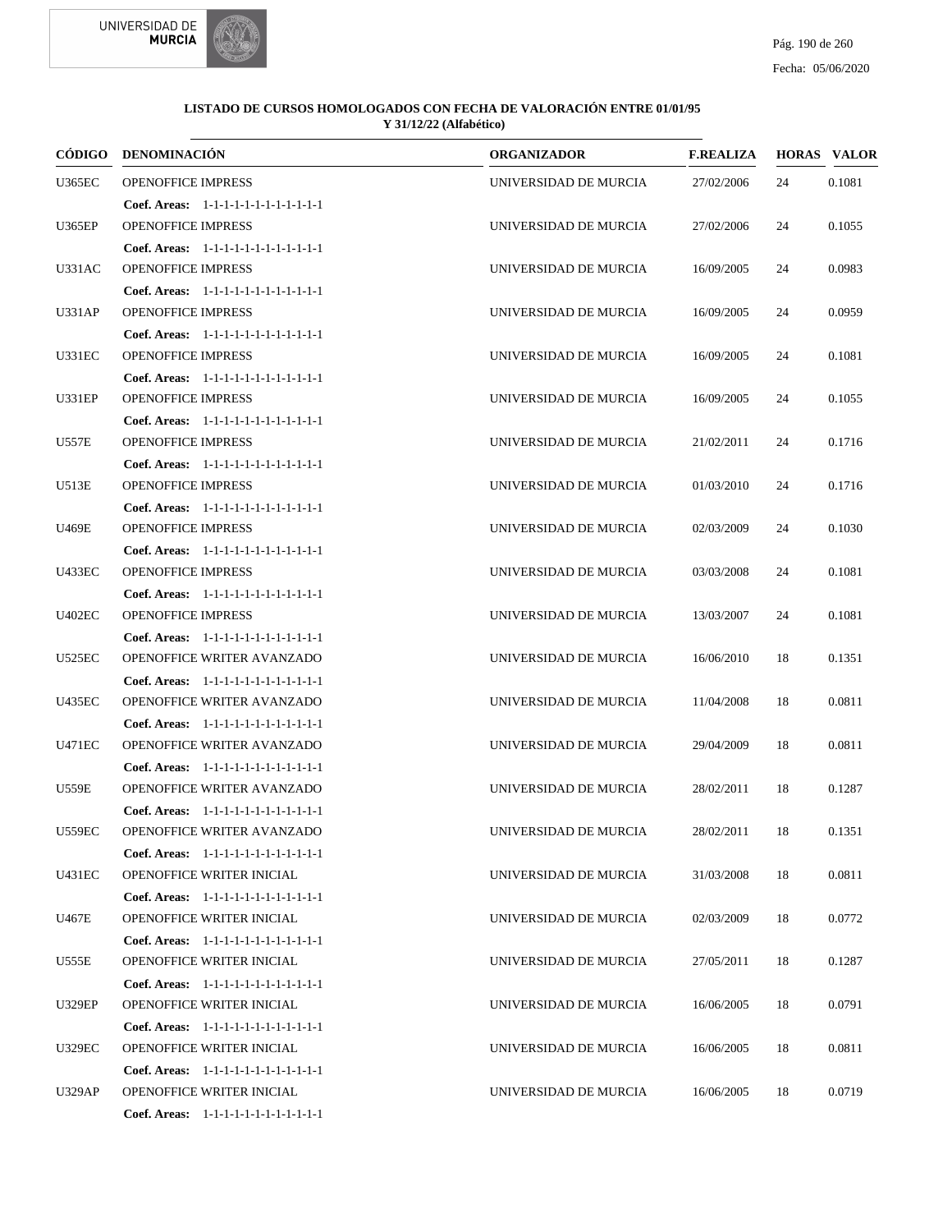**LISTADO DE CURSOS HOMOLOGADOS CON FECHA DE VALORACIÓN ENTRE 01/01/95 Y 31/12/22 (Alfabético)**

| CÓDIGO | DENOMINACIÓN | ORGANIZADOR | F.REALIZA | HORAS | VALOR |
|---|---|---|---|---|---|
| U365EC | OPENOFFICE IMPRESS | UNIVERSIDAD DE MURCIA | 27/02/2006 | 24 | 0.1081 |
| | **Coef. Areas:** 1-1-1-1-1-1-1-1-1-1-1-1 | | | | |
| U365EP | OPENOFFICE IMPRESS | UNIVERSIDAD DE MURCIA | 27/02/2006 | 24 | 0.1055 |
| | **Coef. Areas:** 1-1-1-1-1-1-1-1-1-1-1-1 | | | | |
| U331AC | OPENOFFICE IMPRESS | UNIVERSIDAD DE MURCIA | 16/09/2005 | 24 | 0.0983 |
| | **Coef. Areas:** 1-1-1-1-1-1-1-1-1-1-1-1 | | | | |
| U331AP | OPENOFFICE IMPRESS | UNIVERSIDAD DE MURCIA | 16/09/2005 | 24 | 0.0959 |
| | **Coef. Areas:** 1-1-1-1-1-1-1-1-1-1-1-1 | | | | |
| U331EC | OPENOFFICE IMPRESS | UNIVERSIDAD DE MURCIA | 16/09/2005 | 24 | 0.1081 |
| | **Coef. Areas:** 1-1-1-1-1-1-1-1-1-1-1-1 | | | | |
| U331EP | OPENOFFICE IMPRESS | UNIVERSIDAD DE MURCIA | 16/09/2005 | 24 | 0.1055 |
| | **Coef. Areas:** 1-1-1-1-1-1-1-1-1-1-1-1 | | | | |
| U557E | OPENOFFICE IMPRESS | UNIVERSIDAD DE MURCIA | 21/02/2011 | 24 | 0.1716 |
| | **Coef. Areas:** 1-1-1-1-1-1-1-1-1-1-1-1 | | | | |
| U513E | OPENOFFICE IMPRESS | UNIVERSIDAD DE MURCIA | 01/03/2010 | 24 | 0.1716 |
| | **Coef. Areas:** 1-1-1-1-1-1-1-1-1-1-1-1 | | | | |
| U469E | OPENOFFICE IMPRESS | UNIVERSIDAD DE MURCIA | 02/03/2009 | 24 | 0.1030 |
| | **Coef. Areas:** 1-1-1-1-1-1-1-1-1-1-1-1 | | | | |
| U433EC | OPENOFFICE IMPRESS | UNIVERSIDAD DE MURCIA | 03/03/2008 | 24 | 0.1081 |
| | **Coef. Areas:** 1-1-1-1-1-1-1-1-1-1-1-1 | | | | |
| U402EC | OPENOFFICE IMPRESS | UNIVERSIDAD DE MURCIA | 13/03/2007 | 24 | 0.1081 |
| | **Coef. Areas:** 1-1-1-1-1-1-1-1-1-1-1-1 | | | | |
| U525EC | OPENOFFICE WRITER AVANZADO | UNIVERSIDAD DE MURCIA | 16/06/2010 | 18 | 0.1351 |
| | **Coef. Areas:** 1-1-1-1-1-1-1-1-1-1-1-1 | | | | |
| U435EC | OPENOFFICE WRITER AVANZADO | UNIVERSIDAD DE MURCIA | 11/04/2008 | 18 | 0.0811 |
| | **Coef. Areas:** 1-1-1-1-1-1-1-1-1-1-1-1 | | | | |
| U471EC | OPENOFFICE WRITER AVANZADO | UNIVERSIDAD DE MURCIA | 29/04/2009 | 18 | 0.0811 |
| | **Coef. Areas:** 1-1-1-1-1-1-1-1-1-1-1-1 | | | | |
| U559E | OPENOFFICE WRITER AVANZADO | UNIVERSIDAD DE MURCIA | 28/02/2011 | 18 | 0.1287 |
| | **Coef. Areas:** 1-1-1-1-1-1-1-1-1-1-1-1 | | | | |
| U559EC | OPENOFFICE WRITER AVANZADO | UNIVERSIDAD DE MURCIA | 28/02/2011 | 18 | 0.1351 |
| | **Coef. Areas:** 1-1-1-1-1-1-1-1-1-1-1-1 | | | | |
| U431EC | OPENOFFICE WRITER INICIAL | UNIVERSIDAD DE MURCIA | 31/03/2008 | 18 | 0.0811 |
| | **Coef. Areas:** 1-1-1-1-1-1-1-1-1-1-1-1 | | | | |
| U467E | OPENOFFICE WRITER INICIAL | UNIVERSIDAD DE MURCIA | 02/03/2009 | 18 | 0.0772 |
| | **Coef. Areas:** 1-1-1-1-1-1-1-1-1-1-1-1 | | | | |
| U555E | OPENOFFICE WRITER INICIAL | UNIVERSIDAD DE MURCIA | 27/05/2011 | 18 | 0.1287 |
| | **Coef. Areas:** 1-1-1-1-1-1-1-1-1-1-1-1 | | | | |
| U329EP | OPENOFFICE WRITER INICIAL | UNIVERSIDAD DE MURCIA | 16/06/2005 | 18 | 0.0791 |
| | **Coef. Areas:** 1-1-1-1-1-1-1-1-1-1-1-1 | | | | |
| U329EC | OPENOFFICE WRITER INICIAL | UNIVERSIDAD DE MURCIA | 16/06/2005 | 18 | 0.0811 |
| | **Coef. Areas:** 1-1-1-1-1-1-1-1-1-1-1-1 | | | | |
| U329AP | OPENOFFICE WRITER INICIAL | UNIVERSIDAD DE MURCIA | 16/06/2005 | 18 | 0.0719 |
| | **Coef. Areas:** 1-1-1-1-1-1-1-1-1-1-1-1 | | | | |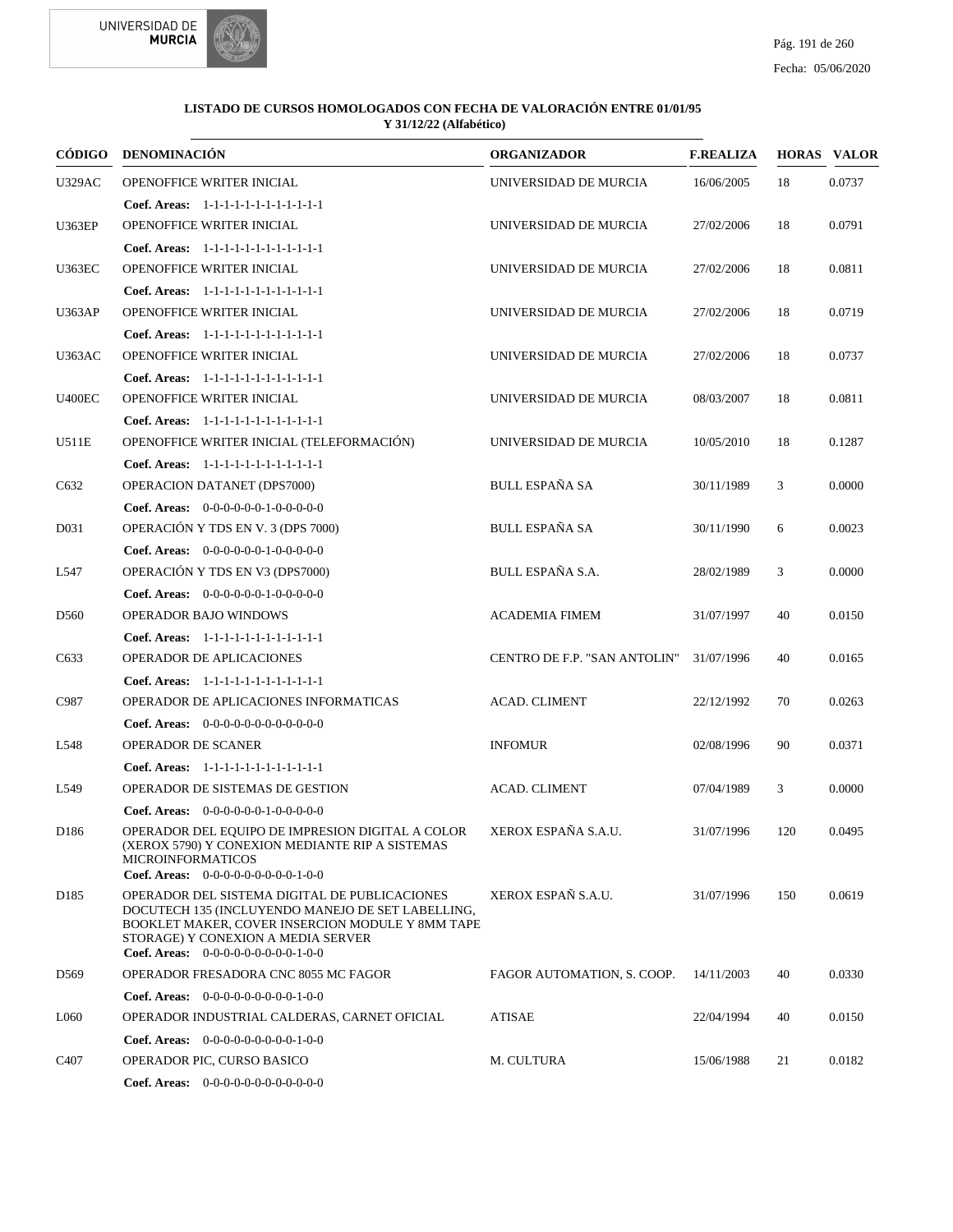**LISTADO DE CURSOS HOMOLOGADOS CON FECHA DE VALORACIÓN ENTRE 01/01/95 Y 31/12/22 (Alfabético)**

| CÓDIGO | DENOMINACIÓN | ORGANIZADOR | F.REALIZA | HORAS | VALOR |
|---|---|---|---|---|---|
| U329AC | OPENOFFICE WRITER INICIAL | UNIVERSIDAD DE MURCIA | 16/06/2005 | 18 | 0.0737 |
| | **Coef. Areas:** 1-1-1-1-1-1-1-1-1-1-1-1 | | | | |
| U363EP | OPENOFFICE WRITER INICIAL | UNIVERSIDAD DE MURCIA | 27/02/2006 | 18 | 0.0791 |
| | **Coef. Areas:** 1-1-1-1-1-1-1-1-1-1-1-1 | | | | |
| U363EC | OPENOFFICE WRITER INICIAL | UNIVERSIDAD DE MURCIA | 27/02/2006 | 18 | 0.0811 |
| | **Coef. Areas:** 1-1-1-1-1-1-1-1-1-1-1-1 | | | | |
| U363AP | OPENOFFICE WRITER INICIAL | UNIVERSIDAD DE MURCIA | 27/02/2006 | 18 | 0.0719 |
| | **Coef. Areas:** 1-1-1-1-1-1-1-1-1-1-1-1 | | | | |
| U363AC | OPENOFFICE WRITER INICIAL | UNIVERSIDAD DE MURCIA | 27/02/2006 | 18 | 0.0737 |
| | **Coef. Areas:** 1-1-1-1-1-1-1-1-1-1-1-1 | | | | |
| U400EC | OPENOFFICE WRITER INICIAL | UNIVERSIDAD DE MURCIA | 08/03/2007 | 18 | 0.0811 |
| | **Coef. Areas:** 1-1-1-1-1-1-1-1-1-1-1-1 | | | | |
| U511E | OPENOFFICE WRITER INICIAL (TELEFORMACIÓN) | UNIVERSIDAD DE MURCIA | 10/05/2010 | 18 | 0.1287 |
| | **Coef. Areas:** 1-1-1-1-1-1-1-1-1-1-1-1 | | | | |
| C632 | OPERACION DATANET (DPS7000) | BULL ESPAÑA SA | 30/11/1989 | 3 | 0.0000 |
| | **Coef. Areas:** 0-0-0-0-0-0-1-0-0-0-0-0 | | | | |
| D031 | OPERACIÓN Y TDS EN V. 3 (DPS 7000) | BULL ESPAÑA SA | 30/11/1990 | 6 | 0.0023 |
| | **Coef. Areas:** 0-0-0-0-0-0-1-0-0-0-0-0 | | | | |
| L547 | OPERACIÓN Y TDS EN V3 (DPS7000) | BULL ESPAÑA S.A. | 28/02/1989 | 3 | 0.0000 |
| | **Coef. Areas:** 0-0-0-0-0-0-1-0-0-0-0-0 | | | | |
| D560 | OPERADOR BAJO WINDOWS | ACADEMIA FIMEM | 31/07/1997 | 40 | 0.0150 |
| | **Coef. Areas:** 1-1-1-1-1-1-1-1-1-1-1-1 | | | | |
| C633 | OPERADOR DE APLICACIONES | CENTRO DE F.P. "SAN ANTOLIN" | 31/07/1996 | 40 | 0.0165 |
| | **Coef. Areas:** 1-1-1-1-1-1-1-1-1-1-1-1 | | | | |
| C987 | OPERADOR DE APLICACIONES INFORMATICAS | ACAD. CLIMENT | 22/12/1992 | 70 | 0.0263 |
| | **Coef. Areas:** 0-0-0-0-0-0-0-0-0-0-0-0 | | | | |
| L548 | OPERADOR DE SCANER | INFOMUR | 02/08/1996 | 90 | 0.0371 |
| | **Coef. Areas:** 1-1-1-1-1-1-1-1-1-1-1-1 | | | | |
| L549 | OPERADOR DE SISTEMAS DE GESTION | ACAD. CLIMENT | 07/04/1989 | 3 | 0.0000 |
| | **Coef. Areas:** 0-0-0-0-0-0-1-0-0-0-0-0 | | | | |
| D186 | OPERADOR DEL EQUIPO DE IMPRESION DIGITAL A COLOR (XEROX 5790) Y CONEXION MEDIANTE RIP A SISTEMAS MICROINFORMATICOS | XEROX ESPAÑA S.A.U. | 31/07/1996 | 120 | 0.0495 |
| | **Coef. Areas:** 0-0-0-0-0-0-0-0-0-1-0-0 | | | | |
| D185 | OPERADOR DEL SISTEMA DIGITAL DE PUBLICACIONES DOCUTECH 135 (INCLUYENDO MANEJO DE SET LABELLING, BOOKLET MAKER, COVER INSERCION MODULE Y 8MM TAPE STORAGE) Y CONEXION A MEDIA SERVER | XEROX ESPAÑ S.A.U. | 31/07/1996 | 150 | 0.0619 |
| | **Coef. Areas:** 0-0-0-0-0-0-0-0-0-1-0-0 | | | | |
| D569 | OPERADOR FRESADORA CNC 8055 MC FAGOR | FAGOR AUTOMATION, S. COOP. | 14/11/2003 | 40 | 0.0330 |
| | **Coef. Areas:** 0-0-0-0-0-0-0-0-0-1-0-0 | | | | |
| L060 | OPERADOR INDUSTRIAL CALDERAS, CARNET OFICIAL | ATISAE | 22/04/1994 | 40 | 0.0150 |
| | **Coef. Areas:** 0-0-0-0-0-0-0-0-0-1-0-0 | | | | |
| C407 | OPERADOR PIC, CURSO BASICO | M. CULTURA | 15/06/1988 | 21 | 0.0182 |
| | **Coef. Areas:** 0-0-0-0-0-0-0-0-0-0-0-0 | | | | |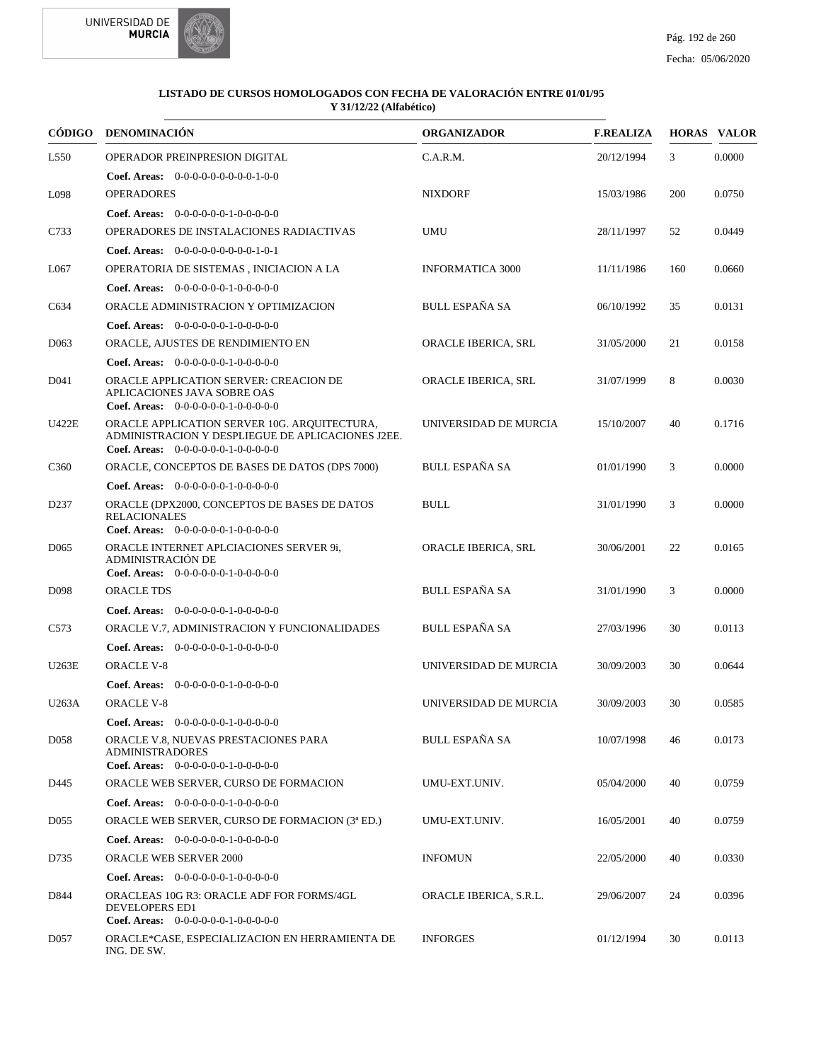**LISTADO DE CURSOS HOMOLOGADOS CON FECHA DE VALORACIÓN ENTRE 01/01/95 Y 31/12/22 (Alfabético)**

| CÓDIGO | DENOMINACIÓN | ORGANIZADOR | F.REALIZA | HORAS | VALOR |
|---|---|---|---|---|---|
| L550 | OPERADOR PREINPRESION DIGITAL<br>**Coef. Areas:** 0-0-0-0-0-0-0-0-0-1-0-0 | C.A.R.M. | 20/12/1994 | 3 | 0.0000 |
| L098 | OPERADORES<br>**Coef. Areas:** 0-0-0-0-0-0-1-0-0-0-0-0 | NIXDORF | 15/03/1986 | 200 | 0.0750 |
| C733 | OPERADORES DE INSTALACIONES RADIACTIVAS<br>**Coef. Areas:** 0-0-0-0-0-0-0-0-0-1-0-1 | UMU | 28/11/1997 | 52 | 0.0449 |
| L067 | OPERATORIA DE SISTEMAS , INICIACION A LA<br>**Coef. Areas:** 0-0-0-0-0-0-1-0-0-0-0-0 | INFORMATICA 3000 | 11/11/1986 | 160 | 0.0660 |
| C634 | ORACLE ADMINISTRACION Y OPTIMIZACION<br>**Coef. Areas:** 0-0-0-0-0-0-1-0-0-0-0-0 | BULL ESPAÑA SA | 06/10/1992 | 35 | 0.0131 |
| D063 | ORACLE, AJUSTES DE RENDIMIENTO EN<br>**Coef. Areas:** 0-0-0-0-0-0-1-0-0-0-0-0 | ORACLE IBERICA, SRL | 31/05/2000 | 21 | 0.0158 |
| D041 | ORACLE APPLICATION SERVER: CREACION DE APLICACIONES JAVA SOBRE OAS<br>**Coef. Areas:** 0-0-0-0-0-0-1-0-0-0-0-0 | ORACLE IBERICA, SRL | 31/07/1999 | 8 | 0.0030 |
| U422E | ORACLE APPLICATION SERVER 10G. ARQUITECTURA, ADMINISTRACION Y DESPLIEGUE DE APLICACIONES J2EE.<br>**Coef. Areas:** 0-0-0-0-0-0-1-0-0-0-0-0 | UNIVERSIDAD DE MURCIA | 15/10/2007 | 40 | 0.1716 |
| C360 | ORACLE, CONCEPTOS DE BASES DE DATOS (DPS 7000)<br>**Coef. Areas:** 0-0-0-0-0-0-1-0-0-0-0-0 | BULL ESPAÑA SA | 01/01/1990 | 3 | 0.0000 |
| D237 | ORACLE (DPX2000, CONCEPTOS DE BASES DE DATOS RELACIONALES<br>**Coef. Areas:** 0-0-0-0-0-0-1-0-0-0-0-0 | BULL | 31/01/1990 | 3 | 0.0000 |
| D065 | ORACLE INTERNET APLCIACIONES SERVER 9i, ADMINISTRACIÓN DE<br>**Coef. Areas:** 0-0-0-0-0-0-1-0-0-0-0-0 | ORACLE IBERICA, SRL | 30/06/2001 | 22 | 0.0165 |
| D098 | ORACLE TDS<br>**Coef. Areas:** 0-0-0-0-0-0-1-0-0-0-0-0 | BULL ESPAÑA SA | 31/01/1990 | 3 | 0.0000 |
| C573 | ORACLE V.7, ADMINISTRACION Y FUNCIONALIDADES<br>**Coef. Areas:** 0-0-0-0-0-0-1-0-0-0-0-0 | BULL ESPAÑA SA | 27/03/1996 | 30 | 0.0113 |
| U263E | ORACLE V-8<br>**Coef. Areas:** 0-0-0-0-0-0-1-0-0-0-0-0 | UNIVERSIDAD DE MURCIA | 30/09/2003 | 30 | 0.0644 |
| U263A | ORACLE V-8<br>**Coef. Areas:** 0-0-0-0-0-0-1-0-0-0-0-0 | UNIVERSIDAD DE MURCIA | 30/09/2003 | 30 | 0.0585 |
| D058 | ORACLE V.8, NUEVAS PRESTACIONES PARA ADMINISTRADORES<br>**Coef. Areas:** 0-0-0-0-0-0-1-0-0-0-0-0 | BULL ESPAÑA SA | 10/07/1998 | 46 | 0.0173 |
| D445 | ORACLE WEB SERVER, CURSO DE FORMACION<br>**Coef. Areas:** 0-0-0-0-0-0-1-0-0-0-0-0 | UMU-EXT.UNIV. | 05/04/2000 | 40 | 0.0759 |
| D055 | ORACLE WEB SERVER, CURSO DE FORMACION (3ª ED.)<br>**Coef. Areas:** 0-0-0-0-0-0-1-0-0-0-0-0 | UMU-EXT.UNIV. | 16/05/2001 | 40 | 0.0759 |
| D735 | ORACLE WEB SERVER 2000<br>**Coef. Areas:** 0-0-0-0-0-0-1-0-0-0-0-0 | INFOMUN | 22/05/2000 | 40 | 0.0330 |
| D844 | ORACLEAS 10G R3: ORACLE ADF FOR FORMS/4GL DEVELOPERS ED1<br>**Coef. Areas:** 0-0-0-0-0-0-1-0-0-0-0-0 | ORACLE IBERICA, S.R.L. | 29/06/2007 | 24 | 0.0396 |
| D057 | ORACLE*CASE, ESPECIALIZACION EN HERRAMIENTA DE ING. DE SW. | INFORGES | 01/12/1994 | 30 | 0.0113 |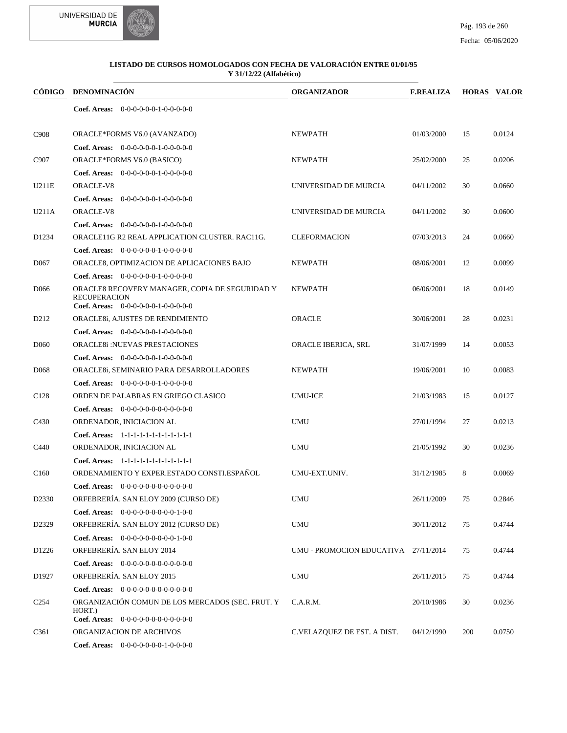**LISTADO DE CURSOS HOMOLOGADOS CON FECHA DE VALORACIÓN ENTRE 01/01/95 Y 31/12/22 (Alfabético)**

| CÓDIGO | DENOMINACIÓN | ORGANIZADOR | F.REALIZA | HORAS | VALOR |
|---|---|---|---|---|---|
| | **Coef. Areas:** 0-0-0-0-0-0-1-0-0-0-0-0 | | | | |
| C908 | ORACLE*FORMS V6.0 (AVANZADO) | NEWPATH | 01/03/2000 | 15 | 0.0124 |
| | **Coef. Areas:** 0-0-0-0-0-0-1-0-0-0-0-0 | | | | |
| C907 | ORACLE*FORMS V6.0 (BASICO) | NEWPATH | 25/02/2000 | 25 | 0.0206 |
| | **Coef. Areas:** 0-0-0-0-0-0-1-0-0-0-0-0 | | | | |
| U211E | ORACLE-V8 | UNIVERSIDAD DE MURCIA | 04/11/2002 | 30 | 0.0660 |
| | **Coef. Areas:** 0-0-0-0-0-0-1-0-0-0-0-0 | | | | |
| U211A | ORACLE-V8 | UNIVERSIDAD DE MURCIA | 04/11/2002 | 30 | 0.0600 |
| | **Coef. Areas:** 0-0-0-0-0-0-1-0-0-0-0-0 | | | | |
| D1234 | ORACLE11G R2 REAL APPLICATION CLUSTER. RAC11G. | CLEFORMACION | 07/03/2013 | 24 | 0.0660 |
| | **Coef. Areas:** 0-0-0-0-0-0-1-0-0-0-0-0 | | | | |
| D067 | ORACLE8, OPTIMIZACION DE APLICACIONES BAJO | NEWPATH | 08/06/2001 | 12 | 0.0099 |
| | **Coef. Areas:** 0-0-0-0-0-0-1-0-0-0-0-0 | | | | |
| D066 | ORACLE8 RECOVERY MANAGER, COPIA DE SEGURIDAD Y RECUPERACION | NEWPATH | 06/06/2001 | 18 | 0.0149 |
| | **Coef. Areas:** 0-0-0-0-0-0-1-0-0-0-0-0 | | | | |
| D212 | ORACLE8i, AJUSTES DE RENDIMIENTO | ORACLE | 30/06/2001 | 28 | 0.0231 |
| | **Coef. Areas:** 0-0-0-0-0-0-1-0-0-0-0-0 | | | | |
| D060 | ORACLE8i :NUEVAS PRESTACIONES | ORACLE IBERICA, SRL | 31/07/1999 | 14 | 0.0053 |
| | **Coef. Areas:** 0-0-0-0-0-0-1-0-0-0-0-0 | | | | |
| D068 | ORACLE8i, SEMINARIO PARA DESARROLLADORES | NEWPATH | 19/06/2001 | 10 | 0.0083 |
| | **Coef. Areas:** 0-0-0-0-0-0-1-0-0-0-0-0 | | | | |
| C128 | ORDEN DE PALABRAS EN GRIEGO CLASICO | UMU-ICE | 21/03/1983 | 15 | 0.0127 |
| | **Coef. Areas:** 0-0-0-0-0-0-0-0-0-0-0-0 | | | | |
| C430 | ORDENADOR, INICIACION AL | UMU | 27/01/1994 | 27 | 0.0213 |
| | **Coef. Areas:** 1-1-1-1-1-1-1-1-1-1-1-1 | | | | |
| C440 | ORDENADOR, INICIACION AL | UMU | 21/05/1992 | 30 | 0.0236 |
| | **Coef. Areas:** 1-1-1-1-1-1-1-1-1-1-1-1 | | | | |
| C160 | ORDENAMIENTO Y EXPER.ESTADO CONSTI.ESPAÑOL | UMU-EXT.UNIV. | 31/12/1985 | 8 | 0.0069 |
| | **Coef. Areas:** 0-0-0-0-0-0-0-0-0-0-0-0 | | | | |
| D2330 | ORFEBRERÍA. SAN ELOY 2009 (CURSO DE) | UMU | 26/11/2009 | 75 | 0.2846 |
| | **Coef. Areas:** 0-0-0-0-0-0-0-0-0-1-0-0 | | | | |
| D2329 | ORFEBRERÍA. SAN ELOY 2012 (CURSO DE) | UMU | 30/11/2012 | 75 | 0.4744 |
| | **Coef. Areas:** 0-0-0-0-0-0-0-0-0-1-0-0 | | | | |
| D1226 | ORFEBRERÍA. SAN ELOY 2014 | UMU - PROMOCION EDUCATIVA | 27/11/2014 | 75 | 0.4744 |
| | **Coef. Areas:** 0-0-0-0-0-0-0-0-0-0-0-0 | | | | |
| D1927 | ORFEBRERÍA. SAN ELOY 2015 | UMU | 26/11/2015 | 75 | 0.4744 |
| | **Coef. Areas:** 0-0-0-0-0-0-0-0-0-0-0-0 | | | | |
| C254 | ORGANIZACIÓN COMUN DE LOS MERCADOS (SEC. FRUT. Y HORT.) | C.A.R.M. | 20/10/1986 | 30 | 0.0236 |
| | **Coef. Areas:** 0-0-0-0-0-0-0-0-0-0-0-0 | | | | |
| C361 | ORGANIZACION DE ARCHIVOS | C.VELAZQUEZ DE EST. A DIST. | 04/12/1990 | 200 | 0.0750 |
| | **Coef. Areas:** 0-0-0-0-0-0-0-1-0-0-0-0 | | | | |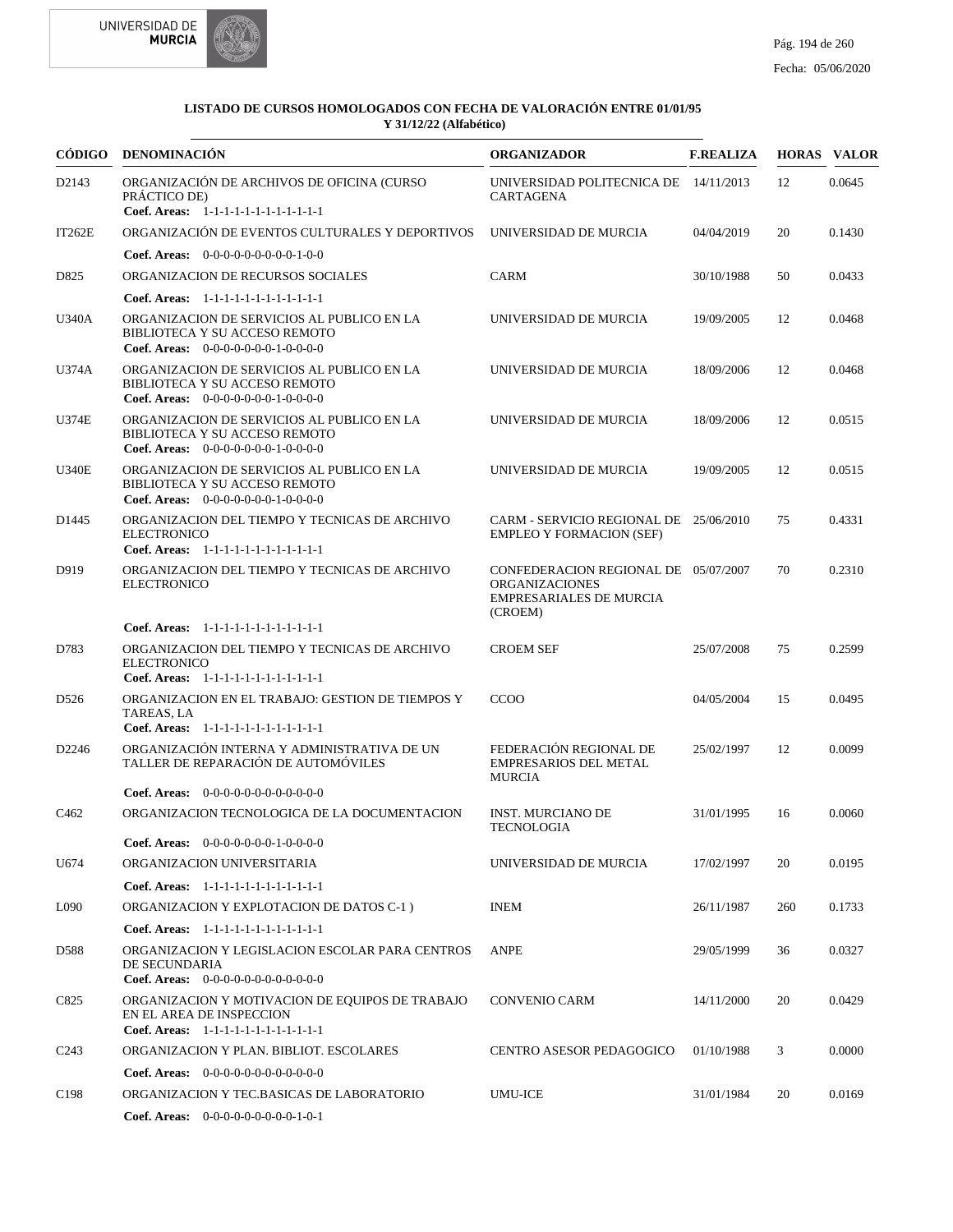**LISTADO DE CURSOS HOMOLOGADOS CON FECHA DE VALORACIÓN ENTRE 01/01/95 Y 31/12/22 (Alfabético)**

| CÓDIGO | DENOMINACIÓN | ORGANIZADOR | F.REALIZA | HORAS | VALOR |
|---|---|---|---|---|---|
| D2143 | ORGANIZACIÓN DE ARCHIVOS DE OFICINA (CURSO PRÁCTICO DE)<br>**Coef. Areas:** 1-1-1-1-1-1-1-1-1-1-1-1 | UNIVERSIDAD POLITECNICA DE CARTAGENA | 14/11/2013 | 12 | 0.0645 |
| IT262E | ORGANIZACIÓN DE EVENTOS CULTURALES Y DEPORTIVOS<br>**Coef. Areas:** 0-0-0-0-0-0-0-0-0-1-0-0 | UNIVERSIDAD DE MURCIA | 04/04/2019 | 20 | 0.1430 |
| D825 | ORGANIZACION DE RECURSOS SOCIALES<br>**Coef. Areas:** 1-1-1-1-1-1-1-1-1-1-1-1 | CARM | 30/10/1988 | 50 | 0.0433 |
| U340A | ORGANIZACION DE SERVICIOS AL PUBLICO EN LA BIBLIOTECA Y SU ACCESO REMOTO<br>**Coef. Areas:** 0-0-0-0-0-0-0-1-0-0-0-0 | UNIVERSIDAD DE MURCIA | 19/09/2005 | 12 | 0.0468 |
| U374A | ORGANIZACION DE SERVICIOS AL PUBLICO EN LA BIBLIOTECA Y SU ACCESO REMOTO<br>**Coef. Areas:** 0-0-0-0-0-0-0-1-0-0-0-0 | UNIVERSIDAD DE MURCIA | 18/09/2006 | 12 | 0.0468 |
| U374E | ORGANIZACION DE SERVICIOS AL PUBLICO EN LA BIBLIOTECA Y SU ACCESO REMOTO<br>**Coef. Areas:** 0-0-0-0-0-0-0-1-0-0-0-0 | UNIVERSIDAD DE MURCIA | 18/09/2006 | 12 | 0.0515 |
| U340E | ORGANIZACION DE SERVICIOS AL PUBLICO EN LA BIBLIOTECA Y SU ACCESO REMOTO<br>**Coef. Areas:** 0-0-0-0-0-0-0-1-0-0-0-0 | UNIVERSIDAD DE MURCIA | 19/09/2005 | 12 | 0.0515 |
| D1445 | ORGANIZACION DEL TIEMPO Y TECNICAS DE ARCHIVO ELECTRONICO<br>**Coef. Areas:** 1-1-1-1-1-1-1-1-1-1-1-1 | CARM - SERVICIO REGIONAL DE EMPLEO Y FORMACION (SEF) | 25/06/2010 | 75 | 0.4331 |
| D919 | ORGANIZACION DEL TIEMPO Y TECNICAS DE ARCHIVO ELECTRONICO<br>**Coef. Areas:** 1-1-1-1-1-1-1-1-1-1-1-1 | CONFEDERACION REGIONAL DE ORGANIZACIONES EMPRESARIALES DE MURCIA (CROEM) | 05/07/2007 | 70 | 0.2310 |
| D783 | ORGANIZACION DEL TIEMPO Y TECNICAS DE ARCHIVO ELECTRONICO<br>**Coef. Areas:** 1-1-1-1-1-1-1-1-1-1-1-1 | CROEM SEF | 25/07/2008 | 75 | 0.2599 |
| D526 | ORGANIZACION EN EL TRABAJO: GESTION DE TIEMPOS Y TAREAS, LA<br>**Coef. Areas:** 1-1-1-1-1-1-1-1-1-1-1-1 | CCOO | 04/05/2004 | 15 | 0.0495 |
| D2246 | ORGANIZACIÓN INTERNA Y ADMINISTRATIVA DE UN TALLER DE REPARACIÓN DE AUTOMÓVILES<br>**Coef. Areas:** 0-0-0-0-0-0-0-0-0-0-0-0 | FEDERACIÓN REGIONAL DE EMPRESARIOS DEL METAL MURCIA | 25/02/1997 | 12 | 0.0099 |
| C462 | ORGANIZACION TECNOLOGICA DE LA DOCUMENTACION<br>**Coef. Areas:** 0-0-0-0-0-0-0-1-0-0-0-0 | INST. MURCIANO DE TECNOLOGIA | 31/01/1995 | 16 | 0.0060 |
| U674 | ORGANIZACION UNIVERSITARIA<br>**Coef. Areas:** 1-1-1-1-1-1-1-1-1-1-1-1 | UNIVERSIDAD DE MURCIA | 17/02/1997 | 20 | 0.0195 |
| L090 | ORGANIZACION Y EXPLOTACION DE DATOS C-1 )<br>**Coef. Areas:** 1-1-1-1-1-1-1-1-1-1-1-1 | INEM | 26/11/1987 | 260 | 0.1733 |
| D588 | ORGANIZACION Y LEGISLACION ESCOLAR PARA CENTROS DE SECUNDARIA<br>**Coef. Areas:** 0-0-0-0-0-0-0-0-0-0-0-0 | ANPE | 29/05/1999 | 36 | 0.0327 |
| C825 | ORGANIZACION Y MOTIVACION DE EQUIPOS DE TRABAJO EN EL AREA DE INSPECCION<br>**Coef. Areas:** 1-1-1-1-1-1-1-1-1-1-1-1 | CONVENIO CARM | 14/11/2000 | 20 | 0.0429 |
| C243 | ORGANIZACION Y PLAN. BIBLIOT. ESCOLARES<br>**Coef. Areas:** 0-0-0-0-0-0-0-0-0-0-0-0 | CENTRO ASESOR PEDAGOGICO | 01/10/1988 | 3 | 0.0000 |
| C198 | ORGANIZACION Y TEC.BASICAS DE LABORATORIO<br>**Coef. Areas:** 0-0-0-0-0-0-0-0-0-1-0-1 | UMU-ICE | 31/01/1984 | 20 | 0.0169 |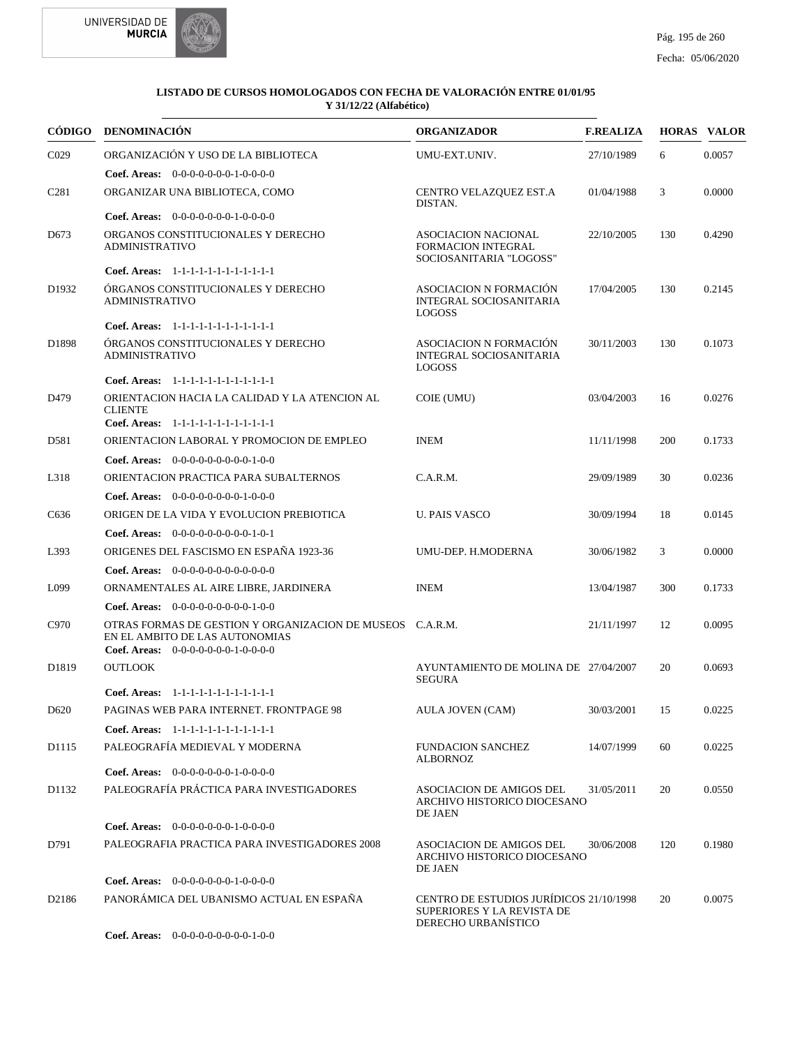**LISTADO DE CURSOS HOMOLOGADOS CON FECHA DE VALORACIÓN ENTRE 01/01/95 Y 31/12/22 (Alfabético)**

| CÓDIGO | DENOMINACIÓN | ORGANIZADOR | F.REALIZA | HORAS | VALOR |
|---|---|---|---|---|---|
| C029 | ORGANIZACIÓN Y USO DE LA BIBLIOTECA | UMU-EXT.UNIV. | 27/10/1989 | 6 | 0.0057 |
| | **Coef. Areas:** 0-0-0-0-0-0-0-1-0-0-0-0 | | | | |
| C281 | ORGANIZAR UNA BIBLIOTECA, COMO | CENTRO VELAZQUEZ EST.A DISTAN. | 01/04/1988 | 3 | 0.0000 |
| | **Coef. Areas:** 0-0-0-0-0-0-0-1-0-0-0-0 | | | | |
| D673 | ORGANOS CONSTITUCIONALES Y DERECHO ADMINISTRATIVO | ASOCIACION NACIONAL FORMACION INTEGRAL SOCIOSANITARIA "LOGOSS" | 22/10/2005 | 130 | 0.4290 |
| | **Coef. Areas:** 1-1-1-1-1-1-1-1-1-1-1-1 | | | | |
| D1932 | ÓRGANOS CONSTITUCIONALES Y DERECHO ADMINISTRATIVO | ASOCIACION N FORMACIÓN INTEGRAL SOCIOSANITARIA LOGOSS | 17/04/2005 | 130 | 0.2145 |
| | **Coef. Areas:** 1-1-1-1-1-1-1-1-1-1-1-1 | | | | |
| D1898 | ÓRGANOS CONSTITUCIONALES Y DERECHO ADMINISTRATIVO | ASOCIACION N FORMACIÓN INTEGRAL SOCIOSANITARIA LOGOSS | 30/11/2003 | 130 | 0.1073 |
| | **Coef. Areas:** 1-1-1-1-1-1-1-1-1-1-1-1 | | | | |
| D479 | ORIENTACION HACIA LA CALIDAD Y LA ATENCION AL CLIENTE | COIE (UMU) | 03/04/2003 | 16 | 0.0276 |
| | **Coef. Areas:** 1-1-1-1-1-1-1-1-1-1-1-1 | | | | |
| D581 | ORIENTACION LABORAL Y PROMOCION DE EMPLEO | INEM | 11/11/1998 | 200 | 0.1733 |
| | **Coef. Areas:** 0-0-0-0-0-0-0-0-0-1-0-0 | | | | |
| L318 | ORIENTACION PRACTICA PARA SUBALTERNOS | C.A.R.M. | 29/09/1989 | 30 | 0.0236 |
| | **Coef. Areas:** 0-0-0-0-0-0-0-0-1-0-0-0 | | | | |
| C636 | ORIGEN DE LA VIDA Y EVOLUCION PREBIOTICA | U. PAIS VASCO | 30/09/1994 | 18 | 0.0145 |
| | **Coef. Areas:** 0-0-0-0-0-0-0-0-0-1-0-1 | | | | |
| L393 | ORIGENES DEL FASCISMO EN ESPAÑA 1923-36 | UMU-DEP. H.MODERNA | 30/06/1982 | 3 | 0.0000 |
| | **Coef. Areas:** 0-0-0-0-0-0-0-0-0-0-0-0 | | | | |
| L099 | ORNAMENTALES AL AIRE LIBRE, JARDINERA | INEM | 13/04/1987 | 300 | 0.1733 |
| | **Coef. Areas:** 0-0-0-0-0-0-0-0-0-1-0-0 | | | | |
| C970 | OTRAS FORMAS DE GESTION Y ORGANIZACION DE MUSEOS EN EL AMBITO DE LAS AUTONOMIAS | C.A.R.M. | 21/11/1997 | 12 | 0.0095 |
| | **Coef. Areas:** 0-0-0-0-0-0-0-1-0-0-0-0 | | | | |
| D1819 | OUTLOOK | AYUNTAMIENTO DE MOLINA DE SEGURA | 27/04/2007 | 20 | 0.0693 |
| | **Coef. Areas:** 1-1-1-1-1-1-1-1-1-1-1-1 | | | | |
| D620 | PAGINAS WEB PARA INTERNET. FRONTPAGE 98 | AULA JOVEN (CAM) | 30/03/2001 | 15 | 0.0225 |
| | **Coef. Areas:** 1-1-1-1-1-1-1-1-1-1-1-1 | | | | |
| D1115 | PALEOGRAFÍA MEDIEVAL Y MODERNA | FUNDACION SANCHEZ ALBORNOZ | 14/07/1999 | 60 | 0.0225 |
| | **Coef. Areas:** 0-0-0-0-0-0-0-1-0-0-0-0 | | | | |
| D1132 | PALEOGRAFÍA PRÁCTICA PARA INVESTIGADORES | ASOCIACION DE AMIGOS DEL ARCHIVO HISTORICO DIOCESANO DE JAEN | 31/05/2011 | 20 | 0.0550 |
| | **Coef. Areas:** 0-0-0-0-0-0-0-1-0-0-0-0 | | | | |
| D791 | PALEOGRAFIA PRACTICA PARA INVESTIGADORES 2008 | ASOCIACION DE AMIGOS DEL ARCHIVO HISTORICO DIOCESANO DE JAEN | 30/06/2008 | 120 | 0.1980 |
| | **Coef. Areas:** 0-0-0-0-0-0-0-1-0-0-0-0 | | | | |
| D2186 | PANORÁMICA DEL UBANISMO ACTUAL EN ESPAÑA | CENTRO DE ESTUDIOS JURÍDICOS SUPERIORES Y LA REVISTA DE DERECHO URBANÍSTICO | 21/10/1998 | 20 | 0.0075 |
| | **Coef. Areas:** 0-0-0-0-0-0-0-0-0-1-0-0 | | | | |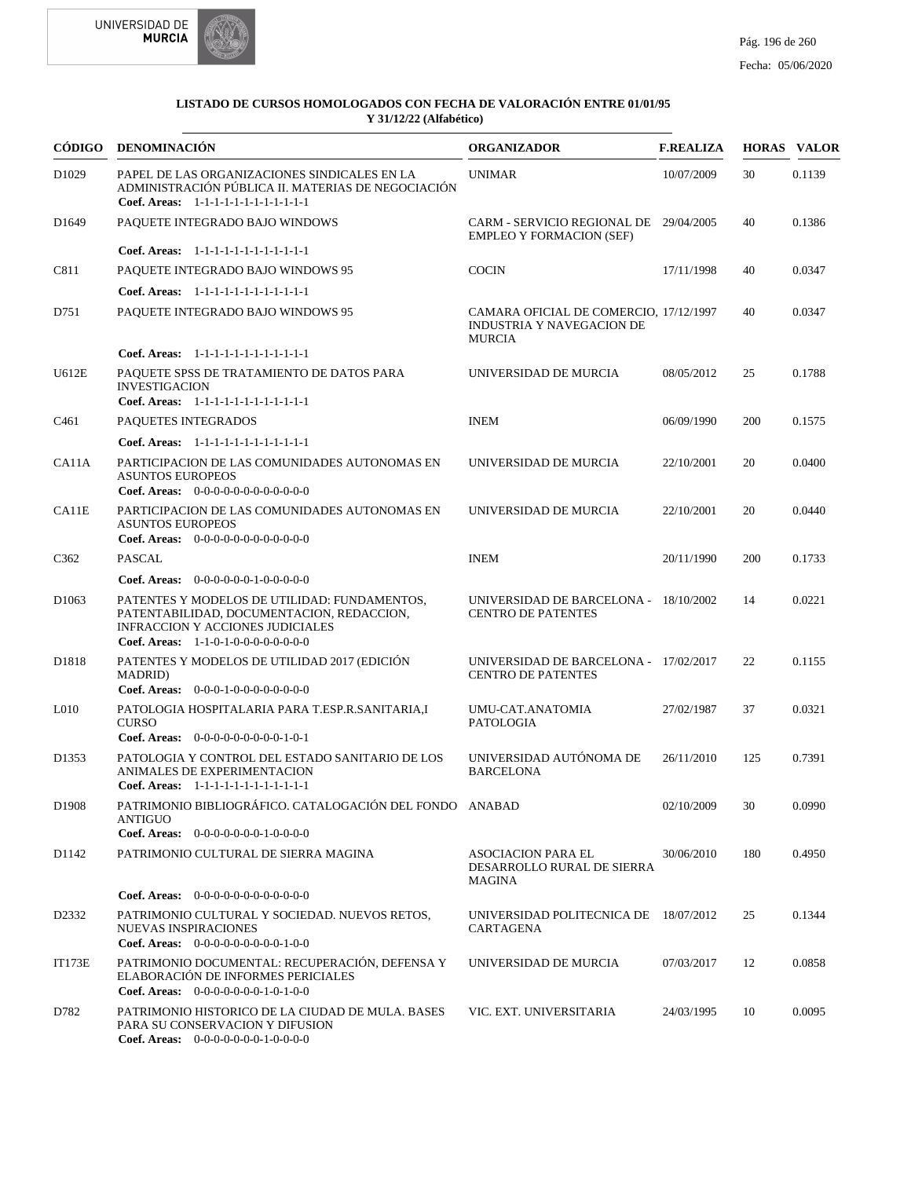**LISTADO DE CURSOS HOMOLOGADOS CON FECHA DE VALORACIÓN ENTRE 01/01/95 Y 31/12/22 (Alfabético)**

| CÓDIGO | DENOMINACIÓN | ORGANIZADOR | F.REALIZA | HORAS | VALOR |
|---|---|---|---|---|---|
| D1029 | PAPEL DE LAS ORGANIZACIONES SINDICALES EN LA ADMINISTRACIÓN PÚBLICA II. MATERIAS DE NEGOCIACIÓN<br>**Coef. Areas:** 1-1-1-1-1-1-1-1-1-1-1-1 | UNIMAR | 10/07/2009 | 30 | 0.1139 |
| D1649 | PAQUETE INTEGRADO BAJO WINDOWS<br>**Coef. Areas:** 1-1-1-1-1-1-1-1-1-1-1-1 | CARM - SERVICIO REGIONAL DE EMPLEO Y FORMACION (SEF) | 29/04/2005 | 40 | 0.1386 |
| C811 | PAQUETE INTEGRADO BAJO WINDOWS 95<br>**Coef. Areas:** 1-1-1-1-1-1-1-1-1-1-1-1 | COCIN | 17/11/1998 | 40 | 0.0347 |
| D751 | PAQUETE INTEGRADO BAJO WINDOWS 95<br>**Coef. Areas:** 1-1-1-1-1-1-1-1-1-1-1-1 | CAMARA OFICIAL DE COMERCIO, INDUSTRIA Y NAVEGACION DE MURCIA | 17/12/1997 | 40 | 0.0347 |
| U612E | PAQUETE SPSS DE TRATAMIENTO DE DATOS PARA INVESTIGACION<br>**Coef. Areas:** 1-1-1-1-1-1-1-1-1-1-1-1 | UNIVERSIDAD DE MURCIA | 08/05/2012 | 25 | 0.1788 |
| C461 | PAQUETES INTEGRADOS<br>**Coef. Areas:** 1-1-1-1-1-1-1-1-1-1-1-1 | INEM | 06/09/1990 | 200 | 0.1575 |
| CA11A | PARTICIPACION DE LAS COMUNIDADES AUTONOMAS EN ASUNTOS EUROPEOS<br>**Coef. Areas:** 0-0-0-0-0-0-0-0-0-0-0-0 | UNIVERSIDAD DE MURCIA | 22/10/2001 | 20 | 0.0400 |
| CA11E | PARTICIPACION DE LAS COMUNIDADES AUTONOMAS EN ASUNTOS EUROPEOS<br>**Coef. Areas:** 0-0-0-0-0-0-0-0-0-0-0-0 | UNIVERSIDAD DE MURCIA | 22/10/2001 | 20 | 0.0440 |
| C362 | PASCAL<br>**Coef. Areas:** 0-0-0-0-0-0-1-0-0-0-0-0 | INEM | 20/11/1990 | 200 | 0.1733 |
| D1063 | PATENTES Y MODELOS DE UTILIDAD: FUNDAMENTOS, PATENTABILIDAD, DOCUMENTACION, REDACCION, INFRACCION Y ACCIONES JUDICIALES<br>**Coef. Areas:** 1-1-0-1-0-0-0-0-0-0-0-0 | UNIVERSIDAD DE BARCELONA - CENTRO DE PATENTES | 18/10/2002 | 14 | 0.0221 |
| D1818 | PATENTES Y MODELOS DE UTILIDAD 2017 (EDICIÓN MADRID)<br>**Coef. Areas:** 0-0-0-1-0-0-0-0-0-0-0-0 | UNIVERSIDAD DE BARCELONA - CENTRO DE PATENTES | 17/02/2017 | 22 | 0.1155 |
| L010 | PATOLOGIA HOSPITALARIA PARA T.ESP.R.SANITARIA,I CURSO<br>**Coef. Areas:** 0-0-0-0-0-0-0-0-0-1-0-1 | UMU-CAT.ANATOMIA PATOLOGIA | 27/02/1987 | 37 | 0.0321 |
| D1353 | PATOLOGIA Y CONTROL DEL ESTADO SANITARIO DE LOS ANIMALES DE EXPERIMENTACION<br>**Coef. Areas:** 1-1-1-1-1-1-1-1-1-1-1-1 | UNIVERSIDAD AUTÓNOMA DE BARCELONA | 26/11/2010 | 125 | 0.7391 |
| D1908 | PATRIMONIO BIBLIOGRÁFICO. CATALOGACIÓN DEL FONDO ANTIGUO<br>**Coef. Areas:** 0-0-0-0-0-0-0-1-0-0-0-0 | ANABAD | 02/10/2009 | 30 | 0.0990 |
| D1142 | PATRIMONIO CULTURAL DE SIERRA MAGINA<br>**Coef. Areas:** 0-0-0-0-0-0-0-0-0-0-0-0 | ASOCIACION PARA EL DESARROLLO RURAL DE SIERRA MAGINA | 30/06/2010 | 180 | 0.4950 |
| D2332 | PATRIMONIO CULTURAL Y SOCIEDAD. NUEVOS RETOS, NUEVAS INSPIRACIONES<br>**Coef. Areas:** 0-0-0-0-0-0-0-0-0-1-0-0 | UNIVERSIDAD POLITECNICA DE CARTAGENA | 18/07/2012 | 25 | 0.1344 |
| IT173E | PATRIMONIO DOCUMENTAL: RECUPERACIÓN, DEFENSA Y ELABORACIÓN DE INFORMES PERICIALES<br>**Coef. Areas:** 0-0-0-0-0-0-0-1-0-1-0-0 | UNIVERSIDAD DE MURCIA | 07/03/2017 | 12 | 0.0858 |
| D782 | PATRIMONIO HISTORICO DE LA CIUDAD DE MULA. BASES PARA SU CONSERVACION Y DIFUSION<br>**Coef. Areas:** 0-0-0-0-0-0-0-1-0-0-0-0 | VIC. EXT. UNIVERSITARIA | 24/03/1995 | 10 | 0.0095 |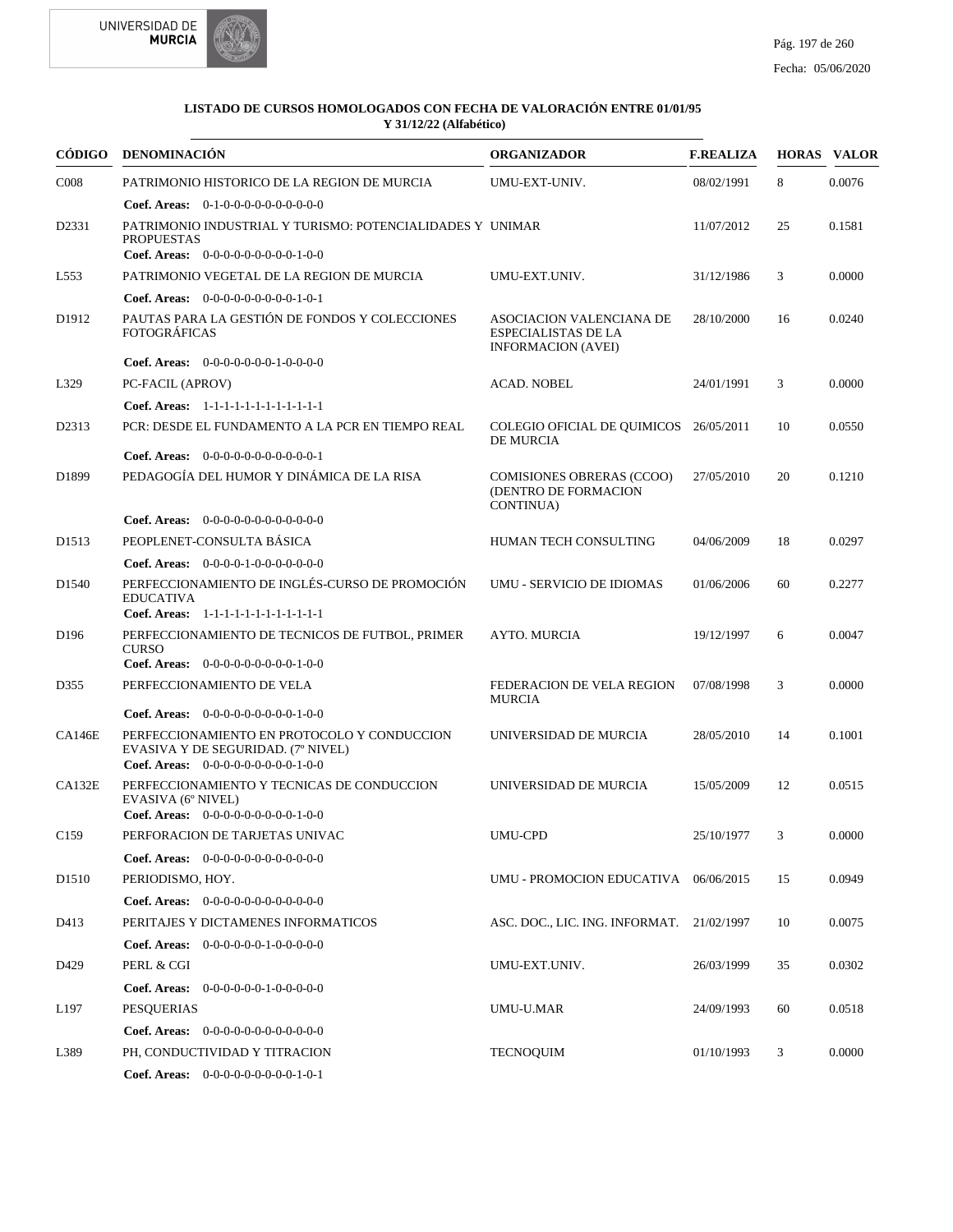**LISTADO DE CURSOS HOMOLOGADOS CON FECHA DE VALORACIÓN ENTRE 01/01/95 Y 31/12/22 (Alfabético)**

| CÓDIGO | DENOMINACIÓN | ORGANIZADOR | F.REALIZA | HORAS | VALOR |
|---|---|---|---|---|---|
| C008 | PATRIMONIO HISTORICO DE LA REGION DE MURCIA<br>**Coef. Areas:** 0-1-0-0-0-0-0-0-0-0-0-0-0 | UMU-EXT-UNIV. | 08/02/1991 | 8 | 0.0076 |
| D2331 | PATRIMONIO INDUSTRIAL Y TURISMO: POTENCIALIDADES Y PROPUESTAS<br>**Coef. Areas:** 0-0-0-0-0-0-0-0-0-0-1-0-0 | UNIMAR | 11/07/2012 | 25 | 0.1581 |
| L553 | PATRIMONIO VEGETAL DE LA REGION DE MURCIA<br>**Coef. Areas:** 0-0-0-0-0-0-0-0-0-0-1-0-1 | UMU-EXT.UNIV. | 31/12/1986 | 3 | 0.0000 |
| D1912 | PAUTAS PARA LA GESTIÓN DE FONDOS Y COLECCIONES FOTOGRÁFICAS<br>**Coef. Areas:** 0-0-0-0-0-0-0-1-0-0-0-0 | ASOCIACION VALENCIANA DE ESPECIALISTAS DE LA INFORMACION (AVEI) | 28/10/2000 | 16 | 0.0240 |
| L329 | PC-FACIL (APROV)<br>**Coef. Areas:** 1-1-1-1-1-1-1-1-1-1-1-1-1 | ACAD. NOBEL | 24/01/1991 | 3 | 0.0000 |
| D2313 | PCR: DESDE EL FUNDAMENTO A LA PCR EN TIEMPO REAL<br>**Coef. Areas:** 0-0-0-0-0-0-0-0-0-0-0-0-1 | COLEGIO OFICIAL DE QUIMICOS DE MURCIA | 26/05/2011 | 10 | 0.0550 |
| D1899 | PEDAGOGÍA DEL HUMOR Y DINÁMICA DE LA RISA<br>**Coef. Areas:** 0-0-0-0-0-0-0-0-0-0-0-0-0 | COMISIONES OBRERAS (CCOO) (DENTRO DE FORMACION CONTINUA) | 27/05/2010 | 20 | 0.1210 |
| D1513 | PEOPLENET-CONSULTA BÁSICA<br>**Coef. Areas:** 0-0-0-0-1-0-0-0-0-0-0-0-0 | HUMAN TECH CONSULTING | 04/06/2009 | 18 | 0.0297 |
| D1540 | PERFECCIONAMIENTO DE INGLÉS-CURSO DE PROMOCIÓN EDUCATIVA<br>**Coef. Areas:** 1-1-1-1-1-1-1-1-1-1-1-1-1 | UMU - SERVICIO DE IDIOMAS | 01/06/2006 | 60 | 0.2277 |
| D196 | PERFECCIONAMIENTO DE TECNICOS DE FUTBOL, PRIMER CURSO<br>**Coef. Areas:** 0-0-0-0-0-0-0-0-0-0-1-0-0 | AYTO. MURCIA | 19/12/1997 | 6 | 0.0047 |
| D355 | PERFECCIONAMIENTO DE VELA<br>**Coef. Areas:** 0-0-0-0-0-0-0-0-0-0-1-0-0 | FEDERACION DE VELA REGION MURCIA | 07/08/1998 | 3 | 0.0000 |
| CA146E | PERFECCIONAMIENTO EN PROTOCOLO Y CONDUCCION EVASIVA Y DE SEGURIDAD. (7º NIVEL)<br>**Coef. Areas:** 0-0-0-0-0-0-0-0-0-0-1-0-0 | UNIVERSIDAD DE MURCIA | 28/05/2010 | 14 | 0.1001 |
| CA132E | PERFECCIONAMIENTO Y TECNICAS DE CONDUCCION EVASIVA (6º NIVEL)<br>**Coef. Areas:** 0-0-0-0-0-0-0-0-0-0-1-0-0 | UNIVERSIDAD DE MURCIA | 15/05/2009 | 12 | 0.0515 |
| C159 | PERFORACION DE TARJETAS UNIVAC<br>**Coef. Areas:** 0-0-0-0-0-0-0-0-0-0-0-0-0 | UMU-CPD | 25/10/1977 | 3 | 0.0000 |
| D1510 | PERIODISMO, HOY.<br>**Coef. Areas:** 0-0-0-0-0-0-0-0-0-0-0-0-0 | UMU - PROMOCION EDUCATIVA | 06/06/2015 | 15 | 0.0949 |
| D413 | PERITAJES Y DICTAMENES INFORMATICOS<br>**Coef. Areas:** 0-0-0-0-0-0-1-0-0-0-0-0 | ASC. DOC., LIC. ING. INFORMAT. | 21/02/1997 | 10 | 0.0075 |
| D429 | PERL & CGI<br>**Coef. Areas:** 0-0-0-0-0-0-1-0-0-0-0-0 | UMU-EXT.UNIV. | 26/03/1999 | 35 | 0.0302 |
| L197 | PESQUERIAS<br>**Coef. Areas:** 0-0-0-0-0-0-0-0-0-0-0-0-0 | UMU-U.MAR | 24/09/1993 | 60 | 0.0518 |
| L389 | PH, CONDUCTIVIDAD Y TITRACION<br>**Coef. Areas:** 0-0-0-0-0-0-0-0-0-0-1-0-1 | TECNOQUIM | 01/10/1993 | 3 | 0.0000 |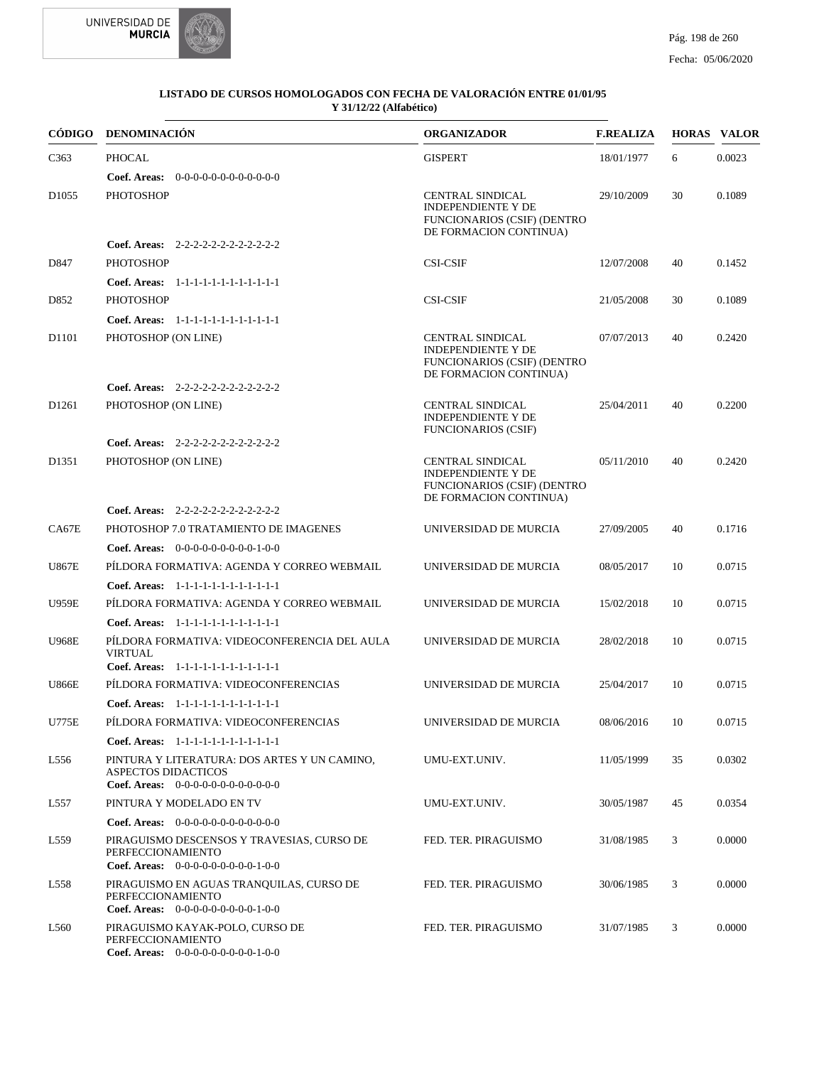**LISTADO DE CURSOS HOMOLOGADOS CON FECHA DE VALORACIÓN ENTRE 01/01/95 Y 31/12/22 (Alfabético)**

| CÓDIGO | DENOMINACIÓN | ORGANIZADOR | F.REALIZA | HORAS | VALOR |
|---|---|---|---|---|---|
| C363 | PHOCAL | GISPERT | 18/01/1977 | 6 | 0.0023 |
| | **Coef. Areas:** 0-0-0-0-0-0-0-0-0-0-0-0 | | | | |
| D1055 | PHOTOSHOP | CENTRAL SINDICAL INDEPENDIENTE Y DE FUNCIONARIOS (CSIF) (DENTRO DE FORMACION CONTINUA) | 29/10/2009 | 30 | 0.1089 |
| | **Coef. Areas:** 2-2-2-2-2-2-2-2-2-2-2-2 | | | | |
| D847 | PHOTOSHOP | CSI-CSIF | 12/07/2008 | 40 | 0.1452 |
| | **Coef. Areas:** 1-1-1-1-1-1-1-1-1-1-1-1 | | | | |
| D852 | PHOTOSHOP | CSI-CSIF | 21/05/2008 | 30 | 0.1089 |
| | **Coef. Areas:** 1-1-1-1-1-1-1-1-1-1-1-1 | | | | |
| D1101 | PHOTOSHOP (ON LINE) | CENTRAL SINDICAL INDEPENDIENTE Y DE FUNCIONARIOS (CSIF) (DENTRO DE FORMACION CONTINUA) | 07/07/2013 | 40 | 0.2420 |
| | **Coef. Areas:** 2-2-2-2-2-2-2-2-2-2-2-2 | | | | |
| D1261 | PHOTOSHOP (ON LINE) | CENTRAL SINDICAL INDEPENDIENTE Y DE FUNCIONARIOS (CSIF) | 25/04/2011 | 40 | 0.2200 |
| | **Coef. Areas:** 2-2-2-2-2-2-2-2-2-2-2-2 | | | | |
| D1351 | PHOTOSHOP (ON LINE) | CENTRAL SINDICAL INDEPENDIENTE Y DE FUNCIONARIOS (CSIF) (DENTRO DE FORMACION CONTINUA) | 05/11/2010 | 40 | 0.2420 |
| | **Coef. Areas:** 2-2-2-2-2-2-2-2-2-2-2-2 | | | | |
| CA67E | PHOTOSHOP 7.0 TRATAMIENTO DE IMAGENES | UNIVERSIDAD DE MURCIA | 27/09/2005 | 40 | 0.1716 |
| | **Coef. Areas:** 0-0-0-0-0-0-0-0-0-1-0-0 | | | | |
| U867E | PÍLDORA FORMATIVA: AGENDA Y CORREO WEBMAIL | UNIVERSIDAD DE MURCIA | 08/05/2017 | 10 | 0.0715 |
| | **Coef. Areas:** 1-1-1-1-1-1-1-1-1-1-1-1 | | | | |
| U959E | PÍLDORA FORMATIVA: AGENDA Y CORREO WEBMAIL | UNIVERSIDAD DE MURCIA | 15/02/2018 | 10 | 0.0715 |
| | **Coef. Areas:** 1-1-1-1-1-1-1-1-1-1-1-1 | | | | |
| U968E | PÍLDORA FORMATIVA: VIDEOCONFERENCIA DEL AULA VIRTUAL | UNIVERSIDAD DE MURCIA | 28/02/2018 | 10 | 0.0715 |
| | **Coef. Areas:** 1-1-1-1-1-1-1-1-1-1-1-1 | | | | |
| U866E | PÍLDORA FORMATIVA: VIDEOCONFERENCIAS | UNIVERSIDAD DE MURCIA | 25/04/2017 | 10 | 0.0715 |
| | **Coef. Areas:** 1-1-1-1-1-1-1-1-1-1-1-1 | | | | |
| U775E | PÍLDORA FORMATIVA: VIDEOCONFERENCIAS | UNIVERSIDAD DE MURCIA | 08/06/2016 | 10 | 0.0715 |
| | **Coef. Areas:** 1-1-1-1-1-1-1-1-1-1-1-1 | | | | |
| L556 | PINTURA Y LITERATURA: DOS ARTES Y UN CAMINO, ASPECTOS DIDACTICOS | UMU-EXT.UNIV. | 11/05/1999 | 35 | 0.0302 |
| | **Coef. Areas:** 0-0-0-0-0-0-0-0-0-0-0-0 | | | | |
| L557 | PINTURA Y MODELADO EN TV | UMU-EXT.UNIV. | 30/05/1987 | 45 | 0.0354 |
| | **Coef. Areas:** 0-0-0-0-0-0-0-0-0-0-0-0 | | | | |
| L559 | PIRAGUISMO DESCENSOS Y TRAVESIAS, CURSO DE PERFECCIONAMIENTO | FED. TER. PIRAGUISMO | 31/08/1985 | 3 | 0.0000 |
| | **Coef. Areas:** 0-0-0-0-0-0-0-0-0-1-0-0 | | | | |
| L558 | PIRAGUISMO EN AGUAS TRANQUILAS, CURSO DE PERFECCIONAMIENTO | FED. TER. PIRAGUISMO | 30/06/1985 | 3 | 0.0000 |
| | **Coef. Areas:** 0-0-0-0-0-0-0-0-0-1-0-0 | | | | |
| L560 | PIRAGUISMO KAYAK-POLO, CURSO DE PERFECCIONAMIENTO | FED. TER. PIRAGUISMO | 31/07/1985 | 3 | 0.0000 |
| | **Coef. Areas:** 0-0-0-0-0-0-0-0-0-1-0-0 | | | | |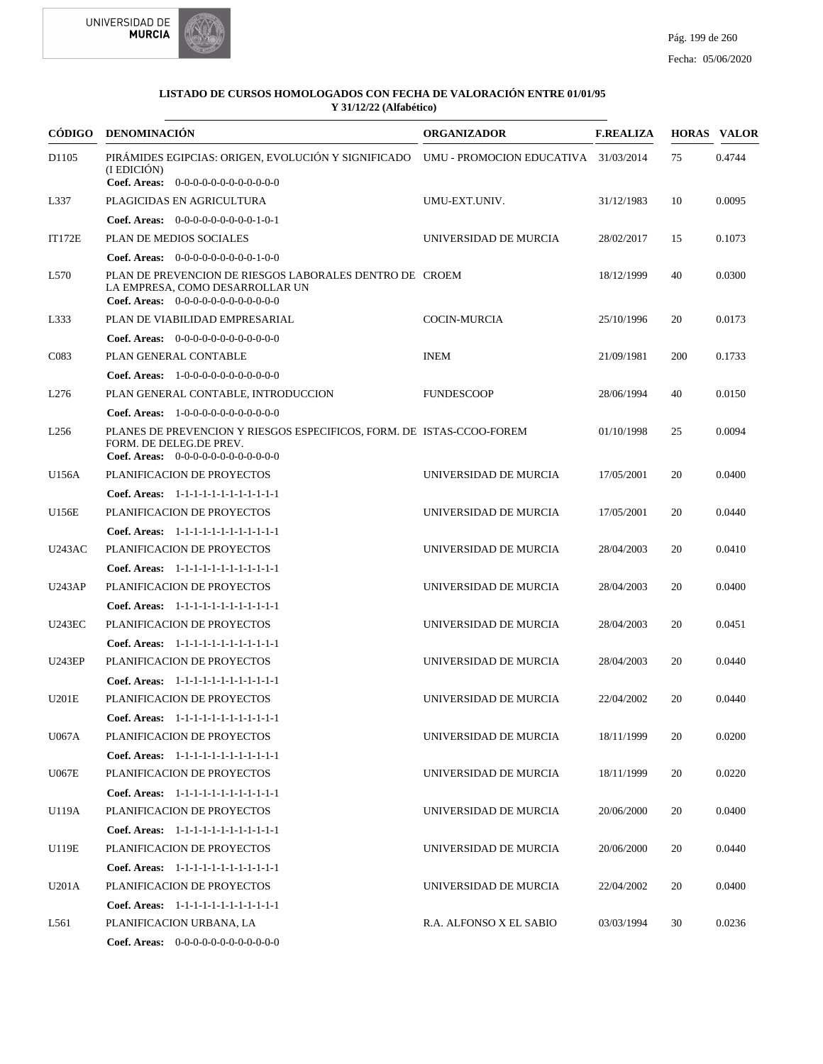**LISTADO DE CURSOS HOMOLOGADOS CON FECHA DE VALORACIÓN ENTRE 01/01/95 Y 31/12/22 (Alfabético)**

| CÓDIGO | DENOMINACIÓN | ORGANIZADOR | F.REALIZA | HORAS | VALOR |
|---|---|---|---|---|---|
| D1105 | PIRÁMIDES EGIPCIAS: ORIGEN, EVOLUCIÓN Y SIGNIFICADO (I EDICIÓN)<br>**Coef. Areas:** 0-0-0-0-0-0-0-0-0-0-0-0 | UMU - PROMOCION EDUCATIVA | 31/03/2014 | 75 | 0.4744 |
| L337 | PLAGICIDAS EN AGRICULTURA<br>**Coef. Areas:** 0-0-0-0-0-0-0-0-0-0-1-0-1 | UMU-EXT.UNIV. | 31/12/1983 | 10 | 0.0095 |
| IT172E | PLAN DE MEDIOS SOCIALES<br>**Coef. Areas:** 0-0-0-0-0-0-0-0-0-0-1-0-0 | UNIVERSIDAD DE MURCIA | 28/02/2017 | 15 | 0.1073 |
| L570 | PLAN DE PREVENCION DE RIESGOS LABORALES DENTRO DE LA EMPRESA, COMO DESARROLLAR UN<br>**Coef. Areas:** 0-0-0-0-0-0-0-0-0-0-0-0 | CROEM | 18/12/1999 | 40 | 0.0300 |
| L333 | PLAN DE VIABILIDAD EMPRESARIAL<br>**Coef. Areas:** 0-0-0-0-0-0-0-0-0-0-0-0 | COCIN-MURCIA | 25/10/1996 | 20 | 0.0173 |
| C083 | PLAN GENERAL CONTABLE<br>**Coef. Areas:** 1-0-0-0-0-0-0-0-0-0-0-0 | INEM | 21/09/1981 | 200 | 0.1733 |
| L276 | PLAN GENERAL CONTABLE, INTRODUCCION<br>**Coef. Areas:** 1-0-0-0-0-0-0-0-0-0-0-0 | FUNDESCOOP | 28/06/1994 | 40 | 0.0150 |
| L256 | PLANES DE PREVENCION Y RIESGOS ESPECIFICOS, FORM. DE FORM. DE DELEG.DE PREV.<br>**Coef. Areas:** 0-0-0-0-0-0-0-0-0-0-0-0 | ISTAS-CCOO-FOREM | 01/10/1998 | 25 | 0.0094 |
| U156A | PLANIFICACION DE PROYECTOS<br>**Coef. Areas:** 1-1-1-1-1-1-1-1-1-1-1-1 | UNIVERSIDAD DE MURCIA | 17/05/2001 | 20 | 0.0400 |
| U156E | PLANIFICACION DE PROYECTOS<br>**Coef. Areas:** 1-1-1-1-1-1-1-1-1-1-1-1 | UNIVERSIDAD DE MURCIA | 17/05/2001 | 20 | 0.0440 |
| U243AC | PLANIFICACION DE PROYECTOS<br>**Coef. Areas:** 1-1-1-1-1-1-1-1-1-1-1-1 | UNIVERSIDAD DE MURCIA | 28/04/2003 | 20 | 0.0410 |
| U243AP | PLANIFICACION DE PROYECTOS<br>**Coef. Areas:** 1-1-1-1-1-1-1-1-1-1-1-1 | UNIVERSIDAD DE MURCIA | 28/04/2003 | 20 | 0.0400 |
| U243EC | PLANIFICACION DE PROYECTOS<br>**Coef. Areas:** 1-1-1-1-1-1-1-1-1-1-1-1 | UNIVERSIDAD DE MURCIA | 28/04/2003 | 20 | 0.0451 |
| U243EP | PLANIFICACION DE PROYECTOS<br>**Coef. Areas:** 1-1-1-1-1-1-1-1-1-1-1-1 | UNIVERSIDAD DE MURCIA | 28/04/2003 | 20 | 0.0440 |
| U201E | PLANIFICACION DE PROYECTOS<br>**Coef. Areas:** 1-1-1-1-1-1-1-1-1-1-1-1 | UNIVERSIDAD DE MURCIA | 22/04/2002 | 20 | 0.0440 |
| U067A | PLANIFICACION DE PROYECTOS<br>**Coef. Areas:** 1-1-1-1-1-1-1-1-1-1-1-1 | UNIVERSIDAD DE MURCIA | 18/11/1999 | 20 | 0.0200 |
| U067E | PLANIFICACION DE PROYECTOS<br>**Coef. Areas:** 1-1-1-1-1-1-1-1-1-1-1-1 | UNIVERSIDAD DE MURCIA | 18/11/1999 | 20 | 0.0220 |
| U119A | PLANIFICACION DE PROYECTOS<br>**Coef. Areas:** 1-1-1-1-1-1-1-1-1-1-1-1 | UNIVERSIDAD DE MURCIA | 20/06/2000 | 20 | 0.0400 |
| U119E | PLANIFICACION DE PROYECTOS<br>**Coef. Areas:** 1-1-1-1-1-1-1-1-1-1-1-1 | UNIVERSIDAD DE MURCIA | 20/06/2000 | 20 | 0.0440 |
| U201A | PLANIFICACION DE PROYECTOS<br>**Coef. Areas:** 1-1-1-1-1-1-1-1-1-1-1-1 | UNIVERSIDAD DE MURCIA | 22/04/2002 | 20 | 0.0400 |
| L561 | PLANIFICACION URBANA, LA<br>**Coef. Areas:** 0-0-0-0-0-0-0-0-0-0-0-0 | R.A. ALFONSO X EL SABIO | 03/03/1994 | 30 | 0.0236 |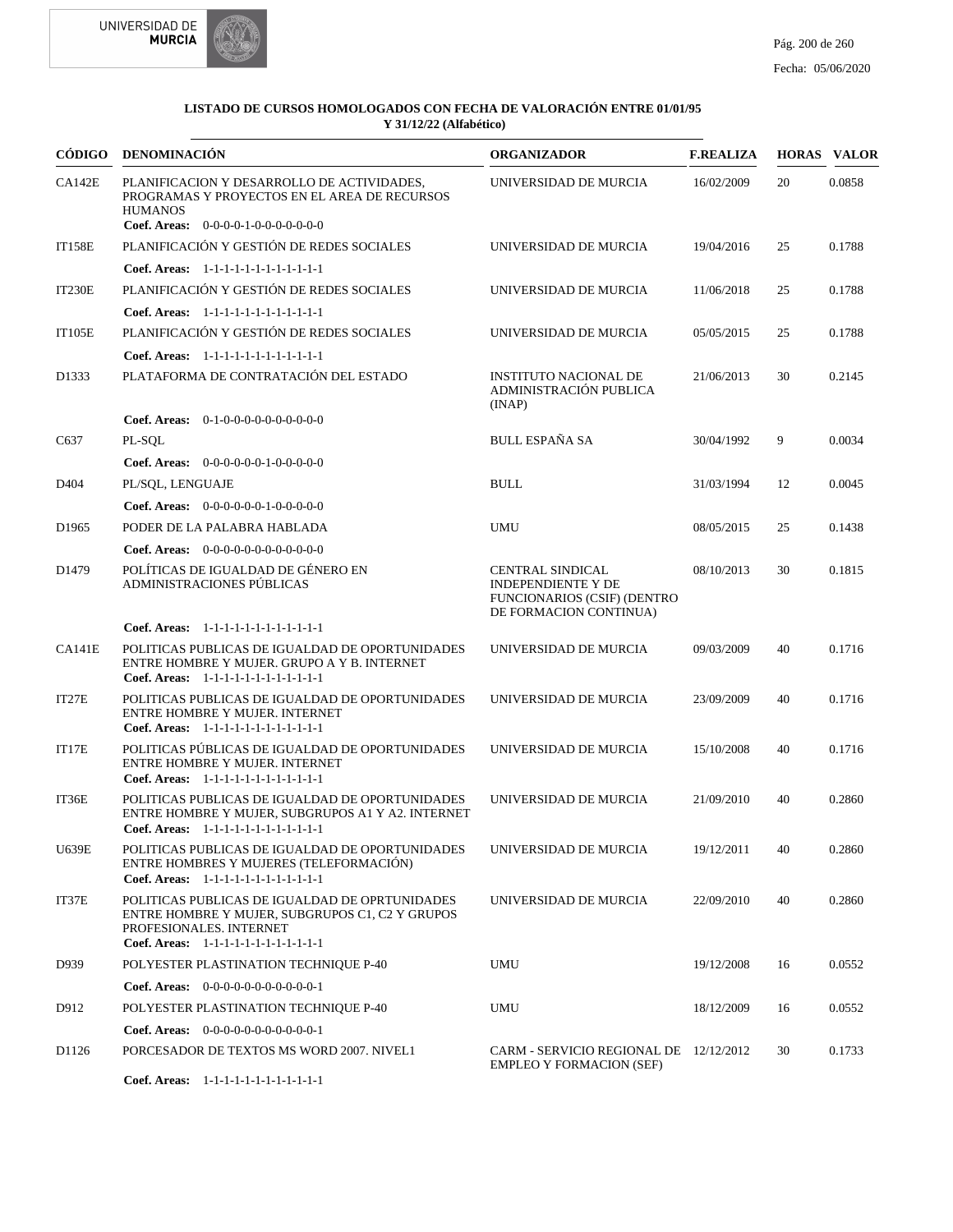**LISTADO DE CURSOS HOMOLOGADOS CON FECHA DE VALORACIÓN ENTRE 01/01/95 Y 31/12/22 (Alfabético)**

| CÓDIGO | DENOMINACIÓN | ORGANIZADOR | F.REALIZA | HORAS | VALOR |
|---|---|---|---|---|---|
| CA142E | PLANIFICACION Y DESARROLLO DE ACTIVIDADES, PROGRAMAS Y PROYECTOS EN EL AREA DE RECURSOS HUMANOS<br>**Coef. Areas:** 0-0-0-0-1-0-0-0-0-0-0-0 | UNIVERSIDAD DE MURCIA | 16/02/2009 | 20 | 0.0858 |
| IT158E | PLANIFICACIÓN Y GESTIÓN DE REDES SOCIALES<br>**Coef. Areas:** 1-1-1-1-1-1-1-1-1-1-1-1 | UNIVERSIDAD DE MURCIA | 19/04/2016 | 25 | 0.1788 |
| IT230E | PLANIFICACIÓN Y GESTIÓN DE REDES SOCIALES<br>**Coef. Areas:** 1-1-1-1-1-1-1-1-1-1-1-1 | UNIVERSIDAD DE MURCIA | 11/06/2018 | 25 | 0.1788 |
| IT105E | PLANIFICACIÓN Y GESTIÓN DE REDES SOCIALES<br>**Coef. Areas:** 1-1-1-1-1-1-1-1-1-1-1-1 | UNIVERSIDAD DE MURCIA | 05/05/2015 | 25 | 0.1788 |
| D1333 | PLATAFORMA DE CONTRATACIÓN DEL ESTADO<br>**Coef. Areas:** 0-1-0-0-0-0-0-0-0-0-0-0 | INSTITUTO NACIONAL DE ADMINISTRACIÓN PUBLICA (INAP) | 21/06/2013 | 30 | 0.2145 |
| C637 | PL-SQL<br>**Coef. Areas:** 0-0-0-0-0-0-1-0-0-0-0-0 | BULL ESPAÑA SA | 30/04/1992 | 9 | 0.0034 |
| D404 | PL/SQL, LENGUAJE<br>**Coef. Areas:** 0-0-0-0-0-0-1-0-0-0-0-0 | BULL | 31/03/1994 | 12 | 0.0045 |
| D1965 | PODER DE LA PALABRA HABLADA<br>**Coef. Areas:** 0-0-0-0-0-0-0-0-0-0-0-0 | UMU | 08/05/2015 | 25 | 0.1438 |
| D1479 | POLÍTICAS DE IGUALDAD DE GÉNERO EN ADMINISTRACIONES PÚBLICAS<br>**Coef. Areas:** 1-1-1-1-1-1-1-1-1-1-1-1 | CENTRAL SINDICAL INDEPENDIENTE Y DE FUNCIONARIOS (CSIF) (DENTRO DE FORMACION CONTINUA) | 08/10/2013 | 30 | 0.1815 |
| CA141E | POLITICAS PUBLICAS DE IGUALDAD DE OPORTUNIDADES ENTRE HOMBRE Y MUJER. GRUPO A Y B. INTERNET<br>**Coef. Areas:** 1-1-1-1-1-1-1-1-1-1-1-1 | UNIVERSIDAD DE MURCIA | 09/03/2009 | 40 | 0.1716 |
| IT27E | POLITICAS PUBLICAS DE IGUALDAD DE OPORTUNIDADES ENTRE HOMBRE Y MUJER. INTERNET<br>**Coef. Areas:** 1-1-1-1-1-1-1-1-1-1-1-1 | UNIVERSIDAD DE MURCIA | 23/09/2009 | 40 | 0.1716 |
| IT17E | POLITICAS PÚBLICAS DE IGUALDAD DE OPORTUNIDADES ENTRE HOMBRE Y MUJER. INTERNET<br>**Coef. Areas:** 1-1-1-1-1-1-1-1-1-1-1-1 | UNIVERSIDAD DE MURCIA | 15/10/2008 | 40 | 0.1716 |
| IT36E | POLITICAS PUBLICAS DE IGUALDAD DE OPORTUNIDADES ENTRE HOMBRE Y MUJER, SUBGRUPOS A1 Y A2. INTERNET<br>**Coef. Areas:** 1-1-1-1-1-1-1-1-1-1-1-1 | UNIVERSIDAD DE MURCIA | 21/09/2010 | 40 | 0.2860 |
| U639E | POLITICAS PUBLICAS DE IGUALDAD DE OPORTUNIDADES ENTRE HOMBRES Y MUJERES (TELEFORMACIÓN)<br>**Coef. Areas:** 1-1-1-1-1-1-1-1-1-1-1-1 | UNIVERSIDAD DE MURCIA | 19/12/2011 | 40 | 0.2860 |
| IT37E | POLITICAS PUBLICAS DE IGUALDAD DE OPRTUNIDADES ENTRE HOMBRE Y MUJER, SUBGRUPOS C1, C2 Y GRUPOS PROFESIONALES. INTERNET<br>**Coef. Areas:** 1-1-1-1-1-1-1-1-1-1-1-1 | UNIVERSIDAD DE MURCIA | 22/09/2010 | 40 | 0.2860 |
| D939 | POLYESTER PLASTINATION TECHNIQUE P-40<br>**Coef. Areas:** 0-0-0-0-0-0-0-0-0-0-0-1 | UMU | 19/12/2008 | 16 | 0.0552 |
| D912 | POLYESTER PLASTINATION TECHNIQUE P-40<br>**Coef. Areas:** 0-0-0-0-0-0-0-0-0-0-0-1 | UMU | 18/12/2009 | 16 | 0.0552 |
| D1126 | PORCESADOR DE TEXTOS MS WORD 2007. NIVEL1<br>**Coef. Areas:** 1-1-1-1-1-1-1-1-1-1-1-1 | CARM - SERVICIO REGIONAL DE EMPLEO Y FORMACION (SEF) | 12/12/2012 | 30 | 0.1733 |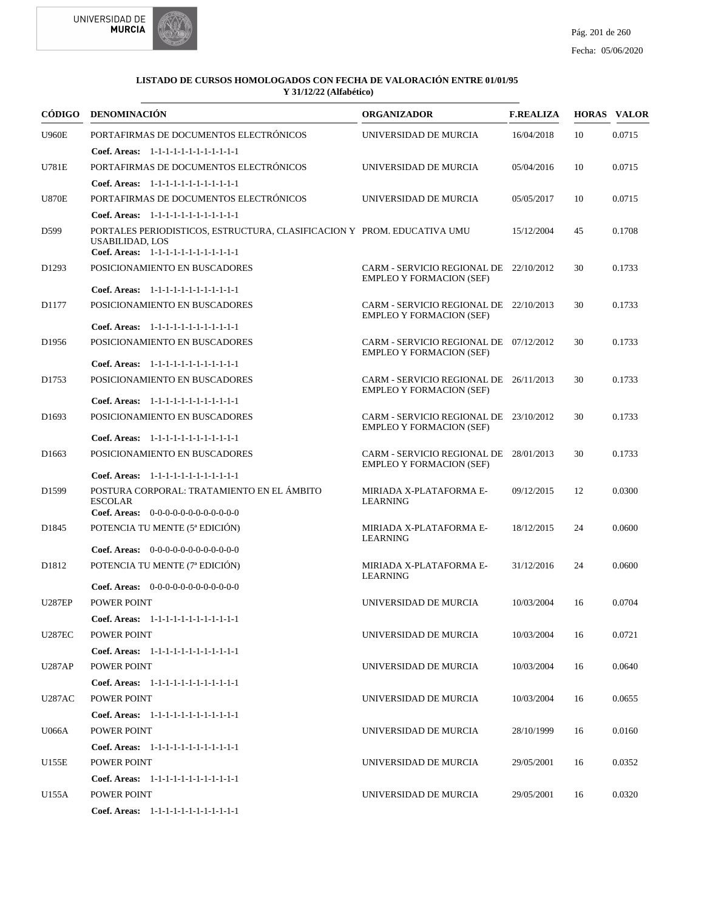**LISTADO DE CURSOS HOMOLOGADOS CON FECHA DE VALORACIÓN ENTRE 01/01/95 Y 31/12/22 (Alfabético)**

Fecha: 05/06/2020

| CÓDIGO | DENOMINACIÓN | ORGANIZADOR | F.REALIZA | HORAS | VALOR |
|---|---|---|---|---|---|
| U960E | PORTAFIRMAS DE DOCUMENTOS ELECTRÓNICOS<br>**Coef. Areas:** 1-1-1-1-1-1-1-1-1-1-1-1 | UNIVERSIDAD DE MURCIA | 16/04/2018 | 10 | 0.0715 |
| U781E | PORTAFIRMAS DE DOCUMENTOS ELECTRÓNICOS<br>**Coef. Areas:** 1-1-1-1-1-1-1-1-1-1-1-1 | UNIVERSIDAD DE MURCIA | 05/04/2016 | 10 | 0.0715 |
| U870E | PORTAFIRMAS DE DOCUMENTOS ELECTRÓNICOS<br>**Coef. Areas:** 1-1-1-1-1-1-1-1-1-1-1-1 | UNIVERSIDAD DE MURCIA | 05/05/2017 | 10 | 0.0715 |
| D599 | PORTALES PERIODISTICOS, ESTRUCTURA, CLASIFICACION Y USABILIDAD, LOS<br>**Coef. Areas:** 1-1-1-1-1-1-1-1-1-1-1-1 | PROM. EDUCATIVA UMU | 15/12/2004 | 45 | 0.1708 |
| D1293 | POSICIONAMIENTO EN BUSCADORES<br>**Coef. Areas:** 1-1-1-1-1-1-1-1-1-1-1-1 | CARM - SERVICIO REGIONAL DE EMPLEO Y FORMACION (SEF) | 22/10/2012 | 30 | 0.1733 |
| D1177 | POSICIONAMIENTO EN BUSCADORES<br>**Coef. Areas:** 1-1-1-1-1-1-1-1-1-1-1-1 | CARM - SERVICIO REGIONAL DE EMPLEO Y FORMACION (SEF) | 22/10/2013 | 30 | 0.1733 |
| D1956 | POSICIONAMIENTO EN BUSCADORES<br>**Coef. Areas:** 1-1-1-1-1-1-1-1-1-1-1-1 | CARM - SERVICIO REGIONAL DE EMPLEO Y FORMACION (SEF) | 07/12/2012 | 30 | 0.1733 |
| D1753 | POSICIONAMIENTO EN BUSCADORES<br>**Coef. Areas:** 1-1-1-1-1-1-1-1-1-1-1-1 | CARM - SERVICIO REGIONAL DE EMPLEO Y FORMACION (SEF) | 26/11/2013 | 30 | 0.1733 |
| D1693 | POSICIONAMIENTO EN BUSCADORES<br>**Coef. Areas:** 1-1-1-1-1-1-1-1-1-1-1-1 | CARM - SERVICIO REGIONAL DE EMPLEO Y FORMACION (SEF) | 23/10/2012 | 30 | 0.1733 |
| D1663 | POSICIONAMIENTO EN BUSCADORES<br>**Coef. Areas:** 1-1-1-1-1-1-1-1-1-1-1-1 | CARM - SERVICIO REGIONAL DE EMPLEO Y FORMACION (SEF) | 28/01/2013 | 30 | 0.1733 |
| D1599 | POSTURA CORPORAL: TRATAMIENTO EN EL ÁMBITO ESCOLAR<br>**Coef. Areas:** 0-0-0-0-0-0-0-0-0-0-0-0 | MIRIADA X-PLATAFORMA E-LEARNING | 09/12/2015 | 12 | 0.0300 |
| D1845 | POTENCIA TU MENTE (5ª EDICIÓN)<br>**Coef. Areas:** 0-0-0-0-0-0-0-0-0-0-0-0 | MIRIADA X-PLATAFORMA E-LEARNING | 18/12/2015 | 24 | 0.0600 |
| D1812 | POTENCIA TU MENTE (7ª EDICIÓN)<br>**Coef. Areas:** 0-0-0-0-0-0-0-0-0-0-0-0 | MIRIADA X-PLATAFORMA E-LEARNING | 31/12/2016 | 24 | 0.0600 |
| U287EP | POWER POINT<br>**Coef. Areas:** 1-1-1-1-1-1-1-1-1-1-1-1 | UNIVERSIDAD DE MURCIA | 10/03/2004 | 16 | 0.0704 |
| U287EC | POWER POINT<br>**Coef. Areas:** 1-1-1-1-1-1-1-1-1-1-1-1 | UNIVERSIDAD DE MURCIA | 10/03/2004 | 16 | 0.0721 |
| U287AP | POWER POINT<br>**Coef. Areas:** 1-1-1-1-1-1-1-1-1-1-1-1 | UNIVERSIDAD DE MURCIA | 10/03/2004 | 16 | 0.0640 |
| U287AC | POWER POINT<br>**Coef. Areas:** 1-1-1-1-1-1-1-1-1-1-1-1 | UNIVERSIDAD DE MURCIA | 10/03/2004 | 16 | 0.0655 |
| U066A | POWER POINT<br>**Coef. Areas:** 1-1-1-1-1-1-1-1-1-1-1-1 | UNIVERSIDAD DE MURCIA | 28/10/1999 | 16 | 0.0160 |
| U155E | POWER POINT<br>**Coef. Areas:** 1-1-1-1-1-1-1-1-1-1-1-1 | UNIVERSIDAD DE MURCIA | 29/05/2001 | 16 | 0.0352 |
| U155A | POWER POINT<br>**Coef. Areas:** 1-1-1-1-1-1-1-1-1-1-1-1 | UNIVERSIDAD DE MURCIA | 29/05/2001 | 16 | 0.0320 |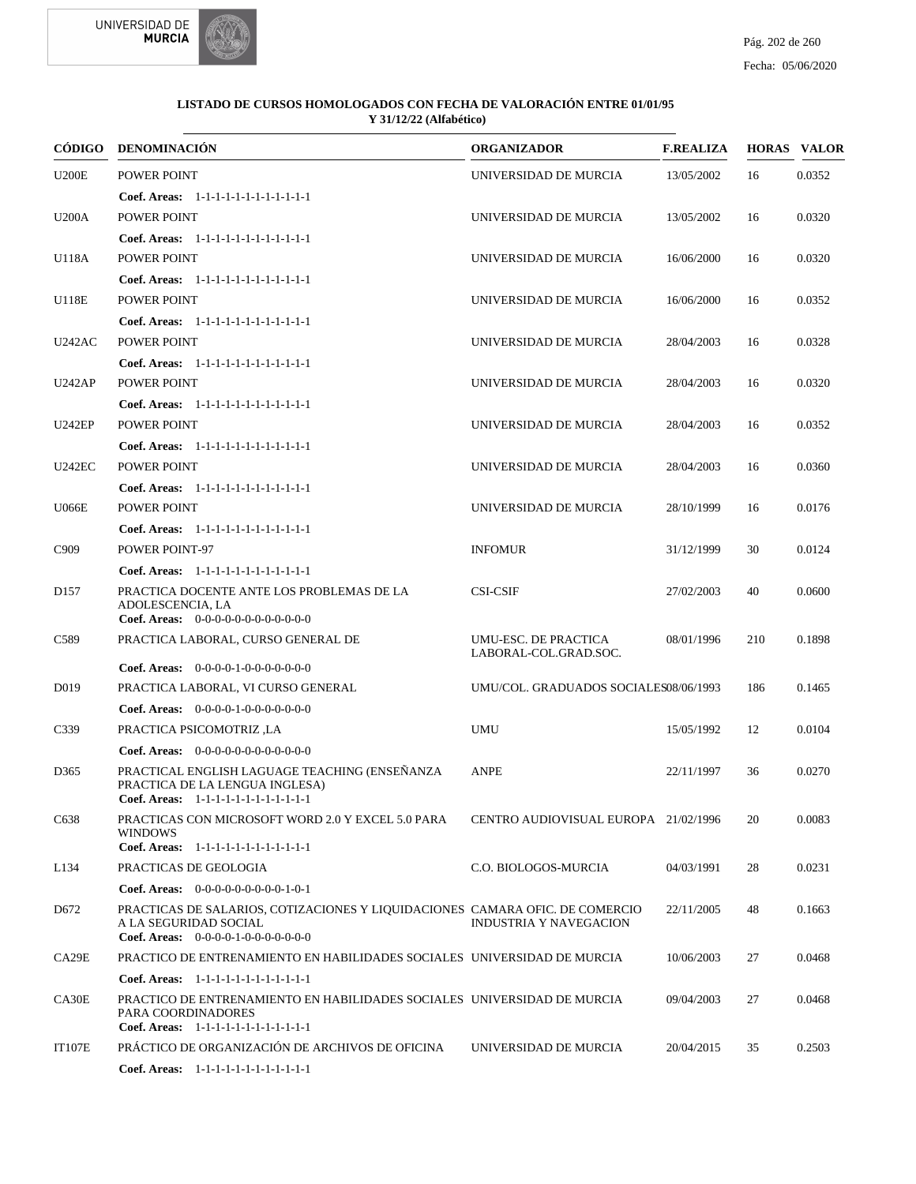**LISTADO DE CURSOS HOMOLOGADOS CON FECHA DE VALORACIÓN ENTRE 01/01/95 Y 31/12/22 (Alfabético)**

| CÓDIGO | DENOMINACIÓN | ORGANIZADOR | F.REALIZA | HORAS | VALOR |
|---|---|---|---|---|---|
| U200E | POWER POINT<br>**Coef. Areas:** 1-1-1-1-1-1-1-1-1-1-1-1 | UNIVERSIDAD DE MURCIA | 13/05/2002 | 16 | 0.0352 |
| U200A | POWER POINT<br>**Coef. Areas:** 1-1-1-1-1-1-1-1-1-1-1-1 | UNIVERSIDAD DE MURCIA | 13/05/2002 | 16 | 0.0320 |
| U118A | POWER POINT<br>**Coef. Areas:** 1-1-1-1-1-1-1-1-1-1-1-1 | UNIVERSIDAD DE MURCIA | 16/06/2000 | 16 | 0.0320 |
| U118E | POWER POINT<br>**Coef. Areas:** 1-1-1-1-1-1-1-1-1-1-1-1 | UNIVERSIDAD DE MURCIA | 16/06/2000 | 16 | 0.0352 |
| U242AC | POWER POINT<br>**Coef. Areas:** 1-1-1-1-1-1-1-1-1-1-1-1 | UNIVERSIDAD DE MURCIA | 28/04/2003 | 16 | 0.0328 |
| U242AP | POWER POINT<br>**Coef. Areas:** 1-1-1-1-1-1-1-1-1-1-1-1 | UNIVERSIDAD DE MURCIA | 28/04/2003 | 16 | 0.0320 |
| U242EP | POWER POINT<br>**Coef. Areas:** 1-1-1-1-1-1-1-1-1-1-1-1 | UNIVERSIDAD DE MURCIA | 28/04/2003 | 16 | 0.0352 |
| U242EC | POWER POINT<br>**Coef. Areas:** 1-1-1-1-1-1-1-1-1-1-1-1 | UNIVERSIDAD DE MURCIA | 28/04/2003 | 16 | 0.0360 |
| U066E | POWER POINT<br>**Coef. Areas:** 1-1-1-1-1-1-1-1-1-1-1-1 | UNIVERSIDAD DE MURCIA | 28/10/1999 | 16 | 0.0176 |
| C909 | POWER POINT-97<br>**Coef. Areas:** 1-1-1-1-1-1-1-1-1-1-1-1 | INFOMUR | 31/12/1999 | 30 | 0.0124 |
| D157 | PRACTICA DOCENTE ANTE LOS PROBLEMAS DE LA ADOLESCENCIA, LA<br>**Coef. Areas:** 0-0-0-0-0-0-0-0-0-0-0-0 | CSI-CSIF | 27/02/2003 | 40 | 0.0600 |
| C589 | PRACTICA LABORAL, CURSO GENERAL DE<br>**Coef. Areas:** 0-0-0-0-1-0-0-0-0-0-0-0 | UMU-ESC. DE PRACTICA LABORAL-COL.GRAD.SOC. | 08/01/1996 | 210 | 0.1898 |
| D019 | PRACTICA LABORAL, VI CURSO GENERAL<br>**Coef. Areas:** 0-0-0-0-1-0-0-0-0-0-0-0 | UMU/COL. GRADUADOS SOCIALES | 08/06/1993 | 186 | 0.1465 |
| C339 | PRACTICA PSICOMOTRIZ ,LA<br>**Coef. Areas:** 0-0-0-0-0-0-0-0-0-0-0-0 | UMU | 15/05/1992 | 12 | 0.0104 |
| D365 | PRACTICAL ENGLISH LAGUAGE TEACHING (ENSEÑANZA PRACTICA DE LA LENGUA INGLESA)<br>**Coef. Areas:** 1-1-1-1-1-1-1-1-1-1-1-1 | ANPE | 22/11/1997 | 36 | 0.0270 |
| C638 | PRACTICAS CON MICROSOFT WORD 2.0 Y EXCEL 5.0 PARA WINDOWS<br>**Coef. Areas:** 1-1-1-1-1-1-1-1-1-1-1-1 | CENTRO AUDIOVISUAL EUROPA | 21/02/1996 | 20 | 0.0083 |
| L134 | PRACTICAS DE GEOLOGIA<br>**Coef. Areas:** 0-0-0-0-0-0-0-0-0-1-0-1 | C.O. BIOLOGOS-MURCIA | 04/03/1991 | 28 | 0.0231 |
| D672 | PRACTICAS DE SALARIOS, COTIZACIONES Y LIQUIDACIONES A LA SEGURIDAD SOCIAL<br>**Coef. Areas:** 0-0-0-0-1-0-0-0-0-0-0-0 | CAMARA OFIC. DE COMERCIO INDUSTRIA Y NAVEGACION | 22/11/2005 | 48 | 0.1663 |
| CA29E | PRACTICO DE ENTRENAMIENTO EN HABILIDADES SOCIALES<br>**Coef. Areas:** 1-1-1-1-1-1-1-1-1-1-1-1 | UNIVERSIDAD DE MURCIA | 10/06/2003 | 27 | 0.0468 |
| CA30E | PRACTICO DE ENTRENAMIENTO EN HABILIDADES SOCIALES PARA COORDINADORES<br>**Coef. Areas:** 1-1-1-1-1-1-1-1-1-1-1-1 | UNIVERSIDAD DE MURCIA | 09/04/2003 | 27 | 0.0468 |
| IT107E | PRÁCTICO DE ORGANIZACIÓN DE ARCHIVOS DE OFICINA<br>**Coef. Areas:** 1-1-1-1-1-1-1-1-1-1-1-1 | UNIVERSIDAD DE MURCIA | 20/04/2015 | 35 | 0.2503 |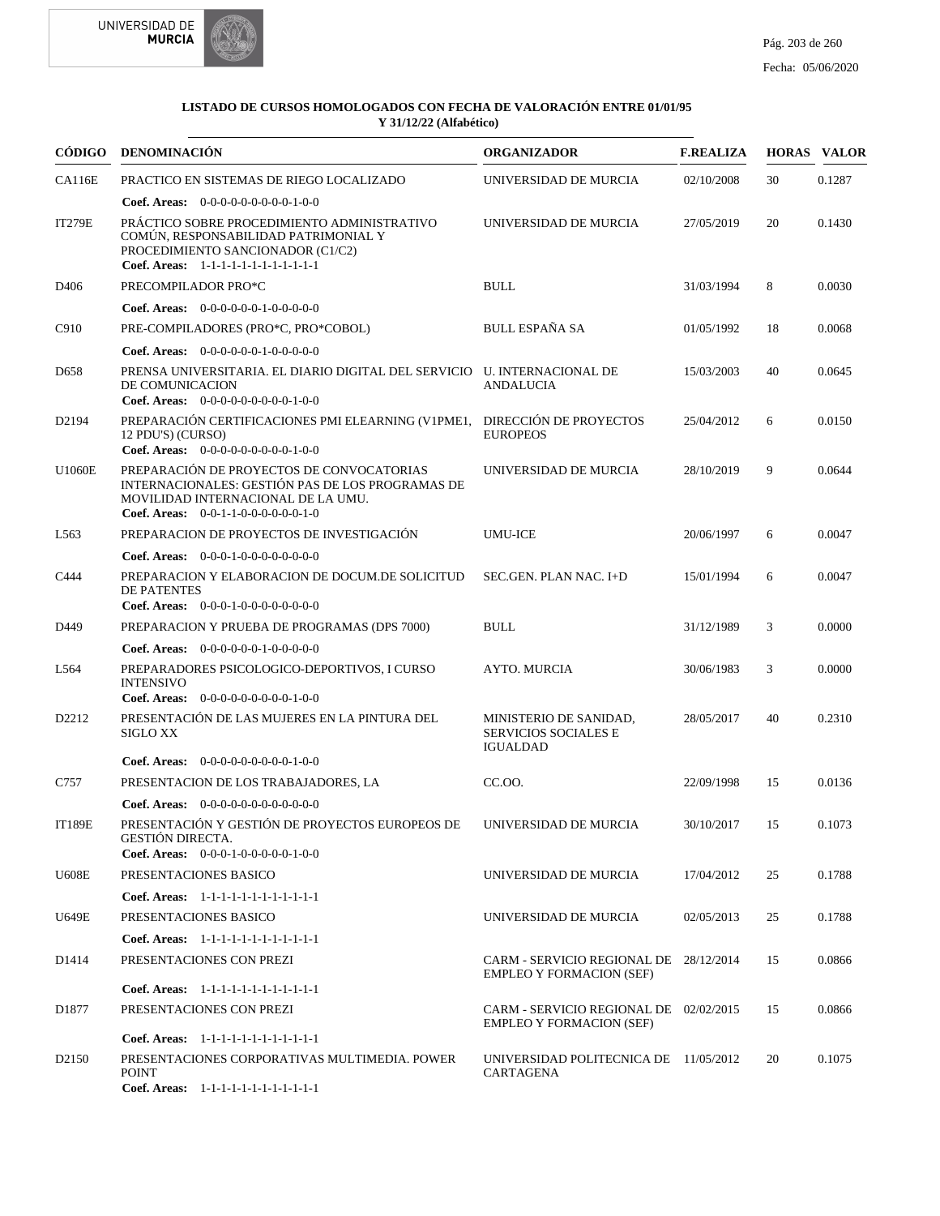**LISTADO DE CURSOS HOMOLOGADOS CON FECHA DE VALORACIÓN ENTRE 01/01/95 Y 31/12/22 (Alfabético)**

| CÓDIGO | DENOMINACIÓN | ORGANIZADOR | F.REALIZA | HORAS | VALOR |
|---|---|---|---|---|---|
| CA116E | PRACTICO EN SISTEMAS DE RIEGO LOCALIZADO<br>**Coef. Areas:** 0-0-0-0-0-0-0-0-0-1-0-0 | UNIVERSIDAD DE MURCIA | 02/10/2008 | 30 | 0.1287 |
| IT279E | PRÁCTICO SOBRE PROCEDIMIENTO ADMINISTRATIVO COMÚN, RESPONSABILIDAD PATRIMONIAL Y PROCEDIMIENTO SANCIONADOR (C1/C2)<br>**Coef. Areas:** 1-1-1-1-1-1-1-1-1-1-1-1 | UNIVERSIDAD DE MURCIA | 27/05/2019 | 20 | 0.1430 |
| D406 | PRECOMPILADOR PRO*C<br>**Coef. Areas:** 0-0-0-0-0-0-1-0-0-0-0-0 | BULL | 31/03/1994 | 8 | 0.0030 |
| C910 | PRE-COMPILADORES (PRO*C, PRO*COBOL)<br>**Coef. Areas:** 0-0-0-0-0-0-1-0-0-0-0-0 | BULL ESPAÑA SA | 01/05/1992 | 18 | 0.0068 |
| D658 | PRENSA UNIVERSITARIA. EL DIARIO DIGITAL DEL SERVICIO DE COMUNICACION<br>**Coef. Areas:** 0-0-0-0-0-0-0-0-0-1-0-0 | U. INTERNACIONAL DE ANDALUCIA | 15/03/2003 | 40 | 0.0645 |
| D2194 | PREPARACIÓN CERTIFICACIONES PMI ELEARNING (V1PME1, 12 PDU'S) (CURSO)<br>**Coef. Areas:** 0-0-0-0-0-0-0-0-0-1-0-0 | DIRECCIÓN DE PROYECTOS EUROPEOS | 25/04/2012 | 6 | 0.0150 |
| U1060E | PREPARACIÓN DE PROYECTOS DE CONVOCATORIAS INTERNACIONALES: GESTIÓN PAS DE LOS PROGRAMAS DE MOVILIDAD INTERNACIONAL DE LA UMU.<br>**Coef. Areas:** 0-0-1-1-0-0-0-0-0-0-1-0 | UNIVERSIDAD DE MURCIA | 28/10/2019 | 9 | 0.0644 |
| L563 | PREPARACION DE PROYECTOS DE INVESTIGACIÓN<br>**Coef. Areas:** 0-0-0-1-0-0-0-0-0-0-0-0 | UMU-ICE | 20/06/1997 | 6 | 0.0047 |
| C444 | PREPARACION Y ELABORACION DE DOCUM.DE SOLICITUD DE PATENTES<br>**Coef. Areas:** 0-0-0-1-0-0-0-0-0-0-0-0 | SEC.GEN. PLAN NAC. I+D | 15/01/1994 | 6 | 0.0047 |
| D449 | PREPARACION Y PRUEBA DE PROGRAMAS (DPS 7000)<br>**Coef. Areas:** 0-0-0-0-0-0-1-0-0-0-0-0 | BULL | 31/12/1989 | 3 | 0.0000 |
| L564 | PREPARADORES PSICOLOGICO-DEPORTIVOS, I CURSO INTENSIVO<br>**Coef. Areas:** 0-0-0-0-0-0-0-0-0-1-0-0 | AYTO. MURCIA | 30/06/1983 | 3 | 0.0000 |
| D2212 | PRESENTACIÓN DE LAS MUJERES EN LA PINTURA DEL SIGLO XX<br>**Coef. Areas:** 0-0-0-0-0-0-0-0-0-1-0-0 | MINISTERIO DE SANIDAD, SERVICIOS SOCIALES E IGUALDAD | 28/05/2017 | 40 | 0.2310 |
| C757 | PRESENTACION DE LOS TRABAJADORES, LA<br>**Coef. Areas:** 0-0-0-0-0-0-0-0-0-0-0-0 | CC.OO. | 22/09/1998 | 15 | 0.0136 |
| IT189E | PRESENTACIÓN Y GESTIÓN DE PROYECTOS EUROPEOS DE GESTIÓN DIRECTA.<br>**Coef. Areas:** 0-0-0-1-0-0-0-0-0-1-0-0 | UNIVERSIDAD DE MURCIA | 30/10/2017 | 15 | 0.1073 |
| U608E | PRESENTACIONES BASICO<br>**Coef. Areas:** 1-1-1-1-1-1-1-1-1-1-1-1 | UNIVERSIDAD DE MURCIA | 17/04/2012 | 25 | 0.1788 |
| U649E | PRESENTACIONES BASICO<br>**Coef. Areas:** 1-1-1-1-1-1-1-1-1-1-1-1 | UNIVERSIDAD DE MURCIA | 02/05/2013 | 25 | 0.1788 |
| D1414 | PRESENTACIONES CON PREZI<br>**Coef. Areas:** 1-1-1-1-1-1-1-1-1-1-1-1 | CARM - SERVICIO REGIONAL DE EMPLEO Y FORMACION (SEF) | 28/12/2014 | 15 | 0.0866 |
| D1877 | PRESENTACIONES CON PREZI<br>**Coef. Areas:** 1-1-1-1-1-1-1-1-1-1-1-1 | CARM - SERVICIO REGIONAL DE EMPLEO Y FORMACION (SEF) | 02/02/2015 | 15 | 0.0866 |
| D2150 | PRESENTACIONES CORPORATIVAS MULTIMEDIA. POWER POINT<br>**Coef. Areas:** 1-1-1-1-1-1-1-1-1-1-1-1 | UNIVERSIDAD POLITECNICA DE CARTAGENA | 11/05/2012 | 20 | 0.1075 |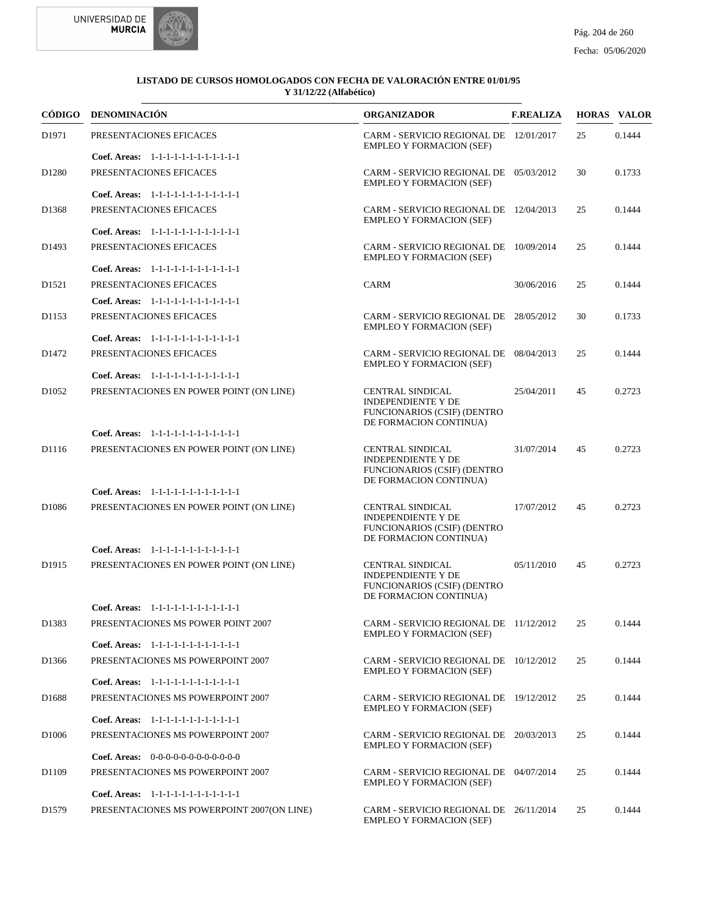**LISTADO DE CURSOS HOMOLOGADOS CON FECHA DE VALORACIÓN ENTRE 01/01/95 Y 31/12/22 (Alfabético)**

| CÓDIGO | DENOMINACIÓN | ORGANIZADOR | F.REALIZA | HORAS | VALOR |
|---|---|---|---|---|---|
| D1971 | PRESENTACIONES EFICACES | CARM - SERVICIO REGIONAL DE EMPLEO Y FORMACION (SEF) | 12/01/2017 | 25 | 0.1444 |
| | **Coef. Areas:** 1-1-1-1-1-1-1-1-1-1-1-1 | | | | |
| D1280 | PRESENTACIONES EFICACES | CARM - SERVICIO REGIONAL DE EMPLEO Y FORMACION (SEF) | 05/03/2012 | 30 | 0.1733 |
| | **Coef. Areas:** 1-1-1-1-1-1-1-1-1-1-1-1 | | | | |
| D1368 | PRESENTACIONES EFICACES | CARM - SERVICIO REGIONAL DE EMPLEO Y FORMACION (SEF) | 12/04/2013 | 25 | 0.1444 |
| | **Coef. Areas:** 1-1-1-1-1-1-1-1-1-1-1-1 | | | | |
| D1493 | PRESENTACIONES EFICACES | CARM - SERVICIO REGIONAL DE EMPLEO Y FORMACION (SEF) | 10/09/2014 | 25 | 0.1444 |
| | **Coef. Areas:** 1-1-1-1-1-1-1-1-1-1-1-1 | | | | |
| D1521 | PRESENTACIONES EFICACES | CARM | 30/06/2016 | 25 | 0.1444 |
| | **Coef. Areas:** 1-1-1-1-1-1-1-1-1-1-1-1 | | | | |
| D1153 | PRESENTACIONES EFICACES | CARM - SERVICIO REGIONAL DE EMPLEO Y FORMACION (SEF) | 28/05/2012 | 30 | 0.1733 |
| | **Coef. Areas:** 1-1-1-1-1-1-1-1-1-1-1-1 | | | | |
| D1472 | PRESENTACIONES EFICACES | CARM - SERVICIO REGIONAL DE EMPLEO Y FORMACION (SEF) | 08/04/2013 | 25 | 0.1444 |
| | **Coef. Areas:** 1-1-1-1-1-1-1-1-1-1-1-1 | | | | |
| D1052 | PRESENTACIONES EN POWER POINT (ON LINE) | CENTRAL SINDICAL INDEPENDIENTE Y DE FUNCIONARIOS (CSIF) (DENTRO DE FORMACION CONTINUA) | 25/04/2011 | 45 | 0.2723 |
| | **Coef. Areas:** 1-1-1-1-1-1-1-1-1-1-1-1 | | | | |
| D1116 | PRESENTACIONES EN POWER POINT (ON LINE) | CENTRAL SINDICAL INDEPENDIENTE Y DE FUNCIONARIOS (CSIF) (DENTRO DE FORMACION CONTINUA) | 31/07/2014 | 45 | 0.2723 |
| | **Coef. Areas:** 1-1-1-1-1-1-1-1-1-1-1-1 | | | | |
| D1086 | PRESENTACIONES EN POWER POINT (ON LINE) | CENTRAL SINDICAL INDEPENDIENTE Y DE FUNCIONARIOS (CSIF) (DENTRO DE FORMACION CONTINUA) | 17/07/2012 | 45 | 0.2723 |
| | **Coef. Areas:** 1-1-1-1-1-1-1-1-1-1-1-1 | | | | |
| D1915 | PRESENTACIONES EN POWER POINT (ON LINE) | CENTRAL SINDICAL INDEPENDIENTE Y DE FUNCIONARIOS (CSIF) (DENTRO DE FORMACION CONTINUA) | 05/11/2010 | 45 | 0.2723 |
| | **Coef. Areas:** 1-1-1-1-1-1-1-1-1-1-1-1 | | | | |
| D1383 | PRESENTACIONES MS POWER POINT 2007 | CARM - SERVICIO REGIONAL DE EMPLEO Y FORMACION (SEF) | 11/12/2012 | 25 | 0.1444 |
| | **Coef. Areas:** 1-1-1-1-1-1-1-1-1-1-1-1 | | | | |
| D1366 | PRESENTACIONES MS POWERPOINT 2007 | CARM - SERVICIO REGIONAL DE EMPLEO Y FORMACION (SEF) | 10/12/2012 | 25 | 0.1444 |
| | **Coef. Areas:** 1-1-1-1-1-1-1-1-1-1-1-1 | | | | |
| D1688 | PRESENTACIONES MS POWERPOINT 2007 | CARM - SERVICIO REGIONAL DE EMPLEO Y FORMACION (SEF) | 19/12/2012 | 25 | 0.1444 |
| | **Coef. Areas:** 1-1-1-1-1-1-1-1-1-1-1-1 | | | | |
| D1006 | PRESENTACIONES MS POWERPOINT 2007 | CARM - SERVICIO REGIONAL DE EMPLEO Y FORMACION (SEF) | 20/03/2013 | 25 | 0.1444 |
| | **Coef. Areas:** 0-0-0-0-0-0-0-0-0-0-0-0 | | | | |
| D1109 | PRESENTACIONES MS POWERPOINT 2007 | CARM - SERVICIO REGIONAL DE EMPLEO Y FORMACION (SEF) | 04/07/2014 | 25 | 0.1444 |
| | **Coef. Areas:** 1-1-1-1-1-1-1-1-1-1-1-1 | | | | |
| D1579 | PRESENTACIONES MS POWERPOINT 2007(ON LINE) | CARM - SERVICIO REGIONAL DE EMPLEO Y FORMACION (SEF) | 26/11/2014 | 25 | 0.1444 |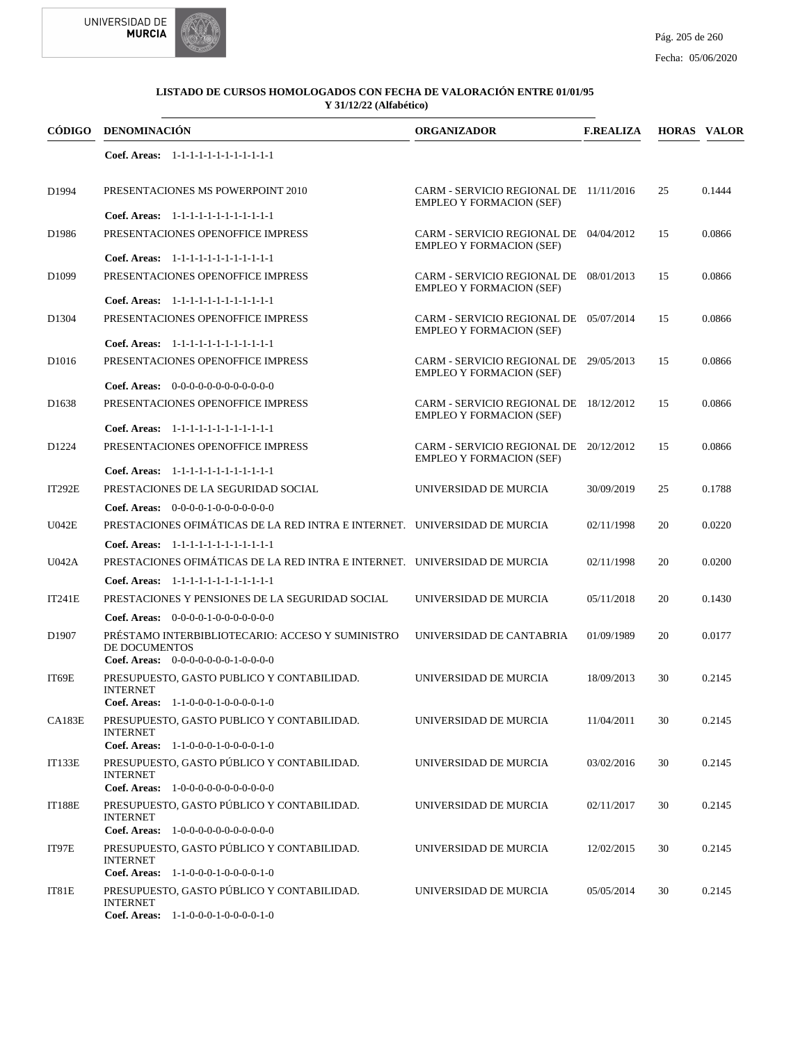**LISTADO DE CURSOS HOMOLOGADOS CON FECHA DE VALORACIÓN ENTRE 01/01/95 Y 31/12/22 (Alfabético)**

| CÓDIGO | DENOMINACIÓN | ORGANIZADOR | F.REALIZA | HORAS | VALOR |
|---|---|---|---|---|---|
| | Coef. Areas: 1-1-1-1-1-1-1-1-1-1-1-1 | | | | |
| D1994 | PRESENTACIONES MS POWERPOINT 2010 | CARM - SERVICIO REGIONAL DE EMPLEO Y FORMACION (SEF) | 11/11/2016 | 25 | 0.1444 |
| | Coef. Areas: 1-1-1-1-1-1-1-1-1-1-1-1 | | | | |
| D1986 | PRESENTACIONES OPENOFFICE IMPRESS | CARM - SERVICIO REGIONAL DE EMPLEO Y FORMACION (SEF) | 04/04/2012 | 15 | 0.0866 |
| | Coef. Areas: 1-1-1-1-1-1-1-1-1-1-1-1 | | | | |
| D1099 | PRESENTACIONES OPENOFFICE IMPRESS | CARM - SERVICIO REGIONAL DE EMPLEO Y FORMACION (SEF) | 08/01/2013 | 15 | 0.0866 |
| | Coef. Areas: 1-1-1-1-1-1-1-1-1-1-1-1 | | | | |
| D1304 | PRESENTACIONES OPENOFFICE IMPRESS | CARM - SERVICIO REGIONAL DE EMPLEO Y FORMACION (SEF) | 05/07/2014 | 15 | 0.0866 |
| | Coef. Areas: 1-1-1-1-1-1-1-1-1-1-1-1 | | | | |
| D1016 | PRESENTACIONES OPENOFFICE IMPRESS | CARM - SERVICIO REGIONAL DE EMPLEO Y FORMACION (SEF) | 29/05/2013 | 15 | 0.0866 |
| | Coef. Areas: 0-0-0-0-0-0-0-0-0-0-0-0 | | | | |
| D1638 | PRESENTACIONES OPENOFFICE IMPRESS | CARM - SERVICIO REGIONAL DE EMPLEO Y FORMACION (SEF) | 18/12/2012 | 15 | 0.0866 |
| | Coef. Areas: 1-1-1-1-1-1-1-1-1-1-1-1 | | | | |
| D1224 | PRESENTACIONES OPENOFFICE IMPRESS | CARM - SERVICIO REGIONAL DE EMPLEO Y FORMACION (SEF) | 20/12/2012 | 15 | 0.0866 |
| | Coef. Areas: 1-1-1-1-1-1-1-1-1-1-1-1 | | | | |
| IT292E | PRESTACIONES DE LA SEGURIDAD SOCIAL | UNIVERSIDAD DE MURCIA | 30/09/2019 | 25 | 0.1788 |
| | Coef. Areas: 0-0-0-0-1-0-0-0-0-0-0-0 | | | | |
| U042E | PRESTACIONES OFIMÁTICAS DE LA RED INTRA E INTERNET. | UNIVERSIDAD DE MURCIA | 02/11/1998 | 20 | 0.0220 |
| | Coef. Areas: 1-1-1-1-1-1-1-1-1-1-1-1 | | | | |
| U042A | PRESTACIONES OFIMÁTICAS DE LA RED INTRA E INTERNET. | UNIVERSIDAD DE MURCIA | 02/11/1998 | 20 | 0.0200 |
| | Coef. Areas: 1-1-1-1-1-1-1-1-1-1-1-1 | | | | |
| IT241E | PRESTACIONES Y PENSIONES DE LA SEGURIDAD SOCIAL | UNIVERSIDAD DE MURCIA | 05/11/2018 | 20 | 0.1430 |
| | Coef. Areas: 0-0-0-0-1-0-0-0-0-0-0-0 | | | | |
| D1907 | PRÉSTAMO INTERBIBLIOTECARIO: ACCESO Y SUMINISTRO DE DOCUMENTOS | UNIVERSIDAD DE CANTABRIA | 01/09/1989 | 20 | 0.0177 |
| | Coef. Areas: 0-0-0-0-0-0-0-1-0-0-0-0 | | | | |
| IT69E | PRESUPUESTO, GASTO PUBLICO Y CONTABILIDAD. INTERNET | UNIVERSIDAD DE MURCIA | 18/09/2013 | 30 | 0.2145 |
| | Coef. Areas: 1-1-0-0-0-1-0-0-0-0-1-0 | | | | |
| CA183E | PRESUPUESTO, GASTO PUBLICO Y CONTABILIDAD. INTERNET | UNIVERSIDAD DE MURCIA | 11/04/2011 | 30 | 0.2145 |
| | Coef. Areas: 1-1-0-0-0-1-0-0-0-0-1-0 | | | | |
| IT133E | PRESUPUESTO, GASTO PÚBLICO Y CONTABILIDAD. INTERNET | UNIVERSIDAD DE MURCIA | 03/02/2016 | 30 | 0.2145 |
| | Coef. Areas: 1-0-0-0-0-0-0-0-0-0-0-0 | | | | |
| IT188E | PRESUPUESTO, GASTO PÚBLICO Y CONTABILIDAD. INTERNET | UNIVERSIDAD DE MURCIA | 02/11/2017 | 30 | 0.2145 |
| | Coef. Areas: 1-0-0-0-0-0-0-0-0-0-0-0 | | | | |
| IT97E | PRESUPUESTO, GASTO PÚBLICO Y CONTABILIDAD. INTERNET | UNIVERSIDAD DE MURCIA | 12/02/2015 | 30 | 0.2145 |
| | Coef. Areas: 1-1-0-0-0-1-0-0-0-0-1-0 | | | | |
| IT81E | PRESUPUESTO, GASTO PÚBLICO Y CONTABILIDAD. INTERNET | UNIVERSIDAD DE MURCIA | 05/05/2014 | 30 | 0.2145 |
| | Coef. Areas: 1-1-0-0-0-1-0-0-0-0-1-0 | | | | |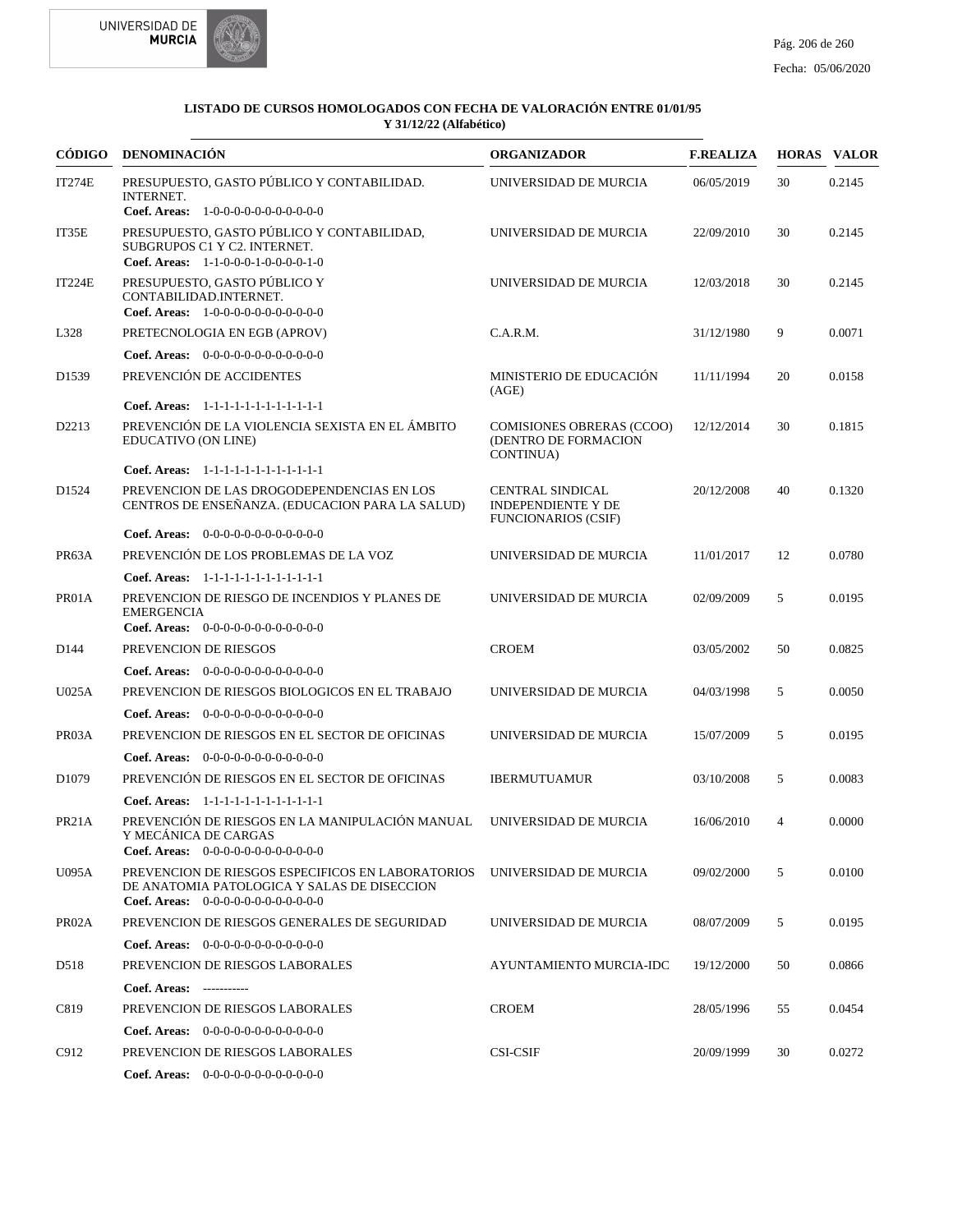**LISTADO DE CURSOS HOMOLOGADOS CON FECHA DE VALORACIÓN ENTRE 01/01/95 Y 31/12/22 (Alfabético)**

| CÓDIGO | DENOMINACIÓN | ORGANIZADOR | F.REALIZA | HORAS | VALOR |
|---|---|---|---|---|---|
| IT274E | PRESUPUESTO, GASTO PÚBLICO Y CONTABILIDAD. INTERNET. **Coef. Areas:** 1-0-0-0-0-0-0-0-0-0-0-0 | UNIVERSIDAD DE MURCIA | 06/05/2019 | 30 | 0.2145 |
| IT35E | PRESUPUESTO, GASTO PÚBLICO Y CONTABILIDAD, SUBGRUPOS C1 Y C2. INTERNET. **Coef. Areas:** 1-1-0-0-0-1-0-0-0-0-1-0 | UNIVERSIDAD DE MURCIA | 22/09/2010 | 30 | 0.2145 |
| IT224E | PRESUPUESTO, GASTO PÚBLICO Y CONTABILIDAD.INTERNET. **Coef. Areas:** 1-0-0-0-0-0-0-0-0-0-0-0 | UNIVERSIDAD DE MURCIA | 12/03/2018 | 30 | 0.2145 |
| L328 | PRETECNOLOGIA EN EGB (APROV) **Coef. Areas:** 0-0-0-0-0-0-0-0-0-0-0-0 | C.A.R.M. | 31/12/1980 | 9 | 0.0071 |
| D1539 | PREVENCIÓN DE ACCIDENTES **Coef. Areas:** 1-1-1-1-1-1-1-1-1-1-1-1 | MINISTERIO DE EDUCACIÓN (AGE) | 11/11/1994 | 20 | 0.0158 |
| D2213 | PREVENCIÓN DE LA VIOLENCIA SEXISTA EN EL ÁMBITO EDUCATIVO (ON LINE) **Coef. Areas:** 1-1-1-1-1-1-1-1-1-1-1-1 | COMISIONES OBRERAS (CCOO) (DENTRO DE FORMACION CONTINUA) | 12/12/2014 | 30 | 0.1815 |
| D1524 | PREVENCION DE LAS DROGODEPENDENCIAS EN LOS CENTROS DE ENSEÑANZA. (EDUCACION PARA LA SALUD) **Coef. Areas:** 0-0-0-0-0-0-0-0-0-0-0-0 | CENTRAL SINDICAL INDEPENDIENTE Y DE FUNCIONARIOS (CSIF) | 20/12/2008 | 40 | 0.1320 |
| PR63A | PREVENCIÓN DE LOS PROBLEMAS DE LA VOZ **Coef. Areas:** 1-1-1-1-1-1-1-1-1-1-1-1 | UNIVERSIDAD DE MURCIA | 11/01/2017 | 12 | 0.0780 |
| PR01A | PREVENCION DE RIESGO DE INCENDIOS Y PLANES DE EMERGENCIA **Coef. Areas:** 0-0-0-0-0-0-0-0-0-0-0-0 | UNIVERSIDAD DE MURCIA | 02/09/2009 | 5 | 0.0195 |
| D144 | PREVENCION DE RIESGOS **Coef. Areas:** 0-0-0-0-0-0-0-0-0-0-0-0 | CROEM | 03/05/2002 | 50 | 0.0825 |
| U025A | PREVENCION DE RIESGOS BIOLOGICOS EN EL TRABAJO **Coef. Areas:** 0-0-0-0-0-0-0-0-0-0-0-0 | UNIVERSIDAD DE MURCIA | 04/03/1998 | 5 | 0.0050 |
| PR03A | PREVENCION DE RIESGOS EN EL SECTOR DE OFICINAS **Coef. Areas:** 0-0-0-0-0-0-0-0-0-0-0-0 | UNIVERSIDAD DE MURCIA | 15/07/2009 | 5 | 0.0195 |
| D1079 | PREVENCIÓN DE RIESGOS EN EL SECTOR DE OFICINAS **Coef. Areas:** 1-1-1-1-1-1-1-1-1-1-1-1 | IBERMUTUAMUR | 03/10/2008 | 5 | 0.0083 |
| PR21A | PREVENCIÓN DE RIESGOS EN LA MANIPULACIÓN MANUAL Y MECÁNICA DE CARGAS **Coef. Areas:** 0-0-0-0-0-0-0-0-0-0-0-0 | UNIVERSIDAD DE MURCIA | 16/06/2010 | 4 | 0.0000 |
| U095A | PREVENCION DE RIESGOS ESPECIFICOS EN LABORATORIOS DE ANATOMIA PATOLOGICA Y SALAS DE DISECCION **Coef. Areas:** 0-0-0-0-0-0-0-0-0-0-0-0 | UNIVERSIDAD DE MURCIA | 09/02/2000 | 5 | 0.0100 |
| PR02A | PREVENCION DE RIESGOS GENERALES DE SEGURIDAD **Coef. Areas:** 0-0-0-0-0-0-0-0-0-0-0-0 | UNIVERSIDAD DE MURCIA | 08/07/2009 | 5 | 0.0195 |
| D518 | PREVENCION DE RIESGOS LABORALES **Coef. Areas:** ----------- | AYUNTAMIENTO MURCIA-IDC | 19/12/2000 | 50 | 0.0866 |
| C819 | PREVENCION DE RIESGOS LABORALES **Coef. Areas:** 0-0-0-0-0-0-0-0-0-0-0-0 | CROEM | 28/05/1996 | 55 | 0.0454 |
| C912 | PREVENCION DE RIESGOS LABORALES **Coef. Areas:** 0-0-0-0-0-0-0-0-0-0-0-0 | CSI-CSIF | 20/09/1999 | 30 | 0.0272 |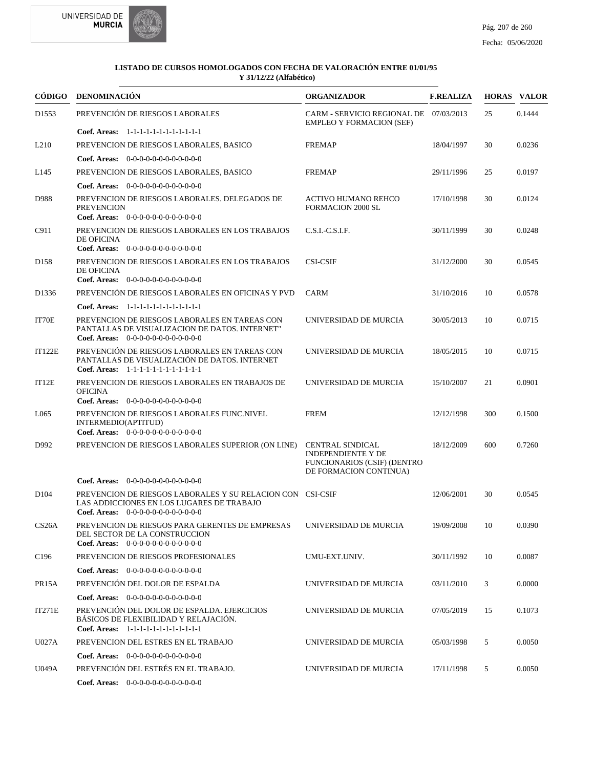**LISTADO DE CURSOS HOMOLOGADOS CON FECHA DE VALORACIÓN ENTRE 01/01/95 Y 31/12/22 (Alfabético)**

| CÓDIGO | DENOMINACIÓN | ORGANIZADOR | F.REALIZA | HORAS | VALOR |
|---|---|---|---|---|---|
| D1553 | PREVENCIÓN DE RIESGOS LABORALES<br>**Coef. Areas:** 1-1-1-1-1-1-1-1-1-1-1-1 | CARM - SERVICIO REGIONAL DE EMPLEO Y FORMACION (SEF) | 07/03/2013 | 25 | 0.1444 |
| L210 | PREVENCION DE RIESGOS LABORALES, BASICO<br>**Coef. Areas:** 0-0-0-0-0-0-0-0-0-0-0-0 | FREMAP | 18/04/1997 | 30 | 0.0236 |
| L145 | PREVENCION DE RIESGOS LABORALES, BASICO<br>**Coef. Areas:** 0-0-0-0-0-0-0-0-0-0-0-0 | FREMAP | 29/11/1996 | 25 | 0.0197 |
| D988 | PREVENCION DE RIESGOS LABORALES. DELEGADOS DE PREVENCION<br>**Coef. Areas:** 0-0-0-0-0-0-0-0-0-0-0-0 | ACTIVO HUMANO REHCO FORMACION 2000 SL | 17/10/1998 | 30 | 0.0124 |
| C911 | PREVENCION DE RIESGOS LABORALES EN LOS TRABAJOS DE OFICINA<br>**Coef. Areas:** 0-0-0-0-0-0-0-0-0-0-0-0 | C.S.I.-C.S.I.F. | 30/11/1999 | 30 | 0.0248 |
| D158 | PREVENCION DE RIESGOS LABORALES EN LOS TRABAJOS DE OFICINA<br>**Coef. Areas:** 0-0-0-0-0-0-0-0-0-0-0-0 | CSI-CSIF | 31/12/2000 | 30 | 0.0545 |
| D1336 | PREVENCIÓN DE RIESGOS LABORALES EN OFICINAS Y PVD<br>**Coef. Areas:** 1-1-1-1-1-1-1-1-1-1-1-1 | CARM | 31/10/2016 | 10 | 0.0578 |
| IT70E | PREVENCION DE RIESGOS LABORALES EN TAREAS CON PANTALLAS DE VISUALIZACION DE DATOS. INTERNET"<br>**Coef. Areas:** 0-0-0-0-0-0-0-0-0-0-0-0 | UNIVERSIDAD DE MURCIA | 30/05/2013 | 10 | 0.0715 |
| IT122E | PREVENCIÓN DE RIESGOS LABORALES EN TAREAS CON PANTALLAS DE VISUALIZACIÓN DE DATOS. INTERNET<br>**Coef. Areas:** 1-1-1-1-1-1-1-1-1-1-1-1 | UNIVERSIDAD DE MURCIA | 18/05/2015 | 10 | 0.0715 |
| IT12E | PREVENCION DE RIESGOS LABORALES EN TRABAJOS DE OFICINA<br>**Coef. Areas:** 0-0-0-0-0-0-0-0-0-0-0-0 | UNIVERSIDAD DE MURCIA | 15/10/2007 | 21 | 0.0901 |
| L065 | PREVENCION DE RIESGOS LABORALES FUNC.NIVEL INTERMEDIO(APTITUD)<br>**Coef. Areas:** 0-0-0-0-0-0-0-0-0-0-0-0 | FREM | 12/12/1998 | 300 | 0.1500 |
| D992 | PREVENCION DE RIESGOS LABORALES SUPERIOR (ON LINE)<br>**Coef. Areas:** 0-0-0-0-0-0-0-0-0-0-0-0 | CENTRAL SINDICAL INDEPENDIENTE Y DE FUNCIONARIOS (CSIF) (DENTRO DE FORMACION CONTINUA) | 18/12/2009 | 600 | 0.7260 |
| D104 | PREVENCION DE RIESGOS LABORALES Y SU RELACION CON LAS ADDICCIONES EN LOS LUGARES DE TRABAJO<br>**Coef. Areas:** 0-0-0-0-0-0-0-0-0-0-0-0 | CSI-CSIF | 12/06/2001 | 30 | 0.0545 |
| CS26A | PREVENCION DE RIESGOS PARA GERENTES DE EMPRESAS DEL SECTOR DE LA CONSTRUCCION<br>**Coef. Areas:** 0-0-0-0-0-0-0-0-0-0-0-0 | UNIVERSIDAD DE MURCIA | 19/09/2008 | 10 | 0.0390 |
| C196 | PREVENCION DE RIESGOS PROFESIONALES<br>**Coef. Areas:** 0-0-0-0-0-0-0-0-0-0-0-0 | UMU-EXT.UNIV. | 30/11/1992 | 10 | 0.0087 |
| PR15A | PREVENCIÓN DEL DOLOR DE ESPALDA<br>**Coef. Areas:** 0-0-0-0-0-0-0-0-0-0-0-0 | UNIVERSIDAD DE MURCIA | 03/11/2010 | 3 | 0.0000 |
| IT271E | PREVENCIÓN DEL DOLOR DE ESPALDA. EJERCICIOS BÁSICOS DE FLEXIBILIDAD Y RELAJACIÓN.<br>**Coef. Areas:** 1-1-1-1-1-1-1-1-1-1-1-1 | UNIVERSIDAD DE MURCIA | 07/05/2019 | 15 | 0.1073 |
| U027A | PREVENCION DEL ESTRES EN EL TRABAJO<br>**Coef. Areas:** 0-0-0-0-0-0-0-0-0-0-0-0 | UNIVERSIDAD DE MURCIA | 05/03/1998 | 5 | 0.0050 |
| U049A | PREVENCIÓN DEL ESTRÉS EN EL TRABAJO.<br>**Coef. Areas:** 0-0-0-0-0-0-0-0-0-0-0-0 | UNIVERSIDAD DE MURCIA | 17/11/1998 | 5 | 0.0050 |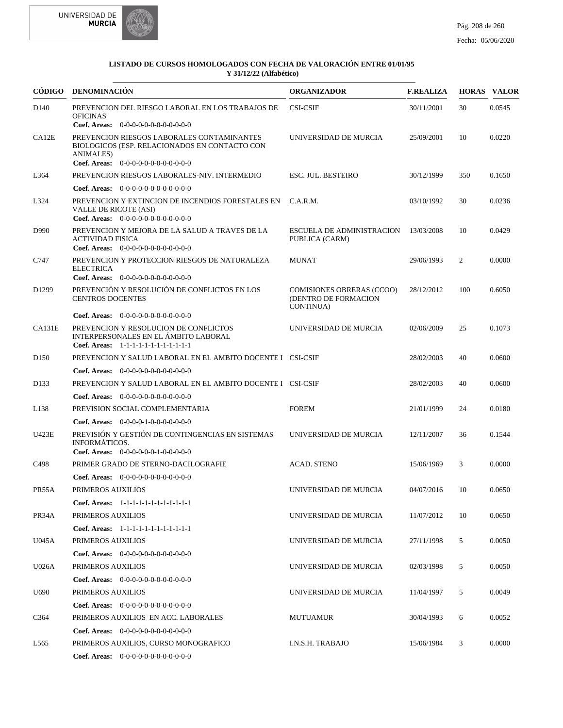**LISTADO DE CURSOS HOMOLOGADOS CON FECHA DE VALORACIÓN ENTRE 01/01/95 Y 31/12/22 (Alfabético)**

| CÓDIGO | DENOMINACIÓN | ORGANIZADOR | F.REALIZA | HORAS | VALOR |
|---|---|---|---|---|---|
| D140 | PREVENCION DEL RIESGO LABORAL EN LOS TRABAJOS DE OFICINAS<br>**Coef. Areas:** 0-0-0-0-0-0-0-0-0-0-0-0 | CSI-CSIF | 30/11/2001 | 30 | 0.0545 |
| CA12E | PREVENCION RIESGOS LABORALES CONTAMINANTES BIOLOGICOS (ESP. RELACIONADOS EN CONTACTO CON ANIMALES)<br>**Coef. Areas:** 0-0-0-0-0-0-0-0-0-0-0-0 | UNIVERSIDAD DE MURCIA | 25/09/2001 | 10 | 0.0220 |
| L364 | PREVENCION RIESGOS LABORALES-NIV. INTERMEDIO<br>**Coef. Areas:** 0-0-0-0-0-0-0-0-0-0-0-0 | ESC. JUL. BESTEIRO | 30/12/1999 | 350 | 0.1650 |
| L324 | PREVENCION Y EXTINCION DE INCENDIOS FORESTALES EN VALLE DE RICOTE (ASI)<br>**Coef. Areas:** 0-0-0-0-0-0-0-0-0-0-0-0 | C.A.R.M. | 03/10/1992 | 30 | 0.0236 |
| D990 | PREVENCION Y MEJORA DE LA SALUD A TRAVES DE LA ACTIVIDAD FISICA<br>**Coef. Areas:** 0-0-0-0-0-0-0-0-0-0-0-0 | ESCUELA DE ADMINISTRACION PUBLICA (CARM) | 13/03/2008 | 10 | 0.0429 |
| C747 | PREVENCION Y PROTECCION RIESGOS DE NATURALEZA ELECTRICA<br>**Coef. Areas:** 0-0-0-0-0-0-0-0-0-0-0-0 | MUNAT | 29/06/1993 | 2 | 0.0000 |
| D1299 | PREVENCIÓN Y RESOLUCIÓN DE CONFLICTOS EN LOS CENTROS DOCENTES<br>**Coef. Areas:** 0-0-0-0-0-0-0-0-0-0-0-0 | COMISIONES OBRERAS (CCOO) (DENTRO DE FORMACION CONTINUA) | 28/12/2012 | 100 | 0.6050 |
| CA131E | PREVENCION Y RESOLUCION DE CONFLICTOS INTERPERSONALES EN EL ÁMBITO LABORAL<br>**Coef. Areas:** 1-1-1-1-1-1-1-1-1-1-1-1 | UNIVERSIDAD DE MURCIA | 02/06/2009 | 25 | 0.1073 |
| D150 | PREVENCION Y SALUD LABORAL EN EL AMBITO DOCENTE I<br>**Coef. Areas:** 0-0-0-0-0-0-0-0-0-0-0-0 | CSI-CSIF | 28/02/2003 | 40 | 0.0600 |
| D133 | PREVENCION Y SALUD LABORAL EN EL AMBITO DOCENTE I<br>**Coef. Areas:** 0-0-0-0-0-0-0-0-0-0-0-0 | CSI-CSIF | 28/02/2003 | 40 | 0.0600 |
| L138 | PREVISION SOCIAL COMPLEMENTARIA<br>**Coef. Areas:** 0-0-0-0-1-0-0-0-0-0-0-0 | FOREM | 21/01/1999 | 24 | 0.0180 |
| U423E | PREVISIÓN Y GESTIÓN DE CONTINGENCIAS EN SISTEMAS INFORMÁTICOS.<br>**Coef. Areas:** 0-0-0-0-0-0-1-0-0-0-0-0 | UNIVERSIDAD DE MURCIA | 12/11/2007 | 36 | 0.1544 |
| C498 | PRIMER GRADO DE STERNO-DACILOGRAFIE<br>**Coef. Areas:** 0-0-0-0-0-0-0-0-0-0-0-0 | ACAD. STENO | 15/06/1969 | 3 | 0.0000 |
| PR55A | PRIMEROS AUXILIOS<br>**Coef. Areas:** 1-1-1-1-1-1-1-1-1-1-1-1 | UNIVERSIDAD DE MURCIA | 04/07/2016 | 10 | 0.0650 |
| PR34A | PRIMEROS AUXILIOS<br>**Coef. Areas:** 1-1-1-1-1-1-1-1-1-1-1-1 | UNIVERSIDAD DE MURCIA | 11/07/2012 | 10 | 0.0650 |
| U045A | PRIMEROS AUXILIOS<br>**Coef. Areas:** 0-0-0-0-0-0-0-0-0-0-0-0 | UNIVERSIDAD DE MURCIA | 27/11/1998 | 5 | 0.0050 |
| U026A | PRIMEROS AUXILIOS<br>**Coef. Areas:** 0-0-0-0-0-0-0-0-0-0-0-0 | UNIVERSIDAD DE MURCIA | 02/03/1998 | 5 | 0.0050 |
| U690 | PRIMEROS AUXILIOS<br>**Coef. Areas:** 0-0-0-0-0-0-0-0-0-0-0-0 | UNIVERSIDAD DE MURCIA | 11/04/1997 | 5 | 0.0049 |
| C364 | PRIMEROS AUXILIOS EN ACC. LABORALES<br>**Coef. Areas:** 0-0-0-0-0-0-0-0-0-0-0-0 | MUTUAMUR | 30/04/1993 | 6 | 0.0052 |
| L565 | PRIMEROS AUXILIOS, CURSO MONOGRAFICO<br>**Coef. Areas:** 0-0-0-0-0-0-0-0-0-0-0-0 | I.N.S.H. TRABAJO | 15/06/1984 | 3 | 0.0000 |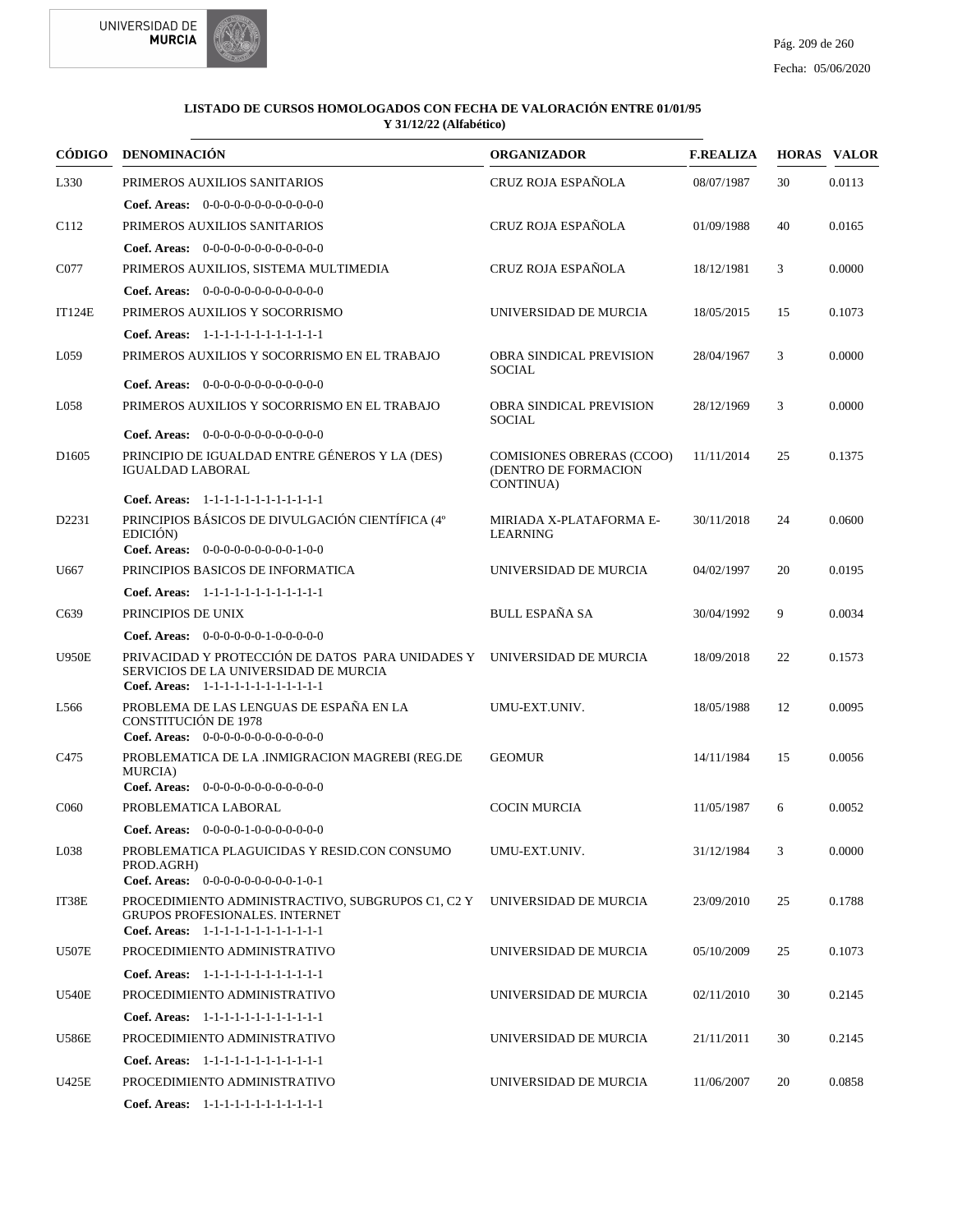**LISTADO DE CURSOS HOMOLOGADOS CON FECHA DE VALORACIÓN ENTRE 01/01/95 Y 31/12/22 (Alfabético)**

| CÓDIGO | DENOMINACIÓN | ORGANIZADOR | F.REALIZA | HORAS | VALOR |
|---|---|---|---|---|---|
| L330 | PRIMEROS AUXILIOS SANITARIOS<br>**Coef. Areas:** 0-0-0-0-0-0-0-0-0-0-0-0 | CRUZ ROJA ESPAÑOLA | 08/07/1987 | 30 | 0.0113 |
| C112 | PRIMEROS AUXILIOS SANITARIOS<br>**Coef. Areas:** 0-0-0-0-0-0-0-0-0-0-0-0 | CRUZ ROJA ESPAÑOLA | 01/09/1988 | 40 | 0.0165 |
| C077 | PRIMEROS AUXILIOS, SISTEMA MULTIMEDIA<br>**Coef. Areas:** 0-0-0-0-0-0-0-0-0-0-0-0 | CRUZ ROJA ESPAÑOLA | 18/12/1981 | 3 | 0.0000 |
| IT124E | PRIMEROS AUXILIOS Y SOCORRISMO<br>**Coef. Areas:** 1-1-1-1-1-1-1-1-1-1-1-1 | UNIVERSIDAD DE MURCIA | 18/05/2015 | 15 | 0.1073 |
| L059 | PRIMEROS AUXILIOS Y SOCORRISMO EN EL TRABAJO<br>**Coef. Areas:** 0-0-0-0-0-0-0-0-0-0-0-0 | OBRA SINDICAL PREVISION SOCIAL | 28/04/1967 | 3 | 0.0000 |
| L058 | PRIMEROS AUXILIOS Y SOCORRISMO EN EL TRABAJO<br>**Coef. Areas:** 0-0-0-0-0-0-0-0-0-0-0-0 | OBRA SINDICAL PREVISION SOCIAL | 28/12/1969 | 3 | 0.0000 |
| D1605 | PRINCIPIO DE IGUALDAD ENTRE GÉNEROS Y LA (DES) IGUALDAD LABORAL<br>**Coef. Areas:** 1-1-1-1-1-1-1-1-1-1-1-1 | COMISIONES OBRERAS (CCOO) (DENTRO DE FORMACION CONTINUA) | 11/11/2014 | 25 | 0.1375 |
| D2231 | PRINCIPIOS BÁSICOS DE DIVULGACIÓN CIENTÍFICA (4º EDICIÓN)<br>**Coef. Areas:** 0-0-0-0-0-0-0-0-0-1-0-0 | MIRIADA X-PLATAFORMA E-LEARNING | 30/11/2018 | 24 | 0.0600 |
| U667 | PRINCIPIOS BASICOS DE INFORMATICA<br>**Coef. Areas:** 1-1-1-1-1-1-1-1-1-1-1-1 | UNIVERSIDAD DE MURCIA | 04/02/1997 | 20 | 0.0195 |
| C639 | PRINCIPIOS DE UNIX<br>**Coef. Areas:** 0-0-0-0-0-0-1-0-0-0-0-0 | BULL ESPAÑA SA | 30/04/1992 | 9 | 0.0034 |
| U950E | PRIVACIDAD Y PROTECCIÓN DE DATOS PARA UNIDADES Y SERVICIOS DE LA UNIVERSIDAD DE MURCIA<br>**Coef. Areas:** 1-1-1-1-1-1-1-1-1-1-1-1 | UNIVERSIDAD DE MURCIA | 18/09/2018 | 22 | 0.1573 |
| L566 | PROBLEMA DE LAS LENGUAS DE ESPAÑA EN LA CONSTITUCIÓN DE 1978<br>**Coef. Areas:** 0-0-0-0-0-0-0-0-0-0-0-0 | UMU-EXT.UNIV. | 18/05/1988 | 12 | 0.0095 |
| C475 | PROBLEMATICA DE LA .INMIGRACION MAGREBI (REG.DE MURCIA)<br>**Coef. Areas:** 0-0-0-0-0-0-0-0-0-0-0-0 | GEOMUR | 14/11/1984 | 15 | 0.0056 |
| C060 | PROBLEMATICA LABORAL<br>**Coef. Areas:** 0-0-0-0-1-0-0-0-0-0-0-0 | COCIN MURCIA | 11/05/1987 | 6 | 0.0052 |
| L038 | PROBLEMATICA PLAGUICIDAS Y RESID.CON CONSUMO PROD.AGRH)<br>**Coef. Areas:** 0-0-0-0-0-0-0-0-0-1-0-1 | UMU-EXT.UNIV. | 31/12/1984 | 3 | 0.0000 |
| IT38E | PROCEDIMIENTO ADMINISTRACTIVO, SUBGRUPOS C1, C2 Y GRUPOS PROFESIONALES. INTERNET<br>**Coef. Areas:** 1-1-1-1-1-1-1-1-1-1-1-1 | UNIVERSIDAD DE MURCIA | 23/09/2010 | 25 | 0.1788 |
| U507E | PROCEDIMIENTO ADMINISTRATIVO<br>**Coef. Areas:** 1-1-1-1-1-1-1-1-1-1-1-1 | UNIVERSIDAD DE MURCIA | 05/10/2009 | 25 | 0.1073 |
| U540E | PROCEDIMIENTO ADMINISTRATIVO<br>**Coef. Areas:** 1-1-1-1-1-1-1-1-1-1-1-1 | UNIVERSIDAD DE MURCIA | 02/11/2010 | 30 | 0.2145 |
| U586E | PROCEDIMIENTO ADMINISTRATIVO<br>**Coef. Areas:** 1-1-1-1-1-1-1-1-1-1-1-1 | UNIVERSIDAD DE MURCIA | 21/11/2011 | 30 | 0.2145 |
| U425E | PROCEDIMIENTO ADMINISTRATIVO<br>**Coef. Areas:** 1-1-1-1-1-1-1-1-1-1-1-1 | UNIVERSIDAD DE MURCIA | 11/06/2007 | 20 | 0.0858 |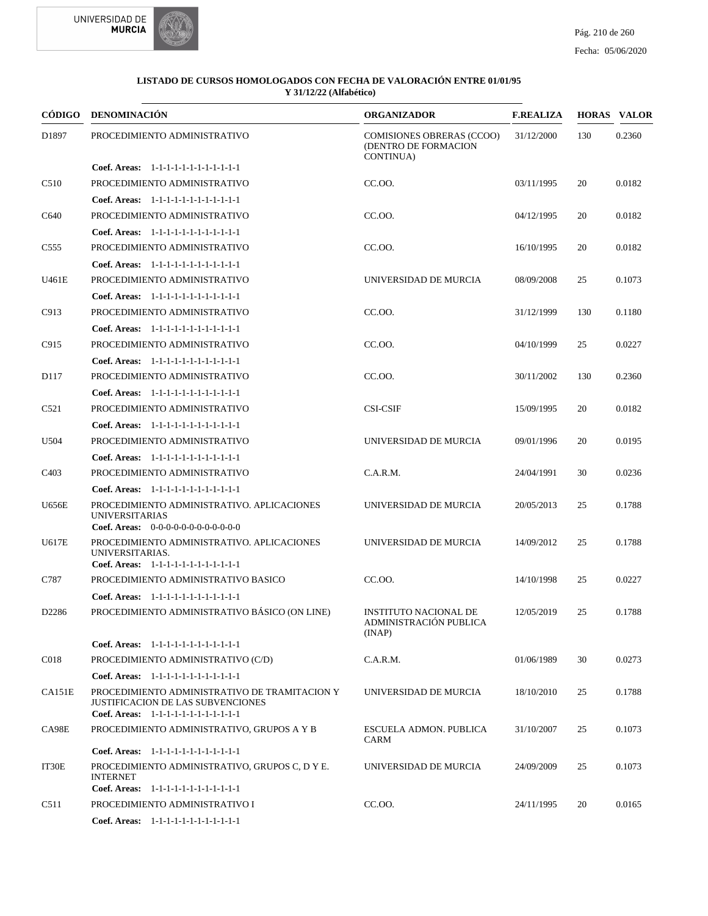**LISTADO DE CURSOS HOMOLOGADOS CON FECHA DE VALORACIÓN ENTRE 01/01/95 Y 31/12/22 (Alfabético)**

| CÓDIGO | DENOMINACIÓN | ORGANIZADOR | F.REALIZA | HORAS | VALOR |
|---|---|---|---|---|---|
| D1897 | PROCEDIMIENTO ADMINISTRATIVO<br>**Coef. Areas:** 1-1-1-1-1-1-1-1-1-1-1-1 | COMISIONES OBRERAS (CCOO) (DENTRO DE FORMACION CONTINUA) | 31/12/2000 | 130 | 0.2360 |
| C510 | PROCEDIMIENTO ADMINISTRATIVO<br>**Coef. Areas:** 1-1-1-1-1-1-1-1-1-1-1-1 | CC.OO. | 03/11/1995 | 20 | 0.0182 |
| C640 | PROCEDIMIENTO ADMINISTRATIVO<br>**Coef. Areas:** 1-1-1-1-1-1-1-1-1-1-1-1 | CC.OO. | 04/12/1995 | 20 | 0.0182 |
| C555 | PROCEDIMIENTO ADMINISTRATIVO<br>**Coef. Areas:** 1-1-1-1-1-1-1-1-1-1-1-1 | CC.OO. | 16/10/1995 | 20 | 0.0182 |
| U461E | PROCEDIMIENTO ADMINISTRATIVO<br>**Coef. Areas:** 1-1-1-1-1-1-1-1-1-1-1-1 | UNIVERSIDAD DE MURCIA | 08/09/2008 | 25 | 0.1073 |
| C913 | PROCEDIMIENTO ADMINISTRATIVO<br>**Coef. Areas:** 1-1-1-1-1-1-1-1-1-1-1-1 | CC.OO. | 31/12/1999 | 130 | 0.1180 |
| C915 | PROCEDIMIENTO ADMINISTRATIVO<br>**Coef. Areas:** 1-1-1-1-1-1-1-1-1-1-1-1 | CC.OO. | 04/10/1999 | 25 | 0.0227 |
| D117 | PROCEDIMIENTO ADMINISTRATIVO<br>**Coef. Areas:** 1-1-1-1-1-1-1-1-1-1-1-1 | CC.OO. | 30/11/2002 | 130 | 0.2360 |
| C521 | PROCEDIMIENTO ADMINISTRATIVO<br>**Coef. Areas:** 1-1-1-1-1-1-1-1-1-1-1-1 | CSI-CSIF | 15/09/1995 | 20 | 0.0182 |
| U504 | PROCEDIMIENTO ADMINISTRATIVO<br>**Coef. Areas:** 1-1-1-1-1-1-1-1-1-1-1-1 | UNIVERSIDAD DE MURCIA | 09/01/1996 | 20 | 0.0195 |
| C403 | PROCEDIMIENTO ADMINISTRATIVO<br>**Coef. Areas:** 1-1-1-1-1-1-1-1-1-1-1-1 | C.A.R.M. | 24/04/1991 | 30 | 0.0236 |
| U656E | PROCEDIMIENTO ADMINISTRATIVO. APLICACIONES UNIVERSITARIAS<br>**Coef. Areas:** 0-0-0-0-0-0-0-0-0-0-0-0 | UNIVERSIDAD DE MURCIA | 20/05/2013 | 25 | 0.1788 |
| U617E | PROCEDIMIENTO ADMINISTRATIVO. APLICACIONES UNIVERSITARIAS.<br>**Coef. Areas:** 1-1-1-1-1-1-1-1-1-1-1-1 | UNIVERSIDAD DE MURCIA | 14/09/2012 | 25 | 0.1788 |
| C787 | PROCEDIMIENTO ADMINISTRATIVO BASICO<br>**Coef. Areas:** 1-1-1-1-1-1-1-1-1-1-1-1 | CC.OO. | 14/10/1998 | 25 | 0.0227 |
| D2286 | PROCEDIMIENTO ADMINISTRATIVO BÁSICO (ON LINE)<br>**Coef. Areas:** 1-1-1-1-1-1-1-1-1-1-1-1 | INSTITUTO NACIONAL DE ADMINISTRACIÓN PUBLICA (INAP) | 12/05/2019 | 25 | 0.1788 |
| C018 | PROCEDIMIENTO ADMINISTRATIVO (C/D)<br>**Coef. Areas:** 1-1-1-1-1-1-1-1-1-1-1-1 | C.A.R.M. | 01/06/1989 | 30 | 0.0273 |
| CA151E | PROCEDIMIENTO ADMINISTRATIVO DE TRAMITACION Y JUSTIFICACION DE LAS SUBVENCIONES<br>**Coef. Areas:** 1-1-1-1-1-1-1-1-1-1-1-1 | UNIVERSIDAD DE MURCIA | 18/10/2010 | 25 | 0.1788 |
| CA98E | PROCEDIMIENTO ADMINISTRATIVO, GRUPOS A Y B<br>**Coef. Areas:** 1-1-1-1-1-1-1-1-1-1-1-1 | ESCUELA ADMON. PUBLICA CARM | 31/10/2007 | 25 | 0.1073 |
| IT30E | PROCEDIMIENTO ADMINISTRATIVO, GRUPOS C, D Y E. INTERNET<br>**Coef. Areas:** 1-1-1-1-1-1-1-1-1-1-1-1 | UNIVERSIDAD DE MURCIA | 24/09/2009 | 25 | 0.1073 |
| C511 | PROCEDIMIENTO ADMINISTRATIVO I<br>**Coef. Areas:** 1-1-1-1-1-1-1-1-1-1-1-1 | CC.OO. | 24/11/1995 | 20 | 0.0165 |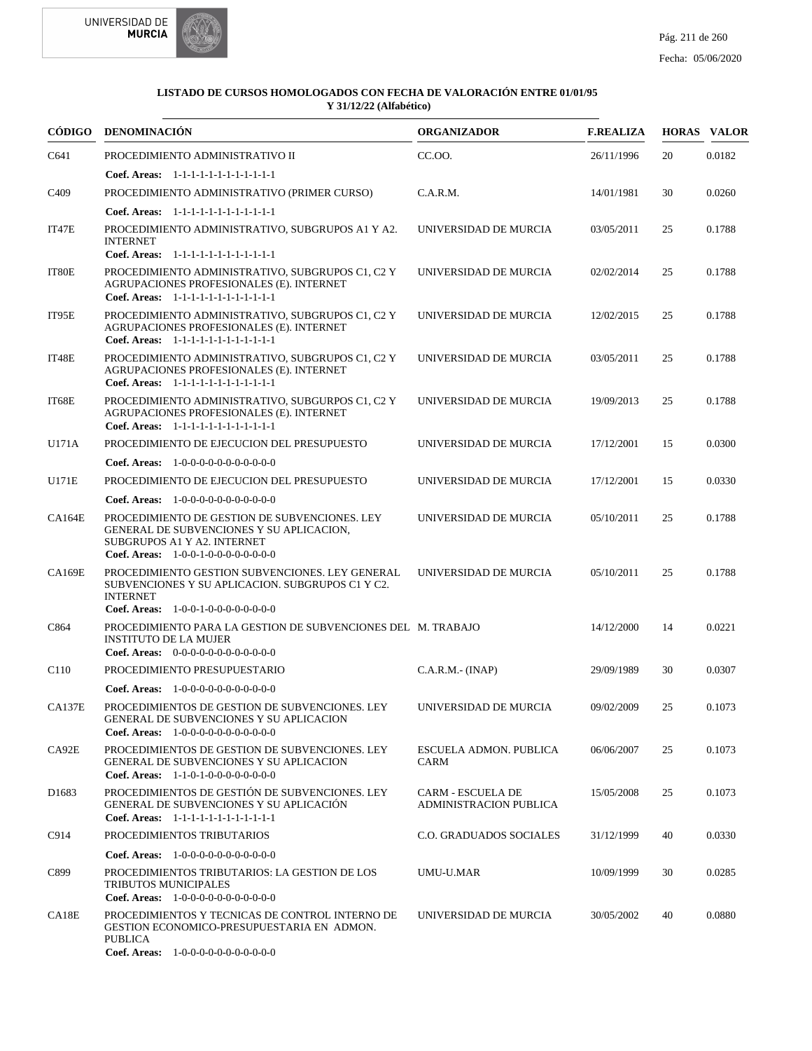**LISTADO DE CURSOS HOMOLOGADOS CON FECHA DE VALORACIÓN ENTRE 01/01/95 Y 31/12/22 (Alfabético)**

| CÓDIGO | DENOMINACIÓN | ORGANIZADOR | F.REALIZA | HORAS | VALOR |
|---|---|---|---|---|---|
| C641 | PROCEDIMIENTO ADMINISTRATIVO II<br>**Coef. Areas:** 1-1-1-1-1-1-1-1-1-1-1-1 | CC.OO. | 26/11/1996 | 20 | 0.0182 |
| C409 | PROCEDIMIENTO ADMINISTRATIVO (PRIMER CURSO)<br>**Coef. Areas:** 1-1-1-1-1-1-1-1-1-1-1-1 | C.A.R.M. | 14/01/1981 | 30 | 0.0260 |
| IT47E | PROCEDIMIENTO ADMINISTRATIVO, SUBGRUPOS A1 Y A2. INTERNET<br>**Coef. Areas:** 1-1-1-1-1-1-1-1-1-1-1-1 | UNIVERSIDAD DE MURCIA | 03/05/2011 | 25 | 0.1788 |
| IT80E | PROCEDIMIENTO ADMINISTRATIVO, SUBGRUPOS C1, C2 Y AGRUPACIONES PROFESIONALES (E). INTERNET<br>**Coef. Areas:** 1-1-1-1-1-1-1-1-1-1-1-1 | UNIVERSIDAD DE MURCIA | 02/02/2014 | 25 | 0.1788 |
| IT95E | PROCEDIMIENTO ADMINISTRATIVO, SUBGRUPOS C1, C2 Y AGRUPACIONES PROFESIONALES (E). INTERNET<br>**Coef. Areas:** 1-1-1-1-1-1-1-1-1-1-1-1 | UNIVERSIDAD DE MURCIA | 12/02/2015 | 25 | 0.1788 |
| IT48E | PROCEDIMIENTO ADMINISTRATIVO, SUBGRUPOS C1, C2 Y AGRUPACIONES PROFESIONALES (E). INTERNET<br>**Coef. Areas:** 1-1-1-1-1-1-1-1-1-1-1-1 | UNIVERSIDAD DE MURCIA | 03/05/2011 | 25 | 0.1788 |
| IT68E | PROCEDIMIENTO ADMINISTRATIVO, SUBGURPOS C1, C2 Y AGRUPACIONES PROFESIONALES (E). INTERNET<br>**Coef. Areas:** 1-1-1-1-1-1-1-1-1-1-1-1 | UNIVERSIDAD DE MURCIA | 19/09/2013 | 25 | 0.1788 |
| U171A | PROCEDIMIENTO DE EJECUCION DEL PRESUPUESTO<br>**Coef. Areas:** 1-0-0-0-0-0-0-0-0-0-0-0 | UNIVERSIDAD DE MURCIA | 17/12/2001 | 15 | 0.0300 |
| U171E | PROCEDIMIENTO DE EJECUCION DEL PRESUPUESTO<br>**Coef. Areas:** 1-0-0-0-0-0-0-0-0-0-0-0 | UNIVERSIDAD DE MURCIA | 17/12/2001 | 15 | 0.0330 |
| CA164E | PROCEDIMIENTO DE GESTION DE SUBVENCIONES. LEY GENERAL DE SUBVENCIONES Y SU APLICACION, SUBGRUPOS A1 Y A2. INTERNET<br>**Coef. Areas:** 1-0-0-1-0-0-0-0-0-0-0-0 | UNIVERSIDAD DE MURCIA | 05/10/2011 | 25 | 0.1788 |
| CA169E | PROCEDIMIENTO GESTION SUBVENCIONES. LEY GENERAL SUBVENCIONES Y SU APLICACION. SUBGRUPOS C1 Y C2. INTERNET<br>**Coef. Areas:** 1-0-0-1-0-0-0-0-0-0-0-0 | UNIVERSIDAD DE MURCIA | 05/10/2011 | 25 | 0.1788 |
| C864 | PROCEDIMIENTO PARA LA GESTION DE SUBVENCIONES DEL INSTITUTO DE LA MUJER<br>**Coef. Areas:** 0-0-0-0-0-0-0-0-0-0-0-0 | M. TRABAJO | 14/12/2000 | 14 | 0.0221 |
| C110 | PROCEDIMIENTO PRESUPUESTARIO<br>**Coef. Areas:** 1-0-0-0-0-0-0-0-0-0-0-0 | C.A.R.M.- (INAP) | 29/09/1989 | 30 | 0.0307 |
| CA137E | PROCEDIMIENTOS DE GESTION DE SUBVENCIONES. LEY GENERAL DE SUBVENCIONES Y SU APLICACION<br>**Coef. Areas:** 1-0-0-0-0-0-0-0-0-0-0-0 | UNIVERSIDAD DE MURCIA | 09/02/2009 | 25 | 0.1073 |
| CA92E | PROCEDIMIENTOS DE GESTION DE SUBVENCIONES. LEY GENERAL DE SUBVENCIONES Y SU APLICACION<br>**Coef. Areas:** 1-1-0-1-0-0-0-0-0-0-0-0 | ESCUELA ADMON. PUBLICA CARM | 06/06/2007 | 25 | 0.1073 |
| D1683 | PROCEDIMIENTOS DE GESTIÓN DE SUBVENCIONES. LEY GENERAL DE SUBVENCIONES Y SU APLICACIÓN<br>**Coef. Areas:** 1-1-1-1-1-1-1-1-1-1-1-1 | CARM - ESCUELA DE ADMINISTRACION PUBLICA | 15/05/2008 | 25 | 0.1073 |
| C914 | PROCEDIMIENTOS TRIBUTARIOS<br>**Coef. Areas:** 1-0-0-0-0-0-0-0-0-0-0-0 | C.O. GRADUADOS SOCIALES | 31/12/1999 | 40 | 0.0330 |
| C899 | PROCEDIMIENTOS TRIBUTARIOS: LA GESTION DE LOS TRIBUTOS MUNICIPALES<br>**Coef. Areas:** 1-0-0-0-0-0-0-0-0-0-0-0 | UMU-U.MAR | 10/09/1999 | 30 | 0.0285 |
| CA18E | PROCEDIMIENTOS Y TECNICAS DE CONTROL INTERNO DE GESTION ECONOMICO-PRESUPUESTARIA EN ADMON. PUBLICA<br>**Coef. Areas:** 1-0-0-0-0-0-0-0-0-0-0-0 | UNIVERSIDAD DE MURCIA | 30/05/2002 | 40 | 0.0880 |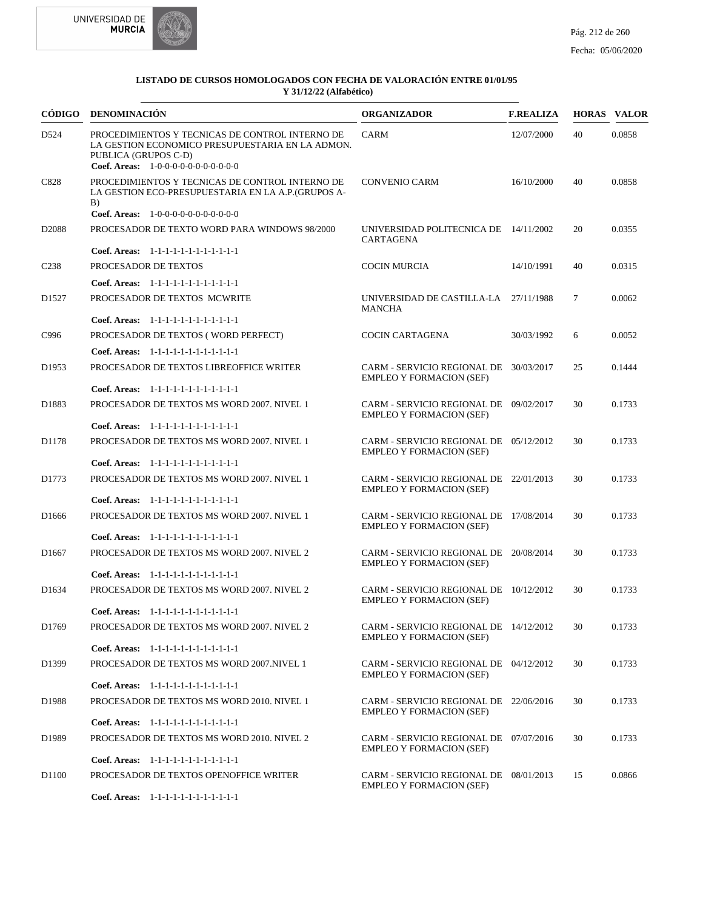**LISTADO DE CURSOS HOMOLOGADOS CON FECHA DE VALORACIÓN ENTRE 01/01/95 Y 31/12/22 (Alfabético)**

| CÓDIGO | DENOMINACIÓN | ORGANIZADOR | F.REALIZA | HORAS | VALOR |
|---|---|---|---|---|---|
| D524 | PROCEDIMIENTOS Y TECNICAS DE CONTROL INTERNO DE LA GESTION ECONOMICO PRESUPUESTARIA EN LA ADMON. PUBLICA (GRUPOS C-D)<br>**Coef. Areas:** 1-0-0-0-0-0-0-0-0-0-0-0 | CARM | 12/07/2000 | 40 | 0.0858 |
| C828 | PROCEDIMIENTOS Y TECNICAS DE CONTROL INTERNO DE LA GESTION ECO-PRESUPUESTARIA EN LA A.P.(GRUPOS A-B)<br>**Coef. Areas:** 1-0-0-0-0-0-0-0-0-0-0-0 | CONVENIO CARM | 16/10/2000 | 40 | 0.0858 |
| D2088 | PROCESADOR DE TEXTO WORD PARA WINDOWS 98/2000<br>**Coef. Areas:** 1-1-1-1-1-1-1-1-1-1-1-1 | UNIVERSIDAD POLITECNICA DE CARTAGENA | 14/11/2002 | 20 | 0.0355 |
| C238 | PROCESADOR DE TEXTOS<br>**Coef. Areas:** 1-1-1-1-1-1-1-1-1-1-1-1 | COCIN MURCIA | 14/10/1991 | 40 | 0.0315 |
| D1527 | PROCESADOR DE TEXTOS MCWRITE<br>**Coef. Areas:** 1-1-1-1-1-1-1-1-1-1-1-1 | UNIVERSIDAD DE CASTILLA-LA MANCHA | 27/11/1988 | 7 | 0.0062 |
| C996 | PROCESADOR DE TEXTOS ( WORD PERFECT)<br>**Coef. Areas:** 1-1-1-1-1-1-1-1-1-1-1-1 | COCIN CARTAGENA | 30/03/1992 | 6 | 0.0052 |
| D1953 | PROCESADOR DE TEXTOS LIBREOFFICE WRITER<br>**Coef. Areas:** 1-1-1-1-1-1-1-1-1-1-1-1 | CARM - SERVICIO REGIONAL DE EMPLEO Y FORMACION (SEF) | 30/03/2017 | 25 | 0.1444 |
| D1883 | PROCESADOR DE TEXTOS MS WORD 2007. NIVEL 1<br>**Coef. Areas:** 1-1-1-1-1-1-1-1-1-1-1-1 | CARM - SERVICIO REGIONAL DE EMPLEO Y FORMACION (SEF) | 09/02/2017 | 30 | 0.1733 |
| D1178 | PROCESADOR DE TEXTOS MS WORD 2007. NIVEL 1<br>**Coef. Areas:** 1-1-1-1-1-1-1-1-1-1-1-1 | CARM - SERVICIO REGIONAL DE EMPLEO Y FORMACION (SEF) | 05/12/2012 | 30 | 0.1733 |
| D1773 | PROCESADOR DE TEXTOS MS WORD 2007. NIVEL 1<br>**Coef. Areas:** 1-1-1-1-1-1-1-1-1-1-1-1 | CARM - SERVICIO REGIONAL DE EMPLEO Y FORMACION (SEF) | 22/01/2013 | 30 | 0.1733 |
| D1666 | PROCESADOR DE TEXTOS MS WORD 2007. NIVEL 1<br>**Coef. Areas:** 1-1-1-1-1-1-1-1-1-1-1-1 | CARM - SERVICIO REGIONAL DE EMPLEO Y FORMACION (SEF) | 17/08/2014 | 30 | 0.1733 |
| D1667 | PROCESADOR DE TEXTOS MS WORD 2007. NIVEL 2<br>**Coef. Areas:** 1-1-1-1-1-1-1-1-1-1-1-1 | CARM - SERVICIO REGIONAL DE EMPLEO Y FORMACION (SEF) | 20/08/2014 | 30 | 0.1733 |
| D1634 | PROCESADOR DE TEXTOS MS WORD 2007. NIVEL 2<br>**Coef. Areas:** 1-1-1-1-1-1-1-1-1-1-1-1 | CARM - SERVICIO REGIONAL DE EMPLEO Y FORMACION (SEF) | 10/12/2012 | 30 | 0.1733 |
| D1769 | PROCESADOR DE TEXTOS MS WORD 2007. NIVEL 2<br>**Coef. Areas:** 1-1-1-1-1-1-1-1-1-1-1-1 | CARM - SERVICIO REGIONAL DE EMPLEO Y FORMACION (SEF) | 14/12/2012 | 30 | 0.1733 |
| D1399 | PROCESADOR DE TEXTOS MS WORD 2007.NIVEL 1<br>**Coef. Areas:** 1-1-1-1-1-1-1-1-1-1-1-1 | CARM - SERVICIO REGIONAL DE EMPLEO Y FORMACION (SEF) | 04/12/2012 | 30 | 0.1733 |
| D1988 | PROCESADOR DE TEXTOS MS WORD 2010. NIVEL 1<br>**Coef. Areas:** 1-1-1-1-1-1-1-1-1-1-1-1 | CARM - SERVICIO REGIONAL DE EMPLEO Y FORMACION (SEF) | 22/06/2016 | 30 | 0.1733 |
| D1989 | PROCESADOR DE TEXTOS MS WORD 2010. NIVEL 2<br>**Coef. Areas:** 1-1-1-1-1-1-1-1-1-1-1-1 | CARM - SERVICIO REGIONAL DE EMPLEO Y FORMACION (SEF) | 07/07/2016 | 30 | 0.1733 |
| D1100 | PROCESADOR DE TEXTOS OPENOFFICE WRITER<br>**Coef. Areas:** 1-1-1-1-1-1-1-1-1-1-1-1 | CARM - SERVICIO REGIONAL DE EMPLEO Y FORMACION (SEF) | 08/01/2013 | 15 | 0.0866 |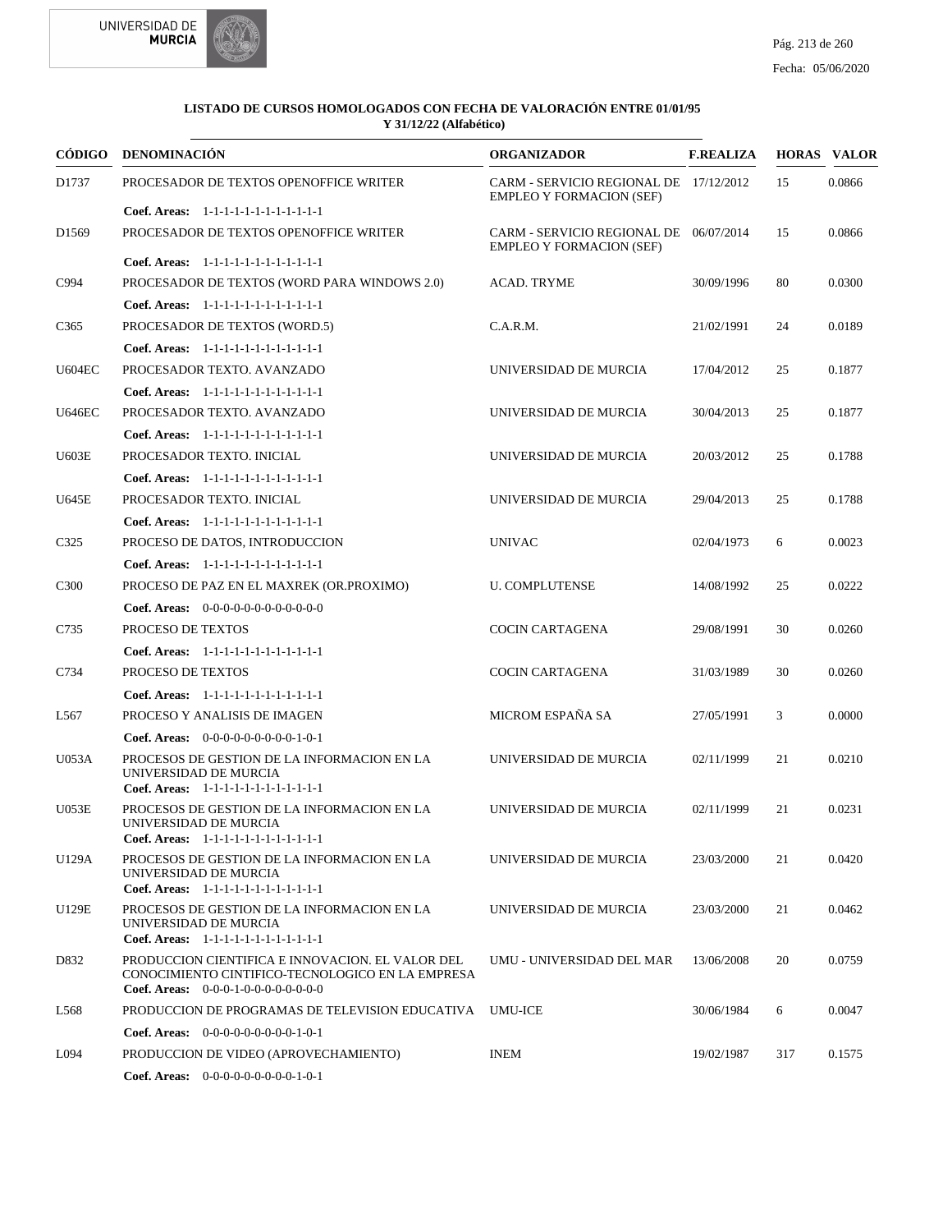**LISTADO DE CURSOS HOMOLOGADOS CON FECHA DE VALORACIÓN ENTRE 01/01/95 Y 31/12/22 (Alfabético)**

| CÓDIGO | DENOMINACIÓN | ORGANIZADOR | F.REALIZA | HORAS | VALOR |
|---|---|---|---|---|---|
| D1737 | PROCESADOR DE TEXTOS OPENOFFICE WRITER | CARM - SERVICIO REGIONAL DE EMPLEO Y FORMACION (SEF) | 17/12/2012 | 15 | 0.0866 |
| | **Coef. Areas:** 1-1-1-1-1-1-1-1-1-1-1-1 | | | | |
| D1569 | PROCESADOR DE TEXTOS OPENOFFICE WRITER | CARM - SERVICIO REGIONAL DE EMPLEO Y FORMACION (SEF) | 06/07/2014 | 15 | 0.0866 |
| | **Coef. Areas:** 1-1-1-1-1-1-1-1-1-1-1-1 | | | | |
| C994 | PROCESADOR DE TEXTOS (WORD PARA WINDOWS 2.0) | ACAD. TRYME | 30/09/1996 | 80 | 0.0300 |
| | **Coef. Areas:** 1-1-1-1-1-1-1-1-1-1-1-1 | | | | |
| C365 | PROCESADOR DE TEXTOS (WORD.5) | C.A.R.M. | 21/02/1991 | 24 | 0.0189 |
| | **Coef. Areas:** 1-1-1-1-1-1-1-1-1-1-1-1 | | | | |
| U604EC | PROCESADOR TEXTO. AVANZADO | UNIVERSIDAD DE MURCIA | 17/04/2012 | 25 | 0.1877 |
| | **Coef. Areas:** 1-1-1-1-1-1-1-1-1-1-1-1 | | | | |
| U646EC | PROCESADOR TEXTO. AVANZADO | UNIVERSIDAD DE MURCIA | 30/04/2013 | 25 | 0.1877 |
| | **Coef. Areas:** 1-1-1-1-1-1-1-1-1-1-1-1 | | | | |
| U603E | PROCESADOR TEXTO. INICIAL | UNIVERSIDAD DE MURCIA | 20/03/2012 | 25 | 0.1788 |
| | **Coef. Areas:** 1-1-1-1-1-1-1-1-1-1-1-1 | | | | |
| U645E | PROCESADOR TEXTO. INICIAL | UNIVERSIDAD DE MURCIA | 29/04/2013 | 25 | 0.1788 |
| | **Coef. Areas:** 1-1-1-1-1-1-1-1-1-1-1-1 | | | | |
| C325 | PROCESO DE DATOS, INTRODUCCION | UNIVAC | 02/04/1973 | 6 | 0.0023 |
| | **Coef. Areas:** 1-1-1-1-1-1-1-1-1-1-1-1 | | | | |
| C300 | PROCESO DE PAZ EN EL MAXREK (OR.PROXIMO) | U. COMPLUTENSE | 14/08/1992 | 25 | 0.0222 |
| | **Coef. Areas:** 0-0-0-0-0-0-0-0-0-0-0-0 | | | | |
| C735 | PROCESO DE TEXTOS | COCIN CARTAGENA | 29/08/1991 | 30 | 0.0260 |
| | **Coef. Areas:** 1-1-1-1-1-1-1-1-1-1-1-1 | | | | |
| C734 | PROCESO DE TEXTOS | COCIN CARTAGENA | 31/03/1989 | 30 | 0.0260 |
| | **Coef. Areas:** 1-1-1-1-1-1-1-1-1-1-1-1 | | | | |
| L567 | PROCESO Y ANALISIS DE IMAGEN | MICROM ESPAÑA SA | 27/05/1991 | 3 | 0.0000 |
| | **Coef. Areas:** 0-0-0-0-0-0-0-0-0-1-0-1 | | | | |
| U053A | PROCESOS DE GESTION DE LA INFORMACION EN LA UNIVERSIDAD DE MURCIA | UNIVERSIDAD DE MURCIA | 02/11/1999 | 21 | 0.0210 |
| | **Coef. Areas:** 1-1-1-1-1-1-1-1-1-1-1-1 | | | | |
| U053E | PROCESOS DE GESTION DE LA INFORMACION EN LA UNIVERSIDAD DE MURCIA | UNIVERSIDAD DE MURCIA | 02/11/1999 | 21 | 0.0231 |
| | **Coef. Areas:** 1-1-1-1-1-1-1-1-1-1-1-1 | | | | |
| U129A | PROCESOS DE GESTION DE LA INFORMACION EN LA UNIVERSIDAD DE MURCIA | UNIVERSIDAD DE MURCIA | 23/03/2000 | 21 | 0.0420 |
| | **Coef. Areas:** 1-1-1-1-1-1-1-1-1-1-1-1 | | | | |
| U129E | PROCESOS DE GESTION DE LA INFORMACION EN LA UNIVERSIDAD DE MURCIA | UNIVERSIDAD DE MURCIA | 23/03/2000 | 21 | 0.0462 |
| | **Coef. Areas:** 1-1-1-1-1-1-1-1-1-1-1-1 | | | | |
| D832 | PRODUCCION CIENTIFICA E INNOVACION. EL VALOR DEL CONOCIMIENTO CINTIFICO-TECNOLOGICO EN LA EMPRESA | UMU - UNIVERSIDAD DEL MAR | 13/06/2008 | 20 | 0.0759 |
| | **Coef. Areas:** 0-0-0-1-0-0-0-0-0-0-0-0 | | | | |
| L568 | PRODUCCION DE PROGRAMAS DE TELEVISION EDUCATIVA | UMU-ICE | 30/06/1984 | 6 | 0.0047 |
| | **Coef. Areas:** 0-0-0-0-0-0-0-0-0-1-0-1 | | | | |
| L094 | PRODUCCION DE VIDEO (APROVECHAMIENTO) | INEM | 19/02/1987 | 317 | 0.1575 |
| | **Coef. Areas:** 0-0-0-0-0-0-0-0-0-1-0-1 | | | | |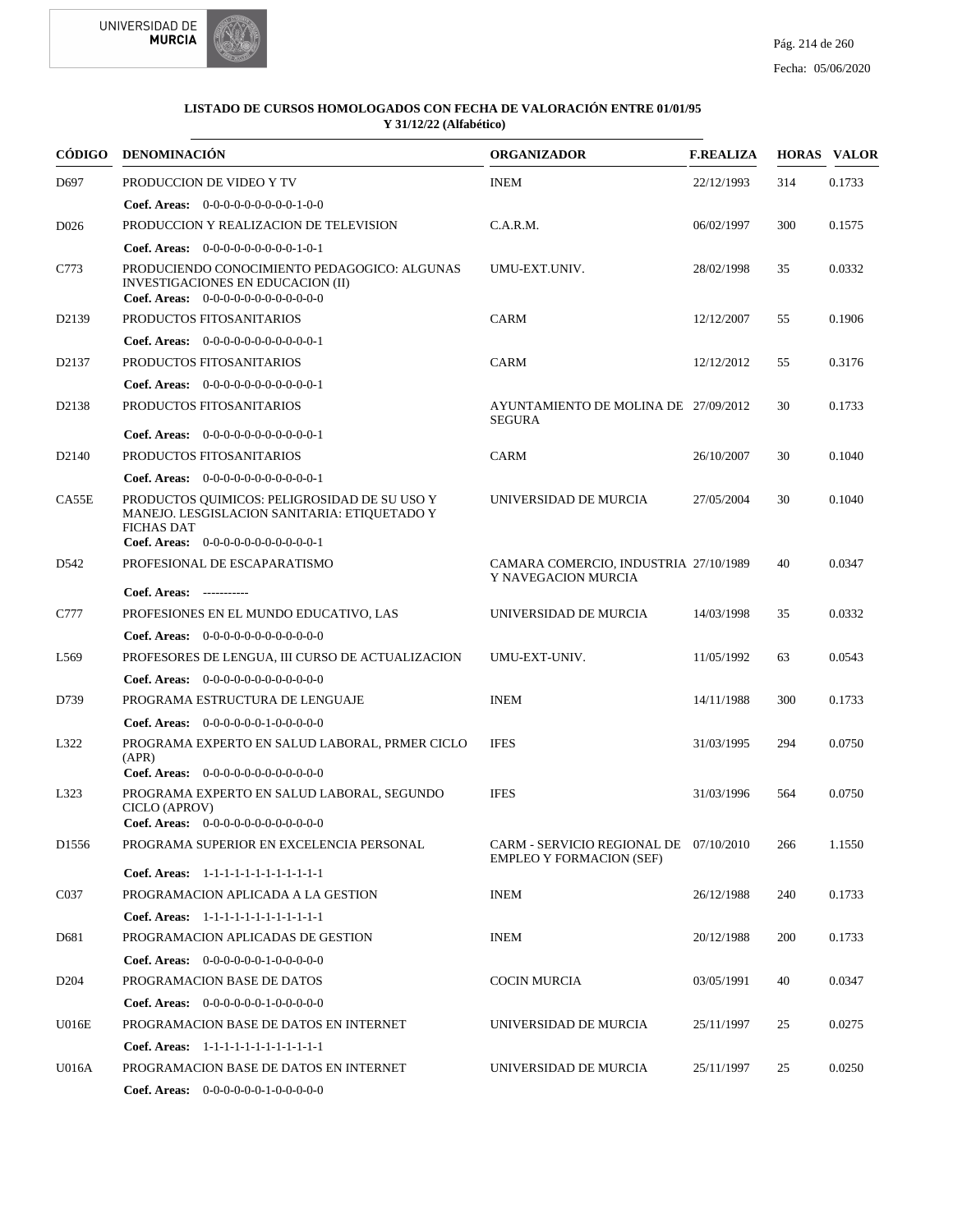**LISTADO DE CURSOS HOMOLOGADOS CON FECHA DE VALORACIÓN ENTRE 01/01/95 Y 31/12/22 (Alfabético)**

| CÓDIGO | DENOMINACIÓN | ORGANIZADOR | F.REALIZA | HORAS | VALOR |
|---|---|---|---|---|---|
| D697 | PRODUCCION DE VIDEO Y TV | INEM | 22/12/1993 | 314 | 0.1733 |
| | **Coef. Areas:** 0-0-0-0-0-0-0-0-0-1-0-0 | | | | |
| D026 | PRODUCCION Y REALIZACION DE TELEVISION | C.A.R.M. | 06/02/1997 | 300 | 0.1575 |
| | **Coef. Areas:** 0-0-0-0-0-0-0-0-0-1-0-1 | | | | |
| C773 | PRODUCIENDO CONOCIMIENTO PEDAGOGICO: ALGUNAS INVESTIGACIONES EN EDUCACION (II) | UMU-EXT.UNIV. | 28/02/1998 | 35 | 0.0332 |
| | **Coef. Areas:** 0-0-0-0-0-0-0-0-0-0-0-0 | | | | |
| D2139 | PRODUCTOS FITOSANITARIOS | CARM | 12/12/2007 | 55 | 0.1906 |
| | **Coef. Areas:** 0-0-0-0-0-0-0-0-0-0-0-1 | | | | |
| D2137 | PRODUCTOS FITOSANITARIOS | CARM | 12/12/2012 | 55 | 0.3176 |
| | **Coef. Areas:** 0-0-0-0-0-0-0-0-0-0-0-1 | | | | |
| D2138 | PRODUCTOS FITOSANITARIOS | AYUNTAMIENTO DE MOLINA DE SEGURA | 27/09/2012 | 30 | 0.1733 |
| | **Coef. Areas:** 0-0-0-0-0-0-0-0-0-0-0-1 | | | | |
| D2140 | PRODUCTOS FITOSANITARIOS | CARM | 26/10/2007 | 30 | 0.1040 |
| | **Coef. Areas:** 0-0-0-0-0-0-0-0-0-0-0-1 | | | | |
| CA55E | PRODUCTOS QUIMICOS: PELIGROSIDAD DE SU USO Y MANEJO. LESGISLACION SANITARIA: ETIQUETADO Y FICHAS DAT | UNIVERSIDAD DE MURCIA | 27/05/2004 | 30 | 0.1040 |
| | **Coef. Areas:** 0-0-0-0-0-0-0-0-0-0-0-1 | | | | |
| D542 | PROFESIONAL DE ESCAPARATISMO | CAMARA COMERCIO, INDUSTRIA Y NAVEGACION MURCIA | 27/10/1989 | 40 | 0.0347 |
| | **Coef. Areas:** ----------- | | | | |
| C777 | PROFESIONES EN EL MUNDO EDUCATIVO, LAS | UNIVERSIDAD DE MURCIA | 14/03/1998 | 35 | 0.0332 |
| | **Coef. Areas:** 0-0-0-0-0-0-0-0-0-0-0-0 | | | | |
| L569 | PROFESORES DE LENGUA, III CURSO DE ACTUALIZACION | UMU-EXT-UNIV. | 11/05/1992 | 63 | 0.0543 |
| | **Coef. Areas:** 0-0-0-0-0-0-0-0-0-0-0-0 | | | | |
| D739 | PROGRAMA ESTRUCTURA DE LENGUAJE | INEM | 14/11/1988 | 300 | 0.1733 |
| | **Coef. Areas:** 0-0-0-0-0-0-1-0-0-0-0-0 | | | | |
| L322 | PROGRAMA EXPERTO EN SALUD LABORAL, PRMER CICLO (APR) | IFES | 31/03/1995 | 294 | 0.0750 |
| | **Coef. Areas:** 0-0-0-0-0-0-0-0-0-0-0-0 | | | | |
| L323 | PROGRAMA EXPERTO EN SALUD LABORAL, SEGUNDO CICLO (APROV) | IFES | 31/03/1996 | 564 | 0.0750 |
| | **Coef. Areas:** 0-0-0-0-0-0-0-0-0-0-0-0 | | | | |
| D1556 | PROGRAMA SUPERIOR EN EXCELENCIA PERSONAL | CARM - SERVICIO REGIONAL DE EMPLEO Y FORMACION (SEF) | 07/10/2010 | 266 | 1.1550 |
| | **Coef. Areas:** 1-1-1-1-1-1-1-1-1-1-1-1 | | | | |
| C037 | PROGRAMACION APLICADA A LA GESTION | INEM | 26/12/1988 | 240 | 0.1733 |
| | **Coef. Areas:** 1-1-1-1-1-1-1-1-1-1-1-1 | | | | |
| D681 | PROGRAMACION APLICADAS DE GESTION | INEM | 20/12/1988 | 200 | 0.1733 |
| | **Coef. Areas:** 0-0-0-0-0-0-1-0-0-0-0-0 | | | | |
| D204 | PROGRAMACION BASE DE DATOS | COCIN MURCIA | 03/05/1991 | 40 | 0.0347 |
| | **Coef. Areas:** 0-0-0-0-0-0-1-0-0-0-0-0 | | | | |
| U016E | PROGRAMACION BASE DE DATOS EN INTERNET | UNIVERSIDAD DE MURCIA | 25/11/1997 | 25 | 0.0275 |
| | **Coef. Areas:** 1-1-1-1-1-1-1-1-1-1-1-1 | | | | |
| U016A | PROGRAMACION BASE DE DATOS EN INTERNET | UNIVERSIDAD DE MURCIA | 25/11/1997 | 25 | 0.0250 |
| | **Coef. Areas:** 0-0-0-0-0-0-1-0-0-0-0-0 | | | | |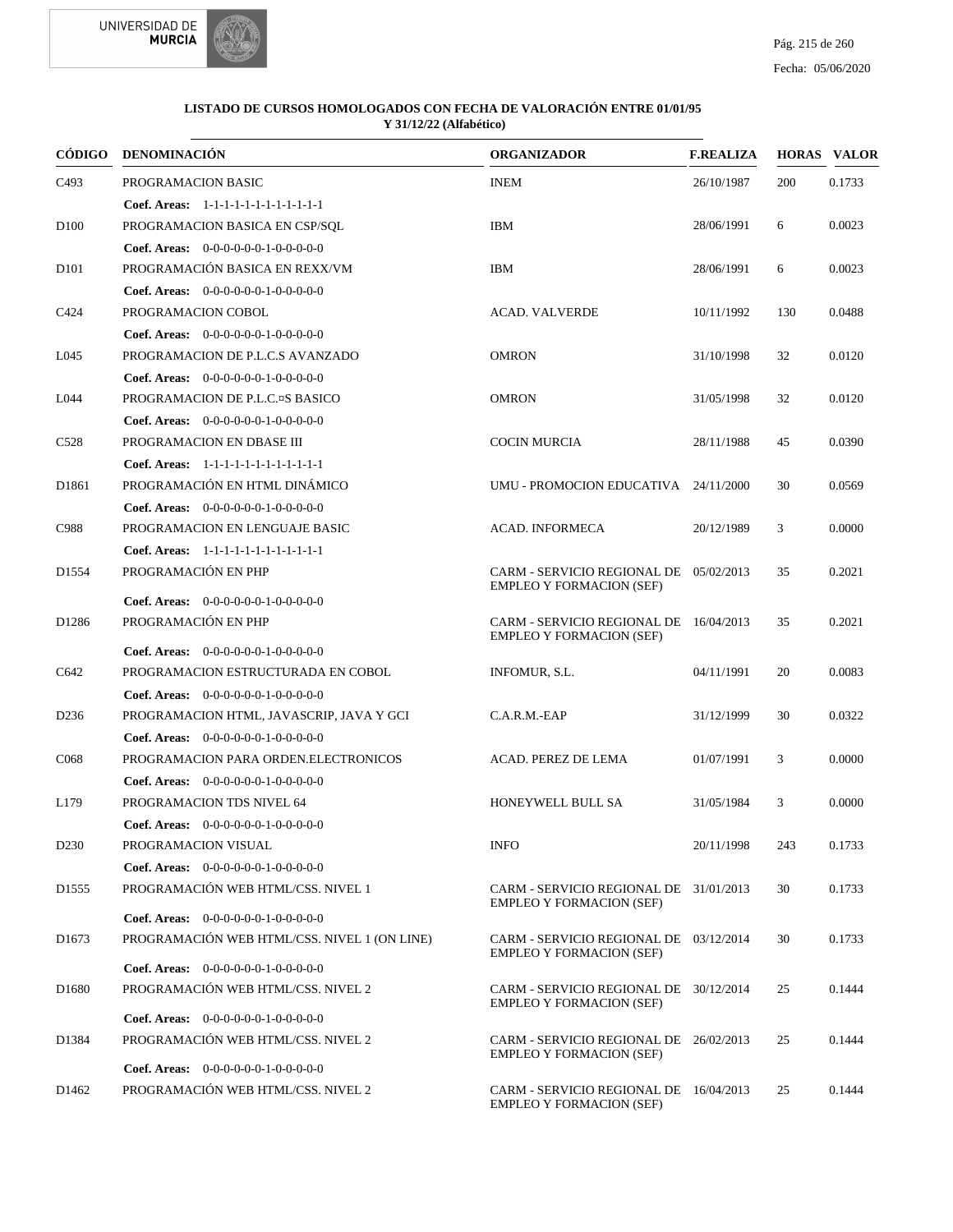**LISTADO DE CURSOS HOMOLOGADOS CON FECHA DE VALORACIÓN ENTRE 01/01/95 Y 31/12/22 (Alfabético)**

| CÓDIGO | DENOMINACIÓN | ORGANIZADOR | F.REALIZA | HORAS | VALOR |
|---|---|---|---|---|---|
| C493 | PROGRAMACION BASIC | INEM | 26/10/1987 | 200 | 0.1733 |
| | **Coef. Areas:** 1-1-1-1-1-1-1-1-1-1-1-1 | | | | |
| D100 | PROGRAMACION BASICA EN CSP/SQL | IBM | 28/06/1991 | 6 | 0.0023 |
| | **Coef. Areas:** 0-0-0-0-0-0-1-0-0-0-0-0 | | | | |
| D101 | PROGRAMACIÓN BASICA EN REXX/VM | IBM | 28/06/1991 | 6 | 0.0023 |
| | **Coef. Areas:** 0-0-0-0-0-0-1-0-0-0-0-0 | | | | |
| C424 | PROGRAMACION COBOL | ACAD. VALVERDE | 10/11/1992 | 130 | 0.0488 |
| | **Coef. Areas:** 0-0-0-0-0-0-1-0-0-0-0-0 | | | | |
| L045 | PROGRAMACION DE P.L.C.S AVANZADO | OMRON | 31/10/1998 | 32 | 0.0120 |
| | **Coef. Areas:** 0-0-0-0-0-0-1-0-0-0-0-0 | | | | |
| L044 | PROGRAMACION DE P.L.C.¤S BASICO | OMRON | 31/05/1998 | 32 | 0.0120 |
| | **Coef. Areas:** 0-0-0-0-0-0-1-0-0-0-0-0 | | | | |
| C528 | PROGRAMACION EN DBASE III | COCIN MURCIA | 28/11/1988 | 45 | 0.0390 |
| | **Coef. Areas:** 1-1-1-1-1-1-1-1-1-1-1-1 | | | | |
| D1861 | PROGRAMACIÓN EN HTML DINÁMICO | UMU - PROMOCION EDUCATIVA | 24/11/2000 | 30 | 0.0569 |
| | **Coef. Areas:** 0-0-0-0-0-0-1-0-0-0-0-0 | | | | |
| C988 | PROGRAMACION EN LENGUAJE BASIC | ACAD. INFORMECA | 20/12/1989 | 3 | 0.0000 |
| | **Coef. Areas:** 1-1-1-1-1-1-1-1-1-1-1-1 | | | | |
| D1554 | PROGRAMACIÓN EN PHP | CARM - SERVICIO REGIONAL DE EMPLEO Y FORMACION (SEF) | 05/02/2013 | 35 | 0.2021 |
| | **Coef. Areas:** 0-0-0-0-0-0-1-0-0-0-0-0 | | | | |
| D1286 | PROGRAMACIÓN EN PHP | CARM - SERVICIO REGIONAL DE EMPLEO Y FORMACION (SEF) | 16/04/2013 | 35 | 0.2021 |
| | **Coef. Areas:** 0-0-0-0-0-0-1-0-0-0-0-0 | | | | |
| C642 | PROGRAMACION ESTRUCTURADA EN COBOL | INFOMUR, S.L. | 04/11/1991 | 20 | 0.0083 |
| | **Coef. Areas:** 0-0-0-0-0-0-1-0-0-0-0-0 | | | | |
| D236 | PROGRAMACION HTML, JAVASCRIP, JAVA Y GCI | C.A.R.M.-EAP | 31/12/1999 | 30 | 0.0322 |
| | **Coef. Areas:** 0-0-0-0-0-0-1-0-0-0-0-0 | | | | |
| C068 | PROGRAMACION PARA ORDEN.ELECTRONICOS | ACAD. PEREZ DE LEMA | 01/07/1991 | 3 | 0.0000 |
| | **Coef. Areas:** 0-0-0-0-0-0-1-0-0-0-0-0 | | | | |
| L179 | PROGRAMACION TDS NIVEL 64 | HONEYWELL BULL SA | 31/05/1984 | 3 | 0.0000 |
| | **Coef. Areas:** 0-0-0-0-0-0-1-0-0-0-0-0 | | | | |
| D230 | PROGRAMACION VISUAL | INFO | 20/11/1998 | 243 | 0.1733 |
| | **Coef. Areas:** 0-0-0-0-0-0-1-0-0-0-0-0 | | | | |
| D1555 | PROGRAMACIÓN WEB HTML/CSS. NIVEL 1 | CARM - SERVICIO REGIONAL DE EMPLEO Y FORMACION (SEF) | 31/01/2013 | 30 | 0.1733 |
| | **Coef. Areas:** 0-0-0-0-0-0-1-0-0-0-0-0 | | | | |
| D1673 | PROGRAMACIÓN WEB HTML/CSS. NIVEL 1 (ON LINE) | CARM - SERVICIO REGIONAL DE EMPLEO Y FORMACION (SEF) | 03/12/2014 | 30 | 0.1733 |
| | **Coef. Areas:** 0-0-0-0-0-0-1-0-0-0-0-0 | | | | |
| D1680 | PROGRAMACIÓN WEB HTML/CSS. NIVEL 2 | CARM - SERVICIO REGIONAL DE EMPLEO Y FORMACION (SEF) | 30/12/2014 | 25 | 0.1444 |
| | **Coef. Areas:** 0-0-0-0-0-0-1-0-0-0-0-0 | | | | |
| D1384 | PROGRAMACIÓN WEB HTML/CSS. NIVEL 2 | CARM - SERVICIO REGIONAL DE EMPLEO Y FORMACION (SEF) | 26/02/2013 | 25 | 0.1444 |
| | **Coef. Areas:** 0-0-0-0-0-0-1-0-0-0-0-0 | | | | |
| D1462 | PROGRAMACIÓN WEB HTML/CSS. NIVEL 2 | CARM - SERVICIO REGIONAL DE EMPLEO Y FORMACION (SEF) | 16/04/2013 | 25 | 0.1444 |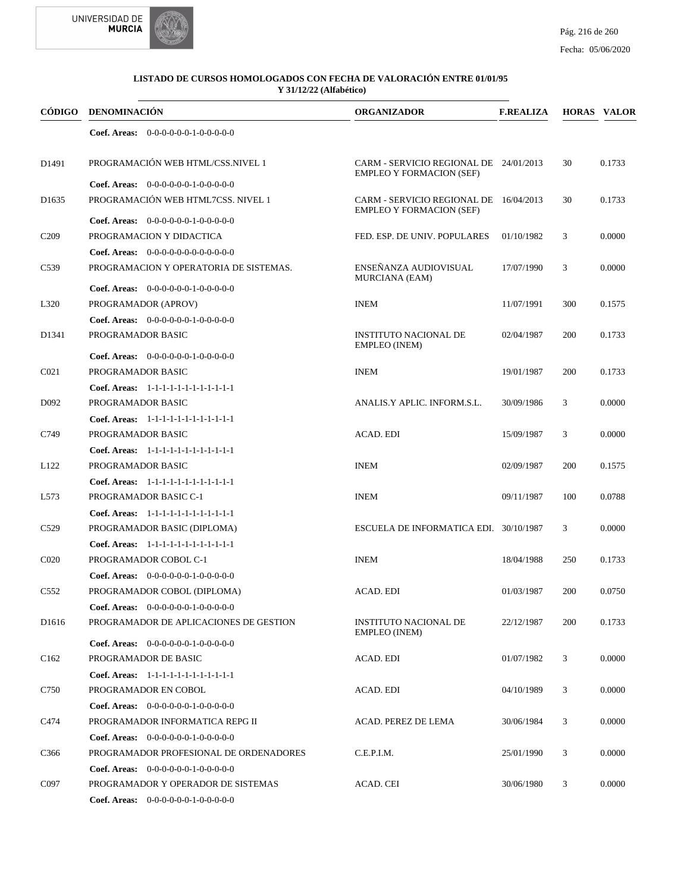**LISTADO DE CURSOS HOMOLOGADOS CON FECHA DE VALORACIÓN ENTRE 01/01/95 Y 31/12/22 (Alfabético)**

| CÓDIGO | DENOMINACIÓN | ORGANIZADOR | F.REALIZA | HORAS | VALOR |
|---|---|---|---|---|---|
| | **Coef. Areas:** 0-0-0-0-0-0-1-0-0-0-0-0 | | | | |
| D1491 | PROGRAMACIÓN WEB HTML/CSS.NIVEL 1 | CARM - SERVICIO REGIONAL DE EMPLEO Y FORMACION (SEF) | 24/01/2013 | 30 | 0.1733 |
| | **Coef. Areas:** 0-0-0-0-0-0-1-0-0-0-0-0 | | | | |
| D1635 | PROGRAMACIÓN WEB HTML7CSS. NIVEL 1 | CARM - SERVICIO REGIONAL DE EMPLEO Y FORMACION (SEF) | 16/04/2013 | 30 | 0.1733 |
| | **Coef. Areas:** 0-0-0-0-0-0-1-0-0-0-0-0 | | | | |
| C209 | PROGRAMACION Y DIDACTICA | FED. ESP. DE UNIV. POPULARES | 01/10/1982 | 3 | 0.0000 |
| | **Coef. Areas:** 0-0-0-0-0-0-0-0-0-0-0-0 | | | | |
| C539 | PROGRAMACION Y OPERATORIA DE SISTEMAS. | ENSEÑANZA AUDIOVISUAL MURCIANA (EAM) | 17/07/1990 | 3 | 0.0000 |
| | **Coef. Areas:** 0-0-0-0-0-0-1-0-0-0-0-0 | | | | |
| L320 | PROGRAMADOR (APROV) | INEM | 11/07/1991 | 300 | 0.1575 |
| | **Coef. Areas:** 0-0-0-0-0-0-1-0-0-0-0-0 | | | | |
| D1341 | PROGRAMADOR BASIC | INSTITUTO NACIONAL DE EMPLEO (INEM) | 02/04/1987 | 200 | 0.1733 |
| | **Coef. Areas:** 0-0-0-0-0-0-1-0-0-0-0-0 | | | | |
| C021 | PROGRAMADOR BASIC | INEM | 19/01/1987 | 200 | 0.1733 |
| | **Coef. Areas:** 1-1-1-1-1-1-1-1-1-1-1-1 | | | | |
| D092 | PROGRAMADOR BASIC | ANALIS.Y APLIC. INFORM.S.L. | 30/09/1986 | 3 | 0.0000 |
| | **Coef. Areas:** 1-1-1-1-1-1-1-1-1-1-1-1 | | | | |
| C749 | PROGRAMADOR BASIC | ACAD. EDI | 15/09/1987 | 3 | 0.0000 |
| | **Coef. Areas:** 1-1-1-1-1-1-1-1-1-1-1-1 | | | | |
| L122 | PROGRAMADOR BASIC | INEM | 02/09/1987 | 200 | 0.1575 |
| | **Coef. Areas:** 1-1-1-1-1-1-1-1-1-1-1-1 | | | | |
| L573 | PROGRAMADOR BASIC C-1 | INEM | 09/11/1987 | 100 | 0.0788 |
| | **Coef. Areas:** 1-1-1-1-1-1-1-1-1-1-1-1 | | | | |
| C529 | PROGRAMADOR BASIC (DIPLOMA) | ESCUELA DE INFORMATICA EDI. | 30/10/1987 | 3 | 0.0000 |
| | **Coef. Areas:** 1-1-1-1-1-1-1-1-1-1-1-1 | | | | |
| C020 | PROGRAMADOR COBOL C-1 | INEM | 18/04/1988 | 250 | 0.1733 |
| | **Coef. Areas:** 0-0-0-0-0-0-1-0-0-0-0-0 | | | | |
| C552 | PROGRAMADOR COBOL (DIPLOMA) | ACAD. EDI | 01/03/1987 | 200 | 0.0750 |
| | **Coef. Areas:** 0-0-0-0-0-0-1-0-0-0-0-0 | | | | |
| D1616 | PROGRAMADOR DE APLICACIONES DE GESTION | INSTITUTO NACIONAL DE EMPLEO (INEM) | 22/12/1987 | 200 | 0.1733 |
| | **Coef. Areas:** 0-0-0-0-0-0-1-0-0-0-0-0 | | | | |
| C162 | PROGRAMADOR DE BASIC | ACAD. EDI | 01/07/1982 | 3 | 0.0000 |
| | **Coef. Areas:** 1-1-1-1-1-1-1-1-1-1-1-1 | | | | |
| C750 | PROGRAMADOR EN COBOL | ACAD. EDI | 04/10/1989 | 3 | 0.0000 |
| | **Coef. Areas:** 0-0-0-0-0-0-1-0-0-0-0-0 | | | | |
| C474 | PROGRAMADOR INFORMATICA REPG II | ACAD. PEREZ DE LEMA | 30/06/1984 | 3 | 0.0000 |
| | **Coef. Areas:** 0-0-0-0-0-0-1-0-0-0-0-0 | | | | |
| C366 | PROGRAMADOR PROFESIONAL DE ORDENADORES | C.E.P.I.M. | 25/01/1990 | 3 | 0.0000 |
| | **Coef. Areas:** 0-0-0-0-0-0-1-0-0-0-0-0 | | | | |
| C097 | PROGRAMADOR Y OPERADOR DE SISTEMAS | ACAD. CEI | 30/06/1980 | 3 | 0.0000 |
| | **Coef. Areas:** 0-0-0-0-0-0-1-0-0-0-0-0 | | | | |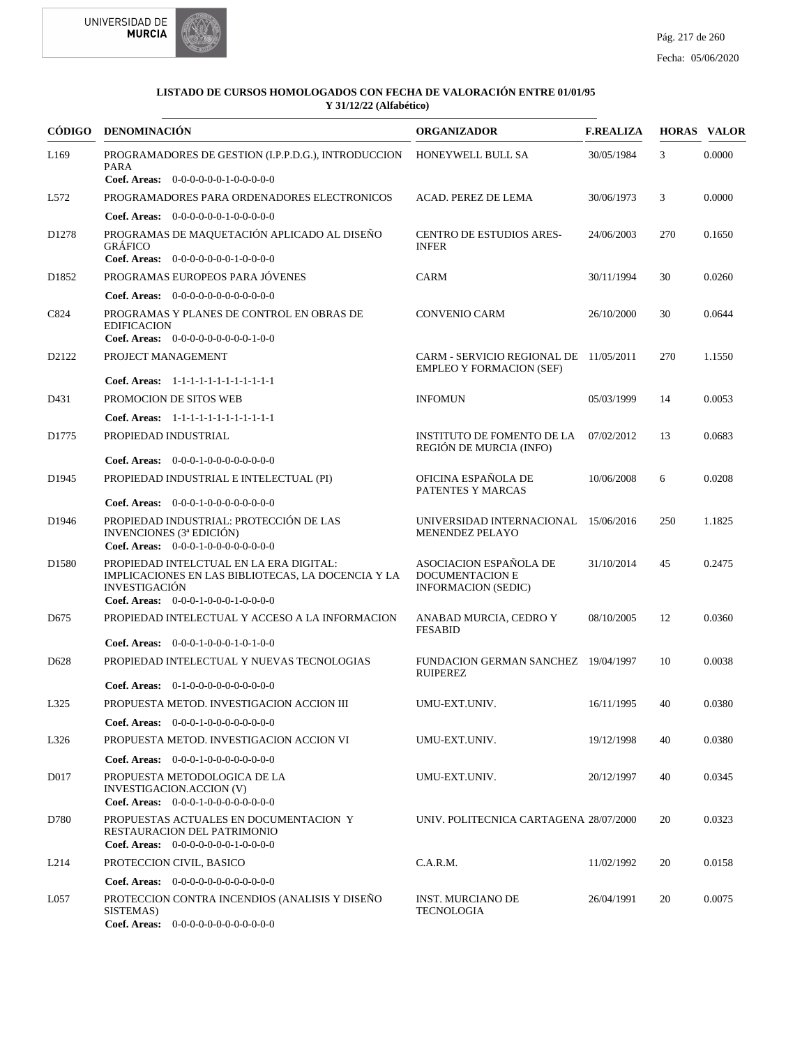**LISTADO DE CURSOS HOMOLOGADOS CON FECHA DE VALORACIÓN ENTRE 01/01/95 Y 31/12/22 (Alfabético)**

| CÓDIGO | DENOMINACIÓN | ORGANIZADOR | F.REALIZA | HORAS | VALOR |
|---|---|---|---|---|---|
| L169 | PROGRAMADORES DE GESTION (I.P.P.D.G.), INTRODUCCION PARA<br>**Coef. Areas:** 0-0-0-0-0-0-1-0-0-0-0-0 | HONEYWELL BULL SA | 30/05/1984 | 3 | 0.0000 |
| L572 | PROGRAMADORES PARA ORDENADORES ELECTRONICOS<br>**Coef. Areas:** 0-0-0-0-0-0-1-0-0-0-0-0 | ACAD. PEREZ DE LEMA | 30/06/1973 | 3 | 0.0000 |
| D1278 | PROGRAMAS DE MAQUETACIÓN APLICADO AL DISEÑO GRÁFICO<br>**Coef. Areas:** 0-0-0-0-0-0-0-1-0-0-0-0 | CENTRO DE ESTUDIOS ARES-INFER | 24/06/2003 | 270 | 0.1650 |
| D1852 | PROGRAMAS EUROPEOS PARA JÓVENES<br>**Coef. Areas:** 0-0-0-0-0-0-0-0-0-0-0-0 | CARM | 30/11/1994 | 30 | 0.0260 |
| C824 | PROGRAMAS Y PLANES DE CONTROL EN OBRAS DE EDIFICACION<br>**Coef. Areas:** 0-0-0-0-0-0-0-0-0-1-0-0 | CONVENIO CARM | 26/10/2000 | 30 | 0.0644 |
| D2122 | PROJECT MANAGEMENT<br>**Coef. Areas:** 1-1-1-1-1-1-1-1-1-1-1-1 | CARM - SERVICIO REGIONAL DE EMPLEO Y FORMACION (SEF) | 11/05/2011 | 270 | 1.1550 |
| D431 | PROMOCION DE SITOS WEB<br>**Coef. Areas:** 1-1-1-1-1-1-1-1-1-1-1-1 | INFOMUN | 05/03/1999 | 14 | 0.0053 |
| D1775 | PROPIEDAD INDUSTRIAL<br>**Coef. Areas:** 0-0-0-1-0-0-0-0-0-0-0-0 | INSTITUTO DE FOMENTO DE LA REGIÓN DE MURCIA (INFO) | 07/02/2012 | 13 | 0.0683 |
| D1945 | PROPIEDAD INDUSTRIAL E INTELECTUAL (PI)<br>**Coef. Areas:** 0-0-0-1-0-0-0-0-0-0-0-0 | OFICINA ESPAÑOLA DE PATENTES Y MARCAS | 10/06/2008 | 6 | 0.0208 |
| D1946 | PROPIEDAD INDUSTRIAL: PROTECCIÓN DE LAS INVENCIONES (3ª EDICIÓN)<br>**Coef. Areas:** 0-0-0-1-0-0-0-0-0-0-0-0 | UNIVERSIDAD INTERNACIONAL MENENDEZ PELAYO | 15/06/2016 | 250 | 1.1825 |
| D1580 | PROPIEDAD INTELCTUAL EN LA ERA DIGITAL: IMPLICACIONES EN LAS BIBLIOTECAS, LA DOCENCIA Y LA INVESTIGACIÓN<br>**Coef. Areas:** 0-0-0-1-0-0-0-1-0-0-0-0 | ASOCIACION ESPAÑOLA DE DOCUMENTACION E INFORMACION (SEDIC) | 31/10/2014 | 45 | 0.2475 |
| D675 | PROPIEDAD INTELECTUAL Y ACCESO A LA INFORMACION<br>**Coef. Areas:** 0-0-0-1-0-0-0-1-0-1-0-0 | ANABAD MURCIA, CEDRO Y FESABID | 08/10/2005 | 12 | 0.0360 |
| D628 | PROPIEDAD INTELECTUAL Y NUEVAS TECNOLOGIAS<br>**Coef. Areas:** 0-1-0-0-0-0-0-0-0-0-0-0 | FUNDACION GERMAN SANCHEZ RUIPEREZ | 19/04/1997 | 10 | 0.0038 |
| L325 | PROPUESTA METOD. INVESTIGACION ACCION III<br>**Coef. Areas:** 0-0-0-1-0-0-0-0-0-0-0-0 | UMU-EXT.UNIV. | 16/11/1995 | 40 | 0.0380 |
| L326 | PROPUESTA METOD. INVESTIGACION ACCION VI<br>**Coef. Areas:** 0-0-0-1-0-0-0-0-0-0-0-0 | UMU-EXT.UNIV. | 19/12/1998 | 40 | 0.0380 |
| D017 | PROPUESTA METODOLOGICA DE LA INVESTIGACION.ACCION (V)<br>**Coef. Areas:** 0-0-0-1-0-0-0-0-0-0-0-0 | UMU-EXT.UNIV. | 20/12/1997 | 40 | 0.0345 |
| D780 | PROPUESTAS ACTUALES EN DOCUMENTACION Y RESTAURACION DEL PATRIMONIO<br>**Coef. Areas:** 0-0-0-0-0-0-0-1-0-0-0-0 | UNIV. POLITECNICA CARTAGENA | 28/07/2000 | 20 | 0.0323 |
| L214 | PROTECCION CIVIL, BASICO<br>**Coef. Areas:** 0-0-0-0-0-0-0-0-0-0-0-0 | C.A.R.M. | 11/02/1992 | 20 | 0.0158 |
| L057 | PROTECCION CONTRA INCENDIOS (ANALISIS Y DISEÑO SISTEMAS)<br>**Coef. Areas:** 0-0-0-0-0-0-0-0-0-0-0-0 | INST. MURCIANO DE TECNOLOGIA | 26/04/1991 | 20 | 0.0075 |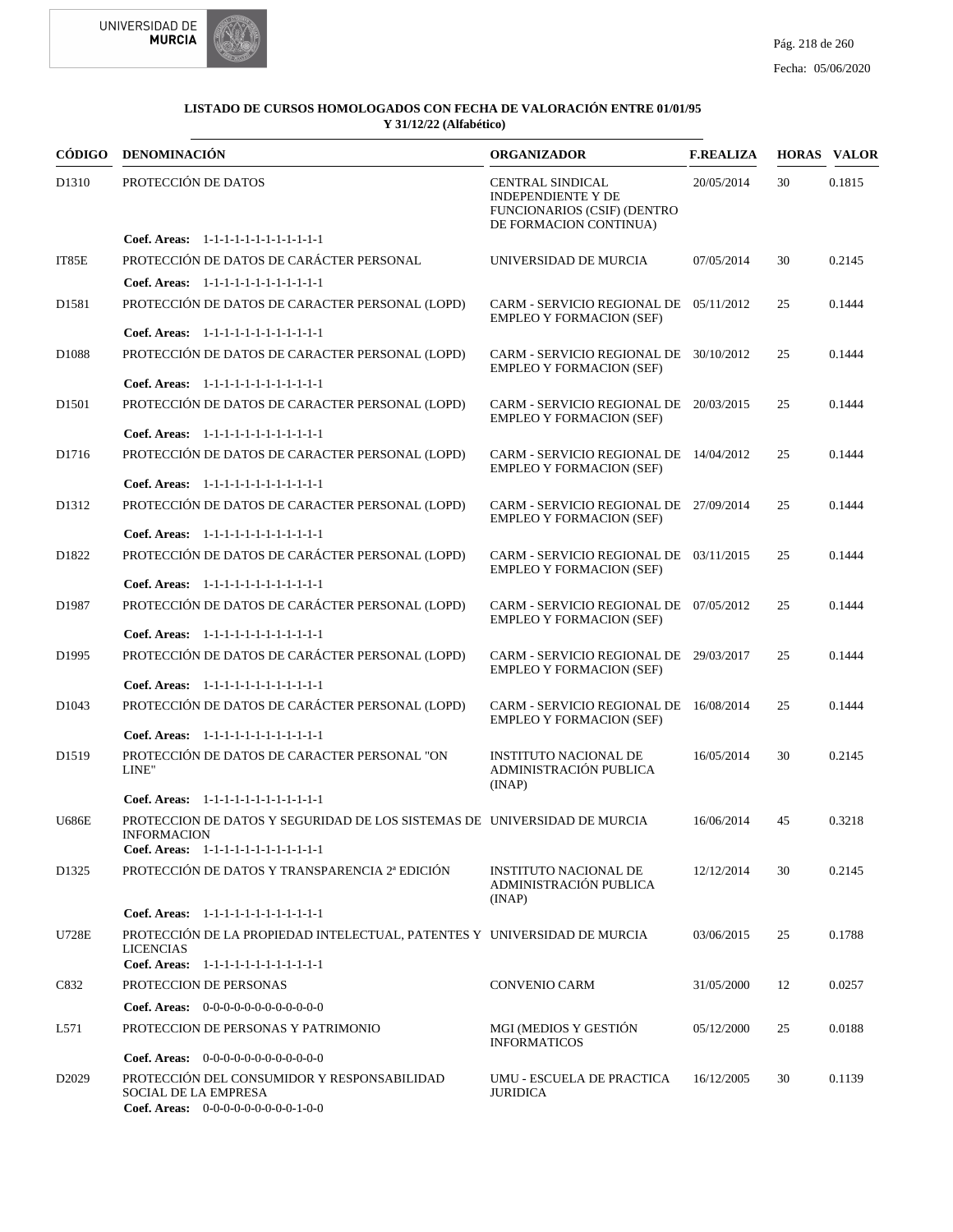**LISTADO DE CURSOS HOMOLOGADOS CON FECHA DE VALORACIÓN ENTRE 01/01/95 Y 31/12/22 (Alfabético)**

| CÓDIGO | DENOMINACIÓN | ORGANIZADOR | F.REALIZA | HORAS | VALOR |
|---|---|---|---|---|---|
| D1310 | PROTECCIÓN DE DATOS | CENTRAL SINDICAL INDEPENDIENTE Y DE FUNCIONARIOS (CSIF) (DENTRO DE FORMACION CONTINUA) | 20/05/2014 | 30 | 0.1815 |
| | **Coef. Areas:** 1-1-1-1-1-1-1-1-1-1-1-1 | | | | |
| IT85E | PROTECCIÓN DE DATOS DE CARÁCTER PERSONAL | UNIVERSIDAD DE MURCIA | 07/05/2014 | 30 | 0.2145 |
| | **Coef. Areas:** 1-1-1-1-1-1-1-1-1-1-1-1 | | | | |
| D1581 | PROTECCIÓN DE DATOS DE CARACTER PERSONAL (LOPD) | CARM - SERVICIO REGIONAL DE EMPLEO Y FORMACION (SEF) | 05/11/2012 | 25 | 0.1444 |
| | **Coef. Areas:** 1-1-1-1-1-1-1-1-1-1-1-1 | | | | |
| D1088 | PROTECCIÓN DE DATOS DE CARACTER PERSONAL (LOPD) | CARM - SERVICIO REGIONAL DE EMPLEO Y FORMACION (SEF) | 30/10/2012 | 25 | 0.1444 |
| | **Coef. Areas:** 1-1-1-1-1-1-1-1-1-1-1-1 | | | | |
| D1501 | PROTECCIÓN DE DATOS DE CARACTER PERSONAL (LOPD) | CARM - SERVICIO REGIONAL DE EMPLEO Y FORMACION (SEF) | 20/03/2015 | 25 | 0.1444 |
| | **Coef. Areas:** 1-1-1-1-1-1-1-1-1-1-1-1 | | | | |
| D1716 | PROTECCIÓN DE DATOS DE CARACTER PERSONAL (LOPD) | CARM - SERVICIO REGIONAL DE EMPLEO Y FORMACION (SEF) | 14/04/2012 | 25 | 0.1444 |
| | **Coef. Areas:** 1-1-1-1-1-1-1-1-1-1-1-1 | | | | |
| D1312 | PROTECCIÓN DE DATOS DE CARACTER PERSONAL (LOPD) | CARM - SERVICIO REGIONAL DE EMPLEO Y FORMACION (SEF) | 27/09/2014 | 25 | 0.1444 |
| | **Coef. Areas:** 1-1-1-1-1-1-1-1-1-1-1-1 | | | | |
| D1822 | PROTECCIÓN DE DATOS DE CARÁCTER PERSONAL (LOPD) | CARM - SERVICIO REGIONAL DE EMPLEO Y FORMACION (SEF) | 03/11/2015 | 25 | 0.1444 |
| | **Coef. Areas:** 1-1-1-1-1-1-1-1-1-1-1-1 | | | | |
| D1987 | PROTECCIÓN DE DATOS DE CARÁCTER PERSONAL (LOPD) | CARM - SERVICIO REGIONAL DE EMPLEO Y FORMACION (SEF) | 07/05/2012 | 25 | 0.1444 |
| | **Coef. Areas:** 1-1-1-1-1-1-1-1-1-1-1-1 | | | | |
| D1995 | PROTECCIÓN DE DATOS DE CARÁCTER PERSONAL (LOPD) | CARM - SERVICIO REGIONAL DE EMPLEO Y FORMACION (SEF) | 29/03/2017 | 25 | 0.1444 |
| | **Coef. Areas:** 1-1-1-1-1-1-1-1-1-1-1-1 | | | | |
| D1043 | PROTECCIÓN DE DATOS DE CARÁCTER PERSONAL (LOPD) | CARM - SERVICIO REGIONAL DE EMPLEO Y FORMACION (SEF) | 16/08/2014 | 25 | 0.1444 |
| | **Coef. Areas:** 1-1-1-1-1-1-1-1-1-1-1-1 | | | | |
| D1519 | PROTECCIÓN DE DATOS DE CARACTER PERSONAL "ON LINE" | INSTITUTO NACIONAL DE ADMINISTRACIÓN PUBLICA (INAP) | 16/05/2014 | 30 | 0.2145 |
| | **Coef. Areas:** 1-1-1-1-1-1-1-1-1-1-1-1 | | | | |
| U686E | PROTECCION DE DATOS Y SEGURIDAD DE LOS SISTEMAS DE INFORMACION | UNIVERSIDAD DE MURCIA | 16/06/2014 | 45 | 0.3218 |
| | **Coef. Areas:** 1-1-1-1-1-1-1-1-1-1-1-1 | | | | |
| D1325 | PROTECCIÓN DE DATOS Y TRANSPARENCIA 2ª EDICIÓN | INSTITUTO NACIONAL DE ADMINISTRACIÓN PUBLICA (INAP) | 12/12/2014 | 30 | 0.2145 |
| | **Coef. Areas:** 1-1-1-1-1-1-1-1-1-1-1-1 | | | | |
| U728E | PROTECCIÓN DE LA PROPIEDAD INTELECTUAL, PATENTES Y LICENCIAS | UNIVERSIDAD DE MURCIA | 03/06/2015 | 25 | 0.1788 |
| | **Coef. Areas:** 1-1-1-1-1-1-1-1-1-1-1-1 | | | | |
| C832 | PROTECCION DE PERSONAS | CONVENIO CARM | 31/05/2000 | 12 | 0.0257 |
| | **Coef. Areas:** 0-0-0-0-0-0-0-0-0-0-0-0 | | | | |
| L571 | PROTECCION DE PERSONAS Y PATRIMONIO | MGI (MEDIOS Y GESTIÓN INFORMATICOS | 05/12/2000 | 25 | 0.0188 |
| | **Coef. Areas:** 0-0-0-0-0-0-0-0-0-0-0-0 | | | | |
| D2029 | PROTECCIÓN DEL CONSUMIDOR Y RESPONSABILIDAD SOCIAL DE LA EMPRESA | UMU - ESCUELA DE PRACTICA JURIDICA | 16/12/2005 | 30 | 0.1139 |
| | **Coef. Areas:** 0-0-0-0-0-0-0-0-0-1-0-0 | | | | |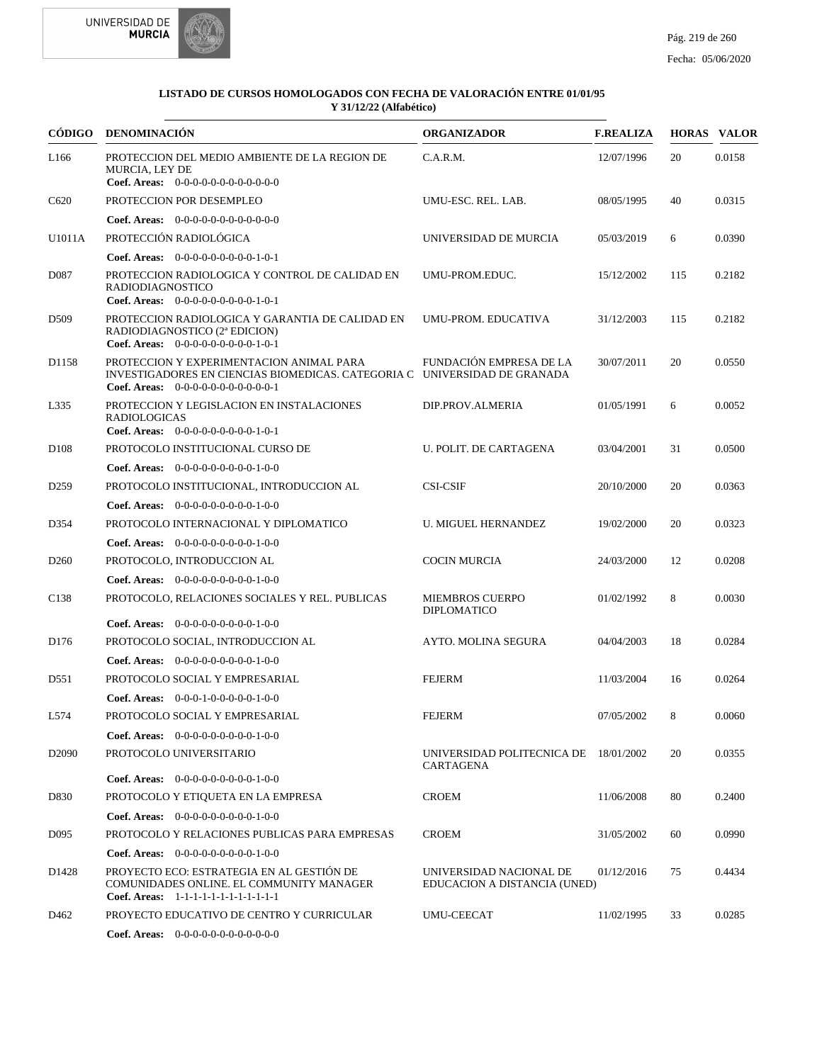**LISTADO DE CURSOS HOMOLOGADOS CON FECHA DE VALORACIÓN ENTRE 01/01/95 Y 31/12/22 (Alfabético)**

| CÓDIGO | DENOMINACIÓN | ORGANIZADOR | F.REALIZA | HORAS | VALOR |
|---|---|---|---|---|---|
| L166 | PROTECCION DEL MEDIO AMBIENTE DE LA REGION DE MURCIA, LEY DE<br>**Coef. Areas:** 0-0-0-0-0-0-0-0-0-0-0-0 | C.A.R.M. | 12/07/1996 | 20 | 0.0158 |
| C620 | PROTECCION POR DESEMPLEO<br>**Coef. Areas:** 0-0-0-0-0-0-0-0-0-0-0-0 | UMU-ESC. REL. LAB. | 08/05/1995 | 40 | 0.0315 |
| U1011A | PROTECCIÓN RADIOLÓGICA<br>**Coef. Areas:** 0-0-0-0-0-0-0-0-0-1-0-1 | UNIVERSIDAD DE MURCIA | 05/03/2019 | 6 | 0.0390 |
| D087 | PROTECCION RADIOLOGICA Y CONTROL DE CALIDAD EN RADIODIAGNOSTICO<br>**Coef. Areas:** 0-0-0-0-0-0-0-0-0-1-0-1 | UMU-PROM.EDUC. | 15/12/2002 | 115 | 0.2182 |
| D509 | PROTECCION RADIOLOGICA Y GARANTIA DE CALIDAD EN RADIODIAGNOSTICO (2ª EDICION)<br>**Coef. Areas:** 0-0-0-0-0-0-0-0-0-1-0-1 | UMU-PROM. EDUCATIVA | 31/12/2003 | 115 | 0.2182 |
| D1158 | PROTECCION Y EXPERIMENTACION ANIMAL PARA INVESTIGADORES EN CIENCIAS BIOMEDICAS. CATEGORIA C<br>**Coef. Areas:** 0-0-0-0-0-0-0-0-0-0-0-1 | FUNDACIÓN EMPRESA DE LA UNIVERSIDAD DE GRANADA | 30/07/2011 | 20 | 0.0550 |
| L335 | PROTECCION Y LEGISLACION EN INSTALACIONES RADIOLOGICAS<br>**Coef. Areas:** 0-0-0-0-0-0-0-0-0-1-0-1 | DIP.PROV.ALMERIA | 01/05/1991 | 6 | 0.0052 |
| D108 | PROTOCOLO INSTITUCIONAL CURSO DE<br>**Coef. Areas:** 0-0-0-0-0-0-0-0-0-1-0-0 | U. POLIT. DE CARTAGENA | 03/04/2001 | 31 | 0.0500 |
| D259 | PROTOCOLO INSTITUCIONAL, INTRODUCCION AL<br>**Coef. Areas:** 0-0-0-0-0-0-0-0-0-1-0-0 | CSI-CSIF | 20/10/2000 | 20 | 0.0363 |
| D354 | PROTOCOLO INTERNACIONAL Y DIPLOMATICO<br>**Coef. Areas:** 0-0-0-0-0-0-0-0-0-1-0-0 | U. MIGUEL HERNANDEZ | 19/02/2000 | 20 | 0.0323 |
| D260 | PROTOCOLO, INTRODUCCION AL<br>**Coef. Areas:** 0-0-0-0-0-0-0-0-0-1-0-0 | COCIN MURCIA | 24/03/2000 | 12 | 0.0208 |
| C138 | PROTOCOLO, RELACIONES SOCIALES Y REL. PUBLICAS<br>**Coef. Areas:** 0-0-0-0-0-0-0-0-0-1-0-0 | MIEMBROS CUERPO DIPLOMATICO | 01/02/1992 | 8 | 0.0030 |
| D176 | PROTOCOLO SOCIAL, INTRODUCCION AL<br>**Coef. Areas:** 0-0-0-0-0-0-0-0-0-1-0-0 | AYTO. MOLINA SEGURA | 04/04/2003 | 18 | 0.0284 |
| D551 | PROTOCOLO SOCIAL Y EMPRESARIAL<br>**Coef. Areas:** 0-0-0-1-0-0-0-0-0-1-0-0 | FEJERM | 11/03/2004 | 16 | 0.0264 |
| L574 | PROTOCOLO SOCIAL Y EMPRESARIAL<br>**Coef. Areas:** 0-0-0-0-0-0-0-0-0-1-0-0 | FEJERM | 07/05/2002 | 8 | 0.0060 |
| D2090 | PROTOCOLO UNIVERSITARIO<br>**Coef. Areas:** 0-0-0-0-0-0-0-0-0-1-0-0 | UNIVERSIDAD POLITECNICA DE CARTAGENA | 18/01/2002 | 20 | 0.0355 |
| D830 | PROTOCOLO Y ETIQUETA EN LA EMPRESA<br>**Coef. Areas:** 0-0-0-0-0-0-0-0-0-1-0-0 | CROEM | 11/06/2008 | 80 | 0.2400 |
| D095 | PROTOCOLO Y RELACIONES PUBLICAS PARA EMPRESAS<br>**Coef. Areas:** 0-0-0-0-0-0-0-0-0-1-0-0 | CROEM | 31/05/2002 | 60 | 0.0990 |
| D1428 | PROYECTO ECO: ESTRATEGIA EN AL GESTIÓN DE COMUNIDADES ONLINE. EL COMMUNITY MANAGER<br>**Coef. Areas:** 1-1-1-1-1-1-1-1-1-1-1-1 | UNIVERSIDAD NACIONAL DE EDUCACION A DISTANCIA (UNED) | 01/12/2016 | 75 | 0.4434 |
| D462 | PROYECTO EDUCATIVO DE CENTRO Y CURRICULAR<br>**Coef. Areas:** 0-0-0-0-0-0-0-0-0-0-0-0 | UMU-CEECAT | 11/02/1995 | 33 | 0.0285 |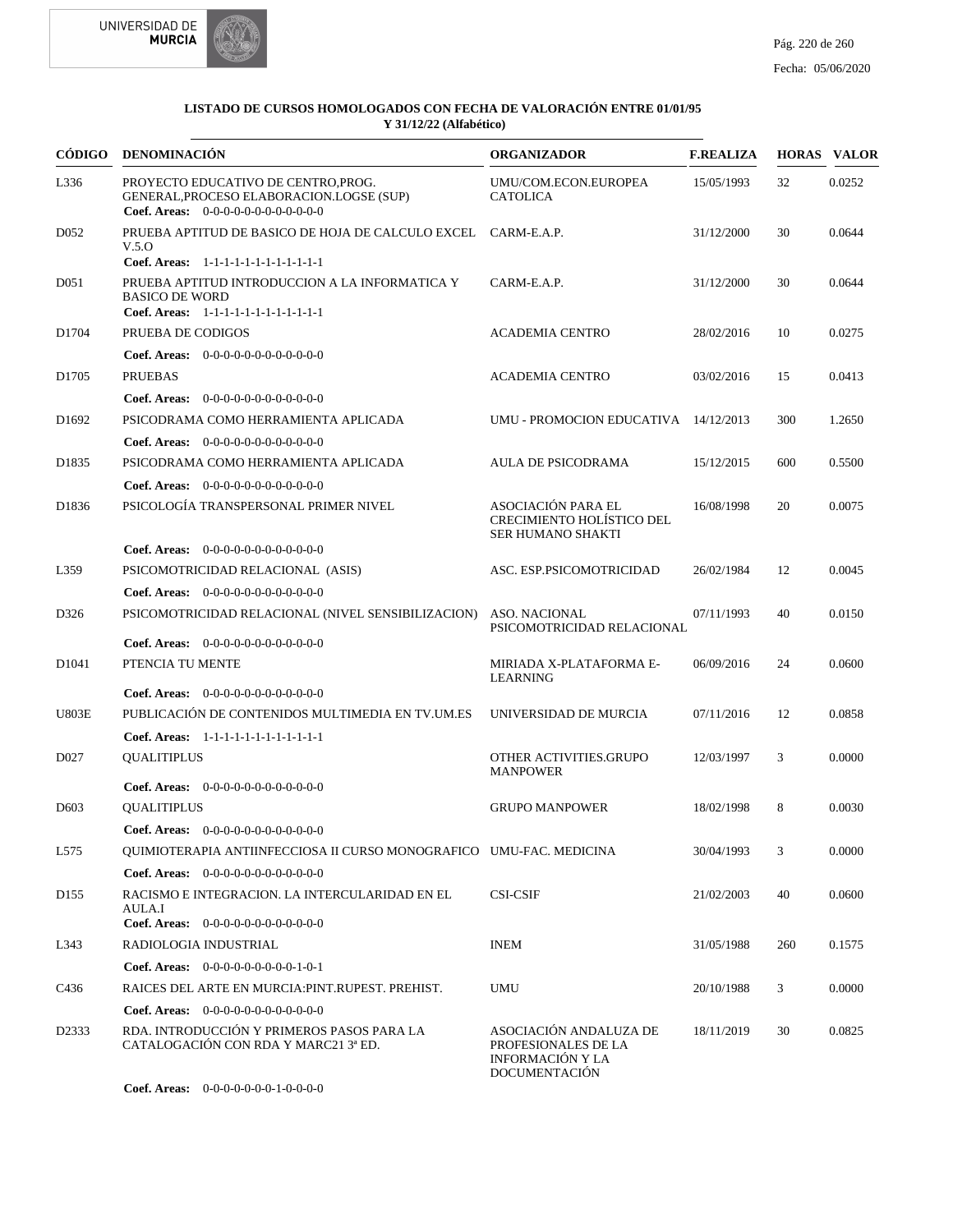**LISTADO DE CURSOS HOMOLOGADOS CON FECHA DE VALORACIÓN ENTRE 01/01/95 Y 31/12/22 (Alfabético)**

| CÓDIGO | DENOMINACIÓN | ORGANIZADOR | F.REALIZA | HORAS | VALOR |
|---|---|---|---|---|---|
| L336 | PROYECTO EDUCATIVO DE CENTRO,PROG. GENERAL,PROCESO ELABORACION.LOGSE (SUP)<br>**Coef. Areas:** 0-0-0-0-0-0-0-0-0-0-0-0 | UMU/COM.ECON.EUROPEA CATOLICA | 15/05/1993 | 32 | 0.0252 |
| D052 | PRUEBA APTITUD DE BASICO DE HOJA DE CALCULO EXCEL V.5.O<br>**Coef. Areas:** 1-1-1-1-1-1-1-1-1-1-1-1 | CARM-E.A.P. | 31/12/2000 | 30 | 0.0644 |
| D051 | PRUEBA APTITUD INTRODUCCION A LA INFORMATICA Y BASICO DE WORD<br>**Coef. Areas:** 1-1-1-1-1-1-1-1-1-1-1-1 | CARM-E.A.P. | 31/12/2000 | 30 | 0.0644 |
| D1704 | PRUEBA DE CODIGOS<br>**Coef. Areas:** 0-0-0-0-0-0-0-0-0-0-0-0 | ACADEMIA CENTRO | 28/02/2016 | 10 | 0.0275 |
| D1705 | PRUEBAS<br>**Coef. Areas:** 0-0-0-0-0-0-0-0-0-0-0-0 | ACADEMIA CENTRO | 03/02/2016 | 15 | 0.0413 |
| D1692 | PSICODRAMA COMO HERRAMIENTA APLICADA<br>**Coef. Areas:** 0-0-0-0-0-0-0-0-0-0-0-0 | UMU - PROMOCION EDUCATIVA | 14/12/2013 | 300 | 1.2650 |
| D1835 | PSICODRAMA COMO HERRAMIENTA APLICADA<br>**Coef. Areas:** 0-0-0-0-0-0-0-0-0-0-0-0 | AULA DE PSICODRAMA | 15/12/2015 | 600 | 0.5500 |
| D1836 | PSICOLOGÍA TRANSPERSONAL PRIMER NIVEL<br>**Coef. Areas:** 0-0-0-0-0-0-0-0-0-0-0-0 | ASOCIACIÓN PARA EL CRECIMIENTO HOLÍSTICO DEL SER HUMANO SHAKTI | 16/08/1998 | 20 | 0.0075 |
| L359 | PSICOMOTRICIDAD RELACIONAL (ASIS)<br>**Coef. Areas:** 0-0-0-0-0-0-0-0-0-0-0-0 | ASC. ESP.PSICOMOTRICIDAD | 26/02/1984 | 12 | 0.0045 |
| D326 | PSICOMOTRICIDAD RELACIONAL (NIVEL SENSIBILIZACION)<br>**Coef. Areas:** 0-0-0-0-0-0-0-0-0-0-0-0 | ASO. NACIONAL PSICOMOTRICIDAD RELACIONAL | 07/11/1993 | 40 | 0.0150 |
| D1041 | PTENCIA TU MENTE<br>**Coef. Areas:** 0-0-0-0-0-0-0-0-0-0-0-0 | MIRIADA X-PLATAFORMA E-LEARNING | 06/09/2016 | 24 | 0.0600 |
| U803E | PUBLICACIÓN DE CONTENIDOS MULTIMEDIA EN TV.UM.ES<br>**Coef. Areas:** 1-1-1-1-1-1-1-1-1-1-1-1 | UNIVERSIDAD DE MURCIA | 07/11/2016 | 12 | 0.0858 |
| D027 | QUALITIPLUS<br>**Coef. Areas:** 0-0-0-0-0-0-0-0-0-0-0-0 | OTHER ACTIVITIES.GRUPO MANPOWER | 12/03/1997 | 3 | 0.0000 |
| D603 | QUALITIPLUS<br>**Coef. Areas:** 0-0-0-0-0-0-0-0-0-0-0-0 | GRUPO MANPOWER | 18/02/1998 | 8 | 0.0030 |
| L575 | QUIMIOTERAPIA ANTIINFECCIOSA II CURSO MONOGRAFICO<br>**Coef. Areas:** 0-0-0-0-0-0-0-0-0-0-0-0 | UMU-FAC. MEDICINA | 30/04/1993 | 3 | 0.0000 |
| D155 | RACISMO E INTEGRACION. LA INTERCULARIDAD EN EL AULA.I<br>**Coef. Areas:** 0-0-0-0-0-0-0-0-0-0-0-0 | CSI-CSIF | 21/02/2003 | 40 | 0.0600 |
| L343 | RADIOLOGIA INDUSTRIAL<br>**Coef. Areas:** 0-0-0-0-0-0-0-0-0-1-0-1 | INEM | 31/05/1988 | 260 | 0.1575 |
| C436 | RAICES DEL ARTE EN MURCIA:PINT.RUPEST. PREHIST.<br>**Coef. Areas:** 0-0-0-0-0-0-0-0-0-0-0-0 | UMU | 20/10/1988 | 3 | 0.0000 |
| D2333 | RDA. INTRODUCCIÓN Y PRIMEROS PASOS PARA LA CATALOGACIÓN CON RDA Y MARC21 3ª ED.<br>**Coef. Areas:** 0-0-0-0-0-0-0-1-0-0-0-0 | ASOCIACIÓN ANDALUZA DE PROFESIONALES DE LA INFORMACIÓN Y LA DOCUMENTACIÓN | 18/11/2019 | 30 | 0.0825 |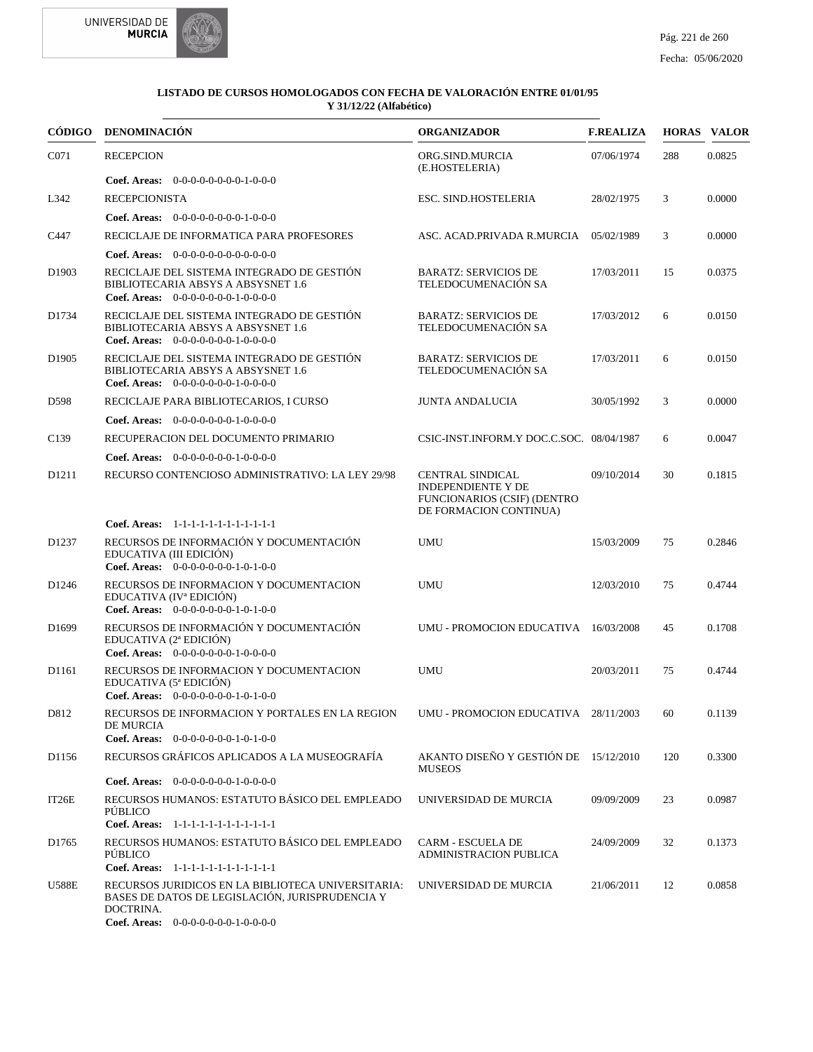**LISTADO DE CURSOS HOMOLOGADOS CON FECHA DE VALORACIÓN ENTRE 01/01/95 Y 31/12/22 (Alfabético)**

| CÓDIGO | DENOMINACIÓN | ORGANIZADOR | F.REALIZA | HORAS | VALOR |
|---|---|---|---|---|---|
| C071 | RECEPCION<br>**Coef. Areas:** 0-0-0-0-0-0-0-0-1-0-0-0 | ORG.SIND.MURCIA (E.HOSTELERIA) | 07/06/1974 | 288 | 0.0825 |
| L342 | RECEPCIONISTA<br>**Coef. Areas:** 0-0-0-0-0-0-0-0-1-0-0-0 | ESC. SIND.HOSTELERIA | 28/02/1975 | 3 | 0.0000 |
| C447 | RECICLAJE DE INFORMATICA PARA PROFESORES<br>**Coef. Areas:** 0-0-0-0-0-0-0-0-0-0-0-0 | ASC. ACAD.PRIVADA R.MURCIA | 05/02/1989 | 3 | 0.0000 |
| D1903 | RECICLAJE DEL SISTEMA INTEGRADO DE GESTIÓN BIBLIOTECARIA ABSYS A ABSYSNET 1.6<br>**Coef. Areas:** 0-0-0-0-0-0-0-0-1-0-0-0-0 | BARATZ: SERVICIOS DE TELEDOCUMENACIÓN SA | 17/03/2011 | 15 | 0.0375 |
| D1734 | RECICLAJE DEL SISTEMA INTEGRADO DE GESTIÓN BIBLIOTECARIA ABSYS A ABSYSNET 1.6<br>**Coef. Areas:** 0-0-0-0-0-0-0-1-0-0-0-0 | BARATZ: SERVICIOS DE TELEDOCUMENACIÓN SA | 17/03/2012 | 6 | 0.0150 |
| D1905 | RECICLAJE DEL SISTEMA INTEGRADO DE GESTIÓN BIBLIOTECARIA ABSYS A ABSYSNET 1.6<br>**Coef. Areas:** 0-0-0-0-0-0-0-1-0-0-0-0 | BARATZ: SERVICIOS DE TELEDOCUMENACIÓN SA | 17/03/2011 | 6 | 0.0150 |
| D598 | RECICLAJE PARA BIBLIOTECARIOS, I CURSO<br>**Coef. Areas:** 0-0-0-0-0-0-0-1-0-0-0-0 | JUNTA ANDALUCIA | 30/05/1992 | 3 | 0.0000 |
| C139 | RECUPERACION DEL DOCUMENTO PRIMARIO<br>**Coef. Areas:** 0-0-0-0-0-0-0-1-0-0-0-0 | CSIC-INST.INFORM.Y DOC.C.SOC. | 08/04/1987 | 6 | 0.0047 |
| D1211 | RECURSO CONTENCIOSO ADMINISTRATIVO: LA LEY 29/98<br>**Coef. Areas:** 1-1-1-1-1-1-1-1-1-1-1-1 | CENTRAL SINDICAL INDEPENDIENTE Y DE FUNCIONARIOS (CSIF) (DENTRO DE FORMACION CONTINUA) | 09/10/2014 | 30 | 0.1815 |
| D1237 | RECURSOS DE INFORMACIÓN Y DOCUMENTACIÓN EDUCATIVA (III EDICIÓN)<br>**Coef. Areas:** 0-0-0-0-0-0-0-1-0-1-0-0 | UMU | 15/03/2009 | 75 | 0.2846 |
| D1246 | RECURSOS DE INFORMACION Y DOCUMENTACION EDUCATIVA (IVª EDICIÓN)<br>**Coef. Areas:** 0-0-0-0-0-0-0-1-0-1-0-0 | UMU | 12/03/2010 | 75 | 0.4744 |
| D1699 | RECURSOS DE INFORMACIÓN Y DOCUMENTACIÓN EDUCATIVA (2ª EDICIÓN)<br>**Coef. Areas:** 0-0-0-0-0-0-0-1-0-0-0-0 | UMU - PROMOCION EDUCATIVA | 16/03/2008 | 45 | 0.1708 |
| D1161 | RECURSOS DE INFORMACION Y DOCUMENTACION EDUCATIVA (5ª EDICIÓN)<br>**Coef. Areas:** 0-0-0-0-0-0-0-1-0-1-0-0 | UMU | 20/03/2011 | 75 | 0.4744 |
| D812 | RECURSOS DE INFORMACION Y PORTALES EN LA REGION DE MURCIA<br>**Coef. Areas:** 0-0-0-0-0-0-0-1-0-1-0-0 | UMU - PROMOCION EDUCATIVA | 28/11/2003 | 60 | 0.1139 |
| D1156 | RECURSOS GRÁFICOS APLICADOS A LA MUSEOGRAFÍA<br>**Coef. Areas:** 0-0-0-0-0-0-0-1-0-0-0-0 | AKANTO DISEÑO Y GESTIÓN DE MUSEOS | 15/12/2010 | 120 | 0.3300 |
| IT26E | RECURSOS HUMANOS: ESTATUTO BÁSICO DEL EMPLEADO PÚBLICO<br>**Coef. Areas:** 1-1-1-1-1-1-1-1-1-1-1-1 | UNIVERSIDAD DE MURCIA | 09/09/2009 | 23 | 0.0987 |
| D1765 | RECURSOS HUMANOS: ESTATUTO BÁSICO DEL EMPLEADO PÚBLICO<br>**Coef. Areas:** 1-1-1-1-1-1-1-1-1-1-1-1 | CARM - ESCUELA DE ADMINISTRACION PUBLICA | 24/09/2009 | 32 | 0.1373 |
| U588E | RECURSOS JURIDICOS EN LA BIBLIOTECA UNIVERSITARIA: BASES DE DATOS DE LEGISLACIÓN, JURISPRUDENCIA Y DOCTRINA.<br>**Coef. Areas:** 0-0-0-0-0-0-0-1-0-0-0-0 | UNIVERSIDAD DE MURCIA | 21/06/2011 | 12 | 0.0858 |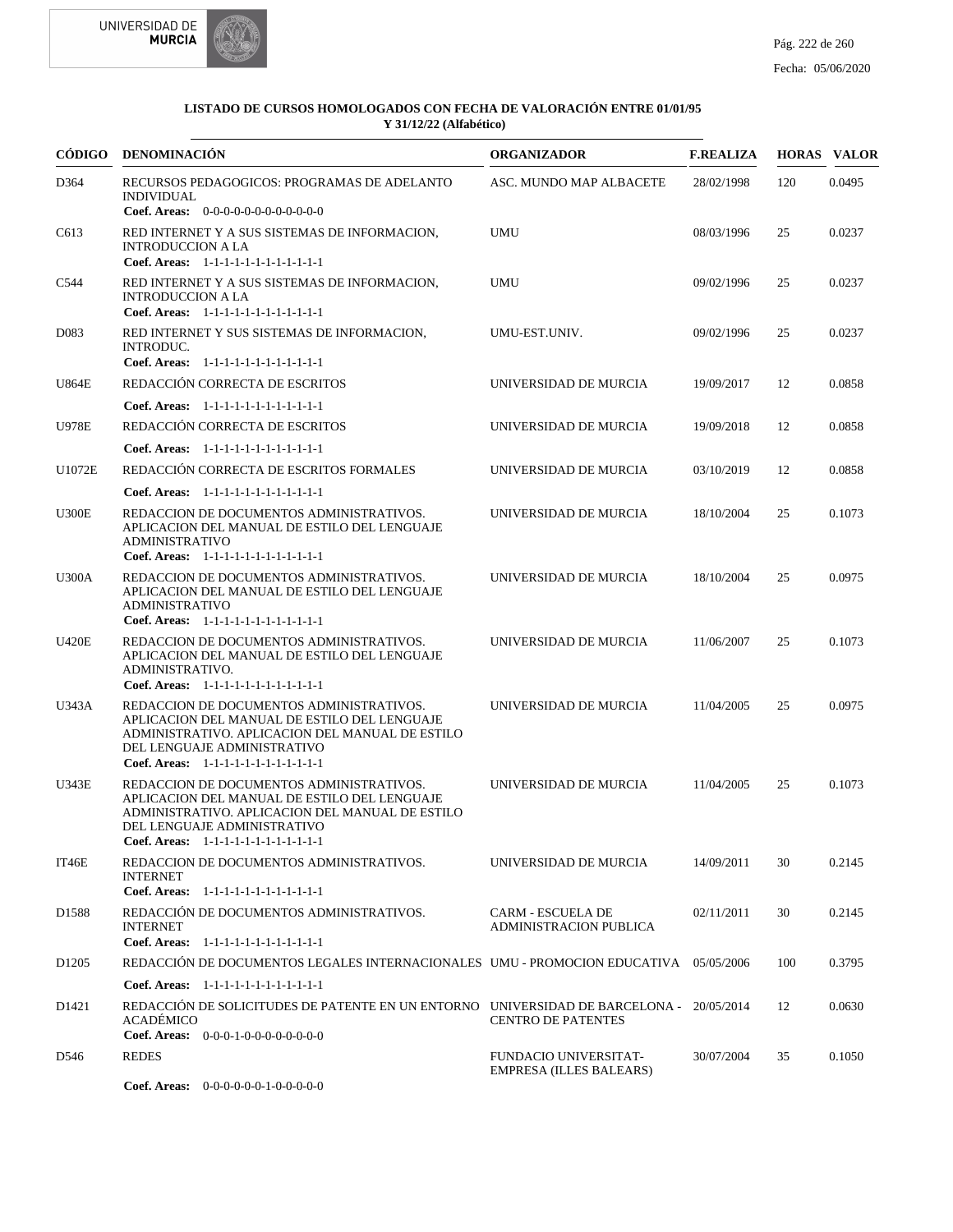**LISTADO DE CURSOS HOMOLOGADOS CON FECHA DE VALORACIÓN ENTRE 01/01/95 Y 31/12/22 (Alfabético)**

| CÓDIGO | DENOMINACIÓN | ORGANIZADOR | F.REALIZA | HORAS | VALOR |
|---|---|---|---|---|---|
| D364 | RECURSOS PEDAGOGICOS: PROGRAMAS DE ADELANTO INDIVIDUAL<br>**Coef. Areas:** 0-0-0-0-0-0-0-0-0-0-0-0 | ASC. MUNDO MAP ALBACETE | 28/02/1998 | 120 | 0.0495 |
| C613 | RED INTERNET Y A SUS SISTEMAS DE INFORMACION, INTRODUCCION A LA<br>**Coef. Areas:** 1-1-1-1-1-1-1-1-1-1-1-1 | UMU | 08/03/1996 | 25 | 0.0237 |
| C544 | RED INTERNET Y A SUS SISTEMAS DE INFORMACION, INTRODUCCION A LA<br>**Coef. Areas:** 1-1-1-1-1-1-1-1-1-1-1-1 | UMU | 09/02/1996 | 25 | 0.0237 |
| D083 | RED INTERNET Y SUS SISTEMAS DE INFORMACION, INTRODUC.<br>**Coef. Areas:** 1-1-1-1-1-1-1-1-1-1-1-1 | UMU-EST.UNIV. | 09/02/1996 | 25 | 0.0237 |
| U864E | REDACCIÓN CORRECTA DE ESCRITOS<br>**Coef. Areas:** 1-1-1-1-1-1-1-1-1-1-1-1 | UNIVERSIDAD DE MURCIA | 19/09/2017 | 12 | 0.0858 |
| U978E | REDACCIÓN CORRECTA DE ESCRITOS<br>**Coef. Areas:** 1-1-1-1-1-1-1-1-1-1-1-1 | UNIVERSIDAD DE MURCIA | 19/09/2018 | 12 | 0.0858 |
| U1072E | REDACCIÓN CORRECTA DE ESCRITOS FORMALES<br>**Coef. Areas:** 1-1-1-1-1-1-1-1-1-1-1-1 | UNIVERSIDAD DE MURCIA | 03/10/2019 | 12 | 0.0858 |
| U300E | REDACCION DE DOCUMENTOS ADMINISTRATIVOS. APLICACION DEL MANUAL DE ESTILO DEL LENGUAJE ADMINISTRATIVO<br>**Coef. Areas:** 1-1-1-1-1-1-1-1-1-1-1-1 | UNIVERSIDAD DE MURCIA | 18/10/2004 | 25 | 0.1073 |
| U300A | REDACCION DE DOCUMENTOS ADMINISTRATIVOS. APLICACION DEL MANUAL DE ESTILO DEL LENGUAJE ADMINISTRATIVO<br>**Coef. Areas:** 1-1-1-1-1-1-1-1-1-1-1-1 | UNIVERSIDAD DE MURCIA | 18/10/2004 | 25 | 0.0975 |
| U420E | REDACCION DE DOCUMENTOS ADMINISTRATIVOS. APLICACION DEL MANUAL DE ESTILO DEL LENGUAJE ADMINISTRATIVO.<br>**Coef. Areas:** 1-1-1-1-1-1-1-1-1-1-1-1 | UNIVERSIDAD DE MURCIA | 11/06/2007 | 25 | 0.1073 |
| U343A | REDACCION DE DOCUMENTOS ADMINISTRATIVOS. APLICACION DEL MANUAL DE ESTILO DEL LENGUAJE ADMINISTRATIVO. APLICACION DEL MANUAL DE ESTILO DEL LENGUAJE ADMINISTRATIVO<br>**Coef. Areas:** 1-1-1-1-1-1-1-1-1-1-1-1 | UNIVERSIDAD DE MURCIA | 11/04/2005 | 25 | 0.0975 |
| U343E | REDACCION DE DOCUMENTOS ADMINISTRATIVOS. APLICACION DEL MANUAL DE ESTILO DEL LENGUAJE ADMINISTRATIVO. APLICACION DEL MANUAL DE ESTILO DEL LENGUAJE ADMINISTRATIVO<br>**Coef. Areas:** 1-1-1-1-1-1-1-1-1-1-1-1 | UNIVERSIDAD DE MURCIA | 11/04/2005 | 25 | 0.1073 |
| IT46E | REDACCION DE DOCUMENTOS ADMINISTRATIVOS. INTERNET<br>**Coef. Areas:** 1-1-1-1-1-1-1-1-1-1-1-1 | UNIVERSIDAD DE MURCIA | 14/09/2011 | 30 | 0.2145 |
| D1588 | REDACCIÓN DE DOCUMENTOS ADMINISTRATIVOS. INTERNET<br>**Coef. Areas:** 1-1-1-1-1-1-1-1-1-1-1-1 | CARM - ESCUELA DE ADMINISTRACION PUBLICA | 02/11/2011 | 30 | 0.2145 |
| D1205 | REDACCIÓN DE DOCUMENTOS LEGALES INTERNACIONALES<br>**Coef. Areas:** 1-1-1-1-1-1-1-1-1-1-1-1 | UMU - PROMOCION EDUCATIVA | 05/05/2006 | 100 | 0.3795 |
| D1421 | REDACCIÓN DE SOLICITUDES DE PATENTE EN UN ENTORNO ACADÉMICO<br>**Coef. Areas:** 0-0-0-1-0-0-0-0-0-0-0-0 | UNIVERSIDAD DE BARCELONA - CENTRO DE PATENTES | 20/05/2014 | 12 | 0.0630 |
| D546 | REDES<br>**Coef. Areas:** 0-0-0-0-0-1-0-0-0-0-0-0 | FUNDACIO UNIVERSITAT-EMPRESA (ILLES BALEARS) | 30/07/2004 | 35 | 0.1050 |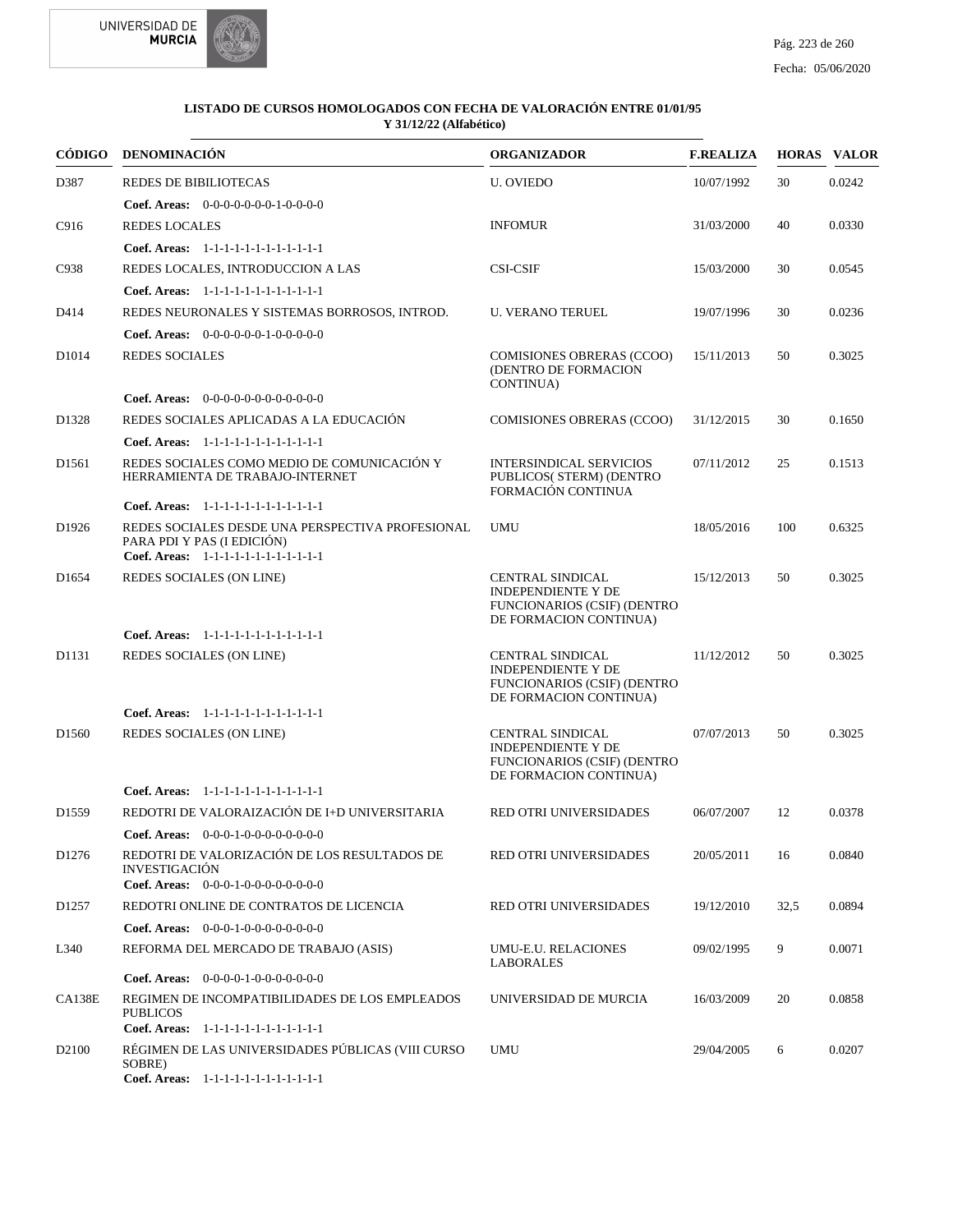**LISTADO DE CURSOS HOMOLOGADOS CON FECHA DE VALORACIÓN ENTRE 01/01/95 Y 31/12/22 (Alfabético)**

| CÓDIGO | DENOMINACIÓN | ORGANIZADOR | F.REALIZA | HORAS | VALOR |
|---|---|---|---|---|---|
| D387 | REDES DE BIBILIOTECAS | U. OVIEDO | 10/07/1992 | 30 | 0.0242 |
| | **Coef. Areas:** 0-0-0-0-0-0-0-1-0-0-0-0 | | | | |
| C916 | REDES LOCALES | INFOMUR | 31/03/2000 | 40 | 0.0330 |
| | **Coef. Areas:** 1-1-1-1-1-1-1-1-1-1-1-1 | | | | |
| C938 | REDES LOCALES, INTRODUCCION A LAS | CSI-CSIF | 15/03/2000 | 30 | 0.0545 |
| | **Coef. Areas:** 1-1-1-1-1-1-1-1-1-1-1-1 | | | | |
| D414 | REDES NEURONALES Y SISTEMAS BORROSOS, INTROD. | U. VERANO TERUEL | 19/07/1996 | 30 | 0.0236 |
| | **Coef. Areas:** 0-0-0-0-0-0-1-0-0-0-0-0 | | | | |
| D1014 | REDES SOCIALES | COMISIONES OBRERAS (CCOO) (DENTRO DE FORMACION CONTINUA) | 15/11/2013 | 50 | 0.3025 |
| | **Coef. Areas:** 0-0-0-0-0-0-0-0-0-0-0-0 | | | | |
| D1328 | REDES SOCIALES APLICADAS A LA EDUCACIÓN | COMISIONES OBRERAS (CCOO) | 31/12/2015 | 30 | 0.1650 |
| | **Coef. Areas:** 1-1-1-1-1-1-1-1-1-1-1-1 | | | | |
| D1561 | REDES SOCIALES COMO MEDIO DE COMUNICACIÓN Y HERRAMIENTA DE TRABAJO-INTERNET | INTERSINDICAL SERVICIOS PUBLICOS( STERM) (DENTRO FORMACIÓN CONTINUA | 07/11/2012 | 25 | 0.1513 |
| | **Coef. Areas:** 1-1-1-1-1-1-1-1-1-1-1-1 | | | | |
| D1926 | REDES SOCIALES DESDE UNA PERSPECTIVA PROFESIONAL PARA PDI Y PAS (I EDICIÓN) | UMU | 18/05/2016 | 100 | 0.6325 |
| | **Coef. Areas:** 1-1-1-1-1-1-1-1-1-1-1-1 | | | | |
| D1654 | REDES SOCIALES (ON LINE) | CENTRAL SINDICAL INDEPENDIENTE Y DE FUNCIONARIOS (CSIF) (DENTRO DE FORMACION CONTINUA) | 15/12/2013 | 50 | 0.3025 |
| | **Coef. Areas:** 1-1-1-1-1-1-1-1-1-1-1-1 | | | | |
| D1131 | REDES SOCIALES (ON LINE) | CENTRAL SINDICAL INDEPENDIENTE Y DE FUNCIONARIOS (CSIF) (DENTRO DE FORMACION CONTINUA) | 11/12/2012 | 50 | 0.3025 |
| | **Coef. Areas:** 1-1-1-1-1-1-1-1-1-1-1-1 | | | | |
| D1560 | REDES SOCIALES (ON LINE) | CENTRAL SINDICAL INDEPENDIENTE Y DE FUNCIONARIOS (CSIF) (DENTRO DE FORMACION CONTINUA) | 07/07/2013 | 50 | 0.3025 |
| | **Coef. Areas:** 1-1-1-1-1-1-1-1-1-1-1-1 | | | | |
| D1559 | REDOTRI DE VALORAIZACIÓN DE I+D UNIVERSITARIA | RED OTRI UNIVERSIDADES | 06/07/2007 | 12 | 0.0378 |
| | **Coef. Areas:** 0-0-0-1-0-0-0-0-0-0-0-0 | | | | |
| D1276 | REDOTRI DE VALORIZACIÓN DE LOS RESULTADOS DE INVESTIGACIÓN | RED OTRI UNIVERSIDADES | 20/05/2011 | 16 | 0.0840 |
| | **Coef. Areas:** 0-0-0-1-0-0-0-0-0-0-0-0 | | | | |
| D1257 | REDOTRI ONLINE DE CONTRATOS DE LICENCIA | RED OTRI UNIVERSIDADES | 19/12/2010 | 32,5 | 0.0894 |
| | **Coef. Areas:** 0-0-0-1-0-0-0-0-0-0-0-0 | | | | |
| L340 | REFORMA DEL MERCADO DE TRABAJO (ASIS) | UMU-E.U. RELACIONES LABORALES | 09/02/1995 | 9 | 0.0071 |
| | **Coef. Areas:** 0-0-0-0-1-0-0-0-0-0-0-0 | | | | |
| CA138E | REGIMEN DE INCOMPATIBILIDADES DE LOS EMPLEADOS PUBLICOS | UNIVERSIDAD DE MURCIA | 16/03/2009 | 20 | 0.0858 |
| | **Coef. Areas:** 1-1-1-1-1-1-1-1-1-1-1-1 | | | | |
| D2100 | RÉGIMEN DE LAS UNIVERSIDADES PÚBLICAS (VIII CURSO SOBRE) | UMU | 29/04/2005 | 6 | 0.0207 |
| | **Coef. Areas:** 1-1-1-1-1-1-1-1-1-1-1-1 | | | | |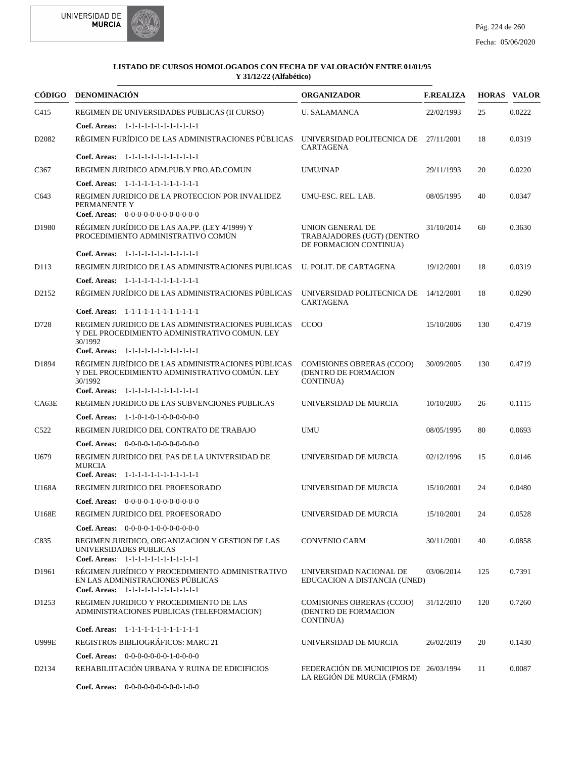### LISTADO DE CURSOS HOMOLOGADOS CON FECHA DE VALORACIÓN ENTRE 01/01/95 Y 31/12/22 (Alfabético)

| CÓDIGO | DENOMINACIÓN | ORGANIZADOR | F.REALIZA | HORAS | VALOR |
|---|---|---|---|---|---|
| C415 | REGIMEN DE UNIVERSIDADES PUBLICAS (II CURSO) | U. SALAMANCA | 22/02/1993 | 25 | 0.0222 |
| | **Coef. Areas:** 1-1-1-1-1-1-1-1-1-1-1-1 | | | | |
| D2082 | RÉGIMEN FURÍDICO DE LAS ADMINISTRACIONES PÚBLICAS | UNIVERSIDAD POLITECNICA DE CARTAGENA | 27/11/2001 | 18 | 0.0319 |
| | **Coef. Areas:** 1-1-1-1-1-1-1-1-1-1-1-1 | | | | |
| C367 | REGIMEN JURIDICO ADM.PUB.Y PRO.AD.COMUN | UMU/INAP | 29/11/1993 | 20 | 0.0220 |
| | **Coef. Areas:** 1-1-1-1-1-1-1-1-1-1-1-1 | | | | |
| C643 | REGIMEN JURIDICO DE LA PROTECCION POR INVALIDEZ PERMANENTE Y | UMU-ESC. REL. LAB. | 08/05/1995 | 40 | 0.0347 |
| | **Coef. Areas:** 0-0-0-0-0-0-0-0-0-0-0-0 | | | | |
| D1980 | RÉGIMEN JURÍDICO DE LAS AA.PP. (LEY 4/1999) Y PROCEDIMIENTO ADMINISTRATIVO COMÚN | UNION GENERAL DE TRABAJADORES (UGT) (DENTRO DE FORMACION CONTINUA) | 31/10/2014 | 60 | 0.3630 |
| | **Coef. Areas:** 1-1-1-1-1-1-1-1-1-1-1-1 | | | | |
| D113 | REGIMEN JURIDICO DE LAS ADMINISTRACIONES PUBLICAS | U. POLIT. DE CARTAGENA | 19/12/2001 | 18 | 0.0319 |
| | **Coef. Areas:** 1-1-1-1-1-1-1-1-1-1-1-1 | | | | |
| D2152 | RÉGIMEN JURÍDICO DE LAS ADMINISTRACIONES PÚBLICAS | UNIVERSIDAD POLITECNICA DE CARTAGENA | 14/12/2001 | 18 | 0.0290 |
| | **Coef. Areas:** 1-1-1-1-1-1-1-1-1-1-1-1 | | | | |
| D728 | REGIMEN JURIDICO DE LAS ADMINISTRACIONES PUBLICAS Y DEL PROCEDIMIENTO ADMINISTRATIVO COMUN. LEY 30/1992 | CCOO | 15/10/2006 | 130 | 0.4719 |
| | **Coef. Areas:** 1-1-1-1-1-1-1-1-1-1-1-1 | | | | |
| D1894 | RÉGIMEN JURÍDICO DE LAS ADMINISTRACIONES PÚBLICAS Y DEL PROCEDIMIENTO ADMINISTRATIVO COMÚN. LEY 30/1992 | COMISIONES OBRERAS (CCOO) (DENTRO DE FORMACION CONTINUA) | 30/09/2005 | 130 | 0.4719 |
| | **Coef. Areas:** 1-1-1-1-1-1-1-1-1-1-1-1 | | | | |
| CA63E | REGIMEN JURIDICO DE LAS SUBVENCIONES PUBLICAS | UNIVERSIDAD DE MURCIA | 10/10/2005 | 26 | 0.1115 |
| | **Coef. Areas:** 1-1-0-1-0-1-0-0-0-0-0-0 | | | | |
| C522 | REGIMEN JURIDICO DEL CONTRATO DE TRABAJO | UMU | 08/05/1995 | 80 | 0.0693 |
| | **Coef. Areas:** 0-0-0-0-1-0-0-0-0-0-0-0 | | | | |
| U679 | REGIMEN JURIDICO DEL PAS DE LA UNIVERSIDAD DE MURCIA | UNIVERSIDAD DE MURCIA | 02/12/1996 | 15 | 0.0146 |
| | **Coef. Areas:** 1-1-1-1-1-1-1-1-1-1-1-1 | | | | |
| U168A | REGIMEN JURIDICO DEL PROFESORADO | UNIVERSIDAD DE MURCIA | 15/10/2001 | 24 | 0.0480 |
| | **Coef. Areas:** 0-0-0-0-1-0-0-0-0-0-0-0 | | | | |
| U168E | REGIMEN JURIDICO DEL PROFESORADO | UNIVERSIDAD DE MURCIA | 15/10/2001 | 24 | 0.0528 |
| | **Coef. Areas:** 0-0-0-0-1-0-0-0-0-0-0-0 | | | | |
| C835 | REGIMEN JURIDICO, ORGANIZACION Y GESTION DE LAS UNIVERSIDADES PUBLICAS | CONVENIO CARM | 30/11/2001 | 40 | 0.0858 |
| | **Coef. Areas:** 1-1-1-1-1-1-1-1-1-1-1-1 | | | | |
| D1961 | RÉGIMEN JURÍDICO Y PROCEDIMIENTO ADMINISTRATIVO EN LAS ADMINISTRACIONES PÚBLICAS | UNIVERSIDAD NACIONAL DE EDUCACION A DISTANCIA (UNED) | 03/06/2014 | 125 | 0.7391 |
| | **Coef. Areas:** 1-1-1-1-1-1-1-1-1-1-1-1 | | | | |
| D1253 | REGIMEN JURIDICO Y PROCEDIMIENTO DE LAS ADMINISTRACIONES PUBLICAS (TELEFORMACION) | COMISIONES OBRERAS (CCOO) (DENTRO DE FORMACION CONTINUA) | 31/12/2010 | 120 | 0.7260 |
| | **Coef. Areas:** 1-1-1-1-1-1-1-1-1-1-1-1 | | | | |
| U999E | REGISTROS BIBLIOGRÁFICOS: MARC 21 | UNIVERSIDAD DE MURCIA | 26/02/2019 | 20 | 0.1430 |
| | **Coef. Areas:** 0-0-0-0-0-0-0-1-0-0-0-0 | | | | |
| D2134 | REHABILIITACIÓN URBANA Y RUINA DE EDICIFICIOS | FEDERACIÓN DE MUNICIPIOS DE LA REGIÓN DE MURCIA (FMRM) | 26/03/1994 | 11 | 0.0087 |
| | **Coef. Areas:** 0-0-0-0-0-0-0-0-0-1-0-0 | | | | |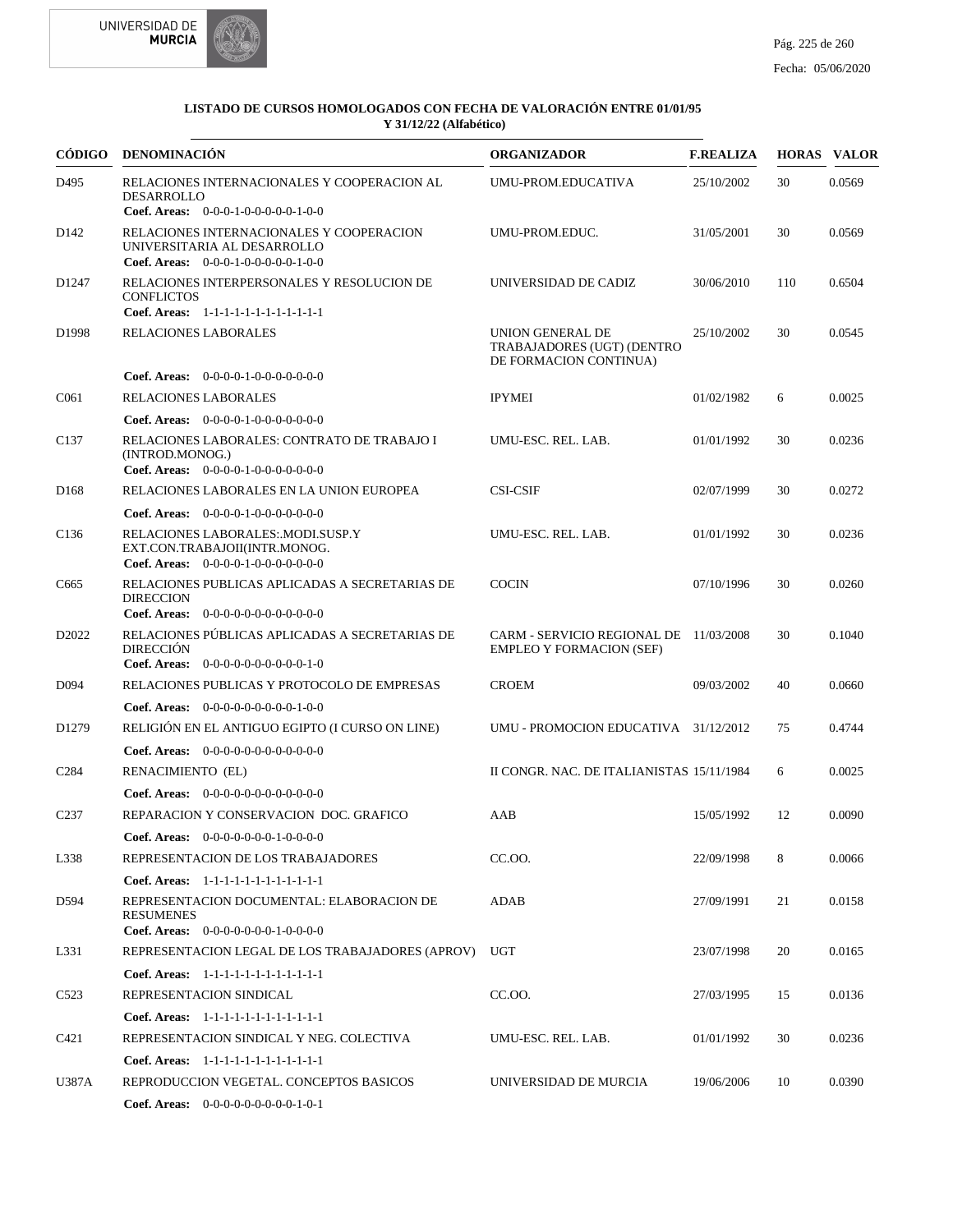**LISTADO DE CURSOS HOMOLOGADOS CON FECHA DE VALORACIÓN ENTRE 01/01/95 Y 31/12/22 (Alfabético)**

| CÓDIGO | DENOMINACIÓN | ORGANIZADOR | F.REALIZA | HORAS | VALOR |
|---|---|---|---|---|---|
| D495 | RELACIONES INTERNACIONALES Y COOPERACION AL DESARROLLO<br>**Coef. Areas:** 0-0-0-1-0-0-0-0-0-1-0-0 | UMU-PROM.EDUCATIVA | 25/10/2002 | 30 | 0.0569 |
| D142 | RELACIONES INTERNACIONALES Y COOPERACION UNIVERSITARIA AL DESARROLLO<br>**Coef. Areas:** 0-0-0-1-0-0-0-0-0-1-0-0 | UMU-PROM.EDUC. | 31/05/2001 | 30 | 0.0569 |
| D1247 | RELACIONES INTERPERSONALES Y RESOLUCION DE CONFLICTOS<br>**Coef. Areas:** 1-1-1-1-1-1-1-1-1-1-1-1 | UNIVERSIDAD DE CADIZ | 30/06/2010 | 110 | 0.6504 |
| D1998 | RELACIONES LABORALES<br>**Coef. Areas:** 0-0-0-1-0-0-0-0-0-0-0-0 | UNION GENERAL DE TRABAJADORES (UGT) (DENTRO DE FORMACION CONTINUA) | 25/10/2002 | 30 | 0.0545 |
| C061 | RELACIONES LABORALES<br>**Coef. Areas:** 0-0-0-1-0-0-0-0-0-0-0-0 | IPYMEI | 01/02/1982 | 6 | 0.0025 |
| C137 | RELACIONES LABORALES: CONTRATO DE TRABAJO I (INTROD.MONOG.)<br>**Coef. Areas:** 0-0-0-1-0-0-0-0-0-0-0-0 | UMU-ESC. REL. LAB. | 01/01/1992 | 30 | 0.0236 |
| D168 | RELACIONES LABORALES EN LA UNION EUROPEA<br>**Coef. Areas:** 0-0-0-1-0-0-0-0-0-0-0-0 | CSI-CSIF | 02/07/1999 | 30 | 0.0272 |
| C136 | RELACIONES LABORALES:.MODI.SUSP.Y EXT.CON.TRABAJOII(INTR.MONOG.<br>**Coef. Areas:** 0-0-0-1-0-0-0-0-0-0-0-0 | UMU-ESC. REL. LAB. | 01/01/1992 | 30 | 0.0236 |
| C665 | RELACIONES PUBLICAS APLICADAS A SECRETARIAS DE DIRECCION<br>**Coef. Areas:** 0-0-0-0-0-0-0-0-0-0-0-0 | COCIN | 07/10/1996 | 30 | 0.0260 |
| D2022 | RELACIONES PÚBLICAS APLICADAS A SECRETARIAS DE DIRECCIÓN<br>**Coef. Areas:** 0-0-0-0-0-0-0-0-0-0-1-0 | CARM - SERVICIO REGIONAL DE EMPLEO Y FORMACION (SEF) | 11/03/2008 | 30 | 0.1040 |
| D094 | RELACIONES PUBLICAS Y PROTOCOLO DE EMPRESAS<br>**Coef. Areas:** 0-0-0-0-0-0-0-0-0-1-0-0 | CROEM | 09/03/2002 | 40 | 0.0660 |
| D1279 | RELIGIÓN EN EL ANTIGUO EGIPTO (I CURSO ON LINE)<br>**Coef. Areas:** 0-0-0-0-0-0-0-0-0-0-0-0 | UMU - PROMOCION EDUCATIVA | 31/12/2012 | 75 | 0.4744 |
| C284 | RENACIMIENTO (EL)<br>**Coef. Areas:** 0-0-0-0-0-0-0-0-0-0-0-0 | II CONGR. NAC. DE ITALIANISTAS | 15/11/1984 | 6 | 0.0025 |
| C237 | REPARACION Y CONSERVACION DOC. GRAFICO<br>**Coef. Areas:** 0-0-0-0-0-0-0-1-0-0-0-0 | AAB | 15/05/1992 | 12 | 0.0090 |
| L338 | REPRESENTACION DE LOS TRABAJADORES<br>**Coef. Areas:** 1-1-1-1-1-1-1-1-1-1-1-1 | CC.OO. | 22/09/1998 | 8 | 0.0066 |
| D594 | REPRESENTACION DOCUMENTAL: ELABORACION DE RESUMENES<br>**Coef. Areas:** 0-0-0-0-0-0-0-1-0-0-0-0 | ADAB | 27/09/1991 | 21 | 0.0158 |
| L331 | REPRESENTACION LEGAL DE LOS TRABAJADORES (APROV)<br>**Coef. Areas:** 1-1-1-1-1-1-1-1-1-1-1-1 | UGT | 23/07/1998 | 20 | 0.0165 |
| C523 | REPRESENTACION SINDICAL<br>**Coef. Areas:** 1-1-1-1-1-1-1-1-1-1-1-1 | CC.OO. | 27/03/1995 | 15 | 0.0136 |
| C421 | REPRESENTACION SINDICAL Y NEG. COLECTIVA<br>**Coef. Areas:** 1-1-1-1-1-1-1-1-1-1-1-1 | UMU-ESC. REL. LAB. | 01/01/1992 | 30 | 0.0236 |
| U387A | REPRODUCCION VEGETAL. CONCEPTOS BASICOS<br>**Coef. Areas:** 0-0-0-0-0-0-0-0-0-1-0-1 | UNIVERSIDAD DE MURCIA | 19/06/2006 | 10 | 0.0390 |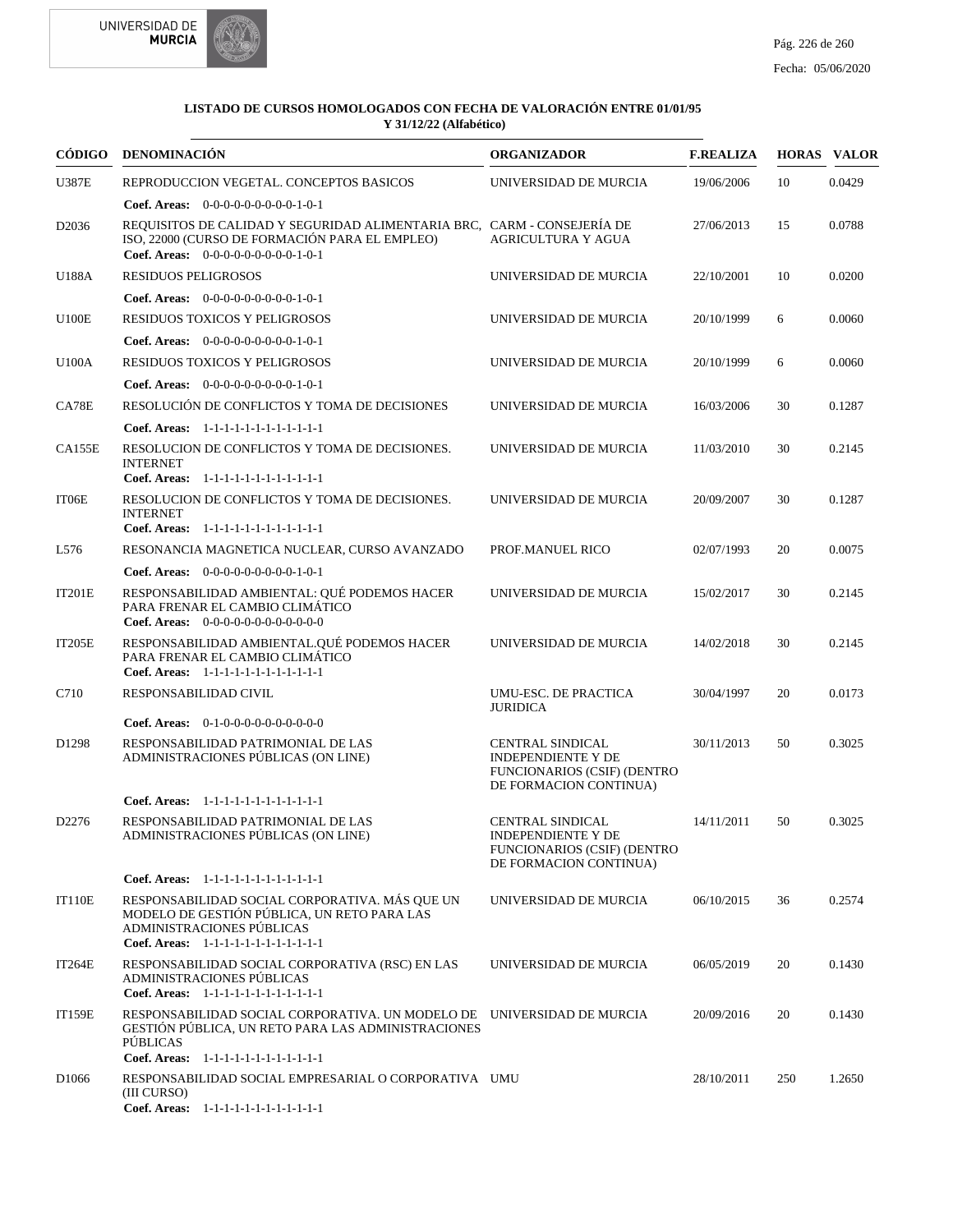**LISTADO DE CURSOS HOMOLOGADOS CON FECHA DE VALORACIÓN ENTRE 01/01/95 Y 31/12/22 (Alfabético)**

| CÓDIGO | DENOMINACIÓN | ORGANIZADOR | F.REALIZA | HORAS | VALOR |
|---|---|---|---|---|---|
| U387E | REPRODUCCION VEGETAL. CONCEPTOS BASICOS<br>**Coef. Areas:** 0-0-0-0-0-0-0-0-0-1-0-1 | UNIVERSIDAD DE MURCIA | 19/06/2006 | 10 | 0.0429 |
| D2036 | REQUISITOS DE CALIDAD Y SEGURIDAD ALIMENTARIA BRC, ISO, 22000 (CURSO DE FORMACIÓN PARA EL EMPLEO)<br>**Coef. Areas:** 0-0-0-0-0-0-0-0-0-1-0-1 | CARM - CONSEJERÍA DE AGRICULTURA Y AGUA | 27/06/2013 | 15 | 0.0788 |
| U188A | RESIDUOS PELIGROSOS<br>**Coef. Areas:** 0-0-0-0-0-0-0-0-0-1-0-1 | UNIVERSIDAD DE MURCIA | 22/10/2001 | 10 | 0.0200 |
| U100E | RESIDUOS TOXICOS Y PELIGROSOS<br>**Coef. Areas:** 0-0-0-0-0-0-0-0-0-1-0-1 | UNIVERSIDAD DE MURCIA | 20/10/1999 | 6 | 0.0060 |
| U100A | RESIDUOS TOXICOS Y PELIGROSOS<br>**Coef. Areas:** 0-0-0-0-0-0-0-0-0-1-0-1 | UNIVERSIDAD DE MURCIA | 20/10/1999 | 6 | 0.0060 |
| CA78E | RESOLUCIÓN DE CONFLICTOS Y TOMA DE DECISIONES<br>**Coef. Areas:** 1-1-1-1-1-1-1-1-1-1-1-1 | UNIVERSIDAD DE MURCIA | 16/03/2006 | 30 | 0.1287 |
| CA155E | RESOLUCION DE CONFLICTOS Y TOMA DE DECISIONES. INTERNET<br>**Coef. Areas:** 1-1-1-1-1-1-1-1-1-1-1-1 | UNIVERSIDAD DE MURCIA | 11/03/2010 | 30 | 0.2145 |
| IT06E | RESOLUCION DE CONFLICTOS Y TOMA DE DECISIONES. INTERNET<br>**Coef. Areas:** 1-1-1-1-1-1-1-1-1-1-1-1 | UNIVERSIDAD DE MURCIA | 20/09/2007 | 30 | 0.1287 |
| L576 | RESONANCIA MAGNETICA NUCLEAR, CURSO AVANZADO<br>**Coef. Areas:** 0-0-0-0-0-0-0-0-0-1-0-1 | PROF.MANUEL RICO | 02/07/1993 | 20 | 0.0075 |
| IT201E | RESPONSABILIDAD AMBIENTAL: QUÉ PODEMOS HACER PARA FRENAR EL CAMBIO CLIMÁTICO<br>**Coef. Areas:** 0-0-0-0-0-0-0-0-0-0-0-0 | UNIVERSIDAD DE MURCIA | 15/02/2017 | 30 | 0.2145 |
| IT205E | RESPONSABILIDAD AMBIENTAL.QUÉ PODEMOS HACER PARA FRENAR EL CAMBIO CLIMÁTICO<br>**Coef. Areas:** 1-1-1-1-1-1-1-1-1-1-1-1 | UNIVERSIDAD DE MURCIA | 14/02/2018 | 30 | 0.2145 |
| C710 | RESPONSABILIDAD CIVIL<br>**Coef. Areas:** 0-1-0-0-0-0-0-0-0-0-0-0 | UMU-ESC. DE PRACTICA JURIDICA | 30/04/1997 | 20 | 0.0173 |
| D1298 | RESPONSABILIDAD PATRIMONIAL DE LAS ADMINISTRACIONES PÚBLICAS (ON LINE)<br>**Coef. Areas:** 1-1-1-1-1-1-1-1-1-1-1-1 | CENTRAL SINDICAL INDEPENDIENTE Y DE FUNCIONARIOS (CSIF) (DENTRO DE FORMACION CONTINUA) | 30/11/2013 | 50 | 0.3025 |
| D2276 | RESPONSABILIDAD PATRIMONIAL DE LAS ADMINISTRACIONES PÚBLICAS (ON LINE)<br>**Coef. Areas:** 1-1-1-1-1-1-1-1-1-1-1-1 | CENTRAL SINDICAL INDEPENDIENTE Y DE FUNCIONARIOS (CSIF) (DENTRO DE FORMACION CONTINUA) | 14/11/2011 | 50 | 0.3025 |
| IT110E | RESPONSABILIDAD SOCIAL CORPORATIVA. MÁS QUE UN MODELO DE GESTIÓN PÚBLICA, UN RETO PARA LAS ADMINISTRACIONES PÚBLICAS<br>**Coef. Areas:** 1-1-1-1-1-1-1-1-1-1-1-1 | UNIVERSIDAD DE MURCIA | 06/10/2015 | 36 | 0.2574 |
| IT264E | RESPONSABILIDAD SOCIAL CORPORATIVA (RSC) EN LAS ADMINISTRACIONES PÚBLICAS<br>**Coef. Areas:** 1-1-1-1-1-1-1-1-1-1-1-1 | UNIVERSIDAD DE MURCIA | 06/05/2019 | 20 | 0.1430 |
| IT159E | RESPONSABILIDAD SOCIAL CORPORATIVA. UN MODELO DE GESTIÓN PÚBLICA, UN RETO PARA LAS ADMINISTRACIONES PÚBLICAS<br>**Coef. Areas:** 1-1-1-1-1-1-1-1-1-1-1-1 | UNIVERSIDAD DE MURCIA | 20/09/2016 | 20 | 0.1430 |
| D1066 | RESPONSABILIDAD SOCIAL EMPRESARIAL O CORPORATIVA (III CURSO)<br>**Coef. Areas:** 1-1-1-1-1-1-1-1-1-1-1-1 | UMU | 28/10/2011 | 250 | 1.2650 |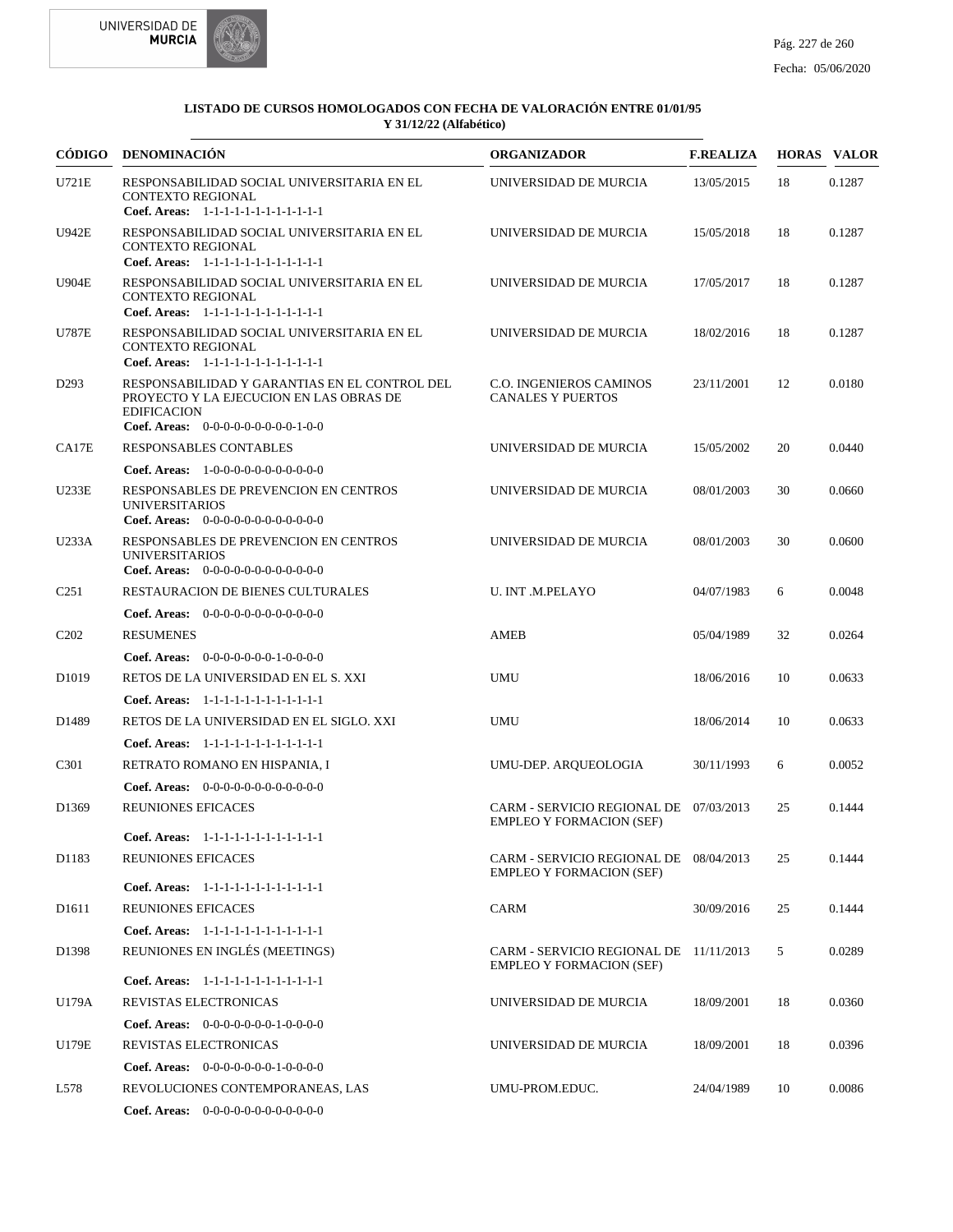**LISTADO DE CURSOS HOMOLOGADOS CON FECHA DE VALORACIÓN ENTRE 01/01/95 Y 31/12/22 (Alfabético)**

| CÓDIGO | DENOMINACIÓN | ORGANIZADOR | F.REALIZA | HORAS | VALOR |
|---|---|---|---|---|---|
| U721E | RESPONSABILIDAD SOCIAL UNIVERSITARIA EN EL CONTEXTO REGIONAL<br>**Coef. Areas:** 1-1-1-1-1-1-1-1-1-1-1-1 | UNIVERSIDAD DE MURCIA | 13/05/2015 | 18 | 0.1287 |
| U942E | RESPONSABILIDAD SOCIAL UNIVERSITARIA EN EL CONTEXTO REGIONAL<br>**Coef. Areas:** 1-1-1-1-1-1-1-1-1-1-1-1 | UNIVERSIDAD DE MURCIA | 15/05/2018 | 18 | 0.1287 |
| U904E | RESPONSABILIDAD SOCIAL UNIVERSITARIA EN EL CONTEXTO REGIONAL<br>**Coef. Areas:** 1-1-1-1-1-1-1-1-1-1-1-1 | UNIVERSIDAD DE MURCIA | 17/05/2017 | 18 | 0.1287 |
| U787E | RESPONSABILIDAD SOCIAL UNIVERSITARIA EN EL CONTEXTO REGIONAL<br>**Coef. Areas:** 1-1-1-1-1-1-1-1-1-1-1-1 | UNIVERSIDAD DE MURCIA | 18/02/2016 | 18 | 0.1287 |
| D293 | RESPONSABILIDAD Y GARANTIAS EN EL CONTROL DEL PROYECTO Y LA EJECUCION EN LAS OBRAS DE EDIFICACION<br>**Coef. Areas:** 0-0-0-0-0-0-0-0-0-1-0-0 | C.O. INGENIEROS CAMINOS CANALES Y PUERTOS | 23/11/2001 | 12 | 0.0180 |
| CA17E | RESPONSABLES CONTABLES<br>**Coef. Areas:** 1-0-0-0-0-0-0-0-0-0-0-0 | UNIVERSIDAD DE MURCIA | 15/05/2002 | 20 | 0.0440 |
| U233E | RESPONSABLES DE PREVENCION EN CENTROS UNIVERSITARIOS<br>**Coef. Areas:** 0-0-0-0-0-0-0-0-0-0-0-0 | UNIVERSIDAD DE MURCIA | 08/01/2003 | 30 | 0.0660 |
| U233A | RESPONSABLES DE PREVENCION EN CENTROS UNIVERSITARIOS<br>**Coef. Areas:** 0-0-0-0-0-0-0-0-0-0-0-0 | UNIVERSIDAD DE MURCIA | 08/01/2003 | 30 | 0.0600 |
| C251 | RESTAURACION DE BIENES CULTURALES<br>**Coef. Areas:** 0-0-0-0-0-0-0-0-0-0-0-0 | U. INT .M.PELAYO | 04/07/1983 | 6 | 0.0048 |
| C202 | RESUMENES<br>**Coef. Areas:** 0-0-0-0-0-0-0-1-0-0-0-0 | AMEB | 05/04/1989 | 32 | 0.0264 |
| D1019 | RETOS DE LA UNIVERSIDAD EN EL S. XXI<br>**Coef. Areas:** 1-1-1-1-1-1-1-1-1-1-1-1 | UMU | 18/06/2016 | 10 | 0.0633 |
| D1489 | RETOS DE LA UNIVERSIDAD EN EL SIGLO. XXI<br>**Coef. Areas:** 1-1-1-1-1-1-1-1-1-1-1-1 | UMU | 18/06/2014 | 10 | 0.0633 |
| C301 | RETRATO ROMANO EN HISPANIA, I<br>**Coef. Areas:** 0-0-0-0-0-0-0-0-0-0-0-0 | UMU-DEP. ARQUEOLOGIA | 30/11/1993 | 6 | 0.0052 |
| D1369 | REUNIONES EFICACES<br>**Coef. Areas:** 1-1-1-1-1-1-1-1-1-1-1-1 | CARM - SERVICIO REGIONAL DE EMPLEO Y FORMACION (SEF) | 07/03/2013 | 25 | 0.1444 |
| D1183 | REUNIONES EFICACES<br>**Coef. Areas:** 1-1-1-1-1-1-1-1-1-1-1-1 | CARM - SERVICIO REGIONAL DE EMPLEO Y FORMACION (SEF) | 08/04/2013 | 25 | 0.1444 |
| D1611 | REUNIONES EFICACES<br>**Coef. Areas:** 1-1-1-1-1-1-1-1-1-1-1-1 | CARM | 30/09/2016 | 25 | 0.1444 |
| D1398 | REUNIONES EN INGLÉS (MEETINGS)<br>**Coef. Areas:** 1-1-1-1-1-1-1-1-1-1-1-1 | CARM - SERVICIO REGIONAL DE EMPLEO Y FORMACION (SEF) | 11/11/2013 | 5 | 0.0289 |
| U179A | REVISTAS ELECTRONICAS<br>**Coef. Areas:** 0-0-0-0-0-0-0-1-0-0-0-0 | UNIVERSIDAD DE MURCIA | 18/09/2001 | 18 | 0.0360 |
| U179E | REVISTAS ELECTRONICAS<br>**Coef. Areas:** 0-0-0-0-0-0-0-1-0-0-0-0 | UNIVERSIDAD DE MURCIA | 18/09/2001 | 18 | 0.0396 |
| L578 | REVOLUCIONES CONTEMPORANEAS, LAS<br>**Coef. Areas:** 0-0-0-0-0-0-0-0-0-0-0-0 | UMU-PROM.EDUC. | 24/04/1989 | 10 | 0.0086 |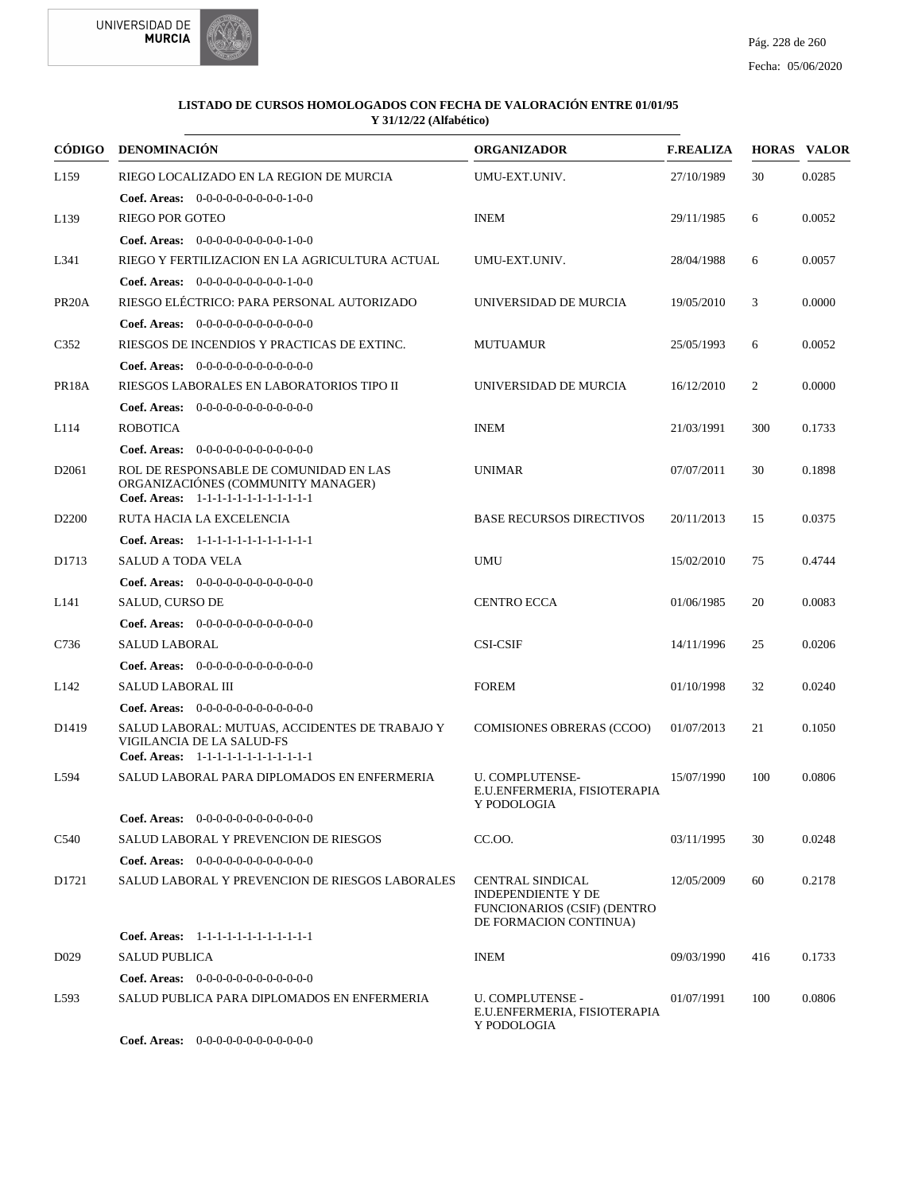**LISTADO DE CURSOS HOMOLOGADOS CON FECHA DE VALORACIÓN ENTRE 01/01/95 Y 31/12/22 (Alfabético)**

| CÓDIGO | DENOMINACIÓN | ORGANIZADOR | F.REALIZA | HORAS | VALOR |
|---|---|---|---|---|---|
| L159 | RIEGO LOCALIZADO EN LA REGION DE MURCIA | UMU-EXT.UNIV. | 27/10/1989 | 30 | 0.0285 |
| | **Coef. Areas:** 0-0-0-0-0-0-0-0-0-1-0-0 | | | | |
| L139 | RIEGO POR GOTEO | INEM | 29/11/1985 | 6 | 0.0052 |
| | **Coef. Areas:** 0-0-0-0-0-0-0-0-0-1-0-0 | | | | |
| L341 | RIEGO Y FERTILIZACION EN LA AGRICULTURA ACTUAL | UMU-EXT.UNIV. | 28/04/1988 | 6 | 0.0057 |
| | **Coef. Areas:** 0-0-0-0-0-0-0-0-0-1-0-0 | | | | |
| PR20A | RIESGO ELÉCTRICO: PARA PERSONAL AUTORIZADO | UNIVERSIDAD DE MURCIA | 19/05/2010 | 3 | 0.0000 |
| | **Coef. Areas:** 0-0-0-0-0-0-0-0-0-0-0-0 | | | | |
| C352 | RIESGOS DE INCENDIOS Y PRACTICAS DE EXTINC. | MUTUAMUR | 25/05/1993 | 6 | 0.0052 |
| | **Coef. Areas:** 0-0-0-0-0-0-0-0-0-0-0-0 | | | | |
| PR18A | RIESGOS LABORALES EN LABORATORIOS TIPO II | UNIVERSIDAD DE MURCIA | 16/12/2010 | 2 | 0.0000 |
| | **Coef. Areas:** 0-0-0-0-0-0-0-0-0-0-0-0 | | | | |
| L114 | ROBOTICA | INEM | 21/03/1991 | 300 | 0.1733 |
| | **Coef. Areas:** 0-0-0-0-0-0-0-0-0-0-0-0 | | | | |
| D2061 | ROL DE RESPONSABLE DE COMUNIDAD EN LAS ORGANIZACIÓNES (COMMUNITY MANAGER) | UNIMAR | 07/07/2011 | 30 | 0.1898 |
| | **Coef. Areas:** 1-1-1-1-1-1-1-1-1-1-1-1 | | | | |
| D2200 | RUTA HACIA LA EXCELENCIA | BASE RECURSOS DIRECTIVOS | 20/11/2013 | 15 | 0.0375 |
| | **Coef. Areas:** 1-1-1-1-1-1-1-1-1-1-1-1 | | | | |
| D1713 | SALUD A TODA VELA | UMU | 15/02/2010 | 75 | 0.4744 |
| | **Coef. Areas:** 0-0-0-0-0-0-0-0-0-0-0-0 | | | | |
| L141 | SALUD, CURSO DE | CENTRO ECCA | 01/06/1985 | 20 | 0.0083 |
| | **Coef. Areas:** 0-0-0-0-0-0-0-0-0-0-0-0 | | | | |
| C736 | SALUD LABORAL | CSI-CSIF | 14/11/1996 | 25 | 0.0206 |
| | **Coef. Areas:** 0-0-0-0-0-0-0-0-0-0-0-0 | | | | |
| L142 | SALUD LABORAL III | FOREM | 01/10/1998 | 32 | 0.0240 |
| | **Coef. Areas:** 0-0-0-0-0-0-0-0-0-0-0-0 | | | | |
| D1419 | SALUD LABORAL: MUTUAS, ACCIDENTES DE TRABAJO Y VIGILANCIA DE LA SALUD-FS | COMISIONES OBRERAS (CCOO) | 01/07/2013 | 21 | 0.1050 |
| | **Coef. Areas:** 1-1-1-1-1-1-1-1-1-1-1-1 | | | | |
| L594 | SALUD LABORAL PARA DIPLOMADOS EN ENFERMERIA | U. COMPLUTENSE-E.U.ENFERMERIA, FISIOTERAPIA Y PODOLOGIA | 15/07/1990 | 100 | 0.0806 |
| | **Coef. Areas:** 0-0-0-0-0-0-0-0-0-0-0-0 | | | | |
| C540 | SALUD LABORAL Y PREVENCION DE RIESGOS | CC.OO. | 03/11/1995 | 30 | 0.0248 |
| | **Coef. Areas:** 0-0-0-0-0-0-0-0-0-0-0-0 | | | | |
| D1721 | SALUD LABORAL Y PREVENCION DE RIESGOS LABORALES | CENTRAL SINDICAL INDEPENDIENTE Y DE FUNCIONARIOS (CSIF) (DENTRO DE FORMACION CONTINUA) | 12/05/2009 | 60 | 0.2178 |
| | **Coef. Areas:** 1-1-1-1-1-1-1-1-1-1-1-1 | | | | |
| D029 | SALUD PUBLICA | INEM | 09/03/1990 | 416 | 0.1733 |
| | **Coef. Areas:** 0-0-0-0-0-0-0-0-0-0-0-0 | | | | |
| L593 | SALUD PUBLICA PARA DIPLOMADOS EN ENFERMERIA | U. COMPLUTENSE - E.U.ENFERMERIA, FISIOTERAPIA Y PODOLOGIA | 01/07/1991 | 100 | 0.0806 |
| | **Coef. Areas:** 0-0-0-0-0-0-0-0-0-0-0-0 | | | | |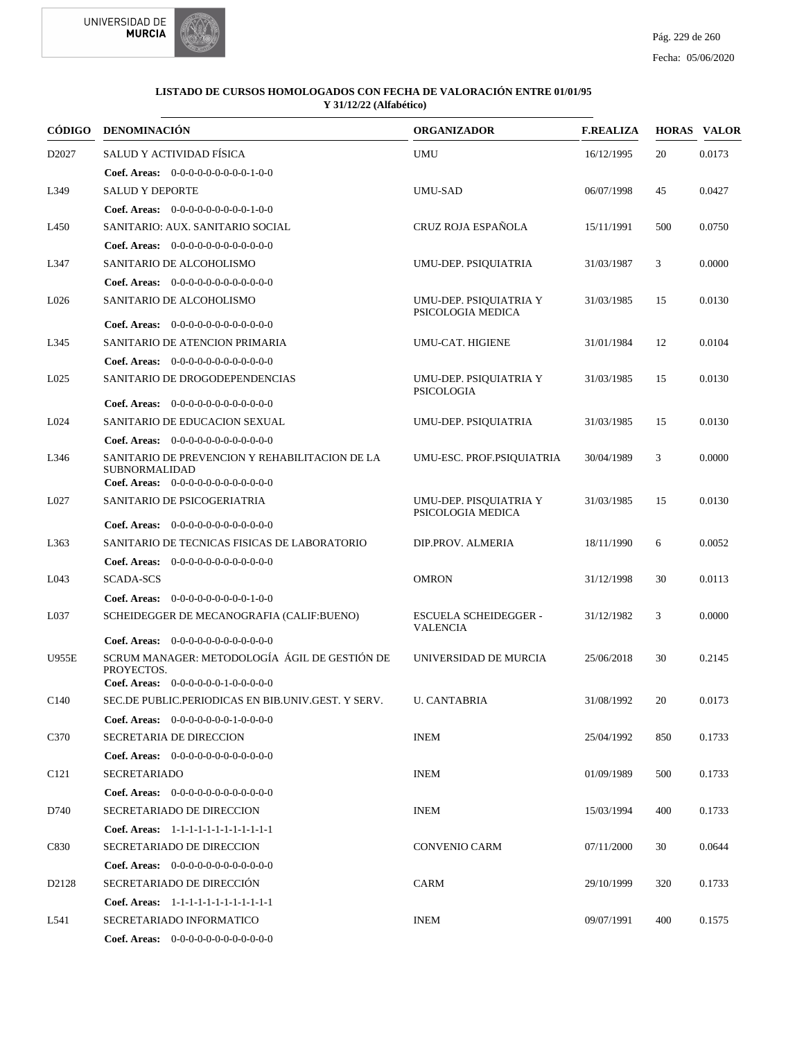**LISTADO DE CURSOS HOMOLOGADOS CON FECHA DE VALORACIÓN ENTRE 01/01/95 Y 31/12/22 (Alfabético)**

| CÓDIGO | DENOMINACIÓN | ORGANIZADOR | F.REALIZA | HORAS | VALOR |
|---|---|---|---|---|---|
| D2027 | SALUD Y ACTIVIDAD FÍSICA | UMU | 16/12/1995 | 20 | 0.0173 |
| | **Coef. Areas:** 0-0-0-0-0-0-0-0-0-1-0-0 | | | | |
| L349 | SALUD Y DEPORTE | UMU-SAD | 06/07/1998 | 45 | 0.0427 |
| | **Coef. Areas:** 0-0-0-0-0-0-0-0-0-1-0-0 | | | | |
| L450 | SANITARIO: AUX. SANITARIO SOCIAL | CRUZ ROJA ESPAÑOLA | 15/11/1991 | 500 | 0.0750 |
| | **Coef. Areas:** 0-0-0-0-0-0-0-0-0-0-0-0 | | | | |
| L347 | SANITARIO DE ALCOHOLISMO | UMU-DEP. PSIQUIATRIA | 31/03/1987 | 3 | 0.0000 |
| | **Coef. Areas:** 0-0-0-0-0-0-0-0-0-0-0-0 | | | | |
| L026 | SANITARIO DE ALCOHOLISMO | UMU-DEP. PSIQUIATRIA Y PSICOLOGIA MEDICA | 31/03/1985 | 15 | 0.0130 |
| | **Coef. Areas:** 0-0-0-0-0-0-0-0-0-0-0-0 | | | | |
| L345 | SANITARIO DE ATENCION PRIMARIA | UMU-CAT. HIGIENE | 31/01/1984 | 12 | 0.0104 |
| | **Coef. Areas:** 0-0-0-0-0-0-0-0-0-0-0-0 | | | | |
| L025 | SANITARIO DE DROGODEPENDENCIAS | UMU-DEP. PSIQUIATRIA Y PSICOLOGIA | 31/03/1985 | 15 | 0.0130 |
| | **Coef. Areas:** 0-0-0-0-0-0-0-0-0-0-0-0 | | | | |
| L024 | SANITARIO DE EDUCACION SEXUAL | UMU-DEP. PSIQUIATRIA | 31/03/1985 | 15 | 0.0130 |
| | **Coef. Areas:** 0-0-0-0-0-0-0-0-0-0-0-0 | | | | |
| L346 | SANITARIO DE PREVENCION Y REHABILITACION DE LA SUBNORMALIDAD | UMU-ESC. PROF.PSIQUIATRIA | 30/04/1989 | 3 | 0.0000 |
| | **Coef. Areas:** 0-0-0-0-0-0-0-0-0-0-0-0 | | | | |
| L027 | SANITARIO DE PSICOGERIATRIA | UMU-DEP. PISQUIATRIA Y PSICOLOGIA MEDICA | 31/03/1985 | 15 | 0.0130 |
| | **Coef. Areas:** 0-0-0-0-0-0-0-0-0-0-0-0 | | | | |
| L363 | SANITARIO DE TECNICAS FISICAS DE LABORATORIO | DIP.PROV. ALMERIA | 18/11/1990 | 6 | 0.0052 |
| | **Coef. Areas:** 0-0-0-0-0-0-0-0-0-0-0-0 | | | | |
| L043 | SCADA-SCS | OMRON | 31/12/1998 | 30 | 0.0113 |
| | **Coef. Areas:** 0-0-0-0-0-0-0-0-0-1-0-0 | | | | |
| L037 | SCHEIDEGGER DE MECANOGRAFIA (CALIF:BUENO) | ESCUELA SCHEIDEGGER - VALENCIA | 31/12/1982 | 3 | 0.0000 |
| | **Coef. Areas:** 0-0-0-0-0-0-0-0-0-0-0-0 | | | | |
| U955E | SCRUM MANAGER: METODOLOGÍA ÁGIL DE GESTIÓN DE PROYECTOS. | UNIVERSIDAD DE MURCIA | 25/06/2018 | 30 | 0.2145 |
| | **Coef. Areas:** 0-0-0-0-0-0-1-0-0-0-0-0 | | | | |
| C140 | SEC.DE PUBLIC.PERIODICAS EN BIB.UNIV.GEST. Y SERV. | U. CANTABRIA | 31/08/1992 | 20 | 0.0173 |
| | **Coef. Areas:** 0-0-0-0-0-0-0-1-0-0-0-0 | | | | |
| C370 | SECRETARIA DE DIRECCION | INEM | 25/04/1992 | 850 | 0.1733 |
| | **Coef. Areas:** 0-0-0-0-0-0-0-0-0-0-0-0 | | | | |
| C121 | SECRETARIADO | INEM | 01/09/1989 | 500 | 0.1733 |
| | **Coef. Areas:** 0-0-0-0-0-0-0-0-0-0-0-0 | | | | |
| D740 | SECRETARIADO DE DIRECCION | INEM | 15/03/1994 | 400 | 0.1733 |
| | **Coef. Areas:** 1-1-1-1-1-1-1-1-1-1-1-1 | | | | |
| C830 | SECRETARIADO DE DIRECCION | CONVENIO CARM | 07/11/2000 | 30 | 0.0644 |
| | **Coef. Areas:** 0-0-0-0-0-0-0-0-0-0-0-0 | | | | |
| D2128 | SECRETARIADO DE DIRECCIÓN | CARM | 29/10/1999 | 320 | 0.1733 |
| | **Coef. Areas:** 1-1-1-1-1-1-1-1-1-1-1-1 | | | | |
| L541 | SECRETARIADO INFORMATICO | INEM | 09/07/1991 | 400 | 0.1575 |
| | **Coef. Areas:** 0-0-0-0-0-0-0-0-0-0-0-0 | | | | |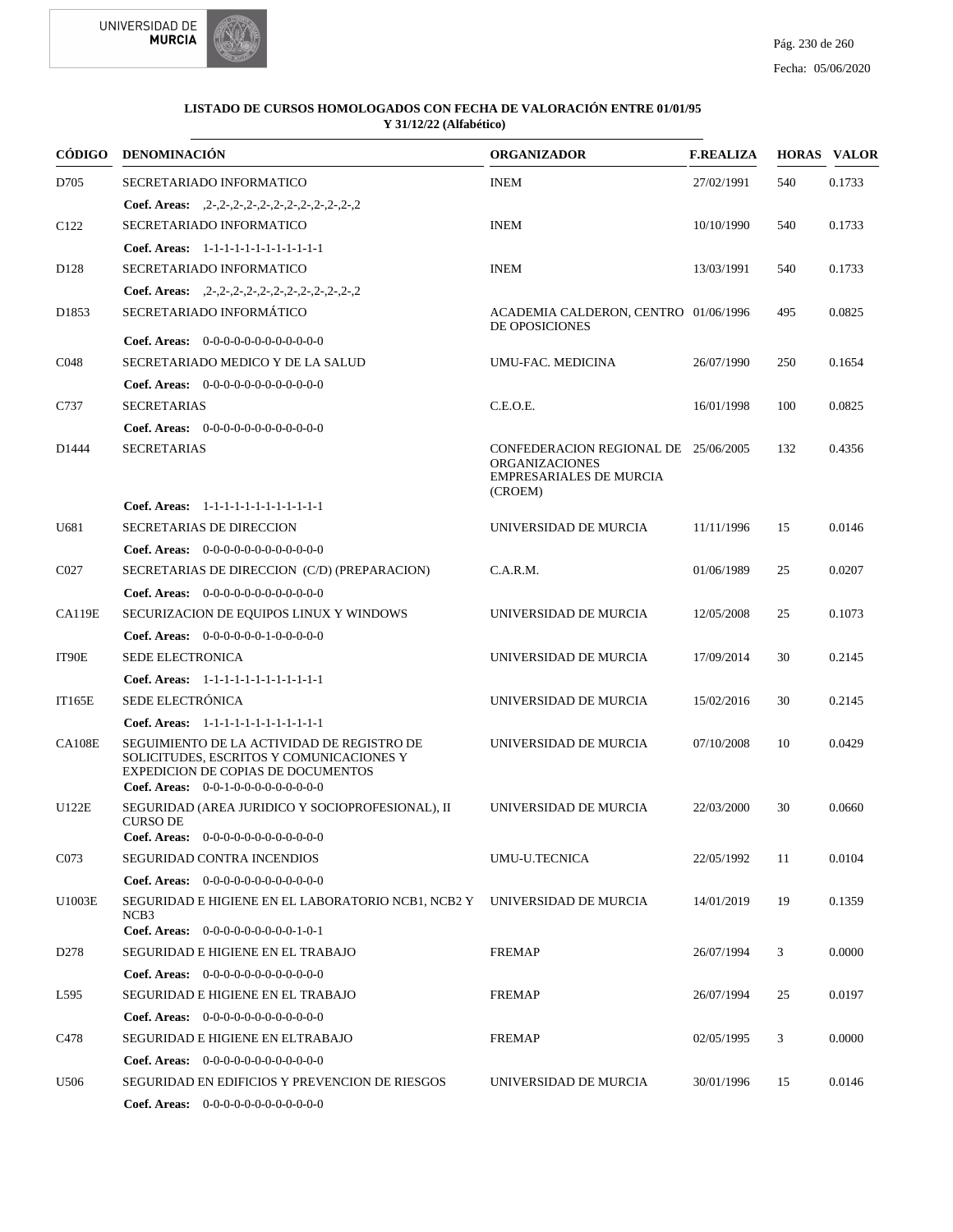**LISTADO DE CURSOS HOMOLOGADOS CON FECHA DE VALORACIÓN ENTRE 01/01/95 Y 31/12/22 (Alfabético)**

| CÓDIGO | DENOMINACIÓN | ORGANIZADOR | F.REALIZA | HORAS | VALOR |
|---|---|---|---|---|---|
| D705 | SECRETARIADO INFORMATICO | INEM | 27/02/1991 | 540 | 0.1733 |
| | **Coef. Areas:** ,2-,2-,2-,2-,2-,2-,2-,2-,2-,2-,2-,2-,2 | | | | |
| C122 | SECRETARIADO INFORMATICO | INEM | 10/10/1990 | 540 | 0.1733 |
| | **Coef. Areas:** 1-1-1-1-1-1-1-1-1-1-1-1-1 | | | | |
| D128 | SECRETARIADO INFORMATICO | INEM | 13/03/1991 | 540 | 0.1733 |
| | **Coef. Areas:** ,2-,2-,2-,2-,2-,2-,2-,2-,2-,2-,2-,2-,2 | | | | |
| D1853 | SECRETARIADO INFORMÁTICO | ACADEMIA CALDERON, CENTRO DE OPOSICIONES | 01/06/1996 | 495 | 0.0825 |
| | **Coef. Areas:** 0-0-0-0-0-0-0-0-0-0-0-0-0 | | | | |
| C048 | SECRETARIADO MEDICO Y DE LA SALUD | UMU-FAC. MEDICINA | 26/07/1990 | 250 | 0.1654 |
| | **Coef. Areas:** 0-0-0-0-0-0-0-0-0-0-0-0-0 | | | | |
| C737 | SECRETARIAS | C.E.O.E. | 16/01/1998 | 100 | 0.0825 |
| | **Coef. Areas:** 0-0-0-0-0-0-0-0-0-0-0-0-0 | | | | |
| D1444 | SECRETARIAS | CONFEDERACION REGIONAL DE ORGANIZACIONES EMPRESARIALES DE MURCIA (CROEM) | 25/06/2005 | 132 | 0.4356 |
| | **Coef. Areas:** 1-1-1-1-1-1-1-1-1-1-1-1-1 | | | | |
| U681 | SECRETARIAS DE DIRECCION | UNIVERSIDAD DE MURCIA | 11/11/1996 | 15 | 0.0146 |
| | **Coef. Areas:** 0-0-0-0-0-0-0-0-0-0-0-0-0 | | | | |
| C027 | SECRETARIAS DE DIRECCION (C/D) (PREPARACION) | C.A.R.M. | 01/06/1989 | 25 | 0.0207 |
| | **Coef. Areas:** 0-0-0-0-0-0-0-0-0-0-0-0-0 | | | | |
| CA119E | SECURIZACION DE EQUIPOS LINUX Y WINDOWS | UNIVERSIDAD DE MURCIA | 12/05/2008 | 25 | 0.1073 |
| | **Coef. Areas:** 0-0-0-0-0-0-1-0-0-0-0-0-0 | | | | |
| IT90E | SEDE ELECTRONICA | UNIVERSIDAD DE MURCIA | 17/09/2014 | 30 | 0.2145 |
| | **Coef. Areas:** 1-1-1-1-1-1-1-1-1-1-1-1-1 | | | | |
| IT165E | SEDE ELECTRÓNICA | UNIVERSIDAD DE MURCIA | 15/02/2016 | 30 | 0.2145 |
| | **Coef. Areas:** 1-1-1-1-1-1-1-1-1-1-1-1-1 | | | | |
| CA108E | SEGUIMIENTO DE LA ACTIVIDAD DE REGISTRO DE SOLICITUDES, ESCRITOS Y COMUNICACIONES Y EXPEDICION DE COPIAS DE DOCUMENTOS | UNIVERSIDAD DE MURCIA | 07/10/2008 | 10 | 0.0429 |
| | **Coef. Areas:** 0-0-1-0-0-0-0-0-0-0-0-0-0 | | | | |
| U122E | SEGURIDAD (AREA JURIDICO Y SOCIOPROFESIONAL), II CURSO DE | UNIVERSIDAD DE MURCIA | 22/03/2000 | 30 | 0.0660 |
| | **Coef. Areas:** 0-0-0-0-0-0-0-0-0-0-0-0-0 | | | | |
| C073 | SEGURIDAD CONTRA INCENDIOS | UMU-U.TECNICA | 22/05/1992 | 11 | 0.0104 |
| | **Coef. Areas:** 0-0-0-0-0-0-0-0-0-0-0-0-0 | | | | |
| U1003E | SEGURIDAD E HIGIENE EN EL LABORATORIO NCB1, NCB2 Y NCB3 | UNIVERSIDAD DE MURCIA | 14/01/2019 | 19 | 0.1359 |
| | **Coef. Areas:** 0-0-0-0-0-0-0-0-0-0-1-0-1 | | | | |
| D278 | SEGURIDAD E HIGIENE EN EL TRABAJO | FREMAP | 26/07/1994 | 3 | 0.0000 |
| | **Coef. Areas:** 0-0-0-0-0-0-0-0-0-0-0-0-0 | | | | |
| L595 | SEGURIDAD E HIGIENE EN EL TRABAJO | FREMAP | 26/07/1994 | 25 | 0.0197 |
| | **Coef. Areas:** 0-0-0-0-0-0-0-0-0-0-0-0-0 | | | | |
| C478 | SEGURIDAD E HIGIENE EN ELTRABAJO | FREMAP | 02/05/1995 | 3 | 0.0000 |
| | **Coef. Areas:** 0-0-0-0-0-0-0-0-0-0-0-0-0 | | | | |
| U506 | SEGURIDAD EN EDIFICIOS Y PREVENCION DE RIESGOS | UNIVERSIDAD DE MURCIA | 30/01/1996 | 15 | 0.0146 |
| | **Coef. Areas:** 0-0-0-0-0-0-0-0-0-0-0-0-0 | | | | |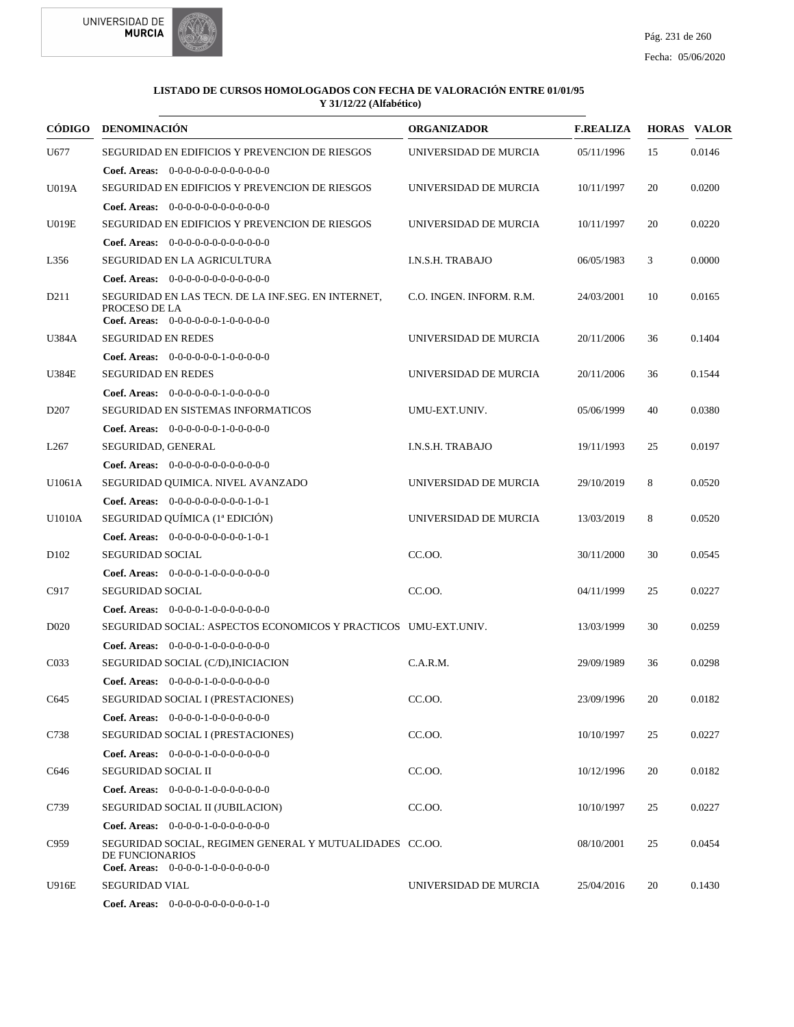**LISTADO DE CURSOS HOMOLOGADOS CON FECHA DE VALORACIÓN ENTRE 01/01/95 Y 31/12/22 (Alfabético)**

| CÓDIGO | DENOMINACIÓN | ORGANIZADOR | F.REALIZA | HORAS | VALOR |
|---|---|---|---|---|---|
| U677 | SEGURIDAD EN EDIFICIOS Y PREVENCION DE RIESGOS | UNIVERSIDAD DE MURCIA | 05/11/1996 | 15 | 0.0146 |
| | **Coef. Areas:** 0-0-0-0-0-0-0-0-0-0-0-0 | | | | |
| U019A | SEGURIDAD EN EDIFICIOS Y PREVENCION DE RIESGOS | UNIVERSIDAD DE MURCIA | 10/11/1997 | 20 | 0.0200 |
| | **Coef. Areas:** 0-0-0-0-0-0-0-0-0-0-0-0 | | | | |
| U019E | SEGURIDAD EN EDIFICIOS Y PREVENCION DE RIESGOS | UNIVERSIDAD DE MURCIA | 10/11/1997 | 20 | 0.0220 |
| | **Coef. Areas:** 0-0-0-0-0-0-0-0-0-0-0-0 | | | | |
| L356 | SEGURIDAD EN LA AGRICULTURA | I.N.S.H. TRABAJO | 06/05/1983 | 3 | 0.0000 |
| | **Coef. Areas:** 0-0-0-0-0-0-0-0-0-0-0-0 | | | | |
| D211 | SEGURIDAD EN LAS TECN. DE LA INF.SEG. EN INTERNET, PROCESO DE LA | C.O. INGEN. INFORM. R.M. | 24/03/2001 | 10 | 0.0165 |
| | **Coef. Areas:** 0-0-0-0-0-0-1-0-0-0-0-0 | | | | |
| U384A | SEGURIDAD EN REDES | UNIVERSIDAD DE MURCIA | 20/11/2006 | 36 | 0.1404 |
| | **Coef. Areas:** 0-0-0-0-0-0-1-0-0-0-0-0 | | | | |
| U384E | SEGURIDAD EN REDES | UNIVERSIDAD DE MURCIA | 20/11/2006 | 36 | 0.1544 |
| | **Coef. Areas:** 0-0-0-0-0-0-1-0-0-0-0-0 | | | | |
| D207 | SEGURIDAD EN SISTEMAS INFORMATICOS | UMU-EXT.UNIV. | 05/06/1999 | 40 | 0.0380 |
| | **Coef. Areas:** 0-0-0-0-0-0-1-0-0-0-0-0 | | | | |
| L267 | SEGURIDAD, GENERAL | I.N.S.H. TRABAJO | 19/11/1993 | 25 | 0.0197 |
| | **Coef. Areas:** 0-0-0-0-0-0-0-0-0-0-0-0 | | | | |
| U1061A | SEGURIDAD QUIMICA. NIVEL AVANZADO | UNIVERSIDAD DE MURCIA | 29/10/2019 | 8 | 0.0520 |
| | **Coef. Areas:** 0-0-0-0-0-0-0-0-0-1-0-1 | | | | |
| U1010A | SEGURIDAD QUÍMICA (1ª EDICIÓN) | UNIVERSIDAD DE MURCIA | 13/03/2019 | 8 | 0.0520 |
| | **Coef. Areas:** 0-0-0-0-0-0-0-0-0-1-0-1 | | | | |
| D102 | SEGURIDAD SOCIAL | CC.OO. | 30/11/2000 | 30 | 0.0545 |
| | **Coef. Areas:** 0-0-0-0-1-0-0-0-0-0-0-0 | | | | |
| C917 | SEGURIDAD SOCIAL | CC.OO. | 04/11/1999 | 25 | 0.0227 |
| | **Coef. Areas:** 0-0-0-0-1-0-0-0-0-0-0-0 | | | | |
| D020 | SEGURIDAD SOCIAL: ASPECTOS ECONOMICOS Y PRACTICOS | UMU-EXT.UNIV. | 13/03/1999 | 30 | 0.0259 |
| | **Coef. Areas:** 0-0-0-0-1-0-0-0-0-0-0-0 | | | | |
| C033 | SEGURIDAD SOCIAL (C/D),INICIACION | C.A.R.M. | 29/09/1989 | 36 | 0.0298 |
| | **Coef. Areas:** 0-0-0-0-1-0-0-0-0-0-0-0 | | | | |
| C645 | SEGURIDAD SOCIAL I (PRESTACIONES) | CC.OO. | 23/09/1996 | 20 | 0.0182 |
| | **Coef. Areas:** 0-0-0-0-1-0-0-0-0-0-0-0 | | | | |
| C738 | SEGURIDAD SOCIAL I (PRESTACIONES) | CC.OO. | 10/10/1997 | 25 | 0.0227 |
| | **Coef. Areas:** 0-0-0-0-1-0-0-0-0-0-0-0 | | | | |
| C646 | SEGURIDAD SOCIAL II | CC.OO. | 10/12/1996 | 20 | 0.0182 |
| | **Coef. Areas:** 0-0-0-0-1-0-0-0-0-0-0-0 | | | | |
| C739 | SEGURIDAD SOCIAL II (JUBILACION) | CC.OO. | 10/10/1997 | 25 | 0.0227 |
| | **Coef. Areas:** 0-0-0-0-1-0-0-0-0-0-0-0 | | | | |
| C959 | SEGURIDAD SOCIAL, REGIMEN GENERAL Y MUTUALIDADES DE FUNCIONARIOS | CC.OO. | 08/10/2001 | 25 | 0.0454 |
| | **Coef. Areas:** 0-0-0-0-1-0-0-0-0-0-0-0 | | | | |
| U916E | SEGURIDAD VIAL | UNIVERSIDAD DE MURCIA | 25/04/2016 | 20 | 0.1430 |
| | **Coef. Areas:** 0-0-0-0-0-0-0-0-0-0-1-0 | | | | |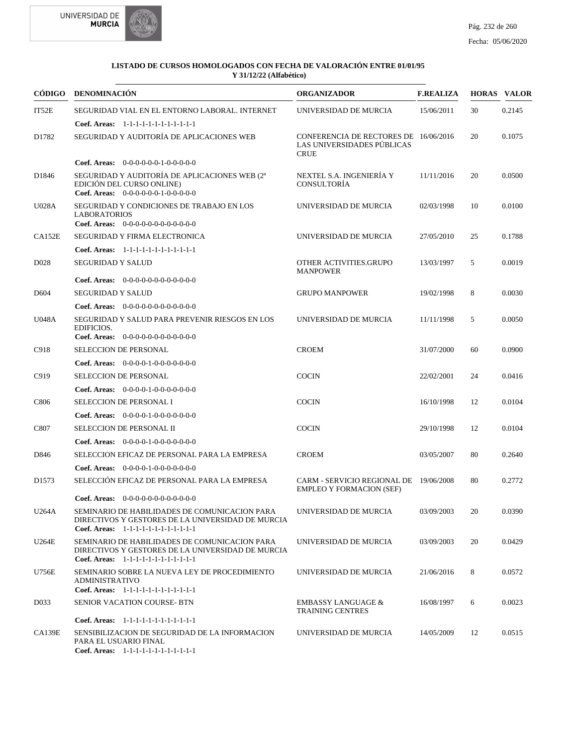**LISTADO DE CURSOS HOMOLOGADOS CON FECHA DE VALORACIÓN ENTRE 01/01/95 Y 31/12/22 (Alfabético)**

| CÓDIGO | DENOMINACIÓN | ORGANIZADOR | F.REALIZA | HORAS | VALOR |
|---|---|---|---|---|---|
| IT52E | SEGURIDAD VIAL EN EL ENTORNO LABORAL. INTERNET<br>**Coef. Areas:** 1-1-1-1-1-1-1-1-1-1-1-1 | UNIVERSIDAD DE MURCIA | 15/06/2011 | 30 | 0.2145 |
| D1782 | SEGURIDAD Y AUDITORÍA DE APLICACIONES WEB<br>**Coef. Areas:** 0-0-0-0-0-0-1-0-0-0-0-0 | CONFERENCIA DE RECTORES DE LAS UNIVERSIDADES PÚBLICAS CRUE | 16/06/2016 | 20 | 0.1075 |
| D1846 | SEGURIDAD Y AUDITORÍA DE APLICACIONES WEB (2ª EDICIÓN DEL CURSO ONLINE)<br>**Coef. Areas:** 0-0-0-0-0-0-1-0-0-0-0-0 | NEXTEL S.A. INGENIERÍA Y CONSULTORÍA | 11/11/2016 | 20 | 0.0500 |
| U028A | SEGURIDAD Y CONDICIONES DE TRABAJO EN LOS LABORATORIOS<br>**Coef. Areas:** 0-0-0-0-0-0-0-0-0-0-0-0 | UNIVERSIDAD DE MURCIA | 02/03/1998 | 10 | 0.0100 |
| CA152E | SEGURIDAD Y FIRMA ELECTRONICA<br>**Coef. Areas:** 1-1-1-1-1-1-1-1-1-1-1-1 | UNIVERSIDAD DE MURCIA | 27/05/2010 | 25 | 0.1788 |
| D028 | SEGURIDAD Y SALUD<br>**Coef. Areas:** 0-0-0-0-0-0-0-0-0-0-0-0 | OTHER ACTIVITIES.GRUPO MANPOWER | 13/03/1997 | 5 | 0.0019 |
| D604 | SEGURIDAD Y SALUD<br>**Coef. Areas:** 0-0-0-0-0-0-0-0-0-0-0-0 | GRUPO MANPOWER | 19/02/1998 | 8 | 0.0030 |
| U048A | SEGURIDAD Y SALUD PARA PREVENIR RIESGOS EN LOS EDIFICIOS.<br>**Coef. Areas:** 0-0-0-0-0-0-0-0-0-0-0-0 | UNIVERSIDAD DE MURCIA | 11/11/1998 | 5 | 0.0050 |
| C918 | SELECCION DE PERSONAL<br>**Coef. Areas:** 0-0-0-0-1-0-0-0-0-0-0-0 | CROEM | 31/07/2000 | 60 | 0.0900 |
| C919 | SELECCION DE PERSONAL<br>**Coef. Areas:** 0-0-0-0-1-0-0-0-0-0-0-0 | COCIN | 22/02/2001 | 24 | 0.0416 |
| C806 | SELECCION DE PERSONAL I<br>**Coef. Areas:** 0-0-0-0-1-0-0-0-0-0-0-0 | COCIN | 16/10/1998 | 12 | 0.0104 |
| C807 | SELECCION DE PERSONAL II<br>**Coef. Areas:** 0-0-0-0-1-0-0-0-0-0-0-0 | COCIN | 29/10/1998 | 12 | 0.0104 |
| D846 | SELECCION EFICAZ DE PERSONAL PARA LA EMPRESA<br>**Coef. Areas:** 0-0-0-0-1-0-0-0-0-0-0-0 | CROEM | 03/05/2007 | 80 | 0.2640 |
| D1573 | SELECCIÓN EFICAZ DE PERSONAL PARA LA EMPRESA<br>**Coef. Areas:** 0-0-0-0-0-0-0-0-0-0-0-0 | CARM - SERVICIO REGIONAL DE EMPLEO Y FORMACION (SEF) | 19/06/2008 | 80 | 0.2772 |
| U264A | SEMINARIO DE HABILIDADES DE COMUNICACION PARA DIRECTIVOS Y GESTORES DE LA UNIVERSIDAD DE MURCIA<br>**Coef. Areas:** 1-1-1-1-1-1-1-1-1-1-1-1 | UNIVERSIDAD DE MURCIA | 03/09/2003 | 20 | 0.0390 |
| U264E | SEMINARIO DE HABILIDADES DE COMUNICACION PARA DIRECTIVOS Y GESTORES DE LA UNIVERSIDAD DE MURCIA<br>**Coef. Areas:** 1-1-1-1-1-1-1-1-1-1-1-1 | UNIVERSIDAD DE MURCIA | 03/09/2003 | 20 | 0.0429 |
| U756E | SEMINARIO SOBRE LA NUEVA LEY DE PROCEDIMIENTO ADMINISTRATIVO<br>**Coef. Areas:** 1-1-1-1-1-1-1-1-1-1-1-1 | UNIVERSIDAD DE MURCIA | 21/06/2016 | 8 | 0.0572 |
| D033 | SENIOR VACATION COURSE- BTN<br>**Coef. Areas:** 1-1-1-1-1-1-1-1-1-1-1-1 | EMBASSY LANGUAGE & TRAINING CENTRES | 16/08/1997 | 6 | 0.0023 |
| CA139E | SENSIBILIZACION DE SEGURIDAD DE LA INFORMACION PARA EL USUARIO FINAL<br>**Coef. Areas:** 1-1-1-1-1-1-1-1-1-1-1-1 | UNIVERSIDAD DE MURCIA | 14/05/2009 | 12 | 0.0515 |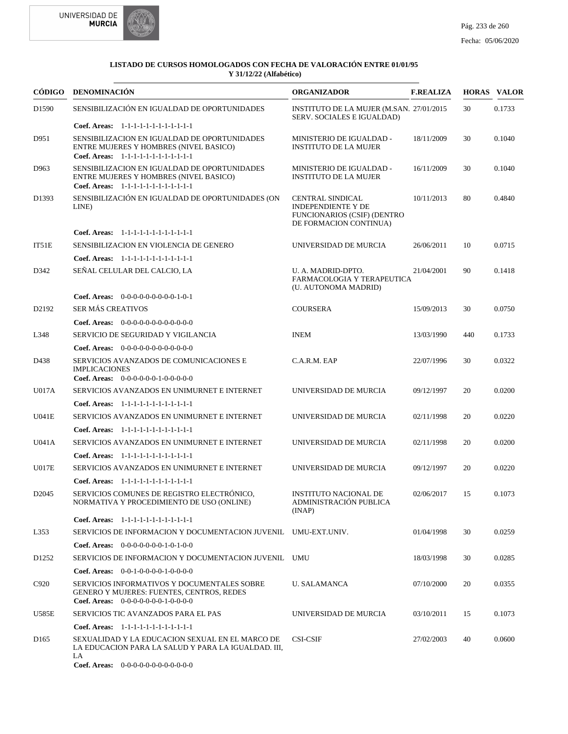**LISTADO DE CURSOS HOMOLOGADOS CON FECHA DE VALORACIÓN ENTRE 01/01/95 Y 31/12/22 (Alfabético)**

| CÓDIGO | DENOMINACIÓN | ORGANIZADOR | F.REALIZA | HORAS | VALOR |
|---|---|---|---|---|---|
| D1590 | SENSIBILIZACIÓN EN IGUALDAD DE OPORTUNIDADES<br>**Coef. Areas:** 1-1-1-1-1-1-1-1-1-1-1-1 | INSTITUTO DE LA MUJER (M.SAN. SERV. SOCIALES E IGUALDAD) | 27/01/2015 | 30 | 0.1733 |
| D951 | SENSIBILIZACION EN IGUALDAD DE OPORTUNIDADES ENTRE MUJERES Y HOMBRES (NIVEL BASICO)<br>**Coef. Areas:** 1-1-1-1-1-1-1-1-1-1-1-1 | MINISTERIO DE IGUALDAD - INSTITUTO DE LA MUJER | 18/11/2009 | 30 | 0.1040 |
| D963 | SENSIBILIZACION EN IGUALDAD DE OPORTUNIDADES ENTRE MUJERES Y HOMBRES (NIVEL BASICO)<br>**Coef. Areas:** 1-1-1-1-1-1-1-1-1-1-1-1 | MINISTERIO DE IGUALDAD - INSTITUTO DE LA MUJER | 16/11/2009 | 30 | 0.1040 |
| D1393 | SENSIBILIZACIÓN EN IGUALDAD DE OPORTUNIDADES (ON LINE)<br>**Coef. Areas:** 1-1-1-1-1-1-1-1-1-1-1-1 | CENTRAL SINDICAL INDEPENDIENTE Y DE FUNCIONARIOS (CSIF) (DENTRO DE FORMACION CONTINUA) | 10/11/2013 | 80 | 0.4840 |
| IT51E | SENSIBILIZACION EN VIOLENCIA DE GENERO<br>**Coef. Areas:** 1-1-1-1-1-1-1-1-1-1-1-1 | UNIVERSIDAD DE MURCIA | 26/06/2011 | 10 | 0.0715 |
| D342 | SEÑAL CELULAR DEL CALCIO, LA<br>**Coef. Areas:** 0-0-0-0-0-0-0-0-0-1-0-1 | U. A. MADRID-DPTO. FARMACOLOGIA Y TERAPEUTICA (U. AUTONOMA MADRID) | 21/04/2001 | 90 | 0.1418 |
| D2192 | SER MÁS CREATIVOS<br>**Coef. Areas:** 0-0-0-0-0-0-0-0-0-0-0-0 | COURSERA | 15/09/2013 | 30 | 0.0750 |
| L348 | SERVICIO DE SEGURIDAD Y VIGILANCIA<br>**Coef. Areas:** 0-0-0-0-0-0-0-0-0-0-0-0 | INEM | 13/03/1990 | 440 | 0.1733 |
| D438 | SERVICIOS AVANZADOS DE COMUNICACIONES E IMPLICACIONES<br>**Coef. Areas:** 0-0-0-0-0-0-1-0-0-0-0-0 | C.A.R.M. EAP | 22/07/1996 | 30 | 0.0322 |
| U017A | SERVICIOS AVANZADOS EN UNIMURNET E INTERNET<br>**Coef. Areas:** 1-1-1-1-1-1-1-1-1-1-1-1 | UNIVERSIDAD DE MURCIA | 09/12/1997 | 20 | 0.0200 |
| U041E | SERVICIOS AVANZADOS EN UNIMURNET E INTERNET<br>**Coef. Areas:** 1-1-1-1-1-1-1-1-1-1-1-1 | UNIVERSIDAD DE MURCIA | 02/11/1998 | 20 | 0.0220 |
| U041A | SERVICIOS AVANZADOS EN UNIMURNET E INTERNET<br>**Coef. Areas:** 1-1-1-1-1-1-1-1-1-1-1-1 | UNIVERSIDAD DE MURCIA | 02/11/1998 | 20 | 0.0200 |
| U017E | SERVICIOS AVANZADOS EN UNIMURNET E INTERNET<br>**Coef. Areas:** 1-1-1-1-1-1-1-1-1-1-1-1 | UNIVERSIDAD DE MURCIA | 09/12/1997 | 20 | 0.0220 |
| D2045 | SERVICIOS COMUNES DE REGISTRO ELECTRÓNICO, NORMATIVA Y PROCEDIMIENTO DE USO (ONLINE)<br>**Coef. Areas:** 1-1-1-1-1-1-1-1-1-1-1-1 | INSTITUTO NACIONAL DE ADMINISTRACIÓN PUBLICA (INAP) | 02/06/2017 | 15 | 0.1073 |
| L353 | SERVICIOS DE INFORMACION Y DOCUMENTACION JUVENIL<br>**Coef. Areas:** 0-0-0-0-0-0-0-1-0-1-0-0 | UMU-EXT.UNIV. | 01/04/1998 | 30 | 0.0259 |
| D1252 | SERVICIOS DE INFORMACION Y DOCUMENTACION JUVENIL<br>**Coef. Areas:** 0-0-1-0-0-0-0-1-0-0-0-0 | UMU | 18/03/1998 | 30 | 0.0285 |
| C920 | SERVICIOS INFORMATIVOS Y DOCUMENTALES SOBRE GENERO Y MUJERES: FUENTES, CENTROS, REDES<br>**Coef. Areas:** 0-0-0-0-0-0-0-1-0-0-0-0 | U. SALAMANCA | 07/10/2000 | 20 | 0.0355 |
| U585E | SERVICIOS TIC AVANZADOS PARA EL PAS<br>**Coef. Areas:** 1-1-1-1-1-1-1-1-1-1-1-1 | UNIVERSIDAD DE MURCIA | 03/10/2011 | 15 | 0.1073 |
| D165 | SEXUALIDAD Y LA EDUCACION SEXUAL EN EL MARCO DE LA EDUCACION PARA LA SALUD Y PARA LA IGUALDAD. III, LA<br>**Coef. Areas:** 0-0-0-0-0-0-0-0-0-0-0-0 | CSI-CSIF | 27/02/2003 | 40 | 0.0600 |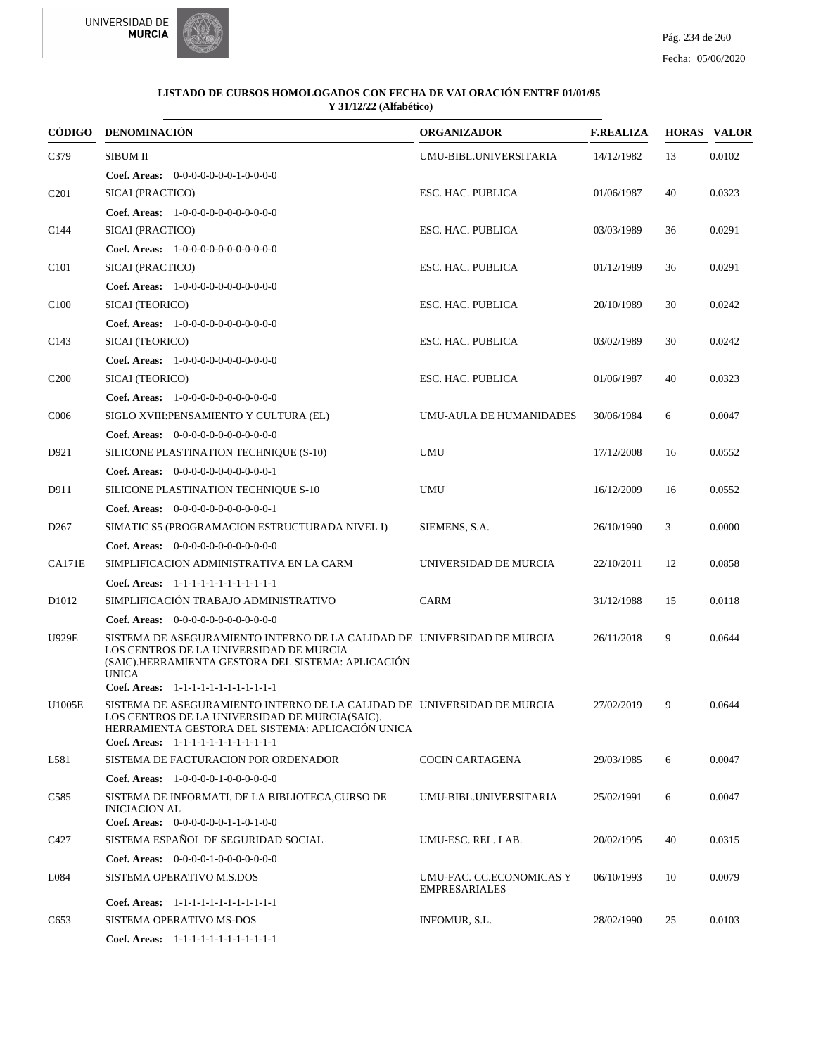**LISTADO DE CURSOS HOMOLOGADOS CON FECHA DE VALORACIÓN ENTRE 01/01/95 Y 31/12/22 (Alfabético)**

| CÓDIGO | DENOMINACIÓN | ORGANIZADOR | F.REALIZA | HORAS | VALOR |
|---|---|---|---|---|---|
| C379 | SIBUM II | UMU-BIBL.UNIVERSITARIA | 14/12/1982 | 13 | 0.0102 |
| | **Coef. Areas:** 0-0-0-0-0-0-0-1-0-0-0-0 | | | | |
| C201 | SICAI (PRACTICO) | ESC. HAC. PUBLICA | 01/06/1987 | 40 | 0.0323 |
| | **Coef. Areas:** 1-0-0-0-0-0-0-0-0-0-0-0 | | | | |
| C144 | SICAI (PRACTICO) | ESC. HAC. PUBLICA | 03/03/1989 | 36 | 0.0291 |
| | **Coef. Areas:** 1-0-0-0-0-0-0-0-0-0-0-0 | | | | |
| C101 | SICAI (PRACTICO) | ESC. HAC. PUBLICA | 01/12/1989 | 36 | 0.0291 |
| | **Coef. Areas:** 1-0-0-0-0-0-0-0-0-0-0-0 | | | | |
| C100 | SICAI (TEORICO) | ESC. HAC. PUBLICA | 20/10/1989 | 30 | 0.0242 |
| | **Coef. Areas:** 1-0-0-0-0-0-0-0-0-0-0-0 | | | | |
| C143 | SICAI (TEORICO) | ESC. HAC. PUBLICA | 03/02/1989 | 30 | 0.0242 |
| | **Coef. Areas:** 1-0-0-0-0-0-0-0-0-0-0-0 | | | | |
| C200 | SICAI (TEORICO) | ESC. HAC. PUBLICA | 01/06/1987 | 40 | 0.0323 |
| | **Coef. Areas:** 1-0-0-0-0-0-0-0-0-0-0-0 | | | | |
| C006 | SIGLO XVIII:PENSAMIENTO Y CULTURA (EL) | UMU-AULA DE HUMANIDADES | 30/06/1984 | 6 | 0.0047 |
| | **Coef. Areas:** 0-0-0-0-0-0-0-0-0-0-0-0 | | | | |
| D921 | SILICONE PLASTINATION TECHNIQUE (S-10) | UMU | 17/12/2008 | 16 | 0.0552 |
| | **Coef. Areas:** 0-0-0-0-0-0-0-0-0-0-0-1 | | | | |
| D911 | SILICONE PLASTINATION TECHNIQUE S-10 | UMU | 16/12/2009 | 16 | 0.0552 |
| | **Coef. Areas:** 0-0-0-0-0-0-0-0-0-0-0-1 | | | | |
| D267 | SIMATIC S5 (PROGRAMACION ESTRUCTURADA NIVEL I) | SIEMENS, S.A. | 26/10/1990 | 3 | 0.0000 |
| | **Coef. Areas:** 0-0-0-0-0-0-0-0-0-0-0-0 | | | | |
| CA171E | SIMPLIFICACION ADMINISTRATIVA EN LA CARM | UNIVERSIDAD DE MURCIA | 22/10/2011 | 12 | 0.0858 |
| | **Coef. Areas:** 1-1-1-1-1-1-1-1-1-1-1-1 | | | | |
| D1012 | SIMPLIFICACIÓN TRABAJO ADMINISTRATIVO | CARM | 31/12/1988 | 15 | 0.0118 |
| | **Coef. Areas:** 0-0-0-0-0-0-0-0-0-0-0-0 | | | | |
| U929E | SISTEMA DE ASEGURAMIENTO INTERNO DE LA CALIDAD DE LOS CENTROS DE LA UNIVERSIDAD DE MURCIA (SAIC).HERRAMIENTA GESTORA DEL SISTEMA: APLICACIÓN UNICA | UNIVERSIDAD DE MURCIA | 26/11/2018 | 9 | 0.0644 |
| | **Coef. Areas:** 1-1-1-1-1-1-1-1-1-1-1-1 | | | | |
| U1005E | SISTEMA DE ASEGURAMIENTO INTERNO DE LA CALIDAD DE LOS CENTROS DE LA UNIVERSIDAD DE MURCIA(SAIC). HERRAMIENTA GESTORA DEL SISTEMA: APLICACIÓN UNICA | UNIVERSIDAD DE MURCIA | 27/02/2019 | 9 | 0.0644 |
| | **Coef. Areas:** 1-1-1-1-1-1-1-1-1-1-1-1 | | | | |
| L581 | SISTEMA DE FACTURACION POR ORDENADOR | COCIN CARTAGENA | 29/03/1985 | 6 | 0.0047 |
| | **Coef. Areas:** 1-0-0-0-1-0-0-0-0-0-0-0 | | | | |
| C585 | SISTEMA DE INFORMATI. DE LA BIBLIOTECA,CURSO DE INICIACION AL | UMU-BIBL.UNIVERSITARIA | 25/02/1991 | 6 | 0.0047 |
| | **Coef. Areas:** 0-0-0-0-0-0-1-1-0-1-0-0 | | | | |
| C427 | SISTEMA ESPAÑOL DE SEGURIDAD SOCIAL | UMU-ESC. REL. LAB. | 20/02/1995 | 40 | 0.0315 |
| | **Coef. Areas:** 0-0-0-0-1-0-0-0-0-0-0-0 | | | | |
| L084 | SISTEMA OPERATIVO M.S.DOS | UMU-FAC. CC.ECONOMICAS Y EMPRESARIALES | 06/10/1993 | 10 | 0.0079 |
| | **Coef. Areas:** 1-1-1-1-1-1-1-1-1-1-1-1 | | | | |
| C653 | SISTEMA OPERATIVO MS-DOS | INFOMUR, S.L. | 28/02/1990 | 25 | 0.0103 |
| | **Coef. Areas:** 1-1-1-1-1-1-1-1-1-1-1-1 | | | | |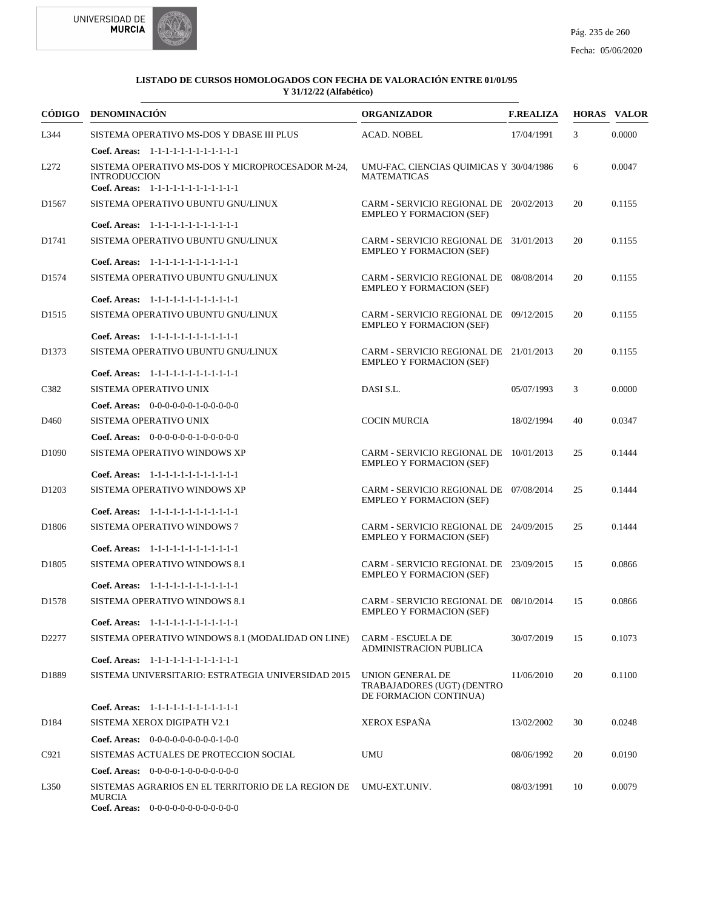**LISTADO DE CURSOS HOMOLOGADOS CON FECHA DE VALORACIÓN ENTRE 01/01/95 Y 31/12/22 (Alfabético)**

| CÓDIGO | DENOMINACIÓN | ORGANIZADOR | F.REALIZA | HORAS | VALOR |
|---|---|---|---|---|---|
| L344 | SISTEMA OPERATIVO MS-DOS Y DBASE III PLUS | ACAD. NOBEL | 17/04/1991 | 3 | 0.0000 |
| | **Coef. Areas:** 1-1-1-1-1-1-1-1-1-1-1-1 | | | | |
| L272 | SISTEMA OPERATIVO MS-DOS Y MICROPROCESADOR M-24, INTRODUCCION | UMU-FAC. CIENCIAS QUIMICAS Y MATEMATICAS | 30/04/1986 | 6 | 0.0047 |
| | **Coef. Areas:** 1-1-1-1-1-1-1-1-1-1-1-1 | | | | |
| D1567 | SISTEMA OPERATIVO UBUNTU GNU/LINUX | CARM - SERVICIO REGIONAL DE EMPLEO Y FORMACION (SEF) | 20/02/2013 | 20 | 0.1155 |
| | **Coef. Areas:** 1-1-1-1-1-1-1-1-1-1-1-1 | | | | |
| D1741 | SISTEMA OPERATIVO UBUNTU GNU/LINUX | CARM - SERVICIO REGIONAL DE EMPLEO Y FORMACION (SEF) | 31/01/2013 | 20 | 0.1155 |
| | **Coef. Areas:** 1-1-1-1-1-1-1-1-1-1-1-1 | | | | |
| D1574 | SISTEMA OPERATIVO UBUNTU GNU/LINUX | CARM - SERVICIO REGIONAL DE EMPLEO Y FORMACION (SEF) | 08/08/2014 | 20 | 0.1155 |
| | **Coef. Areas:** 1-1-1-1-1-1-1-1-1-1-1-1 | | | | |
| D1515 | SISTEMA OPERATIVO UBUNTU GNU/LINUX | CARM - SERVICIO REGIONAL DE EMPLEO Y FORMACION (SEF) | 09/12/2015 | 20 | 0.1155 |
| | **Coef. Areas:** 1-1-1-1-1-1-1-1-1-1-1-1 | | | | |
| D1373 | SISTEMA OPERATIVO UBUNTU GNU/LINUX | CARM - SERVICIO REGIONAL DE EMPLEO Y FORMACION (SEF) | 21/01/2013 | 20 | 0.1155 |
| | **Coef. Areas:** 1-1-1-1-1-1-1-1-1-1-1-1 | | | | |
| C382 | SISTEMA OPERATIVO UNIX | DASI S.L. | 05/07/1993 | 3 | 0.0000 |
| | **Coef. Areas:** 0-0-0-0-0-0-1-0-0-0-0-0 | | | | |
| D460 | SISTEMA OPERATIVO UNIX | COCIN MURCIA | 18/02/1994 | 40 | 0.0347 |
| | **Coef. Areas:** 0-0-0-0-0-0-1-0-0-0-0-0 | | | | |
| D1090 | SISTEMA OPERATIVO WINDOWS XP | CARM - SERVICIO REGIONAL DE EMPLEO Y FORMACION (SEF) | 10/01/2013 | 25 | 0.1444 |
| | **Coef. Areas:** 1-1-1-1-1-1-1-1-1-1-1-1 | | | | |
| D1203 | SISTEMA OPERATIVO WINDOWS XP | CARM - SERVICIO REGIONAL DE EMPLEO Y FORMACION (SEF) | 07/08/2014 | 25 | 0.1444 |
| | **Coef. Areas:** 1-1-1-1-1-1-1-1-1-1-1-1 | | | | |
| D1806 | SISTEMA OPERATIVO WINDOWS 7 | CARM - SERVICIO REGIONAL DE EMPLEO Y FORMACION (SEF) | 24/09/2015 | 25 | 0.1444 |
| | **Coef. Areas:** 1-1-1-1-1-1-1-1-1-1-1-1 | | | | |
| D1805 | SISTEMA OPERATIVO WINDOWS 8.1 | CARM - SERVICIO REGIONAL DE EMPLEO Y FORMACION (SEF) | 23/09/2015 | 15 | 0.0866 |
| | **Coef. Areas:** 1-1-1-1-1-1-1-1-1-1-1-1 | | | | |
| D1578 | SISTEMA OPERATIVO WINDOWS 8.1 | CARM - SERVICIO REGIONAL DE EMPLEO Y FORMACION (SEF) | 08/10/2014 | 15 | 0.0866 |
| | **Coef. Areas:** 1-1-1-1-1-1-1-1-1-1-1-1 | | | | |
| D2277 | SISTEMA OPERATIVO WINDOWS 8.1 (MODALIDAD ON LINE) | CARM - ESCUELA DE ADMINISTRACION PUBLICA | 30/07/2019 | 15 | 0.1073 |
| | **Coef. Areas:** 1-1-1-1-1-1-1-1-1-1-1-1 | | | | |
| D1889 | SISTEMA UNIVERSITARIO: ESTRATEGIA UNIVERSIDAD 2015 | UNION GENERAL DE TRABAJADORES (UGT) (DENTRO DE FORMACION CONTINUA) | 11/06/2010 | 20 | 0.1100 |
| | **Coef. Areas:** 1-1-1-1-1-1-1-1-1-1-1-1 | | | | |
| D184 | SISTEMA XEROX DIGIPATH V2.1 | XEROX ESPAÑA | 13/02/2002 | 30 | 0.0248 |
| | **Coef. Areas:** 0-0-0-0-0-0-0-0-0-1-0-0 | | | | |
| C921 | SISTEMAS ACTUALES DE PROTECCION SOCIAL | UMU | 08/06/1992 | 20 | 0.0190 |
| | **Coef. Areas:** 0-0-0-0-1-0-0-0-0-0-0-0 | | | | |
| L350 | SISTEMAS AGRARIOS EN EL TERRITORIO DE LA REGION DE MURCIA | UMU-EXT.UNIV. | 08/03/1991 | 10 | 0.0079 |
| | **Coef. Areas:** 0-0-0-0-0-0-0-0-0-0-0-0 | | | | |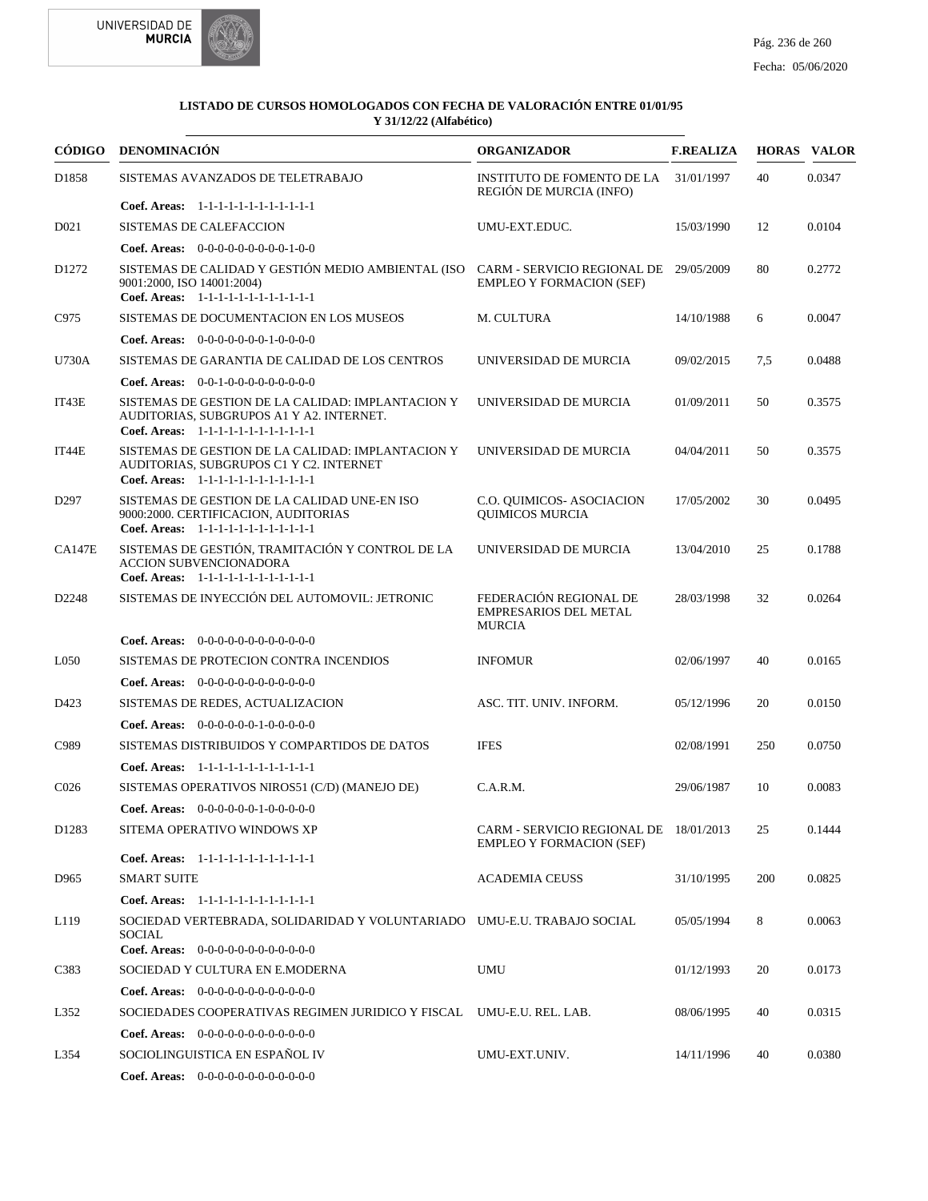**LISTADO DE CURSOS HOMOLOGADOS CON FECHA DE VALORACIÓN ENTRE 01/01/95 Y 31/12/22 (Alfabético)**

| CÓDIGO | DENOMINACIÓN | ORGANIZADOR | F.REALIZA | HORAS | VALOR |
|---|---|---|---|---|---|
| D1858 | SISTEMAS AVANZADOS DE TELETRABAJO<br>**Coef. Areas:** 1-1-1-1-1-1-1-1-1-1-1-1 | INSTITUTO DE FOMENTO DE LA REGIÓN DE MURCIA (INFO) | 31/01/1997 | 40 | 0.0347 |
| D021 | SISTEMAS DE CALEFACCION<br>**Coef. Areas:** 0-0-0-0-0-0-0-0-0-1-0-0 | UMU-EXT.EDUC. | 15/03/1990 | 12 | 0.0104 |
| D1272 | SISTEMAS DE CALIDAD Y GESTIÓN MEDIO AMBIENTAL (ISO 9001:2000, ISO 14001:2004)<br>**Coef. Areas:** 1-1-1-1-1-1-1-1-1-1-1-1 | CARM - SERVICIO REGIONAL DE EMPLEO Y FORMACION (SEF) | 29/05/2009 | 80 | 0.2772 |
| C975 | SISTEMAS DE DOCUMENTACION EN LOS MUSEOS<br>**Coef. Areas:** 0-0-0-0-0-0-0-1-0-0-0-0 | M. CULTURA | 14/10/1988 | 6 | 0.0047 |
| U730A | SISTEMAS DE GARANTIA DE CALIDAD DE LOS CENTROS<br>**Coef. Areas:** 0-0-1-0-0-0-0-0-0-0-0-0 | UNIVERSIDAD DE MURCIA | 09/02/2015 | 7,5 | 0.0488 |
| IT43E | SISTEMAS DE GESTION DE LA CALIDAD: IMPLANTACION Y AUDITORIAS, SUBGRUPOS A1 Y A2. INTERNET.<br>**Coef. Areas:** 1-1-1-1-1-1-1-1-1-1-1-1 | UNIVERSIDAD DE MURCIA | 01/09/2011 | 50 | 0.3575 |
| IT44E | SISTEMAS DE GESTION DE LA CALIDAD: IMPLANTACION Y AUDITORIAS, SUBGRUPOS C1 Y C2. INTERNET<br>**Coef. Areas:** 1-1-1-1-1-1-1-1-1-1-1-1 | UNIVERSIDAD DE MURCIA | 04/04/2011 | 50 | 0.3575 |
| D297 | SISTEMAS DE GESTION DE LA CALIDAD UNE-EN ISO 9000:2000. CERTIFICACION, AUDITORIAS<br>**Coef. Areas:** 1-1-1-1-1-1-1-1-1-1-1-1 | C.O. QUIMICOS- ASOCIACION QUIMICOS MURCIA | 17/05/2002 | 30 | 0.0495 |
| CA147E | SISTEMAS DE GESTIÓN, TRAMITACIÓN Y CONTROL DE LA ACCION SUBVENCIONADORA<br>**Coef. Areas:** 1-1-1-1-1-1-1-1-1-1-1-1 | UNIVERSIDAD DE MURCIA | 13/04/2010 | 25 | 0.1788 |
| D2248 | SISTEMAS DE INYECCIÓN DEL AUTOMOVIL: JETRONIC<br>**Coef. Areas:** 0-0-0-0-0-0-0-0-0-0-0-0 | FEDERACIÓN REGIONAL DE EMPRESARIOS DEL METAL MURCIA | 28/03/1998 | 32 | 0.0264 |
| L050 | SISTEMAS DE PROTECION CONTRA INCENDIOS<br>**Coef. Areas:** 0-0-0-0-0-0-0-0-0-0-0-0 | INFOMUR | 02/06/1997 | 40 | 0.0165 |
| D423 | SISTEMAS DE REDES, ACTUALIZACION<br>**Coef. Areas:** 0-0-0-0-0-0-1-0-0-0-0-0 | ASC. TIT. UNIV. INFORM. | 05/12/1996 | 20 | 0.0150 |
| C989 | SISTEMAS DISTRIBUIDOS Y COMPARTIDOS DE DATOS<br>**Coef. Areas:** 1-1-1-1-1-1-1-1-1-1-1-1 | IFES | 02/08/1991 | 250 | 0.0750 |
| C026 | SISTEMAS OPERATIVOS NIROS51 (C/D) (MANEJO DE)<br>**Coef. Areas:** 0-0-0-0-0-0-1-0-0-0-0-0 | C.A.R.M. | 29/06/1987 | 10 | 0.0083 |
| D1283 | SITEMA OPERATIVO WINDOWS XP<br>**Coef. Areas:** 1-1-1-1-1-1-1-1-1-1-1-1 | CARM - SERVICIO REGIONAL DE EMPLEO Y FORMACION (SEF) | 18/01/2013 | 25 | 0.1444 |
| D965 | SMART SUITE<br>**Coef. Areas:** 1-1-1-1-1-1-1-1-1-1-1-1 | ACADEMIA CEUSS | 31/10/1995 | 200 | 0.0825 |
| L119 | SOCIEDAD VERTEBRADA, SOLIDARIDAD Y VOLUNTARIADO SOCIAL<br>**Coef. Areas:** 0-0-0-0-0-0-0-0-0-0-0-0 | UMU-E.U. TRABAJO SOCIAL | 05/05/1994 | 8 | 0.0063 |
| C383 | SOCIEDAD Y CULTURA EN E.MODERNA<br>**Coef. Areas:** 0-0-0-0-0-0-0-0-0-0-0-0 | UMU | 01/12/1993 | 20 | 0.0173 |
| L352 | SOCIEDADES COOPERATIVAS REGIMEN JURIDICO Y FISCAL<br>**Coef. Areas:** 0-0-0-0-0-0-0-0-0-0-0-0 | UMU-E.U. REL. LAB. | 08/06/1995 | 40 | 0.0315 |
| L354 | SOCIOLINGUISTICA EN ESPAÑOL IV<br>**Coef. Areas:** 0-0-0-0-0-0-0-0-0-0-0-0 | UMU-EXT.UNIV. | 14/11/1996 | 40 | 0.0380 |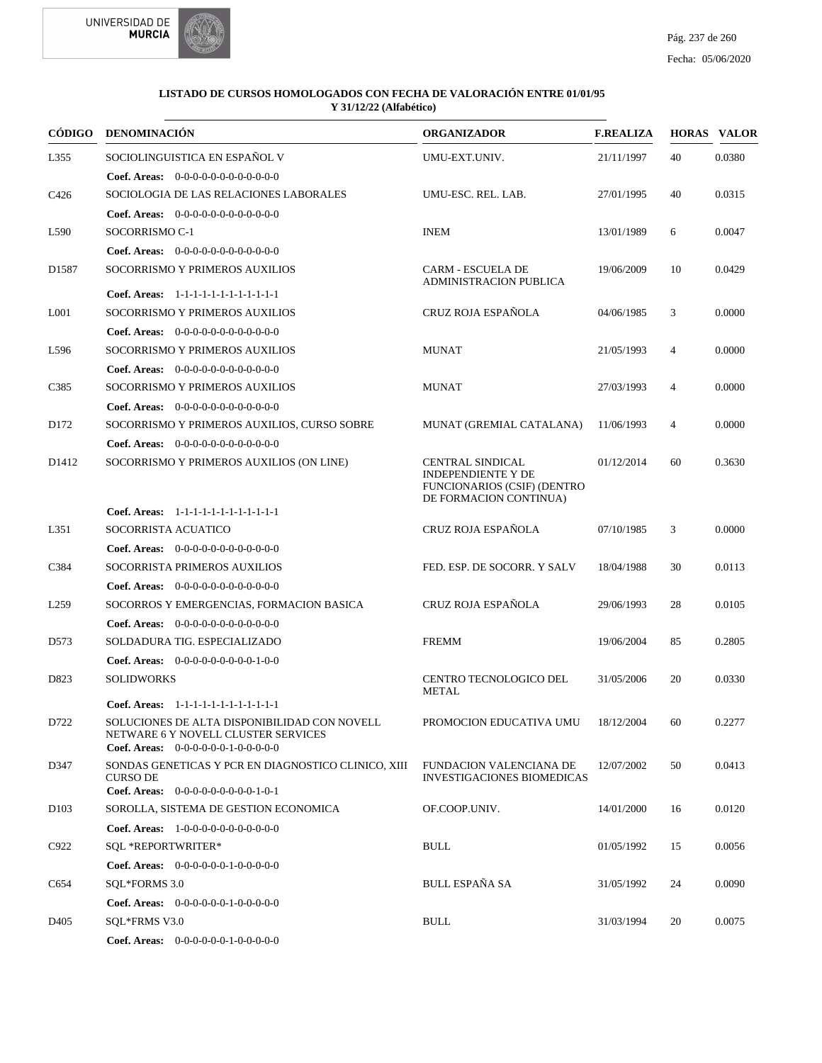**LISTADO DE CURSOS HOMOLOGADOS CON FECHA DE VALORACIÓN ENTRE 01/01/95 Y 31/12/22 (Alfabético)**

| CÓDIGO | DENOMINACIÓN | ORGANIZADOR | F.REALIZA | HORAS | VALOR |
|---|---|---|---|---|---|
| L355 | SOCIOLINGUISTICA EN ESPAÑOL V | UMU-EXT.UNIV. | 21/11/1997 | 40 | 0.0380 |
| | **Coef. Areas:** 0-0-0-0-0-0-0-0-0-0-0-0 | | | | |
| C426 | SOCIOLOGIA DE LAS RELACIONES LABORALES | UMU-ESC. REL. LAB. | 27/01/1995 | 40 | 0.0315 |
| | **Coef. Areas:** 0-0-0-0-0-0-0-0-0-0-0-0 | | | | |
| L590 | SOCORRISMO C-1 | INEM | 13/01/1989 | 6 | 0.0047 |
| | **Coef. Areas:** 0-0-0-0-0-0-0-0-0-0-0-0 | | | | |
| D1587 | SOCORRISMO Y PRIMEROS AUXILIOS | CARM - ESCUELA DE ADMINISTRACION PUBLICA | 19/06/2009 | 10 | 0.0429 |
| | **Coef. Areas:** 1-1-1-1-1-1-1-1-1-1-1-1 | | | | |
| L001 | SOCORRISMO Y PRIMEROS AUXILIOS | CRUZ ROJA ESPAÑOLA | 04/06/1985 | 3 | 0.0000 |
| | **Coef. Areas:** 0-0-0-0-0-0-0-0-0-0-0-0 | | | | |
| L596 | SOCORRISMO Y PRIMEROS AUXILIOS | MUNAT | 21/05/1993 | 4 | 0.0000 |
| | **Coef. Areas:** 0-0-0-0-0-0-0-0-0-0-0-0 | | | | |
| C385 | SOCORRISMO Y PRIMEROS AUXILIOS | MUNAT | 27/03/1993 | 4 | 0.0000 |
| | **Coef. Areas:** 0-0-0-0-0-0-0-0-0-0-0-0 | | | | |
| D172 | SOCORRISMO Y PRIMEROS AUXILIOS, CURSO SOBRE | MUNAT (GREMIAL CATALANA) | 11/06/1993 | 4 | 0.0000 |
| | **Coef. Areas:** 0-0-0-0-0-0-0-0-0-0-0-0 | | | | |
| D1412 | SOCORRISMO Y PRIMEROS AUXILIOS (ON LINE) | CENTRAL SINDICAL INDEPENDIENTE Y DE FUNCIONARIOS (CSIF) (DENTRO DE FORMACION CONTINUA) | 01/12/2014 | 60 | 0.3630 |
| | **Coef. Areas:** 1-1-1-1-1-1-1-1-1-1-1-1 | | | | |
| L351 | SOCORRISTA ACUATICO | CRUZ ROJA ESPAÑOLA | 07/10/1985 | 3 | 0.0000 |
| | **Coef. Areas:** 0-0-0-0-0-0-0-0-0-0-0-0 | | | | |
| C384 | SOCORRISTA PRIMEROS AUXILIOS | FED. ESP. DE SOCORR. Y SALV | 18/04/1988 | 30 | 0.0113 |
| | **Coef. Areas:** 0-0-0-0-0-0-0-0-0-0-0-0 | | | | |
| L259 | SOCORROS Y EMERGENCIAS, FORMACION BASICA | CRUZ ROJA ESPAÑOLA | 29/06/1993 | 28 | 0.0105 |
| | **Coef. Areas:** 0-0-0-0-0-0-0-0-0-0-0-0 | | | | |
| D573 | SOLDADURA TIG. ESPECIALIZADO | FREMM | 19/06/2004 | 85 | 0.2805 |
| | **Coef. Areas:** 0-0-0-0-0-0-0-0-0-1-0-0 | | | | |
| D823 | SOLIDWORKS | CENTRO TECNOLOGICO DEL METAL | 31/05/2006 | 20 | 0.0330 |
| | **Coef. Areas:** 1-1-1-1-1-1-1-1-1-1-1-1 | | | | |
| D722 | SOLUCIONES DE ALTA DISPONIBILIDAD CON NOVELL NETWARE 6 Y NOVELL CLUSTER SERVICES | PROMOCION EDUCATIVA UMU | 18/12/2004 | 60 | 0.2277 |
| | **Coef. Areas:** 0-0-0-0-0-0-1-0-0-0-0-0 | | | | |
| D347 | SONDAS GENETICAS Y PCR EN DIAGNOSTICO CLINICO, XIII CURSO DE | FUNDACION VALENCIANA DE INVESTIGACIONES BIOMEDICAS | 12/07/2002 | 50 | 0.0413 |
| | **Coef. Areas:** 0-0-0-0-0-0-0-0-0-1-0-1 | | | | |
| D103 | SOROLLA, SISTEMA DE GESTION ECONOMICA | OF.COOP.UNIV. | 14/01/2000 | 16 | 0.0120 |
| | **Coef. Areas:** 1-0-0-0-0-0-0-0-0-0-0-0 | | | | |
| C922 | SQL *REPORTWRITER* | BULL | 01/05/1992 | 15 | 0.0056 |
| | **Coef. Areas:** 0-0-0-0-0-0-1-0-0-0-0-0 | | | | |
| C654 | SQL*FORMS 3.0 | BULL ESPAÑA SA | 31/05/1992 | 24 | 0.0090 |
| | **Coef. Areas:** 0-0-0-0-0-0-1-0-0-0-0-0 | | | | |
| D405 | SQL*FRMS V3.0 | BULL | 31/03/1994 | 20 | 0.0075 |
| | **Coef. Areas:** 0-0-0-0-0-0-1-0-0-0-0-0 | | | | |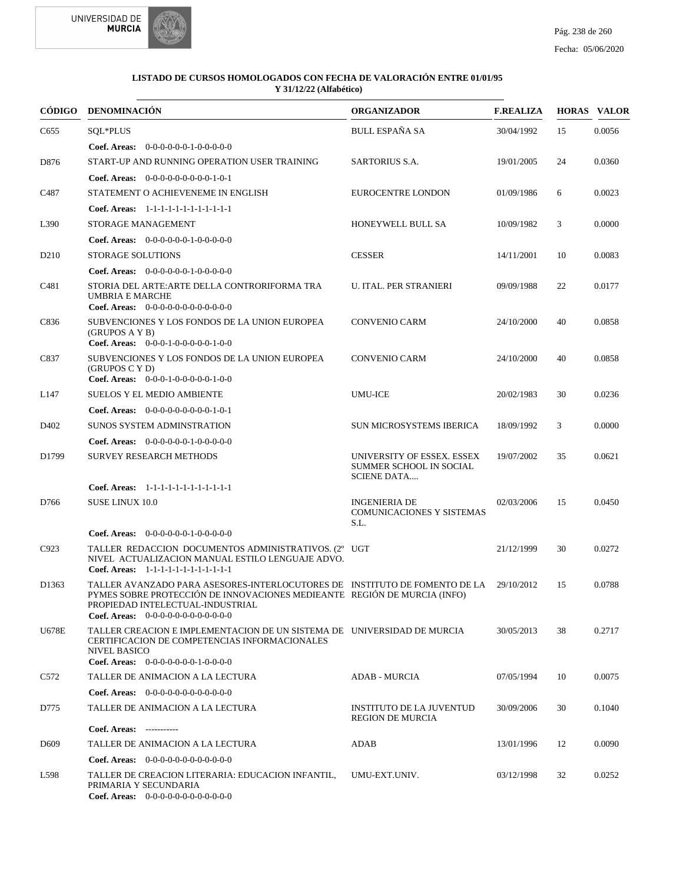**LISTADO DE CURSOS HOMOLOGADOS CON FECHA DE VALORACIÓN ENTRE 01/01/95 Y 31/12/22 (Alfabético)**

| CÓDIGO | DENOMINACIÓN | ORGANIZADOR | F.REALIZA | HORAS | VALOR |
|---|---|---|---|---|---|
| C655 | SQL*PLUS<br>**Coef. Areas:** 0-0-0-0-0-0-1-0-0-0-0-0 | BULL ESPAÑA SA | 30/04/1992 | 15 | 0.0056 |
| D876 | START-UP AND RUNNING OPERATION USER TRAINING<br>**Coef. Areas:** 0-0-0-0-0-0-0-0-0-1-0-1 | SARTORIUS S.A. | 19/01/2005 | 24 | 0.0360 |
| C487 | STATEMENT O ACHIEVENEME IN ENGLISH<br>**Coef. Areas:** 1-1-1-1-1-1-1-1-1-1-1-1 | EUROCENTRE LONDON | 01/09/1986 | 6 | 0.0023 |
| L390 | STORAGE MANAGEMENT<br>**Coef. Areas:** 0-0-0-0-0-0-1-0-0-0-0-0 | HONEYWELL BULL SA | 10/09/1982 | 3 | 0.0000 |
| D210 | STORAGE SOLUTIONS<br>**Coef. Areas:** 0-0-0-0-0-0-1-0-0-0-0-0 | CESSER | 14/11/2001 | 10 | 0.0083 |
| C481 | STORIA DEL ARTE:ARTE DELLA CONTRORIFORMA TRA UMBRIA E MARCHE<br>**Coef. Areas:** 0-0-0-0-0-0-0-0-0-0-0-0 | U. ITAL. PER STRANIERI | 09/09/1988 | 22 | 0.0177 |
| C836 | SUBVENCIONES Y LOS FONDOS DE LA UNION EUROPEA (GRUPOS A Y B)<br>**Coef. Areas:** 0-0-0-1-0-0-0-0-0-1-0-0 | CONVENIO CARM | 24/10/2000 | 40 | 0.0858 |
| C837 | SUBVENCIONES Y LOS FONDOS DE LA UNION EUROPEA (GRUPOS C Y D)<br>**Coef. Areas:** 0-0-0-1-0-0-0-0-0-1-0-0 | CONVENIO CARM | 24/10/2000 | 40 | 0.0858 |
| L147 | SUELOS Y EL MEDIO AMBIENTE<br>**Coef. Areas:** 0-0-0-0-0-0-0-0-0-1-0-1 | UMU-ICE | 20/02/1983 | 30 | 0.0236 |
| D402 | SUNOS SYSTEM ADMINSTRATION<br>**Coef. Areas:** 0-0-0-0-0-0-1-0-0-0-0-0 | SUN MICROSYSTEMS IBERICA | 18/09/1992 | 3 | 0.0000 |
| D1799 | SURVEY RESEARCH METHODS<br>**Coef. Areas:** 1-1-1-1-1-1-1-1-1-1-1-1 | UNIVERSITY OF ESSEX. ESSEX SUMMER SCHOOL IN SOCIAL SCIENE DATA.... | 19/07/2002 | 35 | 0.0621 |
| D766 | SUSE LINUX 10.0<br>**Coef. Areas:** 0-0-0-0-0-0-1-0-0-0-0-0 | INGENIERIA DE COMUNICACIONES Y SISTEMAS S.L. | 02/03/2006 | 15 | 0.0450 |
| C923 | TALLER REDACCION DOCUMENTOS ADMINISTRATIVOS. (2º NIVEL ACTUALIZACION MANUAL ESTILO LENGUAJE ADVO.<br>**Coef. Areas:** 1-1-1-1-1-1-1-1-1-1-1-1 | UGT | 21/12/1999 | 30 | 0.0272 |
| D1363 | TALLER AVANZADO PARA ASESORES-INTERLOCUTORES DE PYMES SOBRE PROTECCIÓN DE INNOVACIONES MEDIEANTE PROPIEDAD INTELECTUAL-INDUSTRIAL<br>**Coef. Areas:** 0-0-0-0-0-0-0-0-0-0-0-0 | INSTITUTO DE FOMENTO DE LA REGIÓN DE MURCIA (INFO) | 29/10/2012 | 15 | 0.0788 |
| U678E | TALLER CREACION E IMPLEMENTACION DE UN SISTEMA DE CERTIFICACION DE COMPETENCIAS INFORMACIONALES NIVEL BASICO<br>**Coef. Areas:** 0-0-0-0-0-0-0-1-0-0-0-0 | UNIVERSIDAD DE MURCIA | 30/05/2013 | 38 | 0.2717 |
| C572 | TALLER DE ANIMACION A LA LECTURA<br>**Coef. Areas:** 0-0-0-0-0-0-0-0-0-0-0-0 | ADAB - MURCIA | 07/05/1994 | 10 | 0.0075 |
| D775 | TALLER DE ANIMACION A LA LECTURA<br>**Coef. Areas:** ----------- | INSTITUTO DE LA JUVENTUD REGION DE MURCIA | 30/09/2006 | 30 | 0.1040 |
| D609 | TALLER DE ANIMACION A LA LECTURA<br>**Coef. Areas:** 0-0-0-0-0-0-0-0-0-0-0-0 | ADAB | 13/01/1996 | 12 | 0.0090 |
| L598 | TALLER DE CREACION LITERARIA: EDUCACION INFANTIL, PRIMARIA Y SECUNDARIA<br>**Coef. Areas:** 0-0-0-0-0-0-0-0-0-0-0-0 | UMU-EXT.UNIV. | 03/12/1998 | 32 | 0.0252 |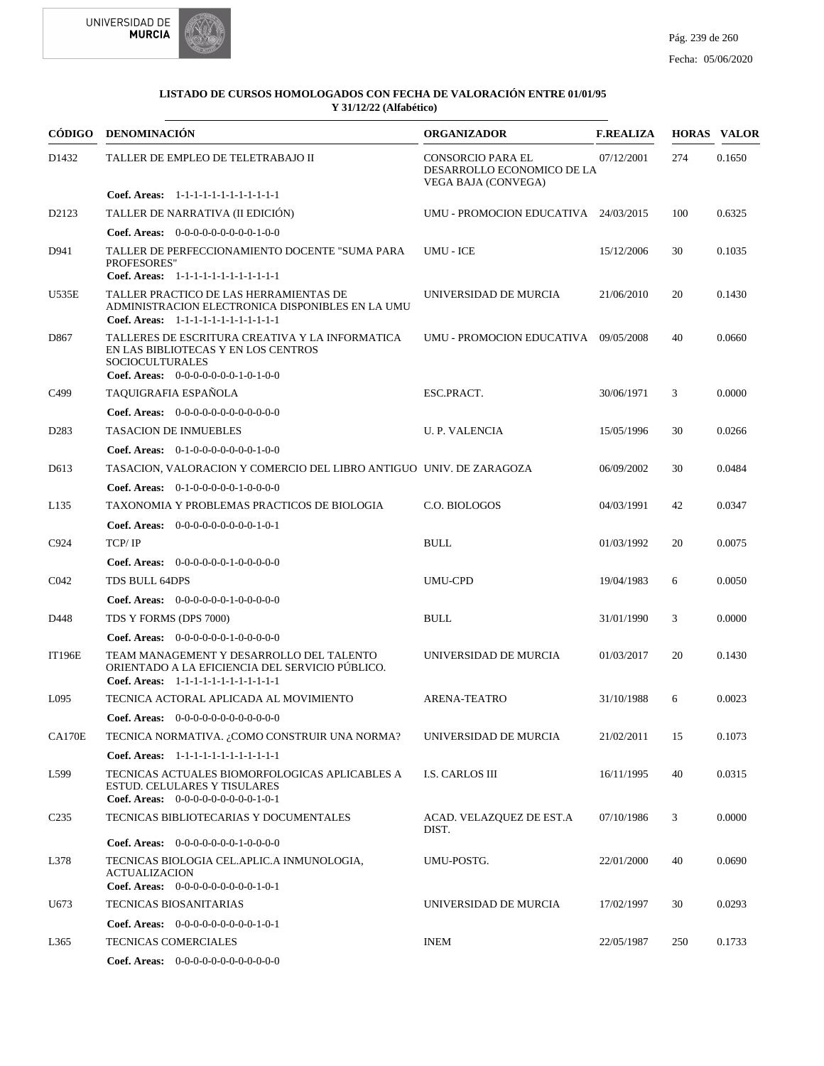**LISTADO DE CURSOS HOMOLOGADOS CON FECHA DE VALORACIÓN ENTRE 01/01/95 Y 31/12/22 (Alfabético)**

| CÓDIGO | DENOMINACIÓN | ORGANIZADOR | F.REALIZA | HORAS | VALOR |
|---|---|---|---|---|---|
| D1432 | TALLER DE EMPLEO DE TELETRABAJO II | CONSORCIO PARA EL DESARROLLO ECONOMICO DE LA VEGA BAJA (CONVEGA) | 07/12/2001 | 274 | 0.1650 |
| | **Coef. Areas:** 1-1-1-1-1-1-1-1-1-1-1-1 | | | | |
| D2123 | TALLER DE NARRATIVA (II EDICIÓN) | UMU - PROMOCION EDUCATIVA | 24/03/2015 | 100 | 0.6325 |
| | **Coef. Areas:** 0-0-0-0-0-0-0-0-0-1-0-0 | | | | |
| D941 | TALLER DE PERFECCIONAMIENTO DOCENTE "SUMA PARA PROFESORES" | UMU - ICE | 15/12/2006 | 30 | 0.1035 |
| | **Coef. Areas:** 1-1-1-1-1-1-1-1-1-1-1-1 | | | | |
| U535E | TALLER PRACTICO DE LAS HERRAMIENTAS DE ADMINISTRACION ELECTRONICA DISPONIBLES EN LA UMU | UNIVERSIDAD DE MURCIA | 21/06/2010 | 20 | 0.1430 |
| | **Coef. Areas:** 1-1-1-1-1-1-1-1-1-1-1-1 | | | | |
| D867 | TALLERES DE ESCRITURA CREATIVA Y LA INFORMATICA EN LAS BIBLIOTECAS Y EN LOS CENTROS SOCIOCULTURALES | UMU - PROMOCION EDUCATIVA | 09/05/2008 | 40 | 0.0660 |
| | **Coef. Areas:** 0-0-0-0-0-0-0-1-0-1-0-0 | | | | |
| C499 | TAQUIGRAFIA ESPAÑOLA | ESC.PRACT. | 30/06/1971 | 3 | 0.0000 |
| | **Coef. Areas:** 0-0-0-0-0-0-0-0-0-0-0-0 | | | | |
| D283 | TASACION DE INMUEBLES | U. P. VALENCIA | 15/05/1996 | 30 | 0.0266 |
| | **Coef. Areas:** 0-1-0-0-0-0-0-0-0-1-0-0 | | | | |
| D613 | TASACION, VALORACION Y COMERCIO DEL LIBRO ANTIGUO | UNIV. DE ZARAGOZA | 06/09/2002 | 30 | 0.0484 |
| | **Coef. Areas:** 0-1-0-0-0-0-0-1-0-0-0-0 | | | | |
| L135 | TAXONOMIA Y PROBLEMAS PRACTICOS DE BIOLOGIA | C.O. BIOLOGOS | 04/03/1991 | 42 | 0.0347 |
| | **Coef. Areas:** 0-0-0-0-0-0-0-0-0-1-0-1 | | | | |
| C924 | TCP/ IP | BULL | 01/03/1992 | 20 | 0.0075 |
| | **Coef. Areas:** 0-0-0-0-0-0-1-0-0-0-0-0 | | | | |
| C042 | TDS BULL 64DPS | UMU-CPD | 19/04/1983 | 6 | 0.0050 |
| | **Coef. Areas:** 0-0-0-0-0-0-1-0-0-0-0-0 | | | | |
| D448 | TDS Y FORMS (DPS 7000) | BULL | 31/01/1990 | 3 | 0.0000 |
| | **Coef. Areas:** 0-0-0-0-0-0-1-0-0-0-0-0 | | | | |
| IT196E | TEAM MANAGEMENT Y DESARROLLO DEL TALENTO ORIENTADO A LA EFICIENCIA DEL SERVICIO PÚBLICO. | UNIVERSIDAD DE MURCIA | 01/03/2017 | 20 | 0.1430 |
| | **Coef. Areas:** 1-1-1-1-1-1-1-1-1-1-1-1 | | | | |
| L095 | TECNICA ACTORAL APLICADA AL MOVIMIENTO | ARENA-TEATRO | 31/10/1988 | 6 | 0.0023 |
| | **Coef. Areas:** 0-0-0-0-0-0-0-0-0-0-0-0 | | | | |
| CA170E | TECNICA NORMATIVA. ¿COMO CONSTRUIR UNA NORMA? | UNIVERSIDAD DE MURCIA | 21/02/2011 | 15 | 0.1073 |
| | **Coef. Areas:** 1-1-1-1-1-1-1-1-1-1-1-1 | | | | |
| L599 | TECNICAS ACTUALES BIOMORFOLOGICAS APLICABLES A ESTUD. CELULARES Y TISULARES | I.S. CARLOS III | 16/11/1995 | 40 | 0.0315 |
| | **Coef. Areas:** 0-0-0-0-0-0-0-0-0-1-0-1 | | | | |
| C235 | TECNICAS BIBLIOTECARIAS Y DOCUMENTALES | ACAD. VELAZQUEZ DE EST.A DIST. | 07/10/1986 | 3 | 0.0000 |
| | **Coef. Areas:** 0-0-0-0-0-0-0-1-0-0-0-0 | | | | |
| L378 | TECNICAS BIOLOGIA CEL.APLIC.A INMUNOLOGIA, ACTUALIZACION | UMU-POSTG. | 22/01/2000 | 40 | 0.0690 |
| | **Coef. Areas:** 0-0-0-0-0-0-0-0-0-1-0-1 | | | | |
| U673 | TECNICAS BIOSANITARIAS | UNIVERSIDAD DE MURCIA | 17/02/1997 | 30 | 0.0293 |
| | **Coef. Areas:** 0-0-0-0-0-0-0-0-0-1-0-1 | | | | |
| L365 | TECNICAS COMERCIALES | INEM | 22/05/1987 | 250 | 0.1733 |
| | **Coef. Areas:** 0-0-0-0-0-0-0-0-0-0-0-0 | | | | |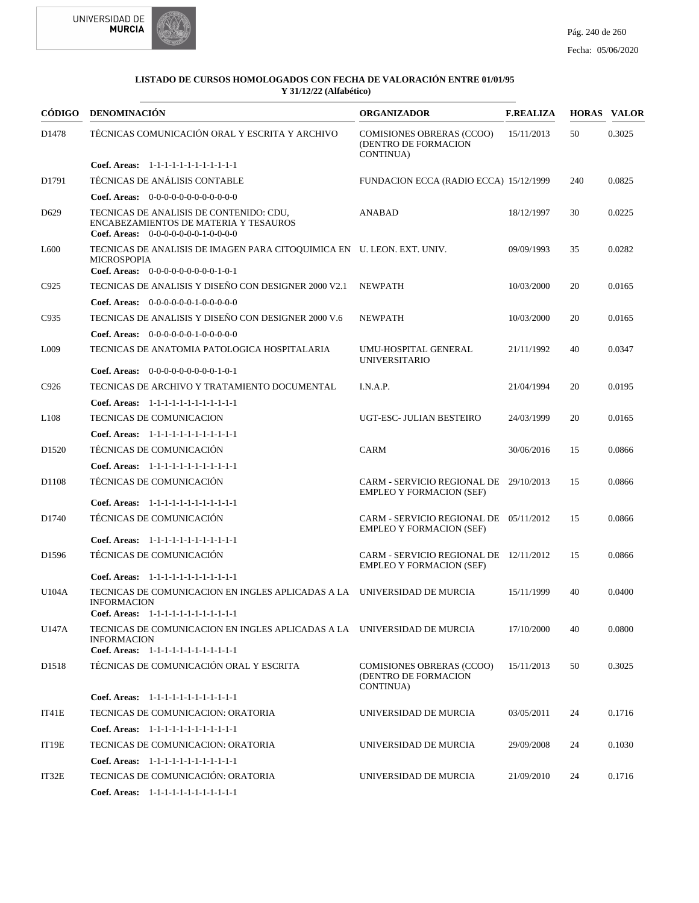**LISTADO DE CURSOS HOMOLOGADOS CON FECHA DE VALORACIÓN ENTRE 01/01/95 Y 31/12/22 (Alfabético)**

| CÓDIGO | DENOMINACIÓN | ORGANIZADOR | F.REALIZA | HORAS | VALOR |
|---|---|---|---|---|---|
| D1478 | TÉCNICAS COMUNICACIÓN ORAL Y ESCRITA Y ARCHIVO<br>**Coef. Areas:** 1-1-1-1-1-1-1-1-1-1-1-1 | COMISIONES OBRERAS (CCOO) (DENTRO DE FORMACION CONTINUA) | 15/11/2013 | 50 | 0.3025 |
| D1791 | TÉCNICAS DE ANÁLISIS CONTABLE<br>**Coef. Areas:** 0-0-0-0-0-0-0-0-0-0-0-0 | FUNDACION ECCA (RADIO ECCA) | 15/12/1999 | 240 | 0.0825 |
| D629 | TECNICAS DE ANALISIS DE CONTENIDO: CDU, ENCABEZAMIENTOS DE MATERIA Y TESAUROS<br>**Coef. Areas:** 0-0-0-0-0-0-0-1-0-0-0-0 | ANABAD | 18/12/1997 | 30 | 0.0225 |
| L600 | TECNICAS DE ANALISIS DE IMAGEN PARA CITOQUIMICA EN MICROSPOPIA<br>**Coef. Areas:** 0-0-0-0-0-0-0-0-0-1-0-1 | U. LEON. EXT. UNIV. | 09/09/1993 | 35 | 0.0282 |
| C925 | TECNICAS DE ANALISIS Y DISEÑO CON DESIGNER 2000 V2.1<br>**Coef. Areas:** 0-0-0-0-0-0-1-0-0-0-0-0 | NEWPATH | 10/03/2000 | 20 | 0.0165 |
| C935 | TECNICAS DE ANALISIS Y DISEÑO CON DESIGNER 2000 V.6<br>**Coef. Areas:** 0-0-0-0-0-0-1-0-0-0-0-0 | NEWPATH | 10/03/2000 | 20 | 0.0165 |
| L009 | TECNICAS DE ANATOMIA PATOLOGICA HOSPITALARIA<br>**Coef. Areas:** 0-0-0-0-0-0-0-0-0-1-0-1 | UMU-HOSPITAL GENERAL UNIVERSITARIO | 21/11/1992 | 40 | 0.0347 |
| C926 | TECNICAS DE ARCHIVO Y TRATAMIENTO DOCUMENTAL<br>**Coef. Areas:** 1-1-1-1-1-1-1-1-1-1-1-1 | I.N.A.P. | 21/04/1994 | 20 | 0.0195 |
| L108 | TECNICAS DE COMUNICACION<br>**Coef. Areas:** 1-1-1-1-1-1-1-1-1-1-1-1 | UGT-ESC- JULIAN BESTEIRO | 24/03/1999 | 20 | 0.0165 |
| D1520 | TÉCNICAS DE COMUNICACIÓN<br>**Coef. Areas:** 1-1-1-1-1-1-1-1-1-1-1-1 | CARM | 30/06/2016 | 15 | 0.0866 |
| D1108 | TÉCNICAS DE COMUNICACIÓN<br>**Coef. Areas:** 1-1-1-1-1-1-1-1-1-1-1-1 | CARM - SERVICIO REGIONAL DE EMPLEO Y FORMACION (SEF) | 29/10/2013 | 15 | 0.0866 |
| D1740 | TÉCNICAS DE COMUNICACIÓN<br>**Coef. Areas:** 1-1-1-1-1-1-1-1-1-1-1-1 | CARM - SERVICIO REGIONAL DE EMPLEO Y FORMACION (SEF) | 05/11/2012 | 15 | 0.0866 |
| D1596 | TÉCNICAS DE COMUNICACIÓN<br>**Coef. Areas:** 1-1-1-1-1-1-1-1-1-1-1-1 | CARM - SERVICIO REGIONAL DE EMPLEO Y FORMACION (SEF) | 12/11/2012 | 15 | 0.0866 |
| U104A | TECNICAS DE COMUNICACION EN INGLES APLICADAS A LA INFORMACION<br>**Coef. Areas:** 1-1-1-1-1-1-1-1-1-1-1-1 | UNIVERSIDAD DE MURCIA | 15/11/1999 | 40 | 0.0400 |
| U147A | TECNICAS DE COMUNICACION EN INGLES APLICADAS A LA INFORMACION<br>**Coef. Areas:** 1-1-1-1-1-1-1-1-1-1-1-1 | UNIVERSIDAD DE MURCIA | 17/10/2000 | 40 | 0.0800 |
| D1518 | TÉCNICAS DE COMUNICACIÓN ORAL Y ESCRITA<br>**Coef. Areas:** 1-1-1-1-1-1-1-1-1-1-1-1 | COMISIONES OBRERAS (CCOO) (DENTRO DE FORMACION CONTINUA) | 15/11/2013 | 50 | 0.3025 |
| IT41E | TECNICAS DE COMUNICACION: ORATORIA<br>**Coef. Areas:** 1-1-1-1-1-1-1-1-1-1-1-1 | UNIVERSIDAD DE MURCIA | 03/05/2011 | 24 | 0.1716 |
| IT19E | TECNICAS DE COMUNICACION: ORATORIA<br>**Coef. Areas:** 1-1-1-1-1-1-1-1-1-1-1-1 | UNIVERSIDAD DE MURCIA | 29/09/2008 | 24 | 0.1030 |
| IT32E | TECNICAS DE COMUNICACIÓN: ORATORIA<br>**Coef. Areas:** 1-1-1-1-1-1-1-1-1-1-1-1 | UNIVERSIDAD DE MURCIA | 21/09/2010 | 24 | 0.1716 |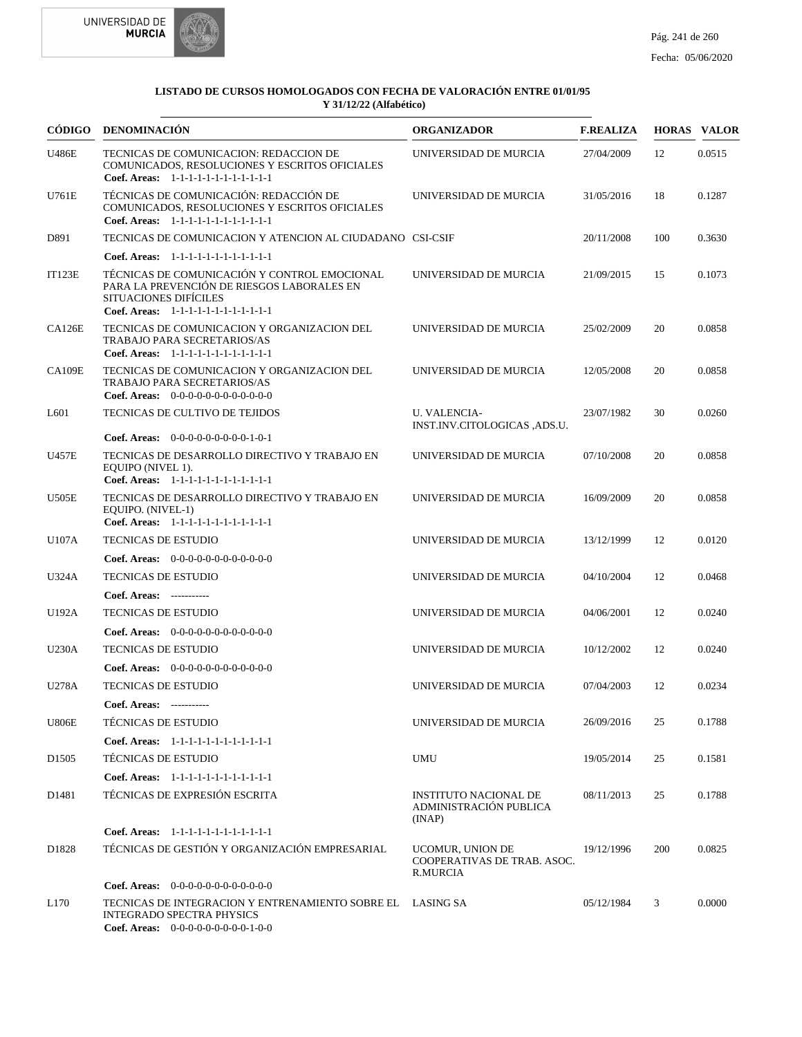**LISTADO DE CURSOS HOMOLOGADOS CON FECHA DE VALORACIÓN ENTRE 01/01/95 Y 31/12/22 (Alfabético)**

| CÓDIGO | DENOMINACIÓN | ORGANIZADOR | F.REALIZA | HORAS | VALOR |
|---|---|---|---|---|---|
| U486E | TECNICAS DE COMUNICACION: REDACCION DE COMUNICADOS, RESOLUCIONES Y ESCRITOS OFICIALES<br>**Coef. Areas:** 1-1-1-1-1-1-1-1-1-1-1-1 | UNIVERSIDAD DE MURCIA | 27/04/2009 | 12 | 0.0515 |
| U761E | TÉCNICAS DE COMUNICACIÓN: REDACCIÓN DE COMUNICADOS, RESOLUCIONES Y ESCRITOS OFICIALES<br>**Coef. Areas:** 1-1-1-1-1-1-1-1-1-1-1-1 | UNIVERSIDAD DE MURCIA | 31/05/2016 | 18 | 0.1287 |
| D891 | TECNICAS DE COMUNICACION Y ATENCION AL CIUDADANO<br>**Coef. Areas:** 1-1-1-1-1-1-1-1-1-1-1-1 | CSI-CSIF | 20/11/2008 | 100 | 0.3630 |
| IT123E | TÉCNICAS DE COMUNICACIÓN Y CONTROL EMOCIONAL PARA LA PREVENCIÓN DE RIESGOS LABORALES EN SITUACIONES DIFÍCILES<br>**Coef. Areas:** 1-1-1-1-1-1-1-1-1-1-1-1 | UNIVERSIDAD DE MURCIA | 21/09/2015 | 15 | 0.1073 |
| CA126E | TECNICAS DE COMUNICACION Y ORGANIZACION DEL TRABAJO PARA SECRETARIOS/AS<br>**Coef. Areas:** 1-1-1-1-1-1-1-1-1-1-1-1 | UNIVERSIDAD DE MURCIA | 25/02/2009 | 20 | 0.0858 |
| CA109E | TECNICAS DE COMUNICACION Y ORGANIZACION DEL TRABAJO PARA SECRETARIOS/AS<br>**Coef. Areas:** 0-0-0-0-0-0-0-0-0-0-0-0 | UNIVERSIDAD DE MURCIA | 12/05/2008 | 20 | 0.0858 |
| L601 | TECNICAS DE CULTIVO DE TEJIDOS<br>**Coef. Areas:** 0-0-0-0-0-0-0-0-0-1-0-1 | U. VALENCIA-INST.INV.CITOLOGICAS ,ADS.U. | 23/07/1982 | 30 | 0.0260 |
| U457E | TECNICAS DE DESARROLLO DIRECTIVO Y TRABAJO EN EQUIPO (NIVEL 1).<br>**Coef. Areas:** 1-1-1-1-1-1-1-1-1-1-1-1 | UNIVERSIDAD DE MURCIA | 07/10/2008 | 20 | 0.0858 |
| U505E | TECNICAS DE DESARROLLO DIRECTIVO Y TRABAJO EN EQUIPO. (NIVEL-1)<br>**Coef. Areas:** 1-1-1-1-1-1-1-1-1-1-1-1 | UNIVERSIDAD DE MURCIA | 16/09/2009 | 20 | 0.0858 |
| U107A | TECNICAS DE ESTUDIO<br>**Coef. Areas:** 0-0-0-0-0-0-0-0-0-0-0-0 | UNIVERSIDAD DE MURCIA | 13/12/1999 | 12 | 0.0120 |
| U324A | TECNICAS DE ESTUDIO<br>**Coef. Areas:** ----------- | UNIVERSIDAD DE MURCIA | 04/10/2004 | 12 | 0.0468 |
| U192A | TECNICAS DE ESTUDIO<br>**Coef. Areas:** 0-0-0-0-0-0-0-0-0-0-0-0 | UNIVERSIDAD DE MURCIA | 04/06/2001 | 12 | 0.0240 |
| U230A | TECNICAS DE ESTUDIO<br>**Coef. Areas:** 0-0-0-0-0-0-0-0-0-0-0-0 | UNIVERSIDAD DE MURCIA | 10/12/2002 | 12 | 0.0240 |
| U278A | TECNICAS DE ESTUDIO<br>**Coef. Areas:** ----------- | UNIVERSIDAD DE MURCIA | 07/04/2003 | 12 | 0.0234 |
| U806E | TÉCNICAS DE ESTUDIO<br>**Coef. Areas:** 1-1-1-1-1-1-1-1-1-1-1-1 | UNIVERSIDAD DE MURCIA | 26/09/2016 | 25 | 0.1788 |
| D1505 | TÉCNICAS DE ESTUDIO<br>**Coef. Areas:** 1-1-1-1-1-1-1-1-1-1-1-1 | UMU | 19/05/2014 | 25 | 0.1581 |
| D1481 | TÉCNICAS DE EXPRESIÓN ESCRITA<br>**Coef. Areas:** 1-1-1-1-1-1-1-1-1-1-1-1 | INSTITUTO NACIONAL DE ADMINISTRACIÓN PUBLICA (INAP) | 08/11/2013 | 25 | 0.1788 |
| D1828 | TÉCNICAS DE GESTIÓN Y ORGANIZACIÓN EMPRESARIAL<br>**Coef. Areas:** 0-0-0-0-0-0-0-0-0-0-0-0 | UCOMUR, UNION DE COOPERATIVAS DE TRAB. ASOC. R.MURCIA | 19/12/1996 | 200 | 0.0825 |
| L170 | TECNICAS DE INTEGRACION Y ENTRENAMIENTO SOBRE EL INTEGRADO SPECTRA PHYSICS<br>**Coef. Areas:** 0-0-0-0-0-0-0-0-0-1-0-0 | LASING SA | 05/12/1984 | 3 | 0.0000 |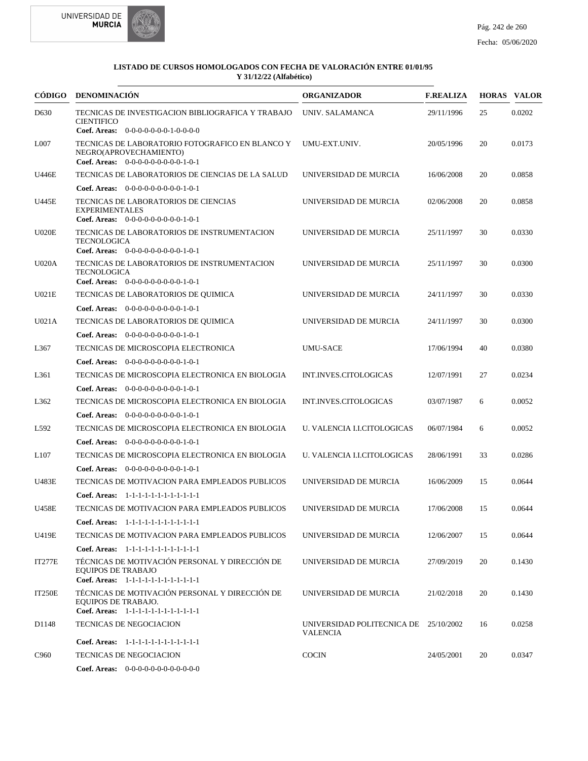**LISTADO DE CURSOS HOMOLOGADOS CON FECHA DE VALORACIÓN ENTRE 01/01/95 Y 31/12/22 (Alfabético)**

| CÓDIGO | DENOMINACIÓN | ORGANIZADOR | F.REALIZA | HORAS | VALOR |
|---|---|---|---|---|---|
| D630 | TECNICAS DE INVESTIGACION BIBLIOGRAFICA Y TRABAJO CIENTIFICO<br>**Coef. Areas:** 0-0-0-0-0-0-0-1-0-0-0-0 | UNIV. SALAMANCA | 29/11/1996 | 25 | 0.0202 |
| L007 | TECNICAS DE LABORATORIO FOTOGRAFICO EN BLANCO Y NEGRO(APROVECHAMIENTO)<br>**Coef. Areas:** 0-0-0-0-0-0-0-0-0-1-0-1 | UMU-EXT.UNIV. | 20/05/1996 | 20 | 0.0173 |
| U446E | TECNICAS DE LABORATORIOS DE CIENCIAS DE LA SALUD<br>**Coef. Areas:** 0-0-0-0-0-0-0-0-0-1-0-1 | UNIVERSIDAD DE MURCIA | 16/06/2008 | 20 | 0.0858 |
| U445E | TECNICAS DE LABORATORIOS DE CIENCIAS EXPERIMENTALES<br>**Coef. Areas:** 0-0-0-0-0-0-0-0-0-1-0-1 | UNIVERSIDAD DE MURCIA | 02/06/2008 | 20 | 0.0858 |
| U020E | TECNICAS DE LABORATORIOS DE INSTRUMENTACION TECNOLOGICA<br>**Coef. Areas:** 0-0-0-0-0-0-0-0-0-1-0-1 | UNIVERSIDAD DE MURCIA | 25/11/1997 | 30 | 0.0330 |
| U020A | TECNICAS DE LABORATORIOS DE INSTRUMENTACION TECNOLOGICA<br>**Coef. Areas:** 0-0-0-0-0-0-0-0-0-1-0-1 | UNIVERSIDAD DE MURCIA | 25/11/1997 | 30 | 0.0300 |
| U021E | TECNICAS DE LABORATORIOS DE QUIMICA<br>**Coef. Areas:** 0-0-0-0-0-0-0-0-0-1-0-1 | UNIVERSIDAD DE MURCIA | 24/11/1997 | 30 | 0.0330 |
| U021A | TECNICAS DE LABORATORIOS DE QUIMICA<br>**Coef. Areas:** 0-0-0-0-0-0-0-0-0-1-0-1 | UNIVERSIDAD DE MURCIA | 24/11/1997 | 30 | 0.0300 |
| L367 | TECNICAS DE MICROSCOPIA ELECTRONICA<br>**Coef. Areas:** 0-0-0-0-0-0-0-0-0-1-0-1 | UMU-SACE | 17/06/1994 | 40 | 0.0380 |
| L361 | TECNICAS DE MICROSCOPIA ELECTRONICA EN BIOLOGIA<br>**Coef. Areas:** 0-0-0-0-0-0-0-0-0-1-0-1 | INT.INVES.CITOLOGICAS | 12/07/1991 | 27 | 0.0234 |
| L362 | TECNICAS DE MICROSCOPIA ELECTRONICA EN BIOLOGIA<br>**Coef. Areas:** 0-0-0-0-0-0-0-0-0-1-0-1 | INT.INVES.CITOLOGICAS | 03/07/1987 | 6 | 0.0052 |
| L592 | TECNICAS DE MICROSCOPIA ELECTRONICA EN BIOLOGIA<br>**Coef. Areas:** 0-0-0-0-0-0-0-0-0-1-0-1 | U. VALENCIA I.I.CITOLOGICAS | 06/07/1984 | 6 | 0.0052 |
| L107 | TECNICAS DE MICROSCOPIA ELECTRONICA EN BIOLOGIA<br>**Coef. Areas:** 0-0-0-0-0-0-0-0-0-1-0-1 | U. VALENCIA I.I.CITOLOGICAS | 28/06/1991 | 33 | 0.0286 |
| U483E | TECNICAS DE MOTIVACION PARA EMPLEADOS PUBLICOS<br>**Coef. Areas:** 1-1-1-1-1-1-1-1-1-1-1-1 | UNIVERSIDAD DE MURCIA | 16/06/2009 | 15 | 0.0644 |
| U458E | TECNICAS DE MOTIVACION PARA EMPLEADOS PUBLICOS<br>**Coef. Areas:** 1-1-1-1-1-1-1-1-1-1-1-1 | UNIVERSIDAD DE MURCIA | 17/06/2008 | 15 | 0.0644 |
| U419E | TECNICAS DE MOTIVACION PARA EMPLEADOS PUBLICOS<br>**Coef. Areas:** 1-1-1-1-1-1-1-1-1-1-1-1 | UNIVERSIDAD DE MURCIA | 12/06/2007 | 15 | 0.0644 |
| IT277E | TÉCNICAS DE MOTIVACIÓN PERSONAL Y DIRECCIÓN DE EQUIPOS DE TRABAJO<br>**Coef. Areas:** 1-1-1-1-1-1-1-1-1-1-1-1 | UNIVERSIDAD DE MURCIA | 27/09/2019 | 20 | 0.1430 |
| IT250E | TÉCNICAS DE MOTIVACIÓN PERSONAL Y DIRECCIÓN DE EQUIPOS DE TRABAJO.<br>**Coef. Areas:** 1-1-1-1-1-1-1-1-1-1-1-1 | UNIVERSIDAD DE MURCIA | 21/02/2018 | 20 | 0.1430 |
| D1148 | TECNICAS DE NEGOCIACION<br>**Coef. Areas:** 1-1-1-1-1-1-1-1-1-1-1-1 | UNIVERSIDAD POLITECNICA DE VALENCIA | 25/10/2002 | 16 | 0.0258 |
| C960 | TECNICAS DE NEGOCIACION<br>**Coef. Areas:** 0-0-0-0-0-0-0-0-0-0-0-0 | COCIN | 24/05/2001 | 20 | 0.0347 |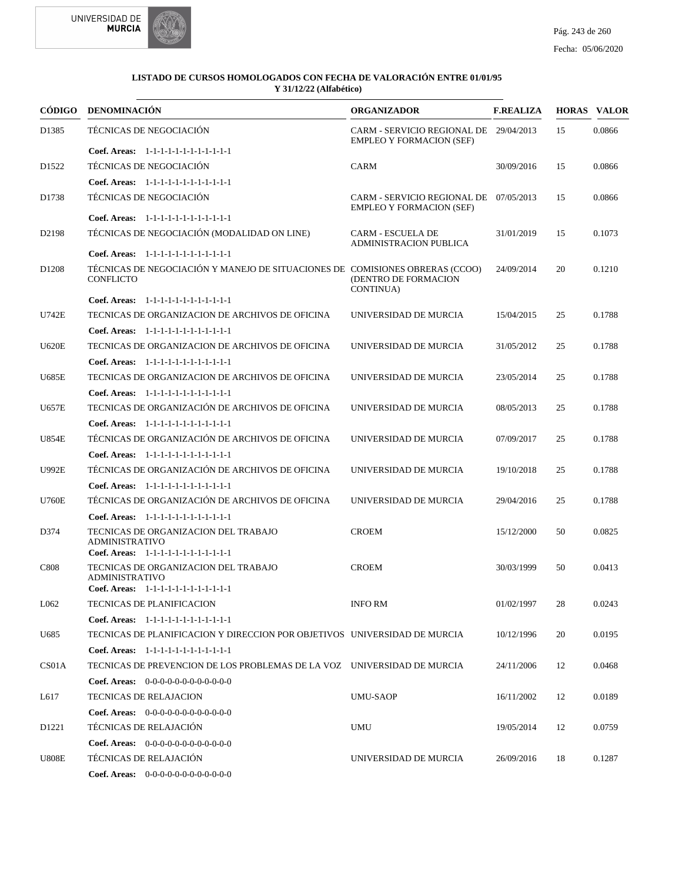**LISTADO DE CURSOS HOMOLOGADOS CON FECHA DE VALORACIÓN ENTRE 01/01/95 Y 31/12/22 (Alfabético)**

| CÓDIGO | DENOMINACIÓN | ORGANIZADOR | F.REALIZA | HORAS | VALOR |
|---|---|---|---|---|---|
| D1385 | TÉCNICAS DE NEGOCIACIÓN | CARM - SERVICIO REGIONAL DE EMPLEO Y FORMACION (SEF) | 29/04/2013 | 15 | 0.0866 |
| | **Coef. Areas:** 1-1-1-1-1-1-1-1-1-1-1-1 | | | | |
| D1522 | TÉCNICAS DE NEGOCIACIÓN | CARM | 30/09/2016 | 15 | 0.0866 |
| | **Coef. Areas:** 1-1-1-1-1-1-1-1-1-1-1-1 | | | | |
| D1738 | TÉCNICAS DE NEGOCIACIÓN | CARM - SERVICIO REGIONAL DE EMPLEO Y FORMACION (SEF) | 07/05/2013 | 15 | 0.0866 |
| | **Coef. Areas:** 1-1-1-1-1-1-1-1-1-1-1-1 | | | | |
| D2198 | TÉCNICAS DE NEGOCIACIÓN (MODALIDAD ON LINE) | CARM - ESCUELA DE ADMINISTRACION PUBLICA | 31/01/2019 | 15 | 0.1073 |
| | **Coef. Areas:** 1-1-1-1-1-1-1-1-1-1-1-1 | | | | |
| D1208 | TÉCNICAS DE NEGOCIACIÓN Y MANEJO DE SITUACIONES DE CONFLICTO | COMISIONES OBRERAS (CCOO) (DENTRO DE FORMACION CONTINUA) | 24/09/2014 | 20 | 0.1210 |
| | **Coef. Areas:** 1-1-1-1-1-1-1-1-1-1-1-1 | | | | |
| U742E | TECNICAS DE ORGANIZACION DE ARCHIVOS DE OFICINA | UNIVERSIDAD DE MURCIA | 15/04/2015 | 25 | 0.1788 |
| | **Coef. Areas:** 1-1-1-1-1-1-1-1-1-1-1-1 | | | | |
| U620E | TECNICAS DE ORGANIZACION DE ARCHIVOS DE OFICINA | UNIVERSIDAD DE MURCIA | 31/05/2012 | 25 | 0.1788 |
| | **Coef. Areas:** 1-1-1-1-1-1-1-1-1-1-1-1 | | | | |
| U685E | TECNICAS DE ORGANIZACION DE ARCHIVOS DE OFICINA | UNIVERSIDAD DE MURCIA | 23/05/2014 | 25 | 0.1788 |
| | **Coef. Areas:** 1-1-1-1-1-1-1-1-1-1-1-1 | | | | |
| U657E | TECNICAS DE ORGANIZACIÓN DE ARCHIVOS DE OFICINA | UNIVERSIDAD DE MURCIA | 08/05/2013 | 25 | 0.1788 |
| | **Coef. Areas:** 1-1-1-1-1-1-1-1-1-1-1-1 | | | | |
| U854E | TÉCNICAS DE ORGANIZACIÓN DE ARCHIVOS DE OFICINA | UNIVERSIDAD DE MURCIA | 07/09/2017 | 25 | 0.1788 |
| | **Coef. Areas:** 1-1-1-1-1-1-1-1-1-1-1-1 | | | | |
| U992E | TÉCNICAS DE ORGANIZACIÓN DE ARCHIVOS DE OFICINA | UNIVERSIDAD DE MURCIA | 19/10/2018 | 25 | 0.1788 |
| | **Coef. Areas:** 1-1-1-1-1-1-1-1-1-1-1-1 | | | | |
| U760E | TÉCNICAS DE ORGANIZACIÓN DE ARCHIVOS DE OFICINA | UNIVERSIDAD DE MURCIA | 29/04/2016 | 25 | 0.1788 |
| | **Coef. Areas:** 1-1-1-1-1-1-1-1-1-1-1-1 | | | | |
| D374 | TECNICAS DE ORGANIZACION DEL TRABAJO ADMINISTRATIVO | CROEM | 15/12/2000 | 50 | 0.0825 |
| | **Coef. Areas:** 1-1-1-1-1-1-1-1-1-1-1-1 | | | | |
| C808 | TECNICAS DE ORGANIZACION DEL TRABAJO ADMINISTRATIVO | CROEM | 30/03/1999 | 50 | 0.0413 |
| | **Coef. Areas:** 1-1-1-1-1-1-1-1-1-1-1-1 | | | | |
| L062 | TECNICAS DE PLANIFICACION | INFO RM | 01/02/1997 | 28 | 0.0243 |
| | **Coef. Areas:** 1-1-1-1-1-1-1-1-1-1-1-1 | | | | |
| U685 | TECNICAS DE PLANIFICACION Y DIRECCION POR OBJETIVOS | UNIVERSIDAD DE MURCIA | 10/12/1996 | 20 | 0.0195 |
| | **Coef. Areas:** 1-1-1-1-1-1-1-1-1-1-1-1 | | | | |
| CS01A | TECNICAS DE PREVENCION DE LOS PROBLEMAS DE LA VOZ | UNIVERSIDAD DE MURCIA | 24/11/2006 | 12 | 0.0468 |
| | **Coef. Areas:** 0-0-0-0-0-0-0-0-0-0-0-0 | | | | |
| L617 | TECNICAS DE RELAJACION | UMU-SAOP | 16/11/2002 | 12 | 0.0189 |
| | **Coef. Areas:** 0-0-0-0-0-0-0-0-0-0-0-0 | | | | |
| D1221 | TÉCNICAS DE RELAJACIÓN | UMU | 19/05/2014 | 12 | 0.0759 |
| | **Coef. Areas:** 0-0-0-0-0-0-0-0-0-0-0-0 | | | | |
| U808E | TÉCNICAS DE RELAJACIÓN | UNIVERSIDAD DE MURCIA | 26/09/2016 | 18 | 0.1287 |
| | **Coef. Areas:** 0-0-0-0-0-0-0-0-0-0-0-0 | | | | |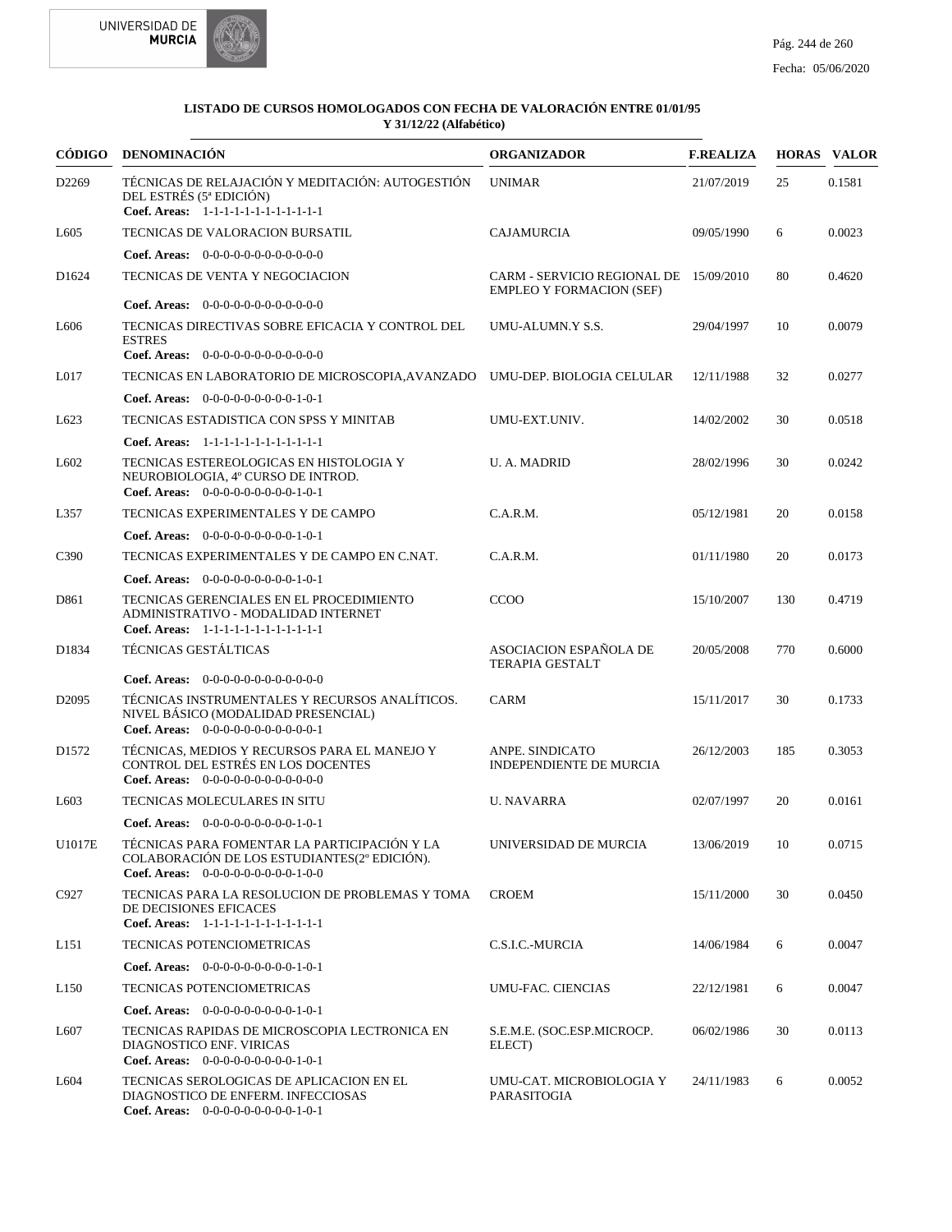**LISTADO DE CURSOS HOMOLOGADOS CON FECHA DE VALORACIÓN ENTRE 01/01/95 Y 31/12/22 (Alfabético)**

| CÓDIGO | DENOMINACIÓN | ORGANIZADOR | F.REALIZA | HORAS | VALOR |
|---|---|---|---|---|---|
| D2269 | TÉCNICAS DE RELAJACIÓN Y MEDITACIÓN: AUTOGESTIÓN DEL ESTRÉS (5ª EDICIÓN)<br>**Coef. Areas:** 1-1-1-1-1-1-1-1-1-1-1-1 | UNIMAR | 21/07/2019 | 25 | 0.1581 |
| L605 | TECNICAS DE VALORACION BURSATIL<br>**Coef. Areas:** 0-0-0-0-0-0-0-0-0-0-0-0 | CAJAMURCIA | 09/05/1990 | 6 | 0.0023 |
| D1624 | TECNICAS DE VENTA Y NEGOCIACION<br>**Coef. Areas:** 0-0-0-0-0-0-0-0-0-0-0-0 | CARM - SERVICIO REGIONAL DE EMPLEO Y FORMACION (SEF) | 15/09/2010 | 80 | 0.4620 |
| L606 | TECNICAS DIRECTIVAS SOBRE EFICACIA Y CONTROL DEL ESTRES<br>**Coef. Areas:** 0-0-0-0-0-0-0-0-0-0-0-0 | UMU-ALUMN.Y S.S. | 29/04/1997 | 10 | 0.0079 |
| L017 | TECNICAS EN LABORATORIO DE MICROSCOPIA,AVANZADO<br>**Coef. Areas:** 0-0-0-0-0-0-0-0-0-1-0-1 | UMU-DEP. BIOLOGIA CELULAR | 12/11/1988 | 32 | 0.0277 |
| L623 | TECNICAS ESTADISTICA CON SPSS Y MINITAB<br>**Coef. Areas:** 1-1-1-1-1-1-1-1-1-1-1-1 | UMU-EXT.UNIV. | 14/02/2002 | 30 | 0.0518 |
| L602 | TECNICAS ESTEREOLOGICAS EN HISTOLOGIA Y NEUROBIOLOGIA, 4º CURSO DE INTROD.<br>**Coef. Areas:** 0-0-0-0-0-0-0-0-0-1-0-1 | U. A. MADRID | 28/02/1996 | 30 | 0.0242 |
| L357 | TECNICAS EXPERIMENTALES Y DE CAMPO<br>**Coef. Areas:** 0-0-0-0-0-0-0-0-0-1-0-1 | C.A.R.M. | 05/12/1981 | 20 | 0.0158 |
| C390 | TECNICAS EXPERIMENTALES Y DE CAMPO EN C.NAT.<br>**Coef. Areas:** 0-0-0-0-0-0-0-0-0-1-0-1 | C.A.R.M. | 01/11/1980 | 20 | 0.0173 |
| D861 | TECNICAS GERENCIALES EN EL PROCEDIMIENTO ADMINISTRATIVO - MODALIDAD INTERNET<br>**Coef. Areas:** 1-1-1-1-1-1-1-1-1-1-1-1 | CCOO | 15/10/2007 | 130 | 0.4719 |
| D1834 | TÉCNICAS GESTÁLTICAS<br>**Coef. Areas:** 0-0-0-0-0-0-0-0-0-0-0-0 | ASOCIACION ESPAÑOLA DE TERAPIA GESTALT | 20/05/2008 | 770 | 0.6000 |
| D2095 | TÉCNICAS INSTRUMENTALES Y RECURSOS ANALÍTICOS. NIVEL BÁSICO (MODALIDAD PRESENCIAL)<br>**Coef. Areas:** 0-0-0-0-0-0-0-0-0-0-0-1 | CARM | 15/11/2017 | 30 | 0.1733 |
| D1572 | TÉCNICAS, MEDIOS Y RECURSOS PARA EL MANEJO Y CONTROL DEL ESTRÉS EN LOS DOCENTES<br>**Coef. Areas:** 0-0-0-0-0-0-0-0-0-0-0-0 | ANPE. SINDICATO INDEPENDIENTE DE MURCIA | 26/12/2003 | 185 | 0.3053 |
| L603 | TECNICAS MOLECULARES IN SITU<br>**Coef. Areas:** 0-0-0-0-0-0-0-0-0-1-0-1 | U. NAVARRA | 02/07/1997 | 20 | 0.0161 |
| U1017E | TÉCNICAS PARA FOMENTAR LA PARTICIPACIÓN Y LA COLABORACIÓN DE LOS ESTUDIANTES(2º EDICIÓN).<br>**Coef. Areas:** 0-0-0-0-0-0-0-0-0-1-0-0 | UNIVERSIDAD DE MURCIA | 13/06/2019 | 10 | 0.0715 |
| C927 | TECNICAS PARA LA RESOLUCION DE PROBLEMAS Y TOMA DE DECISIONES EFICACES<br>**Coef. Areas:** 1-1-1-1-1-1-1-1-1-1-1-1 | CROEM | 15/11/2000 | 30 | 0.0450 |
| L151 | TECNICAS POTENCIOMETRICAS<br>**Coef. Areas:** 0-0-0-0-0-0-0-0-0-1-0-1 | C.S.I.C.-MURCIA | 14/06/1984 | 6 | 0.0047 |
| L150 | TECNICAS POTENCIOMETRICAS<br>**Coef. Areas:** 0-0-0-0-0-0-0-0-0-1-0-1 | UMU-FAC. CIENCIAS | 22/12/1981 | 6 | 0.0047 |
| L607 | TECNICAS RAPIDAS DE MICROSCOPIA LECTRONICA EN DIAGNOSTICO ENF. VIRICAS<br>**Coef. Areas:** 0-0-0-0-0-0-0-0-0-1-0-1 | S.E.M.E. (SOC.ESP.MICROCP. ELECT) | 06/02/1986 | 30 | 0.0113 |
| L604 | TECNICAS SEROLOGICAS DE APLICACION EN EL DIAGNOSTICO DE ENFERM. INFECCIOSAS<br>**Coef. Areas:** 0-0-0-0-0-0-0-0-0-1-0-1 | UMU-CAT. MICROBIOLOGIA Y PARASITOGIA | 24/11/1983 | 6 | 0.0052 |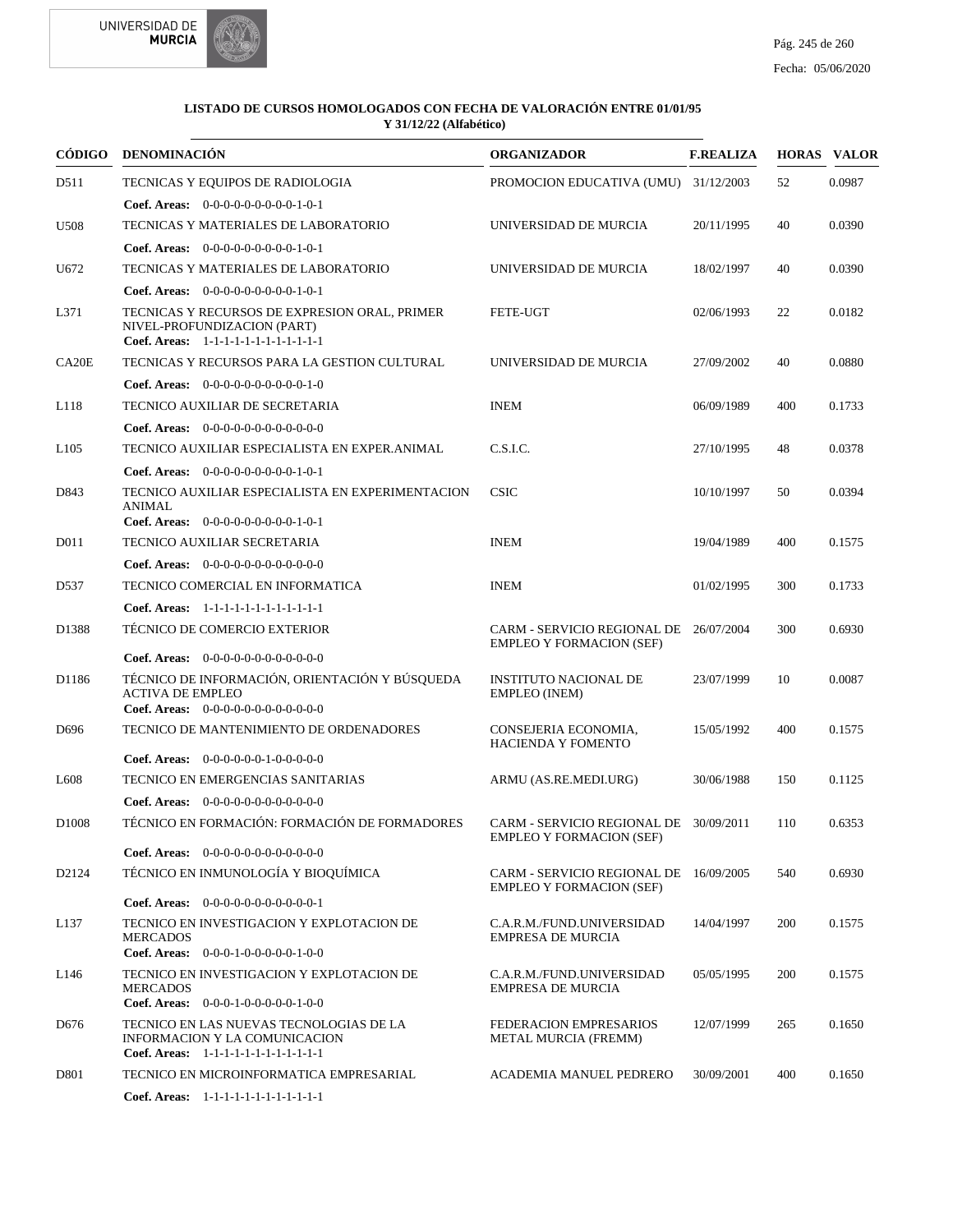**LISTADO DE CURSOS HOMOLOGADOS CON FECHA DE VALORACIÓN ENTRE 01/01/95 Y 31/12/22 (Alfabético)**

| CÓDIGO | DENOMINACIÓN | ORGANIZADOR | F.REALIZA | HORAS | VALOR |
|---|---|---|---|---|---|
| D511 | TECNICAS Y EQUIPOS DE RADIOLOGIA<br>**Coef. Areas:** 0-0-0-0-0-0-0-0-0-1-0-1 | PROMOCION EDUCATIVA (UMU) | 31/12/2003 | 52 | 0.0987 |
| U508 | TECNICAS Y MATERIALES DE LABORATORIO<br>**Coef. Areas:** 0-0-0-0-0-0-0-0-0-1-0-1 | UNIVERSIDAD DE MURCIA | 20/11/1995 | 40 | 0.0390 |
| U672 | TECNICAS Y MATERIALES DE LABORATORIO<br>**Coef. Areas:** 0-0-0-0-0-0-0-0-0-1-0-1 | UNIVERSIDAD DE MURCIA | 18/02/1997 | 40 | 0.0390 |
| L371 | TECNICAS Y RECURSOS DE EXPRESION ORAL, PRIMER NIVEL-PROFUNDIZACION (PART)<br>**Coef. Areas:** 1-1-1-1-1-1-1-1-1-1-1-1 | FETE-UGT | 02/06/1993 | 22 | 0.0182 |
| CA20E | TECNICAS Y RECURSOS PARA LA GESTION CULTURAL<br>**Coef. Areas:** 0-0-0-0-0-0-0-0-0-0-1-0 | UNIVERSIDAD DE MURCIA | 27/09/2002 | 40 | 0.0880 |
| L118 | TECNICO AUXILIAR DE SECRETARIA<br>**Coef. Areas:** 0-0-0-0-0-0-0-0-0-0-0-0 | INEM | 06/09/1989 | 400 | 0.1733 |
| L105 | TECNICO AUXILIAR ESPECIALISTA EN EXPER.ANIMAL<br>**Coef. Areas:** 0-0-0-0-0-0-0-0-0-1-0-1 | C.S.I.C. | 27/10/1995 | 48 | 0.0378 |
| D843 | TECNICO AUXILIAR ESPECIALISTA EN EXPERIMENTACION ANIMAL<br>**Coef. Areas:** 0-0-0-0-0-0-0-0-0-1-0-1 | CSIC | 10/10/1997 | 50 | 0.0394 |
| D011 | TECNICO AUXILIAR SECRETARIA<br>**Coef. Areas:** 0-0-0-0-0-0-0-0-0-0-0-0 | INEM | 19/04/1989 | 400 | 0.1575 |
| D537 | TECNICO COMERCIAL EN INFORMATICA<br>**Coef. Areas:** 1-1-1-1-1-1-1-1-1-1-1-1 | INEM | 01/02/1995 | 300 | 0.1733 |
| D1388 | TÉCNICO DE COMERCIO EXTERIOR<br>**Coef. Areas:** 0-0-0-0-0-0-0-0-0-0-0-0 | CARM - SERVICIO REGIONAL DE EMPLEO Y FORMACION (SEF) | 26/07/2004 | 300 | 0.6930 |
| D1186 | TÉCNICO DE INFORMACIÓN, ORIENTACIÓN Y BÚSQUEDA ACTIVA DE EMPLEO<br>**Coef. Areas:** 0-0-0-0-0-0-0-0-0-0-0-0 | INSTITUTO NACIONAL DE EMPLEO (INEM) | 23/07/1999 | 10 | 0.0087 |
| D696 | TECNICO DE MANTENIMIENTO DE ORDENADORES<br>**Coef. Areas:** 0-0-0-0-0-0-1-0-0-0-0-0 | CONSEJERIA ECONOMIA, HACIENDA Y FOMENTO | 15/05/1992 | 400 | 0.1575 |
| L608 | TECNICO EN EMERGENCIAS SANITARIAS<br>**Coef. Areas:** 0-0-0-0-0-0-0-0-0-0-0-0 | ARMU (AS.RE.MEDI.URG) | 30/06/1988 | 150 | 0.1125 |
| D1008 | TÉCNICO EN FORMACIÓN: FORMACIÓN DE FORMADORES<br>**Coef. Areas:** 0-0-0-0-0-0-0-0-0-0-0-0 | CARM - SERVICIO REGIONAL DE EMPLEO Y FORMACION (SEF) | 30/09/2011 | 110 | 0.6353 |
| D2124 | TÉCNICO EN INMUNOLOGÍA Y BIOQUÍMICA<br>**Coef. Areas:** 0-0-0-0-0-0-0-0-0-0-0-1 | CARM - SERVICIO REGIONAL DE EMPLEO Y FORMACION (SEF) | 16/09/2005 | 540 | 0.6930 |
| L137 | TECNICO EN INVESTIGACION Y EXPLOTACION DE MERCADOS<br>**Coef. Areas:** 0-0-0-1-0-0-0-0-0-1-0-0 | C.A.R.M./FUND.UNIVERSIDAD EMPRESA DE MURCIA | 14/04/1997 | 200 | 0.1575 |
| L146 | TECNICO EN INVESTIGACION Y EXPLOTACION DE MERCADOS<br>**Coef. Areas:** 0-0-0-1-0-0-0-0-0-1-0-0 | C.A.R.M./FUND.UNIVERSIDAD EMPRESA DE MURCIA | 05/05/1995 | 200 | 0.1575 |
| D676 | TECNICO EN LAS NUEVAS TECNOLOGIAS DE LA INFORMACION Y LA COMUNICACION<br>**Coef. Areas:** 1-1-1-1-1-1-1-1-1-1-1-1 | FEDERACION EMPRESARIOS METAL MURCIA (FREMM) | 12/07/1999 | 265 | 0.1650 |
| D801 | TECNICO EN MICROINFORMATICA EMPRESARIAL<br>**Coef. Areas:** 1-1-1-1-1-1-1-1-1-1-1-1 | ACADEMIA MANUEL PEDRERO | 30/09/2001 | 400 | 0.1650 |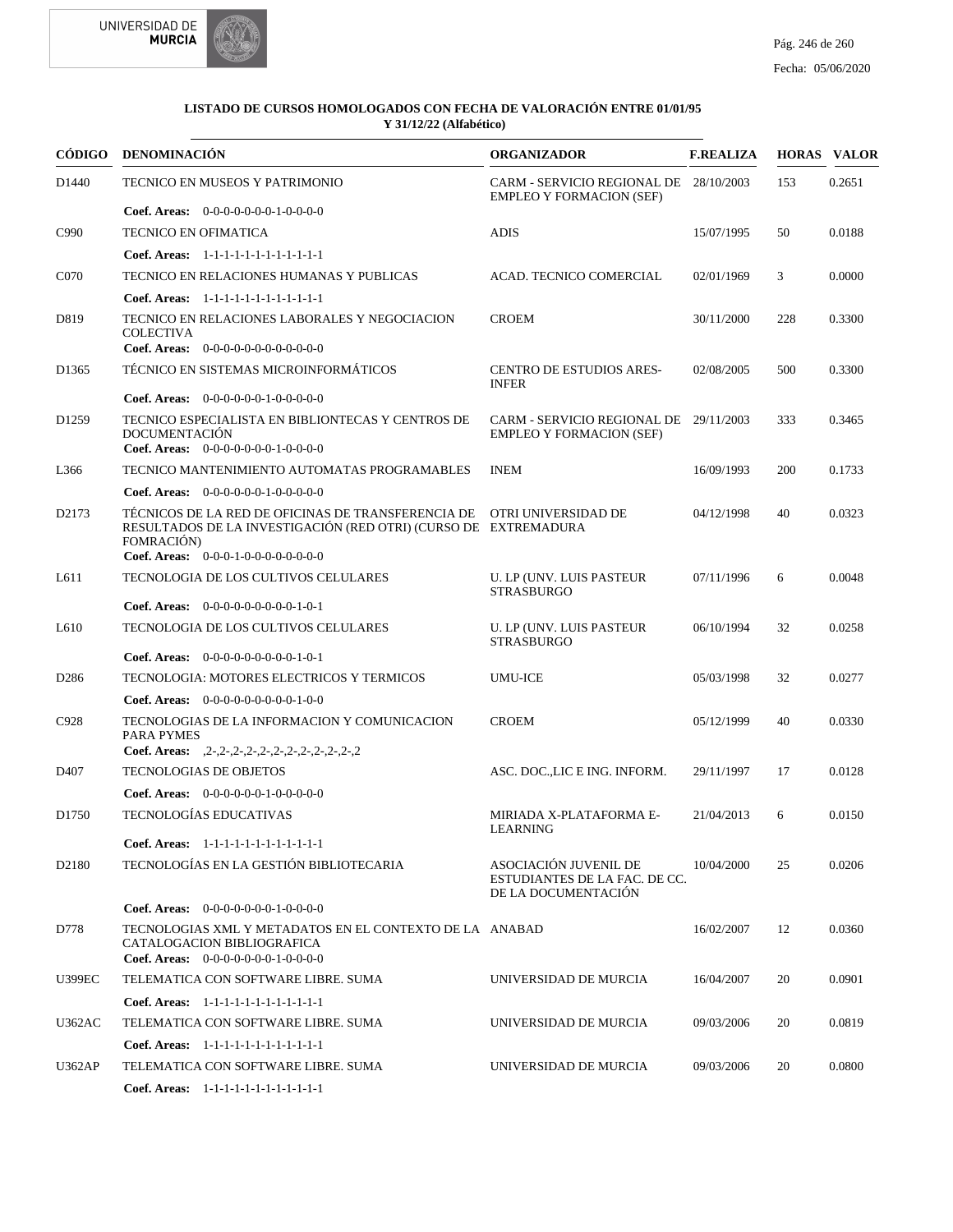**LISTADO DE CURSOS HOMOLOGADOS CON FECHA DE VALORACIÓN ENTRE 01/01/95 Y 31/12/22 (Alfabético)**

| CÓDIGO | DENOMINACIÓN | ORGANIZADOR | F.REALIZA | HORAS | VALOR |
|---|---|---|---|---|---|
| D1440 | TECNICO EN MUSEOS Y PATRIMONIO<br>**Coef. Areas:** 0-0-0-0-0-0-1-0-0-0-0 | CARM - SERVICIO REGIONAL DE EMPLEO Y FORMACION (SEF) | 28/10/2003 | 153 | 0.2651 |
| C990 | TECNICO EN OFIMATICA<br>**Coef. Areas:** 1-1-1-1-1-1-1-1-1-1-1 | ADIS | 15/07/1995 | 50 | 0.0188 |
| C070 | TECNICO EN RELACIONES HUMANAS Y PUBLICAS<br>**Coef. Areas:** 1-1-1-1-1-1-1-1-1-1-1 | ACAD. TECNICO COMERCIAL | 02/01/1969 | 3 | 0.0000 |
| D819 | TECNICO EN RELACIONES LABORALES Y NEGOCIACION COLECTIVA<br>**Coef. Areas:** 0-0-0-0-0-0-0-0-0-0-0 | CROEM | 30/11/2000 | 228 | 0.3300 |
| D1365 | TÉCNICO EN SISTEMAS MICROINFORMÁTICOS<br>**Coef. Areas:** 0-0-0-0-0-1-0-0-0-0-0 | CENTRO DE ESTUDIOS ARES-INFER | 02/08/2005 | 500 | 0.3300 |
| D1259 | TECNICO ESPECIALISTA EN BIBLIONTECAS Y CENTROS DE DOCUMENTACIÓN<br>**Coef. Areas:** 0-0-0-0-0-0-1-0-0-0-0 | CARM - SERVICIO REGIONAL DE EMPLEO Y FORMACION (SEF) | 29/11/2003 | 333 | 0.3465 |
| L366 | TECNICO MANTENIMIENTO AUTOMATAS PROGRAMABLES<br>**Coef. Areas:** 0-0-0-0-0-1-0-0-0-0-0 | INEM | 16/09/1993 | 200 | 0.1733 |
| D2173 | TÉCNICOS DE LA RED DE OFICINAS DE TRANSFERENCIA DE RESULTADOS DE LA INVESTIGACIÓN (RED OTRI) (CURSO DE FOMRACIÓN)<br>**Coef. Areas:** 0-0-0-1-0-0-0-0-0-0-0 | OTRI UNIVERSIDAD DE EXTREMADURA | 04/12/1998 | 40 | 0.0323 |
| L611 | TECNOLOGIA DE LOS CULTIVOS CELULARES<br>**Coef. Areas:** 0-0-0-0-0-0-0-0-1-0-1 | U. LP (UNV. LUIS PASTEUR STRASBURGO | 07/11/1996 | 6 | 0.0048 |
| L610 | TECNOLOGIA DE LOS CULTIVOS CELULARES<br>**Coef. Areas:** 0-0-0-0-0-0-0-0-1-0-1 | U. LP (UNV. LUIS PASTEUR STRASBURGO | 06/10/1994 | 32 | 0.0258 |
| D286 | TECNOLOGIA: MOTORES ELECTRICOS Y TERMICOS<br>**Coef. Areas:** 0-0-0-0-0-0-0-0-1-0-0 | UMU-ICE | 05/03/1998 | 32 | 0.0277 |
| C928 | TECNOLOGIAS DE LA INFORMACION Y COMUNICACION PARA PYMES<br>**Coef. Areas:** ,2-,2-,2-,2-,2-,2-,2-,2-,2-,2-,2 | CROEM | 05/12/1999 | 40 | 0.0330 |
| D407 | TECNOLOGIAS DE OBJETOS<br>**Coef. Areas:** 0-0-0-0-0-1-0-0-0-0-0 | ASC. DOC.,LIC E ING. INFORM. | 29/11/1997 | 17 | 0.0128 |
| D1750 | TECNOLOGÍAS EDUCATIVAS<br>**Coef. Areas:** 1-1-1-1-1-1-1-1-1-1-1 | MIRIADA X-PLATAFORMA E-LEARNING | 21/04/2013 | 6 | 0.0150 |
| D2180 | TECNOLOGÍAS EN LA GESTIÓN BIBLIOTECARIA<br>**Coef. Areas:** 0-0-0-0-0-0-1-0-0-0-0 | ASOCIACIÓN JUVENIL DE ESTUDIANTES DE LA FAC. DE CC. DE LA DOCUMENTACIÓN | 10/04/2000 | 25 | 0.0206 |
| D778 | TECNOLOGIAS XML Y METADATOS EN EL CONTEXTO DE LA CATALOGACION BIBLIOGRAFICA<br>**Coef. Areas:** 0-0-0-0-0-0-1-0-0-0-0 | ANABAD | 16/02/2007 | 12 | 0.0360 |
| U399EC | TELEMATICA CON SOFTWARE LIBRE. SUMA<br>**Coef. Areas:** 1-1-1-1-1-1-1-1-1-1-1 | UNIVERSIDAD DE MURCIA | 16/04/2007 | 20 | 0.0901 |
| U362AC | TELEMATICA CON SOFTWARE LIBRE. SUMA<br>**Coef. Areas:** 1-1-1-1-1-1-1-1-1-1-1 | UNIVERSIDAD DE MURCIA | 09/03/2006 | 20 | 0.0819 |
| U362AP | TELEMATICA CON SOFTWARE LIBRE. SUMA<br>**Coef. Areas:** 1-1-1-1-1-1-1-1-1-1-1 | UNIVERSIDAD DE MURCIA | 09/03/2006 | 20 | 0.0800 |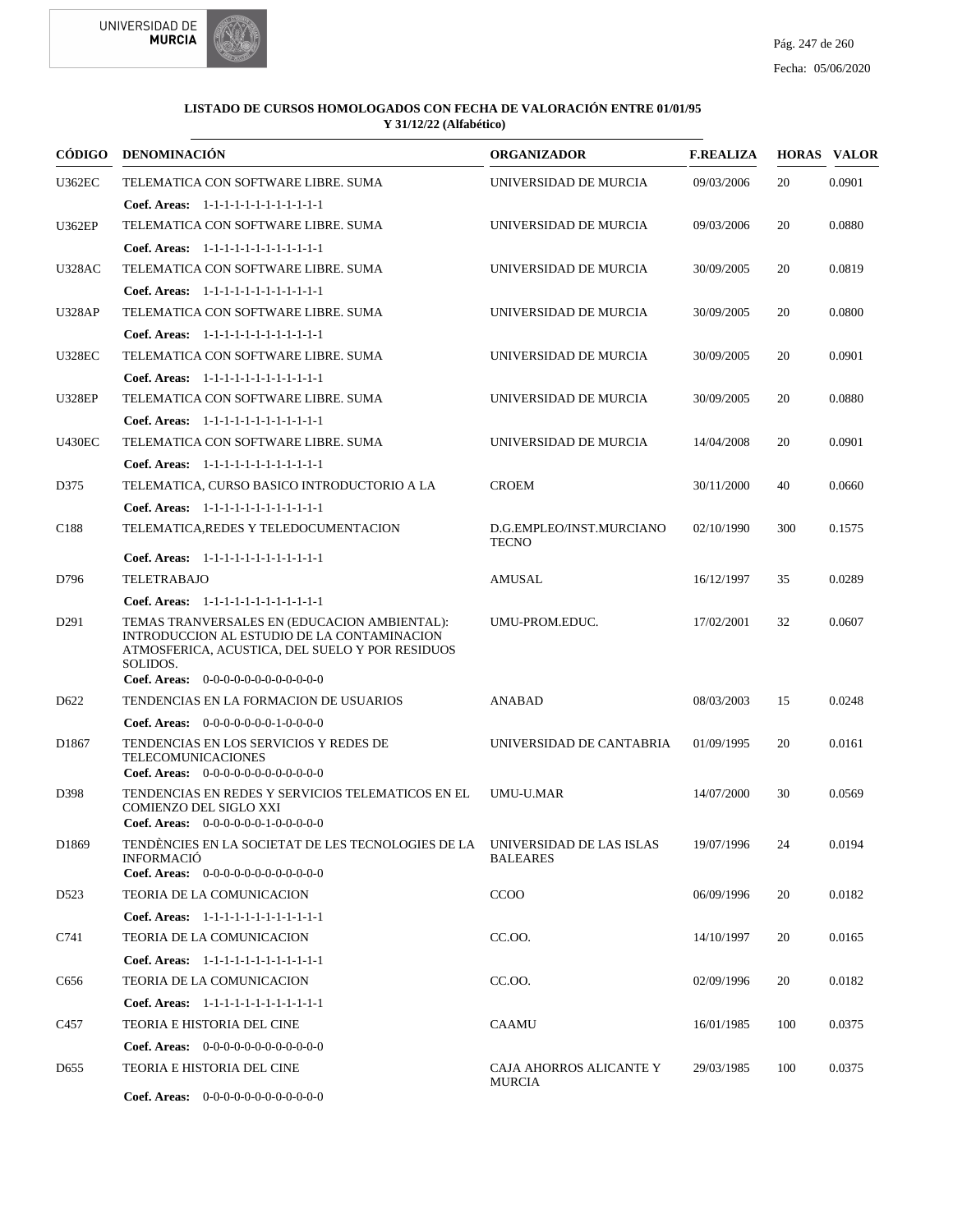**LISTADO DE CURSOS HOMOLOGADOS CON FECHA DE VALORACIÓN ENTRE 01/01/95 Y 31/12/22 (Alfabético)**

| CÓDIGO | DENOMINACIÓN | ORGANIZADOR | F.REALIZA | HORAS | VALOR |
|---|---|---|---|---|---|
| U362EC | TELEMATICA CON SOFTWARE LIBRE. SUMA<br>**Coef. Areas:** 1-1-1-1-1-1-1-1-1-1-1-1 | UNIVERSIDAD DE MURCIA | 09/03/2006 | 20 | 0.0901 |
| U362EP | TELEMATICA CON SOFTWARE LIBRE. SUMA<br>**Coef. Areas:** 1-1-1-1-1-1-1-1-1-1-1-1 | UNIVERSIDAD DE MURCIA | 09/03/2006 | 20 | 0.0880 |
| U328AC | TELEMATICA CON SOFTWARE LIBRE. SUMA<br>**Coef. Areas:** 1-1-1-1-1-1-1-1-1-1-1-1 | UNIVERSIDAD DE MURCIA | 30/09/2005 | 20 | 0.0819 |
| U328AP | TELEMATICA CON SOFTWARE LIBRE. SUMA<br>**Coef. Areas:** 1-1-1-1-1-1-1-1-1-1-1-1 | UNIVERSIDAD DE MURCIA | 30/09/2005 | 20 | 0.0800 |
| U328EC | TELEMATICA CON SOFTWARE LIBRE. SUMA<br>**Coef. Areas:** 1-1-1-1-1-1-1-1-1-1-1-1 | UNIVERSIDAD DE MURCIA | 30/09/2005 | 20 | 0.0901 |
| U328EP | TELEMATICA CON SOFTWARE LIBRE. SUMA<br>**Coef. Areas:** 1-1-1-1-1-1-1-1-1-1-1-1 | UNIVERSIDAD DE MURCIA | 30/09/2005 | 20 | 0.0880 |
| U430EC | TELEMATICA CON SOFTWARE LIBRE. SUMA<br>**Coef. Areas:** 1-1-1-1-1-1-1-1-1-1-1-1 | UNIVERSIDAD DE MURCIA | 14/04/2008 | 20 | 0.0901 |
| D375 | TELEMATICA, CURSO BASICO INTRODUCTORIO A LA<br>**Coef. Areas:** 1-1-1-1-1-1-1-1-1-1-1-1 | CROEM | 30/11/2000 | 40 | 0.0660 |
| C188 | TELEMATICA,REDES Y TELEDOCUMENTACION<br>**Coef. Areas:** 1-1-1-1-1-1-1-1-1-1-1-1 | D.G.EMPLEO/INST.MURCIANO TECNO | 02/10/1990 | 300 | 0.1575 |
| D796 | TELETRABAJO<br>**Coef. Areas:** 1-1-1-1-1-1-1-1-1-1-1-1 | AMUSAL | 16/12/1997 | 35 | 0.0289 |
| D291 | TEMAS TRANVERSALES EN (EDUCACION AMBIENTAL): INTRODUCCION AL ESTUDIO DE LA CONTAMINACION ATMOSFERICA, ACUSTICA, DEL SUELO Y POR RESIDUOS SOLIDOS.<br>**Coef. Areas:** 0-0-0-0-0-0-0-0-0-0-0-0 | UMU-PROM.EDUC. | 17/02/2001 | 32 | 0.0607 |
| D622 | TENDENCIAS EN LA FORMACION DE USUARIOS<br>**Coef. Areas:** 0-0-0-0-0-0-0-1-0-0-0-0 | ANABAD | 08/03/2003 | 15 | 0.0248 |
| D1867 | TENDENCIAS EN LOS SERVICIOS Y REDES DE TELECOMUNICACIONES<br>**Coef. Areas:** 0-0-0-0-0-0-0-0-0-0-0-0 | UNIVERSIDAD DE CANTABRIA | 01/09/1995 | 20 | 0.0161 |
| D398 | TENDENCIAS EN REDES Y SERVICIOS TELEMATICOS EN EL COMIENZO DEL SIGLO XXI<br>**Coef. Areas:** 0-0-0-0-0-0-1-0-0-0-0-0 | UMU-U.MAR | 14/07/2000 | 30 | 0.0569 |
| D1869 | TENDÈNCIES EN LA SOCIETAT DE LES TECNOLOGIES DE LA INFORMACIÓ<br>**Coef. Areas:** 0-0-0-0-0-0-0-0-0-0-0-0 | UNIVERSIDAD DE LAS ISLAS BALEARES | 19/07/1996 | 24 | 0.0194 |
| D523 | TEORIA DE LA COMUNICACION<br>**Coef. Areas:** 1-1-1-1-1-1-1-1-1-1-1-1 | CCOO | 06/09/1996 | 20 | 0.0182 |
| C741 | TEORIA DE LA COMUNICACION<br>**Coef. Areas:** 1-1-1-1-1-1-1-1-1-1-1-1 | CC.OO. | 14/10/1997 | 20 | 0.0165 |
| C656 | TEORIA DE LA COMUNICACION<br>**Coef. Areas:** 1-1-1-1-1-1-1-1-1-1-1-1 | CC.OO. | 02/09/1996 | 20 | 0.0182 |
| C457 | TEORIA E HISTORIA DEL CINE<br>**Coef. Areas:** 0-0-0-0-0-0-0-0-0-0-0-0 | CAAMU | 16/01/1985 | 100 | 0.0375 |
| D655 | TEORIA E HISTORIA DEL CINE<br>**Coef. Areas:** 0-0-0-0-0-0-0-0-0-0-0-0 | CAJA AHORROS ALICANTE Y MURCIA | 29/03/1985 | 100 | 0.0375 |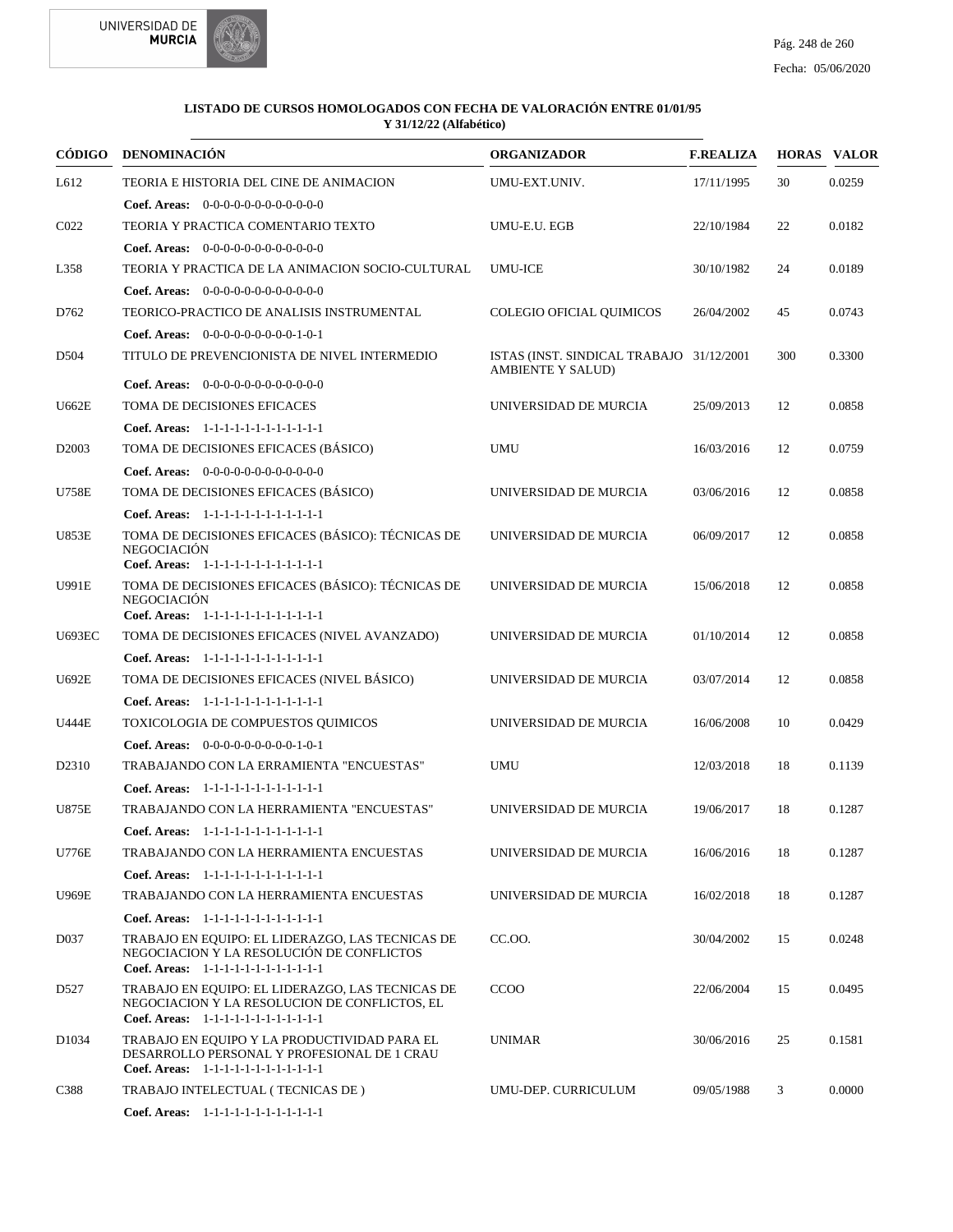**LISTADO DE CURSOS HOMOLOGADOS CON FECHA DE VALORACIÓN ENTRE 01/01/95 Y 31/12/22 (Alfabético)**

| CÓDIGO | DENOMINACIÓN | ORGANIZADOR | F.REALIZA | HORAS | VALOR |
|---|---|---|---|---|---|
| L612 | TEORIA E HISTORIA DEL CINE DE ANIMACION | UMU-EXT.UNIV. | 17/11/1995 | 30 | 0.0259 |
| | **Coef. Areas:** 0-0-0-0-0-0-0-0-0-0-0-0 | | | | |
| C022 | TEORIA Y PRACTICA COMENTARIO TEXTO | UMU-E.U. EGB | 22/10/1984 | 22 | 0.0182 |
| | **Coef. Areas:** 0-0-0-0-0-0-0-0-0-0-0-0 | | | | |
| L358 | TEORIA Y PRACTICA DE LA ANIMACION SOCIO-CULTURAL | UMU-ICE | 30/10/1982 | 24 | 0.0189 |
| | **Coef. Areas:** 0-0-0-0-0-0-0-0-0-0-0-0 | | | | |
| D762 | TEORICO-PRACTICO DE ANALISIS INSTRUMENTAL | COLEGIO OFICIAL QUIMICOS | 26/04/2002 | 45 | 0.0743 |
| | **Coef. Areas:** 0-0-0-0-0-0-0-0-0-1-0-1 | | | | |
| D504 | TITULO DE PREVENCIONISTA DE NIVEL INTERMEDIO | ISTAS (INST. SINDICAL TRABAJO AMBIENTE Y SALUD) | 31/12/2001 | 300 | 0.3300 |
| | **Coef. Areas:** 0-0-0-0-0-0-0-0-0-0-0-0 | | | | |
| U662E | TOMA DE DECISIONES EFICACES | UNIVERSIDAD DE MURCIA | 25/09/2013 | 12 | 0.0858 |
| | **Coef. Areas:** 1-1-1-1-1-1-1-1-1-1-1-1 | | | | |
| D2003 | TOMA DE DECISIONES EFICACES (BÁSICO) | UMU | 16/03/2016 | 12 | 0.0759 |
| | **Coef. Areas:** 0-0-0-0-0-0-0-0-0-0-0-0 | | | | |
| U758E | TOMA DE DECISIONES EFICACES (BÁSICO) | UNIVERSIDAD DE MURCIA | 03/06/2016 | 12 | 0.0858 |
| | **Coef. Areas:** 1-1-1-1-1-1-1-1-1-1-1-1 | | | | |
| U853E | TOMA DE DECISIONES EFICACES (BÁSICO): TÉCNICAS DE NEGOCIACIÓN | UNIVERSIDAD DE MURCIA | 06/09/2017 | 12 | 0.0858 |
| | **Coef. Areas:** 1-1-1-1-1-1-1-1-1-1-1-1 | | | | |
| U991E | TOMA DE DECISIONES EFICACES (BÁSICO): TÉCNICAS DE NEGOCIACIÓN | UNIVERSIDAD DE MURCIA | 15/06/2018 | 12 | 0.0858 |
| | **Coef. Areas:** 1-1-1-1-1-1-1-1-1-1-1-1 | | | | |
| U693EC | TOMA DE DECISIONES EFICACES (NIVEL AVANZADO) | UNIVERSIDAD DE MURCIA | 01/10/2014 | 12 | 0.0858 |
| | **Coef. Areas:** 1-1-1-1-1-1-1-1-1-1-1-1 | | | | |
| U692E | TOMA DE DECISIONES EFICACES (NIVEL BÁSICO) | UNIVERSIDAD DE MURCIA | 03/07/2014 | 12 | 0.0858 |
| | **Coef. Areas:** 1-1-1-1-1-1-1-1-1-1-1-1 | | | | |
| U444E | TOXICOLOGIA DE COMPUESTOS QUIMICOS | UNIVERSIDAD DE MURCIA | 16/06/2008 | 10 | 0.0429 |
| | **Coef. Areas:** 0-0-0-0-0-0-0-0-0-1-0-1 | | | | |
| D2310 | TRABAJANDO CON LA ERRAMIENTA "ENCUESTAS" | UMU | 12/03/2018 | 18 | 0.1139 |
| | **Coef. Areas:** 1-1-1-1-1-1-1-1-1-1-1-1 | | | | |
| U875E | TRABAJANDO CON LA HERRAMIENTA "ENCUESTAS" | UNIVERSIDAD DE MURCIA | 19/06/2017 | 18 | 0.1287 |
| | **Coef. Areas:** 1-1-1-1-1-1-1-1-1-1-1-1 | | | | |
| U776E | TRABAJANDO CON LA HERRAMIENTA ENCUESTAS | UNIVERSIDAD DE MURCIA | 16/06/2016 | 18 | 0.1287 |
| | **Coef. Areas:** 1-1-1-1-1-1-1-1-1-1-1-1 | | | | |
| U969E | TRABAJANDO CON LA HERRAMIENTA ENCUESTAS | UNIVERSIDAD DE MURCIA | 16/02/2018 | 18 | 0.1287 |
| | **Coef. Areas:** 1-1-1-1-1-1-1-1-1-1-1-1 | | | | |
| D037 | TRABAJO EN EQUIPO: EL LIDERAZGO, LAS TECNICAS DE NEGOCIACION Y LA RESOLUCIÓN DE CONFLICTOS | CC.OO. | 30/04/2002 | 15 | 0.0248 |
| | **Coef. Areas:** 1-1-1-1-1-1-1-1-1-1-1-1 | | | | |
| D527 | TRABAJO EN EQUIPO: EL LIDERAZGO, LAS TECNICAS DE NEGOCIACION Y LA RESOLUCION DE CONFLICTOS, EL | CCOO | 22/06/2004 | 15 | 0.0495 |
| | **Coef. Areas:** 1-1-1-1-1-1-1-1-1-1-1-1 | | | | |
| D1034 | TRABAJO EN EQUIPO Y LA PRODUCTIVIDAD PARA EL DESARROLLO PERSONAL Y PROFESIONAL DE 1 CRAU | UNIMAR | 30/06/2016 | 25 | 0.1581 |
| | **Coef. Areas:** 1-1-1-1-1-1-1-1-1-1-1-1 | | | | |
| C388 | TRABAJO INTELECTUAL ( TECNICAS DE ) | UMU-DEP. CURRICULUM | 09/05/1988 | 3 | 0.0000 |
| | **Coef. Areas:** 1-1-1-1-1-1-1-1-1-1-1-1 | | | | |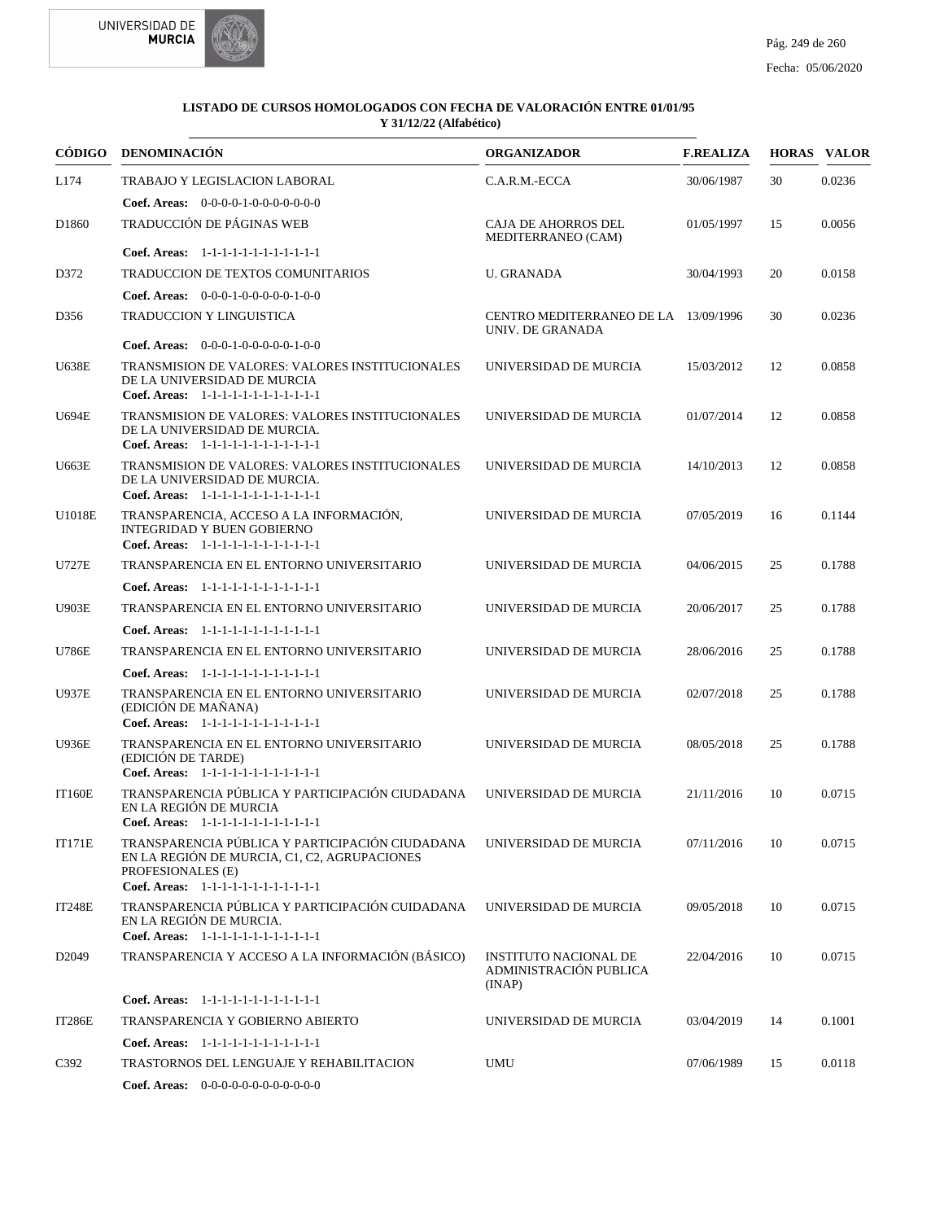**LISTADO DE CURSOS HOMOLOGADOS CON FECHA DE VALORACIÓN ENTRE 01/01/95 Y 31/12/22 (Alfabético)**

| CÓDIGO | DENOMINACIÓN | ORGANIZADOR | F.REALIZA | HORAS | VALOR |
|---|---|---|---|---|---|
| L174 | TRABAJO Y LEGISLACION LABORAL<br>**Coef. Areas:** 0-0-0-0-1-0-0-0-0-0-0-0 | C.A.R.M.-ECCA | 30/06/1987 | 30 | 0.0236 |
| D1860 | TRADUCCIÓN DE PÁGINAS WEB<br>**Coef. Areas:** 1-1-1-1-1-1-1-1-1-1-1-1 | CAJA DE AHORROS DEL MEDITERRANEO (CAM) | 01/05/1997 | 15 | 0.0056 |
| D372 | TRADUCCION DE TEXTOS COMUNITARIOS<br>**Coef. Areas:** 0-0-0-1-0-0-0-0-0-1-0-0 | U. GRANADA | 30/04/1993 | 20 | 0.0158 |
| D356 | TRADUCCION Y LINGUISTICA<br>**Coef. Areas:** 0-0-0-1-0-0-0-0-0-1-0-0 | CENTRO MEDITERRANEO DE LA UNIV. DE GRANADA | 13/09/1996 | 30 | 0.0236 |
| U638E | TRANSMISION DE VALORES: VALORES INSTITUCIONALES DE LA UNIVERSIDAD DE MURCIA<br>**Coef. Areas:** 1-1-1-1-1-1-1-1-1-1-1-1 | UNIVERSIDAD DE MURCIA | 15/03/2012 | 12 | 0.0858 |
| U694E | TRANSMISION DE VALORES: VALORES INSTITUCIONALES DE LA UNIVERSIDAD DE MURCIA.<br>**Coef. Areas:** 1-1-1-1-1-1-1-1-1-1-1-1 | UNIVERSIDAD DE MURCIA | 01/07/2014 | 12 | 0.0858 |
| U663E | TRANSMISION DE VALORES: VALORES INSTITUCIONALES DE LA UNIVERSIDAD DE MURCIA.<br>**Coef. Areas:** 1-1-1-1-1-1-1-1-1-1-1-1 | UNIVERSIDAD DE MURCIA | 14/10/2013 | 12 | 0.0858 |
| U1018E | TRANSPARENCIA, ACCESO A LA INFORMACIÓN, INTEGRIDAD Y BUEN GOBIERNO<br>**Coef. Areas:** 1-1-1-1-1-1-1-1-1-1-1-1 | UNIVERSIDAD DE MURCIA | 07/05/2019 | 16 | 0.1144 |
| U727E | TRANSPARENCIA EN EL ENTORNO UNIVERSITARIO<br>**Coef. Areas:** 1-1-1-1-1-1-1-1-1-1-1-1 | UNIVERSIDAD DE MURCIA | 04/06/2015 | 25 | 0.1788 |
| U903E | TRANSPARENCIA EN EL ENTORNO UNIVERSITARIO<br>**Coef. Areas:** 1-1-1-1-1-1-1-1-1-1-1-1 | UNIVERSIDAD DE MURCIA | 20/06/2017 | 25 | 0.1788 |
| U786E | TRANSPARENCIA EN EL ENTORNO UNIVERSITARIO<br>**Coef. Areas:** 1-1-1-1-1-1-1-1-1-1-1-1 | UNIVERSIDAD DE MURCIA | 28/06/2016 | 25 | 0.1788 |
| U937E | TRANSPARENCIA EN EL ENTORNO UNIVERSITARIO (EDICIÓN DE MAÑANA)<br>**Coef. Areas:** 1-1-1-1-1-1-1-1-1-1-1-1 | UNIVERSIDAD DE MURCIA | 02/07/2018 | 25 | 0.1788 |
| U936E | TRANSPARENCIA EN EL ENTORNO UNIVERSITARIO (EDICIÓN DE TARDE)<br>**Coef. Areas:** 1-1-1-1-1-1-1-1-1-1-1-1 | UNIVERSIDAD DE MURCIA | 08/05/2018 | 25 | 0.1788 |
| IT160E | TRANSPARENCIA PÚBLICA Y PARTICIPACIÓN CIUDADANA EN LA REGIÓN DE MURCIA<br>**Coef. Areas:** 1-1-1-1-1-1-1-1-1-1-1-1 | UNIVERSIDAD DE MURCIA | 21/11/2016 | 10 | 0.0715 |
| IT171E | TRANSPARENCIA PÚBLICA Y PARTICIPACIÓN CIUDADANA EN LA REGIÓN DE MURCIA, C1, C2, AGRUPACIONES PROFESIONALES (E)<br>**Coef. Areas:** 1-1-1-1-1-1-1-1-1-1-1-1 | UNIVERSIDAD DE MURCIA | 07/11/2016 | 10 | 0.0715 |
| IT248E | TRANSPARENCIA PÚBLICA Y PARTICIPACIÓN CUIDADANA EN LA REGIÓN DE MURCIA.<br>**Coef. Areas:** 1-1-1-1-1-1-1-1-1-1-1-1 | UNIVERSIDAD DE MURCIA | 09/05/2018 | 10 | 0.0715 |
| D2049 | TRANSPARENCIA Y ACCESO A LA INFORMACIÓN (BÁSICO)<br>**Coef. Areas:** 1-1-1-1-1-1-1-1-1-1-1-1 | INSTITUTO NACIONAL DE ADMINISTRACIÓN PUBLICA (INAP) | 22/04/2016 | 10 | 0.0715 |
| IT286E | TRANSPARENCIA Y GOBIERNO ABIERTO<br>**Coef. Areas:** 1-1-1-1-1-1-1-1-1-1-1-1 | UNIVERSIDAD DE MURCIA | 03/04/2019 | 14 | 0.1001 |
| C392 | TRASTORNOS DEL LENGUAJE Y REHABILITACION<br>**Coef. Areas:** 0-0-0-0-0-0-0-0-0-0-0-0 | UMU | 07/06/1989 | 15 | 0.0118 |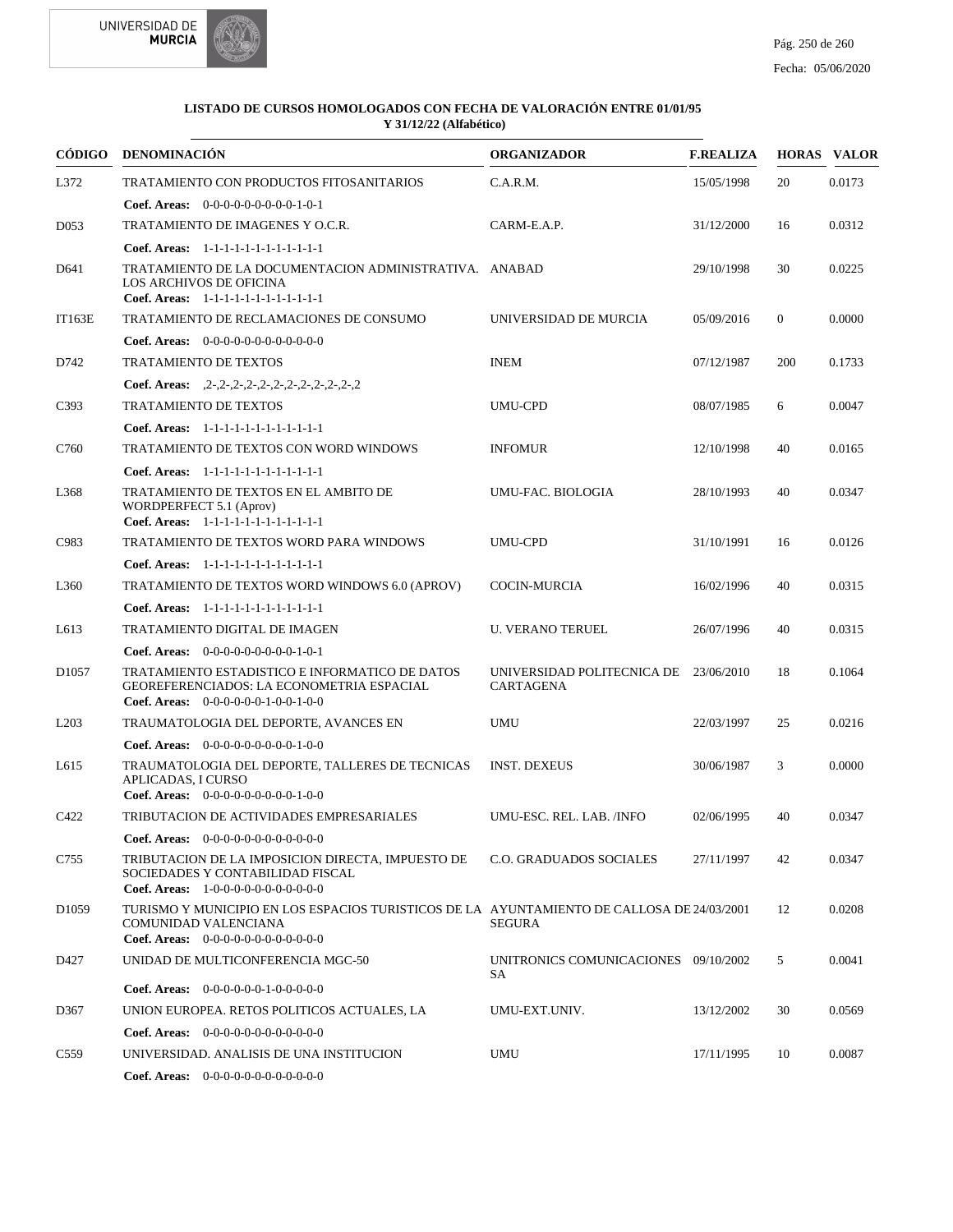**LISTADO DE CURSOS HOMOLOGADOS CON FECHA DE VALORACIÓN ENTRE 01/01/95 Y 31/12/22 (Alfabético)**

| CÓDIGO | DENOMINACIÓN | ORGANIZADOR | F.REALIZA | HORAS | VALOR |
|---|---|---|---|---|---|
| L372 | TRATAMIENTO CON PRODUCTOS FITOSANITARIOS<br>**Coef. Areas:** 0-0-0-0-0-0-0-0-0-1-0-1 | C.A.R.M. | 15/05/1998 | 20 | 0.0173 |
| D053 | TRATAMIENTO DE IMAGENES Y O.C.R.<br>**Coef. Areas:** 1-1-1-1-1-1-1-1-1-1-1-1 | CARM-E.A.P. | 31/12/2000 | 16 | 0.0312 |
| D641 | TRATAMIENTO DE LA DOCUMENTACION ADMINISTRATIVA. LOS ARCHIVOS DE OFICINA<br>**Coef. Areas:** 1-1-1-1-1-1-1-1-1-1-1-1 | ANABAD | 29/10/1998 | 30 | 0.0225 |
| IT163E | TRATAMIENTO DE RECLAMACIONES DE CONSUMO<br>**Coef. Areas:** 0-0-0-0-0-0-0-0-0-0-0-0 | UNIVERSIDAD DE MURCIA | 05/09/2016 | 0 | 0.0000 |
| D742 | TRATAMIENTO DE TEXTOS<br>**Coef. Areas:** ,2-,2-,2-,2-,2-,2-,2-,2-,2-,2-,2-,2 | INEM | 07/12/1987 | 200 | 0.1733 |
| C393 | TRATAMIENTO DE TEXTOS<br>**Coef. Areas:** 1-1-1-1-1-1-1-1-1-1-1-1 | UMU-CPD | 08/07/1985 | 6 | 0.0047 |
| C760 | TRATAMIENTO DE TEXTOS CON WORD WINDOWS<br>**Coef. Areas:** 1-1-1-1-1-1-1-1-1-1-1-1 | INFOMUR | 12/10/1998 | 40 | 0.0165 |
| L368 | TRATAMIENTO DE TEXTOS EN EL AMBITO DE WORDPERFECT 5.1 (Aprov)<br>**Coef. Areas:** 1-1-1-1-1-1-1-1-1-1-1-1 | UMU-FAC. BIOLOGIA | 28/10/1993 | 40 | 0.0347 |
| C983 | TRATAMIENTO DE TEXTOS WORD PARA WINDOWS<br>**Coef. Areas:** 1-1-1-1-1-1-1-1-1-1-1-1 | UMU-CPD | 31/10/1991 | 16 | 0.0126 |
| L360 | TRATAMIENTO DE TEXTOS WORD WINDOWS 6.0 (APROV)<br>**Coef. Areas:** 1-1-1-1-1-1-1-1-1-1-1-1 | COCIN-MURCIA | 16/02/1996 | 40 | 0.0315 |
| L613 | TRATAMIENTO DIGITAL DE IMAGEN<br>**Coef. Areas:** 0-0-0-0-0-0-0-0-0-1-0-1 | U. VERANO TERUEL | 26/07/1996 | 40 | 0.0315 |
| D1057 | TRATAMIENTO ESTADISTICO E INFORMATICO DE DATOS GEOREFERENCIADOS: LA ECONOMETRIA ESPACIAL<br>**Coef. Areas:** 0-0-0-0-0-0-1-0-0-1-0-0 | UNIVERSIDAD POLITECNICA DE CARTAGENA | 23/06/2010 | 18 | 0.1064 |
| L203 | TRAUMATOLOGIA DEL DEPORTE, AVANCES EN<br>**Coef. Areas:** 0-0-0-0-0-0-0-0-0-1-0-0 | UMU | 22/03/1997 | 25 | 0.0216 |
| L615 | TRAUMATOLOGIA DEL DEPORTE, TALLERES DE TECNICAS APLICADAS, I CURSO<br>**Coef. Areas:** 0-0-0-0-0-0-0-0-0-1-0-0 | INST. DEXEUS | 30/06/1987 | 3 | 0.0000 |
| C422 | TRIBUTACION DE ACTIVIDADES EMPRESARIALES<br>**Coef. Areas:** 0-0-0-0-0-0-0-0-0-0-0-0 | UMU-ESC. REL. LAB. /INFO | 02/06/1995 | 40 | 0.0347 |
| C755 | TRIBUTACION DE LA IMPOSICION DIRECTA, IMPUESTO DE SOCIEDADES Y CONTABILIDAD FISCAL<br>**Coef. Areas:** 1-0-0-0-0-0-0-0-0-0-0-0 | C.O. GRADUADOS SOCIALES | 27/11/1997 | 42 | 0.0347 |
| D1059 | TURISMO Y MUNICIPIO EN LOS ESPACIOS TURISTICOS DE LA COMUNIDAD VALENCIANA<br>**Coef. Areas:** 0-0-0-0-0-0-0-0-0-0-0-0 | AYUNTAMIENTO DE CALLOSA DE SEGURA | 24/03/2001 | 12 | 0.0208 |
| D427 | UNIDAD DE MULTICONFERENCIA MGC-50<br>**Coef. Areas:** 0-0-0-0-0-0-1-0-0-0-0-0 | UNITRONICS COMUNICACIONES SA | 09/10/2002 | 5 | 0.0041 |
| D367 | UNION EUROPEA. RETOS POLITICOS ACTUALES, LA<br>**Coef. Areas:** 0-0-0-0-0-0-0-0-0-0-0-0 | UMU-EXT.UNIV. | 13/12/2002 | 30 | 0.0569 |
| C559 | UNIVERSIDAD. ANALISIS DE UNA INSTITUCION<br>**Coef. Areas:** 0-0-0-0-0-0-0-0-0-0-0-0 | UMU | 17/11/1995 | 10 | 0.0087 |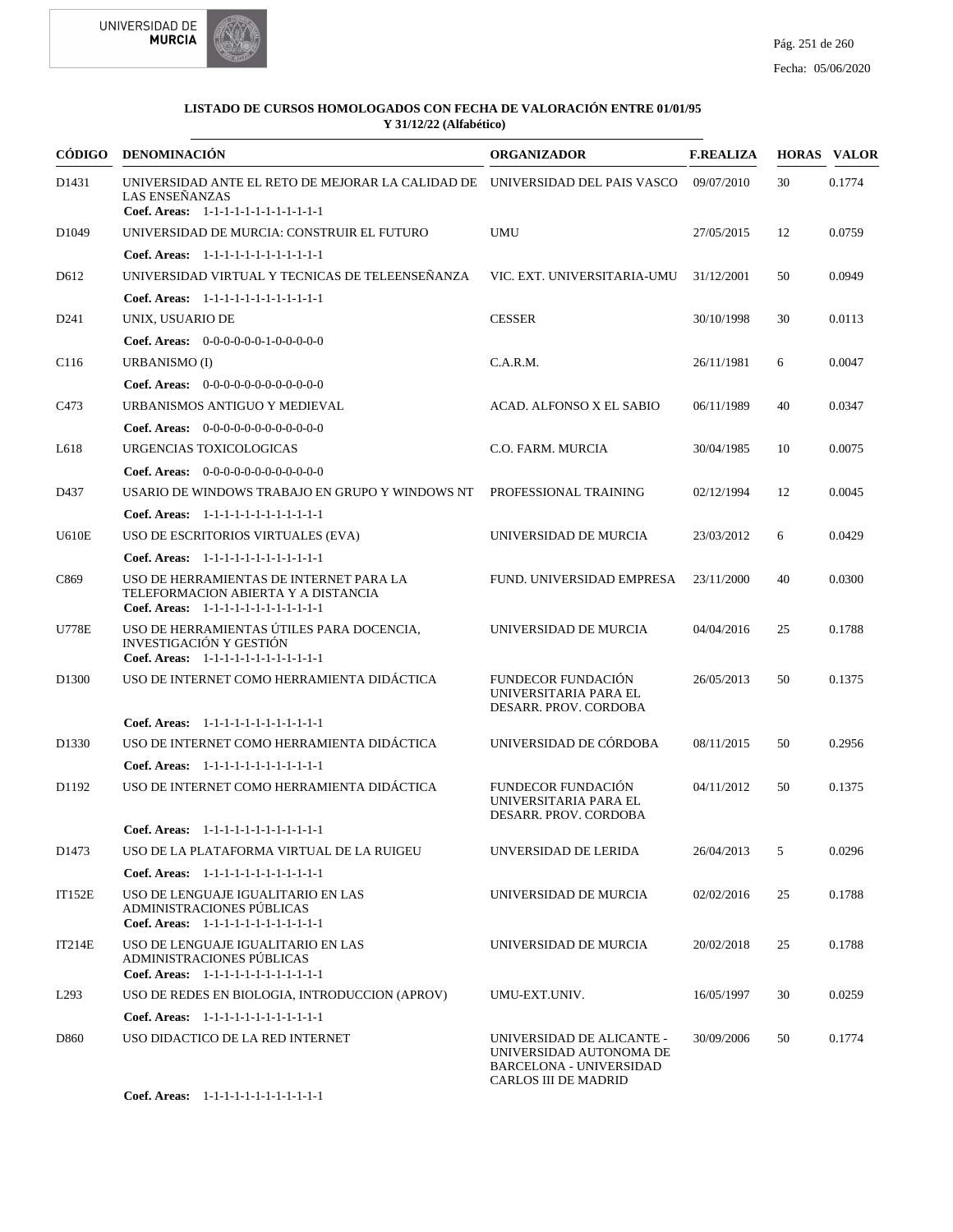**LISTADO DE CURSOS HOMOLOGADOS CON FECHA DE VALORACIÓN ENTRE 01/01/95 Y 31/12/22 (Alfabético)**

| CÓDIGO | DENOMINACIÓN | ORGANIZADOR | F.REALIZA | HORAS | VALOR |
|---|---|---|---|---|---|
| D1431 | UNIVERSIDAD ANTE EL RETO DE MEJORAR LA CALIDAD DE LAS ENSEÑANZAS<br>**Coef. Areas:** 1-1-1-1-1-1-1-1-1-1-1-1 | UNIVERSIDAD DEL PAIS VASCO | 09/07/2010 | 30 | 0.1774 |
| D1049 | UNIVERSIDAD DE MURCIA: CONSTRUIR EL FUTURO<br>**Coef. Areas:** 1-1-1-1-1-1-1-1-1-1-1-1 | UMU | 27/05/2015 | 12 | 0.0759 |
| D612 | UNIVERSIDAD VIRTUAL Y TECNICAS DE TELEENSEÑANZA<br>**Coef. Areas:** 1-1-1-1-1-1-1-1-1-1-1-1 | VIC. EXT. UNIVERSITARIA-UMU | 31/12/2001 | 50 | 0.0949 |
| D241 | UNIX, USUARIO DE<br>**Coef. Areas:** 0-0-0-0-0-0-1-0-0-0-0-0 | CESSER | 30/10/1998 | 30 | 0.0113 |
| C116 | URBANISMO (I)<br>**Coef. Areas:** 0-0-0-0-0-0-0-0-0-0-0-0 | C.A.R.M. | 26/11/1981 | 6 | 0.0047 |
| C473 | URBANISMOS ANTIGUO Y MEDIEVAL<br>**Coef. Areas:** 0-0-0-0-0-0-0-0-0-0-0-0 | ACAD. ALFONSO X EL SABIO | 06/11/1989 | 40 | 0.0347 |
| L618 | URGENCIAS TOXICOLOGICAS<br>**Coef. Areas:** 0-0-0-0-0-0-0-0-0-0-0-0 | C.O. FARM. MURCIA | 30/04/1985 | 10 | 0.0075 |
| D437 | USARIO DE WINDOWS TRABAJO EN GRUPO Y WINDOWS NT<br>**Coef. Areas:** 1-1-1-1-1-1-1-1-1-1-1-1 | PROFESSIONAL TRAINING | 02/12/1994 | 12 | 0.0045 |
| U610E | USO DE ESCRITORIOS VIRTUALES (EVA)<br>**Coef. Areas:** 1-1-1-1-1-1-1-1-1-1-1-1 | UNIVERSIDAD DE MURCIA | 23/03/2012 | 6 | 0.0429 |
| C869 | USO DE HERRAMIENTAS DE INTERNET PARA LA TELEFORMACION ABIERTA Y A DISTANCIA<br>**Coef. Areas:** 1-1-1-1-1-1-1-1-1-1-1-1 | FUND. UNIVERSIDAD EMPRESA | 23/11/2000 | 40 | 0.0300 |
| U778E | USO DE HERRAMIENTAS ÚTILES PARA DOCENCIA, INVESTIGACIÓN Y GESTIÓN<br>**Coef. Areas:** 1-1-1-1-1-1-1-1-1-1-1-1 | UNIVERSIDAD DE MURCIA | 04/04/2016 | 25 | 0.1788 |
| D1300 | USO DE INTERNET COMO HERRAMIENTA DIDÁCTICA<br>**Coef. Areas:** 1-1-1-1-1-1-1-1-1-1-1-1 | FUNDECOR FUNDACIÓN UNIVERSITARIA PARA EL DESARR. PROV. CORDOBA | 26/05/2013 | 50 | 0.1375 |
| D1330 | USO DE INTERNET COMO HERRAMIENTA DIDÁCTICA<br>**Coef. Areas:** 1-1-1-1-1-1-1-1-1-1-1-1 | UNIVERSIDAD DE CÓRDOBA | 08/11/2015 | 50 | 0.2956 |
| D1192 | USO DE INTERNET COMO HERRAMIENTA DIDÁCTICA<br>**Coef. Areas:** 1-1-1-1-1-1-1-1-1-1-1-1 | FUNDECOR FUNDACIÓN UNIVERSITARIA PARA EL DESARR. PROV. CORDOBA | 04/11/2012 | 50 | 0.1375 |
| D1473 | USO DE LA PLATAFORMA VIRTUAL DE LA RUIGEU<br>**Coef. Areas:** 1-1-1-1-1-1-1-1-1-1-1-1 | UNVERSIDAD DE LERIDA | 26/04/2013 | 5 | 0.0296 |
| IT152E | USO DE LENGUAJE IGUALITARIO EN LAS ADMINISTRACIONES PÚBLICAS<br>**Coef. Areas:** 1-1-1-1-1-1-1-1-1-1-1-1 | UNIVERSIDAD DE MURCIA | 02/02/2016 | 25 | 0.1788 |
| IT214E | USO DE LENGUAJE IGUALITARIO EN LAS ADMINISTRACIONES PÚBLICAS<br>**Coef. Areas:** 1-1-1-1-1-1-1-1-1-1-1-1 | UNIVERSIDAD DE MURCIA | 20/02/2018 | 25 | 0.1788 |
| L293 | USO DE REDES EN BIOLOGIA, INTRODUCCION (APROV)<br>**Coef. Areas:** 1-1-1-1-1-1-1-1-1-1-1-1 | UMU-EXT.UNIV. | 16/05/1997 | 30 | 0.0259 |
| D860 | USO DIDACTICO DE LA RED INTERNET<br>**Coef. Areas:** 1-1-1-1-1-1-1-1-1-1-1-1 | UNIVERSIDAD DE ALICANTE - UNIVERSIDAD AUTONOMA DE BARCELONA - UNIVERSIDAD CARLOS III DE MADRID | 30/09/2006 | 50 | 0.1774 |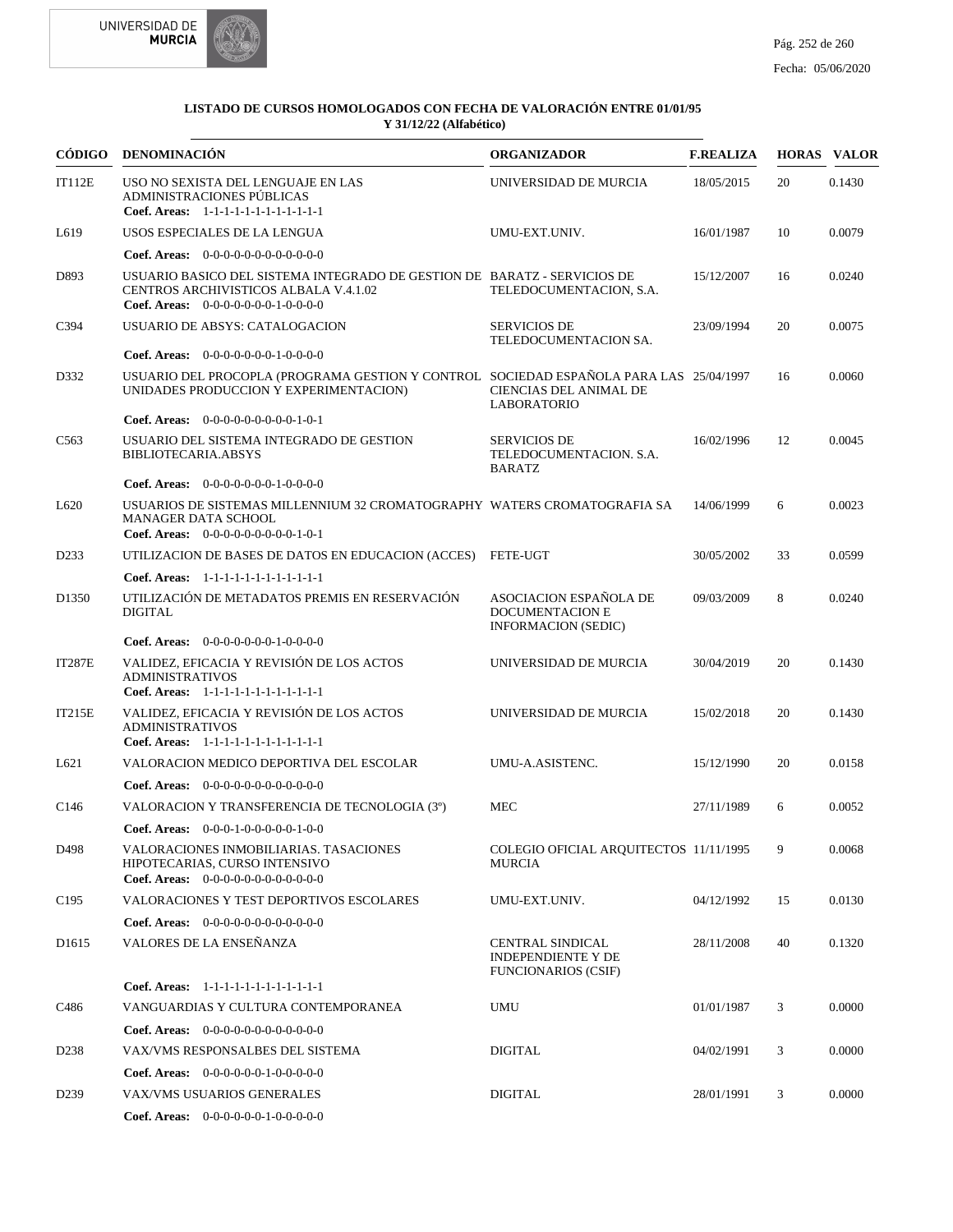## LISTADO DE CURSOS HOMOLOGADOS CON FECHA DE VALORACIÓN ENTRE 01/01/95 Y 31/12/22 (Alfabético)

| CÓDIGO | DENOMINACIÓN | ORGANIZADOR | F.REALIZA | HORAS | VALOR |
|---|---|---|---|---|---|
| IT112E | USO NO SEXISTA DEL LENGUAJE EN LAS ADMINISTRACIONES PÚBLICAS<br>**Coef. Areas:** 1-1-1-1-1-1-1-1-1-1-1-1 | UNIVERSIDAD DE MURCIA | 18/05/2015 | 20 | 0.1430 |
| L619 | USOS ESPECIALES DE LA LENGUA<br>**Coef. Areas:** 0-0-0-0-0-0-0-0-0-0-0-0 | UMU-EXT.UNIV. | 16/01/1987 | 10 | 0.0079 |
| D893 | USUARIO BASICO DEL SISTEMA INTEGRADO DE GESTION DE CENTROS ARCHIVISTICOS ALBALA V.4.1.02<br>**Coef. Areas:** 0-0-0-0-0-0-0-1-0-0-0-0 | BARATZ - SERVICIOS DE TELEDOCUMENTACION, S.A. | 15/12/2007 | 16 | 0.0240 |
| C394 | USUARIO DE ABSYS: CATALOGACION<br>**Coef. Areas:** 0-0-0-0-0-0-0-1-0-0-0-0 | SERVICIOS DE TELEDOCUMENTACION SA. | 23/09/1994 | 20 | 0.0075 |
| D332 | USUARIO DEL PROCOPLA (PROGRAMA GESTION Y CONTROL UNIDADES PRODUCCION Y EXPERIMENTACION)<br>**Coef. Areas:** 0-0-0-0-0-0-0-0-0-1-0-1 | SOCIEDAD ESPAÑOLA PARA LAS CIENCIAS DEL ANIMAL DE LABORATORIO | 25/04/1997 | 16 | 0.0060 |
| C563 | USUARIO DEL SISTEMA INTEGRADO DE GESTION BIBLIOTECARIA.ABSYS<br>**Coef. Areas:** 0-0-0-0-0-0-0-1-0-0-0-0 | SERVICIOS DE TELEDOCUMENTACION. S.A. BARATZ | 16/02/1996 | 12 | 0.0045 |
| L620 | USUARIOS DE SISTEMAS MILLENNIUM 32 CROMATOGRAPHY MANAGER DATA SCHOOL<br>**Coef. Areas:** 0-0-0-0-0-0-0-0-0-1-0-1 | WATERS CROMATOGRAFIA SA | 14/06/1999 | 6 | 0.0023 |
| D233 | UTILIZACION DE BASES DE DATOS EN EDUCACION (ACCES)<br>**Coef. Areas:** 1-1-1-1-1-1-1-1-1-1-1-1 | FETE-UGT | 30/05/2002 | 33 | 0.0599 |
| D1350 | UTILIZACIÓN DE METADATOS PREMIS EN RESERVACIÓN DIGITAL<br>**Coef. Areas:** 0-0-0-0-0-0-0-1-0-0-0-0 | ASOCIACION ESPAÑOLA DE DOCUMENTACION E INFORMACION (SEDIC) | 09/03/2009 | 8 | 0.0240 |
| IT287E | VALIDEZ, EFICACIA Y REVISIÓN DE LOS ACTOS ADMINISTRATIVOS<br>**Coef. Areas:** 1-1-1-1-1-1-1-1-1-1-1-1 | UNIVERSIDAD DE MURCIA | 30/04/2019 | 20 | 0.1430 |
| IT215E | VALIDEZ, EFICACIA Y REVISIÓN DE LOS ACTOS ADMINISTRATIVOS<br>**Coef. Areas:** 1-1-1-1-1-1-1-1-1-1-1-1 | UNIVERSIDAD DE MURCIA | 15/02/2018 | 20 | 0.1430 |
| L621 | VALORACION MEDICO DEPORTIVA DEL ESCOLAR<br>**Coef. Areas:** 0-0-0-0-0-0-0-0-0-0-0-0 | UMU-A.ASISTENC. | 15/12/1990 | 20 | 0.0158 |
| C146 | VALORACION Y TRANSFERENCIA DE TECNOLOGIA (3º)<br>**Coef. Areas:** 0-0-0-1-0-0-0-0-0-1-0-0 | MEC | 27/11/1989 | 6 | 0.0052 |
| D498 | VALORACIONES INMOBILIARIAS. TASACIONES HIPOTECARIAS, CURSO INTENSIVO<br>**Coef. Areas:** 0-0-0-0-0-0-0-0-0-0-0-0 | COLEGIO OFICIAL ARQUITECTOS MURCIA | 11/11/1995 | 9 | 0.0068 |
| C195 | VALORACIONES Y TEST DEPORTIVOS ESCOLARES<br>**Coef. Areas:** 0-0-0-0-0-0-0-0-0-0-0-0 | UMU-EXT.UNIV. | 04/12/1992 | 15 | 0.0130 |
| D1615 | VALORES DE LA ENSEÑANZA<br>**Coef. Areas:** 1-1-1-1-1-1-1-1-1-1-1-1 | CENTRAL SINDICAL INDEPENDIENTE Y DE FUNCIONARIOS (CSIF) | 28/11/2008 | 40 | 0.1320 |
| C486 | VANGUARDIAS Y CULTURA CONTEMPORANEA<br>**Coef. Areas:** 0-0-0-0-0-0-0-0-0-0-0-0 | UMU | 01/01/1987 | 3 | 0.0000 |
| D238 | VAX/VMS RESPONSALBES DEL SISTEMA<br>**Coef. Areas:** 0-0-0-0-0-1-0-0-0-0-0-0 | DIGITAL | 04/02/1991 | 3 | 0.0000 |
| D239 | VAX/VMS USUARIOS GENERALES<br>**Coef. Areas:** 0-0-0-0-0-1-0-0-0-0-0-0 | DIGITAL | 28/01/1991 | 3 | 0.0000 |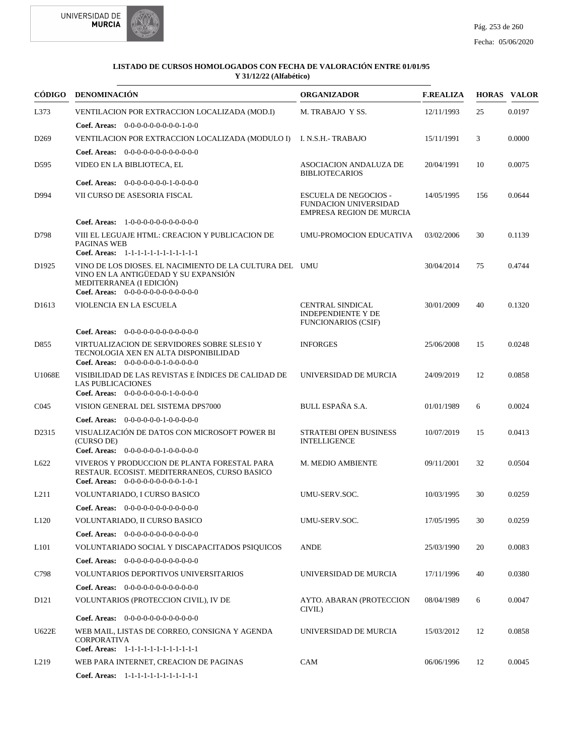**LISTADO DE CURSOS HOMOLOGADOS CON FECHA DE VALORACIÓN ENTRE 01/01/95 Y 31/12/22 (Alfabético)**

| CÓDIGO | DENOMINACIÓN | ORGANIZADOR | F.REALIZA | HORAS | VALOR |
|---|---|---|---|---|---|
| L373 | VENTILACION POR EXTRACCION LOCALIZADA (MOD.I)<br>**Coef. Areas:** 0-0-0-0-0-0-0-0-0-1-0-0 | M. TRABAJO Y SS. | 12/11/1993 | 25 | 0.0197 |
| D269 | VENTILACION POR EXTRACCION LOCALIZADA (MODULO I)<br>**Coef. Areas:** 0-0-0-0-0-0-0-0-0-0-0-0 | I. N.S.H.- TRABAJO | 15/11/1991 | 3 | 0.0000 |
| D595 | VIDEO EN LA BIBLIOTECA, EL<br>**Coef. Areas:** 0-0-0-0-0-0-0-1-0-0-0-0 | ASOCIACION ANDALUZA DE BIBLIOTECARIOS | 20/04/1991 | 10 | 0.0075 |
| D994 | VII CURSO DE ASESORIA FISCAL<br>**Coef. Areas:** 1-0-0-0-0-0-0-0-0-0-0-0 | ESCUELA DE NEGOCIOS - FUNDACION UNIVERSIDAD EMPRESA REGION DE MURCIA | 14/05/1995 | 156 | 0.0644 |
| D798 | VIII EL LEGUAJE HTML: CREACION Y PUBLICACION DE PAGINAS WEB<br>**Coef. Areas:** 1-1-1-1-1-1-1-1-1-1-1-1 | UMU-PROMOCION EDUCATIVA | 03/02/2006 | 30 | 0.1139 |
| D1925 | VINO DE LOS DIOSES. EL NACIMIENTO DE LA CULTURA DEL VINO EN LA ANTIGÜEDAD Y SU EXPANSIÓN MEDITERRANEA (I EDICIÓN)<br>**Coef. Areas:** 0-0-0-0-0-0-0-0-0-0-0-0 | UMU | 30/04/2014 | 75 | 0.4744 |
| D1613 | VIOLENCIA EN LA ESCUELA<br>**Coef. Areas:** 0-0-0-0-0-0-0-0-0-0-0-0 | CENTRAL SINDICAL INDEPENDIENTE Y DE FUNCIONARIOS (CSIF) | 30/01/2009 | 40 | 0.1320 |
| D855 | VIRTUALIZACION DE SERVIDORES SOBRE SLES10 Y TECNOLOGIA XEN EN ALTA DISPONIBILIDAD<br>**Coef. Areas:** 0-0-0-0-0-0-1-0-0-0-0-0 | INFORGES | 25/06/2008 | 15 | 0.0248 |
| U1068E | VISIBILIDAD DE LAS REVISTAS E ÍNDICES DE CALIDAD DE LAS PUBLICACIONES<br>**Coef. Areas:** 0-0-0-0-0-0-0-1-0-0-0-0 | UNIVERSIDAD DE MURCIA | 24/09/2019 | 12 | 0.0858 |
| C045 | VISION GENERAL DEL SISTEMA DPS7000<br>**Coef. Areas:** 0-0-0-0-0-0-1-0-0-0-0-0 | BULL ESPAÑA S.A. | 01/01/1989 | 6 | 0.0024 |
| D2315 | VISUALIZACIÓN DE DATOS CON MICROSOFT POWER BI (CURSO DE)<br>**Coef. Areas:** 0-0-0-0-0-0-1-0-0-0-0-0 | STRATEBI OPEN BUSINESS INTELLIGENCE | 10/07/2019 | 15 | 0.0413 |
| L622 | VIVEROS Y PRODUCCION DE PLANTA FORESTAL PARA RESTAUR. ECOSIST. MEDITERRANEOS, CURSO BASICO<br>**Coef. Areas:** 0-0-0-0-0-0-0-0-0-1-0-1 | M. MEDIO AMBIENTE | 09/11/2001 | 32 | 0.0504 |
| L211 | VOLUNTARIADO, I CURSO BASICO<br>**Coef. Areas:** 0-0-0-0-0-0-0-0-0-0-0-0 | UMU-SERV.SOC. | 10/03/1995 | 30 | 0.0259 |
| L120 | VOLUNTARIADO, II CURSO BASICO<br>**Coef. Areas:** 0-0-0-0-0-0-0-0-0-0-0-0 | UMU-SERV.SOC. | 17/05/1995 | 30 | 0.0259 |
| L101 | VOLUNTARIADO SOCIAL Y DISCAPACITADOS PSIQUICOS<br>**Coef. Areas:** 0-0-0-0-0-0-0-0-0-0-0-0 | ANDE | 25/03/1990 | 20 | 0.0083 |
| C798 | VOLUNTARIOS DEPORTIVOS UNIVERSITARIOS<br>**Coef. Areas:** 0-0-0-0-0-0-0-0-0-0-0-0 | UNIVERSIDAD DE MURCIA | 17/11/1996 | 40 | 0.0380 |
| D121 | VOLUNTARIOS (PROTECCION CIVIL), IV DE<br>**Coef. Areas:** 0-0-0-0-0-0-0-0-0-0-0-0 | AYTO. ABARAN (PROTECCION CIVIL) | 08/04/1989 | 6 | 0.0047 |
| U622E | WEB MAIL, LISTAS DE CORREO, CONSIGNA Y AGENDA CORPORATIVA<br>**Coef. Areas:** 1-1-1-1-1-1-1-1-1-1-1-1 | UNIVERSIDAD DE MURCIA | 15/03/2012 | 12 | 0.0858 |
| L219 | WEB PARA INTERNET, CREACION DE PAGINAS<br>**Coef. Areas:** 1-1-1-1-1-1-1-1-1-1-1-1 | CAM | 06/06/1996 | 12 | 0.0045 |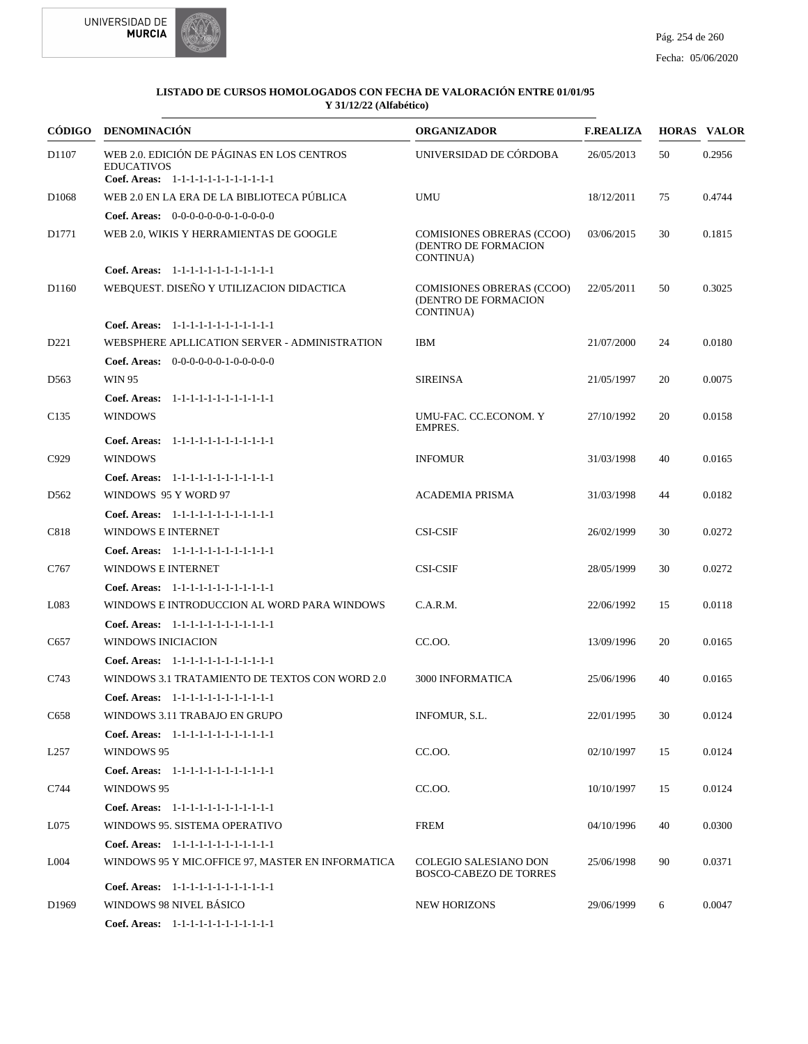**LISTADO DE CURSOS HOMOLOGADOS CON FECHA DE VALORACIÓN ENTRE 01/01/95 Y 31/12/22 (Alfabético)**

| CÓDIGO | DENOMINACIÓN | ORGANIZADOR | F.REALIZA | HORAS | VALOR |
|---|---|---|---|---|---|
| D1107 | WEB 2.0. EDICIÓN DE PÁGINAS EN LOS CENTROS EDUCATIVOS<br>**Coef. Areas:** 1-1-1-1-1-1-1-1-1-1-1-1 | UNIVERSIDAD DE CÓRDOBA | 26/05/2013 | 50 | 0.2956 |
| D1068 | WEB 2.0 EN LA ERA DE LA BIBLIOTECA PÚBLICA<br>**Coef. Areas:** 0-0-0-0-0-0-0-1-0-0-0-0 | UMU | 18/12/2011 | 75 | 0.4744 |
| D1771 | WEB 2.0, WIKIS Y HERRAMIENTAS DE GOOGLE<br>**Coef. Areas:** 1-1-1-1-1-1-1-1-1-1-1-1 | COMISIONES OBRERAS (CCOO) (DENTRO DE FORMACION CONTINUA) | 03/06/2015 | 30 | 0.1815 |
| D1160 | WEBQUEST. DISEÑO Y UTILIZACION DIDACTICA<br>**Coef. Areas:** 1-1-1-1-1-1-1-1-1-1-1-1 | COMISIONES OBRERAS (CCOO) (DENTRO DE FORMACION CONTINUA) | 22/05/2011 | 50 | 0.3025 |
| D221 | WEBSPHERE APLLICATION SERVER - ADMINISTRATION<br>**Coef. Areas:** 0-0-0-0-0-0-1-0-0-0-0-0 | IBM | 21/07/2000 | 24 | 0.0180 |
| D563 | WIN 95<br>**Coef. Areas:** 1-1-1-1-1-1-1-1-1-1-1-1 | SIREINSA | 21/05/1997 | 20 | 0.0075 |
| C135 | WINDOWS<br>**Coef. Areas:** 1-1-1-1-1-1-1-1-1-1-1-1 | UMU-FAC. CC.ECONOM. Y EMPRES. | 27/10/1992 | 20 | 0.0158 |
| C929 | WINDOWS<br>**Coef. Areas:** 1-1-1-1-1-1-1-1-1-1-1-1 | INFOMUR | 31/03/1998 | 40 | 0.0165 |
| D562 | WINDOWS 95 Y WORD 97<br>**Coef. Areas:** 1-1-1-1-1-1-1-1-1-1-1-1 | ACADEMIA PRISMA | 31/03/1998 | 44 | 0.0182 |
| C818 | WINDOWS E INTERNET<br>**Coef. Areas:** 1-1-1-1-1-1-1-1-1-1-1-1 | CSI-CSIF | 26/02/1999 | 30 | 0.0272 |
| C767 | WINDOWS E INTERNET<br>**Coef. Areas:** 1-1-1-1-1-1-1-1-1-1-1-1 | CSI-CSIF | 28/05/1999 | 30 | 0.0272 |
| L083 | WINDOWS E INTRODUCCION AL WORD PARA WINDOWS<br>**Coef. Areas:** 1-1-1-1-1-1-1-1-1-1-1-1 | C.A.R.M. | 22/06/1992 | 15 | 0.0118 |
| C657 | WINDOWS INICIACION<br>**Coef. Areas:** 1-1-1-1-1-1-1-1-1-1-1-1 | CC.OO. | 13/09/1996 | 20 | 0.0165 |
| C743 | WINDOWS 3.1 TRATAMIENTO DE TEXTOS CON WORD 2.0<br>**Coef. Areas:** 1-1-1-1-1-1-1-1-1-1-1-1 | 3000 INFORMATICA | 25/06/1996 | 40 | 0.0165 |
| C658 | WINDOWS 3.11 TRABAJO EN GRUPO<br>**Coef. Areas:** 1-1-1-1-1-1-1-1-1-1-1-1 | INFOMUR, S.L. | 22/01/1995 | 30 | 0.0124 |
| L257 | WINDOWS 95<br>**Coef. Areas:** 1-1-1-1-1-1-1-1-1-1-1-1 | CC.OO. | 02/10/1997 | 15 | 0.0124 |
| C744 | WINDOWS 95<br>**Coef. Areas:** 1-1-1-1-1-1-1-1-1-1-1-1 | CC.OO. | 10/10/1997 | 15 | 0.0124 |
| L075 | WINDOWS 95. SISTEMA OPERATIVO<br>**Coef. Areas:** 1-1-1-1-1-1-1-1-1-1-1-1 | FREM | 04/10/1996 | 40 | 0.0300 |
| L004 | WINDOWS 95 Y MIC.OFFICE 97, MASTER EN INFORMATICA<br>**Coef. Areas:** 1-1-1-1-1-1-1-1-1-1-1-1 | COLEGIO SALESIANO DON BOSCO-CABEZO DE TORRES | 25/06/1998 | 90 | 0.0371 |
| D1969 | WINDOWS 98 NIVEL BÁSICO<br>**Coef. Areas:** 1-1-1-1-1-1-1-1-1-1-1-1 | NEW HORIZONS | 29/06/1999 | 6 | 0.0047 |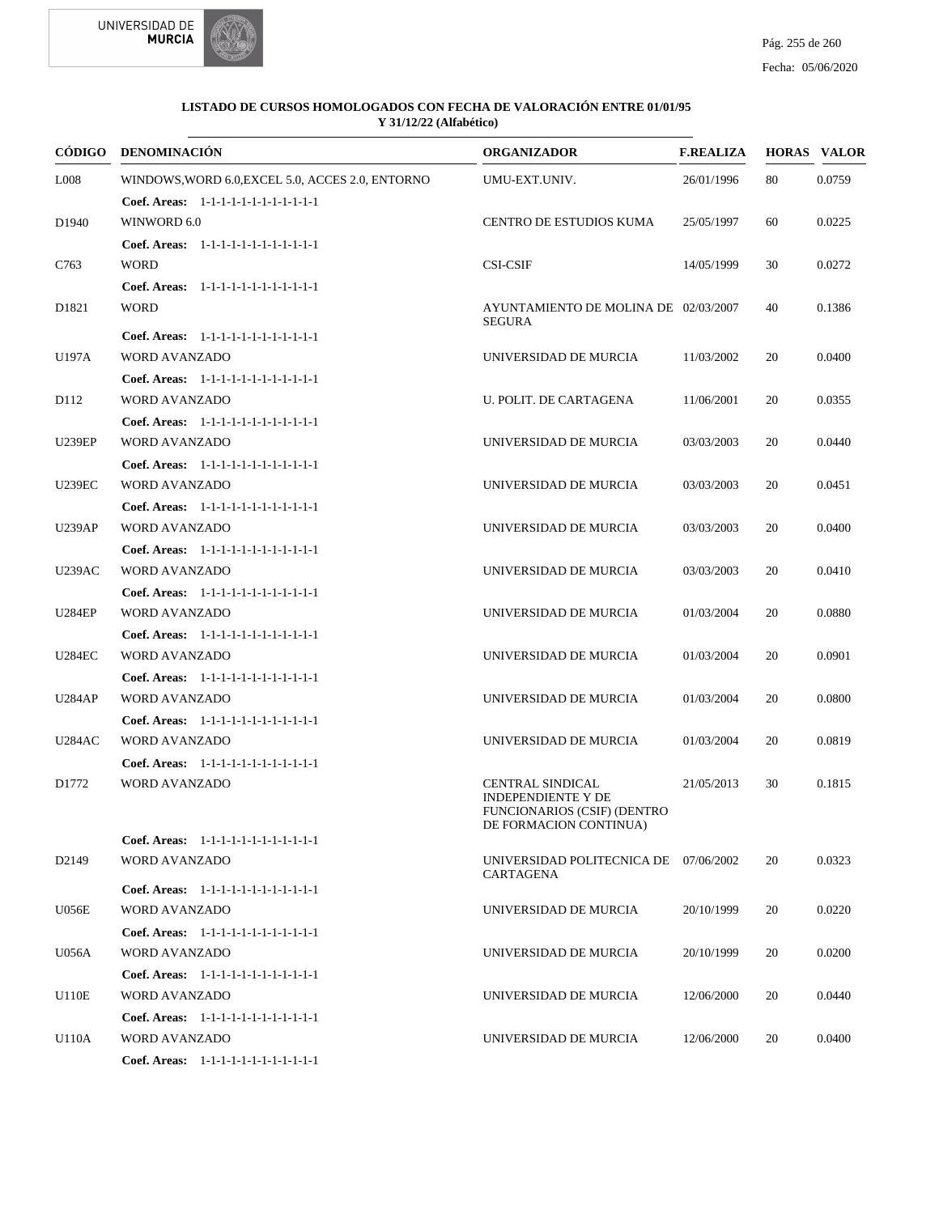**LISTADO DE CURSOS HOMOLOGADOS CON FECHA DE VALORACIÓN ENTRE 01/01/95 Y 31/12/22 (Alfabético)**

| CÓDIGO | DENOMINACIÓN | ORGANIZADOR | F.REALIZA | HORAS | VALOR |
|---|---|---|---|---|---|
| L008 | WINDOWS,WORD 6.0,EXCEL 5.0, ACCES 2.0, ENTORNO | UMU-EXT.UNIV. | 26/01/1996 | 80 | 0.0759 |
| | **Coef. Areas:** 1-1-1-1-1-1-1-1-1-1-1-1 | | | | |
| D1940 | WINWORD 6.0 | CENTRO DE ESTUDIOS KUMA | 25/05/1997 | 60 | 0.0225 |
| | **Coef. Areas:** 1-1-1-1-1-1-1-1-1-1-1-1 | | | | |
| C763 | WORD | CSI-CSIF | 14/05/1999 | 30 | 0.0272 |
| | **Coef. Areas:** 1-1-1-1-1-1-1-1-1-1-1-1 | | | | |
| D1821 | WORD | AYUNTAMIENTO DE MOLINA DE SEGURA | 02/03/2007 | 40 | 0.1386 |
| | **Coef. Areas:** 1-1-1-1-1-1-1-1-1-1-1-1 | | | | |
| U197A | WORD AVANZADO | UNIVERSIDAD DE MURCIA | 11/03/2002 | 20 | 0.0400 |
| | **Coef. Areas:** 1-1-1-1-1-1-1-1-1-1-1-1 | | | | |
| D112 | WORD AVANZADO | U. POLIT. DE CARTAGENA | 11/06/2001 | 20 | 0.0355 |
| | **Coef. Areas:** 1-1-1-1-1-1-1-1-1-1-1-1 | | | | |
| U239EP | WORD AVANZADO | UNIVERSIDAD DE MURCIA | 03/03/2003 | 20 | 0.0440 |
| | **Coef. Areas:** 1-1-1-1-1-1-1-1-1-1-1-1 | | | | |
| U239EC | WORD AVANZADO | UNIVERSIDAD DE MURCIA | 03/03/2003 | 20 | 0.0451 |
| | **Coef. Areas:** 1-1-1-1-1-1-1-1-1-1-1-1 | | | | |
| U239AP | WORD AVANZADO | UNIVERSIDAD DE MURCIA | 03/03/2003 | 20 | 0.0400 |
| | **Coef. Areas:** 1-1-1-1-1-1-1-1-1-1-1-1 | | | | |
| U239AC | WORD AVANZADO | UNIVERSIDAD DE MURCIA | 03/03/2003 | 20 | 0.0410 |
| | **Coef. Areas:** 1-1-1-1-1-1-1-1-1-1-1-1 | | | | |
| U284EP | WORD AVANZADO | UNIVERSIDAD DE MURCIA | 01/03/2004 | 20 | 0.0880 |
| | **Coef. Areas:** 1-1-1-1-1-1-1-1-1-1-1-1 | | | | |
| U284EC | WORD AVANZADO | UNIVERSIDAD DE MURCIA | 01/03/2004 | 20 | 0.0901 |
| | **Coef. Areas:** 1-1-1-1-1-1-1-1-1-1-1-1 | | | | |
| U284AP | WORD AVANZADO | UNIVERSIDAD DE MURCIA | 01/03/2004 | 20 | 0.0800 |
| | **Coef. Areas:** 1-1-1-1-1-1-1-1-1-1-1-1 | | | | |
| U284AC | WORD AVANZADO | UNIVERSIDAD DE MURCIA | 01/03/2004 | 20 | 0.0819 |
| | **Coef. Areas:** 1-1-1-1-1-1-1-1-1-1-1-1 | | | | |
| D1772 | WORD AVANZADO | CENTRAL SINDICAL INDEPENDIENTE Y DE FUNCIONARIOS (CSIF) (DENTRO DE FORMACION CONTINUA) | 21/05/2013 | 30 | 0.1815 |
| | **Coef. Areas:** 1-1-1-1-1-1-1-1-1-1-1-1 | | | | |
| D2149 | WORD AVANZADO | UNIVERSIDAD POLITECNICA DE CARTAGENA | 07/06/2002 | 20 | 0.0323 |
| | **Coef. Areas:** 1-1-1-1-1-1-1-1-1-1-1-1 | | | | |
| U056E | WORD AVANZADO | UNIVERSIDAD DE MURCIA | 20/10/1999 | 20 | 0.0220 |
| | **Coef. Areas:** 1-1-1-1-1-1-1-1-1-1-1-1 | | | | |
| U056A | WORD AVANZADO | UNIVERSIDAD DE MURCIA | 20/10/1999 | 20 | 0.0200 |
| | **Coef. Areas:** 1-1-1-1-1-1-1-1-1-1-1-1 | | | | |
| U110E | WORD AVANZADO | UNIVERSIDAD DE MURCIA | 12/06/2000 | 20 | 0.0440 |
| | **Coef. Areas:** 1-1-1-1-1-1-1-1-1-1-1-1 | | | | |
| U110A | WORD AVANZADO | UNIVERSIDAD DE MURCIA | 12/06/2000 | 20 | 0.0400 |
| | **Coef. Areas:** 1-1-1-1-1-1-1-1-1-1-1-1 | | | | |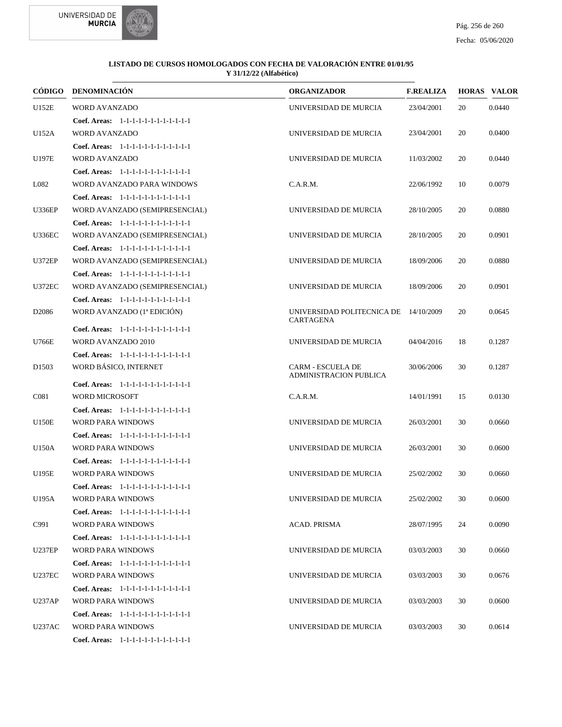**LISTADO DE CURSOS HOMOLOGADOS CON FECHA DE VALORACIÓN ENTRE 01/01/95 Y 31/12/22 (Alfabético)**

| CÓDIGO | DENOMINACIÓN | ORGANIZADOR | F.REALIZA | HORAS | VALOR |
|---|---|---|---|---|---|
| U152E | WORD AVANZADO | UNIVERSIDAD DE MURCIA | 23/04/2001 | 20 | 0.0440 |
| | **Coef. Areas:** 1-1-1-1-1-1-1-1-1-1-1-1 | | | | |
| U152A | WORD AVANZADO | UNIVERSIDAD DE MURCIA | 23/04/2001 | 20 | 0.0400 |
| | **Coef. Areas:** 1-1-1-1-1-1-1-1-1-1-1-1 | | | | |
| U197E | WORD AVANZADO | UNIVERSIDAD DE MURCIA | 11/03/2002 | 20 | 0.0440 |
| | **Coef. Areas:** 1-1-1-1-1-1-1-1-1-1-1-1 | | | | |
| L082 | WORD AVANZADO PARA WINDOWS | C.A.R.M. | 22/06/1992 | 10 | 0.0079 |
| | **Coef. Areas:** 1-1-1-1-1-1-1-1-1-1-1-1 | | | | |
| U336EP | WORD AVANZADO (SEMIPRESENCIAL) | UNIVERSIDAD DE MURCIA | 28/10/2005 | 20 | 0.0880 |
| | **Coef. Areas:** 1-1-1-1-1-1-1-1-1-1-1-1 | | | | |
| U336EC | WORD AVANZADO (SEMIPRESENCIAL) | UNIVERSIDAD DE MURCIA | 28/10/2005 | 20 | 0.0901 |
| | **Coef. Areas:** 1-1-1-1-1-1-1-1-1-1-1-1 | | | | |
| U372EP | WORD AVANZADO (SEMIPRESENCIAL) | UNIVERSIDAD DE MURCIA | 18/09/2006 | 20 | 0.0880 |
| | **Coef. Areas:** 1-1-1-1-1-1-1-1-1-1-1-1 | | | | |
| U372EC | WORD AVANZADO (SEMIPRESENCIAL) | UNIVERSIDAD DE MURCIA | 18/09/2006 | 20 | 0.0901 |
| | **Coef. Areas:** 1-1-1-1-1-1-1-1-1-1-1-1 | | | | |
| D2086 | WORD AVANZADO (1ª EDICIÓN) | UNIVERSIDAD POLITECNICA DE CARTAGENA | 14/10/2009 | 20 | 0.0645 |
| | **Coef. Areas:** 1-1-1-1-1-1-1-1-1-1-1-1 | | | | |
| U766E | WORD AVANZADO 2010 | UNIVERSIDAD DE MURCIA | 04/04/2016 | 18 | 0.1287 |
| | **Coef. Areas:** 1-1-1-1-1-1-1-1-1-1-1-1 | | | | |
| D1503 | WORD BÁSICO, INTERNET | CARM - ESCUELA DE ADMINISTRACION PUBLICA | 30/06/2006 | 30 | 0.1287 |
| | **Coef. Areas:** 1-1-1-1-1-1-1-1-1-1-1-1 | | | | |
| C081 | WORD MICROSOFT | C.A.R.M. | 14/01/1991 | 15 | 0.0130 |
| | **Coef. Areas:** 1-1-1-1-1-1-1-1-1-1-1-1 | | | | |
| U150E | WORD PARA WINDOWS | UNIVERSIDAD DE MURCIA | 26/03/2001 | 30 | 0.0660 |
| | **Coef. Areas:** 1-1-1-1-1-1-1-1-1-1-1-1 | | | | |
| U150A | WORD PARA WINDOWS | UNIVERSIDAD DE MURCIA | 26/03/2001 | 30 | 0.0600 |
| | **Coef. Areas:** 1-1-1-1-1-1-1-1-1-1-1-1 | | | | |
| U195E | WORD PARA WINDOWS | UNIVERSIDAD DE MURCIA | 25/02/2002 | 30 | 0.0660 |
| | **Coef. Areas:** 1-1-1-1-1-1-1-1-1-1-1-1 | | | | |
| U195A | WORD PARA WINDOWS | UNIVERSIDAD DE MURCIA | 25/02/2002 | 30 | 0.0600 |
| | **Coef. Areas:** 1-1-1-1-1-1-1-1-1-1-1-1 | | | | |
| C991 | WORD PARA WINDOWS | ACAD. PRISMA | 28/07/1995 | 24 | 0.0090 |
| | **Coef. Areas:** 1-1-1-1-1-1-1-1-1-1-1-1 | | | | |
| U237EP | WORD PARA WINDOWS | UNIVERSIDAD DE MURCIA | 03/03/2003 | 30 | 0.0660 |
| | **Coef. Areas:** 1-1-1-1-1-1-1-1-1-1-1-1 | | | | |
| U237EC | WORD PARA WINDOWS | UNIVERSIDAD DE MURCIA | 03/03/2003 | 30 | 0.0676 |
| | **Coef. Areas:** 1-1-1-1-1-1-1-1-1-1-1-1 | | | | |
| U237AP | WORD PARA WINDOWS | UNIVERSIDAD DE MURCIA | 03/03/2003 | 30 | 0.0600 |
| | **Coef. Areas:** 1-1-1-1-1-1-1-1-1-1-1-1 | | | | |
| U237AC | WORD PARA WINDOWS | UNIVERSIDAD DE MURCIA | 03/03/2003 | 30 | 0.0614 |
| | **Coef. Areas:** 1-1-1-1-1-1-1-1-1-1-1-1 | | | | |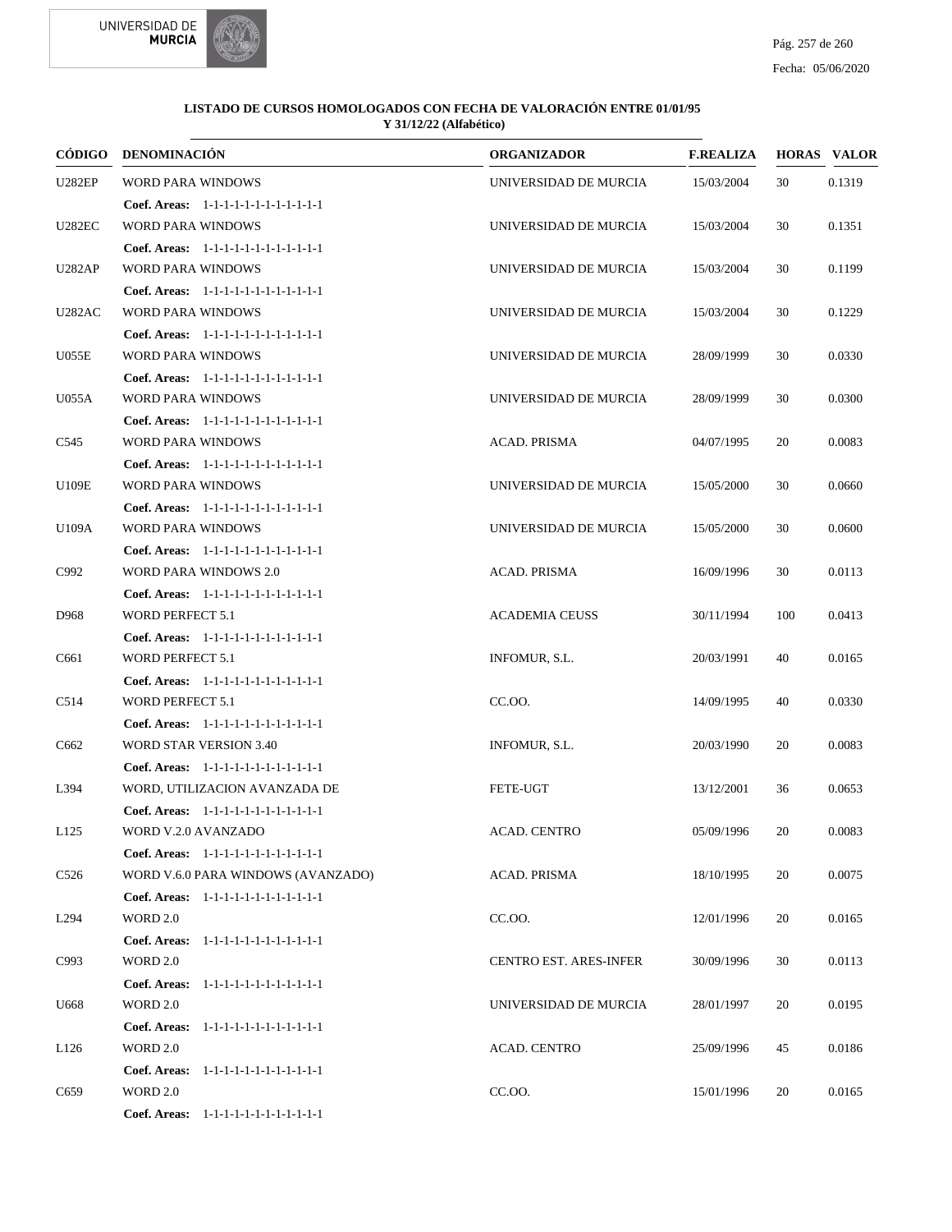**LISTADO DE CURSOS HOMOLOGADOS CON FECHA DE VALORACIÓN ENTRE 01/01/95 Y 31/12/22 (Alfabético)**

| CÓDIGO | DENOMINACIÓN | ORGANIZADOR | F.REALIZA | HORAS | VALOR |
|---|---|---|---|---|---|
| U282EP | WORD PARA WINDOWS | UNIVERSIDAD DE MURCIA | 15/03/2004 | 30 | 0.1319 |
| | **Coef. Areas:** 1-1-1-1-1-1-1-1-1-1-1-1 | | | | |
| U282EC | WORD PARA WINDOWS | UNIVERSIDAD DE MURCIA | 15/03/2004 | 30 | 0.1351 |
| | **Coef. Areas:** 1-1-1-1-1-1-1-1-1-1-1-1 | | | | |
| U282AP | WORD PARA WINDOWS | UNIVERSIDAD DE MURCIA | 15/03/2004 | 30 | 0.1199 |
| | **Coef. Areas:** 1-1-1-1-1-1-1-1-1-1-1-1 | | | | |
| U282AC | WORD PARA WINDOWS | UNIVERSIDAD DE MURCIA | 15/03/2004 | 30 | 0.1229 |
| | **Coef. Areas:** 1-1-1-1-1-1-1-1-1-1-1-1 | | | | |
| U055E | WORD PARA WINDOWS | UNIVERSIDAD DE MURCIA | 28/09/1999 | 30 | 0.0330 |
| | **Coef. Areas:** 1-1-1-1-1-1-1-1-1-1-1-1 | | | | |
| U055A | WORD PARA WINDOWS | UNIVERSIDAD DE MURCIA | 28/09/1999 | 30 | 0.0300 |
| | **Coef. Areas:** 1-1-1-1-1-1-1-1-1-1-1-1 | | | | |
| C545 | WORD PARA WINDOWS | ACAD. PRISMA | 04/07/1995 | 20 | 0.0083 |
| | **Coef. Areas:** 1-1-1-1-1-1-1-1-1-1-1-1 | | | | |
| U109E | WORD PARA WINDOWS | UNIVERSIDAD DE MURCIA | 15/05/2000 | 30 | 0.0660 |
| | **Coef. Areas:** 1-1-1-1-1-1-1-1-1-1-1-1 | | | | |
| U109A | WORD PARA WINDOWS | UNIVERSIDAD DE MURCIA | 15/05/2000 | 30 | 0.0600 |
| | **Coef. Areas:** 1-1-1-1-1-1-1-1-1-1-1-1 | | | | |
| C992 | WORD PARA WINDOWS 2.0 | ACAD. PRISMA | 16/09/1996 | 30 | 0.0113 |
| | **Coef. Areas:** 1-1-1-1-1-1-1-1-1-1-1-1 | | | | |
| D968 | WORD PERFECT 5.1 | ACADEMIA CEUSS | 30/11/1994 | 100 | 0.0413 |
| | **Coef. Areas:** 1-1-1-1-1-1-1-1-1-1-1-1 | | | | |
| C661 | WORD PERFECT 5.1 | INFOMUR, S.L. | 20/03/1991 | 40 | 0.0165 |
| | **Coef. Areas:** 1-1-1-1-1-1-1-1-1-1-1-1 | | | | |
| C514 | WORD PERFECT 5.1 | CC.OO. | 14/09/1995 | 40 | 0.0330 |
| | **Coef. Areas:** 1-1-1-1-1-1-1-1-1-1-1-1 | | | | |
| C662 | WORD STAR VERSION 3.40 | INFOMUR, S.L. | 20/03/1990 | 20 | 0.0083 |
| | **Coef. Areas:** 1-1-1-1-1-1-1-1-1-1-1-1 | | | | |
| L394 | WORD, UTILIZACION AVANZADA DE | FETE-UGT | 13/12/2001 | 36 | 0.0653 |
| | **Coef. Areas:** 1-1-1-1-1-1-1-1-1-1-1-1 | | | | |
| L125 | WORD V.2.0 AVANZADO | ACAD. CENTRO | 05/09/1996 | 20 | 0.0083 |
| | **Coef. Areas:** 1-1-1-1-1-1-1-1-1-1-1-1 | | | | |
| C526 | WORD V.6.0 PARA WINDOWS (AVANZADO) | ACAD. PRISMA | 18/10/1995 | 20 | 0.0075 |
| | **Coef. Areas:** 1-1-1-1-1-1-1-1-1-1-1-1 | | | | |
| L294 | WORD 2.0 | CC.OO. | 12/01/1996 | 20 | 0.0165 |
| | **Coef. Areas:** 1-1-1-1-1-1-1-1-1-1-1-1 | | | | |
| C993 | WORD 2.0 | CENTRO EST. ARES-INFER | 30/09/1996 | 30 | 0.0113 |
| | **Coef. Areas:** 1-1-1-1-1-1-1-1-1-1-1-1 | | | | |
| U668 | WORD 2.0 | UNIVERSIDAD DE MURCIA | 28/01/1997 | 20 | 0.0195 |
| | **Coef. Areas:** 1-1-1-1-1-1-1-1-1-1-1-1 | | | | |
| L126 | WORD 2.0 | ACAD. CENTRO | 25/09/1996 | 45 | 0.0186 |
| | **Coef. Areas:** 1-1-1-1-1-1-1-1-1-1-1-1 | | | | |
| C659 | WORD 2.0 | CC.OO. | 15/01/1996 | 20 | 0.0165 |
| | **Coef. Areas:** 1-1-1-1-1-1-1-1-1-1-1-1 | | | | |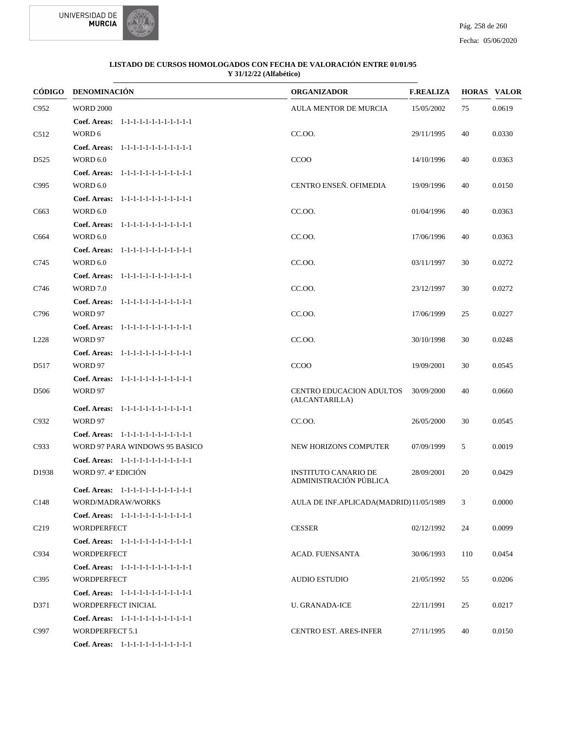**LISTADO DE CURSOS HOMOLOGADOS CON FECHA DE VALORACIÓN ENTRE 01/01/95 Y 31/12/22 (Alfabético)**

| CÓDIGO | DENOMINACIÓN | ORGANIZADOR | F.REALIZA | HORAS | VALOR |
|---|---|---|---|---|---|
| C952 | WORD 2000 | AULA MENTOR DE MURCIA | 15/05/2002 | 75 | 0.0619 |
| | **Coef. Areas:** 1-1-1-1-1-1-1-1-1-1-1-1 | | | | |
| C512 | WORD 6 | CC.OO. | 29/11/1995 | 40 | 0.0330 |
| | **Coef. Areas:** 1-1-1-1-1-1-1-1-1-1-1-1 | | | | |
| D525 | WORD 6.0 | CCOO | 14/10/1996 | 40 | 0.0363 |
| | **Coef. Areas:** 1-1-1-1-1-1-1-1-1-1-1-1 | | | | |
| C995 | WORD 6.0 | CENTRO ENSEÑ. OFIMEDIA | 19/09/1996 | 40 | 0.0150 |
| | **Coef. Areas:** 1-1-1-1-1-1-1-1-1-1-1-1 | | | | |
| C663 | WORD 6.0 | CC.OO. | 01/04/1996 | 40 | 0.0363 |
| | **Coef. Areas:** 1-1-1-1-1-1-1-1-1-1-1-1 | | | | |
| C664 | WORD 6.0 | CC.OO. | 17/06/1996 | 40 | 0.0363 |
| | **Coef. Areas:** 1-1-1-1-1-1-1-1-1-1-1-1 | | | | |
| C745 | WORD 6.0 | CC.OO. | 03/11/1997 | 30 | 0.0272 |
| | **Coef. Areas:** 1-1-1-1-1-1-1-1-1-1-1-1 | | | | |
| C746 | WORD 7.0 | CC.OO. | 23/12/1997 | 30 | 0.0272 |
| | **Coef. Areas:** 1-1-1-1-1-1-1-1-1-1-1-1 | | | | |
| C796 | WORD 97 | CC.OO. | 17/06/1999 | 25 | 0.0227 |
| | **Coef. Areas:** 1-1-1-1-1-1-1-1-1-1-1-1 | | | | |
| L228 | WORD 97 | CC.OO. | 30/10/1998 | 30 | 0.0248 |
| | **Coef. Areas:** 1-1-1-1-1-1-1-1-1-1-1-1 | | | | |
| D517 | WORD 97 | CCOO | 19/09/2001 | 30 | 0.0545 |
| | **Coef. Areas:** 1-1-1-1-1-1-1-1-1-1-1-1 | | | | |
| D506 | WORD 97 | CENTRO EDUCACION ADULTOS (ALCANTARILLA) | 30/09/2000 | 40 | 0.0660 |
| | **Coef. Areas:** 1-1-1-1-1-1-1-1-1-1-1-1 | | | | |
| C932 | WORD 97 | CC.OO. | 26/05/2000 | 30 | 0.0545 |
| | **Coef. Areas:** 1-1-1-1-1-1-1-1-1-1-1-1 | | | | |
| C933 | WORD 97 PARA WINDOWS 95 BASICO | NEW HORIZONS COMPUTER | 07/09/1999 | 5 | 0.0019 |
| | **Coef. Areas:** 1-1-1-1-1-1-1-1-1-1-1-1 | | | | |
| D1938 | WORD 97. 4ª EDICIÓN | INSTITUTO CANARIO DE ADMINISTRACIÓN PÚBLICA | 28/09/2001 | 20 | 0.0429 |
| | **Coef. Areas:** 1-1-1-1-1-1-1-1-1-1-1-1 | | | | |
| C148 | WORD/MADRAW/WORKS | AULA DE INF.APLICADA(MADRID) | 11/05/1989 | 3 | 0.0000 |
| | **Coef. Areas:** 1-1-1-1-1-1-1-1-1-1-1-1 | | | | |
| C219 | WORDPERFECT | CESSER | 02/12/1992 | 24 | 0.0099 |
| | **Coef. Areas:** 1-1-1-1-1-1-1-1-1-1-1-1 | | | | |
| C934 | WORDPERFECT | ACAD. FUENSANTA | 30/06/1993 | 110 | 0.0454 |
| | **Coef. Areas:** 1-1-1-1-1-1-1-1-1-1-1-1 | | | | |
| C395 | WORDPERFECT | AUDIO ESTUDIO | 21/05/1992 | 55 | 0.0206 |
| | **Coef. Areas:** 1-1-1-1-1-1-1-1-1-1-1-1 | | | | |
| D371 | WORDPERFECT INICIAL | U. GRANADA-ICE | 22/11/1991 | 25 | 0.0217 |
| | **Coef. Areas:** 1-1-1-1-1-1-1-1-1-1-1-1 | | | | |
| C997 | WORDPERFECT 5.1 | CENTRO EST. ARES-INFER | 27/11/1995 | 40 | 0.0150 |
| | **Coef. Areas:** 1-1-1-1-1-1-1-1-1-1-1-1 | | | | |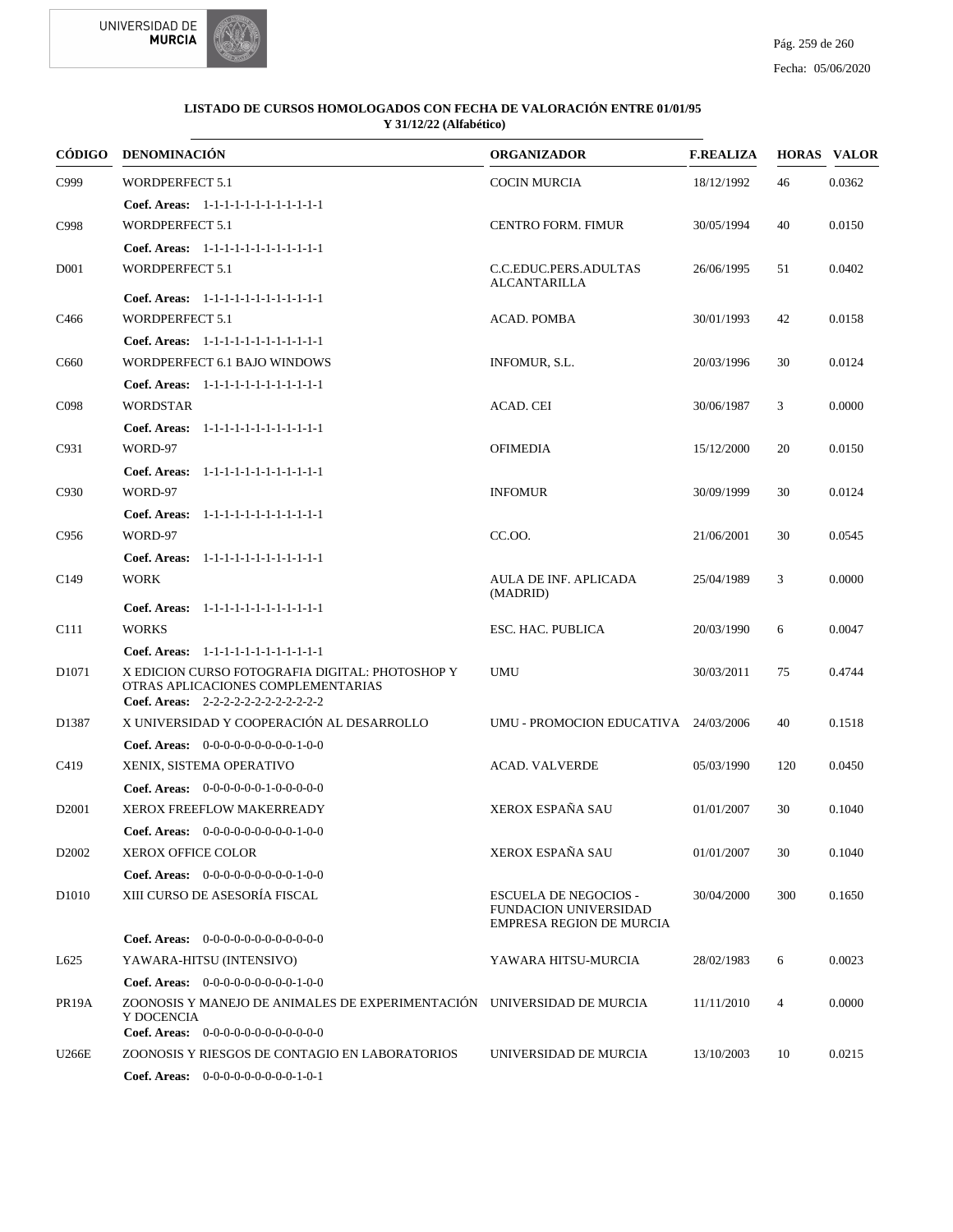**LISTADO DE CURSOS HOMOLOGADOS CON FECHA DE VALORACIÓN ENTRE 01/01/95 Y 31/12/22 (Alfabético)**

| CÓDIGO | DENOMINACIÓN | ORGANIZADOR | F.REALIZA | HORAS | VALOR |
|---|---|---|---|---|---|
| C999 | WORDPERFECT 5.1 | COCIN MURCIA | 18/12/1992 | 46 | 0.0362 |
| | **Coef. Areas:** 1-1-1-1-1-1-1-1-1-1-1-1 | | | | |
| C998 | WORDPERFECT 5.1 | CENTRO FORM. FIMUR | 30/05/1994 | 40 | 0.0150 |
| | **Coef. Areas:** 1-1-1-1-1-1-1-1-1-1-1-1 | | | | |
| D001 | WORDPERFECT 5.1 | C.C.EDUC.PERS.ADULTAS ALCANTARILLA | 26/06/1995 | 51 | 0.0402 |
| | **Coef. Areas:** 1-1-1-1-1-1-1-1-1-1-1-1 | | | | |
| C466 | WORDPERFECT 5.1 | ACAD. POMBA | 30/01/1993 | 42 | 0.0158 |
| | **Coef. Areas:** 1-1-1-1-1-1-1-1-1-1-1-1 | | | | |
| C660 | WORDPERFECT 6.1 BAJO WINDOWS | INFOMUR, S.L. | 20/03/1996 | 30 | 0.0124 |
| | **Coef. Areas:** 1-1-1-1-1-1-1-1-1-1-1-1 | | | | |
| C098 | WORDSTAR | ACAD. CEI | 30/06/1987 | 3 | 0.0000 |
| | **Coef. Areas:** 1-1-1-1-1-1-1-1-1-1-1-1 | | | | |
| C931 | WORD-97 | OFIMEDIA | 15/12/2000 | 20 | 0.0150 |
| | **Coef. Areas:** 1-1-1-1-1-1-1-1-1-1-1-1 | | | | |
| C930 | WORD-97 | INFOMUR | 30/09/1999 | 30 | 0.0124 |
| | **Coef. Areas:** 1-1-1-1-1-1-1-1-1-1-1-1 | | | | |
| C956 | WORD-97 | CC.OO. | 21/06/2001 | 30 | 0.0545 |
| | **Coef. Areas:** 1-1-1-1-1-1-1-1-1-1-1-1 | | | | |
| C149 | WORK | AULA DE INF. APLICADA (MADRID) | 25/04/1989 | 3 | 0.0000 |
| | **Coef. Areas:** 1-1-1-1-1-1-1-1-1-1-1-1 | | | | |
| C111 | WORKS | ESC. HAC. PUBLICA | 20/03/1990 | 6 | 0.0047 |
| | **Coef. Areas:** 1-1-1-1-1-1-1-1-1-1-1-1 | | | | |
| D1071 | X EDICION CURSO FOTOGRAFIA DIGITAL: PHOTOSHOP Y OTRAS APLICACIONES COMPLEMENTARIAS | UMU | 30/03/2011 | 75 | 0.4744 |
| | **Coef. Areas:** 2-2-2-2-2-2-2-2-2-2-2-2 | | | | |
| D1387 | X UNIVERSIDAD Y COOPERACIÓN AL DESARROLLO | UMU - PROMOCION EDUCATIVA | 24/03/2006 | 40 | 0.1518 |
| | **Coef. Areas:** 0-0-0-0-0-0-0-0-0-1-0-0 | | | | |
| C419 | XENIX, SISTEMA OPERATIVO | ACAD. VALVERDE | 05/03/1990 | 120 | 0.0450 |
| | **Coef. Areas:** 0-0-0-0-0-0-1-0-0-0-0-0 | | | | |
| D2001 | XEROX FREEFLOW MAKERREADY | XEROX ESPAÑA SAU | 01/01/2007 | 30 | 0.1040 |
| | **Coef. Areas:** 0-0-0-0-0-0-0-0-0-1-0-0 | | | | |
| D2002 | XEROX OFFICE COLOR | XEROX ESPAÑA SAU | 01/01/2007 | 30 | 0.1040 |
| | **Coef. Areas:** 0-0-0-0-0-0-0-0-0-1-0-0 | | | | |
| D1010 | XIII CURSO DE ASESORÍA FISCAL | ESCUELA DE NEGOCIOS - FUNDACION UNIVERSIDAD EMPRESA REGION DE MURCIA | 30/04/2000 | 300 | 0.1650 |
| | **Coef. Areas:** 0-0-0-0-0-0-0-0-0-0-0-0 | | | | |
| L625 | YAWARA-HITSU (INTENSIVO) | YAWARA HITSU-MURCIA | 28/02/1983 | 6 | 0.0023 |
| | **Coef. Areas:** 0-0-0-0-0-0-0-0-0-1-0-0 | | | | |
| PR19A | ZOONOSIS Y MANEJO DE ANIMALES DE EXPERIMENTACIÓN Y DOCENCIA | UNIVERSIDAD DE MURCIA | 11/11/2010 | 4 | 0.0000 |
| | **Coef. Areas:** 0-0-0-0-0-0-0-0-0-0-0-0 | | | | |
| U266E | ZOONOSIS Y RIESGOS DE CONTAGIO EN LABORATORIOS | UNIVERSIDAD DE MURCIA | 13/10/2003 | 10 | 0.0215 |
| | **Coef. Areas:** 0-0-0-0-0-0-0-0-0-1-0-1 | | | | |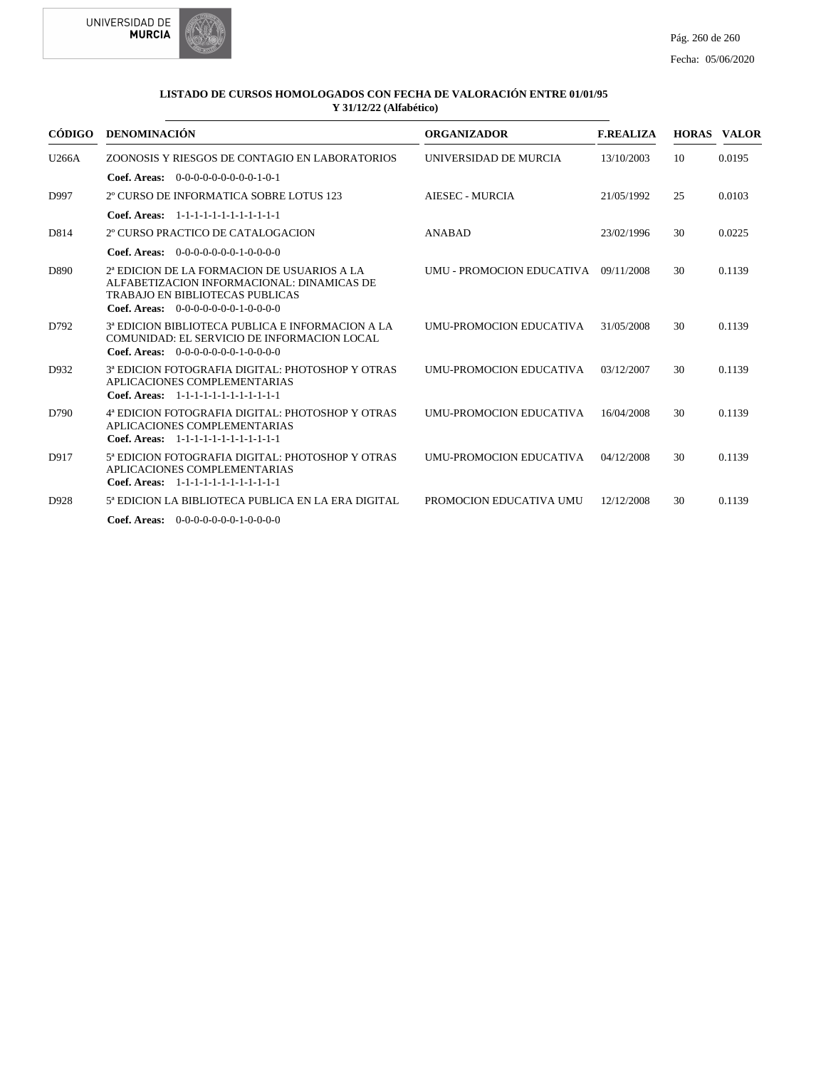**LISTADO DE CURSOS HOMOLOGADOS CON FECHA DE VALORACIÓN ENTRE 01/01/95 Y 31/12/22 (Alfabético)**

| CÓDIGO | DENOMINACIÓN | ORGANIZADOR | F.REALIZA | HORAS | VALOR |
|---|---|---|---|---|---|
| U266A | ZOONOSIS Y RIESGOS DE CONTAGIO EN LABORATORIOS | UNIVERSIDAD DE MURCIA | 13/10/2003 | 10 | 0.0195 |
| | **Coef. Areas:** 0-0-0-0-0-0-0-0-0-1-0-1 | | | | |
| D997 | 2º CURSO DE INFORMATICA SOBRE LOTUS 123 | AIESEC - MURCIA | 21/05/1992 | 25 | 0.0103 |
| | **Coef. Areas:** 1-1-1-1-1-1-1-1-1-1-1-1 | | | | |
| D814 | 2º CURSO PRACTICO DE CATALOGACION | ANABAD | 23/02/1996 | 30 | 0.0225 |
| | **Coef. Areas:** 0-0-0-0-0-0-0-1-0-0-0-0 | | | | |
| D890 | 2ª EDICION DE LA FORMACION DE USUARIOS A LA ALFABETIZACION INFORMACIONAL: DINAMICAS DE TRABAJO EN BIBLIOTECAS PUBLICAS | UMU - PROMOCION EDUCATIVA | 09/11/2008 | 30 | 0.1139 |
| | **Coef. Areas:** 0-0-0-0-0-0-0-1-0-0-0-0 | | | | |
| D792 | 3ª EDICION BIBLIOTECA PUBLICA E INFORMACION A LA COMUNIDAD: EL SERVICIO DE INFORMACION LOCAL | UMU-PROMOCION EDUCATIVA | 31/05/2008 | 30 | 0.1139 |
| | **Coef. Areas:** 0-0-0-0-0-0-0-1-0-0-0-0 | | | | |
| D932 | 3ª EDICION FOTOGRAFIA DIGITAL: PHOTOSHOP Y OTRAS APLICACIONES COMPLEMENTARIAS | UMU-PROMOCION EDUCATIVA | 03/12/2007 | 30 | 0.1139 |
| | **Coef. Areas:** 1-1-1-1-1-1-1-1-1-1-1-1 | | | | |
| D790 | 4ª EDICION FOTOGRAFIA DIGITAL: PHOTOSHOP Y OTRAS APLICACIONES COMPLEMENTARIAS | UMU-PROMOCION EDUCATIVA | 16/04/2008 | 30 | 0.1139 |
| | **Coef. Areas:** 1-1-1-1-1-1-1-1-1-1-1-1 | | | | |
| D917 | 5ª EDICION FOTOGRAFIA DIGITAL: PHOTOSHOP Y OTRAS APLICACIONES COMPLEMENTARIAS | UMU-PROMOCION EDUCATIVA | 04/12/2008 | 30 | 0.1139 |
| | **Coef. Areas:** 1-1-1-1-1-1-1-1-1-1-1-1 | | | | |
| D928 | 5ª EDICION LA BIBLIOTECA PUBLICA EN LA ERA DIGITAL | PROMOCION EDUCATIVA UMU | 12/12/2008 | 30 | 0.1139 |
| | **Coef. Areas:** 0-0-0-0-0-0-0-1-0-0-0-0 | | | | |